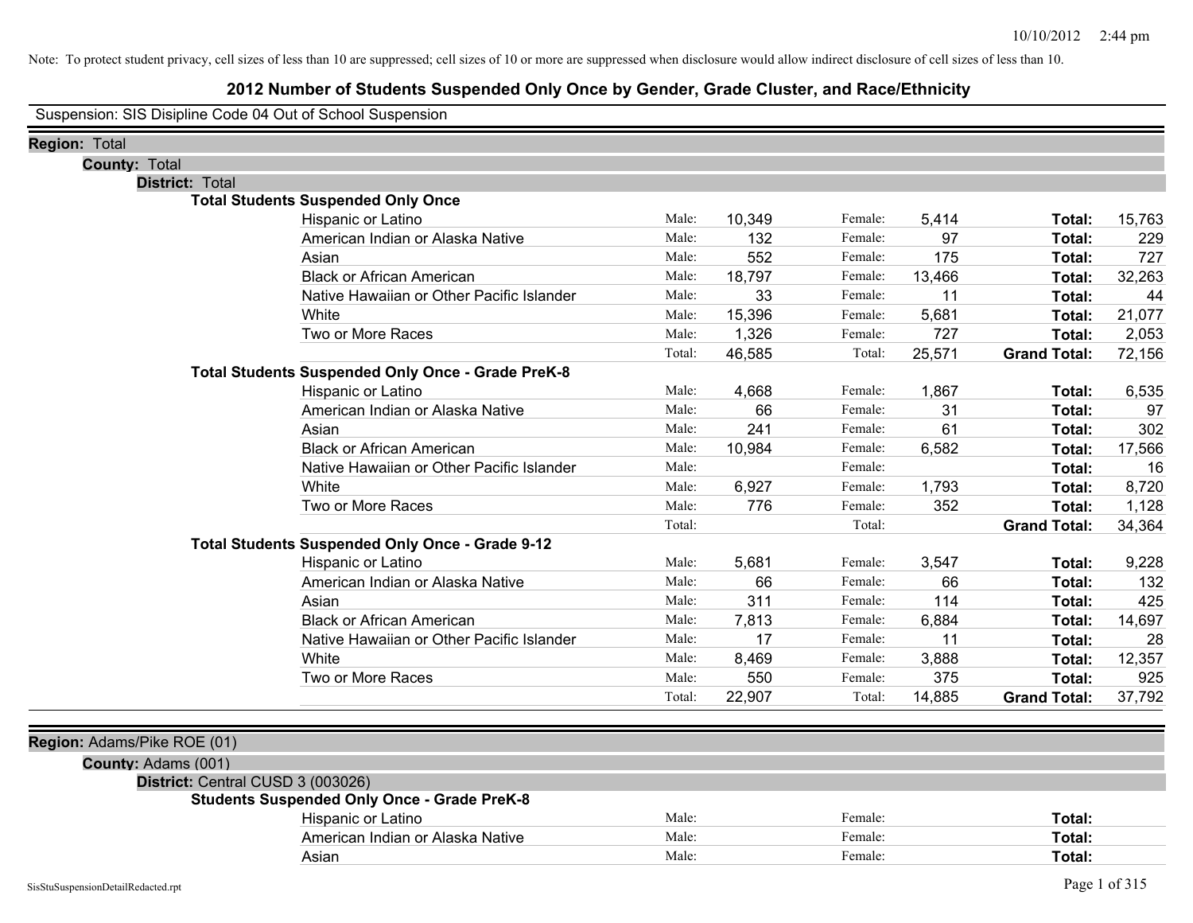Note: To protect student privacy, cell sizes of less than 10 are suppressed; cell sizes of 10 or more are suppressed when disclosure would allow indirect disclosure of cell sizes of less than 10.

# 2012 Number of Students Suspended Only Once by Gender, Grade Cluster, and Race/Ethnicity

Suspension: SIS Disipline Code 04 Out of School Suspension

**Region:** Total

**County:** Total

**District:** Total

**Total Students Suspended Only Once**

| Race/Ethnicity | | Male | | Female | | Total |
|---|---|---|---|---|---|---|
| Hispanic or Latino | Male: | 10,349 | Female: | 5,414 | **Total:** | 15,763 |
| American Indian or Alaska Native | Male: | 132 | Female: | 97 | **Total:** | 229 |
| Asian | Male: | 552 | Female: | 175 | **Total:** | 727 |
| Black or African American | Male: | 18,797 | Female: | 13,466 | **Total:** | 32,263 |
| Native Hawaiian or Other Pacific Islander | Male: | 33 | Female: | 11 | **Total:** | 44 |
| White | Male: | 15,396 | Female: | 5,681 | **Total:** | 21,077 |
| Two or More Races | Male: | 1,326 | Female: | 727 | **Total:** | 2,053 |
| | Total: | 46,585 | Total: | 25,571 | **Grand Total:** | 72,156 |

**Total Students Suspended Only Once - Grade PreK-8**

| Race/Ethnicity | | Male | | Female | | Total |
|---|---|---|---|---|---|---|
| Hispanic or Latino | Male: | 4,668 | Female: | 1,867 | **Total:** | 6,535 |
| American Indian or Alaska Native | Male: | 66 | Female: | 31 | **Total:** | 97 |
| Asian | Male: | 241 | Female: | 61 | **Total:** | 302 |
| Black or African American | Male: | 10,984 | Female: | 6,582 | **Total:** | 17,566 |
| Native Hawaiian or Other Pacific Islander | Male: | | Female: | | **Total:** | 16 |
| White | Male: | 6,927 | Female: | 1,793 | **Total:** | 8,720 |
| Two or More Races | Male: | 776 | Female: | 352 | **Total:** | 1,128 |
| | Total: | | Total: | | **Grand Total:** | 34,364 |

**Total Students Suspended Only Once - Grade 9-12**

| Race/Ethnicity | | Male | | Female | | Total |
|---|---|---|---|---|---|---|
| Hispanic or Latino | Male: | 5,681 | Female: | 3,547 | **Total:** | 9,228 |
| American Indian or Alaska Native | Male: | 66 | Female: | 66 | **Total:** | 132 |
| Asian | Male: | 311 | Female: | 114 | **Total:** | 425 |
| Black or African American | Male: | 7,813 | Female: | 6,884 | **Total:** | 14,697 |
| Native Hawaiian or Other Pacific Islander | Male: | 17 | Female: | 11 | **Total:** | 28 |
| White | Male: | 8,469 | Female: | 3,888 | **Total:** | 12,357 |
| Two or More Races | Male: | 550 | Female: | 375 | **Total:** | 925 |
| | Total: | 22,907 | Total: | 14,885 | **Grand Total:** | 37,792 |

**Region:** Adams/Pike ROE (01)

**County:** Adams (001)

**District:** Central CUSD 3 (003026)

**Students Suspended Only Once - Grade PreK-8**

| Race/Ethnicity | | Male | | Female | | Total |
|---|---|---|---|---|---|---|
| Hispanic or Latino | Male: | | Female: | | **Total:** | |
| American Indian or Alaska Native | Male: | | Female: | | **Total:** | |
| Asian | Male: | | Female: | | **Total:** | |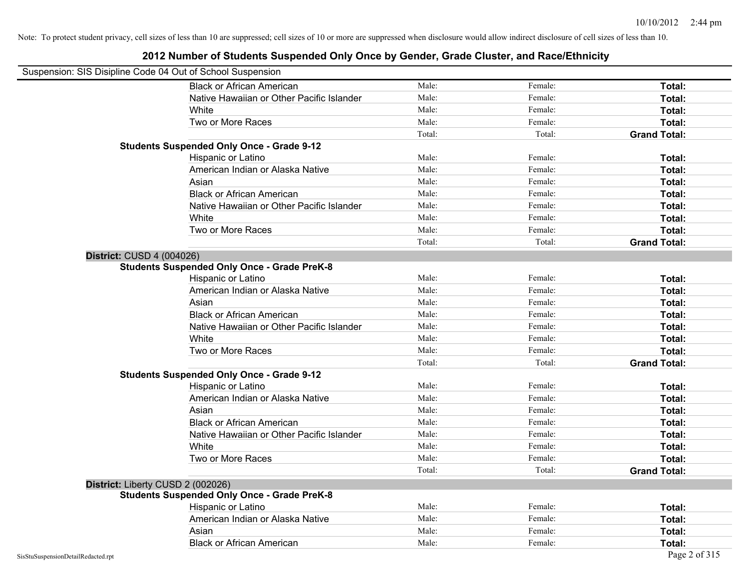Note: To protect student privacy, cell sizes of less than 10 are suppressed; cell sizes of 10 or more are suppressed when disclosure would allow indirect disclosure of cell sizes of less than 10.

# 2012 Number of Students Suspended Only Once by Gender, Grade Cluster, and Race/Ethnicity

Suspension: SIS Disipline Code 04 Out of School Suspension

| | | | |
|---|---|---|---|
| Black or African American | Male: | Female: | **Total:** |
| Native Hawaiian or Other Pacific Islander | Male: | Female: | **Total:** |
| White | Male: | Female: | **Total:** |
| Two or More Races | Male: | Female: | **Total:** |
| | Total: | Total: | **Grand Total:** |

**Students Suspended Only Once - Grade 9-12**

| | | | |
|---|---|---|---|
| Hispanic or Latino | Male: | Female: | **Total:** |
| American Indian or Alaska Native | Male: | Female: | **Total:** |
| Asian | Male: | Female: | **Total:** |
| Black or African American | Male: | Female: | **Total:** |
| Native Hawaiian or Other Pacific Islander | Male: | Female: | **Total:** |
| White | Male: | Female: | **Total:** |
| Two or More Races | Male: | Female: | **Total:** |
| | Total: | Total: | **Grand Total:** |

**District:** CUSD 4 (004026)

**Students Suspended Only Once - Grade PreK-8**

| | | | |
|---|---|---|---|
| Hispanic or Latino | Male: | Female: | **Total:** |
| American Indian or Alaska Native | Male: | Female: | **Total:** |
| Asian | Male: | Female: | **Total:** |
| Black or African American | Male: | Female: | **Total:** |
| Native Hawaiian or Other Pacific Islander | Male: | Female: | **Total:** |
| White | Male: | Female: | **Total:** |
| Two or More Races | Male: | Female: | **Total:** |
| | Total: | Total: | **Grand Total:** |

**Students Suspended Only Once - Grade 9-12**

| | | | |
|---|---|---|---|
| Hispanic or Latino | Male: | Female: | **Total:** |
| American Indian or Alaska Native | Male: | Female: | **Total:** |
| Asian | Male: | Female: | **Total:** |
| Black or African American | Male: | Female: | **Total:** |
| Native Hawaiian or Other Pacific Islander | Male: | Female: | **Total:** |
| White | Male: | Female: | **Total:** |
| Two or More Races | Male: | Female: | **Total:** |
| | Total: | Total: | **Grand Total:** |

**District:** Liberty CUSD 2 (002026)

**Students Suspended Only Once - Grade PreK-8**

| | | | |
|---|---|---|---|
| Hispanic or Latino | Male: | Female: | **Total:** |
| American Indian or Alaska Native | Male: | Female: | **Total:** |
| Asian | Male: | Female: | **Total:** |
| Black or African American | Male: | Female: | **Total:** |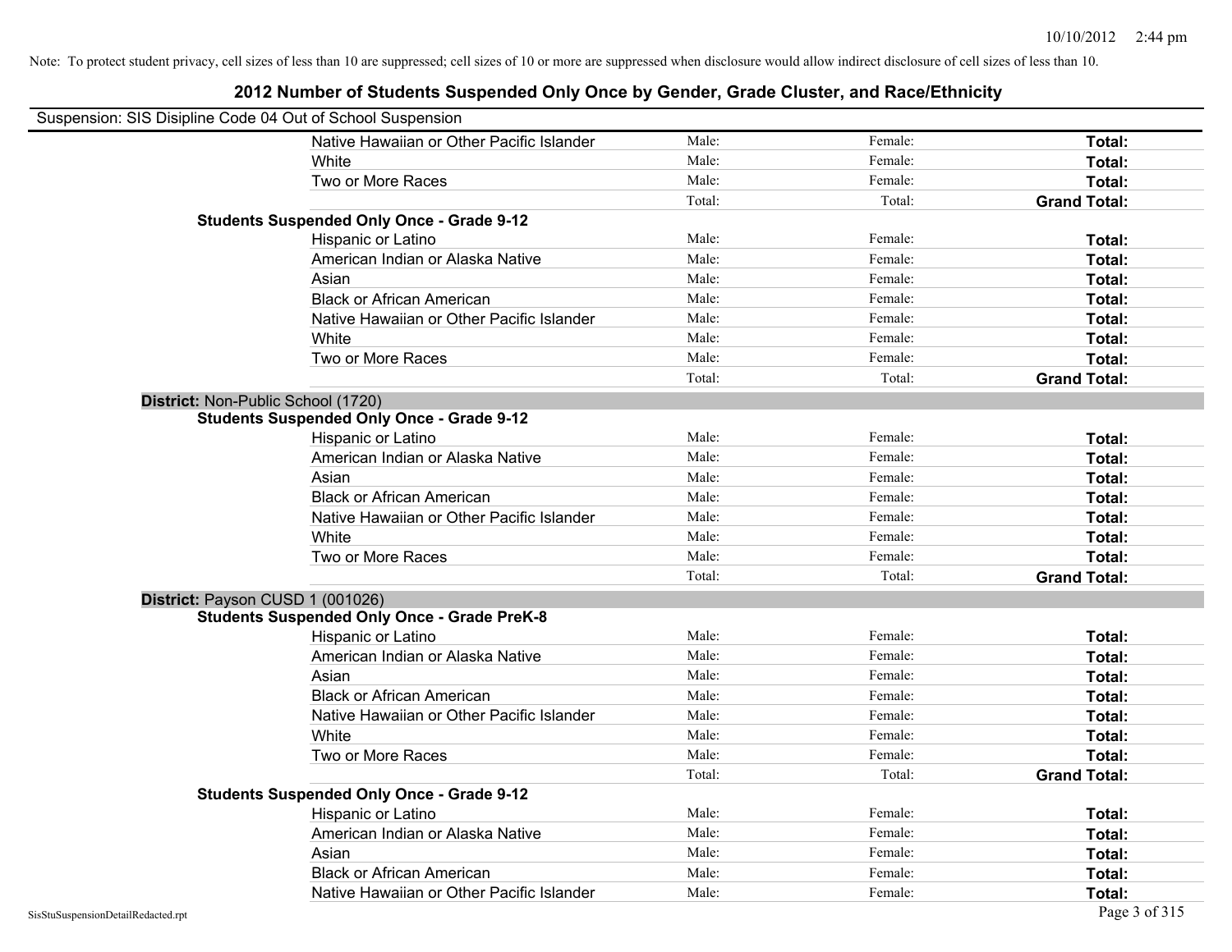Note: To protect student privacy, cell sizes of less than 10 are suppressed; cell sizes of 10 or more are suppressed when disclosure would allow indirect disclosure of cell sizes of less than 10.

# 2012 Number of Students Suspended Only Once by Gender, Grade Cluster, and Race/Ethnicity

Suspension: SIS Disipline Code 04 Out of School Suspension

| | | | |
|---|---|---|---|
| Native Hawaiian or Other Pacific Islander | Male: | Female: | **Total:** |
| White | Male: | Female: | **Total:** |
| Two or More Races | Male: | Female: | **Total:** |
| | Total: | Total: | **Grand Total:** |

**Students Suspended Only Once - Grade 9-12**

| | | | |
|---|---|---|---|
| Hispanic or Latino | Male: | Female: | **Total:** |
| American Indian or Alaska Native | Male: | Female: | **Total:** |
| Asian | Male: | Female: | **Total:** |
| Black or African American | Male: | Female: | **Total:** |
| Native Hawaiian or Other Pacific Islander | Male: | Female: | **Total:** |
| White | Male: | Female: | **Total:** |
| Two or More Races | Male: | Female: | **Total:** |
| | Total: | Total: | **Grand Total:** |

**District:** Non-Public School (1720)

**Students Suspended Only Once - Grade 9-12**

| | | | |
|---|---|---|---|
| Hispanic or Latino | Male: | Female: | **Total:** |
| American Indian or Alaska Native | Male: | Female: | **Total:** |
| Asian | Male: | Female: | **Total:** |
| Black or African American | Male: | Female: | **Total:** |
| Native Hawaiian or Other Pacific Islander | Male: | Female: | **Total:** |
| White | Male: | Female: | **Total:** |
| Two or More Races | Male: | Female: | **Total:** |
| | Total: | Total: | **Grand Total:** |

**District:** Payson CUSD 1 (001026)

**Students Suspended Only Once - Grade PreK-8**

| | | | |
|---|---|---|---|
| Hispanic or Latino | Male: | Female: | **Total:** |
| American Indian or Alaska Native | Male: | Female: | **Total:** |
| Asian | Male: | Female: | **Total:** |
| Black or African American | Male: | Female: | **Total:** |
| Native Hawaiian or Other Pacific Islander | Male: | Female: | **Total:** |
| White | Male: | Female: | **Total:** |
| Two or More Races | Male: | Female: | **Total:** |
| | Total: | Total: | **Grand Total:** |

**Students Suspended Only Once - Grade 9-12**

| | | | |
|---|---|---|---|
| Hispanic or Latino | Male: | Female: | **Total:** |
| American Indian or Alaska Native | Male: | Female: | **Total:** |
| Asian | Male: | Female: | **Total:** |
| Black or African American | Male: | Female: | **Total:** |
| Native Hawaiian or Other Pacific Islander | Male: | Female: | **Total:** |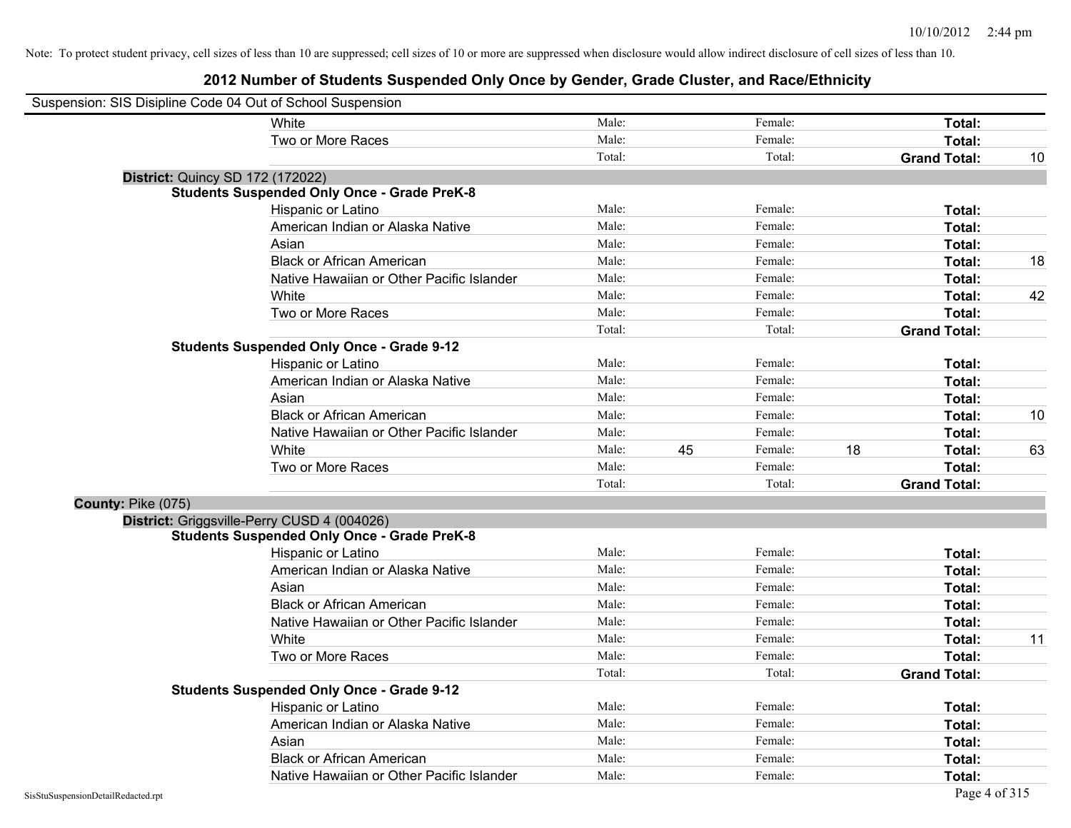Note: To protect student privacy, cell sizes of less than 10 are suppressed; cell sizes of 10 or more are suppressed when disclosure would allow indirect disclosure of cell sizes of less than 10.

# 2012 Number of Students Suspended Only Once by Gender, Grade Cluster, and Race/Ethnicity

Suspension: SIS Disipline Code 04 Out of School Suspension

| | | | | | | |
|---|---|---|---|---|---|---|
| White | Male: | | Female: | | Total: | |
| Two or More Races | Male: | | Female: | | Total: | |
| | Total: | | Total: | | Grand Total: | 10 |

**District:** Quincy SD 172 (172022)

**Students Suspended Only Once - Grade PreK-8**

| | | | | | | |
|---|---|---|---|---|---|---|
| Hispanic or Latino | Male: | | Female: | | Total: | |
| American Indian or Alaska Native | Male: | | Female: | | Total: | |
| Asian | Male: | | Female: | | Total: | |
| Black or African American | Male: | | Female: | | Total: | 18 |
| Native Hawaiian or Other Pacific Islander | Male: | | Female: | | Total: | |
| White | Male: | | Female: | | Total: | 42 |
| Two or More Races | Male: | | Female: | | Total: | |
| | Total: | | Total: | | Grand Total: | |

**Students Suspended Only Once - Grade 9-12**

| | | | | | | |
|---|---|---|---|---|---|---|
| Hispanic or Latino | Male: | | Female: | | Total: | |
| American Indian or Alaska Native | Male: | | Female: | | Total: | |
| Asian | Male: | | Female: | | Total: | |
| Black or African American | Male: | | Female: | | Total: | 10 |
| Native Hawaiian or Other Pacific Islander | Male: | | Female: | | Total: | |
| White | Male: | 45 | Female: | 18 | Total: | 63 |
| Two or More Races | Male: | | Female: | | Total: | |
| | Total: | | Total: | | Grand Total: | |

**County:** Pike (075)

**District:** Griggsville-Perry CUSD 4 (004026)

**Students Suspended Only Once - Grade PreK-8**

| | | | | | | |
|---|---|---|---|---|---|---|
| Hispanic or Latino | Male: | | Female: | | Total: | |
| American Indian or Alaska Native | Male: | | Female: | | Total: | |
| Asian | Male: | | Female: | | Total: | |
| Black or African American | Male: | | Female: | | Total: | |
| Native Hawaiian or Other Pacific Islander | Male: | | Female: | | Total: | |
| White | Male: | | Female: | | Total: | 11 |
| Two or More Races | Male: | | Female: | | Total: | |
| | Total: | | Total: | | Grand Total: | |

**Students Suspended Only Once - Grade 9-12**

| | | | | | | |
|---|---|---|---|---|---|---|
| Hispanic or Latino | Male: | | Female: | | Total: | |
| American Indian or Alaska Native | Male: | | Female: | | Total: | |
| Asian | Male: | | Female: | | Total: | |
| Black or African American | Male: | | Female: | | Total: | |
| Native Hawaiian or Other Pacific Islander | Male: | | Female: | | Total: | |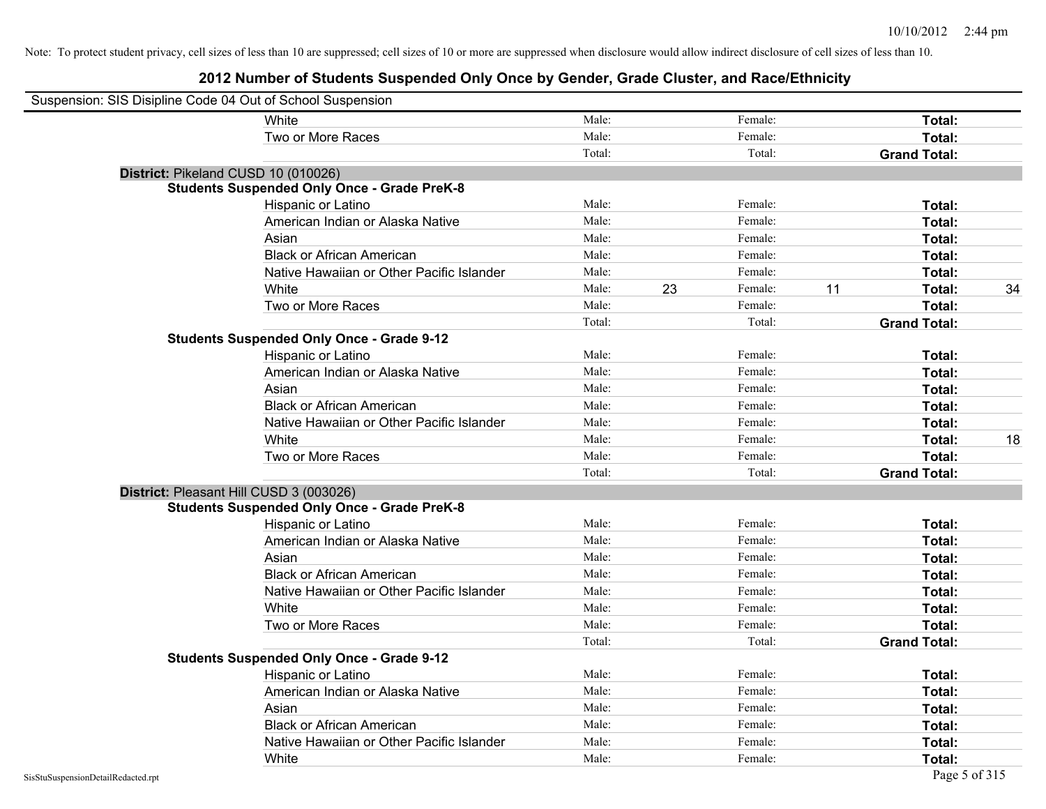Note: To protect student privacy, cell sizes of less than 10 are suppressed; cell sizes of 10 or more are suppressed when disclosure would allow indirect disclosure of cell sizes of less than 10.

# 2012 Number of Students Suspended Only Once by Gender, Grade Cluster, and Race/Ethnicity

Suspension: SIS Disipline Code 04 Out of School Suspension

| | | | | | | |
|---|---|---|---|---|---|---|
| White | Male: | | Female: | | **Total:** | |
| Two or More Races | Male: | | Female: | | **Total:** | |
| | Total: | | Total: | | **Grand Total:** | |

**District:** Pikeland CUSD 10 (010026)

**Students Suspended Only Once - Grade PreK-8**

| | | | | | | |
|---|---|---|---|---|---|---|
| Hispanic or Latino | Male: | | Female: | | **Total:** | |
| American Indian or Alaska Native | Male: | | Female: | | **Total:** | |
| Asian | Male: | | Female: | | **Total:** | |
| Black or African American | Male: | | Female: | | **Total:** | |
| Native Hawaiian or Other Pacific Islander | Male: | | Female: | | **Total:** | |
| White | Male: | 23 | Female: | 11 | **Total:** | 34 |
| Two or More Races | Male: | | Female: | | **Total:** | |
| | Total: | | Total: | | **Grand Total:** | |

**Students Suspended Only Once - Grade 9-12**

| | | | | | | |
|---|---|---|---|---|---|---|
| Hispanic or Latino | Male: | | Female: | | **Total:** | |
| American Indian or Alaska Native | Male: | | Female: | | **Total:** | |
| Asian | Male: | | Female: | | **Total:** | |
| Black or African American | Male: | | Female: | | **Total:** | |
| Native Hawaiian or Other Pacific Islander | Male: | | Female: | | **Total:** | |
| White | Male: | | Female: | | **Total:** | 18 |
| Two or More Races | Male: | | Female: | | **Total:** | |
| | Total: | | Total: | | **Grand Total:** | |

**District:** Pleasant Hill CUSD 3 (003026)

**Students Suspended Only Once - Grade PreK-8**

| | | | | | | |
|---|---|---|---|---|---|---|
| Hispanic or Latino | Male: | | Female: | | **Total:** | |
| American Indian or Alaska Native | Male: | | Female: | | **Total:** | |
| Asian | Male: | | Female: | | **Total:** | |
| Black or African American | Male: | | Female: | | **Total:** | |
| Native Hawaiian or Other Pacific Islander | Male: | | Female: | | **Total:** | |
| White | Male: | | Female: | | **Total:** | |
| Two or More Races | Male: | | Female: | | **Total:** | |
| | Total: | | Total: | | **Grand Total:** | |

**Students Suspended Only Once - Grade 9-12**

| | | | | | | |
|---|---|---|---|---|---|---|
| Hispanic or Latino | Male: | | Female: | | **Total:** | |
| American Indian or Alaska Native | Male: | | Female: | | **Total:** | |
| Asian | Male: | | Female: | | **Total:** | |
| Black or African American | Male: | | Female: | | **Total:** | |
| Native Hawaiian or Other Pacific Islander | Male: | | Female: | | **Total:** | |
| White | Male: | | Female: | | **Total:** | |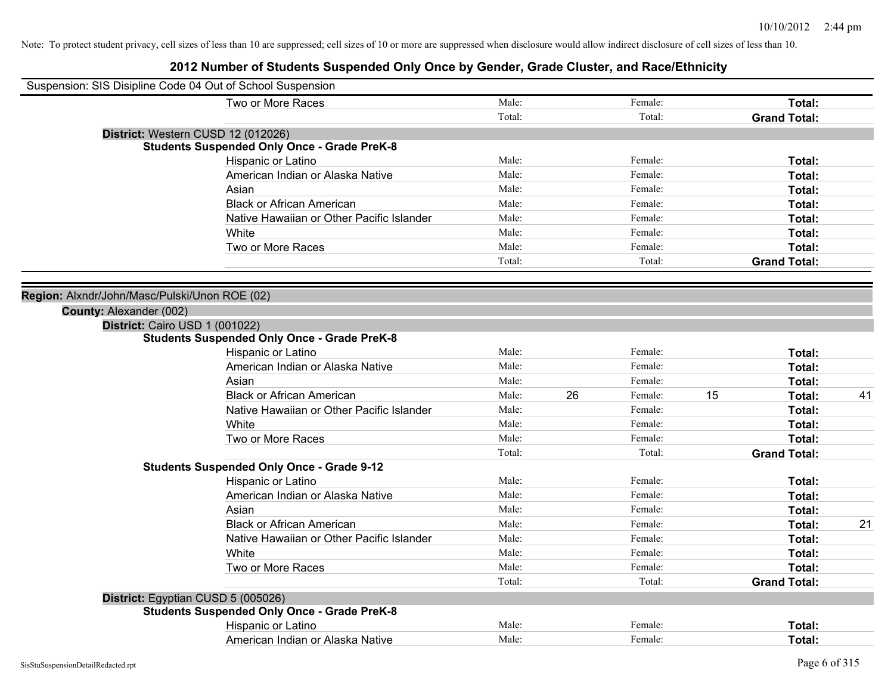Note: To protect student privacy, cell sizes of less than 10 are suppressed; cell sizes of 10 or more are suppressed when disclosure would allow indirect disclosure of cell sizes of less than 10.

# 2012 Number of Students Suspended Only Once by Gender, Grade Cluster, and Race/Ethnicity

Suspension: SIS Disipline Code 04 Out of School Suspension

| | Male | | Female | | Total | |
|---|---|---|---|---|---|---|
| Two or More Races | Male: | | Female: | | **Total:** | |
| | Total: | | Total: | | **Grand Total:** | |

**District:** Western CUSD 12 (012026)

**Students Suspended Only Once - Grade PreK-8**

| | Male | | Female | | Total | |
|---|---|---|---|---|---|---|
| Hispanic or Latino | Male: | | Female: | | **Total:** | |
| American Indian or Alaska Native | Male: | | Female: | | **Total:** | |
| Asian | Male: | | Female: | | **Total:** | |
| Black or African American | Male: | | Female: | | **Total:** | |
| Native Hawaiian or Other Pacific Islander | Male: | | Female: | | **Total:** | |
| White | Male: | | Female: | | **Total:** | |
| Two or More Races | Male: | | Female: | | **Total:** | |
| | Total: | | Total: | | **Grand Total:** | |

**Region:** Alxndr/John/Masc/Pulski/Unon ROE (02)

**County:** Alexander (002)

**District:** Cairo USD 1 (001022)

**Students Suspended Only Once - Grade PreK-8**

| | Male | | Female | | Total | |
|---|---|---|---|---|---|---|
| Hispanic or Latino | Male: | | Female: | | **Total:** | |
| American Indian or Alaska Native | Male: | | Female: | | **Total:** | |
| Asian | Male: | | Female: | | **Total:** | |
| Black or African American | Male: | 26 | Female: | 15 | **Total:** | 41 |
| Native Hawaiian or Other Pacific Islander | Male: | | Female: | | **Total:** | |
| White | Male: | | Female: | | **Total:** | |
| Two or More Races | Male: | | Female: | | **Total:** | |
| | Total: | | Total: | | **Grand Total:** | |

**Students Suspended Only Once - Grade 9-12**

| | Male | | Female | | Total | |
|---|---|---|---|---|---|---|
| Hispanic or Latino | Male: | | Female: | | **Total:** | |
| American Indian or Alaska Native | Male: | | Female: | | **Total:** | |
| Asian | Male: | | Female: | | **Total:** | |
| Black or African American | Male: | | Female: | | **Total:** | 21 |
| Native Hawaiian or Other Pacific Islander | Male: | | Female: | | **Total:** | |
| White | Male: | | Female: | | **Total:** | |
| Two or More Races | Male: | | Female: | | **Total:** | |
| | Total: | | Total: | | **Grand Total:** | |

**District:** Egyptian CUSD 5 (005026)

**Students Suspended Only Once - Grade PreK-8**

| | Male | | Female | | Total | |
|---|---|---|---|---|---|---|
| Hispanic or Latino | Male: | | Female: | | **Total:** | |
| American Indian or Alaska Native | Male: | | Female: | | **Total:** | |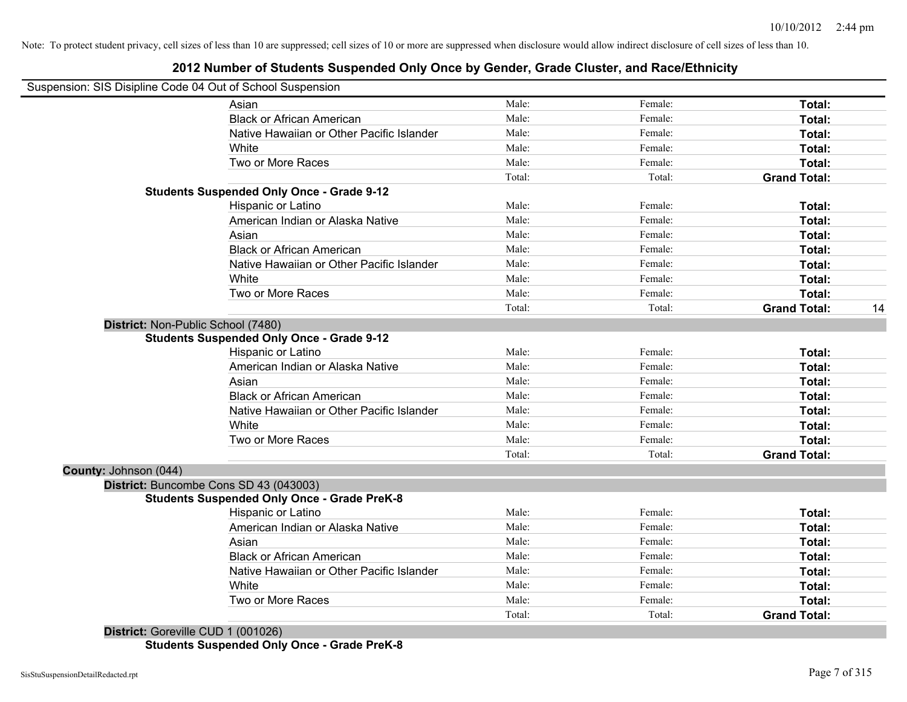Note: To protect student privacy, cell sizes of less than 10 are suppressed; cell sizes of 10 or more are suppressed when disclosure would allow indirect disclosure of cell sizes of less than 10.

# 2012 Number of Students Suspended Only Once by Gender, Grade Cluster, and Race/Ethnicity

Suspension: SIS Disipline Code 04 Out of School Suspension

| | | | | |
|---|---|---|---|---|
| Asian | Male: | Female: | **Total:** | |
| Black or African American | Male: | Female: | **Total:** | |
| Native Hawaiian or Other Pacific Islander | Male: | Female: | **Total:** | |
| White | Male: | Female: | **Total:** | |
| Two or More Races | Male: | Female: | **Total:** | |
| | Total: | Total: | **Grand Total:** | |

**Students Suspended Only Once - Grade 9-12**

| | | | | |
|---|---|---|---|---|
| Hispanic or Latino | Male: | Female: | **Total:** | |
| American Indian or Alaska Native | Male: | Female: | **Total:** | |
| Asian | Male: | Female: | **Total:** | |
| Black or African American | Male: | Female: | **Total:** | |
| Native Hawaiian or Other Pacific Islander | Male: | Female: | **Total:** | |
| White | Male: | Female: | **Total:** | |
| Two or More Races | Male: | Female: | **Total:** | |
| | Total: | Total: | **Grand Total:** | 14 |

**District:** Non-Public School (7480)

**Students Suspended Only Once - Grade 9-12**

| | | | | |
|---|---|---|---|---|
| Hispanic or Latino | Male: | Female: | **Total:** | |
| American Indian or Alaska Native | Male: | Female: | **Total:** | |
| Asian | Male: | Female: | **Total:** | |
| Black or African American | Male: | Female: | **Total:** | |
| Native Hawaiian or Other Pacific Islander | Male: | Female: | **Total:** | |
| White | Male: | Female: | **Total:** | |
| Two or More Races | Male: | Female: | **Total:** | |
| | Total: | Total: | **Grand Total:** | |

**County:** Johnson (044)

**District:** Buncombe Cons SD 43 (043003)

**Students Suspended Only Once - Grade PreK-8**

| | | | | |
|---|---|---|---|---|
| Hispanic or Latino | Male: | Female: | **Total:** | |
| American Indian or Alaska Native | Male: | Female: | **Total:** | |
| Asian | Male: | Female: | **Total:** | |
| Black or African American | Male: | Female: | **Total:** | |
| Native Hawaiian or Other Pacific Islander | Male: | Female: | **Total:** | |
| White | Male: | Female: | **Total:** | |
| Two or More Races | Male: | Female: | **Total:** | |
| | Total: | Total: | **Grand Total:** | |

**District:** Goreville CUD 1 (001026)

**Students Suspended Only Once - Grade PreK-8**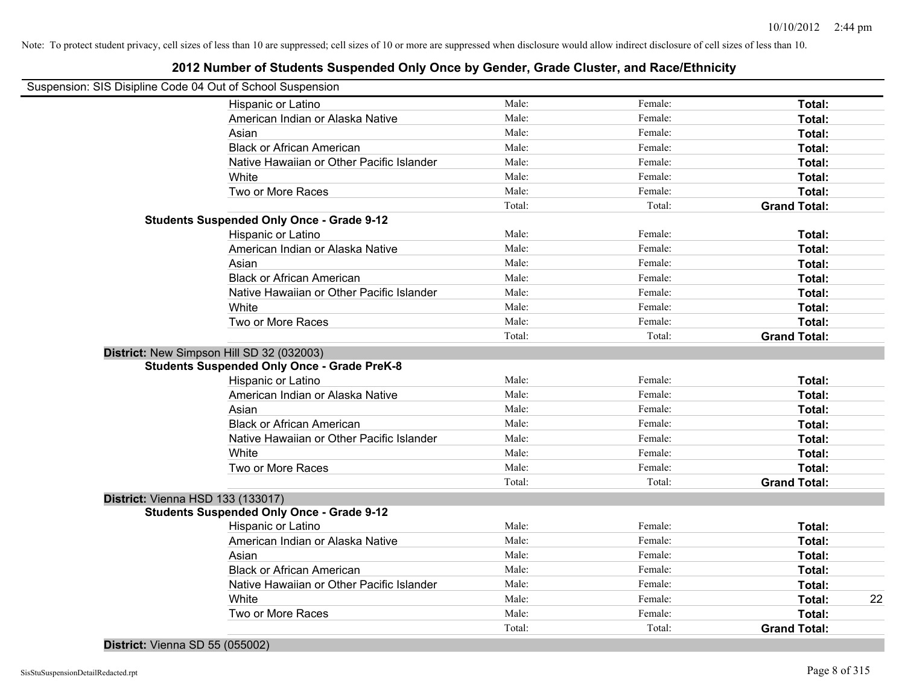Note: To protect student privacy, cell sizes of less than 10 are suppressed; cell sizes of 10 or more are suppressed when disclosure would allow indirect disclosure of cell sizes of less than 10.

# 2012 Number of Students Suspended Only Once by Gender, Grade Cluster, and Race/Ethnicity

Suspension: SIS Disipline Code 04 Out of School Suspension

| | | | | |
|---|---|---|---|---|
| Hispanic or Latino | Male: | Female: | **Total:** | |
| American Indian or Alaska Native | Male: | Female: | **Total:** | |
| Asian | Male: | Female: | **Total:** | |
| Black or African American | Male: | Female: | **Total:** | |
| Native Hawaiian or Other Pacific Islander | Male: | Female: | **Total:** | |
| White | Male: | Female: | **Total:** | |
| Two or More Races | Male: | Female: | **Total:** | |
| | Total: | Total: | **Grand Total:** | |

**Students Suspended Only Once - Grade 9-12**

| | | | | |
|---|---|---|---|---|
| Hispanic or Latino | Male: | Female: | **Total:** | |
| American Indian or Alaska Native | Male: | Female: | **Total:** | |
| Asian | Male: | Female: | **Total:** | |
| Black or African American | Male: | Female: | **Total:** | |
| Native Hawaiian or Other Pacific Islander | Male: | Female: | **Total:** | |
| White | Male: | Female: | **Total:** | |
| Two or More Races | Male: | Female: | **Total:** | |
| | Total: | Total: | **Grand Total:** | |

**District:** New Simpson Hill SD 32 (032003)

**Students Suspended Only Once - Grade PreK-8**

| | | | | |
|---|---|---|---|---|
| Hispanic or Latino | Male: | Female: | **Total:** | |
| American Indian or Alaska Native | Male: | Female: | **Total:** | |
| Asian | Male: | Female: | **Total:** | |
| Black or African American | Male: | Female: | **Total:** | |
| Native Hawaiian or Other Pacific Islander | Male: | Female: | **Total:** | |
| White | Male: | Female: | **Total:** | |
| Two or More Races | Male: | Female: | **Total:** | |
| | Total: | Total: | **Grand Total:** | |

**District:** Vienna HSD 133 (133017)

**Students Suspended Only Once - Grade 9-12**

| | | | | |
|---|---|---|---|---|
| Hispanic or Latino | Male: | Female: | **Total:** | |
| American Indian or Alaska Native | Male: | Female: | **Total:** | |
| Asian | Male: | Female: | **Total:** | |
| Black or African American | Male: | Female: | **Total:** | |
| Native Hawaiian or Other Pacific Islander | Male: | Female: | **Total:** | |
| White | Male: | Female: | **Total:** | 22 |
| Two or More Races | Male: | Female: | **Total:** | |
| | Total: | Total: | **Grand Total:** | |

**District:** Vienna SD 55 (055002)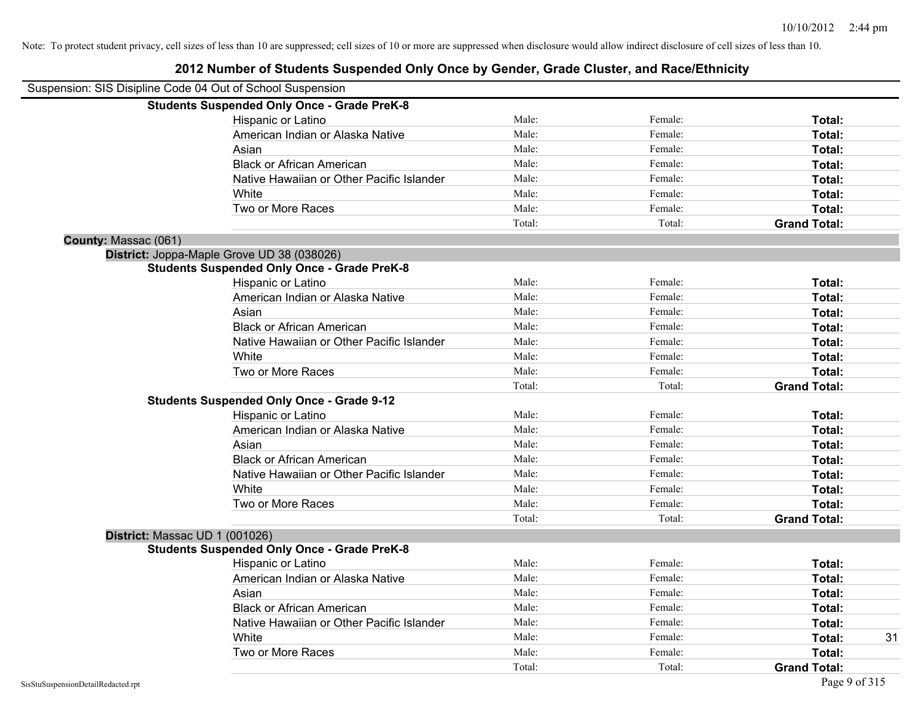Note: To protect student privacy, cell sizes of less than 10 are suppressed; cell sizes of 10 or more are suppressed when disclosure would allow indirect disclosure of cell sizes of less than 10.

# 2012 Number of Students Suspended Only Once by Gender, Grade Cluster, and Race/Ethnicity

Suspension: SIS Disipline Code 04 Out of School Suspension

**Students Suspended Only Once - Grade PreK-8**

| Race/Ethnicity | Male | Female | Total |
|---|---|---|---|
| Hispanic or Latino | Male: | Female: | **Total:** |
| American Indian or Alaska Native | Male: | Female: | **Total:** |
| Asian | Male: | Female: | **Total:** |
| Black or African American | Male: | Female: | **Total:** |
| Native Hawaiian or Other Pacific Islander | Male: | Female: | **Total:** |
| White | Male: | Female: | **Total:** |
| Two or More Races | Male: | Female: | **Total:** |
| | Total: | Total: | **Grand Total:** |

**County:** Massac (061)

**District:** Joppa-Maple Grove UD 38 (038026)

**Students Suspended Only Once - Grade PreK-8**

| Race/Ethnicity | Male | Female | Total |
|---|---|---|---|
| Hispanic or Latino | Male: | Female: | **Total:** |
| American Indian or Alaska Native | Male: | Female: | **Total:** |
| Asian | Male: | Female: | **Total:** |
| Black or African American | Male: | Female: | **Total:** |
| Native Hawaiian or Other Pacific Islander | Male: | Female: | **Total:** |
| White | Male: | Female: | **Total:** |
| Two or More Races | Male: | Female: | **Total:** |
| | Total: | Total: | **Grand Total:** |

**Students Suspended Only Once - Grade 9-12**

| Race/Ethnicity | Male | Female | Total |
|---|---|---|---|
| Hispanic or Latino | Male: | Female: | **Total:** |
| American Indian or Alaska Native | Male: | Female: | **Total:** |
| Asian | Male: | Female: | **Total:** |
| Black or African American | Male: | Female: | **Total:** |
| Native Hawaiian or Other Pacific Islander | Male: | Female: | **Total:** |
| White | Male: | Female: | **Total:** |
| Two or More Races | Male: | Female: | **Total:** |
| | Total: | Total: | **Grand Total:** |

**District:** Massac UD 1 (001026)

**Students Suspended Only Once - Grade PreK-8**

| Race/Ethnicity | Male | Female | Total |
|---|---|---|---|
| Hispanic or Latino | Male: | Female: | **Total:** |
| American Indian or Alaska Native | Male: | Female: | **Total:** |
| Asian | Male: | Female: | **Total:** |
| Black or African American | Male: | Female: | **Total:** |
| Native Hawaiian or Other Pacific Islander | Male: | Female: | **Total:** |
| White | Male: | Female: | **Total:** 31 |
| Two or More Races | Male: | Female: | **Total:** |
| | Total: | Total: | **Grand Total:** |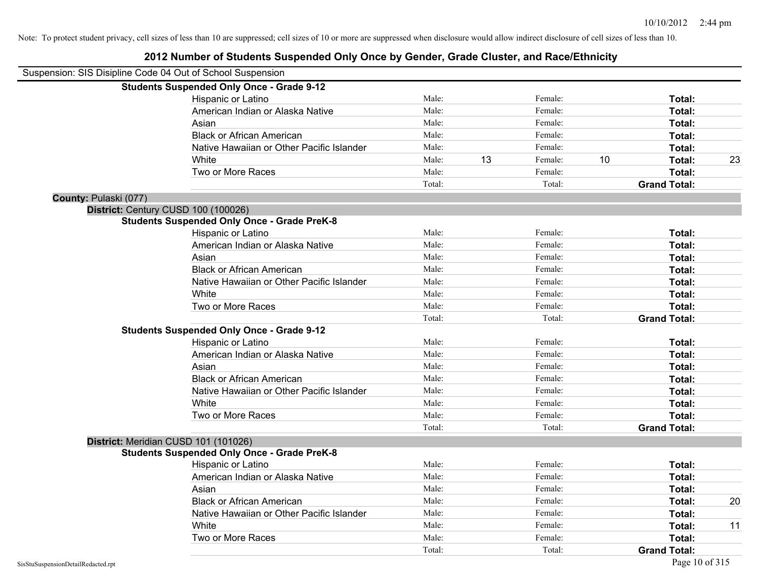Note: To protect student privacy, cell sizes of less than 10 are suppressed; cell sizes of 10 or more are suppressed when disclosure would allow indirect disclosure of cell sizes of less than 10.

# 2012 Number of Students Suspended Only Once by Gender, Grade Cluster, and Race/Ethnicity

Suspension: SIS Disipline Code 04 Out of School Suspension

### Students Suspended Only Once - Grade 9-12

| Race/Ethnicity | Male: | | Female: | | Total: | |
|---|---|---|---|---|---|---|
| Hispanic or Latino | Male: | | Female: | | **Total:** | |
| American Indian or Alaska Native | Male: | | Female: | | **Total:** | |
| Asian | Male: | | Female: | | **Total:** | |
| Black or African American | Male: | | Female: | | **Total:** | |
| Native Hawaiian or Other Pacific Islander | Male: | | Female: | | **Total:** | |
| White | Male: | 13 | Female: | 10 | **Total:** | 23 |
| Two or More Races | Male: | | Female: | | **Total:** | |
| | Total: | | Total: | | **Grand Total:** | |

## County: Pulaski (077)

### District: Century CUSD 100 (100026)

#### Students Suspended Only Once - Grade PreK-8

| Race/Ethnicity | Male: | | Female: | | Total: | |
|---|---|---|---|---|---|---|
| Hispanic or Latino | Male: | | Female: | | **Total:** | |
| American Indian or Alaska Native | Male: | | Female: | | **Total:** | |
| Asian | Male: | | Female: | | **Total:** | |
| Black or African American | Male: | | Female: | | **Total:** | |
| Native Hawaiian or Other Pacific Islander | Male: | | Female: | | **Total:** | |
| White | Male: | | Female: | | **Total:** | |
| Two or More Races | Male: | | Female: | | **Total:** | |
| | Total: | | Total: | | **Grand Total:** | |

#### Students Suspended Only Once - Grade 9-12

| Race/Ethnicity | Male: | | Female: | | Total: | |
|---|---|---|---|---|---|---|
| Hispanic or Latino | Male: | | Female: | | **Total:** | |
| American Indian or Alaska Native | Male: | | Female: | | **Total:** | |
| Asian | Male: | | Female: | | **Total:** | |
| Black or African American | Male: | | Female: | | **Total:** | |
| Native Hawaiian or Other Pacific Islander | Male: | | Female: | | **Total:** | |
| White | Male: | | Female: | | **Total:** | |
| Two or More Races | Male: | | Female: | | **Total:** | |
| | Total: | | Total: | | **Grand Total:** | |

### District: Meridian CUSD 101 (101026)

#### Students Suspended Only Once - Grade PreK-8

| Race/Ethnicity | Male: | | Female: | | Total: | |
|---|---|---|---|---|---|---|
| Hispanic or Latino | Male: | | Female: | | **Total:** | |
| American Indian or Alaska Native | Male: | | Female: | | **Total:** | |
| Asian | Male: | | Female: | | **Total:** | |
| Black or African American | Male: | | Female: | | **Total:** | 20 |
| Native Hawaiian or Other Pacific Islander | Male: | | Female: | | **Total:** | |
| White | Male: | | Female: | | **Total:** | 11 |
| Two or More Races | Male: | | Female: | | **Total:** | |
| | Total: | | Total: | | **Grand Total:** | |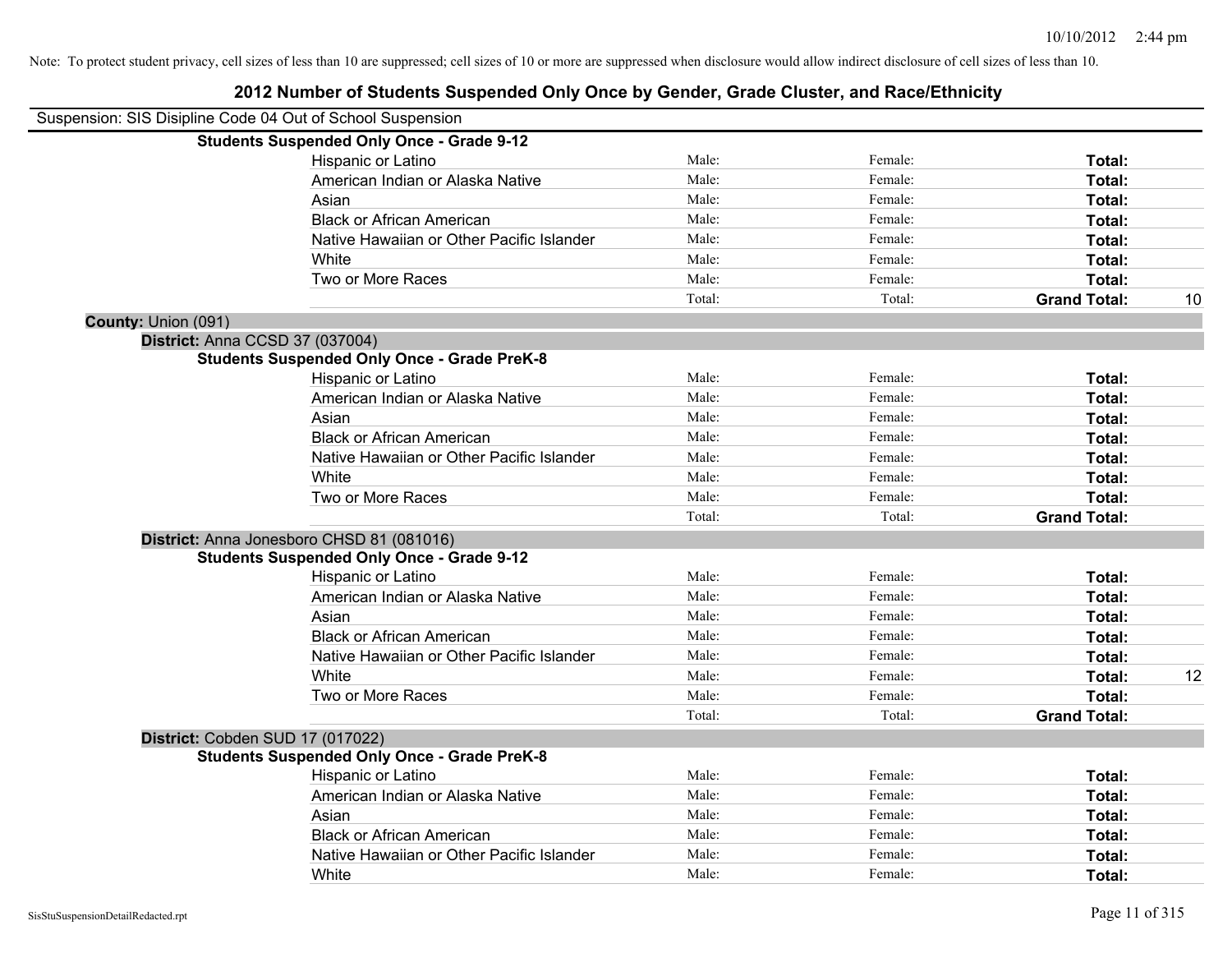Note: To protect student privacy, cell sizes of less than 10 are suppressed; cell sizes of 10 or more are suppressed when disclosure would allow indirect disclosure of cell sizes of less than 10.

# 2012 Number of Students Suspended Only Once by Gender, Grade Cluster, and Race/Ethnicity

Suspension: SIS Disipline Code 04 Out of School Suspension

**Students Suspended Only Once - Grade 9-12**

| | | | | |
|---|---|---|---|---|
| Hispanic or Latino | Male: | Female: | **Total:** | |
| American Indian or Alaska Native | Male: | Female: | **Total:** | |
| Asian | Male: | Female: | **Total:** | |
| Black or African American | Male: | Female: | **Total:** | |
| Native Hawaiian or Other Pacific Islander | Male: | Female: | **Total:** | |
| White | Male: | Female: | **Total:** | |
| Two or More Races | Male: | Female: | **Total:** | |
| | Total: | Total: | **Grand Total:** | 10 |

**County:** Union (091)

**District:** Anna CCSD 37 (037004)

**Students Suspended Only Once - Grade PreK-8**

| | | | | |
|---|---|---|---|---|
| Hispanic or Latino | Male: | Female: | **Total:** | |
| American Indian or Alaska Native | Male: | Female: | **Total:** | |
| Asian | Male: | Female: | **Total:** | |
| Black or African American | Male: | Female: | **Total:** | |
| Native Hawaiian or Other Pacific Islander | Male: | Female: | **Total:** | |
| White | Male: | Female: | **Total:** | |
| Two or More Races | Male: | Female: | **Total:** | |
| | Total: | Total: | **Grand Total:** | |

**District:** Anna Jonesboro CHSD 81 (081016)

**Students Suspended Only Once - Grade 9-12**

| | | | | |
|---|---|---|---|---|
| Hispanic or Latino | Male: | Female: | **Total:** | |
| American Indian or Alaska Native | Male: | Female: | **Total:** | |
| Asian | Male: | Female: | **Total:** | |
| Black or African American | Male: | Female: | **Total:** | |
| Native Hawaiian or Other Pacific Islander | Male: | Female: | **Total:** | |
| White | Male: | Female: | **Total:** | 12 |
| Two or More Races | Male: | Female: | **Total:** | |
| | Total: | Total: | **Grand Total:** | |

**District:** Cobden SUD 17 (017022)

**Students Suspended Only Once - Grade PreK-8**

| | | | | |
|---|---|---|---|---|
| Hispanic or Latino | Male: | Female: | **Total:** | |
| American Indian or Alaska Native | Male: | Female: | **Total:** | |
| Asian | Male: | Female: | **Total:** | |
| Black or African American | Male: | Female: | **Total:** | |
| Native Hawaiian or Other Pacific Islander | Male: | Female: | **Total:** | |
| White | Male: | Female: | **Total:** | |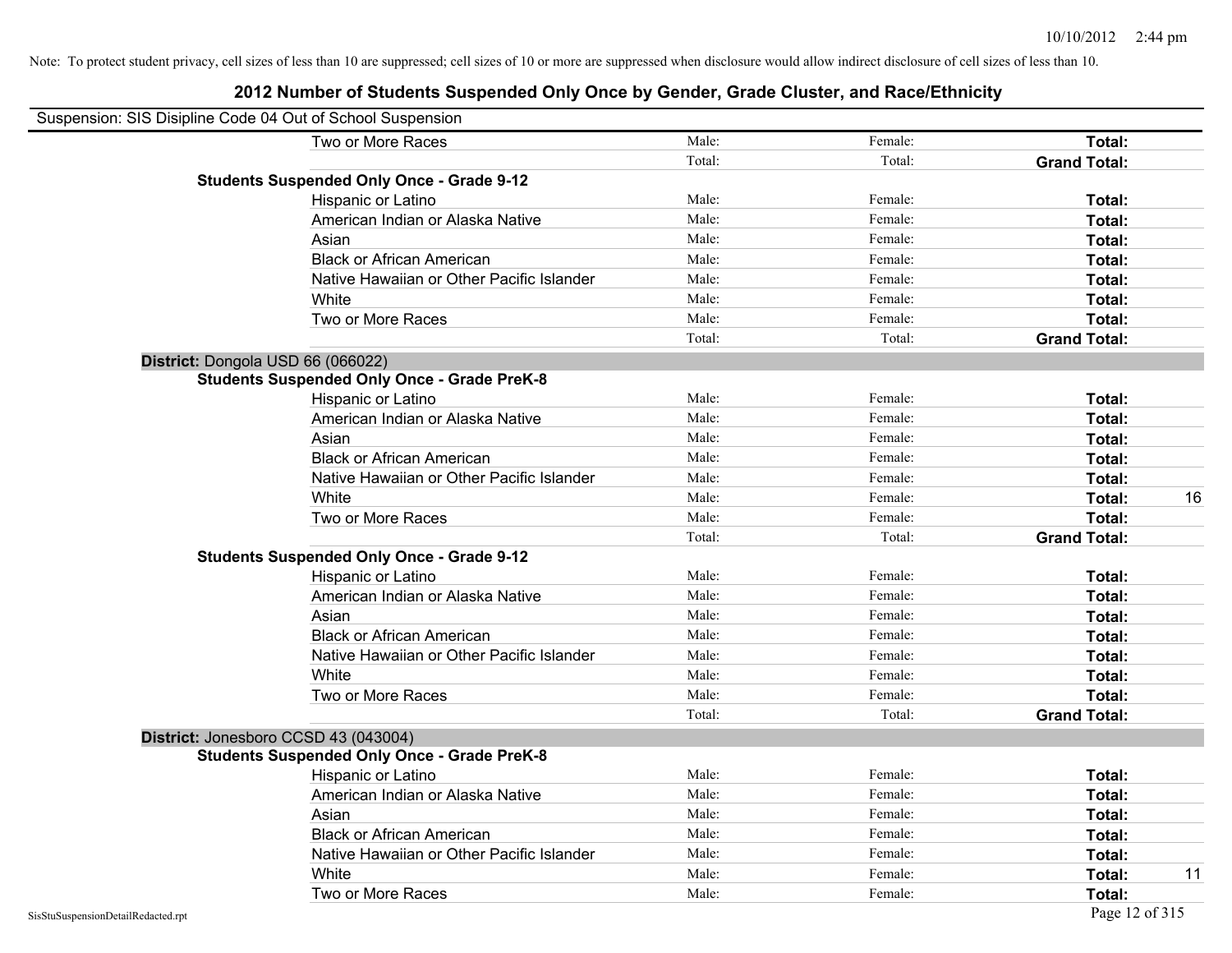Note: To protect student privacy, cell sizes of less than 10 are suppressed; cell sizes of 10 or more are suppressed when disclosure would allow indirect disclosure of cell sizes of less than 10.

## 2012 Number of Students Suspended Only Once by Gender, Grade Cluster, and Race/Ethnicity

Suspension: SIS Disipline Code 04 Out of School Suspension

| | | | | |
|---|---|---|---|---|
| Two or More Races | Male: | Female: | **Total:** | |
| | Total: | Total: | **Grand Total:** | |
| **Students Suspended Only Once - Grade 9-12** | | | | |
| Hispanic or Latino | Male: | Female: | **Total:** | |
| American Indian or Alaska Native | Male: | Female: | **Total:** | |
| Asian | Male: | Female: | **Total:** | |
| Black or African American | Male: | Female: | **Total:** | |
| Native Hawaiian or Other Pacific Islander | Male: | Female: | **Total:** | |
| White | Male: | Female: | **Total:** | |
| Two or More Races | Male: | Female: | **Total:** | |
| | Total: | Total: | **Grand Total:** | |
| **District:** Dongola USD 66 (066022) | | | | |
| **Students Suspended Only Once - Grade PreK-8** | | | | |
| Hispanic or Latino | Male: | Female: | **Total:** | |
| American Indian or Alaska Native | Male: | Female: | **Total:** | |
| Asian | Male: | Female: | **Total:** | |
| Black or African American | Male: | Female: | **Total:** | |
| Native Hawaiian or Other Pacific Islander | Male: | Female: | **Total:** | |
| White | Male: | Female: | **Total:** | 16 |
| Two or More Races | Male: | Female: | **Total:** | |
| | Total: | Total: | **Grand Total:** | |
| **Students Suspended Only Once - Grade 9-12** | | | | |
| Hispanic or Latino | Male: | Female: | **Total:** | |
| American Indian or Alaska Native | Male: | Female: | **Total:** | |
| Asian | Male: | Female: | **Total:** | |
| Black or African American | Male: | Female: | **Total:** | |
| Native Hawaiian or Other Pacific Islander | Male: | Female: | **Total:** | |
| White | Male: | Female: | **Total:** | |
| Two or More Races | Male: | Female: | **Total:** | |
| | Total: | Total: | **Grand Total:** | |
| **District:** Jonesboro CCSD 43 (043004) | | | | |
| **Students Suspended Only Once - Grade PreK-8** | | | | |
| Hispanic or Latino | Male: | Female: | **Total:** | |
| American Indian or Alaska Native | Male: | Female: | **Total:** | |
| Asian | Male: | Female: | **Total:** | |
| Black or African American | Male: | Female: | **Total:** | |
| Native Hawaiian or Other Pacific Islander | Male: | Female: | **Total:** | |
| White | Male: | Female: | **Total:** | 11 |
| Two or More Races | Male: | Female: | **Total:** | |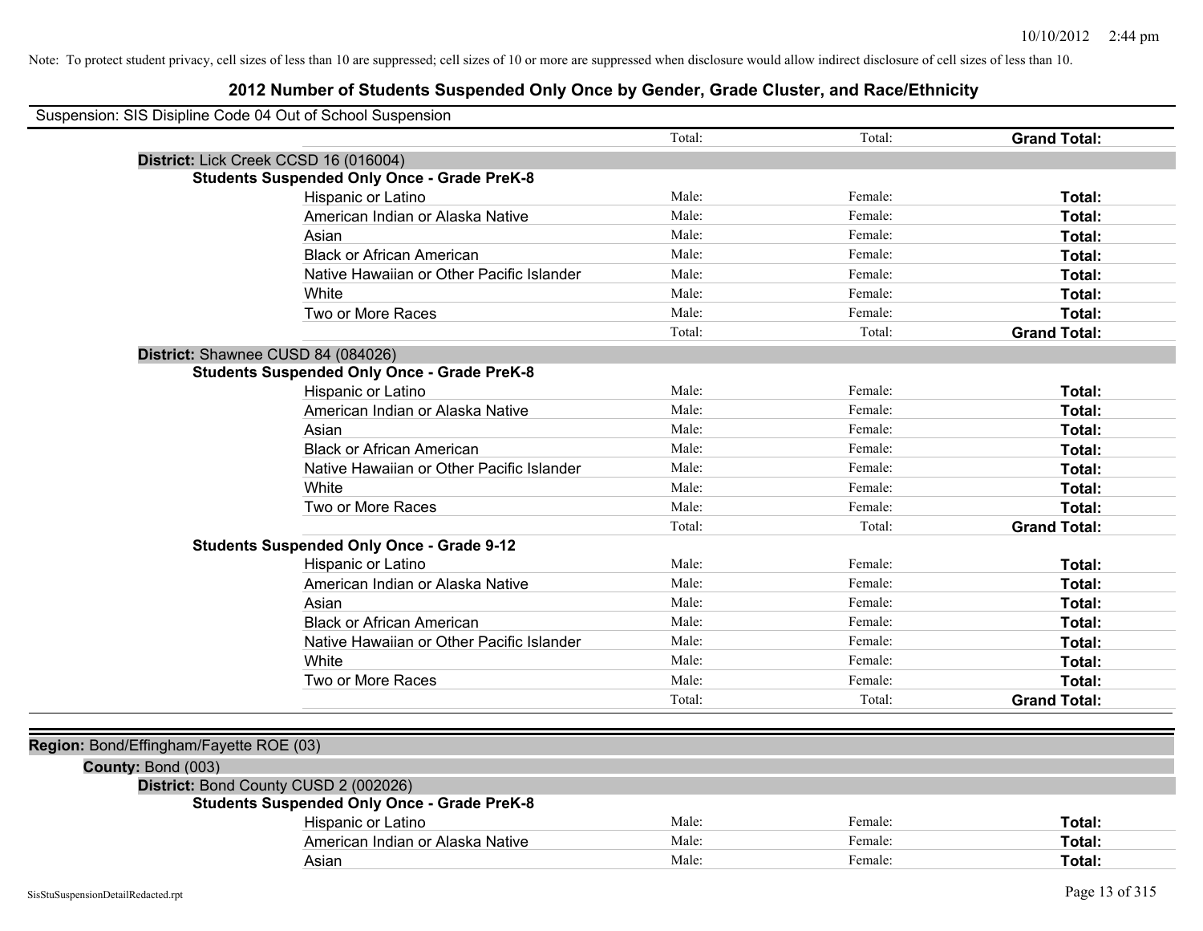Note: To protect student privacy, cell sizes of less than 10 are suppressed; cell sizes of 10 or more are suppressed when disclosure would allow indirect disclosure of cell sizes of less than 10.

# 2012 Number of Students Suspended Only Once by Gender, Grade Cluster, and Race/Ethnicity

Suspension: SIS Disipline Code 04 Out of School Suspension

| | | | |
|---|---|---|---|
| | Total: | Total: | **Grand Total:** |
| **District:** Lick Creek CCSD 16 (016004) | | | |
| **Students Suspended Only Once - Grade PreK-8** | | | |
| Hispanic or Latino | Male: | Female: | **Total:** |
| American Indian or Alaska Native | Male: | Female: | **Total:** |
| Asian | Male: | Female: | **Total:** |
| Black or African American | Male: | Female: | **Total:** |
| Native Hawaiian or Other Pacific Islander | Male: | Female: | **Total:** |
| White | Male: | Female: | **Total:** |
| Two or More Races | Male: | Female: | **Total:** |
| | Total: | Total: | **Grand Total:** |
| **District:** Shawnee CUSD 84 (084026) | | | |
| **Students Suspended Only Once - Grade PreK-8** | | | |
| Hispanic or Latino | Male: | Female: | **Total:** |
| American Indian or Alaska Native | Male: | Female: | **Total:** |
| Asian | Male: | Female: | **Total:** |
| Black or African American | Male: | Female: | **Total:** |
| Native Hawaiian or Other Pacific Islander | Male: | Female: | **Total:** |
| White | Male: | Female: | **Total:** |
| Two or More Races | Male: | Female: | **Total:** |
| | Total: | Total: | **Grand Total:** |
| **Students Suspended Only Once - Grade 9-12** | | | |
| Hispanic or Latino | Male: | Female: | **Total:** |
| American Indian or Alaska Native | Male: | Female: | **Total:** |
| Asian | Male: | Female: | **Total:** |
| Black or African American | Male: | Female: | **Total:** |
| Native Hawaiian or Other Pacific Islander | Male: | Female: | **Total:** |
| White | Male: | Female: | **Total:** |
| Two or More Races | Male: | Female: | **Total:** |
| | Total: | Total: | **Grand Total:** |

**Region:** Bond/Effingham/Fayette ROE (03)

**County:** Bond (003)

| | | | |
|---|---|---|---|
| **District:** Bond County CUSD 2 (002026) | | | |
| **Students Suspended Only Once - Grade PreK-8** | | | |
| Hispanic or Latino | Male: | Female: | **Total:** |
| American Indian or Alaska Native | Male: | Female: | **Total:** |
| Asian | Male: | Female: | **Total:** |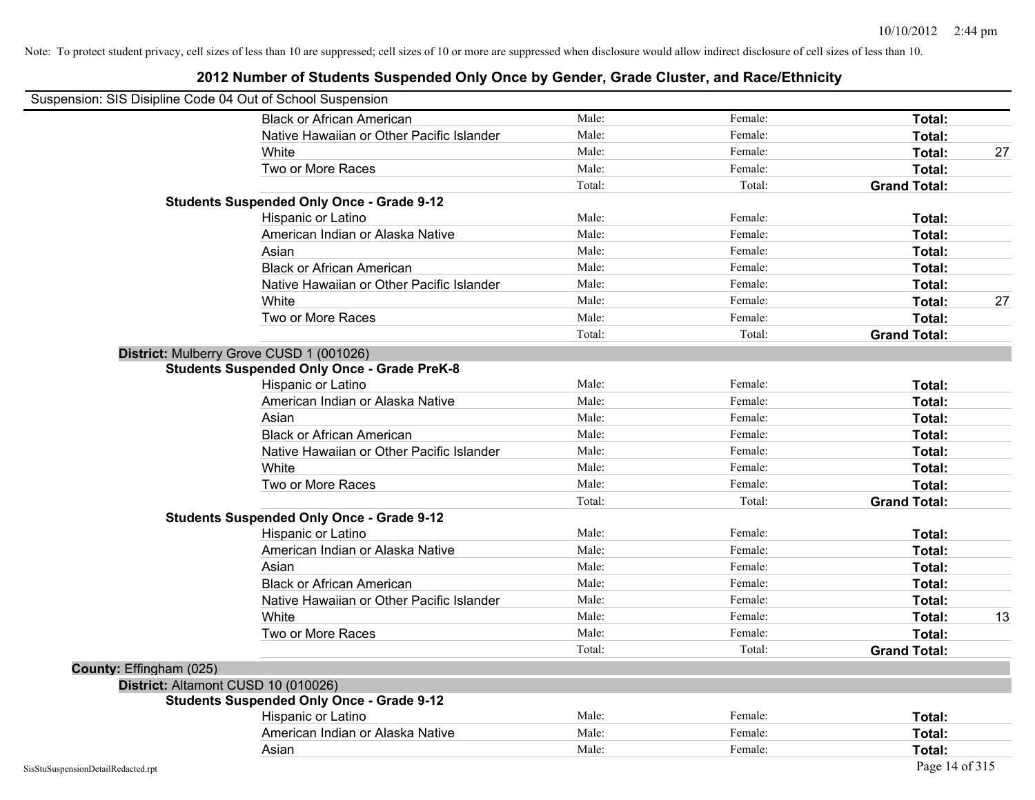Note: To protect student privacy, cell sizes of less than 10 are suppressed; cell sizes of 10 or more are suppressed when disclosure would allow indirect disclosure of cell sizes of less than 10.

## 2012 Number of Students Suspended Only Once by Gender, Grade Cluster, and Race/Ethnicity

Suspension: SIS Disipline Code 04 Out of School Suspension

| | | | | |
|---|---|---|---|---|
| Black or African American | Male: | Female: | **Total:** | |
| Native Hawaiian or Other Pacific Islander | Male: | Female: | **Total:** | |
| White | Male: | Female: | **Total:** | 27 |
| Two or More Races | Male: | Female: | **Total:** | |
| | Total: | Total: | **Grand Total:** | |

**Students Suspended Only Once - Grade 9-12**

| | | | | |
|---|---|---|---|---|
| Hispanic or Latino | Male: | Female: | **Total:** | |
| American Indian or Alaska Native | Male: | Female: | **Total:** | |
| Asian | Male: | Female: | **Total:** | |
| Black or African American | Male: | Female: | **Total:** | |
| Native Hawaiian or Other Pacific Islander | Male: | Female: | **Total:** | |
| White | Male: | Female: | **Total:** | 27 |
| Two or More Races | Male: | Female: | **Total:** | |
| | Total: | Total: | **Grand Total:** | |

**District:** Mulberry Grove CUSD 1 (001026)

**Students Suspended Only Once - Grade PreK-8**

| | | | | |
|---|---|---|---|---|
| Hispanic or Latino | Male: | Female: | **Total:** | |
| American Indian or Alaska Native | Male: | Female: | **Total:** | |
| Asian | Male: | Female: | **Total:** | |
| Black or African American | Male: | Female: | **Total:** | |
| Native Hawaiian or Other Pacific Islander | Male: | Female: | **Total:** | |
| White | Male: | Female: | **Total:** | |
| Two or More Races | Male: | Female: | **Total:** | |
| | Total: | Total: | **Grand Total:** | |

**Students Suspended Only Once - Grade 9-12**

| | | | | |
|---|---|---|---|---|
| Hispanic or Latino | Male: | Female: | **Total:** | |
| American Indian or Alaska Native | Male: | Female: | **Total:** | |
| Asian | Male: | Female: | **Total:** | |
| Black or African American | Male: | Female: | **Total:** | |
| Native Hawaiian or Other Pacific Islander | Male: | Female: | **Total:** | |
| White | Male: | Female: | **Total:** | 13 |
| Two or More Races | Male: | Female: | **Total:** | |
| | Total: | Total: | **Grand Total:** | |

**County:** Effingham (025)

**District:** Altamont CUSD 10 (010026)

**Students Suspended Only Once - Grade 9-12**

| | | | | |
|---|---|---|---|---|
| Hispanic or Latino | Male: | Female: | **Total:** | |
| American Indian or Alaska Native | Male: | Female: | **Total:** | |
| Asian | Male: | Female: | **Total:** | |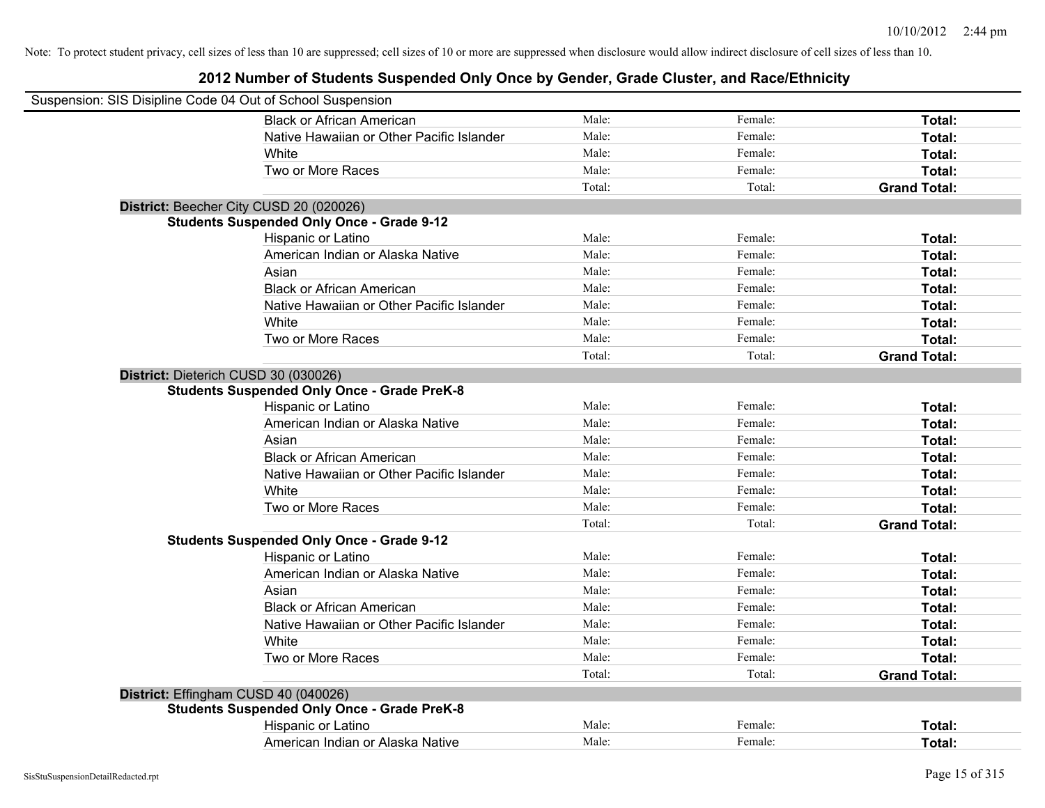Note: To protect student privacy, cell sizes of less than 10 are suppressed; cell sizes of 10 or more are suppressed when disclosure would allow indirect disclosure of cell sizes of less than 10.

## 2012 Number of Students Suspended Only Once by Gender, Grade Cluster, and Race/Ethnicity

Suspension: SIS Disipline Code 04 Out of School Suspension

| | | | |
|---|---|---|---|
| Black or African American | Male: | Female: | **Total:** |
| Native Hawaiian or Other Pacific Islander | Male: | Female: | **Total:** |
| White | Male: | Female: | **Total:** |
| Two or More Races | Male: | Female: | **Total:** |
| | Total: | Total: | **Grand Total:** |

**District:** Beecher City CUSD 20 (020026)

**Students Suspended Only Once - Grade 9-12**

| | | | |
|---|---|---|---|
| Hispanic or Latino | Male: | Female: | **Total:** |
| American Indian or Alaska Native | Male: | Female: | **Total:** |
| Asian | Male: | Female: | **Total:** |
| Black or African American | Male: | Female: | **Total:** |
| Native Hawaiian or Other Pacific Islander | Male: | Female: | **Total:** |
| White | Male: | Female: | **Total:** |
| Two or More Races | Male: | Female: | **Total:** |
| | Total: | Total: | **Grand Total:** |

**District:** Dieterich CUSD 30 (030026)

**Students Suspended Only Once - Grade PreK-8**

| | | | |
|---|---|---|---|
| Hispanic or Latino | Male: | Female: | **Total:** |
| American Indian or Alaska Native | Male: | Female: | **Total:** |
| Asian | Male: | Female: | **Total:** |
| Black or African American | Male: | Female: | **Total:** |
| Native Hawaiian or Other Pacific Islander | Male: | Female: | **Total:** |
| White | Male: | Female: | **Total:** |
| Two or More Races | Male: | Female: | **Total:** |
| | Total: | Total: | **Grand Total:** |

**Students Suspended Only Once - Grade 9-12**

| | | | |
|---|---|---|---|
| Hispanic or Latino | Male: | Female: | **Total:** |
| American Indian or Alaska Native | Male: | Female: | **Total:** |
| Asian | Male: | Female: | **Total:** |
| Black or African American | Male: | Female: | **Total:** |
| Native Hawaiian or Other Pacific Islander | Male: | Female: | **Total:** |
| White | Male: | Female: | **Total:** |
| Two or More Races | Male: | Female: | **Total:** |
| | Total: | Total: | **Grand Total:** |

**District:** Effingham CUSD 40 (040026)

**Students Suspended Only Once - Grade PreK-8**

| | | | |
|---|---|---|---|
| Hispanic or Latino | Male: | Female: | **Total:** |
| American Indian or Alaska Native | Male: | Female: | **Total:** |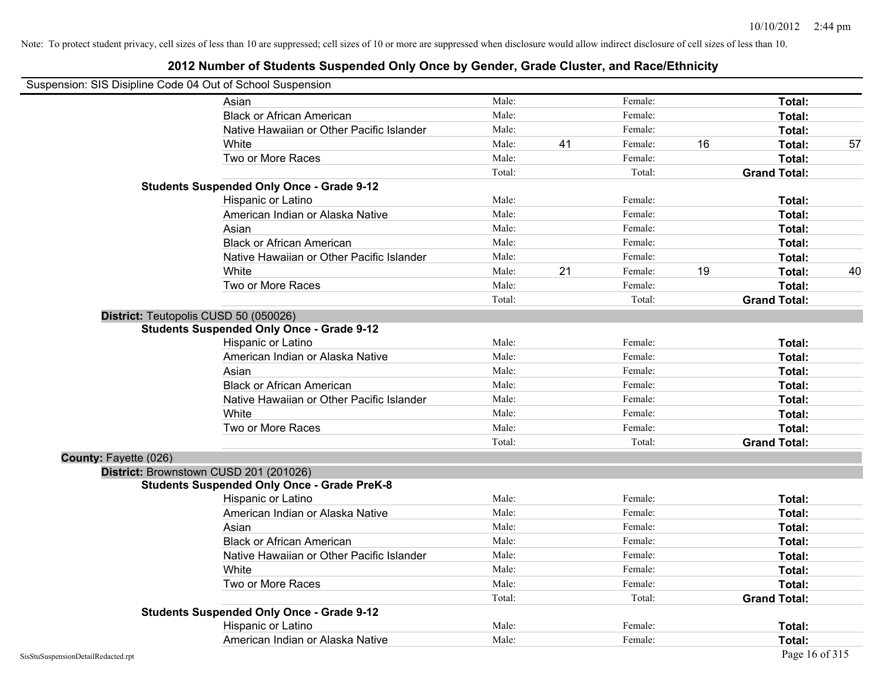Note: To protect student privacy, cell sizes of less than 10 are suppressed; cell sizes of 10 or more are suppressed when disclosure would allow indirect disclosure of cell sizes of less than 10.

# 2012 Number of Students Suspended Only Once by Gender, Grade Cluster, and Race/Ethnicity

Suspension: SIS Disipline Code 04 Out of School Suspension

| | | | | | | |
|---|---|---|---|---|---|---|
| Asian | Male: | | Female: | | **Total:** | |
| Black or African American | Male: | | Female: | | **Total:** | |
| Native Hawaiian or Other Pacific Islander | Male: | | Female: | | **Total:** | |
| White | Male: | 41 | Female: | 16 | **Total:** | 57 |
| Two or More Races | Male: | | Female: | | **Total:** | |
| | Total: | | Total: | | **Grand Total:** | |

**Students Suspended Only Once - Grade 9-12**

| | | | | | | |
|---|---|---|---|---|---|---|
| Hispanic or Latino | Male: | | Female: | | **Total:** | |
| American Indian or Alaska Native | Male: | | Female: | | **Total:** | |
| Asian | Male: | | Female: | | **Total:** | |
| Black or African American | Male: | | Female: | | **Total:** | |
| Native Hawaiian or Other Pacific Islander | Male: | | Female: | | **Total:** | |
| White | Male: | 21 | Female: | 19 | **Total:** | 40 |
| Two or More Races | Male: | | Female: | | **Total:** | |
| | Total: | | Total: | | **Grand Total:** | |

**District:** Teutopolis CUSD 50 (050026)

**Students Suspended Only Once - Grade 9-12**

| | | | | | | |
|---|---|---|---|---|---|---|
| Hispanic or Latino | Male: | | Female: | | **Total:** | |
| American Indian or Alaska Native | Male: | | Female: | | **Total:** | |
| Asian | Male: | | Female: | | **Total:** | |
| Black or African American | Male: | | Female: | | **Total:** | |
| Native Hawaiian or Other Pacific Islander | Male: | | Female: | | **Total:** | |
| White | Male: | | Female: | | **Total:** | |
| Two or More Races | Male: | | Female: | | **Total:** | |
| | Total: | | Total: | | **Grand Total:** | |

**County:** Fayette (026)

**District:** Brownstown CUSD 201 (201026)

**Students Suspended Only Once - Grade PreK-8**

| | | | | | | |
|---|---|---|---|---|---|---|
| Hispanic or Latino | Male: | | Female: | | **Total:** | |
| American Indian or Alaska Native | Male: | | Female: | | **Total:** | |
| Asian | Male: | | Female: | | **Total:** | |
| Black or African American | Male: | | Female: | | **Total:** | |
| Native Hawaiian or Other Pacific Islander | Male: | | Female: | | **Total:** | |
| White | Male: | | Female: | | **Total:** | |
| Two or More Races | Male: | | Female: | | **Total:** | |
| | Total: | | Total: | | **Grand Total:** | |

**Students Suspended Only Once - Grade 9-12**

| | | | | | | |
|---|---|---|---|---|---|---|
| Hispanic or Latino | Male: | | Female: | | **Total:** | |
| American Indian or Alaska Native | Male: | | Female: | | **Total:** | |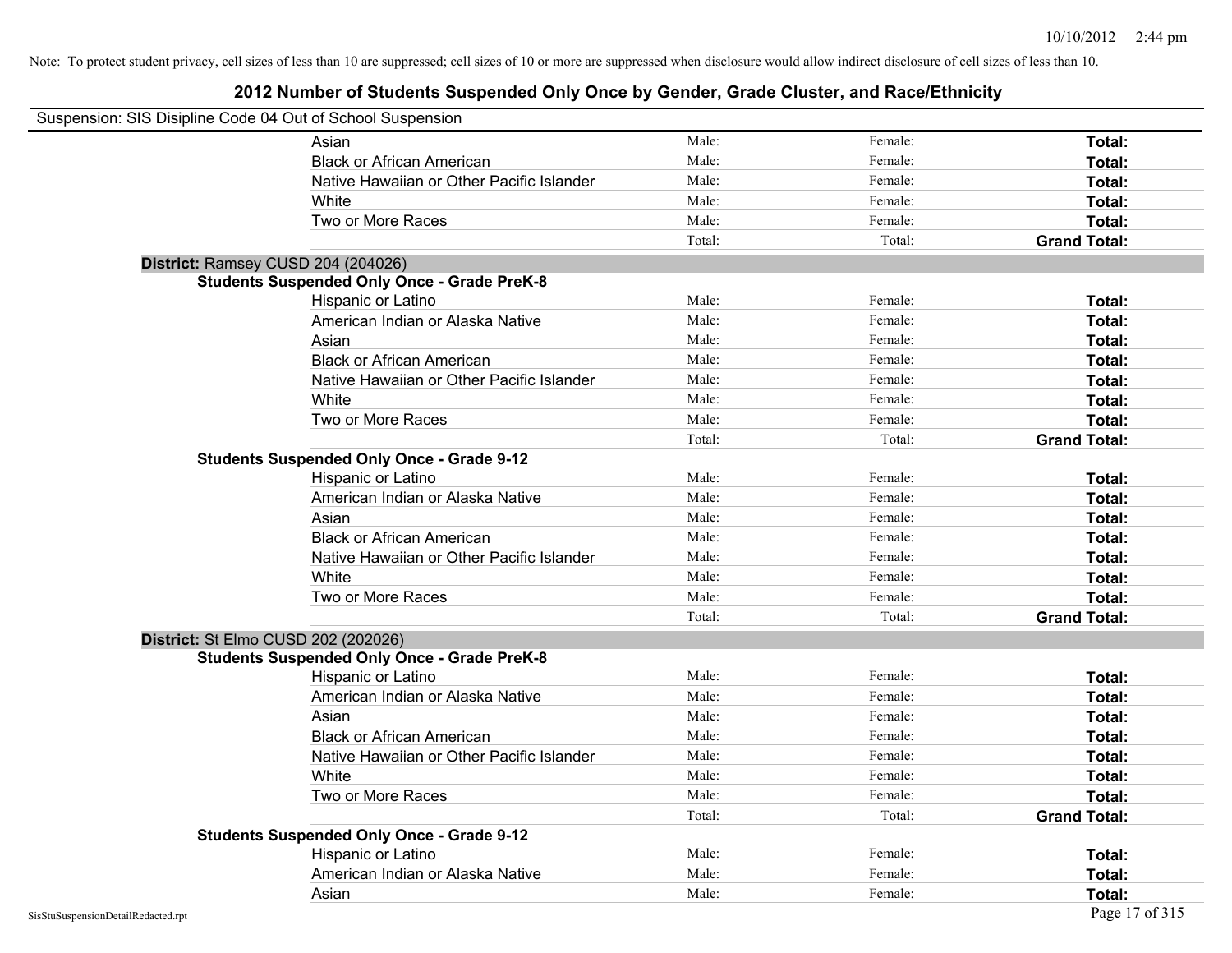Note: To protect student privacy, cell sizes of less than 10 are suppressed; cell sizes of 10 or more are suppressed when disclosure would allow indirect disclosure of cell sizes of less than 10.

# 2012 Number of Students Suspended Only Once by Gender, Grade Cluster, and Race/Ethnicity

Suspension: SIS Disipline Code 04 Out of School Suspension

| | | | |
|---|---|---|---|
| Asian | Male: | Female: | **Total:** |
| Black or African American | Male: | Female: | **Total:** |
| Native Hawaiian or Other Pacific Islander | Male: | Female: | **Total:** |
| White | Male: | Female: | **Total:** |
| Two or More Races | Male: | Female: | **Total:** |
| | Total: | Total: | **Grand Total:** |

**District:** Ramsey CUSD 204 (204026)

**Students Suspended Only Once - Grade PreK-8**

| | | | |
|---|---|---|---|
| Hispanic or Latino | Male: | Female: | **Total:** |
| American Indian or Alaska Native | Male: | Female: | **Total:** |
| Asian | Male: | Female: | **Total:** |
| Black or African American | Male: | Female: | **Total:** |
| Native Hawaiian or Other Pacific Islander | Male: | Female: | **Total:** |
| White | Male: | Female: | **Total:** |
| Two or More Races | Male: | Female: | **Total:** |
| | Total: | Total: | **Grand Total:** |

**Students Suspended Only Once - Grade 9-12**

| | | | |
|---|---|---|---|
| Hispanic or Latino | Male: | Female: | **Total:** |
| American Indian or Alaska Native | Male: | Female: | **Total:** |
| Asian | Male: | Female: | **Total:** |
| Black or African American | Male: | Female: | **Total:** |
| Native Hawaiian or Other Pacific Islander | Male: | Female: | **Total:** |
| White | Male: | Female: | **Total:** |
| Two or More Races | Male: | Female: | **Total:** |
| | Total: | Total: | **Grand Total:** |

**District:** St Elmo CUSD 202 (202026)

**Students Suspended Only Once - Grade PreK-8**

| | | | |
|---|---|---|---|
| Hispanic or Latino | Male: | Female: | **Total:** |
| American Indian or Alaska Native | Male: | Female: | **Total:** |
| Asian | Male: | Female: | **Total:** |
| Black or African American | Male: | Female: | **Total:** |
| Native Hawaiian or Other Pacific Islander | Male: | Female: | **Total:** |
| White | Male: | Female: | **Total:** |
| Two or More Races | Male: | Female: | **Total:** |
| | Total: | Total: | **Grand Total:** |

**Students Suspended Only Once - Grade 9-12**

| | | | |
|---|---|---|---|
| Hispanic or Latino | Male: | Female: | **Total:** |
| American Indian or Alaska Native | Male: | Female: | **Total:** |
| Asian | Male: | Female: | **Total:** |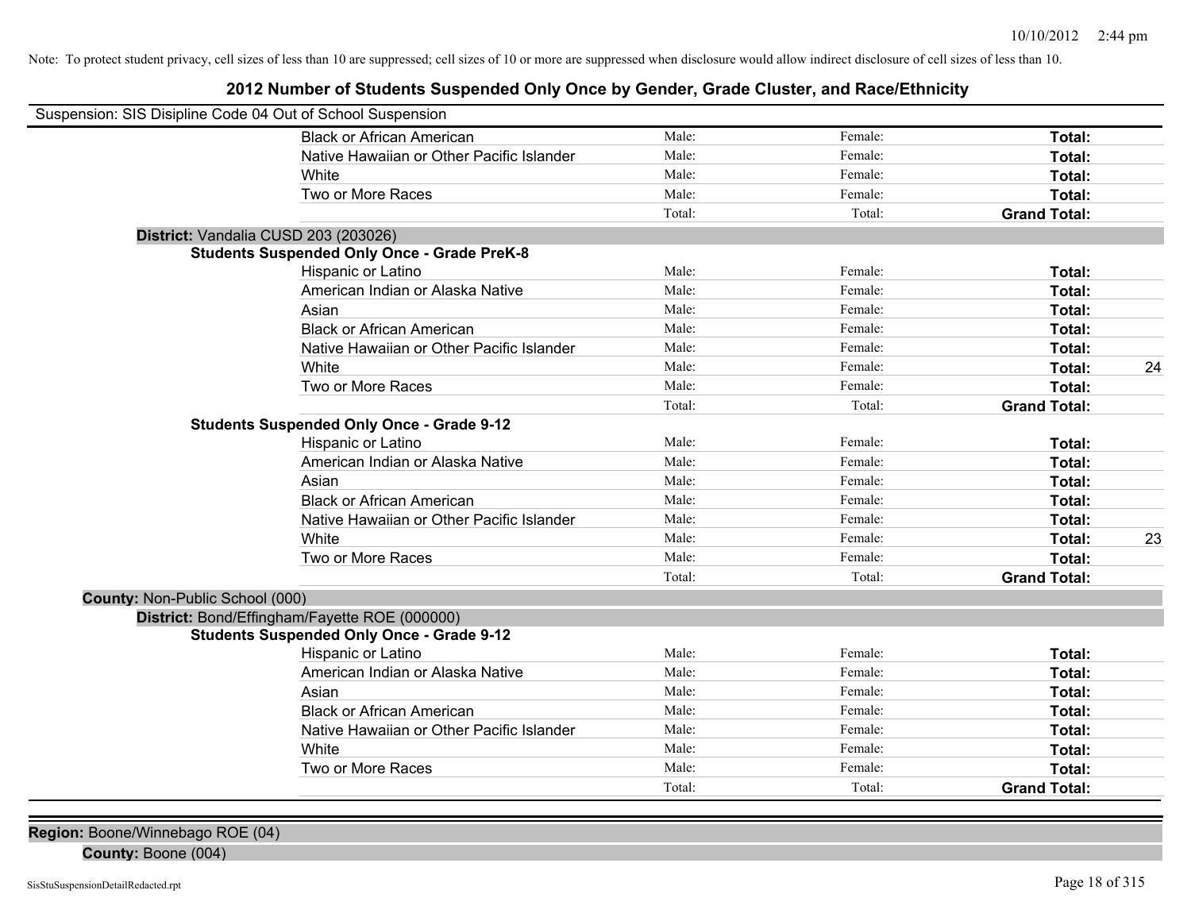Note: To protect student privacy, cell sizes of less than 10 are suppressed; cell sizes of 10 or more are suppressed when disclosure would allow indirect disclosure of cell sizes of less than 10.

# 2012 Number of Students Suspended Only Once by Gender, Grade Cluster, and Race/Ethnicity

Suspension: SIS Disipline Code 04 Out of School Suspension

| | Male | Female | Total | |
|---|---|---|---|---|
| Black or African American | Male: | Female: | **Total:** | |
| Native Hawaiian or Other Pacific Islander | Male: | Female: | **Total:** | |
| White | Male: | Female: | **Total:** | |
| Two or More Races | Male: | Female: | **Total:** | |
| | Total: | Total: | **Grand Total:** | |

**District:** Vandalia CUSD 203 (203026)

**Students Suspended Only Once - Grade PreK-8**

| | Male | Female | Total | |
|---|---|---|---|---|
| Hispanic or Latino | Male: | Female: | **Total:** | |
| American Indian or Alaska Native | Male: | Female: | **Total:** | |
| Asian | Male: | Female: | **Total:** | |
| Black or African American | Male: | Female: | **Total:** | |
| Native Hawaiian or Other Pacific Islander | Male: | Female: | **Total:** | |
| White | Male: | Female: | **Total:** | 24 |
| Two or More Races | Male: | Female: | **Total:** | |
| | Total: | Total: | **Grand Total:** | |

**Students Suspended Only Once - Grade 9-12**

| | Male | Female | Total | |
|---|---|---|---|---|
| Hispanic or Latino | Male: | Female: | **Total:** | |
| American Indian or Alaska Native | Male: | Female: | **Total:** | |
| Asian | Male: | Female: | **Total:** | |
| Black or African American | Male: | Female: | **Total:** | |
| Native Hawaiian or Other Pacific Islander | Male: | Female: | **Total:** | |
| White | Male: | Female: | **Total:** | 23 |
| Two or More Races | Male: | Female: | **Total:** | |
| | Total: | Total: | **Grand Total:** | |

**County:** Non-Public School (000)

**District:** Bond/Effingham/Fayette ROE (000000)

**Students Suspended Only Once - Grade 9-12**

| | Male | Female | Total | |
|---|---|---|---|---|
| Hispanic or Latino | Male: | Female: | **Total:** | |
| American Indian or Alaska Native | Male: | Female: | **Total:** | |
| Asian | Male: | Female: | **Total:** | |
| Black or African American | Male: | Female: | **Total:** | |
| Native Hawaiian or Other Pacific Islander | Male: | Female: | **Total:** | |
| White | Male: | Female: | **Total:** | |
| Two or More Races | Male: | Female: | **Total:** | |
| | Total: | Total: | **Grand Total:** | |

**Region:** Boone/Winnebago ROE (04)

**County:** Boone (004)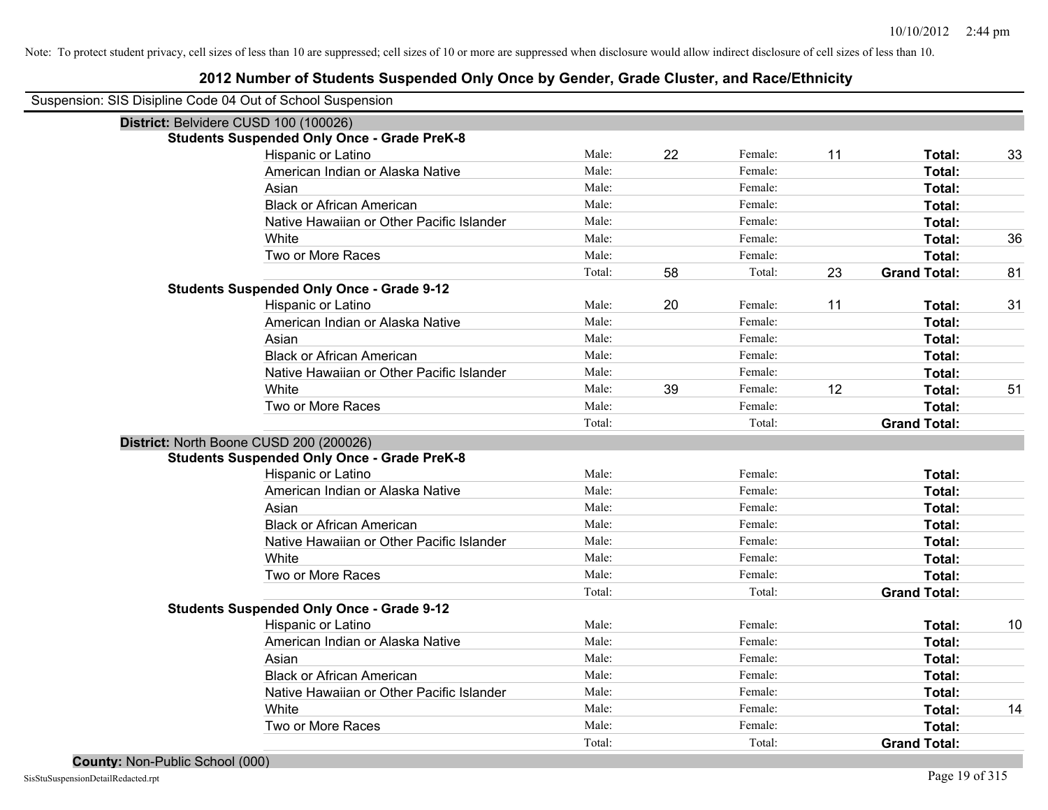Note: To protect student privacy, cell sizes of less than 10 are suppressed; cell sizes of 10 or more are suppressed when disclosure would allow indirect disclosure of cell sizes of less than 10.

# 2012 Number of Students Suspended Only Once by Gender, Grade Cluster, and Race/Ethnicity

Suspension: SIS Disipline Code 04 Out of School Suspension

**District:** Belvidere CUSD 100 (100026)

**Students Suspended Only Once - Grade PreK-8**

| | | | | | | |
|---|---|---|---|---|---|---|
| Hispanic or Latino | Male: | 22 | Female: | 11 | **Total:** | 33 |
| American Indian or Alaska Native | Male: | | Female: | | **Total:** | |
| Asian | Male: | | Female: | | **Total:** | |
| Black or African American | Male: | | Female: | | **Total:** | |
| Native Hawaiian or Other Pacific Islander | Male: | | Female: | | **Total:** | |
| White | Male: | | Female: | | **Total:** | 36 |
| Two or More Races | Male: | | Female: | | **Total:** | |
| | Total: | 58 | Total: | 23 | **Grand Total:** | 81 |

**Students Suspended Only Once - Grade 9-12**

| | | | | | | |
|---|---|---|---|---|---|---|
| Hispanic or Latino | Male: | 20 | Female: | 11 | **Total:** | 31 |
| American Indian or Alaska Native | Male: | | Female: | | **Total:** | |
| Asian | Male: | | Female: | | **Total:** | |
| Black or African American | Male: | | Female: | | **Total:** | |
| Native Hawaiian or Other Pacific Islander | Male: | | Female: | | **Total:** | |
| White | Male: | 39 | Female: | 12 | **Total:** | 51 |
| Two or More Races | Male: | | Female: | | **Total:** | |
| | Total: | | Total: | | **Grand Total:** | |

**District:** North Boone CUSD 200 (200026)

**Students Suspended Only Once - Grade PreK-8**

| | | | | | | |
|---|---|---|---|---|---|---|
| Hispanic or Latino | Male: | | Female: | | **Total:** | |
| American Indian or Alaska Native | Male: | | Female: | | **Total:** | |
| Asian | Male: | | Female: | | **Total:** | |
| Black or African American | Male: | | Female: | | **Total:** | |
| Native Hawaiian or Other Pacific Islander | Male: | | Female: | | **Total:** | |
| White | Male: | | Female: | | **Total:** | |
| Two or More Races | Male: | | Female: | | **Total:** | |
| | Total: | | Total: | | **Grand Total:** | |

**Students Suspended Only Once - Grade 9-12**

| | | | | | | |
|---|---|---|---|---|---|---|
| Hispanic or Latino | Male: | | Female: | | **Total:** | 10 |
| American Indian or Alaska Native | Male: | | Female: | | **Total:** | |
| Asian | Male: | | Female: | | **Total:** | |
| Black or African American | Male: | | Female: | | **Total:** | |
| Native Hawaiian or Other Pacific Islander | Male: | | Female: | | **Total:** | |
| White | Male: | | Female: | | **Total:** | 14 |
| Two or More Races | Male: | | Female: | | **Total:** | |
| | Total: | | Total: | | **Grand Total:** | |

**County:** Non-Public School (000)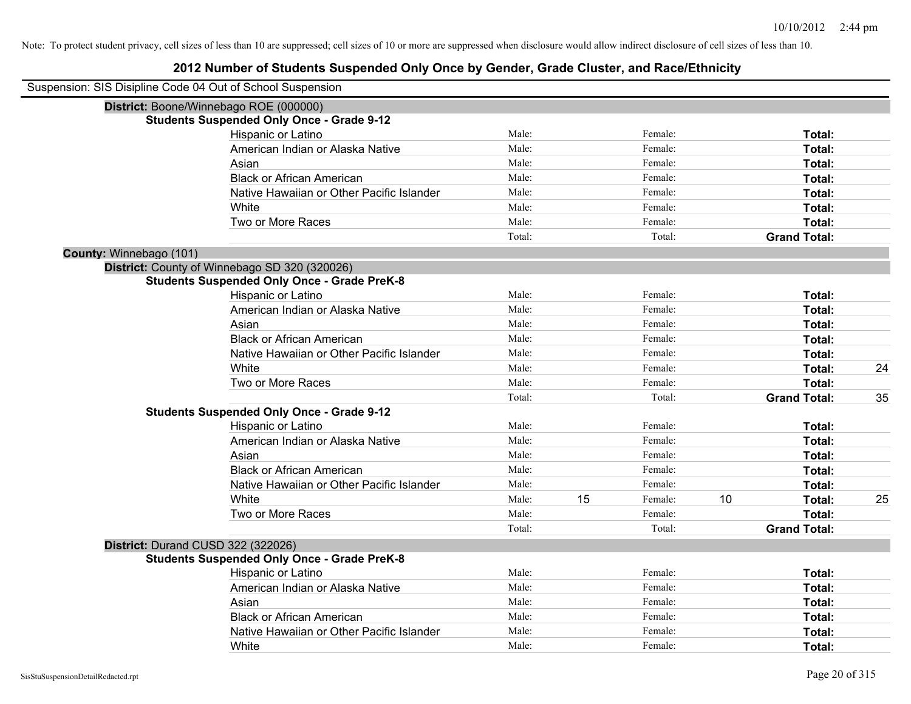Note: To protect student privacy, cell sizes of less than 10 are suppressed; cell sizes of 10 or more are suppressed when disclosure would allow indirect disclosure of cell sizes of less than 10.

# 2012 Number of Students Suspended Only Once by Gender, Grade Cluster, and Race/Ethnicity

Suspension: SIS Disipline Code 04 Out of School Suspension

**District:** Boone/Winnebago ROE (000000)

**Students Suspended Only Once - Grade 9-12**

| Race/Ethnicity | | Male | | Female | | Total |
|---|---|---|---|---|---|---|
| Hispanic or Latino | Male: | | Female: | | **Total:** | |
| American Indian or Alaska Native | Male: | | Female: | | **Total:** | |
| Asian | Male: | | Female: | | **Total:** | |
| Black or African American | Male: | | Female: | | **Total:** | |
| Native Hawaiian or Other Pacific Islander | Male: | | Female: | | **Total:** | |
| White | Male: | | Female: | | **Total:** | |
| Two or More Races | Male: | | Female: | | **Total:** | |
| | Total: | | Total: | | **Grand Total:** | |

**County:** Winnebago (101)

**District:** County of Winnebago SD 320 (320026)

**Students Suspended Only Once - Grade PreK-8**

| Race/Ethnicity | | Male | | Female | | Total |
|---|---|---|---|---|---|---|
| Hispanic or Latino | Male: | | Female: | | **Total:** | |
| American Indian or Alaska Native | Male: | | Female: | | **Total:** | |
| Asian | Male: | | Female: | | **Total:** | |
| Black or African American | Male: | | Female: | | **Total:** | |
| Native Hawaiian or Other Pacific Islander | Male: | | Female: | | **Total:** | |
| White | Male: | | Female: | | **Total:** | 24 |
| Two or More Races | Male: | | Female: | | **Total:** | |
| | Total: | | Total: | | **Grand Total:** | 35 |

**Students Suspended Only Once - Grade 9-12**

| Race/Ethnicity | | Male | | Female | | Total |
|---|---|---|---|---|---|---|
| Hispanic or Latino | Male: | | Female: | | **Total:** | |
| American Indian or Alaska Native | Male: | | Female: | | **Total:** | |
| Asian | Male: | | Female: | | **Total:** | |
| Black or African American | Male: | | Female: | | **Total:** | |
| Native Hawaiian or Other Pacific Islander | Male: | | Female: | | **Total:** | |
| White | Male: | 15 | Female: | 10 | **Total:** | 25 |
| Two or More Races | Male: | | Female: | | **Total:** | |
| | Total: | | Total: | | **Grand Total:** | |

**District:** Durand CUSD 322 (322026)

**Students Suspended Only Once - Grade PreK-8**

| Race/Ethnicity | | Male | | Female | | Total |
|---|---|---|---|---|---|---|
| Hispanic or Latino | Male: | | Female: | | **Total:** | |
| American Indian or Alaska Native | Male: | | Female: | | **Total:** | |
| Asian | Male: | | Female: | | **Total:** | |
| Black or African American | Male: | | Female: | | **Total:** | |
| Native Hawaiian or Other Pacific Islander | Male: | | Female: | | **Total:** | |
| White | Male: | | Female: | | **Total:** | |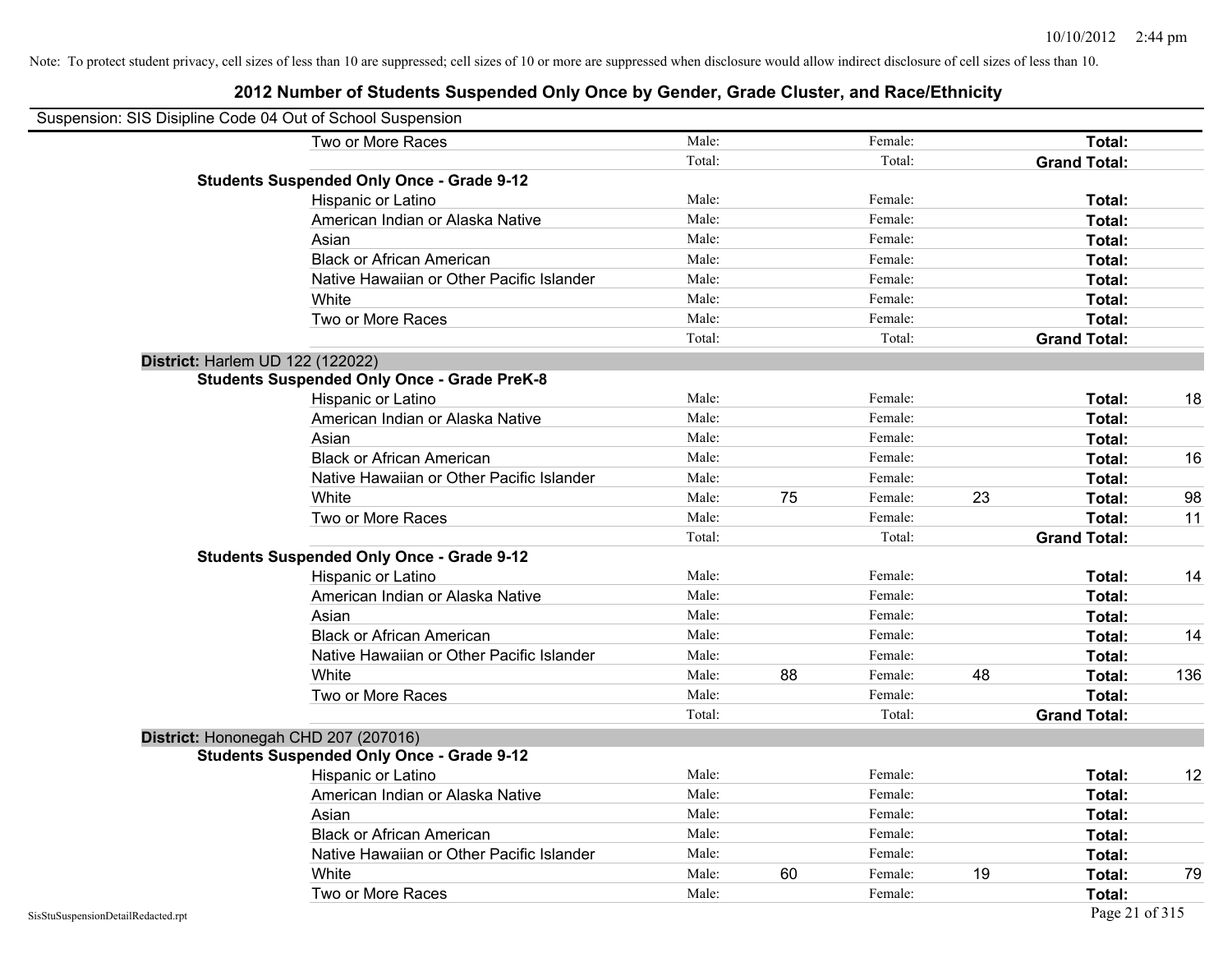Note: To protect student privacy, cell sizes of less than 10 are suppressed; cell sizes of 10 or more are suppressed when disclosure would allow indirect disclosure of cell sizes of less than 10.

# 2012 Number of Students Suspended Only Once by Gender, Grade Cluster, and Race/Ethnicity

Suspension: SIS Disipline Code 04 Out of School Suspension

| | | | | | | |
|---|---|---|---|---|---|---|
| Two or More Races | Male: | | Female: | | **Total:** | |
| | Total: | | Total: | | **Grand Total:** | |
| **Students Suspended Only Once - Grade 9-12** | | | | | | |
| Hispanic or Latino | Male: | | Female: | | **Total:** | |
| American Indian or Alaska Native | Male: | | Female: | | **Total:** | |
| Asian | Male: | | Female: | | **Total:** | |
| Black or African American | Male: | | Female: | | **Total:** | |
| Native Hawaiian or Other Pacific Islander | Male: | | Female: | | **Total:** | |
| White | Male: | | Female: | | **Total:** | |
| Two or More Races | Male: | | Female: | | **Total:** | |
| | Total: | | Total: | | **Grand Total:** | |
| **District:** Harlem UD 122 (122022) | | | | | | |
| **Students Suspended Only Once - Grade PreK-8** | | | | | | |
| Hispanic or Latino | Male: | | Female: | | **Total:** | 18 |
| American Indian or Alaska Native | Male: | | Female: | | **Total:** | |
| Asian | Male: | | Female: | | **Total:** | |
| Black or African American | Male: | | Female: | | **Total:** | 16 |
| Native Hawaiian or Other Pacific Islander | Male: | | Female: | | **Total:** | |
| White | Male: | 75 | Female: | 23 | **Total:** | 98 |
| Two or More Races | Male: | | Female: | | **Total:** | 11 |
| | Total: | | Total: | | **Grand Total:** | |
| **Students Suspended Only Once - Grade 9-12** | | | | | | |
| Hispanic or Latino | Male: | | Female: | | **Total:** | 14 |
| American Indian or Alaska Native | Male: | | Female: | | **Total:** | |
| Asian | Male: | | Female: | | **Total:** | |
| Black or African American | Male: | | Female: | | **Total:** | 14 |
| Native Hawaiian or Other Pacific Islander | Male: | | Female: | | **Total:** | |
| White | Male: | 88 | Female: | 48 | **Total:** | 136 |
| Two or More Races | Male: | | Female: | | **Total:** | |
| | Total: | | Total: | | **Grand Total:** | |
| **District:** Hononegah CHD 207 (207016) | | | | | | |
| **Students Suspended Only Once - Grade 9-12** | | | | | | |
| Hispanic or Latino | Male: | | Female: | | **Total:** | 12 |
| American Indian or Alaska Native | Male: | | Female: | | **Total:** | |
| Asian | Male: | | Female: | | **Total:** | |
| Black or African American | Male: | | Female: | | **Total:** | |
| Native Hawaiian or Other Pacific Islander | Male: | | Female: | | **Total:** | |
| White | Male: | 60 | Female: | 19 | **Total:** | 79 |
| Two or More Races | Male: | | Female: | | **Total:** | |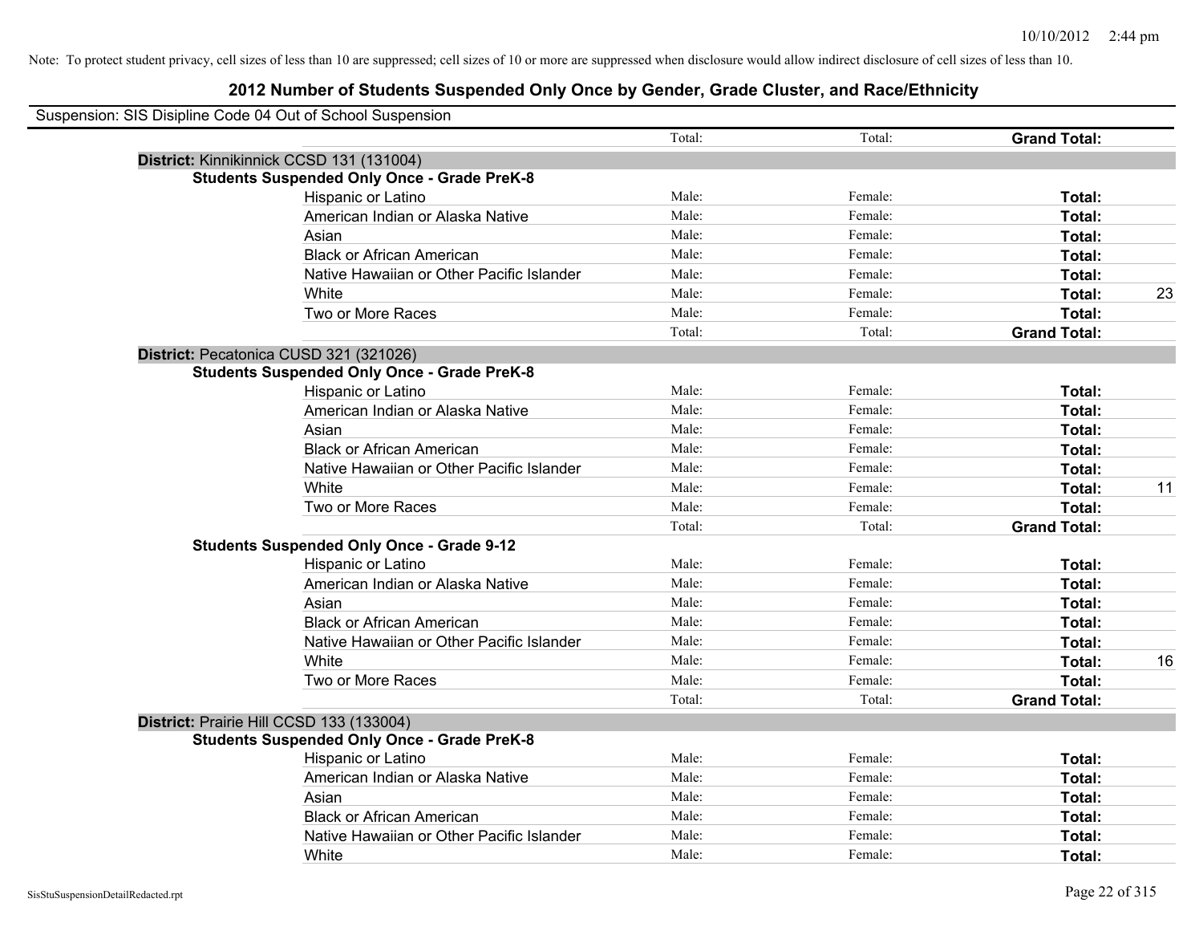Note: To protect student privacy, cell sizes of less than 10 are suppressed; cell sizes of 10 or more are suppressed when disclosure would allow indirect disclosure of cell sizes of less than 10.

# 2012 Number of Students Suspended Only Once by Gender, Grade Cluster, and Race/Ethnicity

Suspension: SIS Disipline Code 04 Out of School Suspension

| | Total: | Total: | Grand Total: | |
|---|---|---|---|---|
| **District:** Kinnikinnick CCSD 131 (131004) | | | | |
| **Students Suspended Only Once - Grade PreK-8** | | | | |
| Hispanic or Latino | Male: | Female: | **Total:** | |
| American Indian or Alaska Native | Male: | Female: | **Total:** | |
| Asian | Male: | Female: | **Total:** | |
| Black or African American | Male: | Female: | **Total:** | |
| Native Hawaiian or Other Pacific Islander | Male: | Female: | **Total:** | |
| White | Male: | Female: | **Total:** | 23 |
| Two or More Races | Male: | Female: | **Total:** | |
| | Total: | Total: | **Grand Total:** | |
| **District:** Pecatonica CUSD 321 (321026) | | | | |
| **Students Suspended Only Once - Grade PreK-8** | | | | |
| Hispanic or Latino | Male: | Female: | **Total:** | |
| American Indian or Alaska Native | Male: | Female: | **Total:** | |
| Asian | Male: | Female: | **Total:** | |
| Black or African American | Male: | Female: | **Total:** | |
| Native Hawaiian or Other Pacific Islander | Male: | Female: | **Total:** | |
| White | Male: | Female: | **Total:** | 11 |
| Two or More Races | Male: | Female: | **Total:** | |
| | Total: | Total: | **Grand Total:** | |
| **Students Suspended Only Once - Grade 9-12** | | | | |
| Hispanic or Latino | Male: | Female: | **Total:** | |
| American Indian or Alaska Native | Male: | Female: | **Total:** | |
| Asian | Male: | Female: | **Total:** | |
| Black or African American | Male: | Female: | **Total:** | |
| Native Hawaiian or Other Pacific Islander | Male: | Female: | **Total:** | |
| White | Male: | Female: | **Total:** | 16 |
| Two or More Races | Male: | Female: | **Total:** | |
| | Total: | Total: | **Grand Total:** | |
| **District:** Prairie Hill CCSD 133 (133004) | | | | |
| **Students Suspended Only Once - Grade PreK-8** | | | | |
| Hispanic or Latino | Male: | Female: | **Total:** | |
| American Indian or Alaska Native | Male: | Female: | **Total:** | |
| Asian | Male: | Female: | **Total:** | |
| Black or African American | Male: | Female: | **Total:** | |
| Native Hawaiian or Other Pacific Islander | Male: | Female: | **Total:** | |
| White | Male: | Female: | **Total:** | |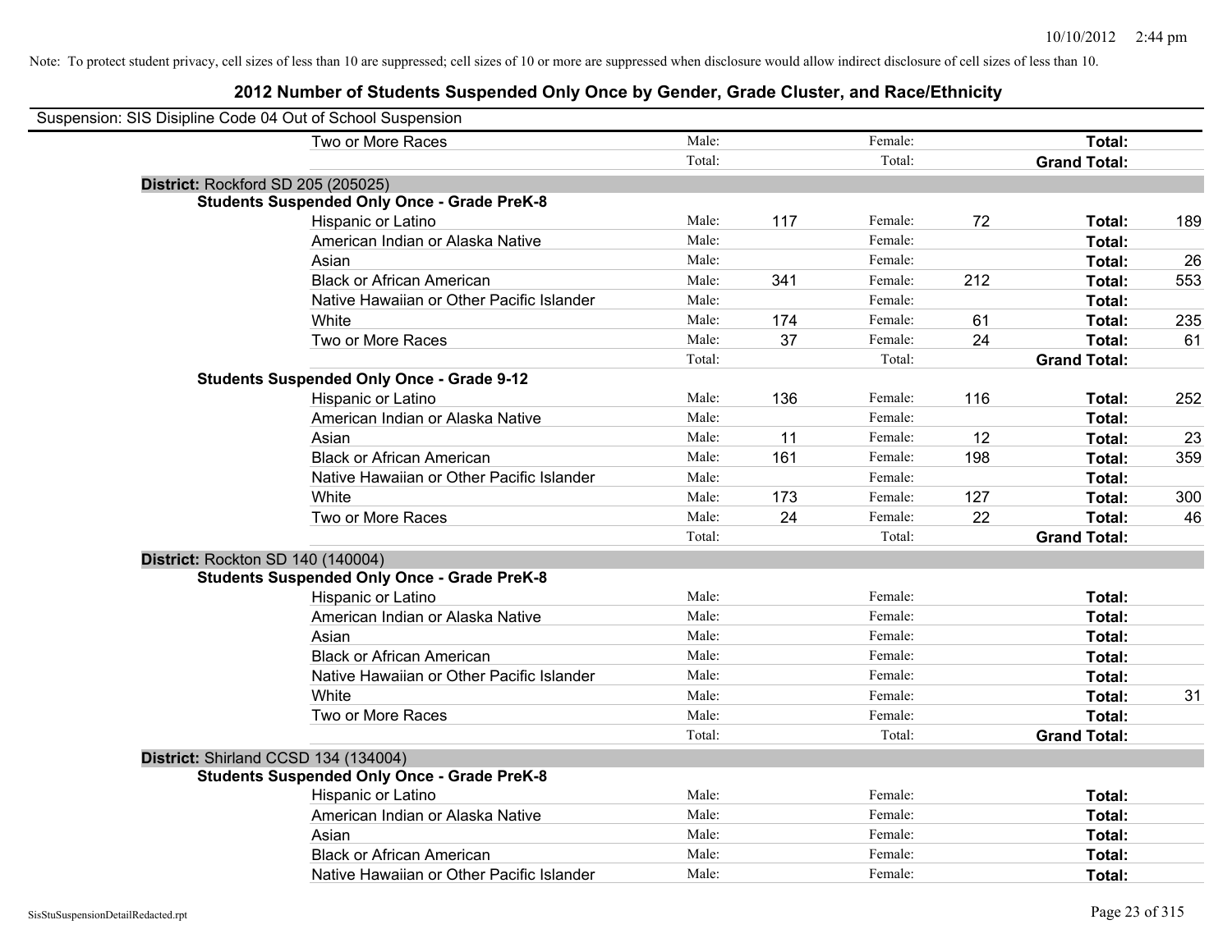Note: To protect student privacy, cell sizes of less than 10 are suppressed; cell sizes of 10 or more are suppressed when disclosure would allow indirect disclosure of cell sizes of less than 10.

## 2012 Number of Students Suspended Only Once by Gender, Grade Cluster, and Race/Ethnicity

Suspension: SIS Disipline Code 04 Out of School Suspension

| | | | | | | |
|---|---|---|---|---|---|---|
| Two or More Races | Male: | | Female: | | **Total:** | |
| | Total: | | Total: | | **Grand Total:** | |
| **District:** Rockford SD 205 (205025) | | | | | | |
| **Students Suspended Only Once - Grade PreK-8** | | | | | | |
| Hispanic or Latino | Male: | 117 | Female: | 72 | **Total:** | 189 |
| American Indian or Alaska Native | Male: | | Female: | | **Total:** | |
| Asian | Male: | | Female: | | **Total:** | 26 |
| Black or African American | Male: | 341 | Female: | 212 | **Total:** | 553 |
| Native Hawaiian or Other Pacific Islander | Male: | | Female: | | **Total:** | |
| White | Male: | 174 | Female: | 61 | **Total:** | 235 |
| Two or More Races | Male: | 37 | Female: | 24 | **Total:** | 61 |
| | Total: | | Total: | | **Grand Total:** | |
| **Students Suspended Only Once - Grade 9-12** | | | | | | |
| Hispanic or Latino | Male: | 136 | Female: | 116 | **Total:** | 252 |
| American Indian or Alaska Native | Male: | | Female: | | **Total:** | |
| Asian | Male: | 11 | Female: | 12 | **Total:** | 23 |
| Black or African American | Male: | 161 | Female: | 198 | **Total:** | 359 |
| Native Hawaiian or Other Pacific Islander | Male: | | Female: | | **Total:** | |
| White | Male: | 173 | Female: | 127 | **Total:** | 300 |
| Two or More Races | Male: | 24 | Female: | 22 | **Total:** | 46 |
| | Total: | | Total: | | **Grand Total:** | |
| **District:** Rockton SD 140 (140004) | | | | | | |
| **Students Suspended Only Once - Grade PreK-8** | | | | | | |
| Hispanic or Latino | Male: | | Female: | | **Total:** | |
| American Indian or Alaska Native | Male: | | Female: | | **Total:** | |
| Asian | Male: | | Female: | | **Total:** | |
| Black or African American | Male: | | Female: | | **Total:** | |
| Native Hawaiian or Other Pacific Islander | Male: | | Female: | | **Total:** | |
| White | Male: | | Female: | | **Total:** | 31 |
| Two or More Races | Male: | | Female: | | **Total:** | |
| | Total: | | Total: | | **Grand Total:** | |
| **District:** Shirland CCSD 134 (134004) | | | | | | |
| **Students Suspended Only Once - Grade PreK-8** | | | | | | |
| Hispanic or Latino | Male: | | Female: | | **Total:** | |
| American Indian or Alaska Native | Male: | | Female: | | **Total:** | |
| Asian | Male: | | Female: | | **Total:** | |
| Black or African American | Male: | | Female: | | **Total:** | |
| Native Hawaiian or Other Pacific Islander | Male: | | Female: | | **Total:** | |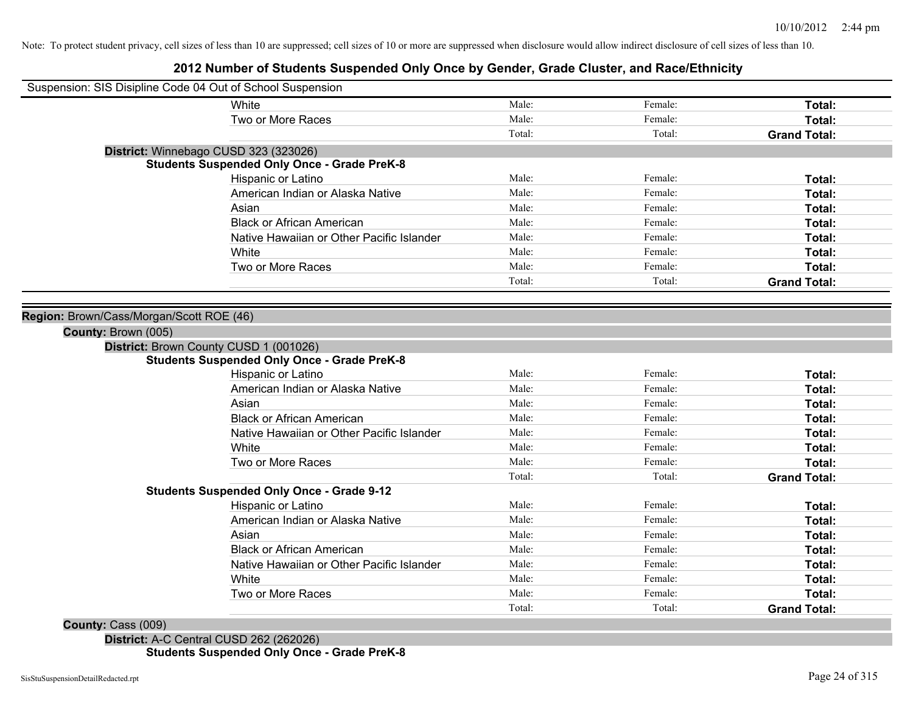Note: To protect student privacy, cell sizes of less than 10 are suppressed; cell sizes of 10 or more are suppressed when disclosure would allow indirect disclosure of cell sizes of less than 10.

# 2012 Number of Students Suspended Only Once by Gender, Grade Cluster, and Race/Ethnicity

Suspension: SIS Disipline Code 04 Out of School Suspension

| | Male | Female | Total |
|---|---|---|---|
| White | Male: | Female: | **Total:** |
| Two or More Races | Male: | Female: | **Total:** |
| | Total: | Total: | **Grand Total:** |

**District:** Winnebago CUSD 323 (323026)

**Students Suspended Only Once - Grade PreK-8**

| | Male | Female | Total |
|---|---|---|---|
| Hispanic or Latino | Male: | Female: | **Total:** |
| American Indian or Alaska Native | Male: | Female: | **Total:** |
| Asian | Male: | Female: | **Total:** |
| Black or African American | Male: | Female: | **Total:** |
| Native Hawaiian or Other Pacific Islander | Male: | Female: | **Total:** |
| White | Male: | Female: | **Total:** |
| Two or More Races | Male: | Female: | **Total:** |
| | Total: | Total: | **Grand Total:** |

**Region:** Brown/Cass/Morgan/Scott ROE (46)

**County:** Brown (005)

**District:** Brown County CUSD 1 (001026)

**Students Suspended Only Once - Grade PreK-8**

| | Male | Female | Total |
|---|---|---|---|
| Hispanic or Latino | Male: | Female: | **Total:** |
| American Indian or Alaska Native | Male: | Female: | **Total:** |
| Asian | Male: | Female: | **Total:** |
| Black or African American | Male: | Female: | **Total:** |
| Native Hawaiian or Other Pacific Islander | Male: | Female: | **Total:** |
| White | Male: | Female: | **Total:** |
| Two or More Races | Male: | Female: | **Total:** |
| | Total: | Total: | **Grand Total:** |

**Students Suspended Only Once - Grade 9-12**

| | Male | Female | Total |
|---|---|---|---|
| Hispanic or Latino | Male: | Female: | **Total:** |
| American Indian or Alaska Native | Male: | Female: | **Total:** |
| Asian | Male: | Female: | **Total:** |
| Black or African American | Male: | Female: | **Total:** |
| Native Hawaiian or Other Pacific Islander | Male: | Female: | **Total:** |
| White | Male: | Female: | **Total:** |
| Two or More Races | Male: | Female: | **Total:** |
| | Total: | Total: | **Grand Total:** |

**County:** Cass (009)

**District:** A-C Central CUSD 262 (262026)

**Students Suspended Only Once - Grade PreK-8**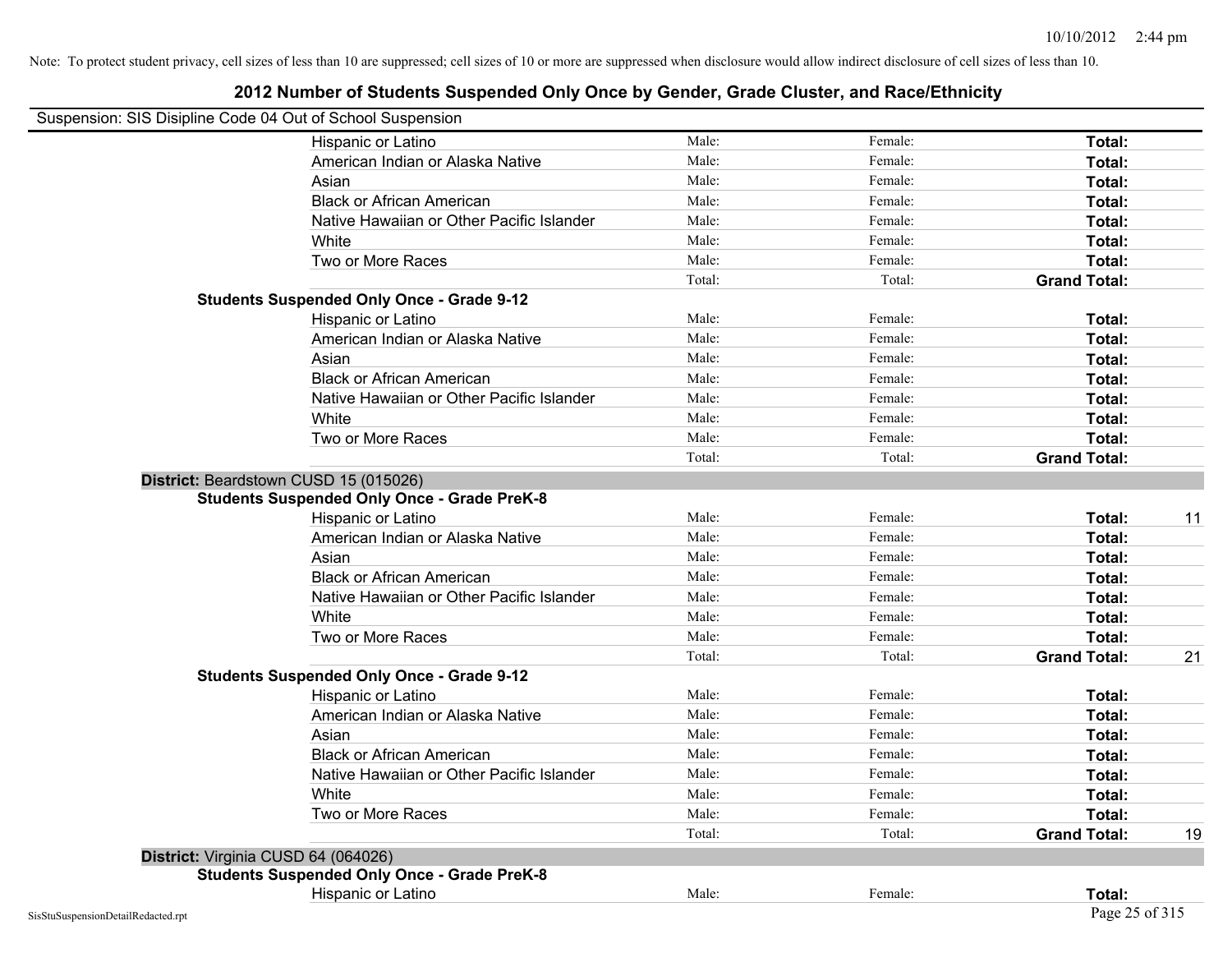Note: To protect student privacy, cell sizes of less than 10 are suppressed; cell sizes of 10 or more are suppressed when disclosure would allow indirect disclosure of cell sizes of less than 10.

# 2012 Number of Students Suspended Only Once by Gender, Grade Cluster, and Race/Ethnicity

Suspension: SIS Disipline Code 04 Out of School Suspension

| | | | | |
|---|---|---|---|---|
| Hispanic or Latino | Male: | Female: | **Total:** | |
| American Indian or Alaska Native | Male: | Female: | **Total:** | |
| Asian | Male: | Female: | **Total:** | |
| Black or African American | Male: | Female: | **Total:** | |
| Native Hawaiian or Other Pacific Islander | Male: | Female: | **Total:** | |
| White | Male: | Female: | **Total:** | |
| Two or More Races | Male: | Female: | **Total:** | |
| | Total: | Total: | **Grand Total:** | |
| **Students Suspended Only Once - Grade 9-12** | | | | |
| Hispanic or Latino | Male: | Female: | **Total:** | |
| American Indian or Alaska Native | Male: | Female: | **Total:** | |
| Asian | Male: | Female: | **Total:** | |
| Black or African American | Male: | Female: | **Total:** | |
| Native Hawaiian or Other Pacific Islander | Male: | Female: | **Total:** | |
| White | Male: | Female: | **Total:** | |
| Two or More Races | Male: | Female: | **Total:** | |
| | Total: | Total: | **Grand Total:** | |
| **District:** Beardstown CUSD 15 (015026) | | | | |
| **Students Suspended Only Once - Grade PreK-8** | | | | |
| Hispanic or Latino | Male: | Female: | **Total:** | 11 |
| American Indian or Alaska Native | Male: | Female: | **Total:** | |
| Asian | Male: | Female: | **Total:** | |
| Black or African American | Male: | Female: | **Total:** | |
| Native Hawaiian or Other Pacific Islander | Male: | Female: | **Total:** | |
| White | Male: | Female: | **Total:** | |
| Two or More Races | Male: | Female: | **Total:** | |
| | Total: | Total: | **Grand Total:** | 21 |
| **Students Suspended Only Once - Grade 9-12** | | | | |
| Hispanic or Latino | Male: | Female: | **Total:** | |
| American Indian or Alaska Native | Male: | Female: | **Total:** | |
| Asian | Male: | Female: | **Total:** | |
| Black or African American | Male: | Female: | **Total:** | |
| Native Hawaiian or Other Pacific Islander | Male: | Female: | **Total:** | |
| White | Male: | Female: | **Total:** | |
| Two or More Races | Male: | Female: | **Total:** | |
| | Total: | Total: | **Grand Total:** | 19 |
| **District:** Virginia CUSD 64 (064026) | | | | |
| **Students Suspended Only Once - Grade PreK-8** | | | | |
| Hispanic or Latino | Male: | Female: | **Total:** | |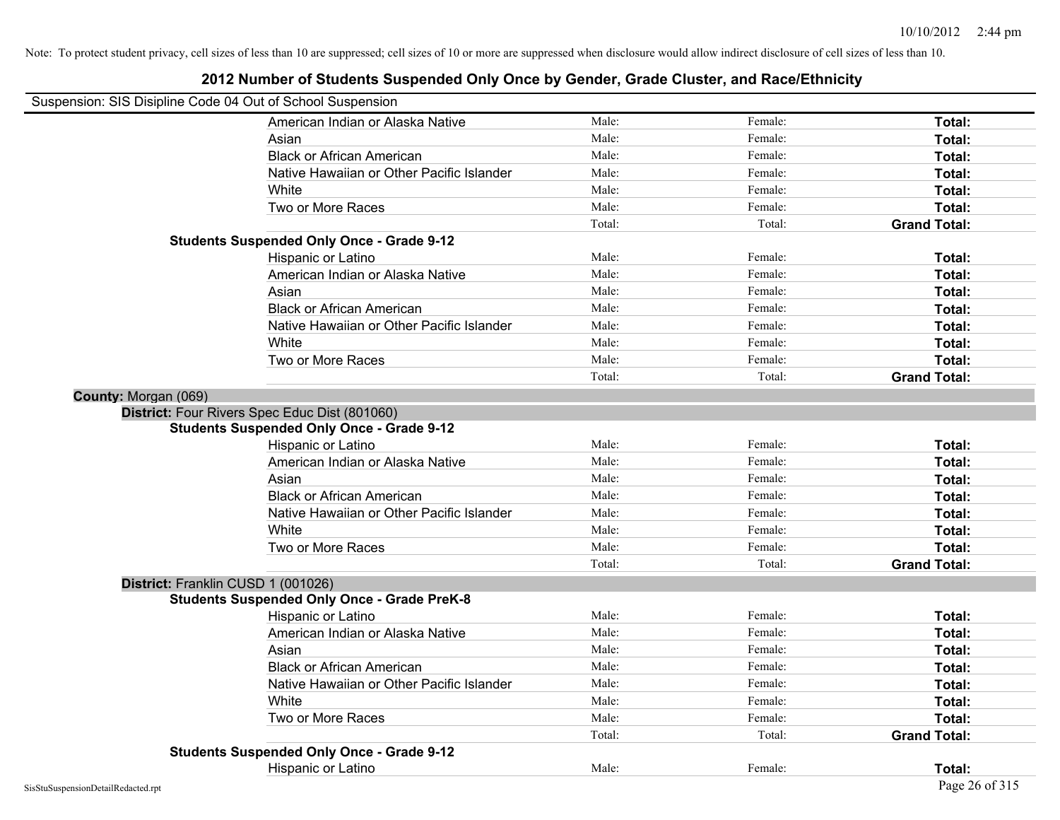Note: To protect student privacy, cell sizes of less than 10 are suppressed; cell sizes of 10 or more are suppressed when disclosure would allow indirect disclosure of cell sizes of less than 10.

## 2012 Number of Students Suspended Only Once by Gender, Grade Cluster, and Race/Ethnicity

Suspension: SIS Disipline Code 04 Out of School Suspension

| | | | |
|---|---|---|---|
| American Indian or Alaska Native | Male: | Female: | **Total:** |
| Asian | Male: | Female: | **Total:** |
| Black or African American | Male: | Female: | **Total:** |
| Native Hawaiian or Other Pacific Islander | Male: | Female: | **Total:** |
| White | Male: | Female: | **Total:** |
| Two or More Races | Male: | Female: | **Total:** |
| | Total: | Total: | **Grand Total:** |

**Students Suspended Only Once - Grade 9-12**

| | | | |
|---|---|---|---|
| Hispanic or Latino | Male: | Female: | **Total:** |
| American Indian or Alaska Native | Male: | Female: | **Total:** |
| Asian | Male: | Female: | **Total:** |
| Black or African American | Male: | Female: | **Total:** |
| Native Hawaiian or Other Pacific Islander | Male: | Female: | **Total:** |
| White | Male: | Female: | **Total:** |
| Two or More Races | Male: | Female: | **Total:** |
| | Total: | Total: | **Grand Total:** |

**County:** Morgan (069)

**District:** Four Rivers Spec Educ Dist (801060)

**Students Suspended Only Once - Grade 9-12**

| | | | |
|---|---|---|---|
| Hispanic or Latino | Male: | Female: | **Total:** |
| American Indian or Alaska Native | Male: | Female: | **Total:** |
| Asian | Male: | Female: | **Total:** |
| Black or African American | Male: | Female: | **Total:** |
| Native Hawaiian or Other Pacific Islander | Male: | Female: | **Total:** |
| White | Male: | Female: | **Total:** |
| Two or More Races | Male: | Female: | **Total:** |
| | Total: | Total: | **Grand Total:** |

**District:** Franklin CUSD 1 (001026)

**Students Suspended Only Once - Grade PreK-8**

| | | | |
|---|---|---|---|
| Hispanic or Latino | Male: | Female: | **Total:** |
| American Indian or Alaska Native | Male: | Female: | **Total:** |
| Asian | Male: | Female: | **Total:** |
| Black or African American | Male: | Female: | **Total:** |
| Native Hawaiian or Other Pacific Islander | Male: | Female: | **Total:** |
| White | Male: | Female: | **Total:** |
| Two or More Races | Male: | Female: | **Total:** |
| | Total: | Total: | **Grand Total:** |

**Students Suspended Only Once - Grade 9-12**

| | | | |
|---|---|---|---|
| Hispanic or Latino | Male: | Female: | **Total:** |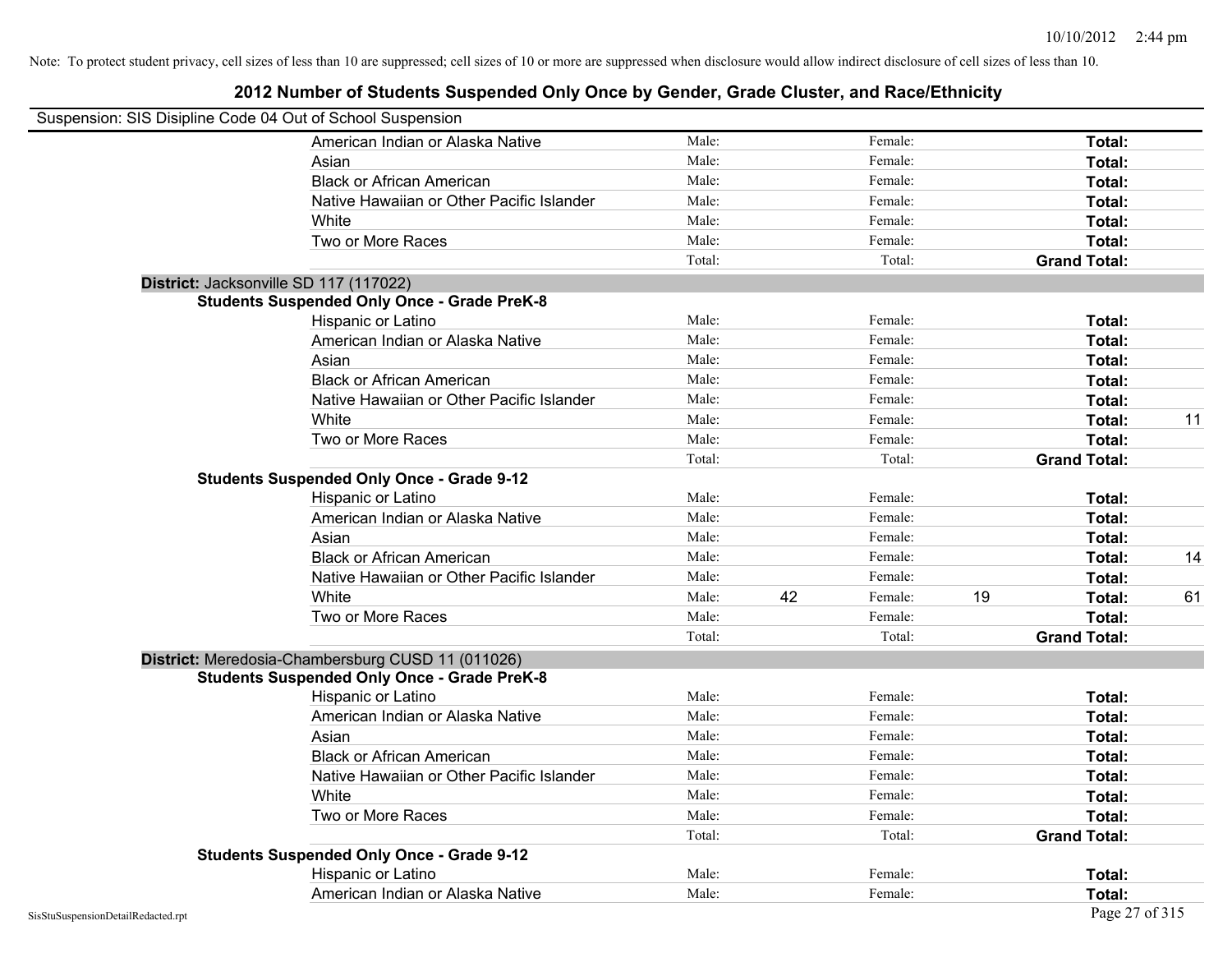Note: To protect student privacy, cell sizes of less than 10 are suppressed; cell sizes of 10 or more are suppressed when disclosure would allow indirect disclosure of cell sizes of less than 10.

# 2012 Number of Students Suspended Only Once by Gender, Grade Cluster, and Race/Ethnicity

Suspension: SIS Disipline Code 04 Out of School Suspension

| | Male: | | Female: | | Total: | |
|---|---|---|---|---|---|---|
| American Indian or Alaska Native | Male: | | Female: | | **Total:** | |
| Asian | Male: | | Female: | | **Total:** | |
| Black or African American | Male: | | Female: | | **Total:** | |
| Native Hawaiian or Other Pacific Islander | Male: | | Female: | | **Total:** | |
| White | Male: | | Female: | | **Total:** | |
| Two or More Races | Male: | | Female: | | **Total:** | |
| | Total: | | Total: | | **Grand Total:** | |

**District:** Jacksonville SD 117 (117022)

**Students Suspended Only Once - Grade PreK-8**

| | | | | | | |
|---|---|---|---|---|---|---|
| Hispanic or Latino | Male: | | Female: | | **Total:** | |
| American Indian or Alaska Native | Male: | | Female: | | **Total:** | |
| Asian | Male: | | Female: | | **Total:** | |
| Black or African American | Male: | | Female: | | **Total:** | |
| Native Hawaiian or Other Pacific Islander | Male: | | Female: | | **Total:** | |
| White | Male: | | Female: | | **Total:** | 11 |
| Two or More Races | Male: | | Female: | | **Total:** | |
| | Total: | | Total: | | **Grand Total:** | |

**Students Suspended Only Once - Grade 9-12**

| | | | | | | |
|---|---|---|---|---|---|---|
| Hispanic or Latino | Male: | | Female: | | **Total:** | |
| American Indian or Alaska Native | Male: | | Female: | | **Total:** | |
| Asian | Male: | | Female: | | **Total:** | |
| Black or African American | Male: | | Female: | | **Total:** | 14 |
| Native Hawaiian or Other Pacific Islander | Male: | | Female: | | **Total:** | |
| White | Male: | 42 | Female: | 19 | **Total:** | 61 |
| Two or More Races | Male: | | Female: | | **Total:** | |
| | Total: | | Total: | | **Grand Total:** | |

**District:** Meredosia-Chambersburg CUSD 11 (011026)

**Students Suspended Only Once - Grade PreK-8**

| | | | | | | |
|---|---|---|---|---|---|---|
| Hispanic or Latino | Male: | | Female: | | **Total:** | |
| American Indian or Alaska Native | Male: | | Female: | | **Total:** | |
| Asian | Male: | | Female: | | **Total:** | |
| Black or African American | Male: | | Female: | | **Total:** | |
| Native Hawaiian or Other Pacific Islander | Male: | | Female: | | **Total:** | |
| White | Male: | | Female: | | **Total:** | |
| Two or More Races | Male: | | Female: | | **Total:** | |
| | Total: | | Total: | | **Grand Total:** | |

**Students Suspended Only Once - Grade 9-12**

| | | | | | | |
|---|---|---|---|---|---|---|
| Hispanic or Latino | Male: | | Female: | | **Total:** | |
| American Indian or Alaska Native | Male: | | Female: | | **Total:** | |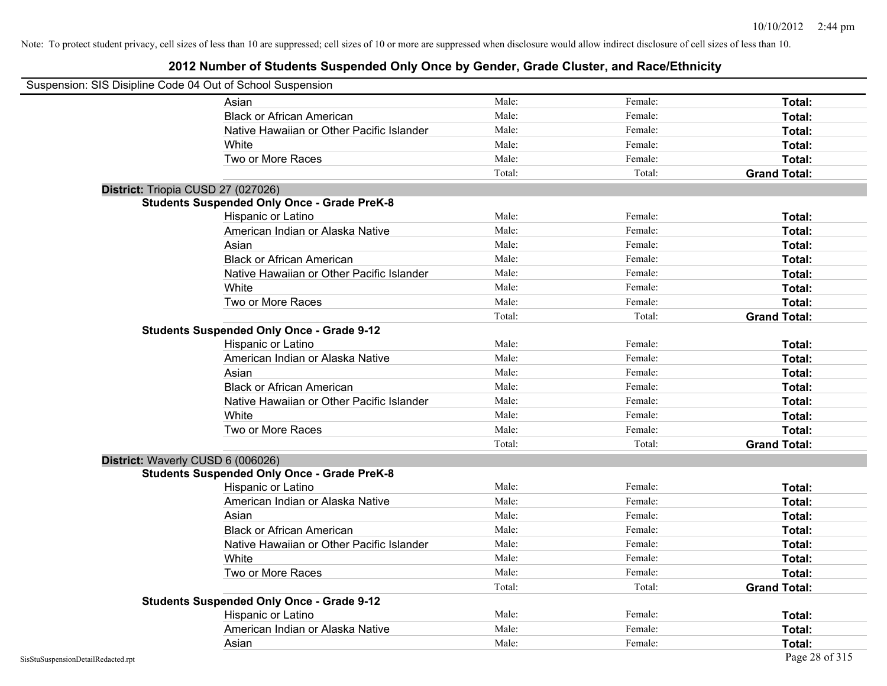Note: To protect student privacy, cell sizes of less than 10 are suppressed; cell sizes of 10 or more are suppressed when disclosure would allow indirect disclosure of cell sizes of less than 10.

# 2012 Number of Students Suspended Only Once by Gender, Grade Cluster, and Race/Ethnicity

Suspension: SIS Disipline Code 04 Out of School Suspension

| | | | |
|---|---|---|---|
| Asian | Male: | Female: | **Total:** |
| Black or African American | Male: | Female: | **Total:** |
| Native Hawaiian or Other Pacific Islander | Male: | Female: | **Total:** |
| White | Male: | Female: | **Total:** |
| Two or More Races | Male: | Female: | **Total:** |
| | Total: | Total: | **Grand Total:** |

**District:** Triopia CUSD 27 (027026)

**Students Suspended Only Once - Grade PreK-8**

| | | | |
|---|---|---|---|
| Hispanic or Latino | Male: | Female: | **Total:** |
| American Indian or Alaska Native | Male: | Female: | **Total:** |
| Asian | Male: | Female: | **Total:** |
| Black or African American | Male: | Female: | **Total:** |
| Native Hawaiian or Other Pacific Islander | Male: | Female: | **Total:** |
| White | Male: | Female: | **Total:** |
| Two or More Races | Male: | Female: | **Total:** |
| | Total: | Total: | **Grand Total:** |

**Students Suspended Only Once - Grade 9-12**

| | | | |
|---|---|---|---|
| Hispanic or Latino | Male: | Female: | **Total:** |
| American Indian or Alaska Native | Male: | Female: | **Total:** |
| Asian | Male: | Female: | **Total:** |
| Black or African American | Male: | Female: | **Total:** |
| Native Hawaiian or Other Pacific Islander | Male: | Female: | **Total:** |
| White | Male: | Female: | **Total:** |
| Two or More Races | Male: | Female: | **Total:** |
| | Total: | Total: | **Grand Total:** |

**District:** Waverly CUSD 6 (006026)

**Students Suspended Only Once - Grade PreK-8**

| | | | |
|---|---|---|---|
| Hispanic or Latino | Male: | Female: | **Total:** |
| American Indian or Alaska Native | Male: | Female: | **Total:** |
| Asian | Male: | Female: | **Total:** |
| Black or African American | Male: | Female: | **Total:** |
| Native Hawaiian or Other Pacific Islander | Male: | Female: | **Total:** |
| White | Male: | Female: | **Total:** |
| Two or More Races | Male: | Female: | **Total:** |
| | Total: | Total: | **Grand Total:** |

**Students Suspended Only Once - Grade 9-12**

| | | | |
|---|---|---|---|
| Hispanic or Latino | Male: | Female: | **Total:** |
| American Indian or Alaska Native | Male: | Female: | **Total:** |
| Asian | Male: | Female: | **Total:** |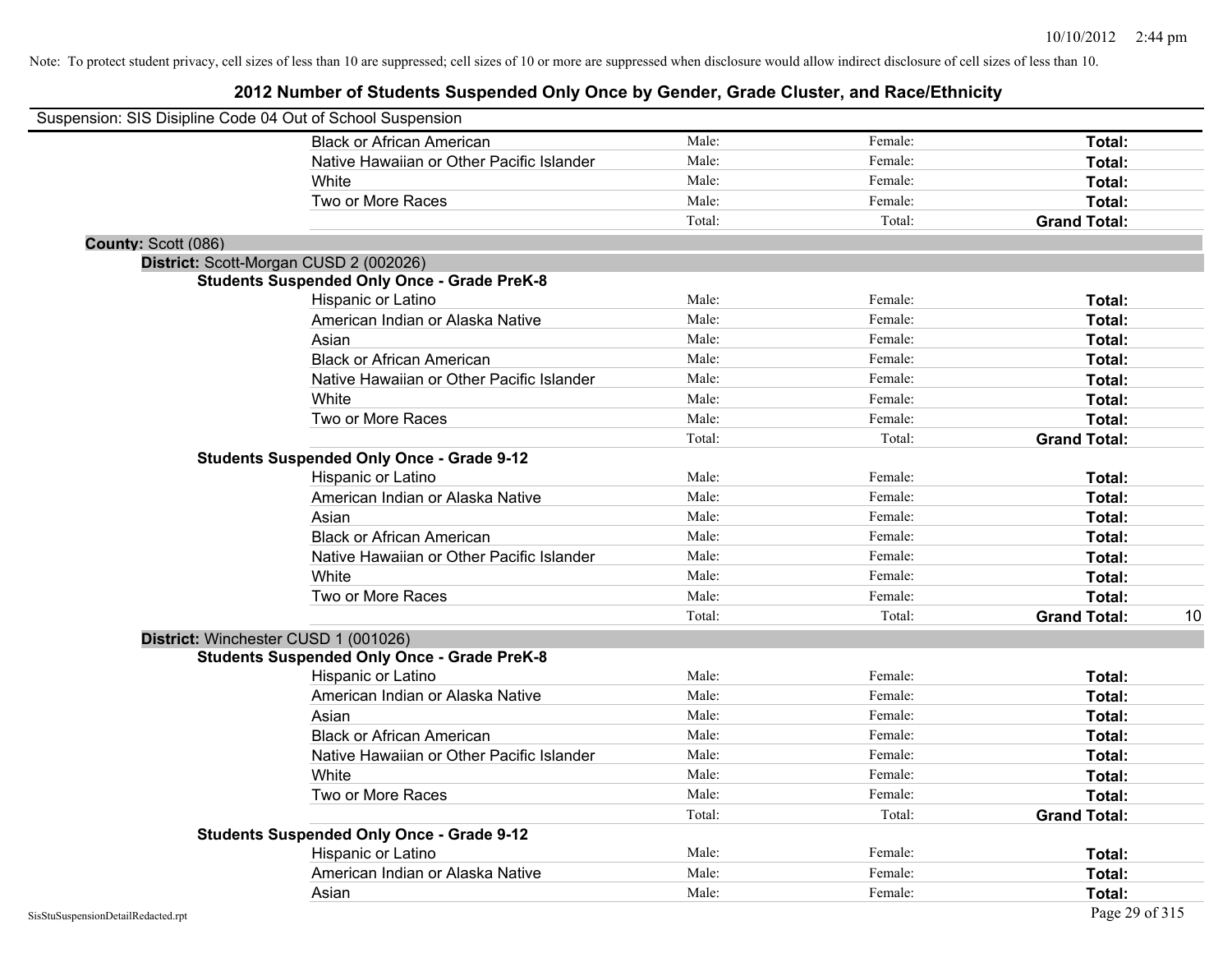Note: To protect student privacy, cell sizes of less than 10 are suppressed; cell sizes of 10 or more are suppressed when disclosure would allow indirect disclosure of cell sizes of less than 10.

# 2012 Number of Students Suspended Only Once by Gender, Grade Cluster, and Race/Ethnicity

Suspension: SIS Disipline Code 04 Out of School Suspension

| | Male | Female | Total | |
|---|---|---|---|---|
| Black or African American | Male: | Female: | **Total:** | |
| Native Hawaiian or Other Pacific Islander | Male: | Female: | **Total:** | |
| White | Male: | Female: | **Total:** | |
| Two or More Races | Male: | Female: | **Total:** | |
| | Total: | Total: | **Grand Total:** | |

**County:** Scott (086)

**District:** Scott-Morgan CUSD 2 (002026)

**Students Suspended Only Once - Grade PreK-8**

| | Male | Female | Total | |
|---|---|---|---|---|
| Hispanic or Latino | Male: | Female: | **Total:** | |
| American Indian or Alaska Native | Male: | Female: | **Total:** | |
| Asian | Male: | Female: | **Total:** | |
| Black or African American | Male: | Female: | **Total:** | |
| Native Hawaiian or Other Pacific Islander | Male: | Female: | **Total:** | |
| White | Male: | Female: | **Total:** | |
| Two or More Races | Male: | Female: | **Total:** | |
| | Total: | Total: | **Grand Total:** | |

**Students Suspended Only Once - Grade 9-12**

| | Male | Female | Total | |
|---|---|---|---|---|
| Hispanic or Latino | Male: | Female: | **Total:** | |
| American Indian or Alaska Native | Male: | Female: | **Total:** | |
| Asian | Male: | Female: | **Total:** | |
| Black or African American | Male: | Female: | **Total:** | |
| Native Hawaiian or Other Pacific Islander | Male: | Female: | **Total:** | |
| White | Male: | Female: | **Total:** | |
| Two or More Races | Male: | Female: | **Total:** | |
| | Total: | Total: | **Grand Total:** | 10 |

**District:** Winchester CUSD 1 (001026)

**Students Suspended Only Once - Grade PreK-8**

| | Male | Female | Total | |
|---|---|---|---|---|
| Hispanic or Latino | Male: | Female: | **Total:** | |
| American Indian or Alaska Native | Male: | Female: | **Total:** | |
| Asian | Male: | Female: | **Total:** | |
| Black or African American | Male: | Female: | **Total:** | |
| Native Hawaiian or Other Pacific Islander | Male: | Female: | **Total:** | |
| White | Male: | Female: | **Total:** | |
| Two or More Races | Male: | Female: | **Total:** | |
| | Total: | Total: | **Grand Total:** | |

**Students Suspended Only Once - Grade 9-12**

| | Male | Female | Total | |
|---|---|---|---|---|
| Hispanic or Latino | Male: | Female: | **Total:** | |
| American Indian or Alaska Native | Male: | Female: | **Total:** | |
| Asian | Male: | Female: | **Total:** | |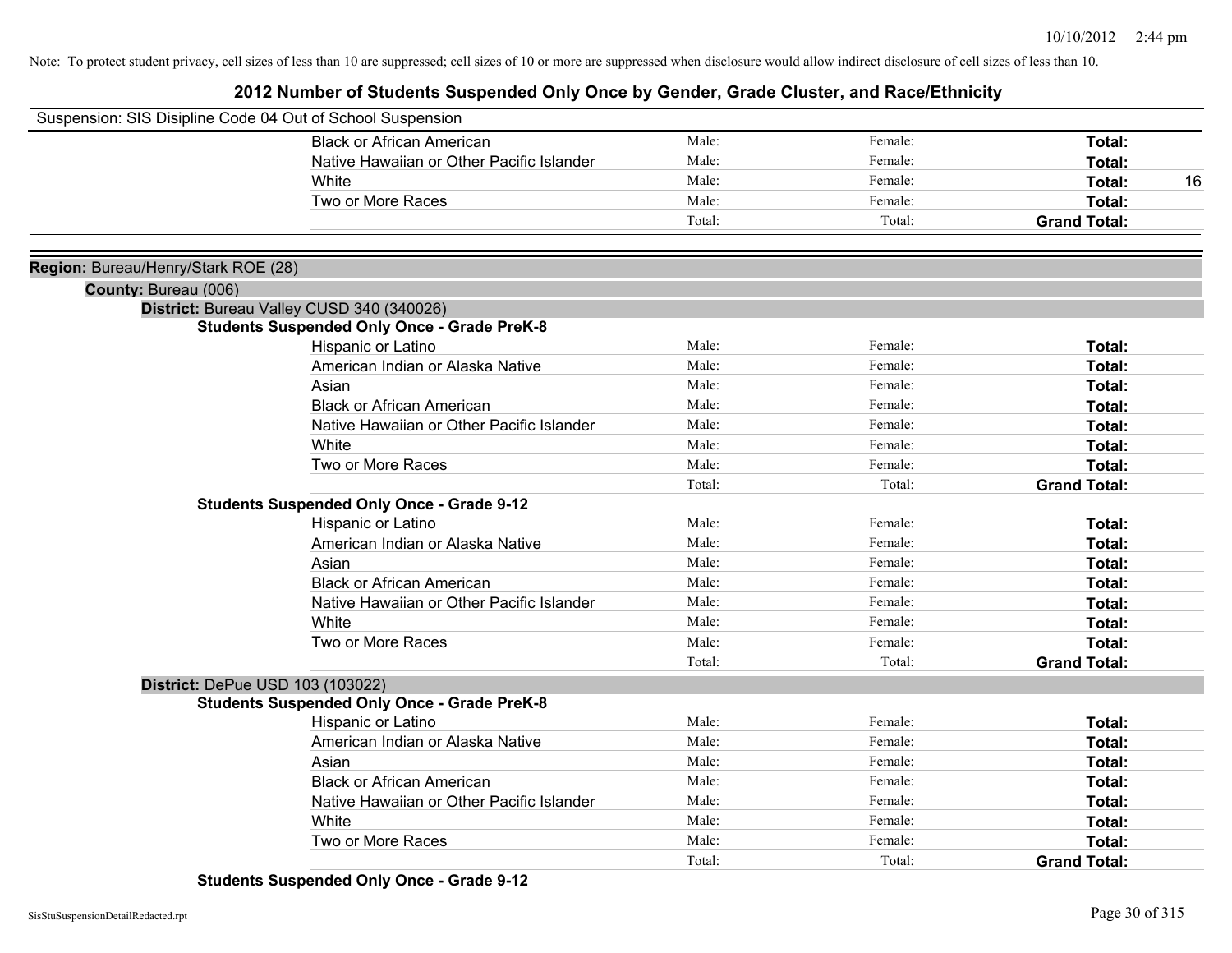Note: To protect student privacy, cell sizes of less than 10 are suppressed; cell sizes of 10 or more are suppressed when disclosure would allow indirect disclosure of cell sizes of less than 10.

# 2012 Number of Students Suspended Only Once by Gender, Grade Cluster, and Race/Ethnicity

Suspension: SIS Disipline Code 04 Out of School Suspension

| | | | | |
|---|---|---|---|---|
| Black or African American | Male: | Female: | **Total:** | |
| Native Hawaiian or Other Pacific Islander | Male: | Female: | **Total:** | |
| White | Male: | Female: | **Total:** | 16 |
| Two or More Races | Male: | Female: | **Total:** | |
| | Total: | Total: | **Grand Total:** | |

**Region:** Bureau/Henry/Stark ROE (28)

**County:** Bureau (006)

**District:** Bureau Valley CUSD 340 (340026)

**Students Suspended Only Once - Grade PreK-8**

| | | | | |
|---|---|---|---|---|
| Hispanic or Latino | Male: | Female: | **Total:** | |
| American Indian or Alaska Native | Male: | Female: | **Total:** | |
| Asian | Male: | Female: | **Total:** | |
| Black or African American | Male: | Female: | **Total:** | |
| Native Hawaiian or Other Pacific Islander | Male: | Female: | **Total:** | |
| White | Male: | Female: | **Total:** | |
| Two or More Races | Male: | Female: | **Total:** | |
| | Total: | Total: | **Grand Total:** | |

**Students Suspended Only Once - Grade 9-12**

| | | | | |
|---|---|---|---|---|
| Hispanic or Latino | Male: | Female: | **Total:** | |
| American Indian or Alaska Native | Male: | Female: | **Total:** | |
| Asian | Male: | Female: | **Total:** | |
| Black or African American | Male: | Female: | **Total:** | |
| Native Hawaiian or Other Pacific Islander | Male: | Female: | **Total:** | |
| White | Male: | Female: | **Total:** | |
| Two or More Races | Male: | Female: | **Total:** | |
| | Total: | Total: | **Grand Total:** | |

**District:** DePue USD 103 (103022)

**Students Suspended Only Once - Grade PreK-8**

| | | | | |
|---|---|---|---|---|
| Hispanic or Latino | Male: | Female: | **Total:** | |
| American Indian or Alaska Native | Male: | Female: | **Total:** | |
| Asian | Male: | Female: | **Total:** | |
| Black or African American | Male: | Female: | **Total:** | |
| Native Hawaiian or Other Pacific Islander | Male: | Female: | **Total:** | |
| White | Male: | Female: | **Total:** | |
| Two or More Races | Male: | Female: | **Total:** | |
| | Total: | Total: | **Grand Total:** | |

**Students Suspended Only Once - Grade 9-12**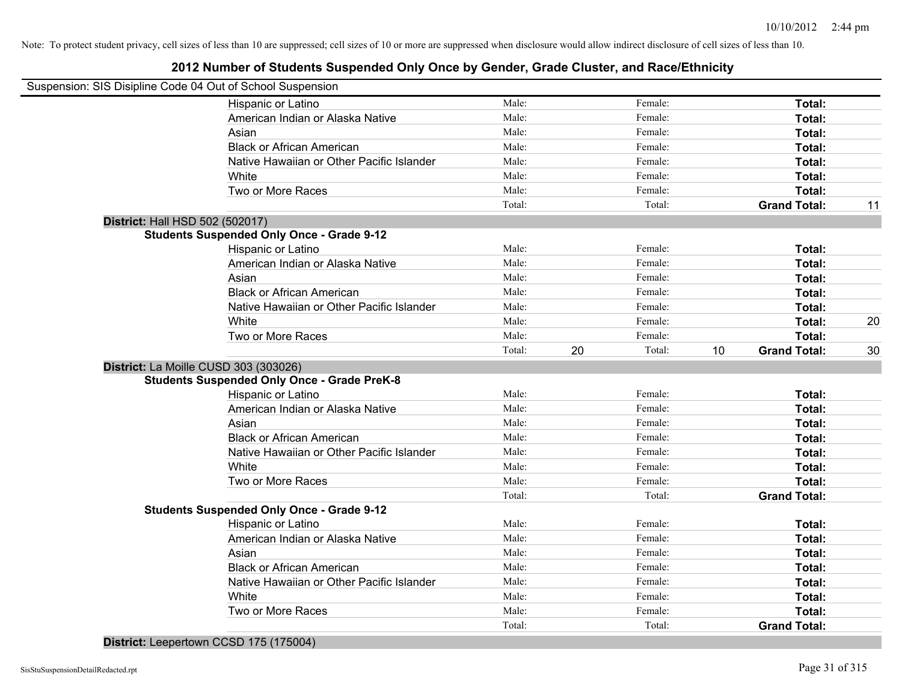Note: To protect student privacy, cell sizes of less than 10 are suppressed; cell sizes of 10 or more are suppressed when disclosure would allow indirect disclosure of cell sizes of less than 10.

## 2012 Number of Students Suspended Only Once by Gender, Grade Cluster, and Race/Ethnicity

Suspension: SIS Disipline Code 04 Out of School Suspension

| | Male: | | Female: | | | |
|---|---|---|---|---|---|---|
| Hispanic or Latino | Male: | | Female: | | **Total:** | |
| American Indian or Alaska Native | Male: | | Female: | | **Total:** | |
| Asian | Male: | | Female: | | **Total:** | |
| Black or African American | Male: | | Female: | | **Total:** | |
| Native Hawaiian or Other Pacific Islander | Male: | | Female: | | **Total:** | |
| White | Male: | | Female: | | **Total:** | |
| Two or More Races | Male: | | Female: | | **Total:** | |
| | Total: | | Total: | | **Grand Total:** | 11 |

**District:** Hall HSD 502 (502017)

**Students Suspended Only Once - Grade 9-12**

| | | | | | | |
|---|---|---|---|---|---|---|
| Hispanic or Latino | Male: | | Female: | | **Total:** | |
| American Indian or Alaska Native | Male: | | Female: | | **Total:** | |
| Asian | Male: | | Female: | | **Total:** | |
| Black or African American | Male: | | Female: | | **Total:** | |
| Native Hawaiian or Other Pacific Islander | Male: | | Female: | | **Total:** | |
| White | Male: | | Female: | | **Total:** | 20 |
| Two or More Races | Male: | | Female: | | **Total:** | |
| | Total: | 20 | Total: | 10 | **Grand Total:** | 30 |

**District:** La Moille CUSD 303 (303026)

**Students Suspended Only Once - Grade PreK-8**

| | | | | | | |
|---|---|---|---|---|---|---|
| Hispanic or Latino | Male: | | Female: | | **Total:** | |
| American Indian or Alaska Native | Male: | | Female: | | **Total:** | |
| Asian | Male: | | Female: | | **Total:** | |
| Black or African American | Male: | | Female: | | **Total:** | |
| Native Hawaiian or Other Pacific Islander | Male: | | Female: | | **Total:** | |
| White | Male: | | Female: | | **Total:** | |
| Two or More Races | Male: | | Female: | | **Total:** | |
| | Total: | | Total: | | **Grand Total:** | |

**Students Suspended Only Once - Grade 9-12**

| | | | | | | |
|---|---|---|---|---|---|---|
| Hispanic or Latino | Male: | | Female: | | **Total:** | |
| American Indian or Alaska Native | Male: | | Female: | | **Total:** | |
| Asian | Male: | | Female: | | **Total:** | |
| Black or African American | Male: | | Female: | | **Total:** | |
| Native Hawaiian or Other Pacific Islander | Male: | | Female: | | **Total:** | |
| White | Male: | | Female: | | **Total:** | |
| Two or More Races | Male: | | Female: | | **Total:** | |
| | Total: | | Total: | | **Grand Total:** | |

**District:** Leepertown CCSD 175 (175004)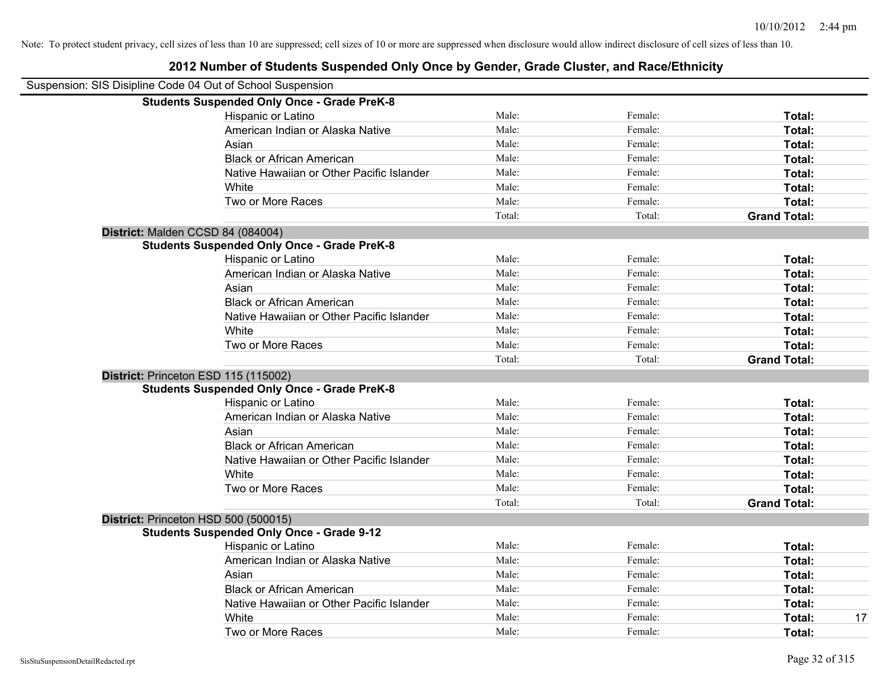Note: To protect student privacy, cell sizes of less than 10 are suppressed; cell sizes of 10 or more are suppressed when disclosure would allow indirect disclosure of cell sizes of less than 10.

## 2012 Number of Students Suspended Only Once by Gender, Grade Cluster, and Race/Ethnicity

Suspension: SIS Disipline Code 04 Out of School Suspension

**Students Suspended Only Once - Grade PreK-8**

| | | | | |
|---|---|---|---|---|
| Hispanic or Latino | Male: | Female: | **Total:** | |
| American Indian or Alaska Native | Male: | Female: | **Total:** | |
| Asian | Male: | Female: | **Total:** | |
| Black or African American | Male: | Female: | **Total:** | |
| Native Hawaiian or Other Pacific Islander | Male: | Female: | **Total:** | |
| White | Male: | Female: | **Total:** | |
| Two or More Races | Male: | Female: | **Total:** | |
| | Total: | Total: | **Grand Total:** | |

**District:** Malden CCSD 84 (084004)

**Students Suspended Only Once - Grade PreK-8**

| | | | | |
|---|---|---|---|---|
| Hispanic or Latino | Male: | Female: | **Total:** | |
| American Indian or Alaska Native | Male: | Female: | **Total:** | |
| Asian | Male: | Female: | **Total:** | |
| Black or African American | Male: | Female: | **Total:** | |
| Native Hawaiian or Other Pacific Islander | Male: | Female: | **Total:** | |
| White | Male: | Female: | **Total:** | |
| Two or More Races | Male: | Female: | **Total:** | |
| | Total: | Total: | **Grand Total:** | |

**District:** Princeton ESD 115 (115002)

**Students Suspended Only Once - Grade PreK-8**

| | | | | |
|---|---|---|---|---|
| Hispanic or Latino | Male: | Female: | **Total:** | |
| American Indian or Alaska Native | Male: | Female: | **Total:** | |
| Asian | Male: | Female: | **Total:** | |
| Black or African American | Male: | Female: | **Total:** | |
| Native Hawaiian or Other Pacific Islander | Male: | Female: | **Total:** | |
| White | Male: | Female: | **Total:** | |
| Two or More Races | Male: | Female: | **Total:** | |
| | Total: | Total: | **Grand Total:** | |

**District:** Princeton HSD 500 (500015)

**Students Suspended Only Once - Grade 9-12**

| | | | | |
|---|---|---|---|---|
| Hispanic or Latino | Male: | Female: | **Total:** | |
| American Indian or Alaska Native | Male: | Female: | **Total:** | |
| Asian | Male: | Female: | **Total:** | |
| Black or African American | Male: | Female: | **Total:** | |
| Native Hawaiian or Other Pacific Islander | Male: | Female: | **Total:** | |
| White | Male: | Female: | **Total:** | 17 |
| Two or More Races | Male: | Female: | **Total:** | |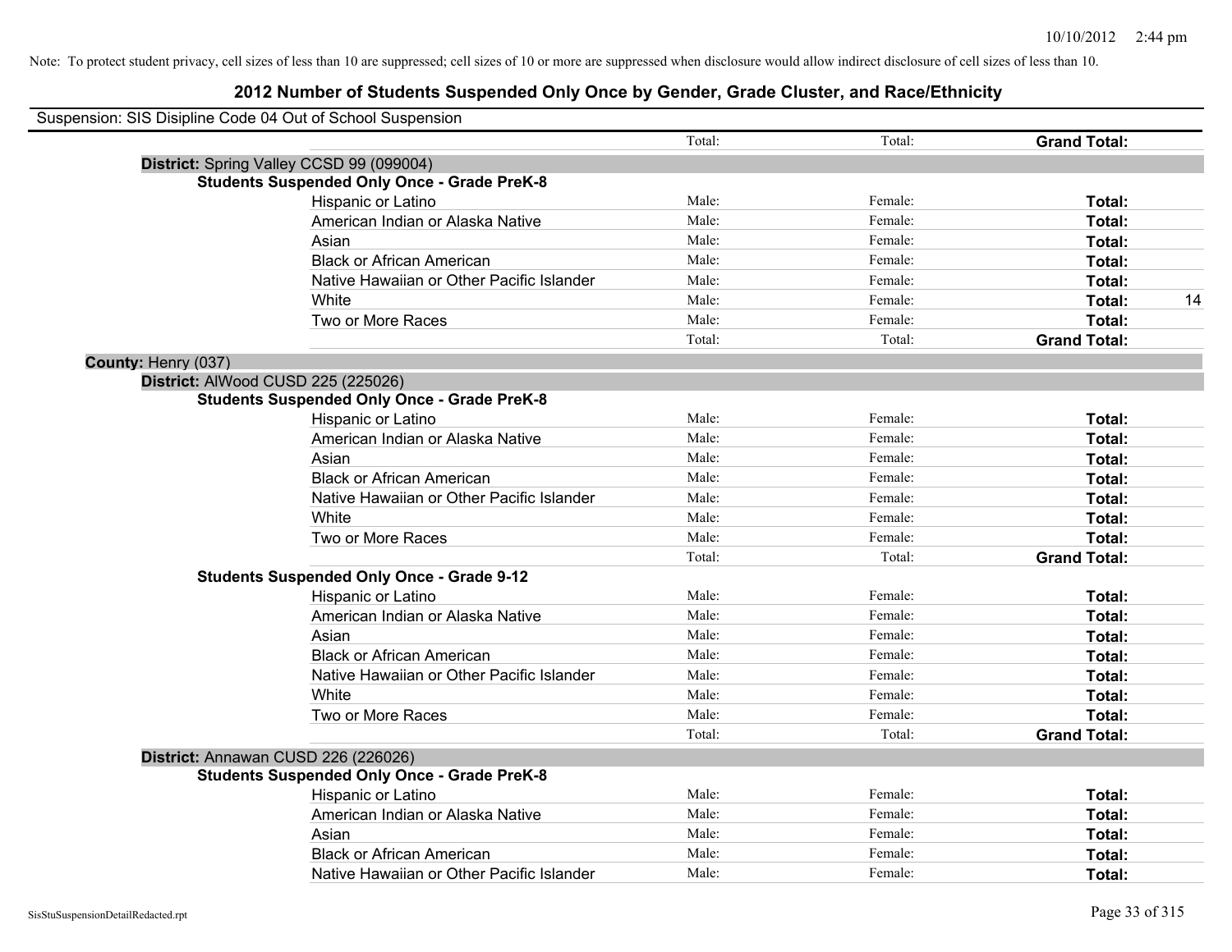Note: To protect student privacy, cell sizes of less than 10 are suppressed; cell sizes of 10 or more are suppressed when disclosure would allow indirect disclosure of cell sizes of less than 10.

# 2012 Number of Students Suspended Only Once by Gender, Grade Cluster, and Race/Ethnicity

Suspension: SIS Disipline Code 04 Out of School Suspension

| | | | | |
|---|---|---|---|---|
| | Total: | Total: | **Grand Total:** | |
| **District:** Spring Valley CCSD 99 (099004) | | | | |
| **Students Suspended Only Once - Grade PreK-8** | | | | |
| Hispanic or Latino | Male: | Female: | **Total:** | |
| American Indian or Alaska Native | Male: | Female: | **Total:** | |
| Asian | Male: | Female: | **Total:** | |
| Black or African American | Male: | Female: | **Total:** | |
| Native Hawaiian or Other Pacific Islander | Male: | Female: | **Total:** | |
| White | Male: | Female: | **Total:** | 14 |
| Two or More Races | Male: | Female: | **Total:** | |
| | Total: | Total: | **Grand Total:** | |
| **County:** Henry (037) | | | | |
| **District:** AlWood CUSD 225 (225026) | | | | |
| **Students Suspended Only Once - Grade PreK-8** | | | | |
| Hispanic or Latino | Male: | Female: | **Total:** | |
| American Indian or Alaska Native | Male: | Female: | **Total:** | |
| Asian | Male: | Female: | **Total:** | |
| Black or African American | Male: | Female: | **Total:** | |
| Native Hawaiian or Other Pacific Islander | Male: | Female: | **Total:** | |
| White | Male: | Female: | **Total:** | |
| Two or More Races | Male: | Female: | **Total:** | |
| | Total: | Total: | **Grand Total:** | |
| **Students Suspended Only Once - Grade 9-12** | | | | |
| Hispanic or Latino | Male: | Female: | **Total:** | |
| American Indian or Alaska Native | Male: | Female: | **Total:** | |
| Asian | Male: | Female: | **Total:** | |
| Black or African American | Male: | Female: | **Total:** | |
| Native Hawaiian or Other Pacific Islander | Male: | Female: | **Total:** | |
| White | Male: | Female: | **Total:** | |
| Two or More Races | Male: | Female: | **Total:** | |
| | Total: | Total: | **Grand Total:** | |
| **District:** Annawan CUSD 226 (226026) | | | | |
| **Students Suspended Only Once - Grade PreK-8** | | | | |
| Hispanic or Latino | Male: | Female: | **Total:** | |
| American Indian or Alaska Native | Male: | Female: | **Total:** | |
| Asian | Male: | Female: | **Total:** | |
| Black or African American | Male: | Female: | **Total:** | |
| Native Hawaiian or Other Pacific Islander | Male: | Female: | **Total:** | |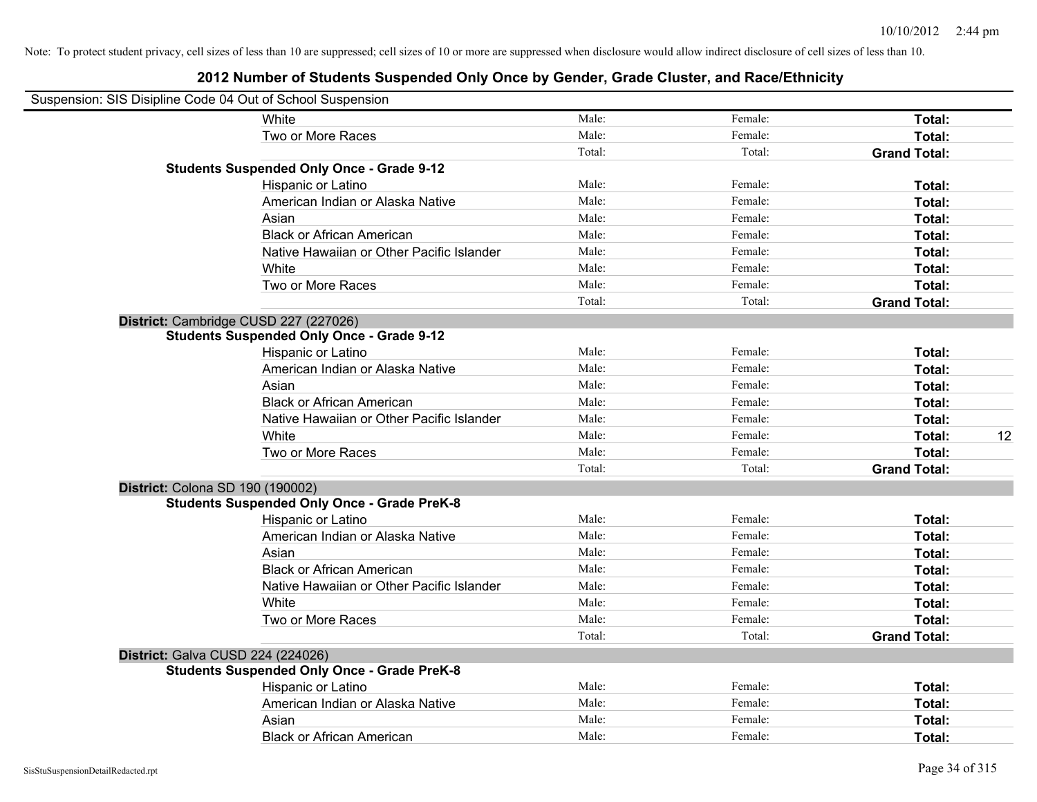Note: To protect student privacy, cell sizes of less than 10 are suppressed; cell sizes of 10 or more are suppressed when disclosure would allow indirect disclosure of cell sizes of less than 10.

# 2012 Number of Students Suspended Only Once by Gender, Grade Cluster, and Race/Ethnicity

Suspension: SIS Disipline Code 04 Out of School Suspension

| | | | | | |
|---|---|---|---|---|---|
| | White | Male: | Female: | **Total:** | |
| | Two or More Races | Male: | Female: | **Total:** | |
| | | Total: | Total: | **Grand Total:** | |
| **Students Suspended Only Once - Grade 9-12** | | | | | |
| | Hispanic or Latino | Male: | Female: | **Total:** | |
| | American Indian or Alaska Native | Male: | Female: | **Total:** | |
| | Asian | Male: | Female: | **Total:** | |
| | Black or African American | Male: | Female: | **Total:** | |
| | Native Hawaiian or Other Pacific Islander | Male: | Female: | **Total:** | |
| | White | Male: | Female: | **Total:** | |
| | Two or More Races | Male: | Female: | **Total:** | |
| | | Total: | Total: | **Grand Total:** | |
| **District:** Cambridge CUSD 227 (227026) | | | | | |
| **Students Suspended Only Once - Grade 9-12** | | | | | |
| | Hispanic or Latino | Male: | Female: | **Total:** | |
| | American Indian or Alaska Native | Male: | Female: | **Total:** | |
| | Asian | Male: | Female: | **Total:** | |
| | Black or African American | Male: | Female: | **Total:** | |
| | Native Hawaiian or Other Pacific Islander | Male: | Female: | **Total:** | |
| | White | Male: | Female: | **Total:** | 12 |
| | Two or More Races | Male: | Female: | **Total:** | |
| | | Total: | Total: | **Grand Total:** | |
| **District:** Colona SD 190 (190002) | | | | | |
| **Students Suspended Only Once - Grade PreK-8** | | | | | |
| | Hispanic or Latino | Male: | Female: | **Total:** | |
| | American Indian or Alaska Native | Male: | Female: | **Total:** | |
| | Asian | Male: | Female: | **Total:** | |
| | Black or African American | Male: | Female: | **Total:** | |
| | Native Hawaiian or Other Pacific Islander | Male: | Female: | **Total:** | |
| | White | Male: | Female: | **Total:** | |
| | Two or More Races | Male: | Female: | **Total:** | |
| | | Total: | Total: | **Grand Total:** | |
| **District:** Galva CUSD 224 (224026) | | | | | |
| **Students Suspended Only Once - Grade PreK-8** | | | | | |
| | Hispanic or Latino | Male: | Female: | **Total:** | |
| | American Indian or Alaska Native | Male: | Female: | **Total:** | |
| | Asian | Male: | Female: | **Total:** | |
| | Black or African American | Male: | Female: | **Total:** | |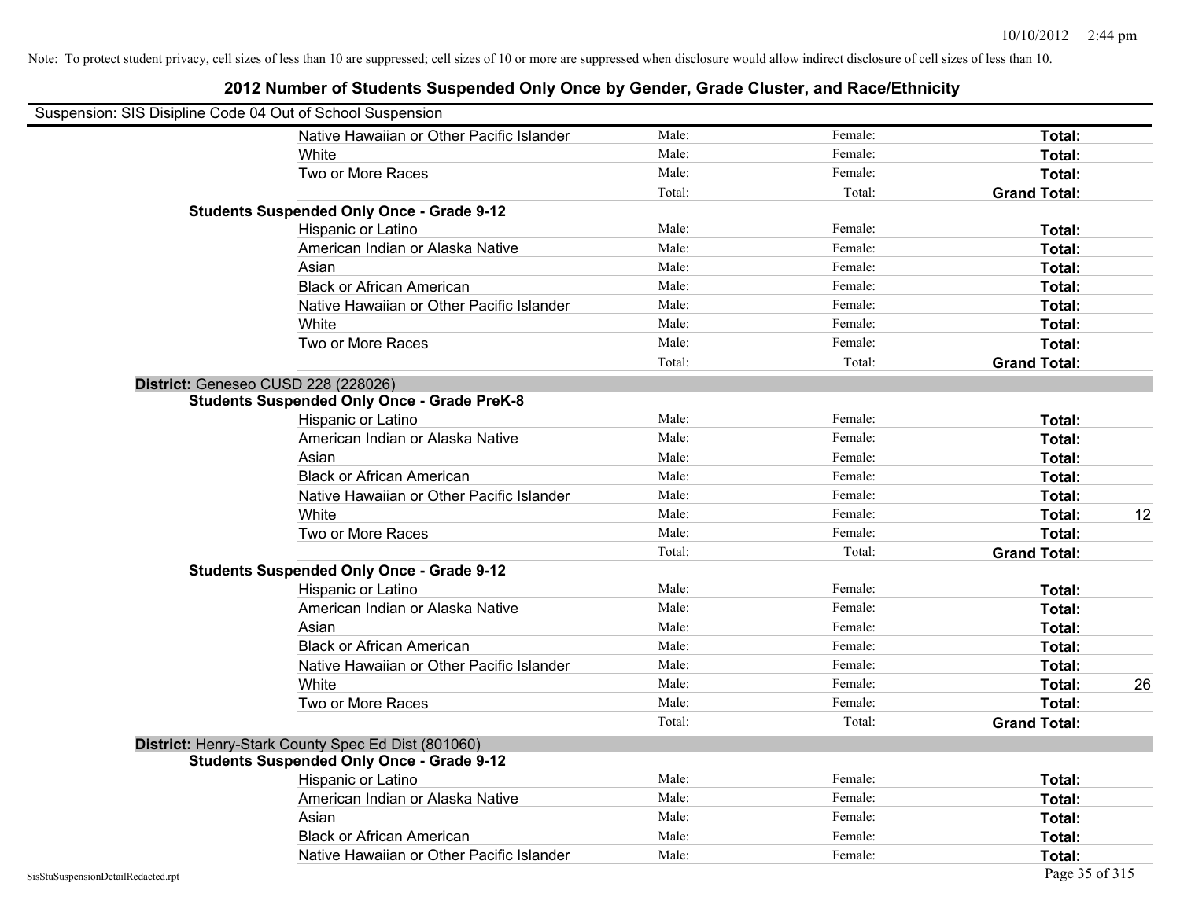Note: To protect student privacy, cell sizes of less than 10 are suppressed; cell sizes of 10 or more are suppressed when disclosure would allow indirect disclosure of cell sizes of less than 10.

# 2012 Number of Students Suspended Only Once by Gender, Grade Cluster, and Race/Ethnicity

Suspension: SIS Disipline Code 04 Out of School Suspension

| | | | | | |
|---|---|---|---|---|---|
| | Native Hawaiian or Other Pacific Islander | Male: | Female: | **Total:** | |
| | White | Male: | Female: | **Total:** | |
| | Two or More Races | Male: | Female: | **Total:** | |
| | | Total: | Total: | **Grand Total:** | |
| **Students Suspended Only Once - Grade 9-12** | | | | | |
| | Hispanic or Latino | Male: | Female: | **Total:** | |
| | American Indian or Alaska Native | Male: | Female: | **Total:** | |
| | Asian | Male: | Female: | **Total:** | |
| | Black or African American | Male: | Female: | **Total:** | |
| | Native Hawaiian or Other Pacific Islander | Male: | Female: | **Total:** | |
| | White | Male: | Female: | **Total:** | |
| | Two or More Races | Male: | Female: | **Total:** | |
| | | Total: | Total: | **Grand Total:** | |
| **District:** Geneseo CUSD 228 (228026) | | | | | |
| **Students Suspended Only Once - Grade PreK-8** | | | | | |
| | Hispanic or Latino | Male: | Female: | **Total:** | |
| | American Indian or Alaska Native | Male: | Female: | **Total:** | |
| | Asian | Male: | Female: | **Total:** | |
| | Black or African American | Male: | Female: | **Total:** | |
| | Native Hawaiian or Other Pacific Islander | Male: | Female: | **Total:** | |
| | White | Male: | Female: | **Total:** | 12 |
| | Two or More Races | Male: | Female: | **Total:** | |
| | | Total: | Total: | **Grand Total:** | |
| **Students Suspended Only Once - Grade 9-12** | | | | | |
| | Hispanic or Latino | Male: | Female: | **Total:** | |
| | American Indian or Alaska Native | Male: | Female: | **Total:** | |
| | Asian | Male: | Female: | **Total:** | |
| | Black or African American | Male: | Female: | **Total:** | |
| | Native Hawaiian or Other Pacific Islander | Male: | Female: | **Total:** | |
| | White | Male: | Female: | **Total:** | 26 |
| | Two or More Races | Male: | Female: | **Total:** | |
| | | Total: | Total: | **Grand Total:** | |
| **District:** Henry-Stark County Spec Ed Dist (801060) | | | | | |
| **Students Suspended Only Once - Grade 9-12** | | | | | |
| | Hispanic or Latino | Male: | Female: | **Total:** | |
| | American Indian or Alaska Native | Male: | Female: | **Total:** | |
| | Asian | Male: | Female: | **Total:** | |
| | Black or African American | Male: | Female: | **Total:** | |
| | Native Hawaiian or Other Pacific Islander | Male: | Female: | **Total:** | |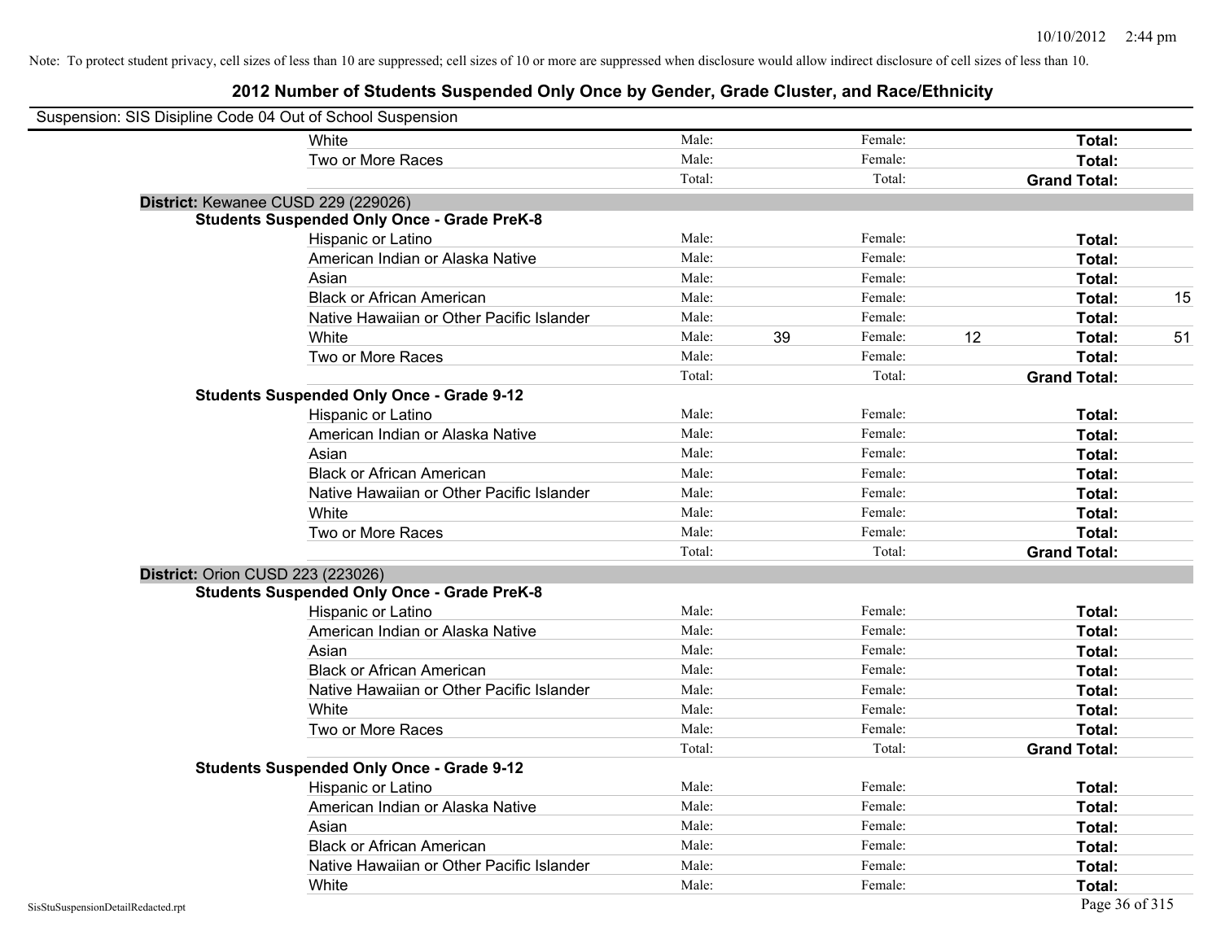Note: To protect student privacy, cell sizes of less than 10 are suppressed; cell sizes of 10 or more are suppressed when disclosure would allow indirect disclosure of cell sizes of less than 10.

# 2012 Number of Students Suspended Only Once by Gender, Grade Cluster, and Race/Ethnicity

Suspension: SIS Disipline Code 04 Out of School Suspension

| | | | | | | |
|---|---|---|---|---|---|---|
| White | Male: | | Female: | | **Total:** | |
| Two or More Races | Male: | | Female: | | **Total:** | |
| | Total: | | Total: | | **Grand Total:** | |

**District:** Kewanee CUSD 229 (229026)

**Students Suspended Only Once - Grade PreK-8**

| | | | | | | |
|---|---|---|---|---|---|---|
| Hispanic or Latino | Male: | | Female: | | **Total:** | |
| American Indian or Alaska Native | Male: | | Female: | | **Total:** | |
| Asian | Male: | | Female: | | **Total:** | |
| Black or African American | Male: | | Female: | | **Total:** | 15 |
| Native Hawaiian or Other Pacific Islander | Male: | | Female: | | **Total:** | |
| White | Male: | 39 | Female: | 12 | **Total:** | 51 |
| Two or More Races | Male: | | Female: | | **Total:** | |
| | Total: | | Total: | | **Grand Total:** | |

**Students Suspended Only Once - Grade 9-12**

| | | | | | | |
|---|---|---|---|---|---|---|
| Hispanic or Latino | Male: | | Female: | | **Total:** | |
| American Indian or Alaska Native | Male: | | Female: | | **Total:** | |
| Asian | Male: | | Female: | | **Total:** | |
| Black or African American | Male: | | Female: | | **Total:** | |
| Native Hawaiian or Other Pacific Islander | Male: | | Female: | | **Total:** | |
| White | Male: | | Female: | | **Total:** | |
| Two or More Races | Male: | | Female: | | **Total:** | |
| | Total: | | Total: | | **Grand Total:** | |

**District:** Orion CUSD 223 (223026)

**Students Suspended Only Once - Grade PreK-8**

| | | | | | | |
|---|---|---|---|---|---|---|
| Hispanic or Latino | Male: | | Female: | | **Total:** | |
| American Indian or Alaska Native | Male: | | Female: | | **Total:** | |
| Asian | Male: | | Female: | | **Total:** | |
| Black or African American | Male: | | Female: | | **Total:** | |
| Native Hawaiian or Other Pacific Islander | Male: | | Female: | | **Total:** | |
| White | Male: | | Female: | | **Total:** | |
| Two or More Races | Male: | | Female: | | **Total:** | |
| | Total: | | Total: | | **Grand Total:** | |

**Students Suspended Only Once - Grade 9-12**

| | | | | | | |
|---|---|---|---|---|---|---|
| Hispanic or Latino | Male: | | Female: | | **Total:** | |
| American Indian or Alaska Native | Male: | | Female: | | **Total:** | |
| Asian | Male: | | Female: | | **Total:** | |
| Black or African American | Male: | | Female: | | **Total:** | |
| Native Hawaiian or Other Pacific Islander | Male: | | Female: | | **Total:** | |
| White | Male: | | Female: | | **Total:** | |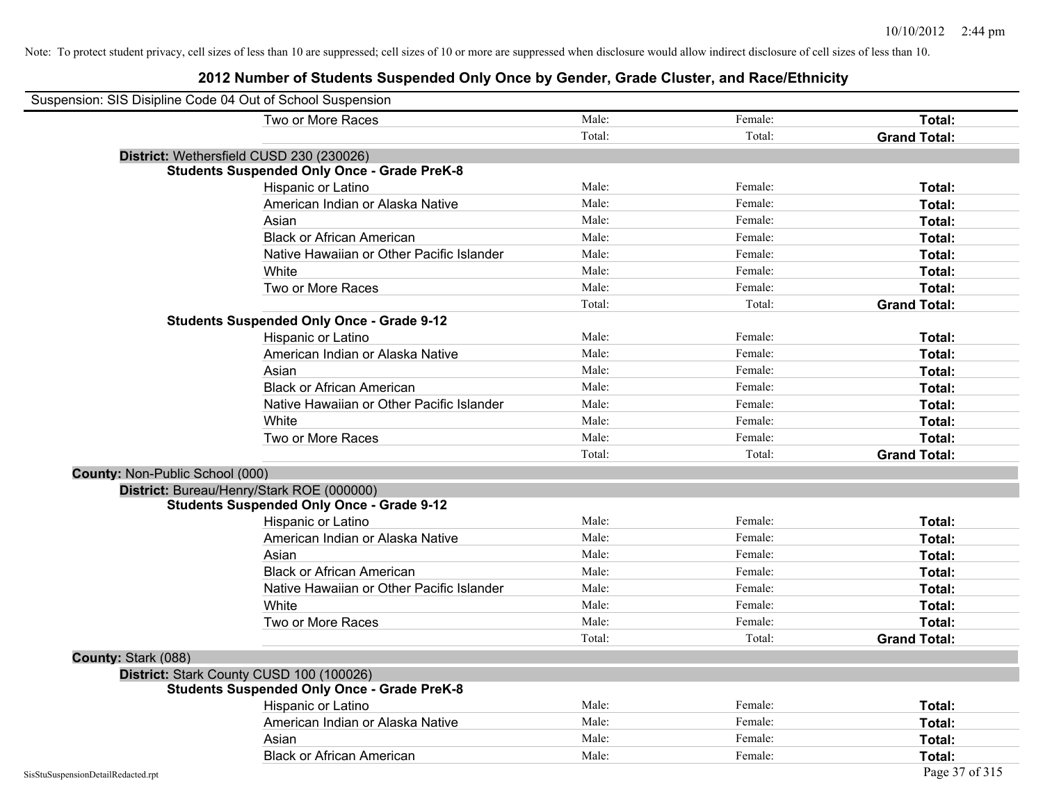Note: To protect student privacy, cell sizes of less than 10 are suppressed; cell sizes of 10 or more are suppressed when disclosure would allow indirect disclosure of cell sizes of less than 10.

# 2012 Number of Students Suspended Only Once by Gender, Grade Cluster, and Race/Ethnicity

Suspension: SIS Disipline Code 04 Out of School Suspension

| | | | |
|---|---|---|---|
| Two or More Races | Male: | Female: | **Total:** |
| | Total: | Total: | **Grand Total:** |

**District:** Wethersfield CUSD 230 (230026)

**Students Suspended Only Once - Grade PreK-8**

| | | | |
|---|---|---|---|
| Hispanic or Latino | Male: | Female: | **Total:** |
| American Indian or Alaska Native | Male: | Female: | **Total:** |
| Asian | Male: | Female: | **Total:** |
| Black or African American | Male: | Female: | **Total:** |
| Native Hawaiian or Other Pacific Islander | Male: | Female: | **Total:** |
| White | Male: | Female: | **Total:** |
| Two or More Races | Male: | Female: | **Total:** |
| | Total: | Total: | **Grand Total:** |

**Students Suspended Only Once - Grade 9-12**

| | | | |
|---|---|---|---|
| Hispanic or Latino | Male: | Female: | **Total:** |
| American Indian or Alaska Native | Male: | Female: | **Total:** |
| Asian | Male: | Female: | **Total:** |
| Black or African American | Male: | Female: | **Total:** |
| Native Hawaiian or Other Pacific Islander | Male: | Female: | **Total:** |
| White | Male: | Female: | **Total:** |
| Two or More Races | Male: | Female: | **Total:** |
| | Total: | Total: | **Grand Total:** |

**County:** Non-Public School (000)

**District:** Bureau/Henry/Stark ROE (000000)

**Students Suspended Only Once - Grade 9-12**

| | | | |
|---|---|---|---|
| Hispanic or Latino | Male: | Female: | **Total:** |
| American Indian or Alaska Native | Male: | Female: | **Total:** |
| Asian | Male: | Female: | **Total:** |
| Black or African American | Male: | Female: | **Total:** |
| Native Hawaiian or Other Pacific Islander | Male: | Female: | **Total:** |
| White | Male: | Female: | **Total:** |
| Two or More Races | Male: | Female: | **Total:** |
| | Total: | Total: | **Grand Total:** |

**County:** Stark (088)

**District:** Stark County CUSD 100 (100026)

**Students Suspended Only Once - Grade PreK-8**

| | | | |
|---|---|---|---|
| Hispanic or Latino | Male: | Female: | **Total:** |
| American Indian or Alaska Native | Male: | Female: | **Total:** |
| Asian | Male: | Female: | **Total:** |
| Black or African American | Male: | Female: | **Total:** |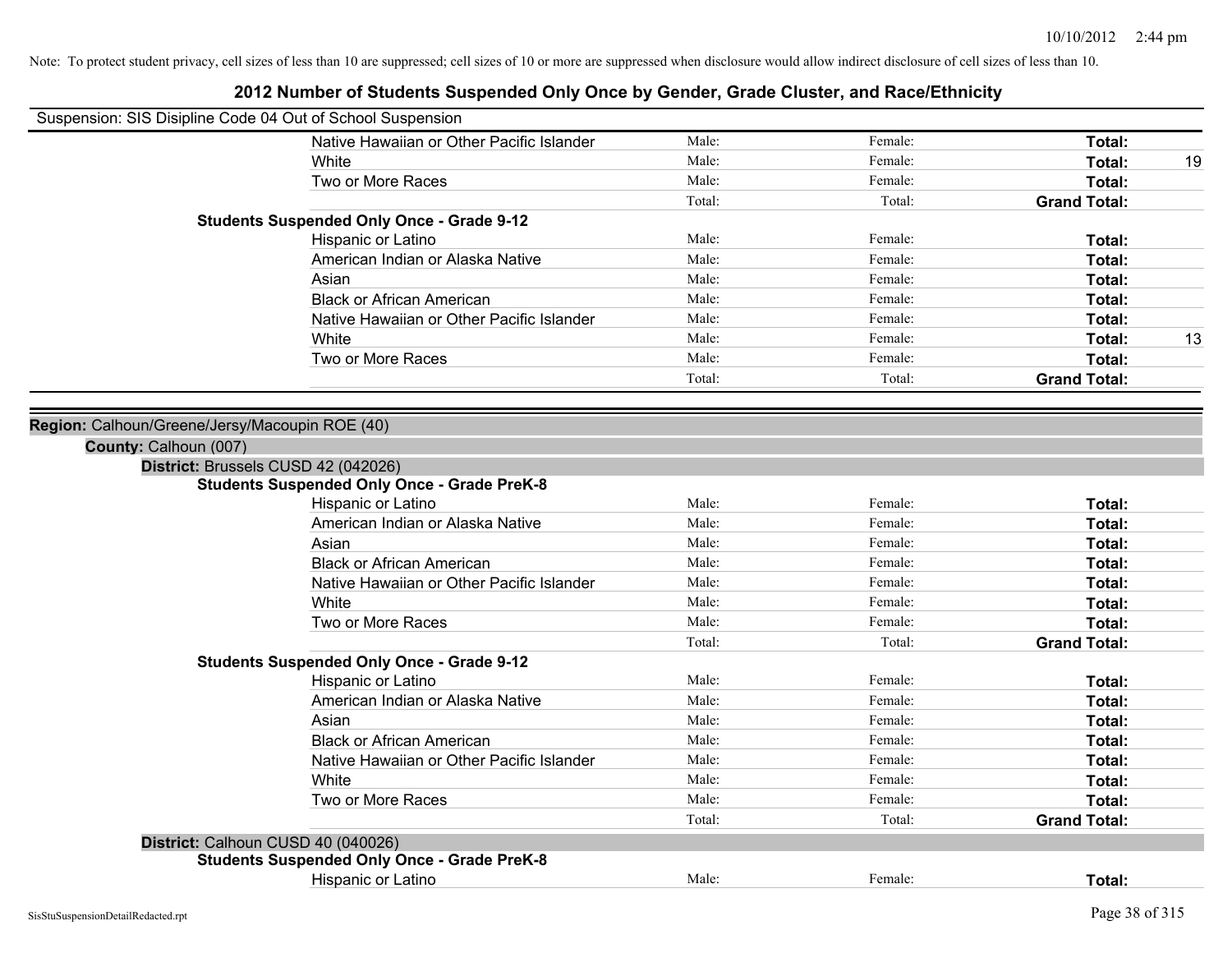Note: To protect student privacy, cell sizes of less than 10 are suppressed; cell sizes of 10 or more are suppressed when disclosure would allow indirect disclosure of cell sizes of less than 10.

## 2012 Number of Students Suspended Only Once by Gender, Grade Cluster, and Race/Ethnicity

Suspension: SIS Disipline Code 04 Out of School Suspension

| | | | | |
|---|---|---|---|---|
| Native Hawaiian or Other Pacific Islander | Male: | Female: | **Total:** | |
| White | Male: | Female: | **Total:** | 19 |
| Two or More Races | Male: | Female: | **Total:** | |
| | Total: | Total: | **Grand Total:** | |

**Students Suspended Only Once - Grade 9-12**

| | | | | |
|---|---|---|---|---|
| Hispanic or Latino | Male: | Female: | **Total:** | |
| American Indian or Alaska Native | Male: | Female: | **Total:** | |
| Asian | Male: | Female: | **Total:** | |
| Black or African American | Male: | Female: | **Total:** | |
| Native Hawaiian or Other Pacific Islander | Male: | Female: | **Total:** | |
| White | Male: | Female: | **Total:** | 13 |
| Two or More Races | Male: | Female: | **Total:** | |
| | Total: | Total: | **Grand Total:** | |

**Region:** Calhoun/Greene/Jersy/Macoupin ROE (40)

**County:** Calhoun (007)

**District:** Brussels CUSD 42 (042026)

**Students Suspended Only Once - Grade PreK-8**

| | | | | |
|---|---|---|---|---|
| Hispanic or Latino | Male: | Female: | **Total:** | |
| American Indian or Alaska Native | Male: | Female: | **Total:** | |
| Asian | Male: | Female: | **Total:** | |
| Black or African American | Male: | Female: | **Total:** | |
| Native Hawaiian or Other Pacific Islander | Male: | Female: | **Total:** | |
| White | Male: | Female: | **Total:** | |
| Two or More Races | Male: | Female: | **Total:** | |
| | Total: | Total: | **Grand Total:** | |

**Students Suspended Only Once - Grade 9-12**

| | | | | |
|---|---|---|---|---|
| Hispanic or Latino | Male: | Female: | **Total:** | |
| American Indian or Alaska Native | Male: | Female: | **Total:** | |
| Asian | Male: | Female: | **Total:** | |
| Black or African American | Male: | Female: | **Total:** | |
| Native Hawaiian or Other Pacific Islander | Male: | Female: | **Total:** | |
| White | Male: | Female: | **Total:** | |
| Two or More Races | Male: | Female: | **Total:** | |
| | Total: | Total: | **Grand Total:** | |

**District:** Calhoun CUSD 40 (040026)

**Students Suspended Only Once - Grade PreK-8**

| | | | | |
|---|---|---|---|---|
| Hispanic or Latino | Male: | Female: | **Total:** | |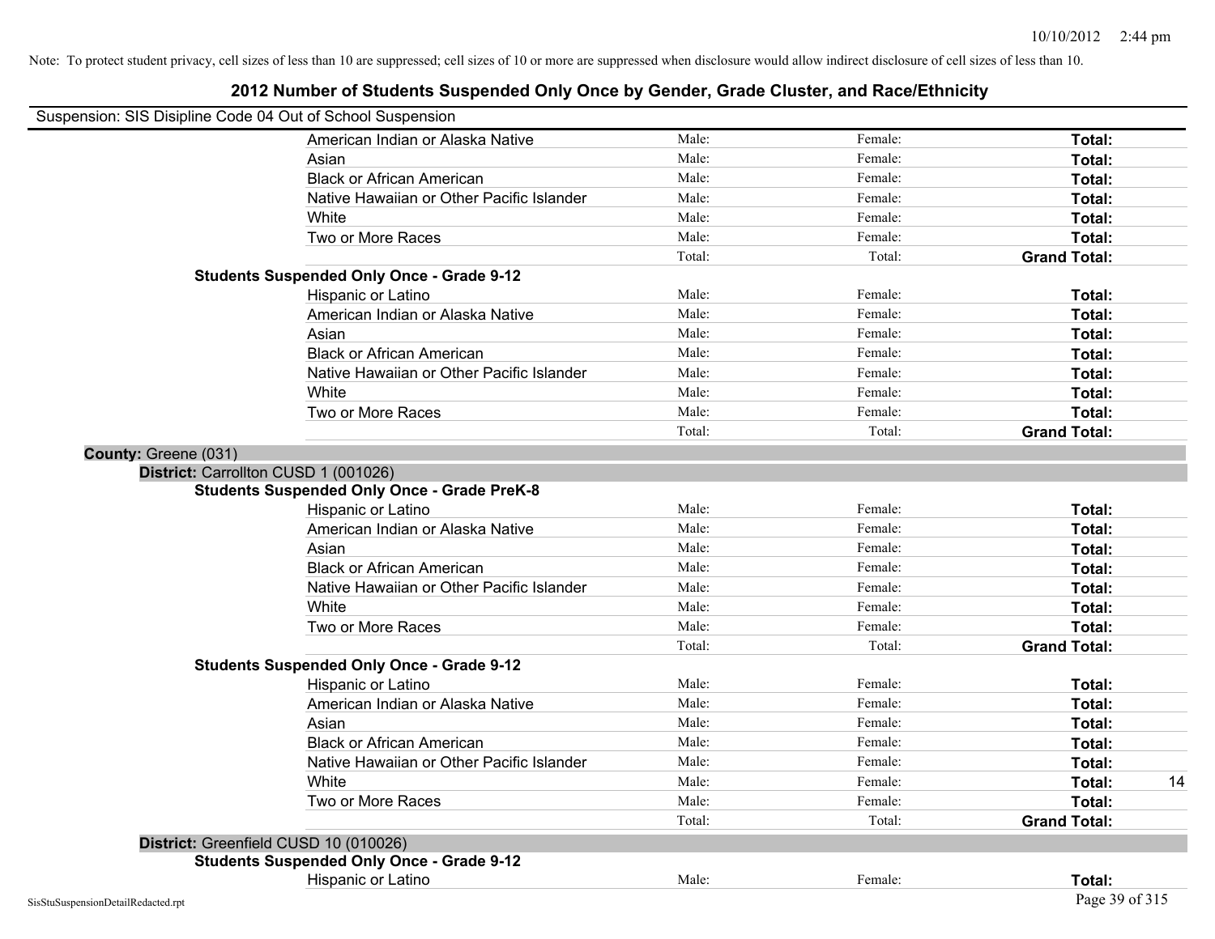Note: To protect student privacy, cell sizes of less than 10 are suppressed; cell sizes of 10 or more are suppressed when disclosure would allow indirect disclosure of cell sizes of less than 10.

## 2012 Number of Students Suspended Only Once by Gender, Grade Cluster, and Race/Ethnicity

Suspension: SIS Disipline Code 04 Out of School Suspension

| | | | | |
|---|---|---|---|---|
| American Indian or Alaska Native | Male: | Female: | **Total:** | |
| Asian | Male: | Female: | **Total:** | |
| Black or African American | Male: | Female: | **Total:** | |
| Native Hawaiian or Other Pacific Islander | Male: | Female: | **Total:** | |
| White | Male: | Female: | **Total:** | |
| Two or More Races | Male: | Female: | **Total:** | |
| | Total: | Total: | **Grand Total:** | |

**Students Suspended Only Once - Grade 9-12**

| | | | | |
|---|---|---|---|---|
| Hispanic or Latino | Male: | Female: | **Total:** | |
| American Indian or Alaska Native | Male: | Female: | **Total:** | |
| Asian | Male: | Female: | **Total:** | |
| Black or African American | Male: | Female: | **Total:** | |
| Native Hawaiian or Other Pacific Islander | Male: | Female: | **Total:** | |
| White | Male: | Female: | **Total:** | |
| Two or More Races | Male: | Female: | **Total:** | |
| | Total: | Total: | **Grand Total:** | |

**County:** Greene (031)

**District:** Carrollton CUSD 1 (001026)

**Students Suspended Only Once - Grade PreK-8**

| | | | | |
|---|---|---|---|---|
| Hispanic or Latino | Male: | Female: | **Total:** | |
| American Indian or Alaska Native | Male: | Female: | **Total:** | |
| Asian | Male: | Female: | **Total:** | |
| Black or African American | Male: | Female: | **Total:** | |
| Native Hawaiian or Other Pacific Islander | Male: | Female: | **Total:** | |
| White | Male: | Female: | **Total:** | |
| Two or More Races | Male: | Female: | **Total:** | |
| | Total: | Total: | **Grand Total:** | |

**Students Suspended Only Once - Grade 9-12**

| | | | | |
|---|---|---|---|---|
| Hispanic or Latino | Male: | Female: | **Total:** | |
| American Indian or Alaska Native | Male: | Female: | **Total:** | |
| Asian | Male: | Female: | **Total:** | |
| Black or African American | Male: | Female: | **Total:** | |
| Native Hawaiian or Other Pacific Islander | Male: | Female: | **Total:** | |
| White | Male: | Female: | **Total:** | 14 |
| Two or More Races | Male: | Female: | **Total:** | |
| | Total: | Total: | **Grand Total:** | |

**District:** Greenfield CUSD 10 (010026)

**Students Suspended Only Once - Grade 9-12**

| | | | | |
|---|---|---|---|---|
| Hispanic or Latino | Male: | Female: | **Total:** | |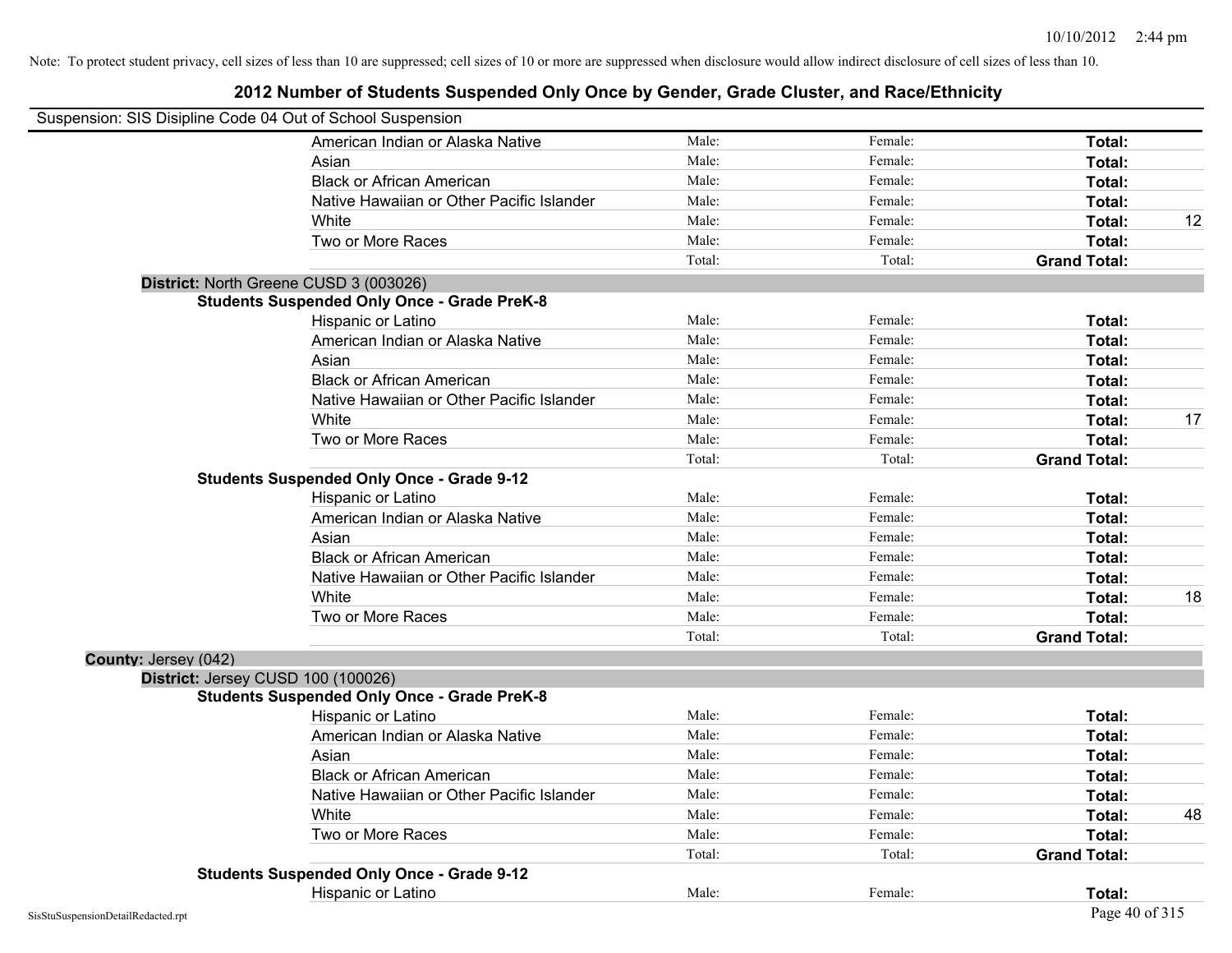Note: To protect student privacy, cell sizes of less than 10 are suppressed; cell sizes of 10 or more are suppressed when disclosure would allow indirect disclosure of cell sizes of less than 10.

# 2012 Number of Students Suspended Only Once by Gender, Grade Cluster, and Race/Ethnicity

Suspension: SIS Disipline Code 04 Out of School Suspension

| | | | | |
|---|---|---|---|---|
| American Indian or Alaska Native | Male: | Female: | **Total:** | |
| Asian | Male: | Female: | **Total:** | |
| Black or African American | Male: | Female: | **Total:** | |
| Native Hawaiian or Other Pacific Islander | Male: | Female: | **Total:** | |
| White | Male: | Female: | **Total:** | 12 |
| Two or More Races | Male: | Female: | **Total:** | |
| | Total: | Total: | **Grand Total:** | |

**District:** North Greene CUSD 3 (003026)

**Students Suspended Only Once - Grade PreK-8**

| | | | | |
|---|---|---|---|---|
| Hispanic or Latino | Male: | Female: | **Total:** | |
| American Indian or Alaska Native | Male: | Female: | **Total:** | |
| Asian | Male: | Female: | **Total:** | |
| Black or African American | Male: | Female: | **Total:** | |
| Native Hawaiian or Other Pacific Islander | Male: | Female: | **Total:** | |
| White | Male: | Female: | **Total:** | 17 |
| Two or More Races | Male: | Female: | **Total:** | |
| | Total: | Total: | **Grand Total:** | |

**Students Suspended Only Once - Grade 9-12**

| | | | | |
|---|---|---|---|---|
| Hispanic or Latino | Male: | Female: | **Total:** | |
| American Indian or Alaska Native | Male: | Female: | **Total:** | |
| Asian | Male: | Female: | **Total:** | |
| Black or African American | Male: | Female: | **Total:** | |
| Native Hawaiian or Other Pacific Islander | Male: | Female: | **Total:** | |
| White | Male: | Female: | **Total:** | 18 |
| Two or More Races | Male: | Female: | **Total:** | |
| | Total: | Total: | **Grand Total:** | |

**County:** Jersey (042)

**District:** Jersey CUSD 100 (100026)

**Students Suspended Only Once - Grade PreK-8**

| | | | | |
|---|---|---|---|---|
| Hispanic or Latino | Male: | Female: | **Total:** | |
| American Indian or Alaska Native | Male: | Female: | **Total:** | |
| Asian | Male: | Female: | **Total:** | |
| Black or African American | Male: | Female: | **Total:** | |
| Native Hawaiian or Other Pacific Islander | Male: | Female: | **Total:** | |
| White | Male: | Female: | **Total:** | 48 |
| Two or More Races | Male: | Female: | **Total:** | |
| | Total: | Total: | **Grand Total:** | |

**Students Suspended Only Once - Grade 9-12**

| | | | | |
|---|---|---|---|---|
| Hispanic or Latino | Male: | Female: | **Total:** | |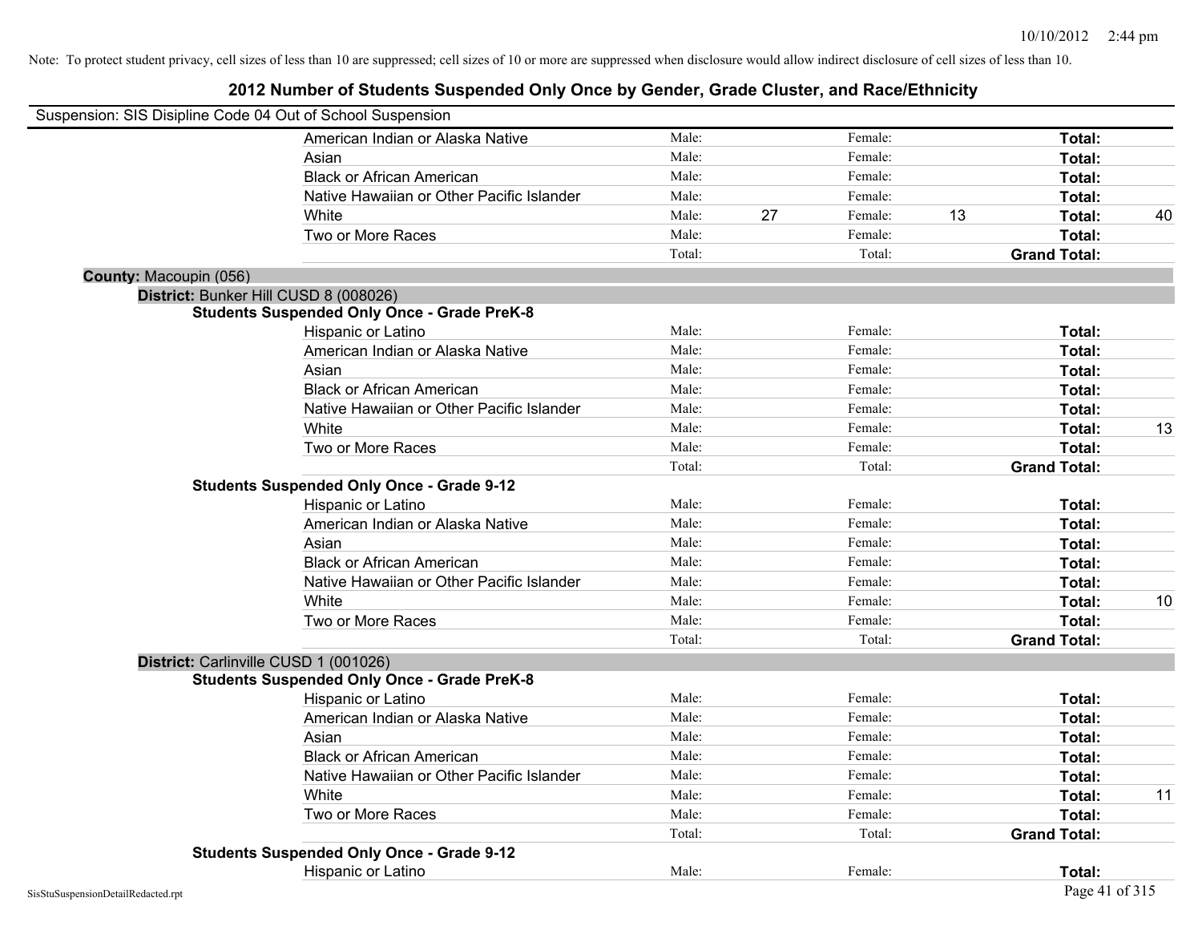Note: To protect student privacy, cell sizes of less than 10 are suppressed; cell sizes of 10 or more are suppressed when disclosure would allow indirect disclosure of cell sizes of less than 10.

# 2012 Number of Students Suspended Only Once by Gender, Grade Cluster, and Race/Ethnicity

Suspension: SIS Disipline Code 04 Out of School Suspension

| | Male: | | Female: | | | |
|---|---|---|---|---|---|---|
| American Indian or Alaska Native | Male: | | Female: | | **Total:** | |
| Asian | Male: | | Female: | | **Total:** | |
| Black or African American | Male: | | Female: | | **Total:** | |
| Native Hawaiian or Other Pacific Islander | Male: | | Female: | | **Total:** | |
| White | Male: | 27 | Female: | 13 | **Total:** | 40 |
| Two or More Races | Male: | | Female: | | **Total:** | |
| | Total: | | Total: | | **Grand Total:** | |

**County:** Macoupin (056)

**District:** Bunker Hill CUSD 8 (008026)

**Students Suspended Only Once - Grade PreK-8**

| | | | | | | |
|---|---|---|---|---|---|---|
| Hispanic or Latino | Male: | | Female: | | **Total:** | |
| American Indian or Alaska Native | Male: | | Female: | | **Total:** | |
| Asian | Male: | | Female: | | **Total:** | |
| Black or African American | Male: | | Female: | | **Total:** | |
| Native Hawaiian or Other Pacific Islander | Male: | | Female: | | **Total:** | |
| White | Male: | | Female: | | **Total:** | 13 |
| Two or More Races | Male: | | Female: | | **Total:** | |
| | Total: | | Total: | | **Grand Total:** | |

**Students Suspended Only Once - Grade 9-12**

| | | | | | | |
|---|---|---|---|---|---|---|
| Hispanic or Latino | Male: | | Female: | | **Total:** | |
| American Indian or Alaska Native | Male: | | Female: | | **Total:** | |
| Asian | Male: | | Female: | | **Total:** | |
| Black or African American | Male: | | Female: | | **Total:** | |
| Native Hawaiian or Other Pacific Islander | Male: | | Female: | | **Total:** | |
| White | Male: | | Female: | | **Total:** | 10 |
| Two or More Races | Male: | | Female: | | **Total:** | |
| | Total: | | Total: | | **Grand Total:** | |

**District:** Carlinville CUSD 1 (001026)

**Students Suspended Only Once - Grade PreK-8**

| | | | | | | |
|---|---|---|---|---|---|---|
| Hispanic or Latino | Male: | | Female: | | **Total:** | |
| American Indian or Alaska Native | Male: | | Female: | | **Total:** | |
| Asian | Male: | | Female: | | **Total:** | |
| Black or African American | Male: | | Female: | | **Total:** | |
| Native Hawaiian or Other Pacific Islander | Male: | | Female: | | **Total:** | |
| White | Male: | | Female: | | **Total:** | 11 |
| Two or More Races | Male: | | Female: | | **Total:** | |
| | Total: | | Total: | | **Grand Total:** | |

**Students Suspended Only Once - Grade 9-12**

| | | | | | | |
|---|---|---|---|---|---|---|
| Hispanic or Latino | Male: | | Female: | | **Total:** | |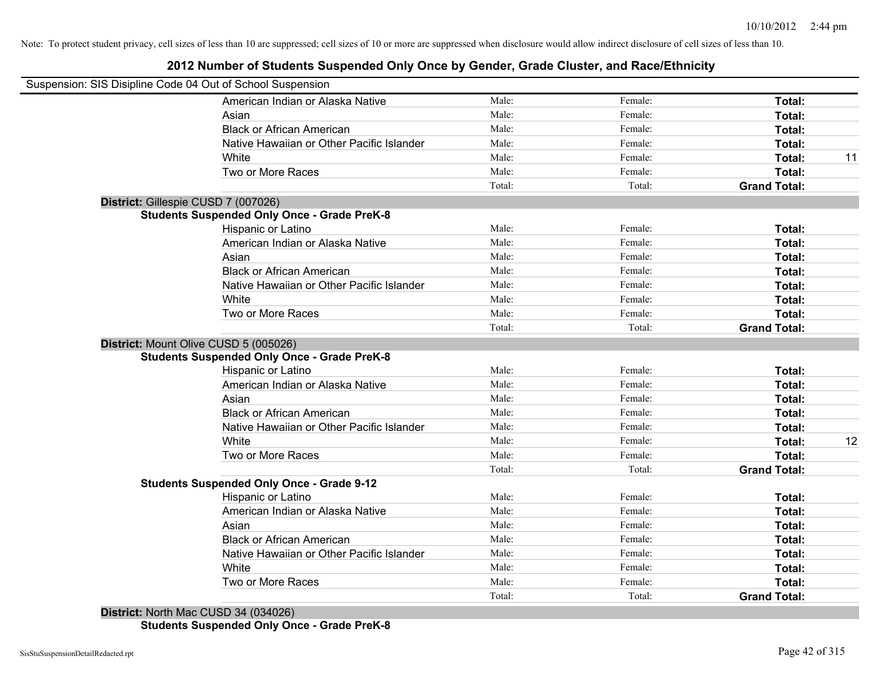Note: To protect student privacy, cell sizes of less than 10 are suppressed; cell sizes of 10 or more are suppressed when disclosure would allow indirect disclosure of cell sizes of less than 10.

# 2012 Number of Students Suspended Only Once by Gender, Grade Cluster, and Race/Ethnicity

Suspension: SIS Disipline Code 04 Out of School Suspension

| | | | | |
|---|---|---|---|---|
| American Indian or Alaska Native | Male: | Female: | **Total:** | |
| Asian | Male: | Female: | **Total:** | |
| Black or African American | Male: | Female: | **Total:** | |
| Native Hawaiian or Other Pacific Islander | Male: | Female: | **Total:** | |
| White | Male: | Female: | **Total:** | 11 |
| Two or More Races | Male: | Female: | **Total:** | |
| | Total: | Total: | **Grand Total:** | |

**District:** Gillespie CUSD 7 (007026)

**Students Suspended Only Once - Grade PreK-8**

| | | | | |
|---|---|---|---|---|
| Hispanic or Latino | Male: | Female: | **Total:** | |
| American Indian or Alaska Native | Male: | Female: | **Total:** | |
| Asian | Male: | Female: | **Total:** | |
| Black or African American | Male: | Female: | **Total:** | |
| Native Hawaiian or Other Pacific Islander | Male: | Female: | **Total:** | |
| White | Male: | Female: | **Total:** | |
| Two or More Races | Male: | Female: | **Total:** | |
| | Total: | Total: | **Grand Total:** | |

**District:** Mount Olive CUSD 5 (005026)

**Students Suspended Only Once - Grade PreK-8**

| | | | | |
|---|---|---|---|---|
| Hispanic or Latino | Male: | Female: | **Total:** | |
| American Indian or Alaska Native | Male: | Female: | **Total:** | |
| Asian | Male: | Female: | **Total:** | |
| Black or African American | Male: | Female: | **Total:** | |
| Native Hawaiian or Other Pacific Islander | Male: | Female: | **Total:** | |
| White | Male: | Female: | **Total:** | 12 |
| Two or More Races | Male: | Female: | **Total:** | |
| | Total: | Total: | **Grand Total:** | |

**Students Suspended Only Once - Grade 9-12**

| | | | | |
|---|---|---|---|---|
| Hispanic or Latino | Male: | Female: | **Total:** | |
| American Indian or Alaska Native | Male: | Female: | **Total:** | |
| Asian | Male: | Female: | **Total:** | |
| Black or African American | Male: | Female: | **Total:** | |
| Native Hawaiian or Other Pacific Islander | Male: | Female: | **Total:** | |
| White | Male: | Female: | **Total:** | |
| Two or More Races | Male: | Female: | **Total:** | |
| | Total: | Total: | **Grand Total:** | |

**District:** North Mac CUSD 34 (034026)

**Students Suspended Only Once - Grade PreK-8**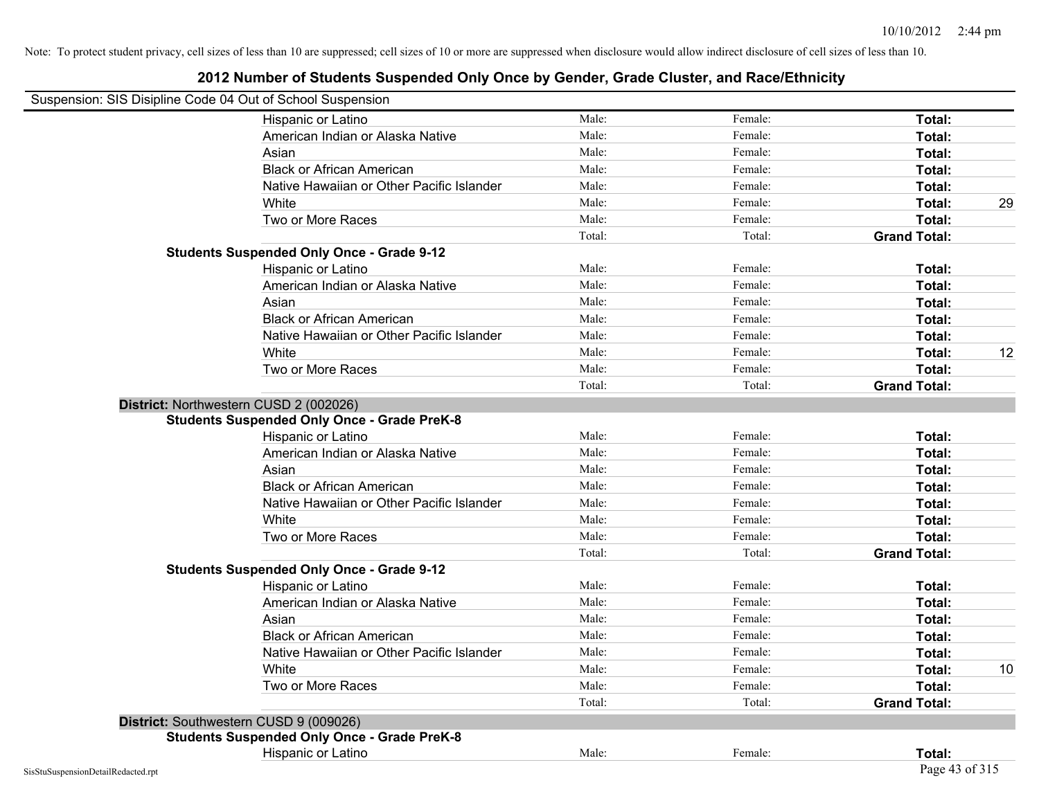Note: To protect student privacy, cell sizes of less than 10 are suppressed; cell sizes of 10 or more are suppressed when disclosure would allow indirect disclosure of cell sizes of less than 10.

# 2012 Number of Students Suspended Only Once by Gender, Grade Cluster, and Race/Ethnicity

Suspension: SIS Disipline Code 04 Out of School Suspension

| | | | | |
|---|---|---|---|---|
| Hispanic or Latino | Male: | Female: | **Total:** | |
| American Indian or Alaska Native | Male: | Female: | **Total:** | |
| Asian | Male: | Female: | **Total:** | |
| Black or African American | Male: | Female: | **Total:** | |
| Native Hawaiian or Other Pacific Islander | Male: | Female: | **Total:** | |
| White | Male: | Female: | **Total:** | 29 |
| Two or More Races | Male: | Female: | **Total:** | |
| | Total: | Total: | **Grand Total:** | |

**Students Suspended Only Once - Grade 9-12**

| | | | | |
|---|---|---|---|---|
| Hispanic or Latino | Male: | Female: | **Total:** | |
| American Indian or Alaska Native | Male: | Female: | **Total:** | |
| Asian | Male: | Female: | **Total:** | |
| Black or African American | Male: | Female: | **Total:** | |
| Native Hawaiian or Other Pacific Islander | Male: | Female: | **Total:** | |
| White | Male: | Female: | **Total:** | 12 |
| Two or More Races | Male: | Female: | **Total:** | |
| | Total: | Total: | **Grand Total:** | |

**District:** Northwestern CUSD 2 (002026)

**Students Suspended Only Once - Grade PreK-8**

| | | | | |
|---|---|---|---|---|
| Hispanic or Latino | Male: | Female: | **Total:** | |
| American Indian or Alaska Native | Male: | Female: | **Total:** | |
| Asian | Male: | Female: | **Total:** | |
| Black or African American | Male: | Female: | **Total:** | |
| Native Hawaiian or Other Pacific Islander | Male: | Female: | **Total:** | |
| White | Male: | Female: | **Total:** | |
| Two or More Races | Male: | Female: | **Total:** | |
| | Total: | Total: | **Grand Total:** | |

**Students Suspended Only Once - Grade 9-12**

| | | | | |
|---|---|---|---|---|
| Hispanic or Latino | Male: | Female: | **Total:** | |
| American Indian or Alaska Native | Male: | Female: | **Total:** | |
| Asian | Male: | Female: | **Total:** | |
| Black or African American | Male: | Female: | **Total:** | |
| Native Hawaiian or Other Pacific Islander | Male: | Female: | **Total:** | |
| White | Male: | Female: | **Total:** | 10 |
| Two or More Races | Male: | Female: | **Total:** | |
| | Total: | Total: | **Grand Total:** | |

**District:** Southwestern CUSD 9 (009026)

**Students Suspended Only Once - Grade PreK-8**

| | | | | |
|---|---|---|---|---|
| Hispanic or Latino | Male: | Female: | **Total:** | |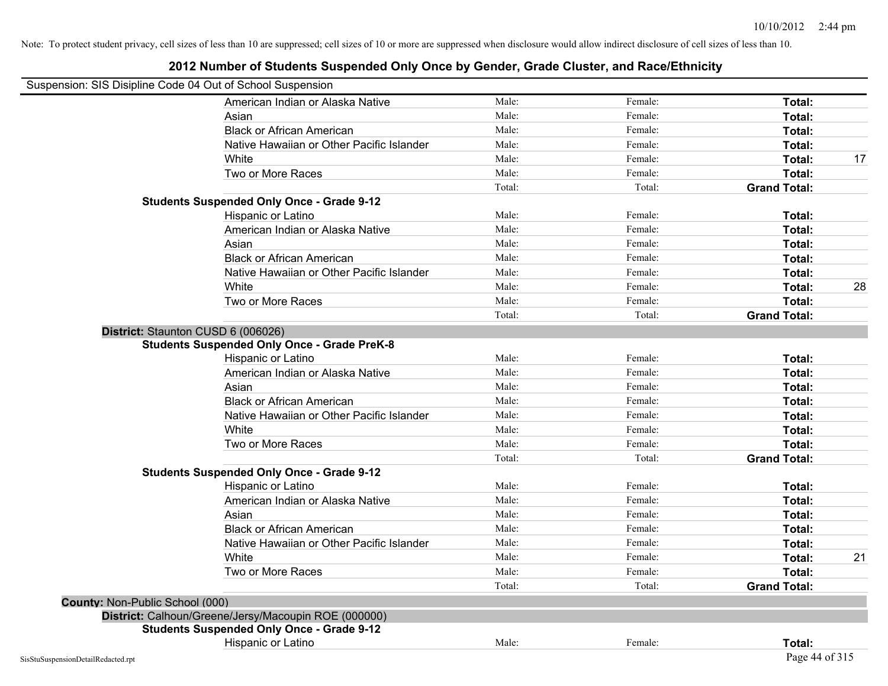Note: To protect student privacy, cell sizes of less than 10 are suppressed; cell sizes of 10 or more are suppressed when disclosure would allow indirect disclosure of cell sizes of less than 10.

## 2012 Number of Students Suspended Only Once by Gender, Grade Cluster, and Race/Ethnicity

Suspension: SIS Disipline Code 04 Out of School Suspension

| | | | | |
|---|---|---|---|---|
| American Indian or Alaska Native | Male: | Female: | **Total:** | |
| Asian | Male: | Female: | **Total:** | |
| Black or African American | Male: | Female: | **Total:** | |
| Native Hawaiian or Other Pacific Islander | Male: | Female: | **Total:** | |
| White | Male: | Female: | **Total:** | 17 |
| Two or More Races | Male: | Female: | **Total:** | |
| | Total: | Total: | **Grand Total:** | |

**Students Suspended Only Once - Grade 9-12**

| | | | | |
|---|---|---|---|---|
| Hispanic or Latino | Male: | Female: | **Total:** | |
| American Indian or Alaska Native | Male: | Female: | **Total:** | |
| Asian | Male: | Female: | **Total:** | |
| Black or African American | Male: | Female: | **Total:** | |
| Native Hawaiian or Other Pacific Islander | Male: | Female: | **Total:** | |
| White | Male: | Female: | **Total:** | 28 |
| Two or More Races | Male: | Female: | **Total:** | |
| | Total: | Total: | **Grand Total:** | |

**District:** Staunton CUSD 6 (006026)

**Students Suspended Only Once - Grade PreK-8**

| | | | | |
|---|---|---|---|---|
| Hispanic or Latino | Male: | Female: | **Total:** | |
| American Indian or Alaska Native | Male: | Female: | **Total:** | |
| Asian | Male: | Female: | **Total:** | |
| Black or African American | Male: | Female: | **Total:** | |
| Native Hawaiian or Other Pacific Islander | Male: | Female: | **Total:** | |
| White | Male: | Female: | **Total:** | |
| Two or More Races | Male: | Female: | **Total:** | |
| | Total: | Total: | **Grand Total:** | |

**Students Suspended Only Once - Grade 9-12**

| | | | | |
|---|---|---|---|---|
| Hispanic or Latino | Male: | Female: | **Total:** | |
| American Indian or Alaska Native | Male: | Female: | **Total:** | |
| Asian | Male: | Female: | **Total:** | |
| Black or African American | Male: | Female: | **Total:** | |
| Native Hawaiian or Other Pacific Islander | Male: | Female: | **Total:** | |
| White | Male: | Female: | **Total:** | 21 |
| Two or More Races | Male: | Female: | **Total:** | |
| | Total: | Total: | **Grand Total:** | |

**County:** Non-Public School (000)

**District:** Calhoun/Greene/Jersy/Macoupin ROE (000000)

**Students Suspended Only Once - Grade 9-12**

| | | | | |
|---|---|---|---|---|
| Hispanic or Latino | Male: | Female: | **Total:** | |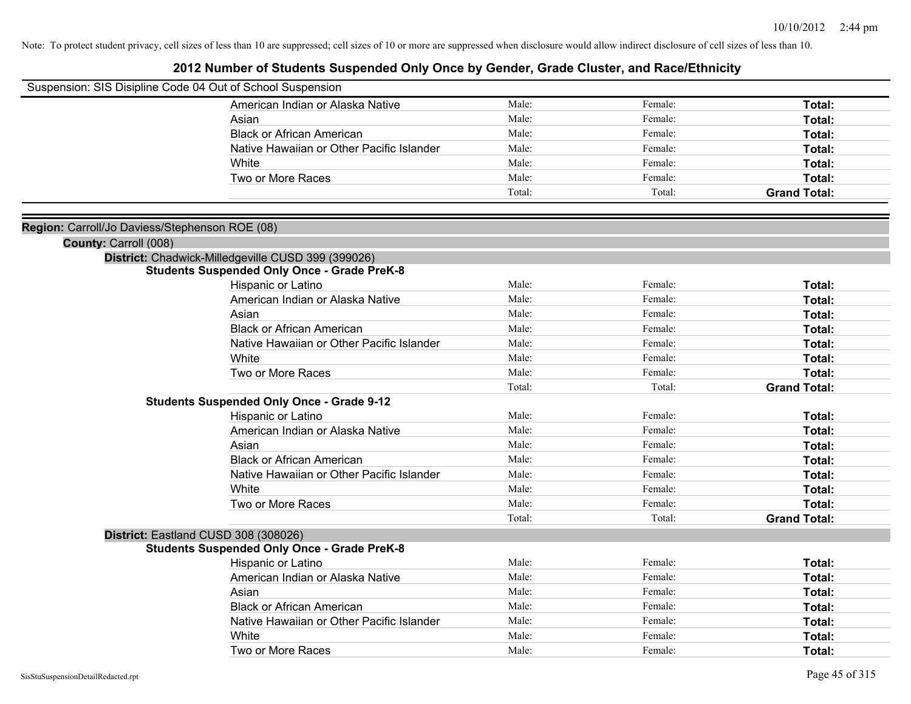Note: To protect student privacy, cell sizes of less than 10 are suppressed; cell sizes of 10 or more are suppressed when disclosure would allow indirect disclosure of cell sizes of less than 10.

# 2012 Number of Students Suspended Only Once by Gender, Grade Cluster, and Race/Ethnicity

Suspension: SIS Disipline Code 04 Out of School Suspension

| | | | |
|---|---|---|---|
| American Indian or Alaska Native | Male: | Female: | **Total:** |
| Asian | Male: | Female: | **Total:** |
| Black or African American | Male: | Female: | **Total:** |
| Native Hawaiian or Other Pacific Islander | Male: | Female: | **Total:** |
| White | Male: | Female: | **Total:** |
| Two or More Races | Male: | Female: | **Total:** |
| | Total: | Total: | **Grand Total:** |

**Region:** Carroll/Jo Daviess/Stephenson ROE (08)

**County:** Carroll (008)

**District:** Chadwick-Milledgeville CUSD 399 (399026)

**Students Suspended Only Once - Grade PreK-8**

| | | | |
|---|---|---|---|
| Hispanic or Latino | Male: | Female: | **Total:** |
| American Indian or Alaska Native | Male: | Female: | **Total:** |
| Asian | Male: | Female: | **Total:** |
| Black or African American | Male: | Female: | **Total:** |
| Native Hawaiian or Other Pacific Islander | Male: | Female: | **Total:** |
| White | Male: | Female: | **Total:** |
| Two or More Races | Male: | Female: | **Total:** |
| | Total: | Total: | **Grand Total:** |

**Students Suspended Only Once - Grade 9-12**

| | | | |
|---|---|---|---|
| Hispanic or Latino | Male: | Female: | **Total:** |
| American Indian or Alaska Native | Male: | Female: | **Total:** |
| Asian | Male: | Female: | **Total:** |
| Black or African American | Male: | Female: | **Total:** |
| Native Hawaiian or Other Pacific Islander | Male: | Female: | **Total:** |
| White | Male: | Female: | **Total:** |
| Two or More Races | Male: | Female: | **Total:** |
| | Total: | Total: | **Grand Total:** |

**District:** Eastland CUSD 308 (308026)

**Students Suspended Only Once - Grade PreK-8**

| | | | |
|---|---|---|---|
| Hispanic or Latino | Male: | Female: | **Total:** |
| American Indian or Alaska Native | Male: | Female: | **Total:** |
| Asian | Male: | Female: | **Total:** |
| Black or African American | Male: | Female: | **Total:** |
| Native Hawaiian or Other Pacific Islander | Male: | Female: | **Total:** |
| White | Male: | Female: | **Total:** |
| Two or More Races | Male: | Female: | **Total:** |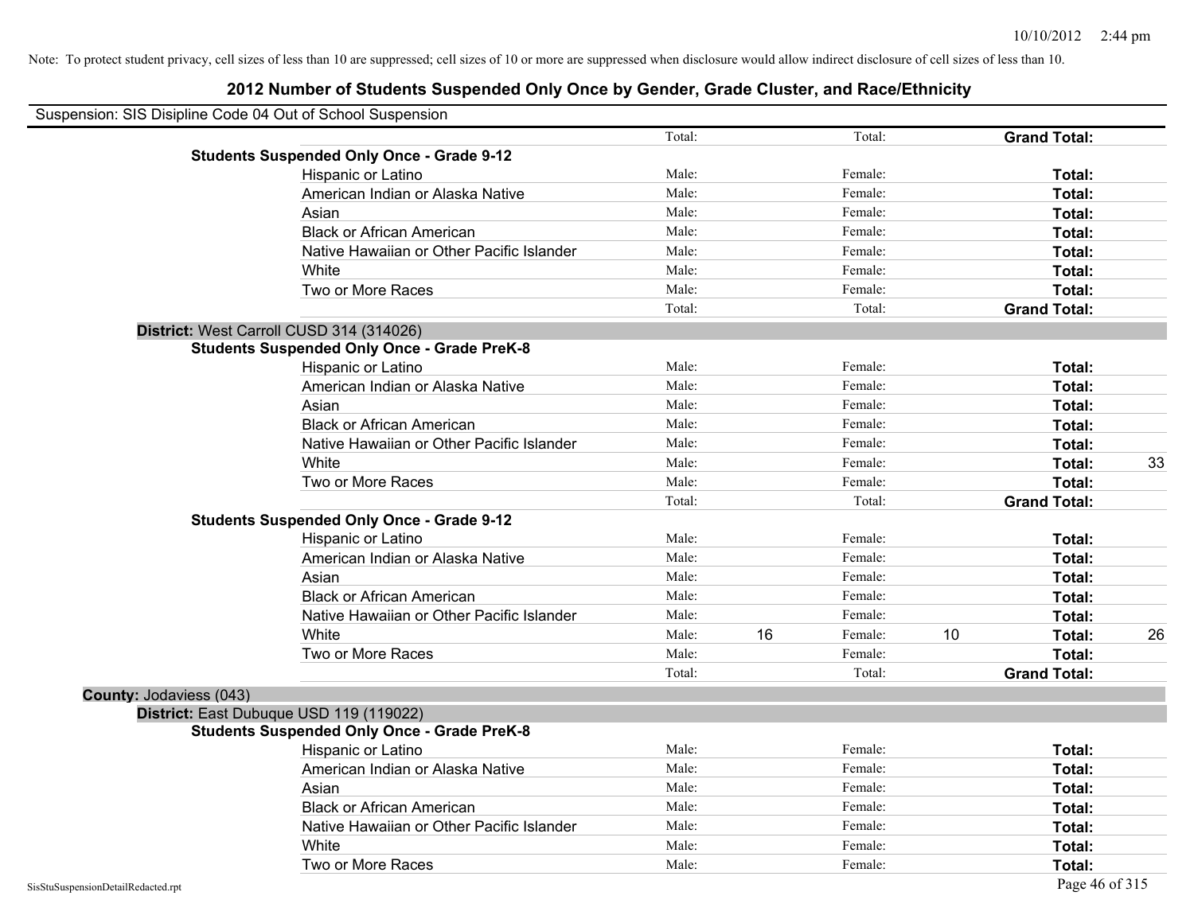Note: To protect student privacy, cell sizes of less than 10 are suppressed; cell sizes of 10 or more are suppressed when disclosure would allow indirect disclosure of cell sizes of less than 10.

# 2012 Number of Students Suspended Only Once by Gender, Grade Cluster, and Race/Ethnicity

Suspension: SIS Disipline Code 04 Out of School Suspension

| | | | | | | |
|---|---|---|---|---|---|---|
| | Total: | | Total: | | **Grand Total:** | |
| **Students Suspended Only Once - Grade 9-12** | | | | | | |
| Hispanic or Latino | Male: | | Female: | | **Total:** | |
| American Indian or Alaska Native | Male: | | Female: | | **Total:** | |
| Asian | Male: | | Female: | | **Total:** | |
| Black or African American | Male: | | Female: | | **Total:** | |
| Native Hawaiian or Other Pacific Islander | Male: | | Female: | | **Total:** | |
| White | Male: | | Female: | | **Total:** | |
| Two or More Races | Male: | | Female: | | **Total:** | |
| | Total: | | Total: | | **Grand Total:** | |

**District:** West Carroll CUSD 314 (314026)

| | | | | | | |
|---|---|---|---|---|---|---|
| **Students Suspended Only Once - Grade PreK-8** | | | | | | |
| Hispanic or Latino | Male: | | Female: | | **Total:** | |
| American Indian or Alaska Native | Male: | | Female: | | **Total:** | |
| Asian | Male: | | Female: | | **Total:** | |
| Black or African American | Male: | | Female: | | **Total:** | |
| Native Hawaiian or Other Pacific Islander | Male: | | Female: | | **Total:** | |
| White | Male: | | Female: | | **Total:** | 33 |
| Two or More Races | Male: | | Female: | | **Total:** | |
| | Total: | | Total: | | **Grand Total:** | |
| **Students Suspended Only Once - Grade 9-12** | | | | | | |
| Hispanic or Latino | Male: | | Female: | | **Total:** | |
| American Indian or Alaska Native | Male: | | Female: | | **Total:** | |
| Asian | Male: | | Female: | | **Total:** | |
| Black or African American | Male: | | Female: | | **Total:** | |
| Native Hawaiian or Other Pacific Islander | Male: | | Female: | | **Total:** | |
| White | Male: | 16 | Female: | 10 | **Total:** | 26 |
| Two or More Races | Male: | | Female: | | **Total:** | |
| | Total: | | Total: | | **Grand Total:** | |

**County:** Jodaviess (043)

**District:** East Dubuque USD 119 (119022)

| | | | | | | |
|---|---|---|---|---|---|---|
| **Students Suspended Only Once - Grade PreK-8** | | | | | | |
| Hispanic or Latino | Male: | | Female: | | **Total:** | |
| American Indian or Alaska Native | Male: | | Female: | | **Total:** | |
| Asian | Male: | | Female: | | **Total:** | |
| Black or African American | Male: | | Female: | | **Total:** | |
| Native Hawaiian or Other Pacific Islander | Male: | | Female: | | **Total:** | |
| White | Male: | | Female: | | **Total:** | |
| Two or More Races | Male: | | Female: | | **Total:** | |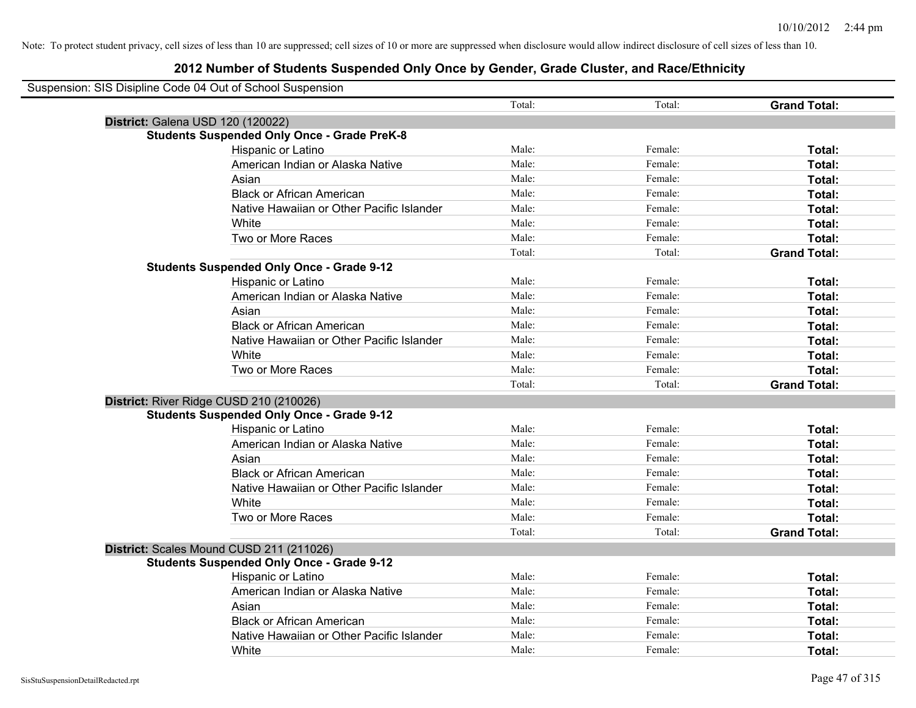Note: To protect student privacy, cell sizes of less than 10 are suppressed; cell sizes of 10 or more are suppressed when disclosure would allow indirect disclosure of cell sizes of less than 10.

# 2012 Number of Students Suspended Only Once by Gender, Grade Cluster, and Race/Ethnicity

Suspension: SIS Disipline Code 04 Out of School Suspension

| | | Total: | Total: | **Grand Total:** |
|---|---|---|---|---|
| **District:** Galena USD 120 (120022) | | | | |
| **Students Suspended Only Once - Grade PreK-8** | | | | |
| | Hispanic or Latino | Male: | Female: | **Total:** |
| | American Indian or Alaska Native | Male: | Female: | **Total:** |
| | Asian | Male: | Female: | **Total:** |
| | Black or African American | Male: | Female: | **Total:** |
| | Native Hawaiian or Other Pacific Islander | Male: | Female: | **Total:** |
| | White | Male: | Female: | **Total:** |
| | Two or More Races | Male: | Female: | **Total:** |
| | | Total: | Total: | **Grand Total:** |
| **Students Suspended Only Once - Grade 9-12** | | | | |
| | Hispanic or Latino | Male: | Female: | **Total:** |
| | American Indian or Alaska Native | Male: | Female: | **Total:** |
| | Asian | Male: | Female: | **Total:** |
| | Black or African American | Male: | Female: | **Total:** |
| | Native Hawaiian or Other Pacific Islander | Male: | Female: | **Total:** |
| | White | Male: | Female: | **Total:** |
| | Two or More Races | Male: | Female: | **Total:** |
| | | Total: | Total: | **Grand Total:** |
| **District:** River Ridge CUSD 210 (210026) | | | | |
| **Students Suspended Only Once - Grade 9-12** | | | | |
| | Hispanic or Latino | Male: | Female: | **Total:** |
| | American Indian or Alaska Native | Male: | Female: | **Total:** |
| | Asian | Male: | Female: | **Total:** |
| | Black or African American | Male: | Female: | **Total:** |
| | Native Hawaiian or Other Pacific Islander | Male: | Female: | **Total:** |
| | White | Male: | Female: | **Total:** |
| | Two or More Races | Male: | Female: | **Total:** |
| | | Total: | Total: | **Grand Total:** |
| **District:** Scales Mound CUSD 211 (211026) | | | | |
| **Students Suspended Only Once - Grade 9-12** | | | | |
| | Hispanic or Latino | Male: | Female: | **Total:** |
| | American Indian or Alaska Native | Male: | Female: | **Total:** |
| | Asian | Male: | Female: | **Total:** |
| | Black or African American | Male: | Female: | **Total:** |
| | Native Hawaiian or Other Pacific Islander | Male: | Female: | **Total:** |
| | White | Male: | Female: | **Total:** |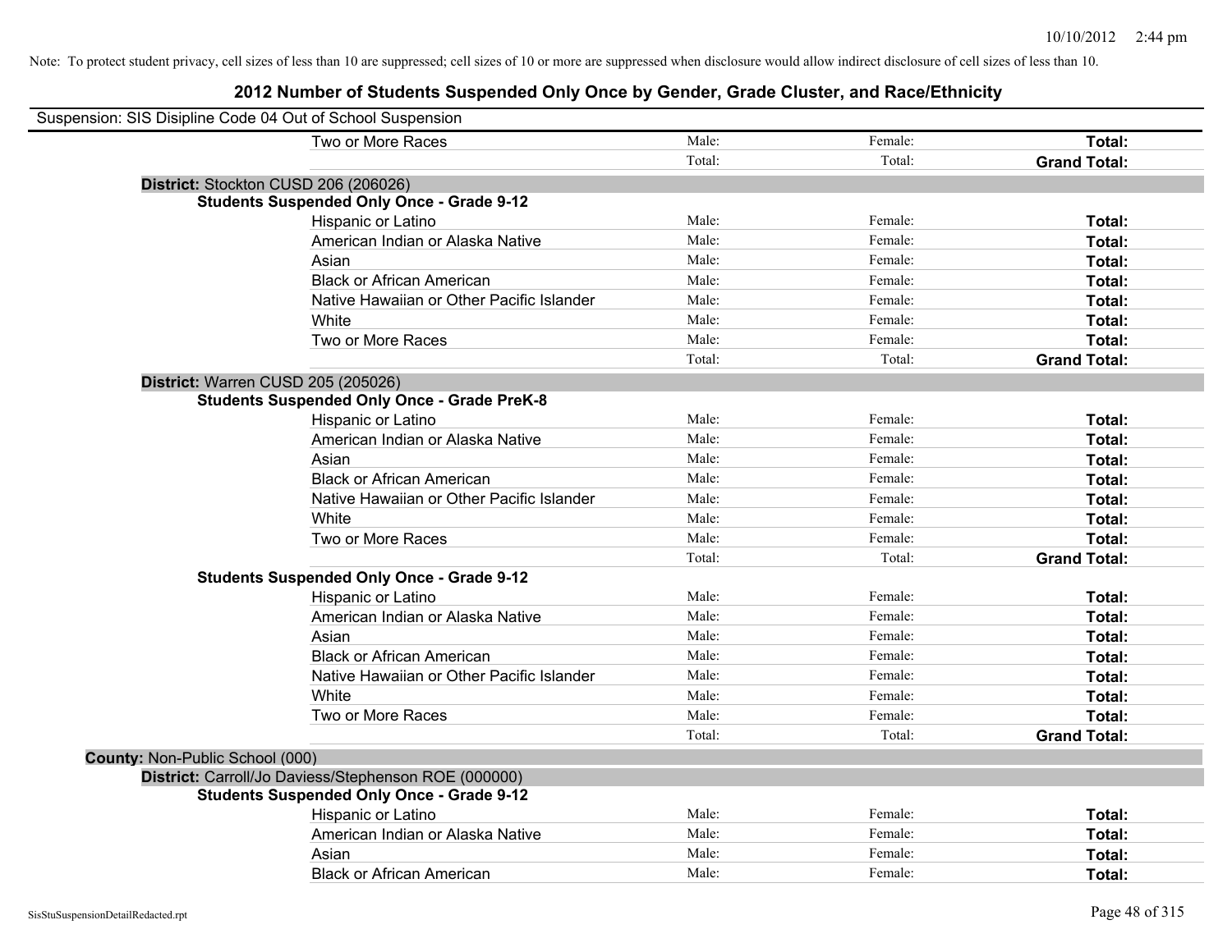Note: To protect student privacy, cell sizes of less than 10 are suppressed; cell sizes of 10 or more are suppressed when disclosure would allow indirect disclosure of cell sizes of less than 10.

## 2012 Number of Students Suspended Only Once by Gender, Grade Cluster, and Race/Ethnicity

Suspension: SIS Disipline Code 04 Out of School Suspension

| | | | |
|---|---|---|---|
| Two or More Races | Male: | Female: | **Total:** |
| | Total: | Total: | **Grand Total:** |

**District:** Stockton CUSD 206 (206026)

**Students Suspended Only Once - Grade 9-12**

| | | | |
|---|---|---|---|
| Hispanic or Latino | Male: | Female: | **Total:** |
| American Indian or Alaska Native | Male: | Female: | **Total:** |
| Asian | Male: | Female: | **Total:** |
| Black or African American | Male: | Female: | **Total:** |
| Native Hawaiian or Other Pacific Islander | Male: | Female: | **Total:** |
| White | Male: | Female: | **Total:** |
| Two or More Races | Male: | Female: | **Total:** |
| | Total: | Total: | **Grand Total:** |

**District:** Warren CUSD 205 (205026)

**Students Suspended Only Once - Grade PreK-8**

| | | | |
|---|---|---|---|
| Hispanic or Latino | Male: | Female: | **Total:** |
| American Indian or Alaska Native | Male: | Female: | **Total:** |
| Asian | Male: | Female: | **Total:** |
| Black or African American | Male: | Female: | **Total:** |
| Native Hawaiian or Other Pacific Islander | Male: | Female: | **Total:** |
| White | Male: | Female: | **Total:** |
| Two or More Races | Male: | Female: | **Total:** |
| | Total: | Total: | **Grand Total:** |

**Students Suspended Only Once - Grade 9-12**

| | | | |
|---|---|---|---|
| Hispanic or Latino | Male: | Female: | **Total:** |
| American Indian or Alaska Native | Male: | Female: | **Total:** |
| Asian | Male: | Female: | **Total:** |
| Black or African American | Male: | Female: | **Total:** |
| Native Hawaiian or Other Pacific Islander | Male: | Female: | **Total:** |
| White | Male: | Female: | **Total:** |
| Two or More Races | Male: | Female: | **Total:** |
| | Total: | Total: | **Grand Total:** |

**County:** Non-Public School (000)

**District:** Carroll/Jo Daviess/Stephenson ROE (000000)

**Students Suspended Only Once - Grade 9-12**

| | | | |
|---|---|---|---|
| Hispanic or Latino | Male: | Female: | **Total:** |
| American Indian or Alaska Native | Male: | Female: | **Total:** |
| Asian | Male: | Female: | **Total:** |
| Black or African American | Male: | Female: | **Total:** |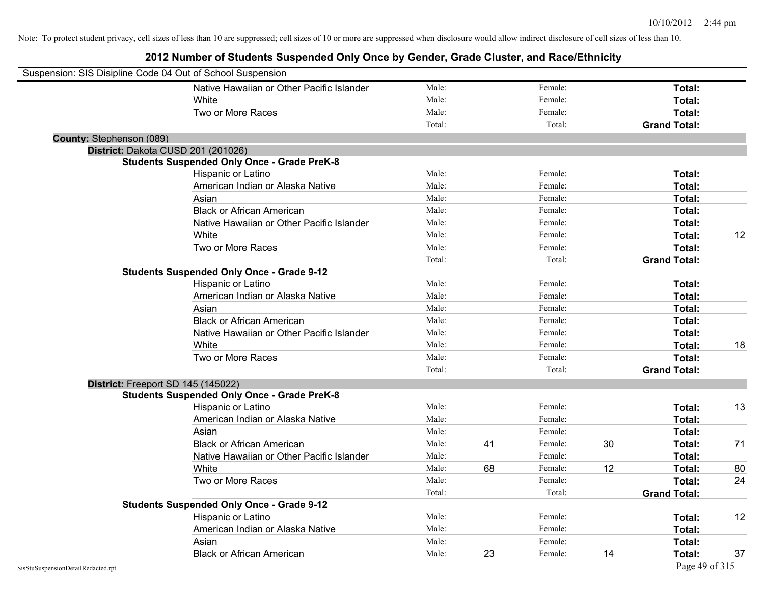Note: To protect student privacy, cell sizes of less than 10 are suppressed; cell sizes of 10 or more are suppressed when disclosure would allow indirect disclosure of cell sizes of less than 10.

# 2012 Number of Students Suspended Only Once by Gender, Grade Cluster, and Race/Ethnicity

Suspension: SIS Disipline Code 04 Out of School Suspension

| | | | | | | |
|---|---|---|---|---|---|---|
| Native Hawaiian or Other Pacific Islander | Male: | | Female: | | **Total:** | |
| White | Male: | | Female: | | **Total:** | |
| Two or More Races | Male: | | Female: | | **Total:** | |
| | Total: | | Total: | | **Grand Total:** | |

**County:** Stephenson (089)

**District:** Dakota CUSD 201 (201026)

**Students Suspended Only Once - Grade PreK-8**

| | | | | | | |
|---|---|---|---|---|---|---|
| Hispanic or Latino | Male: | | Female: | | **Total:** | |
| American Indian or Alaska Native | Male: | | Female: | | **Total:** | |
| Asian | Male: | | Female: | | **Total:** | |
| Black or African American | Male: | | Female: | | **Total:** | |
| Native Hawaiian or Other Pacific Islander | Male: | | Female: | | **Total:** | |
| White | Male: | | Female: | | **Total:** | 12 |
| Two or More Races | Male: | | Female: | | **Total:** | |
| | Total: | | Total: | | **Grand Total:** | |

**Students Suspended Only Once - Grade 9-12**

| | | | | | | |
|---|---|---|---|---|---|---|
| Hispanic or Latino | Male: | | Female: | | **Total:** | |
| American Indian or Alaska Native | Male: | | Female: | | **Total:** | |
| Asian | Male: | | Female: | | **Total:** | |
| Black or African American | Male: | | Female: | | **Total:** | |
| Native Hawaiian or Other Pacific Islander | Male: | | Female: | | **Total:** | |
| White | Male: | | Female: | | **Total:** | 18 |
| Two or More Races | Male: | | Female: | | **Total:** | |
| | Total: | | Total: | | **Grand Total:** | |

**District:** Freeport SD 145 (145022)

**Students Suspended Only Once - Grade PreK-8**

| | | | | | | |
|---|---|---|---|---|---|---|
| Hispanic or Latino | Male: | | Female: | | **Total:** | 13 |
| American Indian or Alaska Native | Male: | | Female: | | **Total:** | |
| Asian | Male: | | Female: | | **Total:** | |
| Black or African American | Male: | 41 | Female: | 30 | **Total:** | 71 |
| Native Hawaiian or Other Pacific Islander | Male: | | Female: | | **Total:** | |
| White | Male: | 68 | Female: | 12 | **Total:** | 80 |
| Two or More Races | Male: | | Female: | | **Total:** | 24 |
| | Total: | | Total: | | **Grand Total:** | |

**Students Suspended Only Once - Grade 9-12**

| | | | | | | |
|---|---|---|---|---|---|---|
| Hispanic or Latino | Male: | | Female: | | **Total:** | 12 |
| American Indian or Alaska Native | Male: | | Female: | | **Total:** | |
| Asian | Male: | | Female: | | **Total:** | |
| Black or African American | Male: | 23 | Female: | 14 | **Total:** | 37 |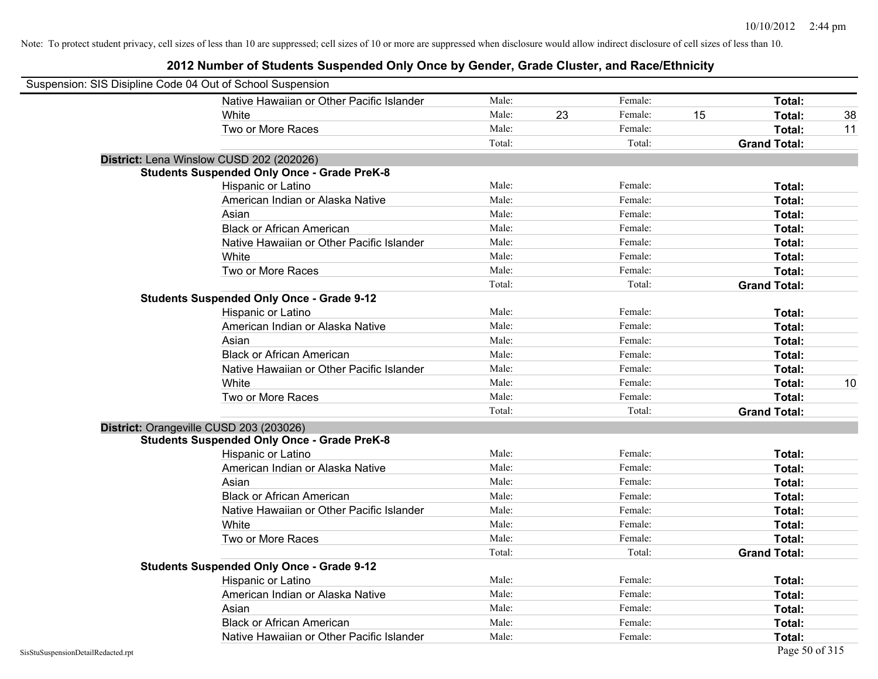Note: To protect student privacy, cell sizes of less than 10 are suppressed; cell sizes of 10 or more are suppressed when disclosure would allow indirect disclosure of cell sizes of less than 10.

## 2012 Number of Students Suspended Only Once by Gender, Grade Cluster, and Race/Ethnicity

Suspension: SIS Disipline Code 04 Out of School Suspension

| | | | | | | |
|---|---|---|---|---|---|---|
| Native Hawaiian or Other Pacific Islander | Male: | | Female: | | **Total:** | |
| White | Male: | 23 | Female: | 15 | **Total:** | 38 |
| Two or More Races | Male: | | Female: | | **Total:** | 11 |
| | Total: | | Total: | | **Grand Total:** | |

**District:** Lena Winslow CUSD 202 (202026)

**Students Suspended Only Once - Grade PreK-8**

| | | | | | | |
|---|---|---|---|---|---|---|
| Hispanic or Latino | Male: | | Female: | | **Total:** | |
| American Indian or Alaska Native | Male: | | Female: | | **Total:** | |
| Asian | Male: | | Female: | | **Total:** | |
| Black or African American | Male: | | Female: | | **Total:** | |
| Native Hawaiian or Other Pacific Islander | Male: | | Female: | | **Total:** | |
| White | Male: | | Female: | | **Total:** | |
| Two or More Races | Male: | | Female: | | **Total:** | |
| | Total: | | Total: | | **Grand Total:** | |

**Students Suspended Only Once - Grade 9-12**

| | | | | | | |
|---|---|---|---|---|---|---|
| Hispanic or Latino | Male: | | Female: | | **Total:** | |
| American Indian or Alaska Native | Male: | | Female: | | **Total:** | |
| Asian | Male: | | Female: | | **Total:** | |
| Black or African American | Male: | | Female: | | **Total:** | |
| Native Hawaiian or Other Pacific Islander | Male: | | Female: | | **Total:** | |
| White | Male: | | Female: | | **Total:** | 10 |
| Two or More Races | Male: | | Female: | | **Total:** | |
| | Total: | | Total: | | **Grand Total:** | |

**District:** Orangeville CUSD 203 (203026)

**Students Suspended Only Once - Grade PreK-8**

| | | | | | | |
|---|---|---|---|---|---|---|
| Hispanic or Latino | Male: | | Female: | | **Total:** | |
| American Indian or Alaska Native | Male: | | Female: | | **Total:** | |
| Asian | Male: | | Female: | | **Total:** | |
| Black or African American | Male: | | Female: | | **Total:** | |
| Native Hawaiian or Other Pacific Islander | Male: | | Female: | | **Total:** | |
| White | Male: | | Female: | | **Total:** | |
| Two or More Races | Male: | | Female: | | **Total:** | |
| | Total: | | Total: | | **Grand Total:** | |

**Students Suspended Only Once - Grade 9-12**

| | | | | | | |
|---|---|---|---|---|---|---|
| Hispanic or Latino | Male: | | Female: | | **Total:** | |
| American Indian or Alaska Native | Male: | | Female: | | **Total:** | |
| Asian | Male: | | Female: | | **Total:** | |
| Black or African American | Male: | | Female: | | **Total:** | |
| Native Hawaiian or Other Pacific Islander | Male: | | Female: | | **Total:** | |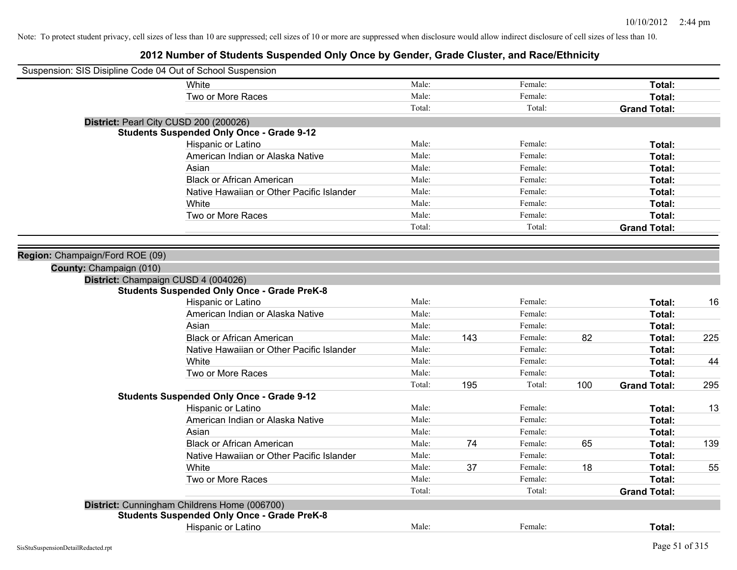Note: To protect student privacy, cell sizes of less than 10 are suppressed; cell sizes of 10 or more are suppressed when disclosure would allow indirect disclosure of cell sizes of less than 10.

# 2012 Number of Students Suspended Only Once by Gender, Grade Cluster, and Race/Ethnicity

Suspension: SIS Disipline Code 04 Out of School Suspension

| | | | | | | |
|---|---|---|---|---|---|---|
| White | Male: | | Female: | | **Total:** | |
| Two or More Races | Male: | | Female: | | **Total:** | |
| | Total: | | Total: | | **Grand Total:** | |

**District:** Pearl City CUSD 200 (200026)

**Students Suspended Only Once - Grade 9-12**

| | | | | | | |
|---|---|---|---|---|---|---|
| Hispanic or Latino | Male: | | Female: | | **Total:** | |
| American Indian or Alaska Native | Male: | | Female: | | **Total:** | |
| Asian | Male: | | Female: | | **Total:** | |
| Black or African American | Male: | | Female: | | **Total:** | |
| Native Hawaiian or Other Pacific Islander | Male: | | Female: | | **Total:** | |
| White | Male: | | Female: | | **Total:** | |
| Two or More Races | Male: | | Female: | | **Total:** | |
| | Total: | | Total: | | **Grand Total:** | |

**Region:** Champaign/Ford ROE (09)

**County:** Champaign (010)

**District:** Champaign CUSD 4 (004026)

**Students Suspended Only Once - Grade PreK-8**

| | | | | | | |
|---|---|---|---|---|---|---|
| Hispanic or Latino | Male: | | Female: | | **Total:** | 16 |
| American Indian or Alaska Native | Male: | | Female: | | **Total:** | |
| Asian | Male: | | Female: | | **Total:** | |
| Black or African American | Male: | 143 | Female: | 82 | **Total:** | 225 |
| Native Hawaiian or Other Pacific Islander | Male: | | Female: | | **Total:** | |
| White | Male: | | Female: | | **Total:** | 44 |
| Two or More Races | Male: | | Female: | | **Total:** | |
| | Total: | 195 | Total: | 100 | **Grand Total:** | 295 |

**Students Suspended Only Once - Grade 9-12**

| | | | | | | |
|---|---|---|---|---|---|---|
| Hispanic or Latino | Male: | | Female: | | **Total:** | 13 |
| American Indian or Alaska Native | Male: | | Female: | | **Total:** | |
| Asian | Male: | | Female: | | **Total:** | |
| Black or African American | Male: | 74 | Female: | 65 | **Total:** | 139 |
| Native Hawaiian or Other Pacific Islander | Male: | | Female: | | **Total:** | |
| White | Male: | 37 | Female: | 18 | **Total:** | 55 |
| Two or More Races | Male: | | Female: | | **Total:** | |
| | Total: | | Total: | | **Grand Total:** | |

**District:** Cunningham Childrens Home (006700)

**Students Suspended Only Once - Grade PreK-8**

| | | | | | | |
|---|---|---|---|---|---|---|
| Hispanic or Latino | Male: | | Female: | | **Total:** | |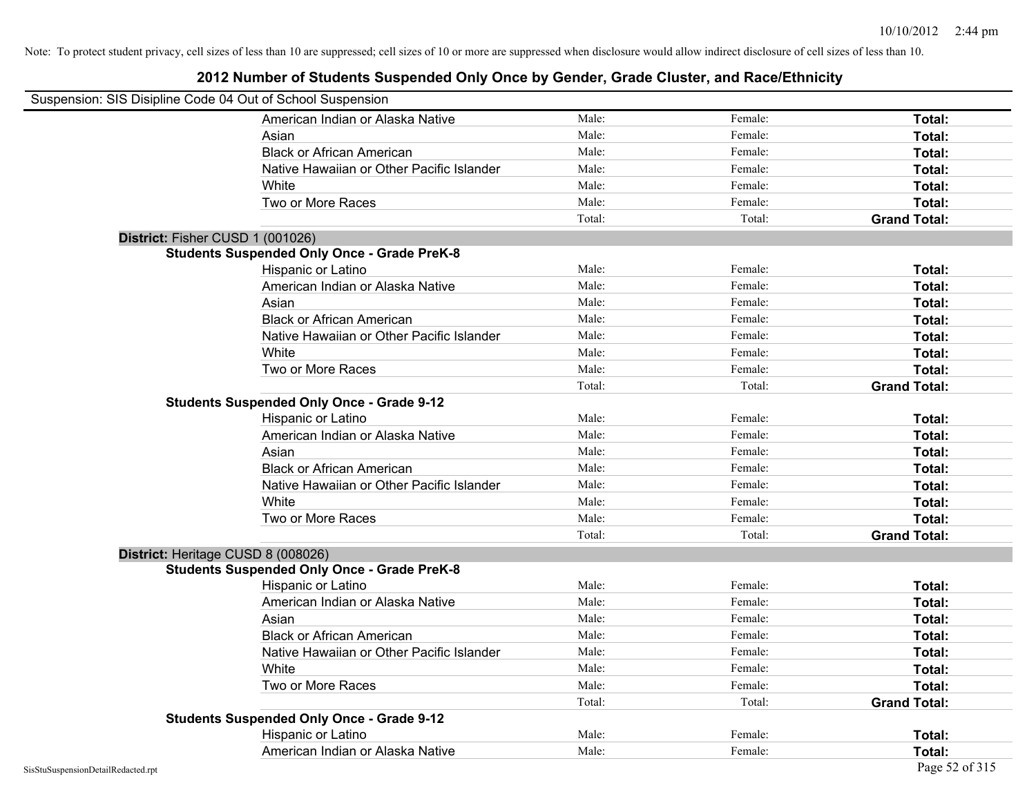Note: To protect student privacy, cell sizes of less than 10 are suppressed; cell sizes of 10 or more are suppressed when disclosure would allow indirect disclosure of cell sizes of less than 10.

# 2012 Number of Students Suspended Only Once by Gender, Grade Cluster, and Race/Ethnicity

Suspension: SIS Disipline Code 04 Out of School Suspension

| | Male | Female | Total |
|---|---|---|---|
| American Indian or Alaska Native | Male: | Female: | **Total:** |
| Asian | Male: | Female: | **Total:** |
| Black or African American | Male: | Female: | **Total:** |
| Native Hawaiian or Other Pacific Islander | Male: | Female: | **Total:** |
| White | Male: | Female: | **Total:** |
| Two or More Races | Male: | Female: | **Total:** |
| | Total: | Total: | **Grand Total:** |

**District:** Fisher CUSD 1 (001026)

**Students Suspended Only Once - Grade PreK-8**

| | Male | Female | Total |
|---|---|---|---|
| Hispanic or Latino | Male: | Female: | **Total:** |
| American Indian or Alaska Native | Male: | Female: | **Total:** |
| Asian | Male: | Female: | **Total:** |
| Black or African American | Male: | Female: | **Total:** |
| Native Hawaiian or Other Pacific Islander | Male: | Female: | **Total:** |
| White | Male: | Female: | **Total:** |
| Two or More Races | Male: | Female: | **Total:** |
| | Total: | Total: | **Grand Total:** |

**Students Suspended Only Once - Grade 9-12**

| | Male | Female | Total |
|---|---|---|---|
| Hispanic or Latino | Male: | Female: | **Total:** |
| American Indian or Alaska Native | Male: | Female: | **Total:** |
| Asian | Male: | Female: | **Total:** |
| Black or African American | Male: | Female: | **Total:** |
| Native Hawaiian or Other Pacific Islander | Male: | Female: | **Total:** |
| White | Male: | Female: | **Total:** |
| Two or More Races | Male: | Female: | **Total:** |
| | Total: | Total: | **Grand Total:** |

**District:** Heritage CUSD 8 (008026)

**Students Suspended Only Once - Grade PreK-8**

| | Male | Female | Total |
|---|---|---|---|
| Hispanic or Latino | Male: | Female: | **Total:** |
| American Indian or Alaska Native | Male: | Female: | **Total:** |
| Asian | Male: | Female: | **Total:** |
| Black or African American | Male: | Female: | **Total:** |
| Native Hawaiian or Other Pacific Islander | Male: | Female: | **Total:** |
| White | Male: | Female: | **Total:** |
| Two or More Races | Male: | Female: | **Total:** |
| | Total: | Total: | **Grand Total:** |

**Students Suspended Only Once - Grade 9-12**

| | Male | Female | Total |
|---|---|---|---|
| Hispanic or Latino | Male: | Female: | **Total:** |
| American Indian or Alaska Native | Male: | Female: | **Total:** |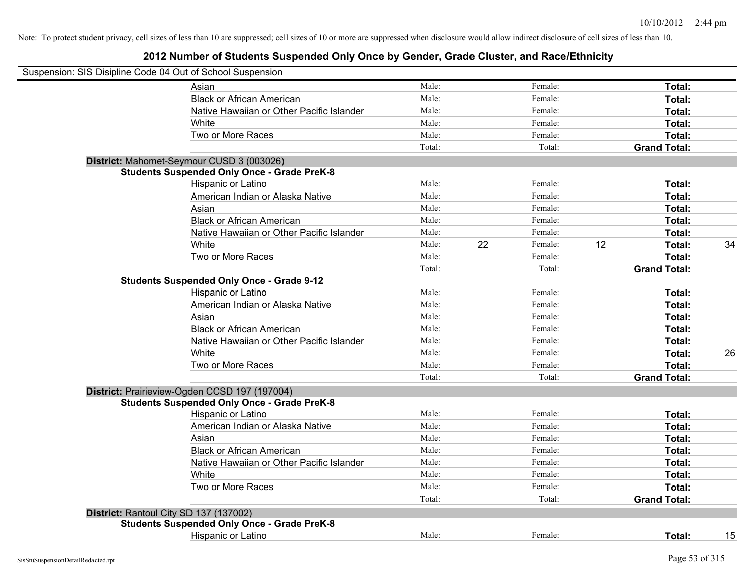Note: To protect student privacy, cell sizes of less than 10 are suppressed; cell sizes of 10 or more are suppressed when disclosure would allow indirect disclosure of cell sizes of less than 10.

## 2012 Number of Students Suspended Only Once by Gender, Grade Cluster, and Race/Ethnicity

Suspension: SIS Disipline Code 04 Out of School Suspension

| | | | | | | |
|---|---|---|---|---|---|---|
| Asian | Male: | | Female: | | **Total:** | |
| Black or African American | Male: | | Female: | | **Total:** | |
| Native Hawaiian or Other Pacific Islander | Male: | | Female: | | **Total:** | |
| White | Male: | | Female: | | **Total:** | |
| Two or More Races | Male: | | Female: | | **Total:** | |
| | Total: | | Total: | | **Grand Total:** | |

**District:** Mahomet-Seymour CUSD 3 (003026)

**Students Suspended Only Once - Grade PreK-8**

| | | | | | | |
|---|---|---|---|---|---|---|
| Hispanic or Latino | Male: | | Female: | | **Total:** | |
| American Indian or Alaska Native | Male: | | Female: | | **Total:** | |
| Asian | Male: | | Female: | | **Total:** | |
| Black or African American | Male: | | Female: | | **Total:** | |
| Native Hawaiian or Other Pacific Islander | Male: | | Female: | | **Total:** | |
| White | Male: | 22 | Female: | 12 | **Total:** | 34 |
| Two or More Races | Male: | | Female: | | **Total:** | |
| | Total: | | Total: | | **Grand Total:** | |

**Students Suspended Only Once - Grade 9-12**

| | | | | | | |
|---|---|---|---|---|---|---|
| Hispanic or Latino | Male: | | Female: | | **Total:** | |
| American Indian or Alaska Native | Male: | | Female: | | **Total:** | |
| Asian | Male: | | Female: | | **Total:** | |
| Black or African American | Male: | | Female: | | **Total:** | |
| Native Hawaiian or Other Pacific Islander | Male: | | Female: | | **Total:** | |
| White | Male: | | Female: | | **Total:** | 26 |
| Two or More Races | Male: | | Female: | | **Total:** | |
| | Total: | | Total: | | **Grand Total:** | |

**District:** Prairieview-Ogden CCSD 197 (197004)

**Students Suspended Only Once - Grade PreK-8**

| | | | | | | |
|---|---|---|---|---|---|---|
| Hispanic or Latino | Male: | | Female: | | **Total:** | |
| American Indian or Alaska Native | Male: | | Female: | | **Total:** | |
| Asian | Male: | | Female: | | **Total:** | |
| Black or African American | Male: | | Female: | | **Total:** | |
| Native Hawaiian or Other Pacific Islander | Male: | | Female: | | **Total:** | |
| White | Male: | | Female: | | **Total:** | |
| Two or More Races | Male: | | Female: | | **Total:** | |
| | Total: | | Total: | | **Grand Total:** | |

**District:** Rantoul City SD 137 (137002)

**Students Suspended Only Once - Grade PreK-8**

| | | | | | | |
|---|---|---|---|---|---|---|
| Hispanic or Latino | Male: | | Female: | | **Total:** | 15 |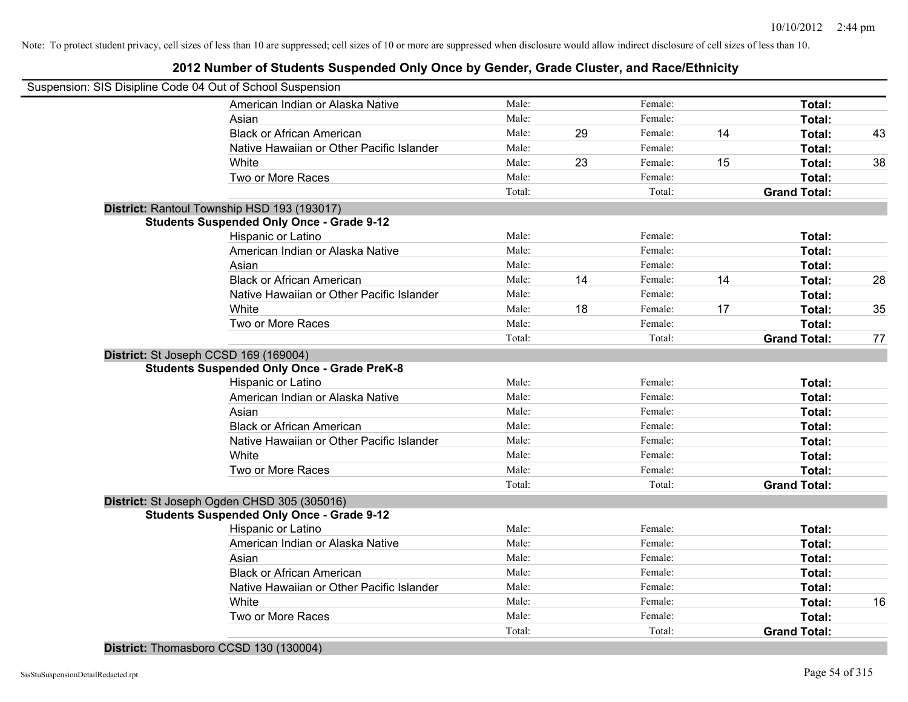Note: To protect student privacy, cell sizes of less than 10 are suppressed; cell sizes of 10 or more are suppressed when disclosure would allow indirect disclosure of cell sizes of less than 10.

# 2012 Number of Students Suspended Only Once by Gender, Grade Cluster, and Race/Ethnicity

Suspension: SIS Disipline Code 04 Out of School Suspension

| | Male: | | Female: | | | |
|---|---|---|---|---|---|---|
| American Indian or Alaska Native | Male: | | Female: | | **Total:** | |
| Asian | Male: | | Female: | | **Total:** | |
| Black or African American | Male: | 29 | Female: | 14 | **Total:** | 43 |
| Native Hawaiian or Other Pacific Islander | Male: | | Female: | | **Total:** | |
| White | Male: | 23 | Female: | 15 | **Total:** | 38 |
| Two or More Races | Male: | | Female: | | **Total:** | |
| | Total: | | Total: | | **Grand Total:** | |

**District:** Rantoul Township HSD 193 (193017)

**Students Suspended Only Once - Grade 9-12**

| | | | | | | |
|---|---|---|---|---|---|---|
| Hispanic or Latino | Male: | | Female: | | **Total:** | |
| American Indian or Alaska Native | Male: | | Female: | | **Total:** | |
| Asian | Male: | | Female: | | **Total:** | |
| Black or African American | Male: | 14 | Female: | 14 | **Total:** | 28 |
| Native Hawaiian or Other Pacific Islander | Male: | | Female: | | **Total:** | |
| White | Male: | 18 | Female: | 17 | **Total:** | 35 |
| Two or More Races | Male: | | Female: | | **Total:** | |
| | Total: | | Total: | | **Grand Total:** | 77 |

**District:** St Joseph CCSD 169 (169004)

**Students Suspended Only Once - Grade PreK-8**

| | | | | | | |
|---|---|---|---|---|---|---|
| Hispanic or Latino | Male: | | Female: | | **Total:** | |
| American Indian or Alaska Native | Male: | | Female: | | **Total:** | |
| Asian | Male: | | Female: | | **Total:** | |
| Black or African American | Male: | | Female: | | **Total:** | |
| Native Hawaiian or Other Pacific Islander | Male: | | Female: | | **Total:** | |
| White | Male: | | Female: | | **Total:** | |
| Two or More Races | Male: | | Female: | | **Total:** | |
| | Total: | | Total: | | **Grand Total:** | |

**District:** St Joseph Ogden CHSD 305 (305016)

**Students Suspended Only Once - Grade 9-12**

| | | | | | | |
|---|---|---|---|---|---|---|
| Hispanic or Latino | Male: | | Female: | | **Total:** | |
| American Indian or Alaska Native | Male: | | Female: | | **Total:** | |
| Asian | Male: | | Female: | | **Total:** | |
| Black or African American | Male: | | Female: | | **Total:** | |
| Native Hawaiian or Other Pacific Islander | Male: | | Female: | | **Total:** | |
| White | Male: | | Female: | | **Total:** | 16 |
| Two or More Races | Male: | | Female: | | **Total:** | |
| | Total: | | Total: | | **Grand Total:** | |

**District:** Thomasboro CCSD 130 (130004)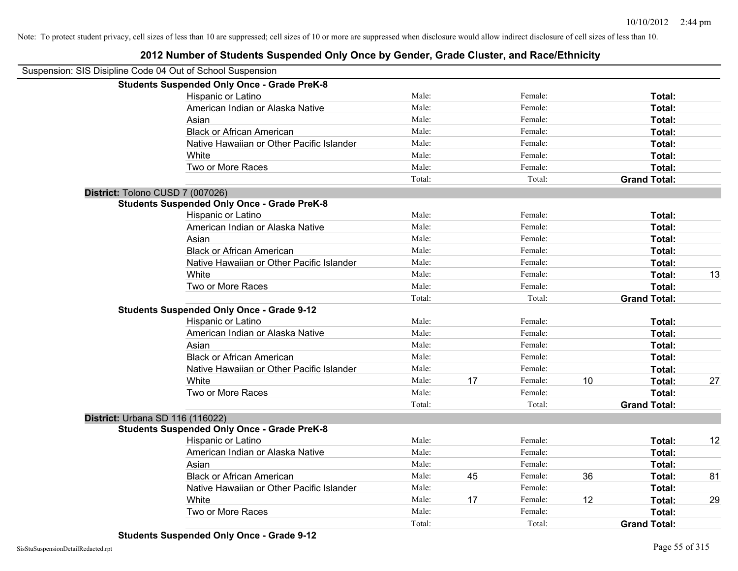Note: To protect student privacy, cell sizes of less than 10 are suppressed; cell sizes of 10 or more are suppressed when disclosure would allow indirect disclosure of cell sizes of less than 10.

# 2012 Number of Students Suspended Only Once by Gender, Grade Cluster, and Race/Ethnicity

Suspension: SIS Disipline Code 04 Out of School Suspension

**Students Suspended Only Once - Grade PreK-8**

| | | | | | | |
|---|---|---|---|---|---|---|
| Hispanic or Latino | Male: | | Female: | | **Total:** | |
| American Indian or Alaska Native | Male: | | Female: | | **Total:** | |
| Asian | Male: | | Female: | | **Total:** | |
| Black or African American | Male: | | Female: | | **Total:** | |
| Native Hawaiian or Other Pacific Islander | Male: | | Female: | | **Total:** | |
| White | Male: | | Female: | | **Total:** | |
| Two or More Races | Male: | | Female: | | **Total:** | |
| | Total: | | Total: | | **Grand Total:** | |

## District: Tolono CUSD 7 (007026)

**Students Suspended Only Once - Grade PreK-8**

| | | | | | | |
|---|---|---|---|---|---|---|
| Hispanic or Latino | Male: | | Female: | | **Total:** | |
| American Indian or Alaska Native | Male: | | Female: | | **Total:** | |
| Asian | Male: | | Female: | | **Total:** | |
| Black or African American | Male: | | Female: | | **Total:** | |
| Native Hawaiian or Other Pacific Islander | Male: | | Female: | | **Total:** | |
| White | Male: | | Female: | | **Total:** | 13 |
| Two or More Races | Male: | | Female: | | **Total:** | |
| | Total: | | Total: | | **Grand Total:** | |

**Students Suspended Only Once - Grade 9-12**

| | | | | | | |
|---|---|---|---|---|---|---|
| Hispanic or Latino | Male: | | Female: | | **Total:** | |
| American Indian or Alaska Native | Male: | | Female: | | **Total:** | |
| Asian | Male: | | Female: | | **Total:** | |
| Black or African American | Male: | | Female: | | **Total:** | |
| Native Hawaiian or Other Pacific Islander | Male: | | Female: | | **Total:** | |
| White | Male: | 17 | Female: | 10 | **Total:** | 27 |
| Two or More Races | Male: | | Female: | | **Total:** | |
| | Total: | | Total: | | **Grand Total:** | |

## District: Urbana SD 116 (116022)

**Students Suspended Only Once - Grade PreK-8**

| | | | | | | |
|---|---|---|---|---|---|---|
| Hispanic or Latino | Male: | | Female: | | **Total:** | 12 |
| American Indian or Alaska Native | Male: | | Female: | | **Total:** | |
| Asian | Male: | | Female: | | **Total:** | |
| Black or African American | Male: | 45 | Female: | 36 | **Total:** | 81 |
| Native Hawaiian or Other Pacific Islander | Male: | | Female: | | **Total:** | |
| White | Male: | 17 | Female: | 12 | **Total:** | 29 |
| Two or More Races | Male: | | Female: | | **Total:** | |
| | Total: | | Total: | | **Grand Total:** | |

**Students Suspended Only Once - Grade 9-12**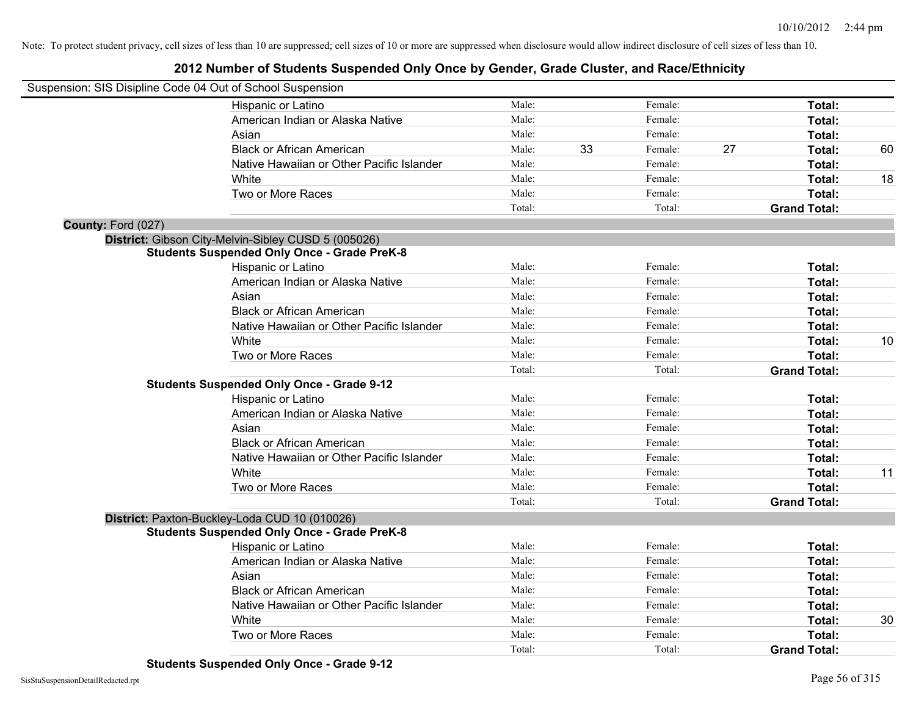Note: To protect student privacy, cell sizes of less than 10 are suppressed; cell sizes of 10 or more are suppressed when disclosure would allow indirect disclosure of cell sizes of less than 10.

# 2012 Number of Students Suspended Only Once by Gender, Grade Cluster, and Race/Ethnicity

Suspension: SIS Disipline Code 04 Out of School Suspension

| | | | | | |
|---|---|---|---|---|---|
| Hispanic or Latino | Male: | | Female: | | **Total:** | |
| American Indian or Alaska Native | Male: | | Female: | | **Total:** | |
| Asian | Male: | | Female: | | **Total:** | |
| Black or African American | Male: | 33 | Female: | 27 | **Total:** | 60 |
| Native Hawaiian or Other Pacific Islander | Male: | | Female: | | **Total:** | |
| White | Male: | | Female: | | **Total:** | 18 |
| Two or More Races | Male: | | Female: | | **Total:** | |
| | Total: | | Total: | | **Grand Total:** | |

**County:** Ford (027)

**District:** Gibson City-Melvin-Sibley CUSD 5 (005026)

**Students Suspended Only Once - Grade PreK-8**

| | | | | | | |
|---|---|---|---|---|---|---|
| Hispanic or Latino | Male: | | Female: | | **Total:** | |
| American Indian or Alaska Native | Male: | | Female: | | **Total:** | |
| Asian | Male: | | Female: | | **Total:** | |
| Black or African American | Male: | | Female: | | **Total:** | |
| Native Hawaiian or Other Pacific Islander | Male: | | Female: | | **Total:** | |
| White | Male: | | Female: | | **Total:** | 10 |
| Two or More Races | Male: | | Female: | | **Total:** | |
| | Total: | | Total: | | **Grand Total:** | |

**Students Suspended Only Once - Grade 9-12**

| | | | | | | |
|---|---|---|---|---|---|---|
| Hispanic or Latino | Male: | | Female: | | **Total:** | |
| American Indian or Alaska Native | Male: | | Female: | | **Total:** | |
| Asian | Male: | | Female: | | **Total:** | |
| Black or African American | Male: | | Female: | | **Total:** | |
| Native Hawaiian or Other Pacific Islander | Male: | | Female: | | **Total:** | |
| White | Male: | | Female: | | **Total:** | 11 |
| Two or More Races | Male: | | Female: | | **Total:** | |
| | Total: | | Total: | | **Grand Total:** | |

**District:** Paxton-Buckley-Loda CUD 10 (010026)

**Students Suspended Only Once - Grade PreK-8**

| | | | | | | |
|---|---|---|---|---|---|---|
| Hispanic or Latino | Male: | | Female: | | **Total:** | |
| American Indian or Alaska Native | Male: | | Female: | | **Total:** | |
| Asian | Male: | | Female: | | **Total:** | |
| Black or African American | Male: | | Female: | | **Total:** | |
| Native Hawaiian or Other Pacific Islander | Male: | | Female: | | **Total:** | |
| White | Male: | | Female: | | **Total:** | 30 |
| Two or More Races | Male: | | Female: | | **Total:** | |
| | Total: | | Total: | | **Grand Total:** | |

**Students Suspended Only Once - Grade 9-12**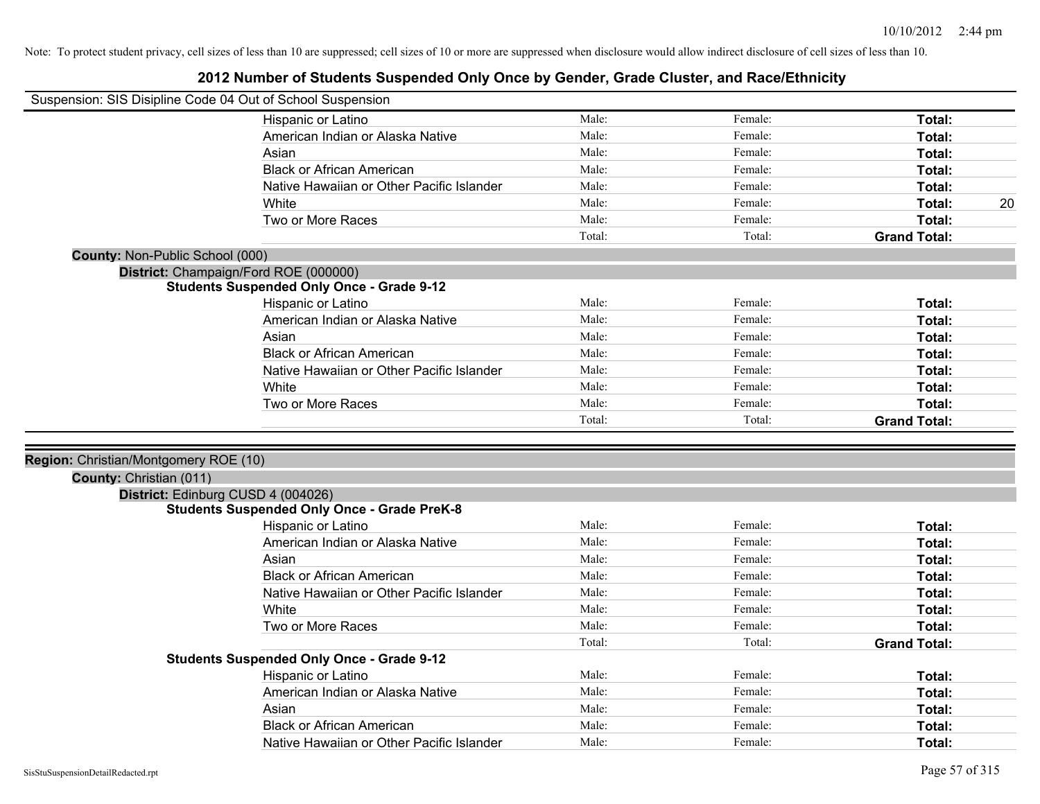Note: To protect student privacy, cell sizes of less than 10 are suppressed; cell sizes of 10 or more are suppressed when disclosure would allow indirect disclosure of cell sizes of less than 10.

# 2012 Number of Students Suspended Only Once by Gender, Grade Cluster, and Race/Ethnicity

Suspension: SIS Disipline Code 04 Out of School Suspension

| | Male: | Female: | Total: | |
|---|---|---|---|---|
| Hispanic or Latino | Male: | Female: | **Total:** | |
| American Indian or Alaska Native | Male: | Female: | **Total:** | |
| Asian | Male: | Female: | **Total:** | |
| Black or African American | Male: | Female: | **Total:** | |
| Native Hawaiian or Other Pacific Islander | Male: | Female: | **Total:** | |
| White | Male: | Female: | **Total:** | 20 |
| Two or More Races | Male: | Female: | **Total:** | |
| | Total: | Total: | **Grand Total:** | |

**County:** Non-Public School (000)

**District:** Champaign/Ford ROE (000000)

**Students Suspended Only Once - Grade 9-12**

| | | | | |
|---|---|---|---|---|
| Hispanic or Latino | Male: | Female: | **Total:** | |
| American Indian or Alaska Native | Male: | Female: | **Total:** | |
| Asian | Male: | Female: | **Total:** | |
| Black or African American | Male: | Female: | **Total:** | |
| Native Hawaiian or Other Pacific Islander | Male: | Female: | **Total:** | |
| White | Male: | Female: | **Total:** | |
| Two or More Races | Male: | Female: | **Total:** | |
| | Total: | Total: | **Grand Total:** | |

**Region:** Christian/Montgomery ROE (10)

**County:** Christian (011)

**District:** Edinburg CUSD 4 (004026)

**Students Suspended Only Once - Grade PreK-8**

| | | | | |
|---|---|---|---|---|
| Hispanic or Latino | Male: | Female: | **Total:** | |
| American Indian or Alaska Native | Male: | Female: | **Total:** | |
| Asian | Male: | Female: | **Total:** | |
| Black or African American | Male: | Female: | **Total:** | |
| Native Hawaiian or Other Pacific Islander | Male: | Female: | **Total:** | |
| White | Male: | Female: | **Total:** | |
| Two or More Races | Male: | Female: | **Total:** | |
| | Total: | Total: | **Grand Total:** | |

**Students Suspended Only Once - Grade 9-12**

| | | | | |
|---|---|---|---|---|
| Hispanic or Latino | Male: | Female: | **Total:** | |
| American Indian or Alaska Native | Male: | Female: | **Total:** | |
| Asian | Male: | Female: | **Total:** | |
| Black or African American | Male: | Female: | **Total:** | |
| Native Hawaiian or Other Pacific Islander | Male: | Female: | **Total:** | |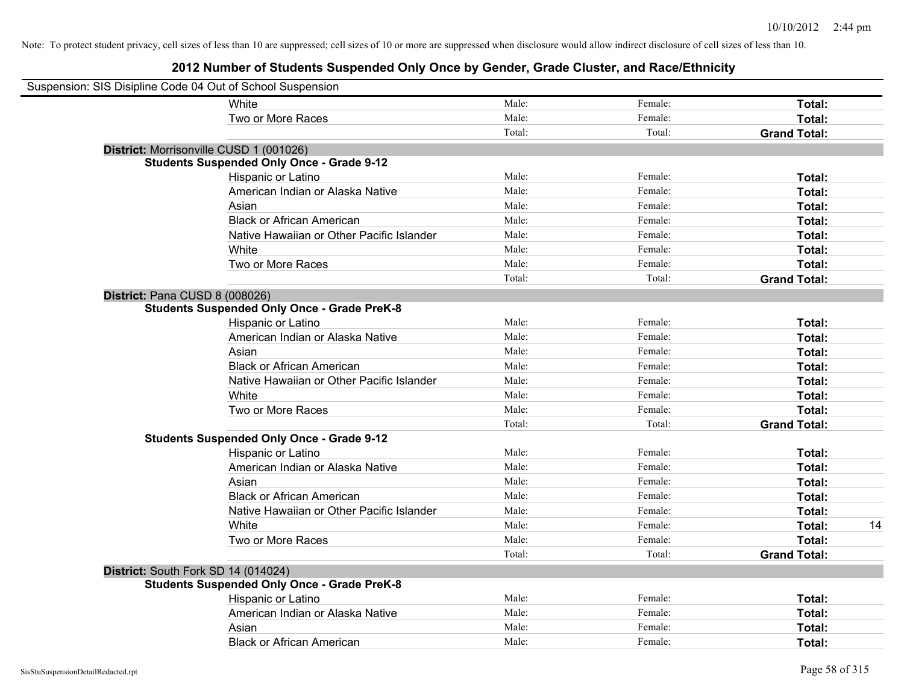Note: To protect student privacy, cell sizes of less than 10 are suppressed; cell sizes of 10 or more are suppressed when disclosure would allow indirect disclosure of cell sizes of less than 10.

# 2012 Number of Students Suspended Only Once by Gender, Grade Cluster, and Race/Ethnicity

Suspension: SIS Disipline Code 04 Out of School Suspension

| | | | | |
|---|---|---|---|---|
| White | Male: | Female: | **Total:** | |
| Two or More Races | Male: | Female: | **Total:** | |
| | Total: | Total: | **Grand Total:** | |

**District:** Morrisonville CUSD 1 (001026)

**Students Suspended Only Once - Grade 9-12**

| | | | | |
|---|---|---|---|---|
| Hispanic or Latino | Male: | Female: | **Total:** | |
| American Indian or Alaska Native | Male: | Female: | **Total:** | |
| Asian | Male: | Female: | **Total:** | |
| Black or African American | Male: | Female: | **Total:** | |
| Native Hawaiian or Other Pacific Islander | Male: | Female: | **Total:** | |
| White | Male: | Female: | **Total:** | |
| Two or More Races | Male: | Female: | **Total:** | |
| | Total: | Total: | **Grand Total:** | |

**District:** Pana CUSD 8 (008026)

**Students Suspended Only Once - Grade PreK-8**

| | | | | |
|---|---|---|---|---|
| Hispanic or Latino | Male: | Female: | **Total:** | |
| American Indian or Alaska Native | Male: | Female: | **Total:** | |
| Asian | Male: | Female: | **Total:** | |
| Black or African American | Male: | Female: | **Total:** | |
| Native Hawaiian or Other Pacific Islander | Male: | Female: | **Total:** | |
| White | Male: | Female: | **Total:** | |
| Two or More Races | Male: | Female: | **Total:** | |
| | Total: | Total: | **Grand Total:** | |

**Students Suspended Only Once - Grade 9-12**

| | | | | |
|---|---|---|---|---|
| Hispanic or Latino | Male: | Female: | **Total:** | |
| American Indian or Alaska Native | Male: | Female: | **Total:** | |
| Asian | Male: | Female: | **Total:** | |
| Black or African American | Male: | Female: | **Total:** | |
| Native Hawaiian or Other Pacific Islander | Male: | Female: | **Total:** | |
| White | Male: | Female: | **Total:** | 14 |
| Two or More Races | Male: | Female: | **Total:** | |
| | Total: | Total: | **Grand Total:** | |

**District:** South Fork SD 14 (014024)

**Students Suspended Only Once - Grade PreK-8**

| | | | | |
|---|---|---|---|---|
| Hispanic or Latino | Male: | Female: | **Total:** | |
| American Indian or Alaska Native | Male: | Female: | **Total:** | |
| Asian | Male: | Female: | **Total:** | |
| Black or African American | Male: | Female: | **Total:** | |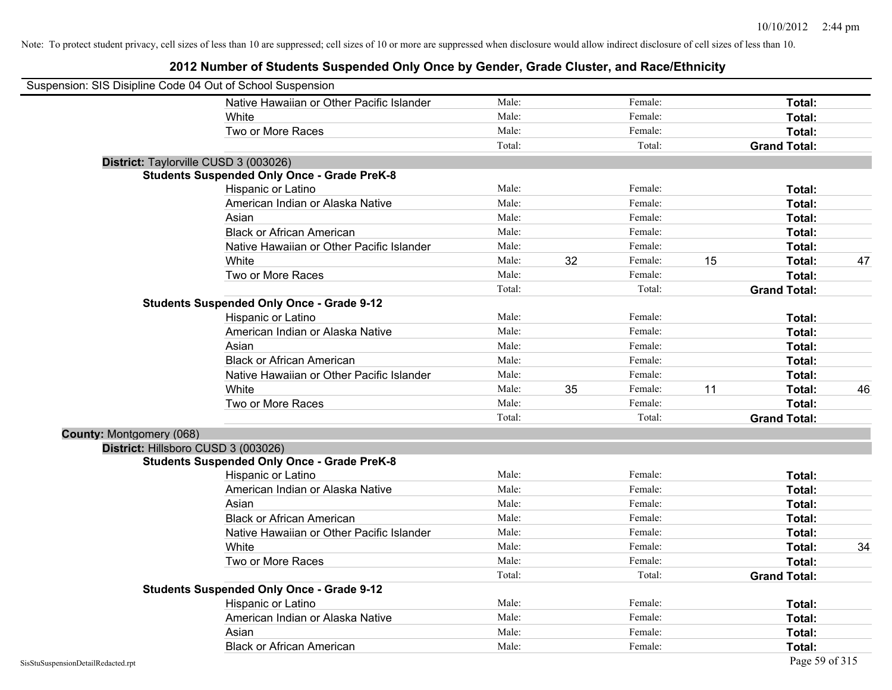Note: To protect student privacy, cell sizes of less than 10 are suppressed; cell sizes of 10 or more are suppressed when disclosure would allow indirect disclosure of cell sizes of less than 10.

# 2012 Number of Students Suspended Only Once by Gender, Grade Cluster, and Race/Ethnicity

Suspension: SIS Disipline Code 04 Out of School Suspension

| | | | | | | | |
|---|---|---|---|---|---|---|---|
| Native Hawaiian or Other Pacific Islander | Male: | | Female: | | **Total:** | |
| White | Male: | | Female: | | **Total:** | |
| Two or More Races | Male: | | Female: | | **Total:** | |
| | Total: | | Total: | | **Grand Total:** | |

**District:** Taylorville CUSD 3 (003026)

**Students Suspended Only Once - Grade PreK-8**

| | | | | | | |
|---|---|---|---|---|---|---|
| Hispanic or Latino | Male: | | Female: | | **Total:** | |
| American Indian or Alaska Native | Male: | | Female: | | **Total:** | |
| Asian | Male: | | Female: | | **Total:** | |
| Black or African American | Male: | | Female: | | **Total:** | |
| Native Hawaiian or Other Pacific Islander | Male: | | Female: | | **Total:** | |
| White | Male: | 32 | Female: | 15 | **Total:** | 47 |
| Two or More Races | Male: | | Female: | | **Total:** | |
| | Total: | | Total: | | **Grand Total:** | |

**Students Suspended Only Once - Grade 9-12**

| | | | | | | |
|---|---|---|---|---|---|---|
| Hispanic or Latino | Male: | | Female: | | **Total:** | |
| American Indian or Alaska Native | Male: | | Female: | | **Total:** | |
| Asian | Male: | | Female: | | **Total:** | |
| Black or African American | Male: | | Female: | | **Total:** | |
| Native Hawaiian or Other Pacific Islander | Male: | | Female: | | **Total:** | |
| White | Male: | 35 | Female: | 11 | **Total:** | 46 |
| Two or More Races | Male: | | Female: | | **Total:** | |
| | Total: | | Total: | | **Grand Total:** | |

**County:** Montgomery (068)

**District:** Hillsboro CUSD 3 (003026)

**Students Suspended Only Once - Grade PreK-8**

| | | | | | | |
|---|---|---|---|---|---|---|
| Hispanic or Latino | Male: | | Female: | | **Total:** | |
| American Indian or Alaska Native | Male: | | Female: | | **Total:** | |
| Asian | Male: | | Female: | | **Total:** | |
| Black or African American | Male: | | Female: | | **Total:** | |
| Native Hawaiian or Other Pacific Islander | Male: | | Female: | | **Total:** | |
| White | Male: | | Female: | | **Total:** | 34 |
| Two or More Races | Male: | | Female: | | **Total:** | |
| | Total: | | Total: | | **Grand Total:** | |

**Students Suspended Only Once - Grade 9-12**

| | | | | | | |
|---|---|---|---|---|---|---|
| Hispanic or Latino | Male: | | Female: | | **Total:** | |
| American Indian or Alaska Native | Male: | | Female: | | **Total:** | |
| Asian | Male: | | Female: | | **Total:** | |
| Black or African American | Male: | | Female: | | **Total:** | |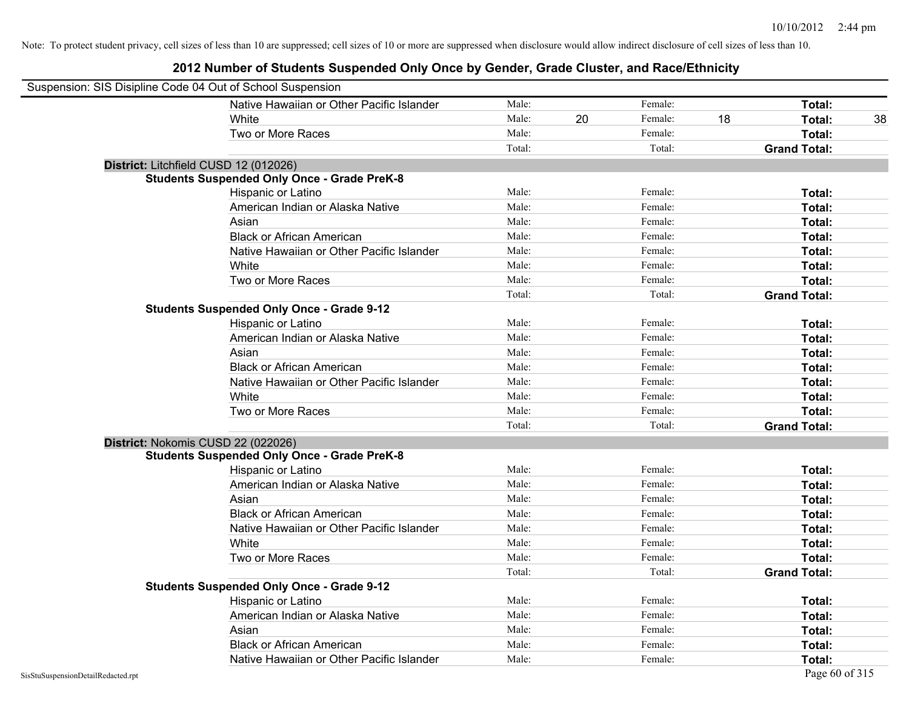Note: To protect student privacy, cell sizes of less than 10 are suppressed; cell sizes of 10 or more are suppressed when disclosure would allow indirect disclosure of cell sizes of less than 10.

## 2012 Number of Students Suspended Only Once by Gender, Grade Cluster, and Race/Ethnicity

Suspension: SIS Disipline Code 04 Out of School Suspension

| | | | | | | |
|---|---|---|---|---|---|---|
| Native Hawaiian or Other Pacific Islander | Male: | | Female: | | **Total:** | |
| White | Male: | 20 | Female: | 18 | **Total:** | 38 |
| Two or More Races | Male: | | Female: | | **Total:** | |
| | Total: | | Total: | | **Grand Total:** | |

**District:** Litchfield CUSD 12 (012026)

**Students Suspended Only Once - Grade PreK-8**

| | | | | | | |
|---|---|---|---|---|---|---|
| Hispanic or Latino | Male: | | Female: | | **Total:** | |
| American Indian or Alaska Native | Male: | | Female: | | **Total:** | |
| Asian | Male: | | Female: | | **Total:** | |
| Black or African American | Male: | | Female: | | **Total:** | |
| Native Hawaiian or Other Pacific Islander | Male: | | Female: | | **Total:** | |
| White | Male: | | Female: | | **Total:** | |
| Two or More Races | Male: | | Female: | | **Total:** | |
| | Total: | | Total: | | **Grand Total:** | |

**Students Suspended Only Once - Grade 9-12**

| | | | | | | |
|---|---|---|---|---|---|---|
| Hispanic or Latino | Male: | | Female: | | **Total:** | |
| American Indian or Alaska Native | Male: | | Female: | | **Total:** | |
| Asian | Male: | | Female: | | **Total:** | |
| Black or African American | Male: | | Female: | | **Total:** | |
| Native Hawaiian or Other Pacific Islander | Male: | | Female: | | **Total:** | |
| White | Male: | | Female: | | **Total:** | |
| Two or More Races | Male: | | Female: | | **Total:** | |
| | Total: | | Total: | | **Grand Total:** | |

**District:** Nokomis CUSD 22 (022026)

**Students Suspended Only Once - Grade PreK-8**

| | | | | | | |
|---|---|---|---|---|---|---|
| Hispanic or Latino | Male: | | Female: | | **Total:** | |
| American Indian or Alaska Native | Male: | | Female: | | **Total:** | |
| Asian | Male: | | Female: | | **Total:** | |
| Black or African American | Male: | | Female: | | **Total:** | |
| Native Hawaiian or Other Pacific Islander | Male: | | Female: | | **Total:** | |
| White | Male: | | Female: | | **Total:** | |
| Two or More Races | Male: | | Female: | | **Total:** | |
| | Total: | | Total: | | **Grand Total:** | |

**Students Suspended Only Once - Grade 9-12**

| | | | | | | |
|---|---|---|---|---|---|---|
| Hispanic or Latino | Male: | | Female: | | **Total:** | |
| American Indian or Alaska Native | Male: | | Female: | | **Total:** | |
| Asian | Male: | | Female: | | **Total:** | |
| Black or African American | Male: | | Female: | | **Total:** | |
| Native Hawaiian or Other Pacific Islander | Male: | | Female: | | **Total:** | |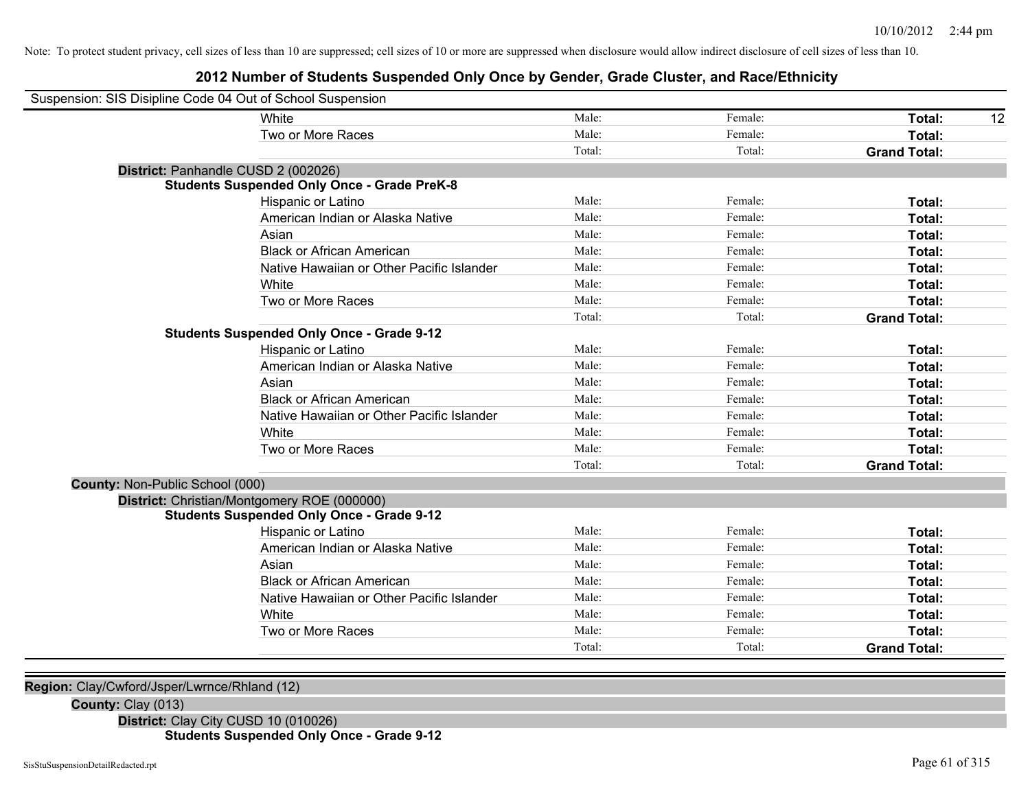Note: To protect student privacy, cell sizes of less than 10 are suppressed; cell sizes of 10 or more are suppressed when disclosure would allow indirect disclosure of cell sizes of less than 10.

# 2012 Number of Students Suspended Only Once by Gender, Grade Cluster, and Race/Ethnicity

Suspension: SIS Disipline Code 04 Out of School Suspension

| | Male | Female | Total |
|---|---|---|---|
| White | Male: | Female: | Total: 12 |
| Two or More Races | Male: | Female: | Total: |
| | Total: | Total: | Grand Total: |

**District:** Panhandle CUSD 2 (002026)

**Students Suspended Only Once - Grade PreK-8**

| | Male | Female | Total |
|---|---|---|---|
| Hispanic or Latino | Male: | Female: | Total: |
| American Indian or Alaska Native | Male: | Female: | Total: |
| Asian | Male: | Female: | Total: |
| Black or African American | Male: | Female: | Total: |
| Native Hawaiian or Other Pacific Islander | Male: | Female: | Total: |
| White | Male: | Female: | Total: |
| Two or More Races | Male: | Female: | Total: |
| | Total: | Total: | Grand Total: |

**Students Suspended Only Once - Grade 9-12**

| | Male | Female | Total |
|---|---|---|---|
| Hispanic or Latino | Male: | Female: | Total: |
| American Indian or Alaska Native | Male: | Female: | Total: |
| Asian | Male: | Female: | Total: |
| Black or African American | Male: | Female: | Total: |
| Native Hawaiian or Other Pacific Islander | Male: | Female: | Total: |
| White | Male: | Female: | Total: |
| Two or More Races | Male: | Female: | Total: |
| | Total: | Total: | Grand Total: |

**County:** Non-Public School (000)

**District:** Christian/Montgomery ROE (000000)

**Students Suspended Only Once - Grade 9-12**

| | Male | Female | Total |
|---|---|---|---|
| Hispanic or Latino | Male: | Female: | Total: |
| American Indian or Alaska Native | Male: | Female: | Total: |
| Asian | Male: | Female: | Total: |
| Black or African American | Male: | Female: | Total: |
| Native Hawaiian or Other Pacific Islander | Male: | Female: | Total: |
| White | Male: | Female: | Total: |
| Two or More Races | Male: | Female: | Total: |
| | Total: | Total: | Grand Total: |

**Region:** Clay/Cwford/Jsper/Lwrnce/Rhland (12)

**County:** Clay (013)

**District:** Clay City CUSD 10 (010026)

**Students Suspended Only Once - Grade 9-12**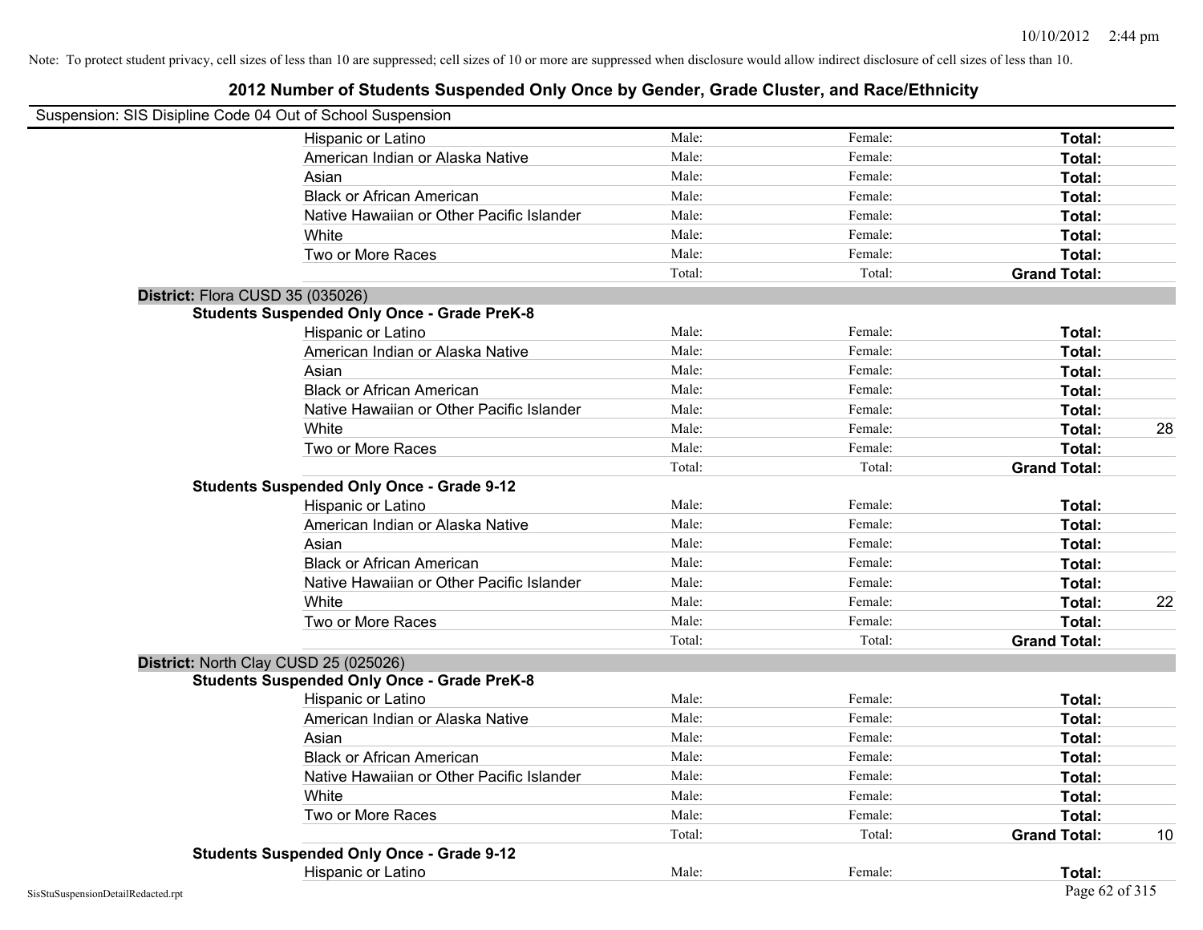Note: To protect student privacy, cell sizes of less than 10 are suppressed; cell sizes of 10 or more are suppressed when disclosure would allow indirect disclosure of cell sizes of less than 10.

## 2012 Number of Students Suspended Only Once by Gender, Grade Cluster, and Race/Ethnicity

Suspension: SIS Disipline Code 04 Out of School Suspension

| | | | | |
|---|---|---|---|---|
| Hispanic or Latino | Male: | Female: | **Total:** | |
| American Indian or Alaska Native | Male: | Female: | **Total:** | |
| Asian | Male: | Female: | **Total:** | |
| Black or African American | Male: | Female: | **Total:** | |
| Native Hawaiian or Other Pacific Islander | Male: | Female: | **Total:** | |
| White | Male: | Female: | **Total:** | |
| Two or More Races | Male: | Female: | **Total:** | |
| | Total: | Total: | **Grand Total:** | |

**District:** Flora CUSD 35 (035026)

**Students Suspended Only Once - Grade PreK-8**

| | | | | |
|---|---|---|---|---|
| Hispanic or Latino | Male: | Female: | **Total:** | |
| American Indian or Alaska Native | Male: | Female: | **Total:** | |
| Asian | Male: | Female: | **Total:** | |
| Black or African American | Male: | Female: | **Total:** | |
| Native Hawaiian or Other Pacific Islander | Male: | Female: | **Total:** | |
| White | Male: | Female: | **Total:** | 28 |
| Two or More Races | Male: | Female: | **Total:** | |
| | Total: | Total: | **Grand Total:** | |

**Students Suspended Only Once - Grade 9-12**

| | | | | |
|---|---|---|---|---|
| Hispanic or Latino | Male: | Female: | **Total:** | |
| American Indian or Alaska Native | Male: | Female: | **Total:** | |
| Asian | Male: | Female: | **Total:** | |
| Black or African American | Male: | Female: | **Total:** | |
| Native Hawaiian or Other Pacific Islander | Male: | Female: | **Total:** | |
| White | Male: | Female: | **Total:** | 22 |
| Two or More Races | Male: | Female: | **Total:** | |
| | Total: | Total: | **Grand Total:** | |

**District:** North Clay CUSD 25 (025026)

**Students Suspended Only Once - Grade PreK-8**

| | | | | |
|---|---|---|---|---|
| Hispanic or Latino | Male: | Female: | **Total:** | |
| American Indian or Alaska Native | Male: | Female: | **Total:** | |
| Asian | Male: | Female: | **Total:** | |
| Black or African American | Male: | Female: | **Total:** | |
| Native Hawaiian or Other Pacific Islander | Male: | Female: | **Total:** | |
| White | Male: | Female: | **Total:** | |
| Two or More Races | Male: | Female: | **Total:** | |
| | Total: | Total: | **Grand Total:** | 10 |

**Students Suspended Only Once - Grade 9-12**

| | | | | |
|---|---|---|---|---|
| Hispanic or Latino | Male: | Female: | **Total:** | |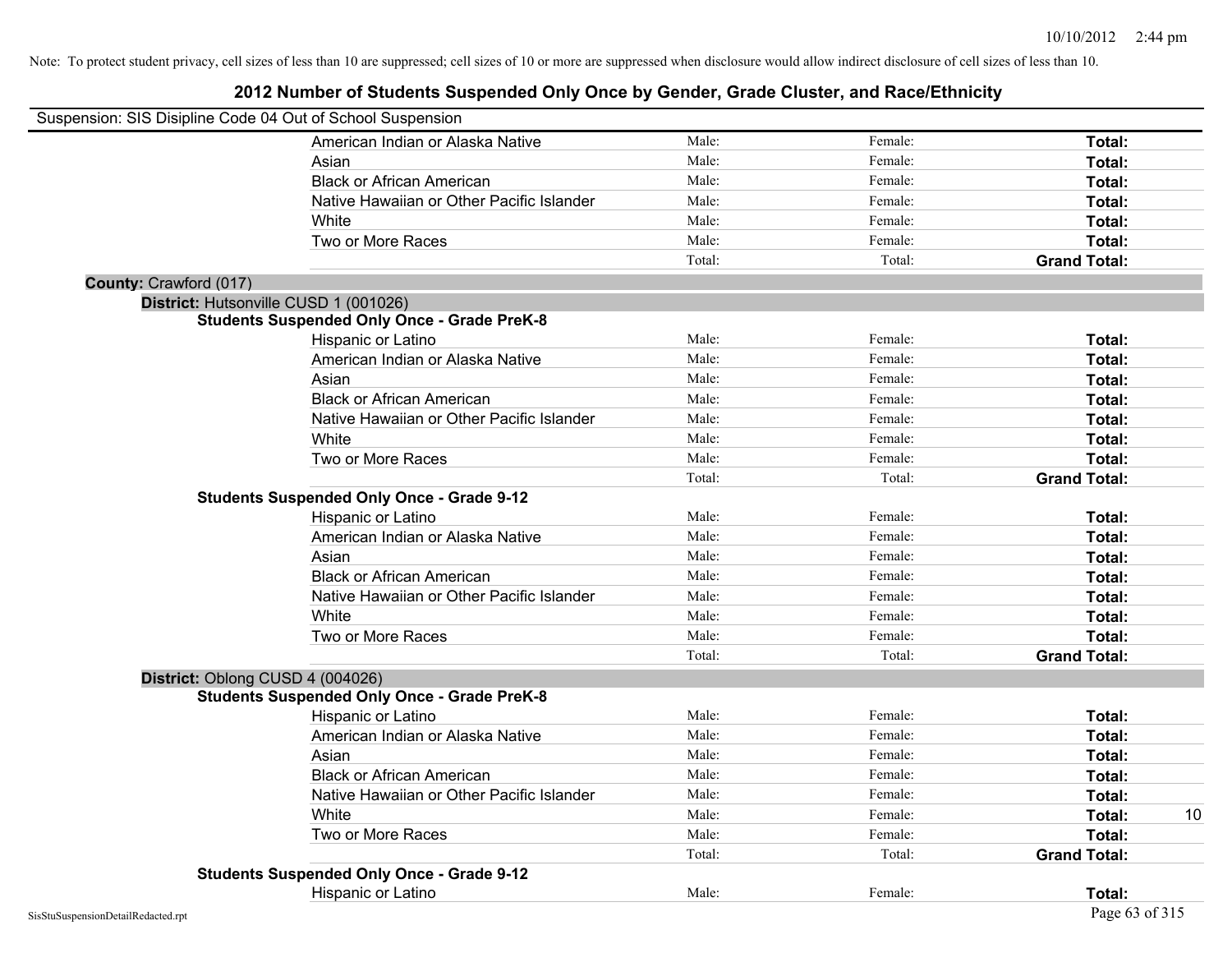Note: To protect student privacy, cell sizes of less than 10 are suppressed; cell sizes of 10 or more are suppressed when disclosure would allow indirect disclosure of cell sizes of less than 10.

# 2012 Number of Students Suspended Only Once by Gender, Grade Cluster, and Race/Ethnicity

Suspension: SIS Disipline Code 04 Out of School Suspension

| | Male | Female | Total | |
|---|---|---|---|---|
| American Indian or Alaska Native | Male: | Female: | **Total:** | |
| Asian | Male: | Female: | **Total:** | |
| Black or African American | Male: | Female: | **Total:** | |
| Native Hawaiian or Other Pacific Islander | Male: | Female: | **Total:** | |
| White | Male: | Female: | **Total:** | |
| Two or More Races | Male: | Female: | **Total:** | |
| | Total: | Total: | **Grand Total:** | |

**County:** Crawford (017)

**District:** Hutsonville CUSD 1 (001026)

**Students Suspended Only Once - Grade PreK-8**

| | Male | Female | Total | |
|---|---|---|---|---|
| Hispanic or Latino | Male: | Female: | **Total:** | |
| American Indian or Alaska Native | Male: | Female: | **Total:** | |
| Asian | Male: | Female: | **Total:** | |
| Black or African American | Male: | Female: | **Total:** | |
| Native Hawaiian or Other Pacific Islander | Male: | Female: | **Total:** | |
| White | Male: | Female: | **Total:** | |
| Two or More Races | Male: | Female: | **Total:** | |
| | Total: | Total: | **Grand Total:** | |

**Students Suspended Only Once - Grade 9-12**

| | Male | Female | Total | |
|---|---|---|---|---|
| Hispanic or Latino | Male: | Female: | **Total:** | |
| American Indian or Alaska Native | Male: | Female: | **Total:** | |
| Asian | Male: | Female: | **Total:** | |
| Black or African American | Male: | Female: | **Total:** | |
| Native Hawaiian or Other Pacific Islander | Male: | Female: | **Total:** | |
| White | Male: | Female: | **Total:** | |
| Two or More Races | Male: | Female: | **Total:** | |
| | Total: | Total: | **Grand Total:** | |

**District:** Oblong CUSD 4 (004026)

**Students Suspended Only Once - Grade PreK-8**

| | Male | Female | Total | |
|---|---|---|---|---|
| Hispanic or Latino | Male: | Female: | **Total:** | |
| American Indian or Alaska Native | Male: | Female: | **Total:** | |
| Asian | Male: | Female: | **Total:** | |
| Black or African American | Male: | Female: | **Total:** | |
| Native Hawaiian or Other Pacific Islander | Male: | Female: | **Total:** | |
| White | Male: | Female: | **Total:** | 10 |
| Two or More Races | Male: | Female: | **Total:** | |
| | Total: | Total: | **Grand Total:** | |

**Students Suspended Only Once - Grade 9-12**

| | Male | Female | Total | |
|---|---|---|---|---|
| Hispanic or Latino | Male: | Female: | **Total:** | |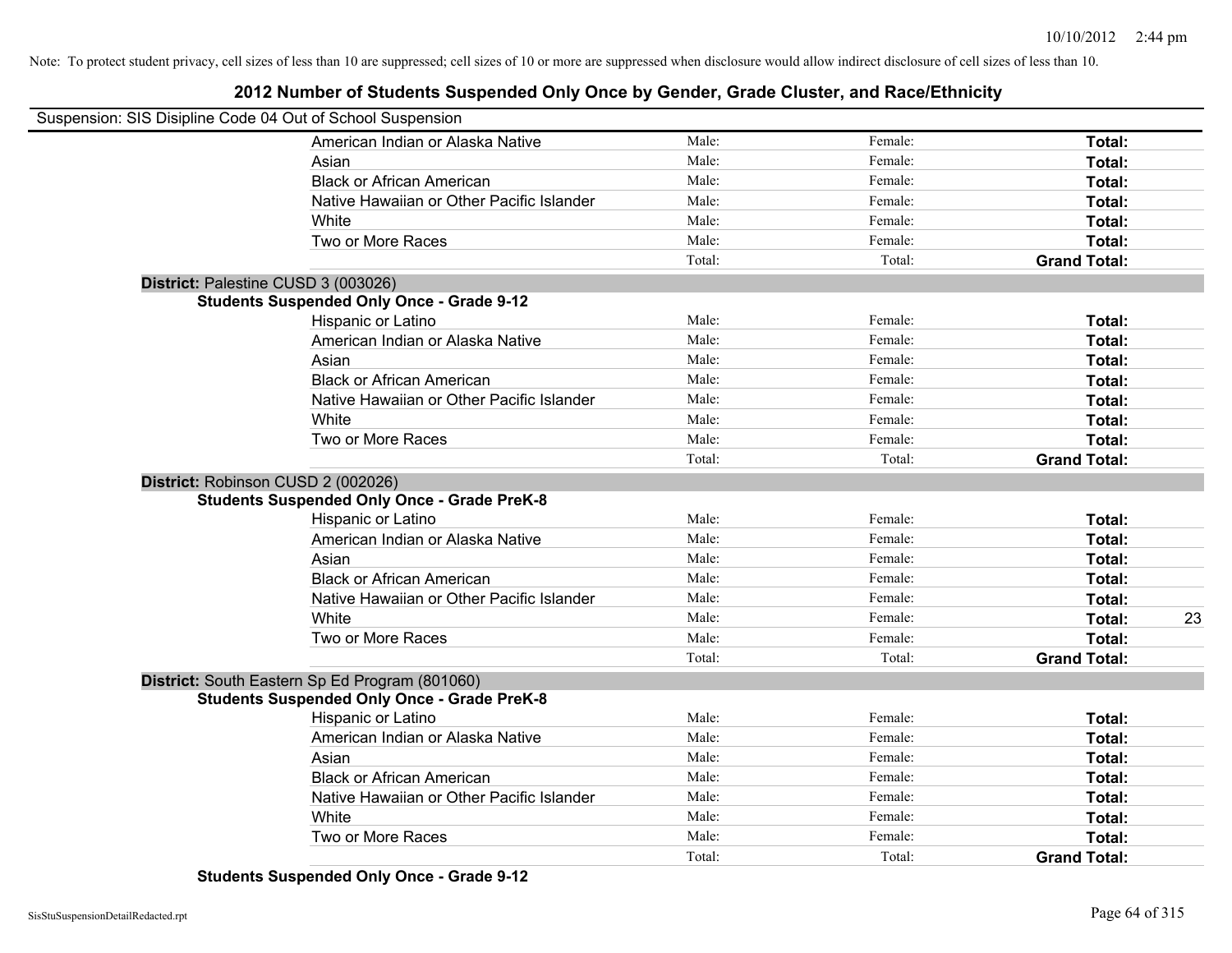Note: To protect student privacy, cell sizes of less than 10 are suppressed; cell sizes of 10 or more are suppressed when disclosure would allow indirect disclosure of cell sizes of less than 10.

# 2012 Number of Students Suspended Only Once by Gender, Grade Cluster, and Race/Ethnicity

Suspension: SIS Disipline Code 04 Out of School Suspension

| | Male | Female | Total | |
|---|---|---|---|---|
| American Indian or Alaska Native | Male: | Female: | **Total:** | |
| Asian | Male: | Female: | **Total:** | |
| Black or African American | Male: | Female: | **Total:** | |
| Native Hawaiian or Other Pacific Islander | Male: | Female: | **Total:** | |
| White | Male: | Female: | **Total:** | |
| Two or More Races | Male: | Female: | **Total:** | |
| | Total: | Total: | **Grand Total:** | |

**District:** Palestine CUSD 3 (003026)

**Students Suspended Only Once - Grade 9-12**

| | Male | Female | Total | |
|---|---|---|---|---|
| Hispanic or Latino | Male: | Female: | **Total:** | |
| American Indian or Alaska Native | Male: | Female: | **Total:** | |
| Asian | Male: | Female: | **Total:** | |
| Black or African American | Male: | Female: | **Total:** | |
| Native Hawaiian or Other Pacific Islander | Male: | Female: | **Total:** | |
| White | Male: | Female: | **Total:** | |
| Two or More Races | Male: | Female: | **Total:** | |
| | Total: | Total: | **Grand Total:** | |

**District:** Robinson CUSD 2 (002026)

**Students Suspended Only Once - Grade PreK-8**

| | Male | Female | Total | |
|---|---|---|---|---|
| Hispanic or Latino | Male: | Female: | **Total:** | |
| American Indian or Alaska Native | Male: | Female: | **Total:** | |
| Asian | Male: | Female: | **Total:** | |
| Black or African American | Male: | Female: | **Total:** | |
| Native Hawaiian or Other Pacific Islander | Male: | Female: | **Total:** | |
| White | Male: | Female: | **Total:** | 23 |
| Two or More Races | Male: | Female: | **Total:** | |
| | Total: | Total: | **Grand Total:** | |

**District:** South Eastern Sp Ed Program (801060)

**Students Suspended Only Once - Grade PreK-8**

| | Male | Female | Total | |
|---|---|---|---|---|
| Hispanic or Latino | Male: | Female: | **Total:** | |
| American Indian or Alaska Native | Male: | Female: | **Total:** | |
| Asian | Male: | Female: | **Total:** | |
| Black or African American | Male: | Female: | **Total:** | |
| Native Hawaiian or Other Pacific Islander | Male: | Female: | **Total:** | |
| White | Male: | Female: | **Total:** | |
| Two or More Races | Male: | Female: | **Total:** | |
| | Total: | Total: | **Grand Total:** | |

**Students Suspended Only Once - Grade 9-12**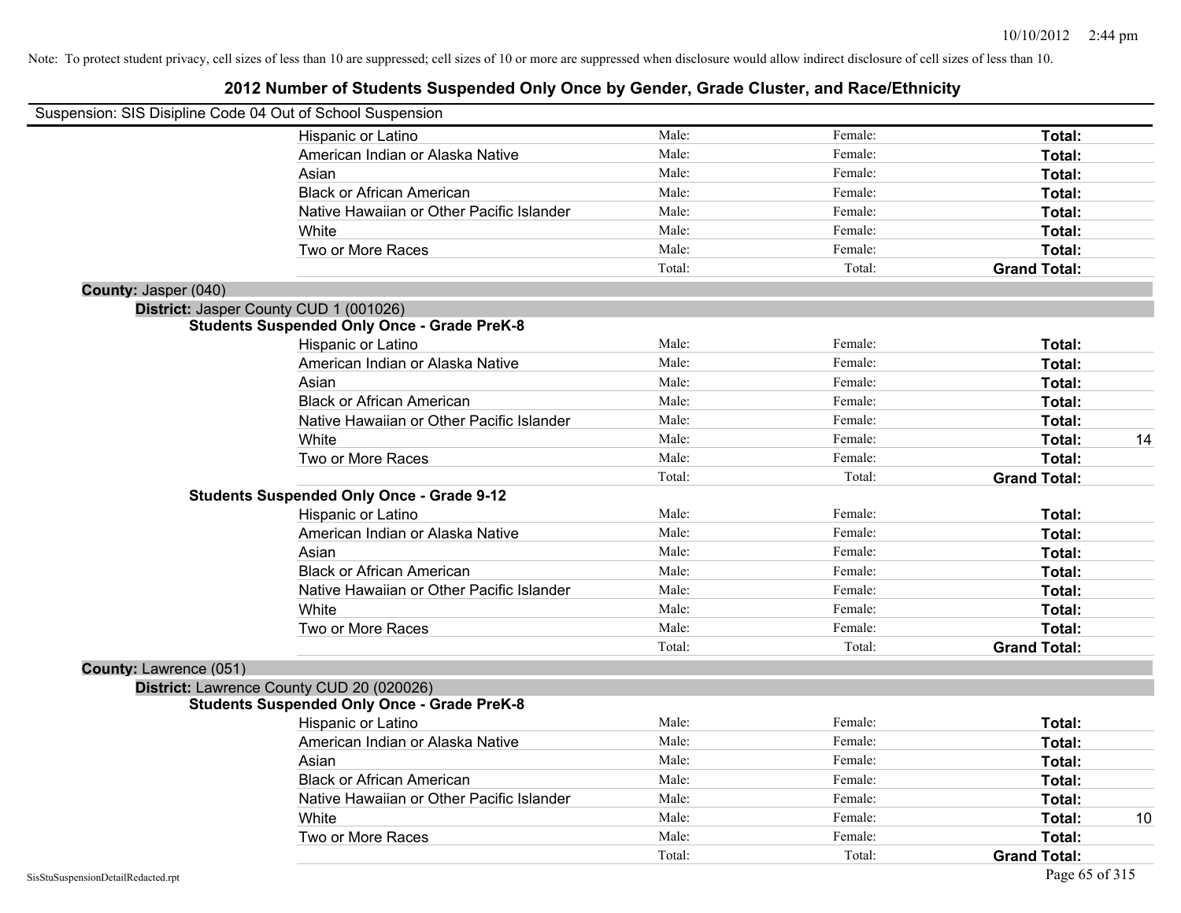Note: To protect student privacy, cell sizes of less than 10 are suppressed; cell sizes of 10 or more are suppressed when disclosure would allow indirect disclosure of cell sizes of less than 10.

## 2012 Number of Students Suspended Only Once by Gender, Grade Cluster, and Race/Ethnicity

Suspension: SIS Disipline Code 04 Out of School Suspension

| | | | |
|---|---|---|---|
| Hispanic or Latino | Male: | Female: | **Total:** |
| American Indian or Alaska Native | Male: | Female: | **Total:** |
| Asian | Male: | Female: | **Total:** |
| Black or African American | Male: | Female: | **Total:** |
| Native Hawaiian or Other Pacific Islander | Male: | Female: | **Total:** |
| White | Male: | Female: | **Total:** |
| Two or More Races | Male: | Female: | **Total:** |
| | Total: | Total: | **Grand Total:** |

**County:** Jasper (040)

**District:** Jasper County CUD 1 (001026)

**Students Suspended Only Once - Grade PreK-8**

| | | | |
|---|---|---|---|
| Hispanic or Latino | Male: | Female: | **Total:** |
| American Indian or Alaska Native | Male: | Female: | **Total:** |
| Asian | Male: | Female: | **Total:** |
| Black or African American | Male: | Female: | **Total:** |
| Native Hawaiian or Other Pacific Islander | Male: | Female: | **Total:** |
| White | Male: | Female: | **Total:** 14 |
| Two or More Races | Male: | Female: | **Total:** |
| | Total: | Total: | **Grand Total:** |

**Students Suspended Only Once - Grade 9-12**

| | | | |
|---|---|---|---|
| Hispanic or Latino | Male: | Female: | **Total:** |
| American Indian or Alaska Native | Male: | Female: | **Total:** |
| Asian | Male: | Female: | **Total:** |
| Black or African American | Male: | Female: | **Total:** |
| Native Hawaiian or Other Pacific Islander | Male: | Female: | **Total:** |
| White | Male: | Female: | **Total:** |
| Two or More Races | Male: | Female: | **Total:** |
| | Total: | Total: | **Grand Total:** |

**County:** Lawrence (051)

**District:** Lawrence County CUD 20 (020026)

**Students Suspended Only Once - Grade PreK-8**

| | | | |
|---|---|---|---|
| Hispanic or Latino | Male: | Female: | **Total:** |
| American Indian or Alaska Native | Male: | Female: | **Total:** |
| Asian | Male: | Female: | **Total:** |
| Black or African American | Male: | Female: | **Total:** |
| Native Hawaiian or Other Pacific Islander | Male: | Female: | **Total:** |
| White | Male: | Female: | **Total:** 10 |
| Two or More Races | Male: | Female: | **Total:** |
| | Total: | Total: | **Grand Total:** |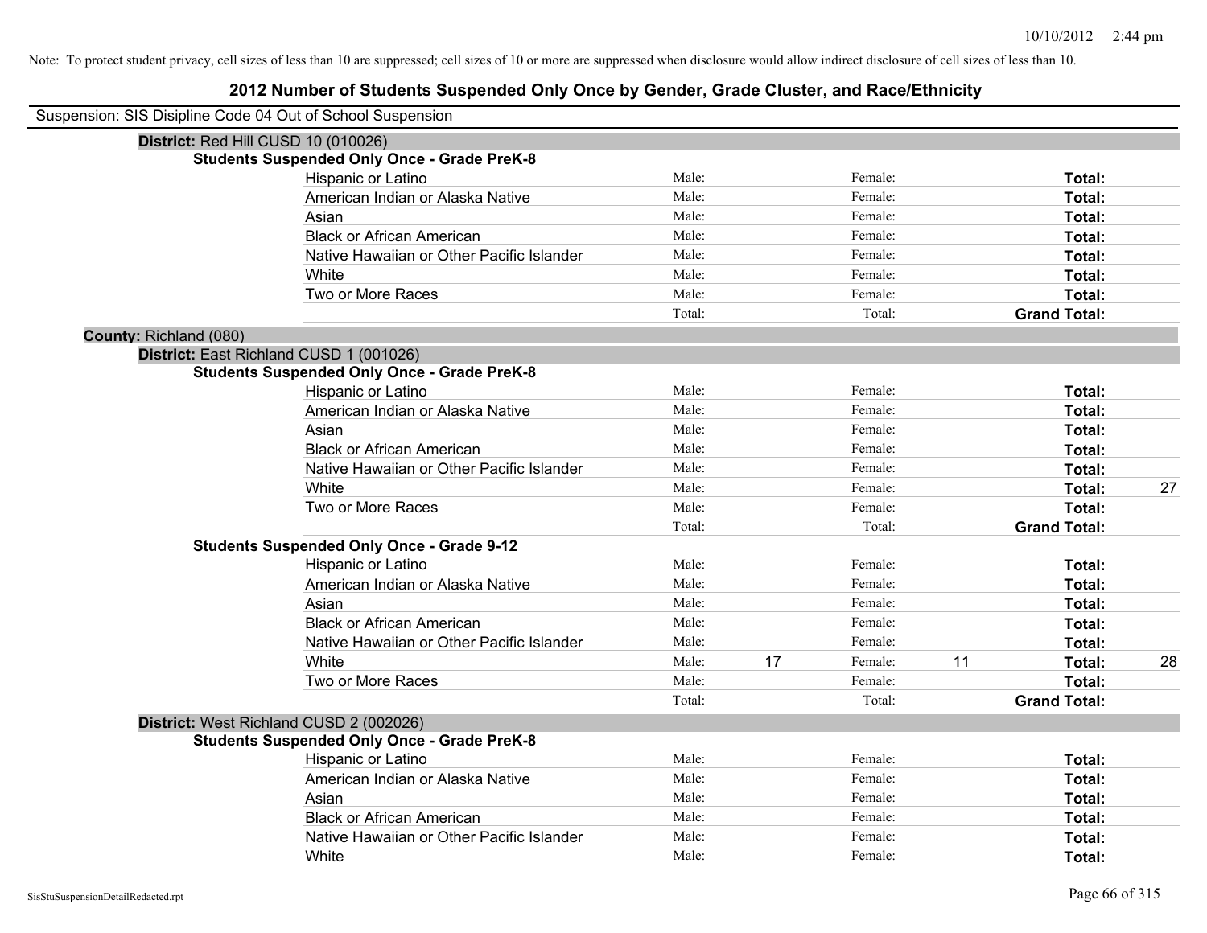Note: To protect student privacy, cell sizes of less than 10 are suppressed; cell sizes of 10 or more are suppressed when disclosure would allow indirect disclosure of cell sizes of less than 10.

# 2012 Number of Students Suspended Only Once by Gender, Grade Cluster, and Race/Ethnicity

Suspension: SIS Disipline Code 04 Out of School Suspension

**District:** Red Hill CUSD 10 (010026)

**Students Suspended Only Once - Grade PreK-8**

| Race/Ethnicity | | Male | | Female | | Total |
|---|---|---|---|---|---|---|
| Hispanic or Latino | Male: | | Female: | | **Total:** | |
| American Indian or Alaska Native | Male: | | Female: | | **Total:** | |
| Asian | Male: | | Female: | | **Total:** | |
| Black or African American | Male: | | Female: | | **Total:** | |
| Native Hawaiian or Other Pacific Islander | Male: | | Female: | | **Total:** | |
| White | Male: | | Female: | | **Total:** | |
| Two or More Races | Male: | | Female: | | **Total:** | |
| | Total: | | Total: | | **Grand Total:** | |

**County:** Richland (080)

**District:** East Richland CUSD 1 (001026)

**Students Suspended Only Once - Grade PreK-8**

| Race/Ethnicity | | Male | | Female | | Total |
|---|---|---|---|---|---|---|
| Hispanic or Latino | Male: | | Female: | | **Total:** | |
| American Indian or Alaska Native | Male: | | Female: | | **Total:** | |
| Asian | Male: | | Female: | | **Total:** | |
| Black or African American | Male: | | Female: | | **Total:** | |
| Native Hawaiian or Other Pacific Islander | Male: | | Female: | | **Total:** | |
| White | Male: | | Female: | | **Total:** | 27 |
| Two or More Races | Male: | | Female: | | **Total:** | |
| | Total: | | Total: | | **Grand Total:** | |

**Students Suspended Only Once - Grade 9-12**

| Race/Ethnicity | | Male | | Female | | Total |
|---|---|---|---|---|---|---|
| Hispanic or Latino | Male: | | Female: | | **Total:** | |
| American Indian or Alaska Native | Male: | | Female: | | **Total:** | |
| Asian | Male: | | Female: | | **Total:** | |
| Black or African American | Male: | | Female: | | **Total:** | |
| Native Hawaiian or Other Pacific Islander | Male: | | Female: | | **Total:** | |
| White | Male: | 17 | Female: | 11 | **Total:** | 28 |
| Two or More Races | Male: | | Female: | | **Total:** | |
| | Total: | | Total: | | **Grand Total:** | |

**District:** West Richland CUSD 2 (002026)

**Students Suspended Only Once - Grade PreK-8**

| Race/Ethnicity | | Male | | Female | | Total |
|---|---|---|---|---|---|---|
| Hispanic or Latino | Male: | | Female: | | **Total:** | |
| American Indian or Alaska Native | Male: | | Female: | | **Total:** | |
| Asian | Male: | | Female: | | **Total:** | |
| Black or African American | Male: | | Female: | | **Total:** | |
| Native Hawaiian or Other Pacific Islander | Male: | | Female: | | **Total:** | |
| White | Male: | | Female: | | **Total:** | |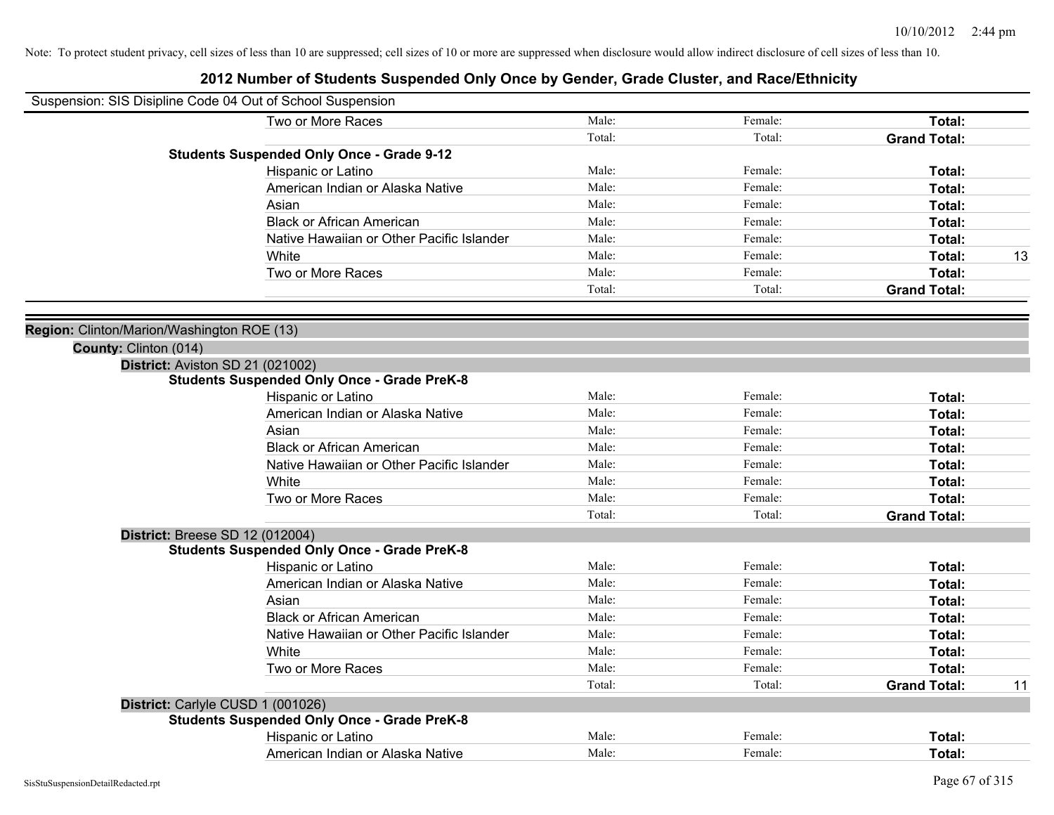Note: To protect student privacy, cell sizes of less than 10 are suppressed; cell sizes of 10 or more are suppressed when disclosure would allow indirect disclosure of cell sizes of less than 10.

# 2012 Number of Students Suspended Only Once by Gender, Grade Cluster, and Race/Ethnicity

Suspension: SIS Disipline Code 04 Out of School Suspension

| | | | | |
|---|---|---|---|---|
| Two or More Races | Male: | Female: | **Total:** | |
| | Total: | Total: | **Grand Total:** | |

**Students Suspended Only Once - Grade 9-12**

| | | | | |
|---|---|---|---|---|
| Hispanic or Latino | Male: | Female: | **Total:** | |
| American Indian or Alaska Native | Male: | Female: | **Total:** | |
| Asian | Male: | Female: | **Total:** | |
| Black or African American | Male: | Female: | **Total:** | |
| Native Hawaiian or Other Pacific Islander | Male: | Female: | **Total:** | |
| White | Male: | Female: | **Total:** | 13 |
| Two or More Races | Male: | Female: | **Total:** | |
| | Total: | Total: | **Grand Total:** | |

**Region:** Clinton/Marion/Washington ROE (13)

**County:** Clinton (014)

**District:** Aviston SD 21 (021002)

**Students Suspended Only Once - Grade PreK-8**

| | | | | |
|---|---|---|---|---|
| Hispanic or Latino | Male: | Female: | **Total:** | |
| American Indian or Alaska Native | Male: | Female: | **Total:** | |
| Asian | Male: | Female: | **Total:** | |
| Black or African American | Male: | Female: | **Total:** | |
| Native Hawaiian or Other Pacific Islander | Male: | Female: | **Total:** | |
| White | Male: | Female: | **Total:** | |
| Two or More Races | Male: | Female: | **Total:** | |
| | Total: | Total: | **Grand Total:** | |

**District:** Breese SD 12 (012004)

**Students Suspended Only Once - Grade PreK-8**

| | | | | |
|---|---|---|---|---|
| Hispanic or Latino | Male: | Female: | **Total:** | |
| American Indian or Alaska Native | Male: | Female: | **Total:** | |
| Asian | Male: | Female: | **Total:** | |
| Black or African American | Male: | Female: | **Total:** | |
| Native Hawaiian or Other Pacific Islander | Male: | Female: | **Total:** | |
| White | Male: | Female: | **Total:** | |
| Two or More Races | Male: | Female: | **Total:** | |
| | Total: | Total: | **Grand Total:** | 11 |

**District:** Carlyle CUSD 1 (001026)

**Students Suspended Only Once - Grade PreK-8**

| | | | | |
|---|---|---|---|---|
| Hispanic or Latino | Male: | Female: | **Total:** | |
| American Indian or Alaska Native | Male: | Female: | **Total:** | |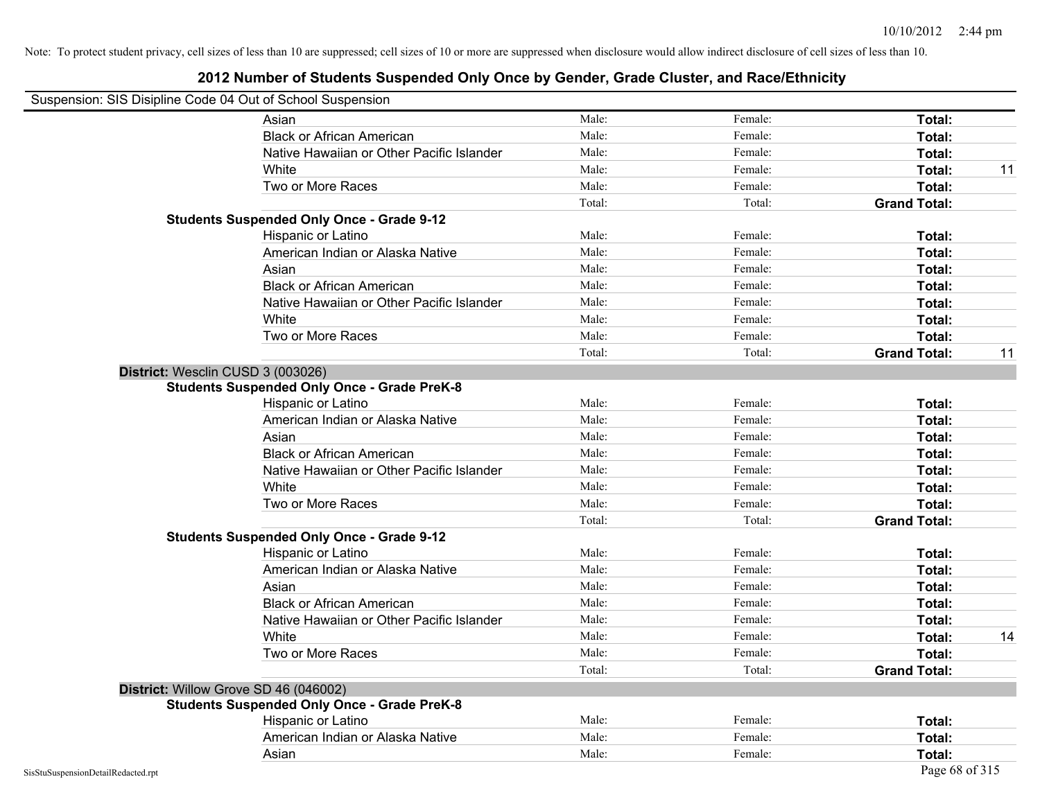Note: To protect student privacy, cell sizes of less than 10 are suppressed; cell sizes of 10 or more are suppressed when disclosure would allow indirect disclosure of cell sizes of less than 10.

## 2012 Number of Students Suspended Only Once by Gender, Grade Cluster, and Race/Ethnicity

Suspension: SIS Disipline Code 04 Out of School Suspension

| | Male | Female | Total | |
|---|---|---|---|---|
| Asian | Male: | Female: | **Total:** | |
| Black or African American | Male: | Female: | **Total:** | |
| Native Hawaiian or Other Pacific Islander | Male: | Female: | **Total:** | |
| White | Male: | Female: | **Total:** | 11 |
| Two or More Races | Male: | Female: | **Total:** | |
| | Total: | Total: | **Grand Total:** | |

**Students Suspended Only Once - Grade 9-12**

| | Male | Female | Total | |
|---|---|---|---|---|
| Hispanic or Latino | Male: | Female: | **Total:** | |
| American Indian or Alaska Native | Male: | Female: | **Total:** | |
| Asian | Male: | Female: | **Total:** | |
| Black or African American | Male: | Female: | **Total:** | |
| Native Hawaiian or Other Pacific Islander | Male: | Female: | **Total:** | |
| White | Male: | Female: | **Total:** | |
| Two or More Races | Male: | Female: | **Total:** | |
| | Total: | Total: | **Grand Total:** | 11 |

**District:** Wesclin CUSD 3 (003026)

**Students Suspended Only Once - Grade PreK-8**

| | Male | Female | Total | |
|---|---|---|---|---|
| Hispanic or Latino | Male: | Female: | **Total:** | |
| American Indian or Alaska Native | Male: | Female: | **Total:** | |
| Asian | Male: | Female: | **Total:** | |
| Black or African American | Male: | Female: | **Total:** | |
| Native Hawaiian or Other Pacific Islander | Male: | Female: | **Total:** | |
| White | Male: | Female: | **Total:** | |
| Two or More Races | Male: | Female: | **Total:** | |
| | Total: | Total: | **Grand Total:** | |

**Students Suspended Only Once - Grade 9-12**

| | Male | Female | Total | |
|---|---|---|---|---|
| Hispanic or Latino | Male: | Female: | **Total:** | |
| American Indian or Alaska Native | Male: | Female: | **Total:** | |
| Asian | Male: | Female: | **Total:** | |
| Black or African American | Male: | Female: | **Total:** | |
| Native Hawaiian or Other Pacific Islander | Male: | Female: | **Total:** | |
| White | Male: | Female: | **Total:** | 14 |
| Two or More Races | Male: | Female: | **Total:** | |
| | Total: | Total: | **Grand Total:** | |

**District:** Willow Grove SD 46 (046002)

**Students Suspended Only Once - Grade PreK-8**

| | Male | Female | Total | |
|---|---|---|---|---|
| Hispanic or Latino | Male: | Female: | **Total:** | |
| American Indian or Alaska Native | Male: | Female: | **Total:** | |
| Asian | Male: | Female: | **Total:** | |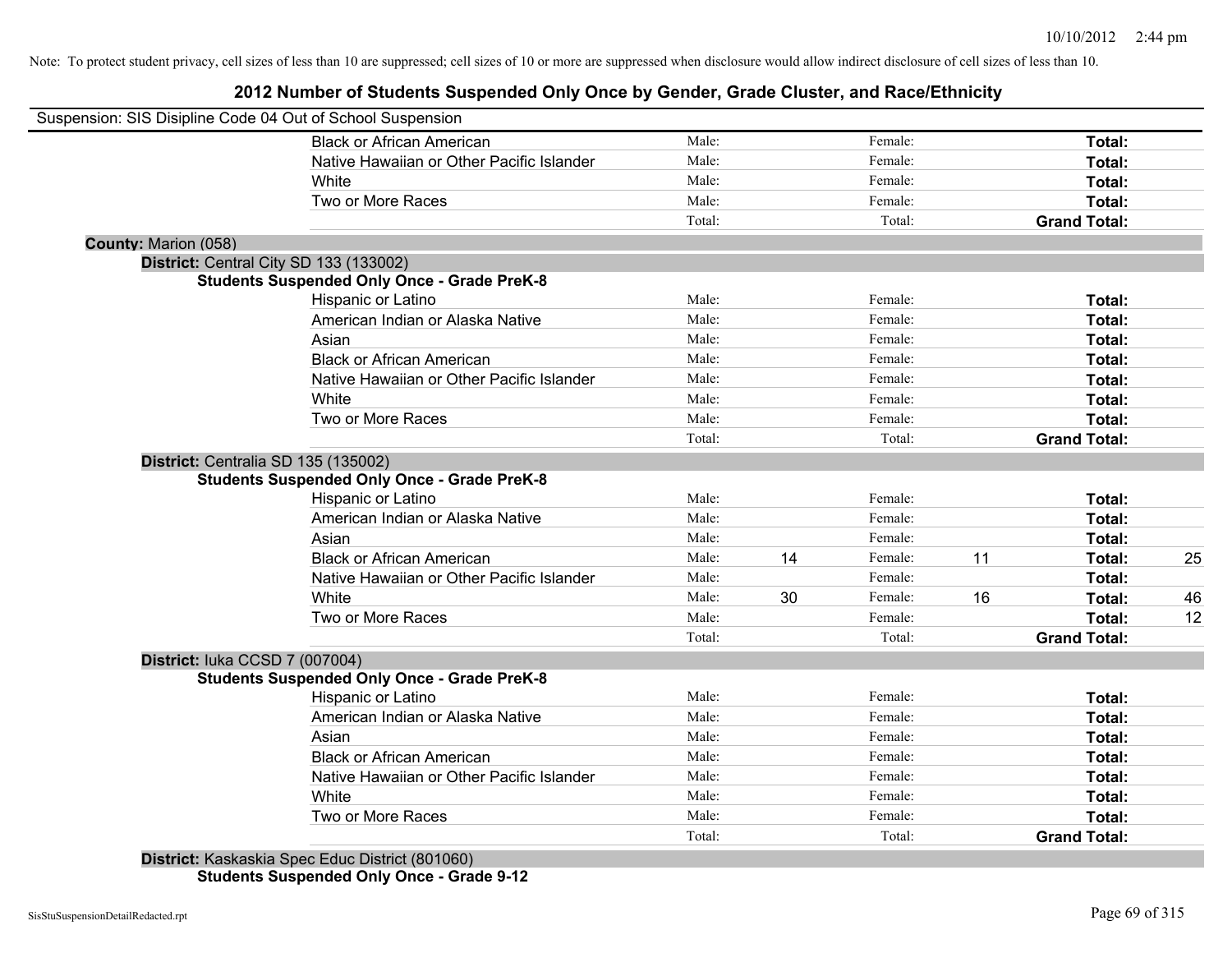Note: To protect student privacy, cell sizes of less than 10 are suppressed; cell sizes of 10 or more are suppressed when disclosure would allow indirect disclosure of cell sizes of less than 10.

# 2012 Number of Students Suspended Only Once by Gender, Grade Cluster, and Race/Ethnicity

Suspension: SIS Disipline Code 04 Out of School Suspension

| | Male: | | Female: | | Total: | |
|---|---|---|---|---|---|---|
| Black or African American | Male: | | Female: | | **Total:** | |
| Native Hawaiian or Other Pacific Islander | Male: | | Female: | | **Total:** | |
| White | Male: | | Female: | | **Total:** | |
| Two or More Races | Male: | | Female: | | **Total:** | |
| | Total: | | Total: | | **Grand Total:** | |

**County:** Marion (058)

**District:** Central City SD 133 (133002)

**Students Suspended Only Once - Grade PreK-8**

| | Male: | | Female: | | Total: | |
|---|---|---|---|---|---|---|
| Hispanic or Latino | Male: | | Female: | | **Total:** | |
| American Indian or Alaska Native | Male: | | Female: | | **Total:** | |
| Asian | Male: | | Female: | | **Total:** | |
| Black or African American | Male: | | Female: | | **Total:** | |
| Native Hawaiian or Other Pacific Islander | Male: | | Female: | | **Total:** | |
| White | Male: | | Female: | | **Total:** | |
| Two or More Races | Male: | | Female: | | **Total:** | |
| | Total: | | Total: | | **Grand Total:** | |

**District:** Centralia SD 135 (135002)

**Students Suspended Only Once - Grade PreK-8**

| | Male: | | Female: | | Total: | |
|---|---|---|---|---|---|---|
| Hispanic or Latino | Male: | | Female: | | **Total:** | |
| American Indian or Alaska Native | Male: | | Female: | | **Total:** | |
| Asian | Male: | | Female: | | **Total:** | |
| Black or African American | Male: | 14 | Female: | 11 | **Total:** | 25 |
| Native Hawaiian or Other Pacific Islander | Male: | | Female: | | **Total:** | |
| White | Male: | 30 | Female: | 16 | **Total:** | 46 |
| Two or More Races | Male: | | Female: | | **Total:** | 12 |
| | Total: | | Total: | | **Grand Total:** | |

**District:** Iuka CCSD 7 (007004)

**Students Suspended Only Once - Grade PreK-8**

| | Male: | | Female: | | Total: | |
|---|---|---|---|---|---|---|
| Hispanic or Latino | Male: | | Female: | | **Total:** | |
| American Indian or Alaska Native | Male: | | Female: | | **Total:** | |
| Asian | Male: | | Female: | | **Total:** | |
| Black or African American | Male: | | Female: | | **Total:** | |
| Native Hawaiian or Other Pacific Islander | Male: | | Female: | | **Total:** | |
| White | Male: | | Female: | | **Total:** | |
| Two or More Races | Male: | | Female: | | **Total:** | |
| | Total: | | Total: | | **Grand Total:** | |

**District:** Kaskaskia Spec Educ District (801060)

**Students Suspended Only Once - Grade 9-12**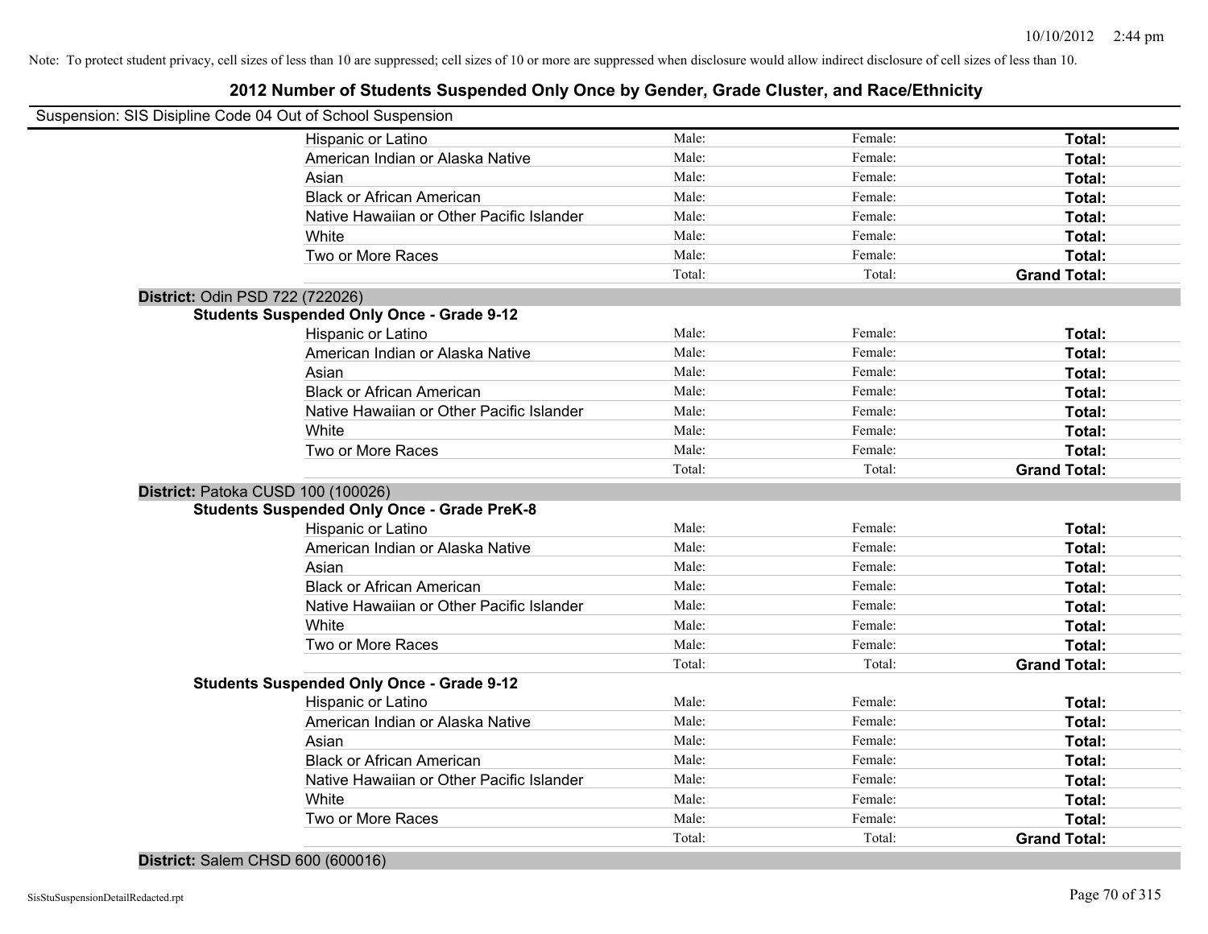Note: To protect student privacy, cell sizes of less than 10 are suppressed; cell sizes of 10 or more are suppressed when disclosure would allow indirect disclosure of cell sizes of less than 10.

# 2012 Number of Students Suspended Only Once by Gender, Grade Cluster, and Race/Ethnicity

Suspension: SIS Disipline Code 04 Out of School Suspension

| | | | |
|---|---|---|---|
| Hispanic or Latino | Male: | Female: | **Total:** |
| American Indian or Alaska Native | Male: | Female: | **Total:** |
| Asian | Male: | Female: | **Total:** |
| Black or African American | Male: | Female: | **Total:** |
| Native Hawaiian or Other Pacific Islander | Male: | Female: | **Total:** |
| White | Male: | Female: | **Total:** |
| Two or More Races | Male: | Female: | **Total:** |
| | Total: | Total: | **Grand Total:** |

**District:** Odin PSD 722 (722026)

**Students Suspended Only Once - Grade 9-12**

| | | | |
|---|---|---|---|
| Hispanic or Latino | Male: | Female: | **Total:** |
| American Indian or Alaska Native | Male: | Female: | **Total:** |
| Asian | Male: | Female: | **Total:** |
| Black or African American | Male: | Female: | **Total:** |
| Native Hawaiian or Other Pacific Islander | Male: | Female: | **Total:** |
| White | Male: | Female: | **Total:** |
| Two or More Races | Male: | Female: | **Total:** |
| | Total: | Total: | **Grand Total:** |

**District:** Patoka CUSD 100 (100026)

**Students Suspended Only Once - Grade PreK-8**

| | | | |
|---|---|---|---|
| Hispanic or Latino | Male: | Female: | **Total:** |
| American Indian or Alaska Native | Male: | Female: | **Total:** |
| Asian | Male: | Female: | **Total:** |
| Black or African American | Male: | Female: | **Total:** |
| Native Hawaiian or Other Pacific Islander | Male: | Female: | **Total:** |
| White | Male: | Female: | **Total:** |
| Two or More Races | Male: | Female: | **Total:** |
| | Total: | Total: | **Grand Total:** |

**Students Suspended Only Once - Grade 9-12**

| | | | |
|---|---|---|---|
| Hispanic or Latino | Male: | Female: | **Total:** |
| American Indian or Alaska Native | Male: | Female: | **Total:** |
| Asian | Male: | Female: | **Total:** |
| Black or African American | Male: | Female: | **Total:** |
| Native Hawaiian or Other Pacific Islander | Male: | Female: | **Total:** |
| White | Male: | Female: | **Total:** |
| Two or More Races | Male: | Female: | **Total:** |
| | Total: | Total: | **Grand Total:** |

**District:** Salem CHSD 600 (600016)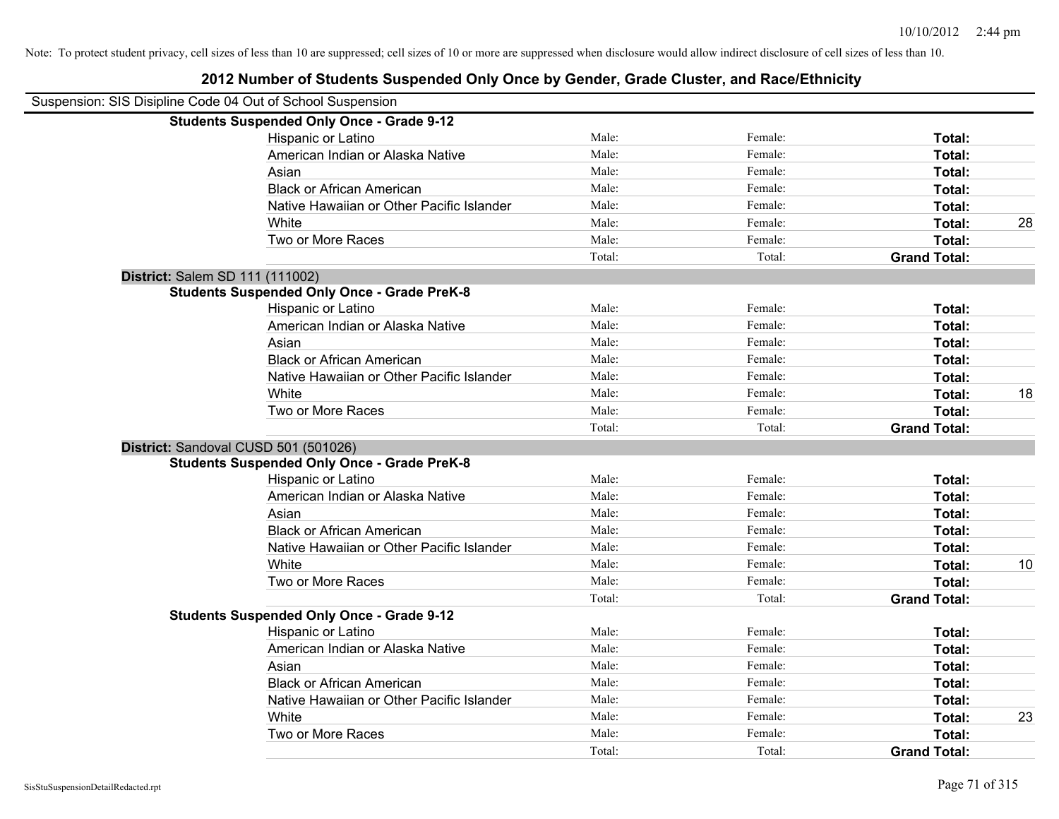Note: To protect student privacy, cell sizes of less than 10 are suppressed; cell sizes of 10 or more are suppressed when disclosure would allow indirect disclosure of cell sizes of less than 10.

# 2012 Number of Students Suspended Only Once by Gender, Grade Cluster, and Race/Ethnicity

Suspension: SIS Disipline Code 04 Out of School Suspension

**Students Suspended Only Once - Grade 9-12**

| Race/Ethnicity | Male | Female | Total | |
|---|---|---|---|---|
| Hispanic or Latino | Male: | Female: | **Total:** | |
| American Indian or Alaska Native | Male: | Female: | **Total:** | |
| Asian | Male: | Female: | **Total:** | |
| Black or African American | Male: | Female: | **Total:** | |
| Native Hawaiian or Other Pacific Islander | Male: | Female: | **Total:** | |
| White | Male: | Female: | **Total:** | 28 |
| Two or More Races | Male: | Female: | **Total:** | |
| | Total: | Total: | **Grand Total:** | |

**District:** Salem SD 111 (111002)

**Students Suspended Only Once - Grade PreK-8**

| Race/Ethnicity | Male | Female | Total | |
|---|---|---|---|---|
| Hispanic or Latino | Male: | Female: | **Total:** | |
| American Indian or Alaska Native | Male: | Female: | **Total:** | |
| Asian | Male: | Female: | **Total:** | |
| Black or African American | Male: | Female: | **Total:** | |
| Native Hawaiian or Other Pacific Islander | Male: | Female: | **Total:** | |
| White | Male: | Female: | **Total:** | 18 |
| Two or More Races | Male: | Female: | **Total:** | |
| | Total: | Total: | **Grand Total:** | |

**District:** Sandoval CUSD 501 (501026)

**Students Suspended Only Once - Grade PreK-8**

| Race/Ethnicity | Male | Female | Total | |
|---|---|---|---|---|
| Hispanic or Latino | Male: | Female: | **Total:** | |
| American Indian or Alaska Native | Male: | Female: | **Total:** | |
| Asian | Male: | Female: | **Total:** | |
| Black or African American | Male: | Female: | **Total:** | |
| Native Hawaiian or Other Pacific Islander | Male: | Female: | **Total:** | |
| White | Male: | Female: | **Total:** | 10 |
| Two or More Races | Male: | Female: | **Total:** | |
| | Total: | Total: | **Grand Total:** | |

**Students Suspended Only Once - Grade 9-12**

| Race/Ethnicity | Male | Female | Total | |
|---|---|---|---|---|
| Hispanic or Latino | Male: | Female: | **Total:** | |
| American Indian or Alaska Native | Male: | Female: | **Total:** | |
| Asian | Male: | Female: | **Total:** | |
| Black or African American | Male: | Female: | **Total:** | |
| Native Hawaiian or Other Pacific Islander | Male: | Female: | **Total:** | |
| White | Male: | Female: | **Total:** | 23 |
| Two or More Races | Male: | Female: | **Total:** | |
| | Total: | Total: | **Grand Total:** | |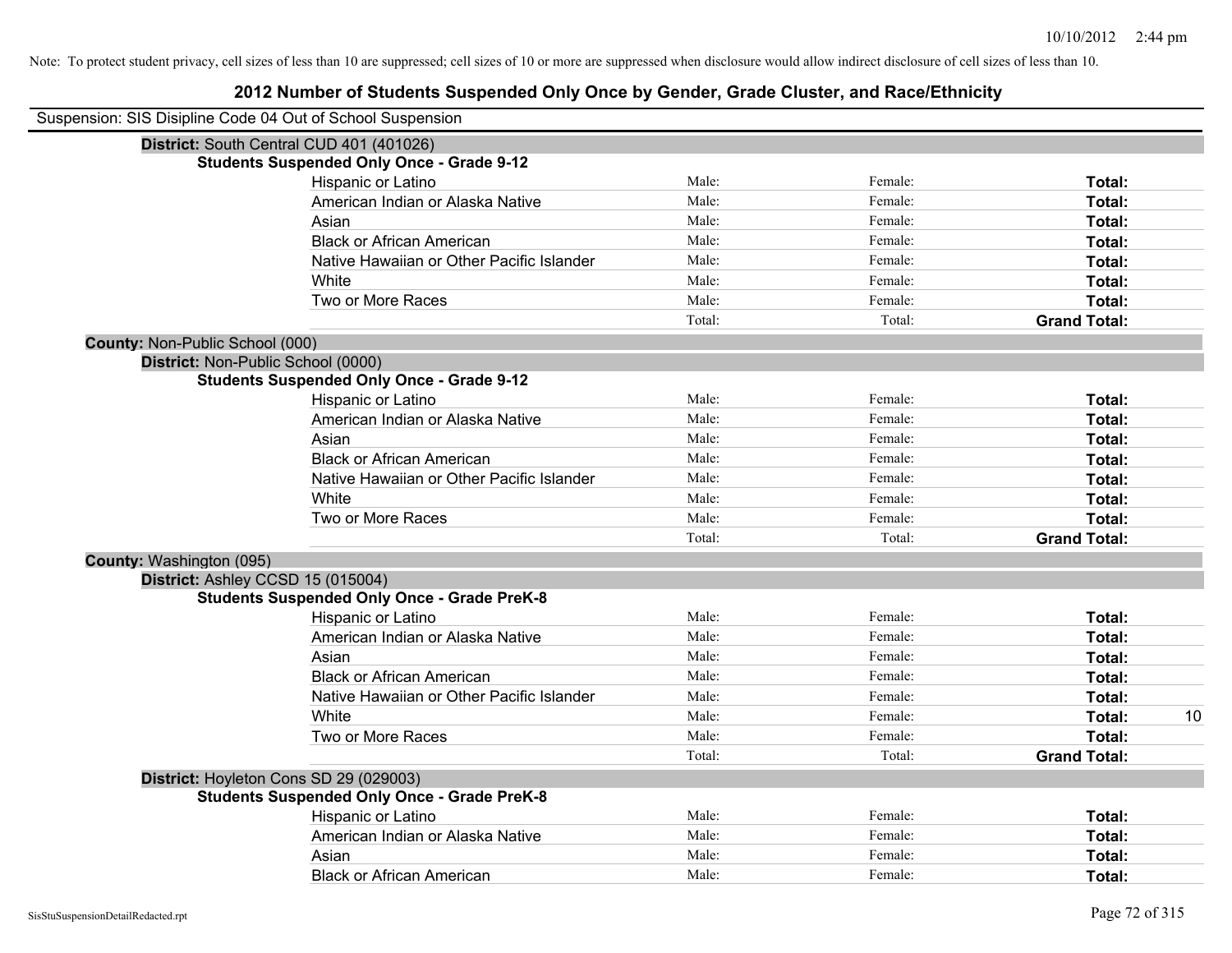Note: To protect student privacy, cell sizes of less than 10 are suppressed; cell sizes of 10 or more are suppressed when disclosure would allow indirect disclosure of cell sizes of less than 10.

# 2012 Number of Students Suspended Only Once by Gender, Grade Cluster, and Race/Ethnicity

Suspension: SIS Disipline Code 04 Out of School Suspension

**District:** South Central CUD 401 (401026)

**Students Suspended Only Once - Grade 9-12**

| | | | | |
|---|---|---|---|---|
| Hispanic or Latino | Male: | Female: | **Total:** | |
| American Indian or Alaska Native | Male: | Female: | **Total:** | |
| Asian | Male: | Female: | **Total:** | |
| Black or African American | Male: | Female: | **Total:** | |
| Native Hawaiian or Other Pacific Islander | Male: | Female: | **Total:** | |
| White | Male: | Female: | **Total:** | |
| Two or More Races | Male: | Female: | **Total:** | |
| | Total: | Total: | **Grand Total:** | |

**County:** Non-Public School (000)

**District:** Non-Public School (0000)

**Students Suspended Only Once - Grade 9-12**

| | | | | |
|---|---|---|---|---|
| Hispanic or Latino | Male: | Female: | **Total:** | |
| American Indian or Alaska Native | Male: | Female: | **Total:** | |
| Asian | Male: | Female: | **Total:** | |
| Black or African American | Male: | Female: | **Total:** | |
| Native Hawaiian or Other Pacific Islander | Male: | Female: | **Total:** | |
| White | Male: | Female: | **Total:** | |
| Two or More Races | Male: | Female: | **Total:** | |
| | Total: | Total: | **Grand Total:** | |

**County:** Washington (095)

**District:** Ashley CCSD 15 (015004)

**Students Suspended Only Once - Grade PreK-8**

| | | | | |
|---|---|---|---|---|
| Hispanic or Latino | Male: | Female: | **Total:** | |
| American Indian or Alaska Native | Male: | Female: | **Total:** | |
| Asian | Male: | Female: | **Total:** | |
| Black or African American | Male: | Female: | **Total:** | |
| Native Hawaiian or Other Pacific Islander | Male: | Female: | **Total:** | |
| White | Male: | Female: | **Total:** | 10 |
| Two or More Races | Male: | Female: | **Total:** | |
| | Total: | Total: | **Grand Total:** | |

**District:** Hoyleton Cons SD 29 (029003)

**Students Suspended Only Once - Grade PreK-8**

| | | | | |
|---|---|---|---|---|
| Hispanic or Latino | Male: | Female: | **Total:** | |
| American Indian or Alaska Native | Male: | Female: | **Total:** | |
| Asian | Male: | Female: | **Total:** | |
| Black or African American | Male: | Female: | **Total:** | |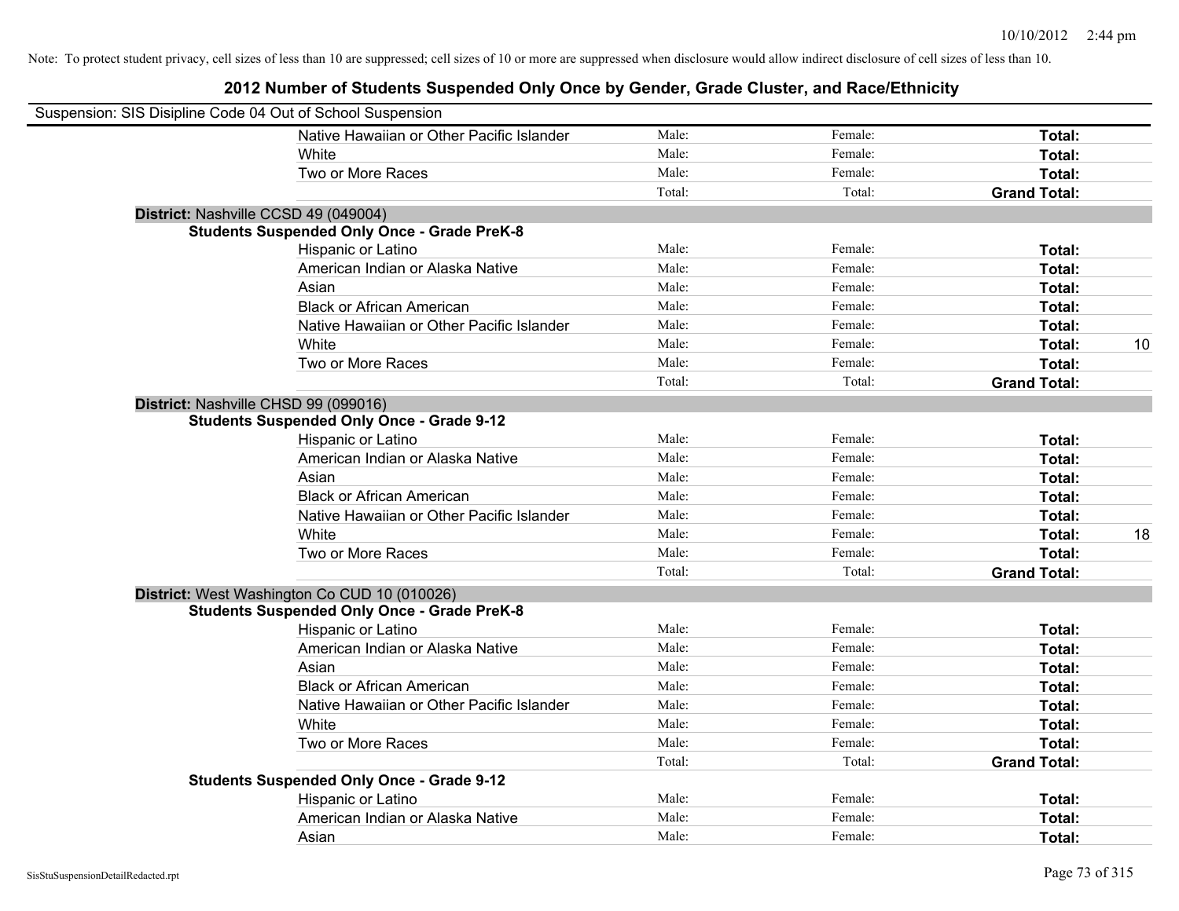Note: To protect student privacy, cell sizes of less than 10 are suppressed; cell sizes of 10 or more are suppressed when disclosure would allow indirect disclosure of cell sizes of less than 10.

# 2012 Number of Students Suspended Only Once by Gender, Grade Cluster, and Race/Ethnicity

Suspension: SIS Disipline Code 04 Out of School Suspension

| | | | | |
|---|---|---|---|---|
| Native Hawaiian or Other Pacific Islander | Male: | Female: | **Total:** | |
| White | Male: | Female: | **Total:** | |
| Two or More Races | Male: | Female: | **Total:** | |
| | Total: | Total: | **Grand Total:** | |

**District:** Nashville CCSD 49 (049004)

**Students Suspended Only Once - Grade PreK-8**

| | | | | |
|---|---|---|---|---|
| Hispanic or Latino | Male: | Female: | **Total:** | |
| American Indian or Alaska Native | Male: | Female: | **Total:** | |
| Asian | Male: | Female: | **Total:** | |
| Black or African American | Male: | Female: | **Total:** | |
| Native Hawaiian or Other Pacific Islander | Male: | Female: | **Total:** | |
| White | Male: | Female: | **Total:** | 10 |
| Two or More Races | Male: | Female: | **Total:** | |
| | Total: | Total: | **Grand Total:** | |

**District:** Nashville CHSD 99 (099016)

**Students Suspended Only Once - Grade 9-12**

| | | | | |
|---|---|---|---|---|
| Hispanic or Latino | Male: | Female: | **Total:** | |
| American Indian or Alaska Native | Male: | Female: | **Total:** | |
| Asian | Male: | Female: | **Total:** | |
| Black or African American | Male: | Female: | **Total:** | |
| Native Hawaiian or Other Pacific Islander | Male: | Female: | **Total:** | |
| White | Male: | Female: | **Total:** | 18 |
| Two or More Races | Male: | Female: | **Total:** | |
| | Total: | Total: | **Grand Total:** | |

**District:** West Washington Co CUD 10 (010026)

**Students Suspended Only Once - Grade PreK-8**

| | | | | |
|---|---|---|---|---|
| Hispanic or Latino | Male: | Female: | **Total:** | |
| American Indian or Alaska Native | Male: | Female: | **Total:** | |
| Asian | Male: | Female: | **Total:** | |
| Black or African American | Male: | Female: | **Total:** | |
| Native Hawaiian or Other Pacific Islander | Male: | Female: | **Total:** | |
| White | Male: | Female: | **Total:** | |
| Two or More Races | Male: | Female: | **Total:** | |
| | Total: | Total: | **Grand Total:** | |

**Students Suspended Only Once - Grade 9-12**

| | | | | |
|---|---|---|---|---|
| Hispanic or Latino | Male: | Female: | **Total:** | |
| American Indian or Alaska Native | Male: | Female: | **Total:** | |
| Asian | Male: | Female: | **Total:** | |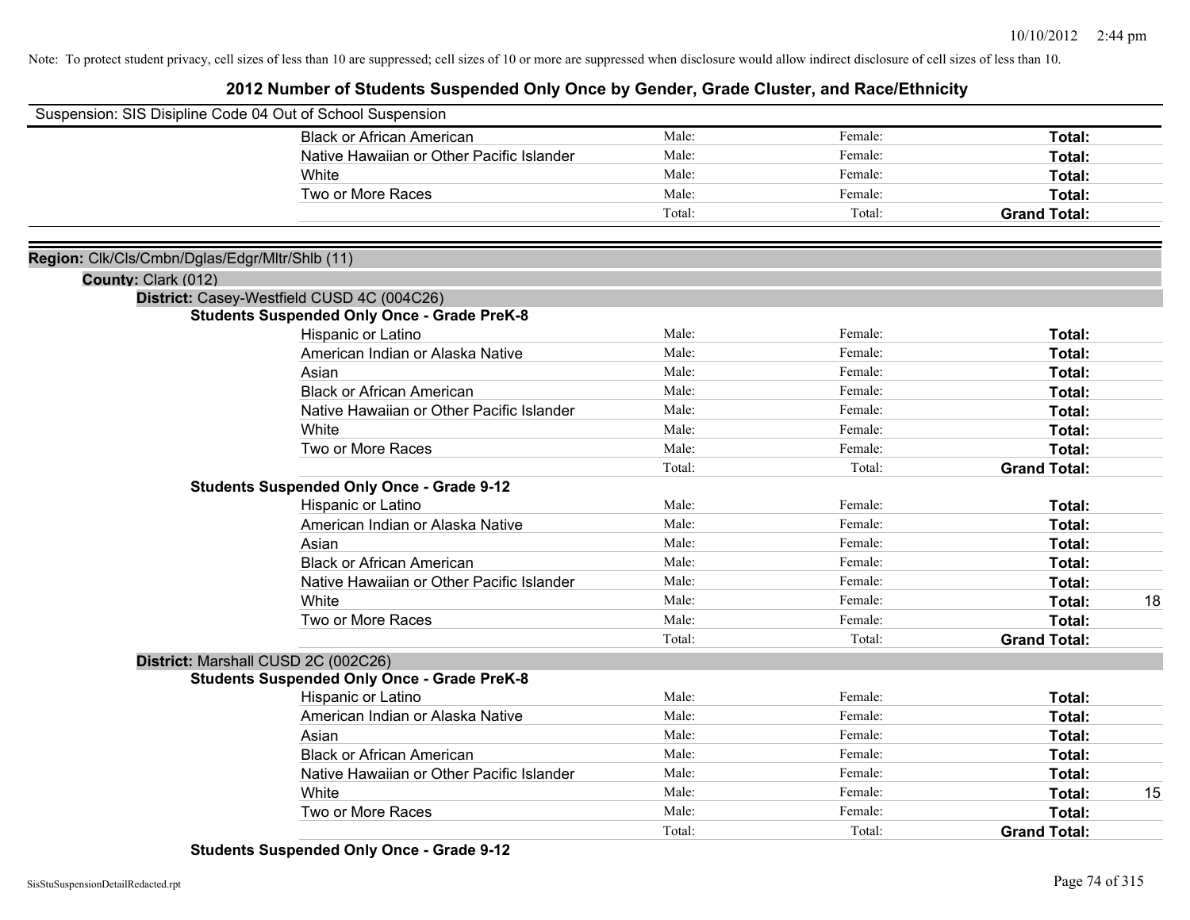Note: To protect student privacy, cell sizes of less than 10 are suppressed; cell sizes of 10 or more are suppressed when disclosure would allow indirect disclosure of cell sizes of less than 10.

# 2012 Number of Students Suspended Only Once by Gender, Grade Cluster, and Race/Ethnicity

Suspension: SIS Disipline Code 04 Out of School Suspension

| | Male: | Female: | Total: | |
|---|---|---|---|---|
| Black or African American | Male: | Female: | **Total:** | |
| Native Hawaiian or Other Pacific Islander | Male: | Female: | **Total:** | |
| White | Male: | Female: | **Total:** | |
| Two or More Races | Male: | Female: | **Total:** | |
| | Total: | Total: | **Grand Total:** | |

**Region:** Clk/Cls/Cmbn/Dglas/Edgr/Mltr/Shlb (11)

**County:** Clark (012)

**District:** Casey-Westfield CUSD 4C (004C26)

**Students Suspended Only Once - Grade PreK-8**

| | | | | |
|---|---|---|---|---|
| Hispanic or Latino | Male: | Female: | **Total:** | |
| American Indian or Alaska Native | Male: | Female: | **Total:** | |
| Asian | Male: | Female: | **Total:** | |
| Black or African American | Male: | Female: | **Total:** | |
| Native Hawaiian or Other Pacific Islander | Male: | Female: | **Total:** | |
| White | Male: | Female: | **Total:** | |
| Two or More Races | Male: | Female: | **Total:** | |
| | Total: | Total: | **Grand Total:** | |

**Students Suspended Only Once - Grade 9-12**

| | | | | |
|---|---|---|---|---|
| Hispanic or Latino | Male: | Female: | **Total:** | |
| American Indian or Alaska Native | Male: | Female: | **Total:** | |
| Asian | Male: | Female: | **Total:** | |
| Black or African American | Male: | Female: | **Total:** | |
| Native Hawaiian or Other Pacific Islander | Male: | Female: | **Total:** | |
| White | Male: | Female: | **Total:** | 18 |
| Two or More Races | Male: | Female: | **Total:** | |
| | Total: | Total: | **Grand Total:** | |

**District:** Marshall CUSD 2C (002C26)

**Students Suspended Only Once - Grade PreK-8**

| | | | | |
|---|---|---|---|---|
| Hispanic or Latino | Male: | Female: | **Total:** | |
| American Indian or Alaska Native | Male: | Female: | **Total:** | |
| Asian | Male: | Female: | **Total:** | |
| Black or African American | Male: | Female: | **Total:** | |
| Native Hawaiian or Other Pacific Islander | Male: | Female: | **Total:** | |
| White | Male: | Female: | **Total:** | 15 |
| Two or More Races | Male: | Female: | **Total:** | |
| | Total: | Total: | **Grand Total:** | |

**Students Suspended Only Once - Grade 9-12**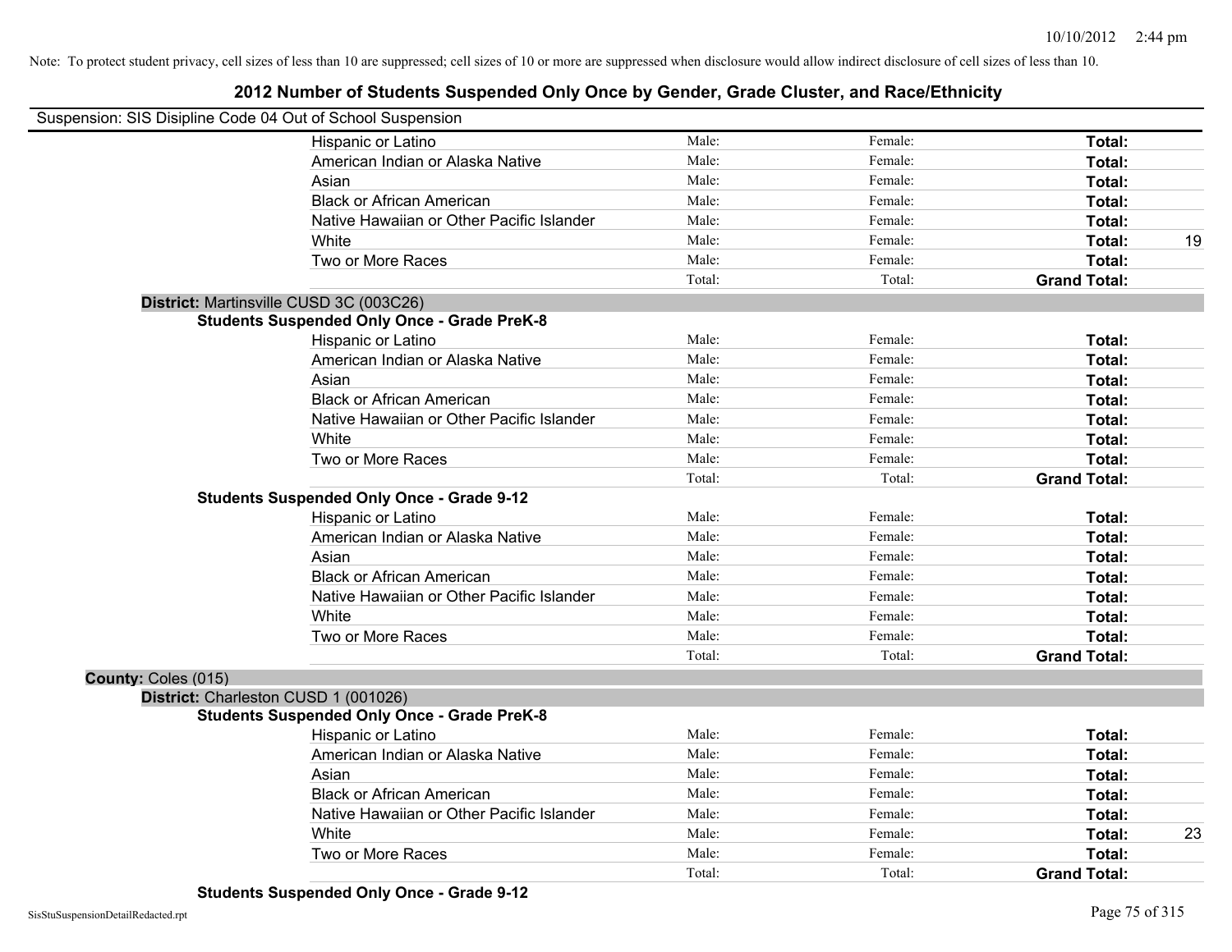Note: To protect student privacy, cell sizes of less than 10 are suppressed; cell sizes of 10 or more are suppressed when disclosure would allow indirect disclosure of cell sizes of less than 10.

# 2012 Number of Students Suspended Only Once by Gender, Grade Cluster, and Race/Ethnicity

Suspension: SIS Disipline Code 04 Out of School Suspension

| | | | | |
|---|---|---|---|---|
| Hispanic or Latino | Male: | Female: | **Total:** | |
| American Indian or Alaska Native | Male: | Female: | **Total:** | |
| Asian | Male: | Female: | **Total:** | |
| Black or African American | Male: | Female: | **Total:** | |
| Native Hawaiian or Other Pacific Islander | Male: | Female: | **Total:** | |
| White | Male: | Female: | **Total:** | 19 |
| Two or More Races | Male: | Female: | **Total:** | |
| | Total: | Total: | **Grand Total:** | |

**District:** Martinsville CUSD 3C (003C26)

**Students Suspended Only Once - Grade PreK-8**

| | | | | |
|---|---|---|---|---|
| Hispanic or Latino | Male: | Female: | **Total:** | |
| American Indian or Alaska Native | Male: | Female: | **Total:** | |
| Asian | Male: | Female: | **Total:** | |
| Black or African American | Male: | Female: | **Total:** | |
| Native Hawaiian or Other Pacific Islander | Male: | Female: | **Total:** | |
| White | Male: | Female: | **Total:** | |
| Two or More Races | Male: | Female: | **Total:** | |
| | Total: | Total: | **Grand Total:** | |

**Students Suspended Only Once - Grade 9-12**

| | | | | |
|---|---|---|---|---|
| Hispanic or Latino | Male: | Female: | **Total:** | |
| American Indian or Alaska Native | Male: | Female: | **Total:** | |
| Asian | Male: | Female: | **Total:** | |
| Black or African American | Male: | Female: | **Total:** | |
| Native Hawaiian or Other Pacific Islander | Male: | Female: | **Total:** | |
| White | Male: | Female: | **Total:** | |
| Two or More Races | Male: | Female: | **Total:** | |
| | Total: | Total: | **Grand Total:** | |

**County:** Coles (015)

**District:** Charleston CUSD 1 (001026)

**Students Suspended Only Once - Grade PreK-8**

| | | | | |
|---|---|---|---|---|
| Hispanic or Latino | Male: | Female: | **Total:** | |
| American Indian or Alaska Native | Male: | Female: | **Total:** | |
| Asian | Male: | Female: | **Total:** | |
| Black or African American | Male: | Female: | **Total:** | |
| Native Hawaiian or Other Pacific Islander | Male: | Female: | **Total:** | |
| White | Male: | Female: | **Total:** | 23 |
| Two or More Races | Male: | Female: | **Total:** | |
| | Total: | Total: | **Grand Total:** | |

**Students Suspended Only Once - Grade 9-12**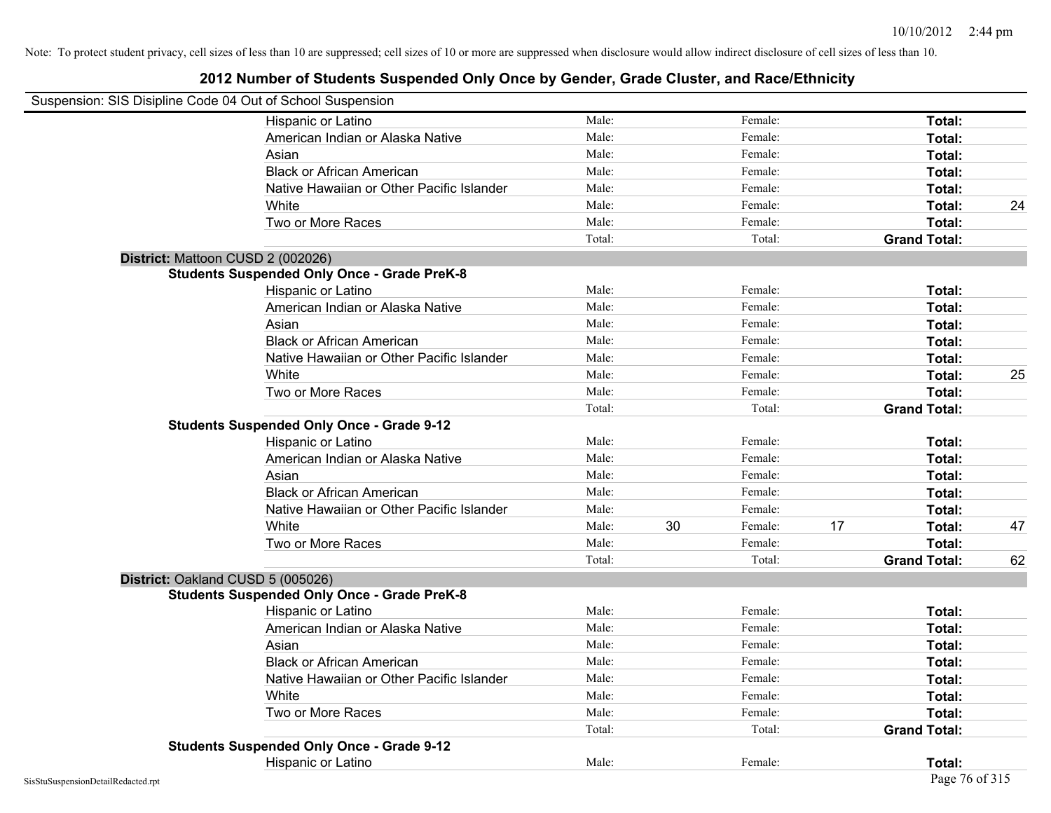Note: To protect student privacy, cell sizes of less than 10 are suppressed; cell sizes of 10 or more are suppressed when disclosure would allow indirect disclosure of cell sizes of less than 10.

## 2012 Number of Students Suspended Only Once by Gender, Grade Cluster, and Race/Ethnicity

Suspension: SIS Disipline Code 04 Out of School Suspension

| | Male: | | Female: | | Total: | |
|---|---|---|---|---|---|---|
| Hispanic or Latino | Male: | | Female: | | **Total:** | |
| American Indian or Alaska Native | Male: | | Female: | | **Total:** | |
| Asian | Male: | | Female: | | **Total:** | |
| Black or African American | Male: | | Female: | | **Total:** | |
| Native Hawaiian or Other Pacific Islander | Male: | | Female: | | **Total:** | |
| White | Male: | | Female: | | **Total:** | 24 |
| Two or More Races | Male: | | Female: | | **Total:** | |
| | Total: | | Total: | | **Grand Total:** | |

**District:** Mattoon CUSD 2 (002026)

**Students Suspended Only Once - Grade PreK-8**

| | Male: | | Female: | | Total: | |
|---|---|---|---|---|---|---|
| Hispanic or Latino | Male: | | Female: | | **Total:** | |
| American Indian or Alaska Native | Male: | | Female: | | **Total:** | |
| Asian | Male: | | Female: | | **Total:** | |
| Black or African American | Male: | | Female: | | **Total:** | |
| Native Hawaiian or Other Pacific Islander | Male: | | Female: | | **Total:** | |
| White | Male: | | Female: | | **Total:** | 25 |
| Two or More Races | Male: | | Female: | | **Total:** | |
| | Total: | | Total: | | **Grand Total:** | |

**Students Suspended Only Once - Grade 9-12**

| | Male: | | Female: | | Total: | |
|---|---|---|---|---|---|---|
| Hispanic or Latino | Male: | | Female: | | **Total:** | |
| American Indian or Alaska Native | Male: | | Female: | | **Total:** | |
| Asian | Male: | | Female: | | **Total:** | |
| Black or African American | Male: | | Female: | | **Total:** | |
| Native Hawaiian or Other Pacific Islander | Male: | | Female: | | **Total:** | |
| White | Male: | 30 | Female: | 17 | **Total:** | 47 |
| Two or More Races | Male: | | Female: | | **Total:** | |
| | Total: | | Total: | | **Grand Total:** | 62 |

**District:** Oakland CUSD 5 (005026)

**Students Suspended Only Once - Grade PreK-8**

| | Male: | | Female: | | Total: | |
|---|---|---|---|---|---|---|
| Hispanic or Latino | Male: | | Female: | | **Total:** | |
| American Indian or Alaska Native | Male: | | Female: | | **Total:** | |
| Asian | Male: | | Female: | | **Total:** | |
| Black or African American | Male: | | Female: | | **Total:** | |
| Native Hawaiian or Other Pacific Islander | Male: | | Female: | | **Total:** | |
| White | Male: | | Female: | | **Total:** | |
| Two or More Races | Male: | | Female: | | **Total:** | |
| | Total: | | Total: | | **Grand Total:** | |

**Students Suspended Only Once - Grade 9-12**

| | Male: | | Female: | | Total: | |
|---|---|---|---|---|---|---|
| Hispanic or Latino | Male: | | Female: | | **Total:** | |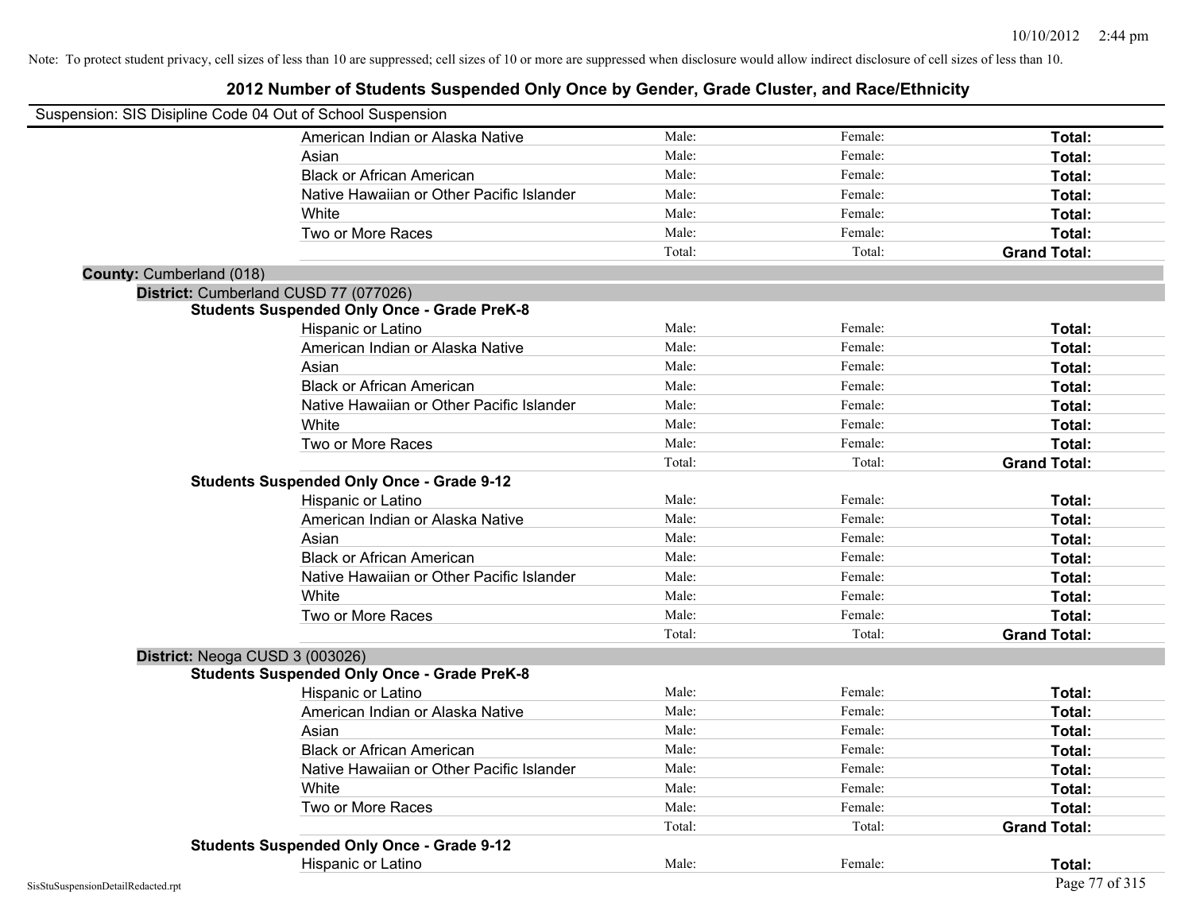Note: To protect student privacy, cell sizes of less than 10 are suppressed; cell sizes of 10 or more are suppressed when disclosure would allow indirect disclosure of cell sizes of less than 10.

## 2012 Number of Students Suspended Only Once by Gender, Grade Cluster, and Race/Ethnicity

Suspension: SIS Disipline Code 04 Out of School Suspension

| | | | |
|---|---|---|---|
| American Indian or Alaska Native | Male: | Female: | **Total:** |
| Asian | Male: | Female: | **Total:** |
| Black or African American | Male: | Female: | **Total:** |
| Native Hawaiian or Other Pacific Islander | Male: | Female: | **Total:** |
| White | Male: | Female: | **Total:** |
| Two or More Races | Male: | Female: | **Total:** |
| | Total: | Total: | **Grand Total:** |

**County:** Cumberland (018)

**District:** Cumberland CUSD 77 (077026)

**Students Suspended Only Once - Grade PreK-8**

| | | | |
|---|---|---|---|
| Hispanic or Latino | Male: | Female: | **Total:** |
| American Indian or Alaska Native | Male: | Female: | **Total:** |
| Asian | Male: | Female: | **Total:** |
| Black or African American | Male: | Female: | **Total:** |
| Native Hawaiian or Other Pacific Islander | Male: | Female: | **Total:** |
| White | Male: | Female: | **Total:** |
| Two or More Races | Male: | Female: | **Total:** |
| | Total: | Total: | **Grand Total:** |

**Students Suspended Only Once - Grade 9-12**

| | | | |
|---|---|---|---|
| Hispanic or Latino | Male: | Female: | **Total:** |
| American Indian or Alaska Native | Male: | Female: | **Total:** |
| Asian | Male: | Female: | **Total:** |
| Black or African American | Male: | Female: | **Total:** |
| Native Hawaiian or Other Pacific Islander | Male: | Female: | **Total:** |
| White | Male: | Female: | **Total:** |
| Two or More Races | Male: | Female: | **Total:** |
| | Total: | Total: | **Grand Total:** |

**District:** Neoga CUSD 3 (003026)

**Students Suspended Only Once - Grade PreK-8**

| | | | |
|---|---|---|---|
| Hispanic or Latino | Male: | Female: | **Total:** |
| American Indian or Alaska Native | Male: | Female: | **Total:** |
| Asian | Male: | Female: | **Total:** |
| Black or African American | Male: | Female: | **Total:** |
| Native Hawaiian or Other Pacific Islander | Male: | Female: | **Total:** |
| White | Male: | Female: | **Total:** |
| Two or More Races | Male: | Female: | **Total:** |
| | Total: | Total: | **Grand Total:** |

**Students Suspended Only Once - Grade 9-12**

| | | | |
|---|---|---|---|
| Hispanic or Latino | Male: | Female: | **Total:** |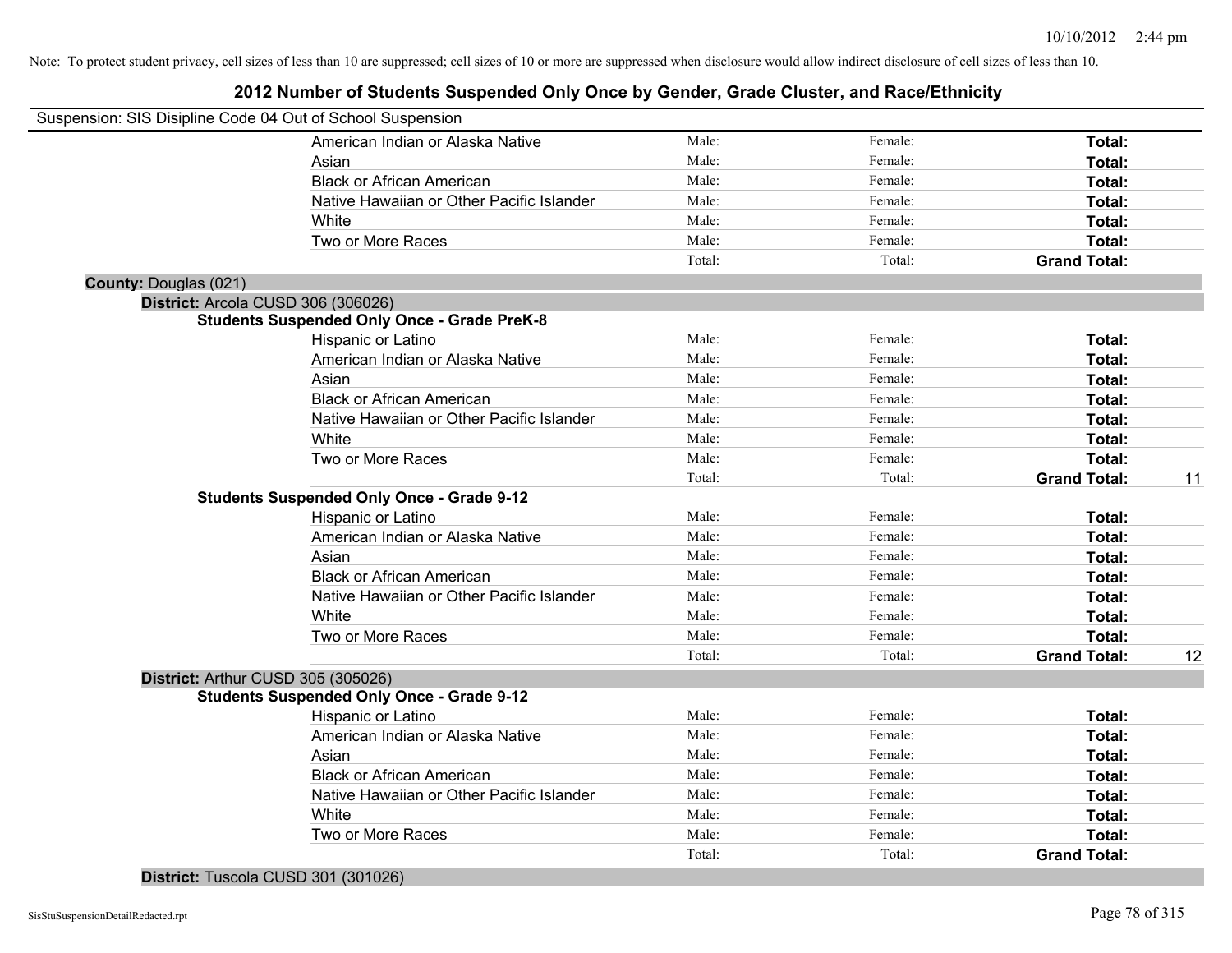Note: To protect student privacy, cell sizes of less than 10 are suppressed; cell sizes of 10 or more are suppressed when disclosure would allow indirect disclosure of cell sizes of less than 10.

## 2012 Number of Students Suspended Only Once by Gender, Grade Cluster, and Race/Ethnicity

Suspension: SIS Disipline Code 04 Out of School Suspension

| | Male | Female | Total | |
|---|---|---|---|---|
| American Indian or Alaska Native | Male: | Female: | Total: | |
| Asian | Male: | Female: | Total: | |
| Black or African American | Male: | Female: | Total: | |
| Native Hawaiian or Other Pacific Islander | Male: | Female: | Total: | |
| White | Male: | Female: | Total: | |
| Two or More Races | Male: | Female: | Total: | |
| | Total: | Total: | Grand Total: | |

**County:** Douglas (021)

**District:** Arcola CUSD 306 (306026)

**Students Suspended Only Once - Grade PreK-8**

| | Male | Female | Total | |
|---|---|---|---|---|
| Hispanic or Latino | Male: | Female: | Total: | |
| American Indian or Alaska Native | Male: | Female: | Total: | |
| Asian | Male: | Female: | Total: | |
| Black or African American | Male: | Female: | Total: | |
| Native Hawaiian or Other Pacific Islander | Male: | Female: | Total: | |
| White | Male: | Female: | Total: | |
| Two or More Races | Male: | Female: | Total: | |
| | Total: | Total: | Grand Total: | 11 |

**Students Suspended Only Once - Grade 9-12**

| | Male | Female | Total | |
|---|---|---|---|---|
| Hispanic or Latino | Male: | Female: | Total: | |
| American Indian or Alaska Native | Male: | Female: | Total: | |
| Asian | Male: | Female: | Total: | |
| Black or African American | Male: | Female: | Total: | |
| Native Hawaiian or Other Pacific Islander | Male: | Female: | Total: | |
| White | Male: | Female: | Total: | |
| Two or More Races | Male: | Female: | Total: | |
| | Total: | Total: | Grand Total: | 12 |

**District:** Arthur CUSD 305 (305026)

**Students Suspended Only Once - Grade 9-12**

| | Male | Female | Total | |
|---|---|---|---|---|
| Hispanic or Latino | Male: | Female: | Total: | |
| American Indian or Alaska Native | Male: | Female: | Total: | |
| Asian | Male: | Female: | Total: | |
| Black or African American | Male: | Female: | Total: | |
| Native Hawaiian or Other Pacific Islander | Male: | Female: | Total: | |
| White | Male: | Female: | Total: | |
| Two or More Races | Male: | Female: | Total: | |
| | Total: | Total: | Grand Total: | |

**District:** Tuscola CUSD 301 (301026)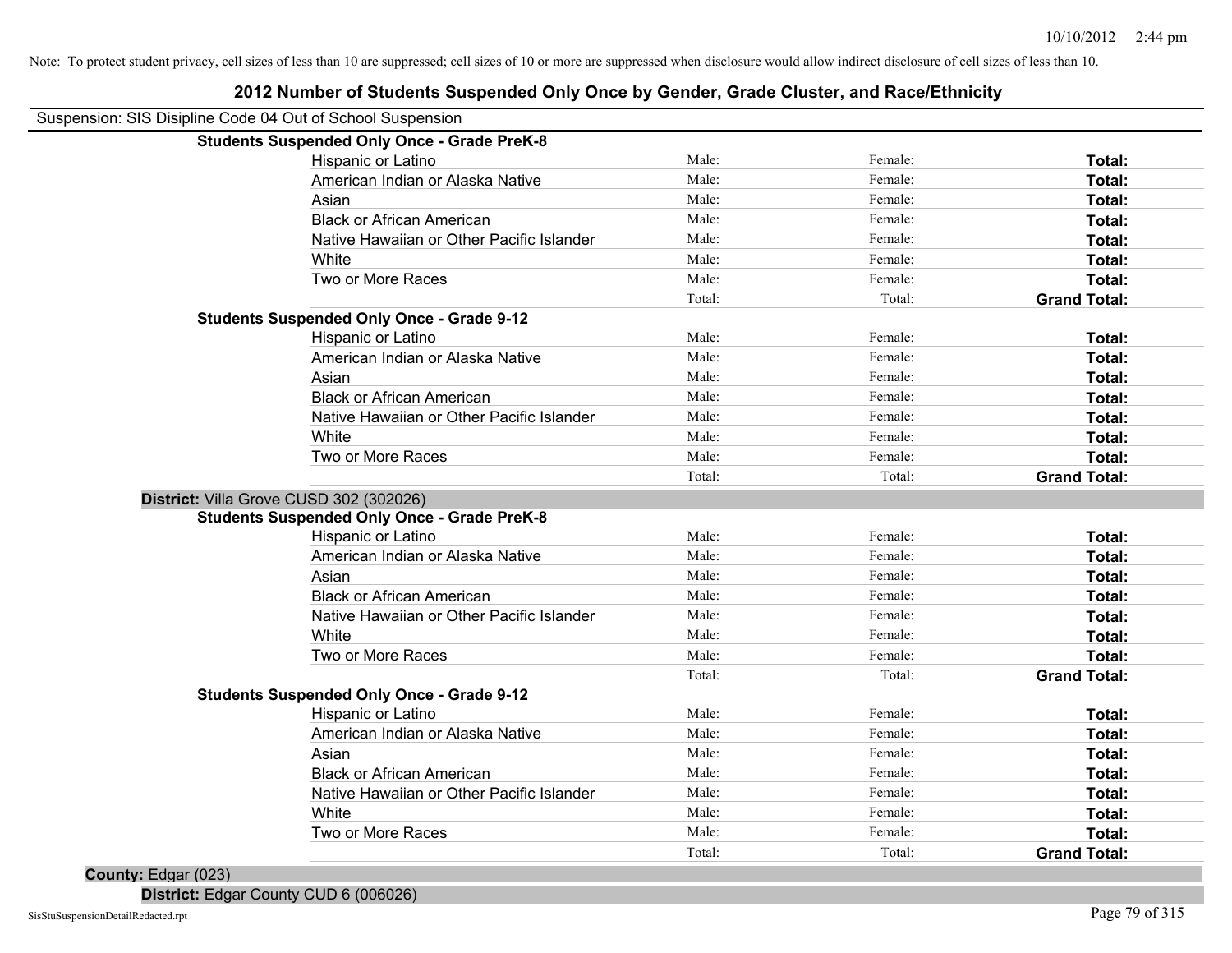Note: To protect student privacy, cell sizes of less than 10 are suppressed; cell sizes of 10 or more are suppressed when disclosure would allow indirect disclosure of cell sizes of less than 10.

# 2012 Number of Students Suspended Only Once by Gender, Grade Cluster, and Race/Ethnicity

Suspension: SIS Disipline Code 04 Out of School Suspension

**Students Suspended Only Once - Grade PreK-8**

| | | | |
|---|---|---|---|
| Hispanic or Latino | Male: | Female: | **Total:** |
| American Indian or Alaska Native | Male: | Female: | **Total:** |
| Asian | Male: | Female: | **Total:** |
| Black or African American | Male: | Female: | **Total:** |
| Native Hawaiian or Other Pacific Islander | Male: | Female: | **Total:** |
| White | Male: | Female: | **Total:** |
| Two or More Races | Male: | Female: | **Total:** |
| | Total: | Total: | **Grand Total:** |

**Students Suspended Only Once - Grade 9-12**

| | | | |
|---|---|---|---|
| Hispanic or Latino | Male: | Female: | **Total:** |
| American Indian or Alaska Native | Male: | Female: | **Total:** |
| Asian | Male: | Female: | **Total:** |
| Black or African American | Male: | Female: | **Total:** |
| Native Hawaiian or Other Pacific Islander | Male: | Female: | **Total:** |
| White | Male: | Female: | **Total:** |
| Two or More Races | Male: | Female: | **Total:** |
| | Total: | Total: | **Grand Total:** |

**District:** Villa Grove CUSD 302 (302026)

**Students Suspended Only Once - Grade PreK-8**

| | | | |
|---|---|---|---|
| Hispanic or Latino | Male: | Female: | **Total:** |
| American Indian or Alaska Native | Male: | Female: | **Total:** |
| Asian | Male: | Female: | **Total:** |
| Black or African American | Male: | Female: | **Total:** |
| Native Hawaiian or Other Pacific Islander | Male: | Female: | **Total:** |
| White | Male: | Female: | **Total:** |
| Two or More Races | Male: | Female: | **Total:** |
| | Total: | Total: | **Grand Total:** |

**Students Suspended Only Once - Grade 9-12**

| | | | |
|---|---|---|---|
| Hispanic or Latino | Male: | Female: | **Total:** |
| American Indian or Alaska Native | Male: | Female: | **Total:** |
| Asian | Male: | Female: | **Total:** |
| Black or African American | Male: | Female: | **Total:** |
| Native Hawaiian or Other Pacific Islander | Male: | Female: | **Total:** |
| White | Male: | Female: | **Total:** |
| Two or More Races | Male: | Female: | **Total:** |
| | Total: | Total: | **Grand Total:** |

**County:** Edgar (023)

**District:** Edgar County CUD 6 (006026)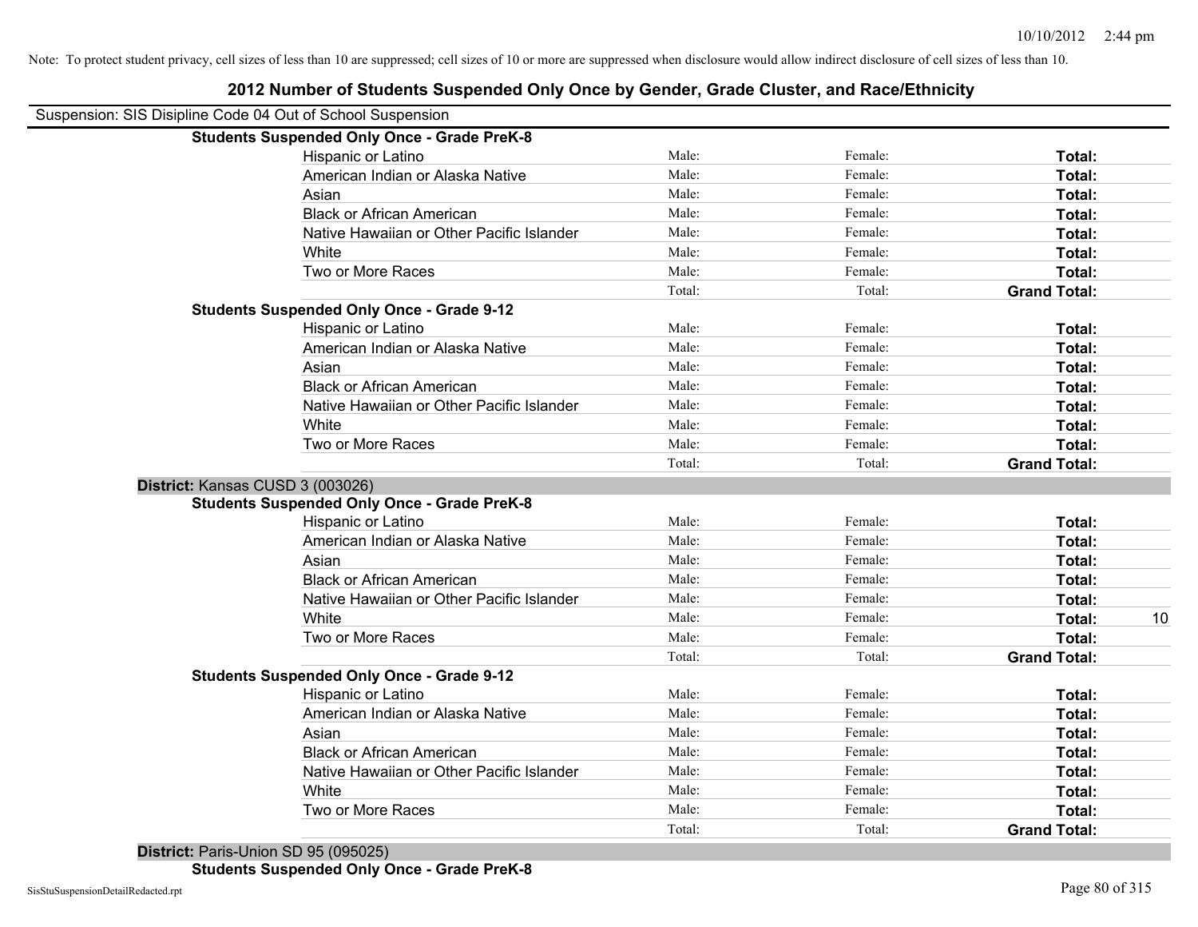Note: To protect student privacy, cell sizes of less than 10 are suppressed; cell sizes of 10 or more are suppressed when disclosure would allow indirect disclosure of cell sizes of less than 10.

# 2012 Number of Students Suspended Only Once by Gender, Grade Cluster, and Race/Ethnicity

Suspension: SIS Disipline Code 04 Out of School Suspension

**Students Suspended Only Once - Grade PreK-8**

| | | | | |
|---|---|---|---|---|
| Hispanic or Latino | Male: | Female: | **Total:** | |
| American Indian or Alaska Native | Male: | Female: | **Total:** | |
| Asian | Male: | Female: | **Total:** | |
| Black or African American | Male: | Female: | **Total:** | |
| Native Hawaiian or Other Pacific Islander | Male: | Female: | **Total:** | |
| White | Male: | Female: | **Total:** | |
| Two or More Races | Male: | Female: | **Total:** | |
| | Total: | Total: | **Grand Total:** | |

**Students Suspended Only Once - Grade 9-12**

| | | | | |
|---|---|---|---|---|
| Hispanic or Latino | Male: | Female: | **Total:** | |
| American Indian or Alaska Native | Male: | Female: | **Total:** | |
| Asian | Male: | Female: | **Total:** | |
| Black or African American | Male: | Female: | **Total:** | |
| Native Hawaiian or Other Pacific Islander | Male: | Female: | **Total:** | |
| White | Male: | Female: | **Total:** | |
| Two or More Races | Male: | Female: | **Total:** | |
| | Total: | Total: | **Grand Total:** | |

**District:** Kansas CUSD 3 (003026)

**Students Suspended Only Once - Grade PreK-8**

| | | | | |
|---|---|---|---|---|
| Hispanic or Latino | Male: | Female: | **Total:** | |
| American Indian or Alaska Native | Male: | Female: | **Total:** | |
| Asian | Male: | Female: | **Total:** | |
| Black or African American | Male: | Female: | **Total:** | |
| Native Hawaiian or Other Pacific Islander | Male: | Female: | **Total:** | |
| White | Male: | Female: | **Total:** | 10 |
| Two or More Races | Male: | Female: | **Total:** | |
| | Total: | Total: | **Grand Total:** | |

**Students Suspended Only Once - Grade 9-12**

| | | | | |
|---|---|---|---|---|
| Hispanic or Latino | Male: | Female: | **Total:** | |
| American Indian or Alaska Native | Male: | Female: | **Total:** | |
| Asian | Male: | Female: | **Total:** | |
| Black or African American | Male: | Female: | **Total:** | |
| Native Hawaiian or Other Pacific Islander | Male: | Female: | **Total:** | |
| White | Male: | Female: | **Total:** | |
| Two or More Races | Male: | Female: | **Total:** | |
| | Total: | Total: | **Grand Total:** | |

**District:** Paris-Union SD 95 (095025)

**Students Suspended Only Once - Grade PreK-8**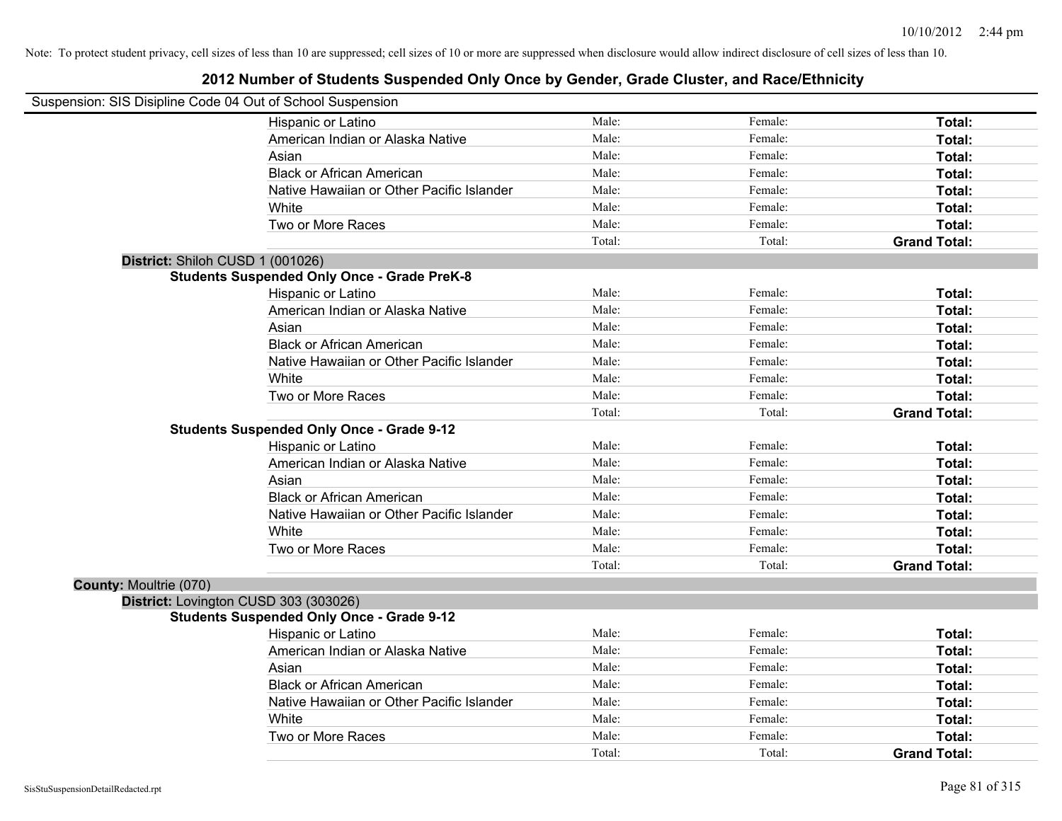Note: To protect student privacy, cell sizes of less than 10 are suppressed; cell sizes of 10 or more are suppressed when disclosure would allow indirect disclosure of cell sizes of less than 10.

# 2012 Number of Students Suspended Only Once by Gender, Grade Cluster, and Race/Ethnicity

Suspension: SIS Disipline Code 04 Out of School Suspension

| | | | |
|---|---|---|---|
| Hispanic or Latino | Male: | Female: | **Total:** |
| American Indian or Alaska Native | Male: | Female: | **Total:** |
| Asian | Male: | Female: | **Total:** |
| Black or African American | Male: | Female: | **Total:** |
| Native Hawaiian or Other Pacific Islander | Male: | Female: | **Total:** |
| White | Male: | Female: | **Total:** |
| Two or More Races | Male: | Female: | **Total:** |
| | Total: | Total: | **Grand Total:** |

**District:** Shiloh CUSD 1 (001026)

**Students Suspended Only Once - Grade PreK-8**

| | | | |
|---|---|---|---|
| Hispanic or Latino | Male: | Female: | **Total:** |
| American Indian or Alaska Native | Male: | Female: | **Total:** |
| Asian | Male: | Female: | **Total:** |
| Black or African American | Male: | Female: | **Total:** |
| Native Hawaiian or Other Pacific Islander | Male: | Female: | **Total:** |
| White | Male: | Female: | **Total:** |
| Two or More Races | Male: | Female: | **Total:** |
| | Total: | Total: | **Grand Total:** |

**Students Suspended Only Once - Grade 9-12**

| | | | |
|---|---|---|---|
| Hispanic or Latino | Male: | Female: | **Total:** |
| American Indian or Alaska Native | Male: | Female: | **Total:** |
| Asian | Male: | Female: | **Total:** |
| Black or African American | Male: | Female: | **Total:** |
| Native Hawaiian or Other Pacific Islander | Male: | Female: | **Total:** |
| White | Male: | Female: | **Total:** |
| Two or More Races | Male: | Female: | **Total:** |
| | Total: | Total: | **Grand Total:** |

**County:** Moultrie (070)

**District:** Lovington CUSD 303 (303026)

**Students Suspended Only Once - Grade 9-12**

| | | | |
|---|---|---|---|
| Hispanic or Latino | Male: | Female: | **Total:** |
| American Indian or Alaska Native | Male: | Female: | **Total:** |
| Asian | Male: | Female: | **Total:** |
| Black or African American | Male: | Female: | **Total:** |
| Native Hawaiian or Other Pacific Islander | Male: | Female: | **Total:** |
| White | Male: | Female: | **Total:** |
| Two or More Races | Male: | Female: | **Total:** |
| | Total: | Total: | **Grand Total:** |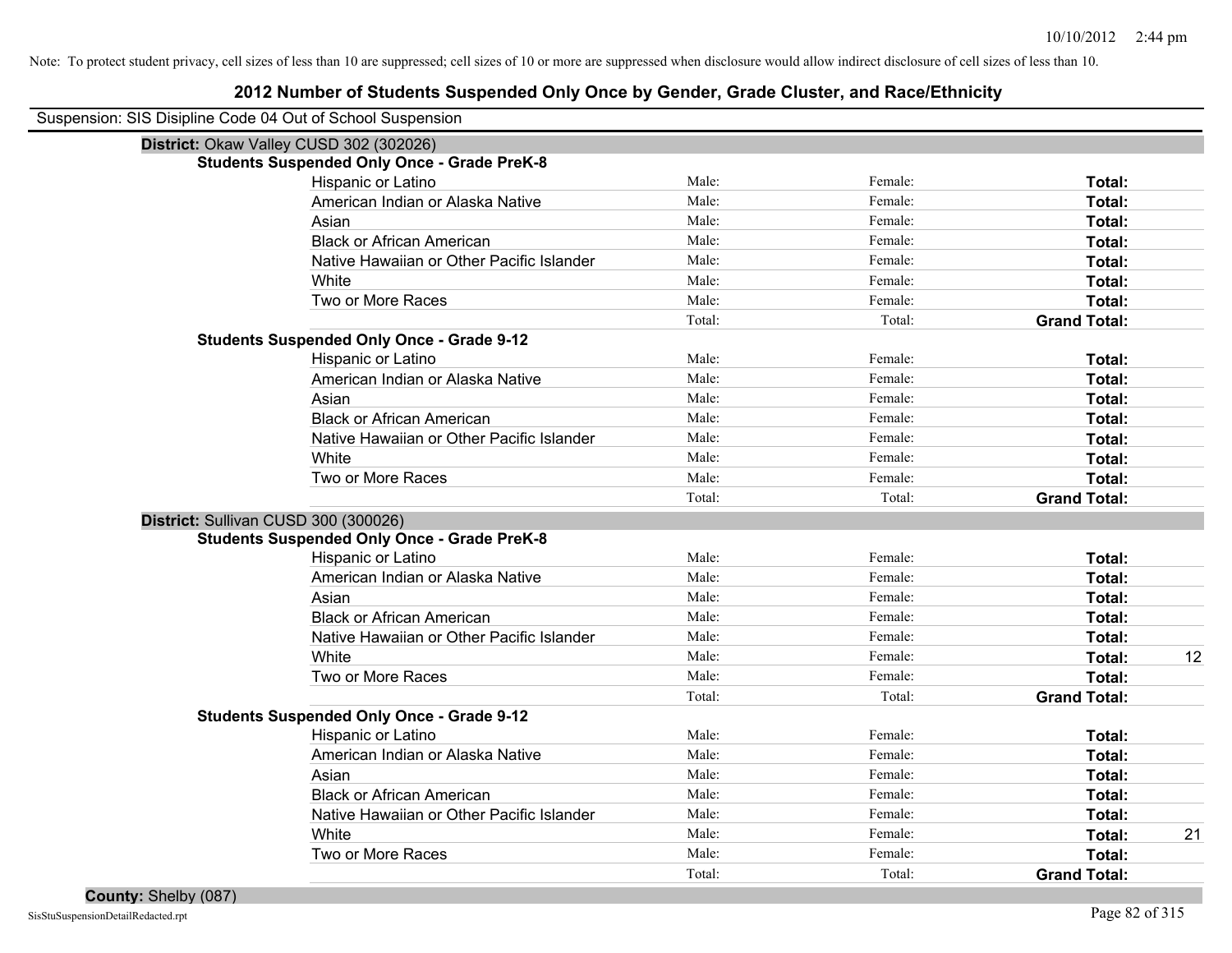Note: To protect student privacy, cell sizes of less than 10 are suppressed; cell sizes of 10 or more are suppressed when disclosure would allow indirect disclosure of cell sizes of less than 10.

# 2012 Number of Students Suspended Only Once by Gender, Grade Cluster, and Race/Ethnicity

Suspension: SIS Disipline Code 04 Out of School Suspension

## District: Okaw Valley CUSD 302 (302026)

### Students Suspended Only Once - Grade PreK-8

| Race/Ethnicity | Male | Female | Total |
|---|---|---|---|
| Hispanic or Latino | Male: | Female: | Total: |
| American Indian or Alaska Native | Male: | Female: | Total: |
| Asian | Male: | Female: | Total: |
| Black or African American | Male: | Female: | Total: |
| Native Hawaiian or Other Pacific Islander | Male: | Female: | Total: |
| White | Male: | Female: | Total: |
| Two or More Races | Male: | Female: | Total: |
| | Total: | Total: | Grand Total: |

### Students Suspended Only Once - Grade 9-12

| Race/Ethnicity | Male | Female | Total |
|---|---|---|---|
| Hispanic or Latino | Male: | Female: | Total: |
| American Indian or Alaska Native | Male: | Female: | Total: |
| Asian | Male: | Female: | Total: |
| Black or African American | Male: | Female: | Total: |
| Native Hawaiian or Other Pacific Islander | Male: | Female: | Total: |
| White | Male: | Female: | Total: |
| Two or More Races | Male: | Female: | Total: |
| | Total: | Total: | Grand Total: |

## District: Sullivan CUSD 300 (300026)

### Students Suspended Only Once - Grade PreK-8

| Race/Ethnicity | Male | Female | Total |
|---|---|---|---|
| Hispanic or Latino | Male: | Female: | Total: |
| American Indian or Alaska Native | Male: | Female: | Total: |
| Asian | Male: | Female: | Total: |
| Black or African American | Male: | Female: | Total: |
| Native Hawaiian or Other Pacific Islander | Male: | Female: | Total: |
| White | Male: | Female: | Total: 12 |
| Two or More Races | Male: | Female: | Total: |
| | Total: | Total: | Grand Total: |

### Students Suspended Only Once - Grade 9-12

| Race/Ethnicity | Male | Female | Total |
|---|---|---|---|
| Hispanic or Latino | Male: | Female: | Total: |
| American Indian or Alaska Native | Male: | Female: | Total: |
| Asian | Male: | Female: | Total: |
| Black or African American | Male: | Female: | Total: |
| Native Hawaiian or Other Pacific Islander | Male: | Female: | Total: |
| White | Male: | Female: | Total: 21 |
| Two or More Races | Male: | Female: | Total: |
| | Total: | Total: | Grand Total: |

## County: Shelby (087)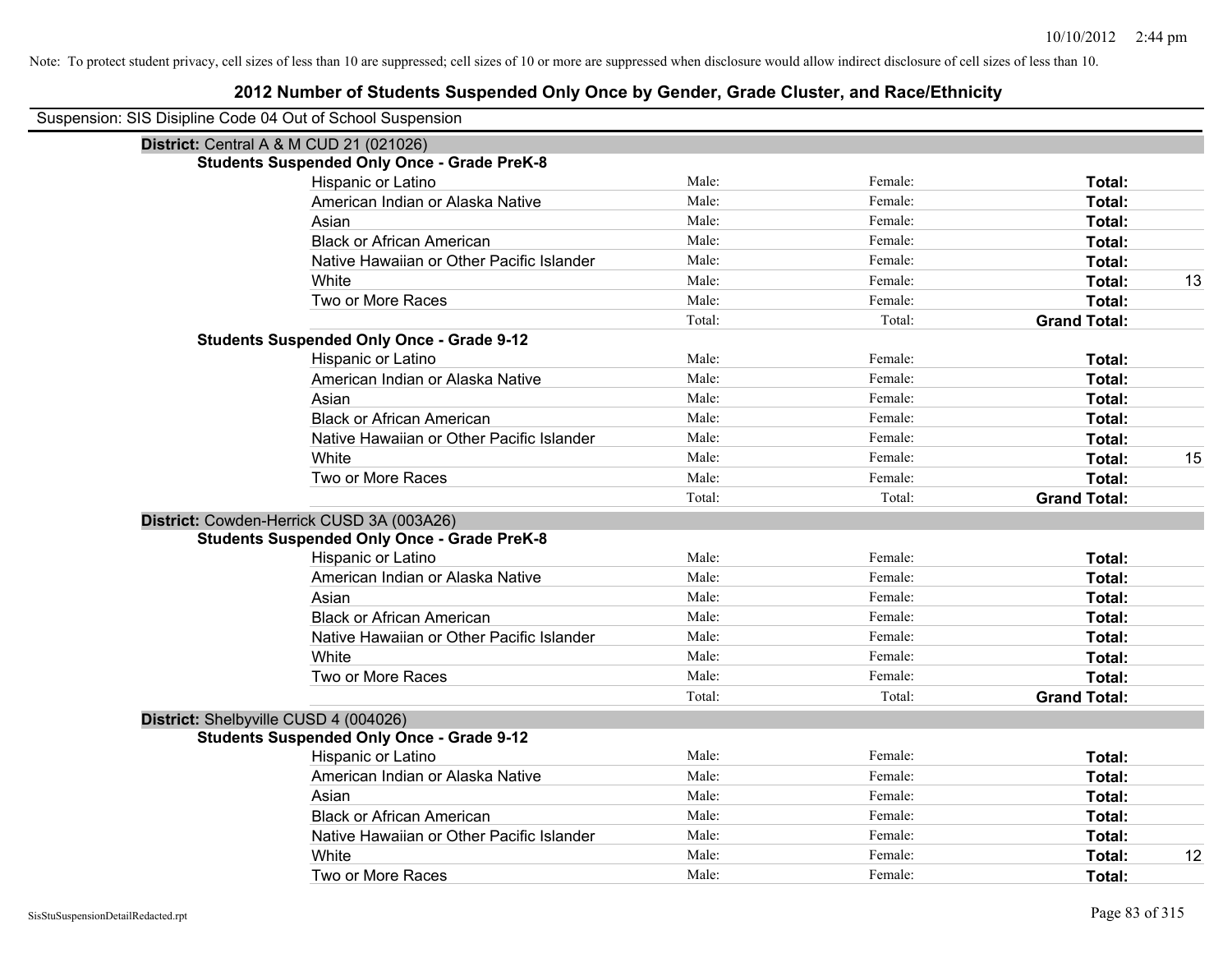Note: To protect student privacy, cell sizes of less than 10 are suppressed; cell sizes of 10 or more are suppressed when disclosure would allow indirect disclosure of cell sizes of less than 10.

# 2012 Number of Students Suspended Only Once by Gender, Grade Cluster, and Race/Ethnicity

Suspension: SIS Disipline Code 04 Out of School Suspension

## District: Central A & M CUD 21 (021026)

### Students Suspended Only Once - Grade PreK-8

| Race/Ethnicity | Male | Female | Total |
|---|---|---|---|
| Hispanic or Latino | Male: | Female: | Total: |
| American Indian or Alaska Native | Male: | Female: | Total: |
| Asian | Male: | Female: | Total: |
| Black or African American | Male: | Female: | Total: |
| Native Hawaiian or Other Pacific Islander | Male: | Female: | Total: |
| White | Male: | Female: | Total: 13 |
| Two or More Races | Male: | Female: | Total: |
| | Total: | Total: | Grand Total: |

### Students Suspended Only Once - Grade 9-12

| Race/Ethnicity | Male | Female | Total |
|---|---|---|---|
| Hispanic or Latino | Male: | Female: | Total: |
| American Indian or Alaska Native | Male: | Female: | Total: |
| Asian | Male: | Female: | Total: |
| Black or African American | Male: | Female: | Total: |
| Native Hawaiian or Other Pacific Islander | Male: | Female: | Total: |
| White | Male: | Female: | Total: 15 |
| Two or More Races | Male: | Female: | Total: |
| | Total: | Total: | Grand Total: |

## District: Cowden-Herrick CUSD 3A (003A26)

### Students Suspended Only Once - Grade PreK-8

| Race/Ethnicity | Male | Female | Total |
|---|---|---|---|
| Hispanic or Latino | Male: | Female: | Total: |
| American Indian or Alaska Native | Male: | Female: | Total: |
| Asian | Male: | Female: | Total: |
| Black or African American | Male: | Female: | Total: |
| Native Hawaiian or Other Pacific Islander | Male: | Female: | Total: |
| White | Male: | Female: | Total: |
| Two or More Races | Male: | Female: | Total: |
| | Total: | Total: | Grand Total: |

## District: Shelbyville CUSD 4 (004026)

### Students Suspended Only Once - Grade 9-12

| Race/Ethnicity | Male | Female | Total |
|---|---|---|---|
| Hispanic or Latino | Male: | Female: | Total: |
| American Indian or Alaska Native | Male: | Female: | Total: |
| Asian | Male: | Female: | Total: |
| Black or African American | Male: | Female: | Total: |
| Native Hawaiian or Other Pacific Islander | Male: | Female: | Total: |
| White | Male: | Female: | Total: 12 |
| Two or More Races | Male: | Female: | Total: |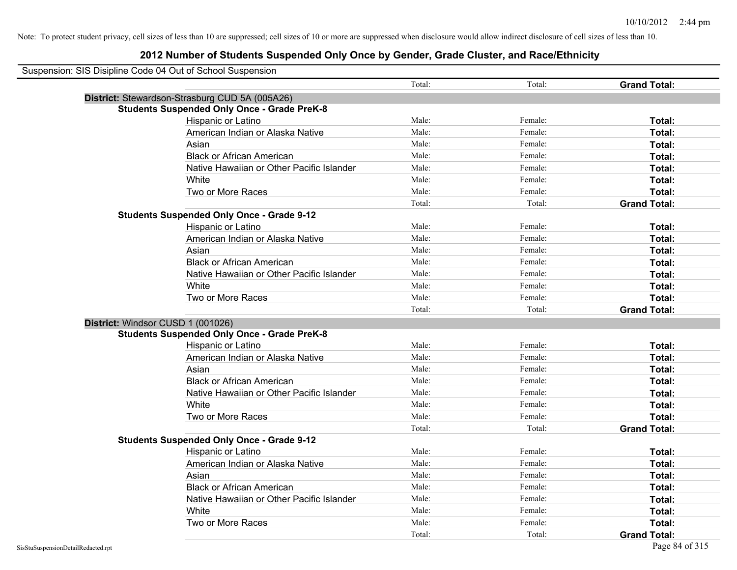Note: To protect student privacy, cell sizes of less than 10 are suppressed; cell sizes of 10 or more are suppressed when disclosure would allow indirect disclosure of cell sizes of less than 10.

## 2012 Number of Students Suspended Only Once by Gender, Grade Cluster, and Race/Ethnicity

Suspension: SIS Disipline Code 04 Out of School Suspension

| | | | | |
|---|---|---|---|---|
| | | Total: | Total: | **Grand Total:** |
| **District:** Stewardson-Strasburg CUD 5A (005A26) | | | | |
| **Students Suspended Only Once - Grade PreK-8** | | | | |
| | Hispanic or Latino | Male: | Female: | **Total:** |
| | American Indian or Alaska Native | Male: | Female: | **Total:** |
| | Asian | Male: | Female: | **Total:** |
| | Black or African American | Male: | Female: | **Total:** |
| | Native Hawaiian or Other Pacific Islander | Male: | Female: | **Total:** |
| | White | Male: | Female: | **Total:** |
| | Two or More Races | Male: | Female: | **Total:** |
| | | Total: | Total: | **Grand Total:** |
| **Students Suspended Only Once - Grade 9-12** | | | | |
| | Hispanic or Latino | Male: | Female: | **Total:** |
| | American Indian or Alaska Native | Male: | Female: | **Total:** |
| | Asian | Male: | Female: | **Total:** |
| | Black or African American | Male: | Female: | **Total:** |
| | Native Hawaiian or Other Pacific Islander | Male: | Female: | **Total:** |
| | White | Male: | Female: | **Total:** |
| | Two or More Races | Male: | Female: | **Total:** |
| | | Total: | Total: | **Grand Total:** |
| **District:** Windsor CUSD 1 (001026) | | | | |
| **Students Suspended Only Once - Grade PreK-8** | | | | |
| | Hispanic or Latino | Male: | Female: | **Total:** |
| | American Indian or Alaska Native | Male: | Female: | **Total:** |
| | Asian | Male: | Female: | **Total:** |
| | Black or African American | Male: | Female: | **Total:** |
| | Native Hawaiian or Other Pacific Islander | Male: | Female: | **Total:** |
| | White | Male: | Female: | **Total:** |
| | Two or More Races | Male: | Female: | **Total:** |
| | | Total: | Total: | **Grand Total:** |
| **Students Suspended Only Once - Grade 9-12** | | | | |
| | Hispanic or Latino | Male: | Female: | **Total:** |
| | American Indian or Alaska Native | Male: | Female: | **Total:** |
| | Asian | Male: | Female: | **Total:** |
| | Black or African American | Male: | Female: | **Total:** |
| | Native Hawaiian or Other Pacific Islander | Male: | Female: | **Total:** |
| | White | Male: | Female: | **Total:** |
| | Two or More Races | Male: | Female: | **Total:** |
| | | Total: | Total: | **Grand Total:** |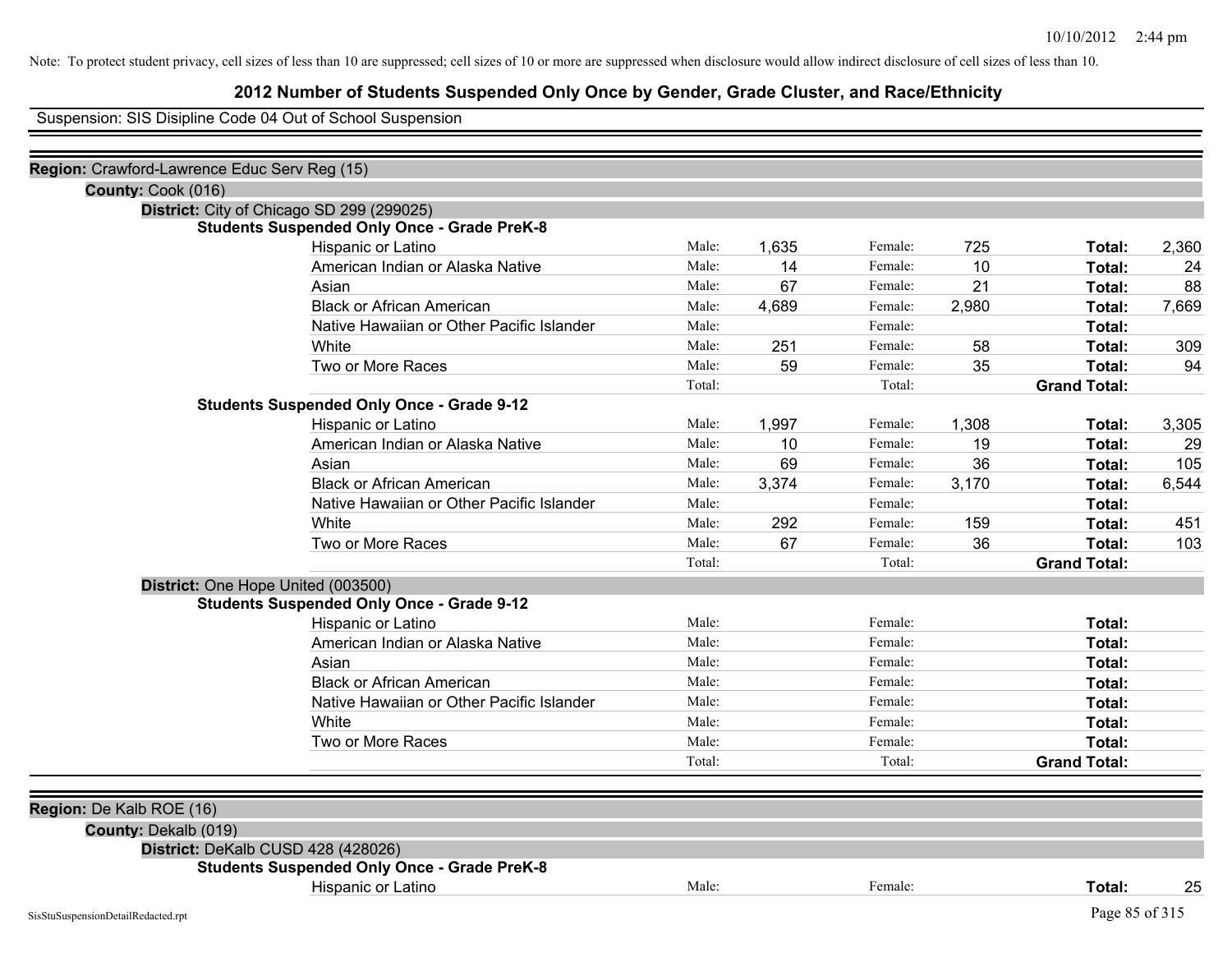Note: To protect student privacy, cell sizes of less than 10 are suppressed; cell sizes of 10 or more are suppressed when disclosure would allow indirect disclosure of cell sizes of less than 10.

## 2012 Number of Students Suspended Only Once by Gender, Grade Cluster, and Race/Ethnicity

Suspension: SIS Disipline Code 04 Out of School Suspension

**Region:** Crawford-Lawrence Educ Serv Reg (15)

**County:** Cook (016)

**District:** City of Chicago SD 299 (299025)

**Students Suspended Only Once - Grade PreK-8**

| Race/Ethnicity | | Male | | Female | | Total |
|---|---|---|---|---|---|---|
| Hispanic or Latino | Male: | 1,635 | Female: | 725 | **Total:** | 2,360 |
| American Indian or Alaska Native | Male: | 14 | Female: | 10 | **Total:** | 24 |
| Asian | Male: | 67 | Female: | 21 | **Total:** | 88 |
| Black or African American | Male: | 4,689 | Female: | 2,980 | **Total:** | 7,669 |
| Native Hawaiian or Other Pacific Islander | Male: | | Female: | | **Total:** | |
| White | Male: | 251 | Female: | 58 | **Total:** | 309 |
| Two or More Races | Male: | 59 | Female: | 35 | **Total:** | 94 |
| | Total: | | Total: | | **Grand Total:** | |

**Students Suspended Only Once - Grade 9-12**

| Race/Ethnicity | | Male | | Female | | Total |
|---|---|---|---|---|---|---|
| Hispanic or Latino | Male: | 1,997 | Female: | 1,308 | **Total:** | 3,305 |
| American Indian or Alaska Native | Male: | 10 | Female: | 19 | **Total:** | 29 |
| Asian | Male: | 69 | Female: | 36 | **Total:** | 105 |
| Black or African American | Male: | 3,374 | Female: | 3,170 | **Total:** | 6,544 |
| Native Hawaiian or Other Pacific Islander | Male: | | Female: | | **Total:** | |
| White | Male: | 292 | Female: | 159 | **Total:** | 451 |
| Two or More Races | Male: | 67 | Female: | 36 | **Total:** | 103 |
| | Total: | | Total: | | **Grand Total:** | |

**District:** One Hope United (003500)

**Students Suspended Only Once - Grade 9-12**

| Race/Ethnicity | | Male | | Female | | Total |
|---|---|---|---|---|---|---|
| Hispanic or Latino | Male: | | Female: | | **Total:** | |
| American Indian or Alaska Native | Male: | | Female: | | **Total:** | |
| Asian | Male: | | Female: | | **Total:** | |
| Black or African American | Male: | | Female: | | **Total:** | |
| Native Hawaiian or Other Pacific Islander | Male: | | Female: | | **Total:** | |
| White | Male: | | Female: | | **Total:** | |
| Two or More Races | Male: | | Female: | | **Total:** | |
| | Total: | | Total: | | **Grand Total:** | |

**Region:** De Kalb ROE (16)

**County:** Dekalb (019)

**District:** DeKalb CUSD 428 (428026)

**Students Suspended Only Once - Grade PreK-8**

| Race/Ethnicity | | Male | | Female | | Total |
|---|---|---|---|---|---|---|
| Hispanic or Latino | Male: | | Female: | | **Total:** | 25 |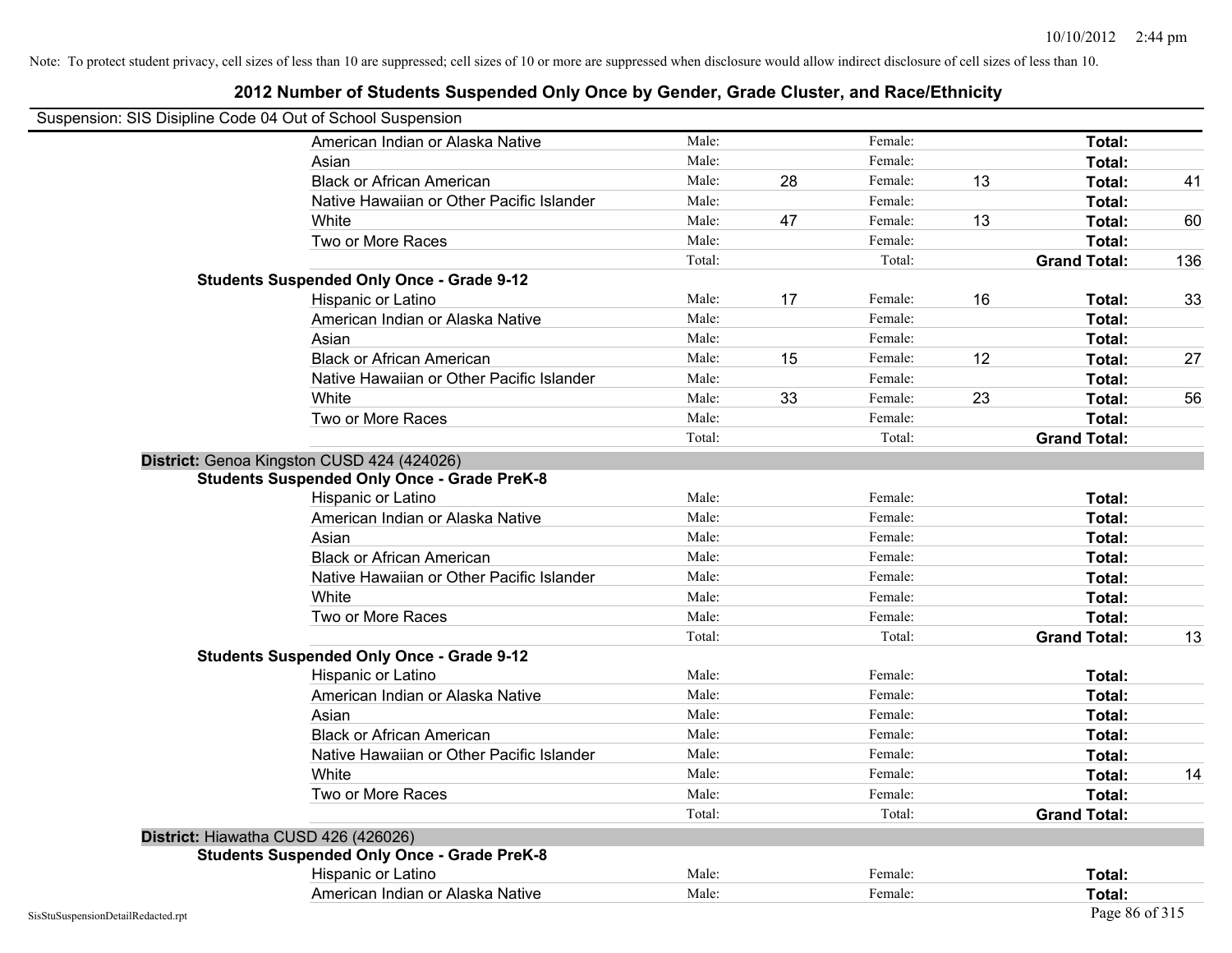Note: To protect student privacy, cell sizes of less than 10 are suppressed; cell sizes of 10 or more are suppressed when disclosure would allow indirect disclosure of cell sizes of less than 10.

# 2012 Number of Students Suspended Only Once by Gender, Grade Cluster, and Race/Ethnicity

Suspension: SIS Disipline Code 04 Out of School Suspension

| | | | | | | |
|---|---|---|---|---|---|---|
| American Indian or Alaska Native | Male: | | Female: | | **Total:** | |
| Asian | Male: | | Female: | | **Total:** | |
| Black or African American | Male: | 28 | Female: | 13 | **Total:** | 41 |
| Native Hawaiian or Other Pacific Islander | Male: | | Female: | | **Total:** | |
| White | Male: | 47 | Female: | 13 | **Total:** | 60 |
| Two or More Races | Male: | | Female: | | **Total:** | |
| | Total: | | Total: | | **Grand Total:** | 136 |

**Students Suspended Only Once - Grade 9-12**

| | | | | | | |
|---|---|---|---|---|---|---|
| Hispanic or Latino | Male: | 17 | Female: | 16 | **Total:** | 33 |
| American Indian or Alaska Native | Male: | | Female: | | **Total:** | |
| Asian | Male: | | Female: | | **Total:** | |
| Black or African American | Male: | 15 | Female: | 12 | **Total:** | 27 |
| Native Hawaiian or Other Pacific Islander | Male: | | Female: | | **Total:** | |
| White | Male: | 33 | Female: | 23 | **Total:** | 56 |
| Two or More Races | Male: | | Female: | | **Total:** | |
| | Total: | | Total: | | **Grand Total:** | |

**District:** Genoa Kingston CUSD 424 (424026)

**Students Suspended Only Once - Grade PreK-8**

| | | | | | | |
|---|---|---|---|---|---|---|
| Hispanic or Latino | Male: | | Female: | | **Total:** | |
| American Indian or Alaska Native | Male: | | Female: | | **Total:** | |
| Asian | Male: | | Female: | | **Total:** | |
| Black or African American | Male: | | Female: | | **Total:** | |
| Native Hawaiian or Other Pacific Islander | Male: | | Female: | | **Total:** | |
| White | Male: | | Female: | | **Total:** | |
| Two or More Races | Male: | | Female: | | **Total:** | |
| | Total: | | Total: | | **Grand Total:** | 13 |

**Students Suspended Only Once - Grade 9-12**

| | | | | | | |
|---|---|---|---|---|---|---|
| Hispanic or Latino | Male: | | Female: | | **Total:** | |
| American Indian or Alaska Native | Male: | | Female: | | **Total:** | |
| Asian | Male: | | Female: | | **Total:** | |
| Black or African American | Male: | | Female: | | **Total:** | |
| Native Hawaiian or Other Pacific Islander | Male: | | Female: | | **Total:** | |
| White | Male: | | Female: | | **Total:** | 14 |
| Two or More Races | Male: | | Female: | | **Total:** | |
| | Total: | | Total: | | **Grand Total:** | |

**District:** Hiawatha CUSD 426 (426026)

**Students Suspended Only Once - Grade PreK-8**

| | | | | | | |
|---|---|---|---|---|---|---|
| Hispanic or Latino | Male: | | Female: | | **Total:** | |
| American Indian or Alaska Native | Male: | | Female: | | **Total:** | |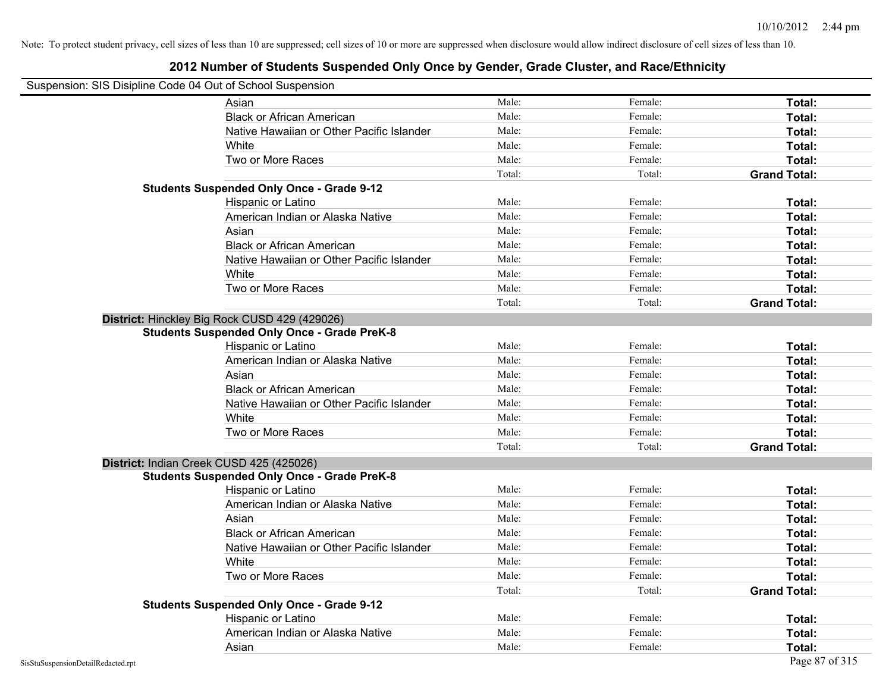Note: To protect student privacy, cell sizes of less than 10 are suppressed; cell sizes of 10 or more are suppressed when disclosure would allow indirect disclosure of cell sizes of less than 10.

# 2012 Number of Students Suspended Only Once by Gender, Grade Cluster, and Race/Ethnicity

Suspension: SIS Disipline Code 04 Out of School Suspension

| | | | | |
|---|---|---|---|---|
| | Asian | Male: | Female: | **Total:** |
| | Black or African American | Male: | Female: | **Total:** |
| | Native Hawaiian or Other Pacific Islander | Male: | Female: | **Total:** |
| | White | Male: | Female: | **Total:** |
| | Two or More Races | Male: | Female: | **Total:** |
| | | Total: | Total: | **Grand Total:** |
| **Students Suspended Only Once - Grade 9-12** | | | | |
| | Hispanic or Latino | Male: | Female: | **Total:** |
| | American Indian or Alaska Native | Male: | Female: | **Total:** |
| | Asian | Male: | Female: | **Total:** |
| | Black or African American | Male: | Female: | **Total:** |
| | Native Hawaiian or Other Pacific Islander | Male: | Female: | **Total:** |
| | White | Male: | Female: | **Total:** |
| | Two or More Races | Male: | Female: | **Total:** |
| | | Total: | Total: | **Grand Total:** |
| **District:** Hinckley Big Rock CUSD 429 (429026) | | | | |
| **Students Suspended Only Once - Grade PreK-8** | | | | |
| | Hispanic or Latino | Male: | Female: | **Total:** |
| | American Indian or Alaska Native | Male: | Female: | **Total:** |
| | Asian | Male: | Female: | **Total:** |
| | Black or African American | Male: | Female: | **Total:** |
| | Native Hawaiian or Other Pacific Islander | Male: | Female: | **Total:** |
| | White | Male: | Female: | **Total:** |
| | Two or More Races | Male: | Female: | **Total:** |
| | | Total: | Total: | **Grand Total:** |
| **District:** Indian Creek CUSD 425 (425026) | | | | |
| **Students Suspended Only Once - Grade PreK-8** | | | | |
| | Hispanic or Latino | Male: | Female: | **Total:** |
| | American Indian or Alaska Native | Male: | Female: | **Total:** |
| | Asian | Male: | Female: | **Total:** |
| | Black or African American | Male: | Female: | **Total:** |
| | Native Hawaiian or Other Pacific Islander | Male: | Female: | **Total:** |
| | White | Male: | Female: | **Total:** |
| | Two or More Races | Male: | Female: | **Total:** |
| | | Total: | Total: | **Grand Total:** |
| **Students Suspended Only Once - Grade 9-12** | | | | |
| | Hispanic or Latino | Male: | Female: | **Total:** |
| | American Indian or Alaska Native | Male: | Female: | **Total:** |
| | Asian | Male: | Female: | **Total:** |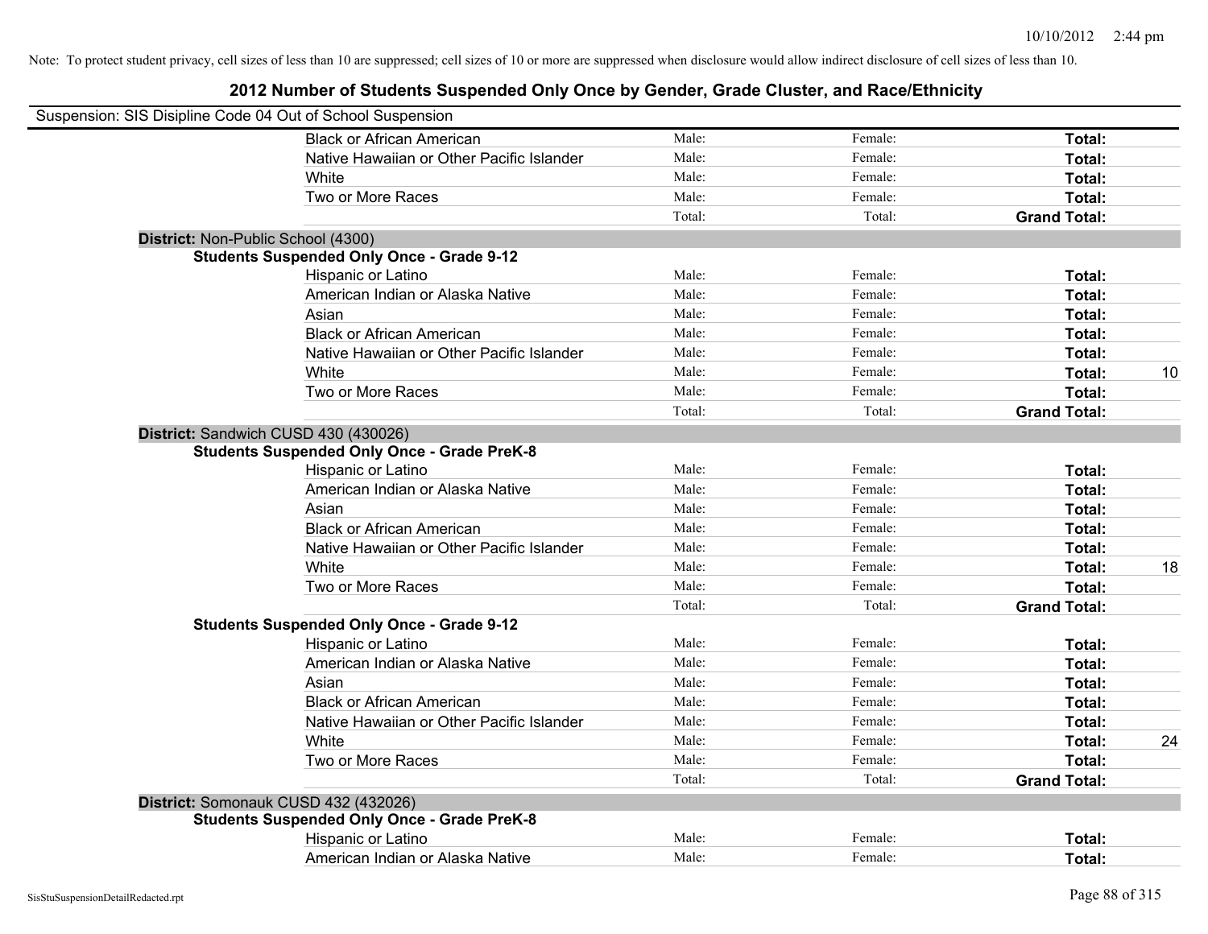Note: To protect student privacy, cell sizes of less than 10 are suppressed; cell sizes of 10 or more are suppressed when disclosure would allow indirect disclosure of cell sizes of less than 10.

## 2012 Number of Students Suspended Only Once by Gender, Grade Cluster, and Race/Ethnicity

Suspension: SIS Disipline Code 04 Out of School Suspension

| | | | | |
|---|---|---|---|---|
| Black or African American | Male: | Female: | **Total:** | |
| Native Hawaiian or Other Pacific Islander | Male: | Female: | **Total:** | |
| White | Male: | Female: | **Total:** | |
| Two or More Races | Male: | Female: | **Total:** | |
| | Total: | Total: | **Grand Total:** | |

**District:** Non-Public School (4300)

**Students Suspended Only Once - Grade 9-12**

| | | | | |
|---|---|---|---|---|
| Hispanic or Latino | Male: | Female: | **Total:** | |
| American Indian or Alaska Native | Male: | Female: | **Total:** | |
| Asian | Male: | Female: | **Total:** | |
| Black or African American | Male: | Female: | **Total:** | |
| Native Hawaiian or Other Pacific Islander | Male: | Female: | **Total:** | |
| White | Male: | Female: | **Total:** | 10 |
| Two or More Races | Male: | Female: | **Total:** | |
| | Total: | Total: | **Grand Total:** | |

**District:** Sandwich CUSD 430 (430026)

**Students Suspended Only Once - Grade PreK-8**

| | | | | |
|---|---|---|---|---|
| Hispanic or Latino | Male: | Female: | **Total:** | |
| American Indian or Alaska Native | Male: | Female: | **Total:** | |
| Asian | Male: | Female: | **Total:** | |
| Black or African American | Male: | Female: | **Total:** | |
| Native Hawaiian or Other Pacific Islander | Male: | Female: | **Total:** | |
| White | Male: | Female: | **Total:** | 18 |
| Two or More Races | Male: | Female: | **Total:** | |
| | Total: | Total: | **Grand Total:** | |

**Students Suspended Only Once - Grade 9-12**

| | | | | |
|---|---|---|---|---|
| Hispanic or Latino | Male: | Female: | **Total:** | |
| American Indian or Alaska Native | Male: | Female: | **Total:** | |
| Asian | Male: | Female: | **Total:** | |
| Black or African American | Male: | Female: | **Total:** | |
| Native Hawaiian or Other Pacific Islander | Male: | Female: | **Total:** | |
| White | Male: | Female: | **Total:** | 24 |
| Two or More Races | Male: | Female: | **Total:** | |
| | Total: | Total: | **Grand Total:** | |

**District:** Somonauk CUSD 432 (432026)

**Students Suspended Only Once - Grade PreK-8**

| | | | | |
|---|---|---|---|---|
| Hispanic or Latino | Male: | Female: | **Total:** | |
| American Indian or Alaska Native | Male: | Female: | **Total:** | |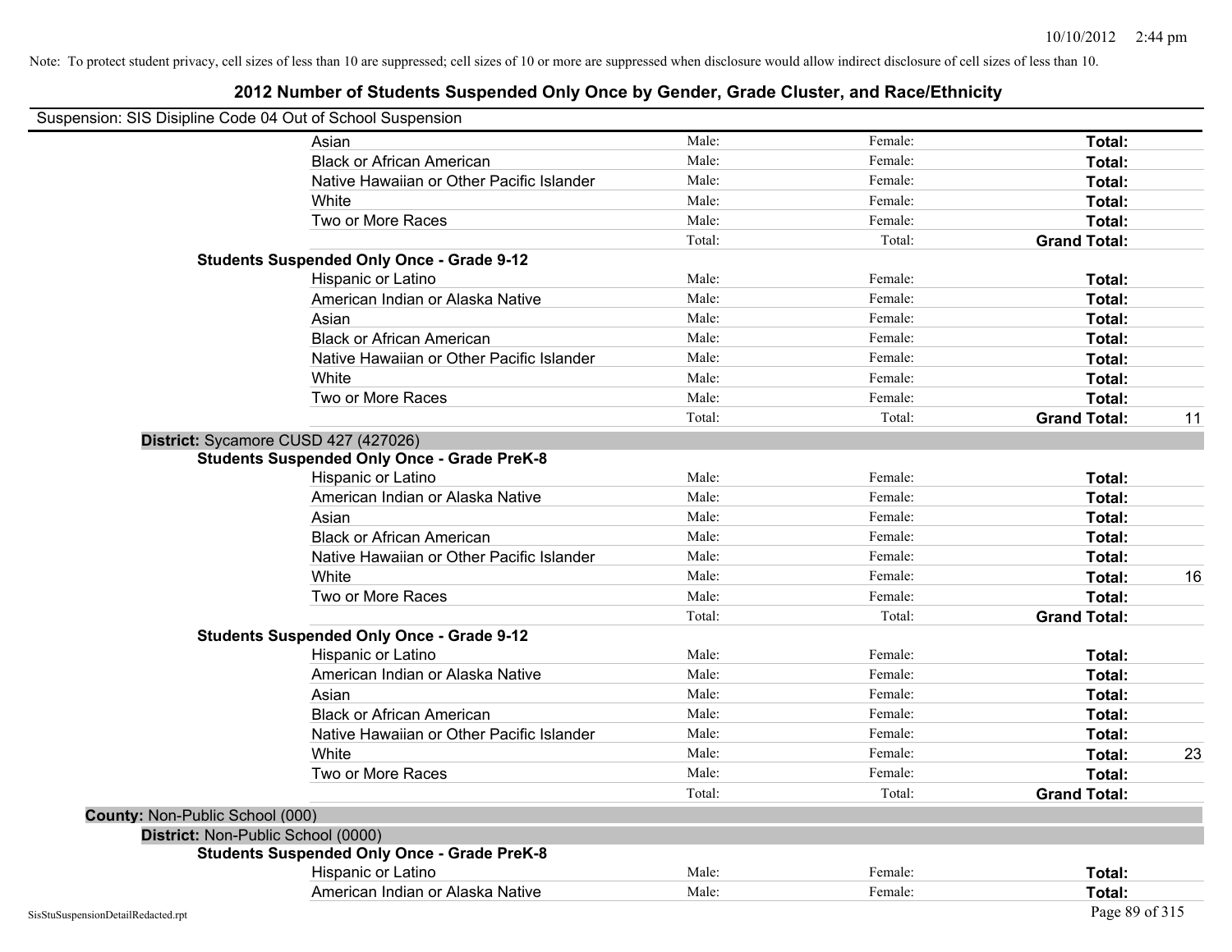Note: To protect student privacy, cell sizes of less than 10 are suppressed; cell sizes of 10 or more are suppressed when disclosure would allow indirect disclosure of cell sizes of less than 10.

# 2012 Number of Students Suspended Only Once by Gender, Grade Cluster, and Race/Ethnicity

Suspension: SIS Disipline Code 04 Out of School Suspension

| | | | | |
|---|---|---|---|---|
| Asian | Male: | Female: | **Total:** | |
| Black or African American | Male: | Female: | **Total:** | |
| Native Hawaiian or Other Pacific Islander | Male: | Female: | **Total:** | |
| White | Male: | Female: | **Total:** | |
| Two or More Races | Male: | Female: | **Total:** | |
| | Total: | Total: | **Grand Total:** | |
| **Students Suspended Only Once - Grade 9-12** | | | | |
| Hispanic or Latino | Male: | Female: | **Total:** | |
| American Indian or Alaska Native | Male: | Female: | **Total:** | |
| Asian | Male: | Female: | **Total:** | |
| Black or African American | Male: | Female: | **Total:** | |
| Native Hawaiian or Other Pacific Islander | Male: | Female: | **Total:** | |
| White | Male: | Female: | **Total:** | |
| Two or More Races | Male: | Female: | **Total:** | |
| | Total: | Total: | **Grand Total:** | 11 |
| **District:** Sycamore CUSD 427 (427026) | | | | |
| **Students Suspended Only Once - Grade PreK-8** | | | | |
| Hispanic or Latino | Male: | Female: | **Total:** | |
| American Indian or Alaska Native | Male: | Female: | **Total:** | |
| Asian | Male: | Female: | **Total:** | |
| Black or African American | Male: | Female: | **Total:** | |
| Native Hawaiian or Other Pacific Islander | Male: | Female: | **Total:** | |
| White | Male: | Female: | **Total:** | 16 |
| Two or More Races | Male: | Female: | **Total:** | |
| | Total: | Total: | **Grand Total:** | |
| **Students Suspended Only Once - Grade 9-12** | | | | |
| Hispanic or Latino | Male: | Female: | **Total:** | |
| American Indian or Alaska Native | Male: | Female: | **Total:** | |
| Asian | Male: | Female: | **Total:** | |
| Black or African American | Male: | Female: | **Total:** | |
| Native Hawaiian or Other Pacific Islander | Male: | Female: | **Total:** | |
| White | Male: | Female: | **Total:** | 23 |
| Two or More Races | Male: | Female: | **Total:** | |
| | Total: | Total: | **Grand Total:** | |
| **County:** Non-Public School (000) | | | | |
| **District:** Non-Public School (0000) | | | | |
| **Students Suspended Only Once - Grade PreK-8** | | | | |
| Hispanic or Latino | Male: | Female: | **Total:** | |
| American Indian or Alaska Native | Male: | Female: | **Total:** | |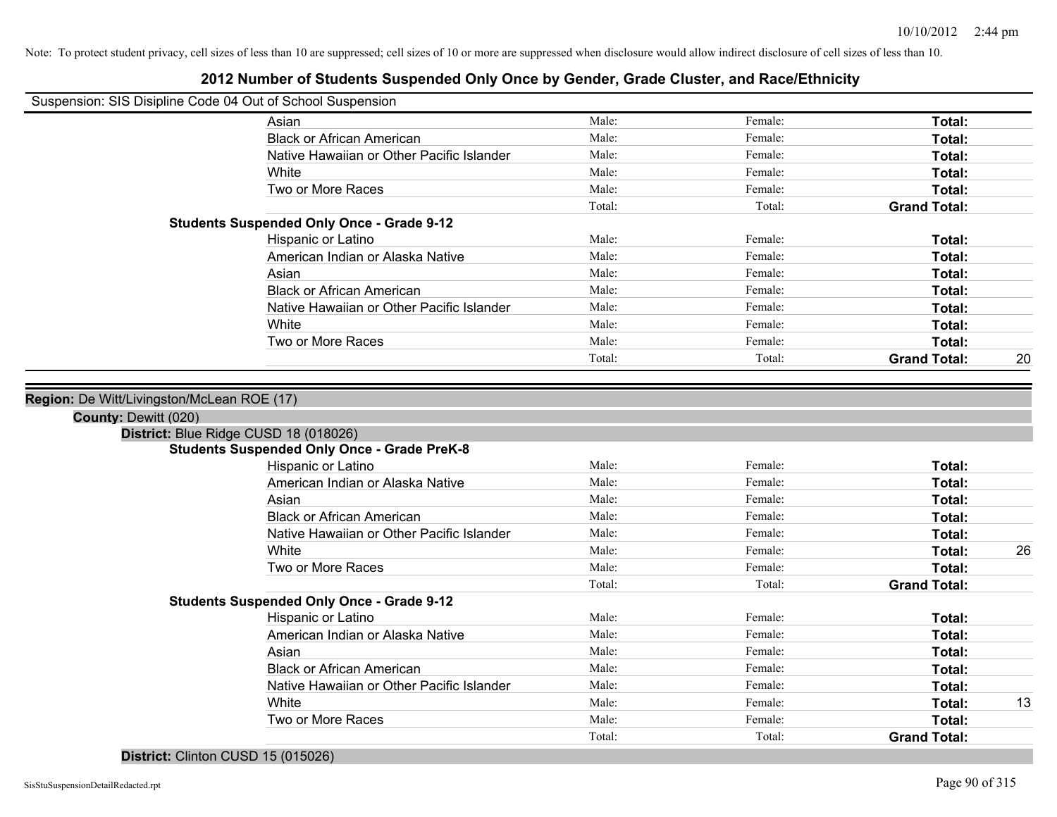Note: To protect student privacy, cell sizes of less than 10 are suppressed; cell sizes of 10 or more are suppressed when disclosure would allow indirect disclosure of cell sizes of less than 10.

# 2012 Number of Students Suspended Only Once by Gender, Grade Cluster, and Race/Ethnicity

Suspension: SIS Disipline Code 04 Out of School Suspension

| | | | | |
|---|---|---|---|---|
| Asian | Male: | Female: | **Total:** | |
| Black or African American | Male: | Female: | **Total:** | |
| Native Hawaiian or Other Pacific Islander | Male: | Female: | **Total:** | |
| White | Male: | Female: | **Total:** | |
| Two or More Races | Male: | Female: | **Total:** | |
| | Total: | Total: | **Grand Total:** | |

**Students Suspended Only Once - Grade 9-12**

| | | | | |
|---|---|---|---|---|
| Hispanic or Latino | Male: | Female: | **Total:** | |
| American Indian or Alaska Native | Male: | Female: | **Total:** | |
| Asian | Male: | Female: | **Total:** | |
| Black or African American | Male: | Female: | **Total:** | |
| Native Hawaiian or Other Pacific Islander | Male: | Female: | **Total:** | |
| White | Male: | Female: | **Total:** | |
| Two or More Races | Male: | Female: | **Total:** | |
| | Total: | Total: | **Grand Total:** | 20 |

**Region:** De Witt/Livingston/McLean ROE (17)

**County:** Dewitt (020)

**District:** Blue Ridge CUSD 18 (018026)

**Students Suspended Only Once - Grade PreK-8**

| | | | | |
|---|---|---|---|---|
| Hispanic or Latino | Male: | Female: | **Total:** | |
| American Indian or Alaska Native | Male: | Female: | **Total:** | |
| Asian | Male: | Female: | **Total:** | |
| Black or African American | Male: | Female: | **Total:** | |
| Native Hawaiian or Other Pacific Islander | Male: | Female: | **Total:** | |
| White | Male: | Female: | **Total:** | 26 |
| Two or More Races | Male: | Female: | **Total:** | |
| | Total: | Total: | **Grand Total:** | |

**Students Suspended Only Once - Grade 9-12**

| | | | | |
|---|---|---|---|---|
| Hispanic or Latino | Male: | Female: | **Total:** | |
| American Indian or Alaska Native | Male: | Female: | **Total:** | |
| Asian | Male: | Female: | **Total:** | |
| Black or African American | Male: | Female: | **Total:** | |
| Native Hawaiian or Other Pacific Islander | Male: | Female: | **Total:** | |
| White | Male: | Female: | **Total:** | 13 |
| Two or More Races | Male: | Female: | **Total:** | |
| | Total: | Total: | **Grand Total:** | |

**District:** Clinton CUSD 15 (015026)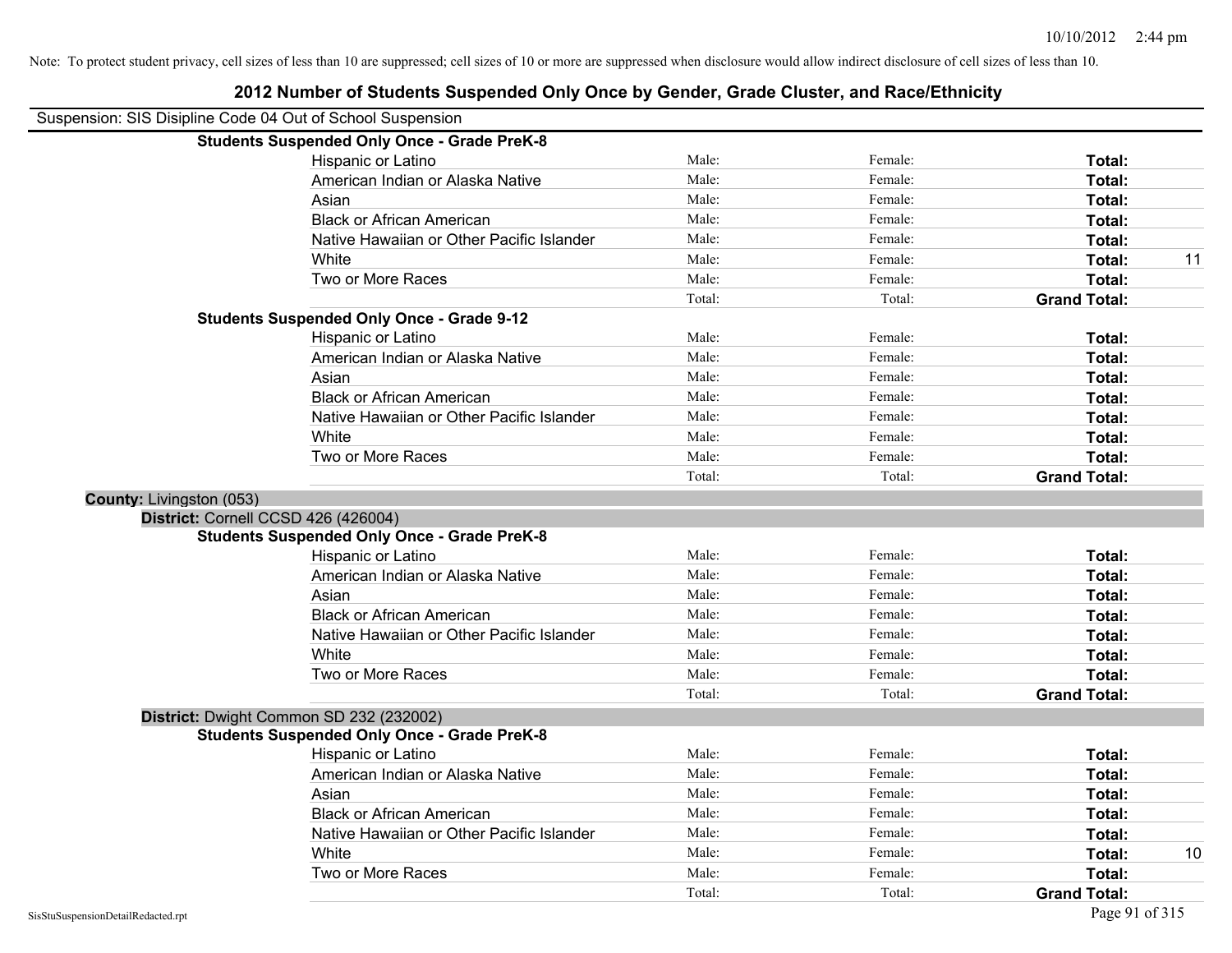Note: To protect student privacy, cell sizes of less than 10 are suppressed; cell sizes of 10 or more are suppressed when disclosure would allow indirect disclosure of cell sizes of less than 10.

# 2012 Number of Students Suspended Only Once by Gender, Grade Cluster, and Race/Ethnicity

Suspension: SIS Disipline Code 04 Out of School Suspension

**Students Suspended Only Once - Grade PreK-8**

| | | | | |
|---|---|---|---|---|
| Hispanic or Latino | Male: | Female: | **Total:** | |
| American Indian or Alaska Native | Male: | Female: | **Total:** | |
| Asian | Male: | Female: | **Total:** | |
| Black or African American | Male: | Female: | **Total:** | |
| Native Hawaiian or Other Pacific Islander | Male: | Female: | **Total:** | |
| White | Male: | Female: | **Total:** | 11 |
| Two or More Races | Male: | Female: | **Total:** | |
| | Total: | Total: | **Grand Total:** | |

**Students Suspended Only Once - Grade 9-12**

| | | | | |
|---|---|---|---|---|
| Hispanic or Latino | Male: | Female: | **Total:** | |
| American Indian or Alaska Native | Male: | Female: | **Total:** | |
| Asian | Male: | Female: | **Total:** | |
| Black or African American | Male: | Female: | **Total:** | |
| Native Hawaiian or Other Pacific Islander | Male: | Female: | **Total:** | |
| White | Male: | Female: | **Total:** | |
| Two or More Races | Male: | Female: | **Total:** | |
| | Total: | Total: | **Grand Total:** | |

**County:** Livingston (053)

**District:** Cornell CCSD 426 (426004)

**Students Suspended Only Once - Grade PreK-8**

| | | | | |
|---|---|---|---|---|
| Hispanic or Latino | Male: | Female: | **Total:** | |
| American Indian or Alaska Native | Male: | Female: | **Total:** | |
| Asian | Male: | Female: | **Total:** | |
| Black or African American | Male: | Female: | **Total:** | |
| Native Hawaiian or Other Pacific Islander | Male: | Female: | **Total:** | |
| White | Male: | Female: | **Total:** | |
| Two or More Races | Male: | Female: | **Total:** | |
| | Total: | Total: | **Grand Total:** | |

**District:** Dwight Common SD 232 (232002)

**Students Suspended Only Once - Grade PreK-8**

| | | | | |
|---|---|---|---|---|
| Hispanic or Latino | Male: | Female: | **Total:** | |
| American Indian or Alaska Native | Male: | Female: | **Total:** | |
| Asian | Male: | Female: | **Total:** | |
| Black or African American | Male: | Female: | **Total:** | |
| Native Hawaiian or Other Pacific Islander | Male: | Female: | **Total:** | |
| White | Male: | Female: | **Total:** | 10 |
| Two or More Races | Male: | Female: | **Total:** | |
| | Total: | Total: | **Grand Total:** | |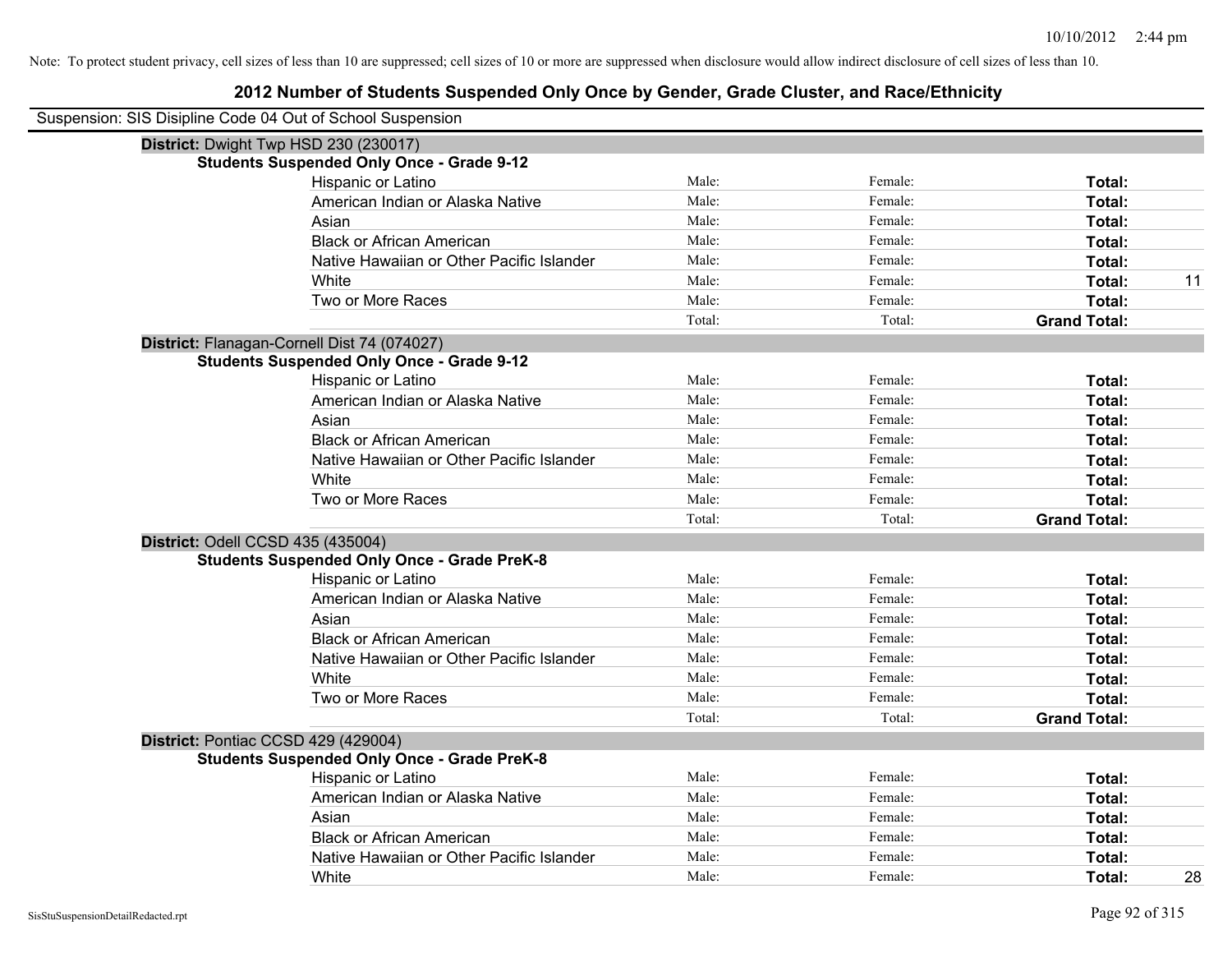Note: To protect student privacy, cell sizes of less than 10 are suppressed; cell sizes of 10 or more are suppressed when disclosure would allow indirect disclosure of cell sizes of less than 10.

# 2012 Number of Students Suspended Only Once by Gender, Grade Cluster, and Race/Ethnicity

Suspension: SIS Disipline Code 04 Out of School Suspension

**District:** Dwight Twp HSD 230 (230017)

**Students Suspended Only Once - Grade 9-12**

| | | | | |
|---|---|---|---|---|
| Hispanic or Latino | Male: | Female: | **Total:** | |
| American Indian or Alaska Native | Male: | Female: | **Total:** | |
| Asian | Male: | Female: | **Total:** | |
| Black or African American | Male: | Female: | **Total:** | |
| Native Hawaiian or Other Pacific Islander | Male: | Female: | **Total:** | |
| White | Male: | Female: | **Total:** | 11 |
| Two or More Races | Male: | Female: | **Total:** | |
| | Total: | Total: | **Grand Total:** | |

**District:** Flanagan-Cornell Dist 74 (074027)

**Students Suspended Only Once - Grade 9-12**

| | | | | |
|---|---|---|---|---|
| Hispanic or Latino | Male: | Female: | **Total:** | |
| American Indian or Alaska Native | Male: | Female: | **Total:** | |
| Asian | Male: | Female: | **Total:** | |
| Black or African American | Male: | Female: | **Total:** | |
| Native Hawaiian or Other Pacific Islander | Male: | Female: | **Total:** | |
| White | Male: | Female: | **Total:** | |
| Two or More Races | Male: | Female: | **Total:** | |
| | Total: | Total: | **Grand Total:** | |

**District:** Odell CCSD 435 (435004)

**Students Suspended Only Once - Grade PreK-8**

| | | | | |
|---|---|---|---|---|
| Hispanic or Latino | Male: | Female: | **Total:** | |
| American Indian or Alaska Native | Male: | Female: | **Total:** | |
| Asian | Male: | Female: | **Total:** | |
| Black or African American | Male: | Female: | **Total:** | |
| Native Hawaiian or Other Pacific Islander | Male: | Female: | **Total:** | |
| White | Male: | Female: | **Total:** | |
| Two or More Races | Male: | Female: | **Total:** | |
| | Total: | Total: | **Grand Total:** | |

**District:** Pontiac CCSD 429 (429004)

**Students Suspended Only Once - Grade PreK-8**

| | | | | |
|---|---|---|---|---|
| Hispanic or Latino | Male: | Female: | **Total:** | |
| American Indian or Alaska Native | Male: | Female: | **Total:** | |
| Asian | Male: | Female: | **Total:** | |
| Black or African American | Male: | Female: | **Total:** | |
| Native Hawaiian or Other Pacific Islander | Male: | Female: | **Total:** | |
| White | Male: | Female: | **Total:** | 28 |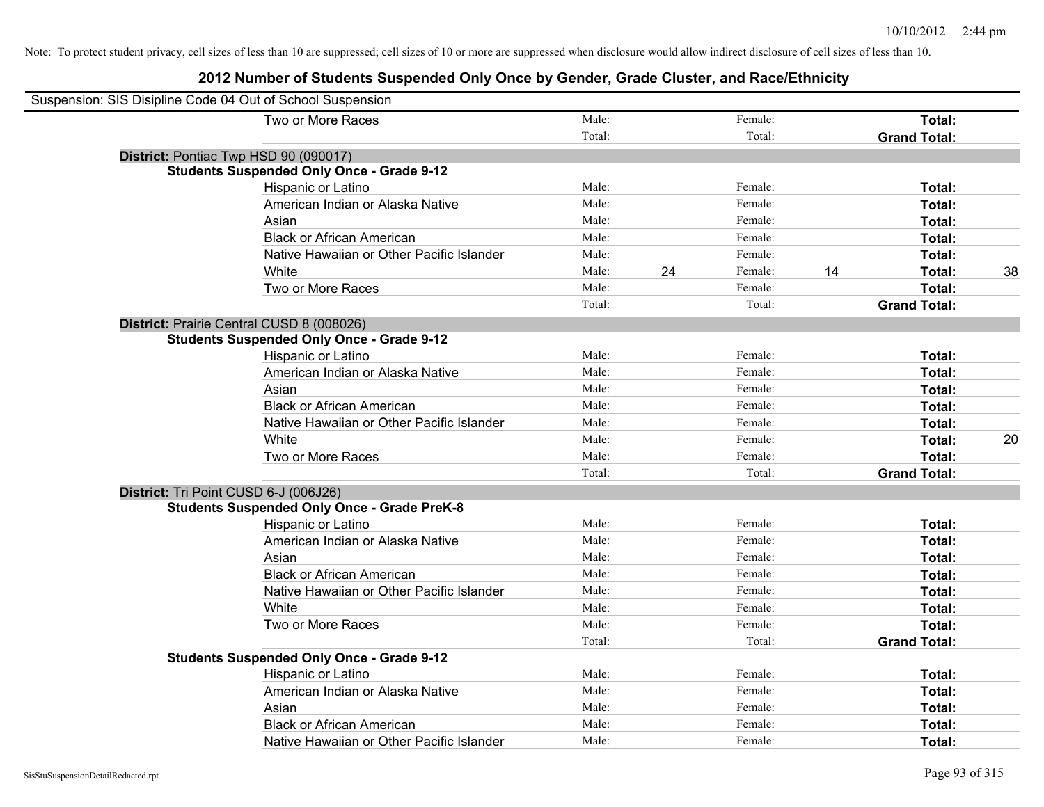Note: To protect student privacy, cell sizes of less than 10 are suppressed; cell sizes of 10 or more are suppressed when disclosure would allow indirect disclosure of cell sizes of less than 10.

# 2012 Number of Students Suspended Only Once by Gender, Grade Cluster, and Race/Ethnicity

Suspension: SIS Disipline Code 04 Out of School Suspension

| | | | | | | |
|---|---|---|---|---|---|---|
| Two or More Races | Male: | | Female: | | **Total:** | |
| | Total: | | Total: | | **Grand Total:** | |

**District:** Pontiac Twp HSD 90 (090017)

**Students Suspended Only Once - Grade 9-12**

| | | | | | | |
|---|---|---|---|---|---|---|
| Hispanic or Latino | Male: | | Female: | | **Total:** | |
| American Indian or Alaska Native | Male: | | Female: | | **Total:** | |
| Asian | Male: | | Female: | | **Total:** | |
| Black or African American | Male: | | Female: | | **Total:** | |
| Native Hawaiian or Other Pacific Islander | Male: | | Female: | | **Total:** | |
| White | Male: | 24 | Female: | 14 | **Total:** | 38 |
| Two or More Races | Male: | | Female: | | **Total:** | |
| | Total: | | Total: | | **Grand Total:** | |

**District:** Prairie Central CUSD 8 (008026)

**Students Suspended Only Once - Grade 9-12**

| | | | | | | |
|---|---|---|---|---|---|---|
| Hispanic or Latino | Male: | | Female: | | **Total:** | |
| American Indian or Alaska Native | Male: | | Female: | | **Total:** | |
| Asian | Male: | | Female: | | **Total:** | |
| Black or African American | Male: | | Female: | | **Total:** | |
| Native Hawaiian or Other Pacific Islander | Male: | | Female: | | **Total:** | |
| White | Male: | | Female: | | **Total:** | 20 |
| Two or More Races | Male: | | Female: | | **Total:** | |
| | Total: | | Total: | | **Grand Total:** | |

**District:** Tri Point CUSD 6-J (006J26)

**Students Suspended Only Once - Grade PreK-8**

| | | | | | | |
|---|---|---|---|---|---|---|
| Hispanic or Latino | Male: | | Female: | | **Total:** | |
| American Indian or Alaska Native | Male: | | Female: | | **Total:** | |
| Asian | Male: | | Female: | | **Total:** | |
| Black or African American | Male: | | Female: | | **Total:** | |
| Native Hawaiian or Other Pacific Islander | Male: | | Female: | | **Total:** | |
| White | Male: | | Female: | | **Total:** | |
| Two or More Races | Male: | | Female: | | **Total:** | |
| | Total: | | Total: | | **Grand Total:** | |

**Students Suspended Only Once - Grade 9-12**

| | | | | | | |
|---|---|---|---|---|---|---|
| Hispanic or Latino | Male: | | Female: | | **Total:** | |
| American Indian or Alaska Native | Male: | | Female: | | **Total:** | |
| Asian | Male: | | Female: | | **Total:** | |
| Black or African American | Male: | | Female: | | **Total:** | |
| Native Hawaiian or Other Pacific Islander | Male: | | Female: | | **Total:** | |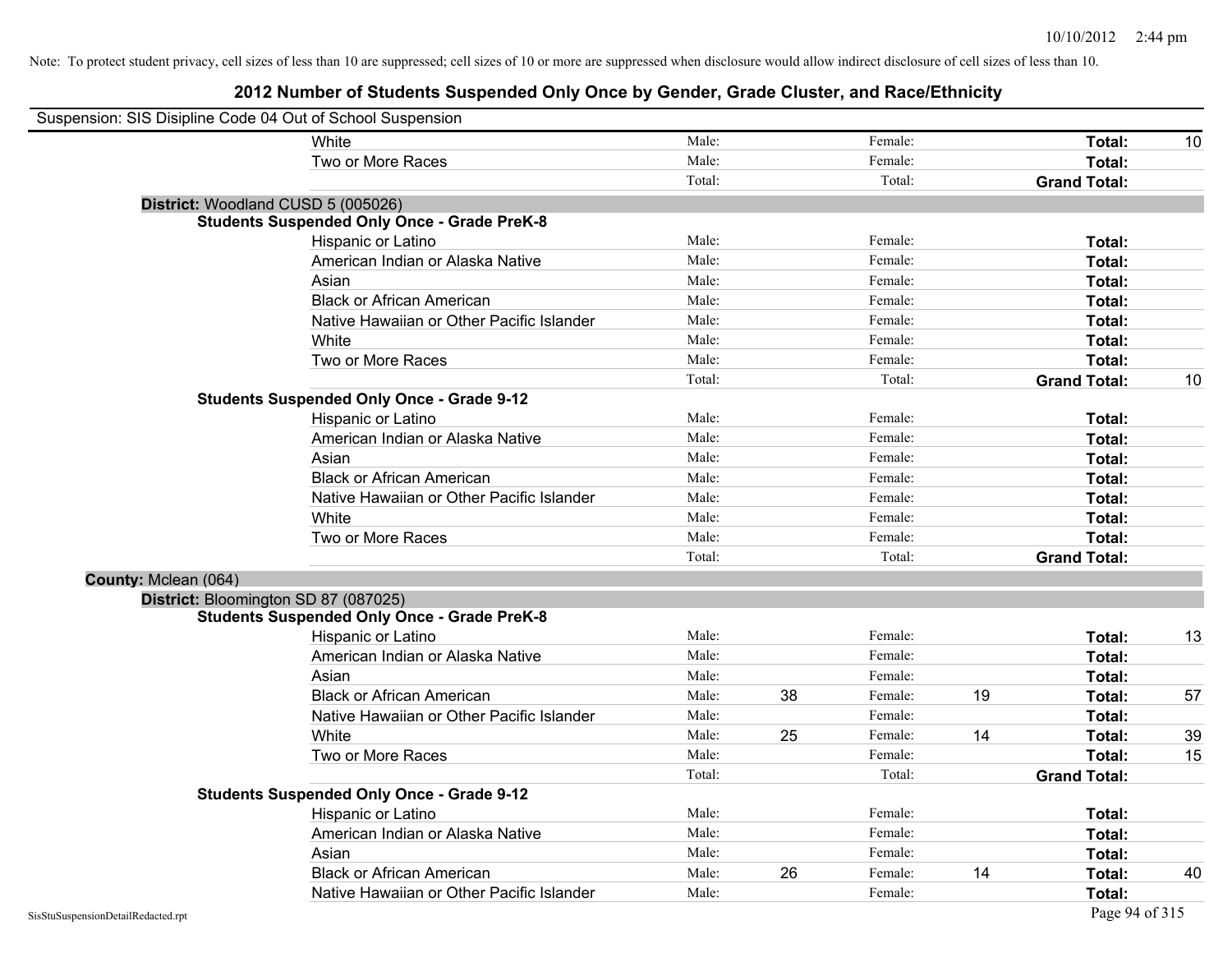Note: To protect student privacy, cell sizes of less than 10 are suppressed; cell sizes of 10 or more are suppressed when disclosure would allow indirect disclosure of cell sizes of less than 10.

# 2012 Number of Students Suspended Only Once by Gender, Grade Cluster, and Race/Ethnicity

Suspension: SIS Disipline Code 04 Out of School Suspension

| | | | | | | | |
|---|---|---|---|---|---|---|---|
| White | Male: | | Female: | | **Total:** | 10 |
| Two or More Races | Male: | | Female: | | **Total:** | |
| | Total: | | Total: | | **Grand Total:** | |

**District:** Woodland CUSD 5 (005026)

**Students Suspended Only Once - Grade PreK-8**

| | | | | | | |
|---|---|---|---|---|---|---|
| Hispanic or Latino | Male: | | Female: | | **Total:** | |
| American Indian or Alaska Native | Male: | | Female: | | **Total:** | |
| Asian | Male: | | Female: | | **Total:** | |
| Black or African American | Male: | | Female: | | **Total:** | |
| Native Hawaiian or Other Pacific Islander | Male: | | Female: | | **Total:** | |
| White | Male: | | Female: | | **Total:** | |
| Two or More Races | Male: | | Female: | | **Total:** | |
| | Total: | | Total: | | **Grand Total:** | 10 |

**Students Suspended Only Once - Grade 9-12**

| | | | | | | |
|---|---|---|---|---|---|---|
| Hispanic or Latino | Male: | | Female: | | **Total:** | |
| American Indian or Alaska Native | Male: | | Female: | | **Total:** | |
| Asian | Male: | | Female: | | **Total:** | |
| Black or African American | Male: | | Female: | | **Total:** | |
| Native Hawaiian or Other Pacific Islander | Male: | | Female: | | **Total:** | |
| White | Male: | | Female: | | **Total:** | |
| Two or More Races | Male: | | Female: | | **Total:** | |
| | Total: | | Total: | | **Grand Total:** | |

**County:** Mclean (064)

**District:** Bloomington SD 87 (087025)

**Students Suspended Only Once - Grade PreK-8**

| | | | | | | |
|---|---|---|---|---|---|---|
| Hispanic or Latino | Male: | | Female: | | **Total:** | 13 |
| American Indian or Alaska Native | Male: | | Female: | | **Total:** | |
| Asian | Male: | | Female: | | **Total:** | |
| Black or African American | Male: | 38 | Female: | 19 | **Total:** | 57 |
| Native Hawaiian or Other Pacific Islander | Male: | | Female: | | **Total:** | |
| White | Male: | 25 | Female: | 14 | **Total:** | 39 |
| Two or More Races | Male: | | Female: | | **Total:** | 15 |
| | Total: | | Total: | | **Grand Total:** | |

**Students Suspended Only Once - Grade 9-12**

| | | | | | | |
|---|---|---|---|---|---|---|
| Hispanic or Latino | Male: | | Female: | | **Total:** | |
| American Indian or Alaska Native | Male: | | Female: | | **Total:** | |
| Asian | Male: | | Female: | | **Total:** | |
| Black or African American | Male: | 26 | Female: | 14 | **Total:** | 40 |
| Native Hawaiian or Other Pacific Islander | Male: | | Female: | | **Total:** | |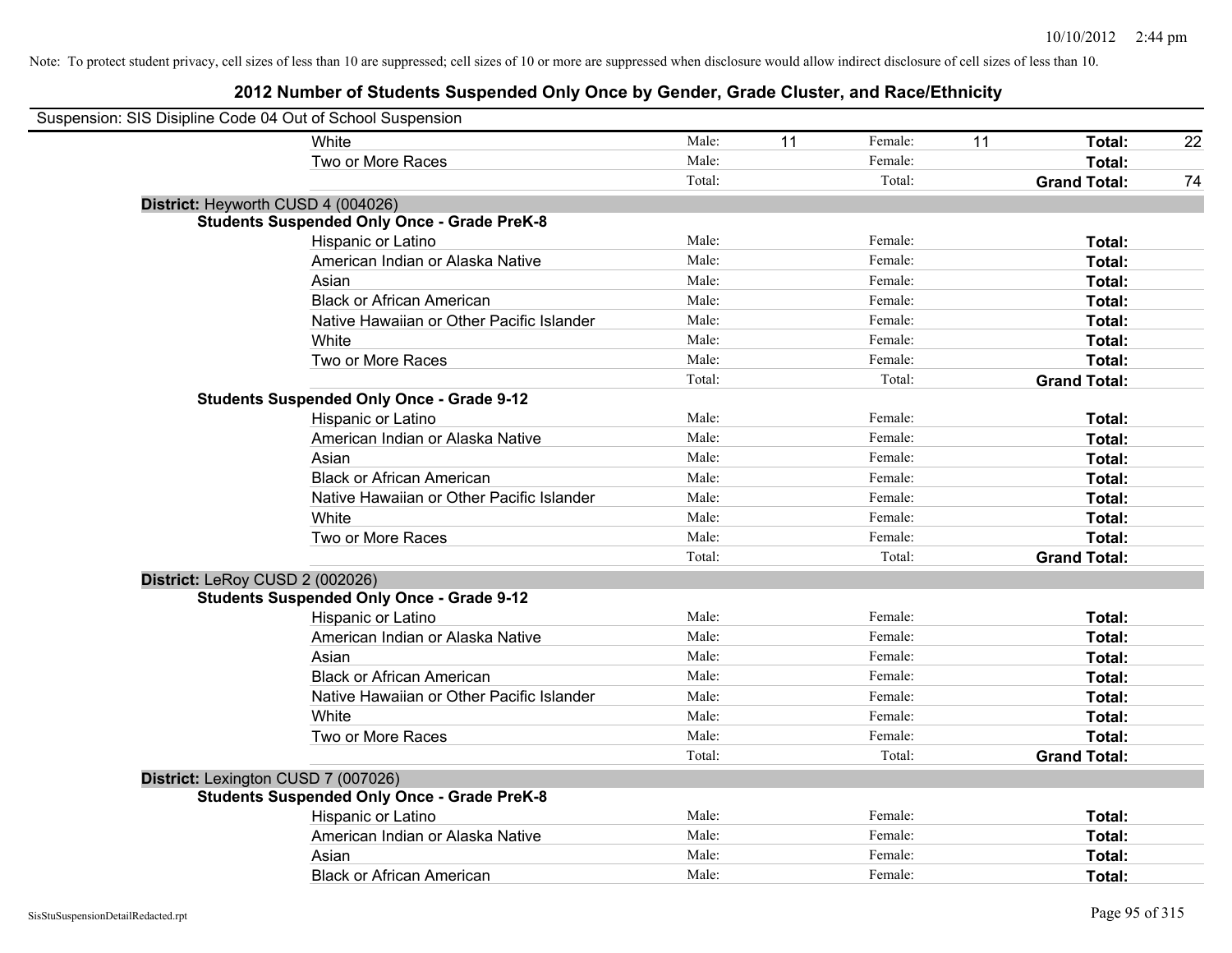Note: To protect student privacy, cell sizes of less than 10 are suppressed; cell sizes of 10 or more are suppressed when disclosure would allow indirect disclosure of cell sizes of less than 10.

# 2012 Number of Students Suspended Only Once by Gender, Grade Cluster, and Race/Ethnicity

Suspension: SIS Disipline Code 04 Out of School Suspension

| | | | | | | |
|---|---|---|---|---|---|---|
| White | Male: | 11 | Female: | 11 | **Total:** | 22 |
| Two or More Races | Male: | | Female: | | **Total:** | |
| | Total: | | Total: | | **Grand Total:** | 74 |

**District:** Heyworth CUSD 4 (004026)

**Students Suspended Only Once - Grade PreK-8**

| | | | | | | |
|---|---|---|---|---|---|---|
| Hispanic or Latino | Male: | | Female: | | **Total:** | |
| American Indian or Alaska Native | Male: | | Female: | | **Total:** | |
| Asian | Male: | | Female: | | **Total:** | |
| Black or African American | Male: | | Female: | | **Total:** | |
| Native Hawaiian or Other Pacific Islander | Male: | | Female: | | **Total:** | |
| White | Male: | | Female: | | **Total:** | |
| Two or More Races | Male: | | Female: | | **Total:** | |
| | Total: | | Total: | | **Grand Total:** | |

**Students Suspended Only Once - Grade 9-12**

| | | | | | | |
|---|---|---|---|---|---|---|
| Hispanic or Latino | Male: | | Female: | | **Total:** | |
| American Indian or Alaska Native | Male: | | Female: | | **Total:** | |
| Asian | Male: | | Female: | | **Total:** | |
| Black or African American | Male: | | Female: | | **Total:** | |
| Native Hawaiian or Other Pacific Islander | Male: | | Female: | | **Total:** | |
| White | Male: | | Female: | | **Total:** | |
| Two or More Races | Male: | | Female: | | **Total:** | |
| | Total: | | Total: | | **Grand Total:** | |

**District:** LeRoy CUSD 2 (002026)

**Students Suspended Only Once - Grade 9-12**

| | | | | | | |
|---|---|---|---|---|---|---|
| Hispanic or Latino | Male: | | Female: | | **Total:** | |
| American Indian or Alaska Native | Male: | | Female: | | **Total:** | |
| Asian | Male: | | Female: | | **Total:** | |
| Black or African American | Male: | | Female: | | **Total:** | |
| Native Hawaiian or Other Pacific Islander | Male: | | Female: | | **Total:** | |
| White | Male: | | Female: | | **Total:** | |
| Two or More Races | Male: | | Female: | | **Total:** | |
| | Total: | | Total: | | **Grand Total:** | |

**District:** Lexington CUSD 7 (007026)

**Students Suspended Only Once - Grade PreK-8**

| | | | | | | |
|---|---|---|---|---|---|---|
| Hispanic or Latino | Male: | | Female: | | **Total:** | |
| American Indian or Alaska Native | Male: | | Female: | | **Total:** | |
| Asian | Male: | | Female: | | **Total:** | |
| Black or African American | Male: | | Female: | | **Total:** | |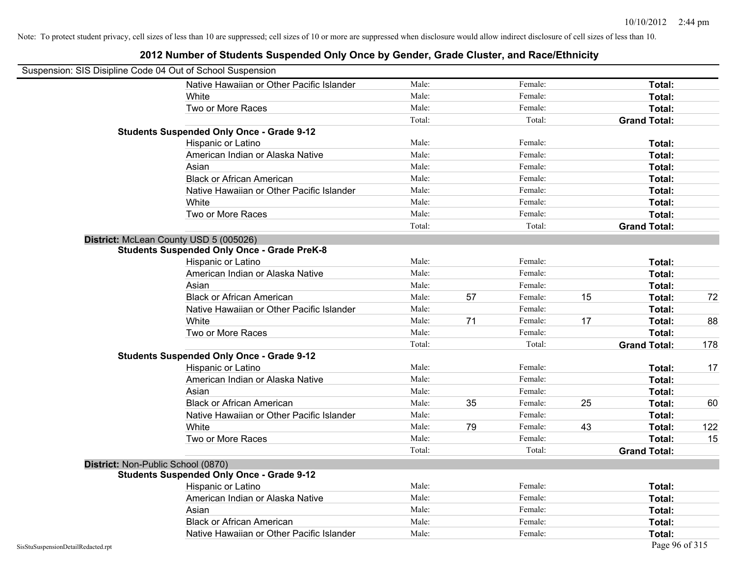Note: To protect student privacy, cell sizes of less than 10 are suppressed; cell sizes of 10 or more are suppressed when disclosure would allow indirect disclosure of cell sizes of less than 10.

## 2012 Number of Students Suspended Only Once by Gender, Grade Cluster, and Race/Ethnicity

Suspension: SIS Disipline Code 04 Out of School Suspension

| | | | | | | |
|---|---|---|---|---|---|---|
| Native Hawaiian or Other Pacific Islander | Male: | | Female: | | **Total:** | |
| White | Male: | | Female: | | **Total:** | |
| Two or More Races | Male: | | Female: | | **Total:** | |
| | Total: | | Total: | | **Grand Total:** | |
| **Students Suspended Only Once - Grade 9-12** | | | | | | |
| Hispanic or Latino | Male: | | Female: | | **Total:** | |
| American Indian or Alaska Native | Male: | | Female: | | **Total:** | |
| Asian | Male: | | Female: | | **Total:** | |
| Black or African American | Male: | | Female: | | **Total:** | |
| Native Hawaiian or Other Pacific Islander | Male: | | Female: | | **Total:** | |
| White | Male: | | Female: | | **Total:** | |
| Two or More Races | Male: | | Female: | | **Total:** | |
| | Total: | | Total: | | **Grand Total:** | |

**District:** McLean County USD 5 (005026)

| | | | | | | |
|---|---|---|---|---|---|---|
| **Students Suspended Only Once - Grade PreK-8** | | | | | | |
| Hispanic or Latino | Male: | | Female: | | **Total:** | |
| American Indian or Alaska Native | Male: | | Female: | | **Total:** | |
| Asian | Male: | | Female: | | **Total:** | |
| Black or African American | Male: | 57 | Female: | 15 | **Total:** | 72 |
| Native Hawaiian or Other Pacific Islander | Male: | | Female: | | **Total:** | |
| White | Male: | 71 | Female: | 17 | **Total:** | 88 |
| Two or More Races | Male: | | Female: | | **Total:** | |
| | Total: | | Total: | | **Grand Total:** | 178 |
| **Students Suspended Only Once - Grade 9-12** | | | | | | |
| Hispanic or Latino | Male: | | Female: | | **Total:** | 17 |
| American Indian or Alaska Native | Male: | | Female: | | **Total:** | |
| Asian | Male: | | Female: | | **Total:** | |
| Black or African American | Male: | 35 | Female: | 25 | **Total:** | 60 |
| Native Hawaiian or Other Pacific Islander | Male: | | Female: | | **Total:** | |
| White | Male: | 79 | Female: | 43 | **Total:** | 122 |
| Two or More Races | Male: | | Female: | | **Total:** | 15 |
| | Total: | | Total: | | **Grand Total:** | |

**District:** Non-Public School (0870)

| | | | | | | |
|---|---|---|---|---|---|---|
| **Students Suspended Only Once - Grade 9-12** | | | | | | |
| Hispanic or Latino | Male: | | Female: | | **Total:** | |
| American Indian or Alaska Native | Male: | | Female: | | **Total:** | |
| Asian | Male: | | Female: | | **Total:** | |
| Black or African American | Male: | | Female: | | **Total:** | |
| Native Hawaiian or Other Pacific Islander | Male: | | Female: | | **Total:** | |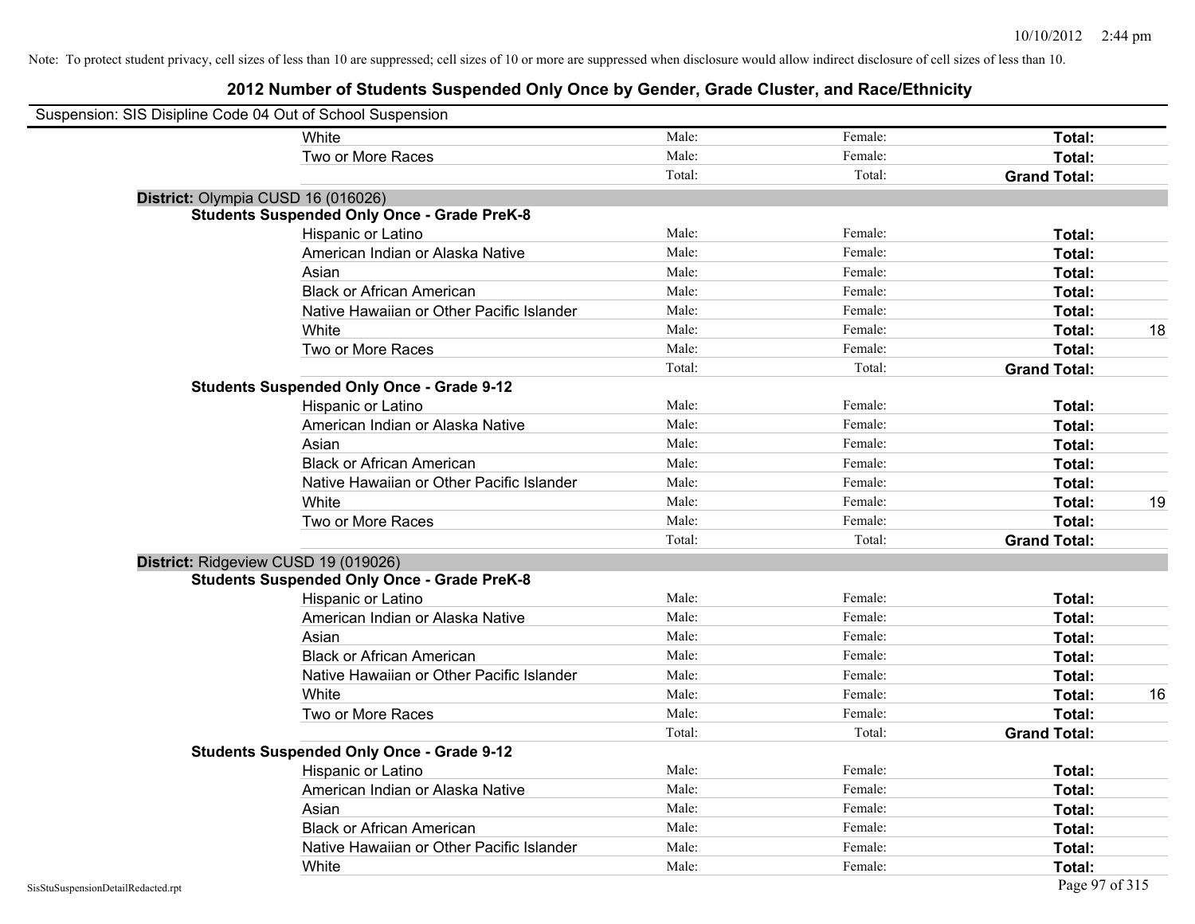Note: To protect student privacy, cell sizes of less than 10 are suppressed; cell sizes of 10 or more are suppressed when disclosure would allow indirect disclosure of cell sizes of less than 10.

# 2012 Number of Students Suspended Only Once by Gender, Grade Cluster, and Race/Ethnicity

Suspension: SIS Disipline Code 04 Out of School Suspension

| | Male | Female | Total | |
|---|---|---|---|---|
| White | Male: | Female: | **Total:** | |
| Two or More Races | Male: | Female: | **Total:** | |
| | Total: | Total: | **Grand Total:** | |

**District:** Olympia CUSD 16 (016026)

**Students Suspended Only Once - Grade PreK-8**

| | Male | Female | Total | |
|---|---|---|---|---|
| Hispanic or Latino | Male: | Female: | **Total:** | |
| American Indian or Alaska Native | Male: | Female: | **Total:** | |
| Asian | Male: | Female: | **Total:** | |
| Black or African American | Male: | Female: | **Total:** | |
| Native Hawaiian or Other Pacific Islander | Male: | Female: | **Total:** | |
| White | Male: | Female: | **Total:** | 18 |
| Two or More Races | Male: | Female: | **Total:** | |
| | Total: | Total: | **Grand Total:** | |

**Students Suspended Only Once - Grade 9-12**

| | Male | Female | Total | |
|---|---|---|---|---|
| Hispanic or Latino | Male: | Female: | **Total:** | |
| American Indian or Alaska Native | Male: | Female: | **Total:** | |
| Asian | Male: | Female: | **Total:** | |
| Black or African American | Male: | Female: | **Total:** | |
| Native Hawaiian or Other Pacific Islander | Male: | Female: | **Total:** | |
| White | Male: | Female: | **Total:** | 19 |
| Two or More Races | Male: | Female: | **Total:** | |
| | Total: | Total: | **Grand Total:** | |

**District:** Ridgeview CUSD 19 (019026)

**Students Suspended Only Once - Grade PreK-8**

| | Male | Female | Total | |
|---|---|---|---|---|
| Hispanic or Latino | Male: | Female: | **Total:** | |
| American Indian or Alaska Native | Male: | Female: | **Total:** | |
| Asian | Male: | Female: | **Total:** | |
| Black or African American | Male: | Female: | **Total:** | |
| Native Hawaiian or Other Pacific Islander | Male: | Female: | **Total:** | |
| White | Male: | Female: | **Total:** | 16 |
| Two or More Races | Male: | Female: | **Total:** | |
| | Total: | Total: | **Grand Total:** | |

**Students Suspended Only Once - Grade 9-12**

| | Male | Female | Total | |
|---|---|---|---|---|
| Hispanic or Latino | Male: | Female: | **Total:** | |
| American Indian or Alaska Native | Male: | Female: | **Total:** | |
| Asian | Male: | Female: | **Total:** | |
| Black or African American | Male: | Female: | **Total:** | |
| Native Hawaiian or Other Pacific Islander | Male: | Female: | **Total:** | |
| White | Male: | Female: | **Total:** | |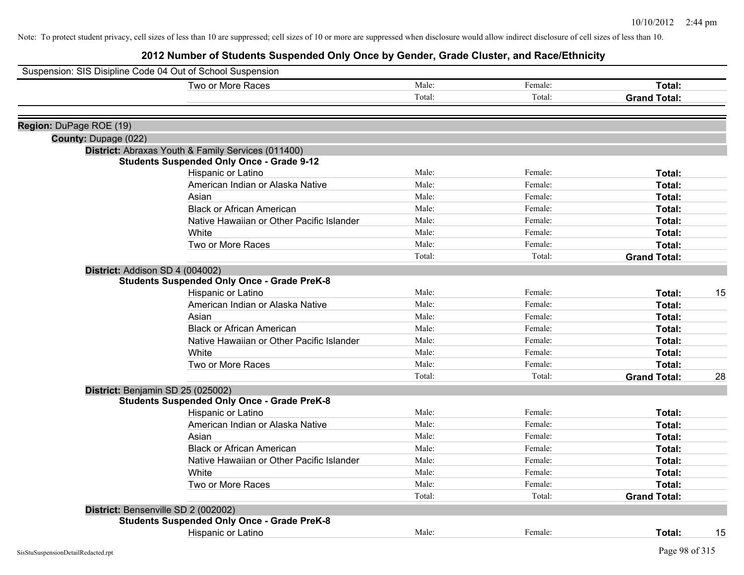Note: To protect student privacy, cell sizes of less than 10 are suppressed; cell sizes of 10 or more are suppressed when disclosure would allow indirect disclosure of cell sizes of less than 10.

# 2012 Number of Students Suspended Only Once by Gender, Grade Cluster, and Race/Ethnicity

Suspension: SIS Disipline Code 04 Out of School Suspension

| | | | | |
|---|---|---|---|---|
| Two or More Races | Male: | Female: | **Total:** | |
| | Total: | Total: | **Grand Total:** | |

**Region:** DuPage ROE (19)

**County:** Dupage (022)

**District:** Abraxas Youth & Family Services (011400)

**Students Suspended Only Once - Grade 9-12**

| | | | | |
|---|---|---|---|---|
| Hispanic or Latino | Male: | Female: | **Total:** | |
| American Indian or Alaska Native | Male: | Female: | **Total:** | |
| Asian | Male: | Female: | **Total:** | |
| Black or African American | Male: | Female: | **Total:** | |
| Native Hawaiian or Other Pacific Islander | Male: | Female: | **Total:** | |
| White | Male: | Female: | **Total:** | |
| Two or More Races | Male: | Female: | **Total:** | |
| | Total: | Total: | **Grand Total:** | |

**District:** Addison SD 4 (004002)

**Students Suspended Only Once - Grade PreK-8**

| | | | | |
|---|---|---|---|---|
| Hispanic or Latino | Male: | Female: | **Total:** | 15 |
| American Indian or Alaska Native | Male: | Female: | **Total:** | |
| Asian | Male: | Female: | **Total:** | |
| Black or African American | Male: | Female: | **Total:** | |
| Native Hawaiian or Other Pacific Islander | Male: | Female: | **Total:** | |
| White | Male: | Female: | **Total:** | |
| Two or More Races | Male: | Female: | **Total:** | |
| | Total: | Total: | **Grand Total:** | 28 |

**District:** Benjamin SD 25 (025002)

**Students Suspended Only Once - Grade PreK-8**

| | | | | |
|---|---|---|---|---|
| Hispanic or Latino | Male: | Female: | **Total:** | |
| American Indian or Alaska Native | Male: | Female: | **Total:** | |
| Asian | Male: | Female: | **Total:** | |
| Black or African American | Male: | Female: | **Total:** | |
| Native Hawaiian or Other Pacific Islander | Male: | Female: | **Total:** | |
| White | Male: | Female: | **Total:** | |
| Two or More Races | Male: | Female: | **Total:** | |
| | Total: | Total: | **Grand Total:** | |

**District:** Bensenville SD 2 (002002)

**Students Suspended Only Once - Grade PreK-8**

| | | | | |
|---|---|---|---|---|
| Hispanic or Latino | Male: | Female: | **Total:** | 15 |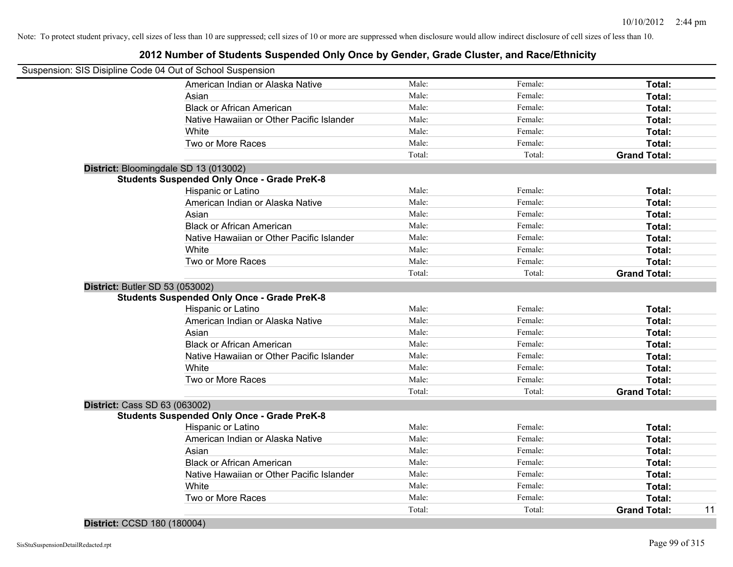Note: To protect student privacy, cell sizes of less than 10 are suppressed; cell sizes of 10 or more are suppressed when disclosure would allow indirect disclosure of cell sizes of less than 10.

# 2012 Number of Students Suspended Only Once by Gender, Grade Cluster, and Race/Ethnicity

Suspension: SIS Disipline Code 04 Out of School Suspension

| | | | | |
|---|---|---|---|---|
| American Indian or Alaska Native | Male: | Female: | **Total:** | |
| Asian | Male: | Female: | **Total:** | |
| Black or African American | Male: | Female: | **Total:** | |
| Native Hawaiian or Other Pacific Islander | Male: | Female: | **Total:** | |
| White | Male: | Female: | **Total:** | |
| Two or More Races | Male: | Female: | **Total:** | |
| | Total: | Total: | **Grand Total:** | |

**District:** Bloomingdale SD 13 (013002)

**Students Suspended Only Once - Grade PreK-8**

| | | | | |
|---|---|---|---|---|
| Hispanic or Latino | Male: | Female: | **Total:** | |
| American Indian or Alaska Native | Male: | Female: | **Total:** | |
| Asian | Male: | Female: | **Total:** | |
| Black or African American | Male: | Female: | **Total:** | |
| Native Hawaiian or Other Pacific Islander | Male: | Female: | **Total:** | |
| White | Male: | Female: | **Total:** | |
| Two or More Races | Male: | Female: | **Total:** | |
| | Total: | Total: | **Grand Total:** | |

**District:** Butler SD 53 (053002)

**Students Suspended Only Once - Grade PreK-8**

| | | | | |
|---|---|---|---|---|
| Hispanic or Latino | Male: | Female: | **Total:** | |
| American Indian or Alaska Native | Male: | Female: | **Total:** | |
| Asian | Male: | Female: | **Total:** | |
| Black or African American | Male: | Female: | **Total:** | |
| Native Hawaiian or Other Pacific Islander | Male: | Female: | **Total:** | |
| White | Male: | Female: | **Total:** | |
| Two or More Races | Male: | Female: | **Total:** | |
| | Total: | Total: | **Grand Total:** | |

**District:** Cass SD 63 (063002)

**Students Suspended Only Once - Grade PreK-8**

| | | | | |
|---|---|---|---|---|
| Hispanic or Latino | Male: | Female: | **Total:** | |
| American Indian or Alaska Native | Male: | Female: | **Total:** | |
| Asian | Male: | Female: | **Total:** | |
| Black or African American | Male: | Female: | **Total:** | |
| Native Hawaiian or Other Pacific Islander | Male: | Female: | **Total:** | |
| White | Male: | Female: | **Total:** | |
| Two or More Races | Male: | Female: | **Total:** | |
| | Total: | Total: | **Grand Total:** | 11 |

**District:** CCSD 180 (180004)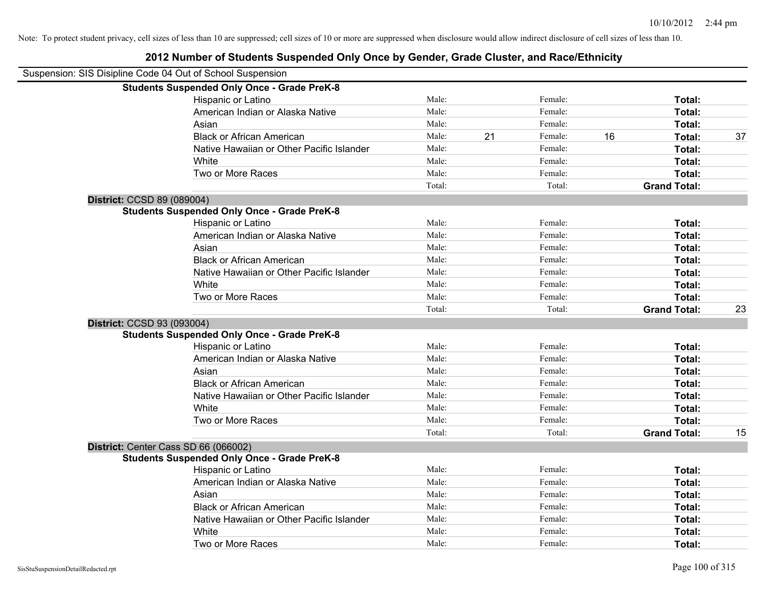Note: To protect student privacy, cell sizes of less than 10 are suppressed; cell sizes of 10 or more are suppressed when disclosure would allow indirect disclosure of cell sizes of less than 10.

# 2012 Number of Students Suspended Only Once by Gender, Grade Cluster, and Race/Ethnicity

Suspension: SIS Disipline Code 04 Out of School Suspension

**Students Suspended Only Once - Grade PreK-8**

| | | | | | | |
|---|---|---|---|---|---|---|
| Hispanic or Latino | Male: | | Female: | | **Total:** | |
| American Indian or Alaska Native | Male: | | Female: | | **Total:** | |
| Asian | Male: | | Female: | | **Total:** | |
| Black or African American | Male: | 21 | Female: | 16 | **Total:** | 37 |
| Native Hawaiian or Other Pacific Islander | Male: | | Female: | | **Total:** | |
| White | Male: | | Female: | | **Total:** | |
| Two or More Races | Male: | | Female: | | **Total:** | |
| | Total: | | Total: | | **Grand Total:** | |

**District:** CCSD 89 (089004)

**Students Suspended Only Once - Grade PreK-8**

| | | | | | | |
|---|---|---|---|---|---|---|
| Hispanic or Latino | Male: | | Female: | | **Total:** | |
| American Indian or Alaska Native | Male: | | Female: | | **Total:** | |
| Asian | Male: | | Female: | | **Total:** | |
| Black or African American | Male: | | Female: | | **Total:** | |
| Native Hawaiian or Other Pacific Islander | Male: | | Female: | | **Total:** | |
| White | Male: | | Female: | | **Total:** | |
| Two or More Races | Male: | | Female: | | **Total:** | |
| | Total: | | Total: | | **Grand Total:** | 23 |

**District:** CCSD 93 (093004)

**Students Suspended Only Once - Grade PreK-8**

| | | | | | | |
|---|---|---|---|---|---|---|
| Hispanic or Latino | Male: | | Female: | | **Total:** | |
| American Indian or Alaska Native | Male: | | Female: | | **Total:** | |
| Asian | Male: | | Female: | | **Total:** | |
| Black or African American | Male: | | Female: | | **Total:** | |
| Native Hawaiian or Other Pacific Islander | Male: | | Female: | | **Total:** | |
| White | Male: | | Female: | | **Total:** | |
| Two or More Races | Male: | | Female: | | **Total:** | |
| | Total: | | Total: | | **Grand Total:** | 15 |

**District:** Center Cass SD 66 (066002)

**Students Suspended Only Once - Grade PreK-8**

| | | | | | | |
|---|---|---|---|---|---|---|
| Hispanic or Latino | Male: | | Female: | | **Total:** | |
| American Indian or Alaska Native | Male: | | Female: | | **Total:** | |
| Asian | Male: | | Female: | | **Total:** | |
| Black or African American | Male: | | Female: | | **Total:** | |
| Native Hawaiian or Other Pacific Islander | Male: | | Female: | | **Total:** | |
| White | Male: | | Female: | | **Total:** | |
| Two or More Races | Male: | | Female: | | **Total:** | |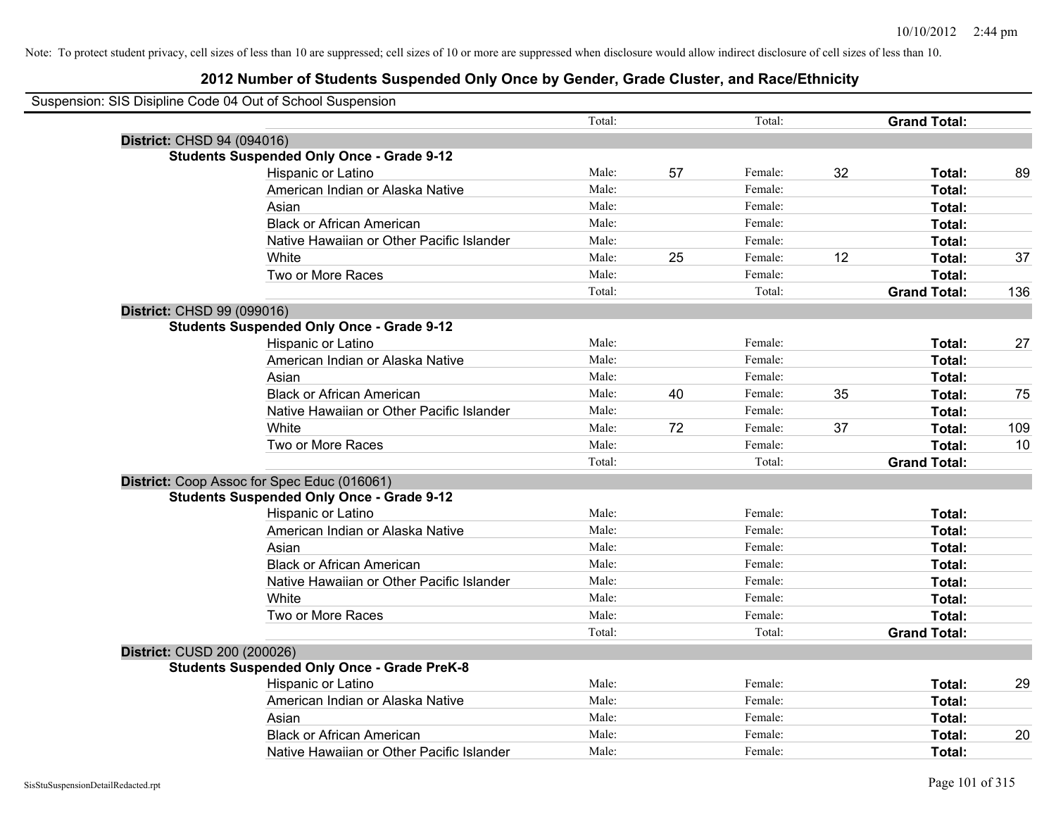Note: To protect student privacy, cell sizes of less than 10 are suppressed; cell sizes of 10 or more are suppressed when disclosure would allow indirect disclosure of cell sizes of less than 10.

# 2012 Number of Students Suspended Only Once by Gender, Grade Cluster, and Race/Ethnicity

Suspension: SIS Disipline Code 04 Out of School Suspension

| | | | | | | | |
|---|---|---|---|---|---|---|---|
| | Total: | | Total: | | **Grand Total:** | |
| **District:** CHSD 94 (094016) | | | | | | |
| **Students Suspended Only Once - Grade 9-12** | | | | | | |
| Hispanic or Latino | Male: | 57 | Female: | 32 | **Total:** | 89 |
| American Indian or Alaska Native | Male: | | Female: | | **Total:** | |
| Asian | Male: | | Female: | | **Total:** | |
| Black or African American | Male: | | Female: | | **Total:** | |
| Native Hawaiian or Other Pacific Islander | Male: | | Female: | | **Total:** | |
| White | Male: | 25 | Female: | 12 | **Total:** | 37 |
| Two or More Races | Male: | | Female: | | **Total:** | |
| | Total: | | Total: | | **Grand Total:** | 136 |
| **District:** CHSD 99 (099016) | | | | | | |
| **Students Suspended Only Once - Grade 9-12** | | | | | | |
| Hispanic or Latino | Male: | | Female: | | **Total:** | 27 |
| American Indian or Alaska Native | Male: | | Female: | | **Total:** | |
| Asian | Male: | | Female: | | **Total:** | |
| Black or African American | Male: | 40 | Female: | 35 | **Total:** | 75 |
| Native Hawaiian or Other Pacific Islander | Male: | | Female: | | **Total:** | |
| White | Male: | 72 | Female: | 37 | **Total:** | 109 |
| Two or More Races | Male: | | Female: | | **Total:** | 10 |
| | Total: | | Total: | | **Grand Total:** | |
| **District:** Coop Assoc for Spec Educ (016061) | | | | | | |
| **Students Suspended Only Once - Grade 9-12** | | | | | | |
| Hispanic or Latino | Male: | | Female: | | **Total:** | |
| American Indian or Alaska Native | Male: | | Female: | | **Total:** | |
| Asian | Male: | | Female: | | **Total:** | |
| Black or African American | Male: | | Female: | | **Total:** | |
| Native Hawaiian or Other Pacific Islander | Male: | | Female: | | **Total:** | |
| White | Male: | | Female: | | **Total:** | |
| Two or More Races | Male: | | Female: | | **Total:** | |
| | Total: | | Total: | | **Grand Total:** | |
| **District:** CUSD 200 (200026) | | | | | | |
| **Students Suspended Only Once - Grade PreK-8** | | | | | | |
| Hispanic or Latino | Male: | | Female: | | **Total:** | 29 |
| American Indian or Alaska Native | Male: | | Female: | | **Total:** | |
| Asian | Male: | | Female: | | **Total:** | |
| Black or African American | Male: | | Female: | | **Total:** | 20 |
| Native Hawaiian or Other Pacific Islander | Male: | | Female: | | **Total:** | |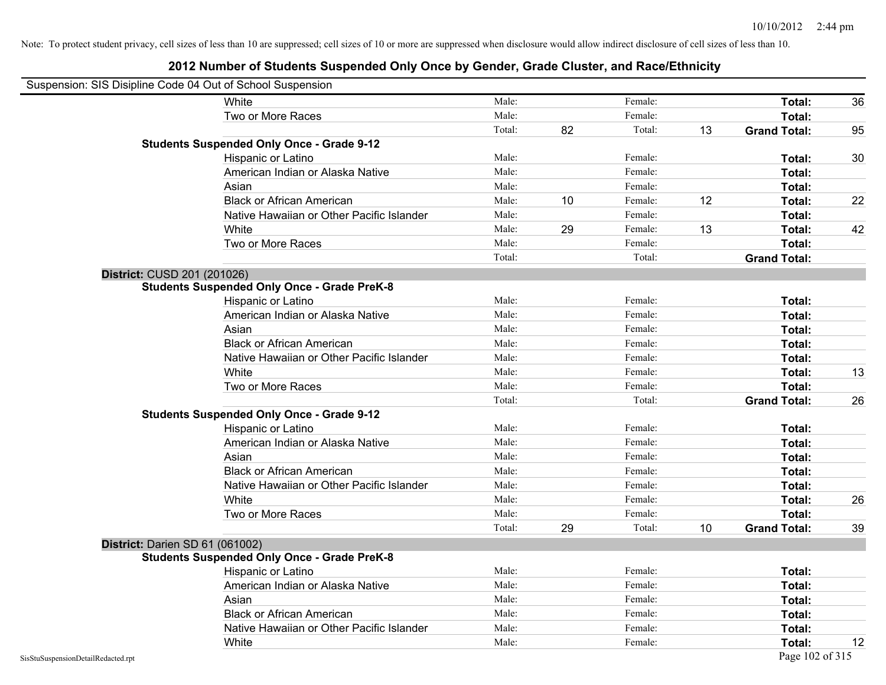Note: To protect student privacy, cell sizes of less than 10 are suppressed; cell sizes of 10 or more are suppressed when disclosure would allow indirect disclosure of cell sizes of less than 10.

# 2012 Number of Students Suspended Only Once by Gender, Grade Cluster, and Race/Ethnicity

Suspension: SIS Disipline Code 04 Out of School Suspension

| | | | | | | | |
|---|---|---|---|---|---|---|---|
| White | Male: | | Female: | | **Total:** | 36 |
| Two or More Races | Male: | | Female: | | **Total:** | |
| | Total: | 82 | Total: | 13 | **Grand Total:** | 95 |

**Students Suspended Only Once - Grade 9-12**

| | | | | | | |
|---|---|---|---|---|---|---|
| Hispanic or Latino | Male: | | Female: | | **Total:** | 30 |
| American Indian or Alaska Native | Male: | | Female: | | **Total:** | |
| Asian | Male: | | Female: | | **Total:** | |
| Black or African American | Male: | 10 | Female: | 12 | **Total:** | 22 |
| Native Hawaiian or Other Pacific Islander | Male: | | Female: | | **Total:** | |
| White | Male: | 29 | Female: | 13 | **Total:** | 42 |
| Two or More Races | Male: | | Female: | | **Total:** | |
| | Total: | | Total: | | **Grand Total:** | |

**District:** CUSD 201 (201026)

**Students Suspended Only Once - Grade PreK-8**

| | | | | | | |
|---|---|---|---|---|---|---|
| Hispanic or Latino | Male: | | Female: | | **Total:** | |
| American Indian or Alaska Native | Male: | | Female: | | **Total:** | |
| Asian | Male: | | Female: | | **Total:** | |
| Black or African American | Male: | | Female: | | **Total:** | |
| Native Hawaiian or Other Pacific Islander | Male: | | Female: | | **Total:** | |
| White | Male: | | Female: | | **Total:** | 13 |
| Two or More Races | Male: | | Female: | | **Total:** | |
| | Total: | | Total: | | **Grand Total:** | 26 |

**Students Suspended Only Once - Grade 9-12**

| | | | | | | |
|---|---|---|---|---|---|---|
| Hispanic or Latino | Male: | | Female: | | **Total:** | |
| American Indian or Alaska Native | Male: | | Female: | | **Total:** | |
| Asian | Male: | | Female: | | **Total:** | |
| Black or African American | Male: | | Female: | | **Total:** | |
| Native Hawaiian or Other Pacific Islander | Male: | | Female: | | **Total:** | |
| White | Male: | | Female: | | **Total:** | 26 |
| Two or More Races | Male: | | Female: | | **Total:** | |
| | Total: | 29 | Total: | 10 | **Grand Total:** | 39 |

**District:** Darien SD 61 (061002)

**Students Suspended Only Once - Grade PreK-8**

| | | | | | | |
|---|---|---|---|---|---|---|
| Hispanic or Latino | Male: | | Female: | | **Total:** | |
| American Indian or Alaska Native | Male: | | Female: | | **Total:** | |
| Asian | Male: | | Female: | | **Total:** | |
| Black or African American | Male: | | Female: | | **Total:** | |
| Native Hawaiian or Other Pacific Islander | Male: | | Female: | | **Total:** | |
| White | Male: | | Female: | | **Total:** | 12 |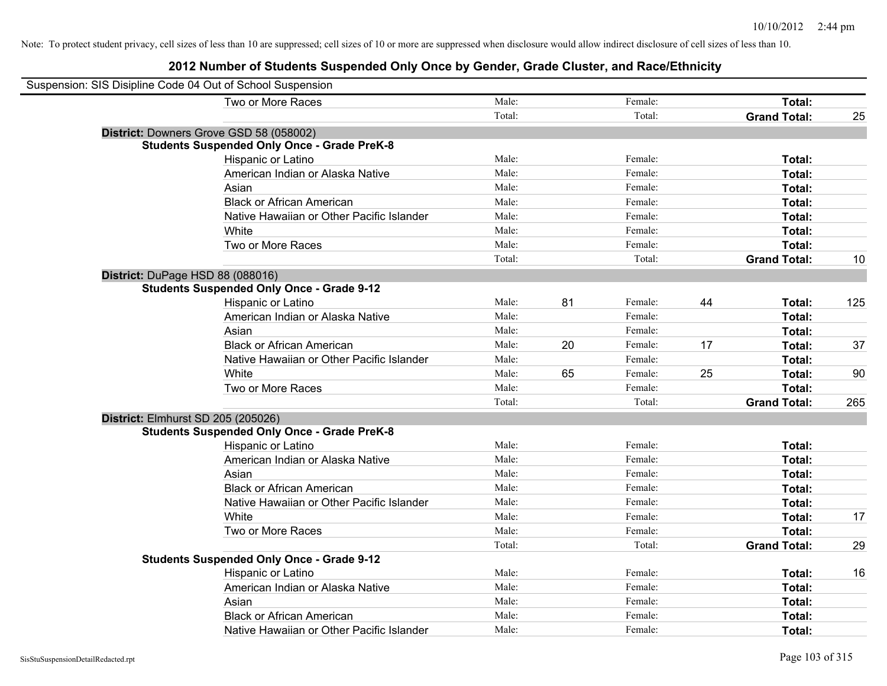Note: To protect student privacy, cell sizes of less than 10 are suppressed; cell sizes of 10 or more are suppressed when disclosure would allow indirect disclosure of cell sizes of less than 10.

# 2012 Number of Students Suspended Only Once by Gender, Grade Cluster, and Race/Ethnicity

Suspension: SIS Disipline Code 04 Out of School Suspension

| | | | | | | |
|---|---|---|---|---|---|---|
| Two or More Races | Male: | | Female: | | **Total:** | |
| | Total: | | Total: | | **Grand Total:** | 25 |

**District:** Downers Grove GSD 58 (058002)

**Students Suspended Only Once - Grade PreK-8**

| | | | | | | |
|---|---|---|---|---|---|---|
| Hispanic or Latino | Male: | | Female: | | **Total:** | |
| American Indian or Alaska Native | Male: | | Female: | | **Total:** | |
| Asian | Male: | | Female: | | **Total:** | |
| Black or African American | Male: | | Female: | | **Total:** | |
| Native Hawaiian or Other Pacific Islander | Male: | | Female: | | **Total:** | |
| White | Male: | | Female: | | **Total:** | |
| Two or More Races | Male: | | Female: | | **Total:** | |
| | Total: | | Total: | | **Grand Total:** | 10 |

**District:** DuPage HSD 88 (088016)

**Students Suspended Only Once - Grade 9-12**

| | | | | | | |
|---|---|---|---|---|---|---|
| Hispanic or Latino | Male: | 81 | Female: | 44 | **Total:** | 125 |
| American Indian or Alaska Native | Male: | | Female: | | **Total:** | |
| Asian | Male: | | Female: | | **Total:** | |
| Black or African American | Male: | 20 | Female: | 17 | **Total:** | 37 |
| Native Hawaiian or Other Pacific Islander | Male: | | Female: | | **Total:** | |
| White | Male: | 65 | Female: | 25 | **Total:** | 90 |
| Two or More Races | Male: | | Female: | | **Total:** | |
| | Total: | | Total: | | **Grand Total:** | 265 |

**District:** Elmhurst SD 205 (205026)

**Students Suspended Only Once - Grade PreK-8**

| | | | | | | |
|---|---|---|---|---|---|---|
| Hispanic or Latino | Male: | | Female: | | **Total:** | |
| American Indian or Alaska Native | Male: | | Female: | | **Total:** | |
| Asian | Male: | | Female: | | **Total:** | |
| Black or African American | Male: | | Female: | | **Total:** | |
| Native Hawaiian or Other Pacific Islander | Male: | | Female: | | **Total:** | |
| White | Male: | | Female: | | **Total:** | 17 |
| Two or More Races | Male: | | Female: | | **Total:** | |
| | Total: | | Total: | | **Grand Total:** | 29 |

**Students Suspended Only Once - Grade 9-12**

| | | | | | | |
|---|---|---|---|---|---|---|
| Hispanic or Latino | Male: | | Female: | | **Total:** | 16 |
| American Indian or Alaska Native | Male: | | Female: | | **Total:** | |
| Asian | Male: | | Female: | | **Total:** | |
| Black or African American | Male: | | Female: | | **Total:** | |
| Native Hawaiian or Other Pacific Islander | Male: | | Female: | | **Total:** | |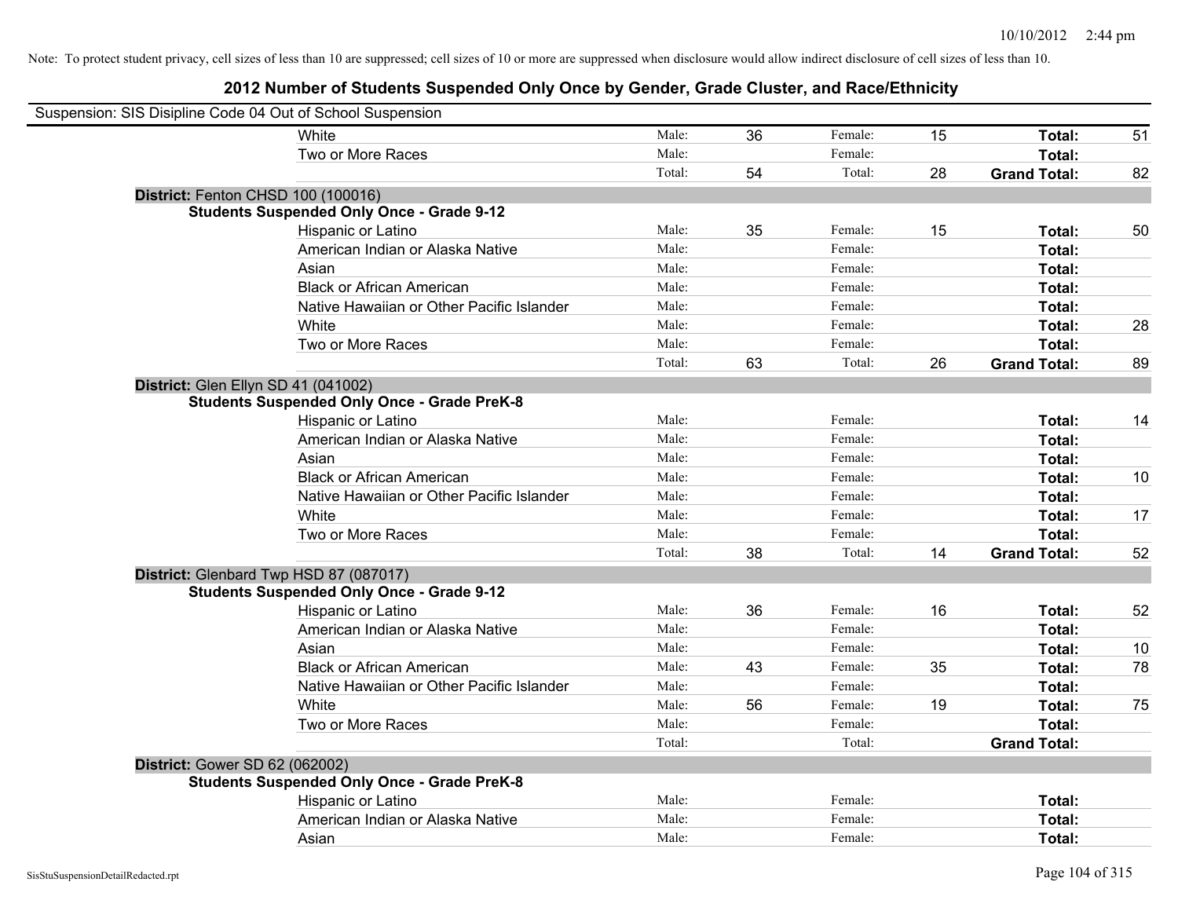Note: To protect student privacy, cell sizes of less than 10 are suppressed; cell sizes of 10 or more are suppressed when disclosure would allow indirect disclosure of cell sizes of less than 10.

# 2012 Number of Students Suspended Only Once by Gender, Grade Cluster, and Race/Ethnicity

Suspension: SIS Disipline Code 04 Out of School Suspension

| | | | | | | |
|---|---|---|---|---|---|---|
| White | Male: | 36 | Female: | 15 | **Total:** | 51 |
| Two or More Races | Male: | | Female: | | **Total:** | |
| | Total: | 54 | Total: | 28 | **Grand Total:** | 82 |

**District:** Fenton CHSD 100 (100016)

**Students Suspended Only Once - Grade 9-12**

| | | | | | | |
|---|---|---|---|---|---|---|
| Hispanic or Latino | Male: | 35 | Female: | 15 | **Total:** | 50 |
| American Indian or Alaska Native | Male: | | Female: | | **Total:** | |
| Asian | Male: | | Female: | | **Total:** | |
| Black or African American | Male: | | Female: | | **Total:** | |
| Native Hawaiian or Other Pacific Islander | Male: | | Female: | | **Total:** | |
| White | Male: | | Female: | | **Total:** | 28 |
| Two or More Races | Male: | | Female: | | **Total:** | |
| | Total: | 63 | Total: | 26 | **Grand Total:** | 89 |

**District:** Glen Ellyn SD 41 (041002)

**Students Suspended Only Once - Grade PreK-8**

| | | | | | | |
|---|---|---|---|---|---|---|
| Hispanic or Latino | Male: | | Female: | | **Total:** | 14 |
| American Indian or Alaska Native | Male: | | Female: | | **Total:** | |
| Asian | Male: | | Female: | | **Total:** | |
| Black or African American | Male: | | Female: | | **Total:** | 10 |
| Native Hawaiian or Other Pacific Islander | Male: | | Female: | | **Total:** | |
| White | Male: | | Female: | | **Total:** | 17 |
| Two or More Races | Male: | | Female: | | **Total:** | |
| | Total: | 38 | Total: | 14 | **Grand Total:** | 52 |

**District:** Glenbard Twp HSD 87 (087017)

**Students Suspended Only Once - Grade 9-12**

| | | | | | | |
|---|---|---|---|---|---|---|
| Hispanic or Latino | Male: | 36 | Female: | 16 | **Total:** | 52 |
| American Indian or Alaska Native | Male: | | Female: | | **Total:** | |
| Asian | Male: | | Female: | | **Total:** | 10 |
| Black or African American | Male: | 43 | Female: | 35 | **Total:** | 78 |
| Native Hawaiian or Other Pacific Islander | Male: | | Female: | | **Total:** | |
| White | Male: | 56 | Female: | 19 | **Total:** | 75 |
| Two or More Races | Male: | | Female: | | **Total:** | |
| | Total: | | Total: | | **Grand Total:** | |

**District:** Gower SD 62 (062002)

**Students Suspended Only Once - Grade PreK-8**

| | | | | | | |
|---|---|---|---|---|---|---|
| Hispanic or Latino | Male: | | Female: | | **Total:** | |
| American Indian or Alaska Native | Male: | | Female: | | **Total:** | |
| Asian | Male: | | Female: | | **Total:** | |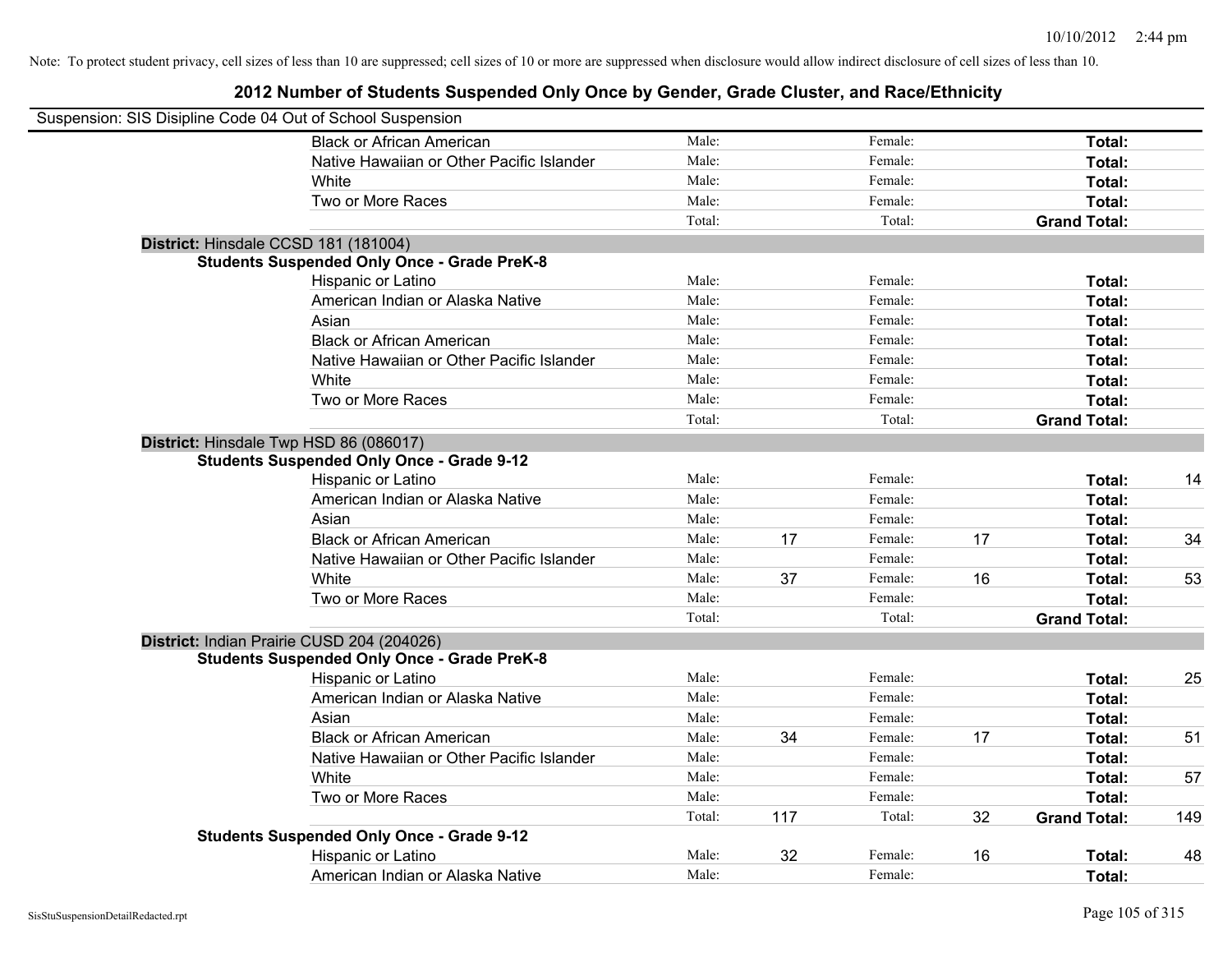Note: To protect student privacy, cell sizes of less than 10 are suppressed; cell sizes of 10 or more are suppressed when disclosure would allow indirect disclosure of cell sizes of less than 10.

# 2012 Number of Students Suspended Only Once by Gender, Grade Cluster, and Race/Ethnicity

Suspension: SIS Disipline Code 04 Out of School Suspension

| | | | | | | |
|---|---|---|---|---|---|---|
| Black or African American | Male: | | Female: | | **Total:** | |
| Native Hawaiian or Other Pacific Islander | Male: | | Female: | | **Total:** | |
| White | Male: | | Female: | | **Total:** | |
| Two or More Races | Male: | | Female: | | **Total:** | |
| | Total: | | Total: | | **Grand Total:** | |

**District:** Hinsdale CCSD 181 (181004)

**Students Suspended Only Once - Grade PreK-8**

| | | | | | | |
|---|---|---|---|---|---|---|
| Hispanic or Latino | Male: | | Female: | | **Total:** | |
| American Indian or Alaska Native | Male: | | Female: | | **Total:** | |
| Asian | Male: | | Female: | | **Total:** | |
| Black or African American | Male: | | Female: | | **Total:** | |
| Native Hawaiian or Other Pacific Islander | Male: | | Female: | | **Total:** | |
| White | Male: | | Female: | | **Total:** | |
| Two or More Races | Male: | | Female: | | **Total:** | |
| | Total: | | Total: | | **Grand Total:** | |

**District:** Hinsdale Twp HSD 86 (086017)

**Students Suspended Only Once - Grade 9-12**

| | | | | | | |
|---|---|---|---|---|---|---|
| Hispanic or Latino | Male: | | Female: | | **Total:** | 14 |
| American Indian or Alaska Native | Male: | | Female: | | **Total:** | |
| Asian | Male: | | Female: | | **Total:** | |
| Black or African American | Male: | 17 | Female: | 17 | **Total:** | 34 |
| Native Hawaiian or Other Pacific Islander | Male: | | Female: | | **Total:** | |
| White | Male: | 37 | Female: | 16 | **Total:** | 53 |
| Two or More Races | Male: | | Female: | | **Total:** | |
| | Total: | | Total: | | **Grand Total:** | |

**District:** Indian Prairie CUSD 204 (204026)

**Students Suspended Only Once - Grade PreK-8**

| | | | | | | |
|---|---|---|---|---|---|---|
| Hispanic or Latino | Male: | | Female: | | **Total:** | 25 |
| American Indian or Alaska Native | Male: | | Female: | | **Total:** | |
| Asian | Male: | | Female: | | **Total:** | |
| Black or African American | Male: | 34 | Female: | 17 | **Total:** | 51 |
| Native Hawaiian or Other Pacific Islander | Male: | | Female: | | **Total:** | |
| White | Male: | | Female: | | **Total:** | 57 |
| Two or More Races | Male: | | Female: | | **Total:** | |
| | Total: | 117 | Total: | 32 | **Grand Total:** | 149 |

**Students Suspended Only Once - Grade 9-12**

| | | | | | | |
|---|---|---|---|---|---|---|
| Hispanic or Latino | Male: | 32 | Female: | 16 | **Total:** | 48 |
| American Indian or Alaska Native | Male: | | Female: | | **Total:** | |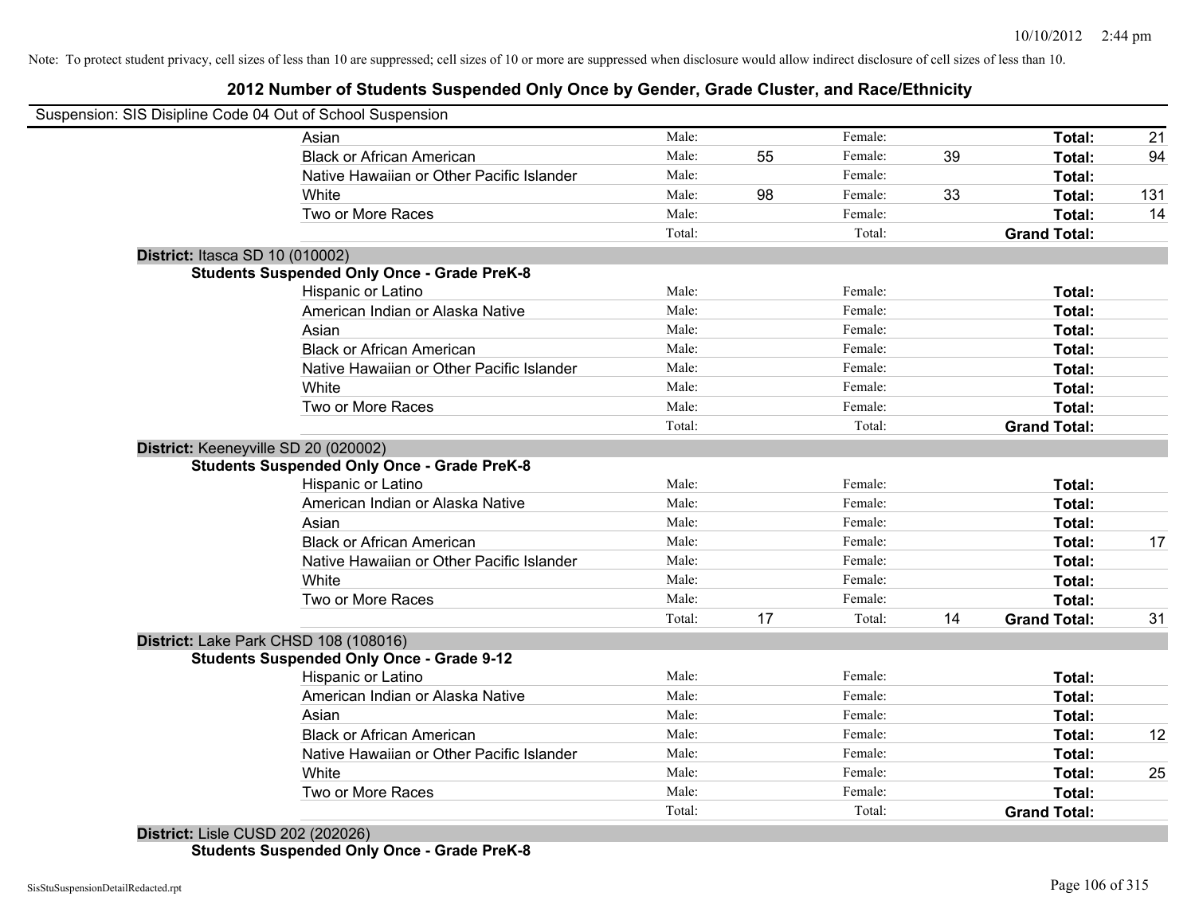Note: To protect student privacy, cell sizes of less than 10 are suppressed; cell sizes of 10 or more are suppressed when disclosure would allow indirect disclosure of cell sizes of less than 10.

# 2012 Number of Students Suspended Only Once by Gender, Grade Cluster, and Race/Ethnicity

Suspension: SIS Disipline Code 04 Out of School Suspension

| | | | | | | |
|---|---|---|---|---|---|---|
| Asian | Male: | | Female: | | **Total:** | 21 |
| Black or African American | Male: | 55 | Female: | 39 | **Total:** | 94 |
| Native Hawaiian or Other Pacific Islander | Male: | | Female: | | **Total:** | |
| White | Male: | 98 | Female: | 33 | **Total:** | 131 |
| Two or More Races | Male: | | Female: | | **Total:** | 14 |
| | Total: | | Total: | | **Grand Total:** | |

**District:** Itasca SD 10 (010002)

**Students Suspended Only Once - Grade PreK-8**

| | | | | | | |
|---|---|---|---|---|---|---|
| Hispanic or Latino | Male: | | Female: | | **Total:** | |
| American Indian or Alaska Native | Male: | | Female: | | **Total:** | |
| Asian | Male: | | Female: | | **Total:** | |
| Black or African American | Male: | | Female: | | **Total:** | |
| Native Hawaiian or Other Pacific Islander | Male: | | Female: | | **Total:** | |
| White | Male: | | Female: | | **Total:** | |
| Two or More Races | Male: | | Female: | | **Total:** | |
| | Total: | | Total: | | **Grand Total:** | |

**District:** Keeneyville SD 20 (020002)

**Students Suspended Only Once - Grade PreK-8**

| | | | | | | |
|---|---|---|---|---|---|---|
| Hispanic or Latino | Male: | | Female: | | **Total:** | |
| American Indian or Alaska Native | Male: | | Female: | | **Total:** | |
| Asian | Male: | | Female: | | **Total:** | |
| Black or African American | Male: | | Female: | | **Total:** | 17 |
| Native Hawaiian or Other Pacific Islander | Male: | | Female: | | **Total:** | |
| White | Male: | | Female: | | **Total:** | |
| Two or More Races | Male: | | Female: | | **Total:** | |
| | Total: | 17 | Total: | 14 | **Grand Total:** | 31 |

**District:** Lake Park CHSD 108 (108016)

**Students Suspended Only Once - Grade 9-12**

| | | | | | | |
|---|---|---|---|---|---|---|
| Hispanic or Latino | Male: | | Female: | | **Total:** | |
| American Indian or Alaska Native | Male: | | Female: | | **Total:** | |
| Asian | Male: | | Female: | | **Total:** | |
| Black or African American | Male: | | Female: | | **Total:** | 12 |
| Native Hawaiian or Other Pacific Islander | Male: | | Female: | | **Total:** | |
| White | Male: | | Female: | | **Total:** | 25 |
| Two or More Races | Male: | | Female: | | **Total:** | |
| | Total: | | Total: | | **Grand Total:** | |

**District:** Lisle CUSD 202 (202026)

**Students Suspended Only Once - Grade PreK-8**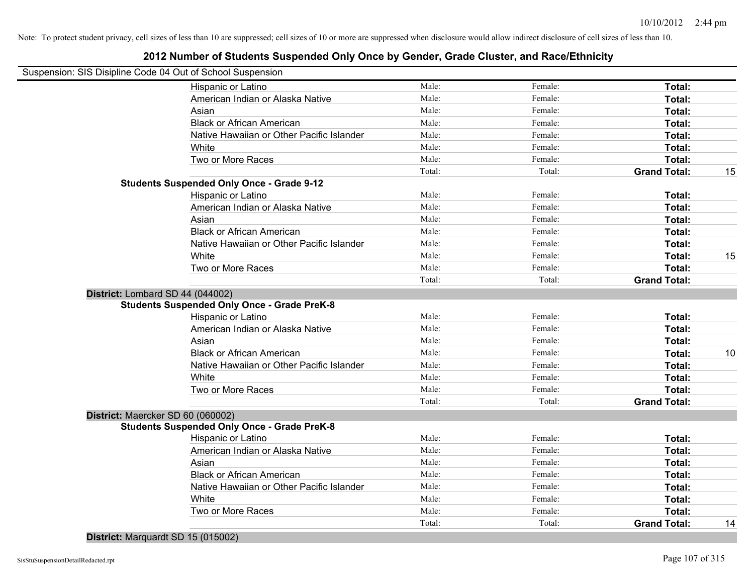Note: To protect student privacy, cell sizes of less than 10 are suppressed; cell sizes of 10 or more are suppressed when disclosure would allow indirect disclosure of cell sizes of less than 10.

## 2012 Number of Students Suspended Only Once by Gender, Grade Cluster, and Race/Ethnicity

Suspension: SIS Disipline Code 04 Out of School Suspension

| | | | | |
|---|---|---|---|---|
| Hispanic or Latino | Male: | Female: | **Total:** | |
| American Indian or Alaska Native | Male: | Female: | **Total:** | |
| Asian | Male: | Female: | **Total:** | |
| Black or African American | Male: | Female: | **Total:** | |
| Native Hawaiian or Other Pacific Islander | Male: | Female: | **Total:** | |
| White | Male: | Female: | **Total:** | |
| Two or More Races | Male: | Female: | **Total:** | |
| | Total: | Total: | **Grand Total:** | 15 |

**Students Suspended Only Once - Grade 9-12**

| | | | | |
|---|---|---|---|---|
| Hispanic or Latino | Male: | Female: | **Total:** | |
| American Indian or Alaska Native | Male: | Female: | **Total:** | |
| Asian | Male: | Female: | **Total:** | |
| Black or African American | Male: | Female: | **Total:** | |
| Native Hawaiian or Other Pacific Islander | Male: | Female: | **Total:** | |
| White | Male: | Female: | **Total:** | 15 |
| Two or More Races | Male: | Female: | **Total:** | |
| | Total: | Total: | **Grand Total:** | |

**District:** Lombard SD 44 (044002)

**Students Suspended Only Once - Grade PreK-8**

| | | | | |
|---|---|---|---|---|
| Hispanic or Latino | Male: | Female: | **Total:** | |
| American Indian or Alaska Native | Male: | Female: | **Total:** | |
| Asian | Male: | Female: | **Total:** | |
| Black or African American | Male: | Female: | **Total:** | 10 |
| Native Hawaiian or Other Pacific Islander | Male: | Female: | **Total:** | |
| White | Male: | Female: | **Total:** | |
| Two or More Races | Male: | Female: | **Total:** | |
| | Total: | Total: | **Grand Total:** | |

**District:** Maercker SD 60 (060002)

**Students Suspended Only Once - Grade PreK-8**

| | | | | |
|---|---|---|---|---|
| Hispanic or Latino | Male: | Female: | **Total:** | |
| American Indian or Alaska Native | Male: | Female: | **Total:** | |
| Asian | Male: | Female: | **Total:** | |
| Black or African American | Male: | Female: | **Total:** | |
| Native Hawaiian or Other Pacific Islander | Male: | Female: | **Total:** | |
| White | Male: | Female: | **Total:** | |
| Two or More Races | Male: | Female: | **Total:** | |
| | Total: | Total: | **Grand Total:** | 14 |

**District:** Marquardt SD 15 (015002)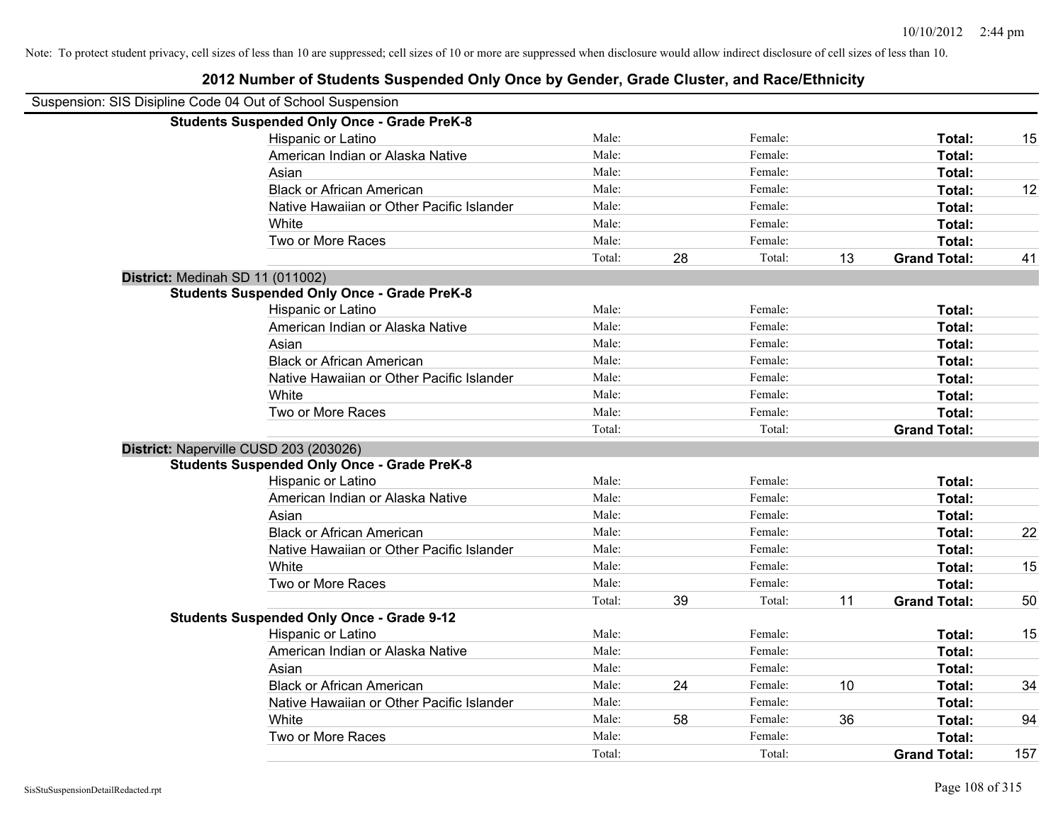Note: To protect student privacy, cell sizes of less than 10 are suppressed; cell sizes of 10 or more are suppressed when disclosure would allow indirect disclosure of cell sizes of less than 10.

# 2012 Number of Students Suspended Only Once by Gender, Grade Cluster, and Race/Ethnicity

Suspension: SIS Disipline Code 04 Out of School Suspension

**Students Suspended Only Once - Grade PreK-8**

| | | | | | | |
|---|---|---|---|---|---|---|
| Hispanic or Latino | Male: | | Female: | | **Total:** | 15 |
| American Indian or Alaska Native | Male: | | Female: | | **Total:** | |
| Asian | Male: | | Female: | | **Total:** | |
| Black or African American | Male: | | Female: | | **Total:** | 12 |
| Native Hawaiian or Other Pacific Islander | Male: | | Female: | | **Total:** | |
| White | Male: | | Female: | | **Total:** | |
| Two or More Races | Male: | | Female: | | **Total:** | |
| | Total: | 28 | Total: | 13 | **Grand Total:** | 41 |

**District:** Medinah SD 11 (011002)

**Students Suspended Only Once - Grade PreK-8**

| | | | | | | |
|---|---|---|---|---|---|---|
| Hispanic or Latino | Male: | | Female: | | **Total:** | |
| American Indian or Alaska Native | Male: | | Female: | | **Total:** | |
| Asian | Male: | | Female: | | **Total:** | |
| Black or African American | Male: | | Female: | | **Total:** | |
| Native Hawaiian or Other Pacific Islander | Male: | | Female: | | **Total:** | |
| White | Male: | | Female: | | **Total:** | |
| Two or More Races | Male: | | Female: | | **Total:** | |
| | Total: | | Total: | | **Grand Total:** | |

**District:** Naperville CUSD 203 (203026)

**Students Suspended Only Once - Grade PreK-8**

| | | | | | | |
|---|---|---|---|---|---|---|
| Hispanic or Latino | Male: | | Female: | | **Total:** | |
| American Indian or Alaska Native | Male: | | Female: | | **Total:** | |
| Asian | Male: | | Female: | | **Total:** | |
| Black or African American | Male: | | Female: | | **Total:** | 22 |
| Native Hawaiian or Other Pacific Islander | Male: | | Female: | | **Total:** | |
| White | Male: | | Female: | | **Total:** | 15 |
| Two or More Races | Male: | | Female: | | **Total:** | |
| | Total: | 39 | Total: | 11 | **Grand Total:** | 50 |

**Students Suspended Only Once - Grade 9-12**

| | | | | | | |
|---|---|---|---|---|---|---|
| Hispanic or Latino | Male: | | Female: | | **Total:** | 15 |
| American Indian or Alaska Native | Male: | | Female: | | **Total:** | |
| Asian | Male: | | Female: | | **Total:** | |
| Black or African American | Male: | 24 | Female: | 10 | **Total:** | 34 |
| Native Hawaiian or Other Pacific Islander | Male: | | Female: | | **Total:** | |
| White | Male: | 58 | Female: | 36 | **Total:** | 94 |
| Two or More Races | Male: | | Female: | | **Total:** | |
| | Total: | | Total: | | **Grand Total:** | 157 |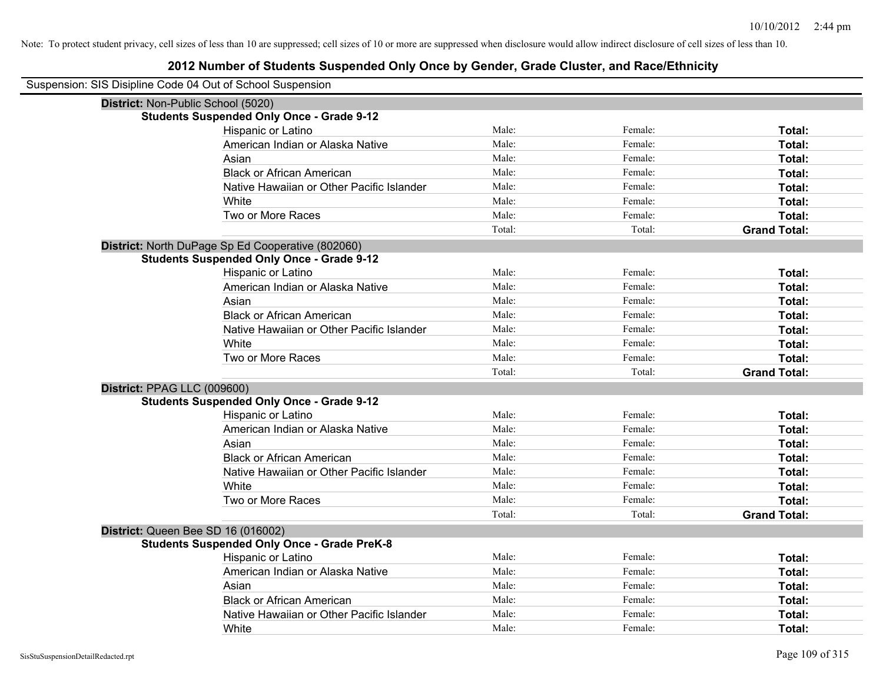Note: To protect student privacy, cell sizes of less than 10 are suppressed; cell sizes of 10 or more are suppressed when disclosure would allow indirect disclosure of cell sizes of less than 10.

## 2012 Number of Students Suspended Only Once by Gender, Grade Cluster, and Race/Ethnicity

Suspension: SIS Disipline Code 04 Out of School Suspension

**District:** Non-Public School (5020)

**Students Suspended Only Once - Grade 9-12**

| | | | |
|---|---|---|---|
| Hispanic or Latino | Male: | Female: | **Total:** |
| American Indian or Alaska Native | Male: | Female: | **Total:** |
| Asian | Male: | Female: | **Total:** |
| Black or African American | Male: | Female: | **Total:** |
| Native Hawaiian or Other Pacific Islander | Male: | Female: | **Total:** |
| White | Male: | Female: | **Total:** |
| Two or More Races | Male: | Female: | **Total:** |
| | Total: | Total: | **Grand Total:** |

**District:** North DuPage Sp Ed Cooperative (802060)

**Students Suspended Only Once - Grade 9-12**

| | | | |
|---|---|---|---|
| Hispanic or Latino | Male: | Female: | **Total:** |
| American Indian or Alaska Native | Male: | Female: | **Total:** |
| Asian | Male: | Female: | **Total:** |
| Black or African American | Male: | Female: | **Total:** |
| Native Hawaiian or Other Pacific Islander | Male: | Female: | **Total:** |
| White | Male: | Female: | **Total:** |
| Two or More Races | Male: | Female: | **Total:** |
| | Total: | Total: | **Grand Total:** |

**District:** PPAG LLC (009600)

**Students Suspended Only Once - Grade 9-12**

| | | | |
|---|---|---|---|
| Hispanic or Latino | Male: | Female: | **Total:** |
| American Indian or Alaska Native | Male: | Female: | **Total:** |
| Asian | Male: | Female: | **Total:** |
| Black or African American | Male: | Female: | **Total:** |
| Native Hawaiian or Other Pacific Islander | Male: | Female: | **Total:** |
| White | Male: | Female: | **Total:** |
| Two or More Races | Male: | Female: | **Total:** |
| | Total: | Total: | **Grand Total:** |

**District:** Queen Bee SD 16 (016002)

**Students Suspended Only Once - Grade PreK-8**

| | | | |
|---|---|---|---|
| Hispanic or Latino | Male: | Female: | **Total:** |
| American Indian or Alaska Native | Male: | Female: | **Total:** |
| Asian | Male: | Female: | **Total:** |
| Black or African American | Male: | Female: | **Total:** |
| Native Hawaiian or Other Pacific Islander | Male: | Female: | **Total:** |
| White | Male: | Female: | **Total:** |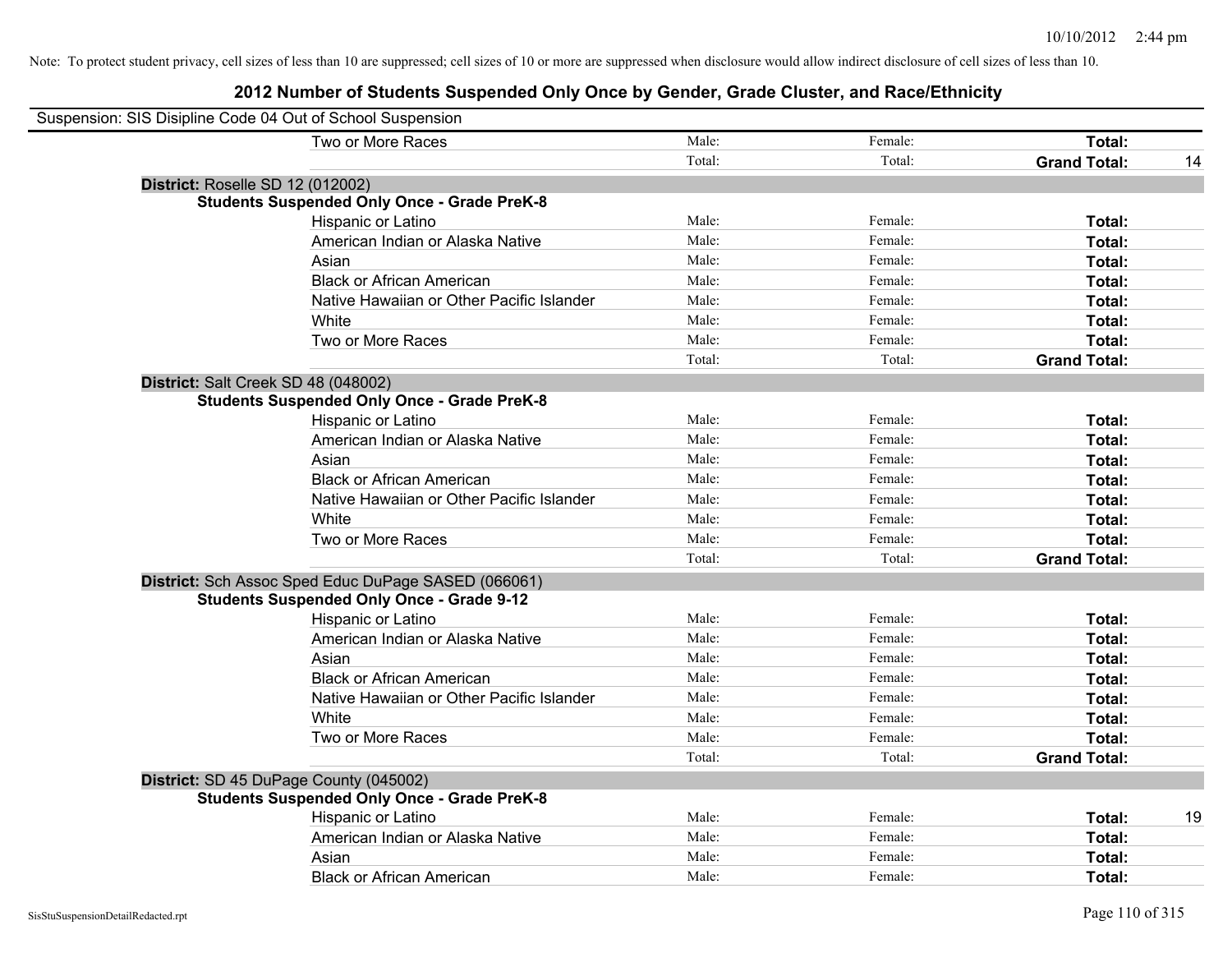Note: To protect student privacy, cell sizes of less than 10 are suppressed; cell sizes of 10 or more are suppressed when disclosure would allow indirect disclosure of cell sizes of less than 10.

## 2012 Number of Students Suspended Only Once by Gender, Grade Cluster, and Race/Ethnicity

Suspension: SIS Disipline Code 04 Out of School Suspension

| | | | | |
|---|---|---|---|---|
| Two or More Races | Male: | Female: | **Total:** | |
| | Total: | Total: | **Grand Total:** | 14 |

**District:** Roselle SD 12 (012002)

**Students Suspended Only Once - Grade PreK-8**

| | | | | |
|---|---|---|---|---|
| Hispanic or Latino | Male: | Female: | **Total:** | |
| American Indian or Alaska Native | Male: | Female: | **Total:** | |
| Asian | Male: | Female: | **Total:** | |
| Black or African American | Male: | Female: | **Total:** | |
| Native Hawaiian or Other Pacific Islander | Male: | Female: | **Total:** | |
| White | Male: | Female: | **Total:** | |
| Two or More Races | Male: | Female: | **Total:** | |
| | Total: | Total: | **Grand Total:** | |

**District:** Salt Creek SD 48 (048002)

**Students Suspended Only Once - Grade PreK-8**

| | | | | |
|---|---|---|---|---|
| Hispanic or Latino | Male: | Female: | **Total:** | |
| American Indian or Alaska Native | Male: | Female: | **Total:** | |
| Asian | Male: | Female: | **Total:** | |
| Black or African American | Male: | Female: | **Total:** | |
| Native Hawaiian or Other Pacific Islander | Male: | Female: | **Total:** | |
| White | Male: | Female: | **Total:** | |
| Two or More Races | Male: | Female: | **Total:** | |
| | Total: | Total: | **Grand Total:** | |

**District:** Sch Assoc Sped Educ DuPage SASED (066061)

**Students Suspended Only Once - Grade 9-12**

| | | | | |
|---|---|---|---|---|
| Hispanic or Latino | Male: | Female: | **Total:** | |
| American Indian or Alaska Native | Male: | Female: | **Total:** | |
| Asian | Male: | Female: | **Total:** | |
| Black or African American | Male: | Female: | **Total:** | |
| Native Hawaiian or Other Pacific Islander | Male: | Female: | **Total:** | |
| White | Male: | Female: | **Total:** | |
| Two or More Races | Male: | Female: | **Total:** | |
| | Total: | Total: | **Grand Total:** | |

**District:** SD 45 DuPage County (045002)

**Students Suspended Only Once - Grade PreK-8**

| | | | | |
|---|---|---|---|---|
| Hispanic or Latino | Male: | Female: | **Total:** | 19 |
| American Indian or Alaska Native | Male: | Female: | **Total:** | |
| Asian | Male: | Female: | **Total:** | |
| Black or African American | Male: | Female: | **Total:** | |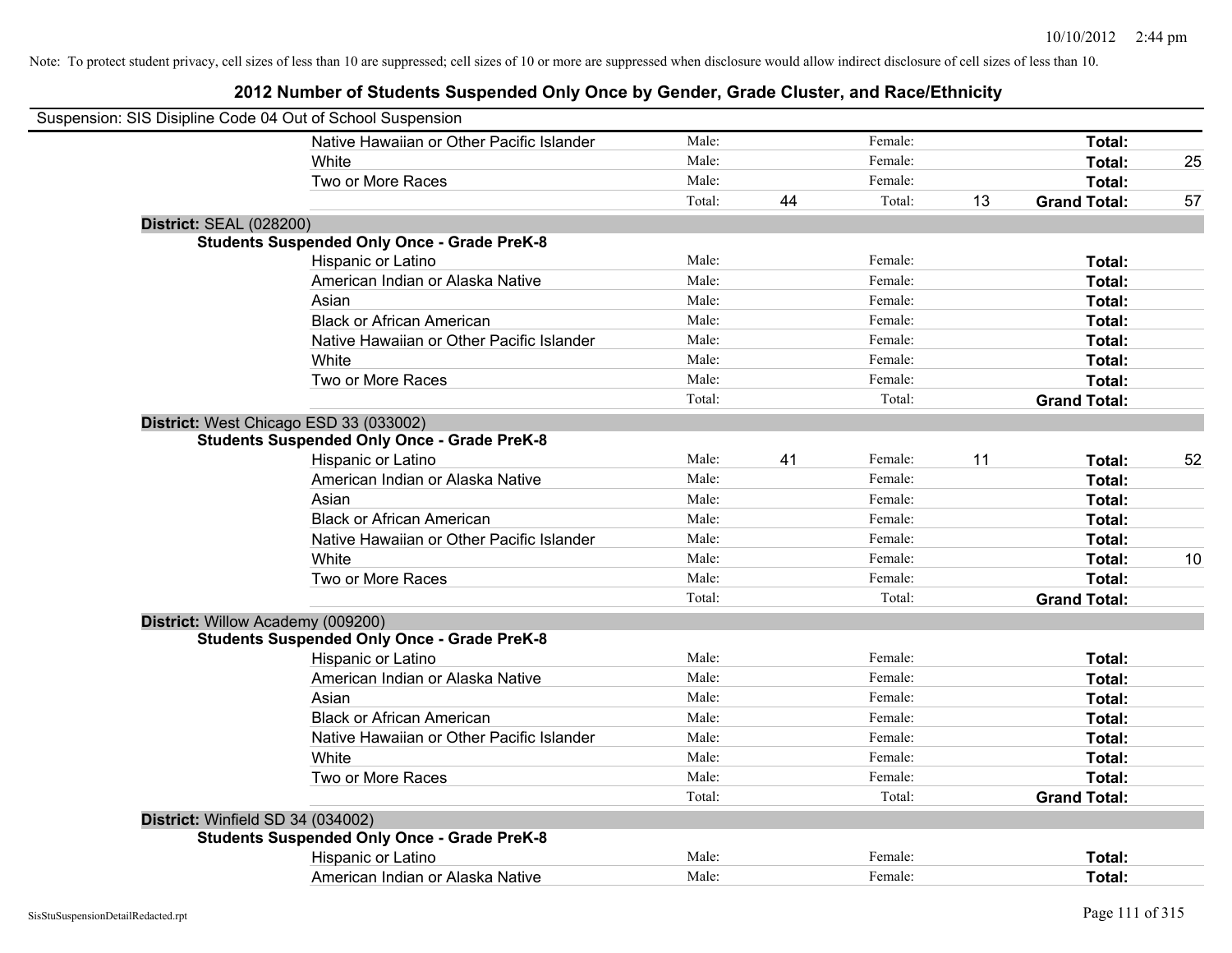Note: To protect student privacy, cell sizes of less than 10 are suppressed; cell sizes of 10 or more are suppressed when disclosure would allow indirect disclosure of cell sizes of less than 10.

# 2012 Number of Students Suspended Only Once by Gender, Grade Cluster, and Race/Ethnicity

Suspension: SIS Disipline Code 04 Out of School Suspension

| | | | | | | |
|---|---|---|---|---|---|---|
| Native Hawaiian or Other Pacific Islander | Male: | | Female: | | **Total:** | |
| White | Male: | | Female: | | **Total:** | 25 |
| Two or More Races | Male: | | Female: | | **Total:** | |
| | Total: | 44 | Total: | 13 | **Grand Total:** | 57 |

**District:** SEAL (028200)

**Students Suspended Only Once - Grade PreK-8**

| | | | | | | |
|---|---|---|---|---|---|---|
| Hispanic or Latino | Male: | | Female: | | **Total:** | |
| American Indian or Alaska Native | Male: | | Female: | | **Total:** | |
| Asian | Male: | | Female: | | **Total:** | |
| Black or African American | Male: | | Female: | | **Total:** | |
| Native Hawaiian or Other Pacific Islander | Male: | | Female: | | **Total:** | |
| White | Male: | | Female: | | **Total:** | |
| Two or More Races | Male: | | Female: | | **Total:** | |
| | Total: | | Total: | | **Grand Total:** | |

**District:** West Chicago ESD 33 (033002)

**Students Suspended Only Once - Grade PreK-8**

| | | | | | | |
|---|---|---|---|---|---|---|
| Hispanic or Latino | Male: | 41 | Female: | 11 | **Total:** | 52 |
| American Indian or Alaska Native | Male: | | Female: | | **Total:** | |
| Asian | Male: | | Female: | | **Total:** | |
| Black or African American | Male: | | Female: | | **Total:** | |
| Native Hawaiian or Other Pacific Islander | Male: | | Female: | | **Total:** | |
| White | Male: | | Female: | | **Total:** | 10 |
| Two or More Races | Male: | | Female: | | **Total:** | |
| | Total: | | Total: | | **Grand Total:** | |

**District:** Willow Academy (009200)

**Students Suspended Only Once - Grade PreK-8**

| | | | | | | |
|---|---|---|---|---|---|---|
| Hispanic or Latino | Male: | | Female: | | **Total:** | |
| American Indian or Alaska Native | Male: | | Female: | | **Total:** | |
| Asian | Male: | | Female: | | **Total:** | |
| Black or African American | Male: | | Female: | | **Total:** | |
| Native Hawaiian or Other Pacific Islander | Male: | | Female: | | **Total:** | |
| White | Male: | | Female: | | **Total:** | |
| Two or More Races | Male: | | Female: | | **Total:** | |
| | Total: | | Total: | | **Grand Total:** | |

**District:** Winfield SD 34 (034002)

**Students Suspended Only Once - Grade PreK-8**

| | | | | | | |
|---|---|---|---|---|---|---|
| Hispanic or Latino | Male: | | Female: | | **Total:** | |
| American Indian or Alaska Native | Male: | | Female: | | **Total:** | |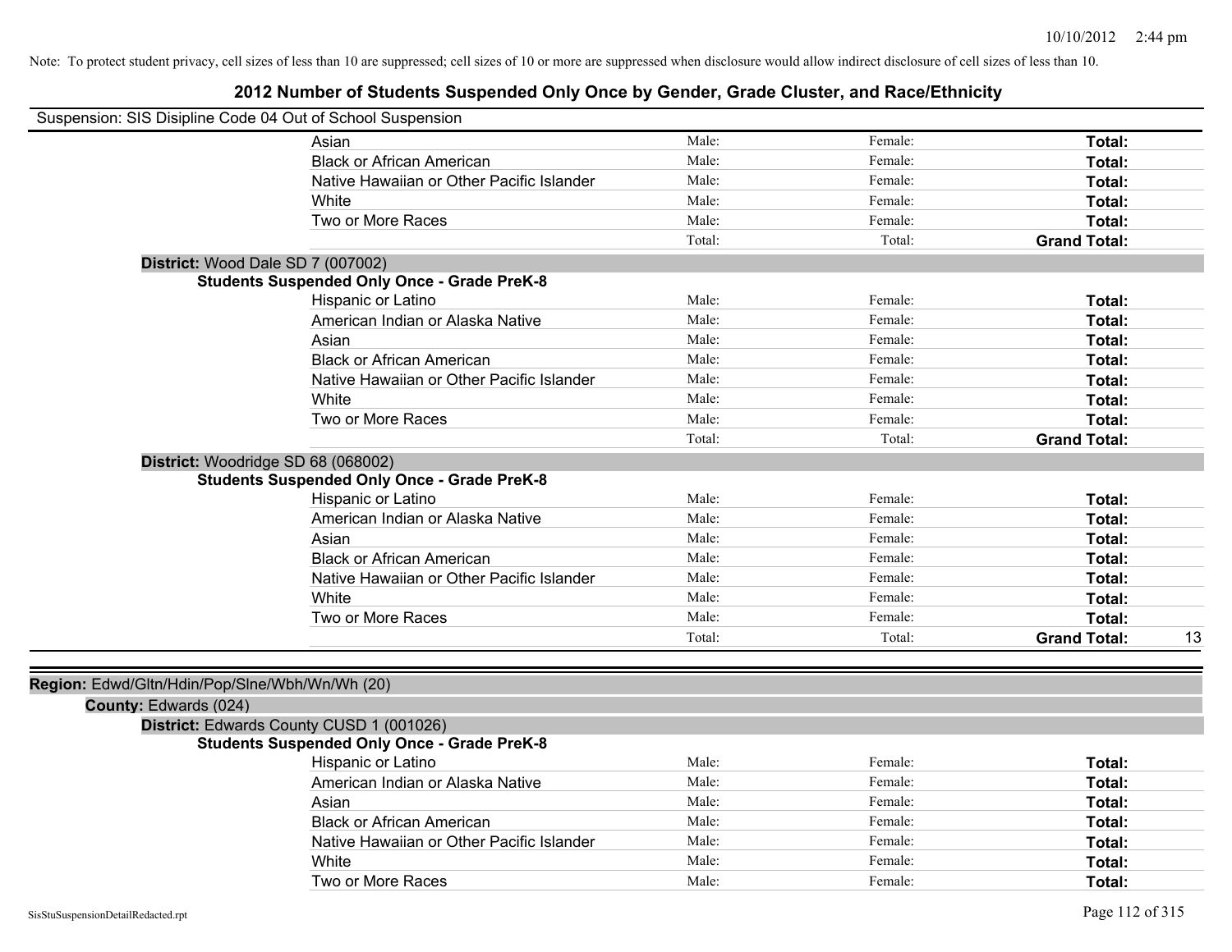Note: To protect student privacy, cell sizes of less than 10 are suppressed; cell sizes of 10 or more are suppressed when disclosure would allow indirect disclosure of cell sizes of less than 10.

# 2012 Number of Students Suspended Only Once by Gender, Grade Cluster, and Race/Ethnicity

Suspension: SIS Disipline Code 04 Out of School Suspension

| | | | | |
|---|---|---|---|---|
| Asian | Male: | Female: | **Total:** | |
| Black or African American | Male: | Female: | **Total:** | |
| Native Hawaiian or Other Pacific Islander | Male: | Female: | **Total:** | |
| White | Male: | Female: | **Total:** | |
| Two or More Races | Male: | Female: | **Total:** | |
| | Total: | Total: | **Grand Total:** | |

**District:** Wood Dale SD 7 (007002)

**Students Suspended Only Once - Grade PreK-8**

| | | | | |
|---|---|---|---|---|
| Hispanic or Latino | Male: | Female: | **Total:** | |
| American Indian or Alaska Native | Male: | Female: | **Total:** | |
| Asian | Male: | Female: | **Total:** | |
| Black or African American | Male: | Female: | **Total:** | |
| Native Hawaiian or Other Pacific Islander | Male: | Female: | **Total:** | |
| White | Male: | Female: | **Total:** | |
| Two or More Races | Male: | Female: | **Total:** | |
| | Total: | Total: | **Grand Total:** | |

**District:** Woodridge SD 68 (068002)

**Students Suspended Only Once - Grade PreK-8**

| | | | | |
|---|---|---|---|---|
| Hispanic or Latino | Male: | Female: | **Total:** | |
| American Indian or Alaska Native | Male: | Female: | **Total:** | |
| Asian | Male: | Female: | **Total:** | |
| Black or African American | Male: | Female: | **Total:** | |
| Native Hawaiian or Other Pacific Islander | Male: | Female: | **Total:** | |
| White | Male: | Female: | **Total:** | |
| Two or More Races | Male: | Female: | **Total:** | |
| | Total: | Total: | **Grand Total:** | 13 |

**Region:** Edwd/Gltn/Hdin/Pop/Slne/Wbh/Wn/Wh (20)

**County:** Edwards (024)

**District:** Edwards County CUSD 1 (001026)

**Students Suspended Only Once - Grade PreK-8**

| | | | | |
|---|---|---|---|---|
| Hispanic or Latino | Male: | Female: | **Total:** | |
| American Indian or Alaska Native | Male: | Female: | **Total:** | |
| Asian | Male: | Female: | **Total:** | |
| Black or African American | Male: | Female: | **Total:** | |
| Native Hawaiian or Other Pacific Islander | Male: | Female: | **Total:** | |
| White | Male: | Female: | **Total:** | |
| Two or More Races | Male: | Female: | **Total:** | |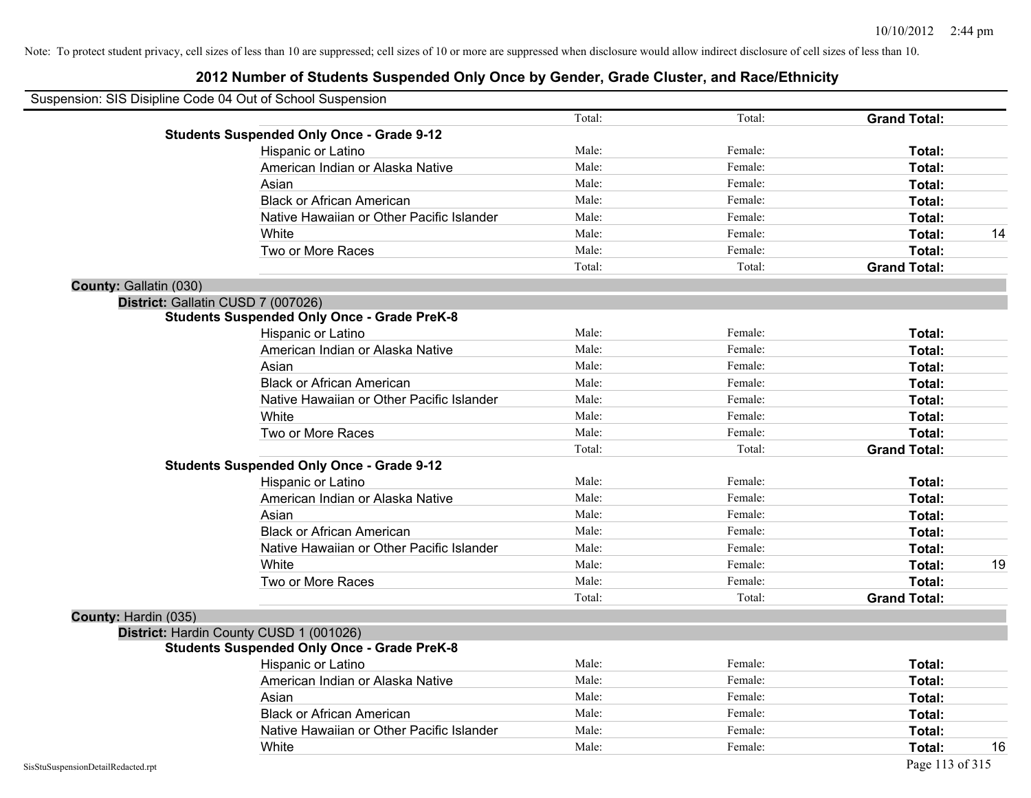Note: To protect student privacy, cell sizes of less than 10 are suppressed; cell sizes of 10 or more are suppressed when disclosure would allow indirect disclosure of cell sizes of less than 10.

# 2012 Number of Students Suspended Only Once by Gender, Grade Cluster, and Race/Ethnicity

Suspension: SIS Disipline Code 04 Out of School Suspension

| | | | | | |
|---|---|---|---|---|---|
| | | Total: | Total: | **Grand Total:** | |
| **Students Suspended Only Once - Grade 9-12** | | | | | |
| | Hispanic or Latino | Male: | Female: | **Total:** | |
| | American Indian or Alaska Native | Male: | Female: | **Total:** | |
| | Asian | Male: | Female: | **Total:** | |
| | Black or African American | Male: | Female: | **Total:** | |
| | Native Hawaiian or Other Pacific Islander | Male: | Female: | **Total:** | |
| | White | Male: | Female: | **Total:** | 14 |
| | Two or More Races | Male: | Female: | **Total:** | |
| | | Total: | Total: | **Grand Total:** | |

**County:** Gallatin (030)

**District:** Gallatin CUSD 7 (007026)

| | | | | | |
|---|---|---|---|---|---|
| **Students Suspended Only Once - Grade PreK-8** | | | | | |
| | Hispanic or Latino | Male: | Female: | **Total:** | |
| | American Indian or Alaska Native | Male: | Female: | **Total:** | |
| | Asian | Male: | Female: | **Total:** | |
| | Black or African American | Male: | Female: | **Total:** | |
| | Native Hawaiian or Other Pacific Islander | Male: | Female: | **Total:** | |
| | White | Male: | Female: | **Total:** | |
| | Two or More Races | Male: | Female: | **Total:** | |
| | | Total: | Total: | **Grand Total:** | |
| **Students Suspended Only Once - Grade 9-12** | | | | | |
| | Hispanic or Latino | Male: | Female: | **Total:** | |
| | American Indian or Alaska Native | Male: | Female: | **Total:** | |
| | Asian | Male: | Female: | **Total:** | |
| | Black or African American | Male: | Female: | **Total:** | |
| | Native Hawaiian or Other Pacific Islander | Male: | Female: | **Total:** | |
| | White | Male: | Female: | **Total:** | 19 |
| | Two or More Races | Male: | Female: | **Total:** | |
| | | Total: | Total: | **Grand Total:** | |

**County:** Hardin (035)

**District:** Hardin County CUSD 1 (001026)

| | | | | | |
|---|---|---|---|---|---|
| **Students Suspended Only Once - Grade PreK-8** | | | | | |
| | Hispanic or Latino | Male: | Female: | **Total:** | |
| | American Indian or Alaska Native | Male: | Female: | **Total:** | |
| | Asian | Male: | Female: | **Total:** | |
| | Black or African American | Male: | Female: | **Total:** | |
| | Native Hawaiian or Other Pacific Islander | Male: | Female: | **Total:** | |
| | White | Male: | Female: | **Total:** | 16 |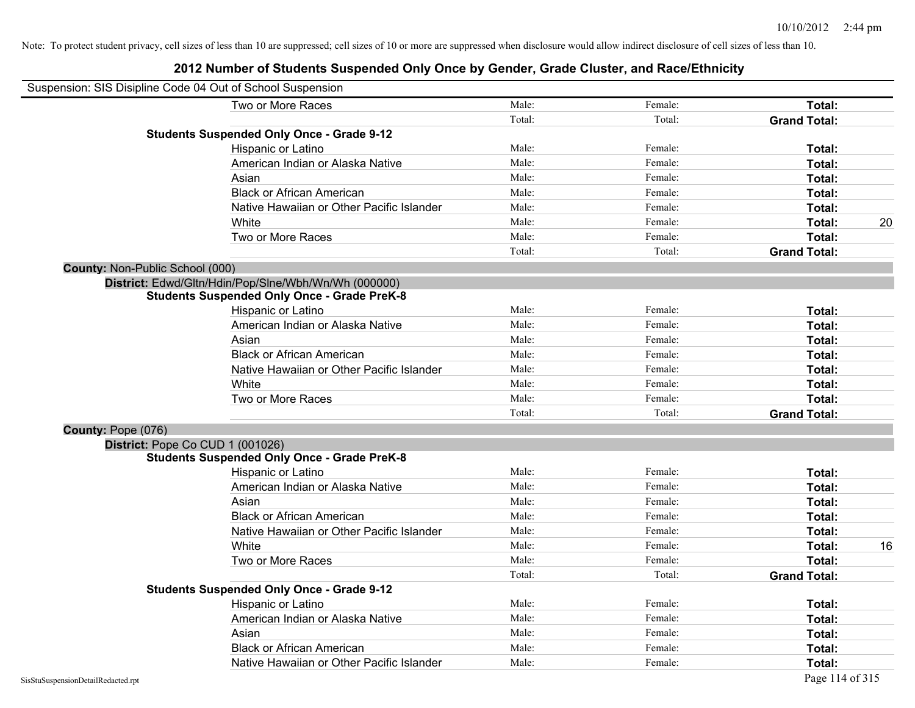Note: To protect student privacy, cell sizes of less than 10 are suppressed; cell sizes of 10 or more are suppressed when disclosure would allow indirect disclosure of cell sizes of less than 10.

# 2012 Number of Students Suspended Only Once by Gender, Grade Cluster, and Race/Ethnicity

Suspension: SIS Disipline Code 04 Out of School Suspension

| | | | | |
|---|---|---|---|---|
| Two or More Races | Male: | Female: | **Total:** | |
| | Total: | Total: | **Grand Total:** | |
| **Students Suspended Only Once - Grade 9-12** | | | | |
| Hispanic or Latino | Male: | Female: | **Total:** | |
| American Indian or Alaska Native | Male: | Female: | **Total:** | |
| Asian | Male: | Female: | **Total:** | |
| Black or African American | Male: | Female: | **Total:** | |
| Native Hawaiian or Other Pacific Islander | Male: | Female: | **Total:** | |
| White | Male: | Female: | **Total:** | 20 |
| Two or More Races | Male: | Female: | **Total:** | |
| | Total: | Total: | **Grand Total:** | |

**County:** Non-Public School (000)

**District:** Edwd/Gltn/Hdin/Pop/Slne/Wbh/Wn/Wh (000000)

| | | | | |
|---|---|---|---|---|
| **Students Suspended Only Once - Grade PreK-8** | | | | |
| Hispanic or Latino | Male: | Female: | **Total:** | |
| American Indian or Alaska Native | Male: | Female: | **Total:** | |
| Asian | Male: | Female: | **Total:** | |
| Black or African American | Male: | Female: | **Total:** | |
| Native Hawaiian or Other Pacific Islander | Male: | Female: | **Total:** | |
| White | Male: | Female: | **Total:** | |
| Two or More Races | Male: | Female: | **Total:** | |
| | Total: | Total: | **Grand Total:** | |

**County:** Pope (076)

**District:** Pope Co CUD 1 (001026)

| | | | | |
|---|---|---|---|---|
| **Students Suspended Only Once - Grade PreK-8** | | | | |
| Hispanic or Latino | Male: | Female: | **Total:** | |
| American Indian or Alaska Native | Male: | Female: | **Total:** | |
| Asian | Male: | Female: | **Total:** | |
| Black or African American | Male: | Female: | **Total:** | |
| Native Hawaiian or Other Pacific Islander | Male: | Female: | **Total:** | |
| White | Male: | Female: | **Total:** | 16 |
| Two or More Races | Male: | Female: | **Total:** | |
| | Total: | Total: | **Grand Total:** | |
| **Students Suspended Only Once - Grade 9-12** | | | | |
| Hispanic or Latino | Male: | Female: | **Total:** | |
| American Indian or Alaska Native | Male: | Female: | **Total:** | |
| Asian | Male: | Female: | **Total:** | |
| Black or African American | Male: | Female: | **Total:** | |
| Native Hawaiian or Other Pacific Islander | Male: | Female: | **Total:** | |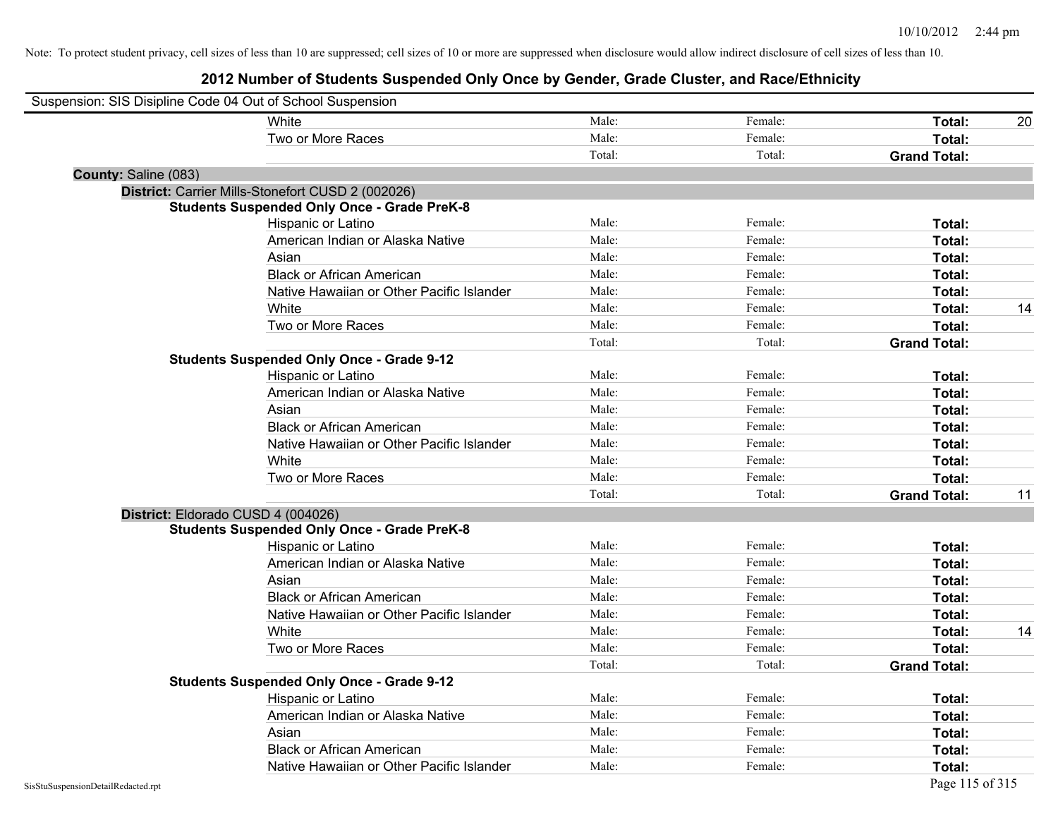Note: To protect student privacy, cell sizes of less than 10 are suppressed; cell sizes of 10 or more are suppressed when disclosure would allow indirect disclosure of cell sizes of less than 10.

# 2012 Number of Students Suspended Only Once by Gender, Grade Cluster, and Race/Ethnicity

Suspension: SIS Disipline Code 04 Out of School Suspension

| | Male: | Female: | Total: | |
|---|---|---|---|---|
| White | Male: | Female: | Total: | 20 |
| Two or More Races | Male: | Female: | Total: | |
| | Total: | Total: | Grand Total: | |

**County:** Saline (083)

**District:** Carrier Mills-Stonefort CUSD 2 (002026)

**Students Suspended Only Once - Grade PreK-8**

| | | | | |
|---|---|---|---|---|
| Hispanic or Latino | Male: | Female: | Total: | |
| American Indian or Alaska Native | Male: | Female: | Total: | |
| Asian | Male: | Female: | Total: | |
| Black or African American | Male: | Female: | Total: | |
| Native Hawaiian or Other Pacific Islander | Male: | Female: | Total: | |
| White | Male: | Female: | Total: | 14 |
| Two or More Races | Male: | Female: | Total: | |
| | Total: | Total: | Grand Total: | |

**Students Suspended Only Once - Grade 9-12**

| | | | | |
|---|---|---|---|---|
| Hispanic or Latino | Male: | Female: | Total: | |
| American Indian or Alaska Native | Male: | Female: | Total: | |
| Asian | Male: | Female: | Total: | |
| Black or African American | Male: | Female: | Total: | |
| Native Hawaiian or Other Pacific Islander | Male: | Female: | Total: | |
| White | Male: | Female: | Total: | |
| Two or More Races | Male: | Female: | Total: | |
| | Total: | Total: | Grand Total: | 11 |

**District:** Eldorado CUSD 4 (004026)

**Students Suspended Only Once - Grade PreK-8**

| | | | | |
|---|---|---|---|---|
| Hispanic or Latino | Male: | Female: | Total: | |
| American Indian or Alaska Native | Male: | Female: | Total: | |
| Asian | Male: | Female: | Total: | |
| Black or African American | Male: | Female: | Total: | |
| Native Hawaiian or Other Pacific Islander | Male: | Female: | Total: | |
| White | Male: | Female: | Total: | 14 |
| Two or More Races | Male: | Female: | Total: | |
| | Total: | Total: | Grand Total: | |

**Students Suspended Only Once - Grade 9-12**

| | | | | |
|---|---|---|---|---|
| Hispanic or Latino | Male: | Female: | Total: | |
| American Indian or Alaska Native | Male: | Female: | Total: | |
| Asian | Male: | Female: | Total: | |
| Black or African American | Male: | Female: | Total: | |
| Native Hawaiian or Other Pacific Islander | Male: | Female: | Total: | |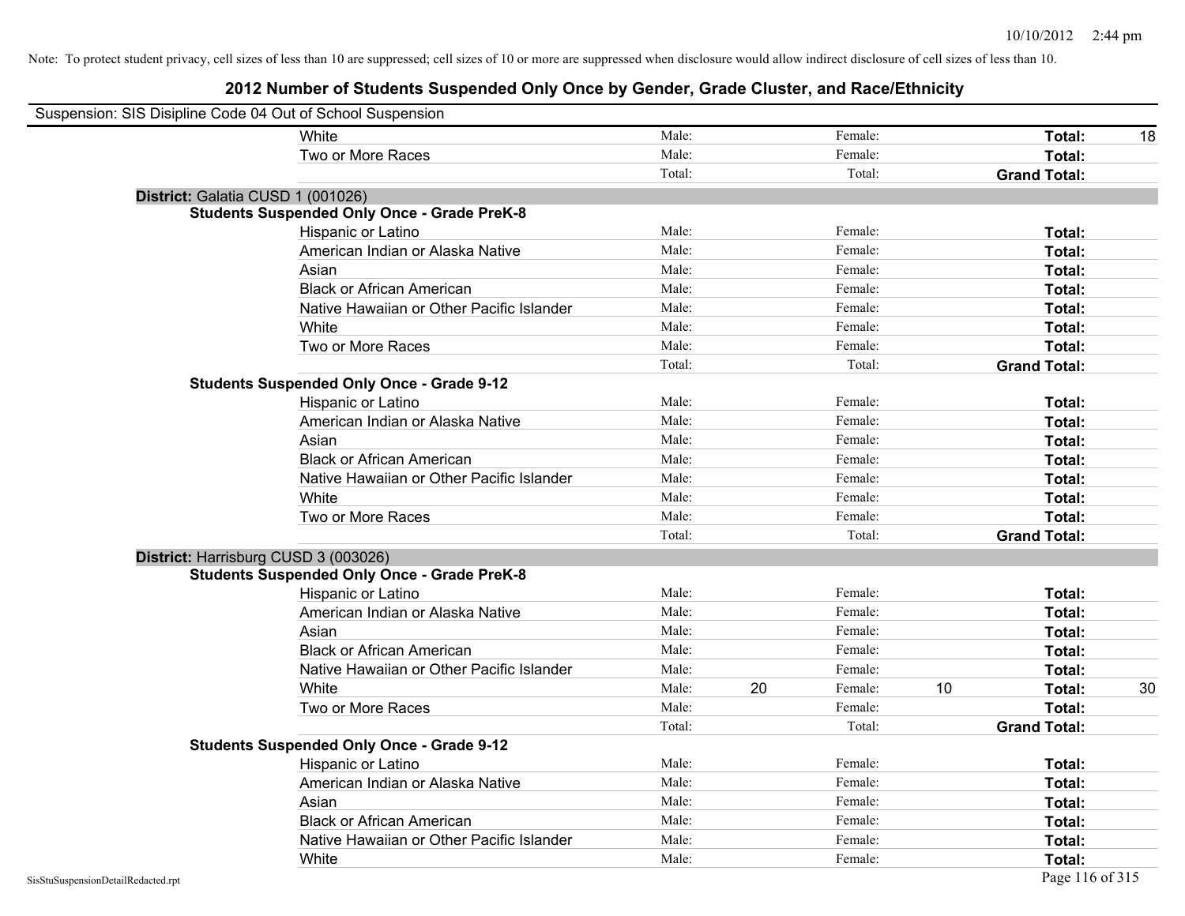Note: To protect student privacy, cell sizes of less than 10 are suppressed; cell sizes of 10 or more are suppressed when disclosure would allow indirect disclosure of cell sizes of less than 10.

# 2012 Number of Students Suspended Only Once by Gender, Grade Cluster, and Race/Ethnicity

Suspension: SIS Disipline Code 04 Out of School Suspension

| | | | | | | | |
|---|---|---|---|---|---|---|---|
| White | Male: | | Female: | | **Total:** | 18 |
| Two or More Races | Male: | | Female: | | **Total:** | |
| | Total: | | Total: | | **Grand Total:** | |

**District:** Galatia CUSD 1 (001026)

**Students Suspended Only Once - Grade PreK-8**

| | | | | | | |
|---|---|---|---|---|---|---|
| Hispanic or Latino | Male: | | Female: | | **Total:** | |
| American Indian or Alaska Native | Male: | | Female: | | **Total:** | |
| Asian | Male: | | Female: | | **Total:** | |
| Black or African American | Male: | | Female: | | **Total:** | |
| Native Hawaiian or Other Pacific Islander | Male: | | Female: | | **Total:** | |
| White | Male: | | Female: | | **Total:** | |
| Two or More Races | Male: | | Female: | | **Total:** | |
| | Total: | | Total: | | **Grand Total:** | |

**Students Suspended Only Once - Grade 9-12**

| | | | | | | |
|---|---|---|---|---|---|---|
| Hispanic or Latino | Male: | | Female: | | **Total:** | |
| American Indian or Alaska Native | Male: | | Female: | | **Total:** | |
| Asian | Male: | | Female: | | **Total:** | |
| Black or African American | Male: | | Female: | | **Total:** | |
| Native Hawaiian or Other Pacific Islander | Male: | | Female: | | **Total:** | |
| White | Male: | | Female: | | **Total:** | |
| Two or More Races | Male: | | Female: | | **Total:** | |
| | Total: | | Total: | | **Grand Total:** | |

**District:** Harrisburg CUSD 3 (003026)

**Students Suspended Only Once - Grade PreK-8**

| | | | | | | |
|---|---|---|---|---|---|---|
| Hispanic or Latino | Male: | | Female: | | **Total:** | |
| American Indian or Alaska Native | Male: | | Female: | | **Total:** | |
| Asian | Male: | | Female: | | **Total:** | |
| Black or African American | Male: | | Female: | | **Total:** | |
| Native Hawaiian or Other Pacific Islander | Male: | | Female: | | **Total:** | |
| White | Male: | 20 | Female: | 10 | **Total:** | 30 |
| Two or More Races | Male: | | Female: | | **Total:** | |
| | Total: | | Total: | | **Grand Total:** | |

**Students Suspended Only Once - Grade 9-12**

| | | | | | | |
|---|---|---|---|---|---|---|
| Hispanic or Latino | Male: | | Female: | | **Total:** | |
| American Indian or Alaska Native | Male: | | Female: | | **Total:** | |
| Asian | Male: | | Female: | | **Total:** | |
| Black or African American | Male: | | Female: | | **Total:** | |
| Native Hawaiian or Other Pacific Islander | Male: | | Female: | | **Total:** | |
| White | Male: | | Female: | | **Total:** | |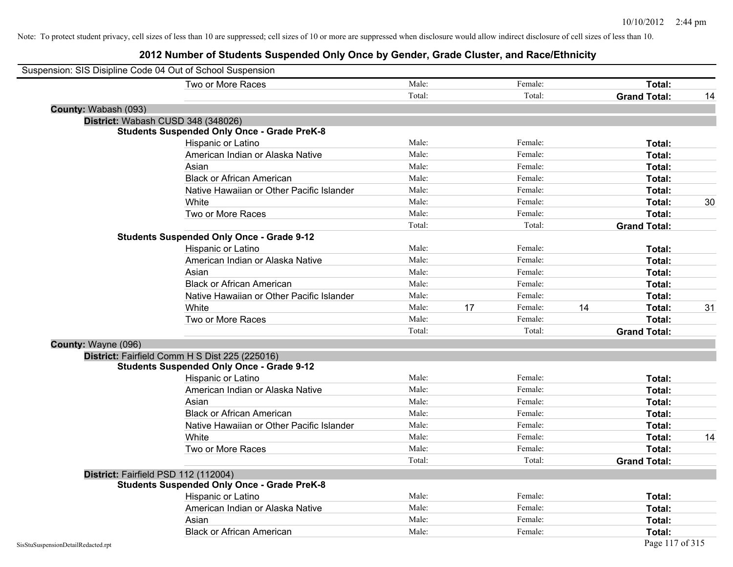Note: To protect student privacy, cell sizes of less than 10 are suppressed; cell sizes of 10 or more are suppressed when disclosure would allow indirect disclosure of cell sizes of less than 10.

## 2012 Number of Students Suspended Only Once by Gender, Grade Cluster, and Race/Ethnicity

Suspension: SIS Disipline Code 04 Out of School Suspension

| | | | | | | |
|---|---|---|---|---|---|---|
| Two or More Races | Male: | | Female: | | **Total:** | |
| | Total: | | Total: | | **Grand Total:** | 14 |

**County:** Wabash (093)

**District:** Wabash CUSD 348 (348026)

**Students Suspended Only Once - Grade PreK-8**

| | | | | | | |
|---|---|---|---|---|---|---|
| Hispanic or Latino | Male: | | Female: | | **Total:** | |
| American Indian or Alaska Native | Male: | | Female: | | **Total:** | |
| Asian | Male: | | Female: | | **Total:** | |
| Black or African American | Male: | | Female: | | **Total:** | |
| Native Hawaiian or Other Pacific Islander | Male: | | Female: | | **Total:** | |
| White | Male: | | Female: | | **Total:** | 30 |
| Two or More Races | Male: | | Female: | | **Total:** | |
| | Total: | | Total: | | **Grand Total:** | |

**Students Suspended Only Once - Grade 9-12**

| | | | | | | |
|---|---|---|---|---|---|---|
| Hispanic or Latino | Male: | | Female: | | **Total:** | |
| American Indian or Alaska Native | Male: | | Female: | | **Total:** | |
| Asian | Male: | | Female: | | **Total:** | |
| Black or African American | Male: | | Female: | | **Total:** | |
| Native Hawaiian or Other Pacific Islander | Male: | | Female: | | **Total:** | |
| White | Male: | 17 | Female: | 14 | **Total:** | 31 |
| Two or More Races | Male: | | Female: | | **Total:** | |
| | Total: | | Total: | | **Grand Total:** | |

**County:** Wayne (096)

**District:** Fairfield Comm H S Dist 225 (225016)

**Students Suspended Only Once - Grade 9-12**

| | | | | | | |
|---|---|---|---|---|---|---|
| Hispanic or Latino | Male: | | Female: | | **Total:** | |
| American Indian or Alaska Native | Male: | | Female: | | **Total:** | |
| Asian | Male: | | Female: | | **Total:** | |
| Black or African American | Male: | | Female: | | **Total:** | |
| Native Hawaiian or Other Pacific Islander | Male: | | Female: | | **Total:** | |
| White | Male: | | Female: | | **Total:** | 14 |
| Two or More Races | Male: | | Female: | | **Total:** | |
| | Total: | | Total: | | **Grand Total:** | |

**District:** Fairfield PSD 112 (112004)

**Students Suspended Only Once - Grade PreK-8**

| | | | | | | |
|---|---|---|---|---|---|---|
| Hispanic or Latino | Male: | | Female: | | **Total:** | |
| American Indian or Alaska Native | Male: | | Female: | | **Total:** | |
| Asian | Male: | | Female: | | **Total:** | |
| Black or African American | Male: | | Female: | | **Total:** | |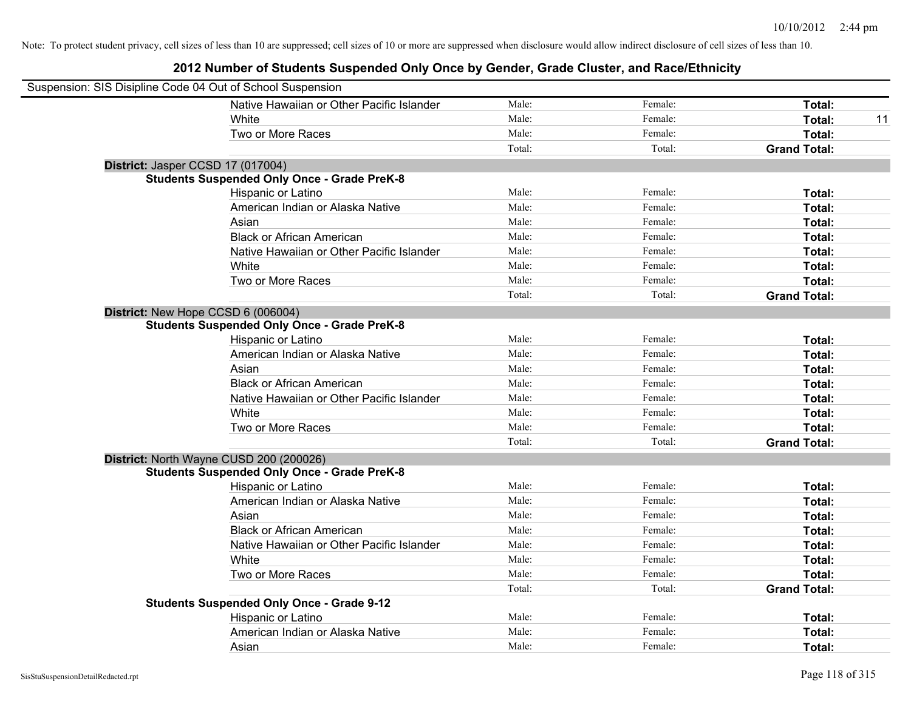Note: To protect student privacy, cell sizes of less than 10 are suppressed; cell sizes of 10 or more are suppressed when disclosure would allow indirect disclosure of cell sizes of less than 10.

# 2012 Number of Students Suspended Only Once by Gender, Grade Cluster, and Race/Ethnicity

Suspension: SIS Disipline Code 04 Out of School Suspension

| | Male | Female | Total | |
|---|---|---|---|---|
| Native Hawaiian or Other Pacific Islander | Male: | Female: | **Total:** | |
| White | Male: | Female: | **Total:** | 11 |
| Two or More Races | Male: | Female: | **Total:** | |
| | Total: | Total: | **Grand Total:** | |

**District:** Jasper CCSD 17 (017004)

**Students Suspended Only Once - Grade PreK-8**

| | Male | Female | Total | |
|---|---|---|---|---|
| Hispanic or Latino | Male: | Female: | **Total:** | |
| American Indian or Alaska Native | Male: | Female: | **Total:** | |
| Asian | Male: | Female: | **Total:** | |
| Black or African American | Male: | Female: | **Total:** | |
| Native Hawaiian or Other Pacific Islander | Male: | Female: | **Total:** | |
| White | Male: | Female: | **Total:** | |
| Two or More Races | Male: | Female: | **Total:** | |
| | Total: | Total: | **Grand Total:** | |

**District:** New Hope CCSD 6 (006004)

**Students Suspended Only Once - Grade PreK-8**

| | Male | Female | Total | |
|---|---|---|---|---|
| Hispanic or Latino | Male: | Female: | **Total:** | |
| American Indian or Alaska Native | Male: | Female: | **Total:** | |
| Asian | Male: | Female: | **Total:** | |
| Black or African American | Male: | Female: | **Total:** | |
| Native Hawaiian or Other Pacific Islander | Male: | Female: | **Total:** | |
| White | Male: | Female: | **Total:** | |
| Two or More Races | Male: | Female: | **Total:** | |
| | Total: | Total: | **Grand Total:** | |

**District:** North Wayne CUSD 200 (200026)

**Students Suspended Only Once - Grade PreK-8**

| | Male | Female | Total | |
|---|---|---|---|---|
| Hispanic or Latino | Male: | Female: | **Total:** | |
| American Indian or Alaska Native | Male: | Female: | **Total:** | |
| Asian | Male: | Female: | **Total:** | |
| Black or African American | Male: | Female: | **Total:** | |
| Native Hawaiian or Other Pacific Islander | Male: | Female: | **Total:** | |
| White | Male: | Female: | **Total:** | |
| Two or More Races | Male: | Female: | **Total:** | |
| | Total: | Total: | **Grand Total:** | |

**Students Suspended Only Once - Grade 9-12**

| | Male | Female | Total | |
|---|---|---|---|---|
| Hispanic or Latino | Male: | Female: | **Total:** | |
| American Indian or Alaska Native | Male: | Female: | **Total:** | |
| Asian | Male: | Female: | **Total:** | |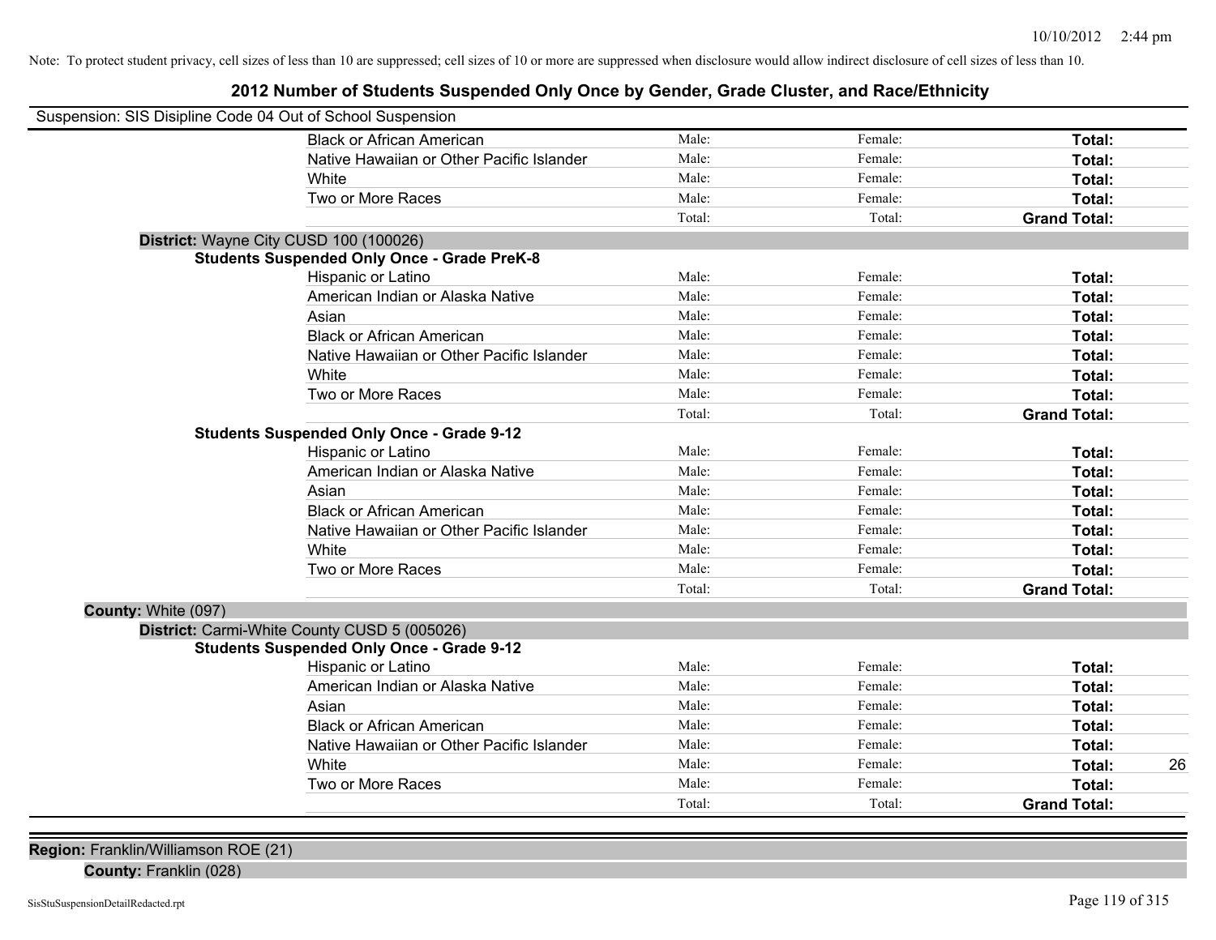Note: To protect student privacy, cell sizes of less than 10 are suppressed; cell sizes of 10 or more are suppressed when disclosure would allow indirect disclosure of cell sizes of less than 10.

# 2012 Number of Students Suspended Only Once by Gender, Grade Cluster, and Race/Ethnicity

Suspension: SIS Disipline Code 04 Out of School Suspension

| | | | | | |
|---|---|---|---|---|---|
| | Black or African American | Male: | Female: | **Total:** | |
| | Native Hawaiian or Other Pacific Islander | Male: | Female: | **Total:** | |
| | White | Male: | Female: | **Total:** | |
| | Two or More Races | Male: | Female: | **Total:** | |
| | | Total: | Total: | **Grand Total:** | |
| **District:** Wayne City CUSD 100 (100026) | | | | | |
| **Students Suspended Only Once - Grade PreK-8** | | | | | |
| | Hispanic or Latino | Male: | Female: | **Total:** | |
| | American Indian or Alaska Native | Male: | Female: | **Total:** | |
| | Asian | Male: | Female: | **Total:** | |
| | Black or African American | Male: | Female: | **Total:** | |
| | Native Hawaiian or Other Pacific Islander | Male: | Female: | **Total:** | |
| | White | Male: | Female: | **Total:** | |
| | Two or More Races | Male: | Female: | **Total:** | |
| | | Total: | Total: | **Grand Total:** | |
| **Students Suspended Only Once - Grade 9-12** | | | | | |
| | Hispanic or Latino | Male: | Female: | **Total:** | |
| | American Indian or Alaska Native | Male: | Female: | **Total:** | |
| | Asian | Male: | Female: | **Total:** | |
| | Black or African American | Male: | Female: | **Total:** | |
| | Native Hawaiian or Other Pacific Islander | Male: | Female: | **Total:** | |
| | White | Male: | Female: | **Total:** | |
| | Two or More Races | Male: | Female: | **Total:** | |
| | | Total: | Total: | **Grand Total:** | |
| **County:** White (097) | | | | | |
| **District:** Carmi-White County CUSD 5 (005026) | | | | | |
| **Students Suspended Only Once - Grade 9-12** | | | | | |
| | Hispanic or Latino | Male: | Female: | **Total:** | |
| | American Indian or Alaska Native | Male: | Female: | **Total:** | |
| | Asian | Male: | Female: | **Total:** | |
| | Black or African American | Male: | Female: | **Total:** | |
| | Native Hawaiian or Other Pacific Islander | Male: | Female: | **Total:** | |
| | White | Male: | Female: | **Total:** | 26 |
| | Two or More Races | Male: | Female: | **Total:** | |
| | | Total: | Total: | **Grand Total:** | |

**Region:** Franklin/Williamson ROE (21)

**County:** Franklin (028)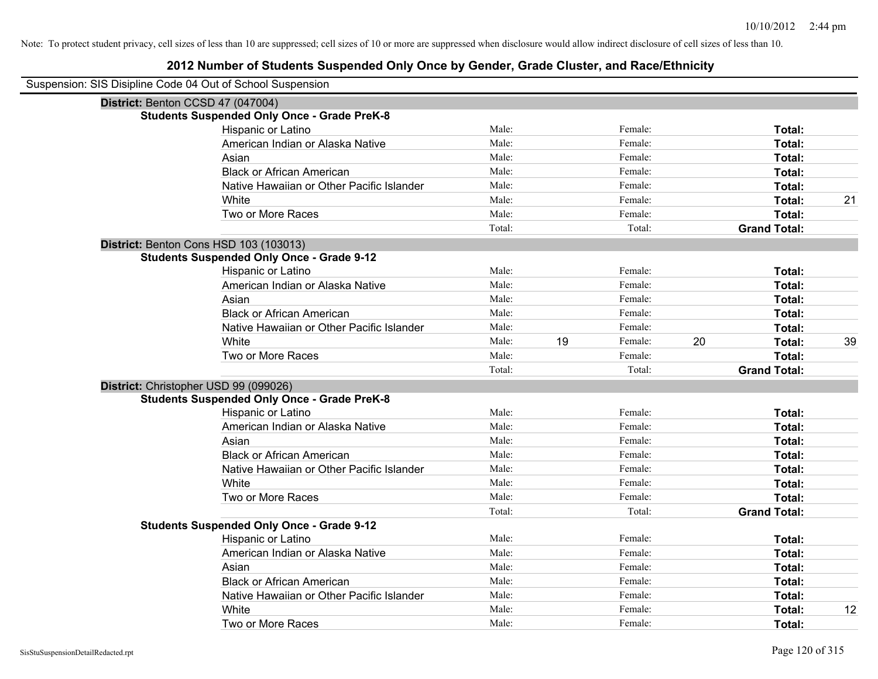Note: To protect student privacy, cell sizes of less than 10 are suppressed; cell sizes of 10 or more are suppressed when disclosure would allow indirect disclosure of cell sizes of less than 10.

## 2012 Number of Students Suspended Only Once by Gender, Grade Cluster, and Race/Ethnicity

Suspension: SIS Disipline Code 04 Out of School Suspension

**District:** Benton CCSD 47 (047004)

**Students Suspended Only Once - Grade PreK-8**

| Race/Ethnicity | | Male | | Female | | Total |
|---|---|---|---|---|---|---|
| Hispanic or Latino | Male: | | Female: | | **Total:** | |
| American Indian or Alaska Native | Male: | | Female: | | **Total:** | |
| Asian | Male: | | Female: | | **Total:** | |
| Black or African American | Male: | | Female: | | **Total:** | |
| Native Hawaiian or Other Pacific Islander | Male: | | Female: | | **Total:** | |
| White | Male: | | Female: | | **Total:** | 21 |
| Two or More Races | Male: | | Female: | | **Total:** | |
| | Total: | | Total: | | **Grand Total:** | |

**District:** Benton Cons HSD 103 (103013)

**Students Suspended Only Once - Grade 9-12**

| Race/Ethnicity | | Male | | Female | | Total |
|---|---|---|---|---|---|---|
| Hispanic or Latino | Male: | | Female: | | **Total:** | |
| American Indian or Alaska Native | Male: | | Female: | | **Total:** | |
| Asian | Male: | | Female: | | **Total:** | |
| Black or African American | Male: | | Female: | | **Total:** | |
| Native Hawaiian or Other Pacific Islander | Male: | | Female: | | **Total:** | |
| White | Male: | 19 | Female: | 20 | **Total:** | 39 |
| Two or More Races | Male: | | Female: | | **Total:** | |
| | Total: | | Total: | | **Grand Total:** | |

**District:** Christopher USD 99 (099026)

**Students Suspended Only Once - Grade PreK-8**

| Race/Ethnicity | | Male | | Female | | Total |
|---|---|---|---|---|---|---|
| Hispanic or Latino | Male: | | Female: | | **Total:** | |
| American Indian or Alaska Native | Male: | | Female: | | **Total:** | |
| Asian | Male: | | Female: | | **Total:** | |
| Black or African American | Male: | | Female: | | **Total:** | |
| Native Hawaiian or Other Pacific Islander | Male: | | Female: | | **Total:** | |
| White | Male: | | Female: | | **Total:** | |
| Two or More Races | Male: | | Female: | | **Total:** | |
| | Total: | | Total: | | **Grand Total:** | |

**Students Suspended Only Once - Grade 9-12**

| Race/Ethnicity | | Male | | Female | | Total |
|---|---|---|---|---|---|---|
| Hispanic or Latino | Male: | | Female: | | **Total:** | |
| American Indian or Alaska Native | Male: | | Female: | | **Total:** | |
| Asian | Male: | | Female: | | **Total:** | |
| Black or African American | Male: | | Female: | | **Total:** | |
| Native Hawaiian or Other Pacific Islander | Male: | | Female: | | **Total:** | |
| White | Male: | | Female: | | **Total:** | 12 |
| Two or More Races | Male: | | Female: | | **Total:** | |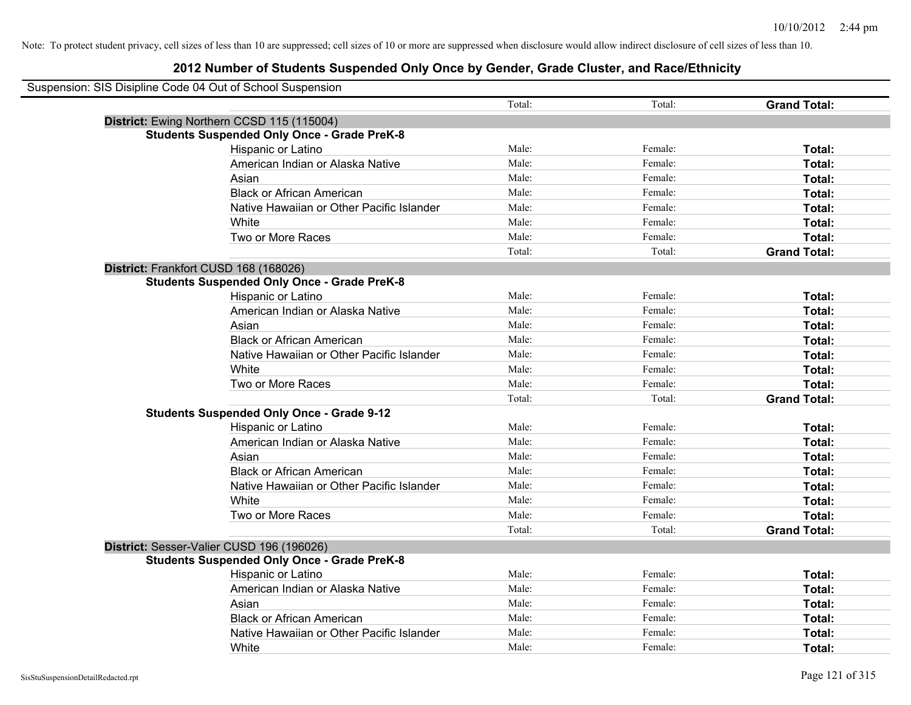Note: To protect student privacy, cell sizes of less than 10 are suppressed; cell sizes of 10 or more are suppressed when disclosure would allow indirect disclosure of cell sizes of less than 10.

# 2012 Number of Students Suspended Only Once by Gender, Grade Cluster, and Race/Ethnicity

Suspension: SIS Disipline Code 04 Out of School Suspension

| | Total: | Total: | Grand Total: |
|---|---|---|---|
| **District:** Ewing Northern CCSD 115 (115004) | | | |
| **Students Suspended Only Once - Grade PreK-8** | | | |
| Hispanic or Latino | Male: | Female: | **Total:** |
| American Indian or Alaska Native | Male: | Female: | **Total:** |
| Asian | Male: | Female: | **Total:** |
| Black or African American | Male: | Female: | **Total:** |
| Native Hawaiian or Other Pacific Islander | Male: | Female: | **Total:** |
| White | Male: | Female: | **Total:** |
| Two or More Races | Male: | Female: | **Total:** |
| | Total: | Total: | **Grand Total:** |
| **District:** Frankfort CUSD 168 (168026) | | | |
| **Students Suspended Only Once - Grade PreK-8** | | | |
| Hispanic or Latino | Male: | Female: | **Total:** |
| American Indian or Alaska Native | Male: | Female: | **Total:** |
| Asian | Male: | Female: | **Total:** |
| Black or African American | Male: | Female: | **Total:** |
| Native Hawaiian or Other Pacific Islander | Male: | Female: | **Total:** |
| White | Male: | Female: | **Total:** |
| Two or More Races | Male: | Female: | **Total:** |
| | Total: | Total: | **Grand Total:** |
| **Students Suspended Only Once - Grade 9-12** | | | |
| Hispanic or Latino | Male: | Female: | **Total:** |
| American Indian or Alaska Native | Male: | Female: | **Total:** |
| Asian | Male: | Female: | **Total:** |
| Black or African American | Male: | Female: | **Total:** |
| Native Hawaiian or Other Pacific Islander | Male: | Female: | **Total:** |
| White | Male: | Female: | **Total:** |
| Two or More Races | Male: | Female: | **Total:** |
| | Total: | Total: | **Grand Total:** |
| **District:** Sesser-Valier CUSD 196 (196026) | | | |
| **Students Suspended Only Once - Grade PreK-8** | | | |
| Hispanic or Latino | Male: | Female: | **Total:** |
| American Indian or Alaska Native | Male: | Female: | **Total:** |
| Asian | Male: | Female: | **Total:** |
| Black or African American | Male: | Female: | **Total:** |
| Native Hawaiian or Other Pacific Islander | Male: | Female: | **Total:** |
| White | Male: | Female: | **Total:** |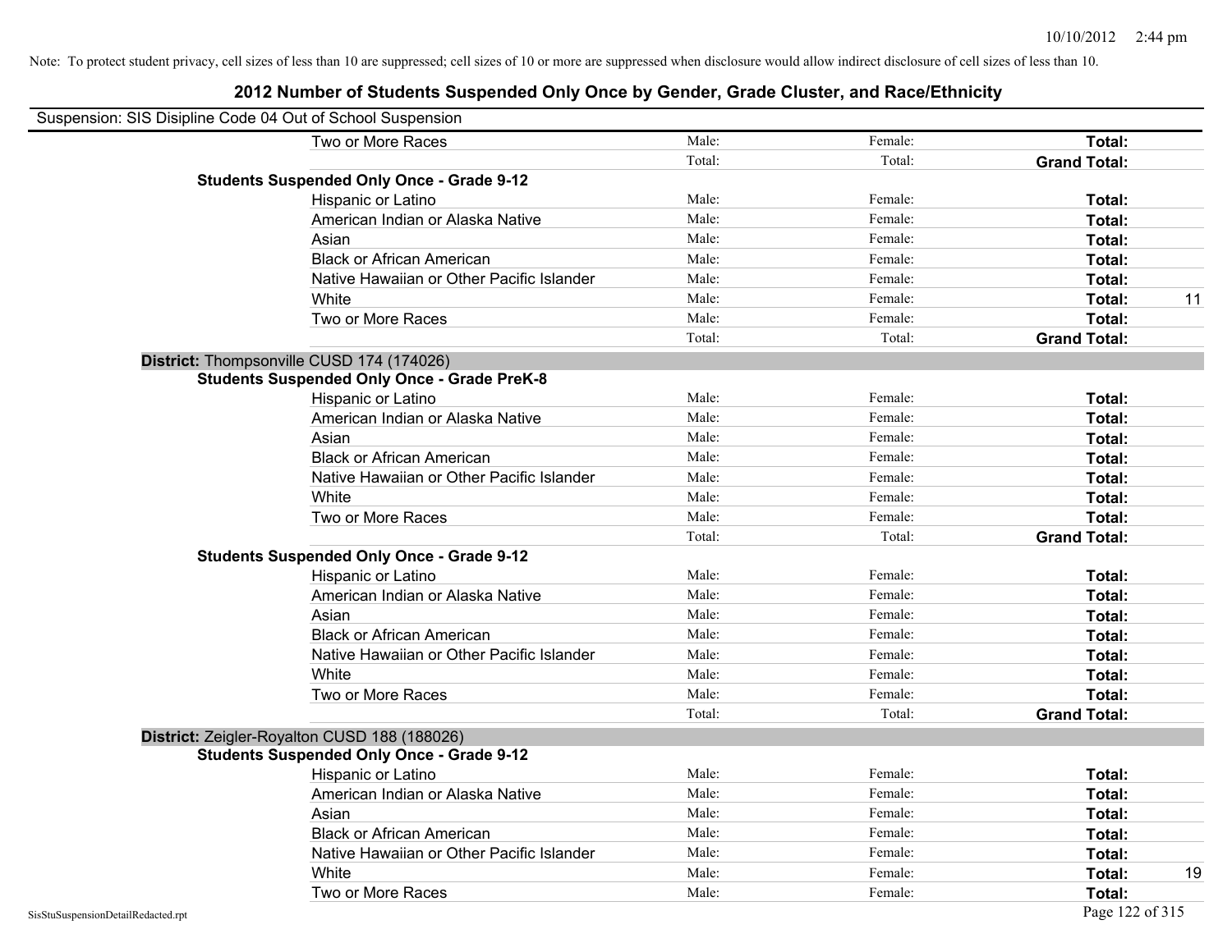Note: To protect student privacy, cell sizes of less than 10 are suppressed; cell sizes of 10 or more are suppressed when disclosure would allow indirect disclosure of cell sizes of less than 10.

## 2012 Number of Students Suspended Only Once by Gender, Grade Cluster, and Race/Ethnicity

Suspension: SIS Disipline Code 04 Out of School Suspension

| | | | | |
|---|---|---|---|---|
| Two or More Races | Male: | Female: | **Total:** | |
| | Total: | Total: | **Grand Total:** | |
| **Students Suspended Only Once - Grade 9-12** | | | | |
| Hispanic or Latino | Male: | Female: | **Total:** | |
| American Indian or Alaska Native | Male: | Female: | **Total:** | |
| Asian | Male: | Female: | **Total:** | |
| Black or African American | Male: | Female: | **Total:** | |
| Native Hawaiian or Other Pacific Islander | Male: | Female: | **Total:** | |
| White | Male: | Female: | **Total:** | 11 |
| Two or More Races | Male: | Female: | **Total:** | |
| | Total: | Total: | **Grand Total:** | |

**District:** Thompsonville CUSD 174 (174026)

| | | | | |
|---|---|---|---|---|
| **Students Suspended Only Once - Grade PreK-8** | | | | |
| Hispanic or Latino | Male: | Female: | **Total:** | |
| American Indian or Alaska Native | Male: | Female: | **Total:** | |
| Asian | Male: | Female: | **Total:** | |
| Black or African American | Male: | Female: | **Total:** | |
| Native Hawaiian or Other Pacific Islander | Male: | Female: | **Total:** | |
| White | Male: | Female: | **Total:** | |
| Two or More Races | Male: | Female: | **Total:** | |
| | Total: | Total: | **Grand Total:** | |
| **Students Suspended Only Once - Grade 9-12** | | | | |
| Hispanic or Latino | Male: | Female: | **Total:** | |
| American Indian or Alaska Native | Male: | Female: | **Total:** | |
| Asian | Male: | Female: | **Total:** | |
| Black or African American | Male: | Female: | **Total:** | |
| Native Hawaiian or Other Pacific Islander | Male: | Female: | **Total:** | |
| White | Male: | Female: | **Total:** | |
| Two or More Races | Male: | Female: | **Total:** | |
| | Total: | Total: | **Grand Total:** | |

**District:** Zeigler-Royalton CUSD 188 (188026)

| | | | | |
|---|---|---|---|---|
| **Students Suspended Only Once - Grade 9-12** | | | | |
| Hispanic or Latino | Male: | Female: | **Total:** | |
| American Indian or Alaska Native | Male: | Female: | **Total:** | |
| Asian | Male: | Female: | **Total:** | |
| Black or African American | Male: | Female: | **Total:** | |
| Native Hawaiian or Other Pacific Islander | Male: | Female: | **Total:** | |
| White | Male: | Female: | **Total:** | 19 |
| Two or More Races | Male: | Female: | **Total:** | |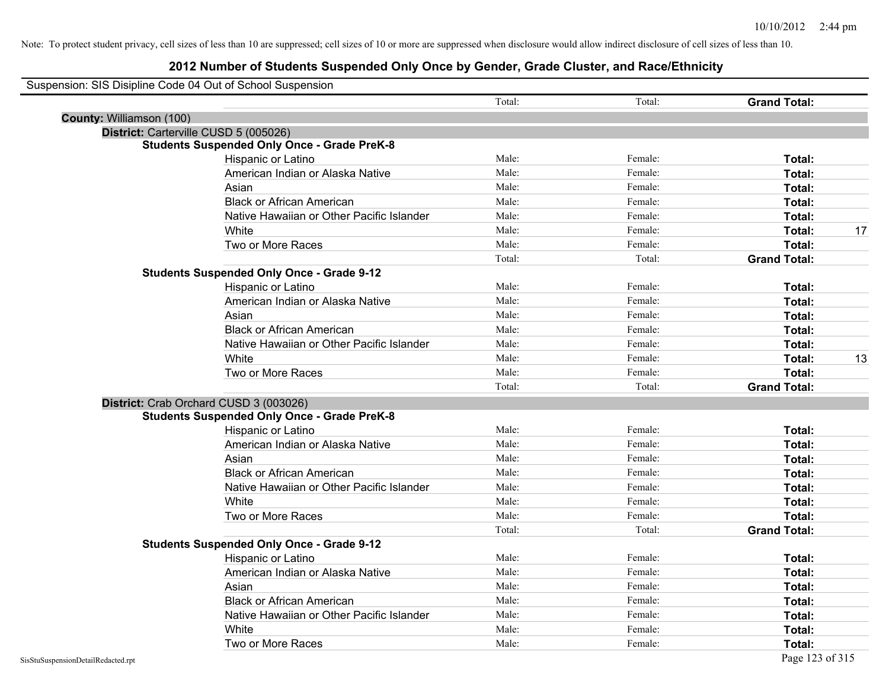Note: To protect student privacy, cell sizes of less than 10 are suppressed; cell sizes of 10 or more are suppressed when disclosure would allow indirect disclosure of cell sizes of less than 10.

# 2012 Number of Students Suspended Only Once by Gender, Grade Cluster, and Race/Ethnicity

Suspension: SIS Disipline Code 04 Out of School Suspension

| | Total: | Total: | Grand Total: | |
|---|---|---|---|---|
| **County:** Williamson (100) | | | | |
| **District:** Carterville CUSD 5 (005026) | | | | |
| **Students Suspended Only Once - Grade PreK-8** | | | | |
| Hispanic or Latino | Male: | Female: | **Total:** | |
| American Indian or Alaska Native | Male: | Female: | **Total:** | |
| Asian | Male: | Female: | **Total:** | |
| Black or African American | Male: | Female: | **Total:** | |
| Native Hawaiian or Other Pacific Islander | Male: | Female: | **Total:** | |
| White | Male: | Female: | **Total:** | 17 |
| Two or More Races | Male: | Female: | **Total:** | |
| | Total: | Total: | **Grand Total:** | |
| **Students Suspended Only Once - Grade 9-12** | | | | |
| Hispanic or Latino | Male: | Female: | **Total:** | |
| American Indian or Alaska Native | Male: | Female: | **Total:** | |
| Asian | Male: | Female: | **Total:** | |
| Black or African American | Male: | Female: | **Total:** | |
| Native Hawaiian or Other Pacific Islander | Male: | Female: | **Total:** | |
| White | Male: | Female: | **Total:** | 13 |
| Two or More Races | Male: | Female: | **Total:** | |
| | Total: | Total: | **Grand Total:** | |
| **District:** Crab Orchard CUSD 3 (003026) | | | | |
| **Students Suspended Only Once - Grade PreK-8** | | | | |
| Hispanic or Latino | Male: | Female: | **Total:** | |
| American Indian or Alaska Native | Male: | Female: | **Total:** | |
| Asian | Male: | Female: | **Total:** | |
| Black or African American | Male: | Female: | **Total:** | |
| Native Hawaiian or Other Pacific Islander | Male: | Female: | **Total:** | |
| White | Male: | Female: | **Total:** | |
| Two or More Races | Male: | Female: | **Total:** | |
| | Total: | Total: | **Grand Total:** | |
| **Students Suspended Only Once - Grade 9-12** | | | | |
| Hispanic or Latino | Male: | Female: | **Total:** | |
| American Indian or Alaska Native | Male: | Female: | **Total:** | |
| Asian | Male: | Female: | **Total:** | |
| Black or African American | Male: | Female: | **Total:** | |
| Native Hawaiian or Other Pacific Islander | Male: | Female: | **Total:** | |
| White | Male: | Female: | **Total:** | |
| Two or More Races | Male: | Female: | **Total:** | |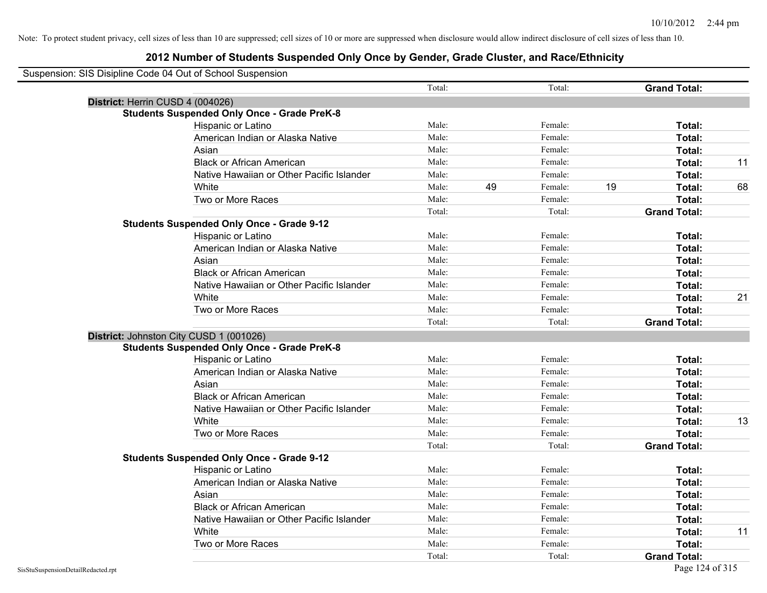Note: To protect student privacy, cell sizes of less than 10 are suppressed; cell sizes of 10 or more are suppressed when disclosure would allow indirect disclosure of cell sizes of less than 10.

# 2012 Number of Students Suspended Only Once by Gender, Grade Cluster, and Race/Ethnicity

Suspension: SIS Disipline Code 04 Out of School Suspension

| | | | | | | |
|---|---|---|---|---|---|---|
| | Total: | | Total: | | **Grand Total:** | |
| **District:** Herrin CUSD 4 (004026) | | | | | | |
| **Students Suspended Only Once - Grade PreK-8** | | | | | | |
| Hispanic or Latino | Male: | | Female: | | **Total:** | |
| American Indian or Alaska Native | Male: | | Female: | | **Total:** | |
| Asian | Male: | | Female: | | **Total:** | |
| Black or African American | Male: | | Female: | | **Total:** | 11 |
| Native Hawaiian or Other Pacific Islander | Male: | | Female: | | **Total:** | |
| White | Male: | 49 | Female: | 19 | **Total:** | 68 |
| Two or More Races | Male: | | Female: | | **Total:** | |
| | Total: | | Total: | | **Grand Total:** | |
| **Students Suspended Only Once - Grade 9-12** | | | | | | |
| Hispanic or Latino | Male: | | Female: | | **Total:** | |
| American Indian or Alaska Native | Male: | | Female: | | **Total:** | |
| Asian | Male: | | Female: | | **Total:** | |
| Black or African American | Male: | | Female: | | **Total:** | |
| Native Hawaiian or Other Pacific Islander | Male: | | Female: | | **Total:** | |
| White | Male: | | Female: | | **Total:** | 21 |
| Two or More Races | Male: | | Female: | | **Total:** | |
| | Total: | | Total: | | **Grand Total:** | |
| **District:** Johnston City CUSD 1 (001026) | | | | | | |
| **Students Suspended Only Once - Grade PreK-8** | | | | | | |
| Hispanic or Latino | Male: | | Female: | | **Total:** | |
| American Indian or Alaska Native | Male: | | Female: | | **Total:** | |
| Asian | Male: | | Female: | | **Total:** | |
| Black or African American | Male: | | Female: | | **Total:** | |
| Native Hawaiian or Other Pacific Islander | Male: | | Female: | | **Total:** | |
| White | Male: | | Female: | | **Total:** | 13 |
| Two or More Races | Male: | | Female: | | **Total:** | |
| | Total: | | Total: | | **Grand Total:** | |
| **Students Suspended Only Once - Grade 9-12** | | | | | | |
| Hispanic or Latino | Male: | | Female: | | **Total:** | |
| American Indian or Alaska Native | Male: | | Female: | | **Total:** | |
| Asian | Male: | | Female: | | **Total:** | |
| Black or African American | Male: | | Female: | | **Total:** | |
| Native Hawaiian or Other Pacific Islander | Male: | | Female: | | **Total:** | |
| White | Male: | | Female: | | **Total:** | 11 |
| Two or More Races | Male: | | Female: | | **Total:** | |
| | Total: | | Total: | | **Grand Total:** | |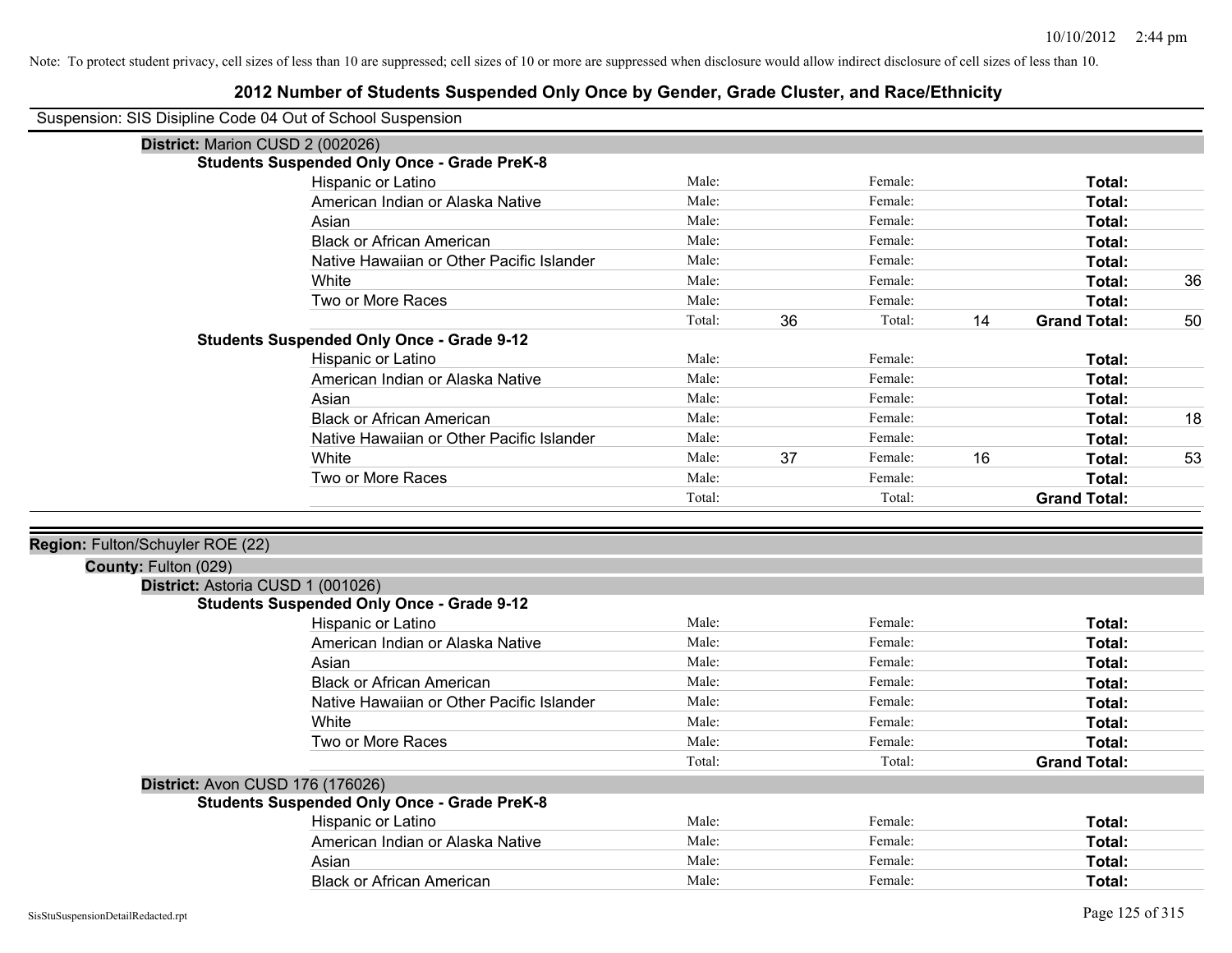Note: To protect student privacy, cell sizes of less than 10 are suppressed; cell sizes of 10 or more are suppressed when disclosure would allow indirect disclosure of cell sizes of less than 10.

# 2012 Number of Students Suspended Only Once by Gender, Grade Cluster, and Race/Ethnicity

Suspension: SIS Disipline Code 04 Out of School Suspension

**District:** Marion CUSD 2 (002026)

**Students Suspended Only Once - Grade PreK-8**

| Race/Ethnicity | | Male | | Female | | Total |
|---|---|---|---|---|---|---|
| Hispanic or Latino | Male: | | Female: | | **Total:** | |
| American Indian or Alaska Native | Male: | | Female: | | **Total:** | |
| Asian | Male: | | Female: | | **Total:** | |
| Black or African American | Male: | | Female: | | **Total:** | |
| Native Hawaiian or Other Pacific Islander | Male: | | Female: | | **Total:** | |
| White | Male: | | Female: | | **Total:** | 36 |
| Two or More Races | Male: | | Female: | | **Total:** | |
| | Total: | 36 | Total: | 14 | **Grand Total:** | 50 |

**Students Suspended Only Once - Grade 9-12**

| Race/Ethnicity | | Male | | Female | | Total |
|---|---|---|---|---|---|---|
| Hispanic or Latino | Male: | | Female: | | **Total:** | |
| American Indian or Alaska Native | Male: | | Female: | | **Total:** | |
| Asian | Male: | | Female: | | **Total:** | |
| Black or African American | Male: | | Female: | | **Total:** | 18 |
| Native Hawaiian or Other Pacific Islander | Male: | | Female: | | **Total:** | |
| White | Male: | 37 | Female: | 16 | **Total:** | 53 |
| Two or More Races | Male: | | Female: | | **Total:** | |
| | Total: | | Total: | | **Grand Total:** | |

**Region:** Fulton/Schuyler ROE (22)

**County:** Fulton (029)

**District:** Astoria CUSD 1 (001026)

**Students Suspended Only Once - Grade 9-12**

| Race/Ethnicity | | Male | | Female | | Total |
|---|---|---|---|---|---|---|
| Hispanic or Latino | Male: | | Female: | | **Total:** | |
| American Indian or Alaska Native | Male: | | Female: | | **Total:** | |
| Asian | Male: | | Female: | | **Total:** | |
| Black or African American | Male: | | Female: | | **Total:** | |
| Native Hawaiian or Other Pacific Islander | Male: | | Female: | | **Total:** | |
| White | Male: | | Female: | | **Total:** | |
| Two or More Races | Male: | | Female: | | **Total:** | |
| | Total: | | Total: | | **Grand Total:** | |

**District:** Avon CUSD 176 (176026)

**Students Suspended Only Once - Grade PreK-8**

| Race/Ethnicity | | Male | | Female | | Total |
|---|---|---|---|---|---|---|
| Hispanic or Latino | Male: | | Female: | | **Total:** | |
| American Indian or Alaska Native | Male: | | Female: | | **Total:** | |
| Asian | Male: | | Female: | | **Total:** | |
| Black or African American | Male: | | Female: | | **Total:** | |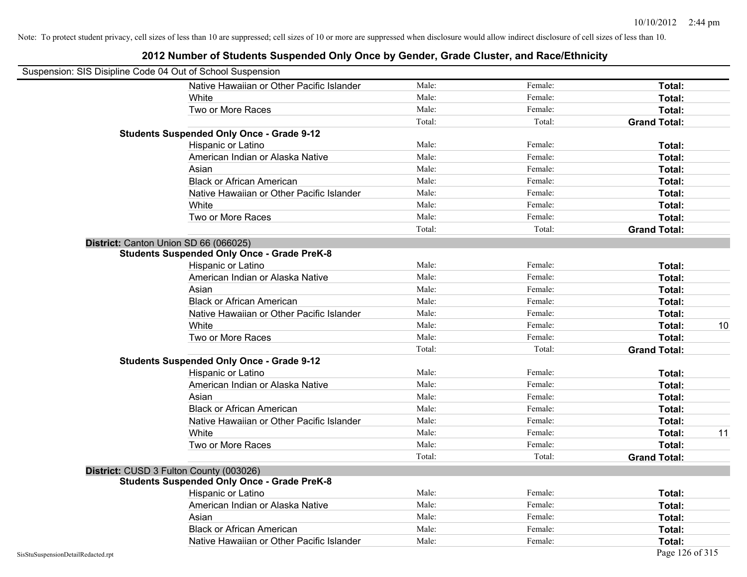Note: To protect student privacy, cell sizes of less than 10 are suppressed; cell sizes of 10 or more are suppressed when disclosure would allow indirect disclosure of cell sizes of less than 10.

# 2012 Number of Students Suspended Only Once by Gender, Grade Cluster, and Race/Ethnicity

Suspension: SIS Disipline Code 04 Out of School Suspension

| | Male | Female | Total | |
|---|---|---|---|---|
| Native Hawaiian or Other Pacific Islander | Male: | Female: | **Total:** | |
| White | Male: | Female: | **Total:** | |
| Two or More Races | Male: | Female: | **Total:** | |
| | Total: | Total: | **Grand Total:** | |
| **Students Suspended Only Once - Grade 9-12** | | | | |
| Hispanic or Latino | Male: | Female: | **Total:** | |
| American Indian or Alaska Native | Male: | Female: | **Total:** | |
| Asian | Male: | Female: | **Total:** | |
| Black or African American | Male: | Female: | **Total:** | |
| Native Hawaiian or Other Pacific Islander | Male: | Female: | **Total:** | |
| White | Male: | Female: | **Total:** | |
| Two or More Races | Male: | Female: | **Total:** | |
| | Total: | Total: | **Grand Total:** | |
| **District:** Canton Union SD 66 (066025) | | | | |
| **Students Suspended Only Once - Grade PreK-8** | | | | |
| Hispanic or Latino | Male: | Female: | **Total:** | |
| American Indian or Alaska Native | Male: | Female: | **Total:** | |
| Asian | Male: | Female: | **Total:** | |
| Black or African American | Male: | Female: | **Total:** | |
| Native Hawaiian or Other Pacific Islander | Male: | Female: | **Total:** | |
| White | Male: | Female: | **Total:** | 10 |
| Two or More Races | Male: | Female: | **Total:** | |
| | Total: | Total: | **Grand Total:** | |
| **Students Suspended Only Once - Grade 9-12** | | | | |
| Hispanic or Latino | Male: | Female: | **Total:** | |
| American Indian or Alaska Native | Male: | Female: | **Total:** | |
| Asian | Male: | Female: | **Total:** | |
| Black or African American | Male: | Female: | **Total:** | |
| Native Hawaiian or Other Pacific Islander | Male: | Female: | **Total:** | |
| White | Male: | Female: | **Total:** | 11 |
| Two or More Races | Male: | Female: | **Total:** | |
| | Total: | Total: | **Grand Total:** | |
| **District:** CUSD 3 Fulton County (003026) | | | | |
| **Students Suspended Only Once - Grade PreK-8** | | | | |
| Hispanic or Latino | Male: | Female: | **Total:** | |
| American Indian or Alaska Native | Male: | Female: | **Total:** | |
| Asian | Male: | Female: | **Total:** | |
| Black or African American | Male: | Female: | **Total:** | |
| Native Hawaiian or Other Pacific Islander | Male: | Female: | **Total:** | |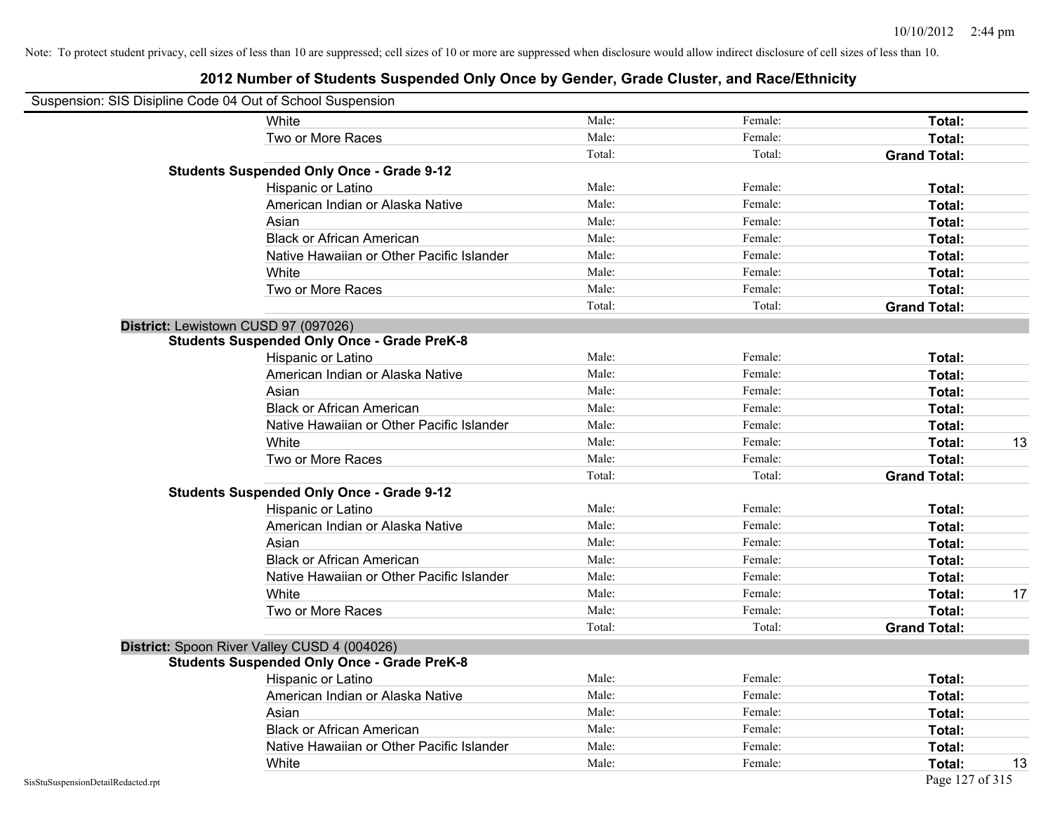Note: To protect student privacy, cell sizes of less than 10 are suppressed; cell sizes of 10 or more are suppressed when disclosure would allow indirect disclosure of cell sizes of less than 10.

## 2012 Number of Students Suspended Only Once by Gender, Grade Cluster, and Race/Ethnicity

Suspension: SIS Disipline Code 04 Out of School Suspension

| | | | | | |
|---|---|---|---|---|---|
| | White | Male: | Female: | **Total:** | |
| | Two or More Races | Male: | Female: | **Total:** | |
| | | Total: | Total: | **Grand Total:** | |
| **Students Suspended Only Once - Grade 9-12** | | | | | |
| | Hispanic or Latino | Male: | Female: | **Total:** | |
| | American Indian or Alaska Native | Male: | Female: | **Total:** | |
| | Asian | Male: | Female: | **Total:** | |
| | Black or African American | Male: | Female: | **Total:** | |
| | Native Hawaiian or Other Pacific Islander | Male: | Female: | **Total:** | |
| | White | Male: | Female: | **Total:** | |
| | Two or More Races | Male: | Female: | **Total:** | |
| | | Total: | Total: | **Grand Total:** | |
| **District:** Lewistown CUSD 97 (097026) | | | | | |
| **Students Suspended Only Once - Grade PreK-8** | | | | | |
| | Hispanic or Latino | Male: | Female: | **Total:** | |
| | American Indian or Alaska Native | Male: | Female: | **Total:** | |
| | Asian | Male: | Female: | **Total:** | |
| | Black or African American | Male: | Female: | **Total:** | |
| | Native Hawaiian or Other Pacific Islander | Male: | Female: | **Total:** | |
| | White | Male: | Female: | **Total:** | 13 |
| | Two or More Races | Male: | Female: | **Total:** | |
| | | Total: | Total: | **Grand Total:** | |
| **Students Suspended Only Once - Grade 9-12** | | | | | |
| | Hispanic or Latino | Male: | Female: | **Total:** | |
| | American Indian or Alaska Native | Male: | Female: | **Total:** | |
| | Asian | Male: | Female: | **Total:** | |
| | Black or African American | Male: | Female: | **Total:** | |
| | Native Hawaiian or Other Pacific Islander | Male: | Female: | **Total:** | |
| | White | Male: | Female: | **Total:** | 17 |
| | Two or More Races | Male: | Female: | **Total:** | |
| | | Total: | Total: | **Grand Total:** | |
| **District:** Spoon River Valley CUSD 4 (004026) | | | | | |
| **Students Suspended Only Once - Grade PreK-8** | | | | | |
| | Hispanic or Latino | Male: | Female: | **Total:** | |
| | American Indian or Alaska Native | Male: | Female: | **Total:** | |
| | Asian | Male: | Female: | **Total:** | |
| | Black or African American | Male: | Female: | **Total:** | |
| | Native Hawaiian or Other Pacific Islander | Male: | Female: | **Total:** | |
| | White | Male: | Female: | **Total:** | 13 |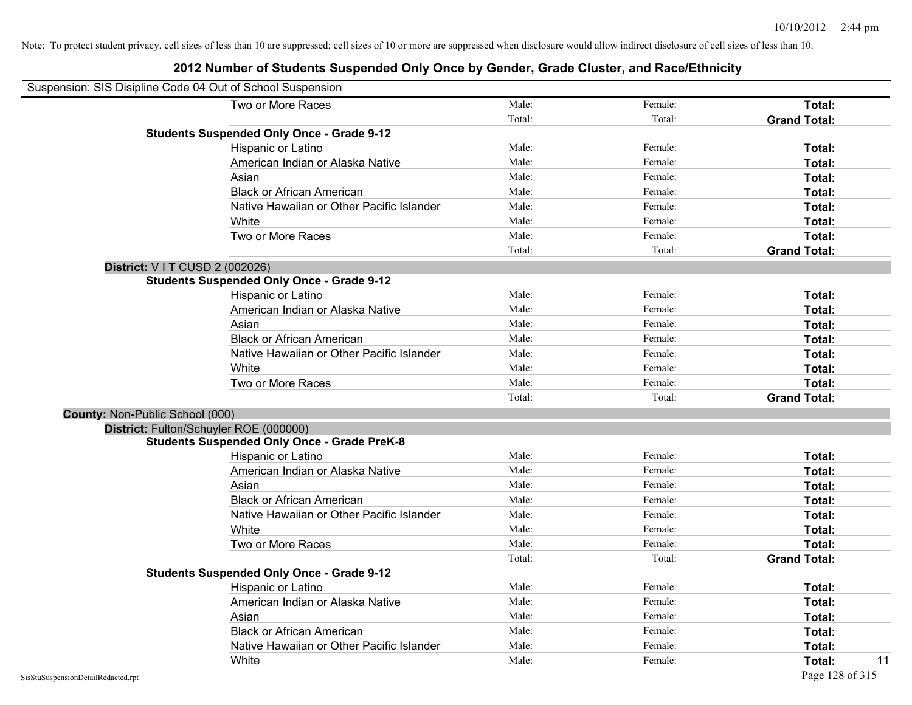Note: To protect student privacy, cell sizes of less than 10 are suppressed; cell sizes of 10 or more are suppressed when disclosure would allow indirect disclosure of cell sizes of less than 10.

# 2012 Number of Students Suspended Only Once by Gender, Grade Cluster, and Race/Ethnicity

Suspension: SIS Disipline Code 04 Out of School Suspension

| | | | |
|---|---|---|---|
| Two or More Races | Male: | Female: | **Total:** |
| | Total: | Total: | **Grand Total:** |
| **Students Suspended Only Once - Grade 9-12** | | | |
| Hispanic or Latino | Male: | Female: | **Total:** |
| American Indian or Alaska Native | Male: | Female: | **Total:** |
| Asian | Male: | Female: | **Total:** |
| Black or African American | Male: | Female: | **Total:** |
| Native Hawaiian or Other Pacific Islander | Male: | Female: | **Total:** |
| White | Male: | Female: | **Total:** |
| Two or More Races | Male: | Female: | **Total:** |
| | Total: | Total: | **Grand Total:** |
| **District:** V I T CUSD 2 (002026) | | | |
| **Students Suspended Only Once - Grade 9-12** | | | |
| Hispanic or Latino | Male: | Female: | **Total:** |
| American Indian or Alaska Native | Male: | Female: | **Total:** |
| Asian | Male: | Female: | **Total:** |
| Black or African American | Male: | Female: | **Total:** |
| Native Hawaiian or Other Pacific Islander | Male: | Female: | **Total:** |
| White | Male: | Female: | **Total:** |
| Two or More Races | Male: | Female: | **Total:** |
| | Total: | Total: | **Grand Total:** |
| **County:** Non-Public School (000) | | | |
| **District:** Fulton/Schuyler ROE (000000) | | | |
| **Students Suspended Only Once - Grade PreK-8** | | | |
| Hispanic or Latino | Male: | Female: | **Total:** |
| American Indian or Alaska Native | Male: | Female: | **Total:** |
| Asian | Male: | Female: | **Total:** |
| Black or African American | Male: | Female: | **Total:** |
| Native Hawaiian or Other Pacific Islander | Male: | Female: | **Total:** |
| White | Male: | Female: | **Total:** |
| Two or More Races | Male: | Female: | **Total:** |
| | Total: | Total: | **Grand Total:** |
| **Students Suspended Only Once - Grade 9-12** | | | |
| Hispanic or Latino | Male: | Female: | **Total:** |
| American Indian or Alaska Native | Male: | Female: | **Total:** |
| Asian | Male: | Female: | **Total:** |
| Black or African American | Male: | Female: | **Total:** |
| Native Hawaiian or Other Pacific Islander | Male: | Female: | **Total:** |
| White | Male: | Female: | **Total:** 11 |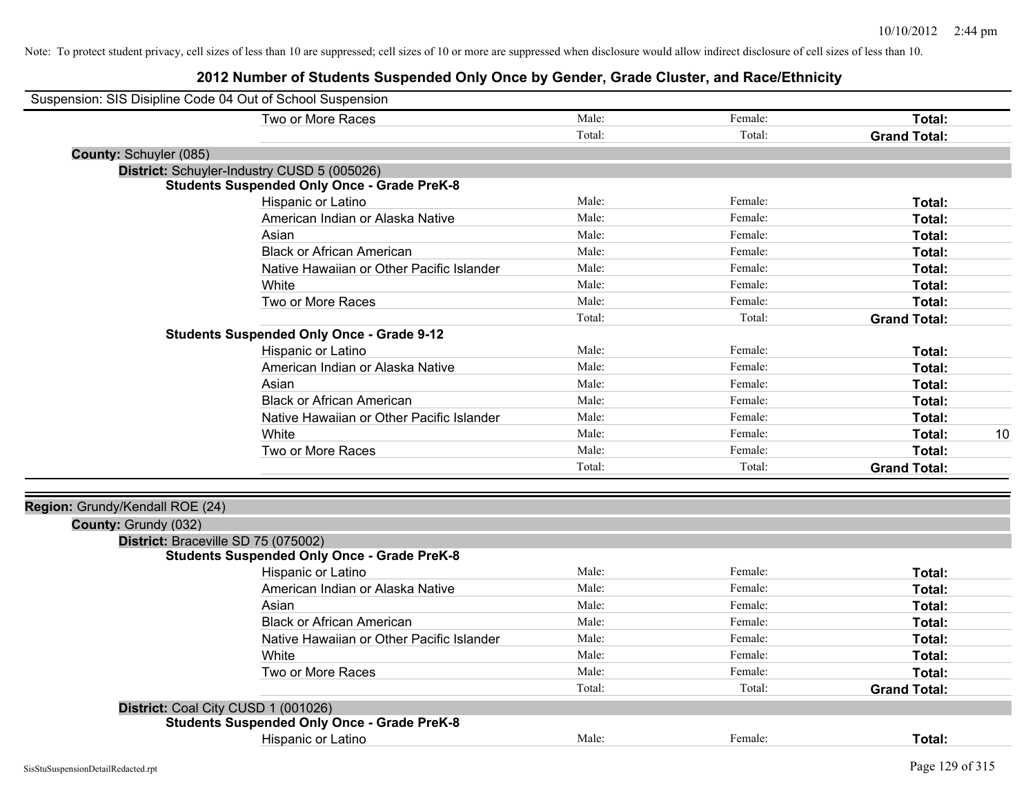Note: To protect student privacy, cell sizes of less than 10 are suppressed; cell sizes of 10 or more are suppressed when disclosure would allow indirect disclosure of cell sizes of less than 10.

## 2012 Number of Students Suspended Only Once by Gender, Grade Cluster, and Race/Ethnicity

Suspension: SIS Disipline Code 04 Out of School Suspension

| | | | | |
|---|---|---|---|---|
| Two or More Races | Male: | Female: | **Total:** | |
| | Total: | Total: | **Grand Total:** | |

**County:** Schuyler (085)

**District:** Schuyler-Industry CUSD 5 (005026)

**Students Suspended Only Once - Grade PreK-8**

| | | | | |
|---|---|---|---|---|
| Hispanic or Latino | Male: | Female: | **Total:** | |
| American Indian or Alaska Native | Male: | Female: | **Total:** | |
| Asian | Male: | Female: | **Total:** | |
| Black or African American | Male: | Female: | **Total:** | |
| Native Hawaiian or Other Pacific Islander | Male: | Female: | **Total:** | |
| White | Male: | Female: | **Total:** | |
| Two or More Races | Male: | Female: | **Total:** | |
| | Total: | Total: | **Grand Total:** | |

**Students Suspended Only Once - Grade 9-12**

| | | | | |
|---|---|---|---|---|
| Hispanic or Latino | Male: | Female: | **Total:** | |
| American Indian or Alaska Native | Male: | Female: | **Total:** | |
| Asian | Male: | Female: | **Total:** | |
| Black or African American | Male: | Female: | **Total:** | |
| Native Hawaiian or Other Pacific Islander | Male: | Female: | **Total:** | |
| White | Male: | Female: | **Total:** | 10 |
| Two or More Races | Male: | Female: | **Total:** | |
| | Total: | Total: | **Grand Total:** | |

**Region:** Grundy/Kendall ROE (24)

**County:** Grundy (032)

**District:** Braceville SD 75 (075002)

**Students Suspended Only Once - Grade PreK-8**

| | | | | |
|---|---|---|---|---|
| Hispanic or Latino | Male: | Female: | **Total:** | |
| American Indian or Alaska Native | Male: | Female: | **Total:** | |
| Asian | Male: | Female: | **Total:** | |
| Black or African American | Male: | Female: | **Total:** | |
| Native Hawaiian or Other Pacific Islander | Male: | Female: | **Total:** | |
| White | Male: | Female: | **Total:** | |
| Two or More Races | Male: | Female: | **Total:** | |
| | Total: | Total: | **Grand Total:** | |

**District:** Coal City CUSD 1 (001026)

**Students Suspended Only Once - Grade PreK-8**

| | | | | |
|---|---|---|---|---|
| Hispanic or Latino | Male: | Female: | **Total:** | |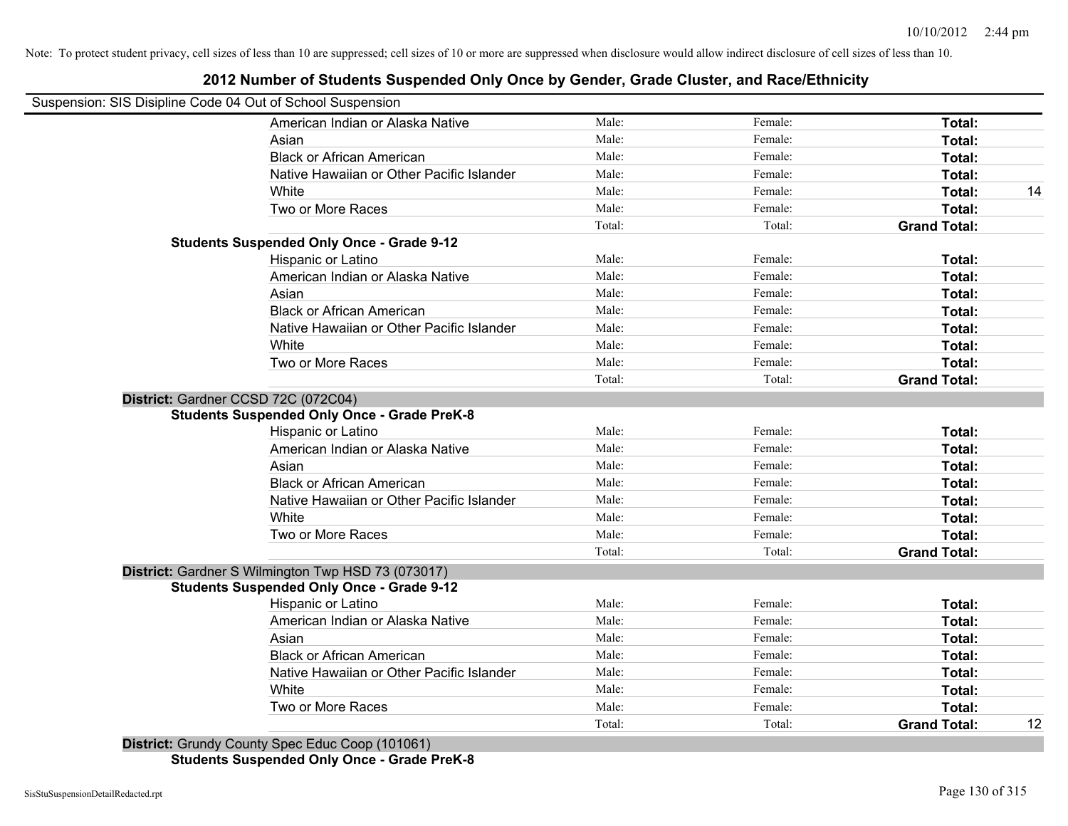Note: To protect student privacy, cell sizes of less than 10 are suppressed; cell sizes of 10 or more are suppressed when disclosure would allow indirect disclosure of cell sizes of less than 10.

# 2012 Number of Students Suspended Only Once by Gender, Grade Cluster, and Race/Ethnicity

Suspension: SIS Disipline Code 04 Out of School Suspension

| | | | | |
|---|---|---|---|---|
| American Indian or Alaska Native | Male: | Female: | **Total:** | |
| Asian | Male: | Female: | **Total:** | |
| Black or African American | Male: | Female: | **Total:** | |
| Native Hawaiian or Other Pacific Islander | Male: | Female: | **Total:** | |
| White | Male: | Female: | **Total:** | 14 |
| Two or More Races | Male: | Female: | **Total:** | |
| | Total: | Total: | **Grand Total:** | |

**Students Suspended Only Once - Grade 9-12**

| | | | | |
|---|---|---|---|---|
| Hispanic or Latino | Male: | Female: | **Total:** | |
| American Indian or Alaska Native | Male: | Female: | **Total:** | |
| Asian | Male: | Female: | **Total:** | |
| Black or African American | Male: | Female: | **Total:** | |
| Native Hawaiian or Other Pacific Islander | Male: | Female: | **Total:** | |
| White | Male: | Female: | **Total:** | |
| Two or More Races | Male: | Female: | **Total:** | |
| | Total: | Total: | **Grand Total:** | |

**District:** Gardner CCSD 72C (072C04)

**Students Suspended Only Once - Grade PreK-8**

| | | | | |
|---|---|---|---|---|
| Hispanic or Latino | Male: | Female: | **Total:** | |
| American Indian or Alaska Native | Male: | Female: | **Total:** | |
| Asian | Male: | Female: | **Total:** | |
| Black or African American | Male: | Female: | **Total:** | |
| Native Hawaiian or Other Pacific Islander | Male: | Female: | **Total:** | |
| White | Male: | Female: | **Total:** | |
| Two or More Races | Male: | Female: | **Total:** | |
| | Total: | Total: | **Grand Total:** | |

**District:** Gardner S Wilmington Twp HSD 73 (073017)

**Students Suspended Only Once - Grade 9-12**

| | | | | |
|---|---|---|---|---|
| Hispanic or Latino | Male: | Female: | **Total:** | |
| American Indian or Alaska Native | Male: | Female: | **Total:** | |
| Asian | Male: | Female: | **Total:** | |
| Black or African American | Male: | Female: | **Total:** | |
| Native Hawaiian or Other Pacific Islander | Male: | Female: | **Total:** | |
| White | Male: | Female: | **Total:** | |
| Two or More Races | Male: | Female: | **Total:** | |
| | Total: | Total: | **Grand Total:** | 12 |

**District:** Grundy County Spec Educ Coop (101061)

**Students Suspended Only Once - Grade PreK-8**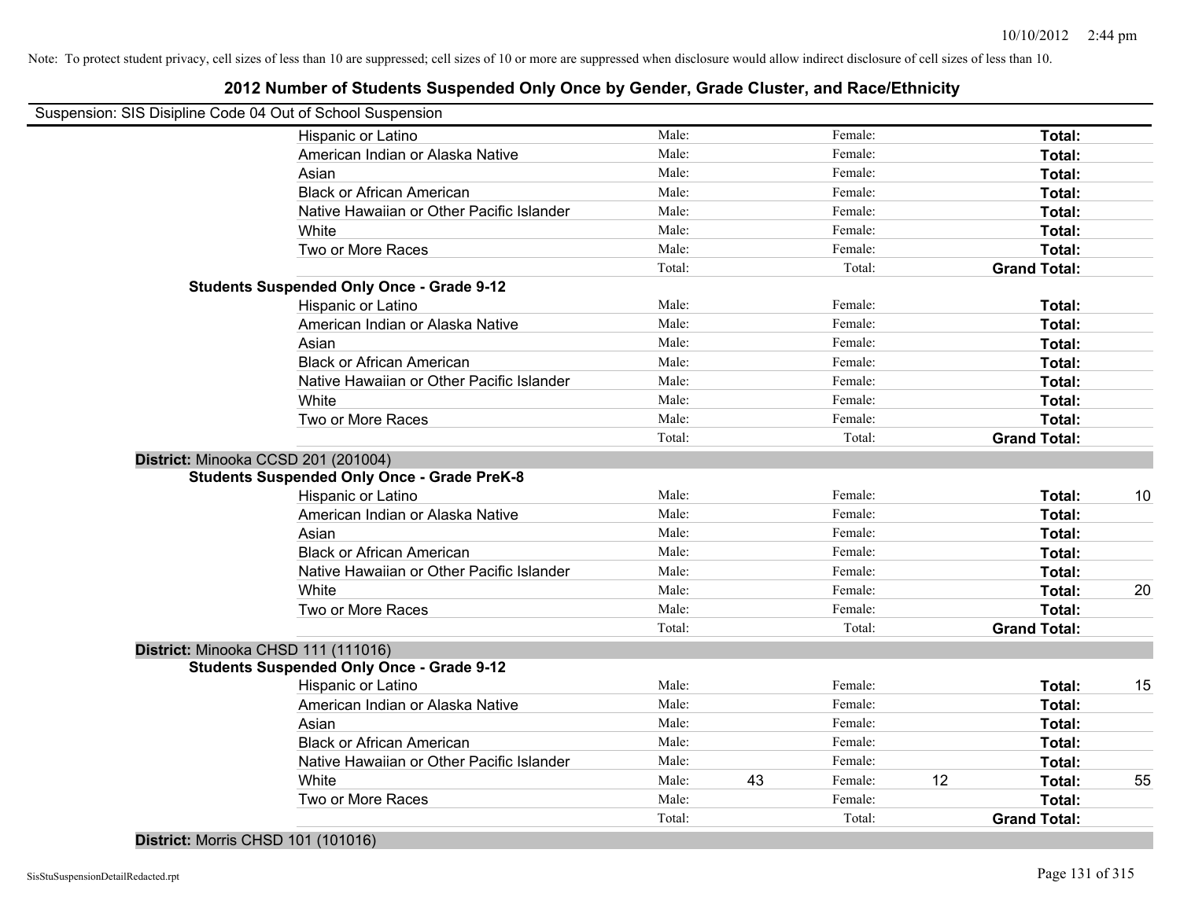Note: To protect student privacy, cell sizes of less than 10 are suppressed; cell sizes of 10 or more are suppressed when disclosure would allow indirect disclosure of cell sizes of less than 10.

## 2012 Number of Students Suspended Only Once by Gender, Grade Cluster, and Race/Ethnicity

Suspension: SIS Disipline Code 04 Out of School Suspension

| | | | | | | | |
|---|---|---|---|---|---|---|---|
| Hispanic or Latino | Male: | | Female: | | **Total:** | |
| American Indian or Alaska Native | Male: | | Female: | | **Total:** | |
| Asian | Male: | | Female: | | **Total:** | |
| Black or African American | Male: | | Female: | | **Total:** | |
| Native Hawaiian or Other Pacific Islander | Male: | | Female: | | **Total:** | |
| White | Male: | | Female: | | **Total:** | |
| Two or More Races | Male: | | Female: | | **Total:** | |
| | Total: | | Total: | | **Grand Total:** | |

**Students Suspended Only Once - Grade 9-12**

| | | | | | | |
|---|---|---|---|---|---|---|
| Hispanic or Latino | Male: | | Female: | | **Total:** | |
| American Indian or Alaska Native | Male: | | Female: | | **Total:** | |
| Asian | Male: | | Female: | | **Total:** | |
| Black or African American | Male: | | Female: | | **Total:** | |
| Native Hawaiian or Other Pacific Islander | Male: | | Female: | | **Total:** | |
| White | Male: | | Female: | | **Total:** | |
| Two or More Races | Male: | | Female: | | **Total:** | |
| | Total: | | Total: | | **Grand Total:** | |

**District:** Minooka CCSD 201 (201004)

**Students Suspended Only Once - Grade PreK-8**

| | | | | | | |
|---|---|---|---|---|---|---|
| Hispanic or Latino | Male: | | Female: | | **Total:** | 10 |
| American Indian or Alaska Native | Male: | | Female: | | **Total:** | |
| Asian | Male: | | Female: | | **Total:** | |
| Black or African American | Male: | | Female: | | **Total:** | |
| Native Hawaiian or Other Pacific Islander | Male: | | Female: | | **Total:** | |
| White | Male: | | Female: | | **Total:** | 20 |
| Two or More Races | Male: | | Female: | | **Total:** | |
| | Total: | | Total: | | **Grand Total:** | |

**District:** Minooka CHSD 111 (111016)

**Students Suspended Only Once - Grade 9-12**

| | | | | | | |
|---|---|---|---|---|---|---|
| Hispanic or Latino | Male: | | Female: | | **Total:** | 15 |
| American Indian or Alaska Native | Male: | | Female: | | **Total:** | |
| Asian | Male: | | Female: | | **Total:** | |
| Black or African American | Male: | | Female: | | **Total:** | |
| Native Hawaiian or Other Pacific Islander | Male: | | Female: | | **Total:** | |
| White | Male: | 43 | Female: | 12 | **Total:** | 55 |
| Two or More Races | Male: | | Female: | | **Total:** | |
| | Total: | | Total: | | **Grand Total:** | |

**District:** Morris CHSD 101 (101016)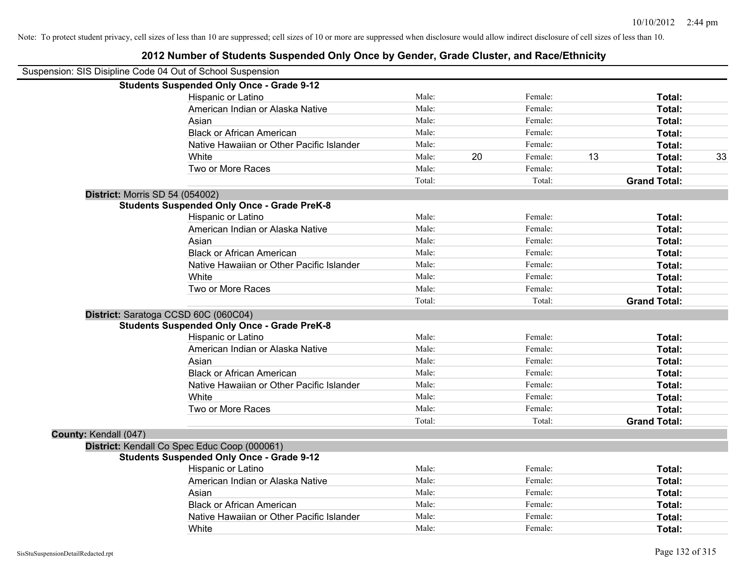Note: To protect student privacy, cell sizes of less than 10 are suppressed; cell sizes of 10 or more are suppressed when disclosure would allow indirect disclosure of cell sizes of less than 10.

## 2012 Number of Students Suspended Only Once by Gender, Grade Cluster, and Race/Ethnicity

Suspension: SIS Disipline Code 04 Out of School Suspension

**Students Suspended Only Once - Grade 9-12**

| Race/Ethnicity | Male: | | Female: | | Total: | |
|---|---|---|---|---|---|---|
| Hispanic or Latino | Male: | | Female: | | **Total:** | |
| American Indian or Alaska Native | Male: | | Female: | | **Total:** | |
| Asian | Male: | | Female: | | **Total:** | |
| Black or African American | Male: | | Female: | | **Total:** | |
| Native Hawaiian or Other Pacific Islander | Male: | | Female: | | **Total:** | |
| White | Male: | 20 | Female: | 13 | **Total:** | 33 |
| Two or More Races | Male: | | Female: | | **Total:** | |
| | Total: | | Total: | | **Grand Total:** | |

**District:** Morris SD 54 (054002)

**Students Suspended Only Once - Grade PreK-8**

| Race/Ethnicity | Male: | | Female: | | Total: | |
|---|---|---|---|---|---|---|
| Hispanic or Latino | Male: | | Female: | | **Total:** | |
| American Indian or Alaska Native | Male: | | Female: | | **Total:** | |
| Asian | Male: | | Female: | | **Total:** | |
| Black or African American | Male: | | Female: | | **Total:** | |
| Native Hawaiian or Other Pacific Islander | Male: | | Female: | | **Total:** | |
| White | Male: | | Female: | | **Total:** | |
| Two or More Races | Male: | | Female: | | **Total:** | |
| | Total: | | Total: | | **Grand Total:** | |

**District:** Saratoga CCSD 60C (060C04)

**Students Suspended Only Once - Grade PreK-8**

| Race/Ethnicity | Male: | | Female: | | Total: | |
|---|---|---|---|---|---|---|
| Hispanic or Latino | Male: | | Female: | | **Total:** | |
| American Indian or Alaska Native | Male: | | Female: | | **Total:** | |
| Asian | Male: | | Female: | | **Total:** | |
| Black or African American | Male: | | Female: | | **Total:** | |
| Native Hawaiian or Other Pacific Islander | Male: | | Female: | | **Total:** | |
| White | Male: | | Female: | | **Total:** | |
| Two or More Races | Male: | | Female: | | **Total:** | |
| | Total: | | Total: | | **Grand Total:** | |

**County:** Kendall (047)

**District:** Kendall Co Spec Educ Coop (000061)

**Students Suspended Only Once - Grade 9-12**

| Race/Ethnicity | Male: | | Female: | | Total: | |
|---|---|---|---|---|---|---|
| Hispanic or Latino | Male: | | Female: | | **Total:** | |
| American Indian or Alaska Native | Male: | | Female: | | **Total:** | |
| Asian | Male: | | Female: | | **Total:** | |
| Black or African American | Male: | | Female: | | **Total:** | |
| Native Hawaiian or Other Pacific Islander | Male: | | Female: | | **Total:** | |
| White | Male: | | Female: | | **Total:** | |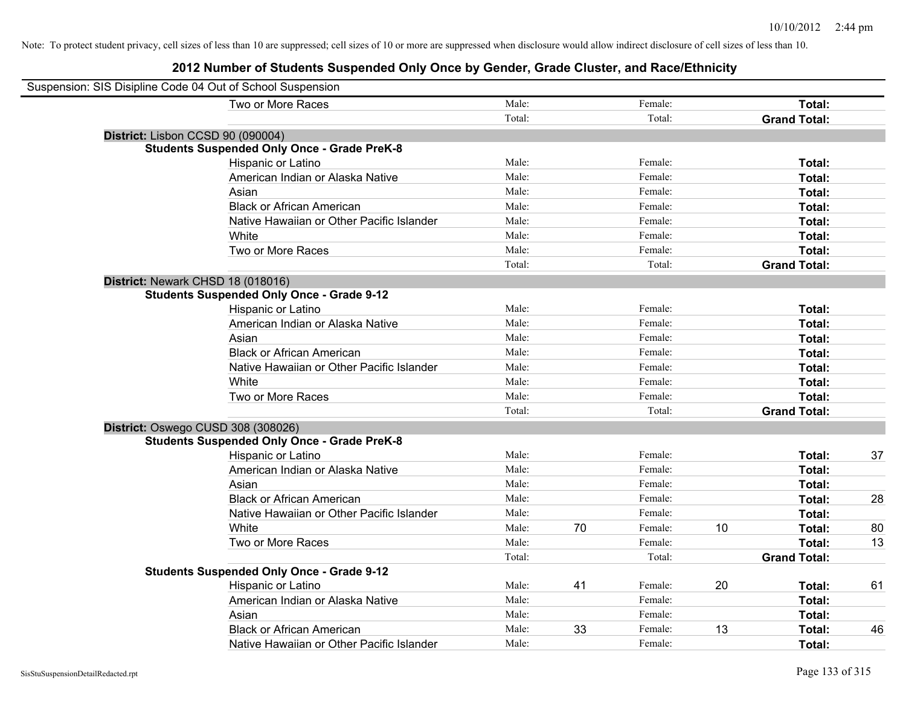Note: To protect student privacy, cell sizes of less than 10 are suppressed; cell sizes of 10 or more are suppressed when disclosure would allow indirect disclosure of cell sizes of less than 10.

## 2012 Number of Students Suspended Only Once by Gender, Grade Cluster, and Race/Ethnicity

Suspension: SIS Disipline Code 04 Out of School Suspension

| | | | | | | |
|---|---|---|---|---|---|---|
| Two or More Races | Male: | | Female: | | **Total:** | |
| | Total: | | Total: | | **Grand Total:** | |

**District:** Lisbon CCSD 90 (090004)

**Students Suspended Only Once - Grade PreK-8**

| | | | | | | |
|---|---|---|---|---|---|---|
| Hispanic or Latino | Male: | | Female: | | **Total:** | |
| American Indian or Alaska Native | Male: | | Female: | | **Total:** | |
| Asian | Male: | | Female: | | **Total:** | |
| Black or African American | Male: | | Female: | | **Total:** | |
| Native Hawaiian or Other Pacific Islander | Male: | | Female: | | **Total:** | |
| White | Male: | | Female: | | **Total:** | |
| Two or More Races | Male: | | Female: | | **Total:** | |
| | Total: | | Total: | | **Grand Total:** | |

**District:** Newark CHSD 18 (018016)

**Students Suspended Only Once - Grade 9-12**

| | | | | | | |
|---|---|---|---|---|---|---|
| Hispanic or Latino | Male: | | Female: | | **Total:** | |
| American Indian or Alaska Native | Male: | | Female: | | **Total:** | |
| Asian | Male: | | Female: | | **Total:** | |
| Black or African American | Male: | | Female: | | **Total:** | |
| Native Hawaiian or Other Pacific Islander | Male: | | Female: | | **Total:** | |
| White | Male: | | Female: | | **Total:** | |
| Two or More Races | Male: | | Female: | | **Total:** | |
| | Total: | | Total: | | **Grand Total:** | |

**District:** Oswego CUSD 308 (308026)

**Students Suspended Only Once - Grade PreK-8**

| | | | | | | |
|---|---|---|---|---|---|---|
| Hispanic or Latino | Male: | | Female: | | **Total:** | 37 |
| American Indian or Alaska Native | Male: | | Female: | | **Total:** | |
| Asian | Male: | | Female: | | **Total:** | |
| Black or African American | Male: | | Female: | | **Total:** | 28 |
| Native Hawaiian or Other Pacific Islander | Male: | | Female: | | **Total:** | |
| White | Male: | 70 | Female: | 10 | **Total:** | 80 |
| Two or More Races | Male: | | Female: | | **Total:** | 13 |
| | Total: | | Total: | | **Grand Total:** | |

**Students Suspended Only Once - Grade 9-12**

| | | | | | | |
|---|---|---|---|---|---|---|
| Hispanic or Latino | Male: | 41 | Female: | 20 | **Total:** | 61 |
| American Indian or Alaska Native | Male: | | Female: | | **Total:** | |
| Asian | Male: | | Female: | | **Total:** | |
| Black or African American | Male: | 33 | Female: | 13 | **Total:** | 46 |
| Native Hawaiian or Other Pacific Islander | Male: | | Female: | | **Total:** | |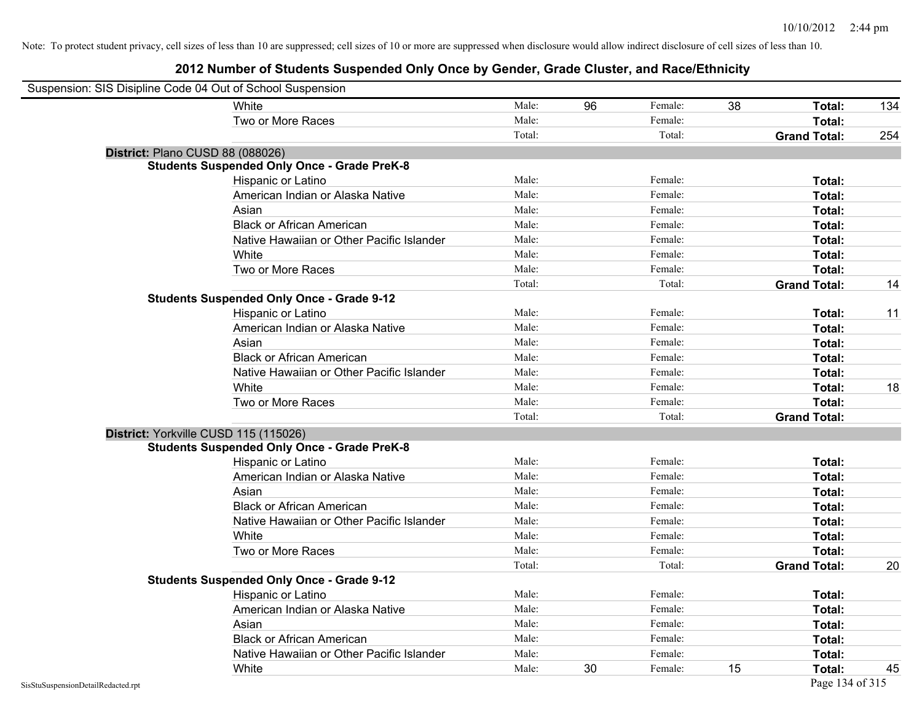Note: To protect student privacy, cell sizes of less than 10 are suppressed; cell sizes of 10 or more are suppressed when disclosure would allow indirect disclosure of cell sizes of less than 10.

## 2012 Number of Students Suspended Only Once by Gender, Grade Cluster, and Race/Ethnicity

Suspension: SIS Disipline Code 04 Out of School Suspension

| | | | | | | |
|---|---|---|---|---|---|---|
| White | Male: | 96 | Female: | 38 | **Total:** | 134 |
| Two or More Races | Male: | | Female: | | **Total:** | |
| | Total: | | Total: | | **Grand Total:** | 254 |

**District:** Plano CUSD 88 (088026)

**Students Suspended Only Once - Grade PreK-8**

| | | | | | | |
|---|---|---|---|---|---|---|
| Hispanic or Latino | Male: | | Female: | | **Total:** | |
| American Indian or Alaska Native | Male: | | Female: | | **Total:** | |
| Asian | Male: | | Female: | | **Total:** | |
| Black or African American | Male: | | Female: | | **Total:** | |
| Native Hawaiian or Other Pacific Islander | Male: | | Female: | | **Total:** | |
| White | Male: | | Female: | | **Total:** | |
| Two or More Races | Male: | | Female: | | **Total:** | |
| | Total: | | Total: | | **Grand Total:** | 14 |

**Students Suspended Only Once - Grade 9-12**

| | | | | | | |
|---|---|---|---|---|---|---|
| Hispanic or Latino | Male: | | Female: | | **Total:** | 11 |
| American Indian or Alaska Native | Male: | | Female: | | **Total:** | |
| Asian | Male: | | Female: | | **Total:** | |
| Black or African American | Male: | | Female: | | **Total:** | |
| Native Hawaiian or Other Pacific Islander | Male: | | Female: | | **Total:** | |
| White | Male: | | Female: | | **Total:** | 18 |
| Two or More Races | Male: | | Female: | | **Total:** | |
| | Total: | | Total: | | **Grand Total:** | |

**District:** Yorkville CUSD 115 (115026)

**Students Suspended Only Once - Grade PreK-8**

| | | | | | | |
|---|---|---|---|---|---|---|
| Hispanic or Latino | Male: | | Female: | | **Total:** | |
| American Indian or Alaska Native | Male: | | Female: | | **Total:** | |
| Asian | Male: | | Female: | | **Total:** | |
| Black or African American | Male: | | Female: | | **Total:** | |
| Native Hawaiian or Other Pacific Islander | Male: | | Female: | | **Total:** | |
| White | Male: | | Female: | | **Total:** | |
| Two or More Races | Male: | | Female: | | **Total:** | |
| | Total: | | Total: | | **Grand Total:** | 20 |

**Students Suspended Only Once - Grade 9-12**

| | | | | | | |
|---|---|---|---|---|---|---|
| Hispanic or Latino | Male: | | Female: | | **Total:** | |
| American Indian or Alaska Native | Male: | | Female: | | **Total:** | |
| Asian | Male: | | Female: | | **Total:** | |
| Black or African American | Male: | | Female: | | **Total:** | |
| Native Hawaiian or Other Pacific Islander | Male: | | Female: | | **Total:** | |
| White | Male: | 30 | Female: | 15 | **Total:** | 45 |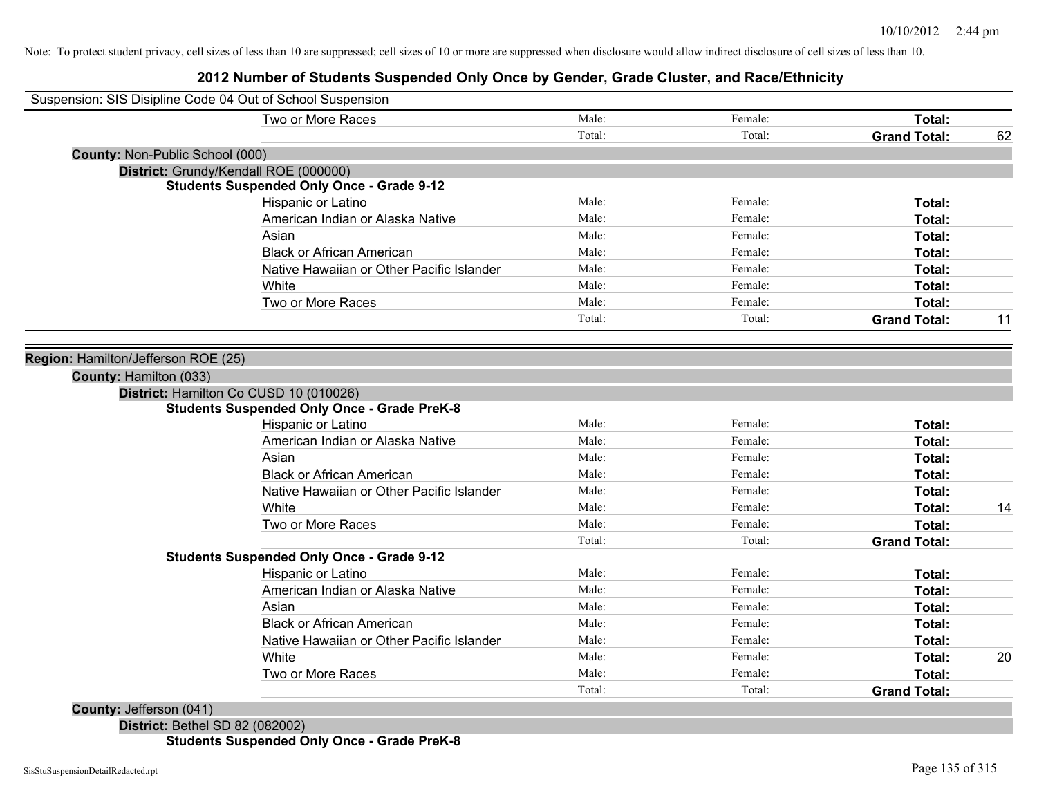Note: To protect student privacy, cell sizes of less than 10 are suppressed; cell sizes of 10 or more are suppressed when disclosure would allow indirect disclosure of cell sizes of less than 10.

# 2012 Number of Students Suspended Only Once by Gender, Grade Cluster, and Race/Ethnicity

Suspension: SIS Disipline Code 04 Out of School Suspension

| | | | | |
|---|---|---|---|---|
| Two or More Races | Male: | Female: | **Total:** | |
| | Total: | Total: | **Grand Total:** | 62 |

**County:** Non-Public School (000)

**District:** Grundy/Kendall ROE (000000)

**Students Suspended Only Once - Grade 9-12**

| | | | | |
|---|---|---|---|---|
| Hispanic or Latino | Male: | Female: | **Total:** | |
| American Indian or Alaska Native | Male: | Female: | **Total:** | |
| Asian | Male: | Female: | **Total:** | |
| Black or African American | Male: | Female: | **Total:** | |
| Native Hawaiian or Other Pacific Islander | Male: | Female: | **Total:** | |
| White | Male: | Female: | **Total:** | |
| Two or More Races | Male: | Female: | **Total:** | |
| | Total: | Total: | **Grand Total:** | 11 |

**Region:** Hamilton/Jefferson ROE (25)

**County:** Hamilton (033)

**District:** Hamilton Co CUSD 10 (010026)

**Students Suspended Only Once - Grade PreK-8**

| | | | | |
|---|---|---|---|---|
| Hispanic or Latino | Male: | Female: | **Total:** | |
| American Indian or Alaska Native | Male: | Female: | **Total:** | |
| Asian | Male: | Female: | **Total:** | |
| Black or African American | Male: | Female: | **Total:** | |
| Native Hawaiian or Other Pacific Islander | Male: | Female: | **Total:** | |
| White | Male: | Female: | **Total:** | 14 |
| Two or More Races | Male: | Female: | **Total:** | |
| | Total: | Total: | **Grand Total:** | |

**Students Suspended Only Once - Grade 9-12**

| | | | | |
|---|---|---|---|---|
| Hispanic or Latino | Male: | Female: | **Total:** | |
| American Indian or Alaska Native | Male: | Female: | **Total:** | |
| Asian | Male: | Female: | **Total:** | |
| Black or African American | Male: | Female: | **Total:** | |
| Native Hawaiian or Other Pacific Islander | Male: | Female: | **Total:** | |
| White | Male: | Female: | **Total:** | 20 |
| Two or More Races | Male: | Female: | **Total:** | |
| | Total: | Total: | **Grand Total:** | |

**County:** Jefferson (041)

**District:** Bethel SD 82 (082002)

**Students Suspended Only Once - Grade PreK-8**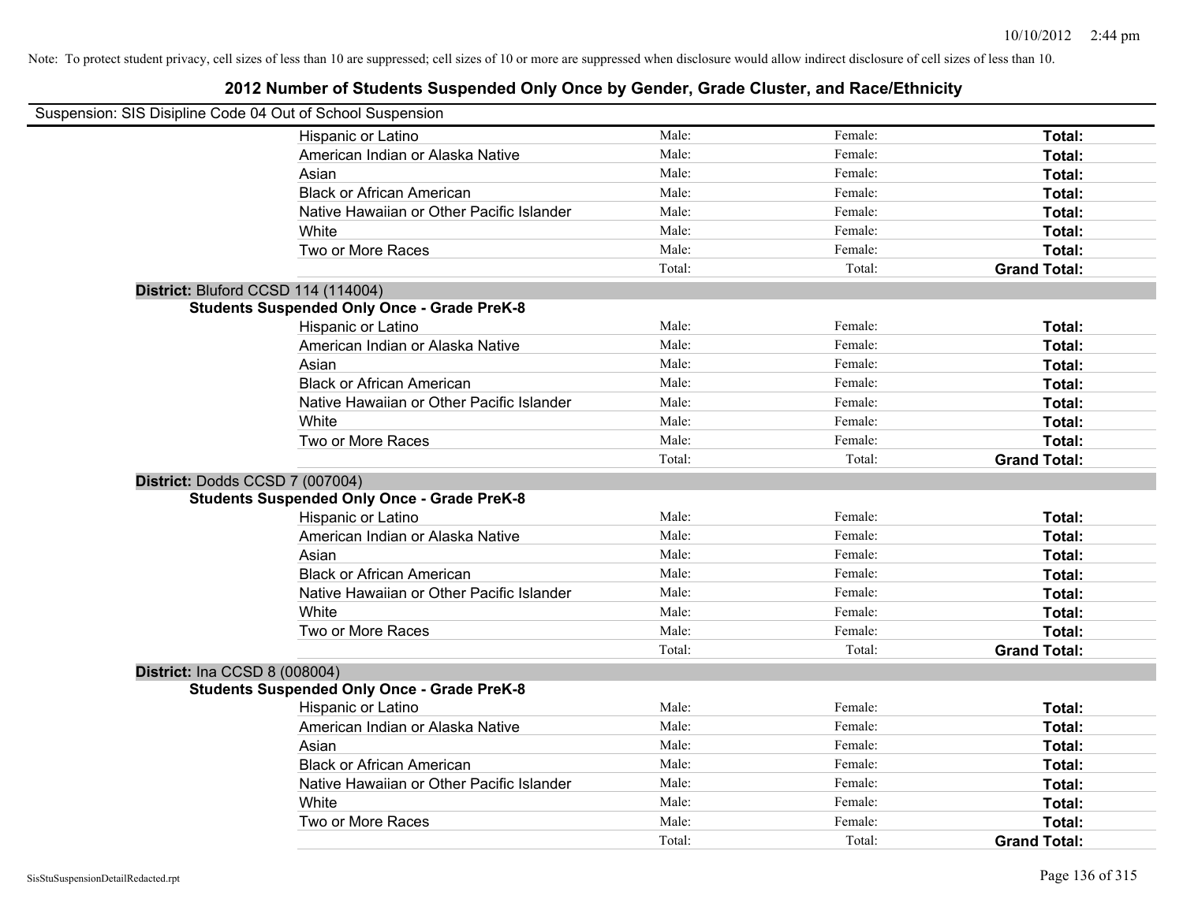Note: To protect student privacy, cell sizes of less than 10 are suppressed; cell sizes of 10 or more are suppressed when disclosure would allow indirect disclosure of cell sizes of less than 10.

# 2012 Number of Students Suspended Only Once by Gender, Grade Cluster, and Race/Ethnicity

Suspension: SIS Disipline Code 04 Out of School Suspension

| | | | |
|---|---|---|---|
| Hispanic or Latino | Male: | Female: | **Total:** |
| American Indian or Alaska Native | Male: | Female: | **Total:** |
| Asian | Male: | Female: | **Total:** |
| Black or African American | Male: | Female: | **Total:** |
| Native Hawaiian or Other Pacific Islander | Male: | Female: | **Total:** |
| White | Male: | Female: | **Total:** |
| Two or More Races | Male: | Female: | **Total:** |
| | Total: | Total: | **Grand Total:** |

**District:** Bluford CCSD 114 (114004)

**Students Suspended Only Once - Grade PreK-8**

| | | | |
|---|---|---|---|
| Hispanic or Latino | Male: | Female: | **Total:** |
| American Indian or Alaska Native | Male: | Female: | **Total:** |
| Asian | Male: | Female: | **Total:** |
| Black or African American | Male: | Female: | **Total:** |
| Native Hawaiian or Other Pacific Islander | Male: | Female: | **Total:** |
| White | Male: | Female: | **Total:** |
| Two or More Races | Male: | Female: | **Total:** |
| | Total: | Total: | **Grand Total:** |

**District:** Dodds CCSD 7 (007004)

**Students Suspended Only Once - Grade PreK-8**

| | | | |
|---|---|---|---|
| Hispanic or Latino | Male: | Female: | **Total:** |
| American Indian or Alaska Native | Male: | Female: | **Total:** |
| Asian | Male: | Female: | **Total:** |
| Black or African American | Male: | Female: | **Total:** |
| Native Hawaiian or Other Pacific Islander | Male: | Female: | **Total:** |
| White | Male: | Female: | **Total:** |
| Two or More Races | Male: | Female: | **Total:** |
| | Total: | Total: | **Grand Total:** |

**District:** Ina CCSD 8 (008004)

**Students Suspended Only Once - Grade PreK-8**

| | | | |
|---|---|---|---|
| Hispanic or Latino | Male: | Female: | **Total:** |
| American Indian or Alaska Native | Male: | Female: | **Total:** |
| Asian | Male: | Female: | **Total:** |
| Black or African American | Male: | Female: | **Total:** |
| Native Hawaiian or Other Pacific Islander | Male: | Female: | **Total:** |
| White | Male: | Female: | **Total:** |
| Two or More Races | Male: | Female: | **Total:** |
| | Total: | Total: | **Grand Total:** |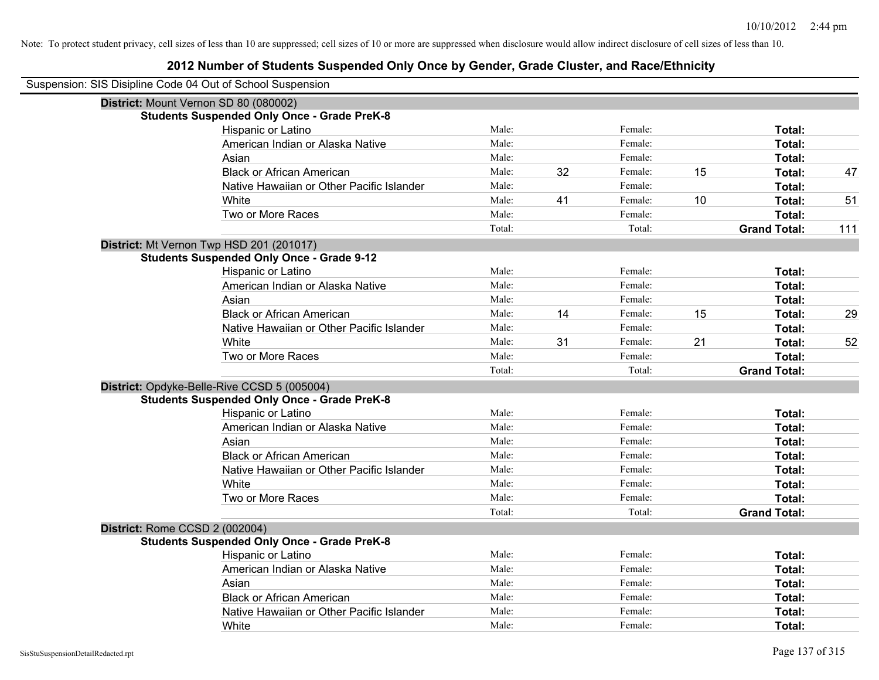Note: To protect student privacy, cell sizes of less than 10 are suppressed; cell sizes of 10 or more are suppressed when disclosure would allow indirect disclosure of cell sizes of less than 10.

## 2012 Number of Students Suspended Only Once by Gender, Grade Cluster, and Race/Ethnicity

Suspension: SIS Disipline Code 04 Out of School Suspension

**District:** Mount Vernon SD 80 (080002)

**Students Suspended Only Once - Grade PreK-8**

| Race/Ethnicity | | Male | | Female | | Total |
|---|---|---|---|---|---|---|
| Hispanic or Latino | Male: | | Female: | | **Total:** | |
| American Indian or Alaska Native | Male: | | Female: | | **Total:** | |
| Asian | Male: | | Female: | | **Total:** | |
| Black or African American | Male: | 32 | Female: | 15 | **Total:** | 47 |
| Native Hawaiian or Other Pacific Islander | Male: | | Female: | | **Total:** | |
| White | Male: | 41 | Female: | 10 | **Total:** | 51 |
| Two or More Races | Male: | | Female: | | **Total:** | |
| | Total: | | Total: | | **Grand Total:** | 111 |

**District:** Mt Vernon Twp HSD 201 (201017)

**Students Suspended Only Once - Grade 9-12**

| Race/Ethnicity | | Male | | Female | | Total |
|---|---|---|---|---|---|---|
| Hispanic or Latino | Male: | | Female: | | **Total:** | |
| American Indian or Alaska Native | Male: | | Female: | | **Total:** | |
| Asian | Male: | | Female: | | **Total:** | |
| Black or African American | Male: | 14 | Female: | 15 | **Total:** | 29 |
| Native Hawaiian or Other Pacific Islander | Male: | | Female: | | **Total:** | |
| White | Male: | 31 | Female: | 21 | **Total:** | 52 |
| Two or More Races | Male: | | Female: | | **Total:** | |
| | Total: | | Total: | | **Grand Total:** | |

**District:** Opdyke-Belle-Rive CCSD 5 (005004)

**Students Suspended Only Once - Grade PreK-8**

| Race/Ethnicity | | Male | | Female | | Total |
|---|---|---|---|---|---|---|
| Hispanic or Latino | Male: | | Female: | | **Total:** | |
| American Indian or Alaska Native | Male: | | Female: | | **Total:** | |
| Asian | Male: | | Female: | | **Total:** | |
| Black or African American | Male: | | Female: | | **Total:** | |
| Native Hawaiian or Other Pacific Islander | Male: | | Female: | | **Total:** | |
| White | Male: | | Female: | | **Total:** | |
| Two or More Races | Male: | | Female: | | **Total:** | |
| | Total: | | Total: | | **Grand Total:** | |

**District:** Rome CCSD 2 (002004)

**Students Suspended Only Once - Grade PreK-8**

| Race/Ethnicity | | Male | | Female | | Total |
|---|---|---|---|---|---|---|
| Hispanic or Latino | Male: | | Female: | | **Total:** | |
| American Indian or Alaska Native | Male: | | Female: | | **Total:** | |
| Asian | Male: | | Female: | | **Total:** | |
| Black or African American | Male: | | Female: | | **Total:** | |
| Native Hawaiian or Other Pacific Islander | Male: | | Female: | | **Total:** | |
| White | Male: | | Female: | | **Total:** | |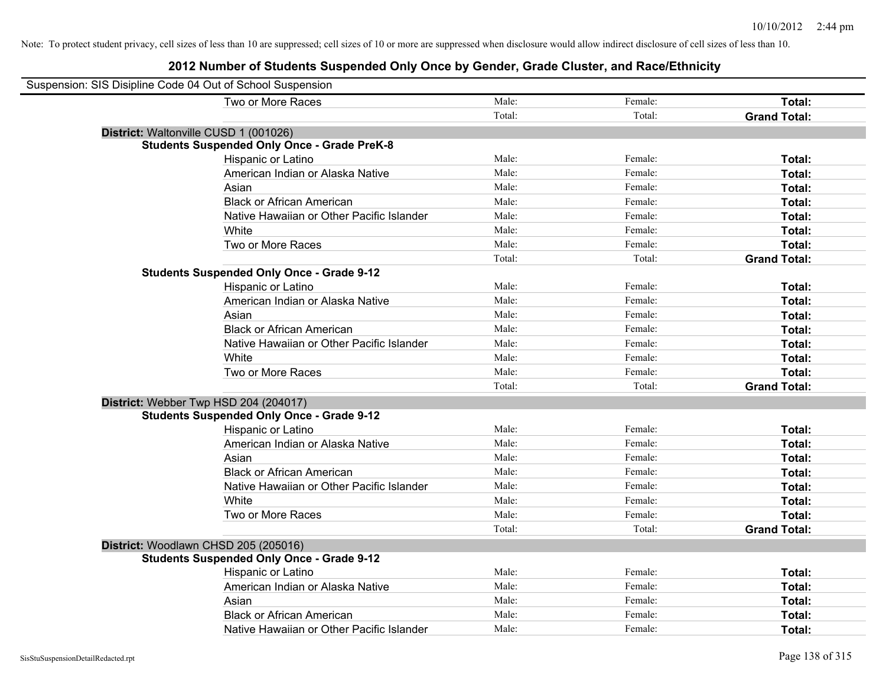Note: To protect student privacy, cell sizes of less than 10 are suppressed; cell sizes of 10 or more are suppressed when disclosure would allow indirect disclosure of cell sizes of less than 10.

# 2012 Number of Students Suspended Only Once by Gender, Grade Cluster, and Race/Ethnicity

Suspension: SIS Disipline Code 04 Out of School Suspension

| | | | |
|---|---|---|---|
| Two or More Races | Male: | Female: | **Total:** |
| | Total: | Total: | **Grand Total:** |

**District:** Waltonville CUSD 1 (001026)

**Students Suspended Only Once - Grade PreK-8**

| | | | |
|---|---|---|---|
| Hispanic or Latino | Male: | Female: | **Total:** |
| American Indian or Alaska Native | Male: | Female: | **Total:** |
| Asian | Male: | Female: | **Total:** |
| Black or African American | Male: | Female: | **Total:** |
| Native Hawaiian or Other Pacific Islander | Male: | Female: | **Total:** |
| White | Male: | Female: | **Total:** |
| Two or More Races | Male: | Female: | **Total:** |
| | Total: | Total: | **Grand Total:** |

**Students Suspended Only Once - Grade 9-12**

| | | | |
|---|---|---|---|
| Hispanic or Latino | Male: | Female: | **Total:** |
| American Indian or Alaska Native | Male: | Female: | **Total:** |
| Asian | Male: | Female: | **Total:** |
| Black or African American | Male: | Female: | **Total:** |
| Native Hawaiian or Other Pacific Islander | Male: | Female: | **Total:** |
| White | Male: | Female: | **Total:** |
| Two or More Races | Male: | Female: | **Total:** |
| | Total: | Total: | **Grand Total:** |

**District:** Webber Twp HSD 204 (204017)

**Students Suspended Only Once - Grade 9-12**

| | | | |
|---|---|---|---|
| Hispanic or Latino | Male: | Female: | **Total:** |
| American Indian or Alaska Native | Male: | Female: | **Total:** |
| Asian | Male: | Female: | **Total:** |
| Black or African American | Male: | Female: | **Total:** |
| Native Hawaiian or Other Pacific Islander | Male: | Female: | **Total:** |
| White | Male: | Female: | **Total:** |
| Two or More Races | Male: | Female: | **Total:** |
| | Total: | Total: | **Grand Total:** |

**District:** Woodlawn CHSD 205 (205016)

**Students Suspended Only Once - Grade 9-12**

| | | | |
|---|---|---|---|
| Hispanic or Latino | Male: | Female: | **Total:** |
| American Indian or Alaska Native | Male: | Female: | **Total:** |
| Asian | Male: | Female: | **Total:** |
| Black or African American | Male: | Female: | **Total:** |
| Native Hawaiian or Other Pacific Islander | Male: | Female: | **Total:** |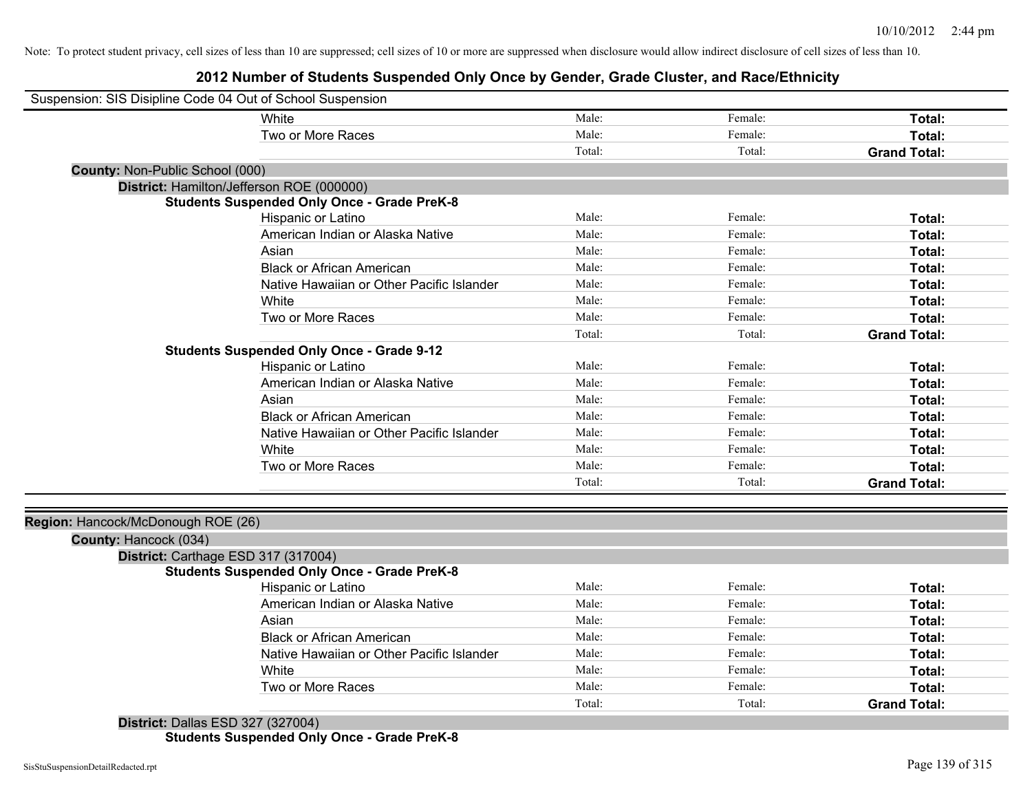Note: To protect student privacy, cell sizes of less than 10 are suppressed; cell sizes of 10 or more are suppressed when disclosure would allow indirect disclosure of cell sizes of less than 10.

## 2012 Number of Students Suspended Only Once by Gender, Grade Cluster, and Race/Ethnicity

Suspension: SIS Disipline Code 04 Out of School Suspension

| | | | |
|---|---|---|---|
| White | Male: | Female: | **Total:** |
| Two or More Races | Male: | Female: | **Total:** |
| | Total: | Total: | **Grand Total:** |

**County:** Non-Public School (000)

**District:** Hamilton/Jefferson ROE (000000)

**Students Suspended Only Once - Grade PreK-8**

| | | | |
|---|---|---|---|
| Hispanic or Latino | Male: | Female: | **Total:** |
| American Indian or Alaska Native | Male: | Female: | **Total:** |
| Asian | Male: | Female: | **Total:** |
| Black or African American | Male: | Female: | **Total:** |
| Native Hawaiian or Other Pacific Islander | Male: | Female: | **Total:** |
| White | Male: | Female: | **Total:** |
| Two or More Races | Male: | Female: | **Total:** |
| | Total: | Total: | **Grand Total:** |

**Students Suspended Only Once - Grade 9-12**

| | | | |
|---|---|---|---|
| Hispanic or Latino | Male: | Female: | **Total:** |
| American Indian or Alaska Native | Male: | Female: | **Total:** |
| Asian | Male: | Female: | **Total:** |
| Black or African American | Male: | Female: | **Total:** |
| Native Hawaiian or Other Pacific Islander | Male: | Female: | **Total:** |
| White | Male: | Female: | **Total:** |
| Two or More Races | Male: | Female: | **Total:** |
| | Total: | Total: | **Grand Total:** |

**Region:** Hancock/McDonough ROE (26)

**County:** Hancock (034)

**District:** Carthage ESD 317 (317004)

**Students Suspended Only Once - Grade PreK-8**

| | | | |
|---|---|---|---|
| Hispanic or Latino | Male: | Female: | **Total:** |
| American Indian or Alaska Native | Male: | Female: | **Total:** |
| Asian | Male: | Female: | **Total:** |
| Black or African American | Male: | Female: | **Total:** |
| Native Hawaiian or Other Pacific Islander | Male: | Female: | **Total:** |
| White | Male: | Female: | **Total:** |
| Two or More Races | Male: | Female: | **Total:** |
| | Total: | Total: | **Grand Total:** |

**District:** Dallas ESD 327 (327004)

**Students Suspended Only Once - Grade PreK-8**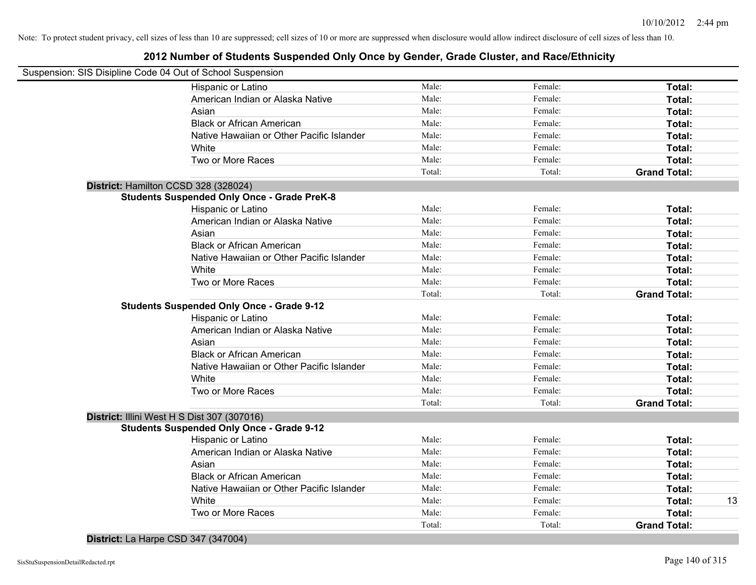Note: To protect student privacy, cell sizes of less than 10 are suppressed; cell sizes of 10 or more are suppressed when disclosure would allow indirect disclosure of cell sizes of less than 10.

# 2012 Number of Students Suspended Only Once by Gender, Grade Cluster, and Race/Ethnicity

Suspension: SIS Disipline Code 04 Out of School Suspension

| | | | | |
|---|---|---|---|---|
| Hispanic or Latino | Male: | Female: | **Total:** | |
| American Indian or Alaska Native | Male: | Female: | **Total:** | |
| Asian | Male: | Female: | **Total:** | |
| Black or African American | Male: | Female: | **Total:** | |
| Native Hawaiian or Other Pacific Islander | Male: | Female: | **Total:** | |
| White | Male: | Female: | **Total:** | |
| Two or More Races | Male: | Female: | **Total:** | |
| | Total: | Total: | **Grand Total:** | |

**District:** Hamilton CCSD 328 (328024)

**Students Suspended Only Once - Grade PreK-8**

| | | | | |
|---|---|---|---|---|
| Hispanic or Latino | Male: | Female: | **Total:** | |
| American Indian or Alaska Native | Male: | Female: | **Total:** | |
| Asian | Male: | Female: | **Total:** | |
| Black or African American | Male: | Female: | **Total:** | |
| Native Hawaiian or Other Pacific Islander | Male: | Female: | **Total:** | |
| White | Male: | Female: | **Total:** | |
| Two or More Races | Male: | Female: | **Total:** | |
| | Total: | Total: | **Grand Total:** | |

**Students Suspended Only Once - Grade 9-12**

| | | | | |
|---|---|---|---|---|
| Hispanic or Latino | Male: | Female: | **Total:** | |
| American Indian or Alaska Native | Male: | Female: | **Total:** | |
| Asian | Male: | Female: | **Total:** | |
| Black or African American | Male: | Female: | **Total:** | |
| Native Hawaiian or Other Pacific Islander | Male: | Female: | **Total:** | |
| White | Male: | Female: | **Total:** | |
| Two or More Races | Male: | Female: | **Total:** | |
| | Total: | Total: | **Grand Total:** | |

**District:** Illini West H S Dist 307 (307016)

**Students Suspended Only Once - Grade 9-12**

| | | | | |
|---|---|---|---|---|
| Hispanic or Latino | Male: | Female: | **Total:** | |
| American Indian or Alaska Native | Male: | Female: | **Total:** | |
| Asian | Male: | Female: | **Total:** | |
| Black or African American | Male: | Female: | **Total:** | |
| Native Hawaiian or Other Pacific Islander | Male: | Female: | **Total:** | |
| White | Male: | Female: | **Total:** | 13 |
| Two or More Races | Male: | Female: | **Total:** | |
| | Total: | Total: | **Grand Total:** | |

**District:** La Harpe CSD 347 (347004)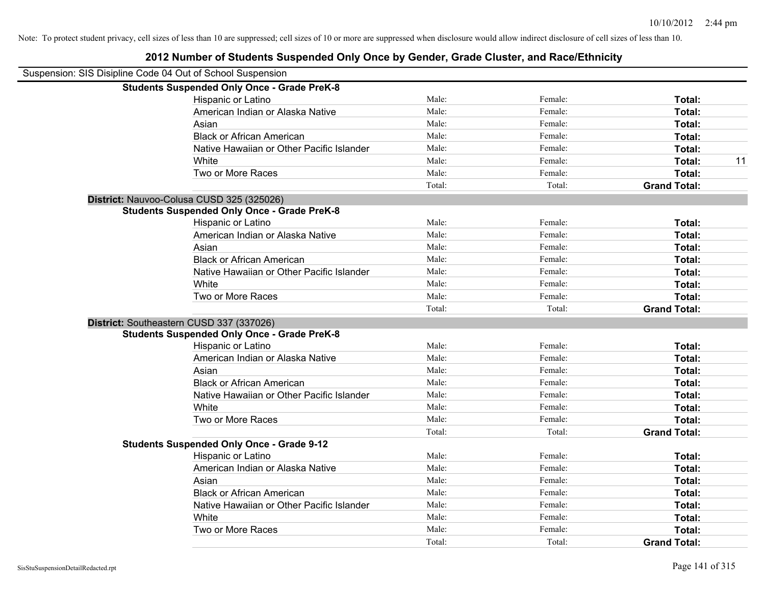Note: To protect student privacy, cell sizes of less than 10 are suppressed; cell sizes of 10 or more are suppressed when disclosure would allow indirect disclosure of cell sizes of less than 10.

# 2012 Number of Students Suspended Only Once by Gender, Grade Cluster, and Race/Ethnicity

Suspension: SIS Disipline Code 04 Out of School Suspension

**Students Suspended Only Once - Grade PreK-8**

| | | | | |
|---|---|---|---|---|
| Hispanic or Latino | Male: | Female: | **Total:** | |
| American Indian or Alaska Native | Male: | Female: | **Total:** | |
| Asian | Male: | Female: | **Total:** | |
| Black or African American | Male: | Female: | **Total:** | |
| Native Hawaiian or Other Pacific Islander | Male: | Female: | **Total:** | |
| White | Male: | Female: | **Total:** | 11 |
| Two or More Races | Male: | Female: | **Total:** | |
| | Total: | Total: | **Grand Total:** | |

**District:** Nauvoo-Colusa CUSD 325 (325026)

**Students Suspended Only Once - Grade PreK-8**

| | | | | |
|---|---|---|---|---|
| Hispanic or Latino | Male: | Female: | **Total:** | |
| American Indian or Alaska Native | Male: | Female: | **Total:** | |
| Asian | Male: | Female: | **Total:** | |
| Black or African American | Male: | Female: | **Total:** | |
| Native Hawaiian or Other Pacific Islander | Male: | Female: | **Total:** | |
| White | Male: | Female: | **Total:** | |
| Two or More Races | Male: | Female: | **Total:** | |
| | Total: | Total: | **Grand Total:** | |

**District:** Southeastern CUSD 337 (337026)

**Students Suspended Only Once - Grade PreK-8**

| | | | | |
|---|---|---|---|---|
| Hispanic or Latino | Male: | Female: | **Total:** | |
| American Indian or Alaska Native | Male: | Female: | **Total:** | |
| Asian | Male: | Female: | **Total:** | |
| Black or African American | Male: | Female: | **Total:** | |
| Native Hawaiian or Other Pacific Islander | Male: | Female: | **Total:** | |
| White | Male: | Female: | **Total:** | |
| Two or More Races | Male: | Female: | **Total:** | |
| | Total: | Total: | **Grand Total:** | |

**Students Suspended Only Once - Grade 9-12**

| | | | | |
|---|---|---|---|---|
| Hispanic or Latino | Male: | Female: | **Total:** | |
| American Indian or Alaska Native | Male: | Female: | **Total:** | |
| Asian | Male: | Female: | **Total:** | |
| Black or African American | Male: | Female: | **Total:** | |
| Native Hawaiian or Other Pacific Islander | Male: | Female: | **Total:** | |
| White | Male: | Female: | **Total:** | |
| Two or More Races | Male: | Female: | **Total:** | |
| | Total: | Total: | **Grand Total:** | |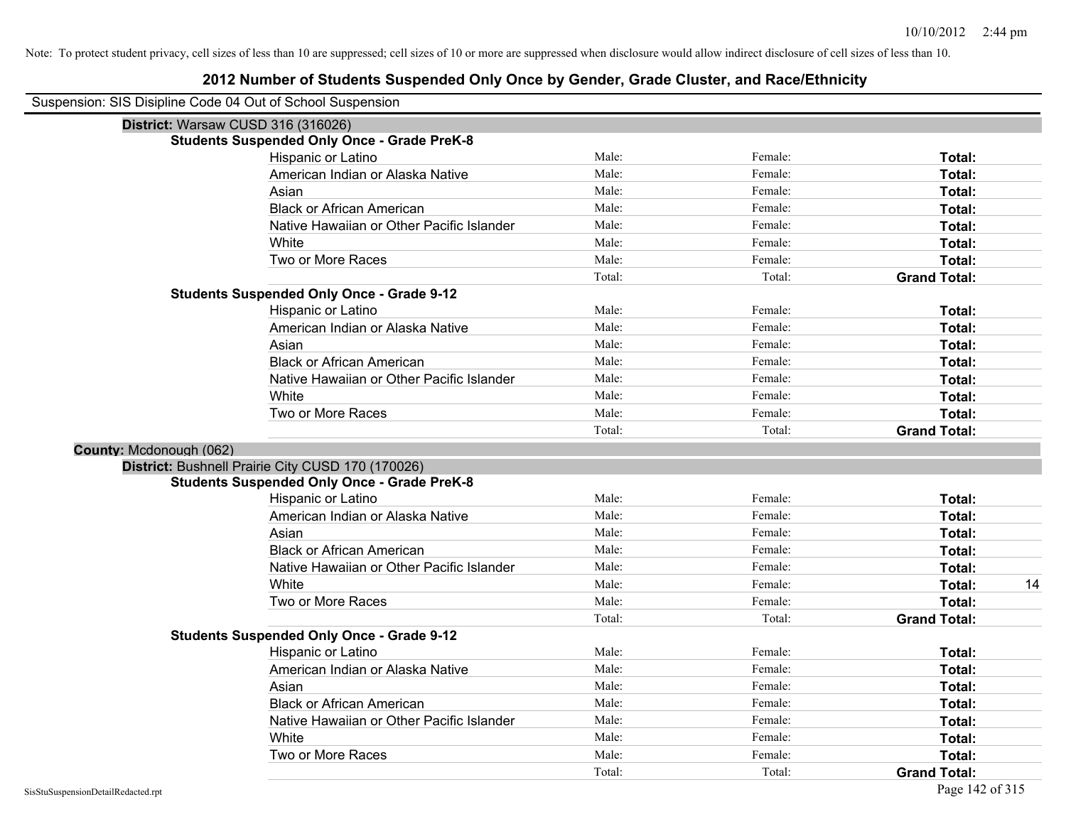Note: To protect student privacy, cell sizes of less than 10 are suppressed; cell sizes of 10 or more are suppressed when disclosure would allow indirect disclosure of cell sizes of less than 10.

# 2012 Number of Students Suspended Only Once by Gender, Grade Cluster, and Race/Ethnicity

Suspension: SIS Disipline Code 04 Out of School Suspension

**District:** Warsaw CUSD 316 (316026)

**Students Suspended Only Once - Grade PreK-8**

| | | | | |
|---|---|---|---|---|
| Hispanic or Latino | Male: | Female: | **Total:** | |
| American Indian or Alaska Native | Male: | Female: | **Total:** | |
| Asian | Male: | Female: | **Total:** | |
| Black or African American | Male: | Female: | **Total:** | |
| Native Hawaiian or Other Pacific Islander | Male: | Female: | **Total:** | |
| White | Male: | Female: | **Total:** | |
| Two or More Races | Male: | Female: | **Total:** | |
| | Total: | Total: | **Grand Total:** | |

**Students Suspended Only Once - Grade 9-12**

| | | | | |
|---|---|---|---|---|
| Hispanic or Latino | Male: | Female: | **Total:** | |
| American Indian or Alaska Native | Male: | Female: | **Total:** | |
| Asian | Male: | Female: | **Total:** | |
| Black or African American | Male: | Female: | **Total:** | |
| Native Hawaiian or Other Pacific Islander | Male: | Female: | **Total:** | |
| White | Male: | Female: | **Total:** | |
| Two or More Races | Male: | Female: | **Total:** | |
| | Total: | Total: | **Grand Total:** | |

**County:** Mcdonough (062)

**District:** Bushnell Prairie City CUSD 170 (170026)

**Students Suspended Only Once - Grade PreK-8**

| | | | | |
|---|---|---|---|---|
| Hispanic or Latino | Male: | Female: | **Total:** | |
| American Indian or Alaska Native | Male: | Female: | **Total:** | |
| Asian | Male: | Female: | **Total:** | |
| Black or African American | Male: | Female: | **Total:** | |
| Native Hawaiian or Other Pacific Islander | Male: | Female: | **Total:** | |
| White | Male: | Female: | **Total:** | 14 |
| Two or More Races | Male: | Female: | **Total:** | |
| | Total: | Total: | **Grand Total:** | |

**Students Suspended Only Once - Grade 9-12**

| | | | | |
|---|---|---|---|---|
| Hispanic or Latino | Male: | Female: | **Total:** | |
| American Indian or Alaska Native | Male: | Female: | **Total:** | |
| Asian | Male: | Female: | **Total:** | |
| Black or African American | Male: | Female: | **Total:** | |
| Native Hawaiian or Other Pacific Islander | Male: | Female: | **Total:** | |
| White | Male: | Female: | **Total:** | |
| Two or More Races | Male: | Female: | **Total:** | |
| | Total: | Total: | **Grand Total:** | |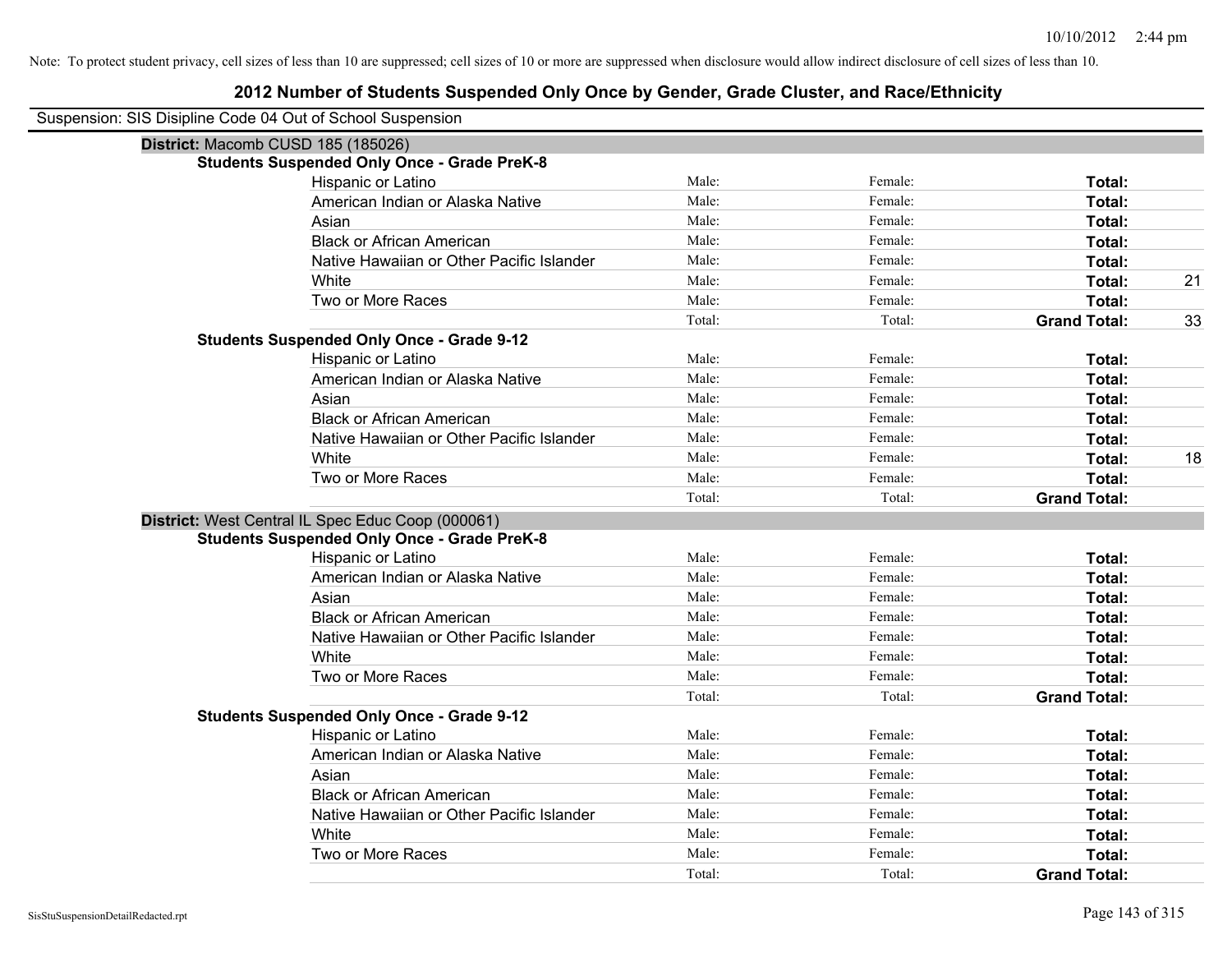Note: To protect student privacy, cell sizes of less than 10 are suppressed; cell sizes of 10 or more are suppressed when disclosure would allow indirect disclosure of cell sizes of less than 10.

# 2012 Number of Students Suspended Only Once by Gender, Grade Cluster, and Race/Ethnicity

Suspension: SIS Disipline Code 04 Out of School Suspension

## District: Macomb CUSD 185 (185026)

### Students Suspended Only Once - Grade PreK-8

| Race/Ethnicity | Male | Female | Total |
|---|---|---|---|
| Hispanic or Latino | Male: | Female: | Total: |
| American Indian or Alaska Native | Male: | Female: | Total: |
| Asian | Male: | Female: | Total: |
| Black or African American | Male: | Female: | Total: |
| Native Hawaiian or Other Pacific Islander | Male: | Female: | Total: |
| White | Male: | Female: | Total: 21 |
| Two or More Races | Male: | Female: | Total: |
| | Total: | Total: | Grand Total: 33 |

### Students Suspended Only Once - Grade 9-12

| Race/Ethnicity | Male | Female | Total |
|---|---|---|---|
| Hispanic or Latino | Male: | Female: | Total: |
| American Indian or Alaska Native | Male: | Female: | Total: |
| Asian | Male: | Female: | Total: |
| Black or African American | Male: | Female: | Total: |
| Native Hawaiian or Other Pacific Islander | Male: | Female: | Total: |
| White | Male: | Female: | Total: 18 |
| Two or More Races | Male: | Female: | Total: |
| | Total: | Total: | Grand Total: |

## District: West Central IL Spec Educ Coop (000061)

### Students Suspended Only Once - Grade PreK-8

| Race/Ethnicity | Male | Female | Total |
|---|---|---|---|
| Hispanic or Latino | Male: | Female: | Total: |
| American Indian or Alaska Native | Male: | Female: | Total: |
| Asian | Male: | Female: | Total: |
| Black or African American | Male: | Female: | Total: |
| Native Hawaiian or Other Pacific Islander | Male: | Female: | Total: |
| White | Male: | Female: | Total: |
| Two or More Races | Male: | Female: | Total: |
| | Total: | Total: | Grand Total: |

### Students Suspended Only Once - Grade 9-12

| Race/Ethnicity | Male | Female | Total |
|---|---|---|---|
| Hispanic or Latino | Male: | Female: | Total: |
| American Indian or Alaska Native | Male: | Female: | Total: |
| Asian | Male: | Female: | Total: |
| Black or African American | Male: | Female: | Total: |
| Native Hawaiian or Other Pacific Islander | Male: | Female: | Total: |
| White | Male: | Female: | Total: |
| Two or More Races | Male: | Female: | Total: |
| | Total: | Total: | Grand Total: |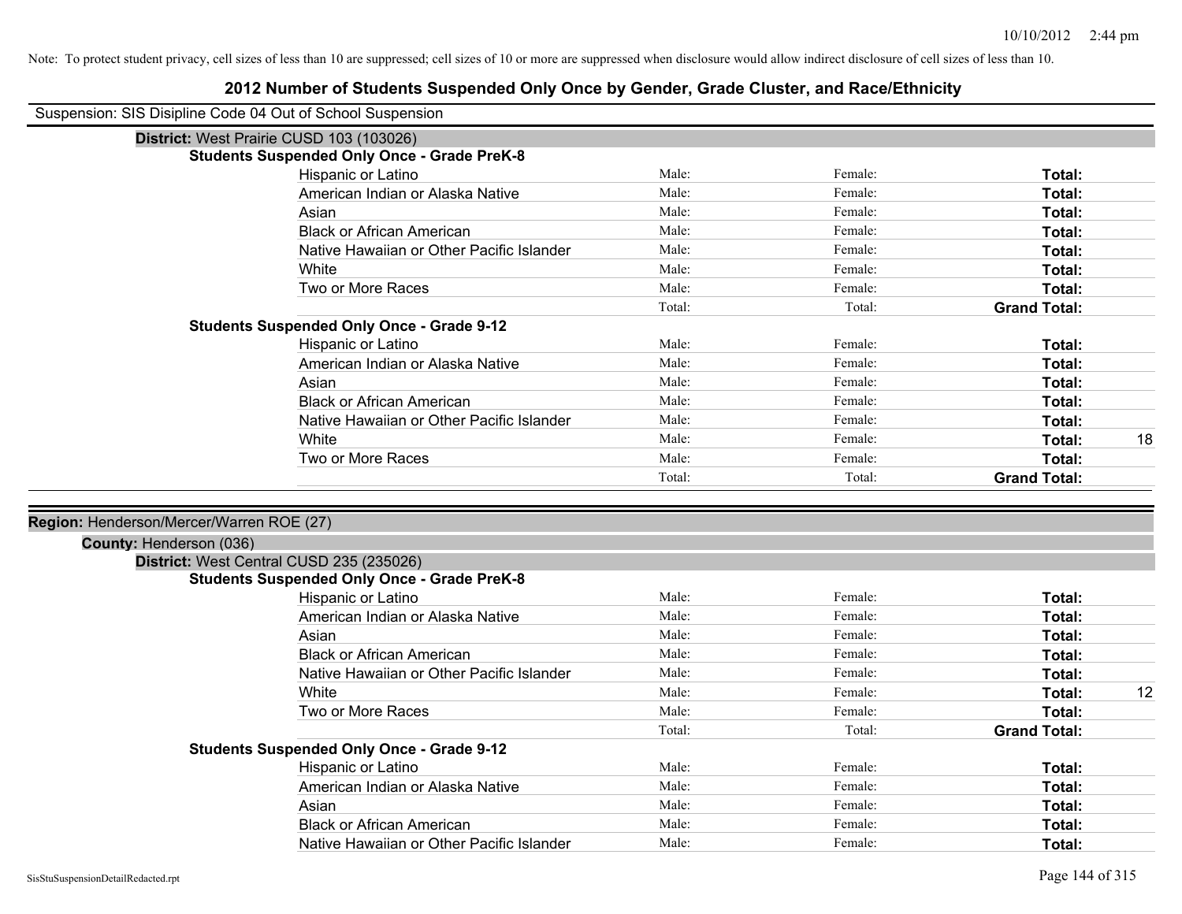Note: To protect student privacy, cell sizes of less than 10 are suppressed; cell sizes of 10 or more are suppressed when disclosure would allow indirect disclosure of cell sizes of less than 10.

# 2012 Number of Students Suspended Only Once by Gender, Grade Cluster, and Race/Ethnicity

Suspension: SIS Disipline Code 04 Out of School Suspension

**District:** West Prairie CUSD 103 (103026)

**Students Suspended Only Once - Grade PreK-8**

| Race/Ethnicity | Male | Female | Total | |
|---|---|---|---|---|
| Hispanic or Latino | Male: | Female: | **Total:** | |
| American Indian or Alaska Native | Male: | Female: | **Total:** | |
| Asian | Male: | Female: | **Total:** | |
| Black or African American | Male: | Female: | **Total:** | |
| Native Hawaiian or Other Pacific Islander | Male: | Female: | **Total:** | |
| White | Male: | Female: | **Total:** | |
| Two or More Races | Male: | Female: | **Total:** | |
| | Total: | Total: | **Grand Total:** | |

**Students Suspended Only Once - Grade 9-12**

| Race/Ethnicity | Male | Female | Total | |
|---|---|---|---|---|
| Hispanic or Latino | Male: | Female: | **Total:** | |
| American Indian or Alaska Native | Male: | Female: | **Total:** | |
| Asian | Male: | Female: | **Total:** | |
| Black or African American | Male: | Female: | **Total:** | |
| Native Hawaiian or Other Pacific Islander | Male: | Female: | **Total:** | |
| White | Male: | Female: | **Total:** | 18 |
| Two or More Races | Male: | Female: | **Total:** | |
| | Total: | Total: | **Grand Total:** | |

**Region:** Henderson/Mercer/Warren ROE (27)

**County:** Henderson (036)

**District:** West Central CUSD 235 (235026)

**Students Suspended Only Once - Grade PreK-8**

| Race/Ethnicity | Male | Female | Total | |
|---|---|---|---|---|
| Hispanic or Latino | Male: | Female: | **Total:** | |
| American Indian or Alaska Native | Male: | Female: | **Total:** | |
| Asian | Male: | Female: | **Total:** | |
| Black or African American | Male: | Female: | **Total:** | |
| Native Hawaiian or Other Pacific Islander | Male: | Female: | **Total:** | |
| White | Male: | Female: | **Total:** | 12 |
| Two or More Races | Male: | Female: | **Total:** | |
| | Total: | Total: | **Grand Total:** | |

**Students Suspended Only Once - Grade 9-12**

| Race/Ethnicity | Male | Female | Total | |
|---|---|---|---|---|
| Hispanic or Latino | Male: | Female: | **Total:** | |
| American Indian or Alaska Native | Male: | Female: | **Total:** | |
| Asian | Male: | Female: | **Total:** | |
| Black or African American | Male: | Female: | **Total:** | |
| Native Hawaiian or Other Pacific Islander | Male: | Female: | **Total:** | |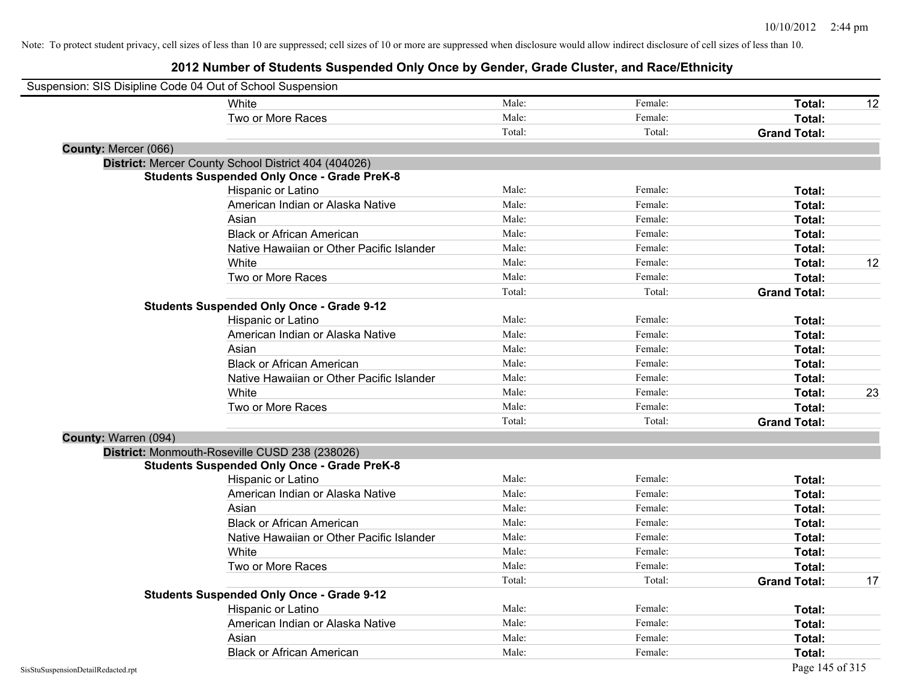Note: To protect student privacy, cell sizes of less than 10 are suppressed; cell sizes of 10 or more are suppressed when disclosure would allow indirect disclosure of cell sizes of less than 10.

## 2012 Number of Students Suspended Only Once by Gender, Grade Cluster, and Race/Ethnicity

Suspension: SIS Disipline Code 04 Out of School Suspension

| | | | | |
|---|---|---|---|---|
| White | Male: | Female: | **Total:** | 12 |
| Two or More Races | Male: | Female: | **Total:** | |
| | Total: | Total: | **Grand Total:** | |

**County:** Mercer (066)

**District:** Mercer County School District 404 (404026)

**Students Suspended Only Once - Grade PreK-8**

| | | | | |
|---|---|---|---|---|
| Hispanic or Latino | Male: | Female: | **Total:** | |
| American Indian or Alaska Native | Male: | Female: | **Total:** | |
| Asian | Male: | Female: | **Total:** | |
| Black or African American | Male: | Female: | **Total:** | |
| Native Hawaiian or Other Pacific Islander | Male: | Female: | **Total:** | |
| White | Male: | Female: | **Total:** | 12 |
| Two or More Races | Male: | Female: | **Total:** | |
| | Total: | Total: | **Grand Total:** | |

**Students Suspended Only Once - Grade 9-12**

| | | | | |
|---|---|---|---|---|
| Hispanic or Latino | Male: | Female: | **Total:** | |
| American Indian or Alaska Native | Male: | Female: | **Total:** | |
| Asian | Male: | Female: | **Total:** | |
| Black or African American | Male: | Female: | **Total:** | |
| Native Hawaiian or Other Pacific Islander | Male: | Female: | **Total:** | |
| White | Male: | Female: | **Total:** | 23 |
| Two or More Races | Male: | Female: | **Total:** | |
| | Total: | Total: | **Grand Total:** | |

**County:** Warren (094)

**District:** Monmouth-Roseville CUSD 238 (238026)

**Students Suspended Only Once - Grade PreK-8**

| | | | | |
|---|---|---|---|---|
| Hispanic or Latino | Male: | Female: | **Total:** | |
| American Indian or Alaska Native | Male: | Female: | **Total:** | |
| Asian | Male: | Female: | **Total:** | |
| Black or African American | Male: | Female: | **Total:** | |
| Native Hawaiian or Other Pacific Islander | Male: | Female: | **Total:** | |
| White | Male: | Female: | **Total:** | |
| Two or More Races | Male: | Female: | **Total:** | |
| | Total: | Total: | **Grand Total:** | 17 |

**Students Suspended Only Once - Grade 9-12**

| | | | | |
|---|---|---|---|---|
| Hispanic or Latino | Male: | Female: | **Total:** | |
| American Indian or Alaska Native | Male: | Female: | **Total:** | |
| Asian | Male: | Female: | **Total:** | |
| Black or African American | Male: | Female: | **Total:** | |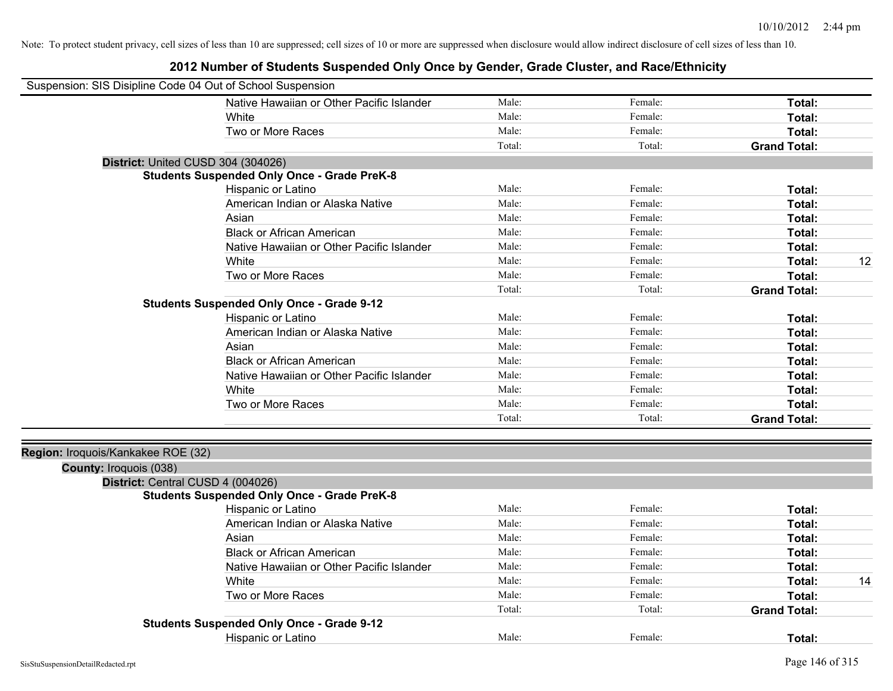Note: To protect student privacy, cell sizes of less than 10 are suppressed; cell sizes of 10 or more are suppressed when disclosure would allow indirect disclosure of cell sizes of less than 10.

## 2012 Number of Students Suspended Only Once by Gender, Grade Cluster, and Race/Ethnicity

Suspension: SIS Disipline Code 04 Out of School Suspension

| | | | | |
|---|---|---|---|---|
| Native Hawaiian or Other Pacific Islander | Male: | Female: | **Total:** | |
| White | Male: | Female: | **Total:** | |
| Two or More Races | Male: | Female: | **Total:** | |
| | Total: | Total: | **Grand Total:** | |

**District:** United CUSD 304 (304026)

**Students Suspended Only Once - Grade PreK-8**

| | | | | |
|---|---|---|---|---|
| Hispanic or Latino | Male: | Female: | **Total:** | |
| American Indian or Alaska Native | Male: | Female: | **Total:** | |
| Asian | Male: | Female: | **Total:** | |
| Black or African American | Male: | Female: | **Total:** | |
| Native Hawaiian or Other Pacific Islander | Male: | Female: | **Total:** | |
| White | Male: | Female: | **Total:** | 12 |
| Two or More Races | Male: | Female: | **Total:** | |
| | Total: | Total: | **Grand Total:** | |

**Students Suspended Only Once - Grade 9-12**

| | | | | |
|---|---|---|---|---|
| Hispanic or Latino | Male: | Female: | **Total:** | |
| American Indian or Alaska Native | Male: | Female: | **Total:** | |
| Asian | Male: | Female: | **Total:** | |
| Black or African American | Male: | Female: | **Total:** | |
| Native Hawaiian or Other Pacific Islander | Male: | Female: | **Total:** | |
| White | Male: | Female: | **Total:** | |
| Two or More Races | Male: | Female: | **Total:** | |
| | Total: | Total: | **Grand Total:** | |

**Region:** Iroquois/Kankakee ROE (32)

**County:** Iroquois (038)

**District:** Central CUSD 4 (004026)

**Students Suspended Only Once - Grade PreK-8**

| | | | | |
|---|---|---|---|---|
| Hispanic or Latino | Male: | Female: | **Total:** | |
| American Indian or Alaska Native | Male: | Female: | **Total:** | |
| Asian | Male: | Female: | **Total:** | |
| Black or African American | Male: | Female: | **Total:** | |
| Native Hawaiian or Other Pacific Islander | Male: | Female: | **Total:** | |
| White | Male: | Female: | **Total:** | 14 |
| Two or More Races | Male: | Female: | **Total:** | |
| | Total: | Total: | **Grand Total:** | |

**Students Suspended Only Once - Grade 9-12**

| | | | | |
|---|---|---|---|---|
| Hispanic or Latino | Male: | Female: | **Total:** | |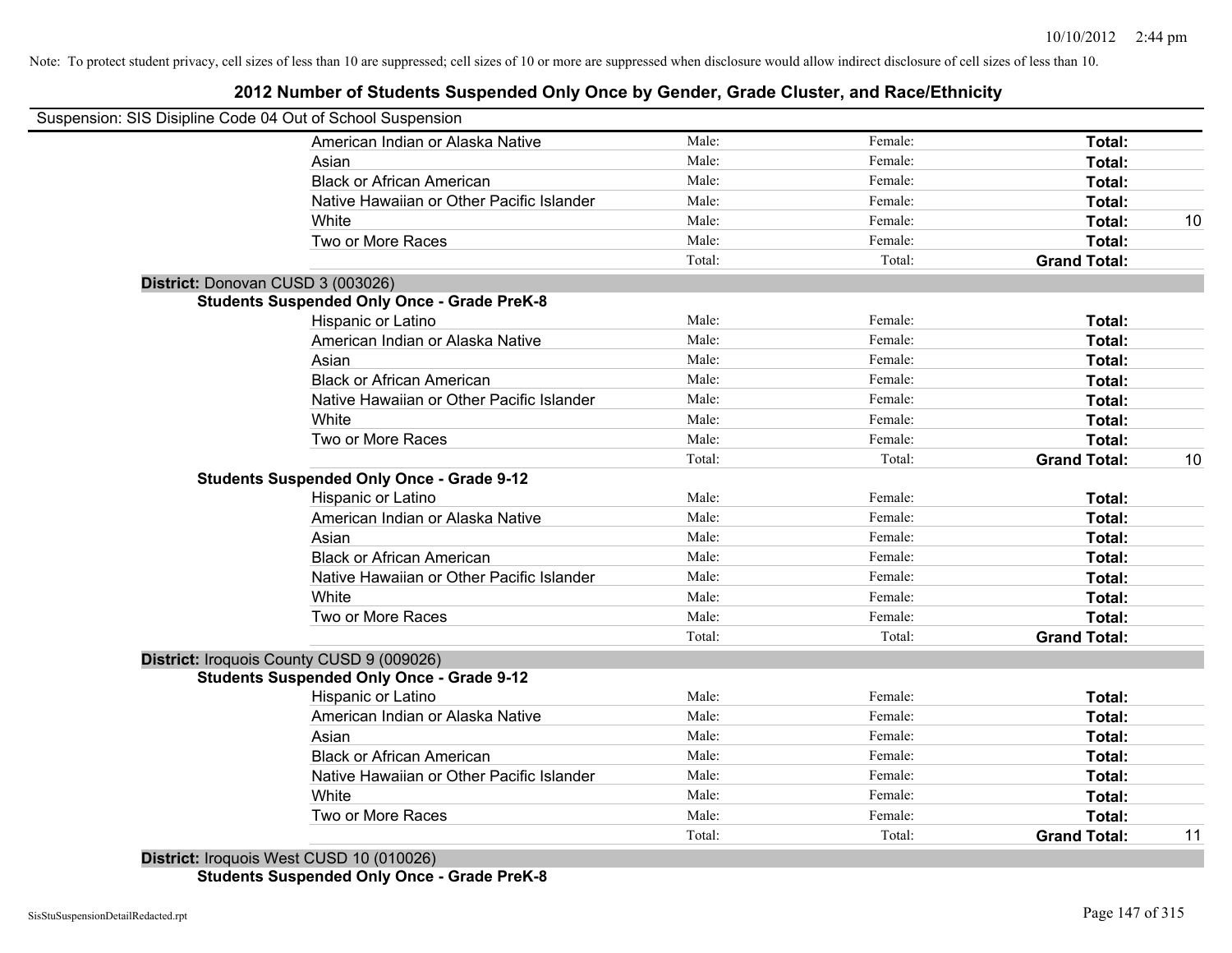Note: To protect student privacy, cell sizes of less than 10 are suppressed; cell sizes of 10 or more are suppressed when disclosure would allow indirect disclosure of cell sizes of less than 10.

## 2012 Number of Students Suspended Only Once by Gender, Grade Cluster, and Race/Ethnicity

Suspension: SIS Disipline Code 04 Out of School Suspension

| | | | | |
|---|---|---|---|---|
| American Indian or Alaska Native | Male: | Female: | **Total:** | |
| Asian | Male: | Female: | **Total:** | |
| Black or African American | Male: | Female: | **Total:** | |
| Native Hawaiian or Other Pacific Islander | Male: | Female: | **Total:** | |
| White | Male: | Female: | **Total:** | 10 |
| Two or More Races | Male: | Female: | **Total:** | |
| | Total: | Total: | **Grand Total:** | |

**District:** Donovan CUSD 3 (003026)

**Students Suspended Only Once - Grade PreK-8**

| | | | | |
|---|---|---|---|---|
| Hispanic or Latino | Male: | Female: | **Total:** | |
| American Indian or Alaska Native | Male: | Female: | **Total:** | |
| Asian | Male: | Female: | **Total:** | |
| Black or African American | Male: | Female: | **Total:** | |
| Native Hawaiian or Other Pacific Islander | Male: | Female: | **Total:** | |
| White | Male: | Female: | **Total:** | |
| Two or More Races | Male: | Female: | **Total:** | |
| | Total: | Total: | **Grand Total:** | 10 |

**Students Suspended Only Once - Grade 9-12**

| | | | | |
|---|---|---|---|---|
| Hispanic or Latino | Male: | Female: | **Total:** | |
| American Indian or Alaska Native | Male: | Female: | **Total:** | |
| Asian | Male: | Female: | **Total:** | |
| Black or African American | Male: | Female: | **Total:** | |
| Native Hawaiian or Other Pacific Islander | Male: | Female: | **Total:** | |
| White | Male: | Female: | **Total:** | |
| Two or More Races | Male: | Female: | **Total:** | |
| | Total: | Total: | **Grand Total:** | |

**District:** Iroquois County CUSD 9 (009026)

**Students Suspended Only Once - Grade 9-12**

| | | | | |
|---|---|---|---|---|
| Hispanic or Latino | Male: | Female: | **Total:** | |
| American Indian or Alaska Native | Male: | Female: | **Total:** | |
| Asian | Male: | Female: | **Total:** | |
| Black or African American | Male: | Female: | **Total:** | |
| Native Hawaiian or Other Pacific Islander | Male: | Female: | **Total:** | |
| White | Male: | Female: | **Total:** | |
| Two or More Races | Male: | Female: | **Total:** | |
| | Total: | Total: | **Grand Total:** | 11 |

**District:** Iroquois West CUSD 10 (010026)

**Students Suspended Only Once - Grade PreK-8**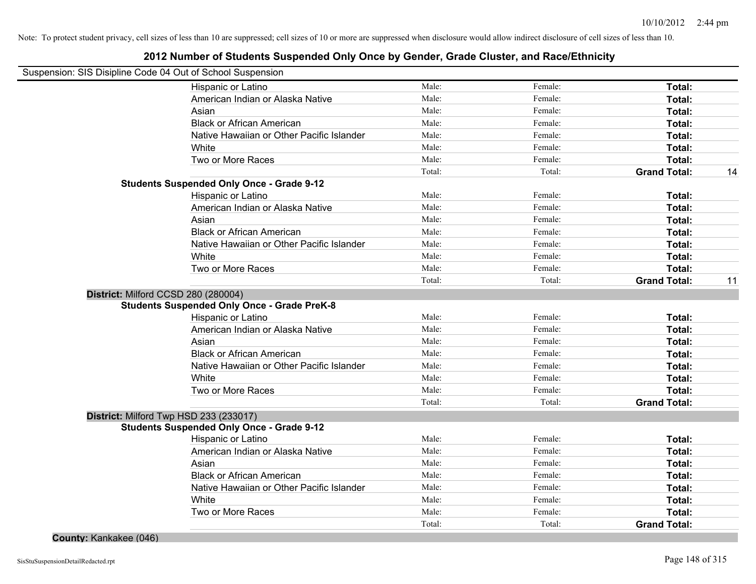Note: To protect student privacy, cell sizes of less than 10 are suppressed; cell sizes of 10 or more are suppressed when disclosure would allow indirect disclosure of cell sizes of less than 10.

## 2012 Number of Students Suspended Only Once by Gender, Grade Cluster, and Race/Ethnicity

Suspension: SIS Disipline Code 04 Out of School Suspension

| | | | | |
|---|---|---|---|---|
| Hispanic or Latino | Male: | Female: | **Total:** | |
| American Indian or Alaska Native | Male: | Female: | **Total:** | |
| Asian | Male: | Female: | **Total:** | |
| Black or African American | Male: | Female: | **Total:** | |
| Native Hawaiian or Other Pacific Islander | Male: | Female: | **Total:** | |
| White | Male: | Female: | **Total:** | |
| Two or More Races | Male: | Female: | **Total:** | |
| | Total: | Total: | **Grand Total:** | 14 |

**Students Suspended Only Once - Grade 9-12**

| | | | | |
|---|---|---|---|---|
| Hispanic or Latino | Male: | Female: | **Total:** | |
| American Indian or Alaska Native | Male: | Female: | **Total:** | |
| Asian | Male: | Female: | **Total:** | |
| Black or African American | Male: | Female: | **Total:** | |
| Native Hawaiian or Other Pacific Islander | Male: | Female: | **Total:** | |
| White | Male: | Female: | **Total:** | |
| Two or More Races | Male: | Female: | **Total:** | |
| | Total: | Total: | **Grand Total:** | 11 |

**District:** Milford CCSD 280 (280004)

**Students Suspended Only Once - Grade PreK-8**

| | | | | |
|---|---|---|---|---|
| Hispanic or Latino | Male: | Female: | **Total:** | |
| American Indian or Alaska Native | Male: | Female: | **Total:** | |
| Asian | Male: | Female: | **Total:** | |
| Black or African American | Male: | Female: | **Total:** | |
| Native Hawaiian or Other Pacific Islander | Male: | Female: | **Total:** | |
| White | Male: | Female: | **Total:** | |
| Two or More Races | Male: | Female: | **Total:** | |
| | Total: | Total: | **Grand Total:** | |

**District:** Milford Twp HSD 233 (233017)

**Students Suspended Only Once - Grade 9-12**

| | | | | |
|---|---|---|---|---|
| Hispanic or Latino | Male: | Female: | **Total:** | |
| American Indian or Alaska Native | Male: | Female: | **Total:** | |
| Asian | Male: | Female: | **Total:** | |
| Black or African American | Male: | Female: | **Total:** | |
| Native Hawaiian or Other Pacific Islander | Male: | Female: | **Total:** | |
| White | Male: | Female: | **Total:** | |
| Two or More Races | Male: | Female: | **Total:** | |
| | Total: | Total: | **Grand Total:** | |

**County:** Kankakee (046)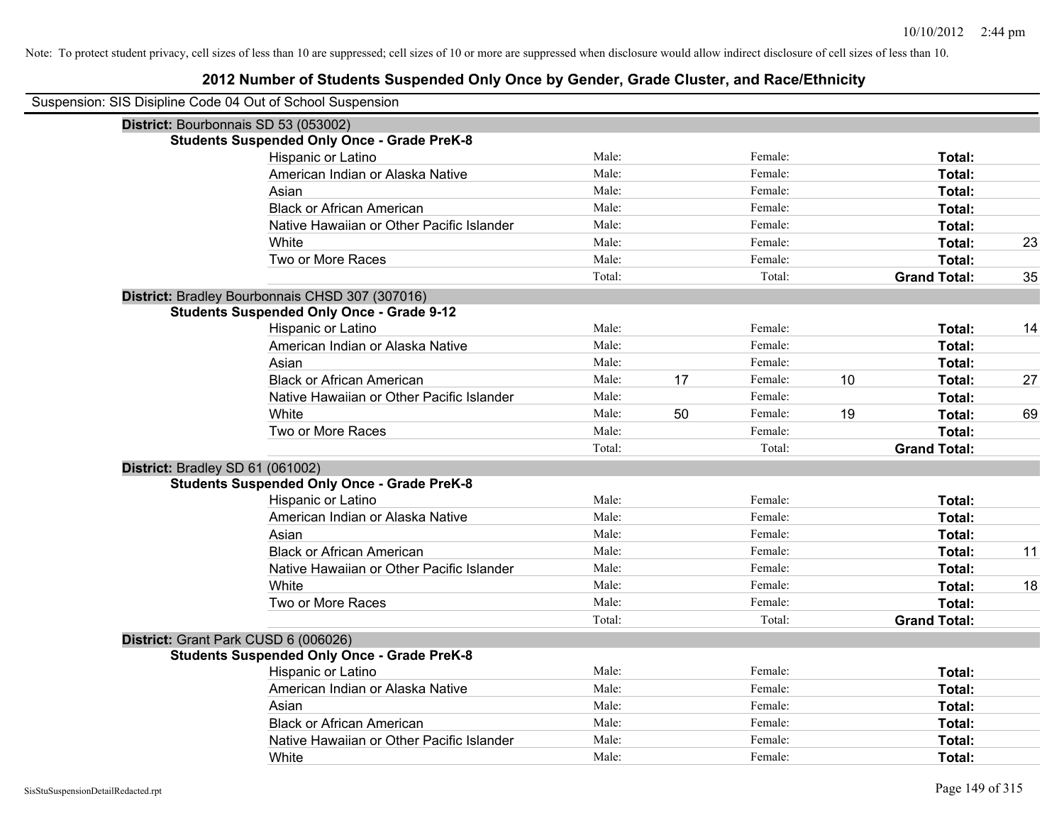Note: To protect student privacy, cell sizes of less than 10 are suppressed; cell sizes of 10 or more are suppressed when disclosure would allow indirect disclosure of cell sizes of less than 10.

# 2012 Number of Students Suspended Only Once by Gender, Grade Cluster, and Race/Ethnicity

Suspension: SIS Disipline Code 04 Out of School Suspension

## District: Bourbonnais SD 53 (053002)

### Students Suspended Only Once - Grade PreK-8

| Race/Ethnicity | Male: | | Female: | | Total: | |
|---|---|---|---|---|---|---|
| Hispanic or Latino | Male: | | Female: | | **Total:** | |
| American Indian or Alaska Native | Male: | | Female: | | **Total:** | |
| Asian | Male: | | Female: | | **Total:** | |
| Black or African American | Male: | | Female: | | **Total:** | |
| Native Hawaiian or Other Pacific Islander | Male: | | Female: | | **Total:** | |
| White | Male: | | Female: | | **Total:** | 23 |
| Two or More Races | Male: | | Female: | | **Total:** | |
| | Total: | | Total: | | **Grand Total:** | 35 |

## District: Bradley Bourbonnais CHSD 307 (307016)

### Students Suspended Only Once - Grade 9-12

| Race/Ethnicity | Male: | | Female: | | Total: | |
|---|---|---|---|---|---|---|
| Hispanic or Latino | Male: | | Female: | | **Total:** | 14 |
| American Indian or Alaska Native | Male: | | Female: | | **Total:** | |
| Asian | Male: | | Female: | | **Total:** | |
| Black or African American | Male: | 17 | Female: | 10 | **Total:** | 27 |
| Native Hawaiian or Other Pacific Islander | Male: | | Female: | | **Total:** | |
| White | Male: | 50 | Female: | 19 | **Total:** | 69 |
| Two or More Races | Male: | | Female: | | **Total:** | |
| | Total: | | Total: | | **Grand Total:** | |

## District: Bradley SD 61 (061002)

### Students Suspended Only Once - Grade PreK-8

| Race/Ethnicity | Male: | | Female: | | Total: | |
|---|---|---|---|---|---|---|
| Hispanic or Latino | Male: | | Female: | | **Total:** | |
| American Indian or Alaska Native | Male: | | Female: | | **Total:** | |
| Asian | Male: | | Female: | | **Total:** | |
| Black or African American | Male: | | Female: | | **Total:** | 11 |
| Native Hawaiian or Other Pacific Islander | Male: | | Female: | | **Total:** | |
| White | Male: | | Female: | | **Total:** | 18 |
| Two or More Races | Male: | | Female: | | **Total:** | |
| | Total: | | Total: | | **Grand Total:** | |

## District: Grant Park CUSD 6 (006026)

### Students Suspended Only Once - Grade PreK-8

| Race/Ethnicity | Male: | | Female: | | Total: | |
|---|---|---|---|---|---|---|
| Hispanic or Latino | Male: | | Female: | | **Total:** | |
| American Indian or Alaska Native | Male: | | Female: | | **Total:** | |
| Asian | Male: | | Female: | | **Total:** | |
| Black or African American | Male: | | Female: | | **Total:** | |
| Native Hawaiian or Other Pacific Islander | Male: | | Female: | | **Total:** | |
| White | Male: | | Female: | | **Total:** | |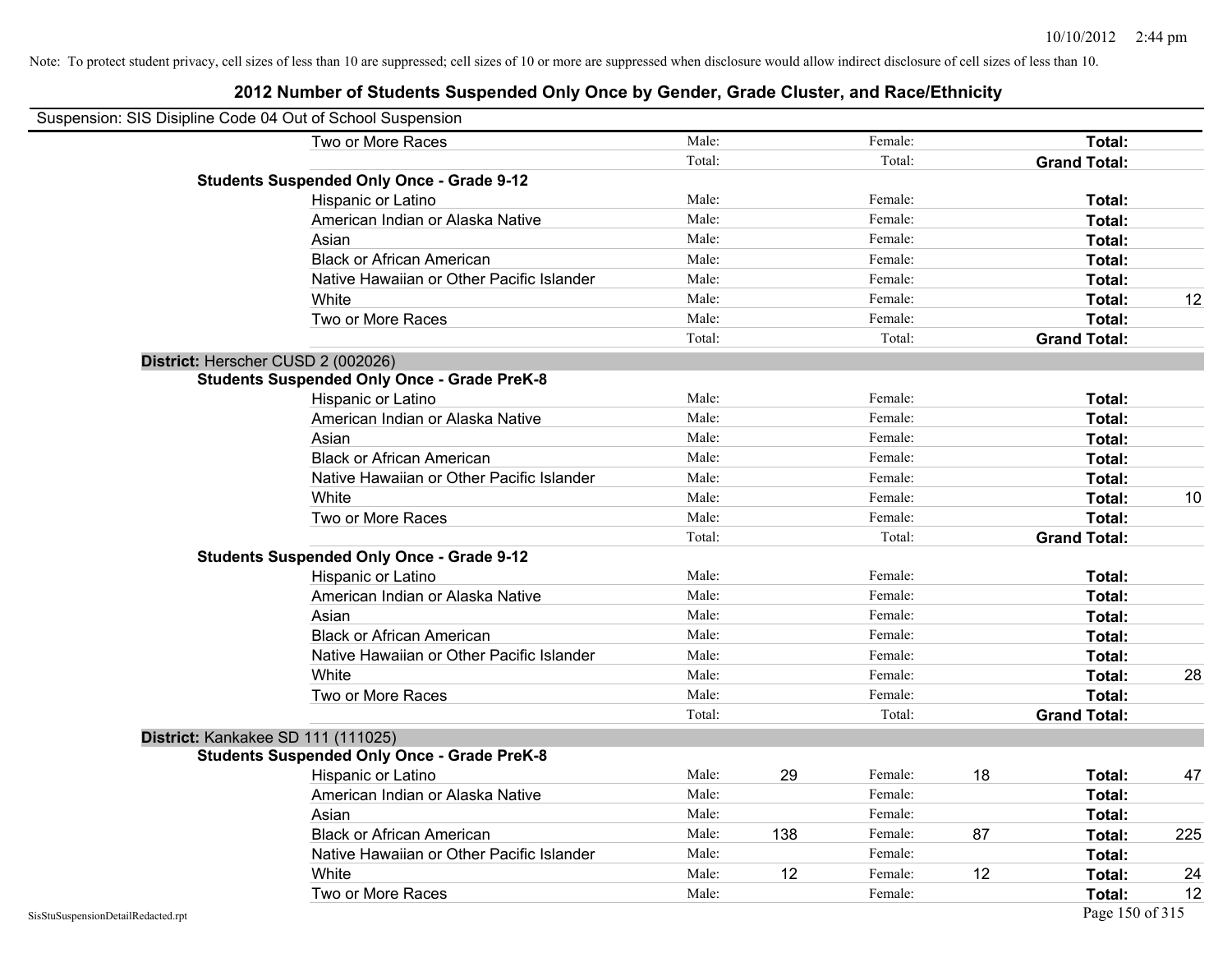Note: To protect student privacy, cell sizes of less than 10 are suppressed; cell sizes of 10 or more are suppressed when disclosure would allow indirect disclosure of cell sizes of less than 10.

# 2012 Number of Students Suspended Only Once by Gender, Grade Cluster, and Race/Ethnicity

Suspension: SIS Disipline Code 04 Out of School Suspension

| | | | | | | |
|---|---|---|---|---|---|---|
| Two or More Races | Male: | | Female: | | **Total:** | |
| | Total: | | Total: | | **Grand Total:** | |
| **Students Suspended Only Once - Grade 9-12** | | | | | | |
| Hispanic or Latino | Male: | | Female: | | **Total:** | |
| American Indian or Alaska Native | Male: | | Female: | | **Total:** | |
| Asian | Male: | | Female: | | **Total:** | |
| Black or African American | Male: | | Female: | | **Total:** | |
| Native Hawaiian or Other Pacific Islander | Male: | | Female: | | **Total:** | |
| White | Male: | | Female: | | **Total:** | 12 |
| Two or More Races | Male: | | Female: | | **Total:** | |
| | Total: | | Total: | | **Grand Total:** | |
| **District:** Herscher CUSD 2 (002026) | | | | | | |
| **Students Suspended Only Once - Grade PreK-8** | | | | | | |
| Hispanic or Latino | Male: | | Female: | | **Total:** | |
| American Indian or Alaska Native | Male: | | Female: | | **Total:** | |
| Asian | Male: | | Female: | | **Total:** | |
| Black or African American | Male: | | Female: | | **Total:** | |
| Native Hawaiian or Other Pacific Islander | Male: | | Female: | | **Total:** | |
| White | Male: | | Female: | | **Total:** | 10 |
| Two or More Races | Male: | | Female: | | **Total:** | |
| | Total: | | Total: | | **Grand Total:** | |
| **Students Suspended Only Once - Grade 9-12** | | | | | | |
| Hispanic or Latino | Male: | | Female: | | **Total:** | |
| American Indian or Alaska Native | Male: | | Female: | | **Total:** | |
| Asian | Male: | | Female: | | **Total:** | |
| Black or African American | Male: | | Female: | | **Total:** | |
| Native Hawaiian or Other Pacific Islander | Male: | | Female: | | **Total:** | |
| White | Male: | | Female: | | **Total:** | 28 |
| Two or More Races | Male: | | Female: | | **Total:** | |
| | Total: | | Total: | | **Grand Total:** | |
| **District:** Kankakee SD 111 (111025) | | | | | | |
| **Students Suspended Only Once - Grade PreK-8** | | | | | | |
| Hispanic or Latino | Male: | 29 | Female: | 18 | **Total:** | 47 |
| American Indian or Alaska Native | Male: | | Female: | | **Total:** | |
| Asian | Male: | | Female: | | **Total:** | |
| Black or African American | Male: | 138 | Female: | 87 | **Total:** | 225 |
| Native Hawaiian or Other Pacific Islander | Male: | | Female: | | **Total:** | |
| White | Male: | 12 | Female: | 12 | **Total:** | 24 |
| Two or More Races | Male: | | Female: | | **Total:** | 12 |

SisStuSuspensionDetailRedacted.rpt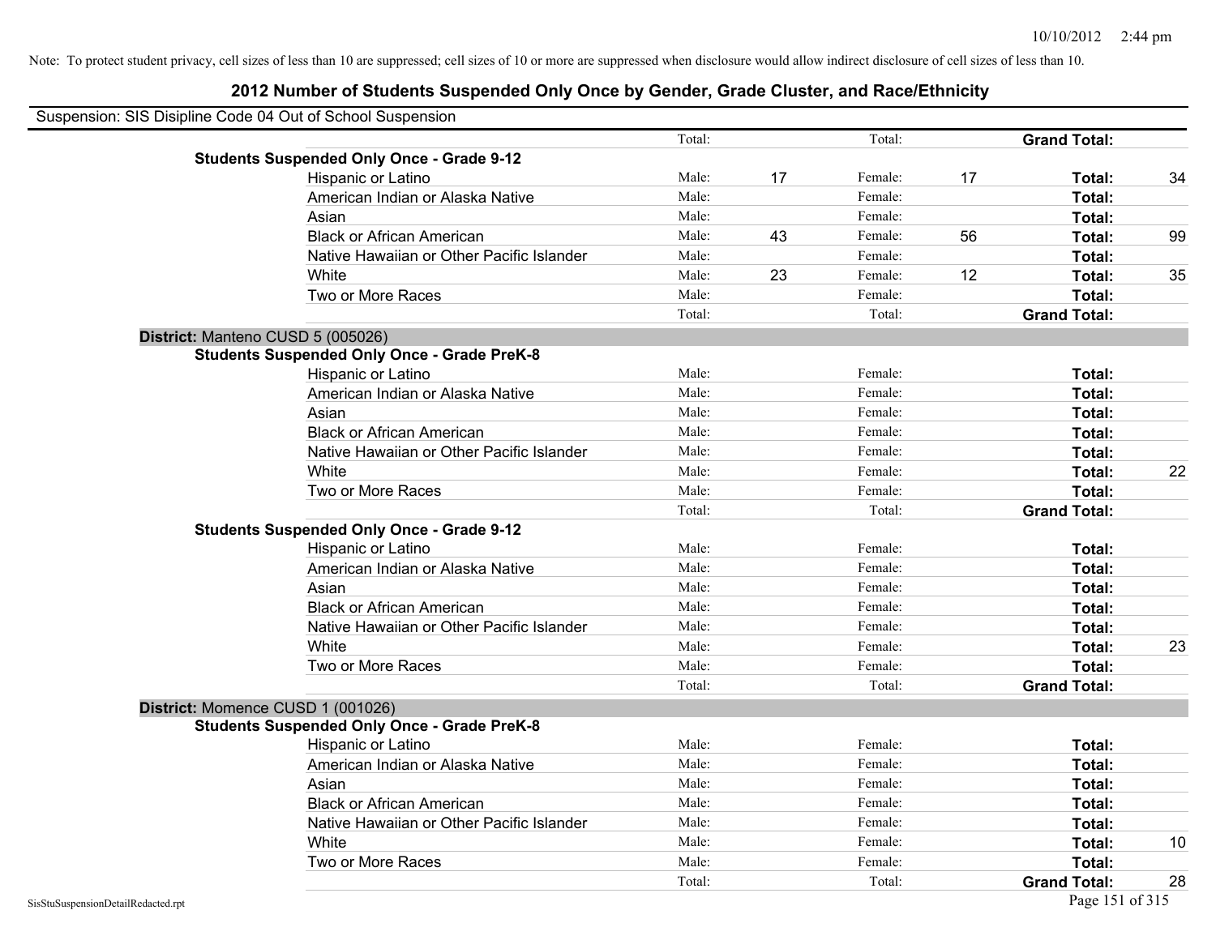Note: To protect student privacy, cell sizes of less than 10 are suppressed; cell sizes of 10 or more are suppressed when disclosure would allow indirect disclosure of cell sizes of less than 10.

## 2012 Number of Students Suspended Only Once by Gender, Grade Cluster, and Race/Ethnicity

Suspension: SIS Disipline Code 04 Out of School Suspension

| | | | | | | |
|---|---|---|---|---|---|---|
| | Total: | | Total: | | **Grand Total:** | |
| **Students Suspended Only Once - Grade 9-12** | | | | | | |
| Hispanic or Latino | Male: | 17 | Female: | 17 | **Total:** | 34 |
| American Indian or Alaska Native | Male: | | Female: | | **Total:** | |
| Asian | Male: | | Female: | | **Total:** | |
| Black or African American | Male: | 43 | Female: | 56 | **Total:** | 99 |
| Native Hawaiian or Other Pacific Islander | Male: | | Female: | | **Total:** | |
| White | Male: | 23 | Female: | 12 | **Total:** | 35 |
| Two or More Races | Male: | | Female: | | **Total:** | |
| | Total: | | Total: | | **Grand Total:** | |

**District:** Manteno CUSD 5 (005026)

| | | | | | | |
|---|---|---|---|---|---|---|
| **Students Suspended Only Once - Grade PreK-8** | | | | | | |
| Hispanic or Latino | Male: | | Female: | | **Total:** | |
| American Indian or Alaska Native | Male: | | Female: | | **Total:** | |
| Asian | Male: | | Female: | | **Total:** | |
| Black or African American | Male: | | Female: | | **Total:** | |
| Native Hawaiian or Other Pacific Islander | Male: | | Female: | | **Total:** | |
| White | Male: | | Female: | | **Total:** | 22 |
| Two or More Races | Male: | | Female: | | **Total:** | |
| | Total: | | Total: | | **Grand Total:** | |
| **Students Suspended Only Once - Grade 9-12** | | | | | | |
| Hispanic or Latino | Male: | | Female: | | **Total:** | |
| American Indian or Alaska Native | Male: | | Female: | | **Total:** | |
| Asian | Male: | | Female: | | **Total:** | |
| Black or African American | Male: | | Female: | | **Total:** | |
| Native Hawaiian or Other Pacific Islander | Male: | | Female: | | **Total:** | |
| White | Male: | | Female: | | **Total:** | 23 |
| Two or More Races | Male: | | Female: | | **Total:** | |
| | Total: | | Total: | | **Grand Total:** | |

**District:** Momence CUSD 1 (001026)

| | | | | | | |
|---|---|---|---|---|---|---|
| **Students Suspended Only Once - Grade PreK-8** | | | | | | |
| Hispanic or Latino | Male: | | Female: | | **Total:** | |
| American Indian or Alaska Native | Male: | | Female: | | **Total:** | |
| Asian | Male: | | Female: | | **Total:** | |
| Black or African American | Male: | | Female: | | **Total:** | |
| Native Hawaiian or Other Pacific Islander | Male: | | Female: | | **Total:** | |
| White | Male: | | Female: | | **Total:** | 10 |
| Two or More Races | Male: | | Female: | | **Total:** | |
| | Total: | | Total: | | **Grand Total:** | 28 |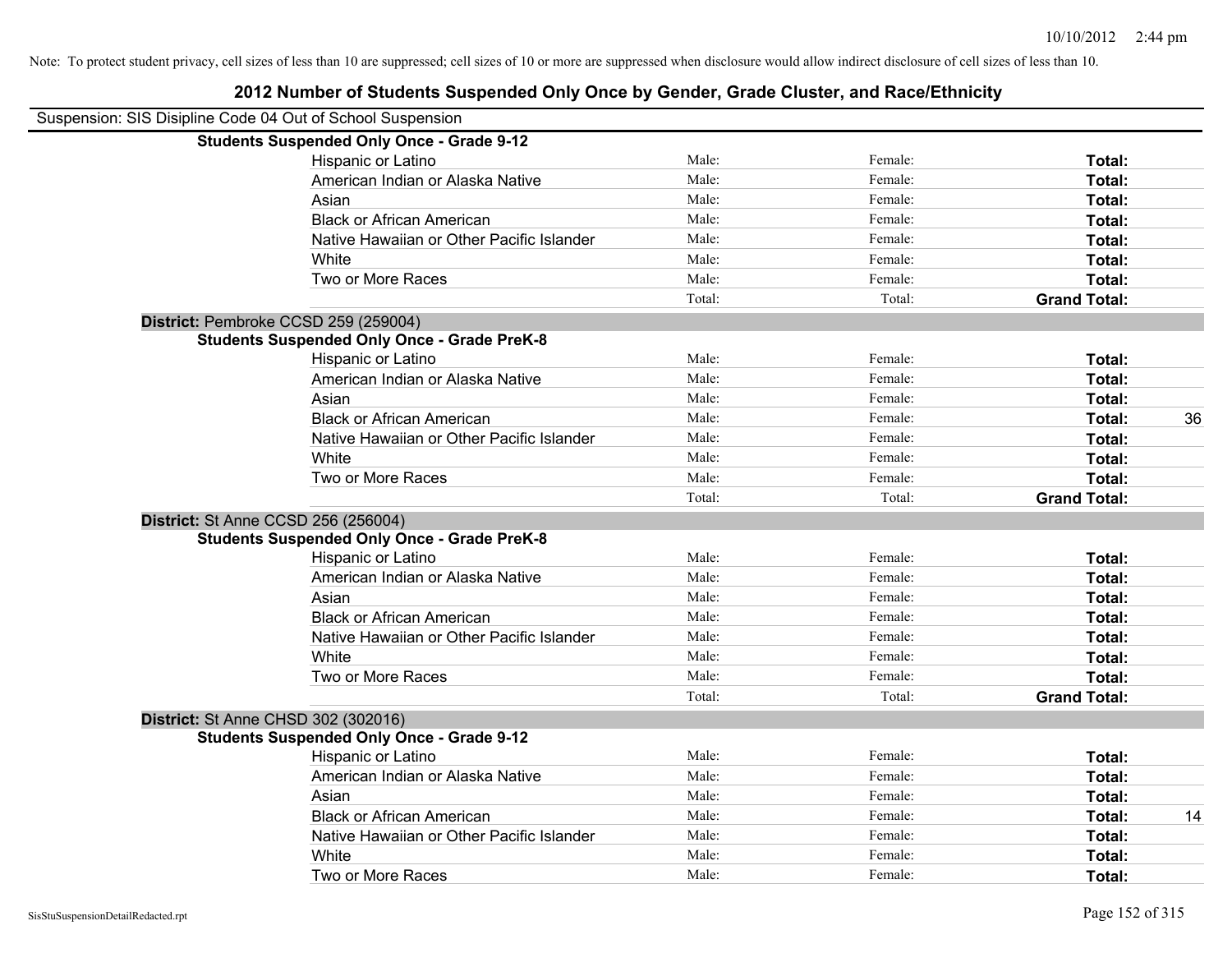Note: To protect student privacy, cell sizes of less than 10 are suppressed; cell sizes of 10 or more are suppressed when disclosure would allow indirect disclosure of cell sizes of less than 10.

## 2012 Number of Students Suspended Only Once by Gender, Grade Cluster, and Race/Ethnicity

Suspension: SIS Disipline Code 04 Out of School Suspension

**Students Suspended Only Once - Grade 9-12**

| | | | | |
|---|---|---|---|---|
| Hispanic or Latino | Male: | Female: | **Total:** | |
| American Indian or Alaska Native | Male: | Female: | **Total:** | |
| Asian | Male: | Female: | **Total:** | |
| Black or African American | Male: | Female: | **Total:** | |
| Native Hawaiian or Other Pacific Islander | Male: | Female: | **Total:** | |
| White | Male: | Female: | **Total:** | |
| Two or More Races | Male: | Female: | **Total:** | |
| | Total: | Total: | **Grand Total:** | |

**District:** Pembroke CCSD 259 (259004)

**Students Suspended Only Once - Grade PreK-8**

| | | | | |
|---|---|---|---|---|
| Hispanic or Latino | Male: | Female: | **Total:** | |
| American Indian or Alaska Native | Male: | Female: | **Total:** | |
| Asian | Male: | Female: | **Total:** | |
| Black or African American | Male: | Female: | **Total:** | 36 |
| Native Hawaiian or Other Pacific Islander | Male: | Female: | **Total:** | |
| White | Male: | Female: | **Total:** | |
| Two or More Races | Male: | Female: | **Total:** | |
| | Total: | Total: | **Grand Total:** | |

**District:** St Anne CCSD 256 (256004)

**Students Suspended Only Once - Grade PreK-8**

| | | | | |
|---|---|---|---|---|
| Hispanic or Latino | Male: | Female: | **Total:** | |
| American Indian or Alaska Native | Male: | Female: | **Total:** | |
| Asian | Male: | Female: | **Total:** | |
| Black or African American | Male: | Female: | **Total:** | |
| Native Hawaiian or Other Pacific Islander | Male: | Female: | **Total:** | |
| White | Male: | Female: | **Total:** | |
| Two or More Races | Male: | Female: | **Total:** | |
| | Total: | Total: | **Grand Total:** | |

**District:** St Anne CHSD 302 (302016)

**Students Suspended Only Once - Grade 9-12**

| | | | | |
|---|---|---|---|---|
| Hispanic or Latino | Male: | Female: | **Total:** | |
| American Indian or Alaska Native | Male: | Female: | **Total:** | |
| Asian | Male: | Female: | **Total:** | |
| Black or African American | Male: | Female: | **Total:** | 14 |
| Native Hawaiian or Other Pacific Islander | Male: | Female: | **Total:** | |
| White | Male: | Female: | **Total:** | |
| Two or More Races | Male: | Female: | **Total:** | |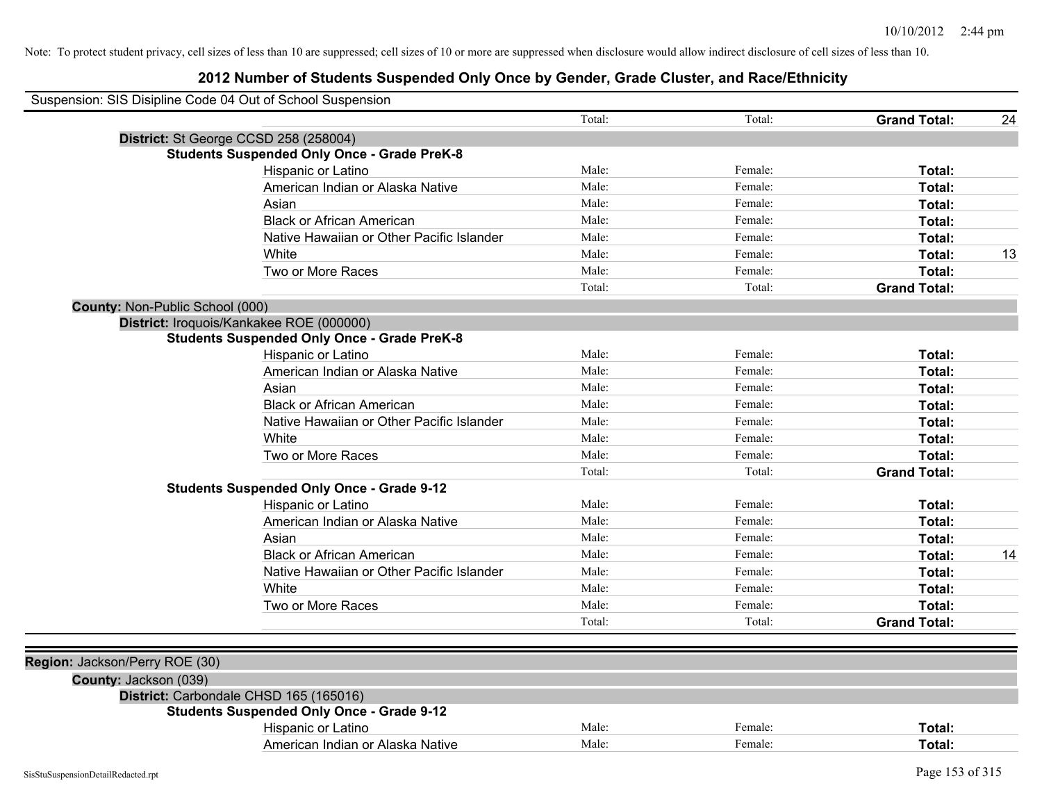Note: To protect student privacy, cell sizes of less than 10 are suppressed; cell sizes of 10 or more are suppressed when disclosure would allow indirect disclosure of cell sizes of less than 10.

# 2012 Number of Students Suspended Only Once by Gender, Grade Cluster, and Race/Ethnicity

Suspension: SIS Disipline Code 04 Out of School Suspension

| | | | | |
|---|---|---|---|---|
| | Total: | Total: | **Grand Total:** | 24 |

**District:** St George CCSD 258 (258004)

**Students Suspended Only Once - Grade PreK-8**

| Race/Ethnicity | Male | Female | Total | |
|---|---|---|---|---|
| Hispanic or Latino | Male: | Female: | **Total:** | |
| American Indian or Alaska Native | Male: | Female: | **Total:** | |
| Asian | Male: | Female: | **Total:** | |
| Black or African American | Male: | Female: | **Total:** | |
| Native Hawaiian or Other Pacific Islander | Male: | Female: | **Total:** | |
| White | Male: | Female: | **Total:** | 13 |
| Two or More Races | Male: | Female: | **Total:** | |
| | Total: | Total: | **Grand Total:** | |

**County:** Non-Public School (000)

**District:** Iroquois/Kankakee ROE (000000)

**Students Suspended Only Once - Grade PreK-8**

| Race/Ethnicity | Male | Female | Total | |
|---|---|---|---|---|
| Hispanic or Latino | Male: | Female: | **Total:** | |
| American Indian or Alaska Native | Male: | Female: | **Total:** | |
| Asian | Male: | Female: | **Total:** | |
| Black or African American | Male: | Female: | **Total:** | |
| Native Hawaiian or Other Pacific Islander | Male: | Female: | **Total:** | |
| White | Male: | Female: | **Total:** | |
| Two or More Races | Male: | Female: | **Total:** | |
| | Total: | Total: | **Grand Total:** | |

**Students Suspended Only Once - Grade 9-12**

| Race/Ethnicity | Male | Female | Total | |
|---|---|---|---|---|
| Hispanic or Latino | Male: | Female: | **Total:** | |
| American Indian or Alaska Native | Male: | Female: | **Total:** | |
| Asian | Male: | Female: | **Total:** | |
| Black or African American | Male: | Female: | **Total:** | 14 |
| Native Hawaiian or Other Pacific Islander | Male: | Female: | **Total:** | |
| White | Male: | Female: | **Total:** | |
| Two or More Races | Male: | Female: | **Total:** | |
| | Total: | Total: | **Grand Total:** | |

**Region:** Jackson/Perry ROE (30)

**County:** Jackson (039)

**District:** Carbondale CHSD 165 (165016)

**Students Suspended Only Once - Grade 9-12**

| Race/Ethnicity | Male | Female | Total | |
|---|---|---|---|---|
| Hispanic or Latino | Male: | Female: | **Total:** | |
| American Indian or Alaska Native | Male: | Female: | **Total:** | |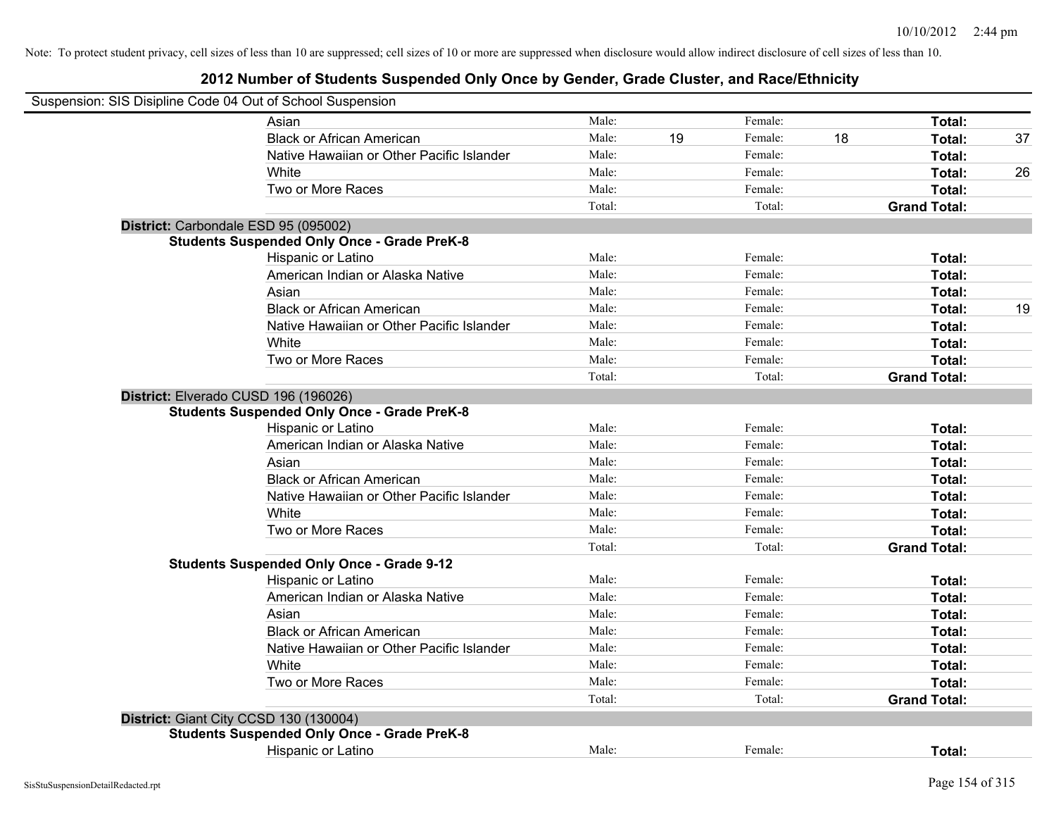Note: To protect student privacy, cell sizes of less than 10 are suppressed; cell sizes of 10 or more are suppressed when disclosure would allow indirect disclosure of cell sizes of less than 10.

# 2012 Number of Students Suspended Only Once by Gender, Grade Cluster, and Race/Ethnicity

Suspension: SIS Disipline Code 04 Out of School Suspension

| | | | | | | |
|---|---|---|---|---|---|---|
| Asian | Male: | | Female: | | **Total:** | |
| Black or African American | Male: | 19 | Female: | 18 | **Total:** | 37 |
| Native Hawaiian or Other Pacific Islander | Male: | | Female: | | **Total:** | |
| White | Male: | | Female: | | **Total:** | 26 |
| Two or More Races | Male: | | Female: | | **Total:** | |
| | Total: | | Total: | | **Grand Total:** | |

**District:** Carbondale ESD 95 (095002)

**Students Suspended Only Once - Grade PreK-8**

| | | | | | | |
|---|---|---|---|---|---|---|
| Hispanic or Latino | Male: | | Female: | | **Total:** | |
| American Indian or Alaska Native | Male: | | Female: | | **Total:** | |
| Asian | Male: | | Female: | | **Total:** | |
| Black or African American | Male: | | Female: | | **Total:** | 19 |
| Native Hawaiian or Other Pacific Islander | Male: | | Female: | | **Total:** | |
| White | Male: | | Female: | | **Total:** | |
| Two or More Races | Male: | | Female: | | **Total:** | |
| | Total: | | Total: | | **Grand Total:** | |

**District:** Elverado CUSD 196 (196026)

**Students Suspended Only Once - Grade PreK-8**

| | | | | | | |
|---|---|---|---|---|---|---|
| Hispanic or Latino | Male: | | Female: | | **Total:** | |
| American Indian or Alaska Native | Male: | | Female: | | **Total:** | |
| Asian | Male: | | Female: | | **Total:** | |
| Black or African American | Male: | | Female: | | **Total:** | |
| Native Hawaiian or Other Pacific Islander | Male: | | Female: | | **Total:** | |
| White | Male: | | Female: | | **Total:** | |
| Two or More Races | Male: | | Female: | | **Total:** | |
| | Total: | | Total: | | **Grand Total:** | |

**Students Suspended Only Once - Grade 9-12**

| | | | | | | |
|---|---|---|---|---|---|---|
| Hispanic or Latino | Male: | | Female: | | **Total:** | |
| American Indian or Alaska Native | Male: | | Female: | | **Total:** | |
| Asian | Male: | | Female: | | **Total:** | |
| Black or African American | Male: | | Female: | | **Total:** | |
| Native Hawaiian or Other Pacific Islander | Male: | | Female: | | **Total:** | |
| White | Male: | | Female: | | **Total:** | |
| Two or More Races | Male: | | Female: | | **Total:** | |
| | Total: | | Total: | | **Grand Total:** | |

**District:** Giant City CCSD 130 (130004)

**Students Suspended Only Once - Grade PreK-8**

| | | | | | | |
|---|---|---|---|---|---|---|
| Hispanic or Latino | Male: | | Female: | | **Total:** | |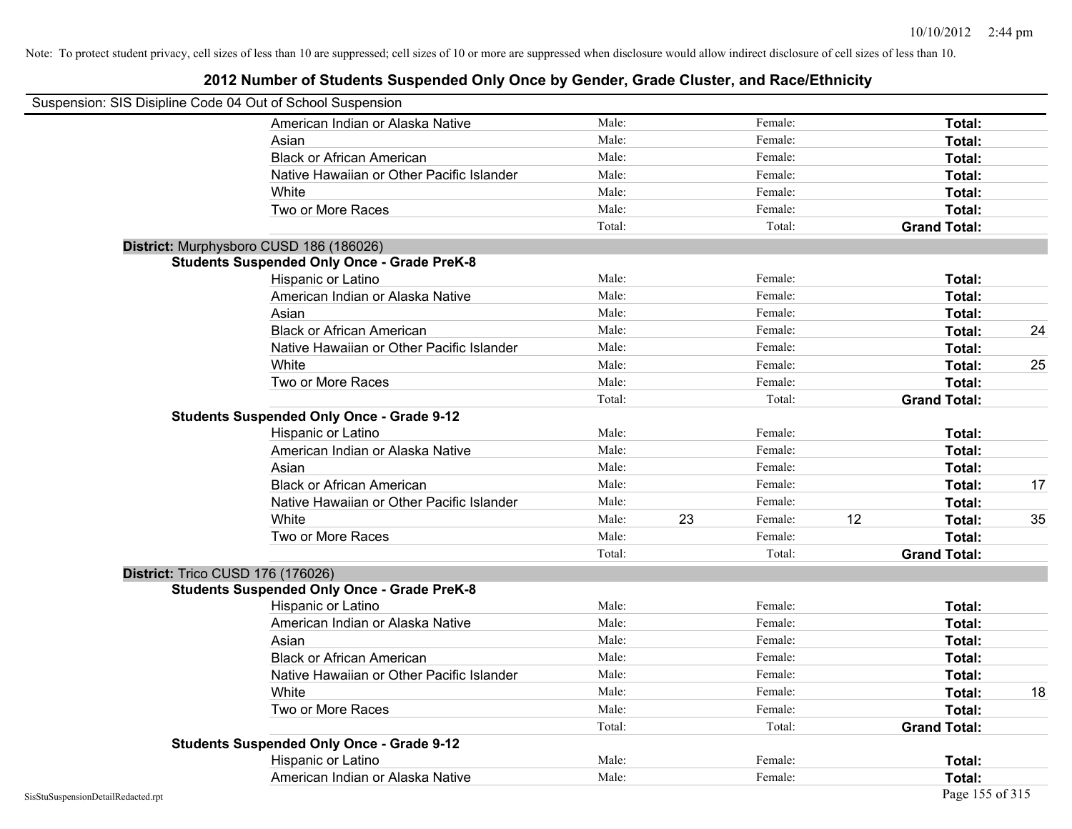Note: To protect student privacy, cell sizes of less than 10 are suppressed; cell sizes of 10 or more are suppressed when disclosure would allow indirect disclosure of cell sizes of less than 10.

## 2012 Number of Students Suspended Only Once by Gender, Grade Cluster, and Race/Ethnicity

Suspension: SIS Disipline Code 04 Out of School Suspension

| | Male: | | Female: | | Total: | |
|---|---|---|---|---|---|---|
| American Indian or Alaska Native | Male: | | Female: | | **Total:** | |
| Asian | Male: | | Female: | | **Total:** | |
| Black or African American | Male: | | Female: | | **Total:** | |
| Native Hawaiian or Other Pacific Islander | Male: | | Female: | | **Total:** | |
| White | Male: | | Female: | | **Total:** | |
| Two or More Races | Male: | | Female: | | **Total:** | |
| | Total: | | Total: | | **Grand Total:** | |

**District:** Murphysboro CUSD 186 (186026)

**Students Suspended Only Once - Grade PreK-8**

| | | | | | | |
|---|---|---|---|---|---|---|
| Hispanic or Latino | Male: | | Female: | | **Total:** | |
| American Indian or Alaska Native | Male: | | Female: | | **Total:** | |
| Asian | Male: | | Female: | | **Total:** | |
| Black or African American | Male: | | Female: | | **Total:** | 24 |
| Native Hawaiian or Other Pacific Islander | Male: | | Female: | | **Total:** | |
| White | Male: | | Female: | | **Total:** | 25 |
| Two or More Races | Male: | | Female: | | **Total:** | |
| | Total: | | Total: | | **Grand Total:** | |

**Students Suspended Only Once - Grade 9-12**

| | | | | | | |
|---|---|---|---|---|---|---|
| Hispanic or Latino | Male: | | Female: | | **Total:** | |
| American Indian or Alaska Native | Male: | | Female: | | **Total:** | |
| Asian | Male: | | Female: | | **Total:** | |
| Black or African American | Male: | | Female: | | **Total:** | 17 |
| Native Hawaiian or Other Pacific Islander | Male: | | Female: | | **Total:** | |
| White | Male: | 23 | Female: | 12 | **Total:** | 35 |
| Two or More Races | Male: | | Female: | | **Total:** | |
| | Total: | | Total: | | **Grand Total:** | |

**District:** Trico CUSD 176 (176026)

**Students Suspended Only Once - Grade PreK-8**

| | | | | | | |
|---|---|---|---|---|---|---|
| Hispanic or Latino | Male: | | Female: | | **Total:** | |
| American Indian or Alaska Native | Male: | | Female: | | **Total:** | |
| Asian | Male: | | Female: | | **Total:** | |
| Black or African American | Male: | | Female: | | **Total:** | |
| Native Hawaiian or Other Pacific Islander | Male: | | Female: | | **Total:** | |
| White | Male: | | Female: | | **Total:** | 18 |
| Two or More Races | Male: | | Female: | | **Total:** | |
| | Total: | | Total: | | **Grand Total:** | |

**Students Suspended Only Once - Grade 9-12**

| | | | | | | |
|---|---|---|---|---|---|---|
| Hispanic or Latino | Male: | | Female: | | **Total:** | |
| American Indian or Alaska Native | Male: | | Female: | | **Total:** | |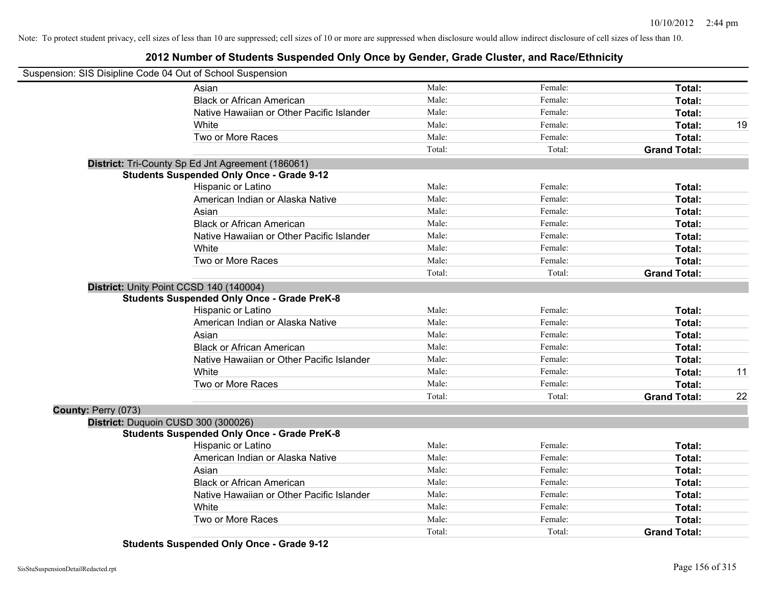Note: To protect student privacy, cell sizes of less than 10 are suppressed; cell sizes of 10 or more are suppressed when disclosure would allow indirect disclosure of cell sizes of less than 10.

# 2012 Number of Students Suspended Only Once by Gender, Grade Cluster, and Race/Ethnicity

Suspension: SIS Disipline Code 04 Out of School Suspension

| | | | | |
|---|---|---|---|---|
| Asian | Male: | Female: | **Total:** | |
| Black or African American | Male: | Female: | **Total:** | |
| Native Hawaiian or Other Pacific Islander | Male: | Female: | **Total:** | |
| White | Male: | Female: | **Total:** | 19 |
| Two or More Races | Male: | Female: | **Total:** | |
| | Total: | Total: | **Grand Total:** | |

**District:** Tri-County Sp Ed Jnt Agreement (186061)

**Students Suspended Only Once - Grade 9-12**

| | | | | |
|---|---|---|---|---|
| Hispanic or Latino | Male: | Female: | **Total:** | |
| American Indian or Alaska Native | Male: | Female: | **Total:** | |
| Asian | Male: | Female: | **Total:** | |
| Black or African American | Male: | Female: | **Total:** | |
| Native Hawaiian or Other Pacific Islander | Male: | Female: | **Total:** | |
| White | Male: | Female: | **Total:** | |
| Two or More Races | Male: | Female: | **Total:** | |
| | Total: | Total: | **Grand Total:** | |

**District:** Unity Point CCSD 140 (140004)

**Students Suspended Only Once - Grade PreK-8**

| | | | | |
|---|---|---|---|---|
| Hispanic or Latino | Male: | Female: | **Total:** | |
| American Indian or Alaska Native | Male: | Female: | **Total:** | |
| Asian | Male: | Female: | **Total:** | |
| Black or African American | Male: | Female: | **Total:** | |
| Native Hawaiian or Other Pacific Islander | Male: | Female: | **Total:** | |
| White | Male: | Female: | **Total:** | 11 |
| Two or More Races | Male: | Female: | **Total:** | |
| | Total: | Total: | **Grand Total:** | 22 |

**County:** Perry (073)

**District:** Duquoin CUSD 300 (300026)

**Students Suspended Only Once - Grade PreK-8**

| | | | | |
|---|---|---|---|---|
| Hispanic or Latino | Male: | Female: | **Total:** | |
| American Indian or Alaska Native | Male: | Female: | **Total:** | |
| Asian | Male: | Female: | **Total:** | |
| Black or African American | Male: | Female: | **Total:** | |
| Native Hawaiian or Other Pacific Islander | Male: | Female: | **Total:** | |
| White | Male: | Female: | **Total:** | |
| Two or More Races | Male: | Female: | **Total:** | |
| | Total: | Total: | **Grand Total:** | |

**Students Suspended Only Once - Grade 9-12**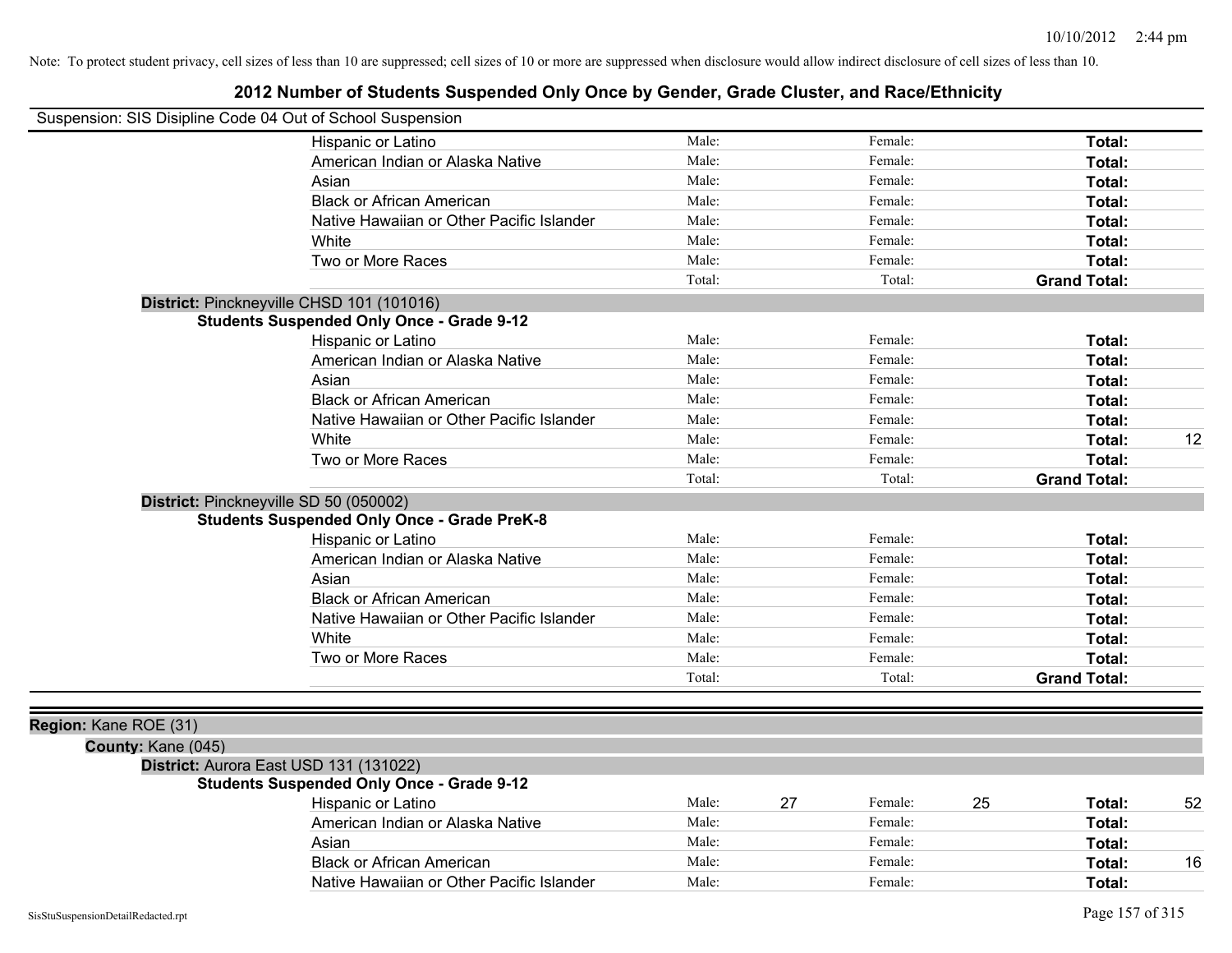Note: To protect student privacy, cell sizes of less than 10 are suppressed; cell sizes of 10 or more are suppressed when disclosure would allow indirect disclosure of cell sizes of less than 10.

## 2012 Number of Students Suspended Only Once by Gender, Grade Cluster, and Race/Ethnicity

Suspension: SIS Disipline Code 04 Out of School Suspension

| Race/Ethnicity | Male: | | Female: | | Total: | |
|---|---|---|---|---|---|---|
| Hispanic or Latino | Male: | | Female: | | **Total:** | |
| American Indian or Alaska Native | Male: | | Female: | | **Total:** | |
| Asian | Male: | | Female: | | **Total:** | |
| Black or African American | Male: | | Female: | | **Total:** | |
| Native Hawaiian or Other Pacific Islander | Male: | | Female: | | **Total:** | |
| White | Male: | | Female: | | **Total:** | |
| Two or More Races | Male: | | Female: | | **Total:** | |
| | Total: | | Total: | | **Grand Total:** | |

**District:** Pinckneyville CHSD 101 (101016)

**Students Suspended Only Once - Grade 9-12**

| Race/Ethnicity | Male: | | Female: | | Total: | |
|---|---|---|---|---|---|---|
| Hispanic or Latino | Male: | | Female: | | **Total:** | |
| American Indian or Alaska Native | Male: | | Female: | | **Total:** | |
| Asian | Male: | | Female: | | **Total:** | |
| Black or African American | Male: | | Female: | | **Total:** | |
| Native Hawaiian or Other Pacific Islander | Male: | | Female: | | **Total:** | |
| White | Male: | | Female: | | **Total:** | 12 |
| Two or More Races | Male: | | Female: | | **Total:** | |
| | Total: | | Total: | | **Grand Total:** | |

**District:** Pinckneyville SD 50 (050002)

**Students Suspended Only Once - Grade PreK-8**

| Race/Ethnicity | Male: | | Female: | | Total: | |
|---|---|---|---|---|---|---|
| Hispanic or Latino | Male: | | Female: | | **Total:** | |
| American Indian or Alaska Native | Male: | | Female: | | **Total:** | |
| Asian | Male: | | Female: | | **Total:** | |
| Black or African American | Male: | | Female: | | **Total:** | |
| Native Hawaiian or Other Pacific Islander | Male: | | Female: | | **Total:** | |
| White | Male: | | Female: | | **Total:** | |
| Two or More Races | Male: | | Female: | | **Total:** | |
| | Total: | | Total: | | **Grand Total:** | |

**Region:** Kane ROE (31)

**County:** Kane (045)

**District:** Aurora East USD 131 (131022)

**Students Suspended Only Once - Grade 9-12**

| Race/Ethnicity | Male: | | Female: | | Total: | |
|---|---|---|---|---|---|---|
| Hispanic or Latino | Male: | 27 | Female: | 25 | **Total:** | 52 |
| American Indian or Alaska Native | Male: | | Female: | | **Total:** | |
| Asian | Male: | | Female: | | **Total:** | |
| Black or African American | Male: | | Female: | | **Total:** | 16 |
| Native Hawaiian or Other Pacific Islander | Male: | | Female: | | **Total:** | |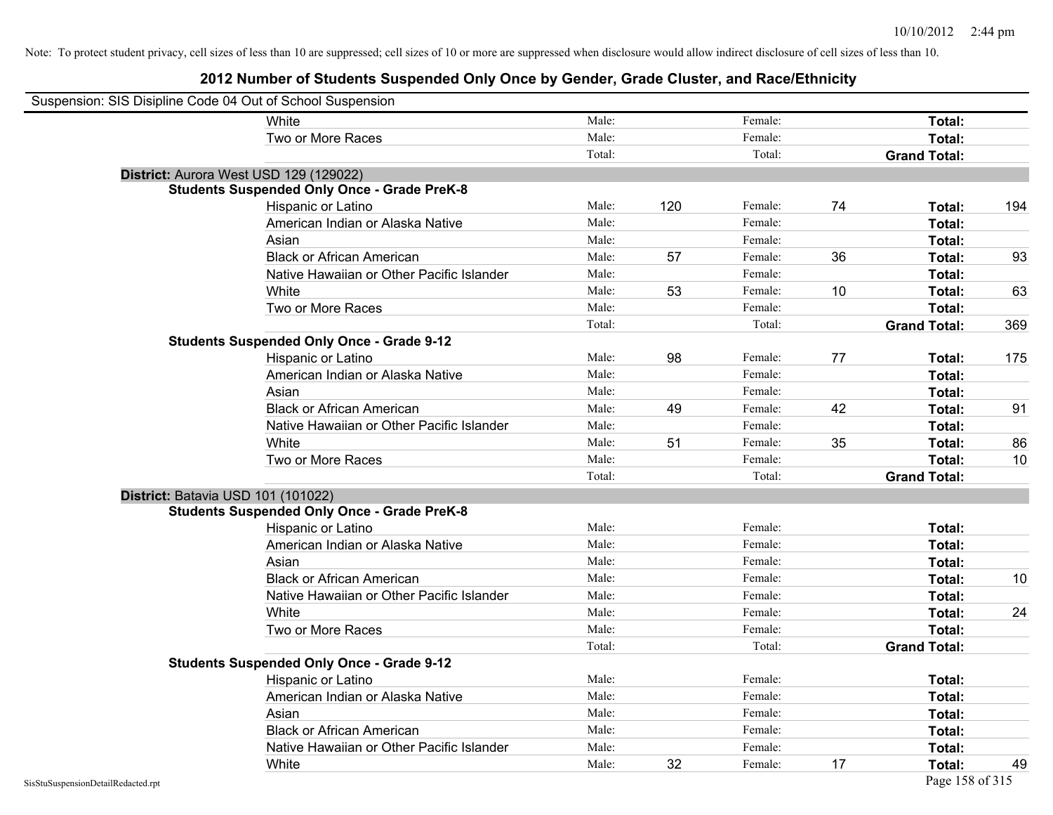Note: To protect student privacy, cell sizes of less than 10 are suppressed; cell sizes of 10 or more are suppressed when disclosure would allow indirect disclosure of cell sizes of less than 10.

# 2012 Number of Students Suspended Only Once by Gender, Grade Cluster, and Race/Ethnicity

Suspension: SIS Disipline Code 04 Out of School Suspension

| | | | | | | |
|---|---|---|---|---|---|---|
| White | Male: | | Female: | | **Total:** | |
| Two or More Races | Male: | | Female: | | **Total:** | |
| | Total: | | Total: | | **Grand Total:** | |

**District:** Aurora West USD 129 (129022)

**Students Suspended Only Once - Grade PreK-8**

| | | | | | | |
|---|---|---|---|---|---|---|
| Hispanic or Latino | Male: | 120 | Female: | 74 | **Total:** | 194 |
| American Indian or Alaska Native | Male: | | Female: | | **Total:** | |
| Asian | Male: | | Female: | | **Total:** | |
| Black or African American | Male: | 57 | Female: | 36 | **Total:** | 93 |
| Native Hawaiian or Other Pacific Islander | Male: | | Female: | | **Total:** | |
| White | Male: | 53 | Female: | 10 | **Total:** | 63 |
| Two or More Races | Male: | | Female: | | **Total:** | |
| | Total: | | Total: | | **Grand Total:** | 369 |

**Students Suspended Only Once - Grade 9-12**

| | | | | | | |
|---|---|---|---|---|---|---|
| Hispanic or Latino | Male: | 98 | Female: | 77 | **Total:** | 175 |
| American Indian or Alaska Native | Male: | | Female: | | **Total:** | |
| Asian | Male: | | Female: | | **Total:** | |
| Black or African American | Male: | 49 | Female: | 42 | **Total:** | 91 |
| Native Hawaiian or Other Pacific Islander | Male: | | Female: | | **Total:** | |
| White | Male: | 51 | Female: | 35 | **Total:** | 86 |
| Two or More Races | Male: | | Female: | | **Total:** | 10 |
| | Total: | | Total: | | **Grand Total:** | |

**District:** Batavia USD 101 (101022)

**Students Suspended Only Once - Grade PreK-8**

| | | | | | | |
|---|---|---|---|---|---|---|
| Hispanic or Latino | Male: | | Female: | | **Total:** | |
| American Indian or Alaska Native | Male: | | Female: | | **Total:** | |
| Asian | Male: | | Female: | | **Total:** | |
| Black or African American | Male: | | Female: | | **Total:** | 10 |
| Native Hawaiian or Other Pacific Islander | Male: | | Female: | | **Total:** | |
| White | Male: | | Female: | | **Total:** | 24 |
| Two or More Races | Male: | | Female: | | **Total:** | |
| | Total: | | Total: | | **Grand Total:** | |

**Students Suspended Only Once - Grade 9-12**

| | | | | | | |
|---|---|---|---|---|---|---|
| Hispanic or Latino | Male: | | Female: | | **Total:** | |
| American Indian or Alaska Native | Male: | | Female: | | **Total:** | |
| Asian | Male: | | Female: | | **Total:** | |
| Black or African American | Male: | | Female: | | **Total:** | |
| Native Hawaiian or Other Pacific Islander | Male: | | Female: | | **Total:** | |
| White | Male: | 32 | Female: | 17 | **Total:** | 49 |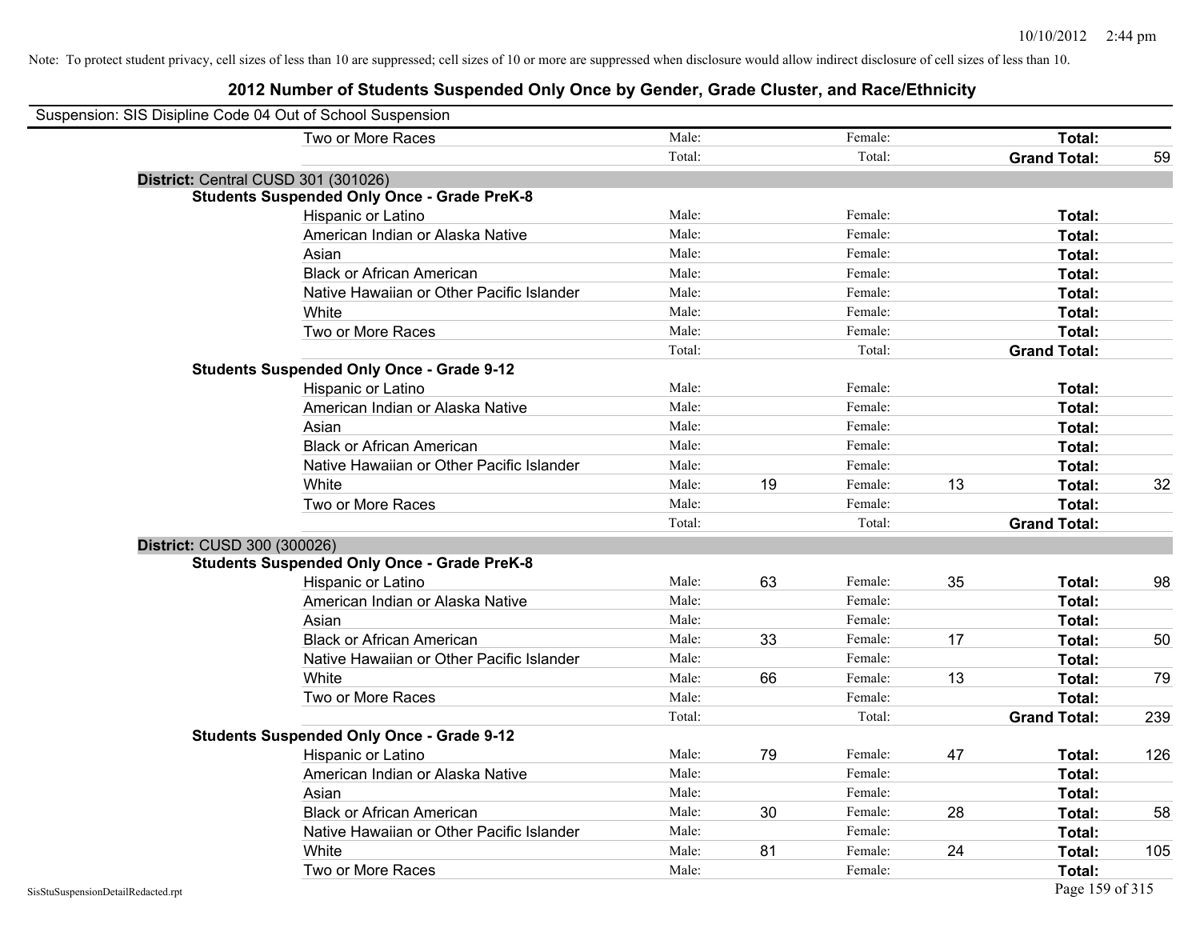Note: To protect student privacy, cell sizes of less than 10 are suppressed; cell sizes of 10 or more are suppressed when disclosure would allow indirect disclosure of cell sizes of less than 10.

# 2012 Number of Students Suspended Only Once by Gender, Grade Cluster, and Race/Ethnicity

Suspension: SIS Disipline Code 04 Out of School Suspension

| | | | | | | |
|---|---|---|---|---|---|---|
| Two or More Races | Male: | | Female: | | **Total:** | |
| | Total: | | Total: | | **Grand Total:** | 59 |

**District:** Central CUSD 301 (301026)

**Students Suspended Only Once - Grade PreK-8**

| | | | | | | |
|---|---|---|---|---|---|---|
| Hispanic or Latino | Male: | | Female: | | **Total:** | |
| American Indian or Alaska Native | Male: | | Female: | | **Total:** | |
| Asian | Male: | | Female: | | **Total:** | |
| Black or African American | Male: | | Female: | | **Total:** | |
| Native Hawaiian or Other Pacific Islander | Male: | | Female: | | **Total:** | |
| White | Male: | | Female: | | **Total:** | |
| Two or More Races | Male: | | Female: | | **Total:** | |
| | Total: | | Total: | | **Grand Total:** | |

**Students Suspended Only Once - Grade 9-12**

| | | | | | | |
|---|---|---|---|---|---|---|
| Hispanic or Latino | Male: | | Female: | | **Total:** | |
| American Indian or Alaska Native | Male: | | Female: | | **Total:** | |
| Asian | Male: | | Female: | | **Total:** | |
| Black or African American | Male: | | Female: | | **Total:** | |
| Native Hawaiian or Other Pacific Islander | Male: | | Female: | | **Total:** | |
| White | Male: | 19 | Female: | 13 | **Total:** | 32 |
| Two or More Races | Male: | | Female: | | **Total:** | |
| | Total: | | Total: | | **Grand Total:** | |

**District:** CUSD 300 (300026)

**Students Suspended Only Once - Grade PreK-8**

| | | | | | | |
|---|---|---|---|---|---|---|
| Hispanic or Latino | Male: | 63 | Female: | 35 | **Total:** | 98 |
| American Indian or Alaska Native | Male: | | Female: | | **Total:** | |
| Asian | Male: | | Female: | | **Total:** | |
| Black or African American | Male: | 33 | Female: | 17 | **Total:** | 50 |
| Native Hawaiian or Other Pacific Islander | Male: | | Female: | | **Total:** | |
| White | Male: | 66 | Female: | 13 | **Total:** | 79 |
| Two or More Races | Male: | | Female: | | **Total:** | |
| | Total: | | Total: | | **Grand Total:** | 239 |

**Students Suspended Only Once - Grade 9-12**

| | | | | | | |
|---|---|---|---|---|---|---|
| Hispanic or Latino | Male: | 79 | Female: | 47 | **Total:** | 126 |
| American Indian or Alaska Native | Male: | | Female: | | **Total:** | |
| Asian | Male: | | Female: | | **Total:** | |
| Black or African American | Male: | 30 | Female: | 28 | **Total:** | 58 |
| Native Hawaiian or Other Pacific Islander | Male: | | Female: | | **Total:** | |
| White | Male: | 81 | Female: | 24 | **Total:** | 105 |
| Two or More Races | Male: | | Female: | | **Total:** | |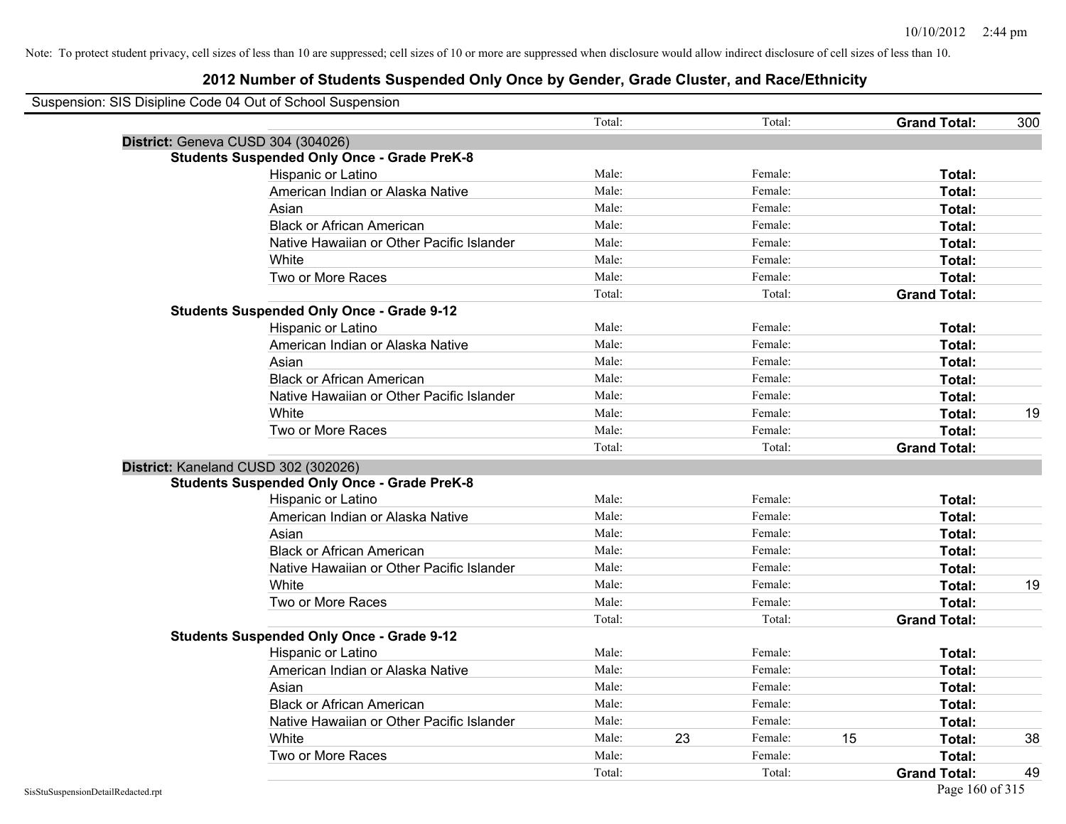Note: To protect student privacy, cell sizes of less than 10 are suppressed; cell sizes of 10 or more are suppressed when disclosure would allow indirect disclosure of cell sizes of less than 10.

# 2012 Number of Students Suspended Only Once by Gender, Grade Cluster, and Race/Ethnicity

Suspension: SIS Disipline Code 04 Out of School Suspension

| | | | | | | |
|---|---|---|---|---|---|---|
| | Total: | | Total: | | **Grand Total:** | 300 |

**District:** Geneva CUSD 304 (304026)

**Students Suspended Only Once - Grade PreK-8**

| | | | | | | |
|---|---|---|---|---|---|---|
| Hispanic or Latino | Male: | | Female: | | **Total:** | |
| American Indian or Alaska Native | Male: | | Female: | | **Total:** | |
| Asian | Male: | | Female: | | **Total:** | |
| Black or African American | Male: | | Female: | | **Total:** | |
| Native Hawaiian or Other Pacific Islander | Male: | | Female: | | **Total:** | |
| White | Male: | | Female: | | **Total:** | |
| Two or More Races | Male: | | Female: | | **Total:** | |
| | Total: | | Total: | | **Grand Total:** | |

**Students Suspended Only Once - Grade 9-12**

| | | | | | | |
|---|---|---|---|---|---|---|
| Hispanic or Latino | Male: | | Female: | | **Total:** | |
| American Indian or Alaska Native | Male: | | Female: | | **Total:** | |
| Asian | Male: | | Female: | | **Total:** | |
| Black or African American | Male: | | Female: | | **Total:** | |
| Native Hawaiian or Other Pacific Islander | Male: | | Female: | | **Total:** | |
| White | Male: | | Female: | | **Total:** | 19 |
| Two or More Races | Male: | | Female: | | **Total:** | |
| | Total: | | Total: | | **Grand Total:** | |

**District:** Kaneland CUSD 302 (302026)

**Students Suspended Only Once - Grade PreK-8**

| | | | | | | |
|---|---|---|---|---|---|---|
| Hispanic or Latino | Male: | | Female: | | **Total:** | |
| American Indian or Alaska Native | Male: | | Female: | | **Total:** | |
| Asian | Male: | | Female: | | **Total:** | |
| Black or African American | Male: | | Female: | | **Total:** | |
| Native Hawaiian or Other Pacific Islander | Male: | | Female: | | **Total:** | |
| White | Male: | | Female: | | **Total:** | 19 |
| Two or More Races | Male: | | Female: | | **Total:** | |
| | Total: | | Total: | | **Grand Total:** | |

**Students Suspended Only Once - Grade 9-12**

| | | | | | | |
|---|---|---|---|---|---|---|
| Hispanic or Latino | Male: | | Female: | | **Total:** | |
| American Indian or Alaska Native | Male: | | Female: | | **Total:** | |
| Asian | Male: | | Female: | | **Total:** | |
| Black or African American | Male: | | Female: | | **Total:** | |
| Native Hawaiian or Other Pacific Islander | Male: | | Female: | | **Total:** | |
| White | Male: | 23 | Female: | 15 | **Total:** | 38 |
| Two or More Races | Male: | | Female: | | **Total:** | |
| | Total: | | Total: | | **Grand Total:** | 49 |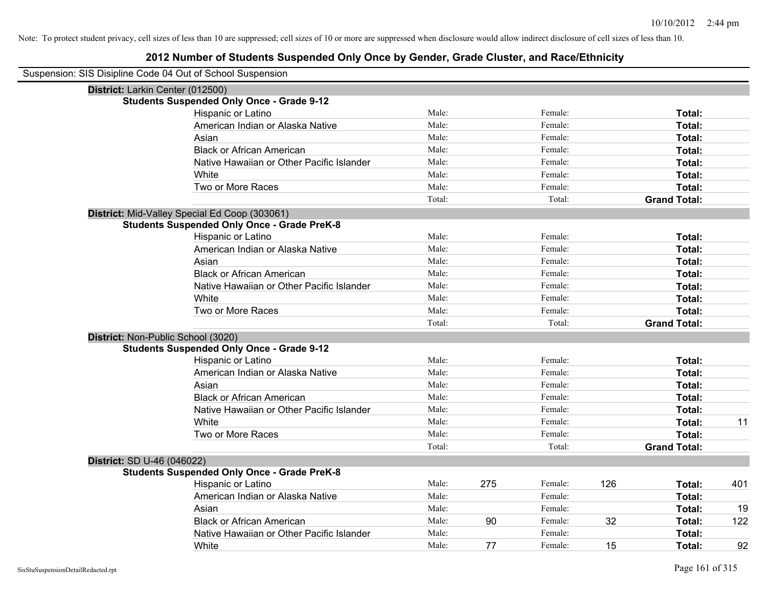Note: To protect student privacy, cell sizes of less than 10 are suppressed; cell sizes of 10 or more are suppressed when disclosure would allow indirect disclosure of cell sizes of less than 10.

# 2012 Number of Students Suspended Only Once by Gender, Grade Cluster, and Race/Ethnicity

Suspension: SIS Disipline Code 04 Out of School Suspension

**District:** Larkin Center (012500)

**Students Suspended Only Once - Grade 9-12**

| | | | | | | |
|---|---|---|---|---|---|---|
| Hispanic or Latino | Male: | | Female: | | **Total:** | |
| American Indian or Alaska Native | Male: | | Female: | | **Total:** | |
| Asian | Male: | | Female: | | **Total:** | |
| Black or African American | Male: | | Female: | | **Total:** | |
| Native Hawaiian or Other Pacific Islander | Male: | | Female: | | **Total:** | |
| White | Male: | | Female: | | **Total:** | |
| Two or More Races | Male: | | Female: | | **Total:** | |
| | Total: | | Total: | | **Grand Total:** | |

**District:** Mid-Valley Special Ed Coop (303061)

**Students Suspended Only Once - Grade PreK-8**

| | | | | | | |
|---|---|---|---|---|---|---|
| Hispanic or Latino | Male: | | Female: | | **Total:** | |
| American Indian or Alaska Native | Male: | | Female: | | **Total:** | |
| Asian | Male: | | Female: | | **Total:** | |
| Black or African American | Male: | | Female: | | **Total:** | |
| Native Hawaiian or Other Pacific Islander | Male: | | Female: | | **Total:** | |
| White | Male: | | Female: | | **Total:** | |
| Two or More Races | Male: | | Female: | | **Total:** | |
| | Total: | | Total: | | **Grand Total:** | |

**District:** Non-Public School (3020)

**Students Suspended Only Once - Grade 9-12**

| | | | | | | |
|---|---|---|---|---|---|---|
| Hispanic or Latino | Male: | | Female: | | **Total:** | |
| American Indian or Alaska Native | Male: | | Female: | | **Total:** | |
| Asian | Male: | | Female: | | **Total:** | |
| Black or African American | Male: | | Female: | | **Total:** | |
| Native Hawaiian or Other Pacific Islander | Male: | | Female: | | **Total:** | |
| White | Male: | | Female: | | **Total:** | 11 |
| Two or More Races | Male: | | Female: | | **Total:** | |
| | Total: | | Total: | | **Grand Total:** | |

**District:** SD U-46 (046022)

**Students Suspended Only Once - Grade PreK-8**

| | | | | | | |
|---|---|---|---|---|---|---|
| Hispanic or Latino | Male: | 275 | Female: | 126 | **Total:** | 401 |
| American Indian or Alaska Native | Male: | | Female: | | **Total:** | |
| Asian | Male: | | Female: | | **Total:** | 19 |
| Black or African American | Male: | 90 | Female: | 32 | **Total:** | 122 |
| Native Hawaiian or Other Pacific Islander | Male: | | Female: | | **Total:** | |
| White | Male: | 77 | Female: | 15 | **Total:** | 92 |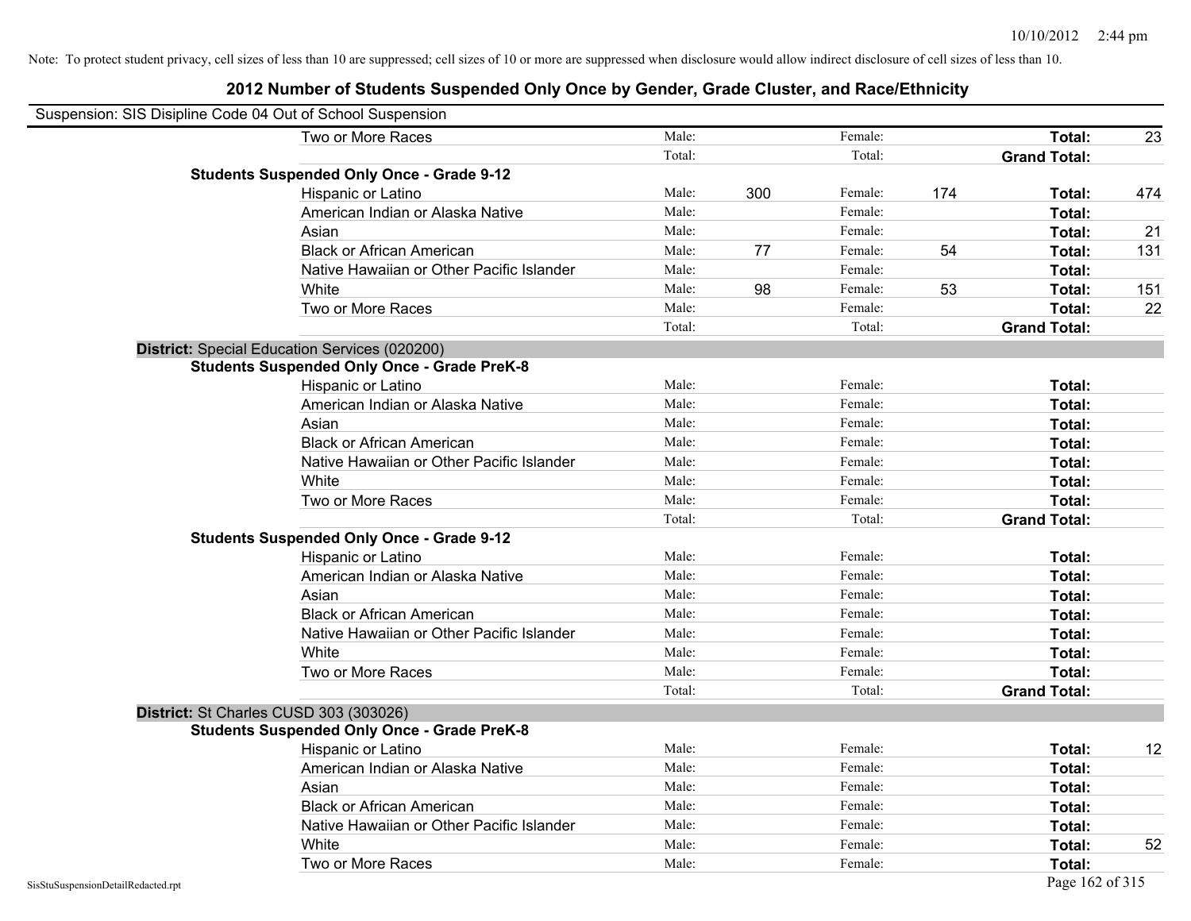Note: To protect student privacy, cell sizes of less than 10 are suppressed; cell sizes of 10 or more are suppressed when disclosure would allow indirect disclosure of cell sizes of less than 10.

# 2012 Number of Students Suspended Only Once by Gender, Grade Cluster, and Race/Ethnicity

Suspension: SIS Disipline Code 04 Out of School Suspension

| | | | | | | |
|---|---|---|---|---|---|---|
| Two or More Races | Male: | | Female: | | **Total:** | 23 |
| | Total: | | Total: | | **Grand Total:** | |
| **Students Suspended Only Once - Grade 9-12** | | | | | | |
| Hispanic or Latino | Male: | 300 | Female: | 174 | **Total:** | 474 |
| American Indian or Alaska Native | Male: | | Female: | | **Total:** | |
| Asian | Male: | | Female: | | **Total:** | 21 |
| Black or African American | Male: | 77 | Female: | 54 | **Total:** | 131 |
| Native Hawaiian or Other Pacific Islander | Male: | | Female: | | **Total:** | |
| White | Male: | 98 | Female: | 53 | **Total:** | 151 |
| Two or More Races | Male: | | Female: | | **Total:** | 22 |
| | Total: | | Total: | | **Grand Total:** | |

**District:** Special Education Services (020200)

| | | | | | | |
|---|---|---|---|---|---|---|
| **Students Suspended Only Once - Grade PreK-8** | | | | | | |
| Hispanic or Latino | Male: | | Female: | | **Total:** | |
| American Indian or Alaska Native | Male: | | Female: | | **Total:** | |
| Asian | Male: | | Female: | | **Total:** | |
| Black or African American | Male: | | Female: | | **Total:** | |
| Native Hawaiian or Other Pacific Islander | Male: | | Female: | | **Total:** | |
| White | Male: | | Female: | | **Total:** | |
| Two or More Races | Male: | | Female: | | **Total:** | |
| | Total: | | Total: | | **Grand Total:** | |
| **Students Suspended Only Once - Grade 9-12** | | | | | | |
| Hispanic or Latino | Male: | | Female: | | **Total:** | |
| American Indian or Alaska Native | Male: | | Female: | | **Total:** | |
| Asian | Male: | | Female: | | **Total:** | |
| Black or African American | Male: | | Female: | | **Total:** | |
| Native Hawaiian or Other Pacific Islander | Male: | | Female: | | **Total:** | |
| White | Male: | | Female: | | **Total:** | |
| Two or More Races | Male: | | Female: | | **Total:** | |
| | Total: | | Total: | | **Grand Total:** | |

**District:** St Charles CUSD 303 (303026)

| | | | | | | |
|---|---|---|---|---|---|---|
| **Students Suspended Only Once - Grade PreK-8** | | | | | | |
| Hispanic or Latino | Male: | | Female: | | **Total:** | 12 |
| American Indian or Alaska Native | Male: | | Female: | | **Total:** | |
| Asian | Male: | | Female: | | **Total:** | |
| Black or African American | Male: | | Female: | | **Total:** | |
| Native Hawaiian or Other Pacific Islander | Male: | | Female: | | **Total:** | |
| White | Male: | | Female: | | **Total:** | 52 |
| Two or More Races | Male: | | Female: | | **Total:** | |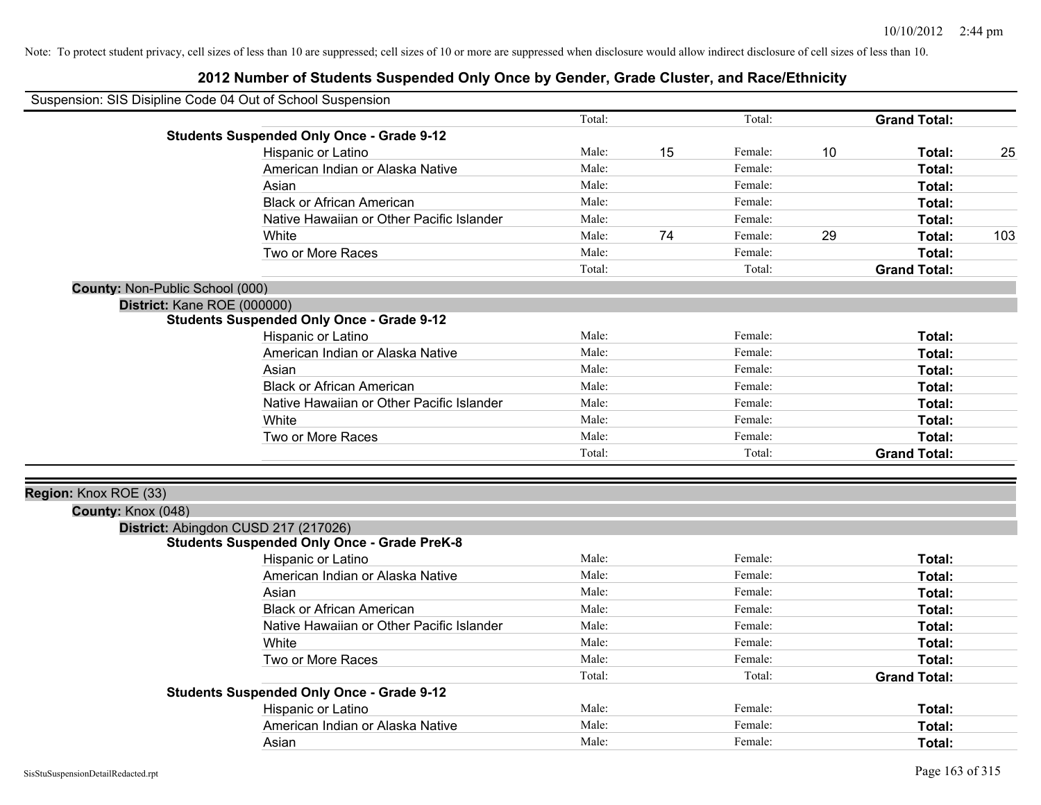Note: To protect student privacy, cell sizes of less than 10 are suppressed; cell sizes of 10 or more are suppressed when disclosure would allow indirect disclosure of cell sizes of less than 10.

# 2012 Number of Students Suspended Only Once by Gender, Grade Cluster, and Race/Ethnicity

Suspension: SIS Disipline Code 04 Out of School Suspension

| | Male | | Female | | Total | |
|---|---|---|---|---|---|---|
| | Total: | | Total: | | **Grand Total:** | |
| **Students Suspended Only Once - Grade 9-12** | | | | | | |
| Hispanic or Latino | Male: | 15 | Female: | 10 | **Total:** | 25 |
| American Indian or Alaska Native | Male: | | Female: | | **Total:** | |
| Asian | Male: | | Female: | | **Total:** | |
| Black or African American | Male: | | Female: | | **Total:** | |
| Native Hawaiian or Other Pacific Islander | Male: | | Female: | | **Total:** | |
| White | Male: | 74 | Female: | 29 | **Total:** | 103 |
| Two or More Races | Male: | | Female: | | **Total:** | |
| | Total: | | Total: | | **Grand Total:** | |

**County:** Non-Public School (000)

**District:** Kane ROE (000000)

| | Male | | Female | | Total | |
|---|---|---|---|---|---|---|
| **Students Suspended Only Once - Grade 9-12** | | | | | | |
| Hispanic or Latino | Male: | | Female: | | **Total:** | |
| American Indian or Alaska Native | Male: | | Female: | | **Total:** | |
| Asian | Male: | | Female: | | **Total:** | |
| Black or African American | Male: | | Female: | | **Total:** | |
| Native Hawaiian or Other Pacific Islander | Male: | | Female: | | **Total:** | |
| White | Male: | | Female: | | **Total:** | |
| Two or More Races | Male: | | Female: | | **Total:** | |
| | Total: | | Total: | | **Grand Total:** | |

**Region:** Knox ROE (33)

**County:** Knox (048)

**District:** Abingdon CUSD 217 (217026)

| | Male | | Female | | Total | |
|---|---|---|---|---|---|---|
| **Students Suspended Only Once - Grade PreK-8** | | | | | | |
| Hispanic or Latino | Male: | | Female: | | **Total:** | |
| American Indian or Alaska Native | Male: | | Female: | | **Total:** | |
| Asian | Male: | | Female: | | **Total:** | |
| Black or African American | Male: | | Female: | | **Total:** | |
| Native Hawaiian or Other Pacific Islander | Male: | | Female: | | **Total:** | |
| White | Male: | | Female: | | **Total:** | |
| Two or More Races | Male: | | Female: | | **Total:** | |
| | Total: | | Total: | | **Grand Total:** | |
| **Students Suspended Only Once - Grade 9-12** | | | | | | |
| Hispanic or Latino | Male: | | Female: | | **Total:** | |
| American Indian or Alaska Native | Male: | | Female: | | **Total:** | |
| Asian | Male: | | Female: | | **Total:** | |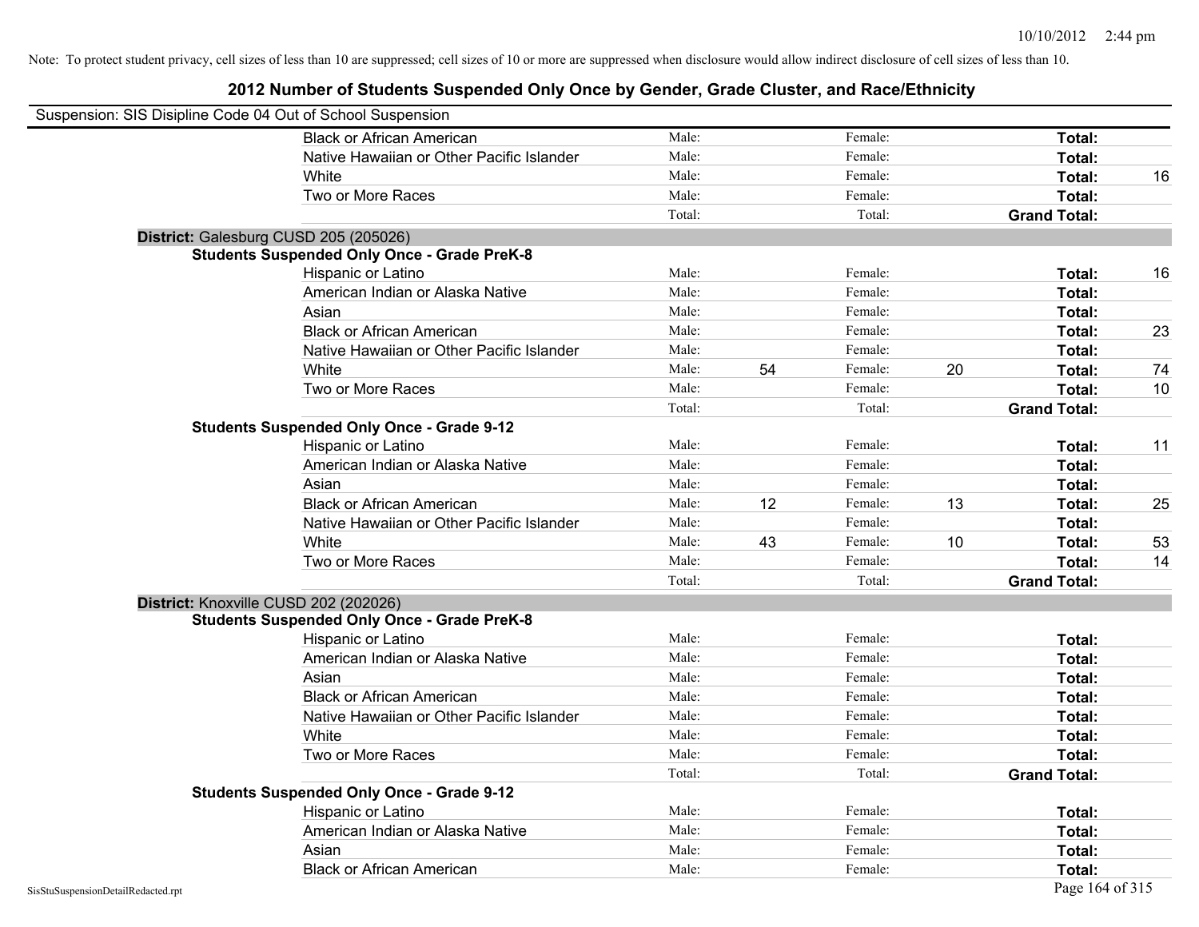Note: To protect student privacy, cell sizes of less than 10 are suppressed; cell sizes of 10 or more are suppressed when disclosure would allow indirect disclosure of cell sizes of less than 10.

## 2012 Number of Students Suspended Only Once by Gender, Grade Cluster, and Race/Ethnicity

Suspension: SIS Disipline Code 04 Out of School Suspension

| | | | | | |
|---|---|---|---|---|---|
| Black or African American | Male: | | Female: | | Total: |
| Native Hawaiian or Other Pacific Islander | Male: | | Female: | | Total: |
| White | Male: | | Female: | | Total: 16 |
| Two or More Races | Male: | | Female: | | Total: |
| | Total: | | Total: | | Grand Total: |

**District:** Galesburg CUSD 205 (205026)

**Students Suspended Only Once - Grade PreK-8**

| | | | | | |
|---|---|---|---|---|---|
| Hispanic or Latino | Male: | | Female: | | Total: 16 |
| American Indian or Alaska Native | Male: | | Female: | | Total: |
| Asian | Male: | | Female: | | Total: |
| Black or African American | Male: | | Female: | | Total: 23 |
| Native Hawaiian or Other Pacific Islander | Male: | | Female: | | Total: |
| White | Male: | 54 | Female: | 20 | Total: 74 |
| Two or More Races | Male: | | Female: | | Total: 10 |
| | Total: | | Total: | | Grand Total: |

**Students Suspended Only Once - Grade 9-12**

| | | | | | |
|---|---|---|---|---|---|
| Hispanic or Latino | Male: | | Female: | | Total: 11 |
| American Indian or Alaska Native | Male: | | Female: | | Total: |
| Asian | Male: | | Female: | | Total: |
| Black or African American | Male: | 12 | Female: | 13 | Total: 25 |
| Native Hawaiian or Other Pacific Islander | Male: | | Female: | | Total: |
| White | Male: | 43 | Female: | 10 | Total: 53 |
| Two or More Races | Male: | | Female: | | Total: 14 |
| | Total: | | Total: | | Grand Total: |

**District:** Knoxville CUSD 202 (202026)

**Students Suspended Only Once - Grade PreK-8**

| | | | | | |
|---|---|---|---|---|---|
| Hispanic or Latino | Male: | | Female: | | Total: |
| American Indian or Alaska Native | Male: | | Female: | | Total: |
| Asian | Male: | | Female: | | Total: |
| Black or African American | Male: | | Female: | | Total: |
| Native Hawaiian or Other Pacific Islander | Male: | | Female: | | Total: |
| White | Male: | | Female: | | Total: |
| Two or More Races | Male: | | Female: | | Total: |
| | Total: | | Total: | | Grand Total: |

**Students Suspended Only Once - Grade 9-12**

| | | | | | |
|---|---|---|---|---|---|
| Hispanic or Latino | Male: | | Female: | | Total: |
| American Indian or Alaska Native | Male: | | Female: | | Total: |
| Asian | Male: | | Female: | | Total: |
| Black or African American | Male: | | Female: | | Total: |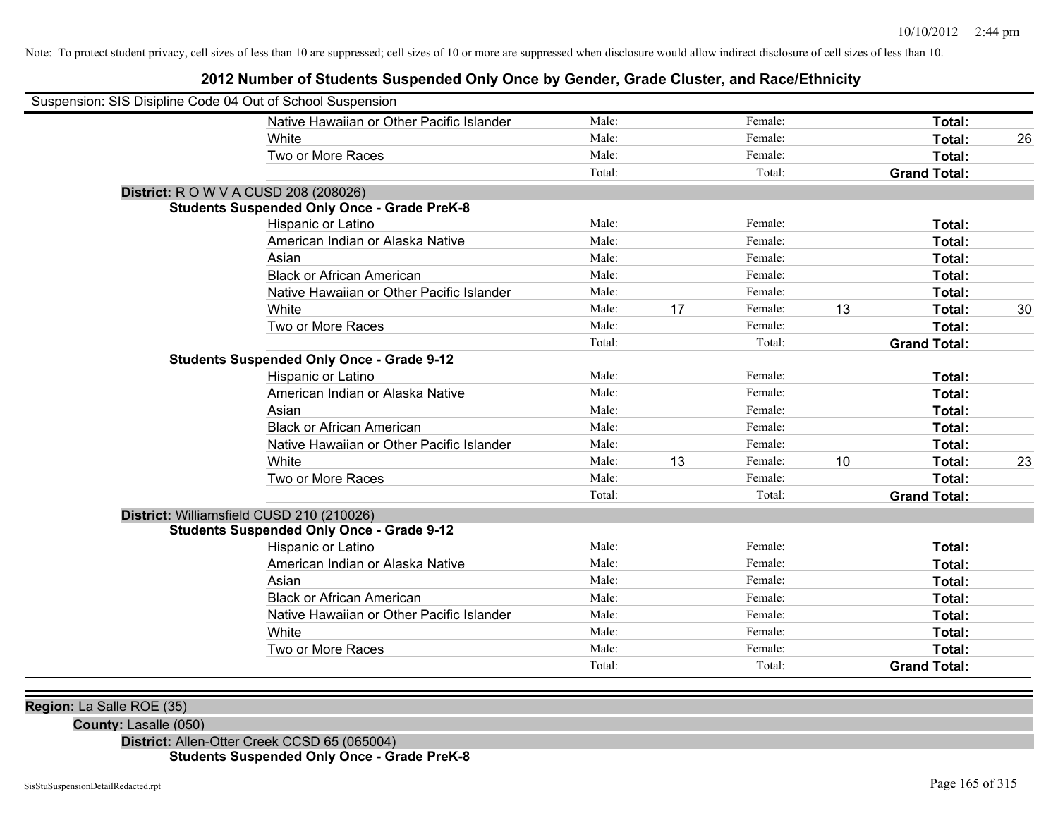Note: To protect student privacy, cell sizes of less than 10 are suppressed; cell sizes of 10 or more are suppressed when disclosure would allow indirect disclosure of cell sizes of less than 10.

# 2012 Number of Students Suspended Only Once by Gender, Grade Cluster, and Race/Ethnicity

Suspension: SIS Disipline Code 04 Out of School Suspension

| | | | | | |
|---|---|---|---|---|---|
| Native Hawaiian or Other Pacific Islander | Male: | Female: | | **Total:** | |
| White | Male: | Female: | | **Total:** | 26 |
| Two or More Races | Male: | Female: | | **Total:** | |
| | Total: | Total: | | **Grand Total:** | |

**District:** R O W V A CUSD 208 (208026)

**Students Suspended Only Once - Grade PreK-8**

| | | | | | | | |
|---|---|---|---|---|---|---|---|
| Hispanic or Latino | Male: | | Female: | | **Total:** | |
| American Indian or Alaska Native | Male: | | Female: | | **Total:** | |
| Asian | Male: | | Female: | | **Total:** | |
| Black or African American | Male: | | Female: | | **Total:** | |
| Native Hawaiian or Other Pacific Islander | Male: | | Female: | | **Total:** | |
| White | Male: | 17 | Female: | 13 | **Total:** | 30 |
| Two or More Races | Male: | | Female: | | **Total:** | |
| | Total: | | Total: | | **Grand Total:** | |

**Students Suspended Only Once - Grade 9-12**

| | | | | | | |
|---|---|---|---|---|---|---|
| Hispanic or Latino | Male: | | Female: | | **Total:** | |
| American Indian or Alaska Native | Male: | | Female: | | **Total:** | |
| Asian | Male: | | Female: | | **Total:** | |
| Black or African American | Male: | | Female: | | **Total:** | |
| Native Hawaiian or Other Pacific Islander | Male: | | Female: | | **Total:** | |
| White | Male: | 13 | Female: | 10 | **Total:** | 23 |
| Two or More Races | Male: | | Female: | | **Total:** | |
| | Total: | | Total: | | **Grand Total:** | |

**District:** Williamsfield CUSD 210 (210026)

**Students Suspended Only Once - Grade 9-12**

| | | | | | | |
|---|---|---|---|---|---|---|
| Hispanic or Latino | Male: | | Female: | | **Total:** | |
| American Indian or Alaska Native | Male: | | Female: | | **Total:** | |
| Asian | Male: | | Female: | | **Total:** | |
| Black or African American | Male: | | Female: | | **Total:** | |
| Native Hawaiian or Other Pacific Islander | Male: | | Female: | | **Total:** | |
| White | Male: | | Female: | | **Total:** | |
| Two or More Races | Male: | | Female: | | **Total:** | |
| | Total: | | Total: | | **Grand Total:** | |

**Region:** La Salle ROE (35)

**County:** Lasalle (050)

**District:** Allen-Otter Creek CCSD 65 (065004)

**Students Suspended Only Once - Grade PreK-8**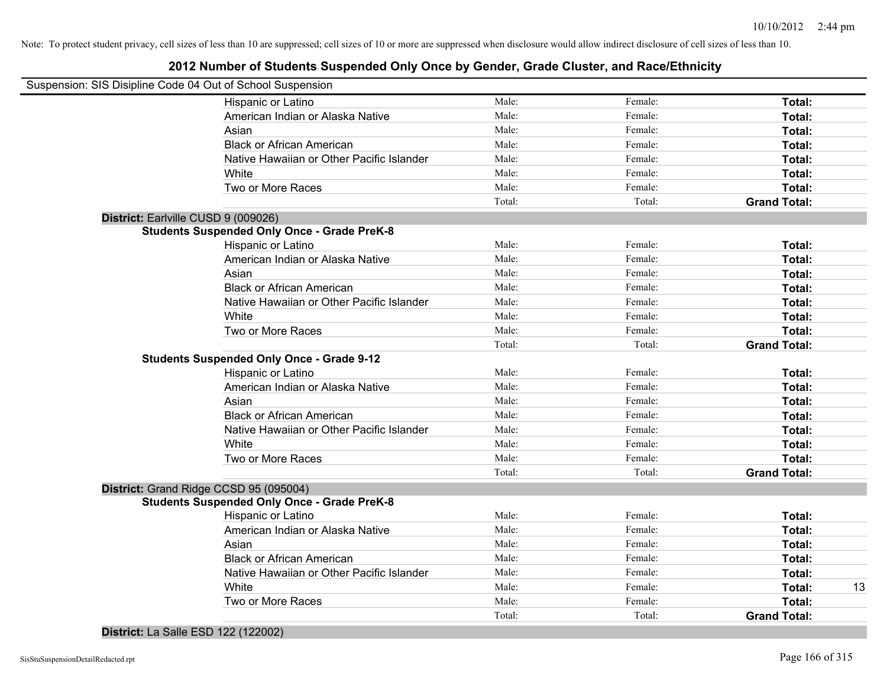Note: To protect student privacy, cell sizes of less than 10 are suppressed; cell sizes of 10 or more are suppressed when disclosure would allow indirect disclosure of cell sizes of less than 10.

# 2012 Number of Students Suspended Only Once by Gender, Grade Cluster, and Race/Ethnicity

Suspension: SIS Disipline Code 04 Out of School Suspension

| | Male | Female | Total | |
|---|---|---|---|---|
| Hispanic or Latino | Male: | Female: | **Total:** | |
| American Indian or Alaska Native | Male: | Female: | **Total:** | |
| Asian | Male: | Female: | **Total:** | |
| Black or African American | Male: | Female: | **Total:** | |
| Native Hawaiian or Other Pacific Islander | Male: | Female: | **Total:** | |
| White | Male: | Female: | **Total:** | |
| Two or More Races | Male: | Female: | **Total:** | |
| | Total: | Total: | **Grand Total:** | |

**District:** Earlville CUSD 9 (009026)

**Students Suspended Only Once - Grade PreK-8**

| | Male | Female | Total | |
|---|---|---|---|---|
| Hispanic or Latino | Male: | Female: | **Total:** | |
| American Indian or Alaska Native | Male: | Female: | **Total:** | |
| Asian | Male: | Female: | **Total:** | |
| Black or African American | Male: | Female: | **Total:** | |
| Native Hawaiian or Other Pacific Islander | Male: | Female: | **Total:** | |
| White | Male: | Female: | **Total:** | |
| Two or More Races | Male: | Female: | **Total:** | |
| | Total: | Total: | **Grand Total:** | |

**Students Suspended Only Once - Grade 9-12**

| | Male | Female | Total | |
|---|---|---|---|---|
| Hispanic or Latino | Male: | Female: | **Total:** | |
| American Indian or Alaska Native | Male: | Female: | **Total:** | |
| Asian | Male: | Female: | **Total:** | |
| Black or African American | Male: | Female: | **Total:** | |
| Native Hawaiian or Other Pacific Islander | Male: | Female: | **Total:** | |
| White | Male: | Female: | **Total:** | |
| Two or More Races | Male: | Female: | **Total:** | |
| | Total: | Total: | **Grand Total:** | |

**District:** Grand Ridge CCSD 95 (095004)

**Students Suspended Only Once - Grade PreK-8**

| | Male | Female | Total | |
|---|---|---|---|---|
| Hispanic or Latino | Male: | Female: | **Total:** | |
| American Indian or Alaska Native | Male: | Female: | **Total:** | |
| Asian | Male: | Female: | **Total:** | |
| Black or African American | Male: | Female: | **Total:** | |
| Native Hawaiian or Other Pacific Islander | Male: | Female: | **Total:** | |
| White | Male: | Female: | **Total:** | 13 |
| Two or More Races | Male: | Female: | **Total:** | |
| | Total: | Total: | **Grand Total:** | |

**District:** La Salle ESD 122 (122002)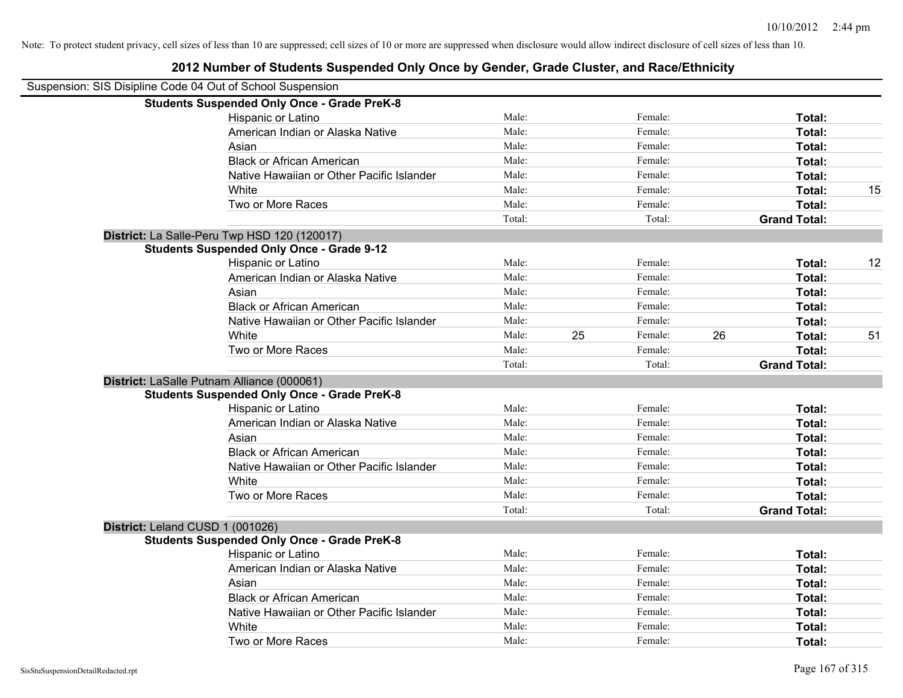Note: To protect student privacy, cell sizes of less than 10 are suppressed; cell sizes of 10 or more are suppressed when disclosure would allow indirect disclosure of cell sizes of less than 10.

# 2012 Number of Students Suspended Only Once by Gender, Grade Cluster, and Race/Ethnicity

Suspension: SIS Disipline Code 04 Out of School Suspension

| | | | | | | |
|---|---|---|---|---|---|---|
| **Students Suspended Only Once - Grade PreK-8** | | | | | | |
| Hispanic or Latino | Male: | | Female: | | **Total:** | |
| American Indian or Alaska Native | Male: | | Female: | | **Total:** | |
| Asian | Male: | | Female: | | **Total:** | |
| Black or African American | Male: | | Female: | | **Total:** | |
| Native Hawaiian or Other Pacific Islander | Male: | | Female: | | **Total:** | |
| White | Male: | | Female: | | **Total:** | 15 |
| Two or More Races | Male: | | Female: | | **Total:** | |
| | Total: | | Total: | | **Grand Total:** | |

**District:** La Salle-Peru Twp HSD 120 (120017)

| | | | | | | |
|---|---|---|---|---|---|---|
| **Students Suspended Only Once - Grade 9-12** | | | | | | |
| Hispanic or Latino | Male: | | Female: | | **Total:** | 12 |
| American Indian or Alaska Native | Male: | | Female: | | **Total:** | |
| Asian | Male: | | Female: | | **Total:** | |
| Black or African American | Male: | | Female: | | **Total:** | |
| Native Hawaiian or Other Pacific Islander | Male: | | Female: | | **Total:** | |
| White | Male: | 25 | Female: | 26 | **Total:** | 51 |
| Two or More Races | Male: | | Female: | | **Total:** | |
| | Total: | | Total: | | **Grand Total:** | |

**District:** LaSalle Putnam Alliance (000061)

| | | | | | | |
|---|---|---|---|---|---|---|
| **Students Suspended Only Once - Grade PreK-8** | | | | | | |
| Hispanic or Latino | Male: | | Female: | | **Total:** | |
| American Indian or Alaska Native | Male: | | Female: | | **Total:** | |
| Asian | Male: | | Female: | | **Total:** | |
| Black or African American | Male: | | Female: | | **Total:** | |
| Native Hawaiian or Other Pacific Islander | Male: | | Female: | | **Total:** | |
| White | Male: | | Female: | | **Total:** | |
| Two or More Races | Male: | | Female: | | **Total:** | |
| | Total: | | Total: | | **Grand Total:** | |

**District:** Leland CUSD 1 (001026)

| | | | | | | |
|---|---|---|---|---|---|---|
| **Students Suspended Only Once - Grade PreK-8** | | | | | | |
| Hispanic or Latino | Male: | | Female: | | **Total:** | |
| American Indian or Alaska Native | Male: | | Female: | | **Total:** | |
| Asian | Male: | | Female: | | **Total:** | |
| Black or African American | Male: | | Female: | | **Total:** | |
| Native Hawaiian or Other Pacific Islander | Male: | | Female: | | **Total:** | |
| White | Male: | | Female: | | **Total:** | |
| Two or More Races | Male: | | Female: | | **Total:** | |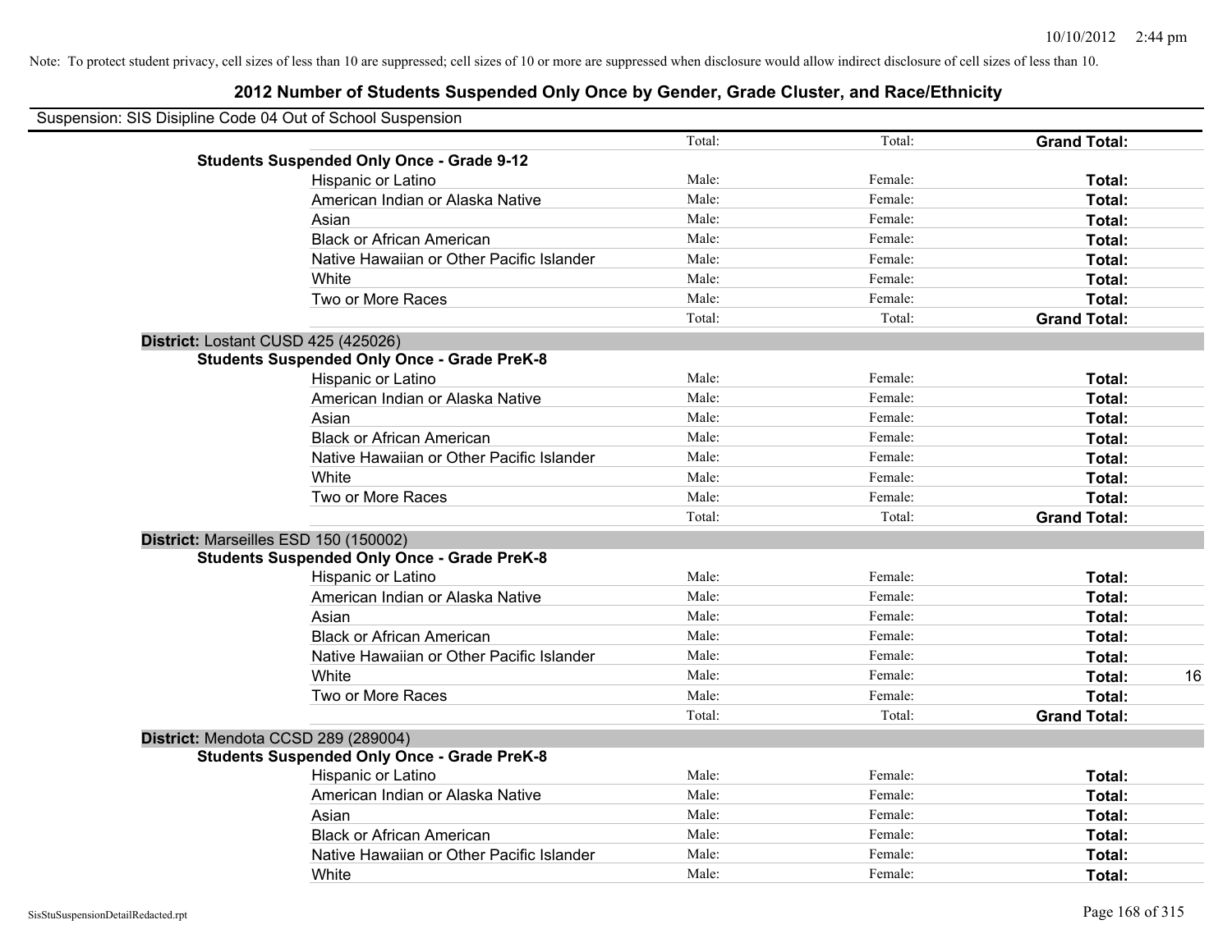Note: To protect student privacy, cell sizes of less than 10 are suppressed; cell sizes of 10 or more are suppressed when disclosure would allow indirect disclosure of cell sizes of less than 10.

# 2012 Number of Students Suspended Only Once by Gender, Grade Cluster, and Race/Ethnicity

Suspension: SIS Disipline Code 04 Out of School Suspension

| | | | | |
|---|---|---|---|---|
| | Total: | Total: | **Grand Total:** | |
| **Students Suspended Only Once - Grade 9-12** | | | | |
| Hispanic or Latino | Male: | Female: | **Total:** | |
| American Indian or Alaska Native | Male: | Female: | **Total:** | |
| Asian | Male: | Female: | **Total:** | |
| Black or African American | Male: | Female: | **Total:** | |
| Native Hawaiian or Other Pacific Islander | Male: | Female: | **Total:** | |
| White | Male: | Female: | **Total:** | |
| Two or More Races | Male: | Female: | **Total:** | |
| | Total: | Total: | **Grand Total:** | |
| **District:** Lostant CUSD 425 (425026) | | | | |
| **Students Suspended Only Once - Grade PreK-8** | | | | |
| Hispanic or Latino | Male: | Female: | **Total:** | |
| American Indian or Alaska Native | Male: | Female: | **Total:** | |
| Asian | Male: | Female: | **Total:** | |
| Black or African American | Male: | Female: | **Total:** | |
| Native Hawaiian or Other Pacific Islander | Male: | Female: | **Total:** | |
| White | Male: | Female: | **Total:** | |
| Two or More Races | Male: | Female: | **Total:** | |
| | Total: | Total: | **Grand Total:** | |
| **District:** Marseilles ESD 150 (150002) | | | | |
| **Students Suspended Only Once - Grade PreK-8** | | | | |
| Hispanic or Latino | Male: | Female: | **Total:** | |
| American Indian or Alaska Native | Male: | Female: | **Total:** | |
| Asian | Male: | Female: | **Total:** | |
| Black or African American | Male: | Female: | **Total:** | |
| Native Hawaiian or Other Pacific Islander | Male: | Female: | **Total:** | |
| White | Male: | Female: | **Total:** | 16 |
| Two or More Races | Male: | Female: | **Total:** | |
| | Total: | Total: | **Grand Total:** | |
| **District:** Mendota CCSD 289 (289004) | | | | |
| **Students Suspended Only Once - Grade PreK-8** | | | | |
| Hispanic or Latino | Male: | Female: | **Total:** | |
| American Indian or Alaska Native | Male: | Female: | **Total:** | |
| Asian | Male: | Female: | **Total:** | |
| Black or African American | Male: | Female: | **Total:** | |
| Native Hawaiian or Other Pacific Islander | Male: | Female: | **Total:** | |
| White | Male: | Female: | **Total:** | |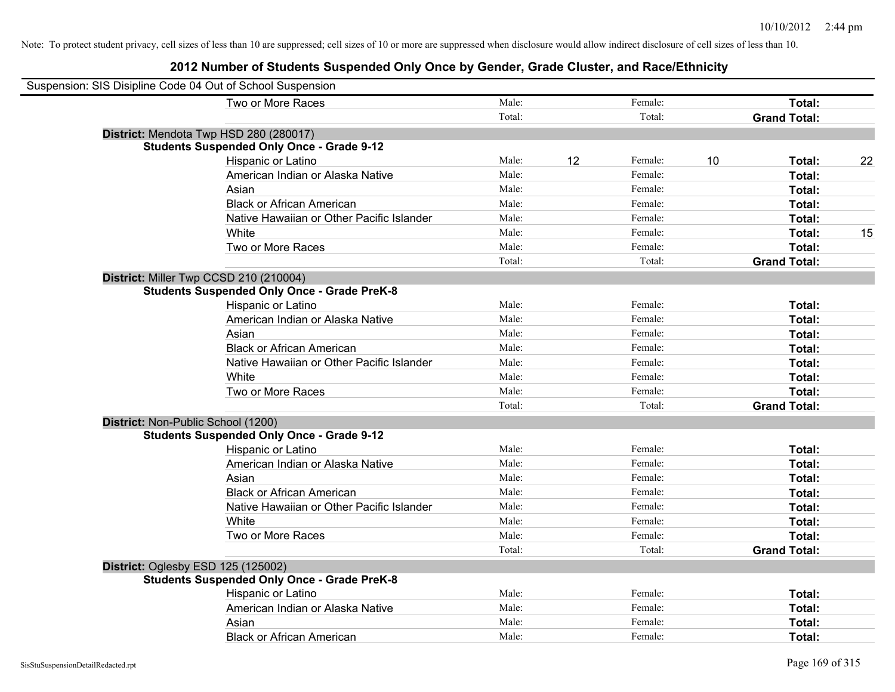Note: To protect student privacy, cell sizes of less than 10 are suppressed; cell sizes of 10 or more are suppressed when disclosure would allow indirect disclosure of cell sizes of less than 10.

# 2012 Number of Students Suspended Only Once by Gender, Grade Cluster, and Race/Ethnicity

Suspension: SIS Disipline Code 04 Out of School Suspension

| | | | | | | |
|---|---|---|---|---|---|---|
| Two or More Races | Male: | | Female: | | **Total:** | |
| | Total: | | Total: | | **Grand Total:** | |

**District:** Mendota Twp HSD 280 (280017)

**Students Suspended Only Once - Grade 9-12**

| | | | | | | |
|---|---|---|---|---|---|---|
| Hispanic or Latino | Male: | 12 | Female: | 10 | **Total:** | 22 |
| American Indian or Alaska Native | Male: | | Female: | | **Total:** | |
| Asian | Male: | | Female: | | **Total:** | |
| Black or African American | Male: | | Female: | | **Total:** | |
| Native Hawaiian or Other Pacific Islander | Male: | | Female: | | **Total:** | |
| White | Male: | | Female: | | **Total:** | 15 |
| Two or More Races | Male: | | Female: | | **Total:** | |
| | Total: | | Total: | | **Grand Total:** | |

**District:** Miller Twp CCSD 210 (210004)

**Students Suspended Only Once - Grade PreK-8**

| | | | | | | |
|---|---|---|---|---|---|---|
| Hispanic or Latino | Male: | | Female: | | **Total:** | |
| American Indian or Alaska Native | Male: | | Female: | | **Total:** | |
| Asian | Male: | | Female: | | **Total:** | |
| Black or African American | Male: | | Female: | | **Total:** | |
| Native Hawaiian or Other Pacific Islander | Male: | | Female: | | **Total:** | |
| White | Male: | | Female: | | **Total:** | |
| Two or More Races | Male: | | Female: | | **Total:** | |
| | Total: | | Total: | | **Grand Total:** | |

**District:** Non-Public School (1200)

**Students Suspended Only Once - Grade 9-12**

| | | | | | | |
|---|---|---|---|---|---|---|
| Hispanic or Latino | Male: | | Female: | | **Total:** | |
| American Indian or Alaska Native | Male: | | Female: | | **Total:** | |
| Asian | Male: | | Female: | | **Total:** | |
| Black or African American | Male: | | Female: | | **Total:** | |
| Native Hawaiian or Other Pacific Islander | Male: | | Female: | | **Total:** | |
| White | Male: | | Female: | | **Total:** | |
| Two or More Races | Male: | | Female: | | **Total:** | |
| | Total: | | Total: | | **Grand Total:** | |

**District:** Oglesby ESD 125 (125002)

**Students Suspended Only Once - Grade PreK-8**

| | | | | | | |
|---|---|---|---|---|---|---|
| Hispanic or Latino | Male: | | Female: | | **Total:** | |
| American Indian or Alaska Native | Male: | | Female: | | **Total:** | |
| Asian | Male: | | Female: | | **Total:** | |
| Black or African American | Male: | | Female: | | **Total:** | |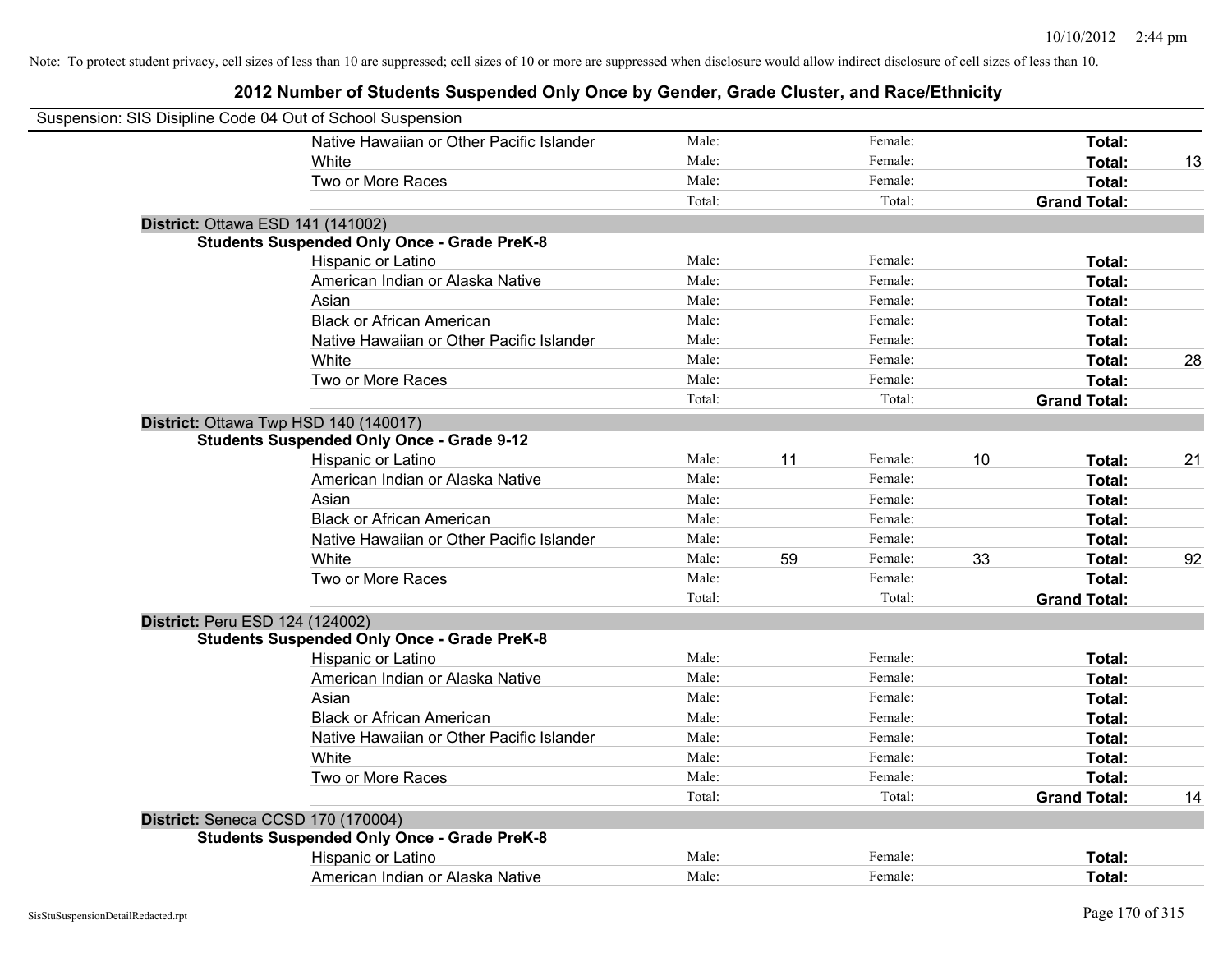Note: To protect student privacy, cell sizes of less than 10 are suppressed; cell sizes of 10 or more are suppressed when disclosure would allow indirect disclosure of cell sizes of less than 10.

# 2012 Number of Students Suspended Only Once by Gender, Grade Cluster, and Race/Ethnicity

Suspension: SIS Disipline Code 04 Out of School Suspension

| | | | | | | | |
|---|---|---|---|---|---|---|---|
| Native Hawaiian or Other Pacific Islander | Male: | | Female: | | **Total:** | |
| White | Male: | | Female: | | **Total:** | 13 |
| Two or More Races | Male: | | Female: | | **Total:** | |
| | Total: | | Total: | | **Grand Total:** | |

**District:** Ottawa ESD 141 (141002)

**Students Suspended Only Once - Grade PreK-8**

| | | | | | | |
|---|---|---|---|---|---|---|
| Hispanic or Latino | Male: | | Female: | | **Total:** | |
| American Indian or Alaska Native | Male: | | Female: | | **Total:** | |
| Asian | Male: | | Female: | | **Total:** | |
| Black or African American | Male: | | Female: | | **Total:** | |
| Native Hawaiian or Other Pacific Islander | Male: | | Female: | | **Total:** | |
| White | Male: | | Female: | | **Total:** | 28 |
| Two or More Races | Male: | | Female: | | **Total:** | |
| | Total: | | Total: | | **Grand Total:** | |

**District:** Ottawa Twp HSD 140 (140017)

**Students Suspended Only Once - Grade 9-12**

| | | | | | | |
|---|---|---|---|---|---|---|
| Hispanic or Latino | Male: | 11 | Female: | 10 | **Total:** | 21 |
| American Indian or Alaska Native | Male: | | Female: | | **Total:** | |
| Asian | Male: | | Female: | | **Total:** | |
| Black or African American | Male: | | Female: | | **Total:** | |
| Native Hawaiian or Other Pacific Islander | Male: | | Female: | | **Total:** | |
| White | Male: | 59 | Female: | 33 | **Total:** | 92 |
| Two or More Races | Male: | | Female: | | **Total:** | |
| | Total: | | Total: | | **Grand Total:** | |

**District:** Peru ESD 124 (124002)

**Students Suspended Only Once - Grade PreK-8**

| | | | | | | |
|---|---|---|---|---|---|---|
| Hispanic or Latino | Male: | | Female: | | **Total:** | |
| American Indian or Alaska Native | Male: | | Female: | | **Total:** | |
| Asian | Male: | | Female: | | **Total:** | |
| Black or African American | Male: | | Female: | | **Total:** | |
| Native Hawaiian or Other Pacific Islander | Male: | | Female: | | **Total:** | |
| White | Male: | | Female: | | **Total:** | |
| Two or More Races | Male: | | Female: | | **Total:** | |
| | Total: | | Total: | | **Grand Total:** | 14 |

**District:** Seneca CCSD 170 (170004)

**Students Suspended Only Once - Grade PreK-8**

| | | | | | | |
|---|---|---|---|---|---|---|
| Hispanic or Latino | Male: | | Female: | | **Total:** | |
| American Indian or Alaska Native | Male: | | Female: | | **Total:** | |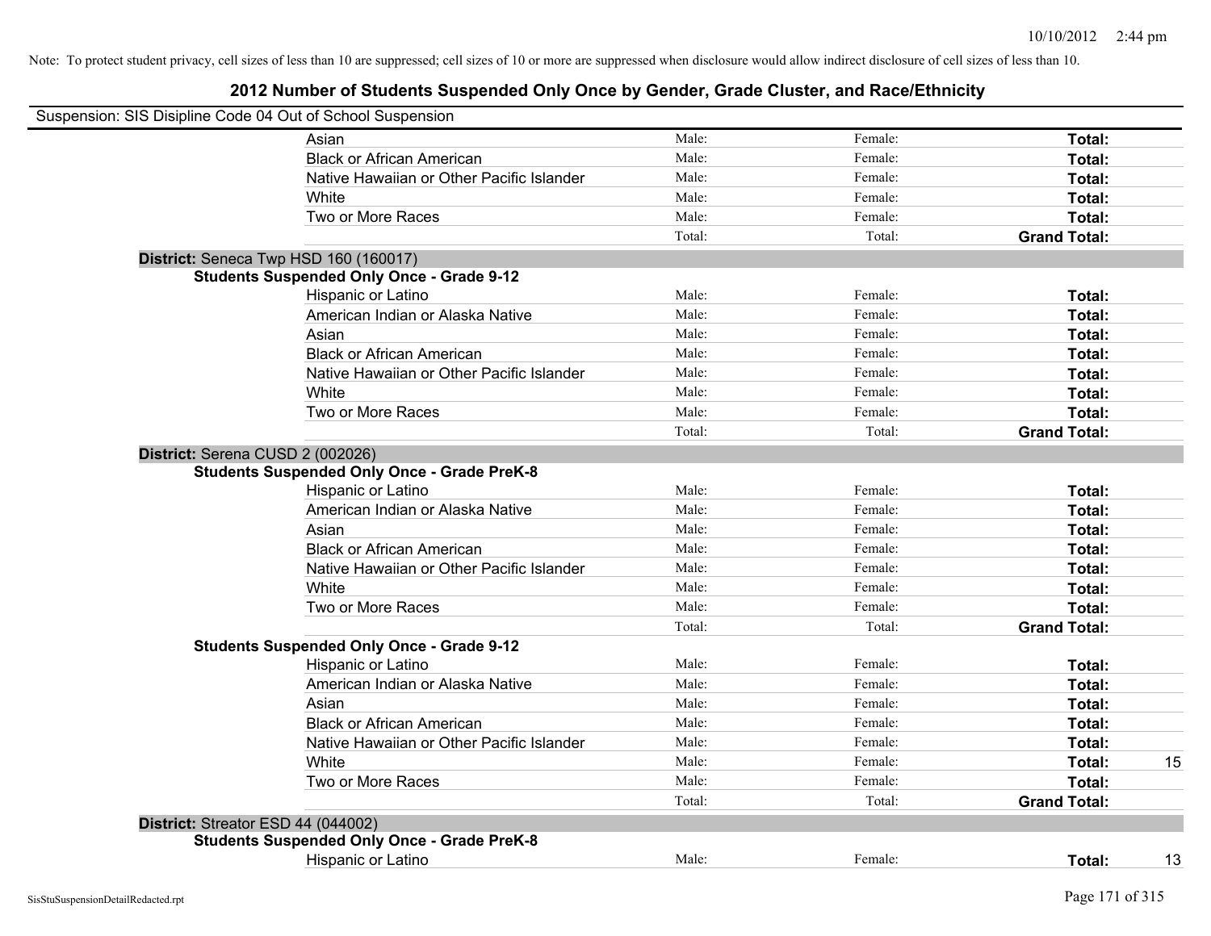Note: To protect student privacy, cell sizes of less than 10 are suppressed; cell sizes of 10 or more are suppressed when disclosure would allow indirect disclosure of cell sizes of less than 10.

# 2012 Number of Students Suspended Only Once by Gender, Grade Cluster, and Race/Ethnicity

Suspension: SIS Disipline Code 04 Out of School Suspension

| | | | | |
|---|---|---|---|---|
| Asian | Male: | Female: | **Total:** | |
| Black or African American | Male: | Female: | **Total:** | |
| Native Hawaiian or Other Pacific Islander | Male: | Female: | **Total:** | |
| White | Male: | Female: | **Total:** | |
| Two or More Races | Male: | Female: | **Total:** | |
| | Total: | Total: | **Grand Total:** | |

**District:** Seneca Twp HSD 160 (160017)

**Students Suspended Only Once - Grade 9-12**

| | | | | |
|---|---|---|---|---|
| Hispanic or Latino | Male: | Female: | **Total:** | |
| American Indian or Alaska Native | Male: | Female: | **Total:** | |
| Asian | Male: | Female: | **Total:** | |
| Black or African American | Male: | Female: | **Total:** | |
| Native Hawaiian or Other Pacific Islander | Male: | Female: | **Total:** | |
| White | Male: | Female: | **Total:** | |
| Two or More Races | Male: | Female: | **Total:** | |
| | Total: | Total: | **Grand Total:** | |

**District:** Serena CUSD 2 (002026)

**Students Suspended Only Once - Grade PreK-8**

| | | | | |
|---|---|---|---|---|
| Hispanic or Latino | Male: | Female: | **Total:** | |
| American Indian or Alaska Native | Male: | Female: | **Total:** | |
| Asian | Male: | Female: | **Total:** | |
| Black or African American | Male: | Female: | **Total:** | |
| Native Hawaiian or Other Pacific Islander | Male: | Female: | **Total:** | |
| White | Male: | Female: | **Total:** | |
| Two or More Races | Male: | Female: | **Total:** | |
| | Total: | Total: | **Grand Total:** | |

**Students Suspended Only Once - Grade 9-12**

| | | | | |
|---|---|---|---|---|
| Hispanic or Latino | Male: | Female: | **Total:** | |
| American Indian or Alaska Native | Male: | Female: | **Total:** | |
| Asian | Male: | Female: | **Total:** | |
| Black or African American | Male: | Female: | **Total:** | |
| Native Hawaiian or Other Pacific Islander | Male: | Female: | **Total:** | |
| White | Male: | Female: | **Total:** | 15 |
| Two or More Races | Male: | Female: | **Total:** | |
| | Total: | Total: | **Grand Total:** | |

**District:** Streator ESD 44 (044002)

**Students Suspended Only Once - Grade PreK-8**

| | | | | |
|---|---|---|---|---|
| Hispanic or Latino | Male: | Female: | **Total:** | 13 |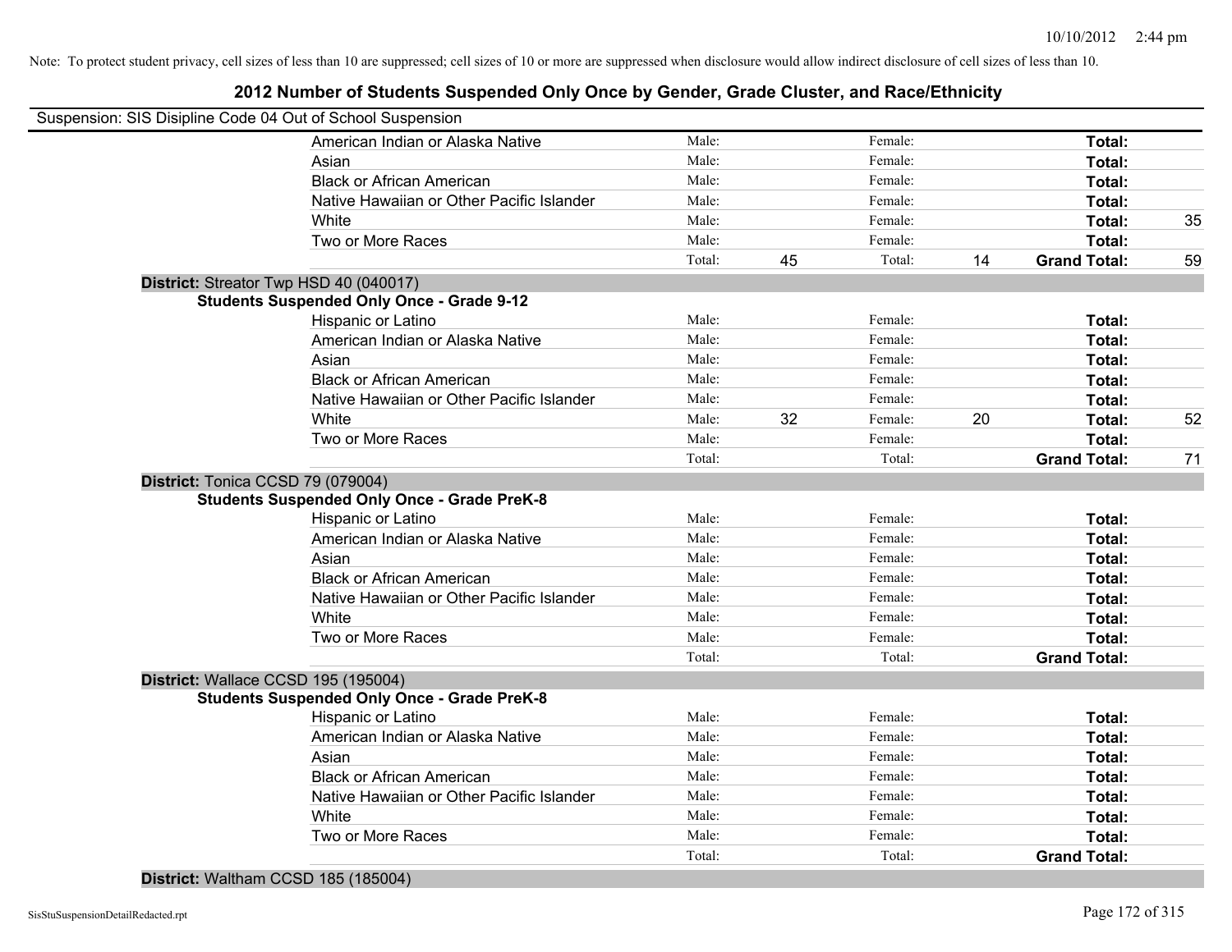Note: To protect student privacy, cell sizes of less than 10 are suppressed; cell sizes of 10 or more are suppressed when disclosure would allow indirect disclosure of cell sizes of less than 10.

# 2012 Number of Students Suspended Only Once by Gender, Grade Cluster, and Race/Ethnicity

Suspension: SIS Disipline Code 04 Out of School Suspension

| | Male: | | Female: | | | |
|---|---|---|---|---|---|---|
| American Indian or Alaska Native | Male: | | Female: | | **Total:** | |
| Asian | Male: | | Female: | | **Total:** | |
| Black or African American | Male: | | Female: | | **Total:** | |
| Native Hawaiian or Other Pacific Islander | Male: | | Female: | | **Total:** | |
| White | Male: | | Female: | | **Total:** | 35 |
| Two or More Races | Male: | | Female: | | **Total:** | |
| | Total: | 45 | Total: | 14 | **Grand Total:** | 59 |

**District:** Streator Twp HSD 40 (040017)

**Students Suspended Only Once - Grade 9-12**

| | | | | | | |
|---|---|---|---|---|---|---|
| Hispanic or Latino | Male: | | Female: | | **Total:** | |
| American Indian or Alaska Native | Male: | | Female: | | **Total:** | |
| Asian | Male: | | Female: | | **Total:** | |
| Black or African American | Male: | | Female: | | **Total:** | |
| Native Hawaiian or Other Pacific Islander | Male: | | Female: | | **Total:** | |
| White | Male: | 32 | Female: | 20 | **Total:** | 52 |
| Two or More Races | Male: | | Female: | | **Total:** | |
| | Total: | | Total: | | **Grand Total:** | 71 |

**District:** Tonica CCSD 79 (079004)

**Students Suspended Only Once - Grade PreK-8**

| | | | | | | |
|---|---|---|---|---|---|---|
| Hispanic or Latino | Male: | | Female: | | **Total:** | |
| American Indian or Alaska Native | Male: | | Female: | | **Total:** | |
| Asian | Male: | | Female: | | **Total:** | |
| Black or African American | Male: | | Female: | | **Total:** | |
| Native Hawaiian or Other Pacific Islander | Male: | | Female: | | **Total:** | |
| White | Male: | | Female: | | **Total:** | |
| Two or More Races | Male: | | Female: | | **Total:** | |
| | Total: | | Total: | | **Grand Total:** | |

**District:** Wallace CCSD 195 (195004)

**Students Suspended Only Once - Grade PreK-8**

| | | | | | | |
|---|---|---|---|---|---|---|
| Hispanic or Latino | Male: | | Female: | | **Total:** | |
| American Indian or Alaska Native | Male: | | Female: | | **Total:** | |
| Asian | Male: | | Female: | | **Total:** | |
| Black or African American | Male: | | Female: | | **Total:** | |
| Native Hawaiian or Other Pacific Islander | Male: | | Female: | | **Total:** | |
| White | Male: | | Female: | | **Total:** | |
| Two or More Races | Male: | | Female: | | **Total:** | |
| | Total: | | Total: | | **Grand Total:** | |

**District:** Waltham CCSD 185 (185004)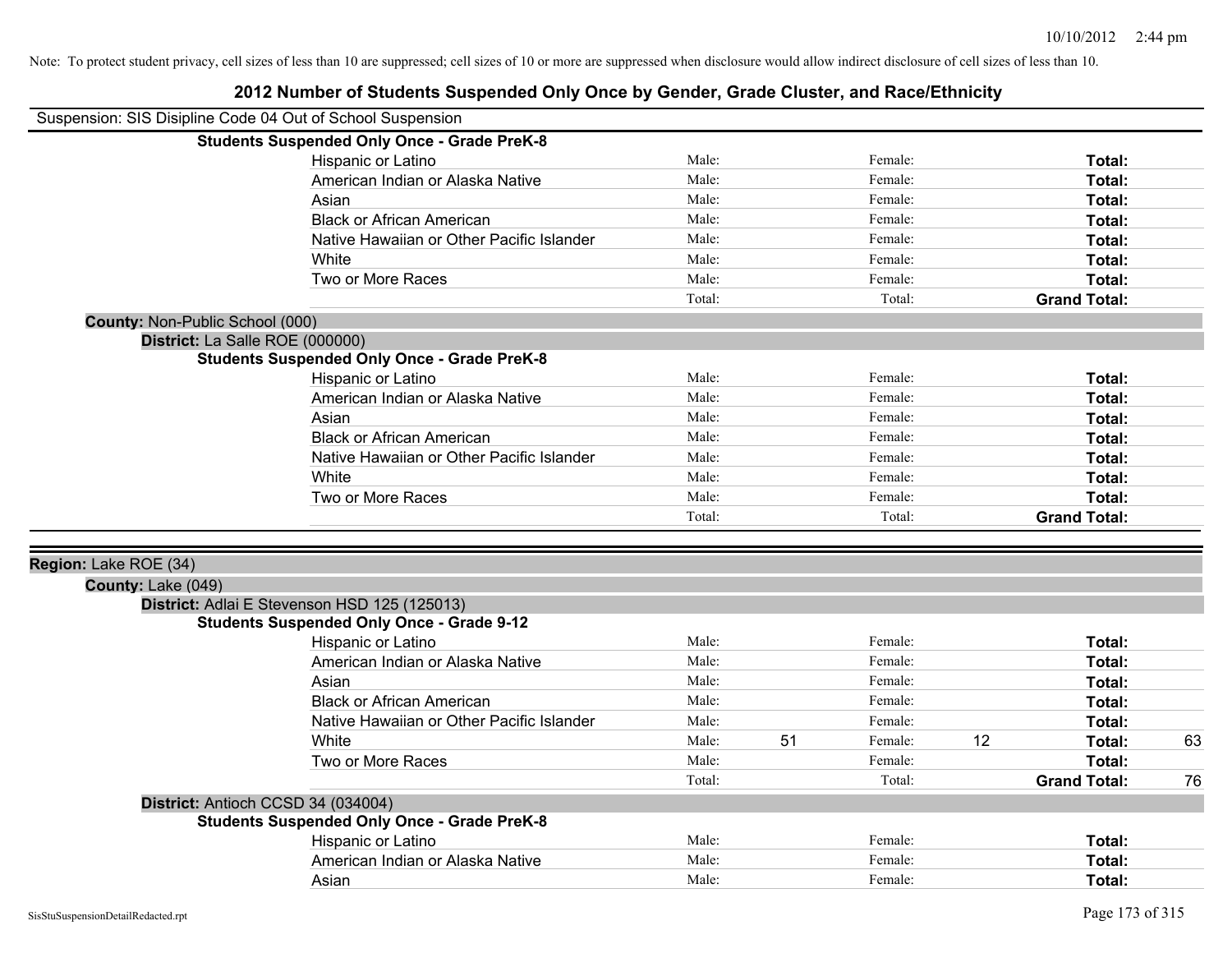Note: To protect student privacy, cell sizes of less than 10 are suppressed; cell sizes of 10 or more are suppressed when disclosure would allow indirect disclosure of cell sizes of less than 10.

# 2012 Number of Students Suspended Only Once by Gender, Grade Cluster, and Race/Ethnicity

Suspension: SIS Disipline Code 04 Out of School Suspension

**Students Suspended Only Once - Grade PreK-8**

| | Male: | | Female: | | Total: | |
|---|---|---|---|---|---|---|
| Hispanic or Latino | Male: | | Female: | | **Total:** | |
| American Indian or Alaska Native | Male: | | Female: | | **Total:** | |
| Asian | Male: | | Female: | | **Total:** | |
| Black or African American | Male: | | Female: | | **Total:** | |
| Native Hawaiian or Other Pacific Islander | Male: | | Female: | | **Total:** | |
| White | Male: | | Female: | | **Total:** | |
| Two or More Races | Male: | | Female: | | **Total:** | |
| | Total: | | Total: | | **Grand Total:** | |

**County:** Non-Public School (000)

**District:** La Salle ROE (000000)

**Students Suspended Only Once - Grade PreK-8**

| | Male: | | Female: | | Total: | |
|---|---|---|---|---|---|---|
| Hispanic or Latino | Male: | | Female: | | **Total:** | |
| American Indian or Alaska Native | Male: | | Female: | | **Total:** | |
| Asian | Male: | | Female: | | **Total:** | |
| Black or African American | Male: | | Female: | | **Total:** | |
| Native Hawaiian or Other Pacific Islander | Male: | | Female: | | **Total:** | |
| White | Male: | | Female: | | **Total:** | |
| Two or More Races | Male: | | Female: | | **Total:** | |
| | Total: | | Total: | | **Grand Total:** | |

**Region:** Lake ROE (34)

**County:** Lake (049)

**District:** Adlai E Stevenson HSD 125 (125013)

**Students Suspended Only Once - Grade 9-12**

| | Male: | | Female: | | Total: | |
|---|---|---|---|---|---|---|
| Hispanic or Latino | Male: | | Female: | | **Total:** | |
| American Indian or Alaska Native | Male: | | Female: | | **Total:** | |
| Asian | Male: | | Female: | | **Total:** | |
| Black or African American | Male: | | Female: | | **Total:** | |
| Native Hawaiian or Other Pacific Islander | Male: | | Female: | | **Total:** | |
| White | Male: | 51 | Female: | 12 | **Total:** | 63 |
| Two or More Races | Male: | | Female: | | **Total:** | |
| | Total: | | Total: | | **Grand Total:** | 76 |

**District:** Antioch CCSD 34 (034004)

**Students Suspended Only Once - Grade PreK-8**

| | Male: | | Female: | | Total: | |
|---|---|---|---|---|---|---|
| Hispanic or Latino | Male: | | Female: | | **Total:** | |
| American Indian or Alaska Native | Male: | | Female: | | **Total:** | |
| Asian | Male: | | Female: | | **Total:** | |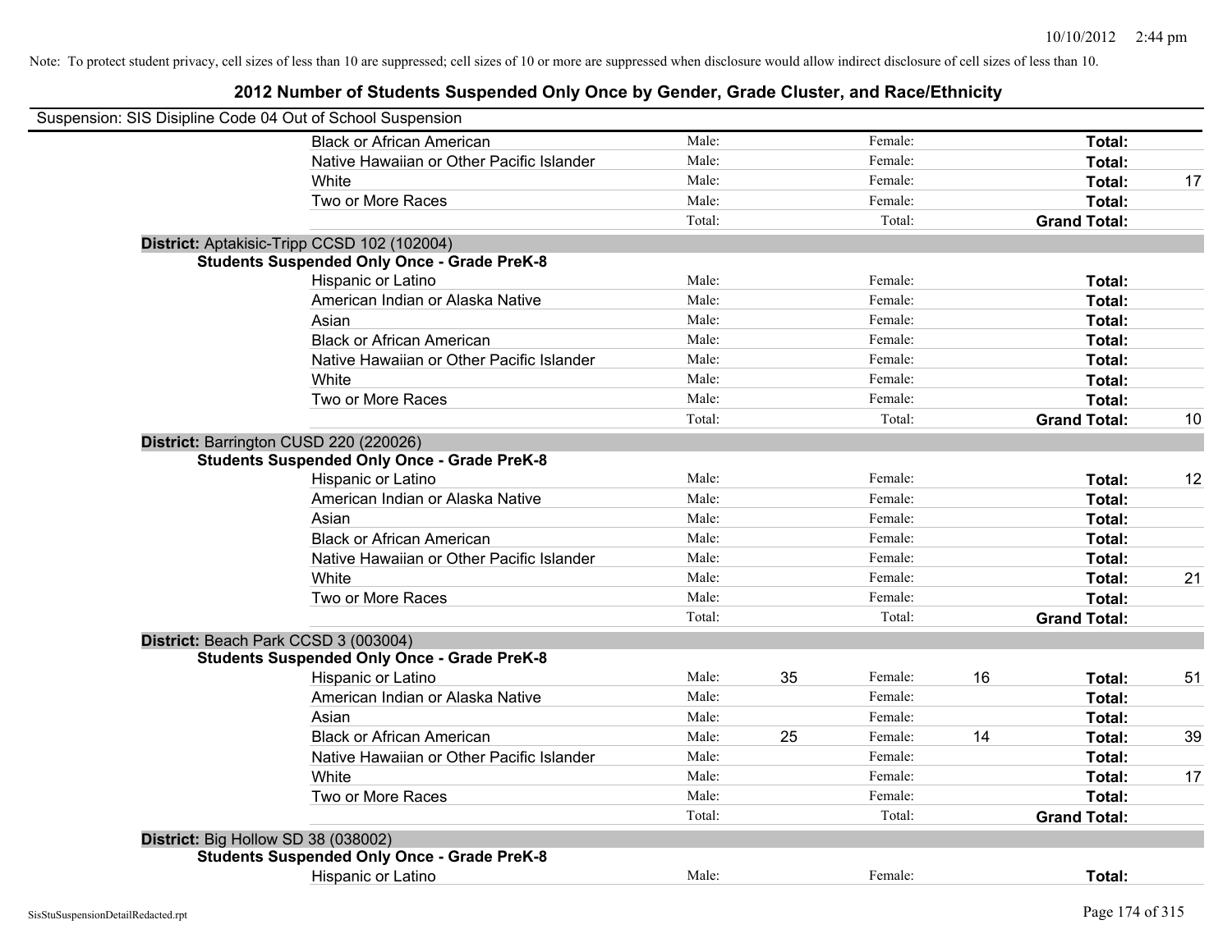Note: To protect student privacy, cell sizes of less than 10 are suppressed; cell sizes of 10 or more are suppressed when disclosure would allow indirect disclosure of cell sizes of less than 10.

# 2012 Number of Students Suspended Only Once by Gender, Grade Cluster, and Race/Ethnicity

Suspension: SIS Disipline Code 04 Out of School Suspension

| | | | | | | |
|---|---|---|---|---|---|---|
| Black or African American | Male: | | Female: | | **Total:** | |
| Native Hawaiian or Other Pacific Islander | Male: | | Female: | | **Total:** | |
| White | Male: | | Female: | | **Total:** | 17 |
| Two or More Races | Male: | | Female: | | **Total:** | |
| | Total: | | Total: | | **Grand Total:** | |

**District:** Aptakisic-Tripp CCSD 102 (102004)

**Students Suspended Only Once - Grade PreK-8**

| | | | | | | |
|---|---|---|---|---|---|---|
| Hispanic or Latino | Male: | | Female: | | **Total:** | |
| American Indian or Alaska Native | Male: | | Female: | | **Total:** | |
| Asian | Male: | | Female: | | **Total:** | |
| Black or African American | Male: | | Female: | | **Total:** | |
| Native Hawaiian or Other Pacific Islander | Male: | | Female: | | **Total:** | |
| White | Male: | | Female: | | **Total:** | |
| Two or More Races | Male: | | Female: | | **Total:** | |
| | Total: | | Total: | | **Grand Total:** | 10 |

**District:** Barrington CUSD 220 (220026)

**Students Suspended Only Once - Grade PreK-8**

| | | | | | | |
|---|---|---|---|---|---|---|
| Hispanic or Latino | Male: | | Female: | | **Total:** | 12 |
| American Indian or Alaska Native | Male: | | Female: | | **Total:** | |
| Asian | Male: | | Female: | | **Total:** | |
| Black or African American | Male: | | Female: | | **Total:** | |
| Native Hawaiian or Other Pacific Islander | Male: | | Female: | | **Total:** | |
| White | Male: | | Female: | | **Total:** | 21 |
| Two or More Races | Male: | | Female: | | **Total:** | |
| | Total: | | Total: | | **Grand Total:** | |

**District:** Beach Park CCSD 3 (003004)

**Students Suspended Only Once - Grade PreK-8**

| | | | | | | |
|---|---|---|---|---|---|---|
| Hispanic or Latino | Male: | 35 | Female: | 16 | **Total:** | 51 |
| American Indian or Alaska Native | Male: | | Female: | | **Total:** | |
| Asian | Male: | | Female: | | **Total:** | |
| Black or African American | Male: | 25 | Female: | 14 | **Total:** | 39 |
| Native Hawaiian or Other Pacific Islander | Male: | | Female: | | **Total:** | |
| White | Male: | | Female: | | **Total:** | 17 |
| Two or More Races | Male: | | Female: | | **Total:** | |
| | Total: | | Total: | | **Grand Total:** | |

**District:** Big Hollow SD 38 (038002)

**Students Suspended Only Once - Grade PreK-8**

| | | | | | | |
|---|---|---|---|---|---|---|
| Hispanic or Latino | Male: | | Female: | | **Total:** | |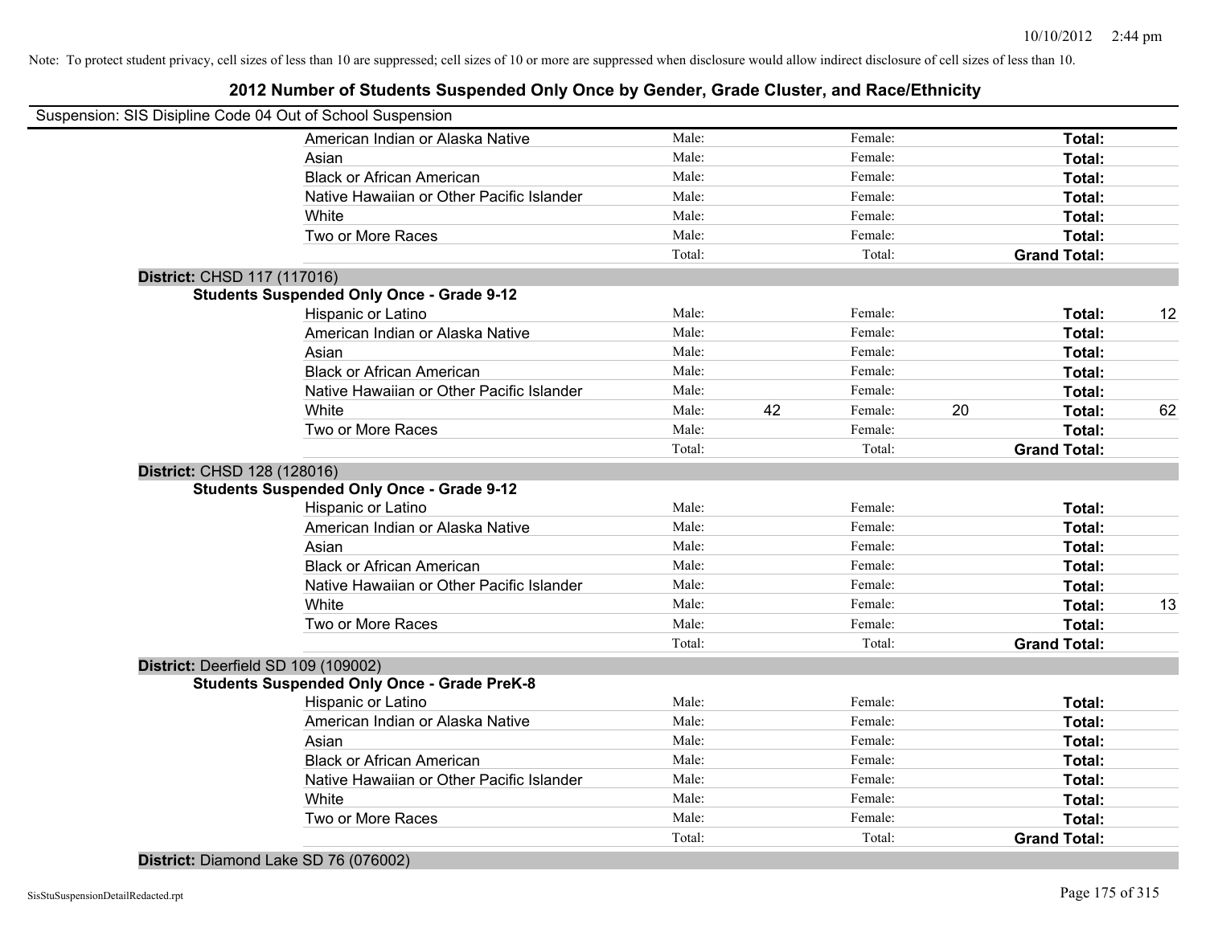Note: To protect student privacy, cell sizes of less than 10 are suppressed; cell sizes of 10 or more are suppressed when disclosure would allow indirect disclosure of cell sizes of less than 10.

# 2012 Number of Students Suspended Only Once by Gender, Grade Cluster, and Race/Ethnicity

Suspension: SIS Disipline Code 04 Out of School Suspension

| | Male: | | Female: | | | |
|---|---|---|---|---|---|---|
| American Indian or Alaska Native | Male: | | Female: | | **Total:** | |
| Asian | Male: | | Female: | | **Total:** | |
| Black or African American | Male: | | Female: | | **Total:** | |
| Native Hawaiian or Other Pacific Islander | Male: | | Female: | | **Total:** | |
| White | Male: | | Female: | | **Total:** | |
| Two or More Races | Male: | | Female: | | **Total:** | |
| | Total: | | Total: | | **Grand Total:** | |

**District:** CHSD 117 (117016)

**Students Suspended Only Once - Grade 9-12**

| | | | | | | |
|---|---|---|---|---|---|---|
| Hispanic or Latino | Male: | | Female: | | **Total:** | 12 |
| American Indian or Alaska Native | Male: | | Female: | | **Total:** | |
| Asian | Male: | | Female: | | **Total:** | |
| Black or African American | Male: | | Female: | | **Total:** | |
| Native Hawaiian or Other Pacific Islander | Male: | | Female: | | **Total:** | |
| White | Male: | 42 | Female: | 20 | **Total:** | 62 |
| Two or More Races | Male: | | Female: | | **Total:** | |
| | Total: | | Total: | | **Grand Total:** | |

**District:** CHSD 128 (128016)

**Students Suspended Only Once - Grade 9-12**

| | | | | | | |
|---|---|---|---|---|---|---|
| Hispanic or Latino | Male: | | Female: | | **Total:** | |
| American Indian or Alaska Native | Male: | | Female: | | **Total:** | |
| Asian | Male: | | Female: | | **Total:** | |
| Black or African American | Male: | | Female: | | **Total:** | |
| Native Hawaiian or Other Pacific Islander | Male: | | Female: | | **Total:** | |
| White | Male: | | Female: | | **Total:** | 13 |
| Two or More Races | Male: | | Female: | | **Total:** | |
| | Total: | | Total: | | **Grand Total:** | |

**District:** Deerfield SD 109 (109002)

**Students Suspended Only Once - Grade PreK-8**

| | | | | | | |
|---|---|---|---|---|---|---|
| Hispanic or Latino | Male: | | Female: | | **Total:** | |
| American Indian or Alaska Native | Male: | | Female: | | **Total:** | |
| Asian | Male: | | Female: | | **Total:** | |
| Black or African American | Male: | | Female: | | **Total:** | |
| Native Hawaiian or Other Pacific Islander | Male: | | Female: | | **Total:** | |
| White | Male: | | Female: | | **Total:** | |
| Two or More Races | Male: | | Female: | | **Total:** | |
| | Total: | | Total: | | **Grand Total:** | |

**District:** Diamond Lake SD 76 (076002)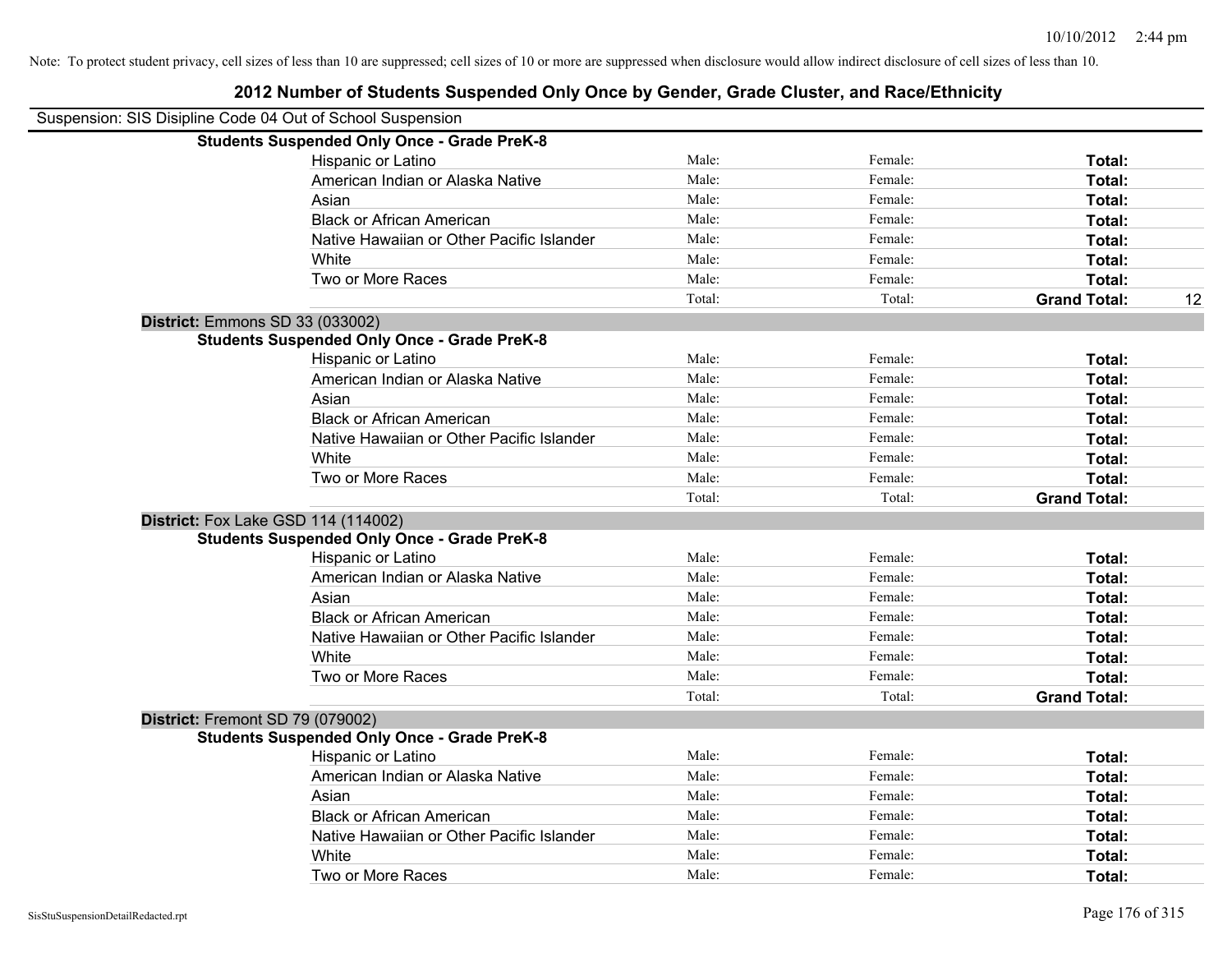Note: To protect student privacy, cell sizes of less than 10 are suppressed; cell sizes of 10 or more are suppressed when disclosure would allow indirect disclosure of cell sizes of less than 10.

# 2012 Number of Students Suspended Only Once by Gender, Grade Cluster, and Race/Ethnicity

Suspension: SIS Disipline Code 04 Out of School Suspension

| | | | | | |
|---|---|---|---|---|---|
| **Students Suspended Only Once - Grade PreK-8** | | | | | |
| | Hispanic or Latino | Male: | Female: | **Total:** | |
| | American Indian or Alaska Native | Male: | Female: | **Total:** | |
| | Asian | Male: | Female: | **Total:** | |
| | Black or African American | Male: | Female: | **Total:** | |
| | Native Hawaiian or Other Pacific Islander | Male: | Female: | **Total:** | |
| | White | Male: | Female: | **Total:** | |
| | Two or More Races | Male: | Female: | **Total:** | |
| | | Total: | Total: | **Grand Total:** | 12 |
| **District:** Emmons SD 33 (033002) | | | | | |
| **Students Suspended Only Once - Grade PreK-8** | | | | | |
| | Hispanic or Latino | Male: | Female: | **Total:** | |
| | American Indian or Alaska Native | Male: | Female: | **Total:** | |
| | Asian | Male: | Female: | **Total:** | |
| | Black or African American | Male: | Female: | **Total:** | |
| | Native Hawaiian or Other Pacific Islander | Male: | Female: | **Total:** | |
| | White | Male: | Female: | **Total:** | |
| | Two or More Races | Male: | Female: | **Total:** | |
| | | Total: | Total: | **Grand Total:** | |
| **District:** Fox Lake GSD 114 (114002) | | | | | |
| **Students Suspended Only Once - Grade PreK-8** | | | | | |
| | Hispanic or Latino | Male: | Female: | **Total:** | |
| | American Indian or Alaska Native | Male: | Female: | **Total:** | |
| | Asian | Male: | Female: | **Total:** | |
| | Black or African American | Male: | Female: | **Total:** | |
| | Native Hawaiian or Other Pacific Islander | Male: | Female: | **Total:** | |
| | White | Male: | Female: | **Total:** | |
| | Two or More Races | Male: | Female: | **Total:** | |
| | | Total: | Total: | **Grand Total:** | |
| **District:** Fremont SD 79 (079002) | | | | | |
| **Students Suspended Only Once - Grade PreK-8** | | | | | |
| | Hispanic or Latino | Male: | Female: | **Total:** | |
| | American Indian or Alaska Native | Male: | Female: | **Total:** | |
| | Asian | Male: | Female: | **Total:** | |
| | Black or African American | Male: | Female: | **Total:** | |
| | Native Hawaiian or Other Pacific Islander | Male: | Female: | **Total:** | |
| | White | Male: | Female: | **Total:** | |
| | Two or More Races | Male: | Female: | **Total:** | |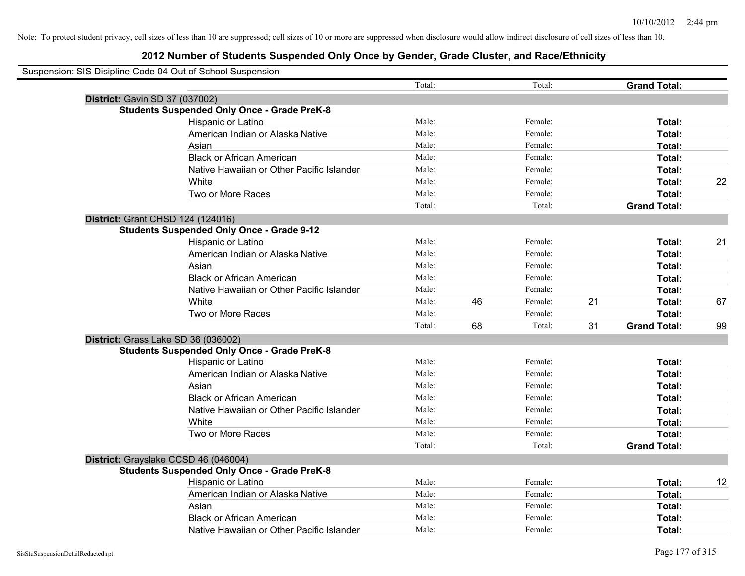Note: To protect student privacy, cell sizes of less than 10 are suppressed; cell sizes of 10 or more are suppressed when disclosure would allow indirect disclosure of cell sizes of less than 10.

## 2012 Number of Students Suspended Only Once by Gender, Grade Cluster, and Race/Ethnicity

Suspension: SIS Disipline Code 04 Out of School Suspension

| | | | | | | | |
|---|---|---|---|---|---|---|---|
| | Total: | | Total: | | **Grand Total:** | |
| **District:** Gavin SD 37 (037002) | | | | | | |
| **Students Suspended Only Once - Grade PreK-8** | | | | | | |
| Hispanic or Latino | Male: | | Female: | | **Total:** | |
| American Indian or Alaska Native | Male: | | Female: | | **Total:** | |
| Asian | Male: | | Female: | | **Total:** | |
| Black or African American | Male: | | Female: | | **Total:** | |
| Native Hawaiian or Other Pacific Islander | Male: | | Female: | | **Total:** | |
| White | Male: | | Female: | | **Total:** | 22 |
| Two or More Races | Male: | | Female: | | **Total:** | |
| | Total: | | Total: | | **Grand Total:** | |
| **District:** Grant CHSD 124 (124016) | | | | | | |
| **Students Suspended Only Once - Grade 9-12** | | | | | | |
| Hispanic or Latino | Male: | | Female: | | **Total:** | 21 |
| American Indian or Alaska Native | Male: | | Female: | | **Total:** | |
| Asian | Male: | | Female: | | **Total:** | |
| Black or African American | Male: | | Female: | | **Total:** | |
| Native Hawaiian or Other Pacific Islander | Male: | | Female: | | **Total:** | |
| White | Male: | 46 | Female: | 21 | **Total:** | 67 |
| Two or More Races | Male: | | Female: | | **Total:** | |
| | Total: | 68 | Total: | 31 | **Grand Total:** | 99 |
| **District:** Grass Lake SD 36 (036002) | | | | | | |
| **Students Suspended Only Once - Grade PreK-8** | | | | | | |
| Hispanic or Latino | Male: | | Female: | | **Total:** | |
| American Indian or Alaska Native | Male: | | Female: | | **Total:** | |
| Asian | Male: | | Female: | | **Total:** | |
| Black or African American | Male: | | Female: | | **Total:** | |
| Native Hawaiian or Other Pacific Islander | Male: | | Female: | | **Total:** | |
| White | Male: | | Female: | | **Total:** | |
| Two or More Races | Male: | | Female: | | **Total:** | |
| | Total: | | Total: | | **Grand Total:** | |
| **District:** Grayslake CCSD 46 (046004) | | | | | | |
| **Students Suspended Only Once - Grade PreK-8** | | | | | | |
| Hispanic or Latino | Male: | | Female: | | **Total:** | 12 |
| American Indian or Alaska Native | Male: | | Female: | | **Total:** | |
| Asian | Male: | | Female: | | **Total:** | |
| Black or African American | Male: | | Female: | | **Total:** | |
| Native Hawaiian or Other Pacific Islander | Male: | | Female: | | **Total:** | |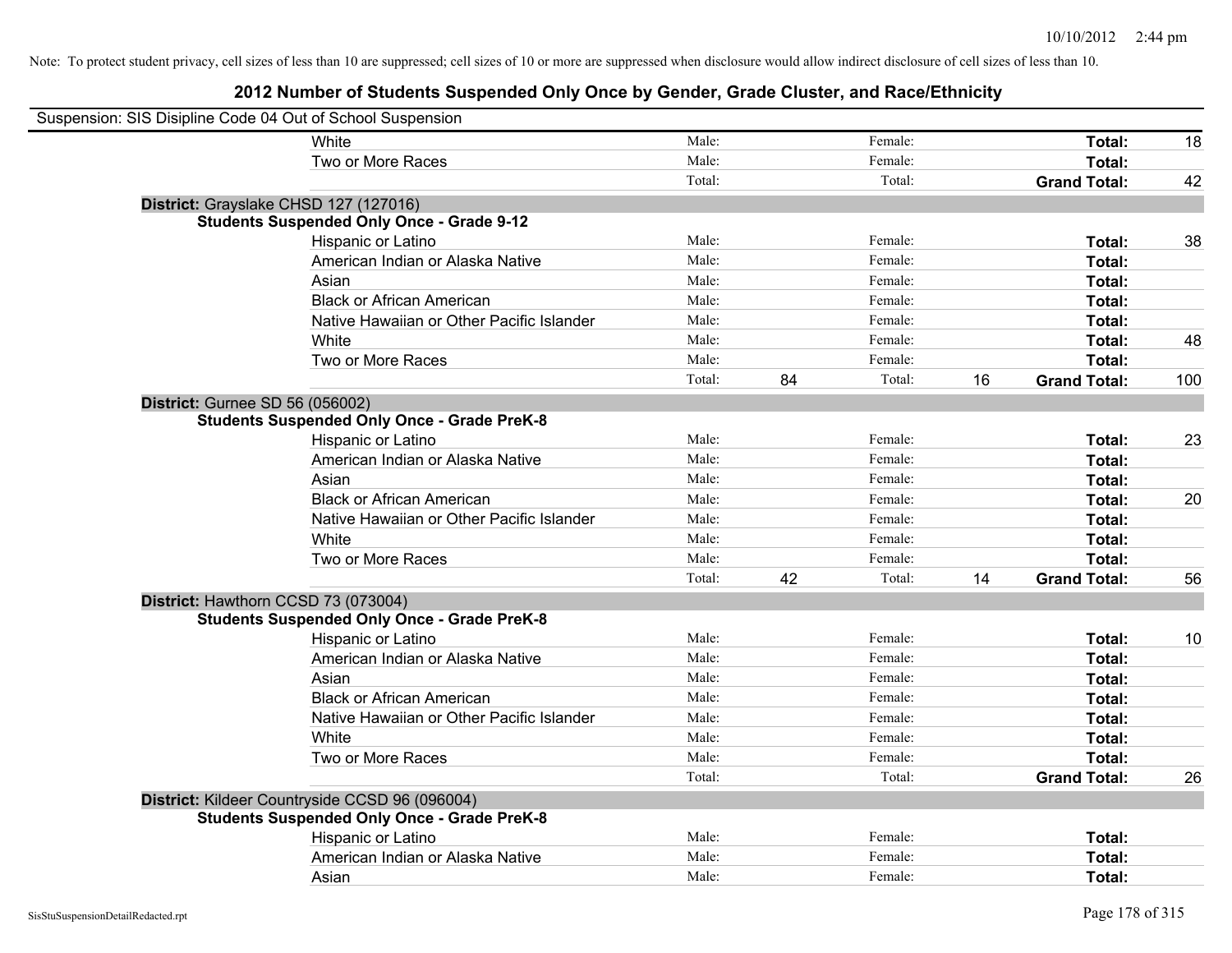Note: To protect student privacy, cell sizes of less than 10 are suppressed; cell sizes of 10 or more are suppressed when disclosure would allow indirect disclosure of cell sizes of less than 10.

# 2012 Number of Students Suspended Only Once by Gender, Grade Cluster, and Race/Ethnicity

Suspension: SIS Disipline Code 04 Out of School Suspension

| | | | | | | | |
|---|---|---|---|---|---|---|---|
| White | Male: | | Female: | | **Total:** | 18 |
| Two or More Races | Male: | | Female: | | **Total:** | |
| | Total: | | Total: | | **Grand Total:** | 42 |

**District:** Grayslake CHSD 127 (127016)

**Students Suspended Only Once - Grade 9-12**

| | | | | | | |
|---|---|---|---|---|---|---|
| Hispanic or Latino | Male: | | Female: | | **Total:** | 38 |
| American Indian or Alaska Native | Male: | | Female: | | **Total:** | |
| Asian | Male: | | Female: | | **Total:** | |
| Black or African American | Male: | | Female: | | **Total:** | |
| Native Hawaiian or Other Pacific Islander | Male: | | Female: | | **Total:** | |
| White | Male: | | Female: | | **Total:** | 48 |
| Two or More Races | Male: | | Female: | | **Total:** | |
| | Total: | 84 | Total: | 16 | **Grand Total:** | 100 |

**District:** Gurnee SD 56 (056002)

**Students Suspended Only Once - Grade PreK-8**

| | | | | | | |
|---|---|---|---|---|---|---|
| Hispanic or Latino | Male: | | Female: | | **Total:** | 23 |
| American Indian or Alaska Native | Male: | | Female: | | **Total:** | |
| Asian | Male: | | Female: | | **Total:** | |
| Black or African American | Male: | | Female: | | **Total:** | 20 |
| Native Hawaiian or Other Pacific Islander | Male: | | Female: | | **Total:** | |
| White | Male: | | Female: | | **Total:** | |
| Two or More Races | Male: | | Female: | | **Total:** | |
| | Total: | 42 | Total: | 14 | **Grand Total:** | 56 |

**District:** Hawthorn CCSD 73 (073004)

**Students Suspended Only Once - Grade PreK-8**

| | | | | | | |
|---|---|---|---|---|---|---|
| Hispanic or Latino | Male: | | Female: | | **Total:** | 10 |
| American Indian or Alaska Native | Male: | | Female: | | **Total:** | |
| Asian | Male: | | Female: | | **Total:** | |
| Black or African American | Male: | | Female: | | **Total:** | |
| Native Hawaiian or Other Pacific Islander | Male: | | Female: | | **Total:** | |
| White | Male: | | Female: | | **Total:** | |
| Two or More Races | Male: | | Female: | | **Total:** | |
| | Total: | | Total: | | **Grand Total:** | 26 |

**District:** Kildeer Countryside CCSD 96 (096004)

**Students Suspended Only Once - Grade PreK-8**

| | | | | | | |
|---|---|---|---|---|---|---|
| Hispanic or Latino | Male: | | Female: | | **Total:** | |
| American Indian or Alaska Native | Male: | | Female: | | **Total:** | |
| Asian | Male: | | Female: | | **Total:** | |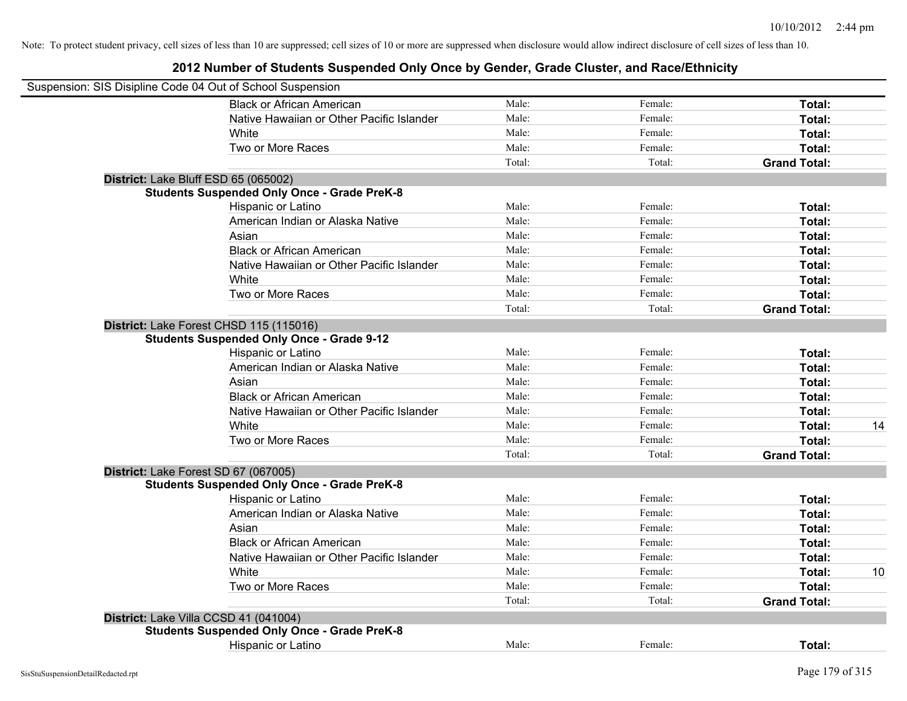Note: To protect student privacy, cell sizes of less than 10 are suppressed; cell sizes of 10 or more are suppressed when disclosure would allow indirect disclosure of cell sizes of less than 10.

# 2012 Number of Students Suspended Only Once by Gender, Grade Cluster, and Race/Ethnicity

Suspension: SIS Disipline Code 04 Out of School Suspension

| | | | | |
|---|---|---|---|---|
| Black or African American | Male: | Female: | **Total:** | |
| Native Hawaiian or Other Pacific Islander | Male: | Female: | **Total:** | |
| White | Male: | Female: | **Total:** | |
| Two or More Races | Male: | Female: | **Total:** | |
| | Total: | Total: | **Grand Total:** | |

**District:** Lake Bluff ESD 65 (065002)

**Students Suspended Only Once - Grade PreK-8**

| | | | | |
|---|---|---|---|---|
| Hispanic or Latino | Male: | Female: | **Total:** | |
| American Indian or Alaska Native | Male: | Female: | **Total:** | |
| Asian | Male: | Female: | **Total:** | |
| Black or African American | Male: | Female: | **Total:** | |
| Native Hawaiian or Other Pacific Islander | Male: | Female: | **Total:** | |
| White | Male: | Female: | **Total:** | |
| Two or More Races | Male: | Female: | **Total:** | |
| | Total: | Total: | **Grand Total:** | |

**District:** Lake Forest CHSD 115 (115016)

**Students Suspended Only Once - Grade 9-12**

| | | | | |
|---|---|---|---|---|
| Hispanic or Latino | Male: | Female: | **Total:** | |
| American Indian or Alaska Native | Male: | Female: | **Total:** | |
| Asian | Male: | Female: | **Total:** | |
| Black or African American | Male: | Female: | **Total:** | |
| Native Hawaiian or Other Pacific Islander | Male: | Female: | **Total:** | |
| White | Male: | Female: | **Total:** | 14 |
| Two or More Races | Male: | Female: | **Total:** | |
| | Total: | Total: | **Grand Total:** | |

**District:** Lake Forest SD 67 (067005)

**Students Suspended Only Once - Grade PreK-8**

| | | | | |
|---|---|---|---|---|
| Hispanic or Latino | Male: | Female: | **Total:** | |
| American Indian or Alaska Native | Male: | Female: | **Total:** | |
| Asian | Male: | Female: | **Total:** | |
| Black or African American | Male: | Female: | **Total:** | |
| Native Hawaiian or Other Pacific Islander | Male: | Female: | **Total:** | |
| White | Male: | Female: | **Total:** | 10 |
| Two or More Races | Male: | Female: | **Total:** | |
| | Total: | Total: | **Grand Total:** | |

**District:** Lake Villa CCSD 41 (041004)

**Students Suspended Only Once - Grade PreK-8**

| | | | | |
|---|---|---|---|---|
| Hispanic or Latino | Male: | Female: | **Total:** | |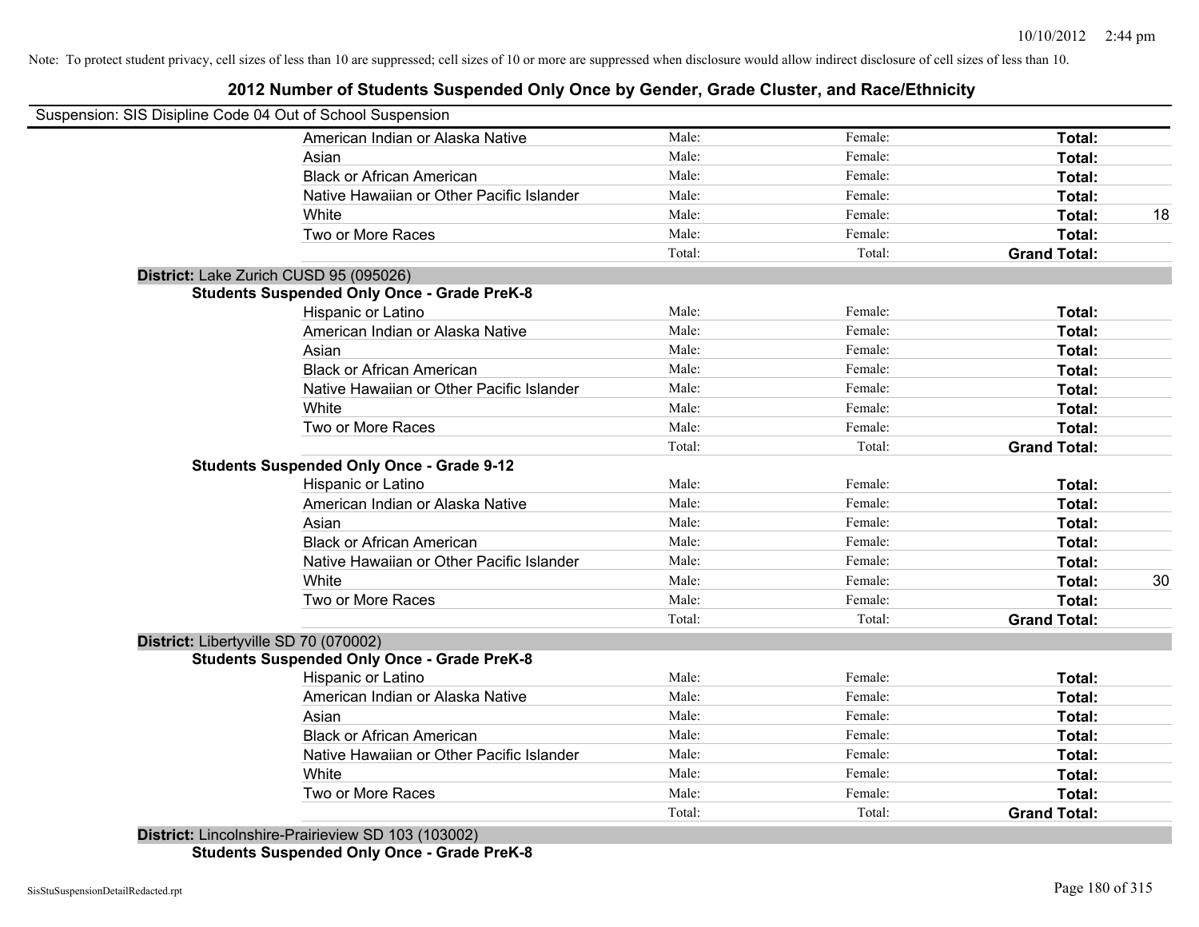Note: To protect student privacy, cell sizes of less than 10 are suppressed; cell sizes of 10 or more are suppressed when disclosure would allow indirect disclosure of cell sizes of less than 10.

## 2012 Number of Students Suspended Only Once by Gender, Grade Cluster, and Race/Ethnicity

Suspension: SIS Disipline Code 04 Out of School Suspension

| | | | | |
|---|---|---|---|---|
| American Indian or Alaska Native | Male: | Female: | **Total:** | |
| Asian | Male: | Female: | **Total:** | |
| Black or African American | Male: | Female: | **Total:** | |
| Native Hawaiian or Other Pacific Islander | Male: | Female: | **Total:** | |
| White | Male: | Female: | **Total:** | 18 |
| Two or More Races | Male: | Female: | **Total:** | |
| | Total: | Total: | **Grand Total:** | |

**District:** Lake Zurich CUSD 95 (095026)

**Students Suspended Only Once - Grade PreK-8**

| | | | | |
|---|---|---|---|---|
| Hispanic or Latino | Male: | Female: | **Total:** | |
| American Indian or Alaska Native | Male: | Female: | **Total:** | |
| Asian | Male: | Female: | **Total:** | |
| Black or African American | Male: | Female: | **Total:** | |
| Native Hawaiian or Other Pacific Islander | Male: | Female: | **Total:** | |
| White | Male: | Female: | **Total:** | |
| Two or More Races | Male: | Female: | **Total:** | |
| | Total: | Total: | **Grand Total:** | |

**Students Suspended Only Once - Grade 9-12**

| | | | | |
|---|---|---|---|---|
| Hispanic or Latino | Male: | Female: | **Total:** | |
| American Indian or Alaska Native | Male: | Female: | **Total:** | |
| Asian | Male: | Female: | **Total:** | |
| Black or African American | Male: | Female: | **Total:** | |
| Native Hawaiian or Other Pacific Islander | Male: | Female: | **Total:** | |
| White | Male: | Female: | **Total:** | 30 |
| Two or More Races | Male: | Female: | **Total:** | |
| | Total: | Total: | **Grand Total:** | |

**District:** Libertyville SD 70 (070002)

**Students Suspended Only Once - Grade PreK-8**

| | | | | |
|---|---|---|---|---|
| Hispanic or Latino | Male: | Female: | **Total:** | |
| American Indian or Alaska Native | Male: | Female: | **Total:** | |
| Asian | Male: | Female: | **Total:** | |
| Black or African American | Male: | Female: | **Total:** | |
| Native Hawaiian or Other Pacific Islander | Male: | Female: | **Total:** | |
| White | Male: | Female: | **Total:** | |
| Two or More Races | Male: | Female: | **Total:** | |
| | Total: | Total: | **Grand Total:** | |

**District:** Lincolnshire-Prairieview SD 103 (103002)

**Students Suspended Only Once - Grade PreK-8**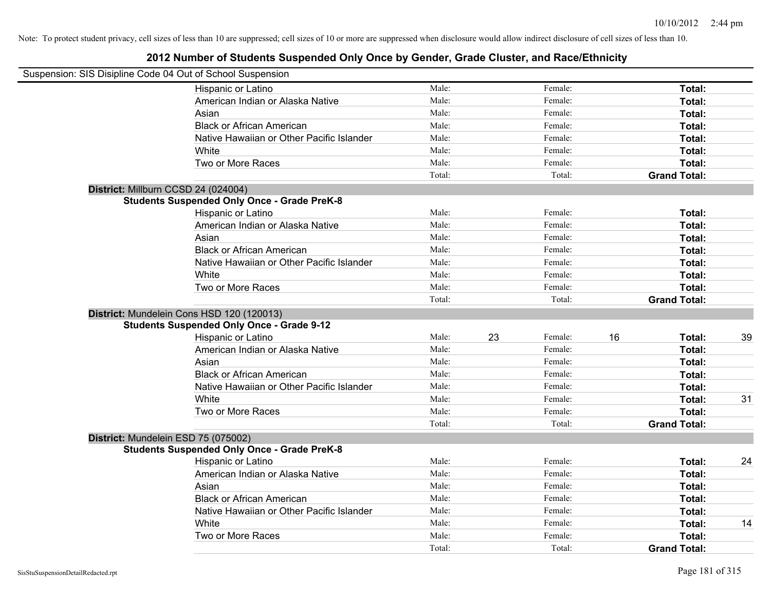Note: To protect student privacy, cell sizes of less than 10 are suppressed; cell sizes of 10 or more are suppressed when disclosure would allow indirect disclosure of cell sizes of less than 10.

## 2012 Number of Students Suspended Only Once by Gender, Grade Cluster, and Race/Ethnicity

Suspension: SIS Disipline Code 04 Out of School Suspension

| | | | | | | |
|---|---|---|---|---|---|---|
| Hispanic or Latino | Male: | | Female: | | **Total:** | |
| American Indian or Alaska Native | Male: | | Female: | | **Total:** | |
| Asian | Male: | | Female: | | **Total:** | |
| Black or African American | Male: | | Female: | | **Total:** | |
| Native Hawaiian or Other Pacific Islander | Male: | | Female: | | **Total:** | |
| White | Male: | | Female: | | **Total:** | |
| Two or More Races | Male: | | Female: | | **Total:** | |
| | Total: | | Total: | | **Grand Total:** | |

**District:** Millburn CCSD 24 (024004)

**Students Suspended Only Once - Grade PreK-8**

| | | | | | | |
|---|---|---|---|---|---|---|
| Hispanic or Latino | Male: | | Female: | | **Total:** | |
| American Indian or Alaska Native | Male: | | Female: | | **Total:** | |
| Asian | Male: | | Female: | | **Total:** | |
| Black or African American | Male: | | Female: | | **Total:** | |
| Native Hawaiian or Other Pacific Islander | Male: | | Female: | | **Total:** | |
| White | Male: | | Female: | | **Total:** | |
| Two or More Races | Male: | | Female: | | **Total:** | |
| | Total: | | Total: | | **Grand Total:** | |

**District:** Mundelein Cons HSD 120 (120013)

**Students Suspended Only Once - Grade 9-12**

| | | | | | | |
|---|---|---|---|---|---|---|
| Hispanic or Latino | Male: | 23 | Female: | 16 | **Total:** | 39 |
| American Indian or Alaska Native | Male: | | Female: | | **Total:** | |
| Asian | Male: | | Female: | | **Total:** | |
| Black or African American | Male: | | Female: | | **Total:** | |
| Native Hawaiian or Other Pacific Islander | Male: | | Female: | | **Total:** | |
| White | Male: | | Female: | | **Total:** | 31 |
| Two or More Races | Male: | | Female: | | **Total:** | |
| | Total: | | Total: | | **Grand Total:** | |

**District:** Mundelein ESD 75 (075002)

**Students Suspended Only Once - Grade PreK-8**

| | | | | | | |
|---|---|---|---|---|---|---|
| Hispanic or Latino | Male: | | Female: | | **Total:** | 24 |
| American Indian or Alaska Native | Male: | | Female: | | **Total:** | |
| Asian | Male: | | Female: | | **Total:** | |
| Black or African American | Male: | | Female: | | **Total:** | |
| Native Hawaiian or Other Pacific Islander | Male: | | Female: | | **Total:** | |
| White | Male: | | Female: | | **Total:** | 14 |
| Two or More Races | Male: | | Female: | | **Total:** | |
| | Total: | | Total: | | **Grand Total:** | |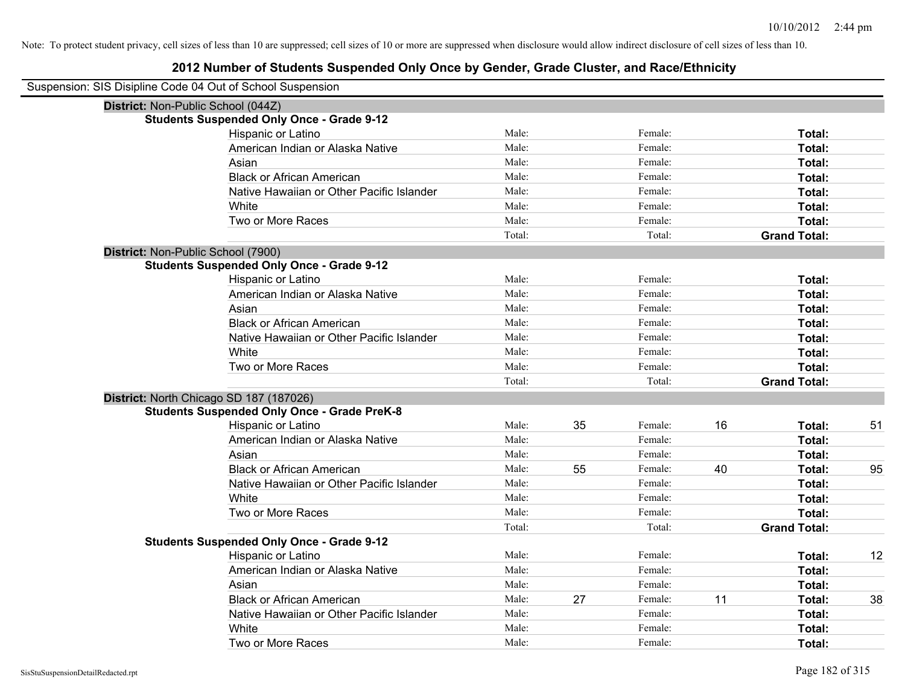Note: To protect student privacy, cell sizes of less than 10 are suppressed; cell sizes of 10 or more are suppressed when disclosure would allow indirect disclosure of cell sizes of less than 10.

# 2012 Number of Students Suspended Only Once by Gender, Grade Cluster, and Race/Ethnicity

Suspension: SIS Disipline Code 04 Out of School Suspension

**District:** Non-Public School (044Z)

**Students Suspended Only Once - Grade 9-12**

| Race/Ethnicity | | | | | | |
|---|---|---|---|---|---|---|
| Hispanic or Latino | Male: | | Female: | | **Total:** | |
| American Indian or Alaska Native | Male: | | Female: | | **Total:** | |
| Asian | Male: | | Female: | | **Total:** | |
| Black or African American | Male: | | Female: | | **Total:** | |
| Native Hawaiian or Other Pacific Islander | Male: | | Female: | | **Total:** | |
| White | Male: | | Female: | | **Total:** | |
| Two or More Races | Male: | | Female: | | **Total:** | |
| | Total: | | Total: | | **Grand Total:** | |

**District:** Non-Public School (7900)

**Students Suspended Only Once - Grade 9-12**

| Race/Ethnicity | | | | | | |
|---|---|---|---|---|---|---|
| Hispanic or Latino | Male: | | Female: | | **Total:** | |
| American Indian or Alaska Native | Male: | | Female: | | **Total:** | |
| Asian | Male: | | Female: | | **Total:** | |
| Black or African American | Male: | | Female: | | **Total:** | |
| Native Hawaiian or Other Pacific Islander | Male: | | Female: | | **Total:** | |
| White | Male: | | Female: | | **Total:** | |
| Two or More Races | Male: | | Female: | | **Total:** | |
| | Total: | | Total: | | **Grand Total:** | |

**District:** North Chicago SD 187 (187026)

**Students Suspended Only Once - Grade PreK-8**

| Race/Ethnicity | | | | | | |
|---|---|---|---|---|---|---|
| Hispanic or Latino | Male: | 35 | Female: | 16 | **Total:** | 51 |
| American Indian or Alaska Native | Male: | | Female: | | **Total:** | |
| Asian | Male: | | Female: | | **Total:** | |
| Black or African American | Male: | 55 | Female: | 40 | **Total:** | 95 |
| Native Hawaiian or Other Pacific Islander | Male: | | Female: | | **Total:** | |
| White | Male: | | Female: | | **Total:** | |
| Two or More Races | Male: | | Female: | | **Total:** | |
| | Total: | | Total: | | **Grand Total:** | |

**Students Suspended Only Once - Grade 9-12**

| Race/Ethnicity | | | | | | |
|---|---|---|---|---|---|---|
| Hispanic or Latino | Male: | | Female: | | **Total:** | 12 |
| American Indian or Alaska Native | Male: | | Female: | | **Total:** | |
| Asian | Male: | | Female: | | **Total:** | |
| Black or African American | Male: | 27 | Female: | 11 | **Total:** | 38 |
| Native Hawaiian or Other Pacific Islander | Male: | | Female: | | **Total:** | |
| White | Male: | | Female: | | **Total:** | |
| Two or More Races | Male: | | Female: | | **Total:** | |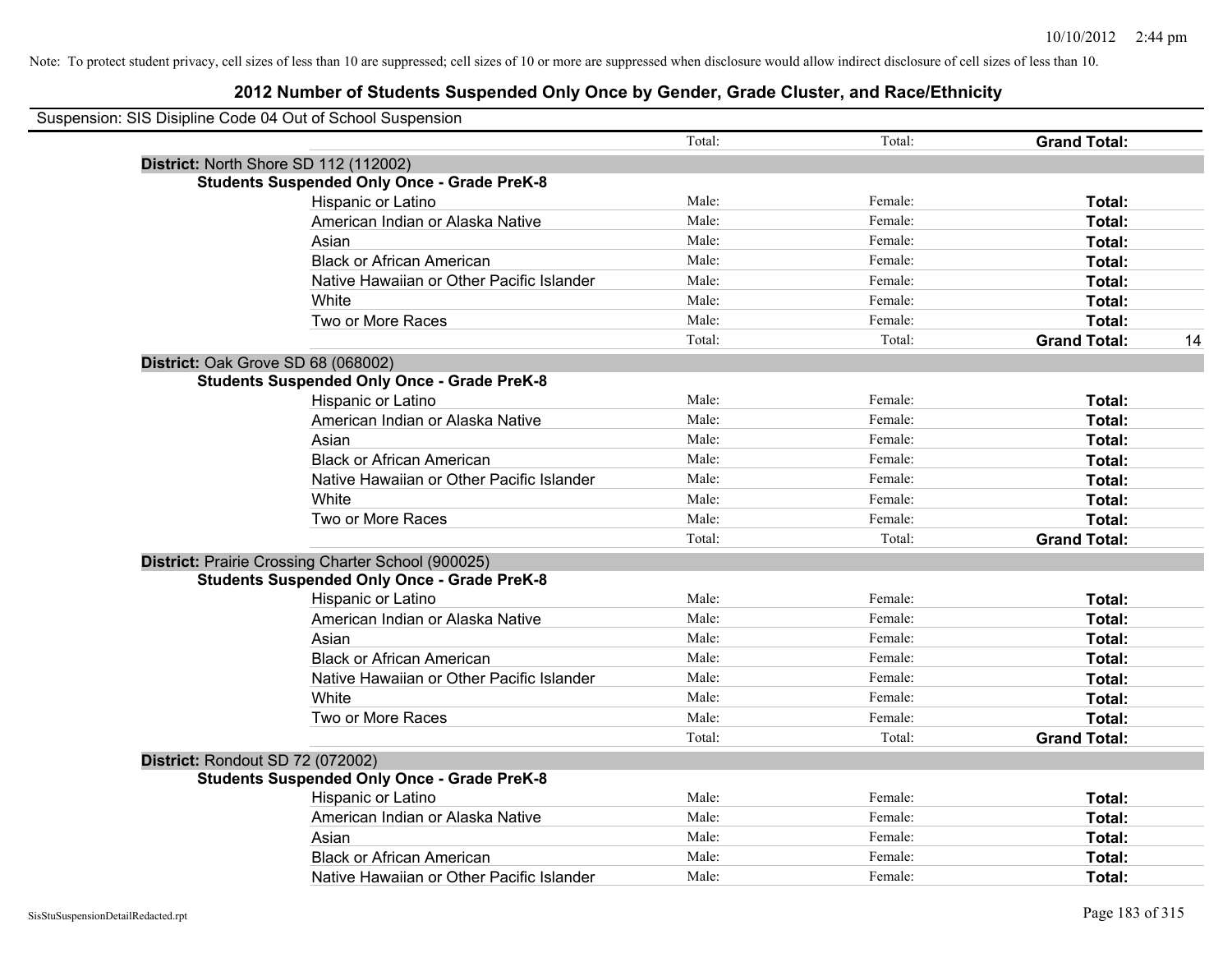Note: To protect student privacy, cell sizes of less than 10 are suppressed; cell sizes of 10 or more are suppressed when disclosure would allow indirect disclosure of cell sizes of less than 10.

## 2012 Number of Students Suspended Only Once by Gender, Grade Cluster, and Race/Ethnicity

Suspension: SIS Disipline Code 04 Out of School Suspension

| | | Total: | Total: | **Grand Total:** | |
|---|---|---|---|---|---|
| **District:** North Shore SD 112 (112002) | | | | | |
| **Students Suspended Only Once - Grade PreK-8** | | | | | |
| | Hispanic or Latino | Male: | Female: | **Total:** | |
| | American Indian or Alaska Native | Male: | Female: | **Total:** | |
| | Asian | Male: | Female: | **Total:** | |
| | Black or African American | Male: | Female: | **Total:** | |
| | Native Hawaiian or Other Pacific Islander | Male: | Female: | **Total:** | |
| | White | Male: | Female: | **Total:** | |
| | Two or More Races | Male: | Female: | **Total:** | |
| | | Total: | Total: | **Grand Total:** | 14 |
| **District:** Oak Grove SD 68 (068002) | | | | | |
| **Students Suspended Only Once - Grade PreK-8** | | | | | |
| | Hispanic or Latino | Male: | Female: | **Total:** | |
| | American Indian or Alaska Native | Male: | Female: | **Total:** | |
| | Asian | Male: | Female: | **Total:** | |
| | Black or African American | Male: | Female: | **Total:** | |
| | Native Hawaiian or Other Pacific Islander | Male: | Female: | **Total:** | |
| | White | Male: | Female: | **Total:** | |
| | Two or More Races | Male: | Female: | **Total:** | |
| | | Total: | Total: | **Grand Total:** | |
| **District:** Prairie Crossing Charter School (900025) | | | | | |
| **Students Suspended Only Once - Grade PreK-8** | | | | | |
| | Hispanic or Latino | Male: | Female: | **Total:** | |
| | American Indian or Alaska Native | Male: | Female: | **Total:** | |
| | Asian | Male: | Female: | **Total:** | |
| | Black or African American | Male: | Female: | **Total:** | |
| | Native Hawaiian or Other Pacific Islander | Male: | Female: | **Total:** | |
| | White | Male: | Female: | **Total:** | |
| | Two or More Races | Male: | Female: | **Total:** | |
| | | Total: | Total: | **Grand Total:** | |
| **District:** Rondout SD 72 (072002) | | | | | |
| **Students Suspended Only Once - Grade PreK-8** | | | | | |
| | Hispanic or Latino | Male: | Female: | **Total:** | |
| | American Indian or Alaska Native | Male: | Female: | **Total:** | |
| | Asian | Male: | Female: | **Total:** | |
| | Black or African American | Male: | Female: | **Total:** | |
| | Native Hawaiian or Other Pacific Islander | Male: | Female: | **Total:** | |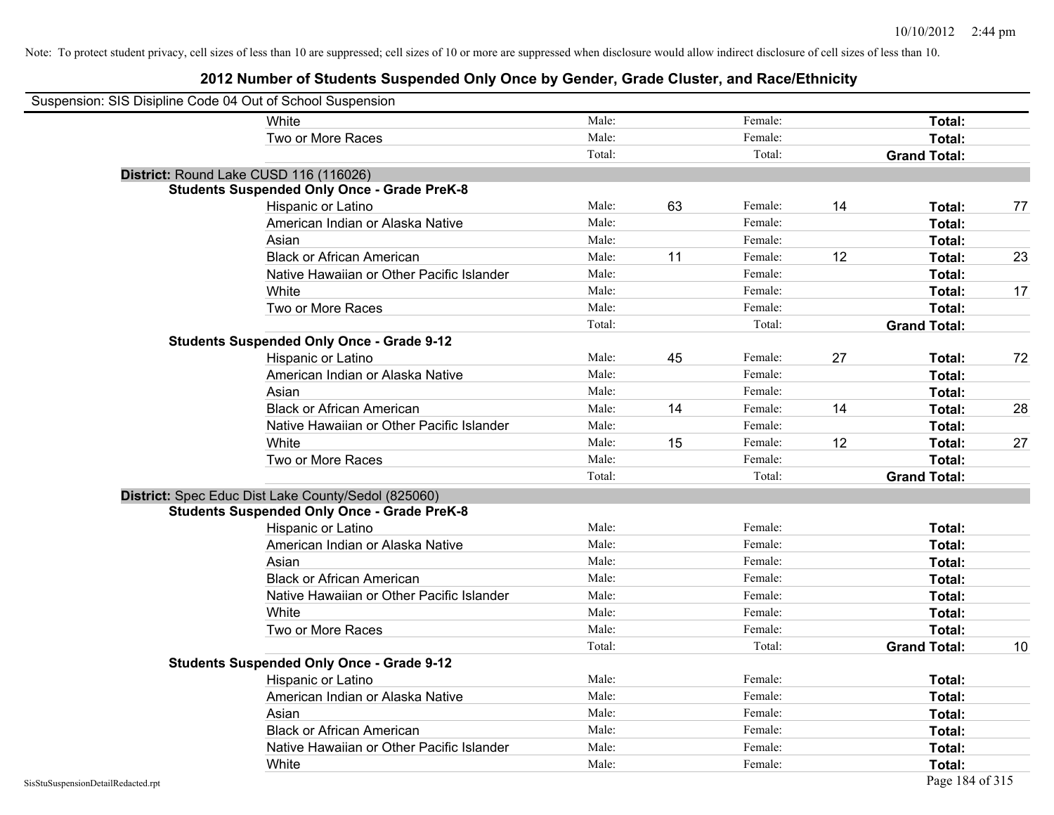Note: To protect student privacy, cell sizes of less than 10 are suppressed; cell sizes of 10 or more are suppressed when disclosure would allow indirect disclosure of cell sizes of less than 10.

## 2012 Number of Students Suspended Only Once by Gender, Grade Cluster, and Race/Ethnicity

Suspension: SIS Disipline Code 04 Out of School Suspension

| | | | | | | |
|---|---|---|---|---|---|---|
| White | Male: | | Female: | | **Total:** | |
| Two or More Races | Male: | | Female: | | **Total:** | |
| | Total: | | Total: | | **Grand Total:** | |

**District:** Round Lake CUSD 116 (116026)

**Students Suspended Only Once - Grade PreK-8**

| | | | | | | |
|---|---|---|---|---|---|---|
| Hispanic or Latino | Male: | 63 | Female: | 14 | **Total:** | 77 |
| American Indian or Alaska Native | Male: | | Female: | | **Total:** | |
| Asian | Male: | | Female: | | **Total:** | |
| Black or African American | Male: | 11 | Female: | 12 | **Total:** | 23 |
| Native Hawaiian or Other Pacific Islander | Male: | | Female: | | **Total:** | |
| White | Male: | | Female: | | **Total:** | 17 |
| Two or More Races | Male: | | Female: | | **Total:** | |
| | Total: | | Total: | | **Grand Total:** | |

**Students Suspended Only Once - Grade 9-12**

| | | | | | | |
|---|---|---|---|---|---|---|
| Hispanic or Latino | Male: | 45 | Female: | 27 | **Total:** | 72 |
| American Indian or Alaska Native | Male: | | Female: | | **Total:** | |
| Asian | Male: | | Female: | | **Total:** | |
| Black or African American | Male: | 14 | Female: | 14 | **Total:** | 28 |
| Native Hawaiian or Other Pacific Islander | Male: | | Female: | | **Total:** | |
| White | Male: | 15 | Female: | 12 | **Total:** | 27 |
| Two or More Races | Male: | | Female: | | **Total:** | |
| | Total: | | Total: | | **Grand Total:** | |

**District:** Spec Educ Dist Lake County/Sedol (825060)

**Students Suspended Only Once - Grade PreK-8**

| | | | | | | |
|---|---|---|---|---|---|---|
| Hispanic or Latino | Male: | | Female: | | **Total:** | |
| American Indian or Alaska Native | Male: | | Female: | | **Total:** | |
| Asian | Male: | | Female: | | **Total:** | |
| Black or African American | Male: | | Female: | | **Total:** | |
| Native Hawaiian or Other Pacific Islander | Male: | | Female: | | **Total:** | |
| White | Male: | | Female: | | **Total:** | |
| Two or More Races | Male: | | Female: | | **Total:** | |
| | Total: | | Total: | | **Grand Total:** | 10 |

**Students Suspended Only Once - Grade 9-12**

| | | | | | | |
|---|---|---|---|---|---|---|
| Hispanic or Latino | Male: | | Female: | | **Total:** | |
| American Indian or Alaska Native | Male: | | Female: | | **Total:** | |
| Asian | Male: | | Female: | | **Total:** | |
| Black or African American | Male: | | Female: | | **Total:** | |
| Native Hawaiian or Other Pacific Islander | Male: | | Female: | | **Total:** | |
| White | Male: | | Female: | | **Total:** | |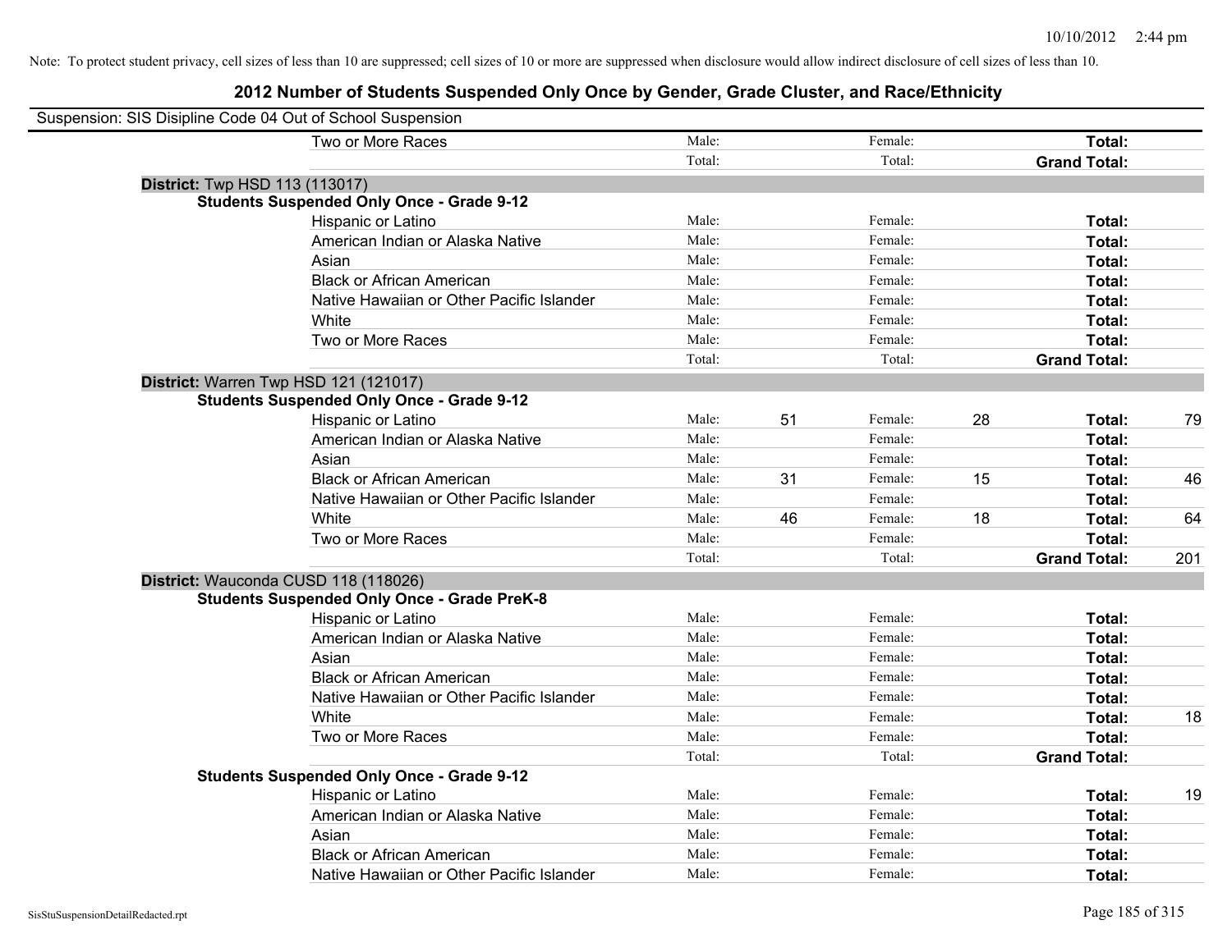Note: To protect student privacy, cell sizes of less than 10 are suppressed; cell sizes of 10 or more are suppressed when disclosure would allow indirect disclosure of cell sizes of less than 10.

# 2012 Number of Students Suspended Only Once by Gender, Grade Cluster, and Race/Ethnicity

Suspension: SIS Disipline Code 04 Out of School Suspension

| | Male | | Female | | Total | |
|---|---|---|---|---|---|---|
| Two or More Races | Male: | | Female: | | Total: | |
| | Total: | | Total: | | Grand Total: | |

**District:** Twp HSD 113 (113017)

**Students Suspended Only Once - Grade 9-12**

| | Male | | Female | | Total | |
|---|---|---|---|---|---|---|
| Hispanic or Latino | Male: | | Female: | | Total: | |
| American Indian or Alaska Native | Male: | | Female: | | Total: | |
| Asian | Male: | | Female: | | Total: | |
| Black or African American | Male: | | Female: | | Total: | |
| Native Hawaiian or Other Pacific Islander | Male: | | Female: | | Total: | |
| White | Male: | | Female: | | Total: | |
| Two or More Races | Male: | | Female: | | Total: | |
| | Total: | | Total: | | Grand Total: | |

**District:** Warren Twp HSD 121 (121017)

**Students Suspended Only Once - Grade 9-12**

| | Male | | Female | | Total | |
|---|---|---|---|---|---|---|
| Hispanic or Latino | Male: | 51 | Female: | 28 | Total: | 79 |
| American Indian or Alaska Native | Male: | | Female: | | Total: | |
| Asian | Male: | | Female: | | Total: | |
| Black or African American | Male: | 31 | Female: | 15 | Total: | 46 |
| Native Hawaiian or Other Pacific Islander | Male: | | Female: | | Total: | |
| White | Male: | 46 | Female: | 18 | Total: | 64 |
| Two or More Races | Male: | | Female: | | Total: | |
| | Total: | | Total: | | Grand Total: | 201 |

**District:** Wauconda CUSD 118 (118026)

**Students Suspended Only Once - Grade PreK-8**

| | Male | | Female | | Total | |
|---|---|---|---|---|---|---|
| Hispanic or Latino | Male: | | Female: | | Total: | |
| American Indian or Alaska Native | Male: | | Female: | | Total: | |
| Asian | Male: | | Female: | | Total: | |
| Black or African American | Male: | | Female: | | Total: | |
| Native Hawaiian or Other Pacific Islander | Male: | | Female: | | Total: | |
| White | Male: | | Female: | | Total: | 18 |
| Two or More Races | Male: | | Female: | | Total: | |
| | Total: | | Total: | | Grand Total: | |

**Students Suspended Only Once - Grade 9-12**

| | Male | | Female | | Total | |
|---|---|---|---|---|---|---|
| Hispanic or Latino | Male: | | Female: | | Total: | 19 |
| American Indian or Alaska Native | Male: | | Female: | | Total: | |
| Asian | Male: | | Female: | | Total: | |
| Black or African American | Male: | | Female: | | Total: | |
| Native Hawaiian or Other Pacific Islander | Male: | | Female: | | Total: | |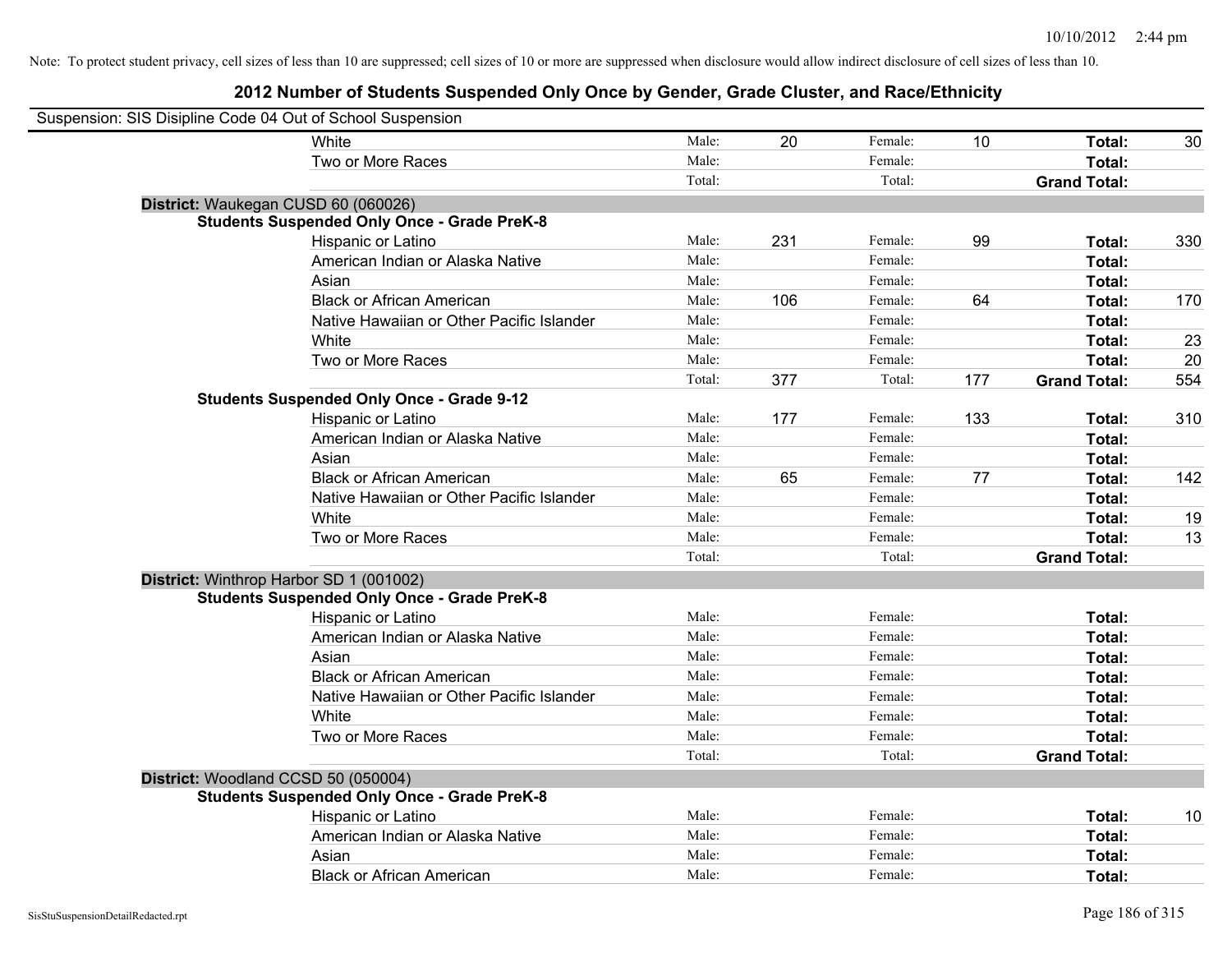Note: To protect student privacy, cell sizes of less than 10 are suppressed; cell sizes of 10 or more are suppressed when disclosure would allow indirect disclosure of cell sizes of less than 10.

# 2012 Number of Students Suspended Only Once by Gender, Grade Cluster, and Race/Ethnicity

Suspension: SIS Disipline Code 04 Out of School Suspension

| | | | | | | | |
|---|---|---|---|---|---|---|---|
| White | Male: | 20 | Female: | 10 | **Total:** | 30 |
| Two or More Races | Male: | | Female: | | **Total:** | |
| | Total: | | Total: | | **Grand Total:** | |

**District:** Waukegan CUSD 60 (060026)

**Students Suspended Only Once - Grade PreK-8**

| | | | | | | |
|---|---|---|---|---|---|---|
| Hispanic or Latino | Male: | 231 | Female: | 99 | **Total:** | 330 |
| American Indian or Alaska Native | Male: | | Female: | | **Total:** | |
| Asian | Male: | | Female: | | **Total:** | |
| Black or African American | Male: | 106 | Female: | 64 | **Total:** | 170 |
| Native Hawaiian or Other Pacific Islander | Male: | | Female: | | **Total:** | |
| White | Male: | | Female: | | **Total:** | 23 |
| Two or More Races | Male: | | Female: | | **Total:** | 20 |
| | Total: | 377 | Total: | 177 | **Grand Total:** | 554 |

**Students Suspended Only Once - Grade 9-12**

| | | | | | | |
|---|---|---|---|---|---|---|
| Hispanic or Latino | Male: | 177 | Female: | 133 | **Total:** | 310 |
| American Indian or Alaska Native | Male: | | Female: | | **Total:** | |
| Asian | Male: | | Female: | | **Total:** | |
| Black or African American | Male: | 65 | Female: | 77 | **Total:** | 142 |
| Native Hawaiian or Other Pacific Islander | Male: | | Female: | | **Total:** | |
| White | Male: | | Female: | | **Total:** | 19 |
| Two or More Races | Male: | | Female: | | **Total:** | 13 |
| | Total: | | Total: | | **Grand Total:** | |

**District:** Winthrop Harbor SD 1 (001002)

**Students Suspended Only Once - Grade PreK-8**

| | | | | | | |
|---|---|---|---|---|---|---|
| Hispanic or Latino | Male: | | Female: | | **Total:** | |
| American Indian or Alaska Native | Male: | | Female: | | **Total:** | |
| Asian | Male: | | Female: | | **Total:** | |
| Black or African American | Male: | | Female: | | **Total:** | |
| Native Hawaiian or Other Pacific Islander | Male: | | Female: | | **Total:** | |
| White | Male: | | Female: | | **Total:** | |
| Two or More Races | Male: | | Female: | | **Total:** | |
| | Total: | | Total: | | **Grand Total:** | |

**District:** Woodland CCSD 50 (050004)

**Students Suspended Only Once - Grade PreK-8**

| | | | | | | |
|---|---|---|---|---|---|---|
| Hispanic or Latino | Male: | | Female: | | **Total:** | 10 |
| American Indian or Alaska Native | Male: | | Female: | | **Total:** | |
| Asian | Male: | | Female: | | **Total:** | |
| Black or African American | Male: | | Female: | | **Total:** | |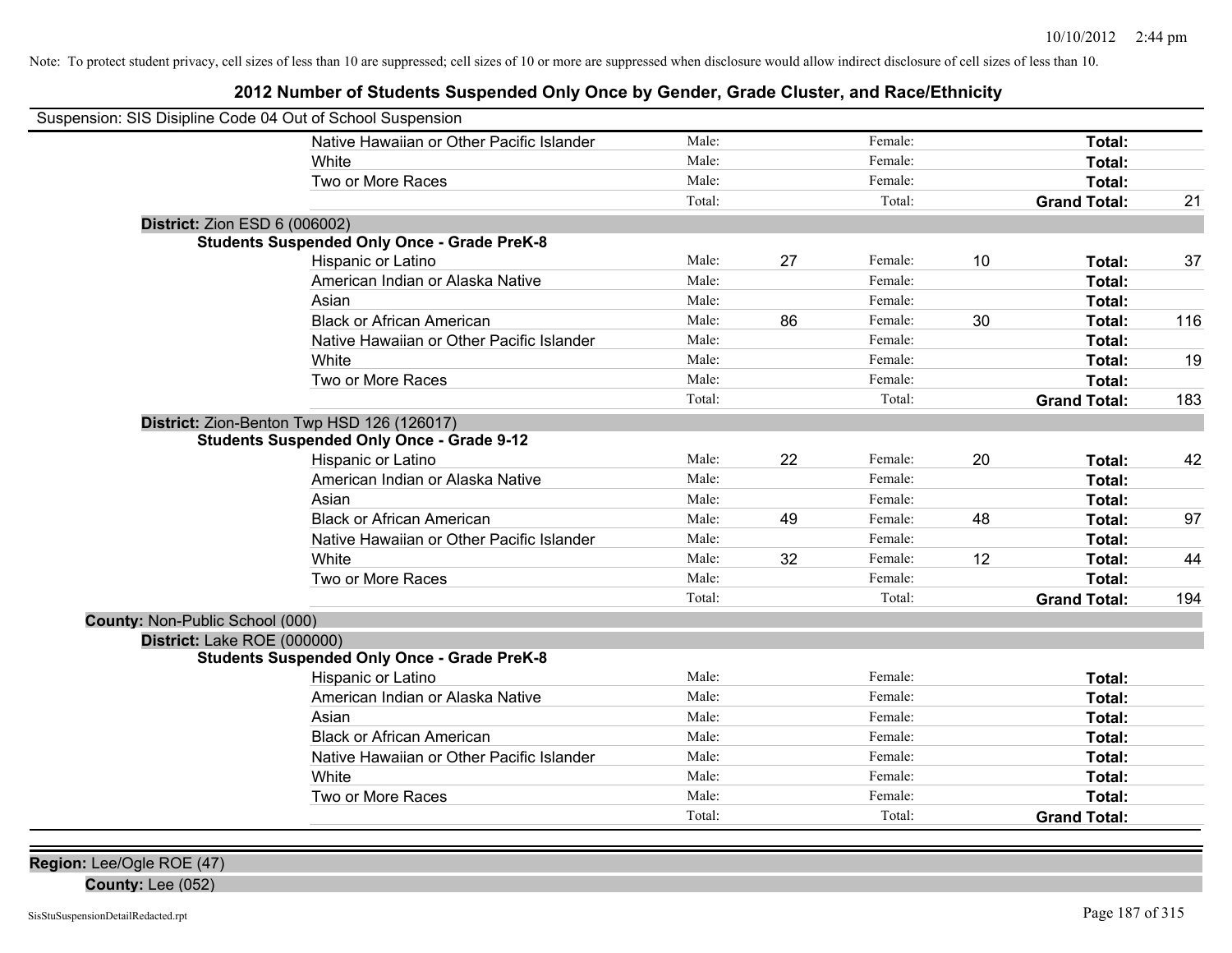Note: To protect student privacy, cell sizes of less than 10 are suppressed; cell sizes of 10 or more are suppressed when disclosure would allow indirect disclosure of cell sizes of less than 10.

# 2012 Number of Students Suspended Only Once by Gender, Grade Cluster, and Race/Ethnicity

Suspension: SIS Disipline Code 04 Out of School Suspension

| | | | | | |
|---|---|---|---|---|---|
| Native Hawaiian or Other Pacific Islander | Male: | | Female: | | **Total:** |
| White | Male: | | Female: | | **Total:** |
| Two or More Races | Male: | | Female: | | **Total:** |
| | Total: | | Total: | | **Grand Total:** 21 |

**District:** Zion ESD 6 (006002)

**Students Suspended Only Once - Grade PreK-8**

| Race/Ethnicity | Male: | | Female: | | Total: | |
|---|---|---|---|---|---|---|
| Hispanic or Latino | Male: | 27 | Female: | 10 | **Total:** | 37 |
| American Indian or Alaska Native | Male: | | Female: | | **Total:** | |
| Asian | Male: | | Female: | | **Total:** | |
| Black or African American | Male: | 86 | Female: | 30 | **Total:** | 116 |
| Native Hawaiian or Other Pacific Islander | Male: | | Female: | | **Total:** | |
| White | Male: | | Female: | | **Total:** | 19 |
| Two or More Races | Male: | | Female: | | **Total:** | |
| | Total: | | Total: | | **Grand Total:** | 183 |

**District:** Zion-Benton Twp HSD 126 (126017)

**Students Suspended Only Once - Grade 9-12**

| Race/Ethnicity | Male: | | Female: | | Total: | |
|---|---|---|---|---|---|---|
| Hispanic or Latino | Male: | 22 | Female: | 20 | **Total:** | 42 |
| American Indian or Alaska Native | Male: | | Female: | | **Total:** | |
| Asian | Male: | | Female: | | **Total:** | |
| Black or African American | Male: | 49 | Female: | 48 | **Total:** | 97 |
| Native Hawaiian or Other Pacific Islander | Male: | | Female: | | **Total:** | |
| White | Male: | 32 | Female: | 12 | **Total:** | 44 |
| Two or More Races | Male: | | Female: | | **Total:** | |
| | Total: | | Total: | | **Grand Total:** | 194 |

**County:** Non-Public School (000)

**District:** Lake ROE (000000)

**Students Suspended Only Once - Grade PreK-8**

| Race/Ethnicity | Male: | | Female: | | Total: | |
|---|---|---|---|---|---|---|
| Hispanic or Latino | Male: | | Female: | | **Total:** | |
| American Indian or Alaska Native | Male: | | Female: | | **Total:** | |
| Asian | Male: | | Female: | | **Total:** | |
| Black or African American | Male: | | Female: | | **Total:** | |
| Native Hawaiian or Other Pacific Islander | Male: | | Female: | | **Total:** | |
| White | Male: | | Female: | | **Total:** | |
| Two or More Races | Male: | | Female: | | **Total:** | |
| | Total: | | Total: | | **Grand Total:** | |

**Region:** Lee/Ogle ROE (47)

**County:** Lee (052)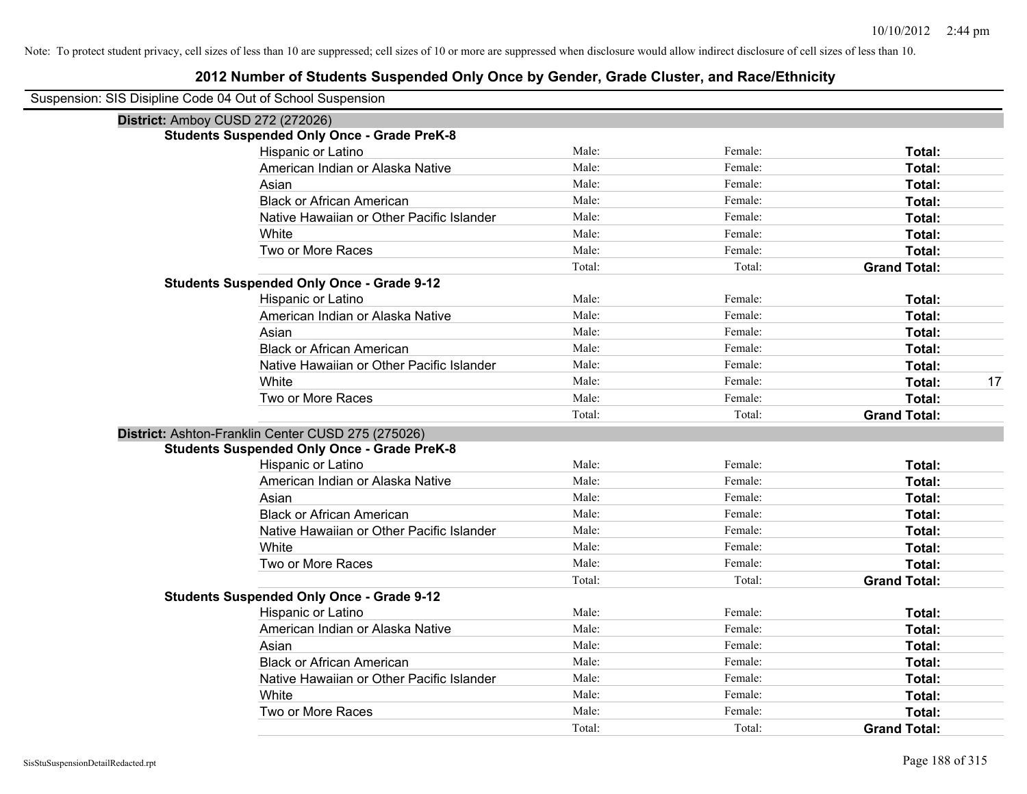Note: To protect student privacy, cell sizes of less than 10 are suppressed; cell sizes of 10 or more are suppressed when disclosure would allow indirect disclosure of cell sizes of less than 10.

# 2012 Number of Students Suspended Only Once by Gender, Grade Cluster, and Race/Ethnicity

Suspension: SIS Disipline Code 04 Out of School Suspension

## District: Amboy CUSD 272 (272026)

### Students Suspended Only Once - Grade PreK-8

| Race/Ethnicity | Male | Female | Total |
|---|---|---|---|
| Hispanic or Latino | Male: | Female: | **Total:** |
| American Indian or Alaska Native | Male: | Female: | **Total:** |
| Asian | Male: | Female: | **Total:** |
| Black or African American | Male: | Female: | **Total:** |
| Native Hawaiian or Other Pacific Islander | Male: | Female: | **Total:** |
| White | Male: | Female: | **Total:** |
| Two or More Races | Male: | Female: | **Total:** |
| | Total: | Total: | **Grand Total:** |

### Students Suspended Only Once - Grade 9-12

| Race/Ethnicity | Male | Female | Total |
|---|---|---|---|
| Hispanic or Latino | Male: | Female: | **Total:** |
| American Indian or Alaska Native | Male: | Female: | **Total:** |
| Asian | Male: | Female: | **Total:** |
| Black or African American | Male: | Female: | **Total:** |
| Native Hawaiian or Other Pacific Islander | Male: | Female: | **Total:** |
| White | Male: | Female: | **Total:** 17 |
| Two or More Races | Male: | Female: | **Total:** |
| | Total: | Total: | **Grand Total:** |

## District: Ashton-Franklin Center CUSD 275 (275026)

### Students Suspended Only Once - Grade PreK-8

| Race/Ethnicity | Male | Female | Total |
|---|---|---|---|
| Hispanic or Latino | Male: | Female: | **Total:** |
| American Indian or Alaska Native | Male: | Female: | **Total:** |
| Asian | Male: | Female: | **Total:** |
| Black or African American | Male: | Female: | **Total:** |
| Native Hawaiian or Other Pacific Islander | Male: | Female: | **Total:** |
| White | Male: | Female: | **Total:** |
| Two or More Races | Male: | Female: | **Total:** |
| | Total: | Total: | **Grand Total:** |

### Students Suspended Only Once - Grade 9-12

| Race/Ethnicity | Male | Female | Total |
|---|---|---|---|
| Hispanic or Latino | Male: | Female: | **Total:** |
| American Indian or Alaska Native | Male: | Female: | **Total:** |
| Asian | Male: | Female: | **Total:** |
| Black or African American | Male: | Female: | **Total:** |
| Native Hawaiian or Other Pacific Islander | Male: | Female: | **Total:** |
| White | Male: | Female: | **Total:** |
| Two or More Races | Male: | Female: | **Total:** |
| | Total: | Total: | **Grand Total:** |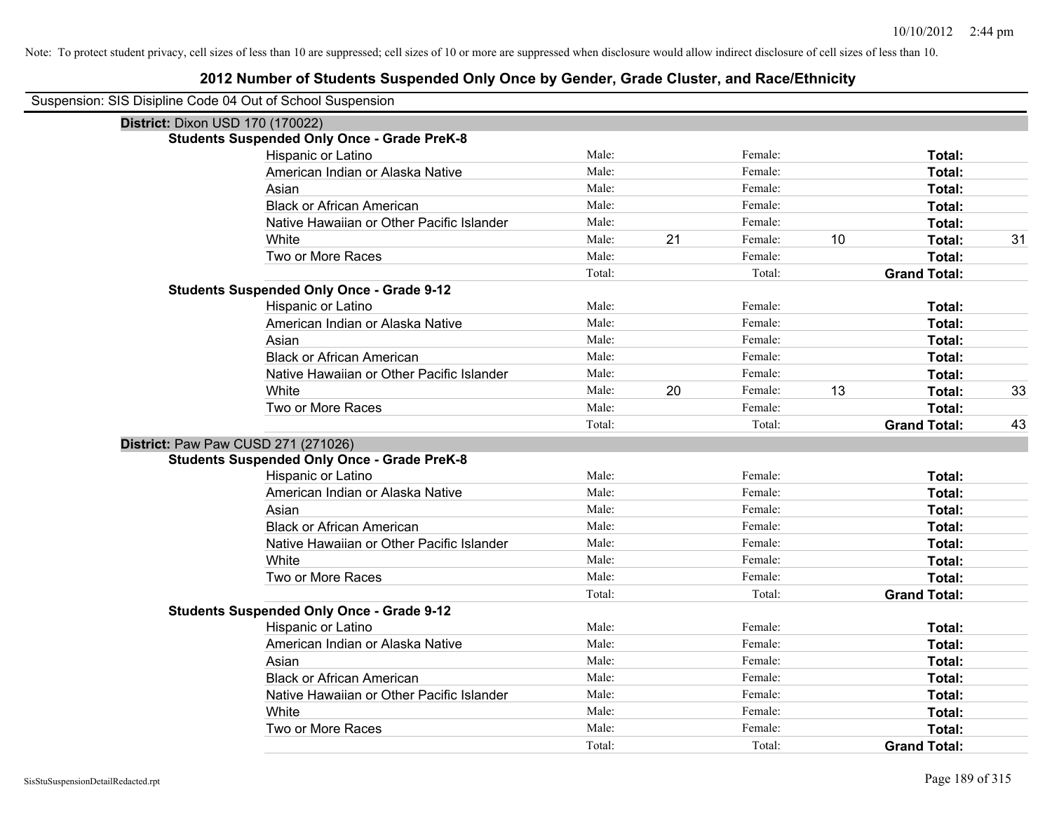Note: To protect student privacy, cell sizes of less than 10 are suppressed; cell sizes of 10 or more are suppressed when disclosure would allow indirect disclosure of cell sizes of less than 10.

## 2012 Number of Students Suspended Only Once by Gender, Grade Cluster, and Race/Ethnicity

Suspension: SIS Disipline Code 04 Out of School Suspension

### District: Dixon USD 170 (170022)

**Students Suspended Only Once - Grade PreK-8**

| Race/Ethnicity | Male: | | Female: | | Total: | |
|---|---|---|---|---|---|---|
| Hispanic or Latino | Male: | | Female: | | **Total:** | |
| American Indian or Alaska Native | Male: | | Female: | | **Total:** | |
| Asian | Male: | | Female: | | **Total:** | |
| Black or African American | Male: | | Female: | | **Total:** | |
| Native Hawaiian or Other Pacific Islander | Male: | | Female: | | **Total:** | |
| White | Male: | 21 | Female: | 10 | **Total:** | 31 |
| Two or More Races | Male: | | Female: | | **Total:** | |
| | Total: | | Total: | | **Grand Total:** | |

**Students Suspended Only Once - Grade 9-12**

| Race/Ethnicity | Male: | | Female: | | Total: | |
|---|---|---|---|---|---|---|
| Hispanic or Latino | Male: | | Female: | | **Total:** | |
| American Indian or Alaska Native | Male: | | Female: | | **Total:** | |
| Asian | Male: | | Female: | | **Total:** | |
| Black or African American | Male: | | Female: | | **Total:** | |
| Native Hawaiian or Other Pacific Islander | Male: | | Female: | | **Total:** | |
| White | Male: | 20 | Female: | 13 | **Total:** | 33 |
| Two or More Races | Male: | | Female: | | **Total:** | |
| | Total: | | Total: | | **Grand Total:** | 43 |

### District: Paw Paw CUSD 271 (271026)

**Students Suspended Only Once - Grade PreK-8**

| Race/Ethnicity | Male: | | Female: | | Total: | |
|---|---|---|---|---|---|---|
| Hispanic or Latino | Male: | | Female: | | **Total:** | |
| American Indian or Alaska Native | Male: | | Female: | | **Total:** | |
| Asian | Male: | | Female: | | **Total:** | |
| Black or African American | Male: | | Female: | | **Total:** | |
| Native Hawaiian or Other Pacific Islander | Male: | | Female: | | **Total:** | |
| White | Male: | | Female: | | **Total:** | |
| Two or More Races | Male: | | Female: | | **Total:** | |
| | Total: | | Total: | | **Grand Total:** | |

**Students Suspended Only Once - Grade 9-12**

| Race/Ethnicity | Male: | | Female: | | Total: | |
|---|---|---|---|---|---|---|
| Hispanic or Latino | Male: | | Female: | | **Total:** | |
| American Indian or Alaska Native | Male: | | Female: | | **Total:** | |
| Asian | Male: | | Female: | | **Total:** | |
| Black or African American | Male: | | Female: | | **Total:** | |
| Native Hawaiian or Other Pacific Islander | Male: | | Female: | | **Total:** | |
| White | Male: | | Female: | | **Total:** | |
| Two or More Races | Male: | | Female: | | **Total:** | |
| | Total: | | Total: | | **Grand Total:** | |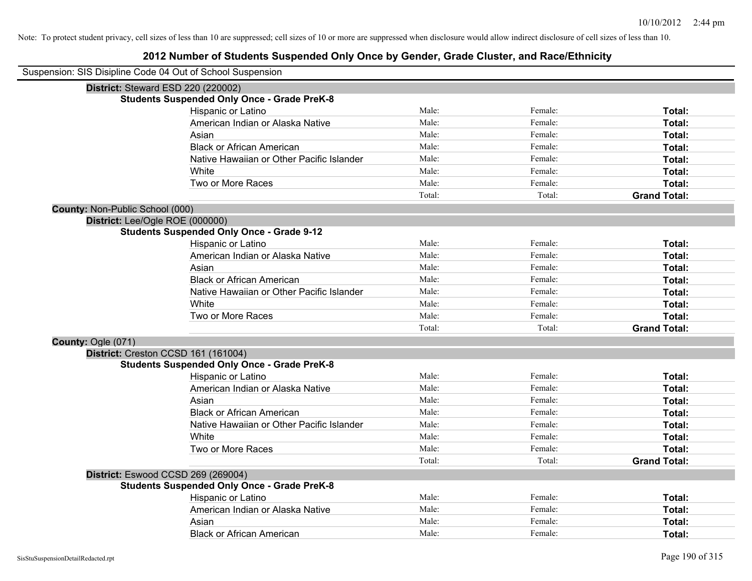Note: To protect student privacy, cell sizes of less than 10 are suppressed; cell sizes of 10 or more are suppressed when disclosure would allow indirect disclosure of cell sizes of less than 10.

# 2012 Number of Students Suspended Only Once by Gender, Grade Cluster, and Race/Ethnicity

Suspension: SIS Disipline Code 04 Out of School Suspension

**District:** Steward ESD 220 (220002)

**Students Suspended Only Once - Grade PreK-8**

| | | | |
|---|---|---|---|
| Hispanic or Latino | Male: | Female: | **Total:** |
| American Indian or Alaska Native | Male: | Female: | **Total:** |
| Asian | Male: | Female: | **Total:** |
| Black or African American | Male: | Female: | **Total:** |
| Native Hawaiian or Other Pacific Islander | Male: | Female: | **Total:** |
| White | Male: | Female: | **Total:** |
| Two or More Races | Male: | Female: | **Total:** |
| | Total: | Total: | **Grand Total:** |

**County:** Non-Public School (000)

**District:** Lee/Ogle ROE (000000)

**Students Suspended Only Once - Grade 9-12**

| | | | |
|---|---|---|---|
| Hispanic or Latino | Male: | Female: | **Total:** |
| American Indian or Alaska Native | Male: | Female: | **Total:** |
| Asian | Male: | Female: | **Total:** |
| Black or African American | Male: | Female: | **Total:** |
| Native Hawaiian or Other Pacific Islander | Male: | Female: | **Total:** |
| White | Male: | Female: | **Total:** |
| Two or More Races | Male: | Female: | **Total:** |
| | Total: | Total: | **Grand Total:** |

**County:** Ogle (071)

**District:** Creston CCSD 161 (161004)

**Students Suspended Only Once - Grade PreK-8**

| | | | |
|---|---|---|---|
| Hispanic or Latino | Male: | Female: | **Total:** |
| American Indian or Alaska Native | Male: | Female: | **Total:** |
| Asian | Male: | Female: | **Total:** |
| Black or African American | Male: | Female: | **Total:** |
| Native Hawaiian or Other Pacific Islander | Male: | Female: | **Total:** |
| White | Male: | Female: | **Total:** |
| Two or More Races | Male: | Female: | **Total:** |
| | Total: | Total: | **Grand Total:** |

**District:** Eswood CCSD 269 (269004)

**Students Suspended Only Once - Grade PreK-8**

| | | | |
|---|---|---|---|
| Hispanic or Latino | Male: | Female: | **Total:** |
| American Indian or Alaska Native | Male: | Female: | **Total:** |
| Asian | Male: | Female: | **Total:** |
| Black or African American | Male: | Female: | **Total:** |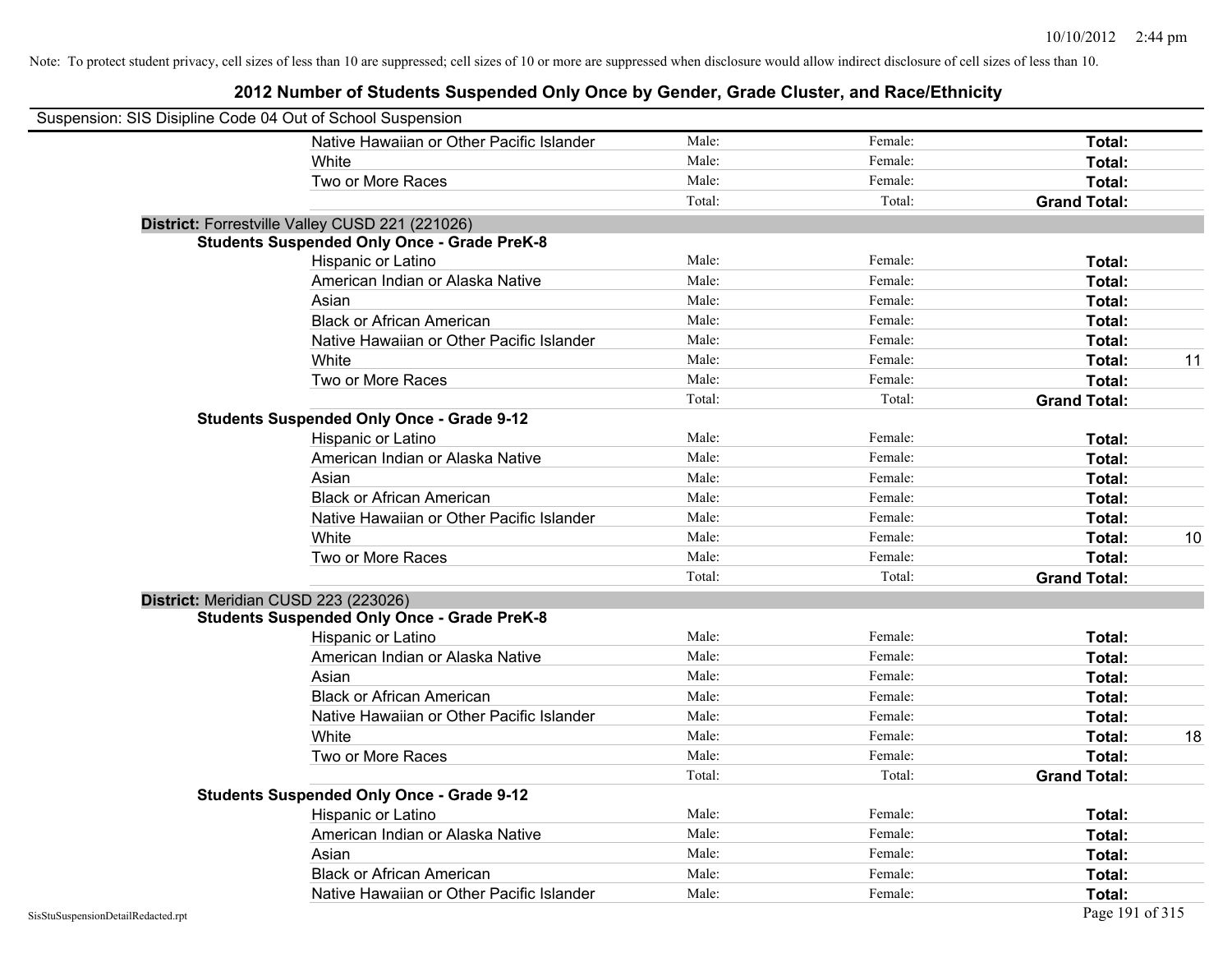Note: To protect student privacy, cell sizes of less than 10 are suppressed; cell sizes of 10 or more are suppressed when disclosure would allow indirect disclosure of cell sizes of less than 10.

## 2012 Number of Students Suspended Only Once by Gender, Grade Cluster, and Race/Ethnicity

Suspension: SIS Disipline Code 04 Out of School Suspension

| | | | | |
|---|---|---|---|---|
| Native Hawaiian or Other Pacific Islander | Male: | Female: | **Total:** | |
| White | Male: | Female: | **Total:** | |
| Two or More Races | Male: | Female: | **Total:** | |
| | Total: | Total: | **Grand Total:** | |

**District:** Forrestville Valley CUSD 221 (221026)

**Students Suspended Only Once - Grade PreK-8**

| | | | | |
|---|---|---|---|---|
| Hispanic or Latino | Male: | Female: | **Total:** | |
| American Indian or Alaska Native | Male: | Female: | **Total:** | |
| Asian | Male: | Female: | **Total:** | |
| Black or African American | Male: | Female: | **Total:** | |
| Native Hawaiian or Other Pacific Islander | Male: | Female: | **Total:** | |
| White | Male: | Female: | **Total:** | 11 |
| Two or More Races | Male: | Female: | **Total:** | |
| | Total: | Total: | **Grand Total:** | |

**Students Suspended Only Once - Grade 9-12**

| | | | | |
|---|---|---|---|---|
| Hispanic or Latino | Male: | Female: | **Total:** | |
| American Indian or Alaska Native | Male: | Female: | **Total:** | |
| Asian | Male: | Female: | **Total:** | |
| Black or African American | Male: | Female: | **Total:** | |
| Native Hawaiian or Other Pacific Islander | Male: | Female: | **Total:** | |
| White | Male: | Female: | **Total:** | 10 |
| Two or More Races | Male: | Female: | **Total:** | |
| | Total: | Total: | **Grand Total:** | |

**District:** Meridian CUSD 223 (223026)

**Students Suspended Only Once - Grade PreK-8**

| | | | | |
|---|---|---|---|---|
| Hispanic or Latino | Male: | Female: | **Total:** | |
| American Indian or Alaska Native | Male: | Female: | **Total:** | |
| Asian | Male: | Female: | **Total:** | |
| Black or African American | Male: | Female: | **Total:** | |
| Native Hawaiian or Other Pacific Islander | Male: | Female: | **Total:** | |
| White | Male: | Female: | **Total:** | 18 |
| Two or More Races | Male: | Female: | **Total:** | |
| | Total: | Total: | **Grand Total:** | |

**Students Suspended Only Once - Grade 9-12**

| | | | | |
|---|---|---|---|---|
| Hispanic or Latino | Male: | Female: | **Total:** | |
| American Indian or Alaska Native | Male: | Female: | **Total:** | |
| Asian | Male: | Female: | **Total:** | |
| Black or African American | Male: | Female: | **Total:** | |
| Native Hawaiian or Other Pacific Islander | Male: | Female: | **Total:** | |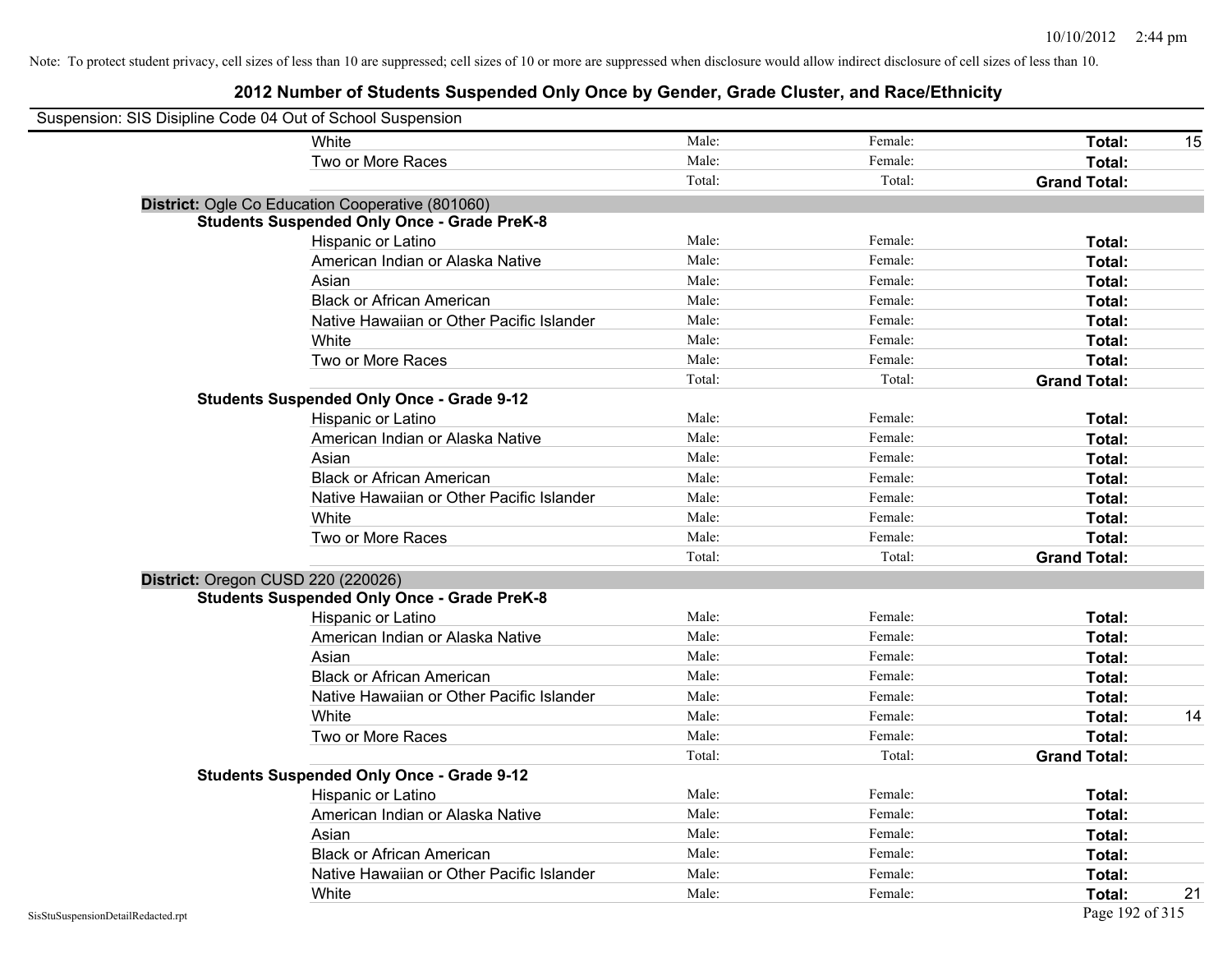Note: To protect student privacy, cell sizes of less than 10 are suppressed; cell sizes of 10 or more are suppressed when disclosure would allow indirect disclosure of cell sizes of less than 10.

# 2012 Number of Students Suspended Only Once by Gender, Grade Cluster, and Race/Ethnicity

Suspension: SIS Disipline Code 04 Out of School Suspension

| | | | | |
|---|---|---|---|---|
| White | Male: | Female: | **Total:** | 15 |
| Two or More Races | Male: | Female: | **Total:** | |
| | Total: | Total: | **Grand Total:** | |

**District:** Ogle Co Education Cooperative (801060)

**Students Suspended Only Once - Grade PreK-8**

| | | | | |
|---|---|---|---|---|
| Hispanic or Latino | Male: | Female: | **Total:** | |
| American Indian or Alaska Native | Male: | Female: | **Total:** | |
| Asian | Male: | Female: | **Total:** | |
| Black or African American | Male: | Female: | **Total:** | |
| Native Hawaiian or Other Pacific Islander | Male: | Female: | **Total:** | |
| White | Male: | Female: | **Total:** | |
| Two or More Races | Male: | Female: | **Total:** | |
| | Total: | Total: | **Grand Total:** | |

**Students Suspended Only Once - Grade 9-12**

| | | | | |
|---|---|---|---|---|
| Hispanic or Latino | Male: | Female: | **Total:** | |
| American Indian or Alaska Native | Male: | Female: | **Total:** | |
| Asian | Male: | Female: | **Total:** | |
| Black or African American | Male: | Female: | **Total:** | |
| Native Hawaiian or Other Pacific Islander | Male: | Female: | **Total:** | |
| White | Male: | Female: | **Total:** | |
| Two or More Races | Male: | Female: | **Total:** | |
| | Total: | Total: | **Grand Total:** | |

**District:** Oregon CUSD 220 (220026)

**Students Suspended Only Once - Grade PreK-8**

| | | | | |
|---|---|---|---|---|
| Hispanic or Latino | Male: | Female: | **Total:** | |
| American Indian or Alaska Native | Male: | Female: | **Total:** | |
| Asian | Male: | Female: | **Total:** | |
| Black or African American | Male: | Female: | **Total:** | |
| Native Hawaiian or Other Pacific Islander | Male: | Female: | **Total:** | |
| White | Male: | Female: | **Total:** | 14 |
| Two or More Races | Male: | Female: | **Total:** | |
| | Total: | Total: | **Grand Total:** | |

**Students Suspended Only Once - Grade 9-12**

| | | | | |
|---|---|---|---|---|
| Hispanic or Latino | Male: | Female: | **Total:** | |
| American Indian or Alaska Native | Male: | Female: | **Total:** | |
| Asian | Male: | Female: | **Total:** | |
| Black or African American | Male: | Female: | **Total:** | |
| Native Hawaiian or Other Pacific Islander | Male: | Female: | **Total:** | |
| White | Male: | Female: | **Total:** | 21 |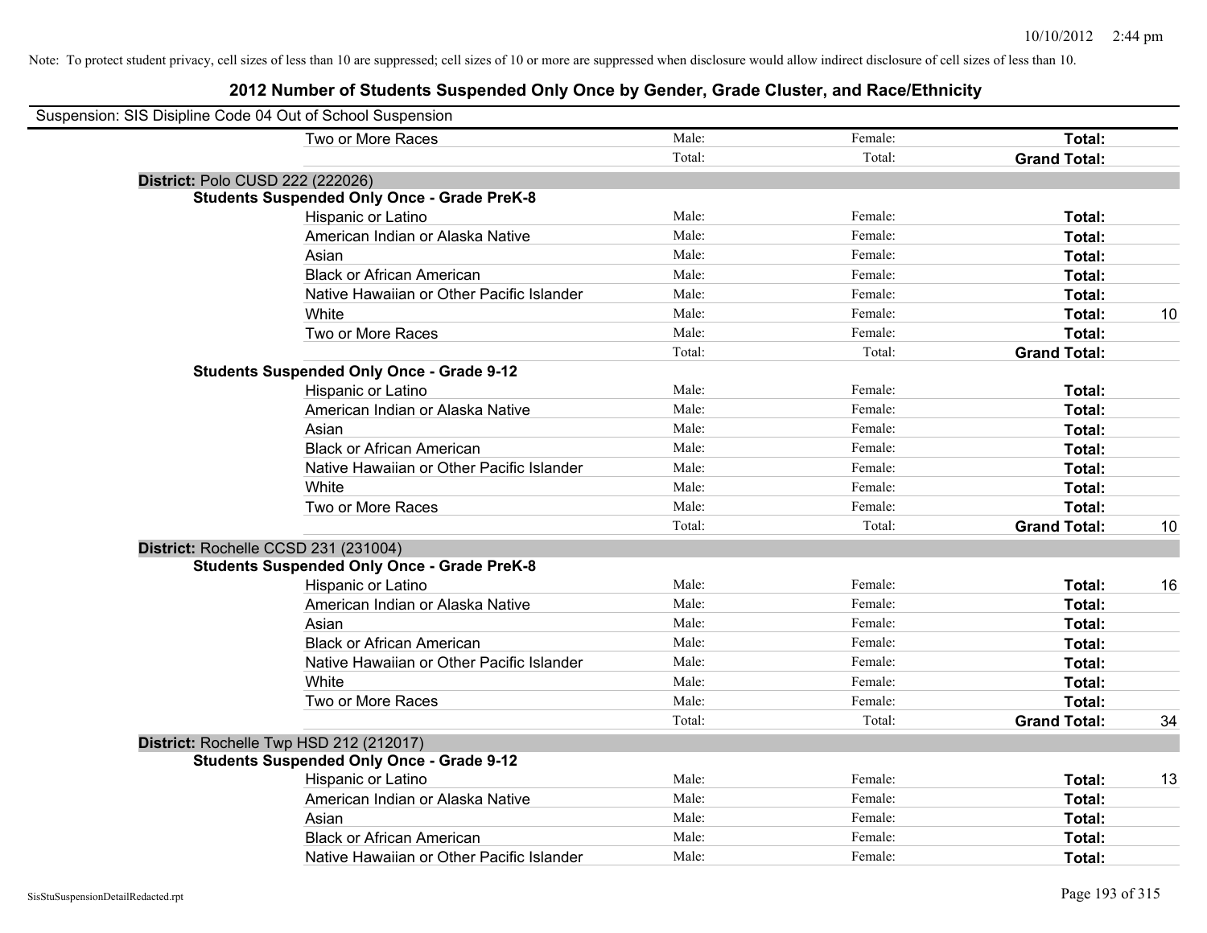Note: To protect student privacy, cell sizes of less than 10 are suppressed; cell sizes of 10 or more are suppressed when disclosure would allow indirect disclosure of cell sizes of less than 10.

## 2012 Number of Students Suspended Only Once by Gender, Grade Cluster, and Race/Ethnicity

Suspension: SIS Disipline Code 04 Out of School Suspension

| | | | | |
|---|---|---|---|---|
| Two or More Races | Male: | Female: | **Total:** | |
| | Total: | Total: | **Grand Total:** | |
| **District:** Polo CUSD 222 (222026) | | | | |
| **Students Suspended Only Once - Grade PreK-8** | | | | |
| Hispanic or Latino | Male: | Female: | **Total:** | |
| American Indian or Alaska Native | Male: | Female: | **Total:** | |
| Asian | Male: | Female: | **Total:** | |
| Black or African American | Male: | Female: | **Total:** | |
| Native Hawaiian or Other Pacific Islander | Male: | Female: | **Total:** | |
| White | Male: | Female: | **Total:** | 10 |
| Two or More Races | Male: | Female: | **Total:** | |
| | Total: | Total: | **Grand Total:** | |
| **Students Suspended Only Once - Grade 9-12** | | | | |
| Hispanic or Latino | Male: | Female: | **Total:** | |
| American Indian or Alaska Native | Male: | Female: | **Total:** | |
| Asian | Male: | Female: | **Total:** | |
| Black or African American | Male: | Female: | **Total:** | |
| Native Hawaiian or Other Pacific Islander | Male: | Female: | **Total:** | |
| White | Male: | Female: | **Total:** | |
| Two or More Races | Male: | Female: | **Total:** | |
| | Total: | Total: | **Grand Total:** | 10 |
| **District:** Rochelle CCSD 231 (231004) | | | | |
| **Students Suspended Only Once - Grade PreK-8** | | | | |
| Hispanic or Latino | Male: | Female: | **Total:** | 16 |
| American Indian or Alaska Native | Male: | Female: | **Total:** | |
| Asian | Male: | Female: | **Total:** | |
| Black or African American | Male: | Female: | **Total:** | |
| Native Hawaiian or Other Pacific Islander | Male: | Female: | **Total:** | |
| White | Male: | Female: | **Total:** | |
| Two or More Races | Male: | Female: | **Total:** | |
| | Total: | Total: | **Grand Total:** | 34 |
| **District:** Rochelle Twp HSD 212 (212017) | | | | |
| **Students Suspended Only Once - Grade 9-12** | | | | |
| Hispanic or Latino | Male: | Female: | **Total:** | 13 |
| American Indian or Alaska Native | Male: | Female: | **Total:** | |
| Asian | Male: | Female: | **Total:** | |
| Black or African American | Male: | Female: | **Total:** | |
| Native Hawaiian or Other Pacific Islander | Male: | Female: | **Total:** | |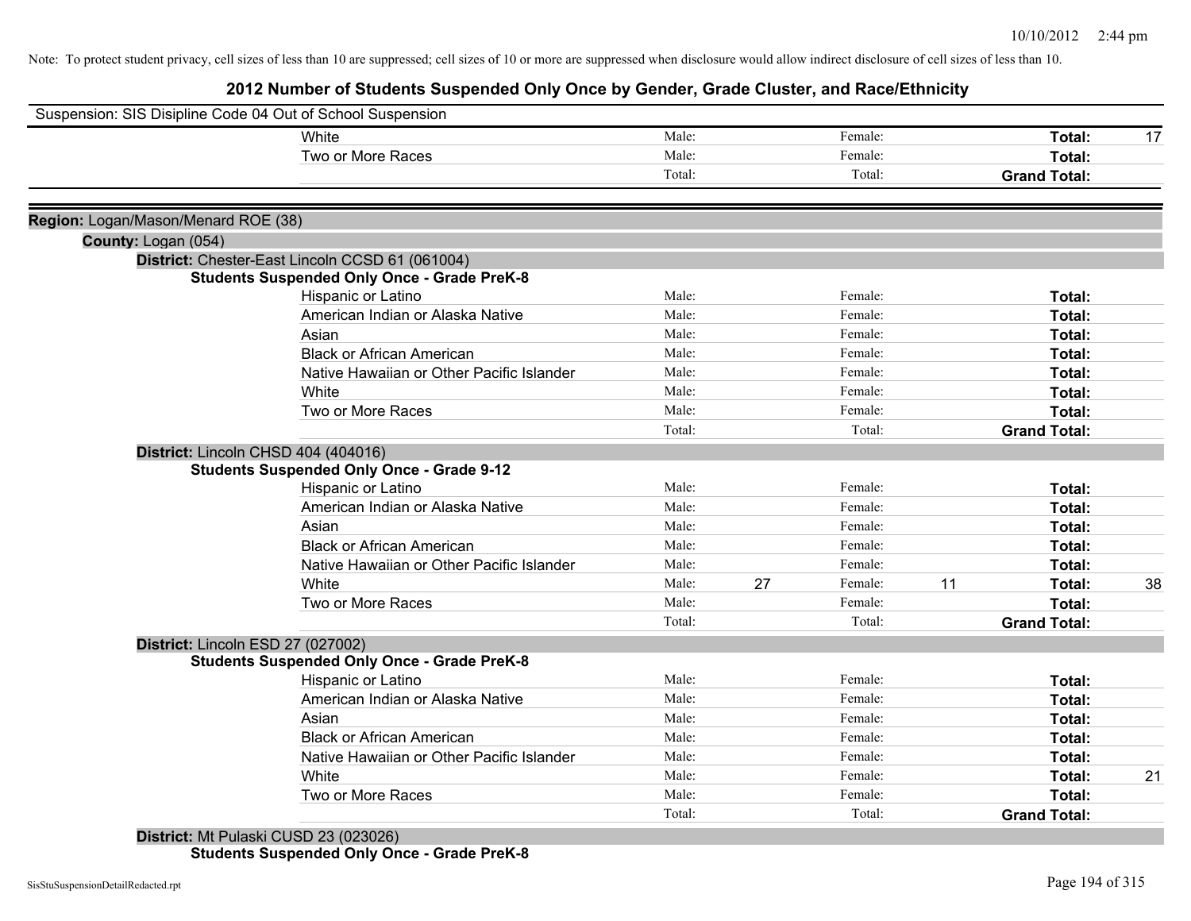Note: To protect student privacy, cell sizes of less than 10 are suppressed; cell sizes of 10 or more are suppressed when disclosure would allow indirect disclosure of cell sizes of less than 10.

# 2012 Number of Students Suspended Only Once by Gender, Grade Cluster, and Race/Ethnicity

Suspension: SIS Disipline Code 04 Out of School Suspension

| | | | | | | |
|---|---|---|---|---|---|---|
| White | Male: | | Female: | | **Total:** | 17 |
| Two or More Races | Male: | | Female: | | **Total:** | |
| | Total: | | Total: | | **Grand Total:** | |

**Region:** Logan/Mason/Menard ROE (38)

**County:** Logan (054)

**District:** Chester-East Lincoln CCSD 61 (061004)

**Students Suspended Only Once - Grade PreK-8**

| | | | | | | |
|---|---|---|---|---|---|---|
| Hispanic or Latino | Male: | | Female: | | **Total:** | |
| American Indian or Alaska Native | Male: | | Female: | | **Total:** | |
| Asian | Male: | | Female: | | **Total:** | |
| Black or African American | Male: | | Female: | | **Total:** | |
| Native Hawaiian or Other Pacific Islander | Male: | | Female: | | **Total:** | |
| White | Male: | | Female: | | **Total:** | |
| Two or More Races | Male: | | Female: | | **Total:** | |
| | Total: | | Total: | | **Grand Total:** | |

**District:** Lincoln CHSD 404 (404016)

**Students Suspended Only Once - Grade 9-12**

| | | | | | | |
|---|---|---|---|---|---|---|
| Hispanic or Latino | Male: | | Female: | | **Total:** | |
| American Indian or Alaska Native | Male: | | Female: | | **Total:** | |
| Asian | Male: | | Female: | | **Total:** | |
| Black or African American | Male: | | Female: | | **Total:** | |
| Native Hawaiian or Other Pacific Islander | Male: | | Female: | | **Total:** | |
| White | Male: | 27 | Female: | 11 | **Total:** | 38 |
| Two or More Races | Male: | | Female: | | **Total:** | |
| | Total: | | Total: | | **Grand Total:** | |

**District:** Lincoln ESD 27 (027002)

**Students Suspended Only Once - Grade PreK-8**

| | | | | | | |
|---|---|---|---|---|---|---|
| Hispanic or Latino | Male: | | Female: | | **Total:** | |
| American Indian or Alaska Native | Male: | | Female: | | **Total:** | |
| Asian | Male: | | Female: | | **Total:** | |
| Black or African American | Male: | | Female: | | **Total:** | |
| Native Hawaiian or Other Pacific Islander | Male: | | Female: | | **Total:** | |
| White | Male: | | Female: | | **Total:** | 21 |
| Two or More Races | Male: | | Female: | | **Total:** | |
| | Total: | | Total: | | **Grand Total:** | |

**District:** Mt Pulaski CUSD 23 (023026)

**Students Suspended Only Once - Grade PreK-8**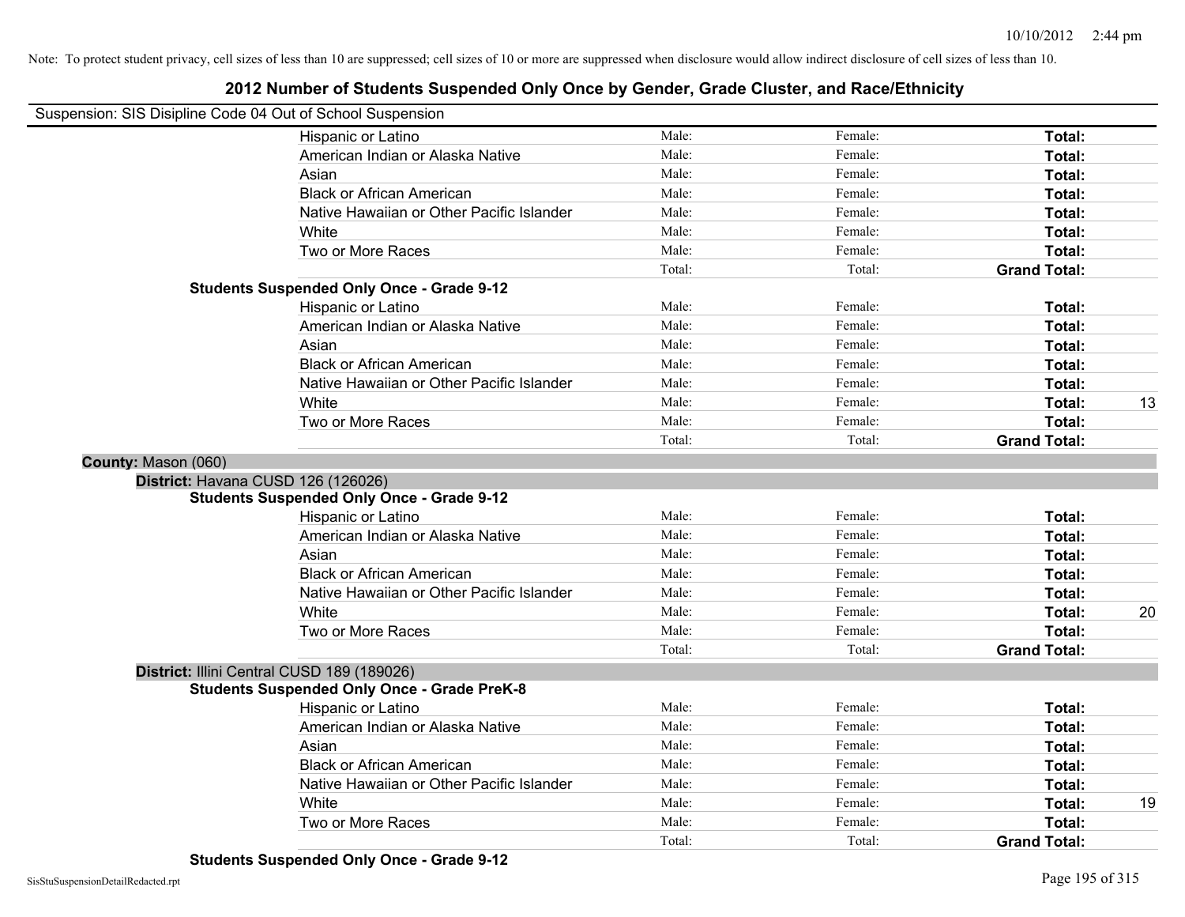Note: To protect student privacy, cell sizes of less than 10 are suppressed; cell sizes of 10 or more are suppressed when disclosure would allow indirect disclosure of cell sizes of less than 10.

## 2012 Number of Students Suspended Only Once by Gender, Grade Cluster, and Race/Ethnicity

Suspension: SIS Disipline Code 04 Out of School Suspension

| | Male | Female | Total | |
|---|---|---|---|---|
| Hispanic or Latino | Male: | Female: | **Total:** | |
| American Indian or Alaska Native | Male: | Female: | **Total:** | |
| Asian | Male: | Female: | **Total:** | |
| Black or African American | Male: | Female: | **Total:** | |
| Native Hawaiian or Other Pacific Islander | Male: | Female: | **Total:** | |
| White | Male: | Female: | **Total:** | |
| Two or More Races | Male: | Female: | **Total:** | |
| | Total: | Total: | **Grand Total:** | |

**Students Suspended Only Once - Grade 9-12**

| | Male | Female | Total | |
|---|---|---|---|---|
| Hispanic or Latino | Male: | Female: | **Total:** | |
| American Indian or Alaska Native | Male: | Female: | **Total:** | |
| Asian | Male: | Female: | **Total:** | |
| Black or African American | Male: | Female: | **Total:** | |
| Native Hawaiian or Other Pacific Islander | Male: | Female: | **Total:** | |
| White | Male: | Female: | **Total:** | 13 |
| Two or More Races | Male: | Female: | **Total:** | |
| | Total: | Total: | **Grand Total:** | |

**County:** Mason (060)

**District:** Havana CUSD 126 (126026)

**Students Suspended Only Once - Grade 9-12**

| | Male | Female | Total | |
|---|---|---|---|---|
| Hispanic or Latino | Male: | Female: | **Total:** | |
| American Indian or Alaska Native | Male: | Female: | **Total:** | |
| Asian | Male: | Female: | **Total:** | |
| Black or African American | Male: | Female: | **Total:** | |
| Native Hawaiian or Other Pacific Islander | Male: | Female: | **Total:** | |
| White | Male: | Female: | **Total:** | 20 |
| Two or More Races | Male: | Female: | **Total:** | |
| | Total: | Total: | **Grand Total:** | |

**District:** Illini Central CUSD 189 (189026)

**Students Suspended Only Once - Grade PreK-8**

| | Male | Female | Total | |
|---|---|---|---|---|
| Hispanic or Latino | Male: | Female: | **Total:** | |
| American Indian or Alaska Native | Male: | Female: | **Total:** | |
| Asian | Male: | Female: | **Total:** | |
| Black or African American | Male: | Female: | **Total:** | |
| Native Hawaiian or Other Pacific Islander | Male: | Female: | **Total:** | |
| White | Male: | Female: | **Total:** | 19 |
| Two or More Races | Male: | Female: | **Total:** | |
| | Total: | Total: | **Grand Total:** | |

**Students Suspended Only Once - Grade 9-12**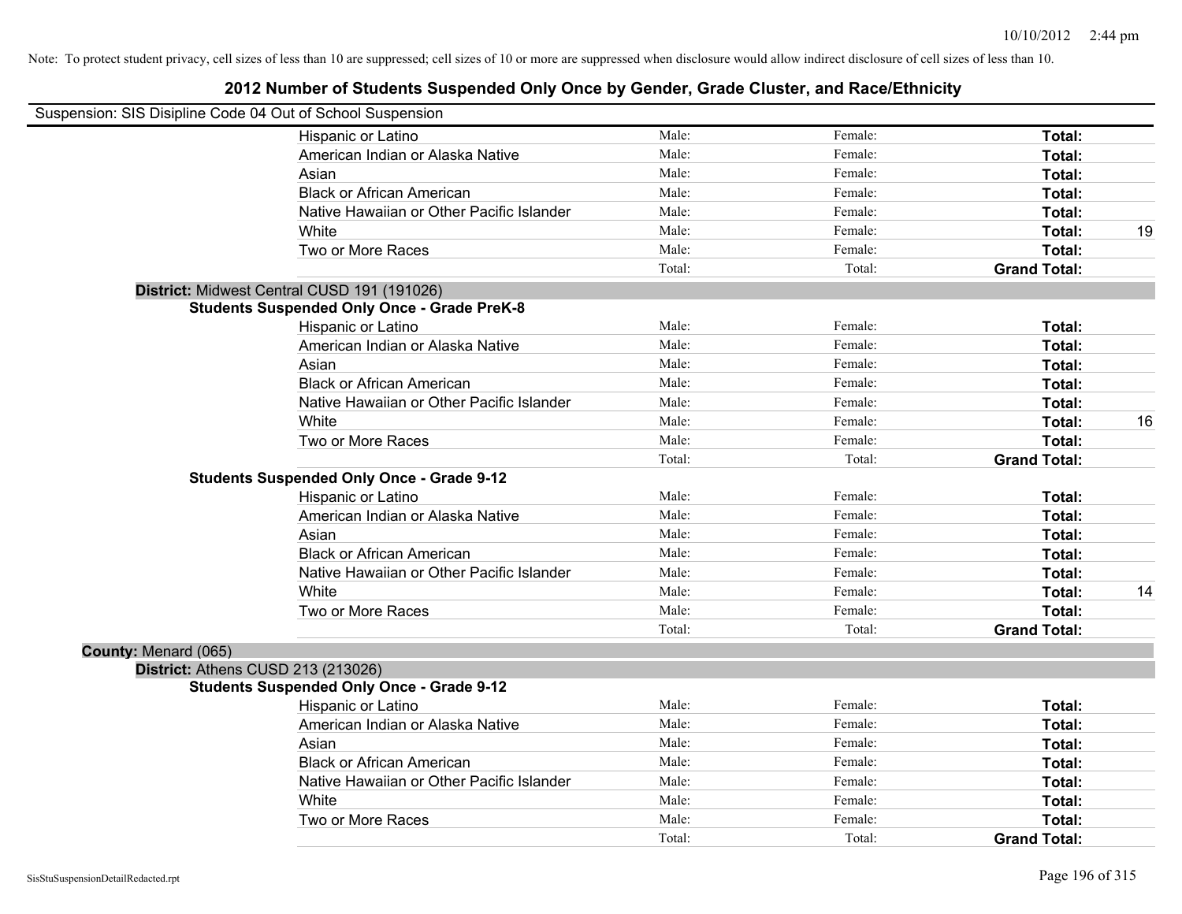Note: To protect student privacy, cell sizes of less than 10 are suppressed; cell sizes of 10 or more are suppressed when disclosure would allow indirect disclosure of cell sizes of less than 10.

# 2012 Number of Students Suspended Only Once by Gender, Grade Cluster, and Race/Ethnicity

Suspension: SIS Disipline Code 04 Out of School Suspension

| | | | | |
|---|---|---|---|---|
| Hispanic or Latino | Male: | Female: | **Total:** | |
| American Indian or Alaska Native | Male: | Female: | **Total:** | |
| Asian | Male: | Female: | **Total:** | |
| Black or African American | Male: | Female: | **Total:** | |
| Native Hawaiian or Other Pacific Islander | Male: | Female: | **Total:** | |
| White | Male: | Female: | **Total:** | 19 |
| Two or More Races | Male: | Female: | **Total:** | |
| | Total: | Total: | **Grand Total:** | |

**District:** Midwest Central CUSD 191 (191026)

**Students Suspended Only Once - Grade PreK-8**

| | | | | |
|---|---|---|---|---|
| Hispanic or Latino | Male: | Female: | **Total:** | |
| American Indian or Alaska Native | Male: | Female: | **Total:** | |
| Asian | Male: | Female: | **Total:** | |
| Black or African American | Male: | Female: | **Total:** | |
| Native Hawaiian or Other Pacific Islander | Male: | Female: | **Total:** | |
| White | Male: | Female: | **Total:** | 16 |
| Two or More Races | Male: | Female: | **Total:** | |
| | Total: | Total: | **Grand Total:** | |

**Students Suspended Only Once - Grade 9-12**

| | | | | |
|---|---|---|---|---|
| Hispanic or Latino | Male: | Female: | **Total:** | |
| American Indian or Alaska Native | Male: | Female: | **Total:** | |
| Asian | Male: | Female: | **Total:** | |
| Black or African American | Male: | Female: | **Total:** | |
| Native Hawaiian or Other Pacific Islander | Male: | Female: | **Total:** | |
| White | Male: | Female: | **Total:** | 14 |
| Two or More Races | Male: | Female: | **Total:** | |
| | Total: | Total: | **Grand Total:** | |

**County:** Menard (065)

**District:** Athens CUSD 213 (213026)

**Students Suspended Only Once - Grade 9-12**

| | | | | |
|---|---|---|---|---|
| Hispanic or Latino | Male: | Female: | **Total:** | |
| American Indian or Alaska Native | Male: | Female: | **Total:** | |
| Asian | Male: | Female: | **Total:** | |
| Black or African American | Male: | Female: | **Total:** | |
| Native Hawaiian or Other Pacific Islander | Male: | Female: | **Total:** | |
| White | Male: | Female: | **Total:** | |
| Two or More Races | Male: | Female: | **Total:** | |
| | Total: | Total: | **Grand Total:** | |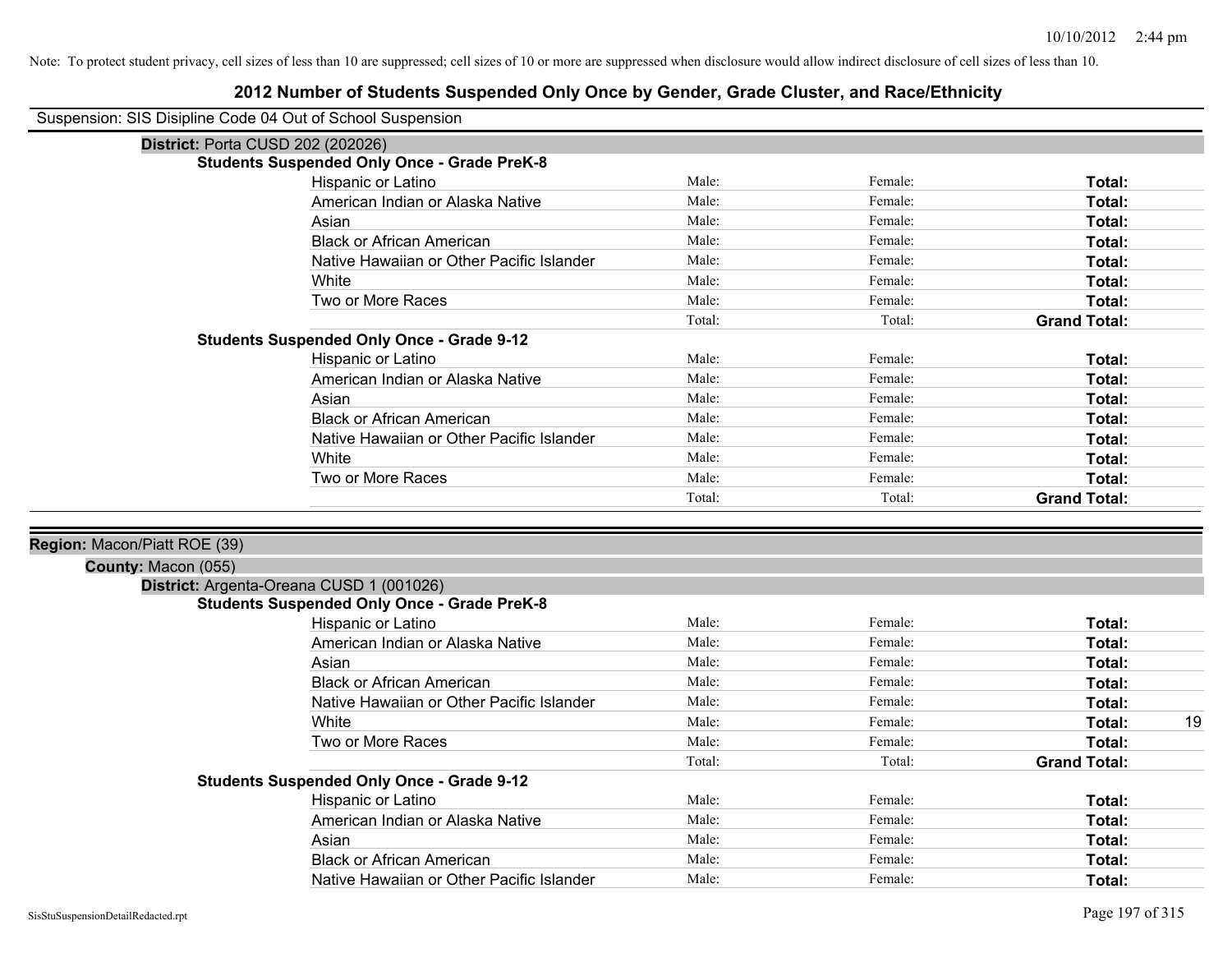Note: To protect student privacy, cell sizes of less than 10 are suppressed; cell sizes of 10 or more are suppressed when disclosure would allow indirect disclosure of cell sizes of less than 10.

# 2012 Number of Students Suspended Only Once by Gender, Grade Cluster, and Race/Ethnicity

Suspension: SIS Disipline Code 04 Out of School Suspension

**District:** Porta CUSD 202 (202026)

**Students Suspended Only Once - Grade PreK-8**

| | | | | |
|---|---|---|---|---|
| Hispanic or Latino | Male: | Female: | **Total:** | |
| American Indian or Alaska Native | Male: | Female: | **Total:** | |
| Asian | Male: | Female: | **Total:** | |
| Black or African American | Male: | Female: | **Total:** | |
| Native Hawaiian or Other Pacific Islander | Male: | Female: | **Total:** | |
| White | Male: | Female: | **Total:** | |
| Two or More Races | Male: | Female: | **Total:** | |
| | Total: | Total: | **Grand Total:** | |

**Students Suspended Only Once - Grade 9-12**

| | | | | |
|---|---|---|---|---|
| Hispanic or Latino | Male: | Female: | **Total:** | |
| American Indian or Alaska Native | Male: | Female: | **Total:** | |
| Asian | Male: | Female: | **Total:** | |
| Black or African American | Male: | Female: | **Total:** | |
| Native Hawaiian or Other Pacific Islander | Male: | Female: | **Total:** | |
| White | Male: | Female: | **Total:** | |
| Two or More Races | Male: | Female: | **Total:** | |
| | Total: | Total: | **Grand Total:** | |

**Region:** Macon/Piatt ROE (39)

**County:** Macon (055)

**District:** Argenta-Oreana CUSD 1 (001026)

**Students Suspended Only Once - Grade PreK-8**

| | | | | |
|---|---|---|---|---|
| Hispanic or Latino | Male: | Female: | **Total:** | |
| American Indian or Alaska Native | Male: | Female: | **Total:** | |
| Asian | Male: | Female: | **Total:** | |
| Black or African American | Male: | Female: | **Total:** | |
| Native Hawaiian or Other Pacific Islander | Male: | Female: | **Total:** | |
| White | Male: | Female: | **Total:** | 19 |
| Two or More Races | Male: | Female: | **Total:** | |
| | Total: | Total: | **Grand Total:** | |

**Students Suspended Only Once - Grade 9-12**

| | | | | |
|---|---|---|---|---|
| Hispanic or Latino | Male: | Female: | **Total:** | |
| American Indian or Alaska Native | Male: | Female: | **Total:** | |
| Asian | Male: | Female: | **Total:** | |
| Black or African American | Male: | Female: | **Total:** | |
| Native Hawaiian or Other Pacific Islander | Male: | Female: | **Total:** | |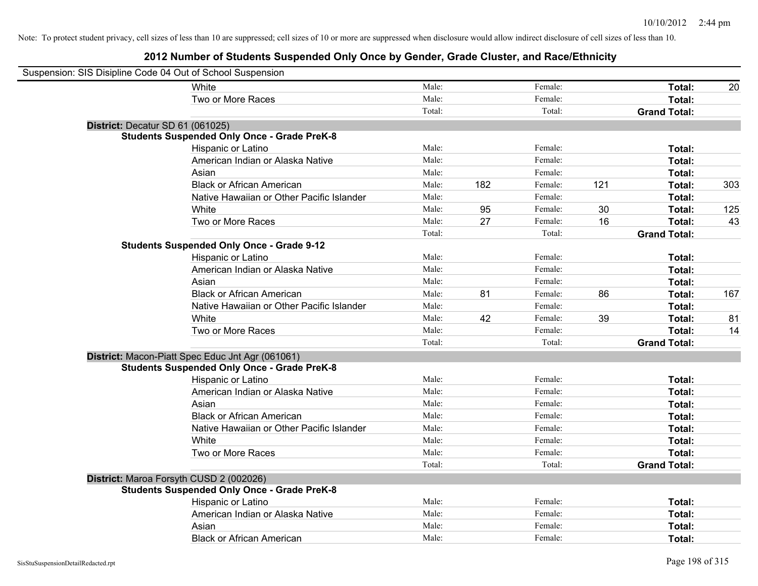Note: To protect student privacy, cell sizes of less than 10 are suppressed; cell sizes of 10 or more are suppressed when disclosure would allow indirect disclosure of cell sizes of less than 10.

# 2012 Number of Students Suspended Only Once by Gender, Grade Cluster, and Race/Ethnicity

Suspension: SIS Disipline Code 04 Out of School Suspension

| | | | | | | |
|---|---|---|---|---|---|---|
| White | Male: | | Female: | | **Total:** | 20 |
| Two or More Races | Male: | | Female: | | **Total:** | |
| | Total: | | Total: | | **Grand Total:** | |

**District:** Decatur SD 61 (061025)

**Students Suspended Only Once - Grade PreK-8**

| | | | | | | |
|---|---|---|---|---|---|---|
| Hispanic or Latino | Male: | | Female: | | **Total:** | |
| American Indian or Alaska Native | Male: | | Female: | | **Total:** | |
| Asian | Male: | | Female: | | **Total:** | |
| Black or African American | Male: | 182 | Female: | 121 | **Total:** | 303 |
| Native Hawaiian or Other Pacific Islander | Male: | | Female: | | **Total:** | |
| White | Male: | 95 | Female: | 30 | **Total:** | 125 |
| Two or More Races | Male: | 27 | Female: | 16 | **Total:** | 43 |
| | Total: | | Total: | | **Grand Total:** | |

**Students Suspended Only Once - Grade 9-12**

| | | | | | | |
|---|---|---|---|---|---|---|
| Hispanic or Latino | Male: | | Female: | | **Total:** | |
| American Indian or Alaska Native | Male: | | Female: | | **Total:** | |
| Asian | Male: | | Female: | | **Total:** | |
| Black or African American | Male: | 81 | Female: | 86 | **Total:** | 167 |
| Native Hawaiian or Other Pacific Islander | Male: | | Female: | | **Total:** | |
| White | Male: | 42 | Female: | 39 | **Total:** | 81 |
| Two or More Races | Male: | | Female: | | **Total:** | 14 |
| | Total: | | Total: | | **Grand Total:** | |

**District:** Macon-Piatt Spec Educ Jnt Agr (061061)

**Students Suspended Only Once - Grade PreK-8**

| | | | | | | |
|---|---|---|---|---|---|---|
| Hispanic or Latino | Male: | | Female: | | **Total:** | |
| American Indian or Alaska Native | Male: | | Female: | | **Total:** | |
| Asian | Male: | | Female: | | **Total:** | |
| Black or African American | Male: | | Female: | | **Total:** | |
| Native Hawaiian or Other Pacific Islander | Male: | | Female: | | **Total:** | |
| White | Male: | | Female: | | **Total:** | |
| Two or More Races | Male: | | Female: | | **Total:** | |
| | Total: | | Total: | | **Grand Total:** | |

**District:** Maroa Forsyth CUSD 2 (002026)

**Students Suspended Only Once - Grade PreK-8**

| | | | | | | |
|---|---|---|---|---|---|---|
| Hispanic or Latino | Male: | | Female: | | **Total:** | |
| American Indian or Alaska Native | Male: | | Female: | | **Total:** | |
| Asian | Male: | | Female: | | **Total:** | |
| Black or African American | Male: | | Female: | | **Total:** | |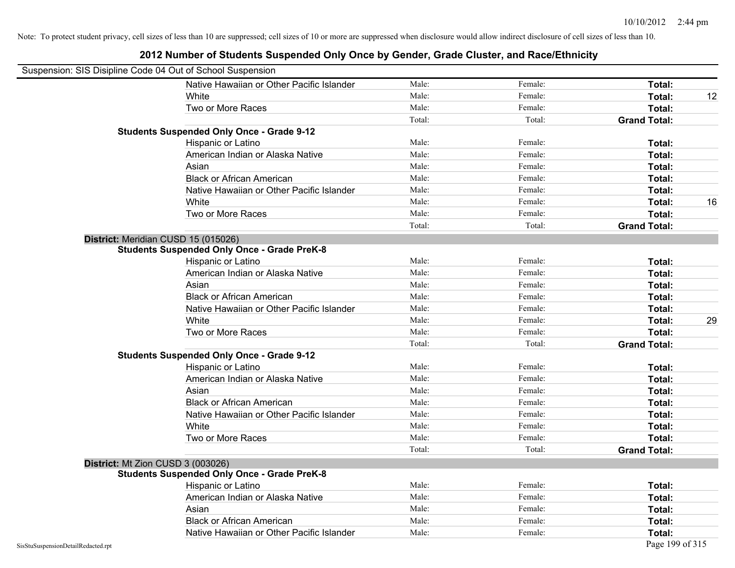Note: To protect student privacy, cell sizes of less than 10 are suppressed; cell sizes of 10 or more are suppressed when disclosure would allow indirect disclosure of cell sizes of less than 10.

## 2012 Number of Students Suspended Only Once by Gender, Grade Cluster, and Race/Ethnicity

Suspension: SIS Disipline Code 04 Out of School Suspension

| | | | | |
|---|---|---|---|---|
| Native Hawaiian or Other Pacific Islander | Male: | Female: | **Total:** | |
| White | Male: | Female: | **Total:** | 12 |
| Two or More Races | Male: | Female: | **Total:** | |
| | Total: | Total: | **Grand Total:** | |

**Students Suspended Only Once - Grade 9-12**

| | | | | |
|---|---|---|---|---|
| Hispanic or Latino | Male: | Female: | **Total:** | |
| American Indian or Alaska Native | Male: | Female: | **Total:** | |
| Asian | Male: | Female: | **Total:** | |
| Black or African American | Male: | Female: | **Total:** | |
| Native Hawaiian or Other Pacific Islander | Male: | Female: | **Total:** | |
| White | Male: | Female: | **Total:** | 16 |
| Two or More Races | Male: | Female: | **Total:** | |
| | Total: | Total: | **Grand Total:** | |

**District:** Meridian CUSD 15 (015026)

**Students Suspended Only Once - Grade PreK-8**

| | | | | |
|---|---|---|---|---|
| Hispanic or Latino | Male: | Female: | **Total:** | |
| American Indian or Alaska Native | Male: | Female: | **Total:** | |
| Asian | Male: | Female: | **Total:** | |
| Black or African American | Male: | Female: | **Total:** | |
| Native Hawaiian or Other Pacific Islander | Male: | Female: | **Total:** | |
| White | Male: | Female: | **Total:** | 29 |
| Two or More Races | Male: | Female: | **Total:** | |
| | Total: | Total: | **Grand Total:** | |

**Students Suspended Only Once - Grade 9-12**

| | | | | |
|---|---|---|---|---|
| Hispanic or Latino | Male: | Female: | **Total:** | |
| American Indian or Alaska Native | Male: | Female: | **Total:** | |
| Asian | Male: | Female: | **Total:** | |
| Black or African American | Male: | Female: | **Total:** | |
| Native Hawaiian or Other Pacific Islander | Male: | Female: | **Total:** | |
| White | Male: | Female: | **Total:** | |
| Two or More Races | Male: | Female: | **Total:** | |
| | Total: | Total: | **Grand Total:** | |

**District:** Mt Zion CUSD 3 (003026)

**Students Suspended Only Once - Grade PreK-8**

| | | | | |
|---|---|---|---|---|
| Hispanic or Latino | Male: | Female: | **Total:** | |
| American Indian or Alaska Native | Male: | Female: | **Total:** | |
| Asian | Male: | Female: | **Total:** | |
| Black or African American | Male: | Female: | **Total:** | |
| Native Hawaiian or Other Pacific Islander | Male: | Female: | **Total:** | |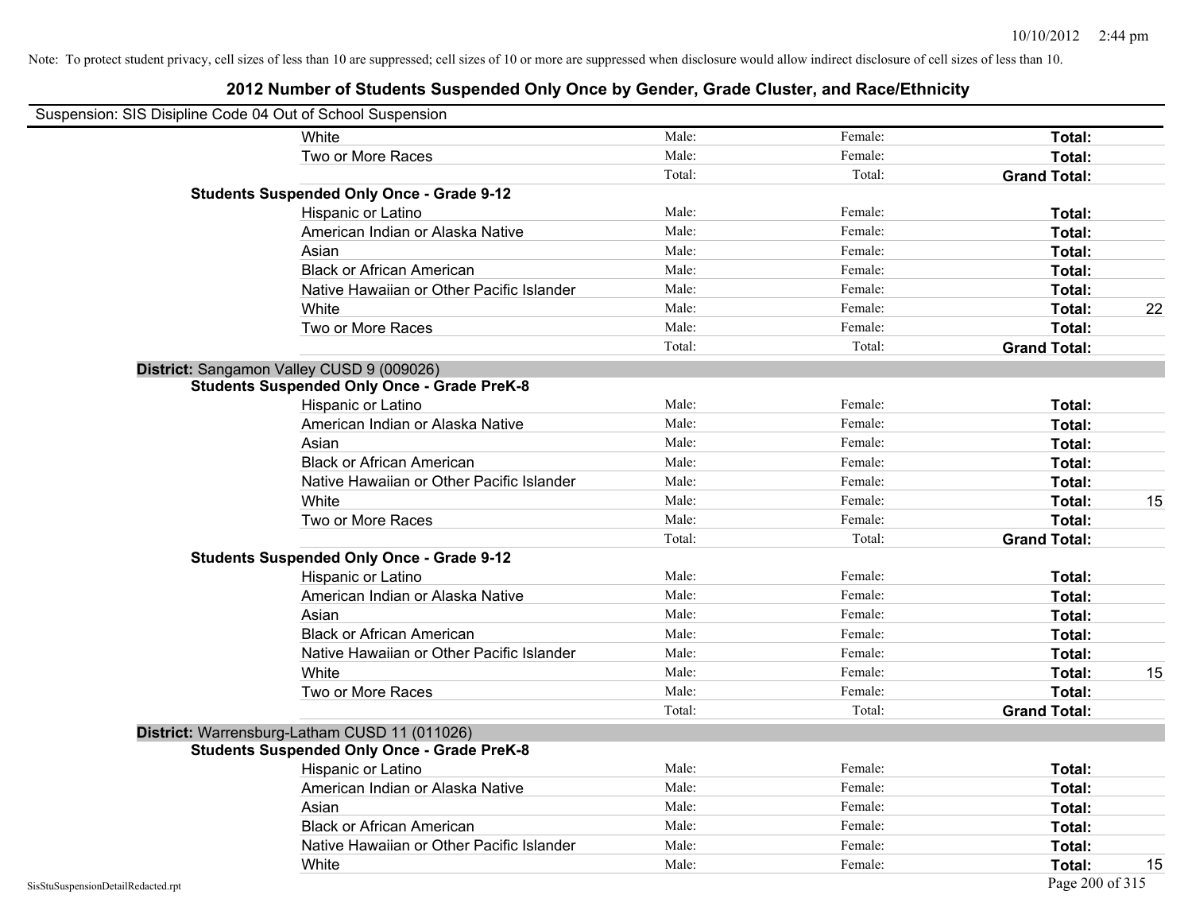Note: To protect student privacy, cell sizes of less than 10 are suppressed; cell sizes of 10 or more are suppressed when disclosure would allow indirect disclosure of cell sizes of less than 10.

# 2012 Number of Students Suspended Only Once by Gender, Grade Cluster, and Race/Ethnicity

Suspension: SIS Disipline Code 04 Out of School Suspension

| | | | | | |
|---|---|---|---|---|---|
| | White | Male: | Female: | **Total:** | |
| | Two or More Races | Male: | Female: | **Total:** | |
| | | Total: | Total: | **Grand Total:** | |
| **Students Suspended Only Once - Grade 9-12** | | | | | |
| | Hispanic or Latino | Male: | Female: | **Total:** | |
| | American Indian or Alaska Native | Male: | Female: | **Total:** | |
| | Asian | Male: | Female: | **Total:** | |
| | Black or African American | Male: | Female: | **Total:** | |
| | Native Hawaiian or Other Pacific Islander | Male: | Female: | **Total:** | |
| | White | Male: | Female: | **Total:** | 22 |
| | Two or More Races | Male: | Female: | **Total:** | |
| | | Total: | Total: | **Grand Total:** | |
| **District:** Sangamon Valley CUSD 9 (009026) | | | | | |
| **Students Suspended Only Once - Grade PreK-8** | | | | | |
| | Hispanic or Latino | Male: | Female: | **Total:** | |
| | American Indian or Alaska Native | Male: | Female: | **Total:** | |
| | Asian | Male: | Female: | **Total:** | |
| | Black or African American | Male: | Female: | **Total:** | |
| | Native Hawaiian or Other Pacific Islander | Male: | Female: | **Total:** | |
| | White | Male: | Female: | **Total:** | 15 |
| | Two or More Races | Male: | Female: | **Total:** | |
| | | Total: | Total: | **Grand Total:** | |
| **Students Suspended Only Once - Grade 9-12** | | | | | |
| | Hispanic or Latino | Male: | Female: | **Total:** | |
| | American Indian or Alaska Native | Male: | Female: | **Total:** | |
| | Asian | Male: | Female: | **Total:** | |
| | Black or African American | Male: | Female: | **Total:** | |
| | Native Hawaiian or Other Pacific Islander | Male: | Female: | **Total:** | |
| | White | Male: | Female: | **Total:** | 15 |
| | Two or More Races | Male: | Female: | **Total:** | |
| | | Total: | Total: | **Grand Total:** | |
| **District:** Warrensburg-Latham CUSD 11 (011026) | | | | | |
| **Students Suspended Only Once - Grade PreK-8** | | | | | |
| | Hispanic or Latino | Male: | Female: | **Total:** | |
| | American Indian or Alaska Native | Male: | Female: | **Total:** | |
| | Asian | Male: | Female: | **Total:** | |
| | Black or African American | Male: | Female: | **Total:** | |
| | Native Hawaiian or Other Pacific Islander | Male: | Female: | **Total:** | |
| | White | Male: | Female: | **Total:** | 15 |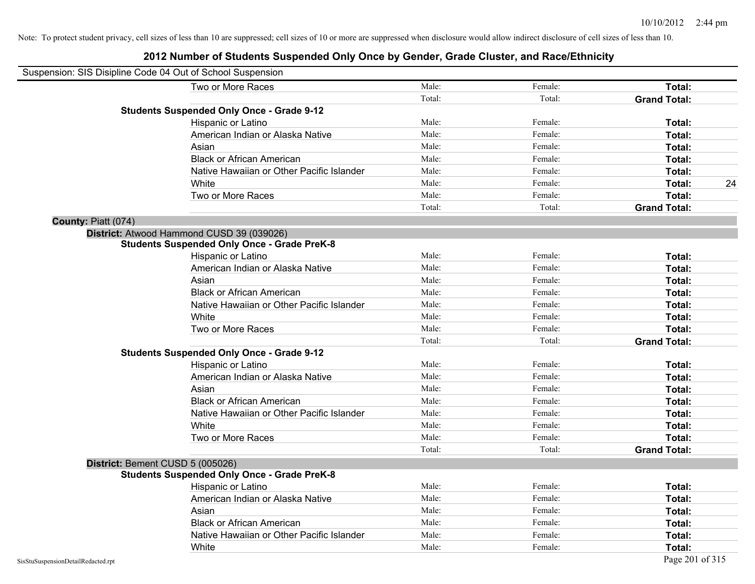Note: To protect student privacy, cell sizes of less than 10 are suppressed; cell sizes of 10 or more are suppressed when disclosure would allow indirect disclosure of cell sizes of less than 10.

# 2012 Number of Students Suspended Only Once by Gender, Grade Cluster, and Race/Ethnicity

Suspension: SIS Disipline Code 04 Out of School Suspension

| | Male | Female | Total | |
|---|---|---|---|---|
| Two or More Races | Male: | Female: | **Total:** | |
| | Total: | Total: | **Grand Total:** | |
| **Students Suspended Only Once - Grade 9-12** | | | | |
| Hispanic or Latino | Male: | Female: | **Total:** | |
| American Indian or Alaska Native | Male: | Female: | **Total:** | |
| Asian | Male: | Female: | **Total:** | |
| Black or African American | Male: | Female: | **Total:** | |
| Native Hawaiian or Other Pacific Islander | Male: | Female: | **Total:** | |
| White | Male: | Female: | **Total:** | 24 |
| Two or More Races | Male: | Female: | **Total:** | |
| | Total: | Total: | **Grand Total:** | |

**County:** Piatt (074)

**District:** Atwood Hammond CUSD 39 (039026)

| | Male | Female | Total | |
|---|---|---|---|---|
| **Students Suspended Only Once - Grade PreK-8** | | | | |
| Hispanic or Latino | Male: | Female: | **Total:** | |
| American Indian or Alaska Native | Male: | Female: | **Total:** | |
| Asian | Male: | Female: | **Total:** | |
| Black or African American | Male: | Female: | **Total:** | |
| Native Hawaiian or Other Pacific Islander | Male: | Female: | **Total:** | |
| White | Male: | Female: | **Total:** | |
| Two or More Races | Male: | Female: | **Total:** | |
| | Total: | Total: | **Grand Total:** | |
| **Students Suspended Only Once - Grade 9-12** | | | | |
| Hispanic or Latino | Male: | Female: | **Total:** | |
| American Indian or Alaska Native | Male: | Female: | **Total:** | |
| Asian | Male: | Female: | **Total:** | |
| Black or African American | Male: | Female: | **Total:** | |
| Native Hawaiian or Other Pacific Islander | Male: | Female: | **Total:** | |
| White | Male: | Female: | **Total:** | |
| Two or More Races | Male: | Female: | **Total:** | |
| | Total: | Total: | **Grand Total:** | |

**District:** Bement CUSD 5 (005026)

| | Male | Female | Total | |
|---|---|---|---|---|
| **Students Suspended Only Once - Grade PreK-8** | | | | |
| Hispanic or Latino | Male: | Female: | **Total:** | |
| American Indian or Alaska Native | Male: | Female: | **Total:** | |
| Asian | Male: | Female: | **Total:** | |
| Black or African American | Male: | Female: | **Total:** | |
| Native Hawaiian or Other Pacific Islander | Male: | Female: | **Total:** | |
| White | Male: | Female: | **Total:** | |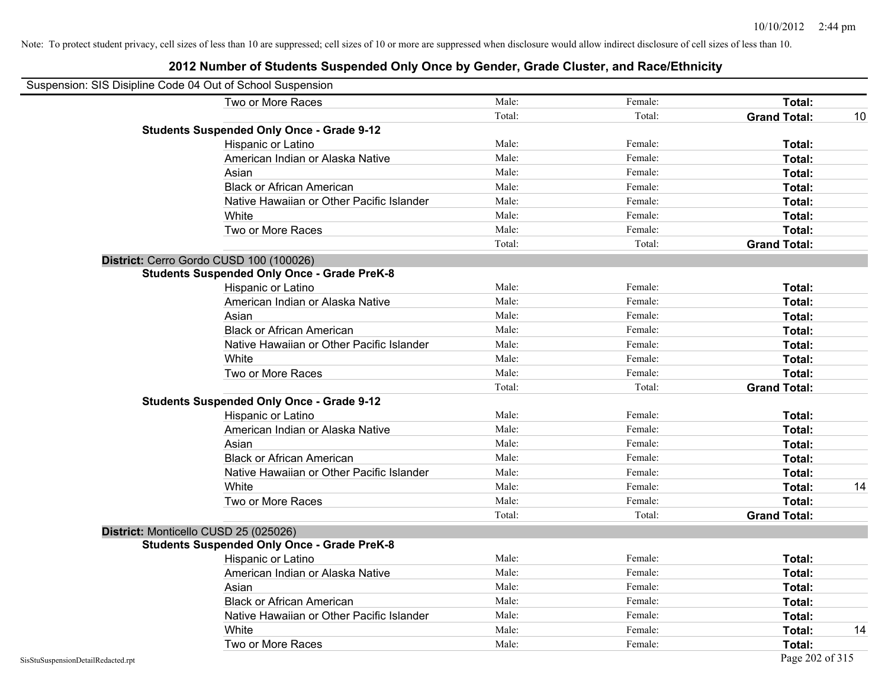Note: To protect student privacy, cell sizes of less than 10 are suppressed; cell sizes of 10 or more are suppressed when disclosure would allow indirect disclosure of cell sizes of less than 10.

## 2012 Number of Students Suspended Only Once by Gender, Grade Cluster, and Race/Ethnicity

Suspension: SIS Disipline Code 04 Out of School Suspension

| | | | | |
|---|---|---|---|---|
| Two or More Races | Male: | Female: | **Total:** | |
| | Total: | Total: | **Grand Total:** | 10 |
| **Students Suspended Only Once - Grade 9-12** | | | | |
| Hispanic or Latino | Male: | Female: | **Total:** | |
| American Indian or Alaska Native | Male: | Female: | **Total:** | |
| Asian | Male: | Female: | **Total:** | |
| Black or African American | Male: | Female: | **Total:** | |
| Native Hawaiian or Other Pacific Islander | Male: | Female: | **Total:** | |
| White | Male: | Female: | **Total:** | |
| Two or More Races | Male: | Female: | **Total:** | |
| | Total: | Total: | **Grand Total:** | |
| **District:** Cerro Gordo CUSD 100 (100026) | | | | |
| **Students Suspended Only Once - Grade PreK-8** | | | | |
| Hispanic or Latino | Male: | Female: | **Total:** | |
| American Indian or Alaska Native | Male: | Female: | **Total:** | |
| Asian | Male: | Female: | **Total:** | |
| Black or African American | Male: | Female: | **Total:** | |
| Native Hawaiian or Other Pacific Islander | Male: | Female: | **Total:** | |
| White | Male: | Female: | **Total:** | |
| Two or More Races | Male: | Female: | **Total:** | |
| | Total: | Total: | **Grand Total:** | |
| **Students Suspended Only Once - Grade 9-12** | | | | |
| Hispanic or Latino | Male: | Female: | **Total:** | |
| American Indian or Alaska Native | Male: | Female: | **Total:** | |
| Asian | Male: | Female: | **Total:** | |
| Black or African American | Male: | Female: | **Total:** | |
| Native Hawaiian or Other Pacific Islander | Male: | Female: | **Total:** | |
| White | Male: | Female: | **Total:** | 14 |
| Two or More Races | Male: | Female: | **Total:** | |
| | Total: | Total: | **Grand Total:** | |
| **District:** Monticello CUSD 25 (025026) | | | | |
| **Students Suspended Only Once - Grade PreK-8** | | | | |
| Hispanic or Latino | Male: | Female: | **Total:** | |
| American Indian or Alaska Native | Male: | Female: | **Total:** | |
| Asian | Male: | Female: | **Total:** | |
| Black or African American | Male: | Female: | **Total:** | |
| Native Hawaiian or Other Pacific Islander | Male: | Female: | **Total:** | |
| White | Male: | Female: | **Total:** | 14 |
| Two or More Races | Male: | Female: | **Total:** | |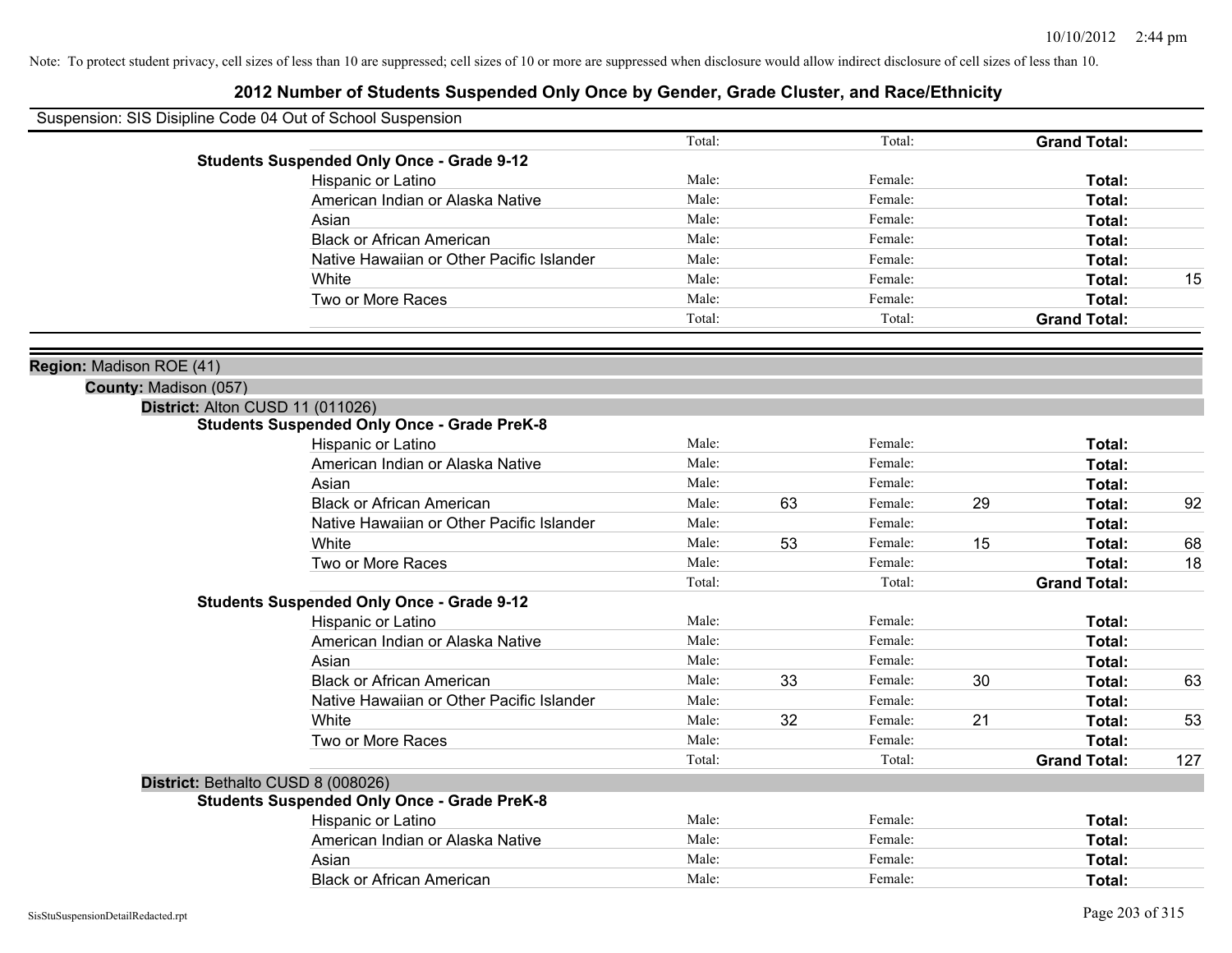Note: To protect student privacy, cell sizes of less than 10 are suppressed; cell sizes of 10 or more are suppressed when disclosure would allow indirect disclosure of cell sizes of less than 10.

# 2012 Number of Students Suspended Only Once by Gender, Grade Cluster, and Race/Ethnicity

Suspension: SIS Disipline Code 04 Out of School Suspension

| | Male | | Female | | | |
|---|---|---|---|---|---|---|
| | Total: | | Total: | | **Grand Total:** | |
| **Students Suspended Only Once - Grade 9-12** | | | | | | |
| Hispanic or Latino | Male: | | Female: | | **Total:** | |
| American Indian or Alaska Native | Male: | | Female: | | **Total:** | |
| Asian | Male: | | Female: | | **Total:** | |
| Black or African American | Male: | | Female: | | **Total:** | |
| Native Hawaiian or Other Pacific Islander | Male: | | Female: | | **Total:** | |
| White | Male: | | Female: | | **Total:** | 15 |
| Two or More Races | Male: | | Female: | | **Total:** | |
| | Total: | | Total: | | **Grand Total:** | |

**Region:** Madison ROE (41)

**County:** Madison (057)

**District:** Alton CUSD 11 (011026)

| | | | | | | |
|---|---|---|---|---|---|---|
| **Students Suspended Only Once - Grade PreK-8** | | | | | | |
| Hispanic or Latino | Male: | | Female: | | **Total:** | |
| American Indian or Alaska Native | Male: | | Female: | | **Total:** | |
| Asian | Male: | | Female: | | **Total:** | |
| Black or African American | Male: | 63 | Female: | 29 | **Total:** | 92 |
| Native Hawaiian or Other Pacific Islander | Male: | | Female: | | **Total:** | |
| White | Male: | 53 | Female: | 15 | **Total:** | 68 |
| Two or More Races | Male: | | Female: | | **Total:** | 18 |
| | Total: | | Total: | | **Grand Total:** | |
| **Students Suspended Only Once - Grade 9-12** | | | | | | |
| Hispanic or Latino | Male: | | Female: | | **Total:** | |
| American Indian or Alaska Native | Male: | | Female: | | **Total:** | |
| Asian | Male: | | Female: | | **Total:** | |
| Black or African American | Male: | 33 | Female: | 30 | **Total:** | 63 |
| Native Hawaiian or Other Pacific Islander | Male: | | Female: | | **Total:** | |
| White | Male: | 32 | Female: | 21 | **Total:** | 53 |
| Two or More Races | Male: | | Female: | | **Total:** | |
| | Total: | | Total: | | **Grand Total:** | 127 |

**District:** Bethalto CUSD 8 (008026)

| | | | | | | |
|---|---|---|---|---|---|---|
| **Students Suspended Only Once - Grade PreK-8** | | | | | | |
| Hispanic or Latino | Male: | | Female: | | **Total:** | |
| American Indian or Alaska Native | Male: | | Female: | | **Total:** | |
| Asian | Male: | | Female: | | **Total:** | |
| Black or African American | Male: | | Female: | | **Total:** | |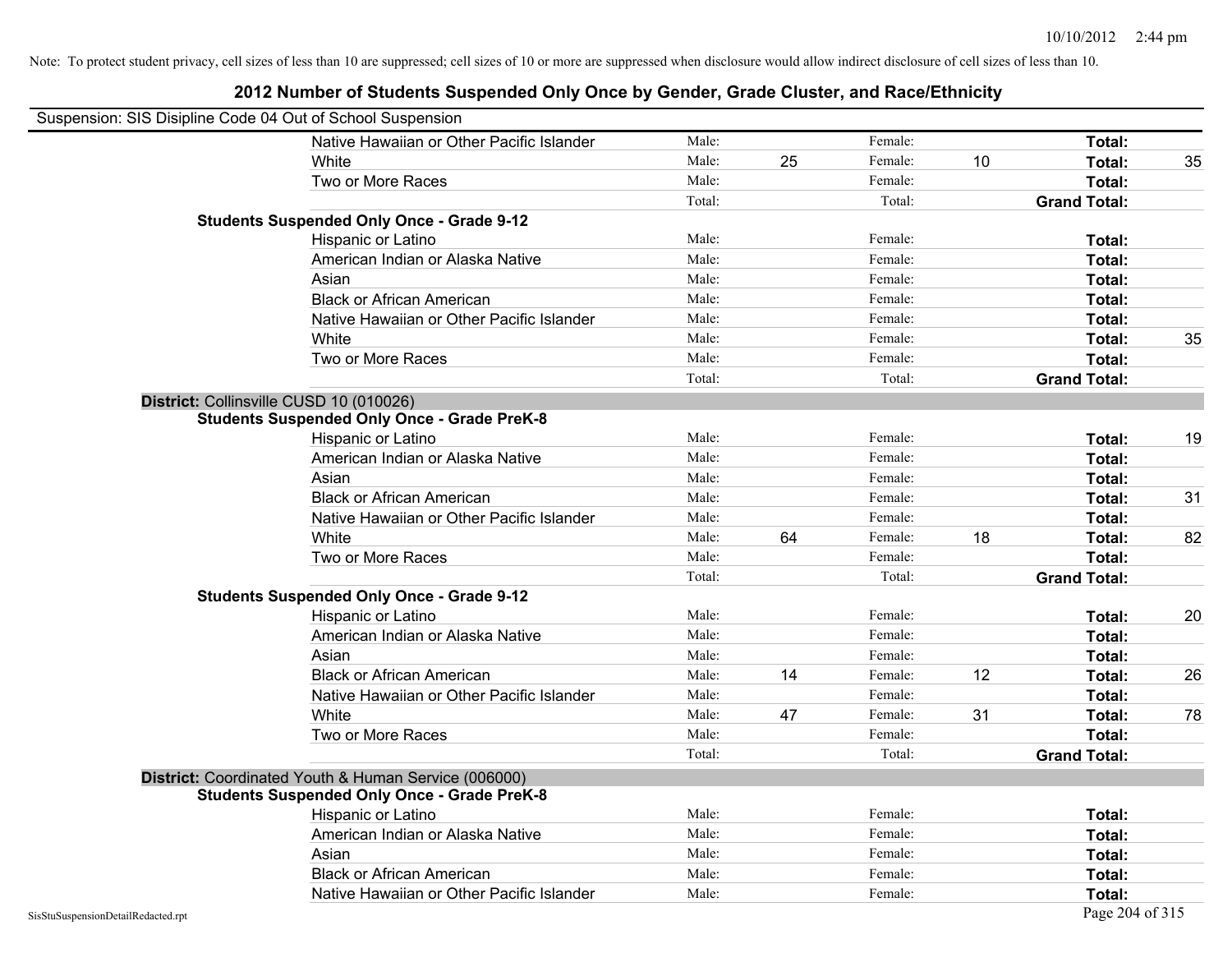Note: To protect student privacy, cell sizes of less than 10 are suppressed; cell sizes of 10 or more are suppressed when disclosure would allow indirect disclosure of cell sizes of less than 10.

## 2012 Number of Students Suspended Only Once by Gender, Grade Cluster, and Race/Ethnicity

Suspension: SIS Disipline Code 04 Out of School Suspension

| | | | | | | |
|---|---|---|---|---|---|---|
| Native Hawaiian or Other Pacific Islander | Male: | | Female: | | **Total:** | |
| White | Male: | 25 | Female: | 10 | **Total:** | 35 |
| Two or More Races | Male: | | Female: | | **Total:** | |
| | Total: | | Total: | | **Grand Total:** | |
| **Students Suspended Only Once - Grade 9-12** | | | | | | |
| Hispanic or Latino | Male: | | Female: | | **Total:** | |
| American Indian or Alaska Native | Male: | | Female: | | **Total:** | |
| Asian | Male: | | Female: | | **Total:** | |
| Black or African American | Male: | | Female: | | **Total:** | |
| Native Hawaiian or Other Pacific Islander | Male: | | Female: | | **Total:** | |
| White | Male: | | Female: | | **Total:** | 35 |
| Two or More Races | Male: | | Female: | | **Total:** | |
| | Total: | | Total: | | **Grand Total:** | |

**District:** Collinsville CUSD 10 (010026)

| | | | | | | |
|---|---|---|---|---|---|---|
| **Students Suspended Only Once - Grade PreK-8** | | | | | | |
| Hispanic or Latino | Male: | | Female: | | **Total:** | 19 |
| American Indian or Alaska Native | Male: | | Female: | | **Total:** | |
| Asian | Male: | | Female: | | **Total:** | |
| Black or African American | Male: | | Female: | | **Total:** | 31 |
| Native Hawaiian or Other Pacific Islander | Male: | | Female: | | **Total:** | |
| White | Male: | 64 | Female: | 18 | **Total:** | 82 |
| Two or More Races | Male: | | Female: | | **Total:** | |
| | Total: | | Total: | | **Grand Total:** | |
| **Students Suspended Only Once - Grade 9-12** | | | | | | |
| Hispanic or Latino | Male: | | Female: | | **Total:** | 20 |
| American Indian or Alaska Native | Male: | | Female: | | **Total:** | |
| Asian | Male: | | Female: | | **Total:** | |
| Black or African American | Male: | 14 | Female: | 12 | **Total:** | 26 |
| Native Hawaiian or Other Pacific Islander | Male: | | Female: | | **Total:** | |
| White | Male: | 47 | Female: | 31 | **Total:** | 78 |
| Two or More Races | Male: | | Female: | | **Total:** | |
| | Total: | | Total: | | **Grand Total:** | |

**District:** Coordinated Youth & Human Service (006000)

| | | | | | | |
|---|---|---|---|---|---|---|
| **Students Suspended Only Once - Grade PreK-8** | | | | | | |
| Hispanic or Latino | Male: | | Female: | | **Total:** | |
| American Indian or Alaska Native | Male: | | Female: | | **Total:** | |
| Asian | Male: | | Female: | | **Total:** | |
| Black or African American | Male: | | Female: | | **Total:** | |
| Native Hawaiian or Other Pacific Islander | Male: | | Female: | | **Total:** | |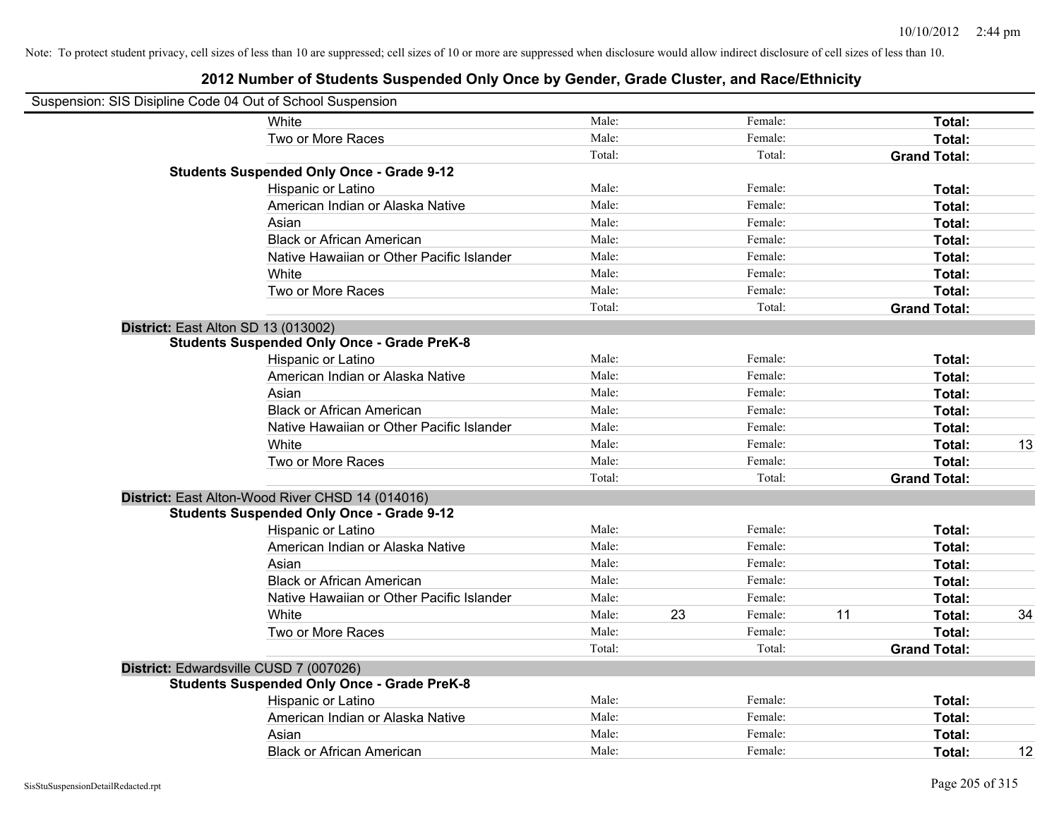Note: To protect student privacy, cell sizes of less than 10 are suppressed; cell sizes of 10 or more are suppressed when disclosure would allow indirect disclosure of cell sizes of less than 10.

## 2012 Number of Students Suspended Only Once by Gender, Grade Cluster, and Race/Ethnicity

Suspension: SIS Disipline Code 04 Out of School Suspension

| | | | | | | | |
|---|---|---|---|---|---|---|---|
| | White | Male: | | Female: | | **Total:** | |
| | Two or More Races | Male: | | Female: | | **Total:** | |
| | | Total: | | Total: | | **Grand Total:** | |
| **Students Suspended Only Once - Grade 9-12** | | | | | | | |
| | Hispanic or Latino | Male: | | Female: | | **Total:** | |
| | American Indian or Alaska Native | Male: | | Female: | | **Total:** | |
| | Asian | Male: | | Female: | | **Total:** | |
| | Black or African American | Male: | | Female: | | **Total:** | |
| | Native Hawaiian or Other Pacific Islander | Male: | | Female: | | **Total:** | |
| | White | Male: | | Female: | | **Total:** | |
| | Two or More Races | Male: | | Female: | | **Total:** | |
| | | Total: | | Total: | | **Grand Total:** | |
| **District:** East Alton SD 13 (013002) | | | | | | | |
| **Students Suspended Only Once - Grade PreK-8** | | | | | | | |
| | Hispanic or Latino | Male: | | Female: | | **Total:** | |
| | American Indian or Alaska Native | Male: | | Female: | | **Total:** | |
| | Asian | Male: | | Female: | | **Total:** | |
| | Black or African American | Male: | | Female: | | **Total:** | |
| | Native Hawaiian or Other Pacific Islander | Male: | | Female: | | **Total:** | |
| | White | Male: | | Female: | | **Total:** | 13 |
| | Two or More Races | Male: | | Female: | | **Total:** | |
| | | Total: | | Total: | | **Grand Total:** | |
| **District:** East Alton-Wood River CHSD 14 (014016) | | | | | | | |
| **Students Suspended Only Once - Grade 9-12** | | | | | | | |
| | Hispanic or Latino | Male: | | Female: | | **Total:** | |
| | American Indian or Alaska Native | Male: | | Female: | | **Total:** | |
| | Asian | Male: | | Female: | | **Total:** | |
| | Black or African American | Male: | | Female: | | **Total:** | |
| | Native Hawaiian or Other Pacific Islander | Male: | | Female: | | **Total:** | |
| | White | Male: | 23 | Female: | 11 | **Total:** | 34 |
| | Two or More Races | Male: | | Female: | | **Total:** | |
| | | Total: | | Total: | | **Grand Total:** | |
| **District:** Edwardsville CUSD 7 (007026) | | | | | | | |
| **Students Suspended Only Once - Grade PreK-8** | | | | | | | |
| | Hispanic or Latino | Male: | | Female: | | **Total:** | |
| | American Indian or Alaska Native | Male: | | Female: | | **Total:** | |
| | Asian | Male: | | Female: | | **Total:** | |
| | Black or African American | Male: | | Female: | | **Total:** | 12 |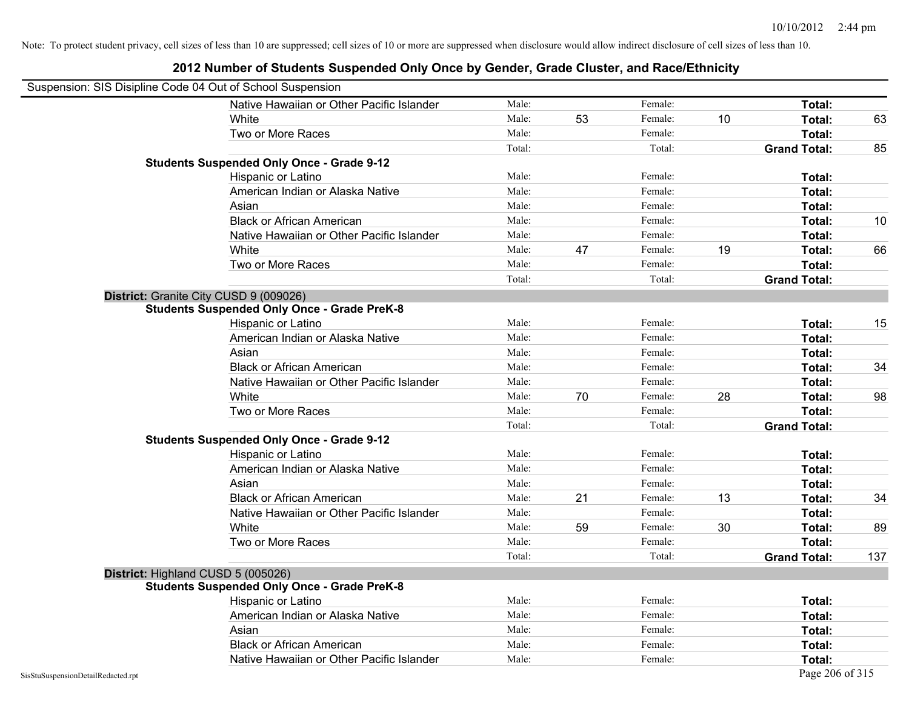Note: To protect student privacy, cell sizes of less than 10 are suppressed; cell sizes of 10 or more are suppressed when disclosure would allow indirect disclosure of cell sizes of less than 10.

## 2012 Number of Students Suspended Only Once by Gender, Grade Cluster, and Race/Ethnicity

Suspension: SIS Disipline Code 04 Out of School Suspension

| | | | | | | | |
|---|---|---|---|---|---|---|---|
| Native Hawaiian or Other Pacific Islander | Male: | | Female: | | **Total:** | |
| White | Male: | 53 | Female: | 10 | **Total:** | 63 |
| Two or More Races | Male: | | Female: | | **Total:** | |
| | Total: | | Total: | | **Grand Total:** | 85 |

**Students Suspended Only Once - Grade 9-12**

| | | | | | | |
|---|---|---|---|---|---|---|
| Hispanic or Latino | Male: | | Female: | | **Total:** | |
| American Indian or Alaska Native | Male: | | Female: | | **Total:** | |
| Asian | Male: | | Female: | | **Total:** | |
| Black or African American | Male: | | Female: | | **Total:** | 10 |
| Native Hawaiian or Other Pacific Islander | Male: | | Female: | | **Total:** | |
| White | Male: | 47 | Female: | 19 | **Total:** | 66 |
| Two or More Races | Male: | | Female: | | **Total:** | |
| | Total: | | Total: | | **Grand Total:** | |

**District:** Granite City CUSD 9 (009026)

**Students Suspended Only Once - Grade PreK-8**

| | | | | | | |
|---|---|---|---|---|---|---|
| Hispanic or Latino | Male: | | Female: | | **Total:** | 15 |
| American Indian or Alaska Native | Male: | | Female: | | **Total:** | |
| Asian | Male: | | Female: | | **Total:** | |
| Black or African American | Male: | | Female: | | **Total:** | 34 |
| Native Hawaiian or Other Pacific Islander | Male: | | Female: | | **Total:** | |
| White | Male: | 70 | Female: | 28 | **Total:** | 98 |
| Two or More Races | Male: | | Female: | | **Total:** | |
| | Total: | | Total: | | **Grand Total:** | |

**Students Suspended Only Once - Grade 9-12**

| | | | | | | |
|---|---|---|---|---|---|---|
| Hispanic or Latino | Male: | | Female: | | **Total:** | |
| American Indian or Alaska Native | Male: | | Female: | | **Total:** | |
| Asian | Male: | | Female: | | **Total:** | |
| Black or African American | Male: | 21 | Female: | 13 | **Total:** | 34 |
| Native Hawaiian or Other Pacific Islander | Male: | | Female: | | **Total:** | |
| White | Male: | 59 | Female: | 30 | **Total:** | 89 |
| Two or More Races | Male: | | Female: | | **Total:** | |
| | Total: | | Total: | | **Grand Total:** | 137 |

**District:** Highland CUSD 5 (005026)

**Students Suspended Only Once - Grade PreK-8**

| | | | | | | |
|---|---|---|---|---|---|---|
| Hispanic or Latino | Male: | | Female: | | **Total:** | |
| American Indian or Alaska Native | Male: | | Female: | | **Total:** | |
| Asian | Male: | | Female: | | **Total:** | |
| Black or African American | Male: | | Female: | | **Total:** | |
| Native Hawaiian or Other Pacific Islander | Male: | | Female: | | **Total:** | |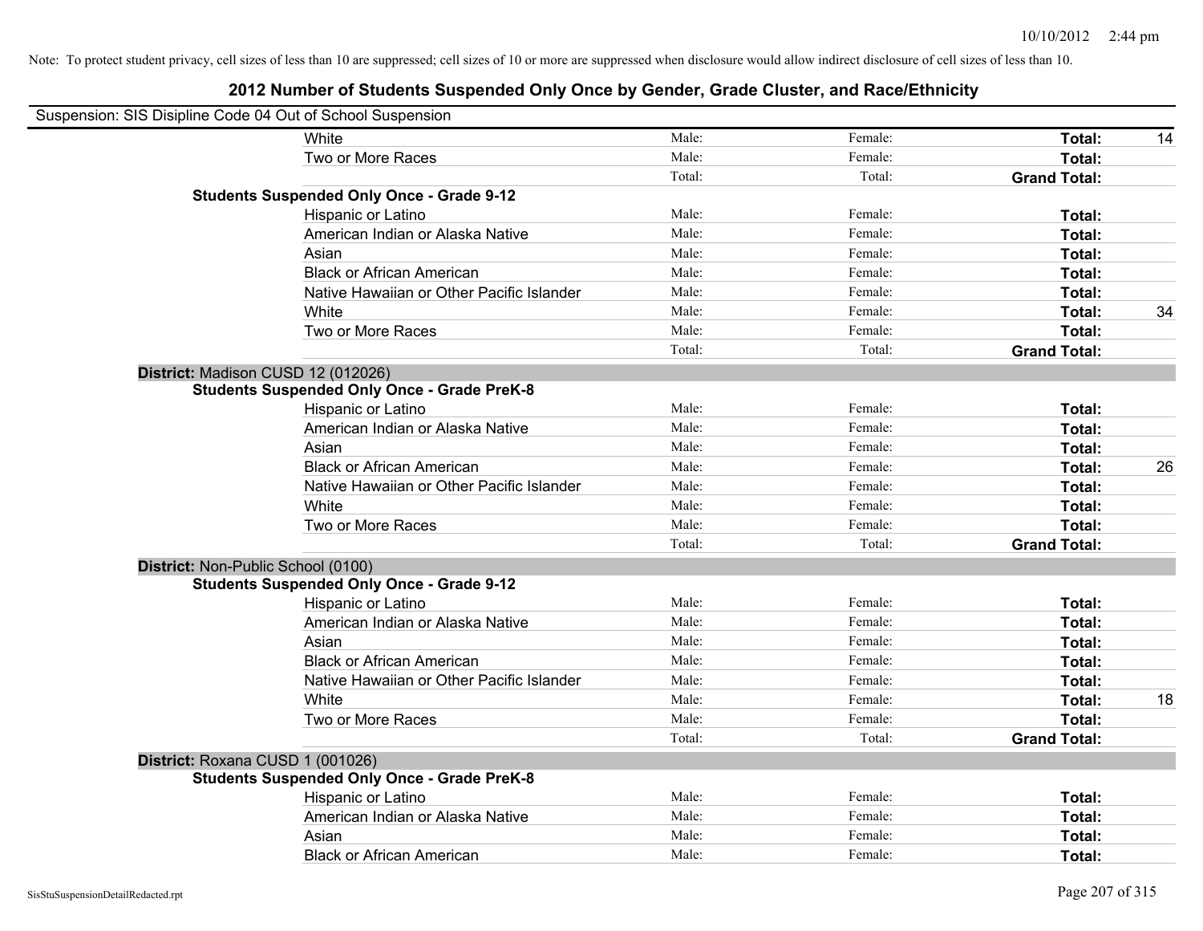Note: To protect student privacy, cell sizes of less than 10 are suppressed; cell sizes of 10 or more are suppressed when disclosure would allow indirect disclosure of cell sizes of less than 10.

## 2012 Number of Students Suspended Only Once by Gender, Grade Cluster, and Race/Ethnicity

Suspension: SIS Disipline Code 04 Out of School Suspension

| | | | | | |
|---|---|---|---|---|---|
| | White | Male: | Female: | **Total:** | 14 |
| | Two or More Races | Male: | Female: | **Total:** | |
| | | Total: | Total: | **Grand Total:** | |
| **Students Suspended Only Once - Grade 9-12** | | | | | |
| | Hispanic or Latino | Male: | Female: | **Total:** | |
| | American Indian or Alaska Native | Male: | Female: | **Total:** | |
| | Asian | Male: | Female: | **Total:** | |
| | Black or African American | Male: | Female: | **Total:** | |
| | Native Hawaiian or Other Pacific Islander | Male: | Female: | **Total:** | |
| | White | Male: | Female: | **Total:** | 34 |
| | Two or More Races | Male: | Female: | **Total:** | |
| | | Total: | Total: | **Grand Total:** | |
| **District:** Madison CUSD 12 (012026) | | | | | |
| **Students Suspended Only Once - Grade PreK-8** | | | | | |
| | Hispanic or Latino | Male: | Female: | **Total:** | |
| | American Indian or Alaska Native | Male: | Female: | **Total:** | |
| | Asian | Male: | Female: | **Total:** | |
| | Black or African American | Male: | Female: | **Total:** | 26 |
| | Native Hawaiian or Other Pacific Islander | Male: | Female: | **Total:** | |
| | White | Male: | Female: | **Total:** | |
| | Two or More Races | Male: | Female: | **Total:** | |
| | | Total: | Total: | **Grand Total:** | |
| **District:** Non-Public School (0100) | | | | | |
| **Students Suspended Only Once - Grade 9-12** | | | | | |
| | Hispanic or Latino | Male: | Female: | **Total:** | |
| | American Indian or Alaska Native | Male: | Female: | **Total:** | |
| | Asian | Male: | Female: | **Total:** | |
| | Black or African American | Male: | Female: | **Total:** | |
| | Native Hawaiian or Other Pacific Islander | Male: | Female: | **Total:** | |
| | White | Male: | Female: | **Total:** | 18 |
| | Two or More Races | Male: | Female: | **Total:** | |
| | | Total: | Total: | **Grand Total:** | |
| **District:** Roxana CUSD 1 (001026) | | | | | |
| **Students Suspended Only Once - Grade PreK-8** | | | | | |
| | Hispanic or Latino | Male: | Female: | **Total:** | |
| | American Indian or Alaska Native | Male: | Female: | **Total:** | |
| | Asian | Male: | Female: | **Total:** | |
| | Black or African American | Male: | Female: | **Total:** | |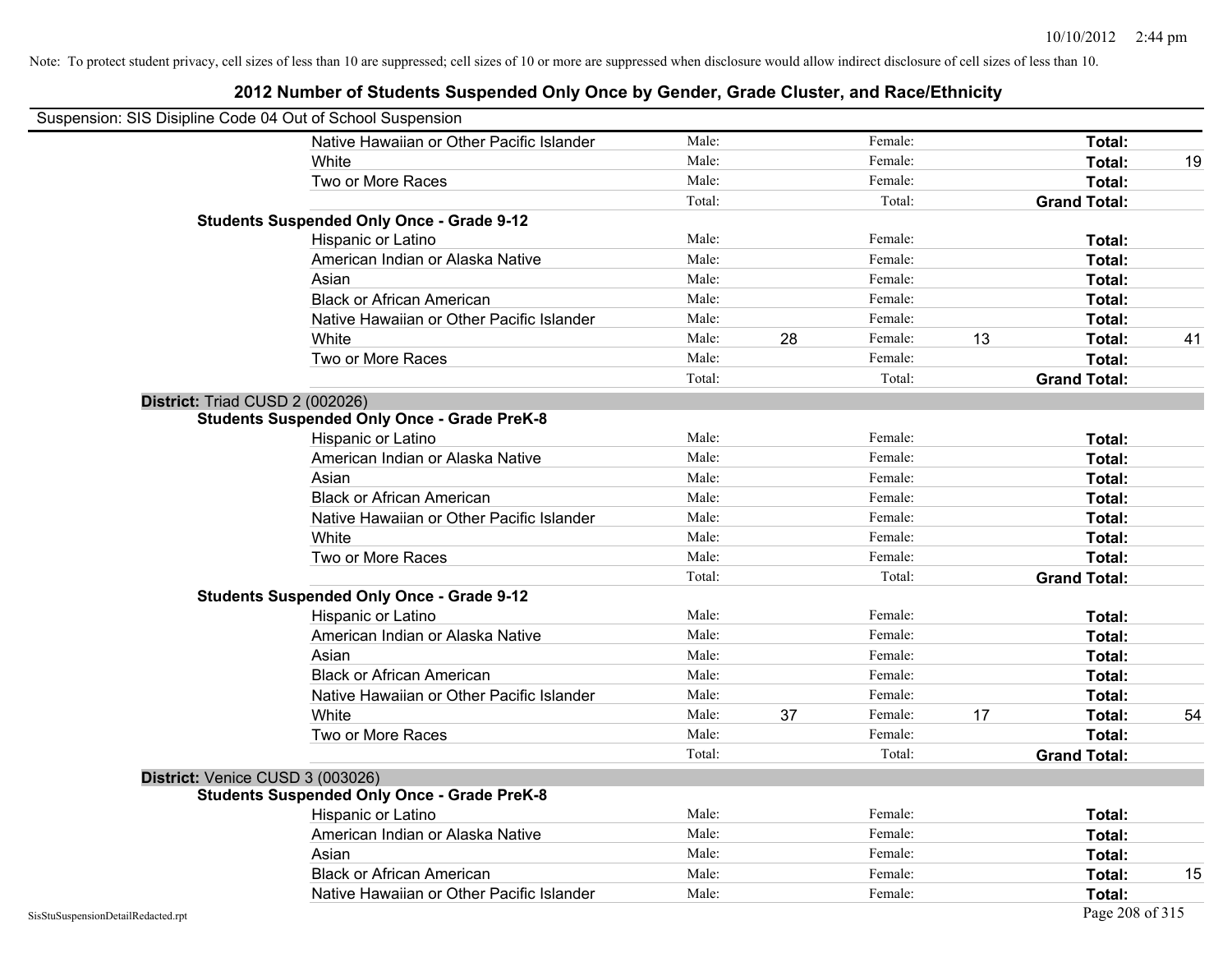Note: To protect student privacy, cell sizes of less than 10 are suppressed; cell sizes of 10 or more are suppressed when disclosure would allow indirect disclosure of cell sizes of less than 10.

# 2012 Number of Students Suspended Only Once by Gender, Grade Cluster, and Race/Ethnicity

Suspension: SIS Disipline Code 04 Out of School Suspension

| | | | | | | |
|---|---|---|---|---|---|---|
| Native Hawaiian or Other Pacific Islander | Male: | | Female: | | **Total:** | |
| White | Male: | | Female: | | **Total:** | 19 |
| Two or More Races | Male: | | Female: | | **Total:** | |
| | Total: | | Total: | | **Grand Total:** | |

**Students Suspended Only Once - Grade 9-12**

| | | | | | | |
|---|---|---|---|---|---|---|
| Hispanic or Latino | Male: | | Female: | | **Total:** | |
| American Indian or Alaska Native | Male: | | Female: | | **Total:** | |
| Asian | Male: | | Female: | | **Total:** | |
| Black or African American | Male: | | Female: | | **Total:** | |
| Native Hawaiian or Other Pacific Islander | Male: | | Female: | | **Total:** | |
| White | Male: | 28 | Female: | 13 | **Total:** | 41 |
| Two or More Races | Male: | | Female: | | **Total:** | |
| | Total: | | Total: | | **Grand Total:** | |

**District:** Triad CUSD 2 (002026)

**Students Suspended Only Once - Grade PreK-8**

| | | | | | | |
|---|---|---|---|---|---|---|
| Hispanic or Latino | Male: | | Female: | | **Total:** | |
| American Indian or Alaska Native | Male: | | Female: | | **Total:** | |
| Asian | Male: | | Female: | | **Total:** | |
| Black or African American | Male: | | Female: | | **Total:** | |
| Native Hawaiian or Other Pacific Islander | Male: | | Female: | | **Total:** | |
| White | Male: | | Female: | | **Total:** | |
| Two or More Races | Male: | | Female: | | **Total:** | |
| | Total: | | Total: | | **Grand Total:** | |

**Students Suspended Only Once - Grade 9-12**

| | | | | | | |
|---|---|---|---|---|---|---|
| Hispanic or Latino | Male: | | Female: | | **Total:** | |
| American Indian or Alaska Native | Male: | | Female: | | **Total:** | |
| Asian | Male: | | Female: | | **Total:** | |
| Black or African American | Male: | | Female: | | **Total:** | |
| Native Hawaiian or Other Pacific Islander | Male: | | Female: | | **Total:** | |
| White | Male: | 37 | Female: | 17 | **Total:** | 54 |
| Two or More Races | Male: | | Female: | | **Total:** | |
| | Total: | | Total: | | **Grand Total:** | |

**District:** Venice CUSD 3 (003026)

**Students Suspended Only Once - Grade PreK-8**

| | | | | | | |
|---|---|---|---|---|---|---|
| Hispanic or Latino | Male: | | Female: | | **Total:** | |
| American Indian or Alaska Native | Male: | | Female: | | **Total:** | |
| Asian | Male: | | Female: | | **Total:** | |
| Black or African American | Male: | | Female: | | **Total:** | 15 |
| Native Hawaiian or Other Pacific Islander | Male: | | Female: | | **Total:** | |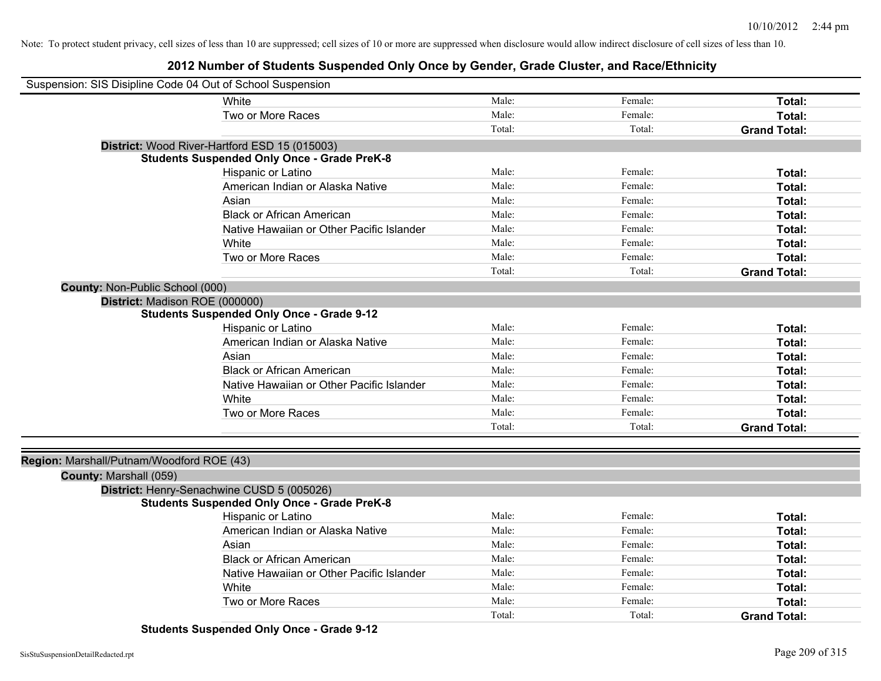Note: To protect student privacy, cell sizes of less than 10 are suppressed; cell sizes of 10 or more are suppressed when disclosure would allow indirect disclosure of cell sizes of less than 10.

# 2012 Number of Students Suspended Only Once by Gender, Grade Cluster, and Race/Ethnicity

Suspension: SIS Disipline Code 04 Out of School Suspension

| | | | |
|---|---|---|---|
| White | Male: | Female: | **Total:** |
| Two or More Races | Male: | Female: | **Total:** |
| | Total: | Total: | **Grand Total:** |

**District:** Wood River-Hartford ESD 15 (015003)

**Students Suspended Only Once - Grade PreK-8**

| | | | |
|---|---|---|---|
| Hispanic or Latino | Male: | Female: | **Total:** |
| American Indian or Alaska Native | Male: | Female: | **Total:** |
| Asian | Male: | Female: | **Total:** |
| Black or African American | Male: | Female: | **Total:** |
| Native Hawaiian or Other Pacific Islander | Male: | Female: | **Total:** |
| White | Male: | Female: | **Total:** |
| Two or More Races | Male: | Female: | **Total:** |
| | Total: | Total: | **Grand Total:** |

**County:** Non-Public School (000)

**District:** Madison ROE (000000)

**Students Suspended Only Once - Grade 9-12**

| | | | |
|---|---|---|---|
| Hispanic or Latino | Male: | Female: | **Total:** |
| American Indian or Alaska Native | Male: | Female: | **Total:** |
| Asian | Male: | Female: | **Total:** |
| Black or African American | Male: | Female: | **Total:** |
| Native Hawaiian or Other Pacific Islander | Male: | Female: | **Total:** |
| White | Male: | Female: | **Total:** |
| Two or More Races | Male: | Female: | **Total:** |
| | Total: | Total: | **Grand Total:** |

**Region:** Marshall/Putnam/Woodford ROE (43)

**County:** Marshall (059)

**District:** Henry-Senachwine CUSD 5 (005026)

**Students Suspended Only Once - Grade PreK-8**

| | | | |
|---|---|---|---|
| Hispanic or Latino | Male: | Female: | **Total:** |
| American Indian or Alaska Native | Male: | Female: | **Total:** |
| Asian | Male: | Female: | **Total:** |
| Black or African American | Male: | Female: | **Total:** |
| Native Hawaiian or Other Pacific Islander | Male: | Female: | **Total:** |
| White | Male: | Female: | **Total:** |
| Two or More Races | Male: | Female: | **Total:** |
| | Total: | Total: | **Grand Total:** |

**Students Suspended Only Once - Grade 9-12**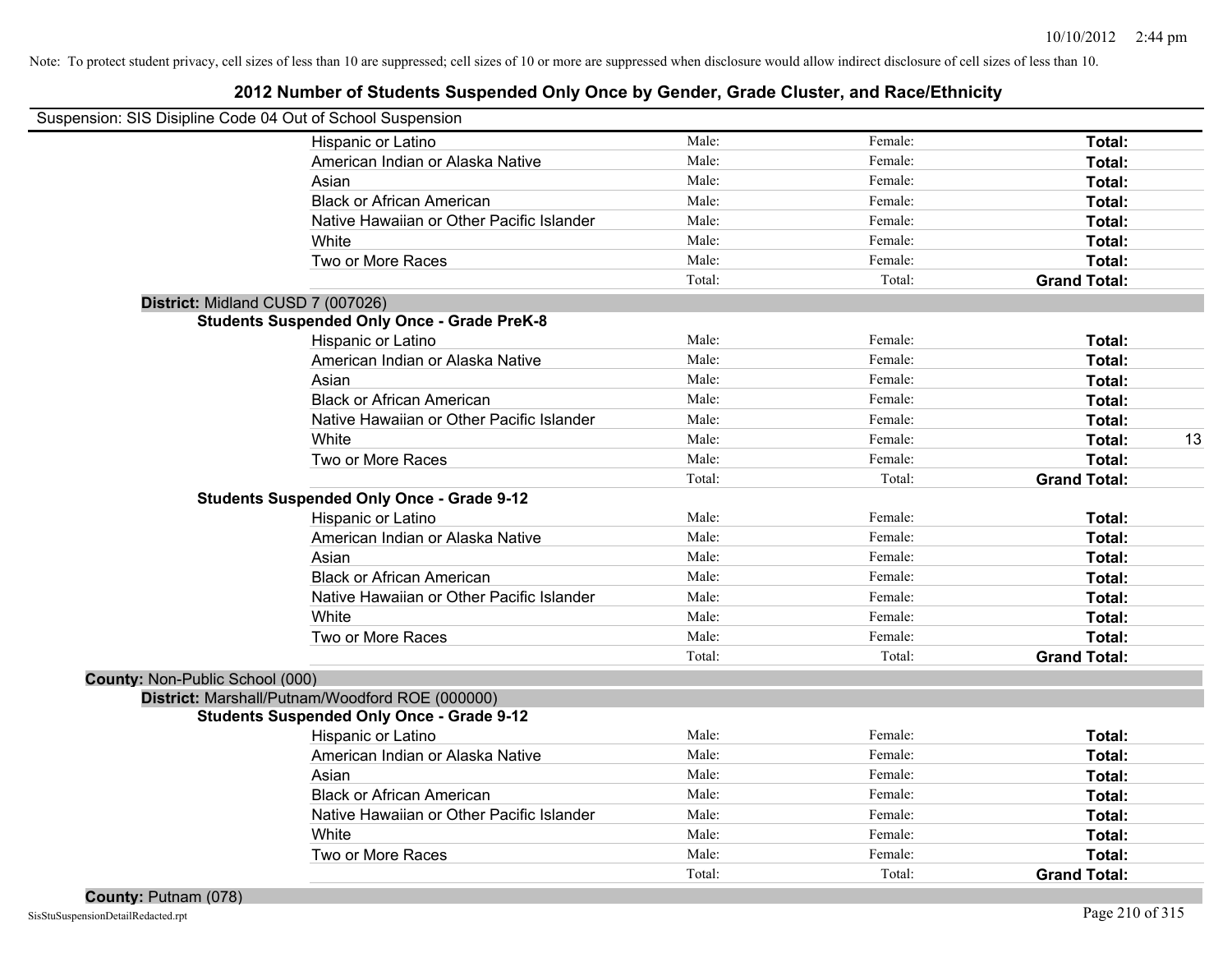Note: To protect student privacy, cell sizes of less than 10 are suppressed; cell sizes of 10 or more are suppressed when disclosure would allow indirect disclosure of cell sizes of less than 10.

# 2012 Number of Students Suspended Only Once by Gender, Grade Cluster, and Race/Ethnicity

Suspension: SIS Disipline Code 04 Out of School Suspension

| | Male: | Female: | Total: | |
|---|---|---|---|---|
| Hispanic or Latino | Male: | Female: | **Total:** | |
| American Indian or Alaska Native | Male: | Female: | **Total:** | |
| Asian | Male: | Female: | **Total:** | |
| Black or African American | Male: | Female: | **Total:** | |
| Native Hawaiian or Other Pacific Islander | Male: | Female: | **Total:** | |
| White | Male: | Female: | **Total:** | |
| Two or More Races | Male: | Female: | **Total:** | |
| | Total: | Total: | **Grand Total:** | |

**District:** Midland CUSD 7 (007026)

**Students Suspended Only Once - Grade PreK-8**

| | | | | |
|---|---|---|---|---|
| Hispanic or Latino | Male: | Female: | **Total:** | |
| American Indian or Alaska Native | Male: | Female: | **Total:** | |
| Asian | Male: | Female: | **Total:** | |
| Black or African American | Male: | Female: | **Total:** | |
| Native Hawaiian or Other Pacific Islander | Male: | Female: | **Total:** | |
| White | Male: | Female: | **Total:** | 13 |
| Two or More Races | Male: | Female: | **Total:** | |
| | Total: | Total: | **Grand Total:** | |

**Students Suspended Only Once - Grade 9-12**

| | | | | |
|---|---|---|---|---|
| Hispanic or Latino | Male: | Female: | **Total:** | |
| American Indian or Alaska Native | Male: | Female: | **Total:** | |
| Asian | Male: | Female: | **Total:** | |
| Black or African American | Male: | Female: | **Total:** | |
| Native Hawaiian or Other Pacific Islander | Male: | Female: | **Total:** | |
| White | Male: | Female: | **Total:** | |
| Two or More Races | Male: | Female: | **Total:** | |
| | Total: | Total: | **Grand Total:** | |

**County:** Non-Public School (000)

**District:** Marshall/Putnam/Woodford ROE (000000)

**Students Suspended Only Once - Grade 9-12**

| | | | | |
|---|---|---|---|---|
| Hispanic or Latino | Male: | Female: | **Total:** | |
| American Indian or Alaska Native | Male: | Female: | **Total:** | |
| Asian | Male: | Female: | **Total:** | |
| Black or African American | Male: | Female: | **Total:** | |
| Native Hawaiian or Other Pacific Islander | Male: | Female: | **Total:** | |
| White | Male: | Female: | **Total:** | |
| Two or More Races | Male: | Female: | **Total:** | |
| | Total: | Total: | **Grand Total:** | |

**County:** Putnam (078)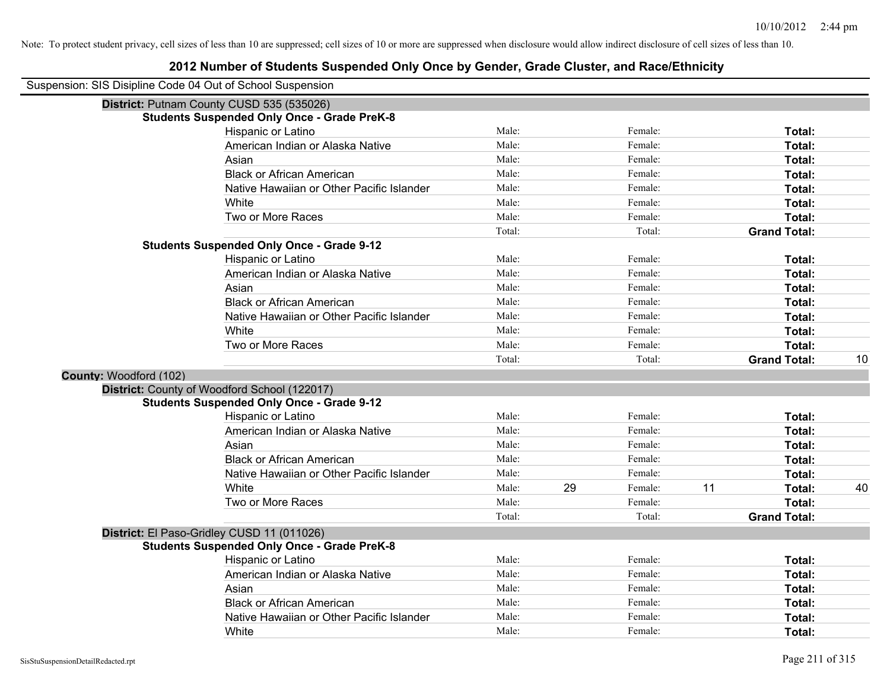Note: To protect student privacy, cell sizes of less than 10 are suppressed; cell sizes of 10 or more are suppressed when disclosure would allow indirect disclosure of cell sizes of less than 10.

# 2012 Number of Students Suspended Only Once by Gender, Grade Cluster, and Race/Ethnicity

Suspension: SIS Disipline Code 04 Out of School Suspension

**District:** Putnam County CUSD 535 (535026)

**Students Suspended Only Once - Grade PreK-8**

| | | | | | | |
|---|---|---|---|---|---|---|
| Hispanic or Latino | Male: | | Female: | | **Total:** | |
| American Indian or Alaska Native | Male: | | Female: | | **Total:** | |
| Asian | Male: | | Female: | | **Total:** | |
| Black or African American | Male: | | Female: | | **Total:** | |
| Native Hawaiian or Other Pacific Islander | Male: | | Female: | | **Total:** | |
| White | Male: | | Female: | | **Total:** | |
| Two or More Races | Male: | | Female: | | **Total:** | |
| | Total: | | Total: | | **Grand Total:** | |

**Students Suspended Only Once - Grade 9-12**

| | | | | | | |
|---|---|---|---|---|---|---|
| Hispanic or Latino | Male: | | Female: | | **Total:** | |
| American Indian or Alaska Native | Male: | | Female: | | **Total:** | |
| Asian | Male: | | Female: | | **Total:** | |
| Black or African American | Male: | | Female: | | **Total:** | |
| Native Hawaiian or Other Pacific Islander | Male: | | Female: | | **Total:** | |
| White | Male: | | Female: | | **Total:** | |
| Two or More Races | Male: | | Female: | | **Total:** | |
| | Total: | | Total: | | **Grand Total:** | 10 |

**County:** Woodford (102)

**District:** County of Woodford School (122017)

**Students Suspended Only Once - Grade 9-12**

| | | | | | | |
|---|---|---|---|---|---|---|
| Hispanic or Latino | Male: | | Female: | | **Total:** | |
| American Indian or Alaska Native | Male: | | Female: | | **Total:** | |
| Asian | Male: | | Female: | | **Total:** | |
| Black or African American | Male: | | Female: | | **Total:** | |
| Native Hawaiian or Other Pacific Islander | Male: | | Female: | | **Total:** | |
| White | Male: | 29 | Female: | 11 | **Total:** | 40 |
| Two or More Races | Male: | | Female: | | **Total:** | |
| | Total: | | Total: | | **Grand Total:** | |

**District:** El Paso-Gridley CUSD 11 (011026)

**Students Suspended Only Once - Grade PreK-8**

| | | | | | | |
|---|---|---|---|---|---|---|
| Hispanic or Latino | Male: | | Female: | | **Total:** | |
| American Indian or Alaska Native | Male: | | Female: | | **Total:** | |
| Asian | Male: | | Female: | | **Total:** | |
| Black or African American | Male: | | Female: | | **Total:** | |
| Native Hawaiian or Other Pacific Islander | Male: | | Female: | | **Total:** | |
| White | Male: | | Female: | | **Total:** | |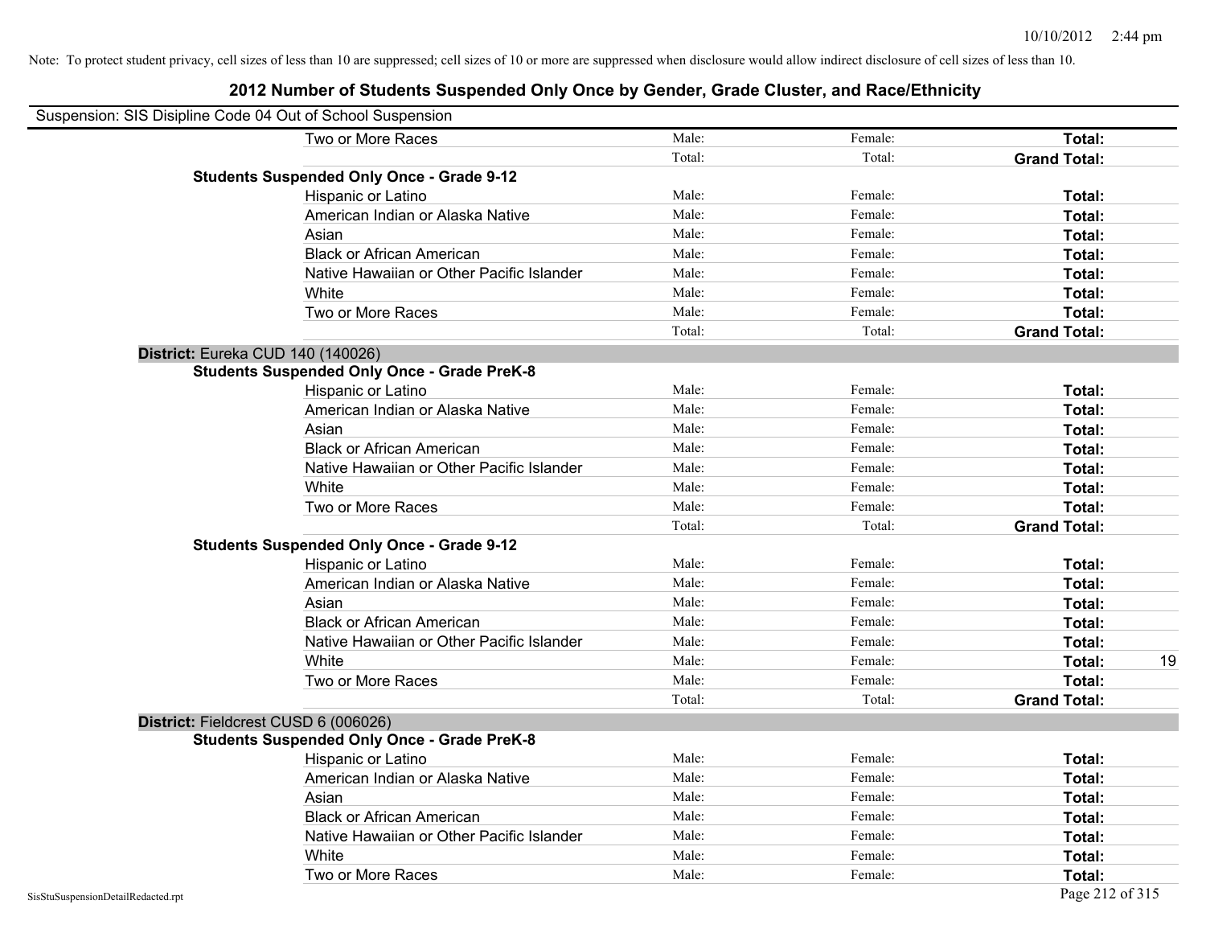Note: To protect student privacy, cell sizes of less than 10 are suppressed; cell sizes of 10 or more are suppressed when disclosure would allow indirect disclosure of cell sizes of less than 10.

# 2012 Number of Students Suspended Only Once by Gender, Grade Cluster, and Race/Ethnicity

Suspension: SIS Disipline Code 04 Out of School Suspension

| | | | | |
|---|---|---|---|---|
| Two or More Races | Male: | Female: | **Total:** | |
| | Total: | Total: | **Grand Total:** | |
| **Students Suspended Only Once - Grade 9-12** | | | | |
| Hispanic or Latino | Male: | Female: | **Total:** | |
| American Indian or Alaska Native | Male: | Female: | **Total:** | |
| Asian | Male: | Female: | **Total:** | |
| Black or African American | Male: | Female: | **Total:** | |
| Native Hawaiian or Other Pacific Islander | Male: | Female: | **Total:** | |
| White | Male: | Female: | **Total:** | |
| Two or More Races | Male: | Female: | **Total:** | |
| | Total: | Total: | **Grand Total:** | |

**District:** Eureka CUD 140 (140026)

| | | | | |
|---|---|---|---|---|
| **Students Suspended Only Once - Grade PreK-8** | | | | |
| Hispanic or Latino | Male: | Female: | **Total:** | |
| American Indian or Alaska Native | Male: | Female: | **Total:** | |
| Asian | Male: | Female: | **Total:** | |
| Black or African American | Male: | Female: | **Total:** | |
| Native Hawaiian or Other Pacific Islander | Male: | Female: | **Total:** | |
| White | Male: | Female: | **Total:** | |
| Two or More Races | Male: | Female: | **Total:** | |
| | Total: | Total: | **Grand Total:** | |
| **Students Suspended Only Once - Grade 9-12** | | | | |
| Hispanic or Latino | Male: | Female: | **Total:** | |
| American Indian or Alaska Native | Male: | Female: | **Total:** | |
| Asian | Male: | Female: | **Total:** | |
| Black or African American | Male: | Female: | **Total:** | |
| Native Hawaiian or Other Pacific Islander | Male: | Female: | **Total:** | |
| White | Male: | Female: | **Total:** | 19 |
| Two or More Races | Male: | Female: | **Total:** | |
| | Total: | Total: | **Grand Total:** | |

**District:** Fieldcrest CUSD 6 (006026)

| | | | | |
|---|---|---|---|---|
| **Students Suspended Only Once - Grade PreK-8** | | | | |
| Hispanic or Latino | Male: | Female: | **Total:** | |
| American Indian or Alaska Native | Male: | Female: | **Total:** | |
| Asian | Male: | Female: | **Total:** | |
| Black or African American | Male: | Female: | **Total:** | |
| Native Hawaiian or Other Pacific Islander | Male: | Female: | **Total:** | |
| White | Male: | Female: | **Total:** | |
| Two or More Races | Male: | Female: | **Total:** | |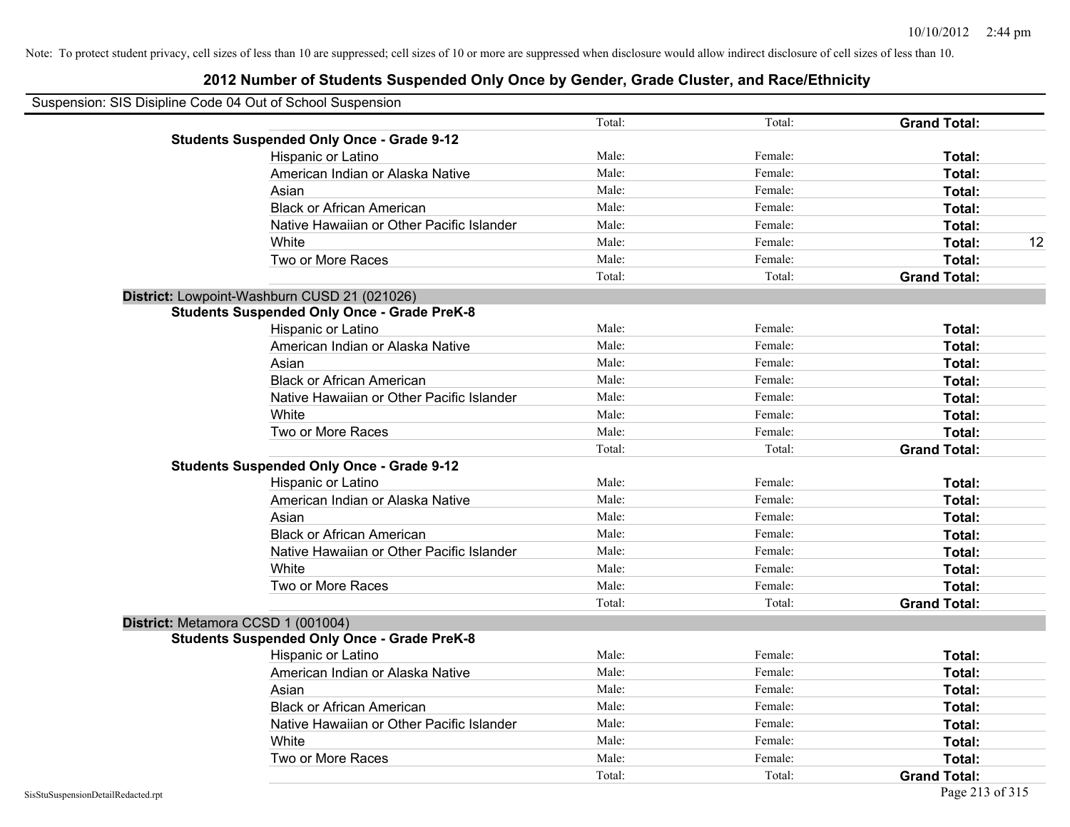Note: To protect student privacy, cell sizes of less than 10 are suppressed; cell sizes of 10 or more are suppressed when disclosure would allow indirect disclosure of cell sizes of less than 10.

# 2012 Number of Students Suspended Only Once by Gender, Grade Cluster, and Race/Ethnicity

Suspension: SIS Disipline Code 04 Out of School Suspension

| | | | | | |
|---|---|---|---|---|---|
| | | Total: | Total: | **Grand Total:** | |
| **Students Suspended Only Once - Grade 9-12** | | | | | |
| | Hispanic or Latino | Male: | Female: | **Total:** | |
| | American Indian or Alaska Native | Male: | Female: | **Total:** | |
| | Asian | Male: | Female: | **Total:** | |
| | Black or African American | Male: | Female: | **Total:** | |
| | Native Hawaiian or Other Pacific Islander | Male: | Female: | **Total:** | |
| | White | Male: | Female: | **Total:** | 12 |
| | Two or More Races | Male: | Female: | **Total:** | |
| | | Total: | Total: | **Grand Total:** | |
| **District:** Lowpoint-Washburn CUSD 21 (021026) | | | | | |
| **Students Suspended Only Once - Grade PreK-8** | | | | | |
| | Hispanic or Latino | Male: | Female: | **Total:** | |
| | American Indian or Alaska Native | Male: | Female: | **Total:** | |
| | Asian | Male: | Female: | **Total:** | |
| | Black or African American | Male: | Female: | **Total:** | |
| | Native Hawaiian or Other Pacific Islander | Male: | Female: | **Total:** | |
| | White | Male: | Female: | **Total:** | |
| | Two or More Races | Male: | Female: | **Total:** | |
| | | Total: | Total: | **Grand Total:** | |
| **Students Suspended Only Once - Grade 9-12** | | | | | |
| | Hispanic or Latino | Male: | Female: | **Total:** | |
| | American Indian or Alaska Native | Male: | Female: | **Total:** | |
| | Asian | Male: | Female: | **Total:** | |
| | Black or African American | Male: | Female: | **Total:** | |
| | Native Hawaiian or Other Pacific Islander | Male: | Female: | **Total:** | |
| | White | Male: | Female: | **Total:** | |
| | Two or More Races | Male: | Female: | **Total:** | |
| | | Total: | Total: | **Grand Total:** | |
| **District:** Metamora CCSD 1 (001004) | | | | | |
| **Students Suspended Only Once - Grade PreK-8** | | | | | |
| | Hispanic or Latino | Male: | Female: | **Total:** | |
| | American Indian or Alaska Native | Male: | Female: | **Total:** | |
| | Asian | Male: | Female: | **Total:** | |
| | Black or African American | Male: | Female: | **Total:** | |
| | Native Hawaiian or Other Pacific Islander | Male: | Female: | **Total:** | |
| | White | Male: | Female: | **Total:** | |
| | Two or More Races | Male: | Female: | **Total:** | |
| | | Total: | Total: | **Grand Total:** | |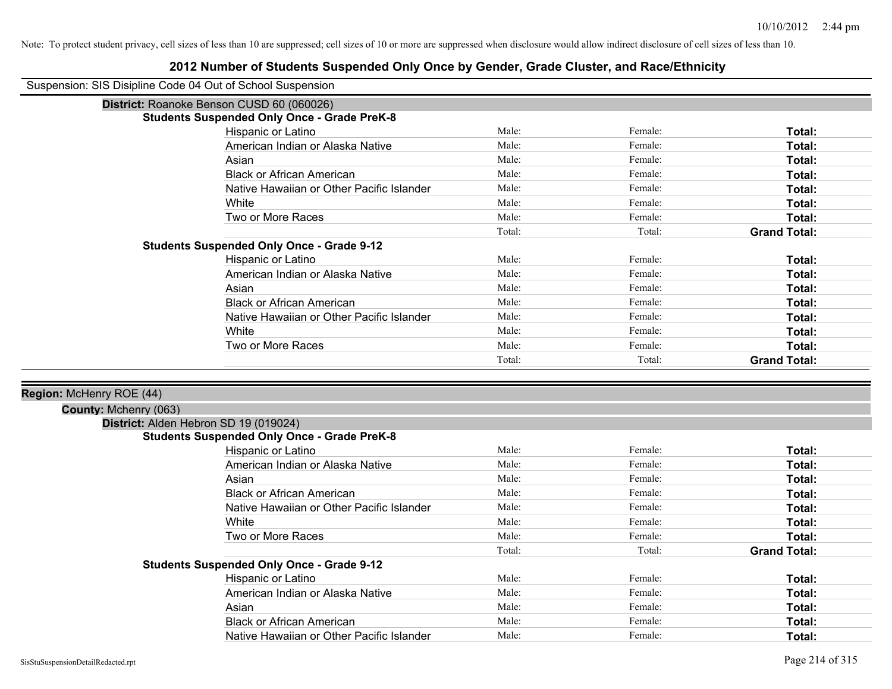Note: To protect student privacy, cell sizes of less than 10 are suppressed; cell sizes of 10 or more are suppressed when disclosure would allow indirect disclosure of cell sizes of less than 10.

# 2012 Number of Students Suspended Only Once by Gender, Grade Cluster, and Race/Ethnicity

Suspension: SIS Disipline Code 04 Out of School Suspension

**District:** Roanoke Benson CUSD 60 (060026)

**Students Suspended Only Once - Grade PreK-8**

| | | | |
|---|---|---|---|
| Hispanic or Latino | Male: | Female: | **Total:** |
| American Indian or Alaska Native | Male: | Female: | **Total:** |
| Asian | Male: | Female: | **Total:** |
| Black or African American | Male: | Female: | **Total:** |
| Native Hawaiian or Other Pacific Islander | Male: | Female: | **Total:** |
| White | Male: | Female: | **Total:** |
| Two or More Races | Male: | Female: | **Total:** |
| | Total: | Total: | **Grand Total:** |

**Students Suspended Only Once - Grade 9-12**

| | | | |
|---|---|---|---|
| Hispanic or Latino | Male: | Female: | **Total:** |
| American Indian or Alaska Native | Male: | Female: | **Total:** |
| Asian | Male: | Female: | **Total:** |
| Black or African American | Male: | Female: | **Total:** |
| Native Hawaiian or Other Pacific Islander | Male: | Female: | **Total:** |
| White | Male: | Female: | **Total:** |
| Two or More Races | Male: | Female: | **Total:** |
| | Total: | Total: | **Grand Total:** |

**Region:** McHenry ROE (44)

**County:** Mchenry (063)

**District:** Alden Hebron SD 19 (019024)

**Students Suspended Only Once - Grade PreK-8**

| | | | |
|---|---|---|---|
| Hispanic or Latino | Male: | Female: | **Total:** |
| American Indian or Alaska Native | Male: | Female: | **Total:** |
| Asian | Male: | Female: | **Total:** |
| Black or African American | Male: | Female: | **Total:** |
| Native Hawaiian or Other Pacific Islander | Male: | Female: | **Total:** |
| White | Male: | Female: | **Total:** |
| Two or More Races | Male: | Female: | **Total:** |
| | Total: | Total: | **Grand Total:** |

**Students Suspended Only Once - Grade 9-12**

| | | | |
|---|---|---|---|
| Hispanic or Latino | Male: | Female: | **Total:** |
| American Indian or Alaska Native | Male: | Female: | **Total:** |
| Asian | Male: | Female: | **Total:** |
| Black or African American | Male: | Female: | **Total:** |
| Native Hawaiian or Other Pacific Islander | Male: | Female: | **Total:** |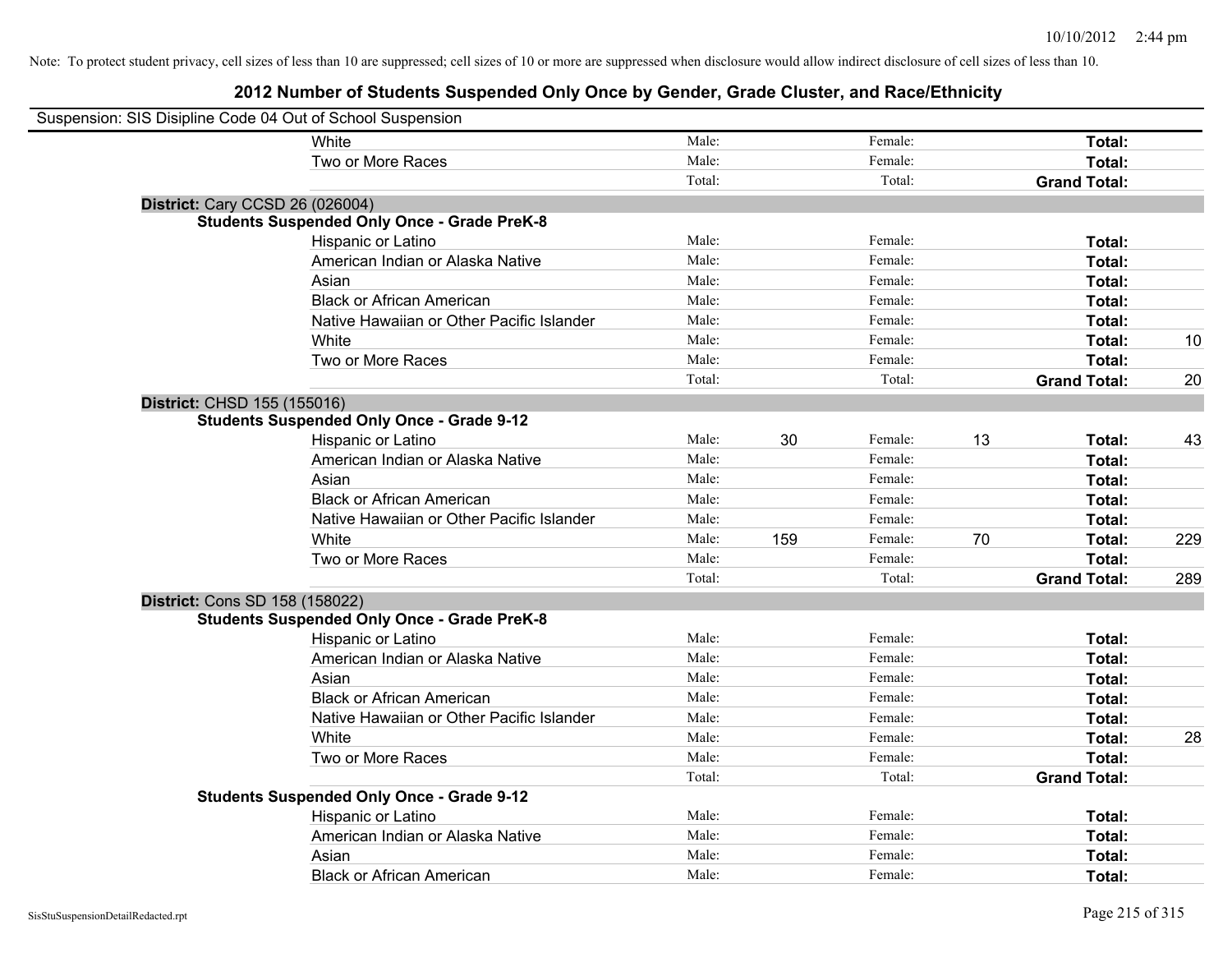Note: To protect student privacy, cell sizes of less than 10 are suppressed; cell sizes of 10 or more are suppressed when disclosure would allow indirect disclosure of cell sizes of less than 10.

# 2012 Number of Students Suspended Only Once by Gender, Grade Cluster, and Race/Ethnicity

Suspension: SIS Disipline Code 04 Out of School Suspension

| | | | | | | |
|---|---|---|---|---|---|---|
| White | Male: | | Female: | | **Total:** | |
| Two or More Races | Male: | | Female: | | **Total:** | |
| | Total: | | Total: | | **Grand Total:** | |

**District:** Cary CCSD 26 (026004)

**Students Suspended Only Once - Grade PreK-8**

| | | | | | | |
|---|---|---|---|---|---|---|
| Hispanic or Latino | Male: | | Female: | | **Total:** | |
| American Indian or Alaska Native | Male: | | Female: | | **Total:** | |
| Asian | Male: | | Female: | | **Total:** | |
| Black or African American | Male: | | Female: | | **Total:** | |
| Native Hawaiian or Other Pacific Islander | Male: | | Female: | | **Total:** | |
| White | Male: | | Female: | | **Total:** | 10 |
| Two or More Races | Male: | | Female: | | **Total:** | |
| | Total: | | Total: | | **Grand Total:** | 20 |

**District:** CHSD 155 (155016)

**Students Suspended Only Once - Grade 9-12**

| | | | | | | |
|---|---|---|---|---|---|---|
| Hispanic or Latino | Male: | 30 | Female: | 13 | **Total:** | 43 |
| American Indian or Alaska Native | Male: | | Female: | | **Total:** | |
| Asian | Male: | | Female: | | **Total:** | |
| Black or African American | Male: | | Female: | | **Total:** | |
| Native Hawaiian or Other Pacific Islander | Male: | | Female: | | **Total:** | |
| White | Male: | 159 | Female: | 70 | **Total:** | 229 |
| Two or More Races | Male: | | Female: | | **Total:** | |
| | Total: | | Total: | | **Grand Total:** | 289 |

**District:** Cons SD 158 (158022)

**Students Suspended Only Once - Grade PreK-8**

| | | | | | | |
|---|---|---|---|---|---|---|
| Hispanic or Latino | Male: | | Female: | | **Total:** | |
| American Indian or Alaska Native | Male: | | Female: | | **Total:** | |
| Asian | Male: | | Female: | | **Total:** | |
| Black or African American | Male: | | Female: | | **Total:** | |
| Native Hawaiian or Other Pacific Islander | Male: | | Female: | | **Total:** | |
| White | Male: | | Female: | | **Total:** | 28 |
| Two or More Races | Male: | | Female: | | **Total:** | |
| | Total: | | Total: | | **Grand Total:** | |

**Students Suspended Only Once - Grade 9-12**

| | | | | | | |
|---|---|---|---|---|---|---|
| Hispanic or Latino | Male: | | Female: | | **Total:** | |
| American Indian or Alaska Native | Male: | | Female: | | **Total:** | |
| Asian | Male: | | Female: | | **Total:** | |
| Black or African American | Male: | | Female: | | **Total:** | |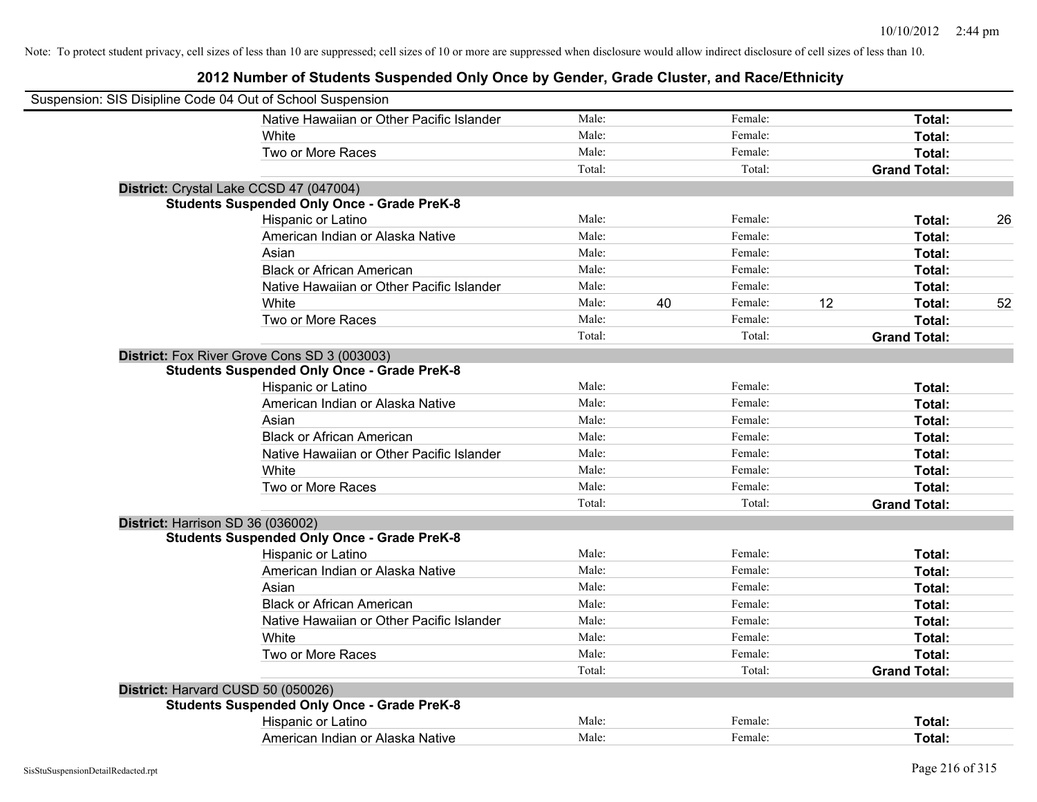Note: To protect student privacy, cell sizes of less than 10 are suppressed; cell sizes of 10 or more are suppressed when disclosure would allow indirect disclosure of cell sizes of less than 10.

## 2012 Number of Students Suspended Only Once by Gender, Grade Cluster, and Race/Ethnicity

Suspension: SIS Disipline Code 04 Out of School Suspension

| | | | | | | |
|---|---|---|---|---|---|---|
| Native Hawaiian or Other Pacific Islander | Male: | | Female: | | **Total:** | |
| White | Male: | | Female: | | **Total:** | |
| Two or More Races | Male: | | Female: | | **Total:** | |
| | Total: | | Total: | | **Grand Total:** | |

**District:** Crystal Lake CCSD 47 (047004)

**Students Suspended Only Once - Grade PreK-8**

| | | | | | | |
|---|---|---|---|---|---|---|
| Hispanic or Latino | Male: | | Female: | | **Total:** | 26 |
| American Indian or Alaska Native | Male: | | Female: | | **Total:** | |
| Asian | Male: | | Female: | | **Total:** | |
| Black or African American | Male: | | Female: | | **Total:** | |
| Native Hawaiian or Other Pacific Islander | Male: | | Female: | | **Total:** | |
| White | Male: | 40 | Female: | 12 | **Total:** | 52 |
| Two or More Races | Male: | | Female: | | **Total:** | |
| | Total: | | Total: | | **Grand Total:** | |

**District:** Fox River Grove Cons SD 3 (003003)

**Students Suspended Only Once - Grade PreK-8**

| | | | | | | |
|---|---|---|---|---|---|---|
| Hispanic or Latino | Male: | | Female: | | **Total:** | |
| American Indian or Alaska Native | Male: | | Female: | | **Total:** | |
| Asian | Male: | | Female: | | **Total:** | |
| Black or African American | Male: | | Female: | | **Total:** | |
| Native Hawaiian or Other Pacific Islander | Male: | | Female: | | **Total:** | |
| White | Male: | | Female: | | **Total:** | |
| Two or More Races | Male: | | Female: | | **Total:** | |
| | Total: | | Total: | | **Grand Total:** | |

**District:** Harrison SD 36 (036002)

**Students Suspended Only Once - Grade PreK-8**

| | | | | | | |
|---|---|---|---|---|---|---|
| Hispanic or Latino | Male: | | Female: | | **Total:** | |
| American Indian or Alaska Native | Male: | | Female: | | **Total:** | |
| Asian | Male: | | Female: | | **Total:** | |
| Black or African American | Male: | | Female: | | **Total:** | |
| Native Hawaiian or Other Pacific Islander | Male: | | Female: | | **Total:** | |
| White | Male: | | Female: | | **Total:** | |
| Two or More Races | Male: | | Female: | | **Total:** | |
| | Total: | | Total: | | **Grand Total:** | |

**District:** Harvard CUSD 50 (050026)

**Students Suspended Only Once - Grade PreK-8**

| | | | | | | |
|---|---|---|---|---|---|---|
| Hispanic or Latino | Male: | | Female: | | **Total:** | |
| American Indian or Alaska Native | Male: | | Female: | | **Total:** | |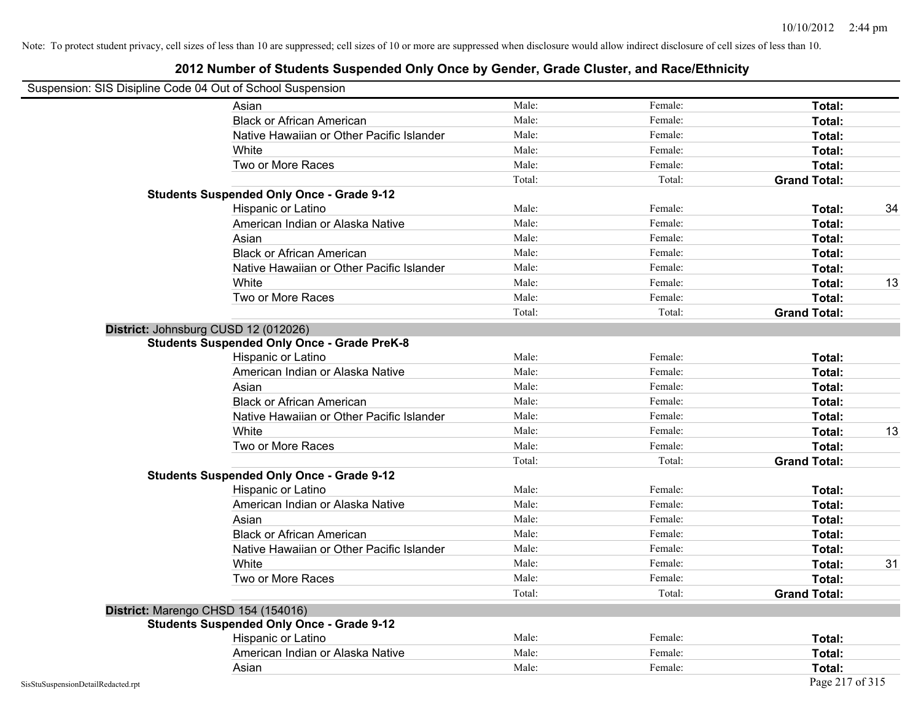Note: To protect student privacy, cell sizes of less than 10 are suppressed; cell sizes of 10 or more are suppressed when disclosure would allow indirect disclosure of cell sizes of less than 10.

## 2012 Number of Students Suspended Only Once by Gender, Grade Cluster, and Race/Ethnicity

Suspension: SIS Disipline Code 04 Out of School Suspension

| | | | | |
|---|---|---|---|---|
| Asian | Male: | Female: | **Total:** | |
| Black or African American | Male: | Female: | **Total:** | |
| Native Hawaiian or Other Pacific Islander | Male: | Female: | **Total:** | |
| White | Male: | Female: | **Total:** | |
| Two or More Races | Male: | Female: | **Total:** | |
| | Total: | Total: | **Grand Total:** | |

**Students Suspended Only Once - Grade 9-12**

| | | | | |
|---|---|---|---|---|
| Hispanic or Latino | Male: | Female: | **Total:** | 34 |
| American Indian or Alaska Native | Male: | Female: | **Total:** | |
| Asian | Male: | Female: | **Total:** | |
| Black or African American | Male: | Female: | **Total:** | |
| Native Hawaiian or Other Pacific Islander | Male: | Female: | **Total:** | |
| White | Male: | Female: | **Total:** | 13 |
| Two or More Races | Male: | Female: | **Total:** | |
| | Total: | Total: | **Grand Total:** | |

**District:** Johnsburg CUSD 12 (012026)

**Students Suspended Only Once - Grade PreK-8**

| | | | | |
|---|---|---|---|---|
| Hispanic or Latino | Male: | Female: | **Total:** | |
| American Indian or Alaska Native | Male: | Female: | **Total:** | |
| Asian | Male: | Female: | **Total:** | |
| Black or African American | Male: | Female: | **Total:** | |
| Native Hawaiian or Other Pacific Islander | Male: | Female: | **Total:** | |
| White | Male: | Female: | **Total:** | 13 |
| Two or More Races | Male: | Female: | **Total:** | |
| | Total: | Total: | **Grand Total:** | |

**Students Suspended Only Once - Grade 9-12**

| | | | | |
|---|---|---|---|---|
| Hispanic or Latino | Male: | Female: | **Total:** | |
| American Indian or Alaska Native | Male: | Female: | **Total:** | |
| Asian | Male: | Female: | **Total:** | |
| Black or African American | Male: | Female: | **Total:** | |
| Native Hawaiian or Other Pacific Islander | Male: | Female: | **Total:** | |
| White | Male: | Female: | **Total:** | 31 |
| Two or More Races | Male: | Female: | **Total:** | |
| | Total: | Total: | **Grand Total:** | |

**District:** Marengo CHSD 154 (154016)

**Students Suspended Only Once - Grade 9-12**

| | | | | |
|---|---|---|---|---|
| Hispanic or Latino | Male: | Female: | **Total:** | |
| American Indian or Alaska Native | Male: | Female: | **Total:** | |
| Asian | Male: | Female: | **Total:** | |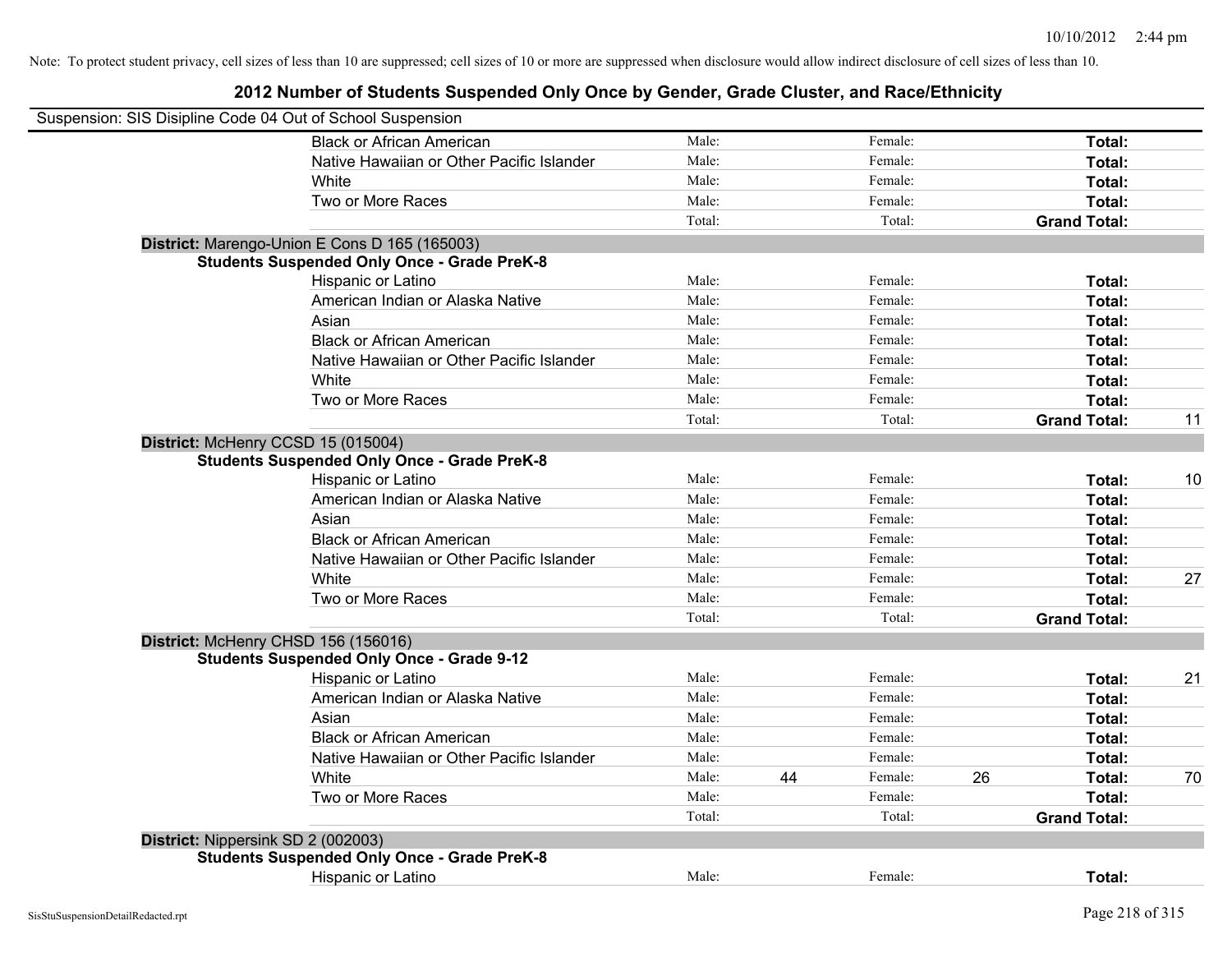Note: To protect student privacy, cell sizes of less than 10 are suppressed; cell sizes of 10 or more are suppressed when disclosure would allow indirect disclosure of cell sizes of less than 10.

## 2012 Number of Students Suspended Only Once by Gender, Grade Cluster, and Race/Ethnicity

Suspension: SIS Disipline Code 04 Out of School Suspension

| | | | | | | | |
|---|---|---|---|---|---|---|---|
| Black or African American | Male: | | Female: | | Total: | |
| Native Hawaiian or Other Pacific Islander | Male: | | Female: | | Total: | |
| White | Male: | | Female: | | Total: | |
| Two or More Races | Male: | | Female: | | Total: | |
| | Total: | | Total: | | Grand Total: | |

**District:** Marengo-Union E Cons D 165 (165003)

**Students Suspended Only Once - Grade PreK-8**

| | | | | | | |
|---|---|---|---|---|---|---|
| Hispanic or Latino | Male: | | Female: | | Total: | |
| American Indian or Alaska Native | Male: | | Female: | | Total: | |
| Asian | Male: | | Female: | | Total: | |
| Black or African American | Male: | | Female: | | Total: | |
| Native Hawaiian or Other Pacific Islander | Male: | | Female: | | Total: | |
| White | Male: | | Female: | | Total: | |
| Two or More Races | Male: | | Female: | | Total: | |
| | Total: | | Total: | | Grand Total: | 11 |

**District:** McHenry CCSD 15 (015004)

**Students Suspended Only Once - Grade PreK-8**

| | | | | | | |
|---|---|---|---|---|---|---|
| Hispanic or Latino | Male: | | Female: | | Total: | 10 |
| American Indian or Alaska Native | Male: | | Female: | | Total: | |
| Asian | Male: | | Female: | | Total: | |
| Black or African American | Male: | | Female: | | Total: | |
| Native Hawaiian or Other Pacific Islander | Male: | | Female: | | Total: | |
| White | Male: | | Female: | | Total: | 27 |
| Two or More Races | Male: | | Female: | | Total: | |
| | Total: | | Total: | | Grand Total: | |

**District:** McHenry CHSD 156 (156016)

**Students Suspended Only Once - Grade 9-12**

| | | | | | | |
|---|---|---|---|---|---|---|
| Hispanic or Latino | Male: | | Female: | | Total: | 21 |
| American Indian or Alaska Native | Male: | | Female: | | Total: | |
| Asian | Male: | | Female: | | Total: | |
| Black or African American | Male: | | Female: | | Total: | |
| Native Hawaiian or Other Pacific Islander | Male: | | Female: | | Total: | |
| White | Male: | 44 | Female: | 26 | Total: | 70 |
| Two or More Races | Male: | | Female: | | Total: | |
| | Total: | | Total: | | Grand Total: | |

**District:** Nippersink SD 2 (002003)

**Students Suspended Only Once - Grade PreK-8**

| | | | | | | |
|---|---|---|---|---|---|---|
| Hispanic or Latino | Male: | | Female: | | Total: | |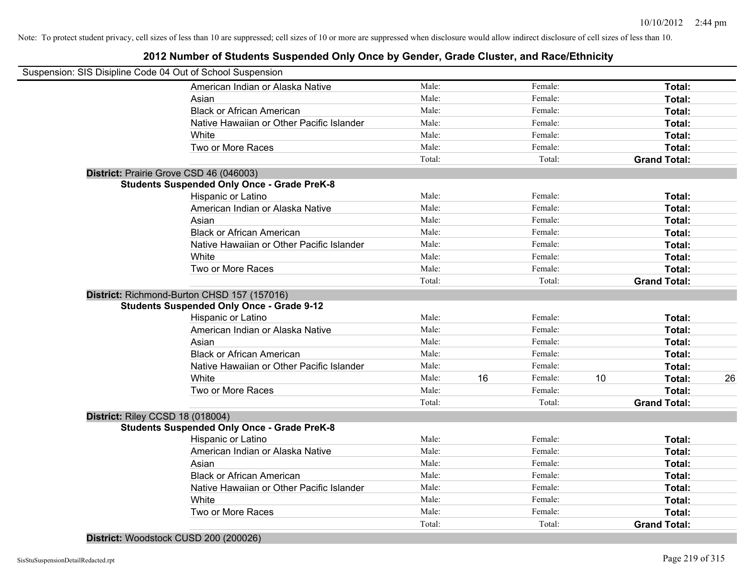Note: To protect student privacy, cell sizes of less than 10 are suppressed; cell sizes of 10 or more are suppressed when disclosure would allow indirect disclosure of cell sizes of less than 10.

# 2012 Number of Students Suspended Only Once by Gender, Grade Cluster, and Race/Ethnicity

Suspension: SIS Disipline Code 04 Out of School Suspension

| | | | | | | |
|---|---|---|---|---|---|---|
| American Indian or Alaska Native | Male: | | Female: | | **Total:** | |
| Asian | Male: | | Female: | | **Total:** | |
| Black or African American | Male: | | Female: | | **Total:** | |
| Native Hawaiian or Other Pacific Islander | Male: | | Female: | | **Total:** | |
| White | Male: | | Female: | | **Total:** | |
| Two or More Races | Male: | | Female: | | **Total:** | |
| | Total: | | Total: | | **Grand Total:** | |

**District:** Prairie Grove CSD 46 (046003)

**Students Suspended Only Once - Grade PreK-8**

| | | | | | | |
|---|---|---|---|---|---|---|
| Hispanic or Latino | Male: | | Female: | | **Total:** | |
| American Indian or Alaska Native | Male: | | Female: | | **Total:** | |
| Asian | Male: | | Female: | | **Total:** | |
| Black or African American | Male: | | Female: | | **Total:** | |
| Native Hawaiian or Other Pacific Islander | Male: | | Female: | | **Total:** | |
| White | Male: | | Female: | | **Total:** | |
| Two or More Races | Male: | | Female: | | **Total:** | |
| | Total: | | Total: | | **Grand Total:** | |

**District:** Richmond-Burton CHSD 157 (157016)

**Students Suspended Only Once - Grade 9-12**

| | | | | | | |
|---|---|---|---|---|---|---|
| Hispanic or Latino | Male: | | Female: | | **Total:** | |
| American Indian or Alaska Native | Male: | | Female: | | **Total:** | |
| Asian | Male: | | Female: | | **Total:** | |
| Black or African American | Male: | | Female: | | **Total:** | |
| Native Hawaiian or Other Pacific Islander | Male: | | Female: | | **Total:** | |
| White | Male: | 16 | Female: | 10 | **Total:** | 26 |
| Two or More Races | Male: | | Female: | | **Total:** | |
| | Total: | | Total: | | **Grand Total:** | |

**District:** Riley CCSD 18 (018004)

**Students Suspended Only Once - Grade PreK-8**

| | | | | | | |
|---|---|---|---|---|---|---|
| Hispanic or Latino | Male: | | Female: | | **Total:** | |
| American Indian or Alaska Native | Male: | | Female: | | **Total:** | |
| Asian | Male: | | Female: | | **Total:** | |
| Black or African American | Male: | | Female: | | **Total:** | |
| Native Hawaiian or Other Pacific Islander | Male: | | Female: | | **Total:** | |
| White | Male: | | Female: | | **Total:** | |
| Two or More Races | Male: | | Female: | | **Total:** | |
| | Total: | | Total: | | **Grand Total:** | |

**District:** Woodstock CUSD 200 (200026)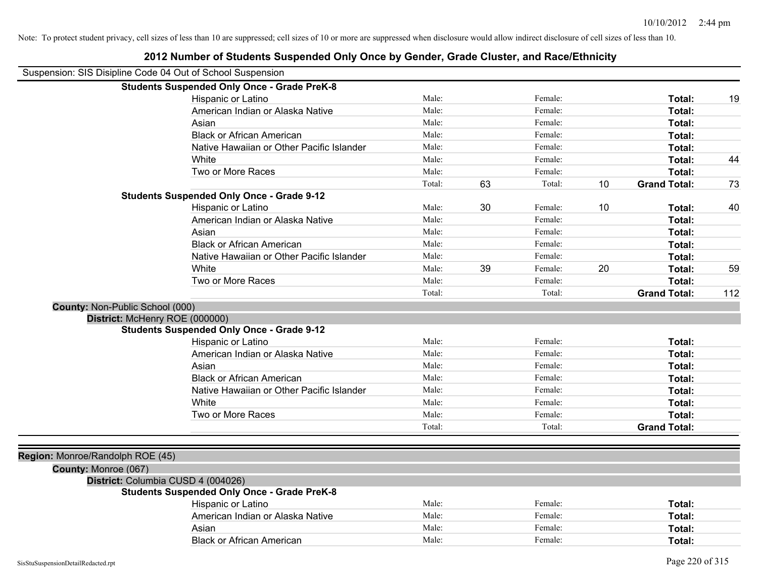Note: To protect student privacy, cell sizes of less than 10 are suppressed; cell sizes of 10 or more are suppressed when disclosure would allow indirect disclosure of cell sizes of less than 10.

# 2012 Number of Students Suspended Only Once by Gender, Grade Cluster, and Race/Ethnicity

Suspension: SIS Disipline Code 04 Out of School Suspension

**Students Suspended Only Once - Grade PreK-8**

| Race/Ethnicity | | Male | | Female | | Total |
|---|---|---|---|---|---|---|
| Hispanic or Latino | Male: | | Female: | | **Total:** | 19 |
| American Indian or Alaska Native | Male: | | Female: | | **Total:** | |
| Asian | Male: | | Female: | | **Total:** | |
| Black or African American | Male: | | Female: | | **Total:** | |
| Native Hawaiian or Other Pacific Islander | Male: | | Female: | | **Total:** | |
| White | Male: | | Female: | | **Total:** | 44 |
| Two or More Races | Male: | | Female: | | **Total:** | |
| | Total: | 63 | Total: | 10 | **Grand Total:** | 73 |

**Students Suspended Only Once - Grade 9-12**

| Race/Ethnicity | | Male | | Female | | Total |
|---|---|---|---|---|---|---|
| Hispanic or Latino | Male: | 30 | Female: | 10 | **Total:** | 40 |
| American Indian or Alaska Native | Male: | | Female: | | **Total:** | |
| Asian | Male: | | Female: | | **Total:** | |
| Black or African American | Male: | | Female: | | **Total:** | |
| Native Hawaiian or Other Pacific Islander | Male: | | Female: | | **Total:** | |
| White | Male: | 39 | Female: | 20 | **Total:** | 59 |
| Two or More Races | Male: | | Female: | | **Total:** | |
| | Total: | | Total: | | **Grand Total:** | 112 |

**County:** Non-Public School (000)

**District:** McHenry ROE (000000)

**Students Suspended Only Once - Grade 9-12**

| Race/Ethnicity | | Male | | Female | | Total |
|---|---|---|---|---|---|---|
| Hispanic or Latino | Male: | | Female: | | **Total:** | |
| American Indian or Alaska Native | Male: | | Female: | | **Total:** | |
| Asian | Male: | | Female: | | **Total:** | |
| Black or African American | Male: | | Female: | | **Total:** | |
| Native Hawaiian or Other Pacific Islander | Male: | | Female: | | **Total:** | |
| White | Male: | | Female: | | **Total:** | |
| Two or More Races | Male: | | Female: | | **Total:** | |
| | Total: | | Total: | | **Grand Total:** | |

**Region:** Monroe/Randolph ROE (45)

**County:** Monroe (067)

**District:** Columbia CUSD 4 (004026)

**Students Suspended Only Once - Grade PreK-8**

| Race/Ethnicity | | Male | | Female | | Total |
|---|---|---|---|---|---|---|
| Hispanic or Latino | Male: | | Female: | | **Total:** | |
| American Indian or Alaska Native | Male: | | Female: | | **Total:** | |
| Asian | Male: | | Female: | | **Total:** | |
| Black or African American | Male: | | Female: | | **Total:** | |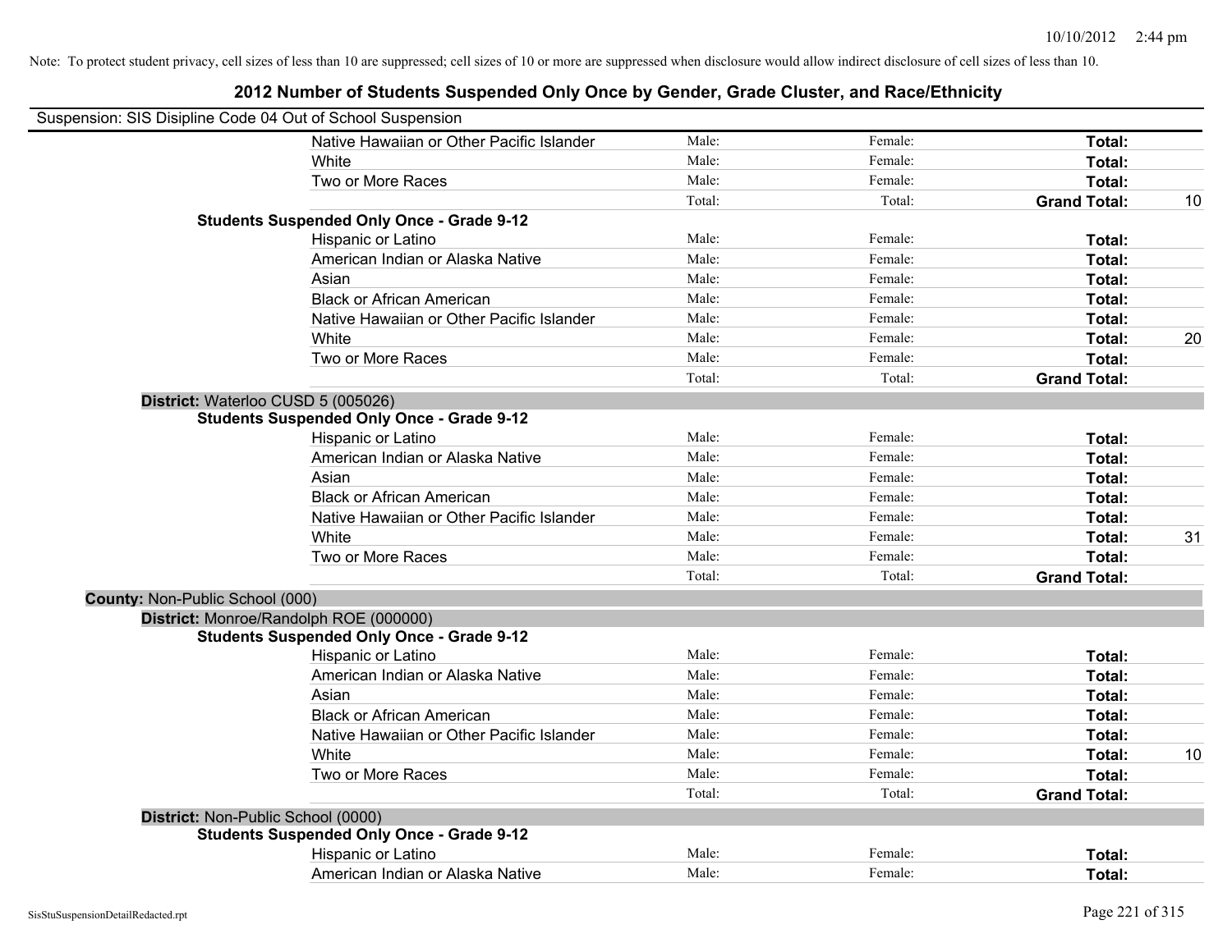Note: To protect student privacy, cell sizes of less than 10 are suppressed; cell sizes of 10 or more are suppressed when disclosure would allow indirect disclosure of cell sizes of less than 10.

## 2012 Number of Students Suspended Only Once by Gender, Grade Cluster, and Race/Ethnicity

Suspension: SIS Disipline Code 04 Out of School Suspension

| | | | | |
|---|---|---|---|---|
| Native Hawaiian or Other Pacific Islander | Male: | Female: | **Total:** | |
| White | Male: | Female: | **Total:** | |
| Two or More Races | Male: | Female: | **Total:** | |
| | Total: | Total: | **Grand Total:** | 10 |
| **Students Suspended Only Once - Grade 9-12** | | | | |
| Hispanic or Latino | Male: | Female: | **Total:** | |
| American Indian or Alaska Native | Male: | Female: | **Total:** | |
| Asian | Male: | Female: | **Total:** | |
| Black or African American | Male: | Female: | **Total:** | |
| Native Hawaiian or Other Pacific Islander | Male: | Female: | **Total:** | |
| White | Male: | Female: | **Total:** | 20 |
| Two or More Races | Male: | Female: | **Total:** | |
| | Total: | Total: | **Grand Total:** | |
| **District:** Waterloo CUSD 5 (005026) | | | | |
| **Students Suspended Only Once - Grade 9-12** | | | | |
| Hispanic or Latino | Male: | Female: | **Total:** | |
| American Indian or Alaska Native | Male: | Female: | **Total:** | |
| Asian | Male: | Female: | **Total:** | |
| Black or African American | Male: | Female: | **Total:** | |
| Native Hawaiian or Other Pacific Islander | Male: | Female: | **Total:** | |
| White | Male: | Female: | **Total:** | 31 |
| Two or More Races | Male: | Female: | **Total:** | |
| | Total: | Total: | **Grand Total:** | |
| **County:** Non-Public School (000) | | | | |
| **District:** Monroe/Randolph ROE (000000) | | | | |
| **Students Suspended Only Once - Grade 9-12** | | | | |
| Hispanic or Latino | Male: | Female: | **Total:** | |
| American Indian or Alaska Native | Male: | Female: | **Total:** | |
| Asian | Male: | Female: | **Total:** | |
| Black or African American | Male: | Female: | **Total:** | |
| Native Hawaiian or Other Pacific Islander | Male: | Female: | **Total:** | |
| White | Male: | Female: | **Total:** | 10 |
| Two or More Races | Male: | Female: | **Total:** | |
| | Total: | Total: | **Grand Total:** | |
| **District:** Non-Public School (0000) | | | | |
| **Students Suspended Only Once - Grade 9-12** | | | | |
| Hispanic or Latino | Male: | Female: | **Total:** | |
| American Indian or Alaska Native | Male: | Female: | **Total:** | |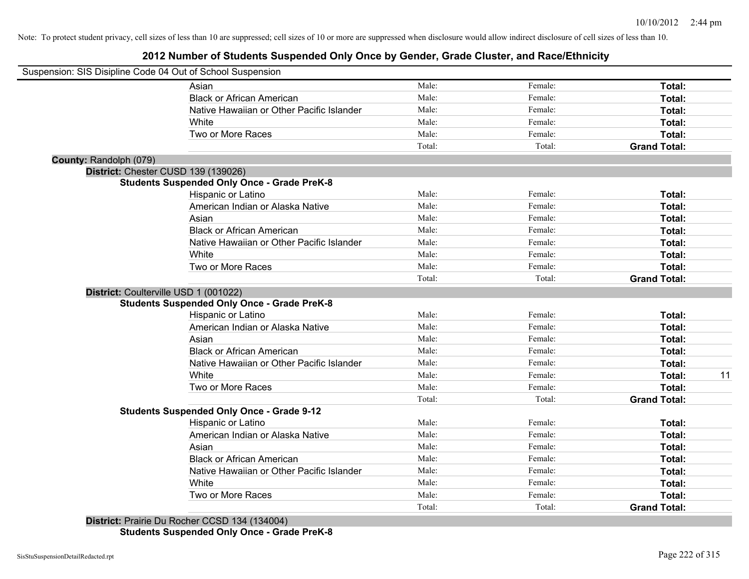Note: To protect student privacy, cell sizes of less than 10 are suppressed; cell sizes of 10 or more are suppressed when disclosure would allow indirect disclosure of cell sizes of less than 10.

# 2012 Number of Students Suspended Only Once by Gender, Grade Cluster, and Race/Ethnicity

Suspension: SIS Disipline Code 04 Out of School Suspension

| | Male | Female | Total | |
|---|---|---|---|---|
| Asian | Male: | Female: | **Total:** | |
| Black or African American | Male: | Female: | **Total:** | |
| Native Hawaiian or Other Pacific Islander | Male: | Female: | **Total:** | |
| White | Male: | Female: | **Total:** | |
| Two or More Races | Male: | Female: | **Total:** | |
| | Total: | Total: | **Grand Total:** | |

**County:** Randolph (079)

**District:** Chester CUSD 139 (139026)

**Students Suspended Only Once - Grade PreK-8**

| | Male | Female | Total | |
|---|---|---|---|---|
| Hispanic or Latino | Male: | Female: | **Total:** | |
| American Indian or Alaska Native | Male: | Female: | **Total:** | |
| Asian | Male: | Female: | **Total:** | |
| Black or African American | Male: | Female: | **Total:** | |
| Native Hawaiian or Other Pacific Islander | Male: | Female: | **Total:** | |
| White | Male: | Female: | **Total:** | |
| Two or More Races | Male: | Female: | **Total:** | |
| | Total: | Total: | **Grand Total:** | |

**District:** Coulterville USD 1 (001022)

**Students Suspended Only Once - Grade PreK-8**

| | Male | Female | Total | |
|---|---|---|---|---|
| Hispanic or Latino | Male: | Female: | **Total:** | |
| American Indian or Alaska Native | Male: | Female: | **Total:** | |
| Asian | Male: | Female: | **Total:** | |
| Black or African American | Male: | Female: | **Total:** | |
| Native Hawaiian or Other Pacific Islander | Male: | Female: | **Total:** | |
| White | Male: | Female: | **Total:** | 11 |
| Two or More Races | Male: | Female: | **Total:** | |
| | Total: | Total: | **Grand Total:** | |

**Students Suspended Only Once - Grade 9-12**

| | Male | Female | Total | |
|---|---|---|---|---|
| Hispanic or Latino | Male: | Female: | **Total:** | |
| American Indian or Alaska Native | Male: | Female: | **Total:** | |
| Asian | Male: | Female: | **Total:** | |
| Black or African American | Male: | Female: | **Total:** | |
| Native Hawaiian or Other Pacific Islander | Male: | Female: | **Total:** | |
| White | Male: | Female: | **Total:** | |
| Two or More Races | Male: | Female: | **Total:** | |
| | Total: | Total: | **Grand Total:** | |

**District:** Prairie Du Rocher CCSD 134 (134004)

**Students Suspended Only Once - Grade PreK-8**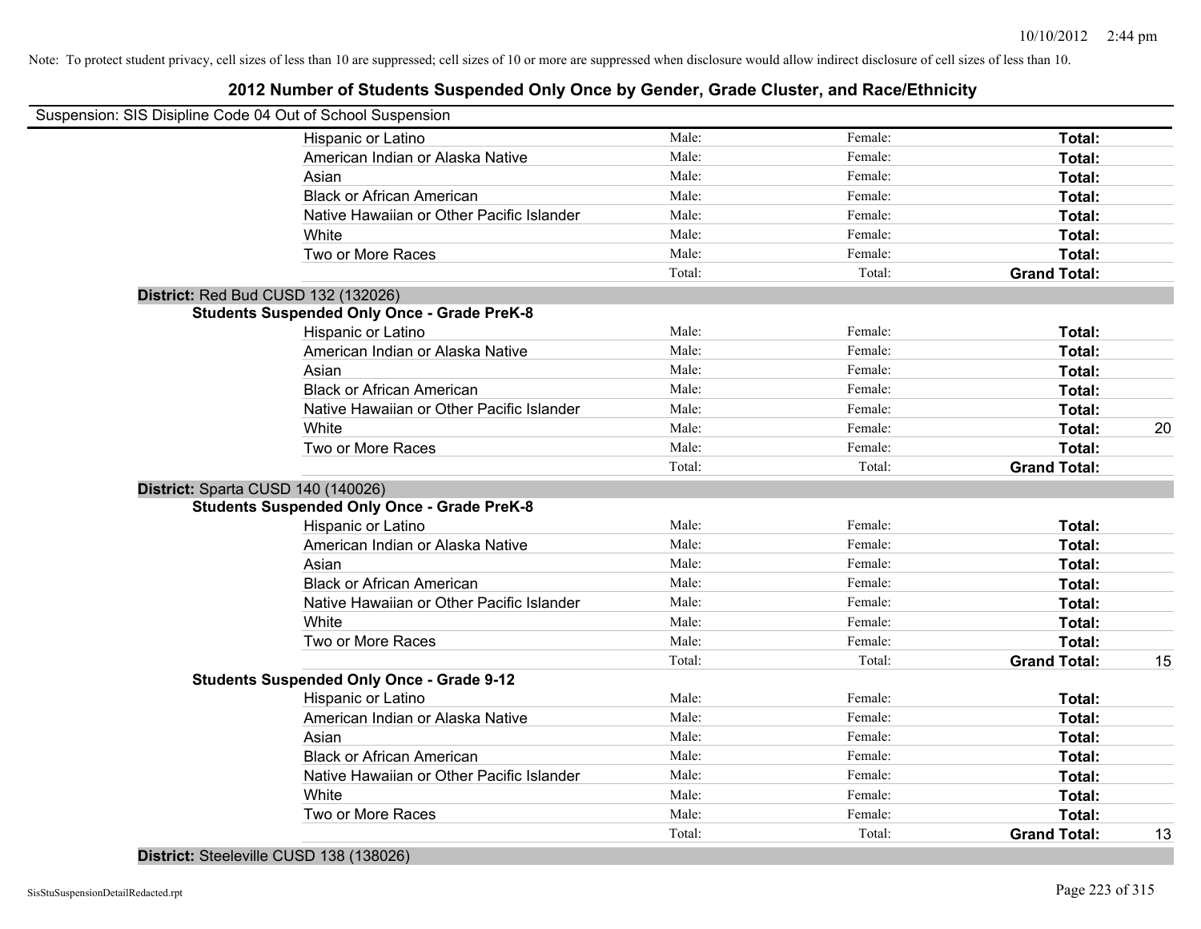Note: To protect student privacy, cell sizes of less than 10 are suppressed; cell sizes of 10 or more are suppressed when disclosure would allow indirect disclosure of cell sizes of less than 10.

# 2012 Number of Students Suspended Only Once by Gender, Grade Cluster, and Race/Ethnicity

Suspension: SIS Disipline Code 04 Out of School Suspension

| | | | | |
|---|---|---|---|---|
| Hispanic or Latino | Male: | Female: | **Total:** | |
| American Indian or Alaska Native | Male: | Female: | **Total:** | |
| Asian | Male: | Female: | **Total:** | |
| Black or African American | Male: | Female: | **Total:** | |
| Native Hawaiian or Other Pacific Islander | Male: | Female: | **Total:** | |
| White | Male: | Female: | **Total:** | |
| Two or More Races | Male: | Female: | **Total:** | |
| | Total: | Total: | **Grand Total:** | |

**District:** Red Bud CUSD 132 (132026)

**Students Suspended Only Once - Grade PreK-8**

| | | | | |
|---|---|---|---|---|
| Hispanic or Latino | Male: | Female: | **Total:** | |
| American Indian or Alaska Native | Male: | Female: | **Total:** | |
| Asian | Male: | Female: | **Total:** | |
| Black or African American | Male: | Female: | **Total:** | |
| Native Hawaiian or Other Pacific Islander | Male: | Female: | **Total:** | |
| White | Male: | Female: | **Total:** | 20 |
| Two or More Races | Male: | Female: | **Total:** | |
| | Total: | Total: | **Grand Total:** | |

**District:** Sparta CUSD 140 (140026)

**Students Suspended Only Once - Grade PreK-8**

| | | | | |
|---|---|---|---|---|
| Hispanic or Latino | Male: | Female: | **Total:** | |
| American Indian or Alaska Native | Male: | Female: | **Total:** | |
| Asian | Male: | Female: | **Total:** | |
| Black or African American | Male: | Female: | **Total:** | |
| Native Hawaiian or Other Pacific Islander | Male: | Female: | **Total:** | |
| White | Male: | Female: | **Total:** | |
| Two or More Races | Male: | Female: | **Total:** | |
| | Total: | Total: | **Grand Total:** | 15 |

**Students Suspended Only Once - Grade 9-12**

| | | | | |
|---|---|---|---|---|
| Hispanic or Latino | Male: | Female: | **Total:** | |
| American Indian or Alaska Native | Male: | Female: | **Total:** | |
| Asian | Male: | Female: | **Total:** | |
| Black or African American | Male: | Female: | **Total:** | |
| Native Hawaiian or Other Pacific Islander | Male: | Female: | **Total:** | |
| White | Male: | Female: | **Total:** | |
| Two or More Races | Male: | Female: | **Total:** | |
| | Total: | Total: | **Grand Total:** | 13 |

**District:** Steeleville CUSD 138 (138026)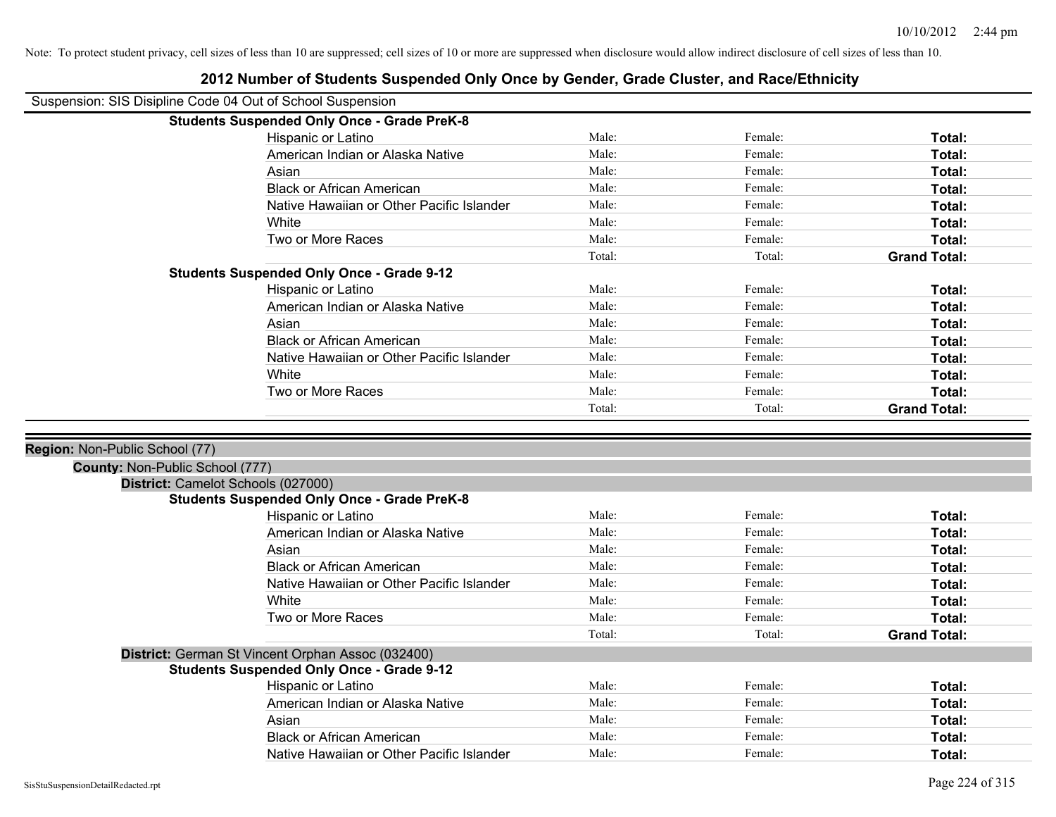Note: To protect student privacy, cell sizes of less than 10 are suppressed; cell sizes of 10 or more are suppressed when disclosure would allow indirect disclosure of cell sizes of less than 10.

# 2012 Number of Students Suspended Only Once by Gender, Grade Cluster, and Race/Ethnicity

Suspension: SIS Disipline Code 04 Out of School Suspension

**Students Suspended Only Once - Grade PreK-8**

| | | | |
|---|---|---|---|
| Hispanic or Latino | Male: | Female: | **Total:** |
| American Indian or Alaska Native | Male: | Female: | **Total:** |
| Asian | Male: | Female: | **Total:** |
| Black or African American | Male: | Female: | **Total:** |
| Native Hawaiian or Other Pacific Islander | Male: | Female: | **Total:** |
| White | Male: | Female: | **Total:** |
| Two or More Races | Male: | Female: | **Total:** |
| | Total: | Total: | **Grand Total:** |

**Students Suspended Only Once - Grade 9-12**

| | | | |
|---|---|---|---|
| Hispanic or Latino | Male: | Female: | **Total:** |
| American Indian or Alaska Native | Male: | Female: | **Total:** |
| Asian | Male: | Female: | **Total:** |
| Black or African American | Male: | Female: | **Total:** |
| Native Hawaiian or Other Pacific Islander | Male: | Female: | **Total:** |
| White | Male: | Female: | **Total:** |
| Two or More Races | Male: | Female: | **Total:** |
| | Total: | Total: | **Grand Total:** |

**Region:** Non-Public School (77)

**County:** Non-Public School (777)

**District:** Camelot Schools (027000)

**Students Suspended Only Once - Grade PreK-8**

| | | | |
|---|---|---|---|
| Hispanic or Latino | Male: | Female: | **Total:** |
| American Indian or Alaska Native | Male: | Female: | **Total:** |
| Asian | Male: | Female: | **Total:** |
| Black or African American | Male: | Female: | **Total:** |
| Native Hawaiian or Other Pacific Islander | Male: | Female: | **Total:** |
| White | Male: | Female: | **Total:** |
| Two or More Races | Male: | Female: | **Total:** |
| | Total: | Total: | **Grand Total:** |

**District:** German St Vincent Orphan Assoc (032400)

**Students Suspended Only Once - Grade 9-12**

| | | | |
|---|---|---|---|
| Hispanic or Latino | Male: | Female: | **Total:** |
| American Indian or Alaska Native | Male: | Female: | **Total:** |
| Asian | Male: | Female: | **Total:** |
| Black or African American | Male: | Female: | **Total:** |
| Native Hawaiian or Other Pacific Islander | Male: | Female: | **Total:** |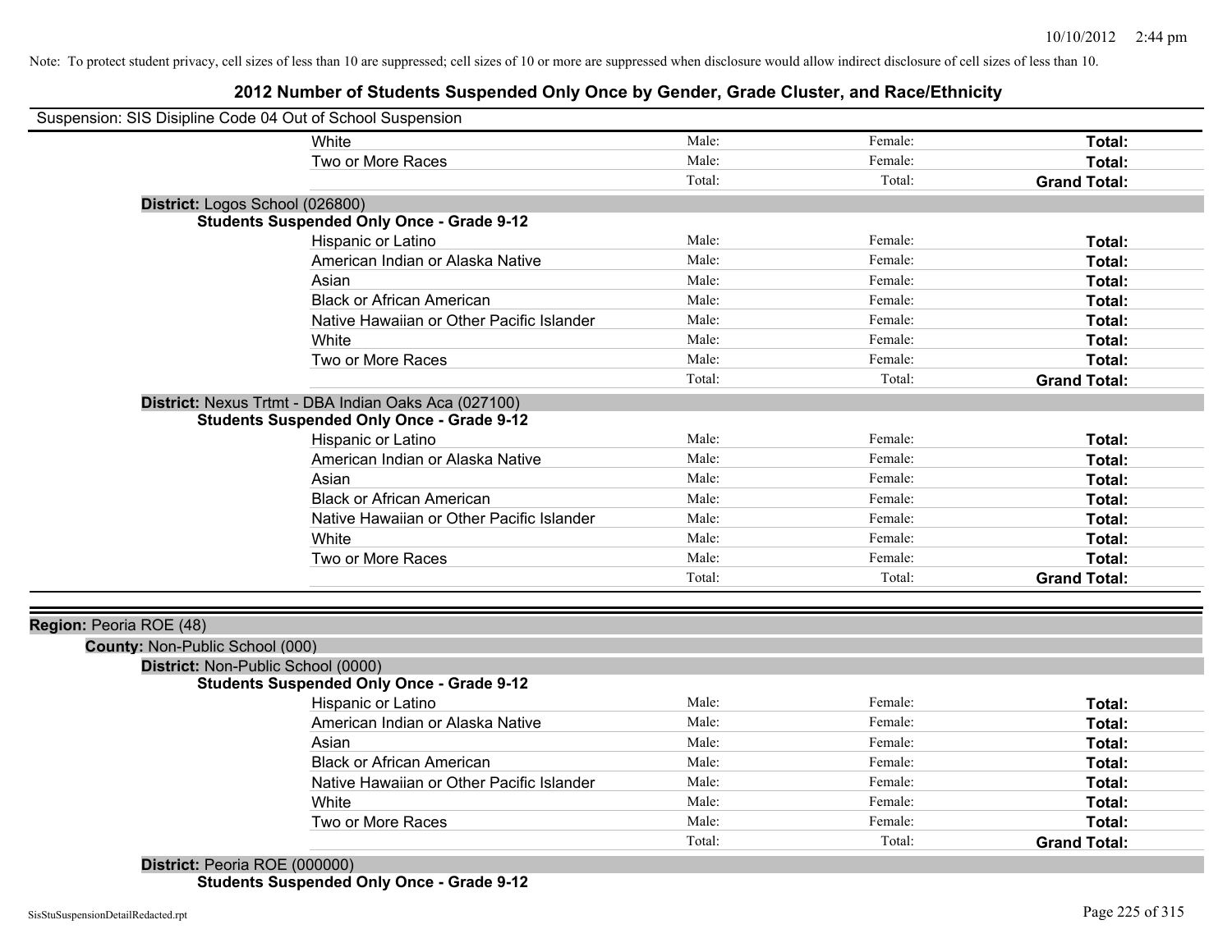Note: To protect student privacy, cell sizes of less than 10 are suppressed; cell sizes of 10 or more are suppressed when disclosure would allow indirect disclosure of cell sizes of less than 10.

# 2012 Number of Students Suspended Only Once by Gender, Grade Cluster, and Race/Ethnicity

Suspension: SIS Disipline Code 04 Out of School Suspension

| | | | |
|---|---|---|---|
| White | Male: | Female: | **Total:** |
| Two or More Races | Male: | Female: | **Total:** |
| | Total: | Total: | **Grand Total:** |

**District:** Logos School (026800)

**Students Suspended Only Once - Grade 9-12**

| | | | |
|---|---|---|---|
| Hispanic or Latino | Male: | Female: | **Total:** |
| American Indian or Alaska Native | Male: | Female: | **Total:** |
| Asian | Male: | Female: | **Total:** |
| Black or African American | Male: | Female: | **Total:** |
| Native Hawaiian or Other Pacific Islander | Male: | Female: | **Total:** |
| White | Male: | Female: | **Total:** |
| Two or More Races | Male: | Female: | **Total:** |
| | Total: | Total: | **Grand Total:** |

**District:** Nexus Trtmt - DBA Indian Oaks Aca (027100)

**Students Suspended Only Once - Grade 9-12**

| | | | |
|---|---|---|---|
| Hispanic or Latino | Male: | Female: | **Total:** |
| American Indian or Alaska Native | Male: | Female: | **Total:** |
| Asian | Male: | Female: | **Total:** |
| Black or African American | Male: | Female: | **Total:** |
| Native Hawaiian or Other Pacific Islander | Male: | Female: | **Total:** |
| White | Male: | Female: | **Total:** |
| Two or More Races | Male: | Female: | **Total:** |
| | Total: | Total: | **Grand Total:** |

**Region:** Peoria ROE (48)

**County:** Non-Public School (000)

**District:** Non-Public School (0000)

**Students Suspended Only Once - Grade 9-12**

| | | | |
|---|---|---|---|
| Hispanic or Latino | Male: | Female: | **Total:** |
| American Indian or Alaska Native | Male: | Female: | **Total:** |
| Asian | Male: | Female: | **Total:** |
| Black or African American | Male: | Female: | **Total:** |
| Native Hawaiian or Other Pacific Islander | Male: | Female: | **Total:** |
| White | Male: | Female: | **Total:** |
| Two or More Races | Male: | Female: | **Total:** |
| | Total: | Total: | **Grand Total:** |

**District:** Peoria ROE (000000)

**Students Suspended Only Once - Grade 9-12**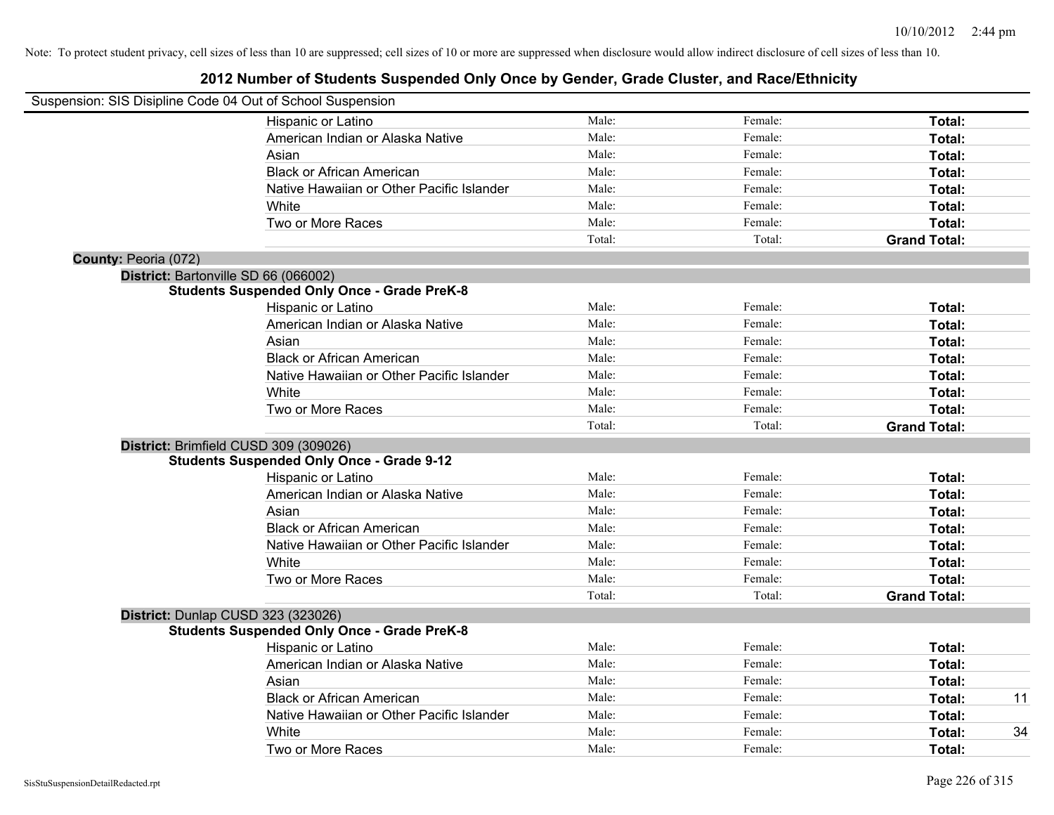Note: To protect student privacy, cell sizes of less than 10 are suppressed; cell sizes of 10 or more are suppressed when disclosure would allow indirect disclosure of cell sizes of less than 10.

## 2012 Number of Students Suspended Only Once by Gender, Grade Cluster, and Race/Ethnicity

Suspension: SIS Disipline Code 04 Out of School Suspension

| | | | | |
|---|---|---|---|---|
| Hispanic or Latino | Male: | Female: | Total: | |
| American Indian or Alaska Native | Male: | Female: | Total: | |
| Asian | Male: | Female: | Total: | |
| Black or African American | Male: | Female: | Total: | |
| Native Hawaiian or Other Pacific Islander | Male: | Female: | Total: | |
| White | Male: | Female: | Total: | |
| Two or More Races | Male: | Female: | Total: | |
| | Total: | Total: | Grand Total: | |

**County:** Peoria (072)

**District:** Bartonville SD 66 (066002)

**Students Suspended Only Once - Grade PreK-8**

| | | | | |
|---|---|---|---|---|
| Hispanic or Latino | Male: | Female: | Total: | |
| American Indian or Alaska Native | Male: | Female: | Total: | |
| Asian | Male: | Female: | Total: | |
| Black or African American | Male: | Female: | Total: | |
| Native Hawaiian or Other Pacific Islander | Male: | Female: | Total: | |
| White | Male: | Female: | Total: | |
| Two or More Races | Male: | Female: | Total: | |
| | Total: | Total: | Grand Total: | |

**District:** Brimfield CUSD 309 (309026)

**Students Suspended Only Once - Grade 9-12**

| | | | | |
|---|---|---|---|---|
| Hispanic or Latino | Male: | Female: | Total: | |
| American Indian or Alaska Native | Male: | Female: | Total: | |
| Asian | Male: | Female: | Total: | |
| Black or African American | Male: | Female: | Total: | |
| Native Hawaiian or Other Pacific Islander | Male: | Female: | Total: | |
| White | Male: | Female: | Total: | |
| Two or More Races | Male: | Female: | Total: | |
| | Total: | Total: | Grand Total: | |

**District:** Dunlap CUSD 323 (323026)

**Students Suspended Only Once - Grade PreK-8**

| | | | | |
|---|---|---|---|---|
| Hispanic or Latino | Male: | Female: | Total: | |
| American Indian or Alaska Native | Male: | Female: | Total: | |
| Asian | Male: | Female: | Total: | |
| Black or African American | Male: | Female: | Total: | 11 |
| Native Hawaiian or Other Pacific Islander | Male: | Female: | Total: | |
| White | Male: | Female: | Total: | 34 |
| Two or More Races | Male: | Female: | Total: | |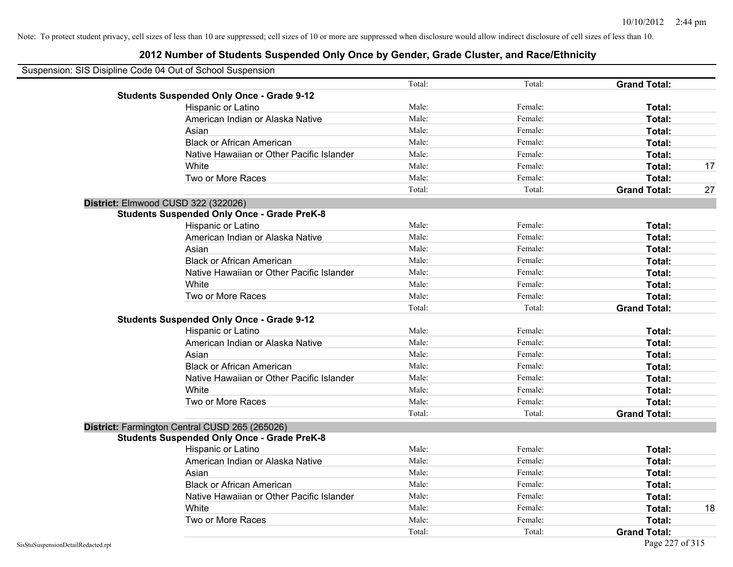Note: To protect student privacy, cell sizes of less than 10 are suppressed; cell sizes of 10 or more are suppressed when disclosure would allow indirect disclosure of cell sizes of less than 10.

## 2012 Number of Students Suspended Only Once by Gender, Grade Cluster, and Race/Ethnicity

Suspension: SIS Disipline Code 04 Out of School Suspension

| | | | | |
|---|---|---|---|---|
| | Total: | Total: | **Grand Total:** | |
| **Students Suspended Only Once - Grade 9-12** | | | | |
| Hispanic or Latino | Male: | Female: | **Total:** | |
| American Indian or Alaska Native | Male: | Female: | **Total:** | |
| Asian | Male: | Female: | **Total:** | |
| Black or African American | Male: | Female: | **Total:** | |
| Native Hawaiian or Other Pacific Islander | Male: | Female: | **Total:** | |
| White | Male: | Female: | **Total:** | 17 |
| Two or More Races | Male: | Female: | **Total:** | |
| | Total: | Total: | **Grand Total:** | 27 |
| **District:** Elmwood CUSD 322 (322026) | | | | |
| **Students Suspended Only Once - Grade PreK-8** | | | | |
| Hispanic or Latino | Male: | Female: | **Total:** | |
| American Indian or Alaska Native | Male: | Female: | **Total:** | |
| Asian | Male: | Female: | **Total:** | |
| Black or African American | Male: | Female: | **Total:** | |
| Native Hawaiian or Other Pacific Islander | Male: | Female: | **Total:** | |
| White | Male: | Female: | **Total:** | |
| Two or More Races | Male: | Female: | **Total:** | |
| | Total: | Total: | **Grand Total:** | |
| **Students Suspended Only Once - Grade 9-12** | | | | |
| Hispanic or Latino | Male: | Female: | **Total:** | |
| American Indian or Alaska Native | Male: | Female: | **Total:** | |
| Asian | Male: | Female: | **Total:** | |
| Black or African American | Male: | Female: | **Total:** | |
| Native Hawaiian or Other Pacific Islander | Male: | Female: | **Total:** | |
| White | Male: | Female: | **Total:** | |
| Two or More Races | Male: | Female: | **Total:** | |
| | Total: | Total: | **Grand Total:** | |
| **District:** Farmington Central CUSD 265 (265026) | | | | |
| **Students Suspended Only Once - Grade PreK-8** | | | | |
| Hispanic or Latino | Male: | Female: | **Total:** | |
| American Indian or Alaska Native | Male: | Female: | **Total:** | |
| Asian | Male: | Female: | **Total:** | |
| Black or African American | Male: | Female: | **Total:** | |
| Native Hawaiian or Other Pacific Islander | Male: | Female: | **Total:** | |
| White | Male: | Female: | **Total:** | 18 |
| Two or More Races | Male: | Female: | **Total:** | |
| | Total: | Total: | **Grand Total:** | |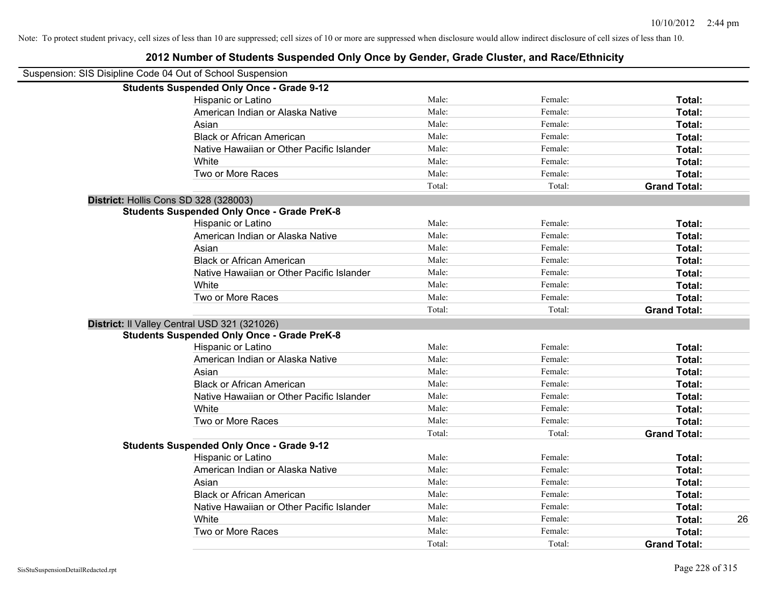Note: To protect student privacy, cell sizes of less than 10 are suppressed; cell sizes of 10 or more are suppressed when disclosure would allow indirect disclosure of cell sizes of less than 10.

# 2012 Number of Students Suspended Only Once by Gender, Grade Cluster, and Race/Ethnicity

Suspension: SIS Disipline Code 04 Out of School Suspension

**Students Suspended Only Once - Grade 9-12**

| | | | | |
|---|---|---|---|---|
| Hispanic or Latino | Male: | Female: | **Total:** | |
| American Indian or Alaska Native | Male: | Female: | **Total:** | |
| Asian | Male: | Female: | **Total:** | |
| Black or African American | Male: | Female: | **Total:** | |
| Native Hawaiian or Other Pacific Islander | Male: | Female: | **Total:** | |
| White | Male: | Female: | **Total:** | |
| Two or More Races | Male: | Female: | **Total:** | |
| | Total: | Total: | **Grand Total:** | |

**District:** Hollis Cons SD 328 (328003)

**Students Suspended Only Once - Grade PreK-8**

| | | | | |
|---|---|---|---|---|
| Hispanic or Latino | Male: | Female: | **Total:** | |
| American Indian or Alaska Native | Male: | Female: | **Total:** | |
| Asian | Male: | Female: | **Total:** | |
| Black or African American | Male: | Female: | **Total:** | |
| Native Hawaiian or Other Pacific Islander | Male: | Female: | **Total:** | |
| White | Male: | Female: | **Total:** | |
| Two or More Races | Male: | Female: | **Total:** | |
| | Total: | Total: | **Grand Total:** | |

**District:** Il Valley Central USD 321 (321026)

**Students Suspended Only Once - Grade PreK-8**

| | | | | |
|---|---|---|---|---|
| Hispanic or Latino | Male: | Female: | **Total:** | |
| American Indian or Alaska Native | Male: | Female: | **Total:** | |
| Asian | Male: | Female: | **Total:** | |
| Black or African American | Male: | Female: | **Total:** | |
| Native Hawaiian or Other Pacific Islander | Male: | Female: | **Total:** | |
| White | Male: | Female: | **Total:** | |
| Two or More Races | Male: | Female: | **Total:** | |
| | Total: | Total: | **Grand Total:** | |

**Students Suspended Only Once - Grade 9-12**

| | | | | |
|---|---|---|---|---|
| Hispanic or Latino | Male: | Female: | **Total:** | |
| American Indian or Alaska Native | Male: | Female: | **Total:** | |
| Asian | Male: | Female: | **Total:** | |
| Black or African American | Male: | Female: | **Total:** | |
| Native Hawaiian or Other Pacific Islander | Male: | Female: | **Total:** | |
| White | Male: | Female: | **Total:** | 26 |
| Two or More Races | Male: | Female: | **Total:** | |
| | Total: | Total: | **Grand Total:** | |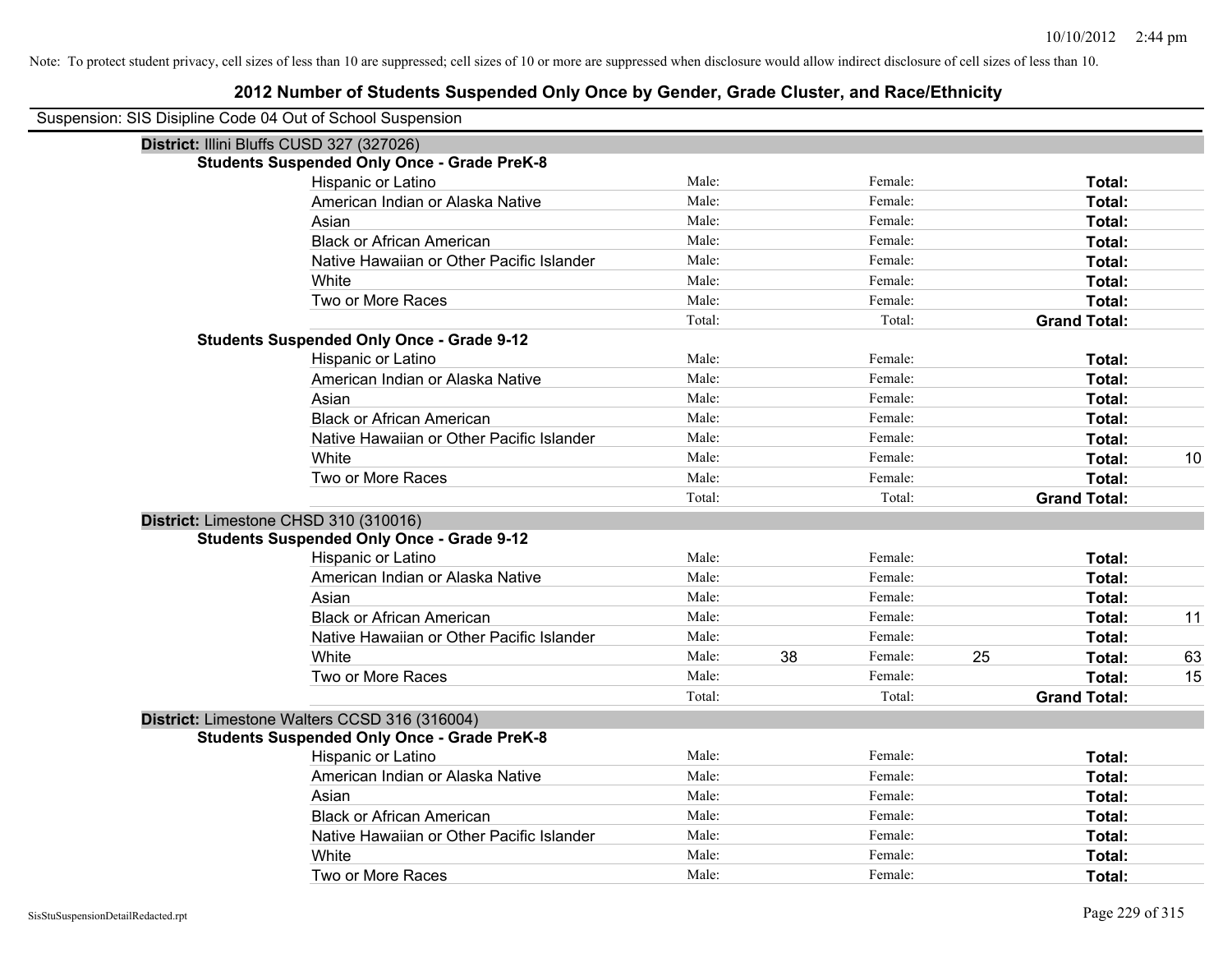Note: To protect student privacy, cell sizes of less than 10 are suppressed; cell sizes of 10 or more are suppressed when disclosure would allow indirect disclosure of cell sizes of less than 10.

# 2012 Number of Students Suspended Only Once by Gender, Grade Cluster, and Race/Ethnicity

Suspension: SIS Disipline Code 04 Out of School Suspension

## District: Illini Bluffs CUSD 327 (327026)

### Students Suspended Only Once - Grade PreK-8

| Race/Ethnicity | Male: | | Female: | | Total: | |
|---|---|---|---|---|---|---|
| Hispanic or Latino | Male: | | Female: | | Total: | |
| American Indian or Alaska Native | Male: | | Female: | | Total: | |
| Asian | Male: | | Female: | | Total: | |
| Black or African American | Male: | | Female: | | Total: | |
| Native Hawaiian or Other Pacific Islander | Male: | | Female: | | Total: | |
| White | Male: | | Female: | | Total: | |
| Two or More Races | Male: | | Female: | | Total: | |
| | Total: | | Total: | | Grand Total: | |

### Students Suspended Only Once - Grade 9-12

| Race/Ethnicity | Male: | | Female: | | Total: | |
|---|---|---|---|---|---|---|
| Hispanic or Latino | Male: | | Female: | | Total: | |
| American Indian or Alaska Native | Male: | | Female: | | Total: | |
| Asian | Male: | | Female: | | Total: | |
| Black or African American | Male: | | Female: | | Total: | |
| Native Hawaiian or Other Pacific Islander | Male: | | Female: | | Total: | |
| White | Male: | | Female: | | Total: | 10 |
| Two or More Races | Male: | | Female: | | Total: | |
| | Total: | | Total: | | Grand Total: | |

## District: Limestone CHSD 310 (310016)

### Students Suspended Only Once - Grade 9-12

| Race/Ethnicity | Male: | | Female: | | Total: | |
|---|---|---|---|---|---|---|
| Hispanic or Latino | Male: | | Female: | | Total: | |
| American Indian or Alaska Native | Male: | | Female: | | Total: | |
| Asian | Male: | | Female: | | Total: | |
| Black or African American | Male: | | Female: | | Total: | 11 |
| Native Hawaiian or Other Pacific Islander | Male: | | Female: | | Total: | |
| White | Male: | 38 | Female: | 25 | Total: | 63 |
| Two or More Races | Male: | | Female: | | Total: | 15 |
| | Total: | | Total: | | Grand Total: | |

## District: Limestone Walters CCSD 316 (316004)

### Students Suspended Only Once - Grade PreK-8

| Race/Ethnicity | Male: | | Female: | | Total: | |
|---|---|---|---|---|---|---|
| Hispanic or Latino | Male: | | Female: | | Total: | |
| American Indian or Alaska Native | Male: | | Female: | | Total: | |
| Asian | Male: | | Female: | | Total: | |
| Black or African American | Male: | | Female: | | Total: | |
| Native Hawaiian or Other Pacific Islander | Male: | | Female: | | Total: | |
| White | Male: | | Female: | | Total: | |
| Two or More Races | Male: | | Female: | | Total: | |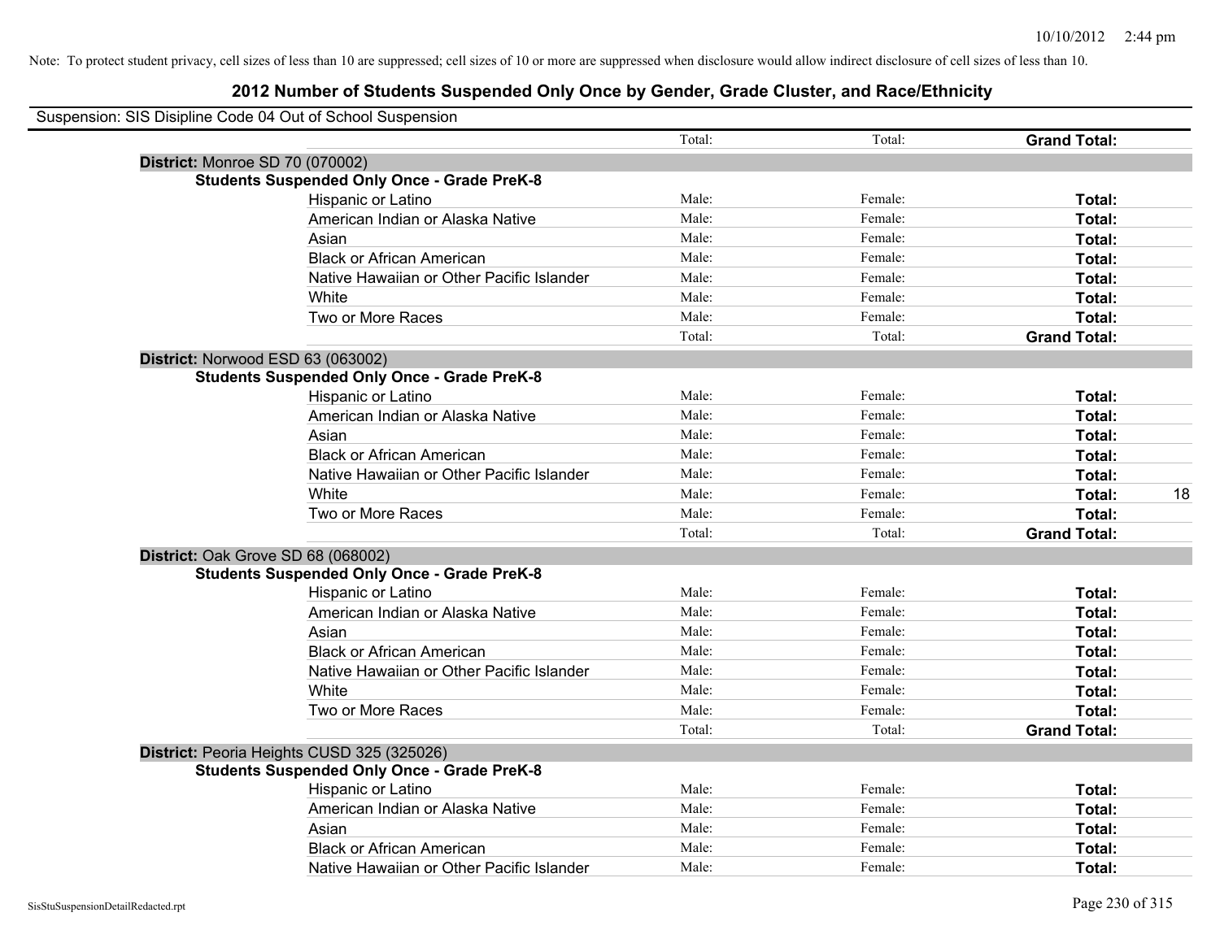Note: To protect student privacy, cell sizes of less than 10 are suppressed; cell sizes of 10 or more are suppressed when disclosure would allow indirect disclosure of cell sizes of less than 10.

# 2012 Number of Students Suspended Only Once by Gender, Grade Cluster, and Race/Ethnicity

Suspension: SIS Disipline Code 04 Out of School Suspension

| | | Total: | Total: | Grand Total: | |
|---|---|---|---|---|---|
| **District:** Monroe SD 70 (070002) | | | | | |
| **Students Suspended Only Once - Grade PreK-8** | | | | | |
| | Hispanic or Latino | Male: | Female: | **Total:** | |
| | American Indian or Alaska Native | Male: | Female: | **Total:** | |
| | Asian | Male: | Female: | **Total:** | |
| | Black or African American | Male: | Female: | **Total:** | |
| | Native Hawaiian or Other Pacific Islander | Male: | Female: | **Total:** | |
| | White | Male: | Female: | **Total:** | |
| | Two or More Races | Male: | Female: | **Total:** | |
| | | Total: | Total: | **Grand Total:** | |
| **District:** Norwood ESD 63 (063002) | | | | | |
| **Students Suspended Only Once - Grade PreK-8** | | | | | |
| | Hispanic or Latino | Male: | Female: | **Total:** | |
| | American Indian or Alaska Native | Male: | Female: | **Total:** | |
| | Asian | Male: | Female: | **Total:** | |
| | Black or African American | Male: | Female: | **Total:** | |
| | Native Hawaiian or Other Pacific Islander | Male: | Female: | **Total:** | |
| | White | Male: | Female: | **Total:** | 18 |
| | Two or More Races | Male: | Female: | **Total:** | |
| | | Total: | Total: | **Grand Total:** | |
| **District:** Oak Grove SD 68 (068002) | | | | | |
| **Students Suspended Only Once - Grade PreK-8** | | | | | |
| | Hispanic or Latino | Male: | Female: | **Total:** | |
| | American Indian or Alaska Native | Male: | Female: | **Total:** | |
| | Asian | Male: | Female: | **Total:** | |
| | Black or African American | Male: | Female: | **Total:** | |
| | Native Hawaiian or Other Pacific Islander | Male: | Female: | **Total:** | |
| | White | Male: | Female: | **Total:** | |
| | Two or More Races | Male: | Female: | **Total:** | |
| | | Total: | Total: | **Grand Total:** | |
| **District:** Peoria Heights CUSD 325 (325026) | | | | | |
| **Students Suspended Only Once - Grade PreK-8** | | | | | |
| | Hispanic or Latino | Male: | Female: | **Total:** | |
| | American Indian or Alaska Native | Male: | Female: | **Total:** | |
| | Asian | Male: | Female: | **Total:** | |
| | Black or African American | Male: | Female: | **Total:** | |
| | Native Hawaiian or Other Pacific Islander | Male: | Female: | **Total:** | |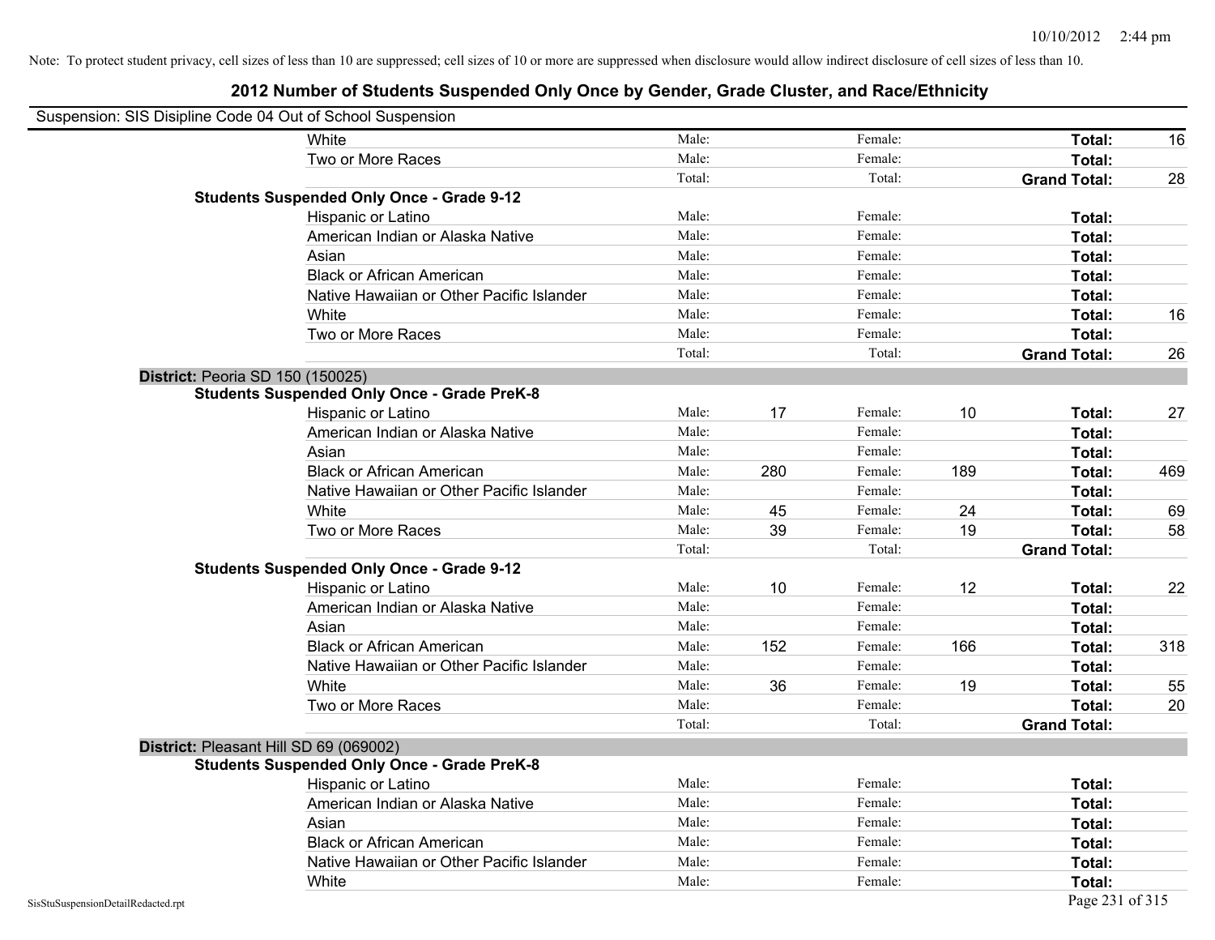Note: To protect student privacy, cell sizes of less than 10 are suppressed; cell sizes of 10 or more are suppressed when disclosure would allow indirect disclosure of cell sizes of less than 10.

# 2012 Number of Students Suspended Only Once by Gender, Grade Cluster, and Race/Ethnicity

Suspension: SIS Disipline Code 04 Out of School Suspension

| | | | | | | | |
|---|---|---|---|---|---|---|---|
| White | Male: | | Female: | | **Total:** | 16 |
| Two or More Races | Male: | | Female: | | **Total:** | |
| | Total: | | Total: | | **Grand Total:** | 28 |

**Students Suspended Only Once - Grade 9-12**

| | | | | | | |
|---|---|---|---|---|---|---|
| Hispanic or Latino | Male: | | Female: | | **Total:** | |
| American Indian or Alaska Native | Male: | | Female: | | **Total:** | |
| Asian | Male: | | Female: | | **Total:** | |
| Black or African American | Male: | | Female: | | **Total:** | |
| Native Hawaiian or Other Pacific Islander | Male: | | Female: | | **Total:** | |
| White | Male: | | Female: | | **Total:** | 16 |
| Two or More Races | Male: | | Female: | | **Total:** | |
| | Total: | | Total: | | **Grand Total:** | 26 |

**District:** Peoria SD 150 (150025)

**Students Suspended Only Once - Grade PreK-8**

| | | | | | | |
|---|---|---|---|---|---|---|
| Hispanic or Latino | Male: | 17 | Female: | 10 | **Total:** | 27 |
| American Indian or Alaska Native | Male: | | Female: | | **Total:** | |
| Asian | Male: | | Female: | | **Total:** | |
| Black or African American | Male: | 280 | Female: | 189 | **Total:** | 469 |
| Native Hawaiian or Other Pacific Islander | Male: | | Female: | | **Total:** | |
| White | Male: | 45 | Female: | 24 | **Total:** | 69 |
| Two or More Races | Male: | 39 | Female: | 19 | **Total:** | 58 |
| | Total: | | Total: | | **Grand Total:** | |

**Students Suspended Only Once - Grade 9-12**

| | | | | | | |
|---|---|---|---|---|---|---|
| Hispanic or Latino | Male: | 10 | Female: | 12 | **Total:** | 22 |
| American Indian or Alaska Native | Male: | | Female: | | **Total:** | |
| Asian | Male: | | Female: | | **Total:** | |
| Black or African American | Male: | 152 | Female: | 166 | **Total:** | 318 |
| Native Hawaiian or Other Pacific Islander | Male: | | Female: | | **Total:** | |
| White | Male: | 36 | Female: | 19 | **Total:** | 55 |
| Two or More Races | Male: | | Female: | | **Total:** | 20 |
| | Total: | | Total: | | **Grand Total:** | |

**District:** Pleasant Hill SD 69 (069002)

**Students Suspended Only Once - Grade PreK-8**

| | | | | | | |
|---|---|---|---|---|---|---|
| Hispanic or Latino | Male: | | Female: | | **Total:** | |
| American Indian or Alaska Native | Male: | | Female: | | **Total:** | |
| Asian | Male: | | Female: | | **Total:** | |
| Black or African American | Male: | | Female: | | **Total:** | |
| Native Hawaiian or Other Pacific Islander | Male: | | Female: | | **Total:** | |
| White | Male: | | Female: | | **Total:** | |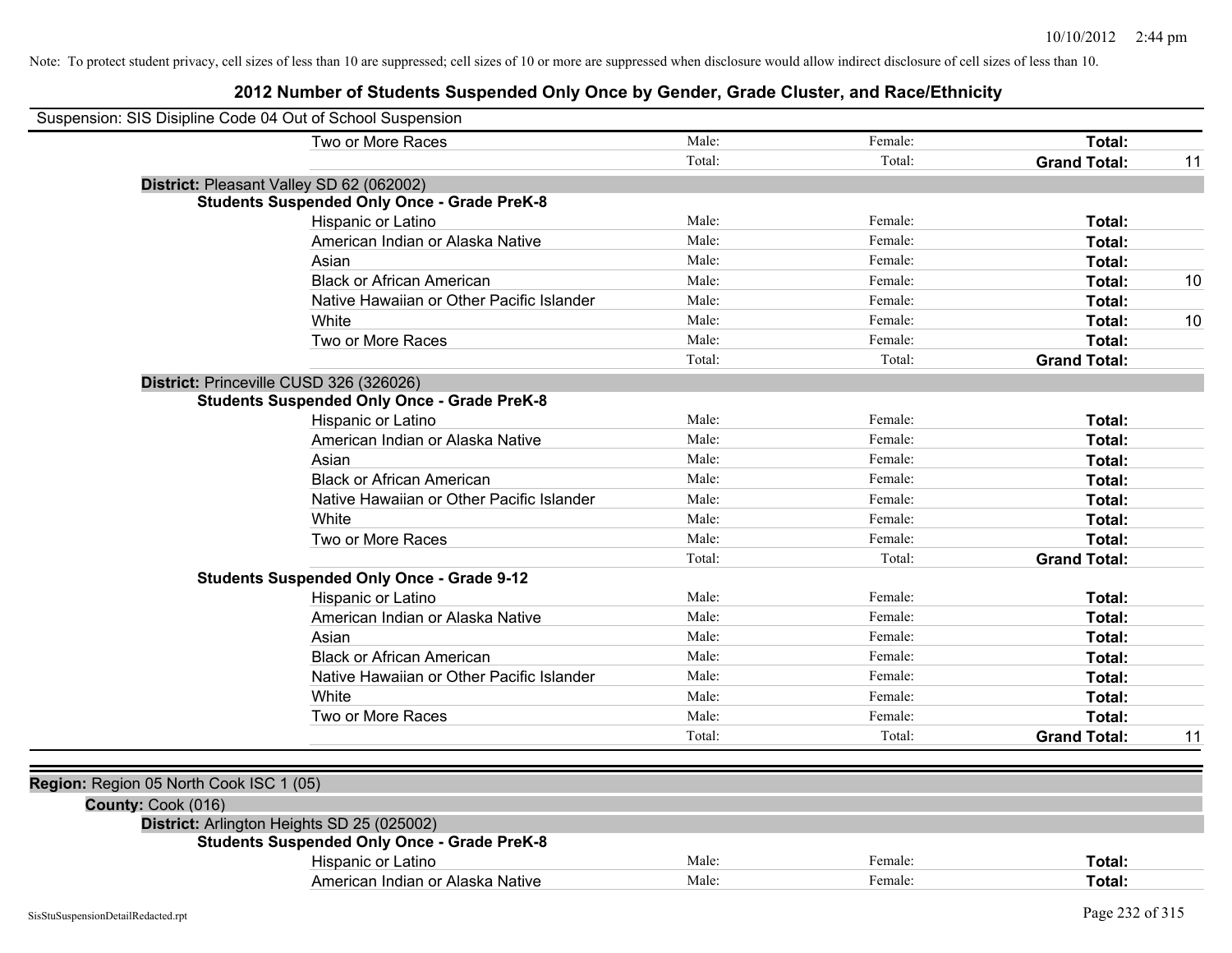Note: To protect student privacy, cell sizes of less than 10 are suppressed; cell sizes of 10 or more are suppressed when disclosure would allow indirect disclosure of cell sizes of less than 10.

## 2012 Number of Students Suspended Only Once by Gender, Grade Cluster, and Race/Ethnicity

Suspension: SIS Disipline Code 04 Out of School Suspension

| | | | | |
|---|---|---|---|---|
| Two or More Races | Male: | Female: | **Total:** | |
| | Total: | Total: | **Grand Total:** | 11 |

**District:** Pleasant Valley SD 62 (062002)

**Students Suspended Only Once - Grade PreK-8**

| | | | | |
|---|---|---|---|---|
| Hispanic or Latino | Male: | Female: | **Total:** | |
| American Indian or Alaska Native | Male: | Female: | **Total:** | |
| Asian | Male: | Female: | **Total:** | |
| Black or African American | Male: | Female: | **Total:** | 10 |
| Native Hawaiian or Other Pacific Islander | Male: | Female: | **Total:** | |
| White | Male: | Female: | **Total:** | 10 |
| Two or More Races | Male: | Female: | **Total:** | |
| | Total: | Total: | **Grand Total:** | |

**District:** Princeville CUSD 326 (326026)

**Students Suspended Only Once - Grade PreK-8**

| | | | | |
|---|---|---|---|---|
| Hispanic or Latino | Male: | Female: | **Total:** | |
| American Indian or Alaska Native | Male: | Female: | **Total:** | |
| Asian | Male: | Female: | **Total:** | |
| Black or African American | Male: | Female: | **Total:** | |
| Native Hawaiian or Other Pacific Islander | Male: | Female: | **Total:** | |
| White | Male: | Female: | **Total:** | |
| Two or More Races | Male: | Female: | **Total:** | |
| | Total: | Total: | **Grand Total:** | |

**Students Suspended Only Once - Grade 9-12**

| | | | | |
|---|---|---|---|---|
| Hispanic or Latino | Male: | Female: | **Total:** | |
| American Indian or Alaska Native | Male: | Female: | **Total:** | |
| Asian | Male: | Female: | **Total:** | |
| Black or African American | Male: | Female: | **Total:** | |
| Native Hawaiian or Other Pacific Islander | Male: | Female: | **Total:** | |
| White | Male: | Female: | **Total:** | |
| Two or More Races | Male: | Female: | **Total:** | |
| | Total: | Total: | **Grand Total:** | 11 |

**Region:** Region 05 North Cook ISC 1 (05)

**County:** Cook (016)

**District:** Arlington Heights SD 25 (025002)

**Students Suspended Only Once - Grade PreK-8**

| | | | | |
|---|---|---|---|---|
| Hispanic or Latino | Male: | Female: | **Total:** | |
| American Indian or Alaska Native | Male: | Female: | **Total:** | |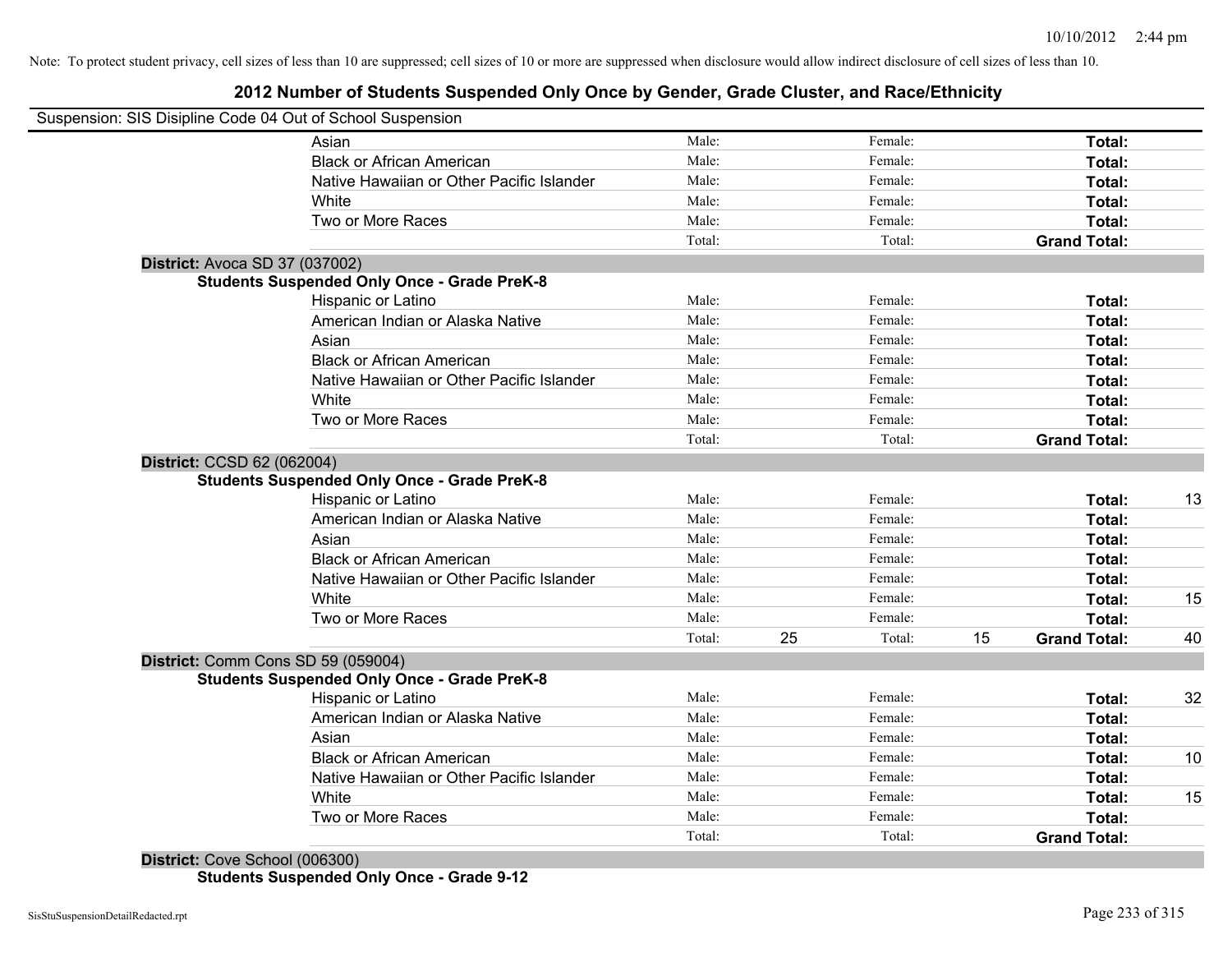Note: To protect student privacy, cell sizes of less than 10 are suppressed; cell sizes of 10 or more are suppressed when disclosure would allow indirect disclosure of cell sizes of less than 10.

## 2012 Number of Students Suspended Only Once by Gender, Grade Cluster, and Race/Ethnicity

Suspension: SIS Disipline Code 04 Out of School Suspension

| | Male: | | Female: | | | |
|---|---|---|---|---|---|---|
| Asian | Male: | | Female: | | **Total:** | |
| Black or African American | Male: | | Female: | | **Total:** | |
| Native Hawaiian or Other Pacific Islander | Male: | | Female: | | **Total:** | |
| White | Male: | | Female: | | **Total:** | |
| Two or More Races | Male: | | Female: | | **Total:** | |
| | Total: | | Total: | | **Grand Total:** | |

**District:** Avoca SD 37 (037002)

**Students Suspended Only Once - Grade PreK-8**

| | | | | | | |
|---|---|---|---|---|---|---|
| Hispanic or Latino | Male: | | Female: | | **Total:** | |
| American Indian or Alaska Native | Male: | | Female: | | **Total:** | |
| Asian | Male: | | Female: | | **Total:** | |
| Black or African American | Male: | | Female: | | **Total:** | |
| Native Hawaiian or Other Pacific Islander | Male: | | Female: | | **Total:** | |
| White | Male: | | Female: | | **Total:** | |
| Two or More Races | Male: | | Female: | | **Total:** | |
| | Total: | | Total: | | **Grand Total:** | |

**District:** CCSD 62 (062004)

**Students Suspended Only Once - Grade PreK-8**

| | | | | | | |
|---|---|---|---|---|---|---|
| Hispanic or Latino | Male: | | Female: | | **Total:** | 13 |
| American Indian or Alaska Native | Male: | | Female: | | **Total:** | |
| Asian | Male: | | Female: | | **Total:** | |
| Black or African American | Male: | | Female: | | **Total:** | |
| Native Hawaiian or Other Pacific Islander | Male: | | Female: | | **Total:** | |
| White | Male: | | Female: | | **Total:** | 15 |
| Two or More Races | Male: | | Female: | | **Total:** | |
| | Total: | 25 | Total: | 15 | **Grand Total:** | 40 |

**District:** Comm Cons SD 59 (059004)

**Students Suspended Only Once - Grade PreK-8**

| | | | | | | |
|---|---|---|---|---|---|---|
| Hispanic or Latino | Male: | | Female: | | **Total:** | 32 |
| American Indian or Alaska Native | Male: | | Female: | | **Total:** | |
| Asian | Male: | | Female: | | **Total:** | |
| Black or African American | Male: | | Female: | | **Total:** | 10 |
| Native Hawaiian or Other Pacific Islander | Male: | | Female: | | **Total:** | |
| White | Male: | | Female: | | **Total:** | 15 |
| Two or More Races | Male: | | Female: | | **Total:** | |
| | Total: | | Total: | | **Grand Total:** | |

**District:** Cove School (006300)

**Students Suspended Only Once - Grade 9-12**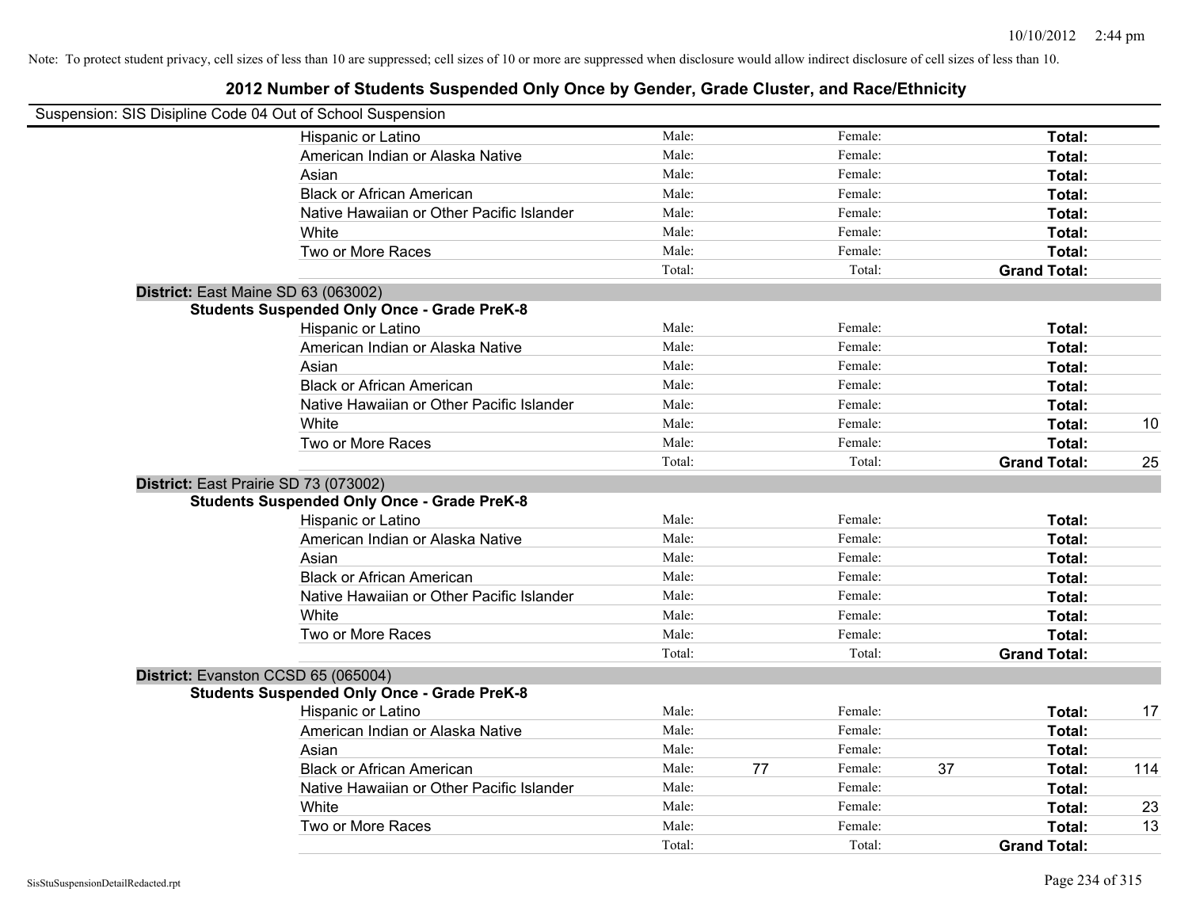Note: To protect student privacy, cell sizes of less than 10 are suppressed; cell sizes of 10 or more are suppressed when disclosure would allow indirect disclosure of cell sizes of less than 10.

## 2012 Number of Students Suspended Only Once by Gender, Grade Cluster, and Race/Ethnicity

Suspension: SIS Disipline Code 04 Out of School Suspension

| | Male: | | Female: | | | |
|---|---|---|---|---|---|---|
| Hispanic or Latino | Male: | | Female: | | Total: | |
| American Indian or Alaska Native | Male: | | Female: | | Total: | |
| Asian | Male: | | Female: | | Total: | |
| Black or African American | Male: | | Female: | | Total: | |
| Native Hawaiian or Other Pacific Islander | Male: | | Female: | | Total: | |
| White | Male: | | Female: | | Total: | |
| Two or More Races | Male: | | Female: | | Total: | |
| | Total: | | Total: | | Grand Total: | |

**District:** East Maine SD 63 (063002)

**Students Suspended Only Once - Grade PreK-8**

| | | | | | | |
|---|---|---|---|---|---|---|
| Hispanic or Latino | Male: | | Female: | | Total: | |
| American Indian or Alaska Native | Male: | | Female: | | Total: | |
| Asian | Male: | | Female: | | Total: | |
| Black or African American | Male: | | Female: | | Total: | |
| Native Hawaiian or Other Pacific Islander | Male: | | Female: | | Total: | |
| White | Male: | | Female: | | Total: | 10 |
| Two or More Races | Male: | | Female: | | Total: | |
| | Total: | | Total: | | Grand Total: | 25 |

**District:** East Prairie SD 73 (073002)

**Students Suspended Only Once - Grade PreK-8**

| | | | | | | |
|---|---|---|---|---|---|---|
| Hispanic or Latino | Male: | | Female: | | Total: | |
| American Indian or Alaska Native | Male: | | Female: | | Total: | |
| Asian | Male: | | Female: | | Total: | |
| Black or African American | Male: | | Female: | | Total: | |
| Native Hawaiian or Other Pacific Islander | Male: | | Female: | | Total: | |
| White | Male: | | Female: | | Total: | |
| Two or More Races | Male: | | Female: | | Total: | |
| | Total: | | Total: | | Grand Total: | |

**District:** Evanston CCSD 65 (065004)

**Students Suspended Only Once - Grade PreK-8**

| | | | | | | |
|---|---|---|---|---|---|---|
| Hispanic or Latino | Male: | | Female: | | Total: | 17 |
| American Indian or Alaska Native | Male: | | Female: | | Total: | |
| Asian | Male: | | Female: | | Total: | |
| Black or African American | Male: | 77 | Female: | 37 | Total: | 114 |
| Native Hawaiian or Other Pacific Islander | Male: | | Female: | | Total: | |
| White | Male: | | Female: | | Total: | 23 |
| Two or More Races | Male: | | Female: | | Total: | 13 |
| | Total: | | Total: | | Grand Total: | |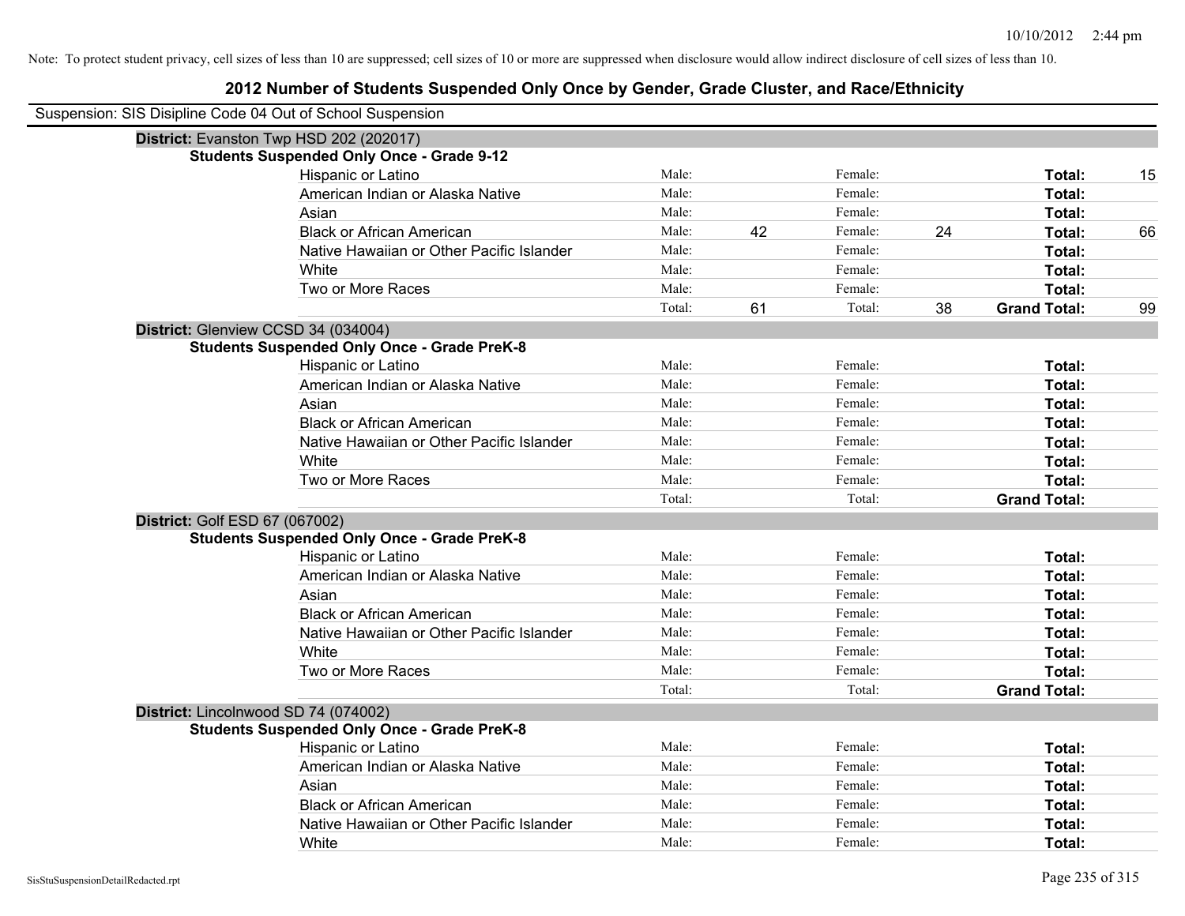Note: To protect student privacy, cell sizes of less than 10 are suppressed; cell sizes of 10 or more are suppressed when disclosure would allow indirect disclosure of cell sizes of less than 10.

# 2012 Number of Students Suspended Only Once by Gender, Grade Cluster, and Race/Ethnicity

Suspension: SIS Disipline Code 04 Out of School Suspension

## District: Evanston Twp HSD 202 (202017)

### Students Suspended Only Once - Grade 9-12

| Race/Ethnicity | Male: | | Female: | | Total: | |
|---|---|---|---|---|---|---|
| Hispanic or Latino | Male: | | Female: | | **Total:** | 15 |
| American Indian or Alaska Native | Male: | | Female: | | **Total:** | |
| Asian | Male: | | Female: | | **Total:** | |
| Black or African American | Male: | 42 | Female: | 24 | **Total:** | 66 |
| Native Hawaiian or Other Pacific Islander | Male: | | Female: | | **Total:** | |
| White | Male: | | Female: | | **Total:** | |
| Two or More Races | Male: | | Female: | | **Total:** | |
| | Total: | 61 | Total: | 38 | **Grand Total:** | 99 |

## District: Glenview CCSD 34 (034004)

### Students Suspended Only Once - Grade PreK-8

| Race/Ethnicity | Male: | | Female: | | Total: | |
|---|---|---|---|---|---|---|
| Hispanic or Latino | Male: | | Female: | | **Total:** | |
| American Indian or Alaska Native | Male: | | Female: | | **Total:** | |
| Asian | Male: | | Female: | | **Total:** | |
| Black or African American | Male: | | Female: | | **Total:** | |
| Native Hawaiian or Other Pacific Islander | Male: | | Female: | | **Total:** | |
| White | Male: | | Female: | | **Total:** | |
| Two or More Races | Male: | | Female: | | **Total:** | |
| | Total: | | Total: | | **Grand Total:** | |

## District: Golf ESD 67 (067002)

### Students Suspended Only Once - Grade PreK-8

| Race/Ethnicity | Male: | | Female: | | Total: | |
|---|---|---|---|---|---|---|
| Hispanic or Latino | Male: | | Female: | | **Total:** | |
| American Indian or Alaska Native | Male: | | Female: | | **Total:** | |
| Asian | Male: | | Female: | | **Total:** | |
| Black or African American | Male: | | Female: | | **Total:** | |
| Native Hawaiian or Other Pacific Islander | Male: | | Female: | | **Total:** | |
| White | Male: | | Female: | | **Total:** | |
| Two or More Races | Male: | | Female: | | **Total:** | |
| | Total: | | Total: | | **Grand Total:** | |

## District: Lincolnwood SD 74 (074002)

### Students Suspended Only Once - Grade PreK-8

| Race/Ethnicity | Male: | | Female: | | Total: | |
|---|---|---|---|---|---|---|
| Hispanic or Latino | Male: | | Female: | | **Total:** | |
| American Indian or Alaska Native | Male: | | Female: | | **Total:** | |
| Asian | Male: | | Female: | | **Total:** | |
| Black or African American | Male: | | Female: | | **Total:** | |
| Native Hawaiian or Other Pacific Islander | Male: | | Female: | | **Total:** | |
| White | Male: | | Female: | | **Total:** | |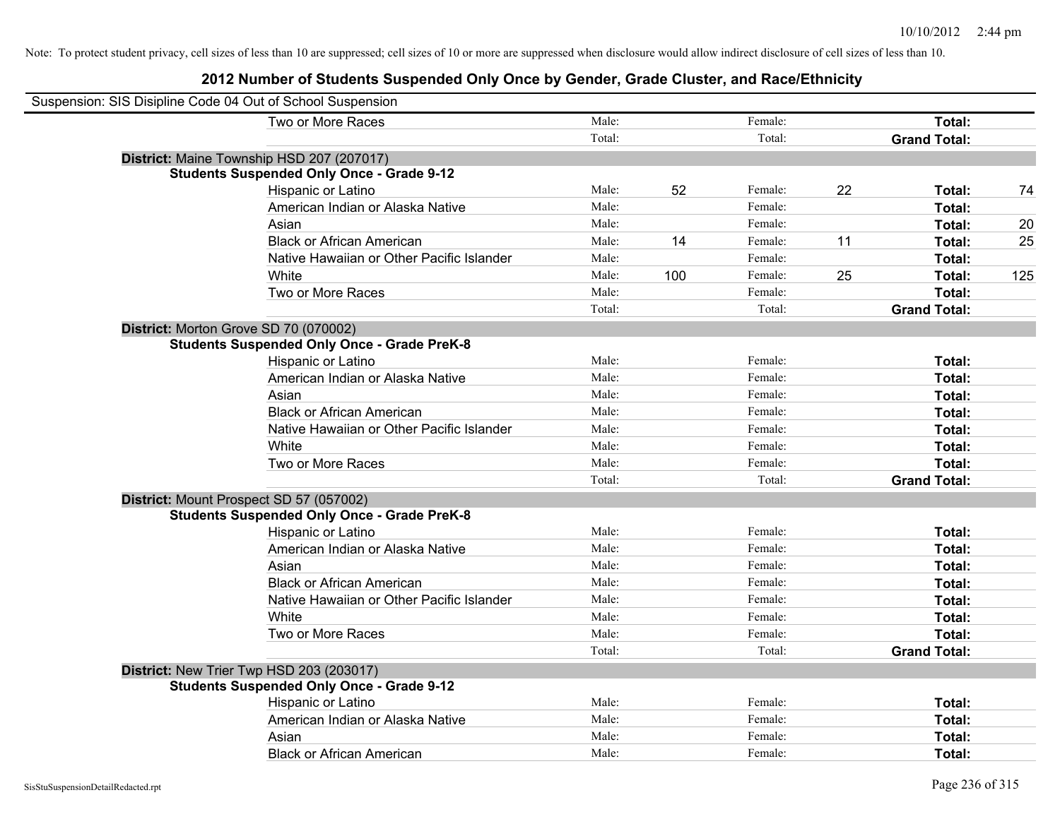Note: To protect student privacy, cell sizes of less than 10 are suppressed; cell sizes of 10 or more are suppressed when disclosure would allow indirect disclosure of cell sizes of less than 10.

## 2012 Number of Students Suspended Only Once by Gender, Grade Cluster, and Race/Ethnicity

Suspension: SIS Disipline Code 04 Out of School Suspension

| | | | | | | |
|---|---|---|---|---|---|---|
| Two or More Races | Male: | | Female: | | **Total:** | |
| | Total: | | Total: | | **Grand Total:** | |

**District:** Maine Township HSD 207 (207017)

**Students Suspended Only Once - Grade 9-12**

| | | | | | | |
|---|---|---|---|---|---|---|
| Hispanic or Latino | Male: | 52 | Female: | 22 | **Total:** | 74 |
| American Indian or Alaska Native | Male: | | Female: | | **Total:** | |
| Asian | Male: | | Female: | | **Total:** | 20 |
| Black or African American | Male: | 14 | Female: | 11 | **Total:** | 25 |
| Native Hawaiian or Other Pacific Islander | Male: | | Female: | | **Total:** | |
| White | Male: | 100 | Female: | 25 | **Total:** | 125 |
| Two or More Races | Male: | | Female: | | **Total:** | |
| | Total: | | Total: | | **Grand Total:** | |

**District:** Morton Grove SD 70 (070002)

**Students Suspended Only Once - Grade PreK-8**

| | | | | | | |
|---|---|---|---|---|---|---|
| Hispanic or Latino | Male: | | Female: | | **Total:** | |
| American Indian or Alaska Native | Male: | | Female: | | **Total:** | |
| Asian | Male: | | Female: | | **Total:** | |
| Black or African American | Male: | | Female: | | **Total:** | |
| Native Hawaiian or Other Pacific Islander | Male: | | Female: | | **Total:** | |
| White | Male: | | Female: | | **Total:** | |
| Two or More Races | Male: | | Female: | | **Total:** | |
| | Total: | | Total: | | **Grand Total:** | |

**District:** Mount Prospect SD 57 (057002)

**Students Suspended Only Once - Grade PreK-8**

| | | | | | | |
|---|---|---|---|---|---|---|
| Hispanic or Latino | Male: | | Female: | | **Total:** | |
| American Indian or Alaska Native | Male: | | Female: | | **Total:** | |
| Asian | Male: | | Female: | | **Total:** | |
| Black or African American | Male: | | Female: | | **Total:** | |
| Native Hawaiian or Other Pacific Islander | Male: | | Female: | | **Total:** | |
| White | Male: | | Female: | | **Total:** | |
| Two or More Races | Male: | | Female: | | **Total:** | |
| | Total: | | Total: | | **Grand Total:** | |

**District:** New Trier Twp HSD 203 (203017)

**Students Suspended Only Once - Grade 9-12**

| | | | | | | |
|---|---|---|---|---|---|---|
| Hispanic or Latino | Male: | | Female: | | **Total:** | |
| American Indian or Alaska Native | Male: | | Female: | | **Total:** | |
| Asian | Male: | | Female: | | **Total:** | |
| Black or African American | Male: | | Female: | | **Total:** | |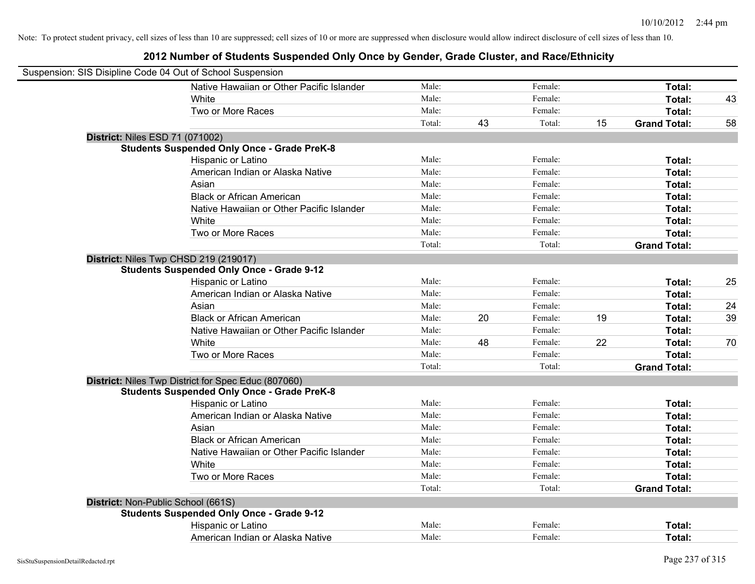Note: To protect student privacy, cell sizes of less than 10 are suppressed; cell sizes of 10 or more are suppressed when disclosure would allow indirect disclosure of cell sizes of less than 10.

# 2012 Number of Students Suspended Only Once by Gender, Grade Cluster, and Race/Ethnicity

Suspension: SIS Disipline Code 04 Out of School Suspension

| | | | | | | |
|---|---|---|---|---|---|---|
| Native Hawaiian or Other Pacific Islander | Male: | | Female: | | **Total:** | |
| White | Male: | | Female: | | **Total:** | 43 |
| Two or More Races | Male: | | Female: | | **Total:** | |
| | Total: | 43 | Total: | 15 | **Grand Total:** | 58 |

**District:** Niles ESD 71 (071002)

**Students Suspended Only Once - Grade PreK-8**

| | | | | | | |
|---|---|---|---|---|---|---|
| Hispanic or Latino | Male: | | Female: | | **Total:** | |
| American Indian or Alaska Native | Male: | | Female: | | **Total:** | |
| Asian | Male: | | Female: | | **Total:** | |
| Black or African American | Male: | | Female: | | **Total:** | |
| Native Hawaiian or Other Pacific Islander | Male: | | Female: | | **Total:** | |
| White | Male: | | Female: | | **Total:** | |
| Two or More Races | Male: | | Female: | | **Total:** | |
| | Total: | | Total: | | **Grand Total:** | |

**District:** Niles Twp CHSD 219 (219017)

**Students Suspended Only Once - Grade 9-12**

| | | | | | | |
|---|---|---|---|---|---|---|
| Hispanic or Latino | Male: | | Female: | | **Total:** | 25 |
| American Indian or Alaska Native | Male: | | Female: | | **Total:** | |
| Asian | Male: | | Female: | | **Total:** | 24 |
| Black or African American | Male: | 20 | Female: | 19 | **Total:** | 39 |
| Native Hawaiian or Other Pacific Islander | Male: | | Female: | | **Total:** | |
| White | Male: | 48 | Female: | 22 | **Total:** | 70 |
| Two or More Races | Male: | | Female: | | **Total:** | |
| | Total: | | Total: | | **Grand Total:** | |

**District:** Niles Twp District for Spec Educ (807060)

**Students Suspended Only Once - Grade PreK-8**

| | | | | | | |
|---|---|---|---|---|---|---|
| Hispanic or Latino | Male: | | Female: | | **Total:** | |
| American Indian or Alaska Native | Male: | | Female: | | **Total:** | |
| Asian | Male: | | Female: | | **Total:** | |
| Black or African American | Male: | | Female: | | **Total:** | |
| Native Hawaiian or Other Pacific Islander | Male: | | Female: | | **Total:** | |
| White | Male: | | Female: | | **Total:** | |
| Two or More Races | Male: | | Female: | | **Total:** | |
| | Total: | | Total: | | **Grand Total:** | |

**District:** Non-Public School (661S)

**Students Suspended Only Once - Grade 9-12**

| | | | | | | |
|---|---|---|---|---|---|---|
| Hispanic or Latino | Male: | | Female: | | **Total:** | |
| American Indian or Alaska Native | Male: | | Female: | | **Total:** | |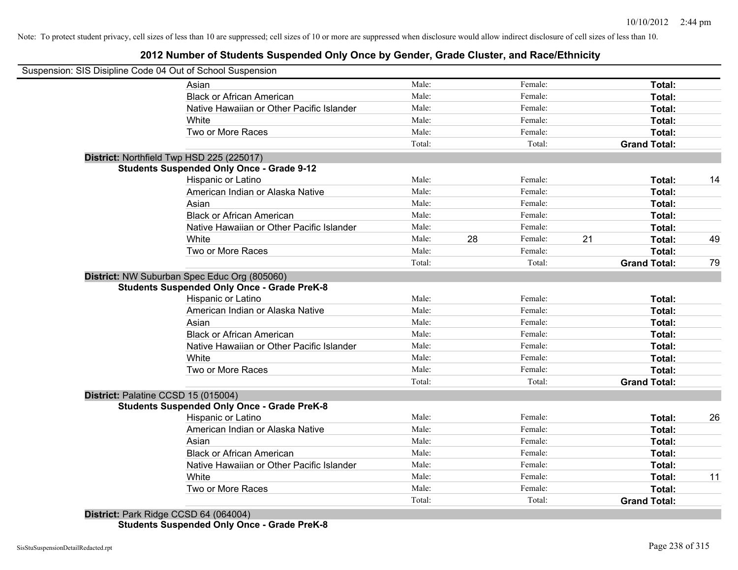Note: To protect student privacy, cell sizes of less than 10 are suppressed; cell sizes of 10 or more are suppressed when disclosure would allow indirect disclosure of cell sizes of less than 10.

# 2012 Number of Students Suspended Only Once by Gender, Grade Cluster, and Race/Ethnicity

Suspension: SIS Disipline Code 04 Out of School Suspension

| | | | | | | |
|---|---|---|---|---|---|---|
| Asian | Male: | | Female: | | **Total:** | |
| Black or African American | Male: | | Female: | | **Total:** | |
| Native Hawaiian or Other Pacific Islander | Male: | | Female: | | **Total:** | |
| White | Male: | | Female: | | **Total:** | |
| Two or More Races | Male: | | Female: | | **Total:** | |
| | Total: | | Total: | | **Grand Total:** | |

**District:** Northfield Twp HSD 225 (225017)

**Students Suspended Only Once - Grade 9-12**

| | | | | | | |
|---|---|---|---|---|---|---|
| Hispanic or Latino | Male: | | Female: | | **Total:** | 14 |
| American Indian or Alaska Native | Male: | | Female: | | **Total:** | |
| Asian | Male: | | Female: | | **Total:** | |
| Black or African American | Male: | | Female: | | **Total:** | |
| Native Hawaiian or Other Pacific Islander | Male: | | Female: | | **Total:** | |
| White | Male: | 28 | Female: | 21 | **Total:** | 49 |
| Two or More Races | Male: | | Female: | | **Total:** | |
| | Total: | | Total: | | **Grand Total:** | 79 |

**District:** NW Suburban Spec Educ Org (805060)

**Students Suspended Only Once - Grade PreK-8**

| | | | | | | |
|---|---|---|---|---|---|---|
| Hispanic or Latino | Male: | | Female: | | **Total:** | |
| American Indian or Alaska Native | Male: | | Female: | | **Total:** | |
| Asian | Male: | | Female: | | **Total:** | |
| Black or African American | Male: | | Female: | | **Total:** | |
| Native Hawaiian or Other Pacific Islander | Male: | | Female: | | **Total:** | |
| White | Male: | | Female: | | **Total:** | |
| Two or More Races | Male: | | Female: | | **Total:** | |
| | Total: | | Total: | | **Grand Total:** | |

**District:** Palatine CCSD 15 (015004)

**Students Suspended Only Once - Grade PreK-8**

| | | | | | | |
|---|---|---|---|---|---|---|
| Hispanic or Latino | Male: | | Female: | | **Total:** | 26 |
| American Indian or Alaska Native | Male: | | Female: | | **Total:** | |
| Asian | Male: | | Female: | | **Total:** | |
| Black or African American | Male: | | Female: | | **Total:** | |
| Native Hawaiian or Other Pacific Islander | Male: | | Female: | | **Total:** | |
| White | Male: | | Female: | | **Total:** | 11 |
| Two or More Races | Male: | | Female: | | **Total:** | |
| | Total: | | Total: | | **Grand Total:** | |

**District:** Park Ridge CCSD 64 (064004)

**Students Suspended Only Once - Grade PreK-8**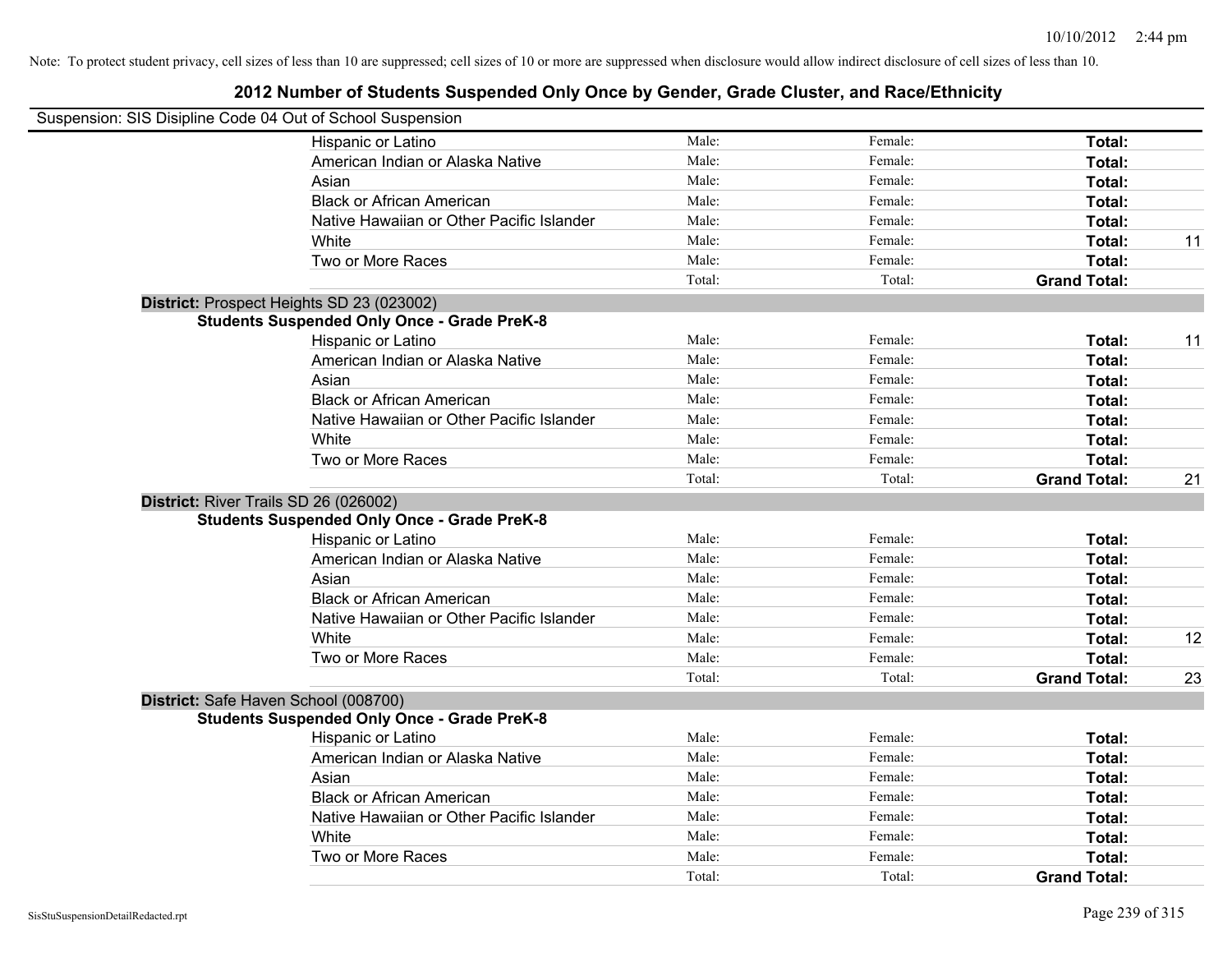Note: To protect student privacy, cell sizes of less than 10 are suppressed; cell sizes of 10 or more are suppressed when disclosure would allow indirect disclosure of cell sizes of less than 10.

# 2012 Number of Students Suspended Only Once by Gender, Grade Cluster, and Race/Ethnicity

Suspension: SIS Disipline Code 04 Out of School Suspension

| | | | | |
|---|---|---|---|---|
| Hispanic or Latino | Male: | Female: | **Total:** | |
| American Indian or Alaska Native | Male: | Female: | **Total:** | |
| Asian | Male: | Female: | **Total:** | |
| Black or African American | Male: | Female: | **Total:** | |
| Native Hawaiian or Other Pacific Islander | Male: | Female: | **Total:** | |
| White | Male: | Female: | **Total:** | 11 |
| Two or More Races | Male: | Female: | **Total:** | |
| | Total: | Total: | **Grand Total:** | |

**District:** Prospect Heights SD 23 (023002)

**Students Suspended Only Once - Grade PreK-8**

| | | | | |
|---|---|---|---|---|
| Hispanic or Latino | Male: | Female: | **Total:** | 11 |
| American Indian or Alaska Native | Male: | Female: | **Total:** | |
| Asian | Male: | Female: | **Total:** | |
| Black or African American | Male: | Female: | **Total:** | |
| Native Hawaiian or Other Pacific Islander | Male: | Female: | **Total:** | |
| White | Male: | Female: | **Total:** | |
| Two or More Races | Male: | Female: | **Total:** | |
| | Total: | Total: | **Grand Total:** | 21 |

**District:** River Trails SD 26 (026002)

**Students Suspended Only Once - Grade PreK-8**

| | | | | |
|---|---|---|---|---|
| Hispanic or Latino | Male: | Female: | **Total:** | |
| American Indian or Alaska Native | Male: | Female: | **Total:** | |
| Asian | Male: | Female: | **Total:** | |
| Black or African American | Male: | Female: | **Total:** | |
| Native Hawaiian or Other Pacific Islander | Male: | Female: | **Total:** | |
| White | Male: | Female: | **Total:** | 12 |
| Two or More Races | Male: | Female: | **Total:** | |
| | Total: | Total: | **Grand Total:** | 23 |

**District:** Safe Haven School (008700)

**Students Suspended Only Once - Grade PreK-8**

| | | | | |
|---|---|---|---|---|
| Hispanic or Latino | Male: | Female: | **Total:** | |
| American Indian or Alaska Native | Male: | Female: | **Total:** | |
| Asian | Male: | Female: | **Total:** | |
| Black or African American | Male: | Female: | **Total:** | |
| Native Hawaiian or Other Pacific Islander | Male: | Female: | **Total:** | |
| White | Male: | Female: | **Total:** | |
| Two or More Races | Male: | Female: | **Total:** | |
| | Total: | Total: | **Grand Total:** | |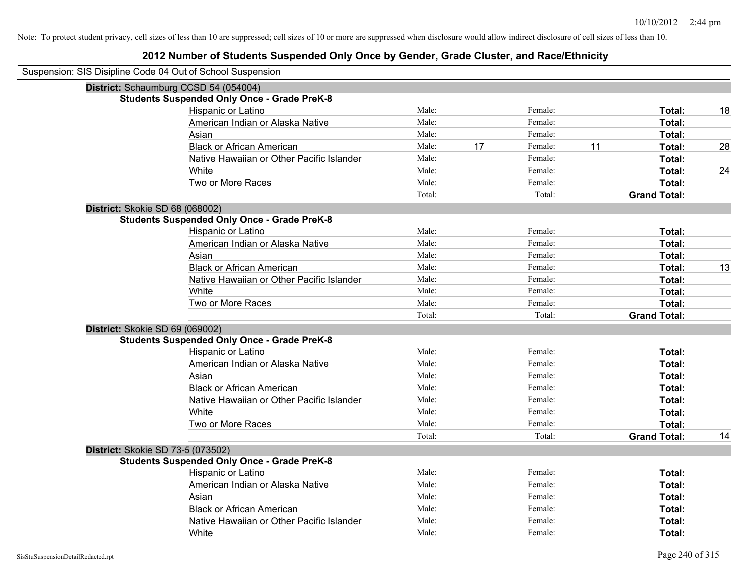Note: To protect student privacy, cell sizes of less than 10 are suppressed; cell sizes of 10 or more are suppressed when disclosure would allow indirect disclosure of cell sizes of less than 10.

# 2012 Number of Students Suspended Only Once by Gender, Grade Cluster, and Race/Ethnicity

Suspension: SIS Disipline Code 04 Out of School Suspension

## District: Schaumburg CCSD 54 (054004)

### Students Suspended Only Once - Grade PreK-8

| Race/Ethnicity | | | | | | |
|---|---|---|---|---|---|---|
| Hispanic or Latino | Male: | | Female: | | **Total:** | 18 |
| American Indian or Alaska Native | Male: | | Female: | | **Total:** | |
| Asian | Male: | | Female: | | **Total:** | |
| Black or African American | Male: | 17 | Female: | 11 | **Total:** | 28 |
| Native Hawaiian or Other Pacific Islander | Male: | | Female: | | **Total:** | |
| White | Male: | | Female: | | **Total:** | 24 |
| Two or More Races | Male: | | Female: | | **Total:** | |
| | Total: | | Total: | | **Grand Total:** | |

## District: Skokie SD 68 (068002)

### Students Suspended Only Once - Grade PreK-8

| Race/Ethnicity | | | | | | |
|---|---|---|---|---|---|---|
| Hispanic or Latino | Male: | | Female: | | **Total:** | |
| American Indian or Alaska Native | Male: | | Female: | | **Total:** | |
| Asian | Male: | | Female: | | **Total:** | |
| Black or African American | Male: | | Female: | | **Total:** | 13 |
| Native Hawaiian or Other Pacific Islander | Male: | | Female: | | **Total:** | |
| White | Male: | | Female: | | **Total:** | |
| Two or More Races | Male: | | Female: | | **Total:** | |
| | Total: | | Total: | | **Grand Total:** | |

## District: Skokie SD 69 (069002)

### Students Suspended Only Once - Grade PreK-8

| Race/Ethnicity | | | | | | |
|---|---|---|---|---|---|---|
| Hispanic or Latino | Male: | | Female: | | **Total:** | |
| American Indian or Alaska Native | Male: | | Female: | | **Total:** | |
| Asian | Male: | | Female: | | **Total:** | |
| Black or African American | Male: | | Female: | | **Total:** | |
| Native Hawaiian or Other Pacific Islander | Male: | | Female: | | **Total:** | |
| White | Male: | | Female: | | **Total:** | |
| Two or More Races | Male: | | Female: | | **Total:** | |
| | Total: | | Total: | | **Grand Total:** | 14 |

## District: Skokie SD 73-5 (073502)

### Students Suspended Only Once - Grade PreK-8

| Race/Ethnicity | | | | | | |
|---|---|---|---|---|---|---|
| Hispanic or Latino | Male: | | Female: | | **Total:** | |
| American Indian or Alaska Native | Male: | | Female: | | **Total:** | |
| Asian | Male: | | Female: | | **Total:** | |
| Black or African American | Male: | | Female: | | **Total:** | |
| Native Hawaiian or Other Pacific Islander | Male: | | Female: | | **Total:** | |
| White | Male: | | Female: | | **Total:** | |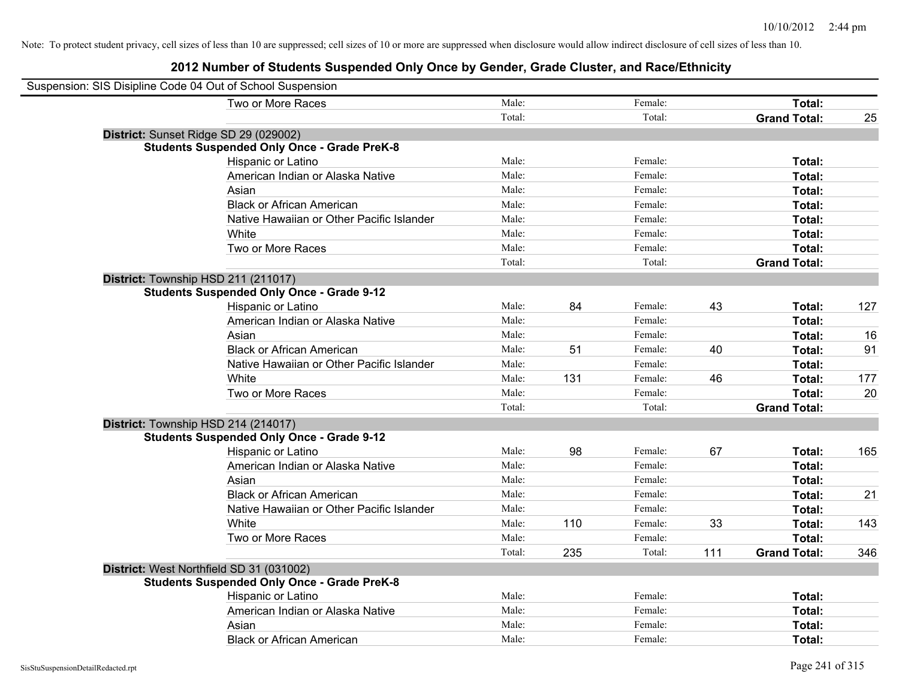Note: To protect student privacy, cell sizes of less than 10 are suppressed; cell sizes of 10 or more are suppressed when disclosure would allow indirect disclosure of cell sizes of less than 10.

## 2012 Number of Students Suspended Only Once by Gender, Grade Cluster, and Race/Ethnicity

Suspension: SIS Disipline Code 04 Out of School Suspension

| | | | | | | |
|---|---|---|---|---|---|---|
| Two or More Races | Male: | | Female: | | **Total:** | |
| | Total: | | Total: | | **Grand Total:** | 25 |

**District:** Sunset Ridge SD 29 (029002)

**Students Suspended Only Once - Grade PreK-8**

| | | | | | | |
|---|---|---|---|---|---|---|
| Hispanic or Latino | Male: | | Female: | | **Total:** | |
| American Indian or Alaska Native | Male: | | Female: | | **Total:** | |
| Asian | Male: | | Female: | | **Total:** | |
| Black or African American | Male: | | Female: | | **Total:** | |
| Native Hawaiian or Other Pacific Islander | Male: | | Female: | | **Total:** | |
| White | Male: | | Female: | | **Total:** | |
| Two or More Races | Male: | | Female: | | **Total:** | |
| | Total: | | Total: | | **Grand Total:** | |

**District:** Township HSD 211 (211017)

**Students Suspended Only Once - Grade 9-12**

| | | | | | | |
|---|---|---|---|---|---|---|
| Hispanic or Latino | Male: | 84 | Female: | 43 | **Total:** | 127 |
| American Indian or Alaska Native | Male: | | Female: | | **Total:** | |
| Asian | Male: | | Female: | | **Total:** | 16 |
| Black or African American | Male: | 51 | Female: | 40 | **Total:** | 91 |
| Native Hawaiian or Other Pacific Islander | Male: | | Female: | | **Total:** | |
| White | Male: | 131 | Female: | 46 | **Total:** | 177 |
| Two or More Races | Male: | | Female: | | **Total:** | 20 |
| | Total: | | Total: | | **Grand Total:** | |

**District:** Township HSD 214 (214017)

**Students Suspended Only Once - Grade 9-12**

| | | | | | | |
|---|---|---|---|---|---|---|
| Hispanic or Latino | Male: | 98 | Female: | 67 | **Total:** | 165 |
| American Indian or Alaska Native | Male: | | Female: | | **Total:** | |
| Asian | Male: | | Female: | | **Total:** | |
| Black or African American | Male: | | Female: | | **Total:** | 21 |
| Native Hawaiian or Other Pacific Islander | Male: | | Female: | | **Total:** | |
| White | Male: | 110 | Female: | 33 | **Total:** | 143 |
| Two or More Races | Male: | | Female: | | **Total:** | |
| | Total: | 235 | Total: | 111 | **Grand Total:** | 346 |

**District:** West Northfield SD 31 (031002)

**Students Suspended Only Once - Grade PreK-8**

| | | | | | | |
|---|---|---|---|---|---|---|
| Hispanic or Latino | Male: | | Female: | | **Total:** | |
| American Indian or Alaska Native | Male: | | Female: | | **Total:** | |
| Asian | Male: | | Female: | | **Total:** | |
| Black or African American | Male: | | Female: | | **Total:** | |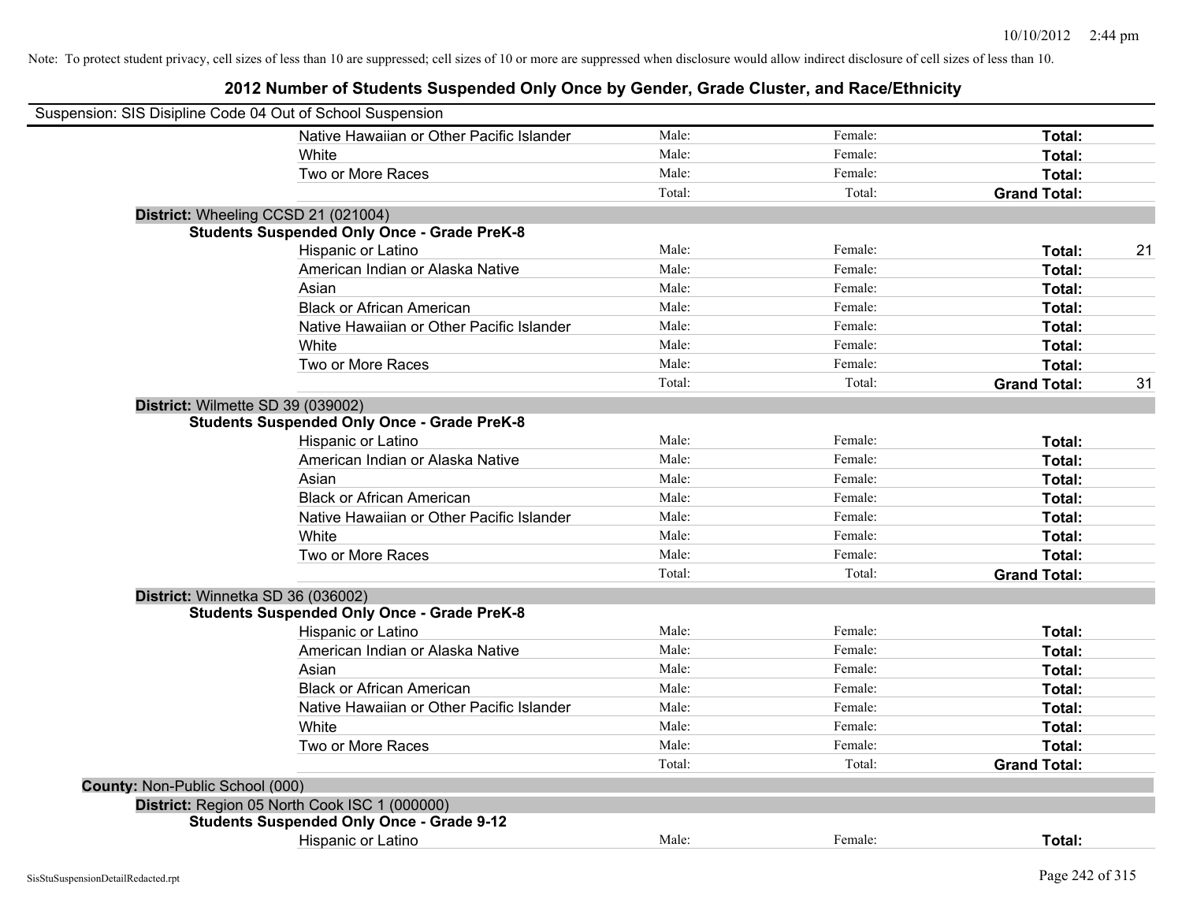Note: To protect student privacy, cell sizes of less than 10 are suppressed; cell sizes of 10 or more are suppressed when disclosure would allow indirect disclosure of cell sizes of less than 10.

## 2012 Number of Students Suspended Only Once by Gender, Grade Cluster, and Race/Ethnicity

Suspension: SIS Disipline Code 04 Out of School Suspension

| | | | | |
|---|---|---|---|---|
| Native Hawaiian or Other Pacific Islander | Male: | Female: | **Total:** | |
| White | Male: | Female: | **Total:** | |
| Two or More Races | Male: | Female: | **Total:** | |
| | Total: | Total: | **Grand Total:** | |

**District:** Wheeling CCSD 21 (021004)

**Students Suspended Only Once - Grade PreK-8**

| | | | | |
|---|---|---|---|---|
| Hispanic or Latino | Male: | Female: | **Total:** | 21 |
| American Indian or Alaska Native | Male: | Female: | **Total:** | |
| Asian | Male: | Female: | **Total:** | |
| Black or African American | Male: | Female: | **Total:** | |
| Native Hawaiian or Other Pacific Islander | Male: | Female: | **Total:** | |
| White | Male: | Female: | **Total:** | |
| Two or More Races | Male: | Female: | **Total:** | |
| | Total: | Total: | **Grand Total:** | 31 |

**District:** Wilmette SD 39 (039002)

**Students Suspended Only Once - Grade PreK-8**

| | | | | |
|---|---|---|---|---|
| Hispanic or Latino | Male: | Female: | **Total:** | |
| American Indian or Alaska Native | Male: | Female: | **Total:** | |
| Asian | Male: | Female: | **Total:** | |
| Black or African American | Male: | Female: | **Total:** | |
| Native Hawaiian or Other Pacific Islander | Male: | Female: | **Total:** | |
| White | Male: | Female: | **Total:** | |
| Two or More Races | Male: | Female: | **Total:** | |
| | Total: | Total: | **Grand Total:** | |

**District:** Winnetka SD 36 (036002)

**Students Suspended Only Once - Grade PreK-8**

| | | | | |
|---|---|---|---|---|
| Hispanic or Latino | Male: | Female: | **Total:** | |
| American Indian or Alaska Native | Male: | Female: | **Total:** | |
| Asian | Male: | Female: | **Total:** | |
| Black or African American | Male: | Female: | **Total:** | |
| Native Hawaiian or Other Pacific Islander | Male: | Female: | **Total:** | |
| White | Male: | Female: | **Total:** | |
| Two or More Races | Male: | Female: | **Total:** | |
| | Total: | Total: | **Grand Total:** | |

**County:** Non-Public School (000)

**District:** Region 05 North Cook ISC 1 (000000)

**Students Suspended Only Once - Grade 9-12**

| | | | | |
|---|---|---|---|---|
| Hispanic or Latino | Male: | Female: | **Total:** | |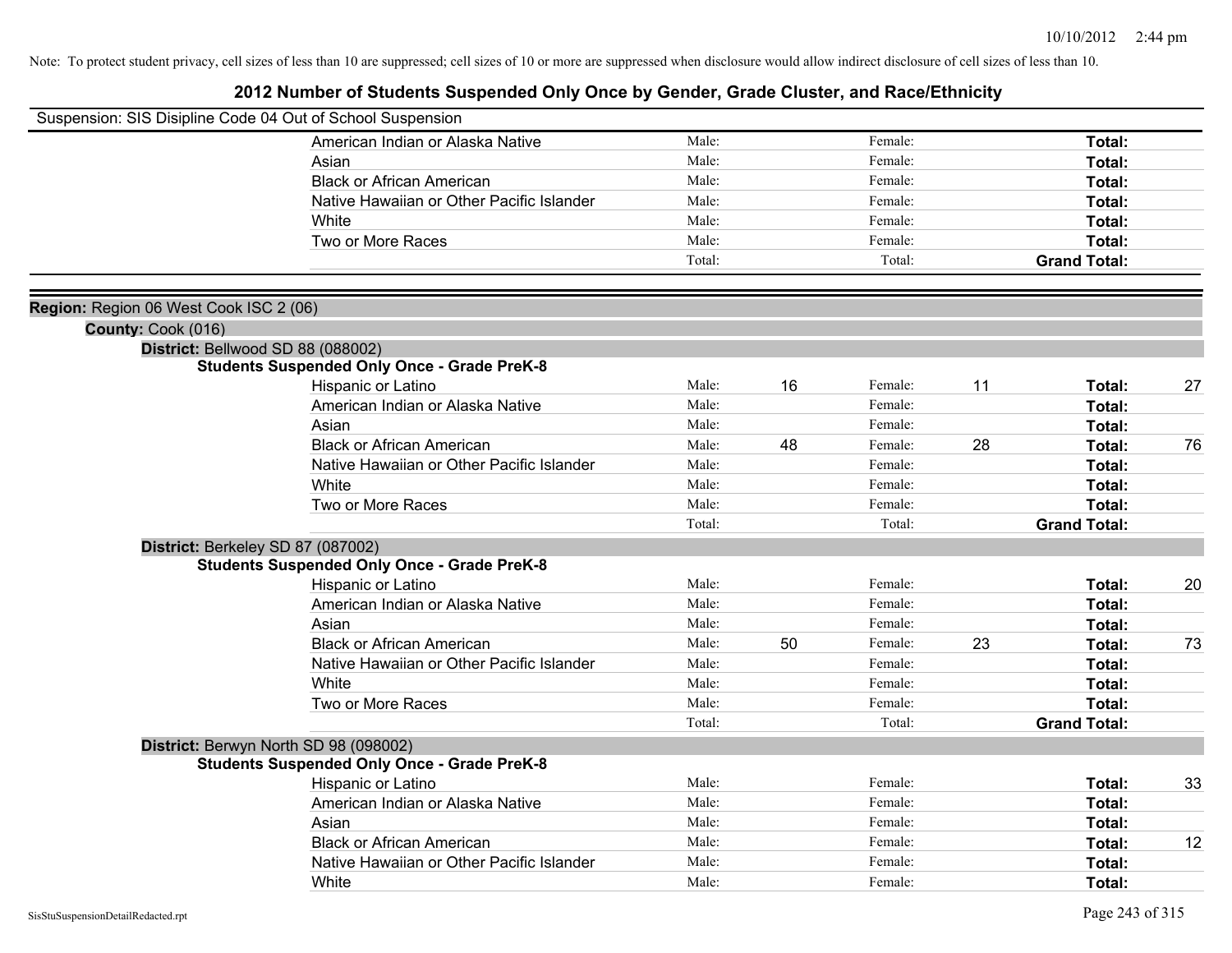Note: To protect student privacy, cell sizes of less than 10 are suppressed; cell sizes of 10 or more are suppressed when disclosure would allow indirect disclosure of cell sizes of less than 10.

# 2012 Number of Students Suspended Only Once by Gender, Grade Cluster, and Race/Ethnicity

Suspension: SIS Disipline Code 04 Out of School Suspension

| Race/Ethnicity | Male: | | Female: | | Total: | |
|---|---|---|---|---|---|---|
| American Indian or Alaska Native | Male: | | Female: | | **Total:** | |
| Asian | Male: | | Female: | | **Total:** | |
| Black or African American | Male: | | Female: | | **Total:** | |
| Native Hawaiian or Other Pacific Islander | Male: | | Female: | | **Total:** | |
| White | Male: | | Female: | | **Total:** | |
| Two or More Races | Male: | | Female: | | **Total:** | |
| | Total: | | Total: | | **Grand Total:** | |

**Region:** Region 06 West Cook ISC 2 (06)

**County:** Cook (016)

**District:** Bellwood SD 88 (088002)

**Students Suspended Only Once - Grade PreK-8**

| Race/Ethnicity | Male: | | Female: | | Total: | |
|---|---|---|---|---|---|---|
| Hispanic or Latino | Male: | 16 | Female: | 11 | **Total:** | 27 |
| American Indian or Alaska Native | Male: | | Female: | | **Total:** | |
| Asian | Male: | | Female: | | **Total:** | |
| Black or African American | Male: | 48 | Female: | 28 | **Total:** | 76 |
| Native Hawaiian or Other Pacific Islander | Male: | | Female: | | **Total:** | |
| White | Male: | | Female: | | **Total:** | |
| Two or More Races | Male: | | Female: | | **Total:** | |
| | Total: | | Total: | | **Grand Total:** | |

**District:** Berkeley SD 87 (087002)

**Students Suspended Only Once - Grade PreK-8**

| Race/Ethnicity | Male: | | Female: | | Total: | |
|---|---|---|---|---|---|---|
| Hispanic or Latino | Male: | | Female: | | **Total:** | 20 |
| American Indian or Alaska Native | Male: | | Female: | | **Total:** | |
| Asian | Male: | | Female: | | **Total:** | |
| Black or African American | Male: | 50 | Female: | 23 | **Total:** | 73 |
| Native Hawaiian or Other Pacific Islander | Male: | | Female: | | **Total:** | |
| White | Male: | | Female: | | **Total:** | |
| Two or More Races | Male: | | Female: | | **Total:** | |
| | Total: | | Total: | | **Grand Total:** | |

**District:** Berwyn North SD 98 (098002)

**Students Suspended Only Once - Grade PreK-8**

| Race/Ethnicity | Male: | | Female: | | Total: | |
|---|---|---|---|---|---|---|
| Hispanic or Latino | Male: | | Female: | | **Total:** | 33 |
| American Indian or Alaska Native | Male: | | Female: | | **Total:** | |
| Asian | Male: | | Female: | | **Total:** | |
| Black or African American | Male: | | Female: | | **Total:** | 12 |
| Native Hawaiian or Other Pacific Islander | Male: | | Female: | | **Total:** | |
| White | Male: | | Female: | | **Total:** | |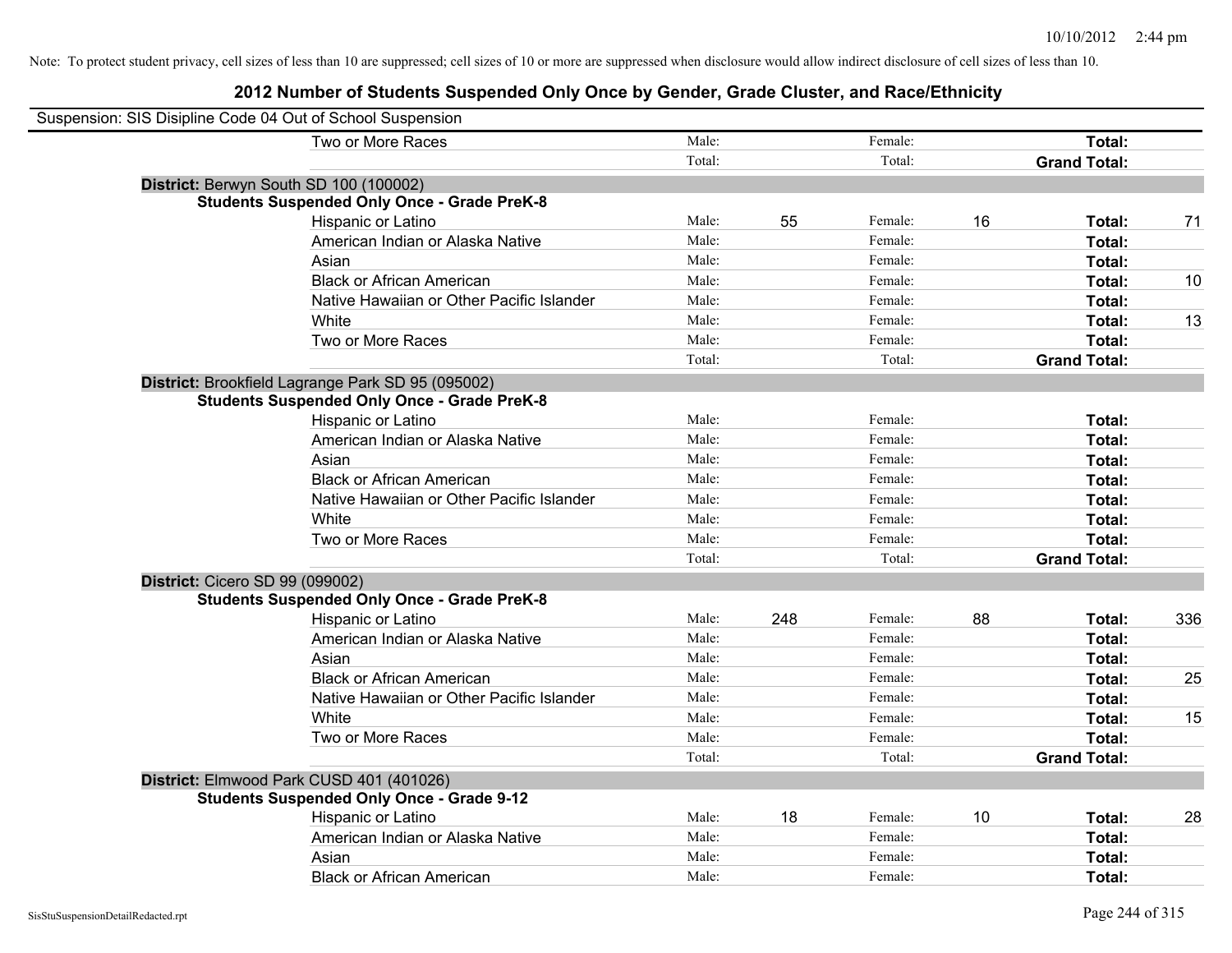Note: To protect student privacy, cell sizes of less than 10 are suppressed; cell sizes of 10 or more are suppressed when disclosure would allow indirect disclosure of cell sizes of less than 10.

# 2012 Number of Students Suspended Only Once by Gender, Grade Cluster, and Race/Ethnicity

Suspension: SIS Disipline Code 04 Out of School Suspension

| | | | | | | |
|---|---|---|---|---|---|---|
| Two or More Races | Male: | | Female: | | **Total:** | |
| | Total: | | Total: | | **Grand Total:** | |

**District:** Berwyn South SD 100 (100002)

**Students Suspended Only Once - Grade PreK-8**

| | | | | | | |
|---|---|---|---|---|---|---|
| Hispanic or Latino | Male: | 55 | Female: | 16 | **Total:** | 71 |
| American Indian or Alaska Native | Male: | | Female: | | **Total:** | |
| Asian | Male: | | Female: | | **Total:** | |
| Black or African American | Male: | | Female: | | **Total:** | 10 |
| Native Hawaiian or Other Pacific Islander | Male: | | Female: | | **Total:** | |
| White | Male: | | Female: | | **Total:** | 13 |
| Two or More Races | Male: | | Female: | | **Total:** | |
| | Total: | | Total: | | **Grand Total:** | |

**District:** Brookfield Lagrange Park SD 95 (095002)

**Students Suspended Only Once - Grade PreK-8**

| | | | | | | |
|---|---|---|---|---|---|---|
| Hispanic or Latino | Male: | | Female: | | **Total:** | |
| American Indian or Alaska Native | Male: | | Female: | | **Total:** | |
| Asian | Male: | | Female: | | **Total:** | |
| Black or African American | Male: | | Female: | | **Total:** | |
| Native Hawaiian or Other Pacific Islander | Male: | | Female: | | **Total:** | |
| White | Male: | | Female: | | **Total:** | |
| Two or More Races | Male: | | Female: | | **Total:** | |
| | Total: | | Total: | | **Grand Total:** | |

**District:** Cicero SD 99 (099002)

**Students Suspended Only Once - Grade PreK-8**

| | | | | | | |
|---|---|---|---|---|---|---|
| Hispanic or Latino | Male: | 248 | Female: | 88 | **Total:** | 336 |
| American Indian or Alaska Native | Male: | | Female: | | **Total:** | |
| Asian | Male: | | Female: | | **Total:** | |
| Black or African American | Male: | | Female: | | **Total:** | 25 |
| Native Hawaiian or Other Pacific Islander | Male: | | Female: | | **Total:** | |
| White | Male: | | Female: | | **Total:** | 15 |
| Two or More Races | Male: | | Female: | | **Total:** | |
| | Total: | | Total: | | **Grand Total:** | |

**District:** Elmwood Park CUSD 401 (401026)

**Students Suspended Only Once - Grade 9-12**

| | | | | | | |
|---|---|---|---|---|---|---|
| Hispanic or Latino | Male: | 18 | Female: | 10 | **Total:** | 28 |
| American Indian or Alaska Native | Male: | | Female: | | **Total:** | |
| Asian | Male: | | Female: | | **Total:** | |
| Black or African American | Male: | | Female: | | **Total:** | |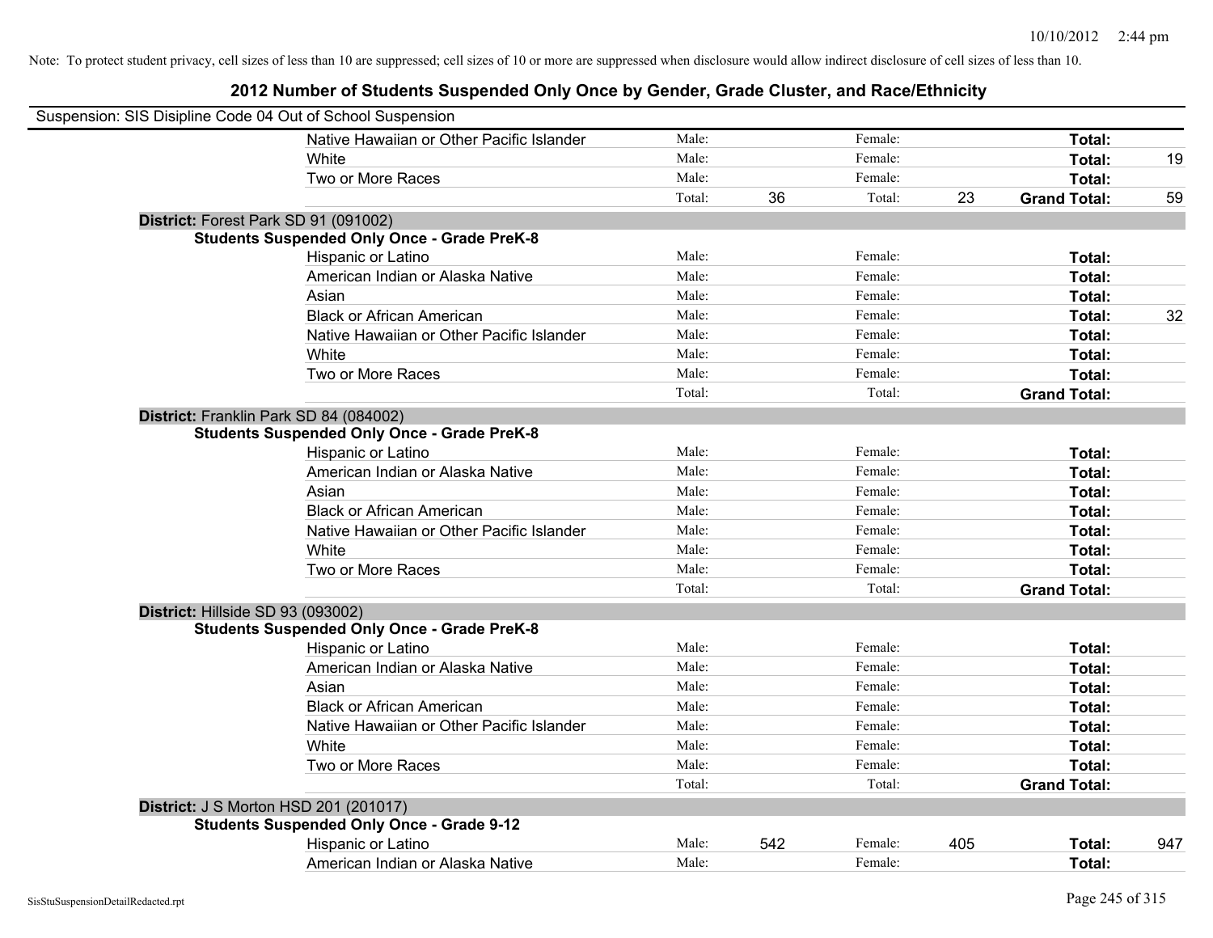Note: To protect student privacy, cell sizes of less than 10 are suppressed; cell sizes of 10 or more are suppressed when disclosure would allow indirect disclosure of cell sizes of less than 10.

## 2012 Number of Students Suspended Only Once by Gender, Grade Cluster, and Race/Ethnicity

Suspension: SIS Disipline Code 04 Out of School Suspension

| | | | | | | | |
|---|---|---|---|---|---|---|---|
| Native Hawaiian or Other Pacific Islander | Male: | | Female: | | **Total:** | |
| White | Male: | | Female: | | **Total:** | 19 |
| Two or More Races | Male: | | Female: | | **Total:** | |
| | Total: | 36 | Total: | 23 | **Grand Total:** | 59 |

**District:** Forest Park SD 91 (091002)

**Students Suspended Only Once - Grade PreK-8**

| | | | | | | |
|---|---|---|---|---|---|---|
| Hispanic or Latino | Male: | | Female: | | **Total:** | |
| American Indian or Alaska Native | Male: | | Female: | | **Total:** | |
| Asian | Male: | | Female: | | **Total:** | |
| Black or African American | Male: | | Female: | | **Total:** | 32 |
| Native Hawaiian or Other Pacific Islander | Male: | | Female: | | **Total:** | |
| White | Male: | | Female: | | **Total:** | |
| Two or More Races | Male: | | Female: | | **Total:** | |
| | Total: | | Total: | | **Grand Total:** | |

**District:** Franklin Park SD 84 (084002)

**Students Suspended Only Once - Grade PreK-8**

| | | | | | | |
|---|---|---|---|---|---|---|
| Hispanic or Latino | Male: | | Female: | | **Total:** | |
| American Indian or Alaska Native | Male: | | Female: | | **Total:** | |
| Asian | Male: | | Female: | | **Total:** | |
| Black or African American | Male: | | Female: | | **Total:** | |
| Native Hawaiian or Other Pacific Islander | Male: | | Female: | | **Total:** | |
| White | Male: | | Female: | | **Total:** | |
| Two or More Races | Male: | | Female: | | **Total:** | |
| | Total: | | Total: | | **Grand Total:** | |

**District:** Hillside SD 93 (093002)

**Students Suspended Only Once - Grade PreK-8**

| | | | | | | |
|---|---|---|---|---|---|---|
| Hispanic or Latino | Male: | | Female: | | **Total:** | |
| American Indian or Alaska Native | Male: | | Female: | | **Total:** | |
| Asian | Male: | | Female: | | **Total:** | |
| Black or African American | Male: | | Female: | | **Total:** | |
| Native Hawaiian or Other Pacific Islander | Male: | | Female: | | **Total:** | |
| White | Male: | | Female: | | **Total:** | |
| Two or More Races | Male: | | Female: | | **Total:** | |
| | Total: | | Total: | | **Grand Total:** | |

**District:** J S Morton HSD 201 (201017)

**Students Suspended Only Once - Grade 9-12**

| | | | | | | |
|---|---|---|---|---|---|---|
| Hispanic or Latino | Male: | 542 | Female: | 405 | **Total:** | 947 |
| American Indian or Alaska Native | Male: | | Female: | | **Total:** | |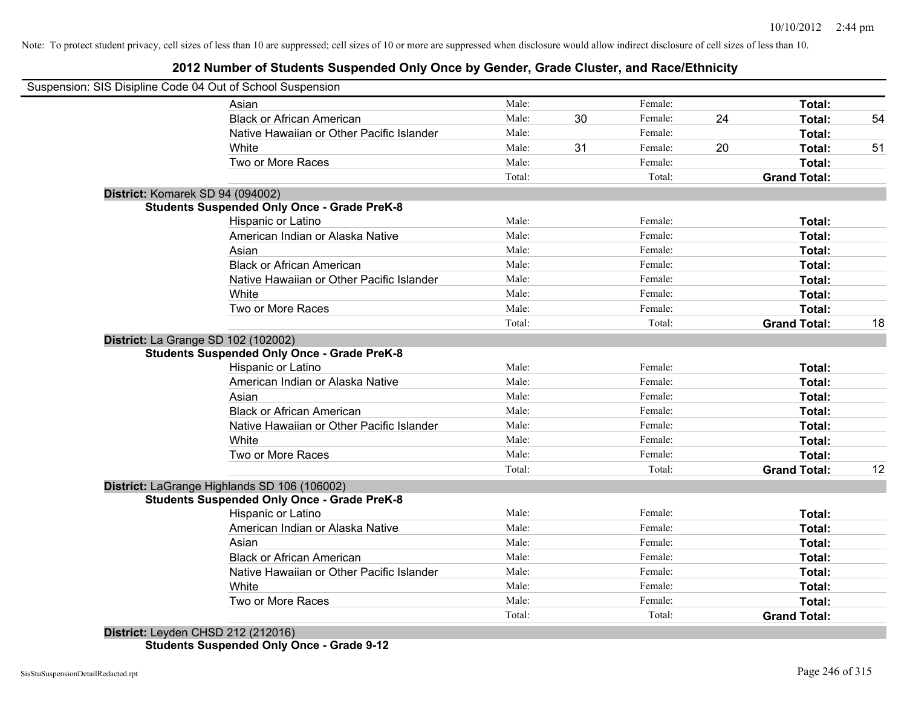Note: To protect student privacy, cell sizes of less than 10 are suppressed; cell sizes of 10 or more are suppressed when disclosure would allow indirect disclosure of cell sizes of less than 10.

# 2012 Number of Students Suspended Only Once by Gender, Grade Cluster, and Race/Ethnicity

Suspension: SIS Disipline Code 04 Out of School Suspension

| | Male: | | Female: | | | |
|---|---|---|---|---|---|---|
| Asian | Male: | | Female: | | **Total:** | |
| Black or African American | Male: | 30 | Female: | 24 | **Total:** | 54 |
| Native Hawaiian or Other Pacific Islander | Male: | | Female: | | **Total:** | |
| White | Male: | 31 | Female: | 20 | **Total:** | 51 |
| Two or More Races | Male: | | Female: | | **Total:** | |
| | Total: | | Total: | | **Grand Total:** | |

**District:** Komarek SD 94 (094002)

**Students Suspended Only Once - Grade PreK-8**

| | | | | | | |
|---|---|---|---|---|---|---|
| Hispanic or Latino | Male: | | Female: | | **Total:** | |
| American Indian or Alaska Native | Male: | | Female: | | **Total:** | |
| Asian | Male: | | Female: | | **Total:** | |
| Black or African American | Male: | | Female: | | **Total:** | |
| Native Hawaiian or Other Pacific Islander | Male: | | Female: | | **Total:** | |
| White | Male: | | Female: | | **Total:** | |
| Two or More Races | Male: | | Female: | | **Total:** | |
| | Total: | | Total: | | **Grand Total:** | 18 |

**District:** La Grange SD 102 (102002)

**Students Suspended Only Once - Grade PreK-8**

| | | | | | | |
|---|---|---|---|---|---|---|
| Hispanic or Latino | Male: | | Female: | | **Total:** | |
| American Indian or Alaska Native | Male: | | Female: | | **Total:** | |
| Asian | Male: | | Female: | | **Total:** | |
| Black or African American | Male: | | Female: | | **Total:** | |
| Native Hawaiian or Other Pacific Islander | Male: | | Female: | | **Total:** | |
| White | Male: | | Female: | | **Total:** | |
| Two or More Races | Male: | | Female: | | **Total:** | |
| | Total: | | Total: | | **Grand Total:** | 12 |

**District:** LaGrange Highlands SD 106 (106002)

**Students Suspended Only Once - Grade PreK-8**

| | | | | | | |
|---|---|---|---|---|---|---|
| Hispanic or Latino | Male: | | Female: | | **Total:** | |
| American Indian or Alaska Native | Male: | | Female: | | **Total:** | |
| Asian | Male: | | Female: | | **Total:** | |
| Black or African American | Male: | | Female: | | **Total:** | |
| Native Hawaiian or Other Pacific Islander | Male: | | Female: | | **Total:** | |
| White | Male: | | Female: | | **Total:** | |
| Two or More Races | Male: | | Female: | | **Total:** | |
| | Total: | | Total: | | **Grand Total:** | |

**District:** Leyden CHSD 212 (212016)

**Students Suspended Only Once - Grade 9-12**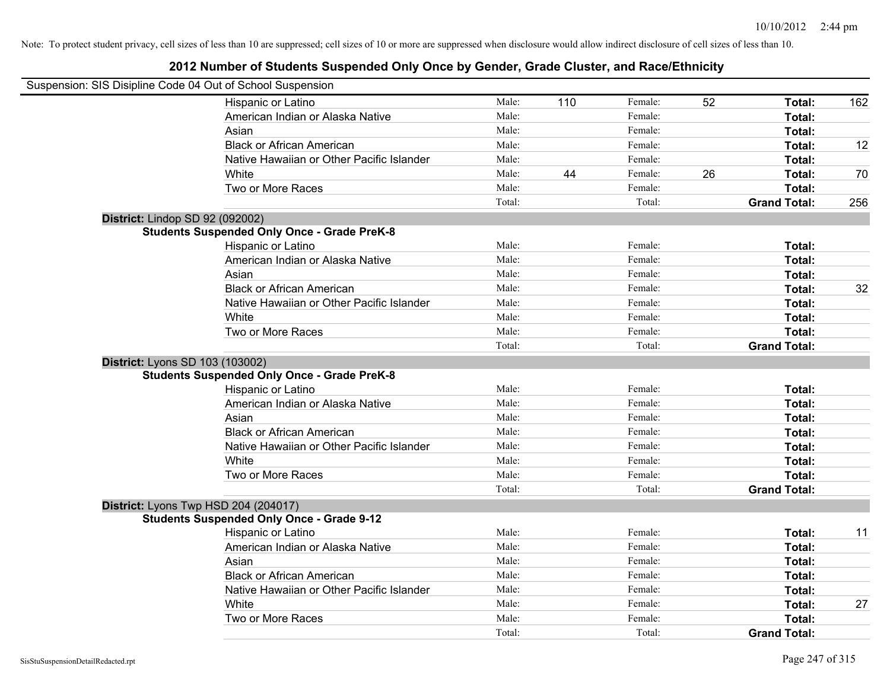Note: To protect student privacy, cell sizes of less than 10 are suppressed; cell sizes of 10 or more are suppressed when disclosure would allow indirect disclosure of cell sizes of less than 10.

## 2012 Number of Students Suspended Only Once by Gender, Grade Cluster, and Race/Ethnicity

Suspension: SIS Disipline Code 04 Out of School Suspension

| | | | | | | |
|---|---|---|---|---|---|---|
| Hispanic or Latino | Male: | 110 | Female: | 52 | **Total:** | 162 |
| American Indian or Alaska Native | Male: | | Female: | | **Total:** | |
| Asian | Male: | | Female: | | **Total:** | |
| Black or African American | Male: | | Female: | | **Total:** | 12 |
| Native Hawaiian or Other Pacific Islander | Male: | | Female: | | **Total:** | |
| White | Male: | 44 | Female: | 26 | **Total:** | 70 |
| Two or More Races | Male: | | Female: | | **Total:** | |
| | Total: | | Total: | | **Grand Total:** | 256 |

**District:** Lindop SD 92 (092002)

**Students Suspended Only Once - Grade PreK-8**

| | | | | | | |
|---|---|---|---|---|---|---|
| Hispanic or Latino | Male: | | Female: | | **Total:** | |
| American Indian or Alaska Native | Male: | | Female: | | **Total:** | |
| Asian | Male: | | Female: | | **Total:** | |
| Black or African American | Male: | | Female: | | **Total:** | 32 |
| Native Hawaiian or Other Pacific Islander | Male: | | Female: | | **Total:** | |
| White | Male: | | Female: | | **Total:** | |
| Two or More Races | Male: | | Female: | | **Total:** | |
| | Total: | | Total: | | **Grand Total:** | |

**District:** Lyons SD 103 (103002)

**Students Suspended Only Once - Grade PreK-8**

| | | | | | | |
|---|---|---|---|---|---|---|
| Hispanic or Latino | Male: | | Female: | | **Total:** | |
| American Indian or Alaska Native | Male: | | Female: | | **Total:** | |
| Asian | Male: | | Female: | | **Total:** | |
| Black or African American | Male: | | Female: | | **Total:** | |
| Native Hawaiian or Other Pacific Islander | Male: | | Female: | | **Total:** | |
| White | Male: | | Female: | | **Total:** | |
| Two or More Races | Male: | | Female: | | **Total:** | |
| | Total: | | Total: | | **Grand Total:** | |

**District:** Lyons Twp HSD 204 (204017)

**Students Suspended Only Once - Grade 9-12**

| | | | | | | |
|---|---|---|---|---|---|---|
| Hispanic or Latino | Male: | | Female: | | **Total:** | 11 |
| American Indian or Alaska Native | Male: | | Female: | | **Total:** | |
| Asian | Male: | | Female: | | **Total:** | |
| Black or African American | Male: | | Female: | | **Total:** | |
| Native Hawaiian or Other Pacific Islander | Male: | | Female: | | **Total:** | |
| White | Male: | | Female: | | **Total:** | 27 |
| Two or More Races | Male: | | Female: | | **Total:** | |
| | Total: | | Total: | | **Grand Total:** | |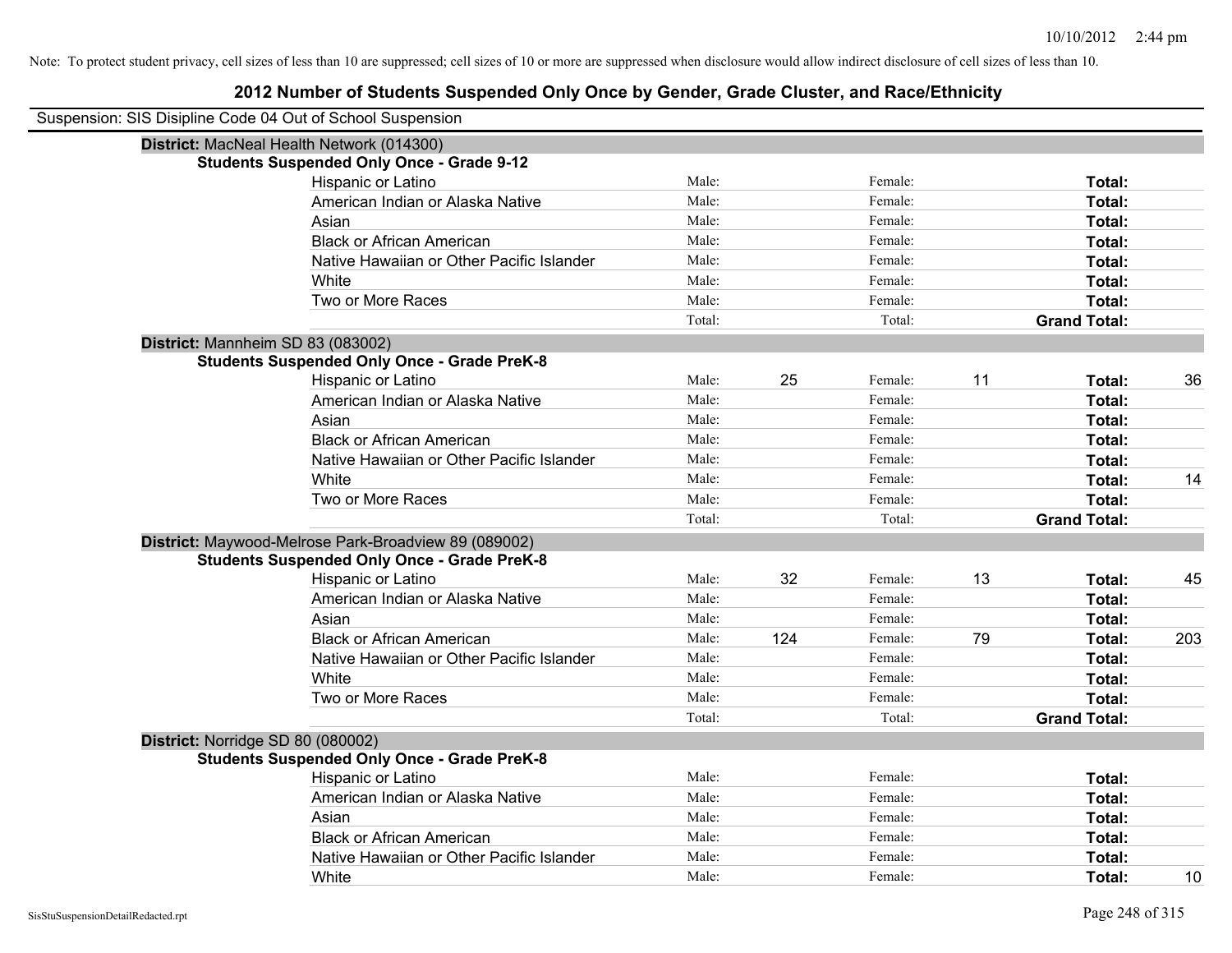Note: To protect student privacy, cell sizes of less than 10 are suppressed; cell sizes of 10 or more are suppressed when disclosure would allow indirect disclosure of cell sizes of less than 10.

## 2012 Number of Students Suspended Only Once by Gender, Grade Cluster, and Race/Ethnicity

Suspension: SIS Disipline Code 04 Out of School Suspension

### District: MacNeal Health Network (014300)

**Students Suspended Only Once - Grade 9-12**

| Race/Ethnicity | Male: | | Female: | | Total: | |
|---|---|---|---|---|---|---|
| Hispanic or Latino | Male: | | Female: | | **Total:** | |
| American Indian or Alaska Native | Male: | | Female: | | **Total:** | |
| Asian | Male: | | Female: | | **Total:** | |
| Black or African American | Male: | | Female: | | **Total:** | |
| Native Hawaiian or Other Pacific Islander | Male: | | Female: | | **Total:** | |
| White | Male: | | Female: | | **Total:** | |
| Two or More Races | Male: | | Female: | | **Total:** | |
| | Total: | | Total: | | **Grand Total:** | |

### District: Mannheim SD 83 (083002)

**Students Suspended Only Once - Grade PreK-8**

| Race/Ethnicity | Male: | | Female: | | Total: | |
|---|---|---|---|---|---|---|
| Hispanic or Latino | Male: | 25 | Female: | 11 | **Total:** | 36 |
| American Indian or Alaska Native | Male: | | Female: | | **Total:** | |
| Asian | Male: | | Female: | | **Total:** | |
| Black or African American | Male: | | Female: | | **Total:** | |
| Native Hawaiian or Other Pacific Islander | Male: | | Female: | | **Total:** | |
| White | Male: | | Female: | | **Total:** | 14 |
| Two or More Races | Male: | | Female: | | **Total:** | |
| | Total: | | Total: | | **Grand Total:** | |

### District: Maywood-Melrose Park-Broadview 89 (089002)

**Students Suspended Only Once - Grade PreK-8**

| Race/Ethnicity | Male: | | Female: | | Total: | |
|---|---|---|---|---|---|---|
| Hispanic or Latino | Male: | 32 | Female: | 13 | **Total:** | 45 |
| American Indian or Alaska Native | Male: | | Female: | | **Total:** | |
| Asian | Male: | | Female: | | **Total:** | |
| Black or African American | Male: | 124 | Female: | 79 | **Total:** | 203 |
| Native Hawaiian or Other Pacific Islander | Male: | | Female: | | **Total:** | |
| White | Male: | | Female: | | **Total:** | |
| Two or More Races | Male: | | Female: | | **Total:** | |
| | Total: | | Total: | | **Grand Total:** | |

### District: Norridge SD 80 (080002)

**Students Suspended Only Once - Grade PreK-8**

| Race/Ethnicity | Male: | | Female: | | Total: | |
|---|---|---|---|---|---|---|
| Hispanic or Latino | Male: | | Female: | | **Total:** | |
| American Indian or Alaska Native | Male: | | Female: | | **Total:** | |
| Asian | Male: | | Female: | | **Total:** | |
| Black or African American | Male: | | Female: | | **Total:** | |
| Native Hawaiian or Other Pacific Islander | Male: | | Female: | | **Total:** | |
| White | Male: | | Female: | | **Total:** | 10 |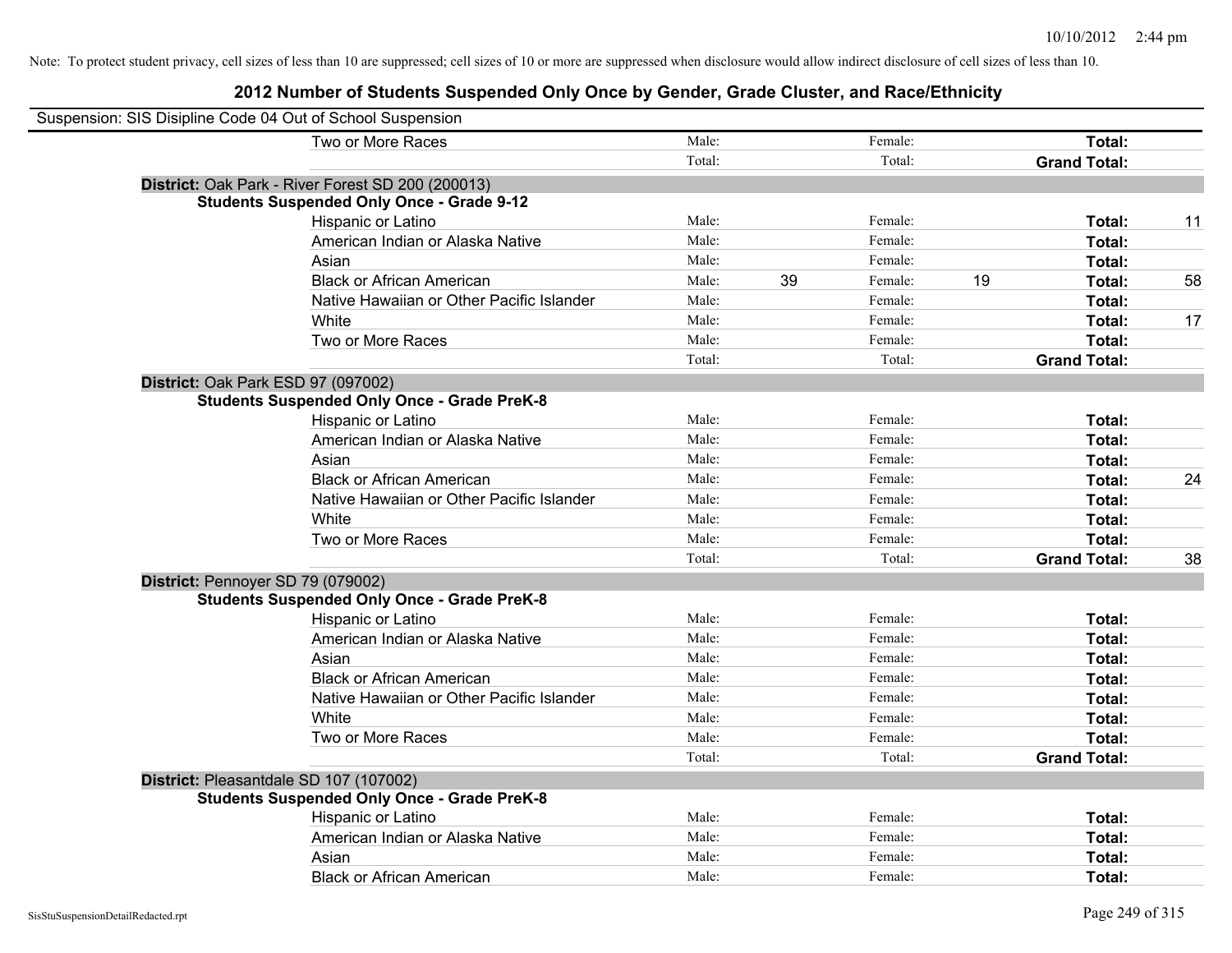Note: To protect student privacy, cell sizes of less than 10 are suppressed; cell sizes of 10 or more are suppressed when disclosure would allow indirect disclosure of cell sizes of less than 10.

## 2012 Number of Students Suspended Only Once by Gender, Grade Cluster, and Race/Ethnicity

Suspension: SIS Disipline Code 04 Out of School Suspension

| | | | | | | |
|---|---|---|---|---|---|---|
| Two or More Races | Male: | | Female: | | **Total:** | |
| | Total: | | Total: | | **Grand Total:** | |

**District:** Oak Park - River Forest SD 200 (200013)

**Students Suspended Only Once - Grade 9-12**

| | | | | | | |
|---|---|---|---|---|---|---|
| Hispanic or Latino | Male: | | Female: | | **Total:** | 11 |
| American Indian or Alaska Native | Male: | | Female: | | **Total:** | |
| Asian | Male: | | Female: | | **Total:** | |
| Black or African American | Male: | 39 | Female: | 19 | **Total:** | 58 |
| Native Hawaiian or Other Pacific Islander | Male: | | Female: | | **Total:** | |
| White | Male: | | Female: | | **Total:** | 17 |
| Two or More Races | Male: | | Female: | | **Total:** | |
| | Total: | | Total: | | **Grand Total:** | |

**District:** Oak Park ESD 97 (097002)

**Students Suspended Only Once - Grade PreK-8**

| | | | | | | |
|---|---|---|---|---|---|---|
| Hispanic or Latino | Male: | | Female: | | **Total:** | |
| American Indian or Alaska Native | Male: | | Female: | | **Total:** | |
| Asian | Male: | | Female: | | **Total:** | |
| Black or African American | Male: | | Female: | | **Total:** | 24 |
| Native Hawaiian or Other Pacific Islander | Male: | | Female: | | **Total:** | |
| White | Male: | | Female: | | **Total:** | |
| Two or More Races | Male: | | Female: | | **Total:** | |
| | Total: | | Total: | | **Grand Total:** | 38 |

**District:** Pennoyer SD 79 (079002)

**Students Suspended Only Once - Grade PreK-8**

| | | | | | | |
|---|---|---|---|---|---|---|
| Hispanic or Latino | Male: | | Female: | | **Total:** | |
| American Indian or Alaska Native | Male: | | Female: | | **Total:** | |
| Asian | Male: | | Female: | | **Total:** | |
| Black or African American | Male: | | Female: | | **Total:** | |
| Native Hawaiian or Other Pacific Islander | Male: | | Female: | | **Total:** | |
| White | Male: | | Female: | | **Total:** | |
| Two or More Races | Male: | | Female: | | **Total:** | |
| | Total: | | Total: | | **Grand Total:** | |

**District:** Pleasantdale SD 107 (107002)

**Students Suspended Only Once - Grade PreK-8**

| | | | | | | |
|---|---|---|---|---|---|---|
| Hispanic or Latino | Male: | | Female: | | **Total:** | |
| American Indian or Alaska Native | Male: | | Female: | | **Total:** | |
| Asian | Male: | | Female: | | **Total:** | |
| Black or African American | Male: | | Female: | | **Total:** | |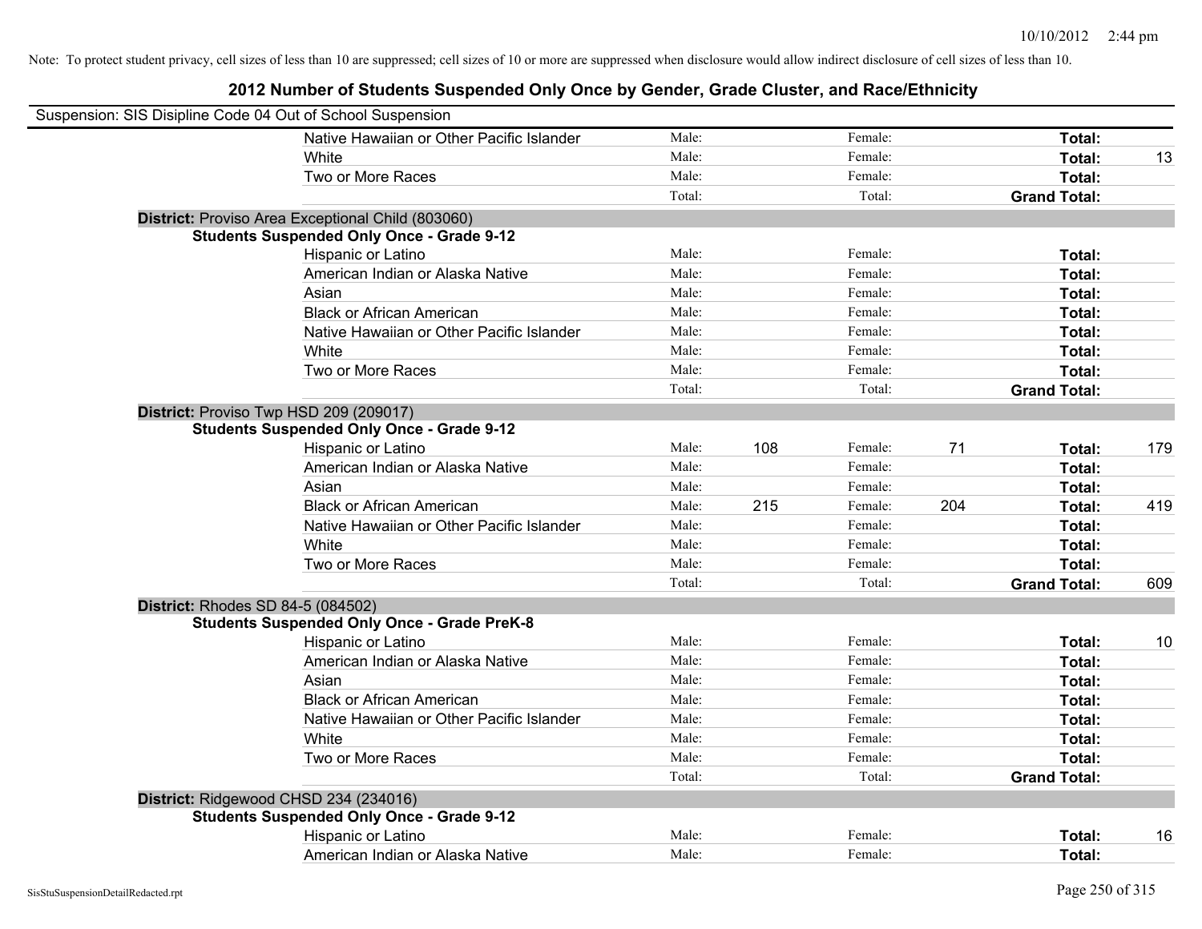Note: To protect student privacy, cell sizes of less than 10 are suppressed; cell sizes of 10 or more are suppressed when disclosure would allow indirect disclosure of cell sizes of less than 10.

## 2012 Number of Students Suspended Only Once by Gender, Grade Cluster, and Race/Ethnicity

Suspension: SIS Disipline Code 04 Out of School Suspension

| | | | | | | |
|---|---|---|---|---|---|---|
| Native Hawaiian or Other Pacific Islander | Male: | | Female: | | **Total:** | |
| White | Male: | | Female: | | **Total:** | 13 |
| Two or More Races | Male: | | Female: | | **Total:** | |
| | Total: | | Total: | | **Grand Total:** | |

**District:** Proviso Area Exceptional Child (803060)

**Students Suspended Only Once - Grade 9-12**

| | | | | | | |
|---|---|---|---|---|---|---|
| Hispanic or Latino | Male: | | Female: | | **Total:** | |
| American Indian or Alaska Native | Male: | | Female: | | **Total:** | |
| Asian | Male: | | Female: | | **Total:** | |
| Black or African American | Male: | | Female: | | **Total:** | |
| Native Hawaiian or Other Pacific Islander | Male: | | Female: | | **Total:** | |
| White | Male: | | Female: | | **Total:** | |
| Two or More Races | Male: | | Female: | | **Total:** | |
| | Total: | | Total: | | **Grand Total:** | |

**District:** Proviso Twp HSD 209 (209017)

**Students Suspended Only Once - Grade 9-12**

| | | | | | | |
|---|---|---|---|---|---|---|
| Hispanic or Latino | Male: | 108 | Female: | 71 | **Total:** | 179 |
| American Indian or Alaska Native | Male: | | Female: | | **Total:** | |
| Asian | Male: | | Female: | | **Total:** | |
| Black or African American | Male: | 215 | Female: | 204 | **Total:** | 419 |
| Native Hawaiian or Other Pacific Islander | Male: | | Female: | | **Total:** | |
| White | Male: | | Female: | | **Total:** | |
| Two or More Races | Male: | | Female: | | **Total:** | |
| | Total: | | Total: | | **Grand Total:** | 609 |

**District:** Rhodes SD 84-5 (084502)

**Students Suspended Only Once - Grade PreK-8**

| | | | | | | |
|---|---|---|---|---|---|---|
| Hispanic or Latino | Male: | | Female: | | **Total:** | 10 |
| American Indian or Alaska Native | Male: | | Female: | | **Total:** | |
| Asian | Male: | | Female: | | **Total:** | |
| Black or African American | Male: | | Female: | | **Total:** | |
| Native Hawaiian or Other Pacific Islander | Male: | | Female: | | **Total:** | |
| White | Male: | | Female: | | **Total:** | |
| Two or More Races | Male: | | Female: | | **Total:** | |
| | Total: | | Total: | | **Grand Total:** | |

**District:** Ridgewood CHSD 234 (234016)

**Students Suspended Only Once - Grade 9-12**

| | | | | | | |
|---|---|---|---|---|---|---|
| Hispanic or Latino | Male: | | Female: | | **Total:** | 16 |
| American Indian or Alaska Native | Male: | | Female: | | **Total:** | |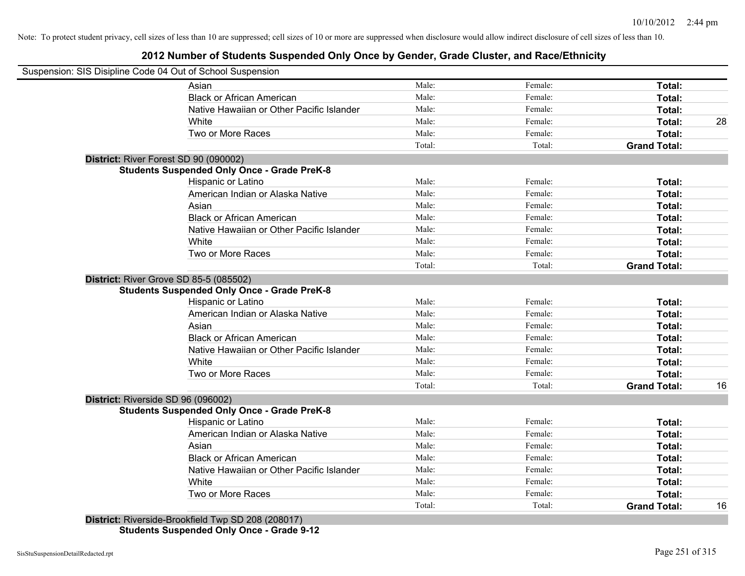Note: To protect student privacy, cell sizes of less than 10 are suppressed; cell sizes of 10 or more are suppressed when disclosure would allow indirect disclosure of cell sizes of less than 10.

# 2012 Number of Students Suspended Only Once by Gender, Grade Cluster, and Race/Ethnicity

Suspension: SIS Disipline Code 04 Out of School Suspension

| | Male | Female | Total |
|---|---|---|---|
| Asian | Male: | Female: | **Total:** |
| Black or African American | Male: | Female: | **Total:** |
| Native Hawaiian or Other Pacific Islander | Male: | Female: | **Total:** |
| White | Male: | Female: | **Total:** 28 |
| Two or More Races | Male: | Female: | **Total:** |
| | Total: | Total: | **Grand Total:** |

**District:** River Forest SD 90 (090002)

**Students Suspended Only Once - Grade PreK-8**

| | Male | Female | Total |
|---|---|---|---|
| Hispanic or Latino | Male: | Female: | **Total:** |
| American Indian or Alaska Native | Male: | Female: | **Total:** |
| Asian | Male: | Female: | **Total:** |
| Black or African American | Male: | Female: | **Total:** |
| Native Hawaiian or Other Pacific Islander | Male: | Female: | **Total:** |
| White | Male: | Female: | **Total:** |
| Two or More Races | Male: | Female: | **Total:** |
| | Total: | Total: | **Grand Total:** |

**District:** River Grove SD 85-5 (085502)

**Students Suspended Only Once - Grade PreK-8**

| | Male | Female | Total |
|---|---|---|---|
| Hispanic or Latino | Male: | Female: | **Total:** |
| American Indian or Alaska Native | Male: | Female: | **Total:** |
| Asian | Male: | Female: | **Total:** |
| Black or African American | Male: | Female: | **Total:** |
| Native Hawaiian or Other Pacific Islander | Male: | Female: | **Total:** |
| White | Male: | Female: | **Total:** |
| Two or More Races | Male: | Female: | **Total:** |
| | Total: | Total: | **Grand Total:** 16 |

**District:** Riverside SD 96 (096002)

**Students Suspended Only Once - Grade PreK-8**

| | Male | Female | Total |
|---|---|---|---|
| Hispanic or Latino | Male: | Female: | **Total:** |
| American Indian or Alaska Native | Male: | Female: | **Total:** |
| Asian | Male: | Female: | **Total:** |
| Black or African American | Male: | Female: | **Total:** |
| Native Hawaiian or Other Pacific Islander | Male: | Female: | **Total:** |
| White | Male: | Female: | **Total:** |
| Two or More Races | Male: | Female: | **Total:** |
| | Total: | Total: | **Grand Total:** 16 |

**District:** Riverside-Brookfield Twp SD 208 (208017)

**Students Suspended Only Once - Grade 9-12**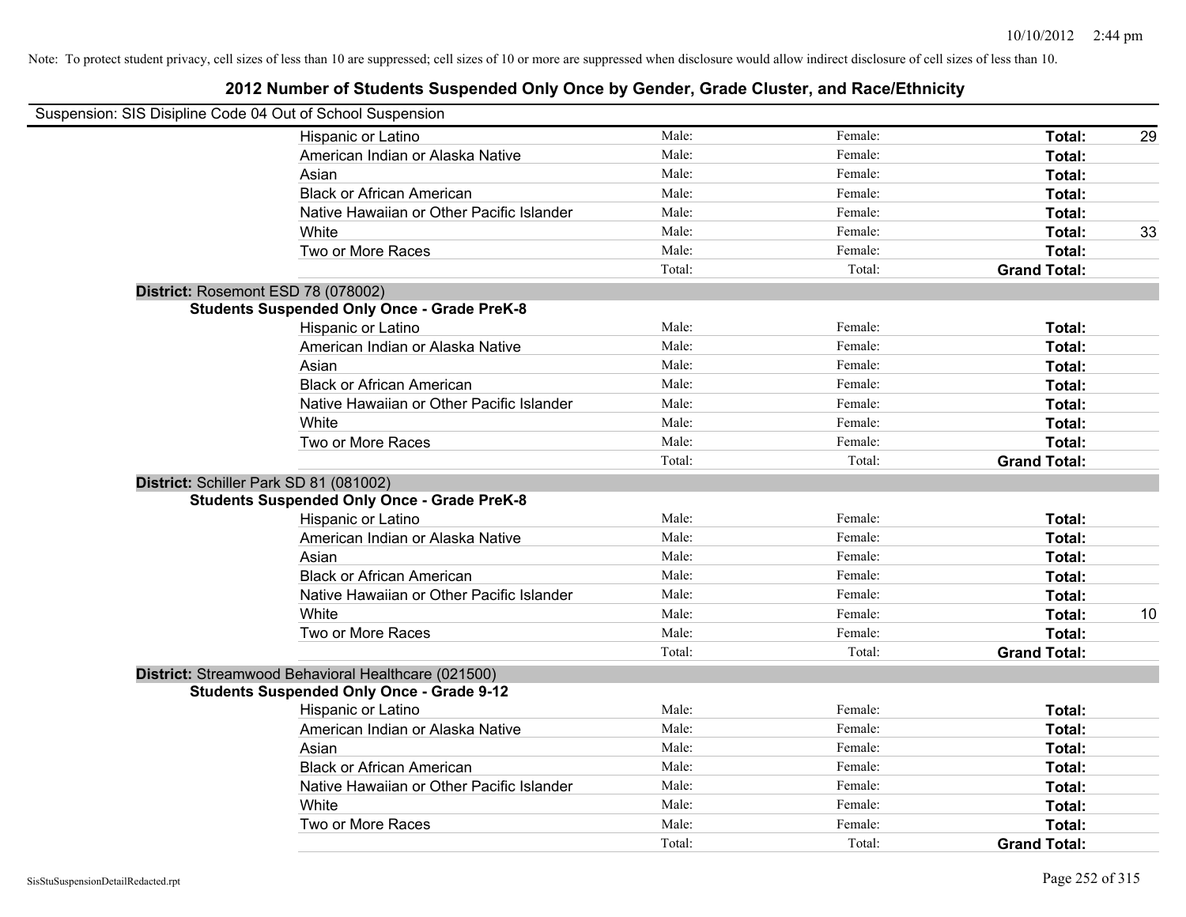Note: To protect student privacy, cell sizes of less than 10 are suppressed; cell sizes of 10 or more are suppressed when disclosure would allow indirect disclosure of cell sizes of less than 10.

## 2012 Number of Students Suspended Only Once by Gender, Grade Cluster, and Race/Ethnicity

Suspension: SIS Disipline Code 04 Out of School Suspension

| | Male: | Female: | Total: | |
|---|---|---|---|---|
| Hispanic or Latino | Male: | Female: | **Total:** | 29 |
| American Indian or Alaska Native | Male: | Female: | **Total:** | |
| Asian | Male: | Female: | **Total:** | |
| Black or African American | Male: | Female: | **Total:** | |
| Native Hawaiian or Other Pacific Islander | Male: | Female: | **Total:** | |
| White | Male: | Female: | **Total:** | 33 |
| Two or More Races | Male: | Female: | **Total:** | |
| | Total: | Total: | **Grand Total:** | |

**District:** Rosemont ESD 78 (078002)

**Students Suspended Only Once - Grade PreK-8**

| | | | | |
|---|---|---|---|---|
| Hispanic or Latino | Male: | Female: | **Total:** | |
| American Indian or Alaska Native | Male: | Female: | **Total:** | |
| Asian | Male: | Female: | **Total:** | |
| Black or African American | Male: | Female: | **Total:** | |
| Native Hawaiian or Other Pacific Islander | Male: | Female: | **Total:** | |
| White | Male: | Female: | **Total:** | |
| Two or More Races | Male: | Female: | **Total:** | |
| | Total: | Total: | **Grand Total:** | |

**District:** Schiller Park SD 81 (081002)

**Students Suspended Only Once - Grade PreK-8**

| | | | | |
|---|---|---|---|---|
| Hispanic or Latino | Male: | Female: | **Total:** | |
| American Indian or Alaska Native | Male: | Female: | **Total:** | |
| Asian | Male: | Female: | **Total:** | |
| Black or African American | Male: | Female: | **Total:** | |
| Native Hawaiian or Other Pacific Islander | Male: | Female: | **Total:** | |
| White | Male: | Female: | **Total:** | 10 |
| Two or More Races | Male: | Female: | **Total:** | |
| | Total: | Total: | **Grand Total:** | |

**District:** Streamwood Behavioral Healthcare (021500)

**Students Suspended Only Once - Grade 9-12**

| | | | | |
|---|---|---|---|---|
| Hispanic or Latino | Male: | Female: | **Total:** | |
| American Indian or Alaska Native | Male: | Female: | **Total:** | |
| Asian | Male: | Female: | **Total:** | |
| Black or African American | Male: | Female: | **Total:** | |
| Native Hawaiian or Other Pacific Islander | Male: | Female: | **Total:** | |
| White | Male: | Female: | **Total:** | |
| Two or More Races | Male: | Female: | **Total:** | |
| | Total: | Total: | **Grand Total:** | |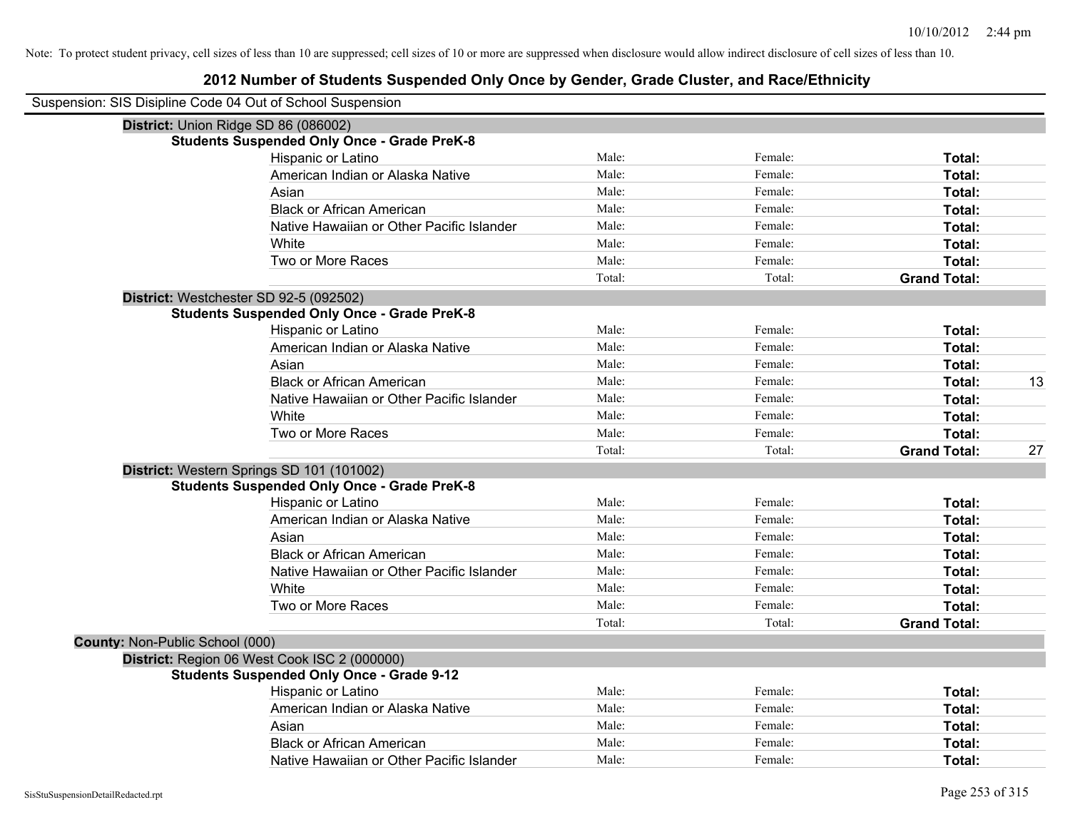Note: To protect student privacy, cell sizes of less than 10 are suppressed; cell sizes of 10 or more are suppressed when disclosure would allow indirect disclosure of cell sizes of less than 10.

# 2012 Number of Students Suspended Only Once by Gender, Grade Cluster, and Race/Ethnicity

Suspension: SIS Disipline Code 04 Out of School Suspension

**District:** Union Ridge SD 86 (086002)

**Students Suspended Only Once - Grade PreK-8**

| | | | | |
|---|---|---|---|---|
| Hispanic or Latino | Male: | Female: | **Total:** | |
| American Indian or Alaska Native | Male: | Female: | **Total:** | |
| Asian | Male: | Female: | **Total:** | |
| Black or African American | Male: | Female: | **Total:** | |
| Native Hawaiian or Other Pacific Islander | Male: | Female: | **Total:** | |
| White | Male: | Female: | **Total:** | |
| Two or More Races | Male: | Female: | **Total:** | |
| | Total: | Total: | **Grand Total:** | |

**District:** Westchester SD 92-5 (092502)

**Students Suspended Only Once - Grade PreK-8**

| | | | | |
|---|---|---|---|---|
| Hispanic or Latino | Male: | Female: | **Total:** | |
| American Indian or Alaska Native | Male: | Female: | **Total:** | |
| Asian | Male: | Female: | **Total:** | |
| Black or African American | Male: | Female: | **Total:** | 13 |
| Native Hawaiian or Other Pacific Islander | Male: | Female: | **Total:** | |
| White | Male: | Female: | **Total:** | |
| Two or More Races | Male: | Female: | **Total:** | |
| | Total: | Total: | **Grand Total:** | 27 |

**District:** Western Springs SD 101 (101002)

**Students Suspended Only Once - Grade PreK-8**

| | | | | |
|---|---|---|---|---|
| Hispanic or Latino | Male: | Female: | **Total:** | |
| American Indian or Alaska Native | Male: | Female: | **Total:** | |
| Asian | Male: | Female: | **Total:** | |
| Black or African American | Male: | Female: | **Total:** | |
| Native Hawaiian or Other Pacific Islander | Male: | Female: | **Total:** | |
| White | Male: | Female: | **Total:** | |
| Two or More Races | Male: | Female: | **Total:** | |
| | Total: | Total: | **Grand Total:** | |

**County:** Non-Public School (000)

**District:** Region 06 West Cook ISC 2 (000000)

**Students Suspended Only Once - Grade 9-12**

| | | | | |
|---|---|---|---|---|
| Hispanic or Latino | Male: | Female: | **Total:** | |
| American Indian or Alaska Native | Male: | Female: | **Total:** | |
| Asian | Male: | Female: | **Total:** | |
| Black or African American | Male: | Female: | **Total:** | |
| Native Hawaiian or Other Pacific Islander | Male: | Female: | **Total:** | |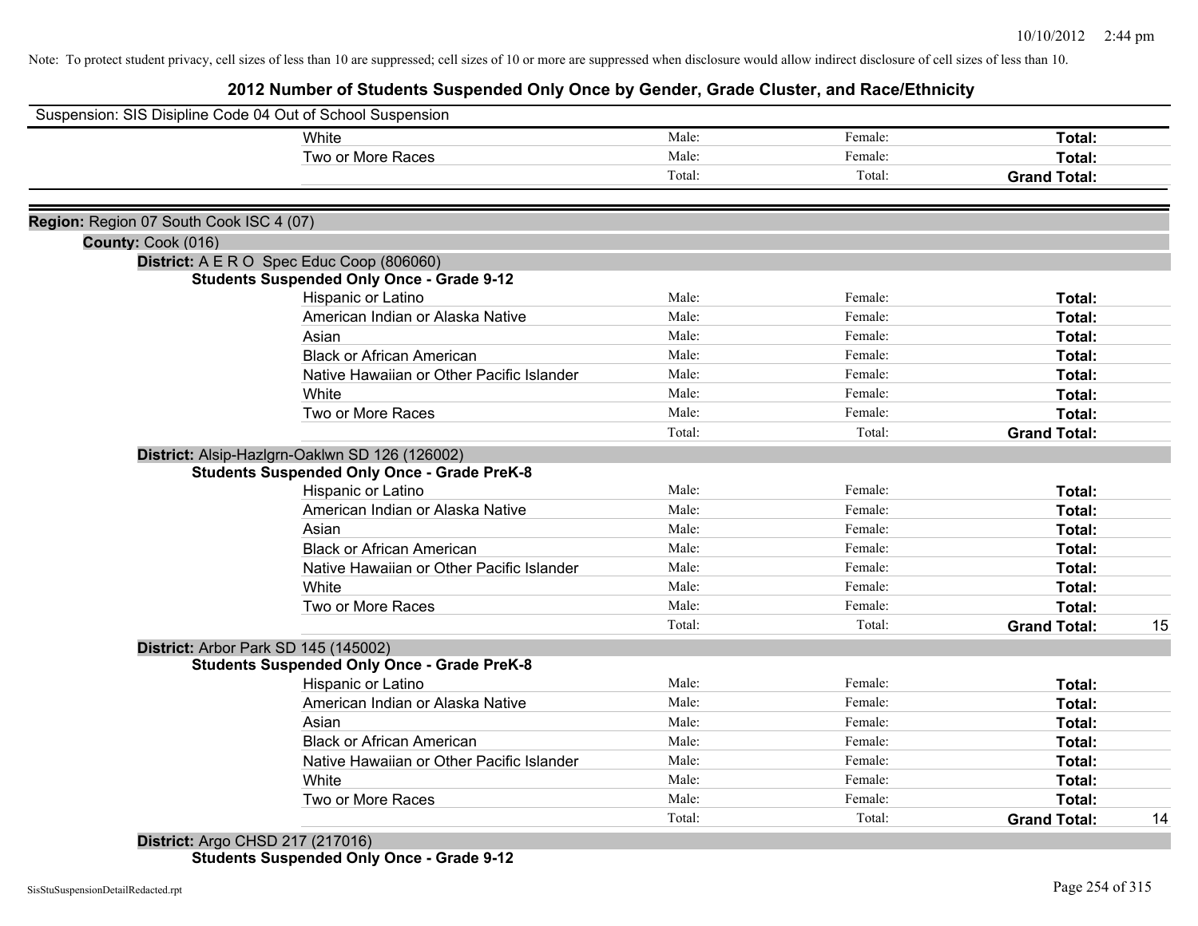Note: To protect student privacy, cell sizes of less than 10 are suppressed; cell sizes of 10 or more are suppressed when disclosure would allow indirect disclosure of cell sizes of less than 10.

## 2012 Number of Students Suspended Only Once by Gender, Grade Cluster, and Race/Ethnicity

Suspension: SIS Disipline Code 04 Out of School Suspension

| | | | | |
|---|---|---|---|---|
| White | Male: | Female: | **Total:** | |
| Two or More Races | Male: | Female: | **Total:** | |
| | Total: | Total: | **Grand Total:** | |

**Region:** Region 07 South Cook ISC 4 (07)

**County:** Cook (016)

**District:** A E R O Spec Educ Coop (806060)

**Students Suspended Only Once - Grade 9-12**

| | | | | |
|---|---|---|---|---|
| Hispanic or Latino | Male: | Female: | **Total:** | |
| American Indian or Alaska Native | Male: | Female: | **Total:** | |
| Asian | Male: | Female: | **Total:** | |
| Black or African American | Male: | Female: | **Total:** | |
| Native Hawaiian or Other Pacific Islander | Male: | Female: | **Total:** | |
| White | Male: | Female: | **Total:** | |
| Two or More Races | Male: | Female: | **Total:** | |
| | Total: | Total: | **Grand Total:** | |

**District:** Alsip-Hazlgrn-Oaklwn SD 126 (126002)

**Students Suspended Only Once - Grade PreK-8**

| | | | | |
|---|---|---|---|---|
| Hispanic or Latino | Male: | Female: | **Total:** | |
| American Indian or Alaska Native | Male: | Female: | **Total:** | |
| Asian | Male: | Female: | **Total:** | |
| Black or African American | Male: | Female: | **Total:** | |
| Native Hawaiian or Other Pacific Islander | Male: | Female: | **Total:** | |
| White | Male: | Female: | **Total:** | |
| Two or More Races | Male: | Female: | **Total:** | |
| | Total: | Total: | **Grand Total:** | 15 |

**District:** Arbor Park SD 145 (145002)

**Students Suspended Only Once - Grade PreK-8**

| | | | | |
|---|---|---|---|---|
| Hispanic or Latino | Male: | Female: | **Total:** | |
| American Indian or Alaska Native | Male: | Female: | **Total:** | |
| Asian | Male: | Female: | **Total:** | |
| Black or African American | Male: | Female: | **Total:** | |
| Native Hawaiian or Other Pacific Islander | Male: | Female: | **Total:** | |
| White | Male: | Female: | **Total:** | |
| Two or More Races | Male: | Female: | **Total:** | |
| | Total: | Total: | **Grand Total:** | 14 |

**District:** Argo CHSD 217 (217016)

**Students Suspended Only Once - Grade 9-12**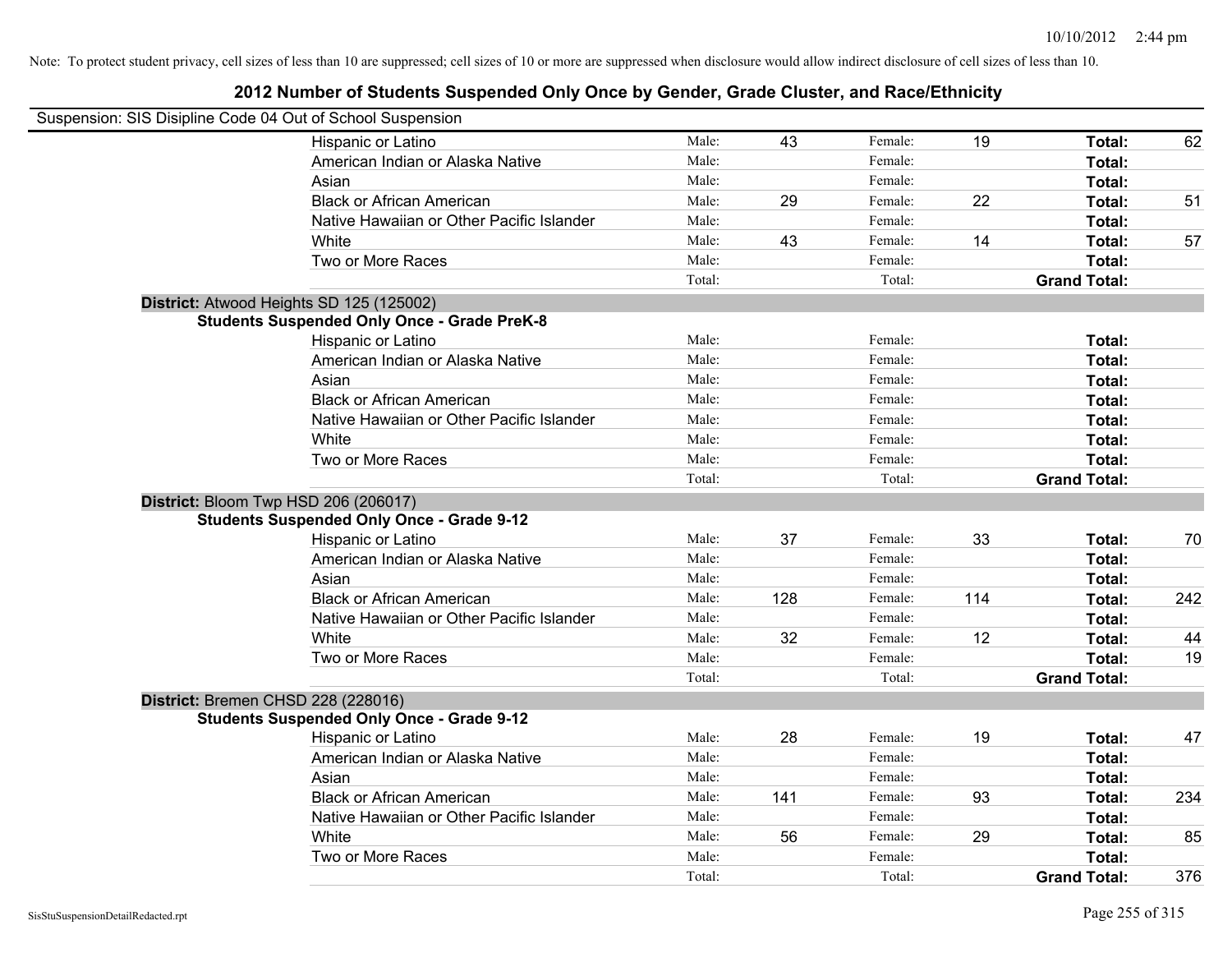Note: To protect student privacy, cell sizes of less than 10 are suppressed; cell sizes of 10 or more are suppressed when disclosure would allow indirect disclosure of cell sizes of less than 10.

## 2012 Number of Students Suspended Only Once by Gender, Grade Cluster, and Race/Ethnicity

Suspension: SIS Disipline Code 04 Out of School Suspension

| | | | | | | |
|---|---|---|---|---|---|---|
| Hispanic or Latino | Male: | 43 | Female: | 19 | **Total:** | 62 |
| American Indian or Alaska Native | Male: | | Female: | | **Total:** | |
| Asian | Male: | | Female: | | **Total:** | |
| Black or African American | Male: | 29 | Female: | 22 | **Total:** | 51 |
| Native Hawaiian or Other Pacific Islander | Male: | | Female: | | **Total:** | |
| White | Male: | 43 | Female: | 14 | **Total:** | 57 |
| Two or More Races | Male: | | Female: | | **Total:** | |
| | Total: | | Total: | | **Grand Total:** | |

**District:** Atwood Heights SD 125 (125002)

**Students Suspended Only Once - Grade PreK-8**

| | | | | | | |
|---|---|---|---|---|---|---|
| Hispanic or Latino | Male: | | Female: | | **Total:** | |
| American Indian or Alaska Native | Male: | | Female: | | **Total:** | |
| Asian | Male: | | Female: | | **Total:** | |
| Black or African American | Male: | | Female: | | **Total:** | |
| Native Hawaiian or Other Pacific Islander | Male: | | Female: | | **Total:** | |
| White | Male: | | Female: | | **Total:** | |
| Two or More Races | Male: | | Female: | | **Total:** | |
| | Total: | | Total: | | **Grand Total:** | |

**District:** Bloom Twp HSD 206 (206017)

**Students Suspended Only Once - Grade 9-12**

| | | | | | | |
|---|---|---|---|---|---|---|
| Hispanic or Latino | Male: | 37 | Female: | 33 | **Total:** | 70 |
| American Indian or Alaska Native | Male: | | Female: | | **Total:** | |
| Asian | Male: | | Female: | | **Total:** | |
| Black or African American | Male: | 128 | Female: | 114 | **Total:** | 242 |
| Native Hawaiian or Other Pacific Islander | Male: | | Female: | | **Total:** | |
| White | Male: | 32 | Female: | 12 | **Total:** | 44 |
| Two or More Races | Male: | | Female: | | **Total:** | 19 |
| | Total: | | Total: | | **Grand Total:** | |

**District:** Bremen CHSD 228 (228016)

**Students Suspended Only Once - Grade 9-12**

| | | | | | | |
|---|---|---|---|---|---|---|
| Hispanic or Latino | Male: | 28 | Female: | 19 | **Total:** | 47 |
| American Indian or Alaska Native | Male: | | Female: | | **Total:** | |
| Asian | Male: | | Female: | | **Total:** | |
| Black or African American | Male: | 141 | Female: | 93 | **Total:** | 234 |
| Native Hawaiian or Other Pacific Islander | Male: | | Female: | | **Total:** | |
| White | Male: | 56 | Female: | 29 | **Total:** | 85 |
| Two or More Races | Male: | | Female: | | **Total:** | |
| | Total: | | Total: | | **Grand Total:** | 376 |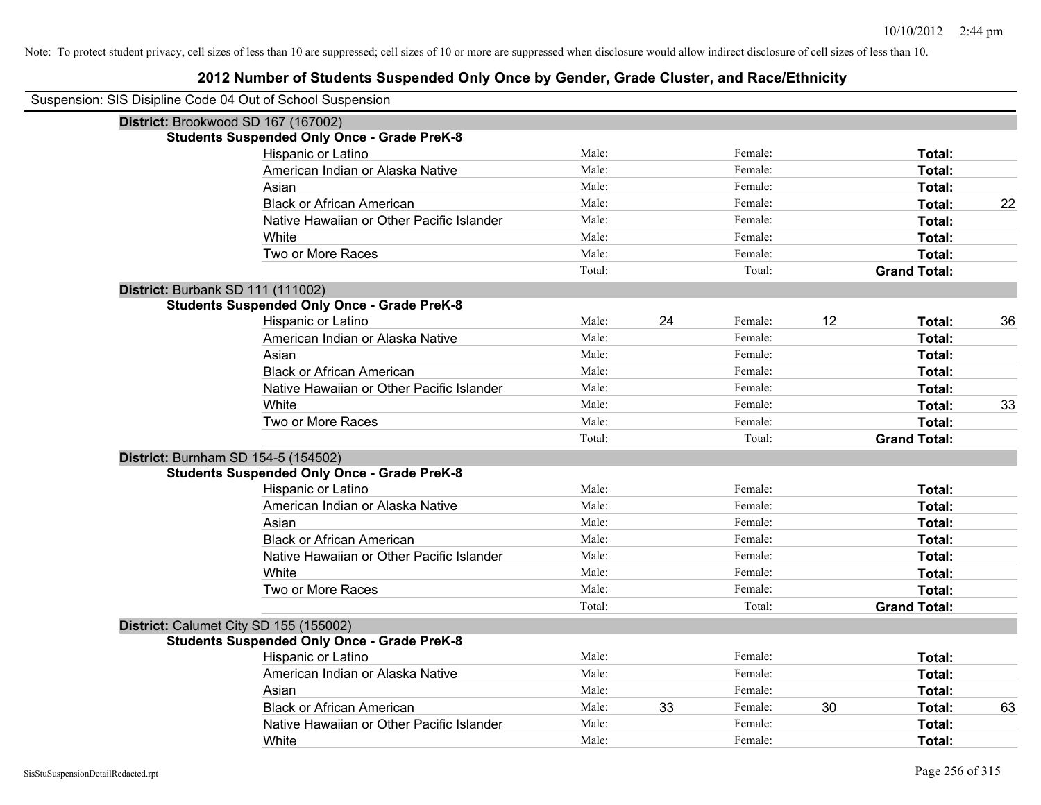Note: To protect student privacy, cell sizes of less than 10 are suppressed; cell sizes of 10 or more are suppressed when disclosure would allow indirect disclosure of cell sizes of less than 10.

## 2012 Number of Students Suspended Only Once by Gender, Grade Cluster, and Race/Ethnicity

Suspension: SIS Disipline Code 04 Out of School Suspension

### District: Brookwood SD 167 (167002)

**Students Suspended Only Once - Grade PreK-8**

| | | | | | | |
|---|---|---|---|---|---|---|
| Hispanic or Latino | Male: | | Female: | | **Total:** | |
| American Indian or Alaska Native | Male: | | Female: | | **Total:** | |
| Asian | Male: | | Female: | | **Total:** | |
| Black or African American | Male: | | Female: | | **Total:** | 22 |
| Native Hawaiian or Other Pacific Islander | Male: | | Female: | | **Total:** | |
| White | Male: | | Female: | | **Total:** | |
| Two or More Races | Male: | | Female: | | **Total:** | |
| | Total: | | Total: | | **Grand Total:** | |

### District: Burbank SD 111 (111002)

**Students Suspended Only Once - Grade PreK-8**

| | | | | | | |
|---|---|---|---|---|---|---|
| Hispanic or Latino | Male: | 24 | Female: | 12 | **Total:** | 36 |
| American Indian or Alaska Native | Male: | | Female: | | **Total:** | |
| Asian | Male: | | Female: | | **Total:** | |
| Black or African American | Male: | | Female: | | **Total:** | |
| Native Hawaiian or Other Pacific Islander | Male: | | Female: | | **Total:** | |
| White | Male: | | Female: | | **Total:** | 33 |
| Two or More Races | Male: | | Female: | | **Total:** | |
| | Total: | | Total: | | **Grand Total:** | |

### District: Burnham SD 154-5 (154502)

**Students Suspended Only Once - Grade PreK-8**

| | | | | | | |
|---|---|---|---|---|---|---|
| Hispanic or Latino | Male: | | Female: | | **Total:** | |
| American Indian or Alaska Native | Male: | | Female: | | **Total:** | |
| Asian | Male: | | Female: | | **Total:** | |
| Black or African American | Male: | | Female: | | **Total:** | |
| Native Hawaiian or Other Pacific Islander | Male: | | Female: | | **Total:** | |
| White | Male: | | Female: | | **Total:** | |
| Two or More Races | Male: | | Female: | | **Total:** | |
| | Total: | | Total: | | **Grand Total:** | |

### District: Calumet City SD 155 (155002)

**Students Suspended Only Once - Grade PreK-8**

| | | | | | | |
|---|---|---|---|---|---|---|
| Hispanic or Latino | Male: | | Female: | | **Total:** | |
| American Indian or Alaska Native | Male: | | Female: | | **Total:** | |
| Asian | Male: | | Female: | | **Total:** | |
| Black or African American | Male: | 33 | Female: | 30 | **Total:** | 63 |
| Native Hawaiian or Other Pacific Islander | Male: | | Female: | | **Total:** | |
| White | Male: | | Female: | | **Total:** | |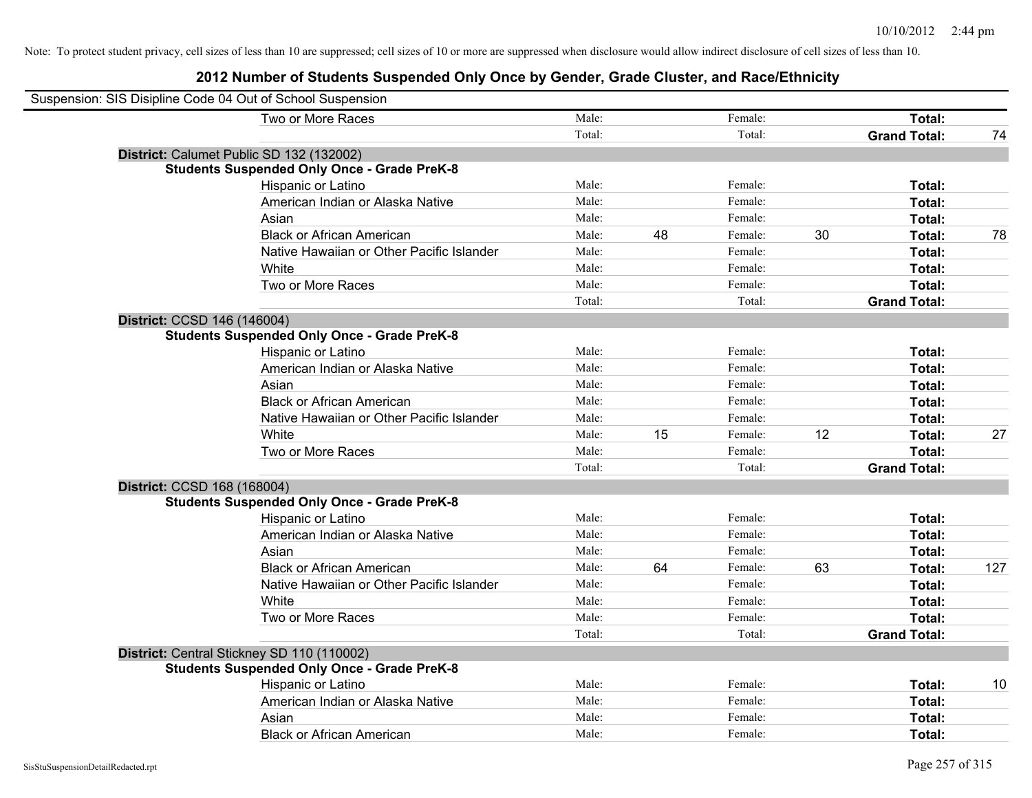Note: To protect student privacy, cell sizes of less than 10 are suppressed; cell sizes of 10 or more are suppressed when disclosure would allow indirect disclosure of cell sizes of less than 10.

# 2012 Number of Students Suspended Only Once by Gender, Grade Cluster, and Race/Ethnicity

Suspension: SIS Disipline Code 04 Out of School Suspension

| | | | | | | |
|---|---|---|---|---|---|---|
| Two or More Races | Male: | | Female: | | **Total:** | |
| | Total: | | Total: | | **Grand Total:** | 74 |

**District:** Calumet Public SD 132 (132002)

**Students Suspended Only Once - Grade PreK-8**

| | | | | | | |
|---|---|---|---|---|---|---|
| Hispanic or Latino | Male: | | Female: | | **Total:** | |
| American Indian or Alaska Native | Male: | | Female: | | **Total:** | |
| Asian | Male: | | Female: | | **Total:** | |
| Black or African American | Male: | 48 | Female: | 30 | **Total:** | 78 |
| Native Hawaiian or Other Pacific Islander | Male: | | Female: | | **Total:** | |
| White | Male: | | Female: | | **Total:** | |
| Two or More Races | Male: | | Female: | | **Total:** | |
| | Total: | | Total: | | **Grand Total:** | |

**District:** CCSD 146 (146004)

**Students Suspended Only Once - Grade PreK-8**

| | | | | | | |
|---|---|---|---|---|---|---|
| Hispanic or Latino | Male: | | Female: | | **Total:** | |
| American Indian or Alaska Native | Male: | | Female: | | **Total:** | |
| Asian | Male: | | Female: | | **Total:** | |
| Black or African American | Male: | | Female: | | **Total:** | |
| Native Hawaiian or Other Pacific Islander | Male: | | Female: | | **Total:** | |
| White | Male: | 15 | Female: | 12 | **Total:** | 27 |
| Two or More Races | Male: | | Female: | | **Total:** | |
| | Total: | | Total: | | **Grand Total:** | |

**District:** CCSD 168 (168004)

**Students Suspended Only Once - Grade PreK-8**

| | | | | | | |
|---|---|---|---|---|---|---|
| Hispanic or Latino | Male: | | Female: | | **Total:** | |
| American Indian or Alaska Native | Male: | | Female: | | **Total:** | |
| Asian | Male: | | Female: | | **Total:** | |
| Black or African American | Male: | 64 | Female: | 63 | **Total:** | 127 |
| Native Hawaiian or Other Pacific Islander | Male: | | Female: | | **Total:** | |
| White | Male: | | Female: | | **Total:** | |
| Two or More Races | Male: | | Female: | | **Total:** | |
| | Total: | | Total: | | **Grand Total:** | |

**District:** Central Stickney SD 110 (110002)

**Students Suspended Only Once - Grade PreK-8**

| | | | | | | |
|---|---|---|---|---|---|---|
| Hispanic or Latino | Male: | | Female: | | **Total:** | 10 |
| American Indian or Alaska Native | Male: | | Female: | | **Total:** | |
| Asian | Male: | | Female: | | **Total:** | |
| Black or African American | Male: | | Female: | | **Total:** | |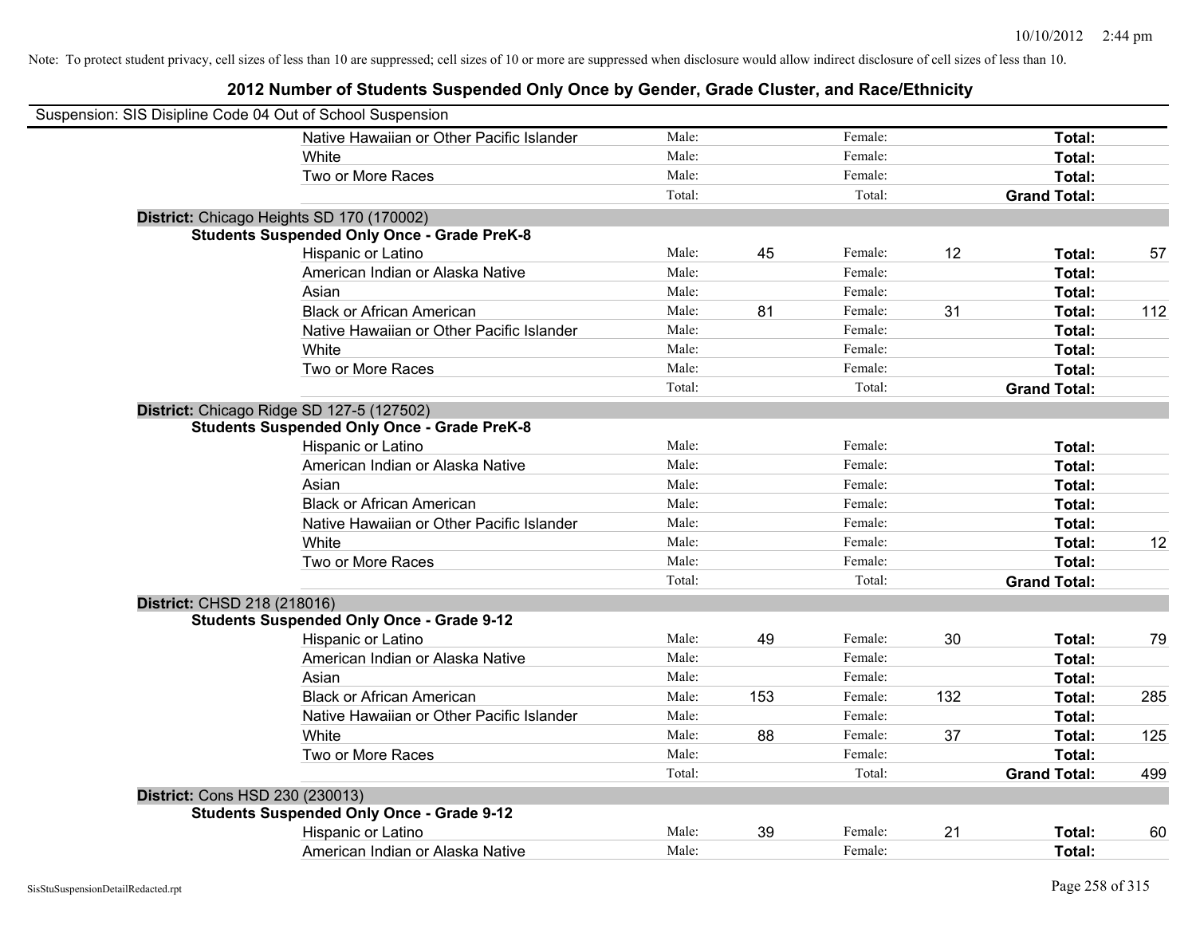Note: To protect student privacy, cell sizes of less than 10 are suppressed; cell sizes of 10 or more are suppressed when disclosure would allow indirect disclosure of cell sizes of less than 10.

## 2012 Number of Students Suspended Only Once by Gender, Grade Cluster, and Race/Ethnicity

Suspension: SIS Disipline Code 04 Out of School Suspension

| | | | | | | |
|---|---|---|---|---|---|---|
| Native Hawaiian or Other Pacific Islander | Male: | | Female: | | **Total:** | |
| White | Male: | | Female: | | **Total:** | |
| Two or More Races | Male: | | Female: | | **Total:** | |
| | Total: | | Total: | | **Grand Total:** | |

**District:** Chicago Heights SD 170 (170002)

**Students Suspended Only Once - Grade PreK-8**

| | | | | | | |
|---|---|---|---|---|---|---|
| Hispanic or Latino | Male: | 45 | Female: | 12 | **Total:** | 57 |
| American Indian or Alaska Native | Male: | | Female: | | **Total:** | |
| Asian | Male: | | Female: | | **Total:** | |
| Black or African American | Male: | 81 | Female: | 31 | **Total:** | 112 |
| Native Hawaiian or Other Pacific Islander | Male: | | Female: | | **Total:** | |
| White | Male: | | Female: | | **Total:** | |
| Two or More Races | Male: | | Female: | | **Total:** | |
| | Total: | | Total: | | **Grand Total:** | |

**District:** Chicago Ridge SD 127-5 (127502)

**Students Suspended Only Once - Grade PreK-8**

| | | | | | | |
|---|---|---|---|---|---|---|
| Hispanic or Latino | Male: | | Female: | | **Total:** | |
| American Indian or Alaska Native | Male: | | Female: | | **Total:** | |
| Asian | Male: | | Female: | | **Total:** | |
| Black or African American | Male: | | Female: | | **Total:** | |
| Native Hawaiian or Other Pacific Islander | Male: | | Female: | | **Total:** | |
| White | Male: | | Female: | | **Total:** | 12 |
| Two or More Races | Male: | | Female: | | **Total:** | |
| | Total: | | Total: | | **Grand Total:** | |

**District:** CHSD 218 (218016)

**Students Suspended Only Once - Grade 9-12**

| | | | | | | |
|---|---|---|---|---|---|---|
| Hispanic or Latino | Male: | 49 | Female: | 30 | **Total:** | 79 |
| American Indian or Alaska Native | Male: | | Female: | | **Total:** | |
| Asian | Male: | | Female: | | **Total:** | |
| Black or African American | Male: | 153 | Female: | 132 | **Total:** | 285 |
| Native Hawaiian or Other Pacific Islander | Male: | | Female: | | **Total:** | |
| White | Male: | 88 | Female: | 37 | **Total:** | 125 |
| Two or More Races | Male: | | Female: | | **Total:** | |
| | Total: | | Total: | | **Grand Total:** | 499 |

**District:** Cons HSD 230 (230013)

**Students Suspended Only Once - Grade 9-12**

| | | | | | | |
|---|---|---|---|---|---|---|
| Hispanic or Latino | Male: | 39 | Female: | 21 | **Total:** | 60 |
| American Indian or Alaska Native | Male: | | Female: | | **Total:** | |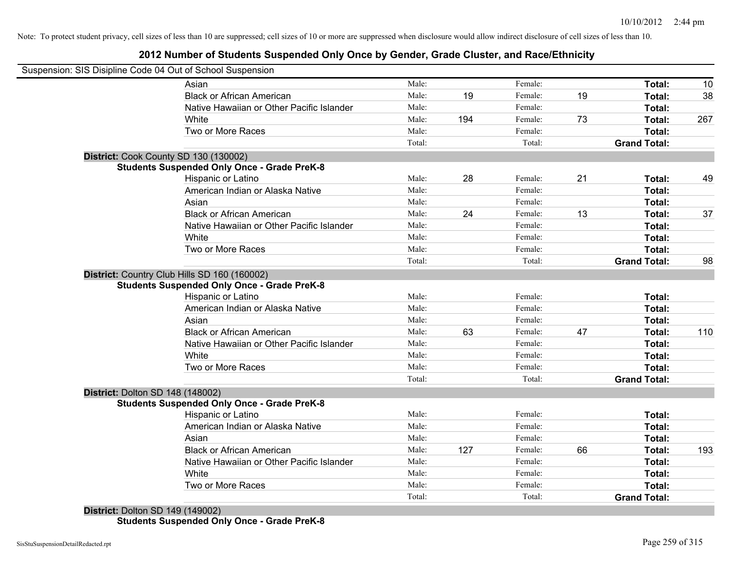Note: To protect student privacy, cell sizes of less than 10 are suppressed; cell sizes of 10 or more are suppressed when disclosure would allow indirect disclosure of cell sizes of less than 10.

## 2012 Number of Students Suspended Only Once by Gender, Grade Cluster, and Race/Ethnicity

Suspension: SIS Disipline Code 04 Out of School Suspension

| | | | | | | |
|---|---|---|---|---|---|---|
| Asian | Male: | | Female: | | **Total:** | 10 |
| Black or African American | Male: | 19 | Female: | 19 | **Total:** | 38 |
| Native Hawaiian or Other Pacific Islander | Male: | | Female: | | **Total:** | |
| White | Male: | 194 | Female: | 73 | **Total:** | 267 |
| Two or More Races | Male: | | Female: | | **Total:** | |
| | Total: | | Total: | | **Grand Total:** | |

**District:** Cook County SD 130 (130002)

**Students Suspended Only Once - Grade PreK-8**

| | | | | | | |
|---|---|---|---|---|---|---|
| Hispanic or Latino | Male: | 28 | Female: | 21 | **Total:** | 49 |
| American Indian or Alaska Native | Male: | | Female: | | **Total:** | |
| Asian | Male: | | Female: | | **Total:** | |
| Black or African American | Male: | 24 | Female: | 13 | **Total:** | 37 |
| Native Hawaiian or Other Pacific Islander | Male: | | Female: | | **Total:** | |
| White | Male: | | Female: | | **Total:** | |
| Two or More Races | Male: | | Female: | | **Total:** | |
| | Total: | | Total: | | **Grand Total:** | 98 |

**District:** Country Club Hills SD 160 (160002)

**Students Suspended Only Once - Grade PreK-8**

| | | | | | | |
|---|---|---|---|---|---|---|
| Hispanic or Latino | Male: | | Female: | | **Total:** | |
| American Indian or Alaska Native | Male: | | Female: | | **Total:** | |
| Asian | Male: | | Female: | | **Total:** | |
| Black or African American | Male: | 63 | Female: | 47 | **Total:** | 110 |
| Native Hawaiian or Other Pacific Islander | Male: | | Female: | | **Total:** | |
| White | Male: | | Female: | | **Total:** | |
| Two or More Races | Male: | | Female: | | **Total:** | |
| | Total: | | Total: | | **Grand Total:** | |

**District:** Dolton SD 148 (148002)

**Students Suspended Only Once - Grade PreK-8**

| | | | | | | |
|---|---|---|---|---|---|---|
| Hispanic or Latino | Male: | | Female: | | **Total:** | |
| American Indian or Alaska Native | Male: | | Female: | | **Total:** | |
| Asian | Male: | | Female: | | **Total:** | |
| Black or African American | Male: | 127 | Female: | 66 | **Total:** | 193 |
| Native Hawaiian or Other Pacific Islander | Male: | | Female: | | **Total:** | |
| White | Male: | | Female: | | **Total:** | |
| Two or More Races | Male: | | Female: | | **Total:** | |
| | Total: | | Total: | | **Grand Total:** | |

**District:** Dolton SD 149 (149002)

**Students Suspended Only Once - Grade PreK-8**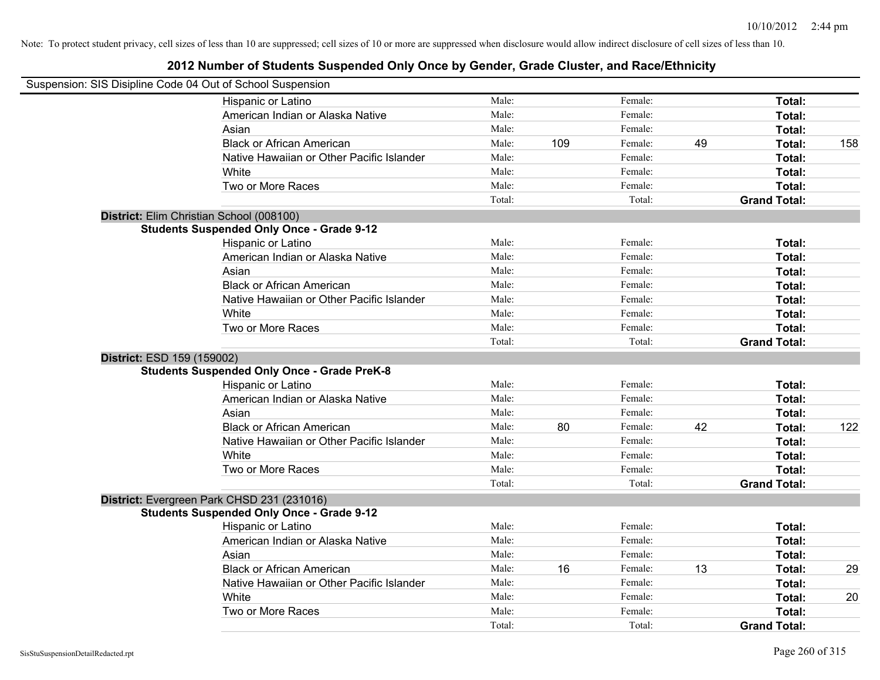Note: To protect student privacy, cell sizes of less than 10 are suppressed; cell sizes of 10 or more are suppressed when disclosure would allow indirect disclosure of cell sizes of less than 10.

## 2012 Number of Students Suspended Only Once by Gender, Grade Cluster, and Race/Ethnicity

Suspension: SIS Disipline Code 04 Out of School Suspension

| | Male: | | Female: | | Total: | |
|---|---|---|---|---|---|---|
| Hispanic or Latino | Male: | | Female: | | **Total:** | |
| American Indian or Alaska Native | Male: | | Female: | | **Total:** | |
| Asian | Male: | | Female: | | **Total:** | |
| Black or African American | Male: | 109 | Female: | 49 | **Total:** | 158 |
| Native Hawaiian or Other Pacific Islander | Male: | | Female: | | **Total:** | |
| White | Male: | | Female: | | **Total:** | |
| Two or More Races | Male: | | Female: | | **Total:** | |
| | Total: | | Total: | | **Grand Total:** | |

**District:** Elim Christian School (008100)

**Students Suspended Only Once - Grade 9-12**

| | Male: | | Female: | | Total: | |
|---|---|---|---|---|---|---|
| Hispanic or Latino | Male: | | Female: | | **Total:** | |
| American Indian or Alaska Native | Male: | | Female: | | **Total:** | |
| Asian | Male: | | Female: | | **Total:** | |
| Black or African American | Male: | | Female: | | **Total:** | |
| Native Hawaiian or Other Pacific Islander | Male: | | Female: | | **Total:** | |
| White | Male: | | Female: | | **Total:** | |
| Two or More Races | Male: | | Female: | | **Total:** | |
| | Total: | | Total: | | **Grand Total:** | |

**District:** ESD 159 (159002)

**Students Suspended Only Once - Grade PreK-8**

| | Male: | | Female: | | Total: | |
|---|---|---|---|---|---|---|
| Hispanic or Latino | Male: | | Female: | | **Total:** | |
| American Indian or Alaska Native | Male: | | Female: | | **Total:** | |
| Asian | Male: | | Female: | | **Total:** | |
| Black or African American | Male: | 80 | Female: | 42 | **Total:** | 122 |
| Native Hawaiian or Other Pacific Islander | Male: | | Female: | | **Total:** | |
| White | Male: | | Female: | | **Total:** | |
| Two or More Races | Male: | | Female: | | **Total:** | |
| | Total: | | Total: | | **Grand Total:** | |

**District:** Evergreen Park CHSD 231 (231016)

**Students Suspended Only Once - Grade 9-12**

| | Male: | | Female: | | Total: | |
|---|---|---|---|---|---|---|
| Hispanic or Latino | Male: | | Female: | | **Total:** | |
| American Indian or Alaska Native | Male: | | Female: | | **Total:** | |
| Asian | Male: | | Female: | | **Total:** | |
| Black or African American | Male: | 16 | Female: | 13 | **Total:** | 29 |
| Native Hawaiian or Other Pacific Islander | Male: | | Female: | | **Total:** | |
| White | Male: | | Female: | | **Total:** | 20 |
| Two or More Races | Male: | | Female: | | **Total:** | |
| | Total: | | Total: | | **Grand Total:** | |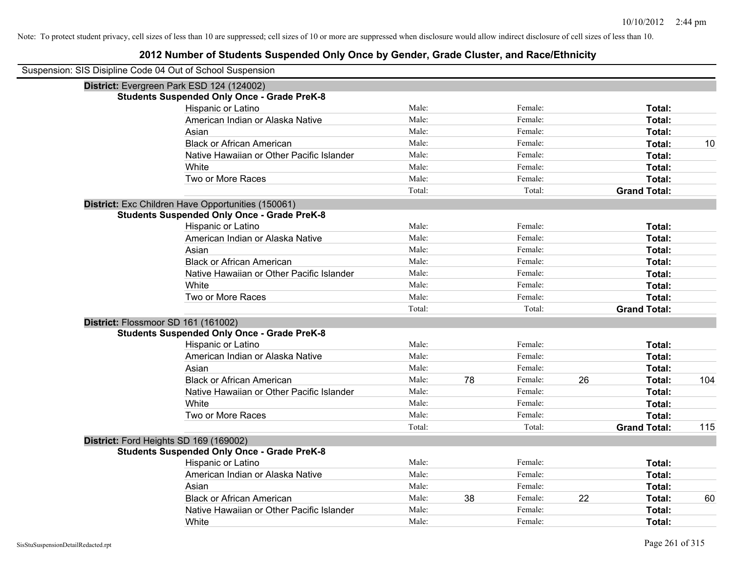Note: To protect student privacy, cell sizes of less than 10 are suppressed; cell sizes of 10 or more are suppressed when disclosure would allow indirect disclosure of cell sizes of less than 10.

# 2012 Number of Students Suspended Only Once by Gender, Grade Cluster, and Race/Ethnicity

Suspension: SIS Disipline Code 04 Out of School Suspension

## District: Evergreen Park ESD 124 (124002)

### Students Suspended Only Once - Grade PreK-8

| Race/Ethnicity | Male: | | Female: | | Total: | |
|---|---|---|---|---|---|---|
| Hispanic or Latino | Male: | | Female: | | **Total:** | |
| American Indian or Alaska Native | Male: | | Female: | | **Total:** | |
| Asian | Male: | | Female: | | **Total:** | |
| Black or African American | Male: | | Female: | | **Total:** | 10 |
| Native Hawaiian or Other Pacific Islander | Male: | | Female: | | **Total:** | |
| White | Male: | | Female: | | **Total:** | |
| Two or More Races | Male: | | Female: | | **Total:** | |
| | Total: | | Total: | | **Grand Total:** | |

## District: Exc Children Have Opportunities (150061)

### Students Suspended Only Once - Grade PreK-8

| Race/Ethnicity | Male: | | Female: | | Total: | |
|---|---|---|---|---|---|---|
| Hispanic or Latino | Male: | | Female: | | **Total:** | |
| American Indian or Alaska Native | Male: | | Female: | | **Total:** | |
| Asian | Male: | | Female: | | **Total:** | |
| Black or African American | Male: | | Female: | | **Total:** | |
| Native Hawaiian or Other Pacific Islander | Male: | | Female: | | **Total:** | |
| White | Male: | | Female: | | **Total:** | |
| Two or More Races | Male: | | Female: | | **Total:** | |
| | Total: | | Total: | | **Grand Total:** | |

## District: Flossmoor SD 161 (161002)

### Students Suspended Only Once - Grade PreK-8

| Race/Ethnicity | Male: | | Female: | | Total: | |
|---|---|---|---|---|---|---|
| Hispanic or Latino | Male: | | Female: | | **Total:** | |
| American Indian or Alaska Native | Male: | | Female: | | **Total:** | |
| Asian | Male: | | Female: | | **Total:** | |
| Black or African American | Male: | 78 | Female: | 26 | **Total:** | 104 |
| Native Hawaiian or Other Pacific Islander | Male: | | Female: | | **Total:** | |
| White | Male: | | Female: | | **Total:** | |
| Two or More Races | Male: | | Female: | | **Total:** | |
| | Total: | | Total: | | **Grand Total:** | 115 |

## District: Ford Heights SD 169 (169002)

### Students Suspended Only Once - Grade PreK-8

| Race/Ethnicity | Male: | | Female: | | Total: | |
|---|---|---|---|---|---|---|
| Hispanic or Latino | Male: | | Female: | | **Total:** | |
| American Indian or Alaska Native | Male: | | Female: | | **Total:** | |
| Asian | Male: | | Female: | | **Total:** | |
| Black or African American | Male: | 38 | Female: | 22 | **Total:** | 60 |
| Native Hawaiian or Other Pacific Islander | Male: | | Female: | | **Total:** | |
| White | Male: | | Female: | | **Total:** | |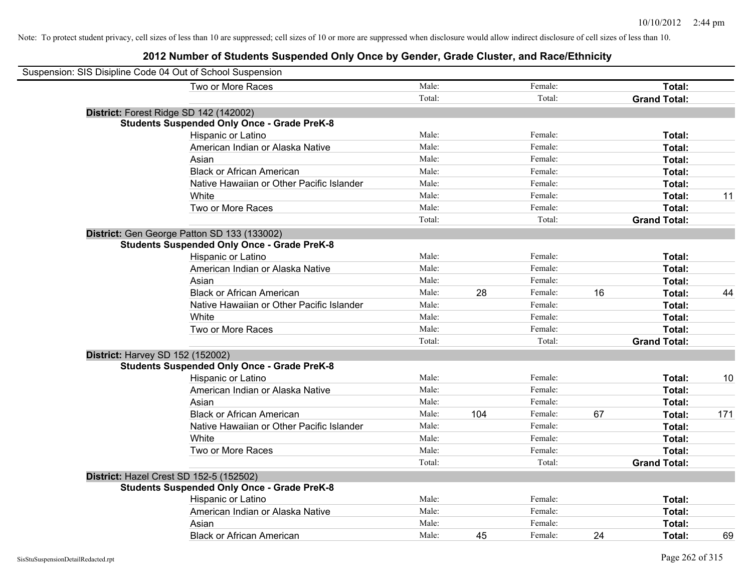Note: To protect student privacy, cell sizes of less than 10 are suppressed; cell sizes of 10 or more are suppressed when disclosure would allow indirect disclosure of cell sizes of less than 10.

## 2012 Number of Students Suspended Only Once by Gender, Grade Cluster, and Race/Ethnicity

Suspension: SIS Disipline Code 04 Out of School Suspension

| | | | | | | |
|---|---|---|---|---|---|---|
| Two or More Races | Male: | | Female: | | **Total:** | |
| | Total: | | Total: | | **Grand Total:** | |

**District:** Forest Ridge SD 142 (142002)

**Students Suspended Only Once - Grade PreK-8**

| | | | | | | |
|---|---|---|---|---|---|---|
| Hispanic or Latino | Male: | | Female: | | **Total:** | |
| American Indian or Alaska Native | Male: | | Female: | | **Total:** | |
| Asian | Male: | | Female: | | **Total:** | |
| Black or African American | Male: | | Female: | | **Total:** | |
| Native Hawaiian or Other Pacific Islander | Male: | | Female: | | **Total:** | |
| White | Male: | | Female: | | **Total:** | 11 |
| Two or More Races | Male: | | Female: | | **Total:** | |
| | Total: | | Total: | | **Grand Total:** | |

**District:** Gen George Patton SD 133 (133002)

**Students Suspended Only Once - Grade PreK-8**

| | | | | | | |
|---|---|---|---|---|---|---|
| Hispanic or Latino | Male: | | Female: | | **Total:** | |
| American Indian or Alaska Native | Male: | | Female: | | **Total:** | |
| Asian | Male: | | Female: | | **Total:** | |
| Black or African American | Male: | 28 | Female: | 16 | **Total:** | 44 |
| Native Hawaiian or Other Pacific Islander | Male: | | Female: | | **Total:** | |
| White | Male: | | Female: | | **Total:** | |
| Two or More Races | Male: | | Female: | | **Total:** | |
| | Total: | | Total: | | **Grand Total:** | |

**District:** Harvey SD 152 (152002)

**Students Suspended Only Once - Grade PreK-8**

| | | | | | | |
|---|---|---|---|---|---|---|
| Hispanic or Latino | Male: | | Female: | | **Total:** | 10 |
| American Indian or Alaska Native | Male: | | Female: | | **Total:** | |
| Asian | Male: | | Female: | | **Total:** | |
| Black or African American | Male: | 104 | Female: | 67 | **Total:** | 171 |
| Native Hawaiian or Other Pacific Islander | Male: | | Female: | | **Total:** | |
| White | Male: | | Female: | | **Total:** | |
| Two or More Races | Male: | | Female: | | **Total:** | |
| | Total: | | Total: | | **Grand Total:** | |

**District:** Hazel Crest SD 152-5 (152502)

**Students Suspended Only Once - Grade PreK-8**

| | | | | | | |
|---|---|---|---|---|---|---|
| Hispanic or Latino | Male: | | Female: | | **Total:** | |
| American Indian or Alaska Native | Male: | | Female: | | **Total:** | |
| Asian | Male: | | Female: | | **Total:** | |
| Black or African American | Male: | 45 | Female: | 24 | **Total:** | 69 |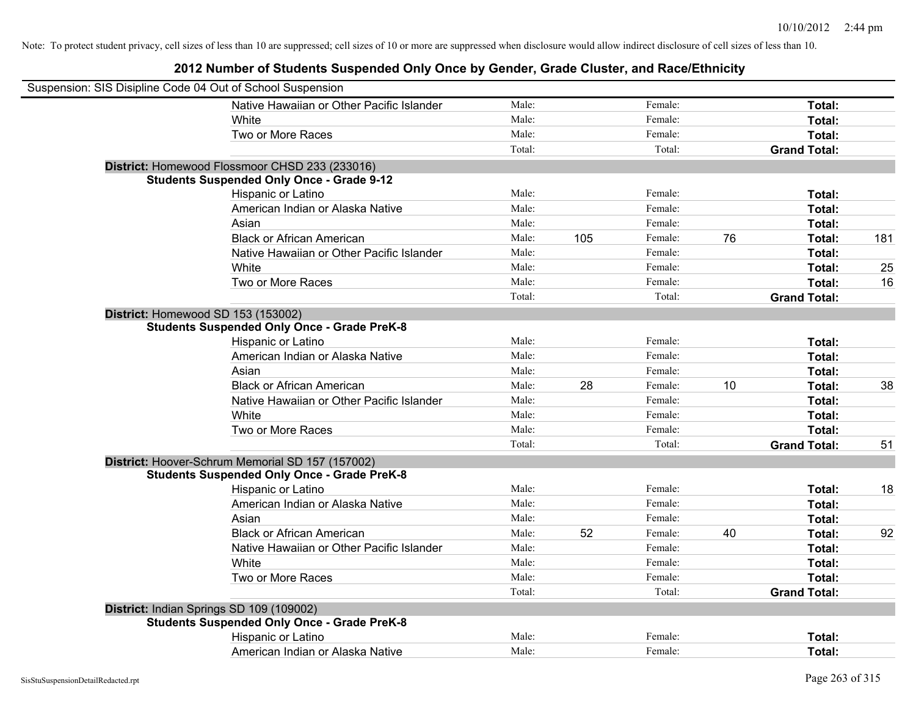Note: To protect student privacy, cell sizes of less than 10 are suppressed; cell sizes of 10 or more are suppressed when disclosure would allow indirect disclosure of cell sizes of less than 10.

## 2012 Number of Students Suspended Only Once by Gender, Grade Cluster, and Race/Ethnicity

Suspension: SIS Disipline Code 04 Out of School Suspension

| | Male: | | Female: | | | |
|---|---|---|---|---|---|---|
| Native Hawaiian or Other Pacific Islander | Male: | | Female: | | **Total:** | |
| White | Male: | | Female: | | **Total:** | |
| Two or More Races | Male: | | Female: | | **Total:** | |
| | Total: | | Total: | | **Grand Total:** | |

**District:** Homewood Flossmoor CHSD 233 (233016)

**Students Suspended Only Once - Grade 9-12**

| | | | | | | |
|---|---|---|---|---|---|---|
| Hispanic or Latino | Male: | | Female: | | **Total:** | |
| American Indian or Alaska Native | Male: | | Female: | | **Total:** | |
| Asian | Male: | | Female: | | **Total:** | |
| Black or African American | Male: | 105 | Female: | 76 | **Total:** | 181 |
| Native Hawaiian or Other Pacific Islander | Male: | | Female: | | **Total:** | |
| White | Male: | | Female: | | **Total:** | 25 |
| Two or More Races | Male: | | Female: | | **Total:** | 16 |
| | Total: | | Total: | | **Grand Total:** | |

**District:** Homewood SD 153 (153002)

**Students Suspended Only Once - Grade PreK-8**

| | | | | | | |
|---|---|---|---|---|---|---|
| Hispanic or Latino | Male: | | Female: | | **Total:** | |
| American Indian or Alaska Native | Male: | | Female: | | **Total:** | |
| Asian | Male: | | Female: | | **Total:** | |
| Black or African American | Male: | 28 | Female: | 10 | **Total:** | 38 |
| Native Hawaiian or Other Pacific Islander | Male: | | Female: | | **Total:** | |
| White | Male: | | Female: | | **Total:** | |
| Two or More Races | Male: | | Female: | | **Total:** | |
| | Total: | | Total: | | **Grand Total:** | 51 |

**District:** Hoover-Schrum Memorial SD 157 (157002)

**Students Suspended Only Once - Grade PreK-8**

| | | | | | | |
|---|---|---|---|---|---|---|
| Hispanic or Latino | Male: | | Female: | | **Total:** | 18 |
| American Indian or Alaska Native | Male: | | Female: | | **Total:** | |
| Asian | Male: | | Female: | | **Total:** | |
| Black or African American | Male: | 52 | Female: | 40 | **Total:** | 92 |
| Native Hawaiian or Other Pacific Islander | Male: | | Female: | | **Total:** | |
| White | Male: | | Female: | | **Total:** | |
| Two or More Races | Male: | | Female: | | **Total:** | |
| | Total: | | Total: | | **Grand Total:** | |

**District:** Indian Springs SD 109 (109002)

**Students Suspended Only Once - Grade PreK-8**

| | | | | | | |
|---|---|---|---|---|---|---|
| Hispanic or Latino | Male: | | Female: | | **Total:** | |
| American Indian or Alaska Native | Male: | | Female: | | **Total:** | |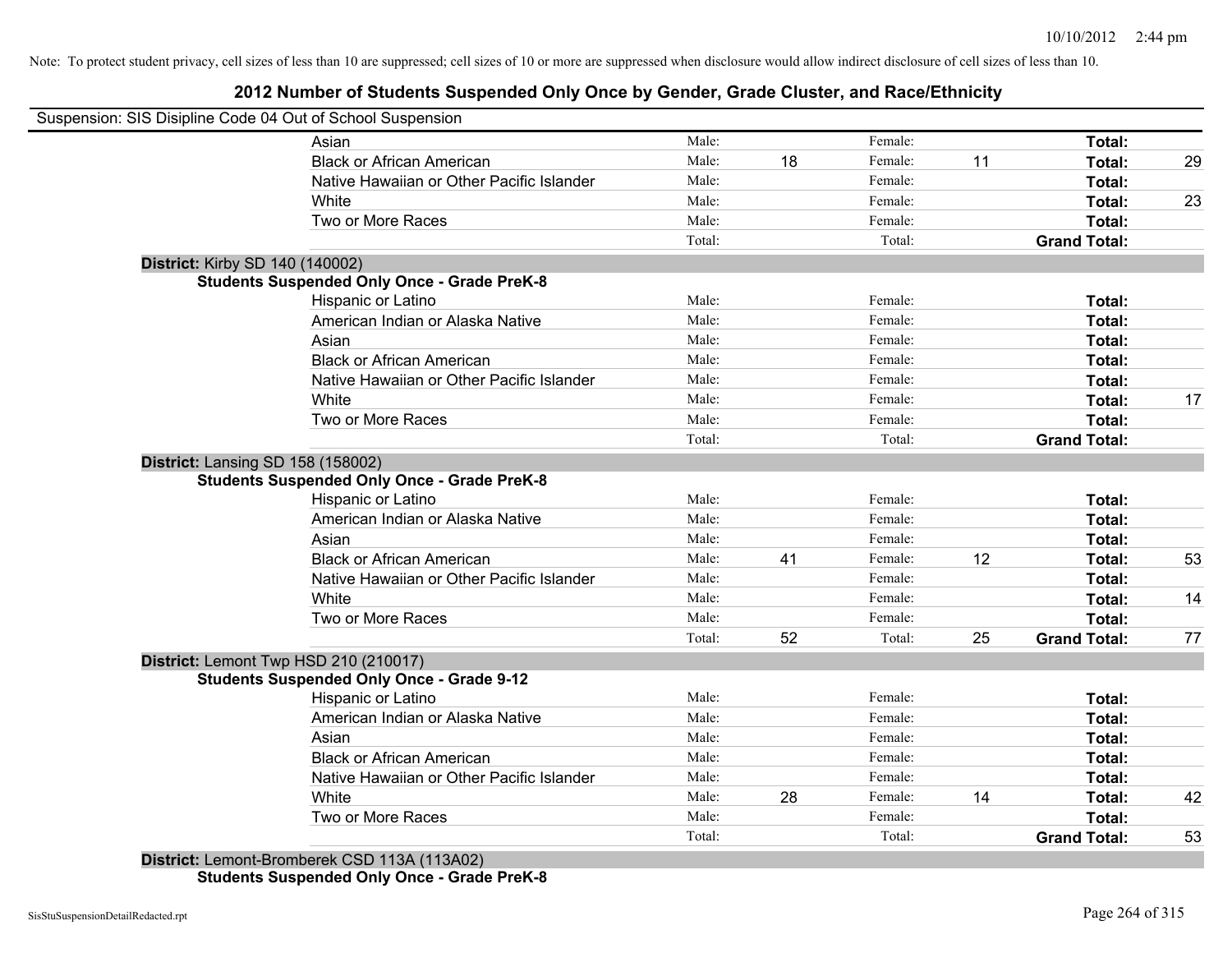Note: To protect student privacy, cell sizes of less than 10 are suppressed; cell sizes of 10 or more are suppressed when disclosure would allow indirect disclosure of cell sizes of less than 10.

## 2012 Number of Students Suspended Only Once by Gender, Grade Cluster, and Race/Ethnicity

Suspension: SIS Disipline Code 04 Out of School Suspension

| | Male: | | Female: | | | |
|---|---|---|---|---|---|---|
| Asian | Male: | | Female: | | **Total:** | |
| Black or African American | Male: | 18 | Female: | 11 | **Total:** | 29 |
| Native Hawaiian or Other Pacific Islander | Male: | | Female: | | **Total:** | |
| White | Male: | | Female: | | **Total:** | 23 |
| Two or More Races | Male: | | Female: | | **Total:** | |
| | Total: | | Total: | | **Grand Total:** | |

**District:** Kirby SD 140 (140002)

**Students Suspended Only Once - Grade PreK-8**

| | | | | | | |
|---|---|---|---|---|---|---|
| Hispanic or Latino | Male: | | Female: | | **Total:** | |
| American Indian or Alaska Native | Male: | | Female: | | **Total:** | |
| Asian | Male: | | Female: | | **Total:** | |
| Black or African American | Male: | | Female: | | **Total:** | |
| Native Hawaiian or Other Pacific Islander | Male: | | Female: | | **Total:** | |
| White | Male: | | Female: | | **Total:** | 17 |
| Two or More Races | Male: | | Female: | | **Total:** | |
| | Total: | | Total: | | **Grand Total:** | |

**District:** Lansing SD 158 (158002)

**Students Suspended Only Once - Grade PreK-8**

| | | | | | | |
|---|---|---|---|---|---|---|
| Hispanic or Latino | Male: | | Female: | | **Total:** | |
| American Indian or Alaska Native | Male: | | Female: | | **Total:** | |
| Asian | Male: | | Female: | | **Total:** | |
| Black or African American | Male: | 41 | Female: | 12 | **Total:** | 53 |
| Native Hawaiian or Other Pacific Islander | Male: | | Female: | | **Total:** | |
| White | Male: | | Female: | | **Total:** | 14 |
| Two or More Races | Male: | | Female: | | **Total:** | |
| | Total: | 52 | Total: | 25 | **Grand Total:** | 77 |

**District:** Lemont Twp HSD 210 (210017)

**Students Suspended Only Once - Grade 9-12**

| | | | | | | |
|---|---|---|---|---|---|---|
| Hispanic or Latino | Male: | | Female: | | **Total:** | |
| American Indian or Alaska Native | Male: | | Female: | | **Total:** | |
| Asian | Male: | | Female: | | **Total:** | |
| Black or African American | Male: | | Female: | | **Total:** | |
| Native Hawaiian or Other Pacific Islander | Male: | | Female: | | **Total:** | |
| White | Male: | 28 | Female: | 14 | **Total:** | 42 |
| Two or More Races | Male: | | Female: | | **Total:** | |
| | Total: | | Total: | | **Grand Total:** | 53 |

**District:** Lemont-Bromberek CSD 113A (113A02)

**Students Suspended Only Once - Grade PreK-8**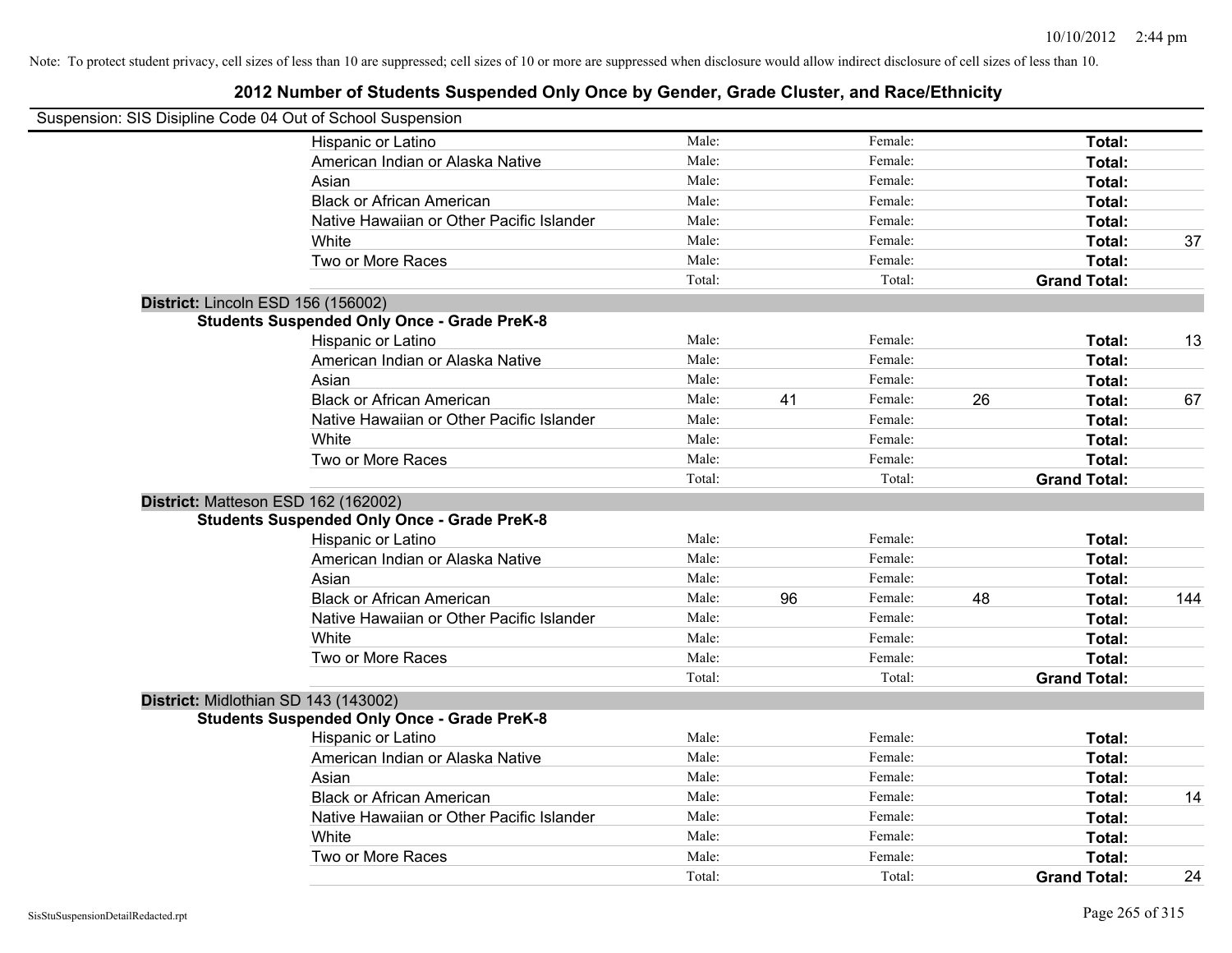Note: To protect student privacy, cell sizes of less than 10 are suppressed; cell sizes of 10 or more are suppressed when disclosure would allow indirect disclosure of cell sizes of less than 10.

## 2012 Number of Students Suspended Only Once by Gender, Grade Cluster, and Race/Ethnicity

Suspension: SIS Disipline Code 04 Out of School Suspension

| | Male: | | Female: | | | |
|---|---|---|---|---|---|---|
| Hispanic or Latino | Male: | | Female: | | **Total:** | |
| American Indian or Alaska Native | Male: | | Female: | | **Total:** | |
| Asian | Male: | | Female: | | **Total:** | |
| Black or African American | Male: | | Female: | | **Total:** | |
| Native Hawaiian or Other Pacific Islander | Male: | | Female: | | **Total:** | |
| White | Male: | | Female: | | **Total:** | 37 |
| Two or More Races | Male: | | Female: | | **Total:** | |
| | Total: | | Total: | | **Grand Total:** | |

**District:** Lincoln ESD 156 (156002)

**Students Suspended Only Once - Grade PreK-8**

| | | | | | | |
|---|---|---|---|---|---|---|
| Hispanic or Latino | Male: | | Female: | | **Total:** | 13 |
| American Indian or Alaska Native | Male: | | Female: | | **Total:** | |
| Asian | Male: | | Female: | | **Total:** | |
| Black or African American | Male: | 41 | Female: | 26 | **Total:** | 67 |
| Native Hawaiian or Other Pacific Islander | Male: | | Female: | | **Total:** | |
| White | Male: | | Female: | | **Total:** | |
| Two or More Races | Male: | | Female: | | **Total:** | |
| | Total: | | Total: | | **Grand Total:** | |

**District:** Matteson ESD 162 (162002)

**Students Suspended Only Once - Grade PreK-8**

| | | | | | | |
|---|---|---|---|---|---|---|
| Hispanic or Latino | Male: | | Female: | | **Total:** | |
| American Indian or Alaska Native | Male: | | Female: | | **Total:** | |
| Asian | Male: | | Female: | | **Total:** | |
| Black or African American | Male: | 96 | Female: | 48 | **Total:** | 144 |
| Native Hawaiian or Other Pacific Islander | Male: | | Female: | | **Total:** | |
| White | Male: | | Female: | | **Total:** | |
| Two or More Races | Male: | | Female: | | **Total:** | |
| | Total: | | Total: | | **Grand Total:** | |

**District:** Midlothian SD 143 (143002)

**Students Suspended Only Once - Grade PreK-8**

| | | | | | | |
|---|---|---|---|---|---|---|
| Hispanic or Latino | Male: | | Female: | | **Total:** | |
| American Indian or Alaska Native | Male: | | Female: | | **Total:** | |
| Asian | Male: | | Female: | | **Total:** | |
| Black or African American | Male: | | Female: | | **Total:** | 14 |
| Native Hawaiian or Other Pacific Islander | Male: | | Female: | | **Total:** | |
| White | Male: | | Female: | | **Total:** | |
| Two or More Races | Male: | | Female: | | **Total:** | |
| | Total: | | Total: | | **Grand Total:** | 24 |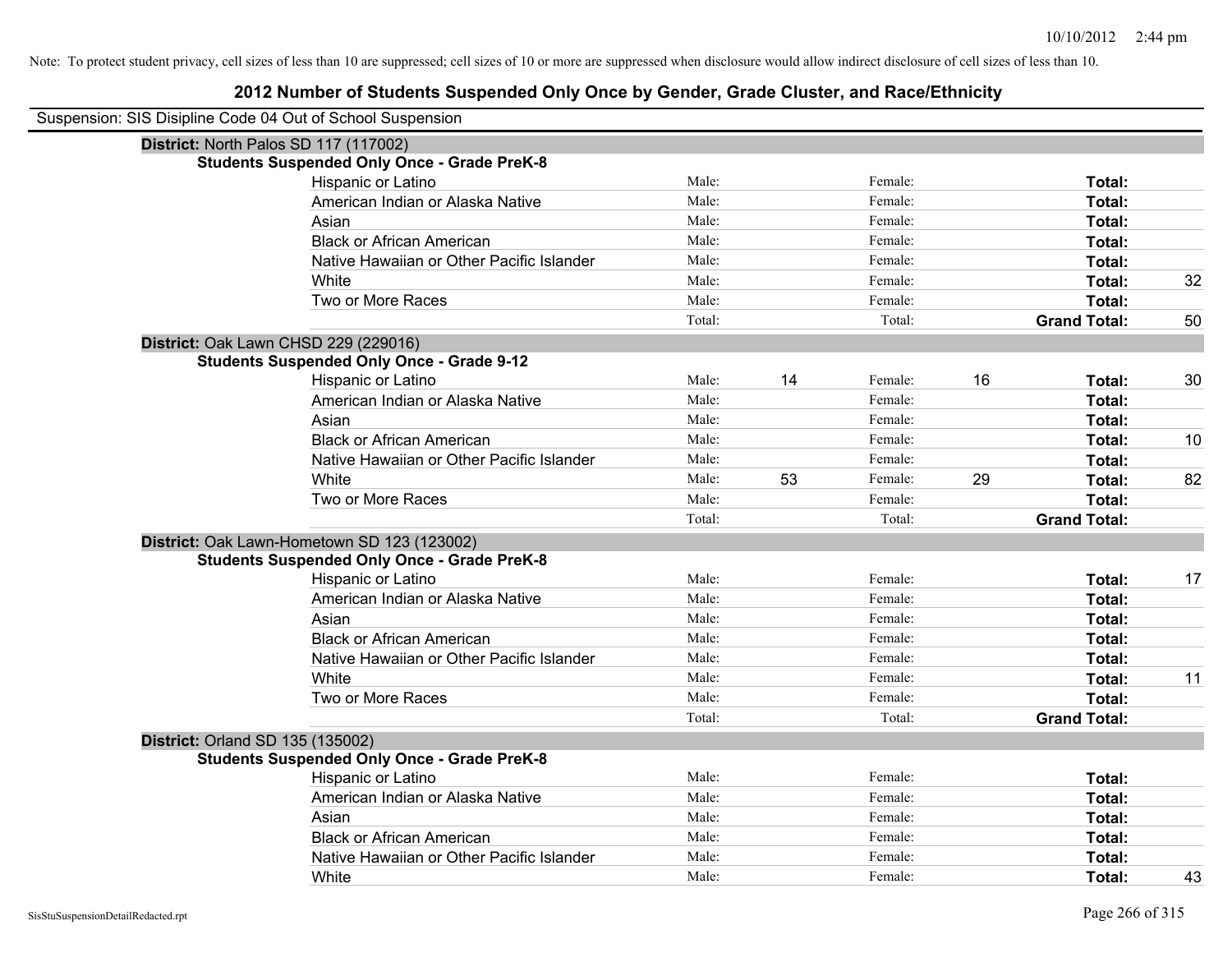Note: To protect student privacy, cell sizes of less than 10 are suppressed; cell sizes of 10 or more are suppressed when disclosure would allow indirect disclosure of cell sizes of less than 10.

# 2012 Number of Students Suspended Only Once by Gender, Grade Cluster, and Race/Ethnicity

Suspension: SIS Disipline Code 04 Out of School Suspension

## District: North Palos SD 117 (117002)

### Students Suspended Only Once - Grade PreK-8

| Race/Ethnicity | Male: | | Female: | | Total: | |
|---|---|---|---|---|---|---|
| Hispanic or Latino | Male: | | Female: | | **Total:** | |
| American Indian or Alaska Native | Male: | | Female: | | **Total:** | |
| Asian | Male: | | Female: | | **Total:** | |
| Black or African American | Male: | | Female: | | **Total:** | |
| Native Hawaiian or Other Pacific Islander | Male: | | Female: | | **Total:** | |
| White | Male: | | Female: | | **Total:** | 32 |
| Two or More Races | Male: | | Female: | | **Total:** | |
| | Total: | | Total: | | **Grand Total:** | 50 |

## District: Oak Lawn CHSD 229 (229016)

### Students Suspended Only Once - Grade 9-12

| Race/Ethnicity | Male: | | Female: | | Total: | |
|---|---|---|---|---|---|---|
| Hispanic or Latino | Male: | 14 | Female: | 16 | **Total:** | 30 |
| American Indian or Alaska Native | Male: | | Female: | | **Total:** | |
| Asian | Male: | | Female: | | **Total:** | |
| Black or African American | Male: | | Female: | | **Total:** | 10 |
| Native Hawaiian or Other Pacific Islander | Male: | | Female: | | **Total:** | |
| White | Male: | 53 | Female: | 29 | **Total:** | 82 |
| Two or More Races | Male: | | Female: | | **Total:** | |
| | Total: | | Total: | | **Grand Total:** | |

## District: Oak Lawn-Hometown SD 123 (123002)

### Students Suspended Only Once - Grade PreK-8

| Race/Ethnicity | Male: | | Female: | | Total: | |
|---|---|---|---|---|---|---|
| Hispanic or Latino | Male: | | Female: | | **Total:** | 17 |
| American Indian or Alaska Native | Male: | | Female: | | **Total:** | |
| Asian | Male: | | Female: | | **Total:** | |
| Black or African American | Male: | | Female: | | **Total:** | |
| Native Hawaiian or Other Pacific Islander | Male: | | Female: | | **Total:** | |
| White | Male: | | Female: | | **Total:** | 11 |
| Two or More Races | Male: | | Female: | | **Total:** | |
| | Total: | | Total: | | **Grand Total:** | |

## District: Orland SD 135 (135002)

### Students Suspended Only Once - Grade PreK-8

| Race/Ethnicity | Male: | | Female: | | Total: | |
|---|---|---|---|---|---|---|
| Hispanic or Latino | Male: | | Female: | | **Total:** | |
| American Indian or Alaska Native | Male: | | Female: | | **Total:** | |
| Asian | Male: | | Female: | | **Total:** | |
| Black or African American | Male: | | Female: | | **Total:** | |
| Native Hawaiian or Other Pacific Islander | Male: | | Female: | | **Total:** | |
| White | Male: | | Female: | | **Total:** | 43 |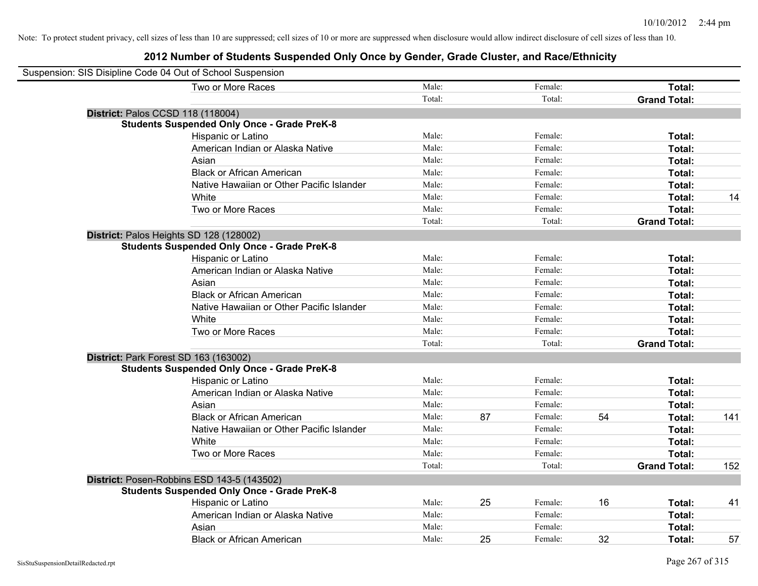Note: To protect student privacy, cell sizes of less than 10 are suppressed; cell sizes of 10 or more are suppressed when disclosure would allow indirect disclosure of cell sizes of less than 10.

## 2012 Number of Students Suspended Only Once by Gender, Grade Cluster, and Race/Ethnicity

Suspension: SIS Disipline Code 04 Out of School Suspension

| | | | | | | |
|---|---|---|---|---|---|---|
| Two or More Races | Male: | | Female: | | **Total:** | |
| | Total: | | Total: | | **Grand Total:** | |

**District:** Palos CCSD 118 (118004)

**Students Suspended Only Once - Grade PreK-8**

| | | | | | | |
|---|---|---|---|---|---|---|
| Hispanic or Latino | Male: | | Female: | | **Total:** | |
| American Indian or Alaska Native | Male: | | Female: | | **Total:** | |
| Asian | Male: | | Female: | | **Total:** | |
| Black or African American | Male: | | Female: | | **Total:** | |
| Native Hawaiian or Other Pacific Islander | Male: | | Female: | | **Total:** | |
| White | Male: | | Female: | | **Total:** | 14 |
| Two or More Races | Male: | | Female: | | **Total:** | |
| | Total: | | Total: | | **Grand Total:** | |

**District:** Palos Heights SD 128 (128002)

**Students Suspended Only Once - Grade PreK-8**

| | | | | | | |
|---|---|---|---|---|---|---|
| Hispanic or Latino | Male: | | Female: | | **Total:** | |
| American Indian or Alaska Native | Male: | | Female: | | **Total:** | |
| Asian | Male: | | Female: | | **Total:** | |
| Black or African American | Male: | | Female: | | **Total:** | |
| Native Hawaiian or Other Pacific Islander | Male: | | Female: | | **Total:** | |
| White | Male: | | Female: | | **Total:** | |
| Two or More Races | Male: | | Female: | | **Total:** | |
| | Total: | | Total: | | **Grand Total:** | |

**District:** Park Forest SD 163 (163002)

**Students Suspended Only Once - Grade PreK-8**

| | | | | | | |
|---|---|---|---|---|---|---|
| Hispanic or Latino | Male: | | Female: | | **Total:** | |
| American Indian or Alaska Native | Male: | | Female: | | **Total:** | |
| Asian | Male: | | Female: | | **Total:** | |
| Black or African American | Male: | 87 | Female: | 54 | **Total:** | 141 |
| Native Hawaiian or Other Pacific Islander | Male: | | Female: | | **Total:** | |
| White | Male: | | Female: | | **Total:** | |
| Two or More Races | Male: | | Female: | | **Total:** | |
| | Total: | | Total: | | **Grand Total:** | 152 |

**District:** Posen-Robbins ESD 143-5 (143502)

**Students Suspended Only Once - Grade PreK-8**

| | | | | | | |
|---|---|---|---|---|---|---|
| Hispanic or Latino | Male: | 25 | Female: | 16 | **Total:** | 41 |
| American Indian or Alaska Native | Male: | | Female: | | **Total:** | |
| Asian | Male: | | Female: | | **Total:** | |
| Black or African American | Male: | 25 | Female: | 32 | **Total:** | 57 |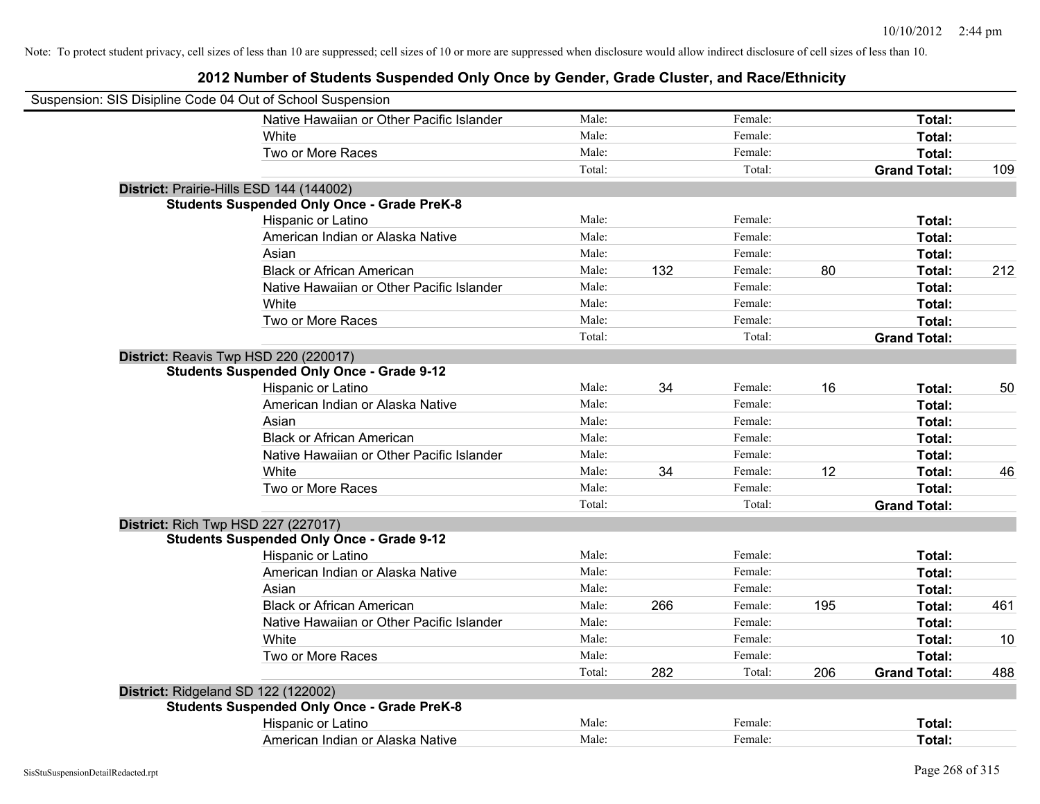Note: To protect student privacy, cell sizes of less than 10 are suppressed; cell sizes of 10 or more are suppressed when disclosure would allow indirect disclosure of cell sizes of less than 10.

## 2012 Number of Students Suspended Only Once by Gender, Grade Cluster, and Race/Ethnicity

Suspension: SIS Disipline Code 04 Out of School Suspension

| | | | | | | | |
|---|---|---|---|---|---|---|---|
| Native Hawaiian or Other Pacific Islander | Male: | | Female: | | **Total:** | |
| White | Male: | | Female: | | **Total:** | |
| Two or More Races | Male: | | Female: | | **Total:** | |
| | Total: | | Total: | | **Grand Total:** | 109 |

**District:** Prairie-Hills ESD 144 (144002)

**Students Suspended Only Once - Grade PreK-8**

| | | | | | | |
|---|---|---|---|---|---|---|
| Hispanic or Latino | Male: | | Female: | | **Total:** | |
| American Indian or Alaska Native | Male: | | Female: | | **Total:** | |
| Asian | Male: | | Female: | | **Total:** | |
| Black or African American | Male: | 132 | Female: | 80 | **Total:** | 212 |
| Native Hawaiian or Other Pacific Islander | Male: | | Female: | | **Total:** | |
| White | Male: | | Female: | | **Total:** | |
| Two or More Races | Male: | | Female: | | **Total:** | |
| | Total: | | Total: | | **Grand Total:** | |

**District:** Reavis Twp HSD 220 (220017)

**Students Suspended Only Once - Grade 9-12**

| | | | | | | |
|---|---|---|---|---|---|---|
| Hispanic or Latino | Male: | 34 | Female: | 16 | **Total:** | 50 |
| American Indian or Alaska Native | Male: | | Female: | | **Total:** | |
| Asian | Male: | | Female: | | **Total:** | |
| Black or African American | Male: | | Female: | | **Total:** | |
| Native Hawaiian or Other Pacific Islander | Male: | | Female: | | **Total:** | |
| White | Male: | 34 | Female: | 12 | **Total:** | 46 |
| Two or More Races | Male: | | Female: | | **Total:** | |
| | Total: | | Total: | | **Grand Total:** | |

**District:** Rich Twp HSD 227 (227017)

**Students Suspended Only Once - Grade 9-12**

| | | | | | | |
|---|---|---|---|---|---|---|
| Hispanic or Latino | Male: | | Female: | | **Total:** | |
| American Indian or Alaska Native | Male: | | Female: | | **Total:** | |
| Asian | Male: | | Female: | | **Total:** | |
| Black or African American | Male: | 266 | Female: | 195 | **Total:** | 461 |
| Native Hawaiian or Other Pacific Islander | Male: | | Female: | | **Total:** | |
| White | Male: | | Female: | | **Total:** | 10 |
| Two or More Races | Male: | | Female: | | **Total:** | |
| | Total: | 282 | Total: | 206 | **Grand Total:** | 488 |

**District:** Ridgeland SD 122 (122002)

**Students Suspended Only Once - Grade PreK-8**

| | | | | | | |
|---|---|---|---|---|---|---|
| Hispanic or Latino | Male: | | Female: | | **Total:** | |
| American Indian or Alaska Native | Male: | | Female: | | **Total:** | |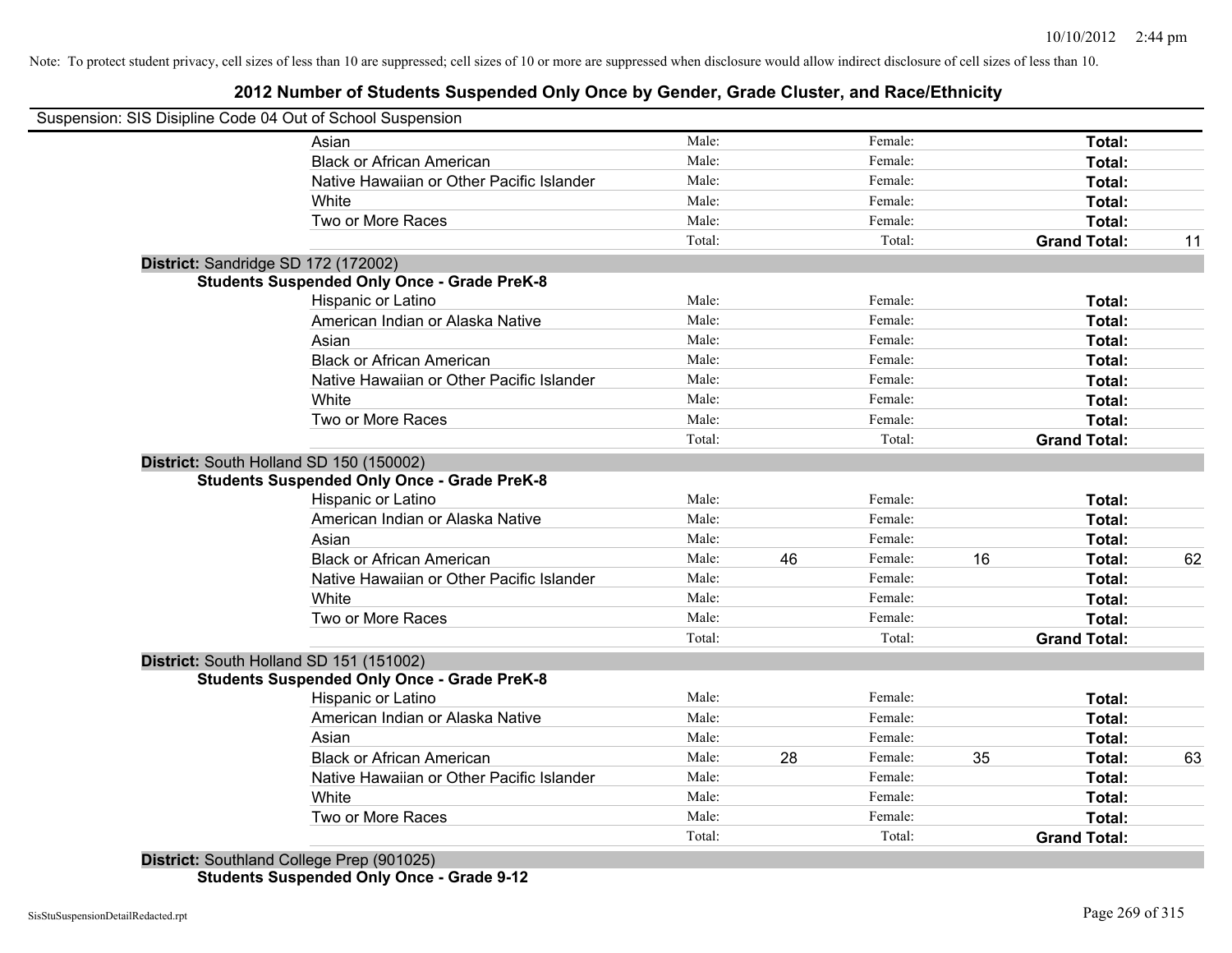Note: To protect student privacy, cell sizes of less than 10 are suppressed; cell sizes of 10 or more are suppressed when disclosure would allow indirect disclosure of cell sizes of less than 10.

## 2012 Number of Students Suspended Only Once by Gender, Grade Cluster, and Race/Ethnicity

Suspension: SIS Disipline Code 04 Out of School Suspension

| | | | | | | |
|---|---|---|---|---|---|---|
| Asian | Male: | | Female: | | **Total:** | |
| Black or African American | Male: | | Female: | | **Total:** | |
| Native Hawaiian or Other Pacific Islander | Male: | | Female: | | **Total:** | |
| White | Male: | | Female: | | **Total:** | |
| Two or More Races | Male: | | Female: | | **Total:** | |
| | Total: | | Total: | | **Grand Total:** | 11 |

**District:** Sandridge SD 172 (172002)

**Students Suspended Only Once - Grade PreK-8**

| | | | | | | |
|---|---|---|---|---|---|---|
| Hispanic or Latino | Male: | | Female: | | **Total:** | |
| American Indian or Alaska Native | Male: | | Female: | | **Total:** | |
| Asian | Male: | | Female: | | **Total:** | |
| Black or African American | Male: | | Female: | | **Total:** | |
| Native Hawaiian or Other Pacific Islander | Male: | | Female: | | **Total:** | |
| White | Male: | | Female: | | **Total:** | |
| Two or More Races | Male: | | Female: | | **Total:** | |
| | Total: | | Total: | | **Grand Total:** | |

**District:** South Holland SD 150 (150002)

**Students Suspended Only Once - Grade PreK-8**

| | | | | | | |
|---|---|---|---|---|---|---|
| Hispanic or Latino | Male: | | Female: | | **Total:** | |
| American Indian or Alaska Native | Male: | | Female: | | **Total:** | |
| Asian | Male: | | Female: | | **Total:** | |
| Black or African American | Male: | 46 | Female: | 16 | **Total:** | 62 |
| Native Hawaiian or Other Pacific Islander | Male: | | Female: | | **Total:** | |
| White | Male: | | Female: | | **Total:** | |
| Two or More Races | Male: | | Female: | | **Total:** | |
| | Total: | | Total: | | **Grand Total:** | |

**District:** South Holland SD 151 (151002)

**Students Suspended Only Once - Grade PreK-8**

| | | | | | | |
|---|---|---|---|---|---|---|
| Hispanic or Latino | Male: | | Female: | | **Total:** | |
| American Indian or Alaska Native | Male: | | Female: | | **Total:** | |
| Asian | Male: | | Female: | | **Total:** | |
| Black or African American | Male: | 28 | Female: | 35 | **Total:** | 63 |
| Native Hawaiian or Other Pacific Islander | Male: | | Female: | | **Total:** | |
| White | Male: | | Female: | | **Total:** | |
| Two or More Races | Male: | | Female: | | **Total:** | |
| | Total: | | Total: | | **Grand Total:** | |

**District:** Southland College Prep (901025)

**Students Suspended Only Once - Grade 9-12**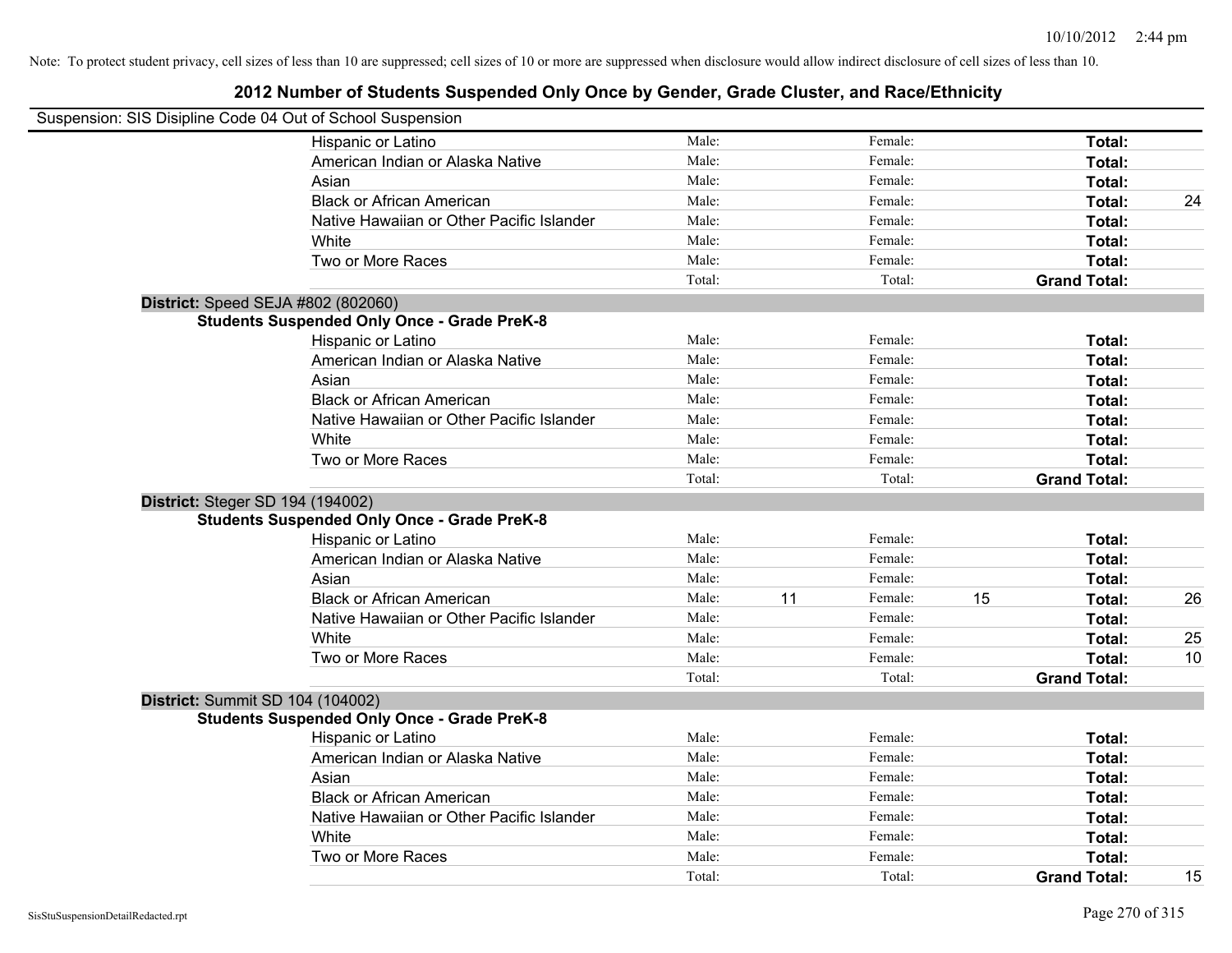Note: To protect student privacy, cell sizes of less than 10 are suppressed; cell sizes of 10 or more are suppressed when disclosure would allow indirect disclosure of cell sizes of less than 10.

# 2012 Number of Students Suspended Only Once by Gender, Grade Cluster, and Race/Ethnicity

Suspension: SIS Disipline Code 04 Out of School Suspension

| | | | | | | |
|---|---|---|---|---|---|---|
| Hispanic or Latino | Male: | | Female: | | **Total:** | |
| American Indian or Alaska Native | Male: | | Female: | | **Total:** | |
| Asian | Male: | | Female: | | **Total:** | |
| Black or African American | Male: | | Female: | | **Total:** | 24 |
| Native Hawaiian or Other Pacific Islander | Male: | | Female: | | **Total:** | |
| White | Male: | | Female: | | **Total:** | |
| Two or More Races | Male: | | Female: | | **Total:** | |
| | Total: | | Total: | | **Grand Total:** | |

**District:** Speed SEJA #802 (802060)

**Students Suspended Only Once - Grade PreK-8**

| | | | | | | |
|---|---|---|---|---|---|---|
| Hispanic or Latino | Male: | | Female: | | **Total:** | |
| American Indian or Alaska Native | Male: | | Female: | | **Total:** | |
| Asian | Male: | | Female: | | **Total:** | |
| Black or African American | Male: | | Female: | | **Total:** | |
| Native Hawaiian or Other Pacific Islander | Male: | | Female: | | **Total:** | |
| White | Male: | | Female: | | **Total:** | |
| Two or More Races | Male: | | Female: | | **Total:** | |
| | Total: | | Total: | | **Grand Total:** | |

**District:** Steger SD 194 (194002)

**Students Suspended Only Once - Grade PreK-8**

| | | | | | | |
|---|---|---|---|---|---|---|
| Hispanic or Latino | Male: | | Female: | | **Total:** | |
| American Indian or Alaska Native | Male: | | Female: | | **Total:** | |
| Asian | Male: | | Female: | | **Total:** | |
| Black or African American | Male: | 11 | Female: | 15 | **Total:** | 26 |
| Native Hawaiian or Other Pacific Islander | Male: | | Female: | | **Total:** | |
| White | Male: | | Female: | | **Total:** | 25 |
| Two or More Races | Male: | | Female: | | **Total:** | 10 |
| | Total: | | Total: | | **Grand Total:** | |

**District:** Summit SD 104 (104002)

**Students Suspended Only Once - Grade PreK-8**

| | | | | | | |
|---|---|---|---|---|---|---|
| Hispanic or Latino | Male: | | Female: | | **Total:** | |
| American Indian or Alaska Native | Male: | | Female: | | **Total:** | |
| Asian | Male: | | Female: | | **Total:** | |
| Black or African American | Male: | | Female: | | **Total:** | |
| Native Hawaiian or Other Pacific Islander | Male: | | Female: | | **Total:** | |
| White | Male: | | Female: | | **Total:** | |
| Two or More Races | Male: | | Female: | | **Total:** | |
| | Total: | | Total: | | **Grand Total:** | 15 |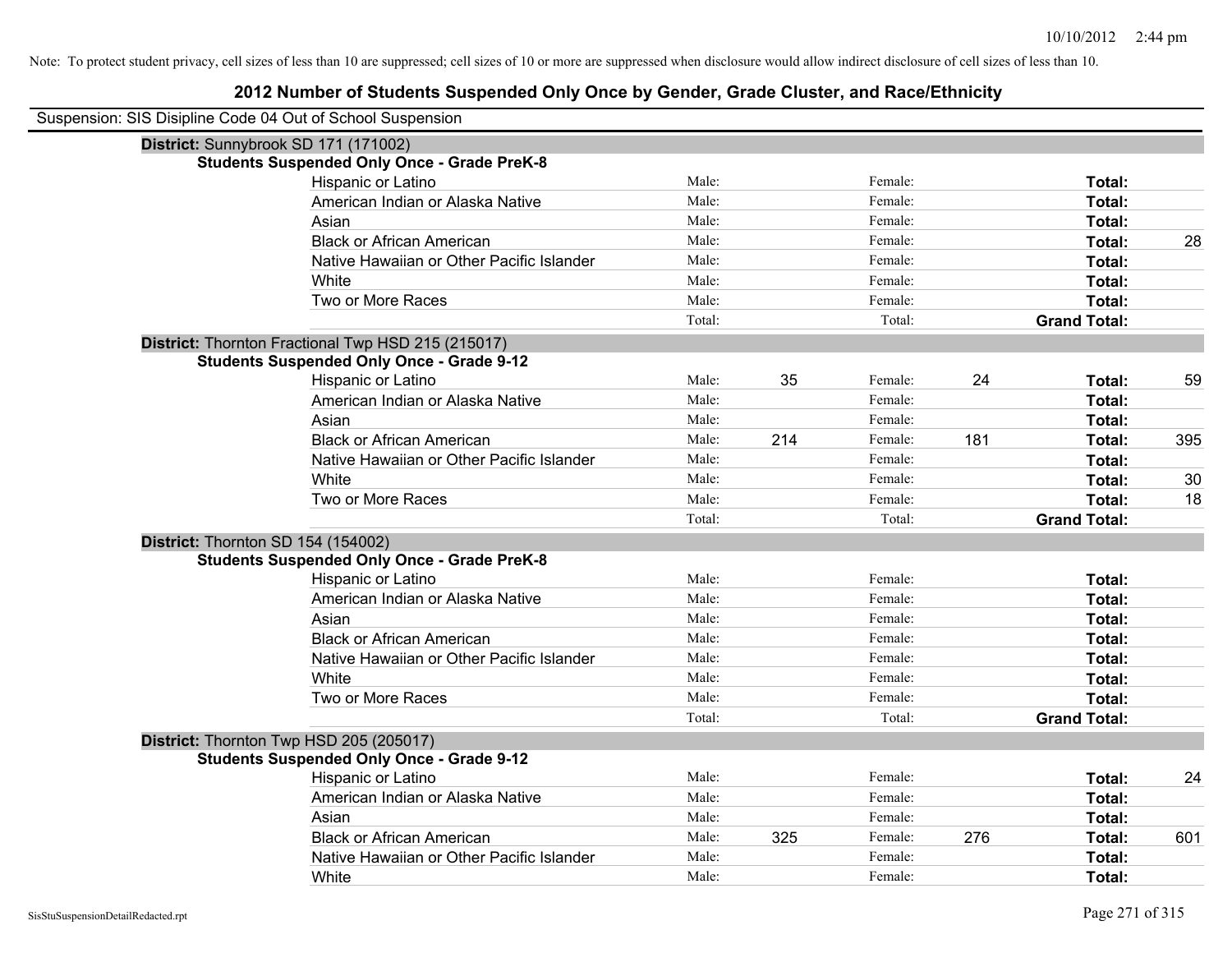Note: To protect student privacy, cell sizes of less than 10 are suppressed; cell sizes of 10 or more are suppressed when disclosure would allow indirect disclosure of cell sizes of less than 10.

# 2012 Number of Students Suspended Only Once by Gender, Grade Cluster, and Race/Ethnicity

Suspension: SIS Disipline Code 04 Out of School Suspension

**District:** Sunnybrook SD 171 (171002)

**Students Suspended Only Once - Grade PreK-8**

| Race/Ethnicity | Male: | | Female: | | Total: | |
|---|---|---|---|---|---|---|
| Hispanic or Latino | Male: | | Female: | | **Total:** | |
| American Indian or Alaska Native | Male: | | Female: | | **Total:** | |
| Asian | Male: | | Female: | | **Total:** | |
| Black or African American | Male: | | Female: | | **Total:** | 28 |
| Native Hawaiian or Other Pacific Islander | Male: | | Female: | | **Total:** | |
| White | Male: | | Female: | | **Total:** | |
| Two or More Races | Male: | | Female: | | **Total:** | |
| | Total: | | Total: | | **Grand Total:** | |

**District:** Thornton Fractional Twp HSD 215 (215017)

**Students Suspended Only Once - Grade 9-12**

| Race/Ethnicity | Male: | | Female: | | Total: | |
|---|---|---|---|---|---|---|
| Hispanic or Latino | Male: | 35 | Female: | 24 | **Total:** | 59 |
| American Indian or Alaska Native | Male: | | Female: | | **Total:** | |
| Asian | Male: | | Female: | | **Total:** | |
| Black or African American | Male: | 214 | Female: | 181 | **Total:** | 395 |
| Native Hawaiian or Other Pacific Islander | Male: | | Female: | | **Total:** | |
| White | Male: | | Female: | | **Total:** | 30 |
| Two or More Races | Male: | | Female: | | **Total:** | 18 |
| | Total: | | Total: | | **Grand Total:** | |

**District:** Thornton SD 154 (154002)

**Students Suspended Only Once - Grade PreK-8**

| Race/Ethnicity | Male: | | Female: | | Total: | |
|---|---|---|---|---|---|---|
| Hispanic or Latino | Male: | | Female: | | **Total:** | |
| American Indian or Alaska Native | Male: | | Female: | | **Total:** | |
| Asian | Male: | | Female: | | **Total:** | |
| Black or African American | Male: | | Female: | | **Total:** | |
| Native Hawaiian or Other Pacific Islander | Male: | | Female: | | **Total:** | |
| White | Male: | | Female: | | **Total:** | |
| Two or More Races | Male: | | Female: | | **Total:** | |
| | Total: | | Total: | | **Grand Total:** | |

**District:** Thornton Twp HSD 205 (205017)

**Students Suspended Only Once - Grade 9-12**

| Race/Ethnicity | Male: | | Female: | | Total: | |
|---|---|---|---|---|---|---|
| Hispanic or Latino | Male: | | Female: | | **Total:** | 24 |
| American Indian or Alaska Native | Male: | | Female: | | **Total:** | |
| Asian | Male: | | Female: | | **Total:** | |
| Black or African American | Male: | 325 | Female: | 276 | **Total:** | 601 |
| Native Hawaiian or Other Pacific Islander | Male: | | Female: | | **Total:** | |
| White | Male: | | Female: | | **Total:** | |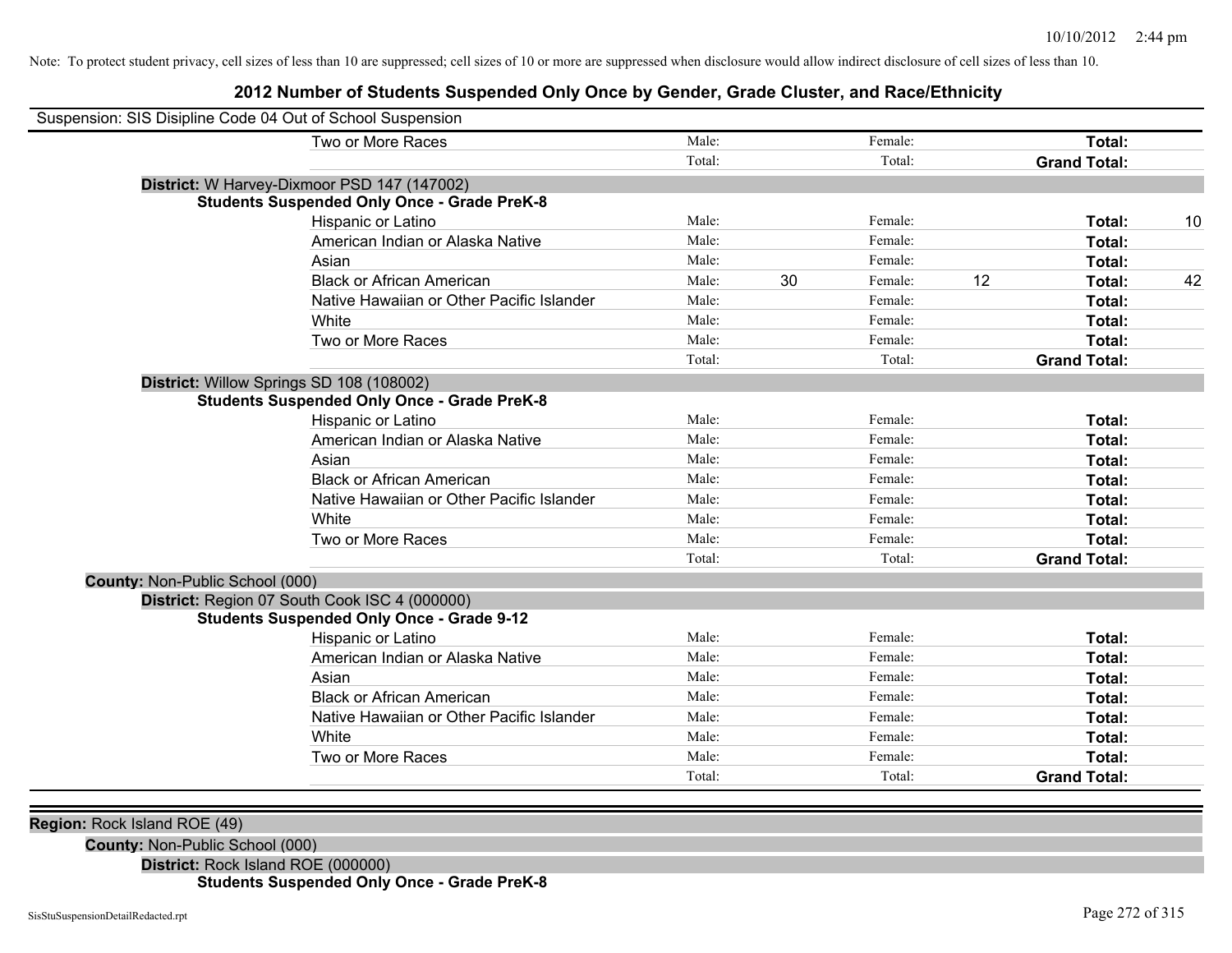Note: To protect student privacy, cell sizes of less than 10 are suppressed; cell sizes of 10 or more are suppressed when disclosure would allow indirect disclosure of cell sizes of less than 10.

## 2012 Number of Students Suspended Only Once by Gender, Grade Cluster, and Race/Ethnicity

Suspension: SIS Disipline Code 04 Out of School Suspension

| | Male: | | Female: | | | |
|---|---|---|---|---|---|---|
| Two or More Races | Male: | | Female: | | **Total:** | |
| | Total: | | Total: | | **Grand Total:** | |

**District:** W Harvey-Dixmoor PSD 147 (147002)

**Students Suspended Only Once - Grade PreK-8**

| Race/Ethnicity | | | | | | |
|---|---|---|---|---|---|---|
| Hispanic or Latino | Male: | | Female: | | **Total:** | 10 |
| American Indian or Alaska Native | Male: | | Female: | | **Total:** | |
| Asian | Male: | | Female: | | **Total:** | |
| Black or African American | Male: | 30 | Female: | 12 | **Total:** | 42 |
| Native Hawaiian or Other Pacific Islander | Male: | | Female: | | **Total:** | |
| White | Male: | | Female: | | **Total:** | |
| Two or More Races | Male: | | Female: | | **Total:** | |
| | Total: | | Total: | | **Grand Total:** | |

**District:** Willow Springs SD 108 (108002)

**Students Suspended Only Once - Grade PreK-8**

| Race/Ethnicity | | | | | | |
|---|---|---|---|---|---|---|
| Hispanic or Latino | Male: | | Female: | | **Total:** | |
| American Indian or Alaska Native | Male: | | Female: | | **Total:** | |
| Asian | Male: | | Female: | | **Total:** | |
| Black or African American | Male: | | Female: | | **Total:** | |
| Native Hawaiian or Other Pacific Islander | Male: | | Female: | | **Total:** | |
| White | Male: | | Female: | | **Total:** | |
| Two or More Races | Male: | | Female: | | **Total:** | |
| | Total: | | Total: | | **Grand Total:** | |

**County:** Non-Public School (000)

**District:** Region 07 South Cook ISC 4 (000000)

**Students Suspended Only Once - Grade 9-12**

| Race/Ethnicity | | | | | | |
|---|---|---|---|---|---|---|
| Hispanic or Latino | Male: | | Female: | | **Total:** | |
| American Indian or Alaska Native | Male: | | Female: | | **Total:** | |
| Asian | Male: | | Female: | | **Total:** | |
| Black or African American | Male: | | Female: | | **Total:** | |
| Native Hawaiian or Other Pacific Islander | Male: | | Female: | | **Total:** | |
| White | Male: | | Female: | | **Total:** | |
| Two or More Races | Male: | | Female: | | **Total:** | |
| | Total: | | Total: | | **Grand Total:** | |

**Region:** Rock Island ROE (49)

**County:** Non-Public School (000)

**District:** Rock Island ROE (000000)

**Students Suspended Only Once - Grade PreK-8**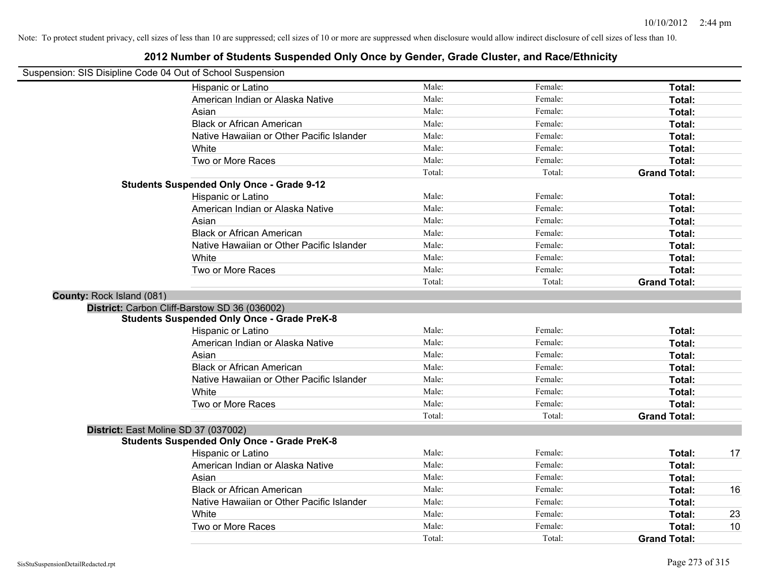Note: To protect student privacy, cell sizes of less than 10 are suppressed; cell sizes of 10 or more are suppressed when disclosure would allow indirect disclosure of cell sizes of less than 10.

# 2012 Number of Students Suspended Only Once by Gender, Grade Cluster, and Race/Ethnicity

Suspension: SIS Disipline Code 04 Out of School Suspension

| | Male | Female | Total | |
|---|---|---|---|---|
| Hispanic or Latino | Male: | Female: | **Total:** | |
| American Indian or Alaska Native | Male: | Female: | **Total:** | |
| Asian | Male: | Female: | **Total:** | |
| Black or African American | Male: | Female: | **Total:** | |
| Native Hawaiian or Other Pacific Islander | Male: | Female: | **Total:** | |
| White | Male: | Female: | **Total:** | |
| Two or More Races | Male: | Female: | **Total:** | |
| | Total: | Total: | **Grand Total:** | |

**Students Suspended Only Once - Grade 9-12**

| | Male | Female | Total | |
|---|---|---|---|---|
| Hispanic or Latino | Male: | Female: | **Total:** | |
| American Indian or Alaska Native | Male: | Female: | **Total:** | |
| Asian | Male: | Female: | **Total:** | |
| Black or African American | Male: | Female: | **Total:** | |
| Native Hawaiian or Other Pacific Islander | Male: | Female: | **Total:** | |
| White | Male: | Female: | **Total:** | |
| Two or More Races | Male: | Female: | **Total:** | |
| | Total: | Total: | **Grand Total:** | |

**County:** Rock Island (081)

**District:** Carbon Cliff-Barstow SD 36 (036002)

**Students Suspended Only Once - Grade PreK-8**

| | Male | Female | Total | |
|---|---|---|---|---|
| Hispanic or Latino | Male: | Female: | **Total:** | |
| American Indian or Alaska Native | Male: | Female: | **Total:** | |
| Asian | Male: | Female: | **Total:** | |
| Black or African American | Male: | Female: | **Total:** | |
| Native Hawaiian or Other Pacific Islander | Male: | Female: | **Total:** | |
| White | Male: | Female: | **Total:** | |
| Two or More Races | Male: | Female: | **Total:** | |
| | Total: | Total: | **Grand Total:** | |

**District:** East Moline SD 37 (037002)

**Students Suspended Only Once - Grade PreK-8**

| | Male | Female | Total | |
|---|---|---|---|---|
| Hispanic or Latino | Male: | Female: | **Total:** | 17 |
| American Indian or Alaska Native | Male: | Female: | **Total:** | |
| Asian | Male: | Female: | **Total:** | |
| Black or African American | Male: | Female: | **Total:** | 16 |
| Native Hawaiian or Other Pacific Islander | Male: | Female: | **Total:** | |
| White | Male: | Female: | **Total:** | 23 |
| Two or More Races | Male: | Female: | **Total:** | 10 |
| | Total: | Total: | **Grand Total:** | |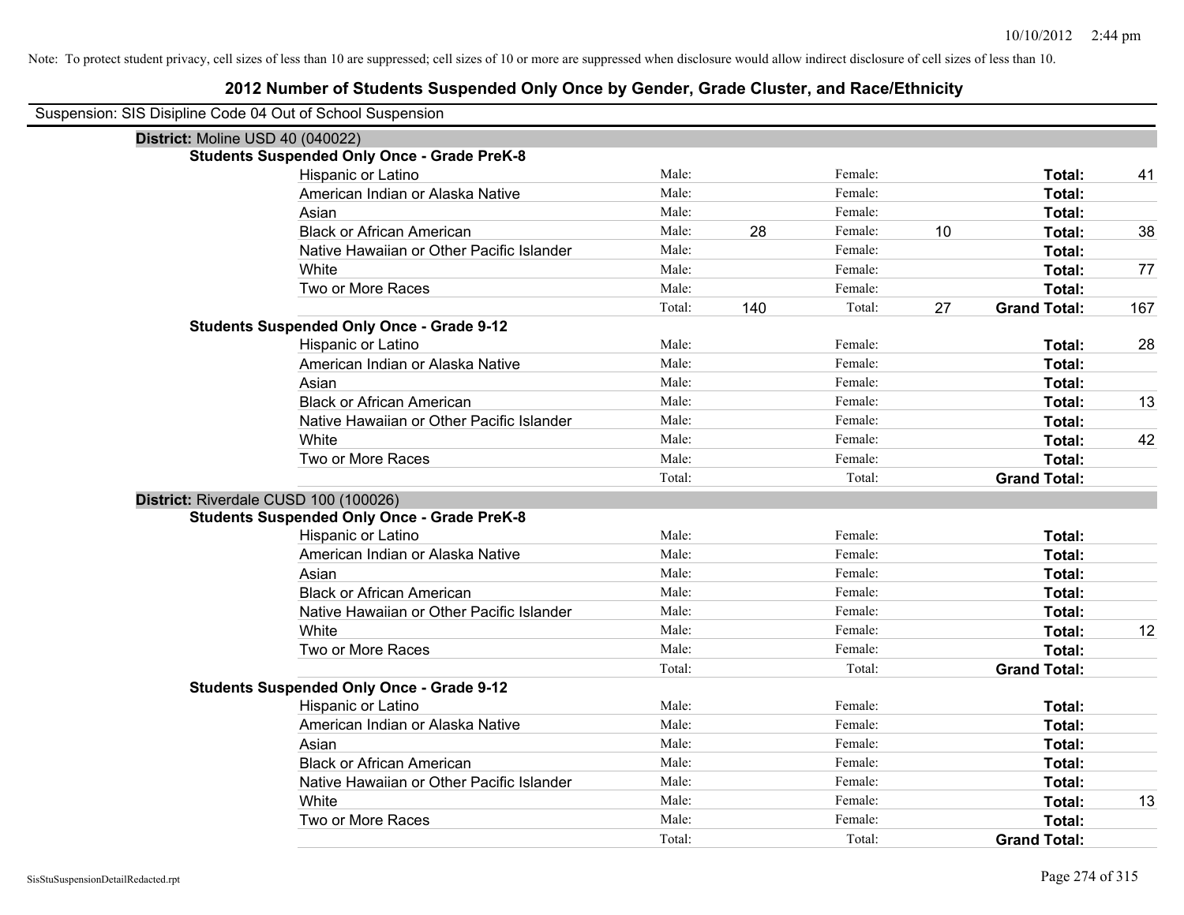Note: To protect student privacy, cell sizes of less than 10 are suppressed; cell sizes of 10 or more are suppressed when disclosure would allow indirect disclosure of cell sizes of less than 10.

# 2012 Number of Students Suspended Only Once by Gender, Grade Cluster, and Race/Ethnicity

Suspension: SIS Disipline Code 04 Out of School Suspension

## District: Moline USD 40 (040022)

### Students Suspended Only Once - Grade PreK-8

| Race/Ethnicity | | Male | | Female | | Total |
|---|---|---|---|---|---|---|
| Hispanic or Latino | Male: | | Female: | | **Total:** | 41 |
| American Indian or Alaska Native | Male: | | Female: | | **Total:** | |
| Asian | Male: | | Female: | | **Total:** | |
| Black or African American | Male: | 28 | Female: | 10 | **Total:** | 38 |
| Native Hawaiian or Other Pacific Islander | Male: | | Female: | | **Total:** | |
| White | Male: | | Female: | | **Total:** | 77 |
| Two or More Races | Male: | | Female: | | **Total:** | |
| | Total: | 140 | Total: | 27 | **Grand Total:** | 167 |

### Students Suspended Only Once - Grade 9-12

| Race/Ethnicity | | Male | | Female | | Total |
|---|---|---|---|---|---|---|
| Hispanic or Latino | Male: | | Female: | | **Total:** | 28 |
| American Indian or Alaska Native | Male: | | Female: | | **Total:** | |
| Asian | Male: | | Female: | | **Total:** | |
| Black or African American | Male: | | Female: | | **Total:** | 13 |
| Native Hawaiian or Other Pacific Islander | Male: | | Female: | | **Total:** | |
| White | Male: | | Female: | | **Total:** | 42 |
| Two or More Races | Male: | | Female: | | **Total:** | |
| | Total: | | Total: | | **Grand Total:** | |

## District: Riverdale CUSD 100 (100026)

### Students Suspended Only Once - Grade PreK-8

| Race/Ethnicity | | Male | | Female | | Total |
|---|---|---|---|---|---|---|
| Hispanic or Latino | Male: | | Female: | | **Total:** | |
| American Indian or Alaska Native | Male: | | Female: | | **Total:** | |
| Asian | Male: | | Female: | | **Total:** | |
| Black or African American | Male: | | Female: | | **Total:** | |
| Native Hawaiian or Other Pacific Islander | Male: | | Female: | | **Total:** | |
| White | Male: | | Female: | | **Total:** | 12 |
| Two or More Races | Male: | | Female: | | **Total:** | |
| | Total: | | Total: | | **Grand Total:** | |

### Students Suspended Only Once - Grade 9-12

| Race/Ethnicity | | Male | | Female | | Total |
|---|---|---|---|---|---|---|
| Hispanic or Latino | Male: | | Female: | | **Total:** | |
| American Indian or Alaska Native | Male: | | Female: | | **Total:** | |
| Asian | Male: | | Female: | | **Total:** | |
| Black or African American | Male: | | Female: | | **Total:** | |
| Native Hawaiian or Other Pacific Islander | Male: | | Female: | | **Total:** | |
| White | Male: | | Female: | | **Total:** | 13 |
| Two or More Races | Male: | | Female: | | **Total:** | |
| | Total: | | Total: | | **Grand Total:** | |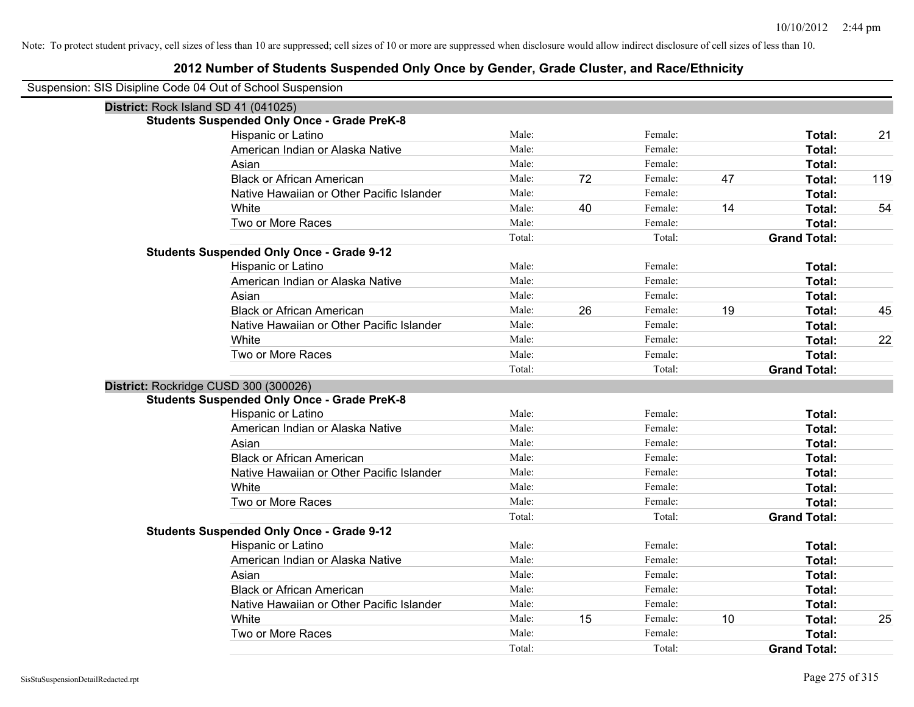Note: To protect student privacy, cell sizes of less than 10 are suppressed; cell sizes of 10 or more are suppressed when disclosure would allow indirect disclosure of cell sizes of less than 10.

# 2012 Number of Students Suspended Only Once by Gender, Grade Cluster, and Race/Ethnicity

Suspension: SIS Disipline Code 04 Out of School Suspension

## District: Rock Island SD 41 (041025)

### Students Suspended Only Once - Grade PreK-8

| Race/Ethnicity | | Male | | Female | | Total |
|---|---|---|---|---|---|---|
| Hispanic or Latino | Male: | | Female: | | **Total:** | 21 |
| American Indian or Alaska Native | Male: | | Female: | | **Total:** | |
| Asian | Male: | | Female: | | **Total:** | |
| Black or African American | Male: | 72 | Female: | 47 | **Total:** | 119 |
| Native Hawaiian or Other Pacific Islander | Male: | | Female: | | **Total:** | |
| White | Male: | 40 | Female: | 14 | **Total:** | 54 |
| Two or More Races | Male: | | Female: | | **Total:** | |
| | Total: | | Total: | | **Grand Total:** | |

### Students Suspended Only Once - Grade 9-12

| Race/Ethnicity | | Male | | Female | | Total |
|---|---|---|---|---|---|---|
| Hispanic or Latino | Male: | | Female: | | **Total:** | |
| American Indian or Alaska Native | Male: | | Female: | | **Total:** | |
| Asian | Male: | | Female: | | **Total:** | |
| Black or African American | Male: | 26 | Female: | 19 | **Total:** | 45 |
| Native Hawaiian or Other Pacific Islander | Male: | | Female: | | **Total:** | |
| White | Male: | | Female: | | **Total:** | 22 |
| Two or More Races | Male: | | Female: | | **Total:** | |
| | Total: | | Total: | | **Grand Total:** | |

## District: Rockridge CUSD 300 (300026)

### Students Suspended Only Once - Grade PreK-8

| Race/Ethnicity | | Male | | Female | | Total |
|---|---|---|---|---|---|---|
| Hispanic or Latino | Male: | | Female: | | **Total:** | |
| American Indian or Alaska Native | Male: | | Female: | | **Total:** | |
| Asian | Male: | | Female: | | **Total:** | |
| Black or African American | Male: | | Female: | | **Total:** | |
| Native Hawaiian or Other Pacific Islander | Male: | | Female: | | **Total:** | |
| White | Male: | | Female: | | **Total:** | |
| Two or More Races | Male: | | Female: | | **Total:** | |
| | Total: | | Total: | | **Grand Total:** | |

### Students Suspended Only Once - Grade 9-12

| Race/Ethnicity | | Male | | Female | | Total |
|---|---|---|---|---|---|---|
| Hispanic or Latino | Male: | | Female: | | **Total:** | |
| American Indian or Alaska Native | Male: | | Female: | | **Total:** | |
| Asian | Male: | | Female: | | **Total:** | |
| Black or African American | Male: | | Female: | | **Total:** | |
| Native Hawaiian or Other Pacific Islander | Male: | | Female: | | **Total:** | |
| White | Male: | 15 | Female: | 10 | **Total:** | 25 |
| Two or More Races | Male: | | Female: | | **Total:** | |
| | Total: | | Total: | | **Grand Total:** | |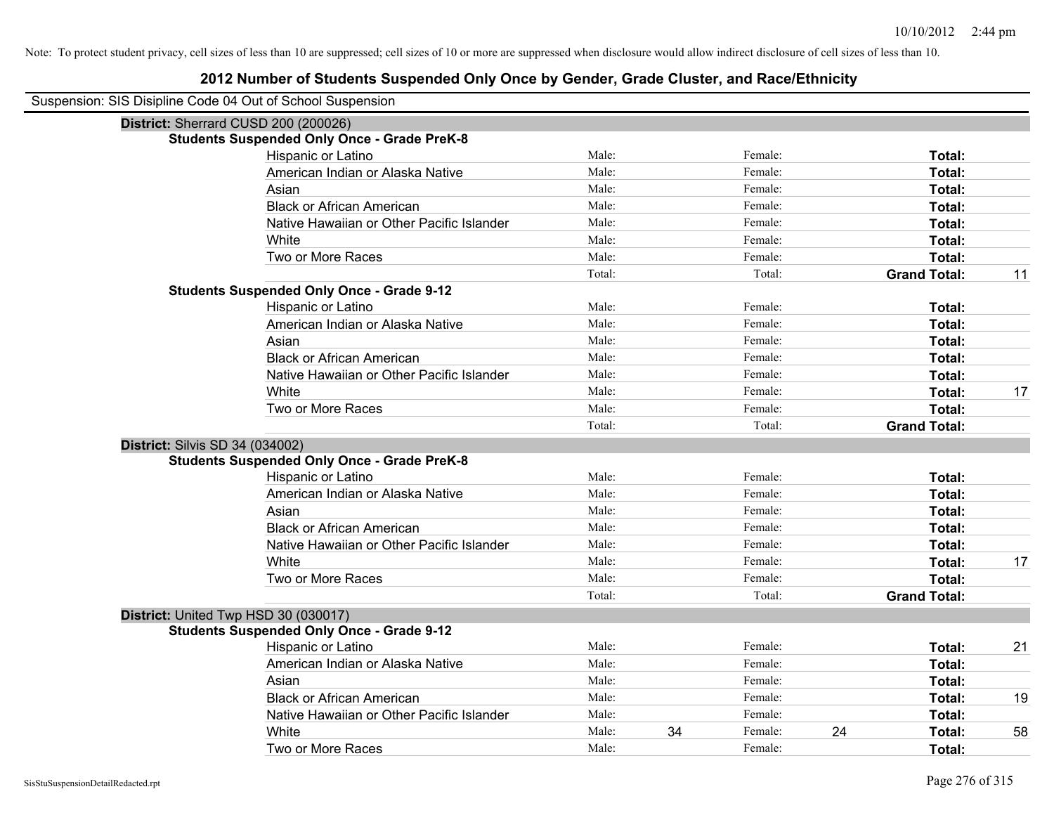Note: To protect student privacy, cell sizes of less than 10 are suppressed; cell sizes of 10 or more are suppressed when disclosure would allow indirect disclosure of cell sizes of less than 10.

## 2012 Number of Students Suspended Only Once by Gender, Grade Cluster, and Race/Ethnicity

Suspension: SIS Disipline Code 04 Out of School Suspension

### District: Sherrard CUSD 200 (200026)

**Students Suspended Only Once - Grade PreK-8**

| Race/Ethnicity | Male: | | Female: | | Total: | |
|---|---|---|---|---|---|---|
| Hispanic or Latino | Male: | | Female: | | Total: | |
| American Indian or Alaska Native | Male: | | Female: | | Total: | |
| Asian | Male: | | Female: | | Total: | |
| Black or African American | Male: | | Female: | | Total: | |
| Native Hawaiian or Other Pacific Islander | Male: | | Female: | | Total: | |
| White | Male: | | Female: | | Total: | |
| Two or More Races | Male: | | Female: | | Total: | |
| | Total: | | Total: | | Grand Total: | 11 |

**Students Suspended Only Once - Grade 9-12**

| Race/Ethnicity | Male: | | Female: | | Total: | |
|---|---|---|---|---|---|---|
| Hispanic or Latino | Male: | | Female: | | Total: | |
| American Indian or Alaska Native | Male: | | Female: | | Total: | |
| Asian | Male: | | Female: | | Total: | |
| Black or African American | Male: | | Female: | | Total: | |
| Native Hawaiian or Other Pacific Islander | Male: | | Female: | | Total: | |
| White | Male: | | Female: | | Total: | 17 |
| Two or More Races | Male: | | Female: | | Total: | |
| | Total: | | Total: | | Grand Total: | |

### District: Silvis SD 34 (034002)

**Students Suspended Only Once - Grade PreK-8**

| Race/Ethnicity | Male: | | Female: | | Total: | |
|---|---|---|---|---|---|---|
| Hispanic or Latino | Male: | | Female: | | Total: | |
| American Indian or Alaska Native | Male: | | Female: | | Total: | |
| Asian | Male: | | Female: | | Total: | |
| Black or African American | Male: | | Female: | | Total: | |
| Native Hawaiian or Other Pacific Islander | Male: | | Female: | | Total: | |
| White | Male: | | Female: | | Total: | 17 |
| Two or More Races | Male: | | Female: | | Total: | |
| | Total: | | Total: | | Grand Total: | |

### District: United Twp HSD 30 (030017)

**Students Suspended Only Once - Grade 9-12**

| Race/Ethnicity | Male: | | Female: | | Total: | |
|---|---|---|---|---|---|---|
| Hispanic or Latino | Male: | | Female: | | Total: | 21 |
| American Indian or Alaska Native | Male: | | Female: | | Total: | |
| Asian | Male: | | Female: | | Total: | |
| Black or African American | Male: | | Female: | | Total: | 19 |
| Native Hawaiian or Other Pacific Islander | Male: | | Female: | | Total: | |
| White | Male: | 34 | Female: | 24 | Total: | 58 |
| Two or More Races | Male: | | Female: | | Total: | |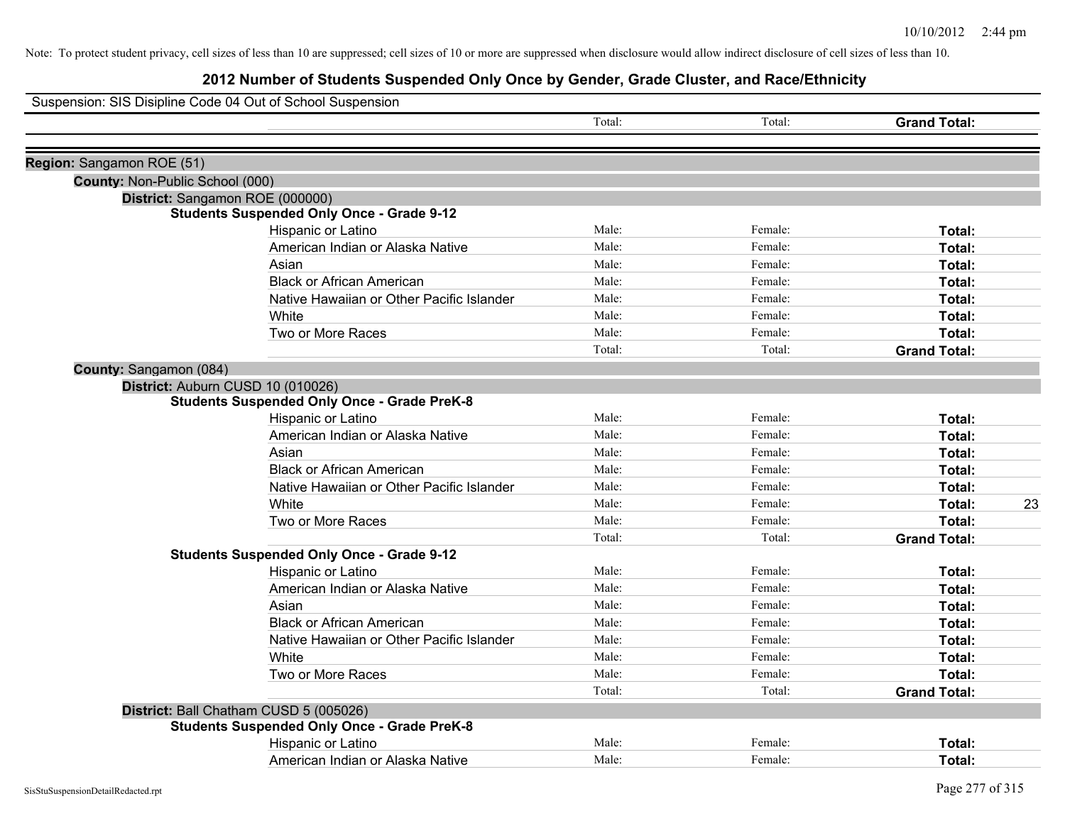Note: To protect student privacy, cell sizes of less than 10 are suppressed; cell sizes of 10 or more are suppressed when disclosure would allow indirect disclosure of cell sizes of less than 10.

# 2012 Number of Students Suspended Only Once by Gender, Grade Cluster, and Race/Ethnicity

Suspension: SIS Disipline Code 04 Out of School Suspension

| | | | | |
|---|---|---|---|---|
| | Total: | Total: | **Grand Total:** | |

**Region:** Sangamon ROE (51)

**County:** Non-Public School (000)

**District:** Sangamon ROE (000000)

**Students Suspended Only Once - Grade 9-12**

| | | | | |
|---|---|---|---|---|
| Hispanic or Latino | Male: | Female: | **Total:** | |
| American Indian or Alaska Native | Male: | Female: | **Total:** | |
| Asian | Male: | Female: | **Total:** | |
| Black or African American | Male: | Female: | **Total:** | |
| Native Hawaiian or Other Pacific Islander | Male: | Female: | **Total:** | |
| White | Male: | Female: | **Total:** | |
| Two or More Races | Male: | Female: | **Total:** | |
| | Total: | Total: | **Grand Total:** | |

**County:** Sangamon (084)

**District:** Auburn CUSD 10 (010026)

**Students Suspended Only Once - Grade PreK-8**

| | | | | |
|---|---|---|---|---|
| Hispanic or Latino | Male: | Female: | **Total:** | |
| American Indian or Alaska Native | Male: | Female: | **Total:** | |
| Asian | Male: | Female: | **Total:** | |
| Black or African American | Male: | Female: | **Total:** | |
| Native Hawaiian or Other Pacific Islander | Male: | Female: | **Total:** | |
| White | Male: | Female: | **Total:** | 23 |
| Two or More Races | Male: | Female: | **Total:** | |
| | Total: | Total: | **Grand Total:** | |

**Students Suspended Only Once - Grade 9-12**

| | | | | |
|---|---|---|---|---|
| Hispanic or Latino | Male: | Female: | **Total:** | |
| American Indian or Alaska Native | Male: | Female: | **Total:** | |
| Asian | Male: | Female: | **Total:** | |
| Black or African American | Male: | Female: | **Total:** | |
| Native Hawaiian or Other Pacific Islander | Male: | Female: | **Total:** | |
| White | Male: | Female: | **Total:** | |
| Two or More Races | Male: | Female: | **Total:** | |
| | Total: | Total: | **Grand Total:** | |

**District:** Ball Chatham CUSD 5 (005026)

**Students Suspended Only Once - Grade PreK-8**

| | | | | |
|---|---|---|---|---|
| Hispanic or Latino | Male: | Female: | **Total:** | |
| American Indian or Alaska Native | Male: | Female: | **Total:** | |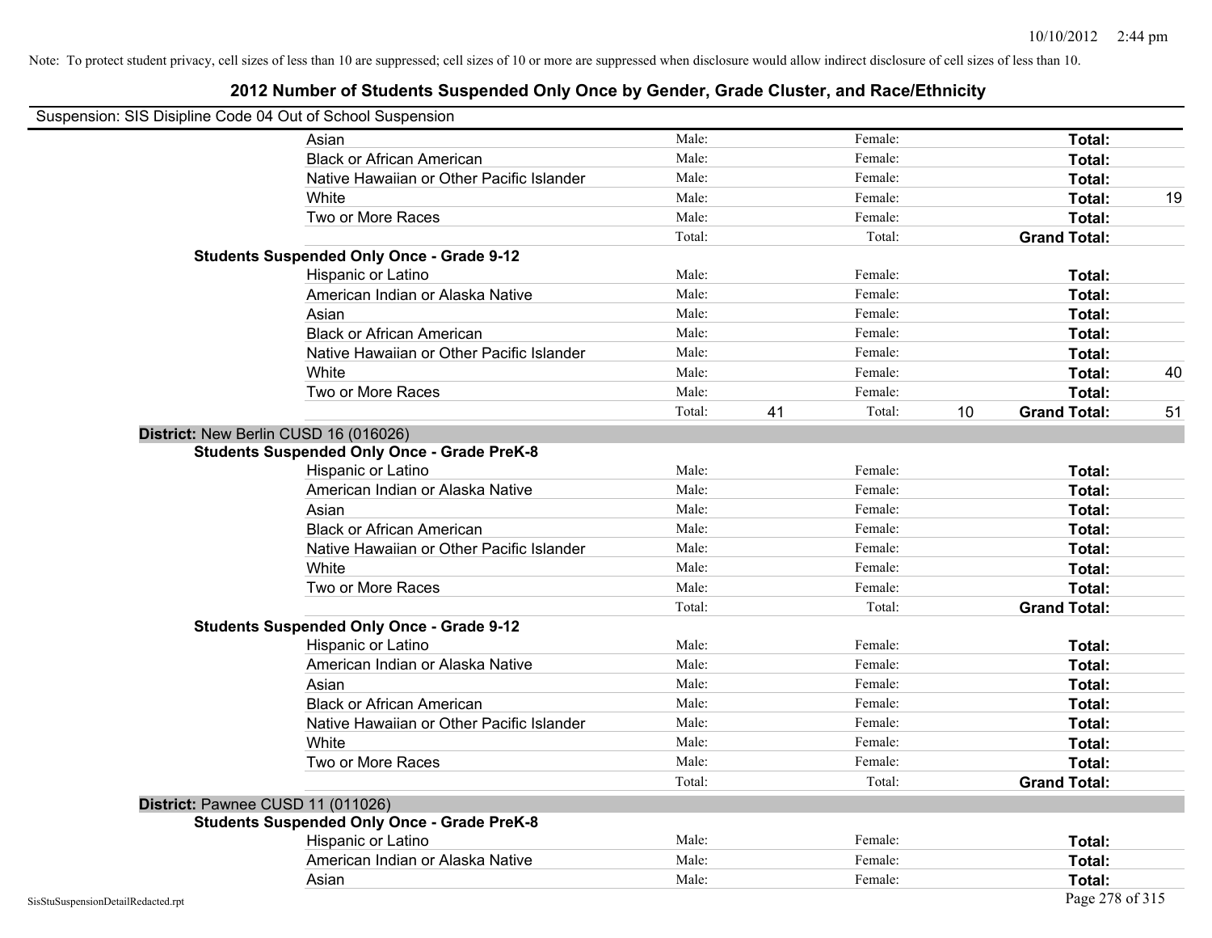Note: To protect student privacy, cell sizes of less than 10 are suppressed; cell sizes of 10 or more are suppressed when disclosure would allow indirect disclosure of cell sizes of less than 10.

# 2012 Number of Students Suspended Only Once by Gender, Grade Cluster, and Race/Ethnicity

Suspension: SIS Disipline Code 04 Out of School Suspension

| | | | | | | |
|---|---|---|---|---|---|---|
| Asian | Male: | | Female: | | **Total:** | |
| Black or African American | Male: | | Female: | | **Total:** | |
| Native Hawaiian or Other Pacific Islander | Male: | | Female: | | **Total:** | |
| White | Male: | | Female: | | **Total:** | 19 |
| Two or More Races | Male: | | Female: | | **Total:** | |
| | Total: | | Total: | | **Grand Total:** | |

**Students Suspended Only Once - Grade 9-12**

| | | | | | | |
|---|---|---|---|---|---|---|
| Hispanic or Latino | Male: | | Female: | | **Total:** | |
| American Indian or Alaska Native | Male: | | Female: | | **Total:** | |
| Asian | Male: | | Female: | | **Total:** | |
| Black or African American | Male: | | Female: | | **Total:** | |
| Native Hawaiian or Other Pacific Islander | Male: | | Female: | | **Total:** | |
| White | Male: | | Female: | | **Total:** | 40 |
| Two or More Races | Male: | | Female: | | **Total:** | |
| | Total: | 41 | Total: | 10 | **Grand Total:** | 51 |

**District:** New Berlin CUSD 16 (016026)

**Students Suspended Only Once - Grade PreK-8**

| | | | | | | |
|---|---|---|---|---|---|---|
| Hispanic or Latino | Male: | | Female: | | **Total:** | |
| American Indian or Alaska Native | Male: | | Female: | | **Total:** | |
| Asian | Male: | | Female: | | **Total:** | |
| Black or African American | Male: | | Female: | | **Total:** | |
| Native Hawaiian or Other Pacific Islander | Male: | | Female: | | **Total:** | |
| White | Male: | | Female: | | **Total:** | |
| Two or More Races | Male: | | Female: | | **Total:** | |
| | Total: | | Total: | | **Grand Total:** | |

**Students Suspended Only Once - Grade 9-12**

| | | | | | | |
|---|---|---|---|---|---|---|
| Hispanic or Latino | Male: | | Female: | | **Total:** | |
| American Indian or Alaska Native | Male: | | Female: | | **Total:** | |
| Asian | Male: | | Female: | | **Total:** | |
| Black or African American | Male: | | Female: | | **Total:** | |
| Native Hawaiian or Other Pacific Islander | Male: | | Female: | | **Total:** | |
| White | Male: | | Female: | | **Total:** | |
| Two or More Races | Male: | | Female: | | **Total:** | |
| | Total: | | Total: | | **Grand Total:** | |

**District:** Pawnee CUSD 11 (011026)

**Students Suspended Only Once - Grade PreK-8**

| | | | | | | |
|---|---|---|---|---|---|---|
| Hispanic or Latino | Male: | | Female: | | **Total:** | |
| American Indian or Alaska Native | Male: | | Female: | | **Total:** | |
| Asian | Male: | | Female: | | **Total:** | |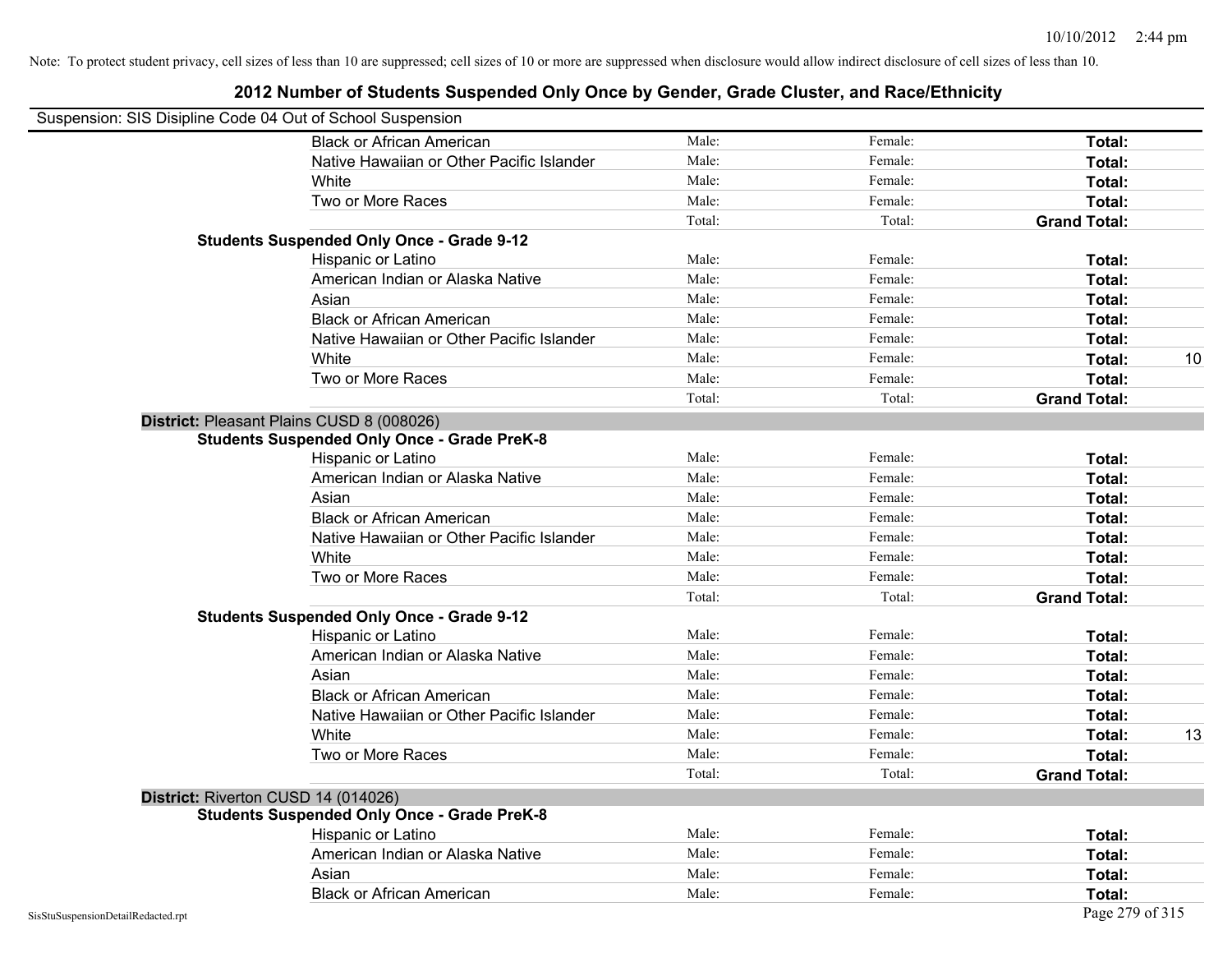Note: To protect student privacy, cell sizes of less than 10 are suppressed; cell sizes of 10 or more are suppressed when disclosure would allow indirect disclosure of cell sizes of less than 10.

## 2012 Number of Students Suspended Only Once by Gender, Grade Cluster, and Race/Ethnicity

Suspension: SIS Disipline Code 04 Out of School Suspension

| | | | | |
|---|---|---|---|---|
| Black or African American | Male: | Female: | **Total:** | |
| Native Hawaiian or Other Pacific Islander | Male: | Female: | **Total:** | |
| White | Male: | Female: | **Total:** | |
| Two or More Races | Male: | Female: | **Total:** | |
| | Total: | Total: | **Grand Total:** | |
| **Students Suspended Only Once - Grade 9-12** | | | | |
| Hispanic or Latino | Male: | Female: | **Total:** | |
| American Indian or Alaska Native | Male: | Female: | **Total:** | |
| Asian | Male: | Female: | **Total:** | |
| Black or African American | Male: | Female: | **Total:** | |
| Native Hawaiian or Other Pacific Islander | Male: | Female: | **Total:** | |
| White | Male: | Female: | **Total:** | 10 |
| Two or More Races | Male: | Female: | **Total:** | |
| | Total: | Total: | **Grand Total:** | |
| **District:** Pleasant Plains CUSD 8 (008026) | | | | |
| **Students Suspended Only Once - Grade PreK-8** | | | | |
| Hispanic or Latino | Male: | Female: | **Total:** | |
| American Indian or Alaska Native | Male: | Female: | **Total:** | |
| Asian | Male: | Female: | **Total:** | |
| Black or African American | Male: | Female: | **Total:** | |
| Native Hawaiian or Other Pacific Islander | Male: | Female: | **Total:** | |
| White | Male: | Female: | **Total:** | |
| Two or More Races | Male: | Female: | **Total:** | |
| | Total: | Total: | **Grand Total:** | |
| **Students Suspended Only Once - Grade 9-12** | | | | |
| Hispanic or Latino | Male: | Female: | **Total:** | |
| American Indian or Alaska Native | Male: | Female: | **Total:** | |
| Asian | Male: | Female: | **Total:** | |
| Black or African American | Male: | Female: | **Total:** | |
| Native Hawaiian or Other Pacific Islander | Male: | Female: | **Total:** | |
| White | Male: | Female: | **Total:** | 13 |
| Two or More Races | Male: | Female: | **Total:** | |
| | Total: | Total: | **Grand Total:** | |
| **District:** Riverton CUSD 14 (014026) | | | | |
| **Students Suspended Only Once - Grade PreK-8** | | | | |
| Hispanic or Latino | Male: | Female: | **Total:** | |
| American Indian or Alaska Native | Male: | Female: | **Total:** | |
| Asian | Male: | Female: | **Total:** | |
| Black or African American | Male: | Female: | **Total:** | |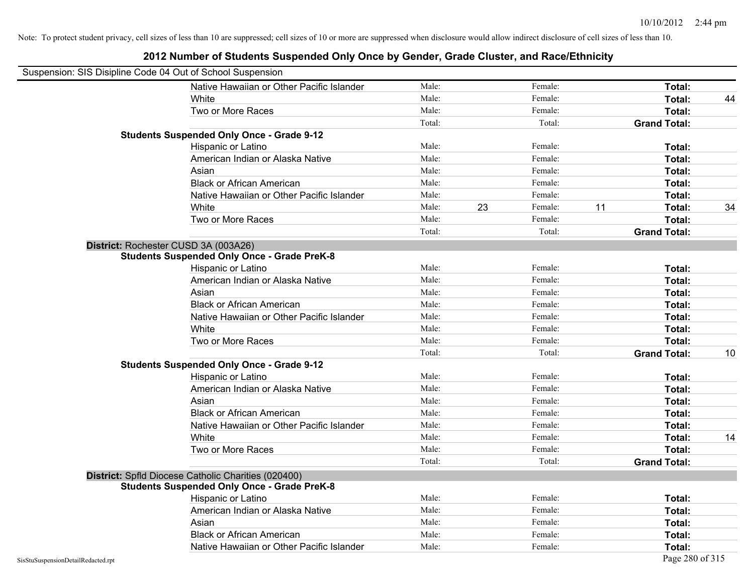Note: To protect student privacy, cell sizes of less than 10 are suppressed; cell sizes of 10 or more are suppressed when disclosure would allow indirect disclosure of cell sizes of less than 10.

## 2012 Number of Students Suspended Only Once by Gender, Grade Cluster, and Race/Ethnicity

Suspension: SIS Disipline Code 04 Out of School Suspension

| | | | | | | | |
|---|---|---|---|---|---|---|---|
| Native Hawaiian or Other Pacific Islander | Male: | | Female: | | Total: | |
| White | Male: | | Female: | | Total: | 44 |
| Two or More Races | Male: | | Female: | | Total: | |
| | Total: | | Total: | | Grand Total: | |

**Students Suspended Only Once - Grade 9-12**

| | | | | | | |
|---|---|---|---|---|---|---|
| Hispanic or Latino | Male: | | Female: | | Total: | |
| American Indian or Alaska Native | Male: | | Female: | | Total: | |
| Asian | Male: | | Female: | | Total: | |
| Black or African American | Male: | | Female: | | Total: | |
| Native Hawaiian or Other Pacific Islander | Male: | | Female: | | Total: | |
| White | Male: | 23 | Female: | 11 | Total: | 34 |
| Two or More Races | Male: | | Female: | | Total: | |
| | Total: | | Total: | | Grand Total: | |

**District:** Rochester CUSD 3A (003A26)

**Students Suspended Only Once - Grade PreK-8**

| | | | | | | |
|---|---|---|---|---|---|---|
| Hispanic or Latino | Male: | | Female: | | Total: | |
| American Indian or Alaska Native | Male: | | Female: | | Total: | |
| Asian | Male: | | Female: | | Total: | |
| Black or African American | Male: | | Female: | | Total: | |
| Native Hawaiian or Other Pacific Islander | Male: | | Female: | | Total: | |
| White | Male: | | Female: | | Total: | |
| Two or More Races | Male: | | Female: | | Total: | |
| | Total: | | Total: | | Grand Total: | 10 |

**Students Suspended Only Once - Grade 9-12**

| | | | | | | |
|---|---|---|---|---|---|---|
| Hispanic or Latino | Male: | | Female: | | Total: | |
| American Indian or Alaska Native | Male: | | Female: | | Total: | |
| Asian | Male: | | Female: | | Total: | |
| Black or African American | Male: | | Female: | | Total: | |
| Native Hawaiian or Other Pacific Islander | Male: | | Female: | | Total: | |
| White | Male: | | Female: | | Total: | 14 |
| Two or More Races | Male: | | Female: | | Total: | |
| | Total: | | Total: | | Grand Total: | |

**District:** Spfld Diocese Catholic Charities (020400)

**Students Suspended Only Once - Grade PreK-8**

| | | | | | | |
|---|---|---|---|---|---|---|
| Hispanic or Latino | Male: | | Female: | | Total: | |
| American Indian or Alaska Native | Male: | | Female: | | Total: | |
| Asian | Male: | | Female: | | Total: | |
| Black or African American | Male: | | Female: | | Total: | |
| Native Hawaiian or Other Pacific Islander | Male: | | Female: | | Total: | |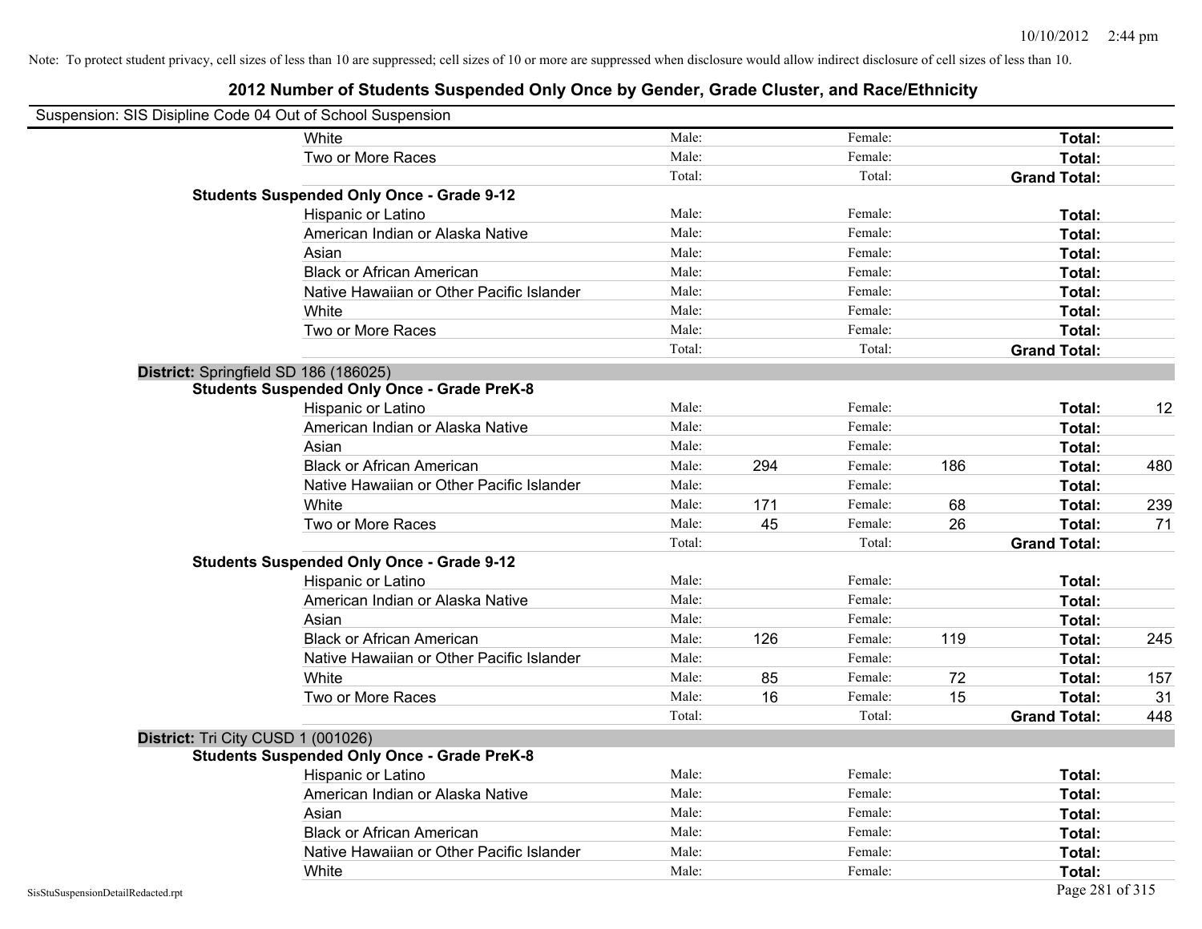Note: To protect student privacy, cell sizes of less than 10 are suppressed; cell sizes of 10 or more are suppressed when disclosure would allow indirect disclosure of cell sizes of less than 10.

# 2012 Number of Students Suspended Only Once by Gender, Grade Cluster, and Race/Ethnicity

Suspension: SIS Disipline Code 04 Out of School Suspension

| | | | | | | |
|---|---|---|---|---|---|---|
| White | Male: | | Female: | | **Total:** | |
| Two or More Races | Male: | | Female: | | **Total:** | |
| | Total: | | Total: | | **Grand Total:** | |
| **Students Suspended Only Once - Grade 9-12** | | | | | | |
| Hispanic or Latino | Male: | | Female: | | **Total:** | |
| American Indian or Alaska Native | Male: | | Female: | | **Total:** | |
| Asian | Male: | | Female: | | **Total:** | |
| Black or African American | Male: | | Female: | | **Total:** | |
| Native Hawaiian or Other Pacific Islander | Male: | | Female: | | **Total:** | |
| White | Male: | | Female: | | **Total:** | |
| Two or More Races | Male: | | Female: | | **Total:** | |
| | Total: | | Total: | | **Grand Total:** | |
| **District:** Springfield SD 186 (186025) | | | | | | |
| **Students Suspended Only Once - Grade PreK-8** | | | | | | |
| Hispanic or Latino | Male: | | Female: | | **Total:** | 12 |
| American Indian or Alaska Native | Male: | | Female: | | **Total:** | |
| Asian | Male: | | Female: | | **Total:** | |
| Black or African American | Male: | 294 | Female: | 186 | **Total:** | 480 |
| Native Hawaiian or Other Pacific Islander | Male: | | Female: | | **Total:** | |
| White | Male: | 171 | Female: | 68 | **Total:** | 239 |
| Two or More Races | Male: | 45 | Female: | 26 | **Total:** | 71 |
| | Total: | | Total: | | **Grand Total:** | |
| **Students Suspended Only Once - Grade 9-12** | | | | | | |
| Hispanic or Latino | Male: | | Female: | | **Total:** | |
| American Indian or Alaska Native | Male: | | Female: | | **Total:** | |
| Asian | Male: | | Female: | | **Total:** | |
| Black or African American | Male: | 126 | Female: | 119 | **Total:** | 245 |
| Native Hawaiian or Other Pacific Islander | Male: | | Female: | | **Total:** | |
| White | Male: | 85 | Female: | 72 | **Total:** | 157 |
| Two or More Races | Male: | 16 | Female: | 15 | **Total:** | 31 |
| | Total: | | Total: | | **Grand Total:** | 448 |
| **District:** Tri City CUSD 1 (001026) | | | | | | |
| **Students Suspended Only Once - Grade PreK-8** | | | | | | |
| Hispanic or Latino | Male: | | Female: | | **Total:** | |
| American Indian or Alaska Native | Male: | | Female: | | **Total:** | |
| Asian | Male: | | Female: | | **Total:** | |
| Black or African American | Male: | | Female: | | **Total:** | |
| Native Hawaiian or Other Pacific Islander | Male: | | Female: | | **Total:** | |
| White | Male: | | Female: | | **Total:** | |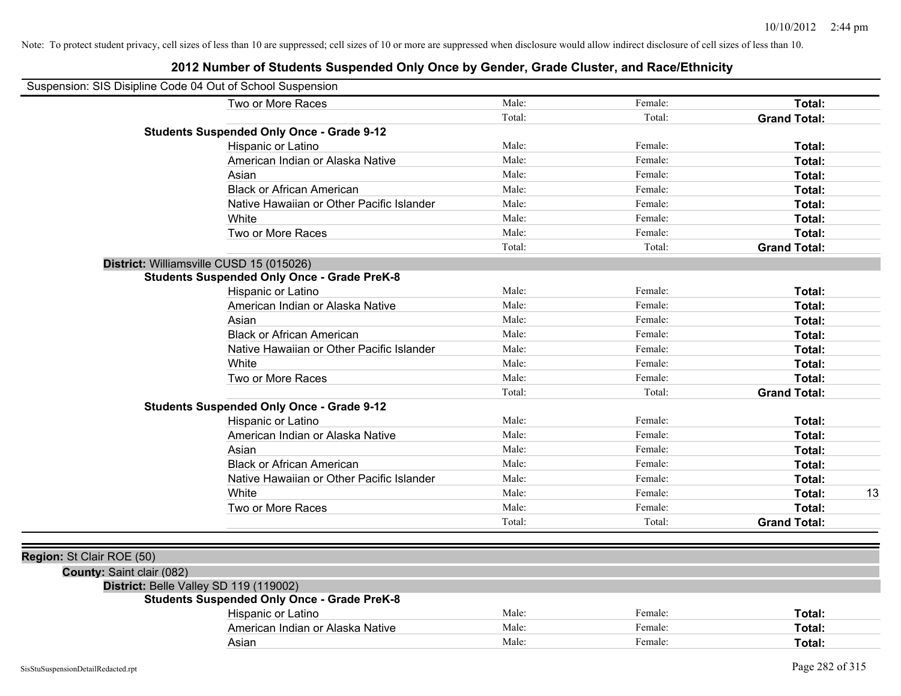Note: To protect student privacy, cell sizes of less than 10 are suppressed; cell sizes of 10 or more are suppressed when disclosure would allow indirect disclosure of cell sizes of less than 10.

# 2012 Number of Students Suspended Only Once by Gender, Grade Cluster, and Race/Ethnicity

Suspension: SIS Disipline Code 04 Out of School Suspension

| | Male | Female | Total | |
|---|---|---|---|---|
| Two or More Races | Male: | Female: | **Total:** | |
| | Total: | Total: | **Grand Total:** | |

**Students Suspended Only Once - Grade 9-12**

| | Male | Female | Total | |
|---|---|---|---|---|
| Hispanic or Latino | Male: | Female: | **Total:** | |
| American Indian or Alaska Native | Male: | Female: | **Total:** | |
| Asian | Male: | Female: | **Total:** | |
| Black or African American | Male: | Female: | **Total:** | |
| Native Hawaiian or Other Pacific Islander | Male: | Female: | **Total:** | |
| White | Male: | Female: | **Total:** | |
| Two or More Races | Male: | Female: | **Total:** | |
| | Total: | Total: | **Grand Total:** | |

**District:** Williamsville CUSD 15 (015026)

**Students Suspended Only Once - Grade PreK-8**

| | Male | Female | Total | |
|---|---|---|---|---|
| Hispanic or Latino | Male: | Female: | **Total:** | |
| American Indian or Alaska Native | Male: | Female: | **Total:** | |
| Asian | Male: | Female: | **Total:** | |
| Black or African American | Male: | Female: | **Total:** | |
| Native Hawaiian or Other Pacific Islander | Male: | Female: | **Total:** | |
| White | Male: | Female: | **Total:** | |
| Two or More Races | Male: | Female: | **Total:** | |
| | Total: | Total: | **Grand Total:** | |

**Students Suspended Only Once - Grade 9-12**

| | Male | Female | Total | |
|---|---|---|---|---|
| Hispanic or Latino | Male: | Female: | **Total:** | |
| American Indian or Alaska Native | Male: | Female: | **Total:** | |
| Asian | Male: | Female: | **Total:** | |
| Black or African American | Male: | Female: | **Total:** | |
| Native Hawaiian or Other Pacific Islander | Male: | Female: | **Total:** | |
| White | Male: | Female: | **Total:** | 13 |
| Two or More Races | Male: | Female: | **Total:** | |
| | Total: | Total: | **Grand Total:** | |

**Region:** St Clair ROE (50)

**County:** Saint clair (082)

**District:** Belle Valley SD 119 (119002)

**Students Suspended Only Once - Grade PreK-8**

| | Male | Female | Total | |
|---|---|---|---|---|
| Hispanic or Latino | Male: | Female: | **Total:** | |
| American Indian or Alaska Native | Male: | Female: | **Total:** | |
| Asian | Male: | Female: | **Total:** | |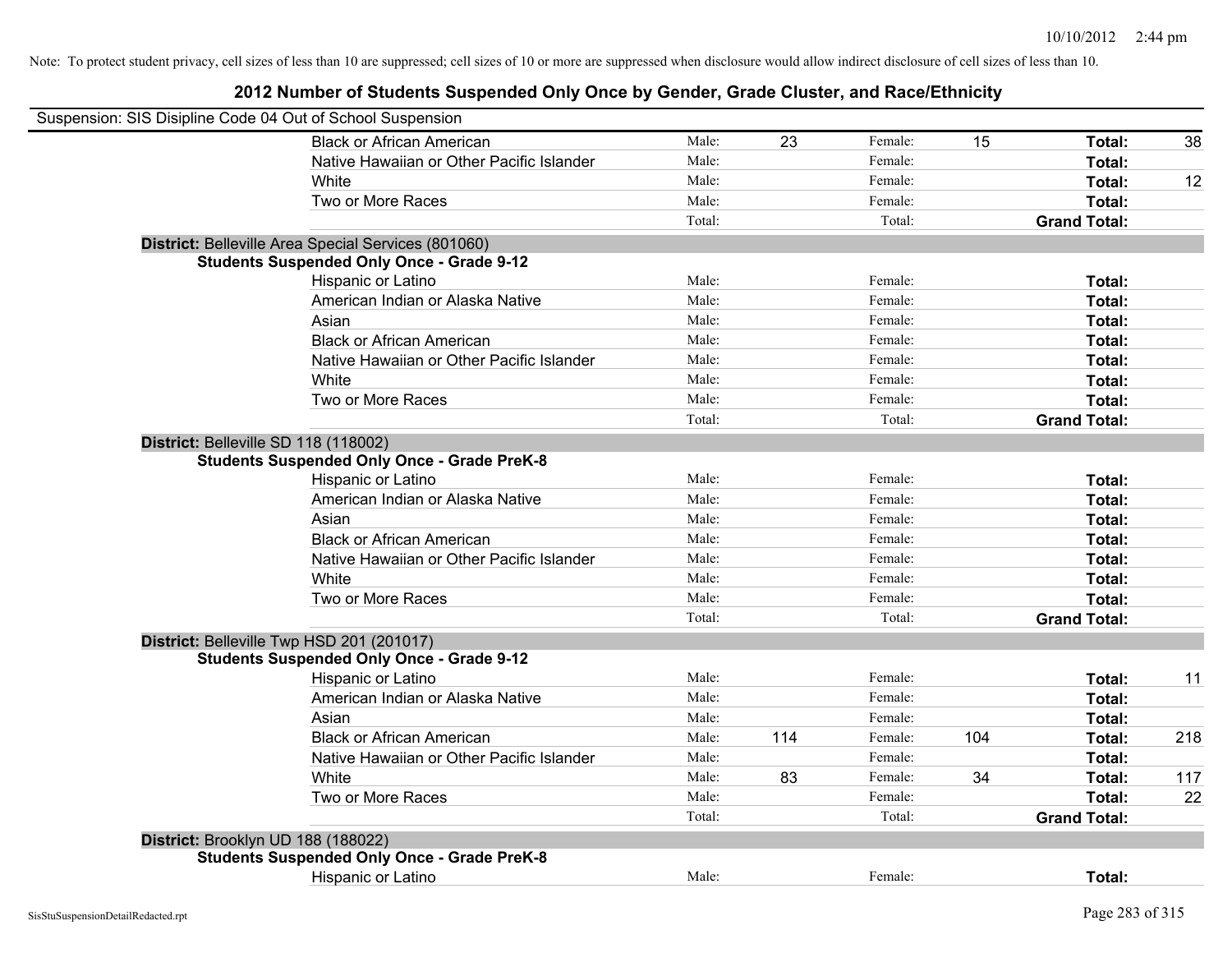Note: To protect student privacy, cell sizes of less than 10 are suppressed; cell sizes of 10 or more are suppressed when disclosure would allow indirect disclosure of cell sizes of less than 10.

# 2012 Number of Students Suspended Only Once by Gender, Grade Cluster, and Race/Ethnicity

Suspension: SIS Disipline Code 04 Out of School Suspension

| | | | | | | |
|---|---|---|---|---|---|---|
| Black or African American | Male: | 23 | Female: | 15 | **Total:** | 38 |
| Native Hawaiian or Other Pacific Islander | Male: | | Female: | | **Total:** | |
| White | Male: | | Female: | | **Total:** | 12 |
| Two or More Races | Male: | | Female: | | **Total:** | |
| | Total: | | Total: | | **Grand Total:** | |

**District:** Belleville Area Special Services (801060)

**Students Suspended Only Once - Grade 9-12**

| | | | | | | |
|---|---|---|---|---|---|---|
| Hispanic or Latino | Male: | | Female: | | **Total:** | |
| American Indian or Alaska Native | Male: | | Female: | | **Total:** | |
| Asian | Male: | | Female: | | **Total:** | |
| Black or African American | Male: | | Female: | | **Total:** | |
| Native Hawaiian or Other Pacific Islander | Male: | | Female: | | **Total:** | |
| White | Male: | | Female: | | **Total:** | |
| Two or More Races | Male: | | Female: | | **Total:** | |
| | Total: | | Total: | | **Grand Total:** | |

**District:** Belleville SD 118 (118002)

**Students Suspended Only Once - Grade PreK-8**

| | | | | | | |
|---|---|---|---|---|---|---|
| Hispanic or Latino | Male: | | Female: | | **Total:** | |
| American Indian or Alaska Native | Male: | | Female: | | **Total:** | |
| Asian | Male: | | Female: | | **Total:** | |
| Black or African American | Male: | | Female: | | **Total:** | |
| Native Hawaiian or Other Pacific Islander | Male: | | Female: | | **Total:** | |
| White | Male: | | Female: | | **Total:** | |
| Two or More Races | Male: | | Female: | | **Total:** | |
| | Total: | | Total: | | **Grand Total:** | |

**District:** Belleville Twp HSD 201 (201017)

**Students Suspended Only Once - Grade 9-12**

| | | | | | | |
|---|---|---|---|---|---|---|
| Hispanic or Latino | Male: | | Female: | | **Total:** | 11 |
| American Indian or Alaska Native | Male: | | Female: | | **Total:** | |
| Asian | Male: | | Female: | | **Total:** | |
| Black or African American | Male: | 114 | Female: | 104 | **Total:** | 218 |
| Native Hawaiian or Other Pacific Islander | Male: | | Female: | | **Total:** | |
| White | Male: | 83 | Female: | 34 | **Total:** | 117 |
| Two or More Races | Male: | | Female: | | **Total:** | 22 |
| | Total: | | Total: | | **Grand Total:** | |

**District:** Brooklyn UD 188 (188022)

**Students Suspended Only Once - Grade PreK-8**

| | | | | | | |
|---|---|---|---|---|---|---|
| Hispanic or Latino | Male: | | Female: | | **Total:** | |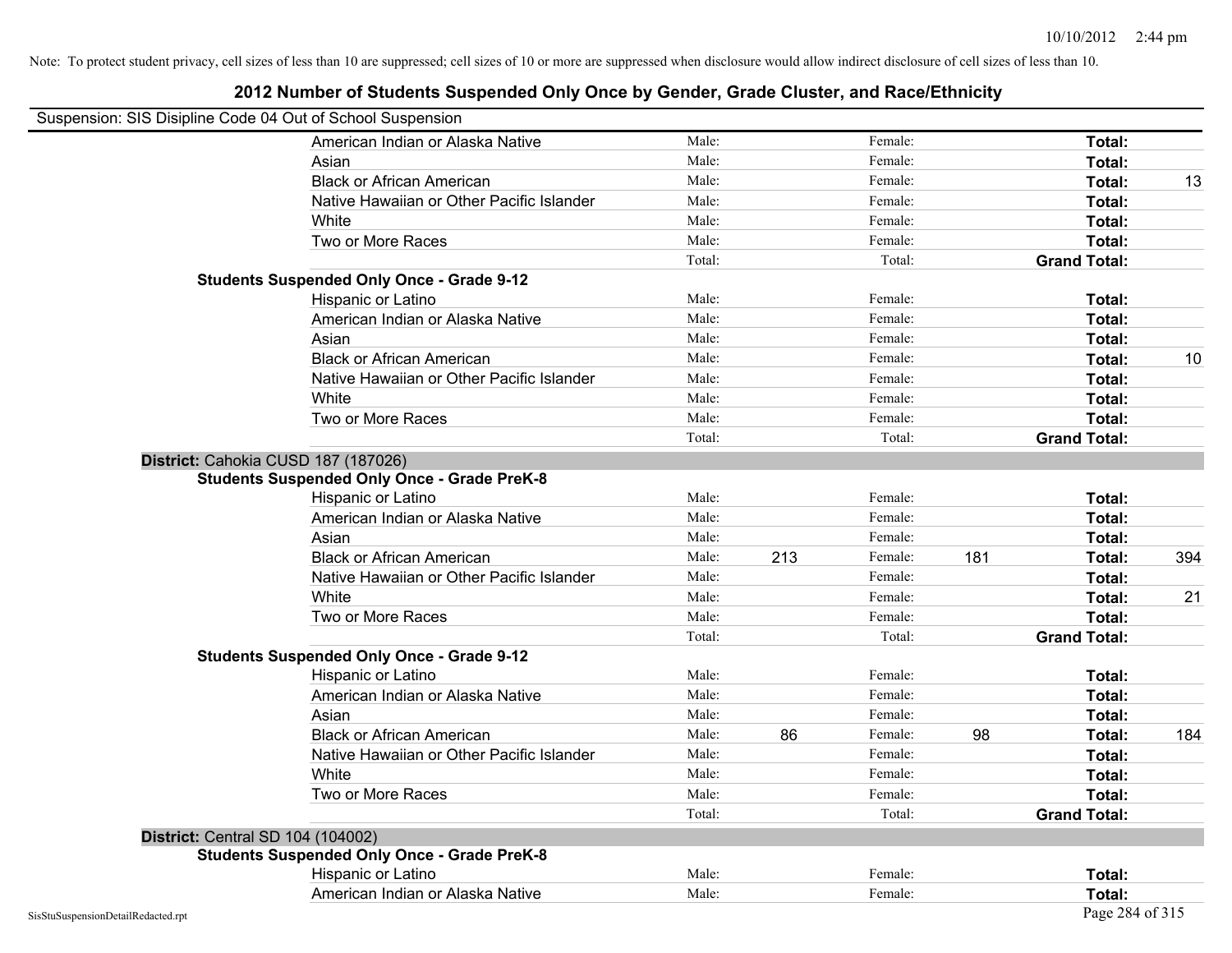Note: To protect student privacy, cell sizes of less than 10 are suppressed; cell sizes of 10 or more are suppressed when disclosure would allow indirect disclosure of cell sizes of less than 10.

## 2012 Number of Students Suspended Only Once by Gender, Grade Cluster, and Race/Ethnicity

Suspension: SIS Disipline Code 04 Out of School Suspension

| | | | | | | |
|---|---|---|---|---|---|---|
| American Indian or Alaska Native | Male: | | Female: | | **Total:** | |
| Asian | Male: | | Female: | | **Total:** | |
| Black or African American | Male: | | Female: | | **Total:** | 13 |
| Native Hawaiian or Other Pacific Islander | Male: | | Female: | | **Total:** | |
| White | Male: | | Female: | | **Total:** | |
| Two or More Races | Male: | | Female: | | **Total:** | |
| | Total: | | Total: | | **Grand Total:** | |
| **Students Suspended Only Once - Grade 9-12** | | | | | | |
| Hispanic or Latino | Male: | | Female: | | **Total:** | |
| American Indian or Alaska Native | Male: | | Female: | | **Total:** | |
| Asian | Male: | | Female: | | **Total:** | |
| Black or African American | Male: | | Female: | | **Total:** | 10 |
| Native Hawaiian or Other Pacific Islander | Male: | | Female: | | **Total:** | |
| White | Male: | | Female: | | **Total:** | |
| Two or More Races | Male: | | Female: | | **Total:** | |
| | Total: | | Total: | | **Grand Total:** | |
| **District:** Cahokia CUSD 187 (187026) | | | | | | |
| **Students Suspended Only Once - Grade PreK-8** | | | | | | |
| Hispanic or Latino | Male: | | Female: | | **Total:** | |
| American Indian or Alaska Native | Male: | | Female: | | **Total:** | |
| Asian | Male: | | Female: | | **Total:** | |
| Black or African American | Male: | 213 | Female: | 181 | **Total:** | 394 |
| Native Hawaiian or Other Pacific Islander | Male: | | Female: | | **Total:** | |
| White | Male: | | Female: | | **Total:** | 21 |
| Two or More Races | Male: | | Female: | | **Total:** | |
| | Total: | | Total: | | **Grand Total:** | |
| **Students Suspended Only Once - Grade 9-12** | | | | | | |
| Hispanic or Latino | Male: | | Female: | | **Total:** | |
| American Indian or Alaska Native | Male: | | Female: | | **Total:** | |
| Asian | Male: | | Female: | | **Total:** | |
| Black or African American | Male: | 86 | Female: | 98 | **Total:** | 184 |
| Native Hawaiian or Other Pacific Islander | Male: | | Female: | | **Total:** | |
| White | Male: | | Female: | | **Total:** | |
| Two or More Races | Male: | | Female: | | **Total:** | |
| | Total: | | Total: | | **Grand Total:** | |
| **District:** Central SD 104 (104002) | | | | | | |
| **Students Suspended Only Once - Grade PreK-8** | | | | | | |
| Hispanic or Latino | Male: | | Female: | | **Total:** | |
| American Indian or Alaska Native | Male: | | Female: | | **Total:** | |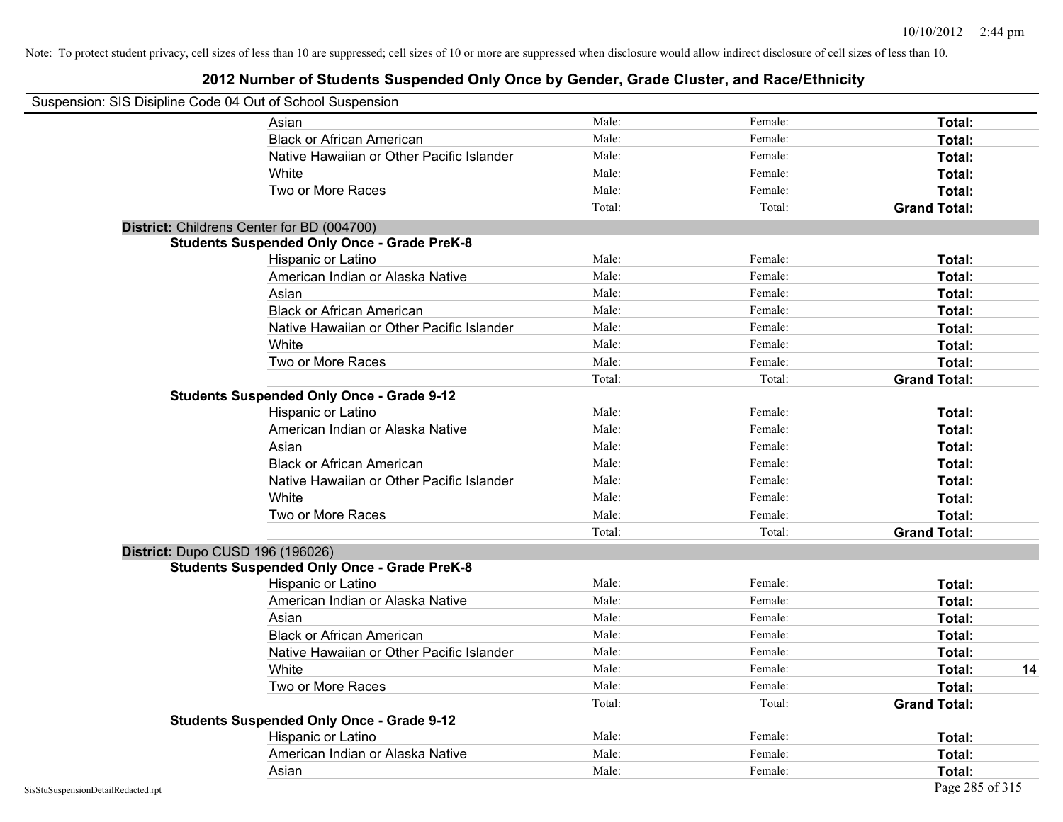Note: To protect student privacy, cell sizes of less than 10 are suppressed; cell sizes of 10 or more are suppressed when disclosure would allow indirect disclosure of cell sizes of less than 10.

# 2012 Number of Students Suspended Only Once by Gender, Grade Cluster, and Race/Ethnicity

Suspension: SIS Disipline Code 04 Out of School Suspension

| | | | | |
|---|---|---|---|---|
| Asian | Male: | Female: | **Total:** | |
| Black or African American | Male: | Female: | **Total:** | |
| Native Hawaiian or Other Pacific Islander | Male: | Female: | **Total:** | |
| White | Male: | Female: | **Total:** | |
| Two or More Races | Male: | Female: | **Total:** | |
| | Total: | Total: | **Grand Total:** | |

**District:** Childrens Center for BD (004700)

**Students Suspended Only Once - Grade PreK-8**

| | | | | |
|---|---|---|---|---|
| Hispanic or Latino | Male: | Female: | **Total:** | |
| American Indian or Alaska Native | Male: | Female: | **Total:** | |
| Asian | Male: | Female: | **Total:** | |
| Black or African American | Male: | Female: | **Total:** | |
| Native Hawaiian or Other Pacific Islander | Male: | Female: | **Total:** | |
| White | Male: | Female: | **Total:** | |
| Two or More Races | Male: | Female: | **Total:** | |
| | Total: | Total: | **Grand Total:** | |

**Students Suspended Only Once - Grade 9-12**

| | | | | |
|---|---|---|---|---|
| Hispanic or Latino | Male: | Female: | **Total:** | |
| American Indian or Alaska Native | Male: | Female: | **Total:** | |
| Asian | Male: | Female: | **Total:** | |
| Black or African American | Male: | Female: | **Total:** | |
| Native Hawaiian or Other Pacific Islander | Male: | Female: | **Total:** | |
| White | Male: | Female: | **Total:** | |
| Two or More Races | Male: | Female: | **Total:** | |
| | Total: | Total: | **Grand Total:** | |

**District:** Dupo CUSD 196 (196026)

**Students Suspended Only Once - Grade PreK-8**

| | | | | |
|---|---|---|---|---|
| Hispanic or Latino | Male: | Female: | **Total:** | |
| American Indian or Alaska Native | Male: | Female: | **Total:** | |
| Asian | Male: | Female: | **Total:** | |
| Black or African American | Male: | Female: | **Total:** | |
| Native Hawaiian or Other Pacific Islander | Male: | Female: | **Total:** | |
| White | Male: | Female: | **Total:** | 14 |
| Two or More Races | Male: | Female: | **Total:** | |
| | Total: | Total: | **Grand Total:** | |

**Students Suspended Only Once - Grade 9-12**

| | | | | |
|---|---|---|---|---|
| Hispanic or Latino | Male: | Female: | **Total:** | |
| American Indian or Alaska Native | Male: | Female: | **Total:** | |
| Asian | Male: | Female: | **Total:** | |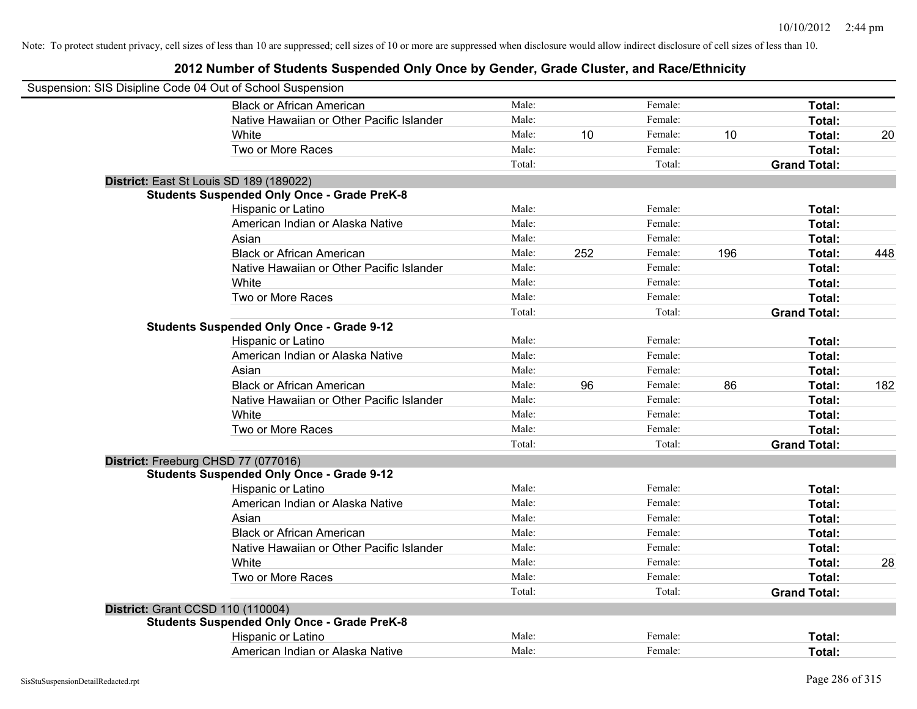Note: To protect student privacy, cell sizes of less than 10 are suppressed; cell sizes of 10 or more are suppressed when disclosure would allow indirect disclosure of cell sizes of less than 10.

## 2012 Number of Students Suspended Only Once by Gender, Grade Cluster, and Race/Ethnicity

Suspension: SIS Disipline Code 04 Out of School Suspension

| | | | | | | |
|---|---|---|---|---|---|---|
| Black or African American | Male: | | Female: | | **Total:** | |
| Native Hawaiian or Other Pacific Islander | Male: | | Female: | | **Total:** | |
| White | Male: | 10 | Female: | 10 | **Total:** | 20 |
| Two or More Races | Male: | | Female: | | **Total:** | |
| | Total: | | Total: | | **Grand Total:** | |

**District:** East St Louis SD 189 (189022)

**Students Suspended Only Once - Grade PreK-8**

| | | | | | | |
|---|---|---|---|---|---|---|
| Hispanic or Latino | Male: | | Female: | | **Total:** | |
| American Indian or Alaska Native | Male: | | Female: | | **Total:** | |
| Asian | Male: | | Female: | | **Total:** | |
| Black or African American | Male: | 252 | Female: | 196 | **Total:** | 448 |
| Native Hawaiian or Other Pacific Islander | Male: | | Female: | | **Total:** | |
| White | Male: | | Female: | | **Total:** | |
| Two or More Races | Male: | | Female: | | **Total:** | |
| | Total: | | Total: | | **Grand Total:** | |

**Students Suspended Only Once - Grade 9-12**

| | | | | | | |
|---|---|---|---|---|---|---|
| Hispanic or Latino | Male: | | Female: | | **Total:** | |
| American Indian or Alaska Native | Male: | | Female: | | **Total:** | |
| Asian | Male: | | Female: | | **Total:** | |
| Black or African American | Male: | 96 | Female: | 86 | **Total:** | 182 |
| Native Hawaiian or Other Pacific Islander | Male: | | Female: | | **Total:** | |
| White | Male: | | Female: | | **Total:** | |
| Two or More Races | Male: | | Female: | | **Total:** | |
| | Total: | | Total: | | **Grand Total:** | |

**District:** Freeburg CHSD 77 (077016)

**Students Suspended Only Once - Grade 9-12**

| | | | | | | |
|---|---|---|---|---|---|---|
| Hispanic or Latino | Male: | | Female: | | **Total:** | |
| American Indian or Alaska Native | Male: | | Female: | | **Total:** | |
| Asian | Male: | | Female: | | **Total:** | |
| Black or African American | Male: | | Female: | | **Total:** | |
| Native Hawaiian or Other Pacific Islander | Male: | | Female: | | **Total:** | |
| White | Male: | | Female: | | **Total:** | 28 |
| Two or More Races | Male: | | Female: | | **Total:** | |
| | Total: | | Total: | | **Grand Total:** | |

**District:** Grant CCSD 110 (110004)

**Students Suspended Only Once - Grade PreK-8**

| | | | | | | |
|---|---|---|---|---|---|---|
| Hispanic or Latino | Male: | | Female: | | **Total:** | |
| American Indian or Alaska Native | Male: | | Female: | | **Total:** | |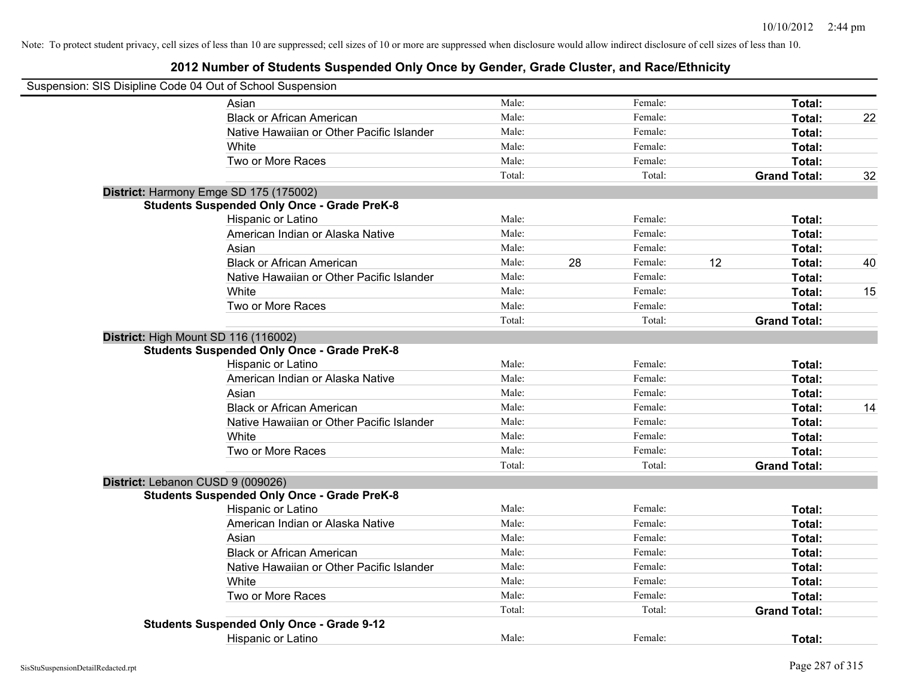Note: To protect student privacy, cell sizes of less than 10 are suppressed; cell sizes of 10 or more are suppressed when disclosure would allow indirect disclosure of cell sizes of less than 10.

# 2012 Number of Students Suspended Only Once by Gender, Grade Cluster, and Race/Ethnicity

Suspension: SIS Disipline Code 04 Out of School Suspension

| | | | | | | |
|---|---|---|---|---|---|---|
| Asian | Male: | | Female: | | **Total:** | |
| Black or African American | Male: | | Female: | | **Total:** | 22 |
| Native Hawaiian or Other Pacific Islander | Male: | | Female: | | **Total:** | |
| White | Male: | | Female: | | **Total:** | |
| Two or More Races | Male: | | Female: | | **Total:** | |
| | Total: | | Total: | | **Grand Total:** | 32 |

**District:** Harmony Emge SD 175 (175002)

**Students Suspended Only Once - Grade PreK-8**

| | | | | | | |
|---|---|---|---|---|---|---|
| Hispanic or Latino | Male: | | Female: | | **Total:** | |
| American Indian or Alaska Native | Male: | | Female: | | **Total:** | |
| Asian | Male: | | Female: | | **Total:** | |
| Black or African American | Male: | 28 | Female: | 12 | **Total:** | 40 |
| Native Hawaiian or Other Pacific Islander | Male: | | Female: | | **Total:** | |
| White | Male: | | Female: | | **Total:** | 15 |
| Two or More Races | Male: | | Female: | | **Total:** | |
| | Total: | | Total: | | **Grand Total:** | |

**District:** High Mount SD 116 (116002)

**Students Suspended Only Once - Grade PreK-8**

| | | | | | | |
|---|---|---|---|---|---|---|
| Hispanic or Latino | Male: | | Female: | | **Total:** | |
| American Indian or Alaska Native | Male: | | Female: | | **Total:** | |
| Asian | Male: | | Female: | | **Total:** | |
| Black or African American | Male: | | Female: | | **Total:** | 14 |
| Native Hawaiian or Other Pacific Islander | Male: | | Female: | | **Total:** | |
| White | Male: | | Female: | | **Total:** | |
| Two or More Races | Male: | | Female: | | **Total:** | |
| | Total: | | Total: | | **Grand Total:** | |

**District:** Lebanon CUSD 9 (009026)

**Students Suspended Only Once - Grade PreK-8**

| | | | | | | |
|---|---|---|---|---|---|---|
| Hispanic or Latino | Male: | | Female: | | **Total:** | |
| American Indian or Alaska Native | Male: | | Female: | | **Total:** | |
| Asian | Male: | | Female: | | **Total:** | |
| Black or African American | Male: | | Female: | | **Total:** | |
| Native Hawaiian or Other Pacific Islander | Male: | | Female: | | **Total:** | |
| White | Male: | | Female: | | **Total:** | |
| Two or More Races | Male: | | Female: | | **Total:** | |
| | Total: | | Total: | | **Grand Total:** | |

**Students Suspended Only Once - Grade 9-12**

| | | | | | | |
|---|---|---|---|---|---|---|
| Hispanic or Latino | Male: | | Female: | | **Total:** | |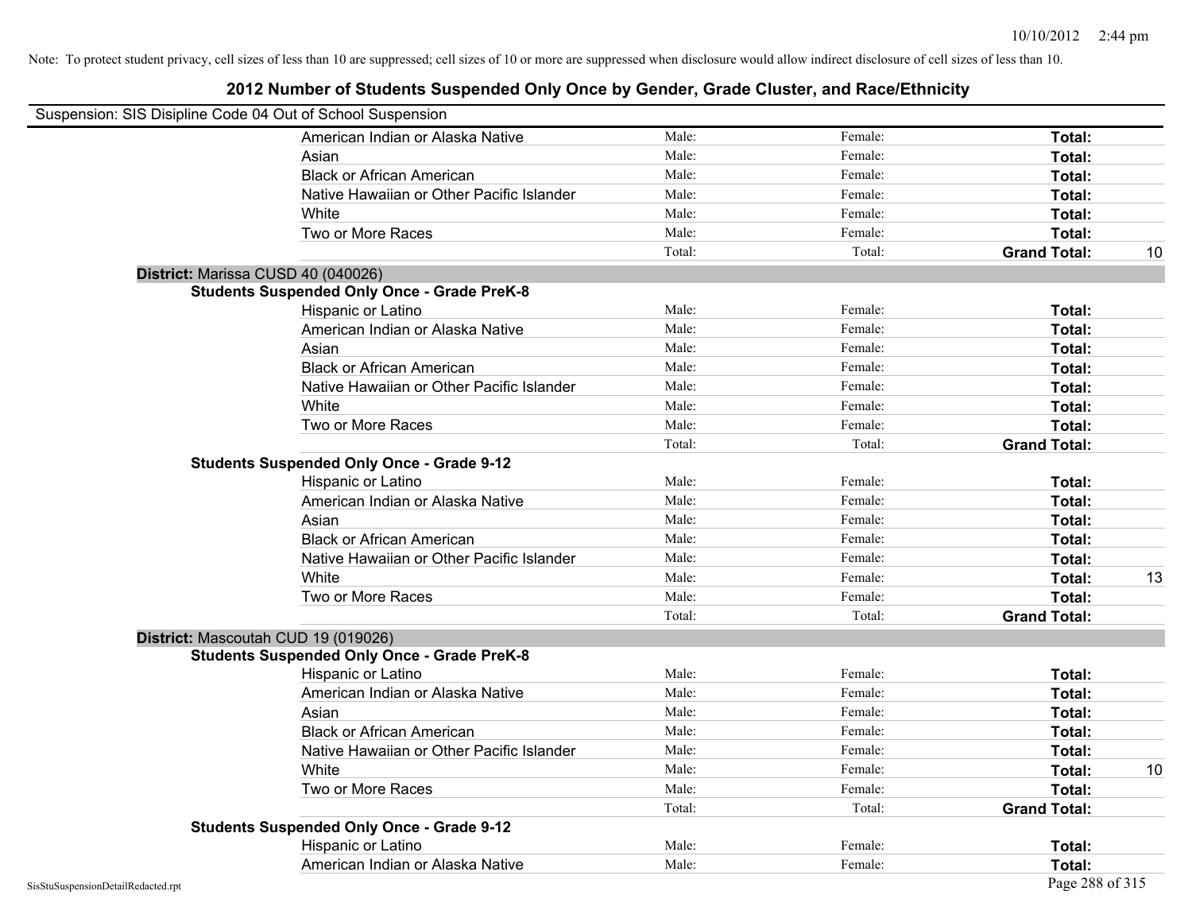Note: To protect student privacy, cell sizes of less than 10 are suppressed; cell sizes of 10 or more are suppressed when disclosure would allow indirect disclosure of cell sizes of less than 10.

# 2012 Number of Students Suspended Only Once by Gender, Grade Cluster, and Race/Ethnicity

Suspension: SIS Disipline Code 04 Out of School Suspension

| | Male | Female | Total | |
|---|---|---|---|---|
| American Indian or Alaska Native | Male: | Female: | **Total:** | |
| Asian | Male: | Female: | **Total:** | |
| Black or African American | Male: | Female: | **Total:** | |
| Native Hawaiian or Other Pacific Islander | Male: | Female: | **Total:** | |
| White | Male: | Female: | **Total:** | |
| Two or More Races | Male: | Female: | **Total:** | |
| | Total: | Total: | **Grand Total:** | 10 |

**District:** Marissa CUSD 40 (040026)

**Students Suspended Only Once - Grade PreK-8**

| | Male | Female | Total | |
|---|---|---|---|---|
| Hispanic or Latino | Male: | Female: | **Total:** | |
| American Indian or Alaska Native | Male: | Female: | **Total:** | |
| Asian | Male: | Female: | **Total:** | |
| Black or African American | Male: | Female: | **Total:** | |
| Native Hawaiian or Other Pacific Islander | Male: | Female: | **Total:** | |
| White | Male: | Female: | **Total:** | |
| Two or More Races | Male: | Female: | **Total:** | |
| | Total: | Total: | **Grand Total:** | |

**Students Suspended Only Once - Grade 9-12**

| | Male | Female | Total | |
|---|---|---|---|---|
| Hispanic or Latino | Male: | Female: | **Total:** | |
| American Indian or Alaska Native | Male: | Female: | **Total:** | |
| Asian | Male: | Female: | **Total:** | |
| Black or African American | Male: | Female: | **Total:** | |
| Native Hawaiian or Other Pacific Islander | Male: | Female: | **Total:** | |
| White | Male: | Female: | **Total:** | 13 |
| Two or More Races | Male: | Female: | **Total:** | |
| | Total: | Total: | **Grand Total:** | |

**District:** Mascoutah CUD 19 (019026)

**Students Suspended Only Once - Grade PreK-8**

| | Male | Female | Total | |
|---|---|---|---|---|
| Hispanic or Latino | Male: | Female: | **Total:** | |
| American Indian or Alaska Native | Male: | Female: | **Total:** | |
| Asian | Male: | Female: | **Total:** | |
| Black or African American | Male: | Female: | **Total:** | |
| Native Hawaiian or Other Pacific Islander | Male: | Female: | **Total:** | |
| White | Male: | Female: | **Total:** | 10 |
| Two or More Races | Male: | Female: | **Total:** | |
| | Total: | Total: | **Grand Total:** | |

**Students Suspended Only Once - Grade 9-12**

| | Male | Female | Total | |
|---|---|---|---|---|
| Hispanic or Latino | Male: | Female: | **Total:** | |
| American Indian or Alaska Native | Male: | Female: | **Total:** | |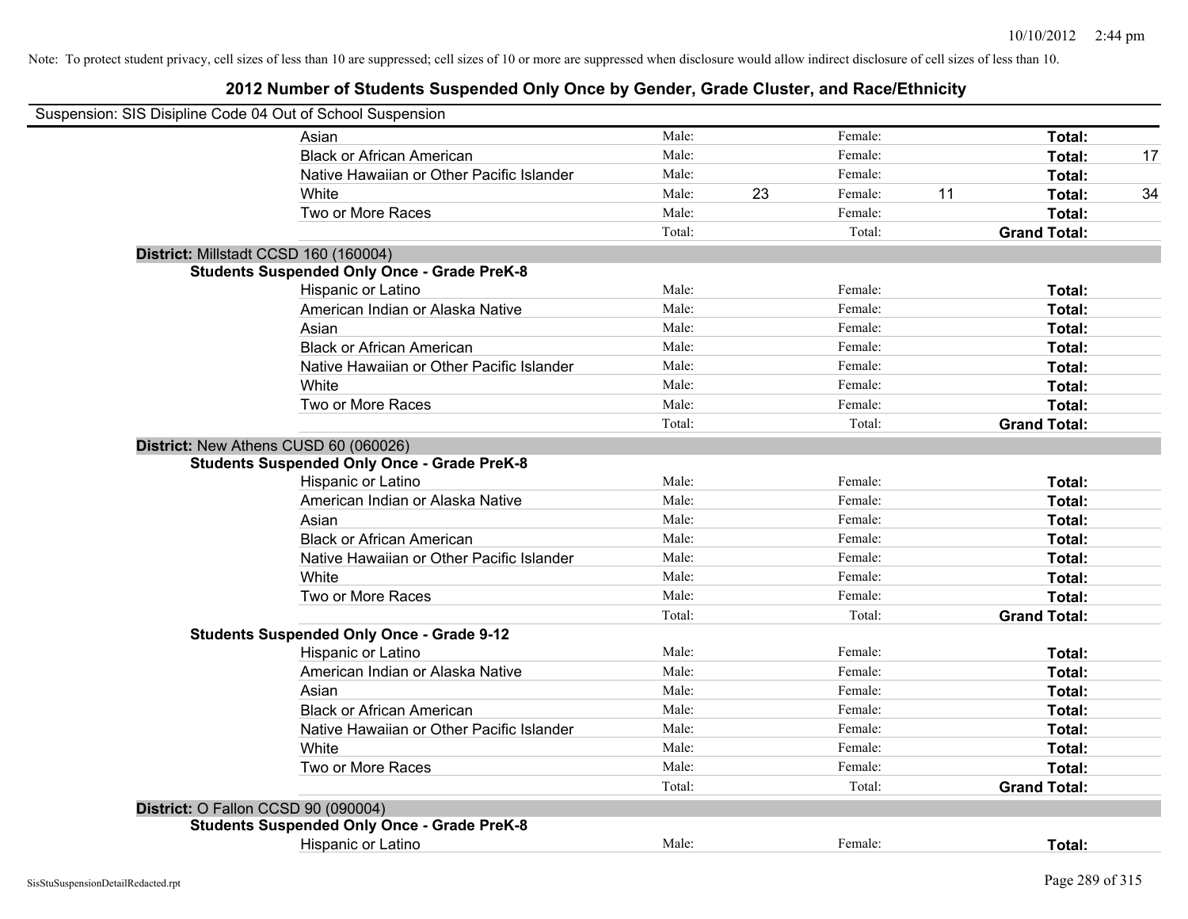Note: To protect student privacy, cell sizes of less than 10 are suppressed; cell sizes of 10 or more are suppressed when disclosure would allow indirect disclosure of cell sizes of less than 10.

# 2012 Number of Students Suspended Only Once by Gender, Grade Cluster, and Race/Ethnicity

Suspension: SIS Disipline Code 04 Out of School Suspension

| | | | | | | |
|---|---|---|---|---|---|---|
| Asian | Male: | | Female: | | **Total:** | |
| Black or African American | Male: | | Female: | | **Total:** | 17 |
| Native Hawaiian or Other Pacific Islander | Male: | | Female: | | **Total:** | |
| White | Male: | 23 | Female: | 11 | **Total:** | 34 |
| Two or More Races | Male: | | Female: | | **Total:** | |
| | Total: | | Total: | | **Grand Total:** | |

**District:** Millstadt CCSD 160 (160004)

**Students Suspended Only Once - Grade PreK-8**

| | | | | | | |
|---|---|---|---|---|---|---|
| Hispanic or Latino | Male: | | Female: | | **Total:** | |
| American Indian or Alaska Native | Male: | | Female: | | **Total:** | |
| Asian | Male: | | Female: | | **Total:** | |
| Black or African American | Male: | | Female: | | **Total:** | |
| Native Hawaiian or Other Pacific Islander | Male: | | Female: | | **Total:** | |
| White | Male: | | Female: | | **Total:** | |
| Two or More Races | Male: | | Female: | | **Total:** | |
| | Total: | | Total: | | **Grand Total:** | |

**District:** New Athens CUSD 60 (060026)

**Students Suspended Only Once - Grade PreK-8**

| | | | | | | |
|---|---|---|---|---|---|---|
| Hispanic or Latino | Male: | | Female: | | **Total:** | |
| American Indian or Alaska Native | Male: | | Female: | | **Total:** | |
| Asian | Male: | | Female: | | **Total:** | |
| Black or African American | Male: | | Female: | | **Total:** | |
| Native Hawaiian or Other Pacific Islander | Male: | | Female: | | **Total:** | |
| White | Male: | | Female: | | **Total:** | |
| Two or More Races | Male: | | Female: | | **Total:** | |
| | Total: | | Total: | | **Grand Total:** | |

**Students Suspended Only Once - Grade 9-12**

| | | | | | | |
|---|---|---|---|---|---|---|
| Hispanic or Latino | Male: | | Female: | | **Total:** | |
| American Indian or Alaska Native | Male: | | Female: | | **Total:** | |
| Asian | Male: | | Female: | | **Total:** | |
| Black or African American | Male: | | Female: | | **Total:** | |
| Native Hawaiian or Other Pacific Islander | Male: | | Female: | | **Total:** | |
| White | Male: | | Female: | | **Total:** | |
| Two or More Races | Male: | | Female: | | **Total:** | |
| | Total: | | Total: | | **Grand Total:** | |

**District:** O Fallon CCSD 90 (090004)

**Students Suspended Only Once - Grade PreK-8**

| | | | | | | |
|---|---|---|---|---|---|---|
| Hispanic or Latino | Male: | | Female: | | **Total:** | |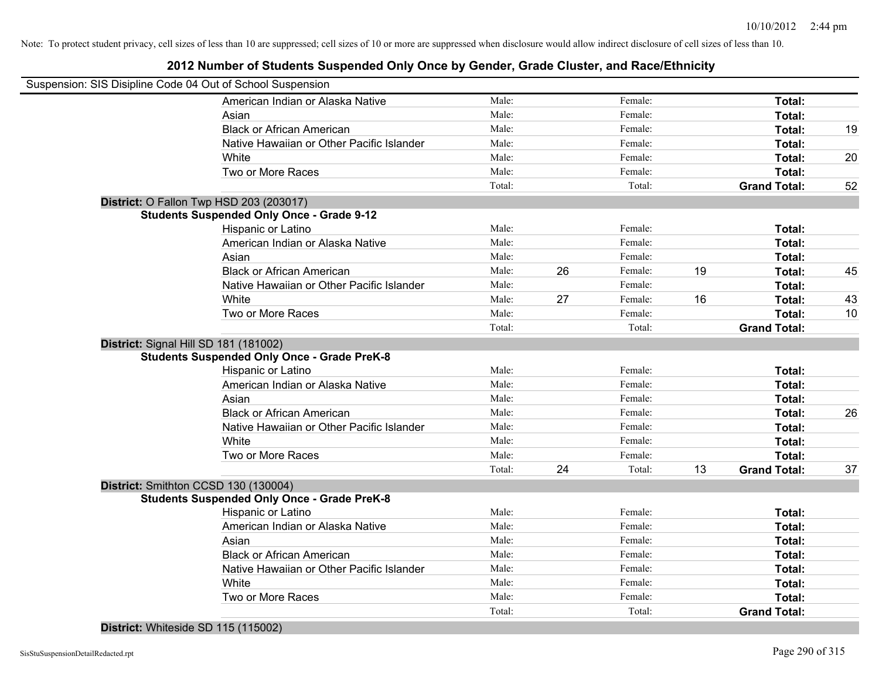Note: To protect student privacy, cell sizes of less than 10 are suppressed; cell sizes of 10 or more are suppressed when disclosure would allow indirect disclosure of cell sizes of less than 10.

## 2012 Number of Students Suspended Only Once by Gender, Grade Cluster, and Race/Ethnicity

Suspension: SIS Disipline Code 04 Out of School Suspension

| | | | | | | |
|---|---|---|---|---|---|---|
| American Indian or Alaska Native | Male: | | Female: | | Total: | |
| Asian | Male: | | Female: | | Total: | |
| Black or African American | Male: | | Female: | | Total: | 19 |
| Native Hawaiian or Other Pacific Islander | Male: | | Female: | | Total: | |
| White | Male: | | Female: | | Total: | 20 |
| Two or More Races | Male: | | Female: | | Total: | |
| | Total: | | Total: | | Grand Total: | 52 |

**District:** O Fallon Twp HSD 203 (203017)

**Students Suspended Only Once - Grade 9-12**

| | | | | | | |
|---|---|---|---|---|---|---|
| Hispanic or Latino | Male: | | Female: | | Total: | |
| American Indian or Alaska Native | Male: | | Female: | | Total: | |
| Asian | Male: | | Female: | | Total: | |
| Black or African American | Male: | 26 | Female: | 19 | Total: | 45 |
| Native Hawaiian or Other Pacific Islander | Male: | | Female: | | Total: | |
| White | Male: | 27 | Female: | 16 | Total: | 43 |
| Two or More Races | Male: | | Female: | | Total: | 10 |
| | Total: | | Total: | | Grand Total: | |

**District:** Signal Hill SD 181 (181002)

**Students Suspended Only Once - Grade PreK-8**

| | | | | | | |
|---|---|---|---|---|---|---|
| Hispanic or Latino | Male: | | Female: | | Total: | |
| American Indian or Alaska Native | Male: | | Female: | | Total: | |
| Asian | Male: | | Female: | | Total: | |
| Black or African American | Male: | | Female: | | Total: | 26 |
| Native Hawaiian or Other Pacific Islander | Male: | | Female: | | Total: | |
| White | Male: | | Female: | | Total: | |
| Two or More Races | Male: | | Female: | | Total: | |
| | Total: | 24 | Total: | 13 | Grand Total: | 37 |

**District:** Smithton CCSD 130 (130004)

**Students Suspended Only Once - Grade PreK-8**

| | | | | | | |
|---|---|---|---|---|---|---|
| Hispanic or Latino | Male: | | Female: | | Total: | |
| American Indian or Alaska Native | Male: | | Female: | | Total: | |
| Asian | Male: | | Female: | | Total: | |
| Black or African American | Male: | | Female: | | Total: | |
| Native Hawaiian or Other Pacific Islander | Male: | | Female: | | Total: | |
| White | Male: | | Female: | | Total: | |
| Two or More Races | Male: | | Female: | | Total: | |
| | Total: | | Total: | | Grand Total: | |

**District:** Whiteside SD 115 (115002)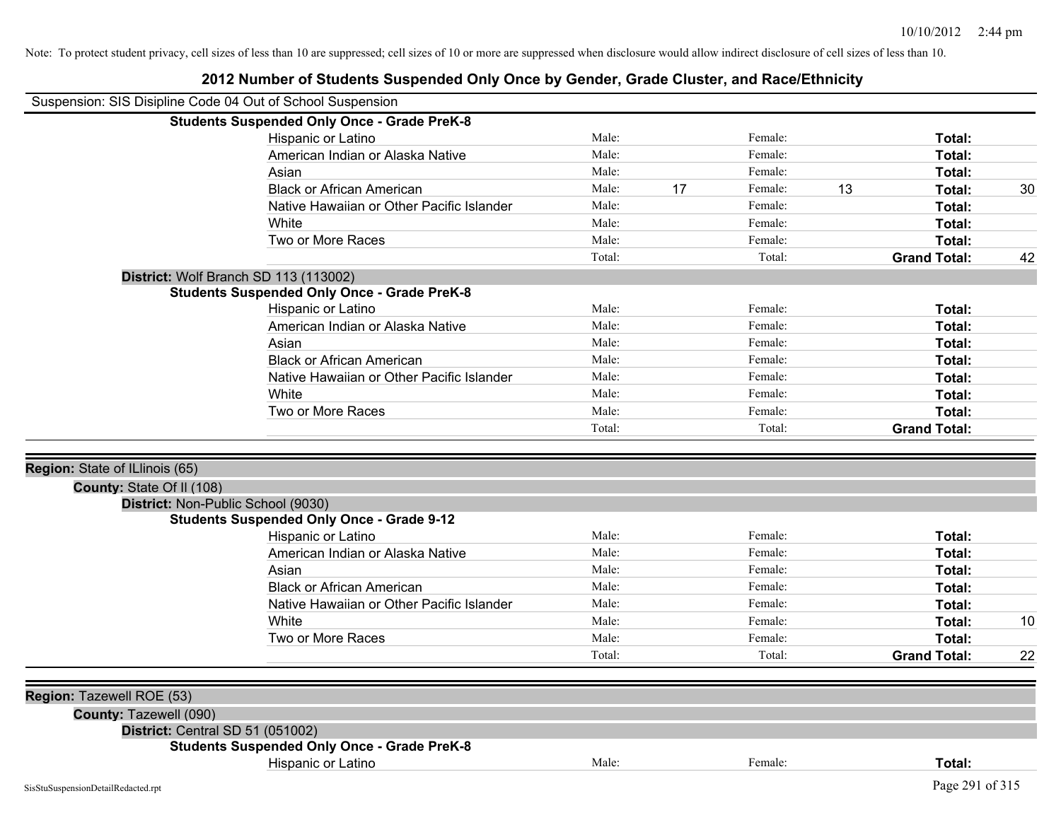Note: To protect student privacy, cell sizes of less than 10 are suppressed; cell sizes of 10 or more are suppressed when disclosure would allow indirect disclosure of cell sizes of less than 10.

# 2012 Number of Students Suspended Only Once by Gender, Grade Cluster, and Race/Ethnicity

Suspension: SIS Disipline Code 04 Out of School Suspension

**Students Suspended Only Once - Grade PreK-8**

| Race/Ethnicity | Male: | | Female: | | Total: | |
|---|---|---|---|---|---|---|
| Hispanic or Latino | Male: | | Female: | | **Total:** | |
| American Indian or Alaska Native | Male: | | Female: | | **Total:** | |
| Asian | Male: | | Female: | | **Total:** | |
| Black or African American | Male: | 17 | Female: | 13 | **Total:** | 30 |
| Native Hawaiian or Other Pacific Islander | Male: | | Female: | | **Total:** | |
| White | Male: | | Female: | | **Total:** | |
| Two or More Races | Male: | | Female: | | **Total:** | |
| | Total: | | Total: | | **Grand Total:** | 42 |

**District:** Wolf Branch SD 113 (113002)

**Students Suspended Only Once - Grade PreK-8**

| Race/Ethnicity | Male: | | Female: | | Total: | |
|---|---|---|---|---|---|---|
| Hispanic or Latino | Male: | | Female: | | **Total:** | |
| American Indian or Alaska Native | Male: | | Female: | | **Total:** | |
| Asian | Male: | | Female: | | **Total:** | |
| Black or African American | Male: | | Female: | | **Total:** | |
| Native Hawaiian or Other Pacific Islander | Male: | | Female: | | **Total:** | |
| White | Male: | | Female: | | **Total:** | |
| Two or More Races | Male: | | Female: | | **Total:** | |
| | Total: | | Total: | | **Grand Total:** | |

**Region:** State of ILlinois (65)

**County:** State Of Il (108)

**District:** Non-Public School (9030)

**Students Suspended Only Once - Grade 9-12**

| Race/Ethnicity | Male: | | Female: | | Total: | |
|---|---|---|---|---|---|---|
| Hispanic or Latino | Male: | | Female: | | **Total:** | |
| American Indian or Alaska Native | Male: | | Female: | | **Total:** | |
| Asian | Male: | | Female: | | **Total:** | |
| Black or African American | Male: | | Female: | | **Total:** | |
| Native Hawaiian or Other Pacific Islander | Male: | | Female: | | **Total:** | |
| White | Male: | | Female: | | **Total:** | 10 |
| Two or More Races | Male: | | Female: | | **Total:** | |
| | Total: | | Total: | | **Grand Total:** | 22 |

**Region:** Tazewell ROE (53)

**County:** Tazewell (090)

**District:** Central SD 51 (051002)

**Students Suspended Only Once - Grade PreK-8**

| Race/Ethnicity | Male: | | Female: | | Total: | |
|---|---|---|---|---|---|---|
| Hispanic or Latino | Male: | | Female: | | **Total:** | |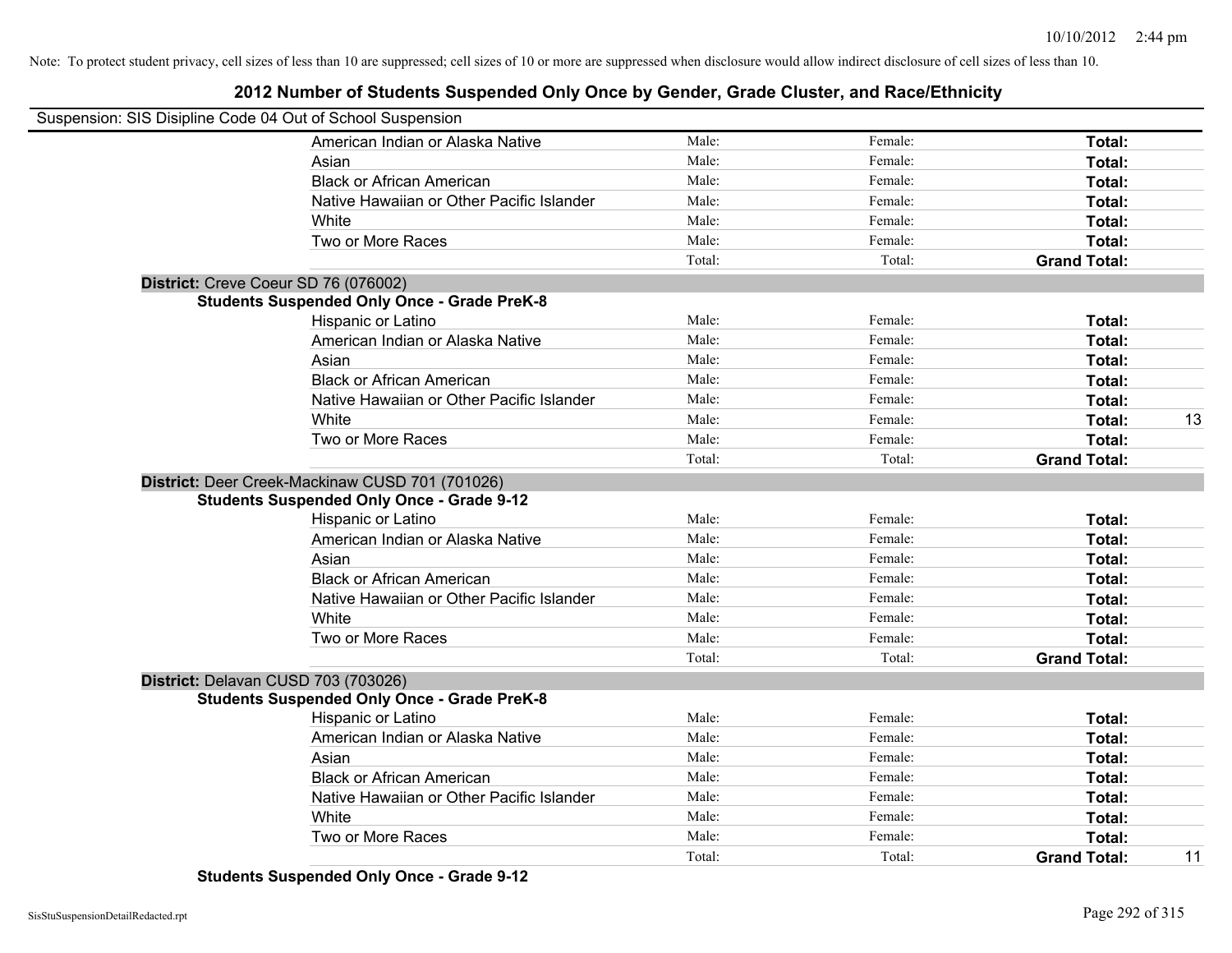Note: To protect student privacy, cell sizes of less than 10 are suppressed; cell sizes of 10 or more are suppressed when disclosure would allow indirect disclosure of cell sizes of less than 10.

# 2012 Number of Students Suspended Only Once by Gender, Grade Cluster, and Race/Ethnicity

Suspension: SIS Disipline Code 04 Out of School Suspension

| | | | | |
|---|---|---|---|---|
| American Indian or Alaska Native | Male: | Female: | **Total:** | |
| Asian | Male: | Female: | **Total:** | |
| Black or African American | Male: | Female: | **Total:** | |
| Native Hawaiian or Other Pacific Islander | Male: | Female: | **Total:** | |
| White | Male: | Female: | **Total:** | |
| Two or More Races | Male: | Female: | **Total:** | |
| | Total: | Total: | **Grand Total:** | |

**District:** Creve Coeur SD 76 (076002)

**Students Suspended Only Once - Grade PreK-8**

| | | | | |
|---|---|---|---|---|
| Hispanic or Latino | Male: | Female: | **Total:** | |
| American Indian or Alaska Native | Male: | Female: | **Total:** | |
| Asian | Male: | Female: | **Total:** | |
| Black or African American | Male: | Female: | **Total:** | |
| Native Hawaiian or Other Pacific Islander | Male: | Female: | **Total:** | |
| White | Male: | Female: | **Total:** | 13 |
| Two or More Races | Male: | Female: | **Total:** | |
| | Total: | Total: | **Grand Total:** | |

**District:** Deer Creek-Mackinaw CUSD 701 (701026)

**Students Suspended Only Once - Grade 9-12**

| | | | | |
|---|---|---|---|---|
| Hispanic or Latino | Male: | Female: | **Total:** | |
| American Indian or Alaska Native | Male: | Female: | **Total:** | |
| Asian | Male: | Female: | **Total:** | |
| Black or African American | Male: | Female: | **Total:** | |
| Native Hawaiian or Other Pacific Islander | Male: | Female: | **Total:** | |
| White | Male: | Female: | **Total:** | |
| Two or More Races | Male: | Female: | **Total:** | |
| | Total: | Total: | **Grand Total:** | |

**District:** Delavan CUSD 703 (703026)

**Students Suspended Only Once - Grade PreK-8**

| | | | | |
|---|---|---|---|---|
| Hispanic or Latino | Male: | Female: | **Total:** | |
| American Indian or Alaska Native | Male: | Female: | **Total:** | |
| Asian | Male: | Female: | **Total:** | |
| Black or African American | Male: | Female: | **Total:** | |
| Native Hawaiian or Other Pacific Islander | Male: | Female: | **Total:** | |
| White | Male: | Female: | **Total:** | |
| Two or More Races | Male: | Female: | **Total:** | |
| | Total: | Total: | **Grand Total:** | 11 |

**Students Suspended Only Once - Grade 9-12**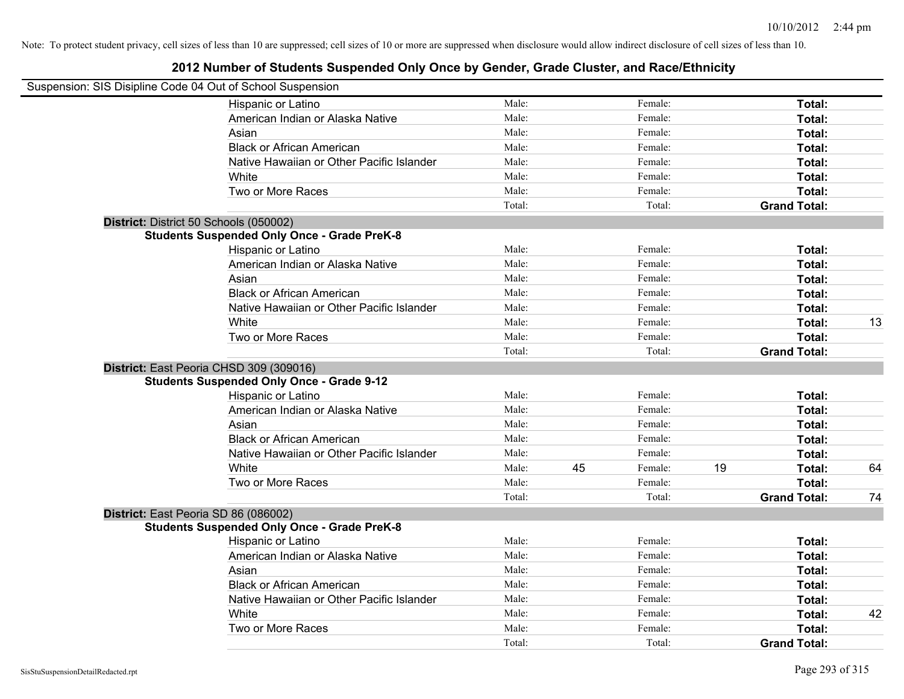Note: To protect student privacy, cell sizes of less than 10 are suppressed; cell sizes of 10 or more are suppressed when disclosure would allow indirect disclosure of cell sizes of less than 10.

# 2012 Number of Students Suspended Only Once by Gender, Grade Cluster, and Race/Ethnicity

Suspension: SIS Disipline Code 04 Out of School Suspension

| | | | | | | |
|---|---|---|---|---|---|---|
| Hispanic or Latino | Male: | | Female: | | **Total:** | |
| American Indian or Alaska Native | Male: | | Female: | | **Total:** | |
| Asian | Male: | | Female: | | **Total:** | |
| Black or African American | Male: | | Female: | | **Total:** | |
| Native Hawaiian or Other Pacific Islander | Male: | | Female: | | **Total:** | |
| White | Male: | | Female: | | **Total:** | |
| Two or More Races | Male: | | Female: | | **Total:** | |
| | Total: | | Total: | | **Grand Total:** | |

**District:** District 50 Schools (050002)

**Students Suspended Only Once - Grade PreK-8**

| | | | | | | |
|---|---|---|---|---|---|---|
| Hispanic or Latino | Male: | | Female: | | **Total:** | |
| American Indian or Alaska Native | Male: | | Female: | | **Total:** | |
| Asian | Male: | | Female: | | **Total:** | |
| Black or African American | Male: | | Female: | | **Total:** | |
| Native Hawaiian or Other Pacific Islander | Male: | | Female: | | **Total:** | |
| White | Male: | | Female: | | **Total:** | 13 |
| Two or More Races | Male: | | Female: | | **Total:** | |
| | Total: | | Total: | | **Grand Total:** | |

**District:** East Peoria CHSD 309 (309016)

**Students Suspended Only Once - Grade 9-12**

| | | | | | | |
|---|---|---|---|---|---|---|
| Hispanic or Latino | Male: | | Female: | | **Total:** | |
| American Indian or Alaska Native | Male: | | Female: | | **Total:** | |
| Asian | Male: | | Female: | | **Total:** | |
| Black or African American | Male: | | Female: | | **Total:** | |
| Native Hawaiian or Other Pacific Islander | Male: | | Female: | | **Total:** | |
| White | Male: | 45 | Female: | 19 | **Total:** | 64 |
| Two or More Races | Male: | | Female: | | **Total:** | |
| | Total: | | Total: | | **Grand Total:** | 74 |

**District:** East Peoria SD 86 (086002)

**Students Suspended Only Once - Grade PreK-8**

| | | | | | | |
|---|---|---|---|---|---|---|
| Hispanic or Latino | Male: | | Female: | | **Total:** | |
| American Indian or Alaska Native | Male: | | Female: | | **Total:** | |
| Asian | Male: | | Female: | | **Total:** | |
| Black or African American | Male: | | Female: | | **Total:** | |
| Native Hawaiian or Other Pacific Islander | Male: | | Female: | | **Total:** | |
| White | Male: | | Female: | | **Total:** | 42 |
| Two or More Races | Male: | | Female: | | **Total:** | |
| | Total: | | Total: | | **Grand Total:** | |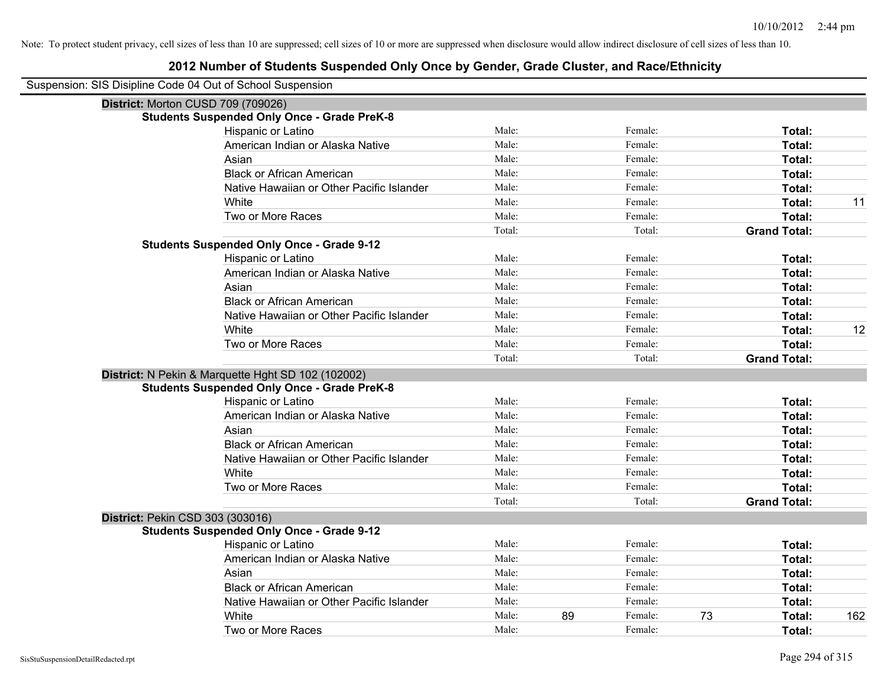Note: To protect student privacy, cell sizes of less than 10 are suppressed; cell sizes of 10 or more are suppressed when disclosure would allow indirect disclosure of cell sizes of less than 10.

# 2012 Number of Students Suspended Only Once by Gender, Grade Cluster, and Race/Ethnicity

Suspension: SIS Disipline Code 04 Out of School Suspension

## District: Morton CUSD 709 (709026)

### Students Suspended Only Once - Grade PreK-8

| Race/Ethnicity | Male: | | Female: | | Total: | |
|---|---|---|---|---|---|---|
| Hispanic or Latino | Male: | | Female: | | Total: | |
| American Indian or Alaska Native | Male: | | Female: | | Total: | |
| Asian | Male: | | Female: | | Total: | |
| Black or African American | Male: | | Female: | | Total: | |
| Native Hawaiian or Other Pacific Islander | Male: | | Female: | | Total: | |
| White | Male: | | Female: | | Total: | 11 |
| Two or More Races | Male: | | Female: | | Total: | |
| | Total: | | Total: | | Grand Total: | |

### Students Suspended Only Once - Grade 9-12

| Race/Ethnicity | Male: | | Female: | | Total: | |
|---|---|---|---|---|---|---|
| Hispanic or Latino | Male: | | Female: | | Total: | |
| American Indian or Alaska Native | Male: | | Female: | | Total: | |
| Asian | Male: | | Female: | | Total: | |
| Black or African American | Male: | | Female: | | Total: | |
| Native Hawaiian or Other Pacific Islander | Male: | | Female: | | Total: | |
| White | Male: | | Female: | | Total: | 12 |
| Two or More Races | Male: | | Female: | | Total: | |
| | Total: | | Total: | | Grand Total: | |

## District: N Pekin & Marquette Hght SD 102 (102002)

### Students Suspended Only Once - Grade PreK-8

| Race/Ethnicity | Male: | | Female: | | Total: | |
|---|---|---|---|---|---|---|
| Hispanic or Latino | Male: | | Female: | | Total: | |
| American Indian or Alaska Native | Male: | | Female: | | Total: | |
| Asian | Male: | | Female: | | Total: | |
| Black or African American | Male: | | Female: | | Total: | |
| Native Hawaiian or Other Pacific Islander | Male: | | Female: | | Total: | |
| White | Male: | | Female: | | Total: | |
| Two or More Races | Male: | | Female: | | Total: | |
| | Total: | | Total: | | Grand Total: | |

## District: Pekin CSD 303 (303016)

### Students Suspended Only Once - Grade 9-12

| Race/Ethnicity | Male: | | Female: | | Total: | |
|---|---|---|---|---|---|---|
| Hispanic or Latino | Male: | | Female: | | Total: | |
| American Indian or Alaska Native | Male: | | Female: | | Total: | |
| Asian | Male: | | Female: | | Total: | |
| Black or African American | Male: | | Female: | | Total: | |
| Native Hawaiian or Other Pacific Islander | Male: | | Female: | | Total: | |
| White | Male: | 89 | Female: | 73 | Total: | 162 |
| Two or More Races | Male: | | Female: | | Total: | |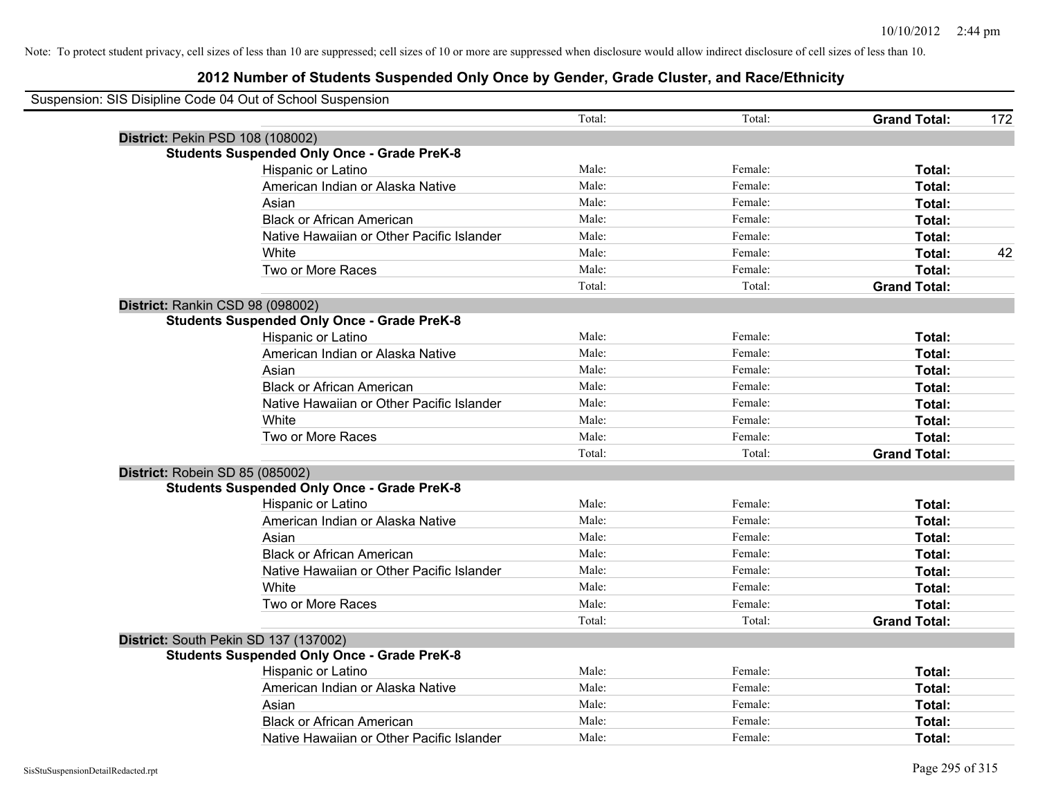Note: To protect student privacy, cell sizes of less than 10 are suppressed; cell sizes of 10 or more are suppressed when disclosure would allow indirect disclosure of cell sizes of less than 10.

# 2012 Number of Students Suspended Only Once by Gender, Grade Cluster, and Race/Ethnicity

Suspension: SIS Disipline Code 04 Out of School Suspension

| | | | | | |
|---|---|---|---|---|---|
| | | Total: | Total: | **Grand Total:** | 172 |
| **District:** Pekin PSD 108 (108002) | | | | | |
| **Students Suspended Only Once - Grade PreK-8** | | | | | |
| | Hispanic or Latino | Male: | Female: | **Total:** | |
| | American Indian or Alaska Native | Male: | Female: | **Total:** | |
| | Asian | Male: | Female: | **Total:** | |
| | Black or African American | Male: | Female: | **Total:** | |
| | Native Hawaiian or Other Pacific Islander | Male: | Female: | **Total:** | |
| | White | Male: | Female: | **Total:** | 42 |
| | Two or More Races | Male: | Female: | **Total:** | |
| | | Total: | Total: | **Grand Total:** | |
| **District:** Rankin CSD 98 (098002) | | | | | |
| **Students Suspended Only Once - Grade PreK-8** | | | | | |
| | Hispanic or Latino | Male: | Female: | **Total:** | |
| | American Indian or Alaska Native | Male: | Female: | **Total:** | |
| | Asian | Male: | Female: | **Total:** | |
| | Black or African American | Male: | Female: | **Total:** | |
| | Native Hawaiian or Other Pacific Islander | Male: | Female: | **Total:** | |
| | White | Male: | Female: | **Total:** | |
| | Two or More Races | Male: | Female: | **Total:** | |
| | | Total: | Total: | **Grand Total:** | |
| **District:** Robein SD 85 (085002) | | | | | |
| **Students Suspended Only Once - Grade PreK-8** | | | | | |
| | Hispanic or Latino | Male: | Female: | **Total:** | |
| | American Indian or Alaska Native | Male: | Female: | **Total:** | |
| | Asian | Male: | Female: | **Total:** | |
| | Black or African American | Male: | Female: | **Total:** | |
| | Native Hawaiian or Other Pacific Islander | Male: | Female: | **Total:** | |
| | White | Male: | Female: | **Total:** | |
| | Two or More Races | Male: | Female: | **Total:** | |
| | | Total: | Total: | **Grand Total:** | |
| **District:** South Pekin SD 137 (137002) | | | | | |
| **Students Suspended Only Once - Grade PreK-8** | | | | | |
| | Hispanic or Latino | Male: | Female: | **Total:** | |
| | American Indian or Alaska Native | Male: | Female: | **Total:** | |
| | Asian | Male: | Female: | **Total:** | |
| | Black or African American | Male: | Female: | **Total:** | |
| | Native Hawaiian or Other Pacific Islander | Male: | Female: | **Total:** | |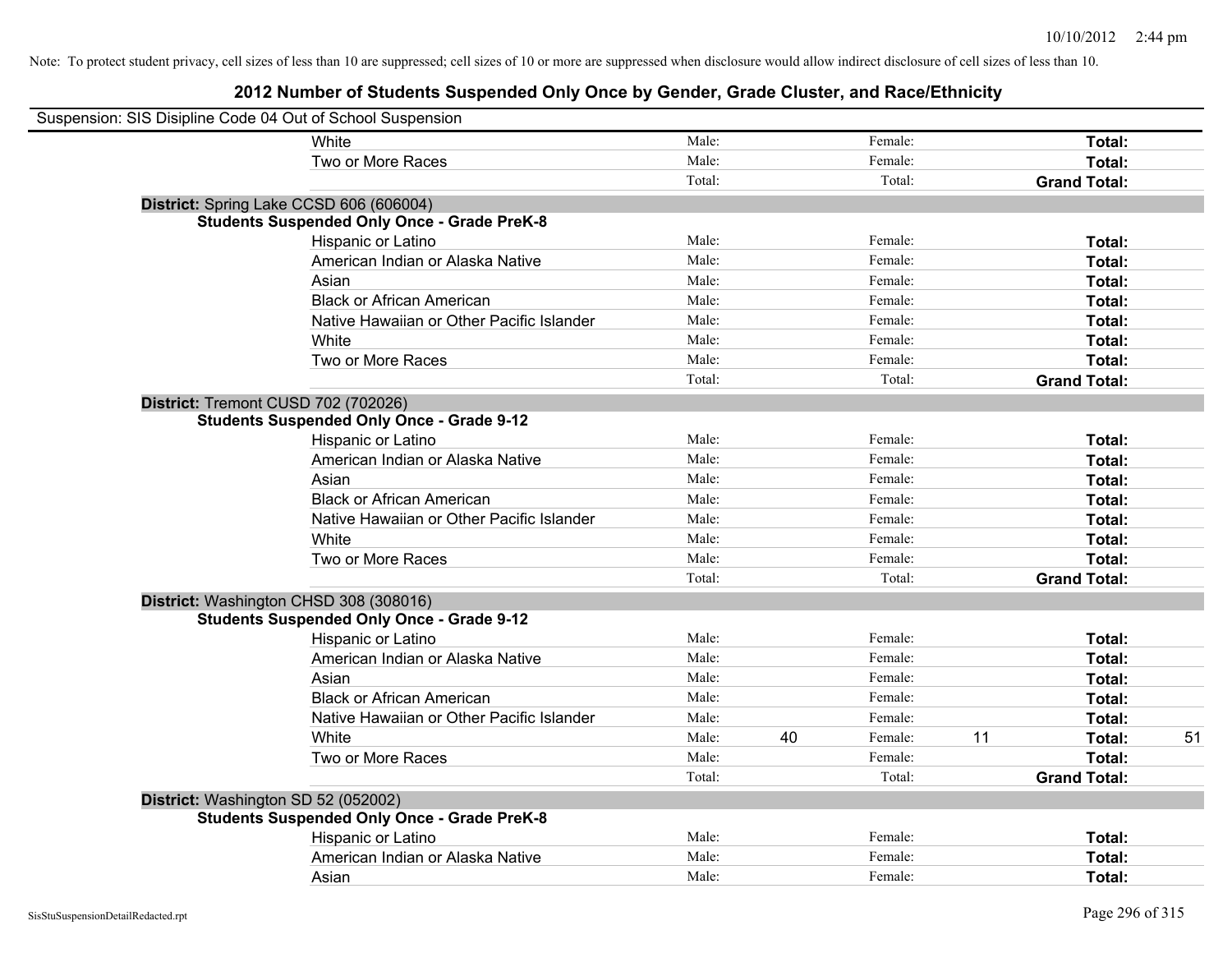Note: To protect student privacy, cell sizes of less than 10 are suppressed; cell sizes of 10 or more are suppressed when disclosure would allow indirect disclosure of cell sizes of less than 10.

# 2012 Number of Students Suspended Only Once by Gender, Grade Cluster, and Race/Ethnicity

Suspension: SIS Disipline Code 04 Out of School Suspension

| | | | | | | | |
|---|---|---|---|---|---|---|---|
| White | Male: | | Female: | | **Total:** | |
| Two or More Races | Male: | | Female: | | **Total:** | |
| | Total: | | Total: | | **Grand Total:** | |

**District:** Spring Lake CCSD 606 (606004)

**Students Suspended Only Once - Grade PreK-8**

| | | | | | | |
|---|---|---|---|---|---|---|
| Hispanic or Latino | Male: | | Female: | | **Total:** | |
| American Indian or Alaska Native | Male: | | Female: | | **Total:** | |
| Asian | Male: | | Female: | | **Total:** | |
| Black or African American | Male: | | Female: | | **Total:** | |
| Native Hawaiian or Other Pacific Islander | Male: | | Female: | | **Total:** | |
| White | Male: | | Female: | | **Total:** | |
| Two or More Races | Male: | | Female: | | **Total:** | |
| | Total: | | Total: | | **Grand Total:** | |

**District:** Tremont CUSD 702 (702026)

**Students Suspended Only Once - Grade 9-12**

| | | | | | | |
|---|---|---|---|---|---|---|
| Hispanic or Latino | Male: | | Female: | | **Total:** | |
| American Indian or Alaska Native | Male: | | Female: | | **Total:** | |
| Asian | Male: | | Female: | | **Total:** | |
| Black or African American | Male: | | Female: | | **Total:** | |
| Native Hawaiian or Other Pacific Islander | Male: | | Female: | | **Total:** | |
| White | Male: | | Female: | | **Total:** | |
| Two or More Races | Male: | | Female: | | **Total:** | |
| | Total: | | Total: | | **Grand Total:** | |

**District:** Washington CHSD 308 (308016)

**Students Suspended Only Once - Grade 9-12**

| | | | | | | |
|---|---|---|---|---|---|---|
| Hispanic or Latino | Male: | | Female: | | **Total:** | |
| American Indian or Alaska Native | Male: | | Female: | | **Total:** | |
| Asian | Male: | | Female: | | **Total:** | |
| Black or African American | Male: | | Female: | | **Total:** | |
| Native Hawaiian or Other Pacific Islander | Male: | | Female: | | **Total:** | |
| White | Male: | 40 | Female: | 11 | **Total:** | 51 |
| Two or More Races | Male: | | Female: | | **Total:** | |
| | Total: | | Total: | | **Grand Total:** | |

**District:** Washington SD 52 (052002)

**Students Suspended Only Once - Grade PreK-8**

| | | | | | | |
|---|---|---|---|---|---|---|
| Hispanic or Latino | Male: | | Female: | | **Total:** | |
| American Indian or Alaska Native | Male: | | Female: | | **Total:** | |
| Asian | Male: | | Female: | | **Total:** | |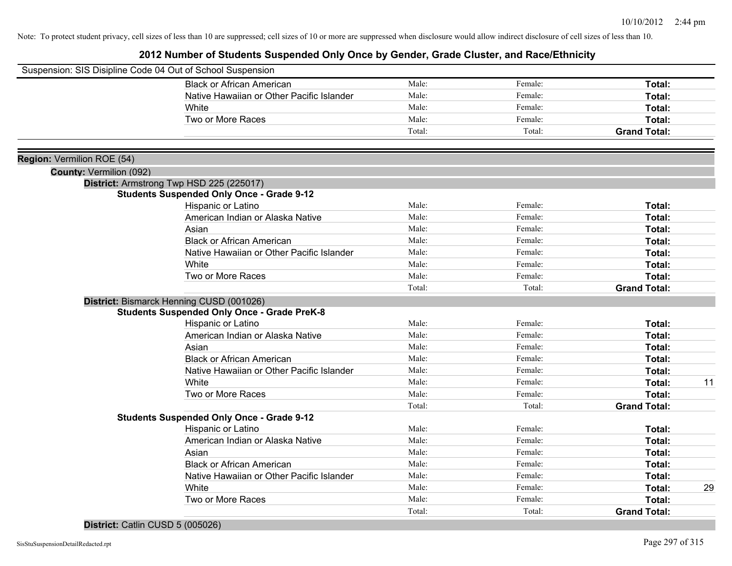Note: To protect student privacy, cell sizes of less than 10 are suppressed; cell sizes of 10 or more are suppressed when disclosure would allow indirect disclosure of cell sizes of less than 10.

# 2012 Number of Students Suspended Only Once by Gender, Grade Cluster, and Race/Ethnicity

Suspension: SIS Disipline Code 04 Out of School Suspension

| | | | | |
|---|---|---|---|---|
| Black or African American | Male: | Female: | **Total:** | |
| Native Hawaiian or Other Pacific Islander | Male: | Female: | **Total:** | |
| White | Male: | Female: | **Total:** | |
| Two or More Races | Male: | Female: | **Total:** | |
| | Total: | Total: | **Grand Total:** | |

**Region:** Vermilion ROE (54)

**County:** Vermilion (092)

**District:** Armstrong Twp HSD 225 (225017)

**Students Suspended Only Once - Grade 9-12**

| | | | | |
|---|---|---|---|---|
| Hispanic or Latino | Male: | Female: | **Total:** | |
| American Indian or Alaska Native | Male: | Female: | **Total:** | |
| Asian | Male: | Female: | **Total:** | |
| Black or African American | Male: | Female: | **Total:** | |
| Native Hawaiian or Other Pacific Islander | Male: | Female: | **Total:** | |
| White | Male: | Female: | **Total:** | |
| Two or More Races | Male: | Female: | **Total:** | |
| | Total: | Total: | **Grand Total:** | |

**District:** Bismarck Henning CUSD (001026)

**Students Suspended Only Once - Grade PreK-8**

| | | | | |
|---|---|---|---|---|
| Hispanic or Latino | Male: | Female: | **Total:** | |
| American Indian or Alaska Native | Male: | Female: | **Total:** | |
| Asian | Male: | Female: | **Total:** | |
| Black or African American | Male: | Female: | **Total:** | |
| Native Hawaiian or Other Pacific Islander | Male: | Female: | **Total:** | |
| White | Male: | Female: | **Total:** | 11 |
| Two or More Races | Male: | Female: | **Total:** | |
| | Total: | Total: | **Grand Total:** | |

**Students Suspended Only Once - Grade 9-12**

| | | | | |
|---|---|---|---|---|
| Hispanic or Latino | Male: | Female: | **Total:** | |
| American Indian or Alaska Native | Male: | Female: | **Total:** | |
| Asian | Male: | Female: | **Total:** | |
| Black or African American | Male: | Female: | **Total:** | |
| Native Hawaiian or Other Pacific Islander | Male: | Female: | **Total:** | |
| White | Male: | Female: | **Total:** | 29 |
| Two or More Races | Male: | Female: | **Total:** | |
| | Total: | Total: | **Grand Total:** | |

**District:** Catlin CUSD 5 (005026)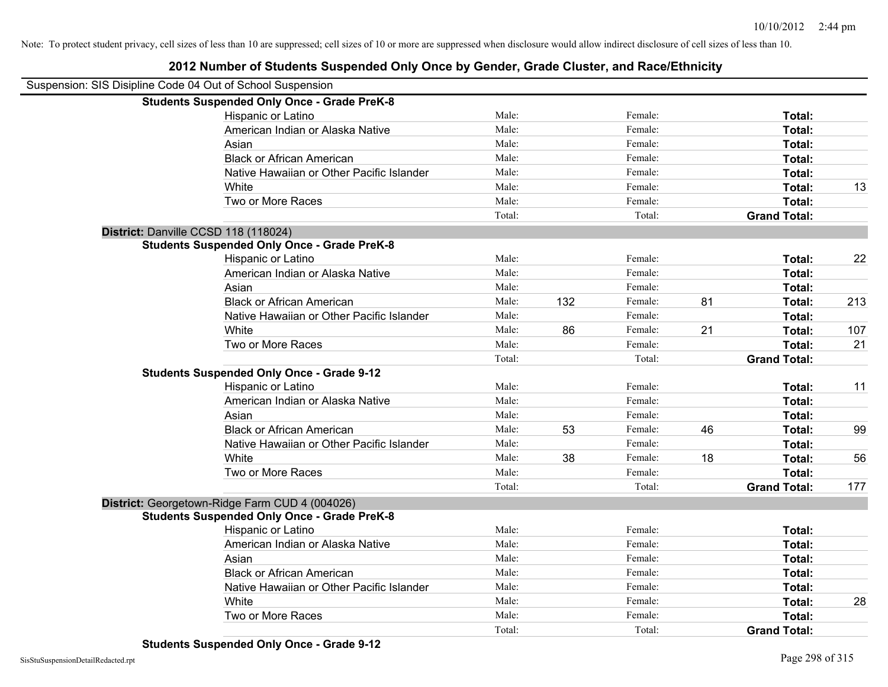Note: To protect student privacy, cell sizes of less than 10 are suppressed; cell sizes of 10 or more are suppressed when disclosure would allow indirect disclosure of cell sizes of less than 10.

# 2012 Number of Students Suspended Only Once by Gender, Grade Cluster, and Race/Ethnicity

Suspension: SIS Disipline Code 04 Out of School Suspension

**Students Suspended Only Once - Grade PreK-8**

| | | | | | | |
|---|---|---|---|---|---|---|
| Hispanic or Latino | Male: | | Female: | | **Total:** | |
| American Indian or Alaska Native | Male: | | Female: | | **Total:** | |
| Asian | Male: | | Female: | | **Total:** | |
| Black or African American | Male: | | Female: | | **Total:** | |
| Native Hawaiian or Other Pacific Islander | Male: | | Female: | | **Total:** | |
| White | Male: | | Female: | | **Total:** | 13 |
| Two or More Races | Male: | | Female: | | **Total:** | |
| | Total: | | Total: | | **Grand Total:** | |

## District: Danville CCSD 118 (118024)

**Students Suspended Only Once - Grade PreK-8**

| | | | | | | |
|---|---|---|---|---|---|---|
| Hispanic or Latino | Male: | | Female: | | **Total:** | 22 |
| American Indian or Alaska Native | Male: | | Female: | | **Total:** | |
| Asian | Male: | | Female: | | **Total:** | |
| Black or African American | Male: | 132 | Female: | 81 | **Total:** | 213 |
| Native Hawaiian or Other Pacific Islander | Male: | | Female: | | **Total:** | |
| White | Male: | 86 | Female: | 21 | **Total:** | 107 |
| Two or More Races | Male: | | Female: | | **Total:** | 21 |
| | Total: | | Total: | | **Grand Total:** | |

**Students Suspended Only Once - Grade 9-12**

| | | | | | | |
|---|---|---|---|---|---|---|
| Hispanic or Latino | Male: | | Female: | | **Total:** | 11 |
| American Indian or Alaska Native | Male: | | Female: | | **Total:** | |
| Asian | Male: | | Female: | | **Total:** | |
| Black or African American | Male: | 53 | Female: | 46 | **Total:** | 99 |
| Native Hawaiian or Other Pacific Islander | Male: | | Female: | | **Total:** | |
| White | Male: | 38 | Female: | 18 | **Total:** | 56 |
| Two or More Races | Male: | | Female: | | **Total:** | |
| | Total: | | Total: | | **Grand Total:** | 177 |

## District: Georgetown-Ridge Farm CUD 4 (004026)

**Students Suspended Only Once - Grade PreK-8**

| | | | | | | |
|---|---|---|---|---|---|---|
| Hispanic or Latino | Male: | | Female: | | **Total:** | |
| American Indian or Alaska Native | Male: | | Female: | | **Total:** | |
| Asian | Male: | | Female: | | **Total:** | |
| Black or African American | Male: | | Female: | | **Total:** | |
| Native Hawaiian or Other Pacific Islander | Male: | | Female: | | **Total:** | |
| White | Male: | | Female: | | **Total:** | 28 |
| Two or More Races | Male: | | Female: | | **Total:** | |
| | Total: | | Total: | | **Grand Total:** | |

**Students Suspended Only Once - Grade 9-12**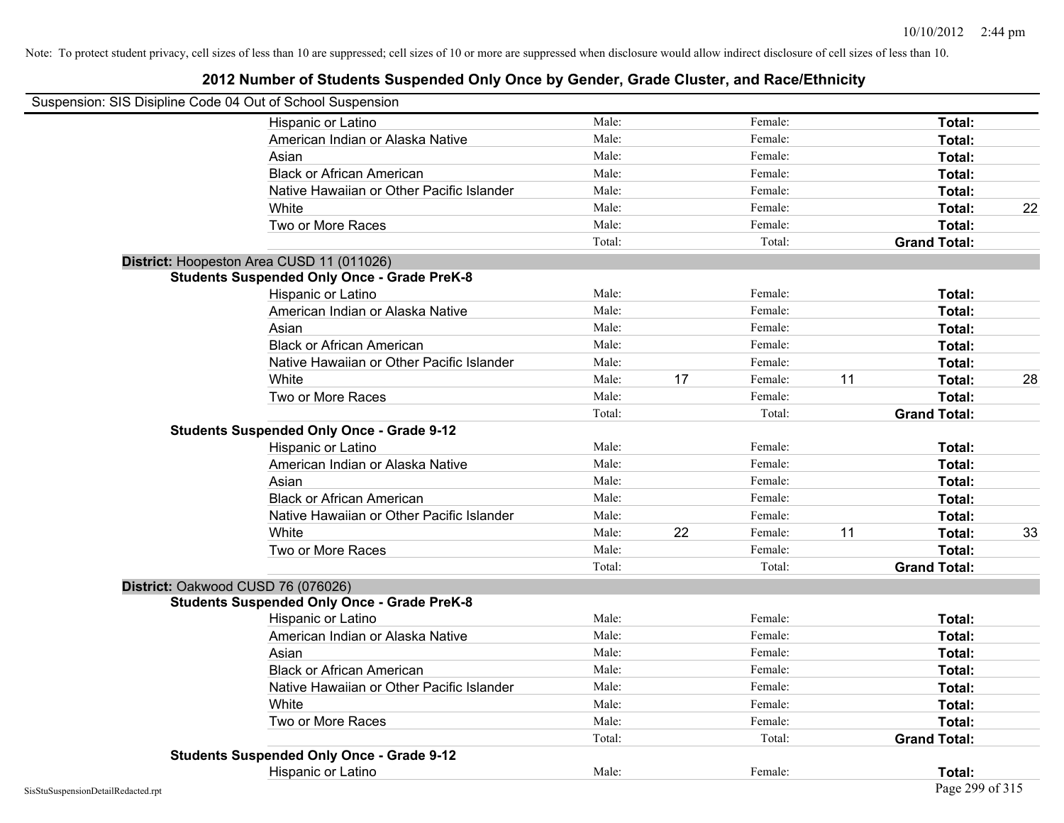Note: To protect student privacy, cell sizes of less than 10 are suppressed; cell sizes of 10 or more are suppressed when disclosure would allow indirect disclosure of cell sizes of less than 10.

# 2012 Number of Students Suspended Only Once by Gender, Grade Cluster, and Race/Ethnicity

Suspension: SIS Disipline Code 04 Out of School Suspension

| | Male: | | Female: | | | |
|---|---|---|---|---|---|---|
| Hispanic or Latino | Male: | | Female: | | **Total:** | |
| American Indian or Alaska Native | Male: | | Female: | | **Total:** | |
| Asian | Male: | | Female: | | **Total:** | |
| Black or African American | Male: | | Female: | | **Total:** | |
| Native Hawaiian or Other Pacific Islander | Male: | | Female: | | **Total:** | |
| White | Male: | | Female: | | **Total:** | 22 |
| Two or More Races | Male: | | Female: | | **Total:** | |
| | Total: | | Total: | | **Grand Total:** | |

**District:** Hoopeston Area CUSD 11 (011026)

**Students Suspended Only Once - Grade PreK-8**

| | | | | | | |
|---|---|---|---|---|---|---|
| Hispanic or Latino | Male: | | Female: | | **Total:** | |
| American Indian or Alaska Native | Male: | | Female: | | **Total:** | |
| Asian | Male: | | Female: | | **Total:** | |
| Black or African American | Male: | | Female: | | **Total:** | |
| Native Hawaiian or Other Pacific Islander | Male: | | Female: | | **Total:** | |
| White | Male: | 17 | Female: | 11 | **Total:** | 28 |
| Two or More Races | Male: | | Female: | | **Total:** | |
| | Total: | | Total: | | **Grand Total:** | |

**Students Suspended Only Once - Grade 9-12**

| | | | | | | |
|---|---|---|---|---|---|---|
| Hispanic or Latino | Male: | | Female: | | **Total:** | |
| American Indian or Alaska Native | Male: | | Female: | | **Total:** | |
| Asian | Male: | | Female: | | **Total:** | |
| Black or African American | Male: | | Female: | | **Total:** | |
| Native Hawaiian or Other Pacific Islander | Male: | | Female: | | **Total:** | |
| White | Male: | 22 | Female: | 11 | **Total:** | 33 |
| Two or More Races | Male: | | Female: | | **Total:** | |
| | Total: | | Total: | | **Grand Total:** | |

**District:** Oakwood CUSD 76 (076026)

**Students Suspended Only Once - Grade PreK-8**

| | | | | | | |
|---|---|---|---|---|---|---|
| Hispanic or Latino | Male: | | Female: | | **Total:** | |
| American Indian or Alaska Native | Male: | | Female: | | **Total:** | |
| Asian | Male: | | Female: | | **Total:** | |
| Black or African American | Male: | | Female: | | **Total:** | |
| Native Hawaiian or Other Pacific Islander | Male: | | Female: | | **Total:** | |
| White | Male: | | Female: | | **Total:** | |
| Two or More Races | Male: | | Female: | | **Total:** | |
| | Total: | | Total: | | **Grand Total:** | |

**Students Suspended Only Once - Grade 9-12**

| | | | | | | |
|---|---|---|---|---|---|---|
| Hispanic or Latino | Male: | | Female: | | **Total:** | |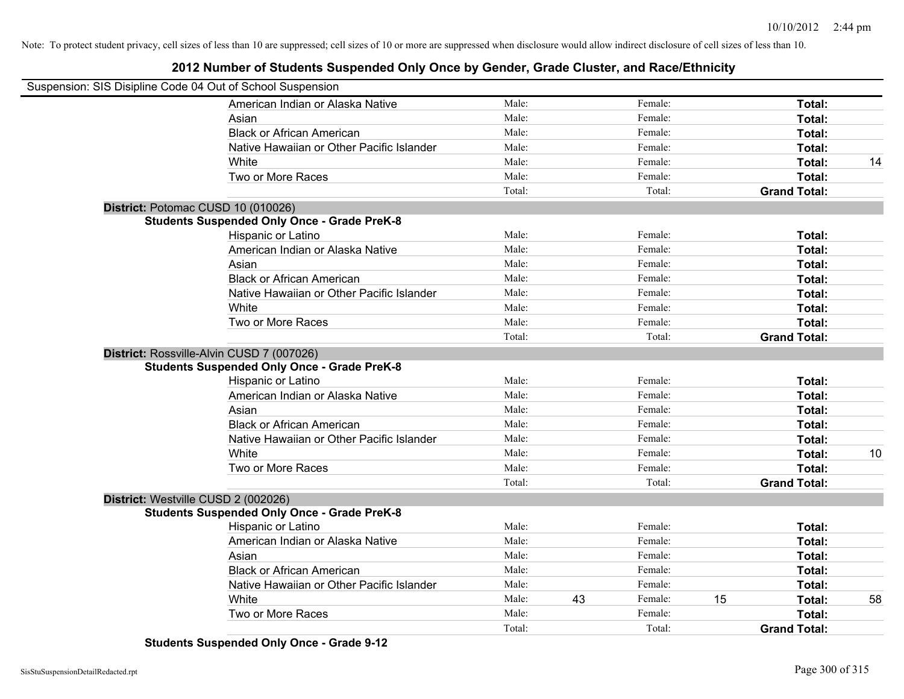Note: To protect student privacy, cell sizes of less than 10 are suppressed; cell sizes of 10 or more are suppressed when disclosure would allow indirect disclosure of cell sizes of less than 10.

## 2012 Number of Students Suspended Only Once by Gender, Grade Cluster, and Race/Ethnicity

Suspension: SIS Disipline Code 04 Out of School Suspension

| | | | | | | |
|---|---|---|---|---|---|---|
| American Indian or Alaska Native | Male: | | Female: | | **Total:** | |
| Asian | Male: | | Female: | | **Total:** | |
| Black or African American | Male: | | Female: | | **Total:** | |
| Native Hawaiian or Other Pacific Islander | Male: | | Female: | | **Total:** | |
| White | Male: | | Female: | | **Total:** | 14 |
| Two or More Races | Male: | | Female: | | **Total:** | |
| | Total: | | Total: | | **Grand Total:** | |

**District:** Potomac CUSD 10 (010026)

**Students Suspended Only Once - Grade PreK-8**

| | | | | | | |
|---|---|---|---|---|---|---|
| Hispanic or Latino | Male: | | Female: | | **Total:** | |
| American Indian or Alaska Native | Male: | | Female: | | **Total:** | |
| Asian | Male: | | Female: | | **Total:** | |
| Black or African American | Male: | | Female: | | **Total:** | |
| Native Hawaiian or Other Pacific Islander | Male: | | Female: | | **Total:** | |
| White | Male: | | Female: | | **Total:** | |
| Two or More Races | Male: | | Female: | | **Total:** | |
| | Total: | | Total: | | **Grand Total:** | |

**District:** Rossville-Alvin CUSD 7 (007026)

**Students Suspended Only Once - Grade PreK-8**

| | | | | | | |
|---|---|---|---|---|---|---|
| Hispanic or Latino | Male: | | Female: | | **Total:** | |
| American Indian or Alaska Native | Male: | | Female: | | **Total:** | |
| Asian | Male: | | Female: | | **Total:** | |
| Black or African American | Male: | | Female: | | **Total:** | |
| Native Hawaiian or Other Pacific Islander | Male: | | Female: | | **Total:** | |
| White | Male: | | Female: | | **Total:** | 10 |
| Two or More Races | Male: | | Female: | | **Total:** | |
| | Total: | | Total: | | **Grand Total:** | |

**District:** Westville CUSD 2 (002026)

**Students Suspended Only Once - Grade PreK-8**

| | | | | | | |
|---|---|---|---|---|---|---|
| Hispanic or Latino | Male: | | Female: | | **Total:** | |
| American Indian or Alaska Native | Male: | | Female: | | **Total:** | |
| Asian | Male: | | Female: | | **Total:** | |
| Black or African American | Male: | | Female: | | **Total:** | |
| Native Hawaiian or Other Pacific Islander | Male: | | Female: | | **Total:** | |
| White | Male: | 43 | Female: | 15 | **Total:** | 58 |
| Two or More Races | Male: | | Female: | | **Total:** | |
| | Total: | | Total: | | **Grand Total:** | |

**Students Suspended Only Once - Grade 9-12**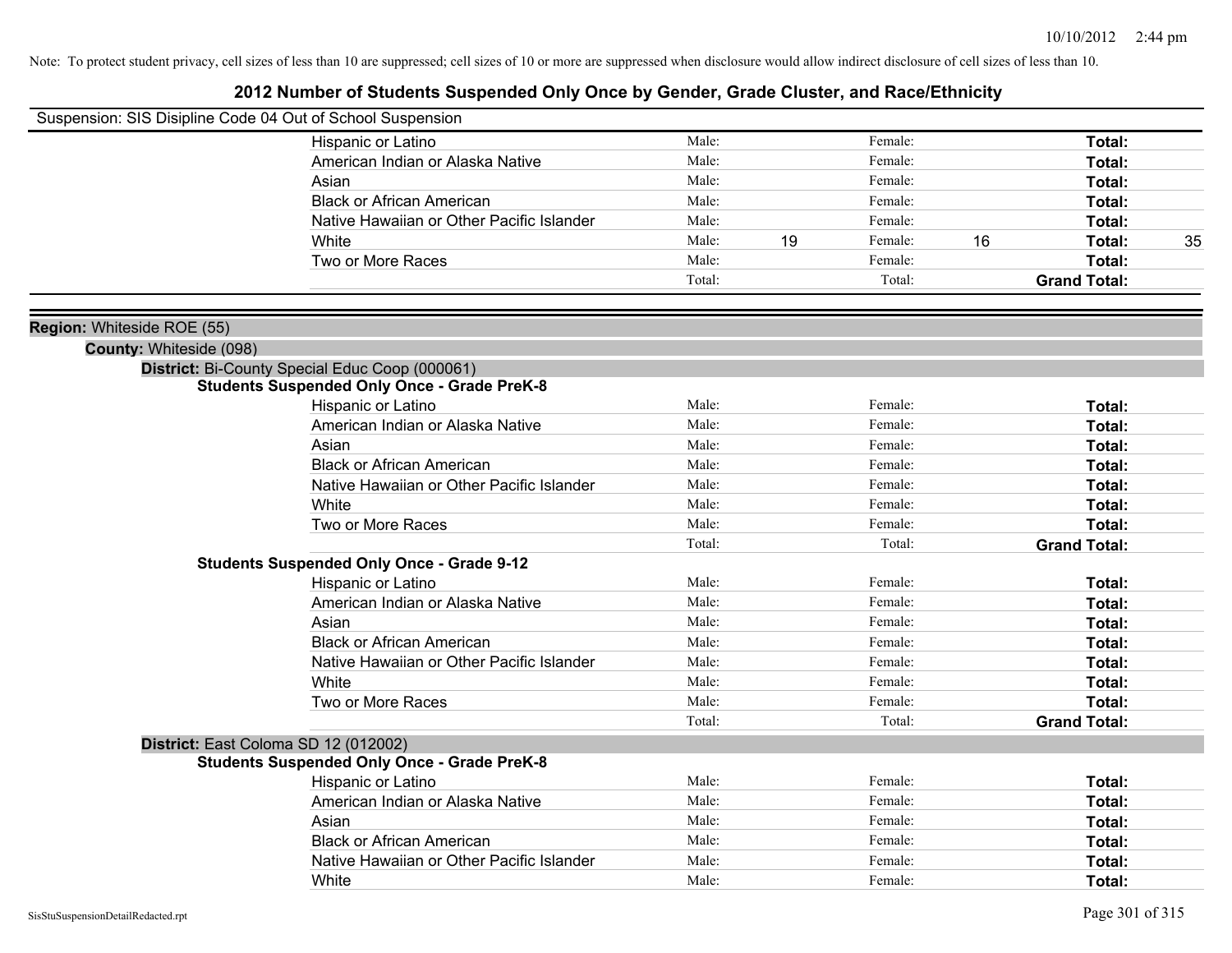Note: To protect student privacy, cell sizes of less than 10 are suppressed; cell sizes of 10 or more are suppressed when disclosure would allow indirect disclosure of cell sizes of less than 10.

# 2012 Number of Students Suspended Only Once by Gender, Grade Cluster, and Race/Ethnicity

Suspension: SIS Disipline Code 04 Out of School Suspension

| | Male: | | Female: | | | |
|---|---|---|---|---|---|---|
| Hispanic or Latino | Male: | | Female: | | Total: | |
| American Indian or Alaska Native | Male: | | Female: | | Total: | |
| Asian | Male: | | Female: | | Total: | |
| Black or African American | Male: | | Female: | | Total: | |
| Native Hawaiian or Other Pacific Islander | Male: | | Female: | | Total: | |
| White | Male: | 19 | Female: | 16 | Total: | 35 |
| Two or More Races | Male: | | Female: | | Total: | |
| | Total: | | Total: | | Grand Total: | |

**Region:** Whiteside ROE (55)

**County:** Whiteside (098)

**District:** Bi-County Special Educ Coop (000061)

**Students Suspended Only Once - Grade PreK-8**

| | | | | | | |
|---|---|---|---|---|---|---|
| Hispanic or Latino | Male: | | Female: | | Total: | |
| American Indian or Alaska Native | Male: | | Female: | | Total: | |
| Asian | Male: | | Female: | | Total: | |
| Black or African American | Male: | | Female: | | Total: | |
| Native Hawaiian or Other Pacific Islander | Male: | | Female: | | Total: | |
| White | Male: | | Female: | | Total: | |
| Two or More Races | Male: | | Female: | | Total: | |
| | Total: | | Total: | | Grand Total: | |

**Students Suspended Only Once - Grade 9-12**

| | | | | | | |
|---|---|---|---|---|---|---|
| Hispanic or Latino | Male: | | Female: | | Total: | |
| American Indian or Alaska Native | Male: | | Female: | | Total: | |
| Asian | Male: | | Female: | | Total: | |
| Black or African American | Male: | | Female: | | Total: | |
| Native Hawaiian or Other Pacific Islander | Male: | | Female: | | Total: | |
| White | Male: | | Female: | | Total: | |
| Two or More Races | Male: | | Female: | | Total: | |
| | Total: | | Total: | | Grand Total: | |

**District:** East Coloma SD 12 (012002)

**Students Suspended Only Once - Grade PreK-8**

| | | | | | | |
|---|---|---|---|---|---|---|
| Hispanic or Latino | Male: | | Female: | | Total: | |
| American Indian or Alaska Native | Male: | | Female: | | Total: | |
| Asian | Male: | | Female: | | Total: | |
| Black or African American | Male: | | Female: | | Total: | |
| Native Hawaiian or Other Pacific Islander | Male: | | Female: | | Total: | |
| White | Male: | | Female: | | Total: | |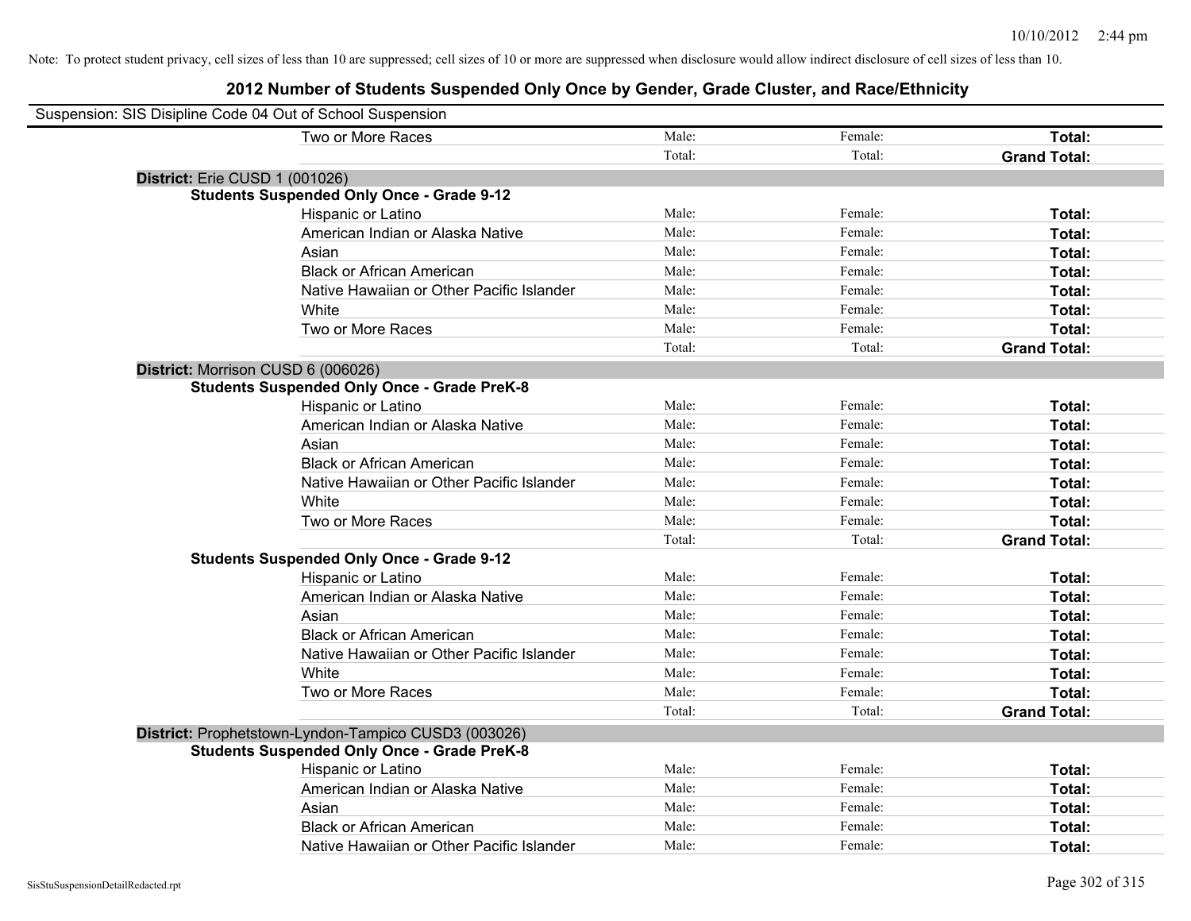Note: To protect student privacy, cell sizes of less than 10 are suppressed; cell sizes of 10 or more are suppressed when disclosure would allow indirect disclosure of cell sizes of less than 10.

# 2012 Number of Students Suspended Only Once by Gender, Grade Cluster, and Race/Ethnicity

Suspension: SIS Disipline Code 04 Out of School Suspension

| | Male: | Female: | **Total:** |
|---|---|---|---|
| Two or More Races | Male: | Female: | **Total:** |
| | Total: | Total: | **Grand Total:** |

**District:** Erie CUSD 1 (001026)

**Students Suspended Only Once - Grade 9-12**

| | | | |
|---|---|---|---|
| Hispanic or Latino | Male: | Female: | **Total:** |
| American Indian or Alaska Native | Male: | Female: | **Total:** |
| Asian | Male: | Female: | **Total:** |
| Black or African American | Male: | Female: | **Total:** |
| Native Hawaiian or Other Pacific Islander | Male: | Female: | **Total:** |
| White | Male: | Female: | **Total:** |
| Two or More Races | Male: | Female: | **Total:** |
| | Total: | Total: | **Grand Total:** |

**District:** Morrison CUSD 6 (006026)

**Students Suspended Only Once - Grade PreK-8**

| | | | |
|---|---|---|---|
| Hispanic or Latino | Male: | Female: | **Total:** |
| American Indian or Alaska Native | Male: | Female: | **Total:** |
| Asian | Male: | Female: | **Total:** |
| Black or African American | Male: | Female: | **Total:** |
| Native Hawaiian or Other Pacific Islander | Male: | Female: | **Total:** |
| White | Male: | Female: | **Total:** |
| Two or More Races | Male: | Female: | **Total:** |
| | Total: | Total: | **Grand Total:** |

**Students Suspended Only Once - Grade 9-12**

| | | | |
|---|---|---|---|
| Hispanic or Latino | Male: | Female: | **Total:** |
| American Indian or Alaska Native | Male: | Female: | **Total:** |
| Asian | Male: | Female: | **Total:** |
| Black or African American | Male: | Female: | **Total:** |
| Native Hawaiian or Other Pacific Islander | Male: | Female: | **Total:** |
| White | Male: | Female: | **Total:** |
| Two or More Races | Male: | Female: | **Total:** |
| | Total: | Total: | **Grand Total:** |

**District:** Prophetstown-Lyndon-Tampico CUSD3 (003026)

**Students Suspended Only Once - Grade PreK-8**

| | | | |
|---|---|---|---|
| Hispanic or Latino | Male: | Female: | **Total:** |
| American Indian or Alaska Native | Male: | Female: | **Total:** |
| Asian | Male: | Female: | **Total:** |
| Black or African American | Male: | Female: | **Total:** |
| Native Hawaiian or Other Pacific Islander | Male: | Female: | **Total:** |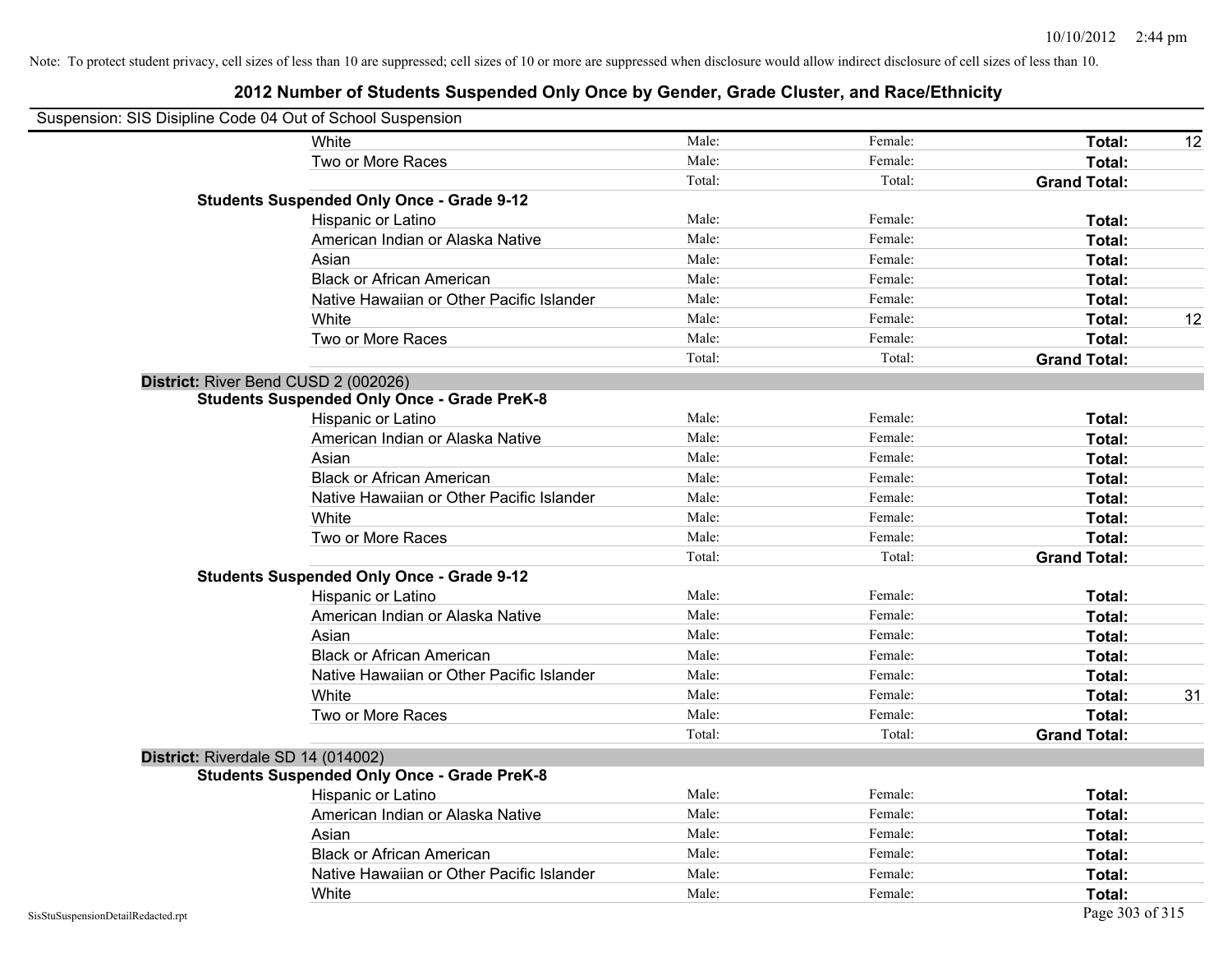Note: To protect student privacy, cell sizes of less than 10 are suppressed; cell sizes of 10 or more are suppressed when disclosure would allow indirect disclosure of cell sizes of less than 10.

# 2012 Number of Students Suspended Only Once by Gender, Grade Cluster, and Race/Ethnicity

Suspension: SIS Disipline Code 04 Out of School Suspension

| | | | | | |
|---|---|---|---|---|---|
| | White | Male: | Female: | **Total:** | 12 |
| | Two or More Races | Male: | Female: | **Total:** | |
| | | Total: | Total: | **Grand Total:** | |
| **Students Suspended Only Once - Grade 9-12** | | | | | |
| | Hispanic or Latino | Male: | Female: | **Total:** | |
| | American Indian or Alaska Native | Male: | Female: | **Total:** | |
| | Asian | Male: | Female: | **Total:** | |
| | Black or African American | Male: | Female: | **Total:** | |
| | Native Hawaiian or Other Pacific Islander | Male: | Female: | **Total:** | |
| | White | Male: | Female: | **Total:** | 12 |
| | Two or More Races | Male: | Female: | **Total:** | |
| | | Total: | Total: | **Grand Total:** | |
| **District:** River Bend CUSD 2 (002026) | | | | | |
| **Students Suspended Only Once - Grade PreK-8** | | | | | |
| | Hispanic or Latino | Male: | Female: | **Total:** | |
| | American Indian or Alaska Native | Male: | Female: | **Total:** | |
| | Asian | Male: | Female: | **Total:** | |
| | Black or African American | Male: | Female: | **Total:** | |
| | Native Hawaiian or Other Pacific Islander | Male: | Female: | **Total:** | |
| | White | Male: | Female: | **Total:** | |
| | Two or More Races | Male: | Female: | **Total:** | |
| | | Total: | Total: | **Grand Total:** | |
| **Students Suspended Only Once - Grade 9-12** | | | | | |
| | Hispanic or Latino | Male: | Female: | **Total:** | |
| | American Indian or Alaska Native | Male: | Female: | **Total:** | |
| | Asian | Male: | Female: | **Total:** | |
| | Black or African American | Male: | Female: | **Total:** | |
| | Native Hawaiian or Other Pacific Islander | Male: | Female: | **Total:** | |
| | White | Male: | Female: | **Total:** | 31 |
| | Two or More Races | Male: | Female: | **Total:** | |
| | | Total: | Total: | **Grand Total:** | |
| **District:** Riverdale SD 14 (014002) | | | | | |
| **Students Suspended Only Once - Grade PreK-8** | | | | | |
| | Hispanic or Latino | Male: | Female: | **Total:** | |
| | American Indian or Alaska Native | Male: | Female: | **Total:** | |
| | Asian | Male: | Female: | **Total:** | |
| | Black or African American | Male: | Female: | **Total:** | |
| | Native Hawaiian or Other Pacific Islander | Male: | Female: | **Total:** | |
| | White | Male: | Female: | **Total:** | |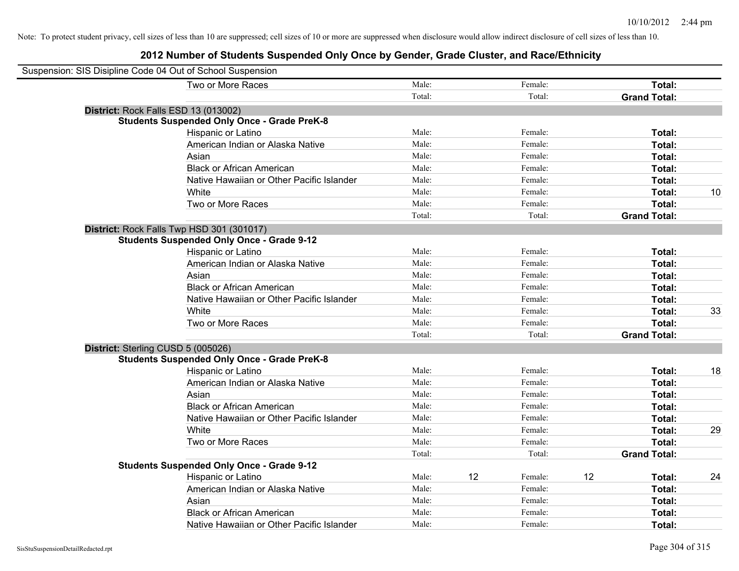Note: To protect student privacy, cell sizes of less than 10 are suppressed; cell sizes of 10 or more are suppressed when disclosure would allow indirect disclosure of cell sizes of less than 10.

## 2012 Number of Students Suspended Only Once by Gender, Grade Cluster, and Race/Ethnicity

Suspension: SIS Disipline Code 04 Out of School Suspension

| | | | | | | |
|---|---|---|---|---|---|---|
| Two or More Races | Male: | | Female: | | **Total:** | |
| | Total: | | Total: | | **Grand Total:** | |
| **District:** Rock Falls ESD 13 (013002) | | | | | | |
| **Students Suspended Only Once - Grade PreK-8** | | | | | | |
| Hispanic or Latino | Male: | | Female: | | **Total:** | |
| American Indian or Alaska Native | Male: | | Female: | | **Total:** | |
| Asian | Male: | | Female: | | **Total:** | |
| Black or African American | Male: | | Female: | | **Total:** | |
| Native Hawaiian or Other Pacific Islander | Male: | | Female: | | **Total:** | |
| White | Male: | | Female: | | **Total:** | 10 |
| Two or More Races | Male: | | Female: | | **Total:** | |
| | Total: | | Total: | | **Grand Total:** | |
| **District:** Rock Falls Twp HSD 301 (301017) | | | | | | |
| **Students Suspended Only Once - Grade 9-12** | | | | | | |
| Hispanic or Latino | Male: | | Female: | | **Total:** | |
| American Indian or Alaska Native | Male: | | Female: | | **Total:** | |
| Asian | Male: | | Female: | | **Total:** | |
| Black or African American | Male: | | Female: | | **Total:** | |
| Native Hawaiian or Other Pacific Islander | Male: | | Female: | | **Total:** | |
| White | Male: | | Female: | | **Total:** | 33 |
| Two or More Races | Male: | | Female: | | **Total:** | |
| | Total: | | Total: | | **Grand Total:** | |
| **District:** Sterling CUSD 5 (005026) | | | | | | |
| **Students Suspended Only Once - Grade PreK-8** | | | | | | |
| Hispanic or Latino | Male: | | Female: | | **Total:** | 18 |
| American Indian or Alaska Native | Male: | | Female: | | **Total:** | |
| Asian | Male: | | Female: | | **Total:** | |
| Black or African American | Male: | | Female: | | **Total:** | |
| Native Hawaiian or Other Pacific Islander | Male: | | Female: | | **Total:** | |
| White | Male: | | Female: | | **Total:** | 29 |
| Two or More Races | Male: | | Female: | | **Total:** | |
| | Total: | | Total: | | **Grand Total:** | |
| **Students Suspended Only Once - Grade 9-12** | | | | | | |
| Hispanic or Latino | Male: | 12 | Female: | 12 | **Total:** | 24 |
| American Indian or Alaska Native | Male: | | Female: | | **Total:** | |
| Asian | Male: | | Female: | | **Total:** | |
| Black or African American | Male: | | Female: | | **Total:** | |
| Native Hawaiian or Other Pacific Islander | Male: | | Female: | | **Total:** | |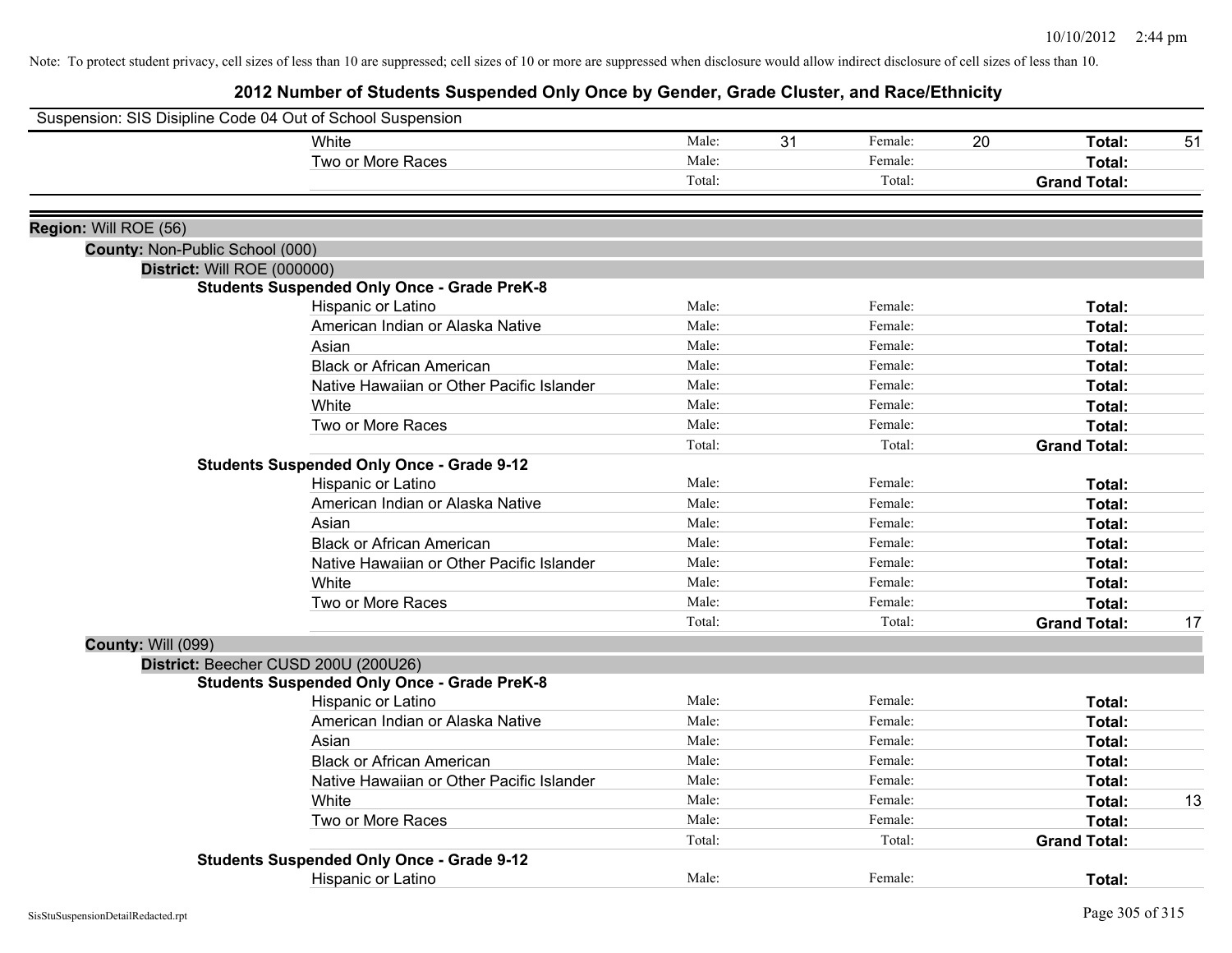Note: To protect student privacy, cell sizes of less than 10 are suppressed; cell sizes of 10 or more are suppressed when disclosure would allow indirect disclosure of cell sizes of less than 10.

# 2012 Number of Students Suspended Only Once by Gender, Grade Cluster, and Race/Ethnicity

Suspension: SIS Disipline Code 04 Out of School Suspension

| | | | | | | |
|---|---|---|---|---|---|---|
| White | Male: | 31 | Female: | 20 | **Total:** | 51 |
| Two or More Races | Male: | | Female: | | **Total:** | |
| | Total: | | Total: | | **Grand Total:** | |

**Region:** Will ROE (56)

**County:** Non-Public School (000)

**District:** Will ROE (000000)

**Students Suspended Only Once - Grade PreK-8**

| | | | | | | |
|---|---|---|---|---|---|---|
| Hispanic or Latino | Male: | | Female: | | **Total:** | |
| American Indian or Alaska Native | Male: | | Female: | | **Total:** | |
| Asian | Male: | | Female: | | **Total:** | |
| Black or African American | Male: | | Female: | | **Total:** | |
| Native Hawaiian or Other Pacific Islander | Male: | | Female: | | **Total:** | |
| White | Male: | | Female: | | **Total:** | |
| Two or More Races | Male: | | Female: | | **Total:** | |
| | Total: | | Total: | | **Grand Total:** | |

**Students Suspended Only Once - Grade 9-12**

| | | | | | | |
|---|---|---|---|---|---|---|
| Hispanic or Latino | Male: | | Female: | | **Total:** | |
| American Indian or Alaska Native | Male: | | Female: | | **Total:** | |
| Asian | Male: | | Female: | | **Total:** | |
| Black or African American | Male: | | Female: | | **Total:** | |
| Native Hawaiian or Other Pacific Islander | Male: | | Female: | | **Total:** | |
| White | Male: | | Female: | | **Total:** | |
| Two or More Races | Male: | | Female: | | **Total:** | |
| | Total: | | Total: | | **Grand Total:** | 17 |

**County:** Will (099)

**District:** Beecher CUSD 200U (200U26)

**Students Suspended Only Once - Grade PreK-8**

| | | | | | | |
|---|---|---|---|---|---|---|
| Hispanic or Latino | Male: | | Female: | | **Total:** | |
| American Indian or Alaska Native | Male: | | Female: | | **Total:** | |
| Asian | Male: | | Female: | | **Total:** | |
| Black or African American | Male: | | Female: | | **Total:** | |
| Native Hawaiian or Other Pacific Islander | Male: | | Female: | | **Total:** | |
| White | Male: | | Female: | | **Total:** | 13 |
| Two or More Races | Male: | | Female: | | **Total:** | |
| | Total: | | Total: | | **Grand Total:** | |

**Students Suspended Only Once - Grade 9-12**

| | | | | | | |
|---|---|---|---|---|---|---|
| Hispanic or Latino | Male: | | Female: | | **Total:** | |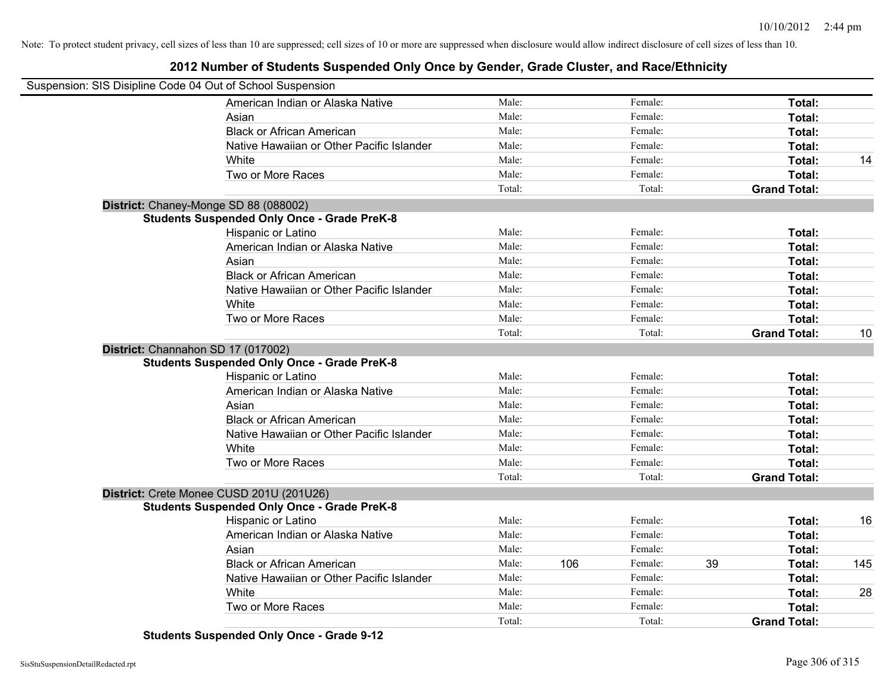Note: To protect student privacy, cell sizes of less than 10 are suppressed; cell sizes of 10 or more are suppressed when disclosure would allow indirect disclosure of cell sizes of less than 10.

## 2012 Number of Students Suspended Only Once by Gender, Grade Cluster, and Race/Ethnicity

Suspension: SIS Disipline Code 04 Out of School Suspension

| | Male: | | Female: | | Total: | |
|---|---|---|---|---|---|---|
| American Indian or Alaska Native | Male: | | Female: | | **Total:** | |
| Asian | Male: | | Female: | | **Total:** | |
| Black or African American | Male: | | Female: | | **Total:** | |
| Native Hawaiian or Other Pacific Islander | Male: | | Female: | | **Total:** | |
| White | Male: | | Female: | | **Total:** | 14 |
| Two or More Races | Male: | | Female: | | **Total:** | |
| | Total: | | Total: | | **Grand Total:** | |

**District:** Chaney-Monge SD 88 (088002)

**Students Suspended Only Once - Grade PreK-8**

| | | | | | | |
|---|---|---|---|---|---|---|
| Hispanic or Latino | Male: | | Female: | | **Total:** | |
| American Indian or Alaska Native | Male: | | Female: | | **Total:** | |
| Asian | Male: | | Female: | | **Total:** | |
| Black or African American | Male: | | Female: | | **Total:** | |
| Native Hawaiian or Other Pacific Islander | Male: | | Female: | | **Total:** | |
| White | Male: | | Female: | | **Total:** | |
| Two or More Races | Male: | | Female: | | **Total:** | |
| | Total: | | Total: | | **Grand Total:** | 10 |

**District:** Channahon SD 17 (017002)

**Students Suspended Only Once - Grade PreK-8**

| | | | | | | |
|---|---|---|---|---|---|---|
| Hispanic or Latino | Male: | | Female: | | **Total:** | |
| American Indian or Alaska Native | Male: | | Female: | | **Total:** | |
| Asian | Male: | | Female: | | **Total:** | |
| Black or African American | Male: | | Female: | | **Total:** | |
| Native Hawaiian or Other Pacific Islander | Male: | | Female: | | **Total:** | |
| White | Male: | | Female: | | **Total:** | |
| Two or More Races | Male: | | Female: | | **Total:** | |
| | Total: | | Total: | | **Grand Total:** | |

**District:** Crete Monee CUSD 201U (201U26)

**Students Suspended Only Once - Grade PreK-8**

| | | | | | | |
|---|---|---|---|---|---|---|
| Hispanic or Latino | Male: | | Female: | | **Total:** | 16 |
| American Indian or Alaska Native | Male: | | Female: | | **Total:** | |
| Asian | Male: | | Female: | | **Total:** | |
| Black or African American | Male: | 106 | Female: | 39 | **Total:** | 145 |
| Native Hawaiian or Other Pacific Islander | Male: | | Female: | | **Total:** | |
| White | Male: | | Female: | | **Total:** | 28 |
| Two or More Races | Male: | | Female: | | **Total:** | |
| | Total: | | Total: | | **Grand Total:** | |

**Students Suspended Only Once - Grade 9-12**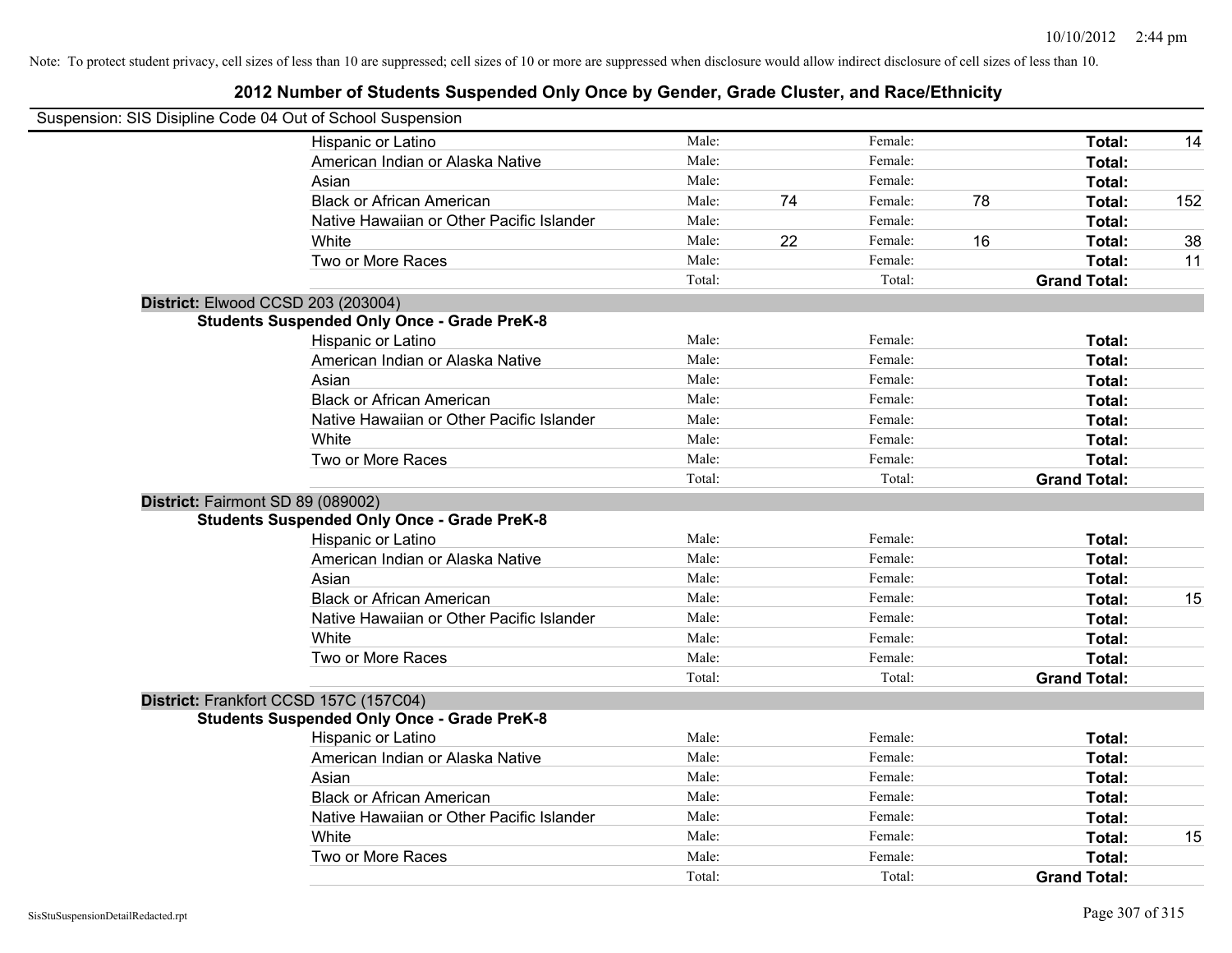Note: To protect student privacy, cell sizes of less than 10 are suppressed; cell sizes of 10 or more are suppressed when disclosure would allow indirect disclosure of cell sizes of less than 10.

## 2012 Number of Students Suspended Only Once by Gender, Grade Cluster, and Race/Ethnicity

Suspension: SIS Disipline Code 04 Out of School Suspension

| Race/Ethnicity | | Male | | Female | | Total |
|---|---|---|---|---|---|---|
| Hispanic or Latino | Male: | | Female: | | **Total:** | 14 |
| American Indian or Alaska Native | Male: | | Female: | | **Total:** | |
| Asian | Male: | | Female: | | **Total:** | |
| Black or African American | Male: | 74 | Female: | 78 | **Total:** | 152 |
| Native Hawaiian or Other Pacific Islander | Male: | | Female: | | **Total:** | |
| White | Male: | 22 | Female: | 16 | **Total:** | 38 |
| Two or More Races | Male: | | Female: | | **Total:** | 11 |
| | Total: | | Total: | | **Grand Total:** | |

**District:** Elwood CCSD 203 (203004)

**Students Suspended Only Once - Grade PreK-8**

| Race/Ethnicity | | Male | | Female | | Total |
|---|---|---|---|---|---|---|
| Hispanic or Latino | Male: | | Female: | | **Total:** | |
| American Indian or Alaska Native | Male: | | Female: | | **Total:** | |
| Asian | Male: | | Female: | | **Total:** | |
| Black or African American | Male: | | Female: | | **Total:** | |
| Native Hawaiian or Other Pacific Islander | Male: | | Female: | | **Total:** | |
| White | Male: | | Female: | | **Total:** | |
| Two or More Races | Male: | | Female: | | **Total:** | |
| | Total: | | Total: | | **Grand Total:** | |

**District:** Fairmont SD 89 (089002)

**Students Suspended Only Once - Grade PreK-8**

| Race/Ethnicity | | Male | | Female | | Total |
|---|---|---|---|---|---|---|
| Hispanic or Latino | Male: | | Female: | | **Total:** | |
| American Indian or Alaska Native | Male: | | Female: | | **Total:** | |
| Asian | Male: | | Female: | | **Total:** | |
| Black or African American | Male: | | Female: | | **Total:** | 15 |
| Native Hawaiian or Other Pacific Islander | Male: | | Female: | | **Total:** | |
| White | Male: | | Female: | | **Total:** | |
| Two or More Races | Male: | | Female: | | **Total:** | |
| | Total: | | Total: | | **Grand Total:** | |

**District:** Frankfort CCSD 157C (157C04)

**Students Suspended Only Once - Grade PreK-8**

| Race/Ethnicity | | Male | | Female | | Total |
|---|---|---|---|---|---|---|
| Hispanic or Latino | Male: | | Female: | | **Total:** | |
| American Indian or Alaska Native | Male: | | Female: | | **Total:** | |
| Asian | Male: | | Female: | | **Total:** | |
| Black or African American | Male: | | Female: | | **Total:** | |
| Native Hawaiian or Other Pacific Islander | Male: | | Female: | | **Total:** | |
| White | Male: | | Female: | | **Total:** | 15 |
| Two or More Races | Male: | | Female: | | **Total:** | |
| | Total: | | Total: | | **Grand Total:** | |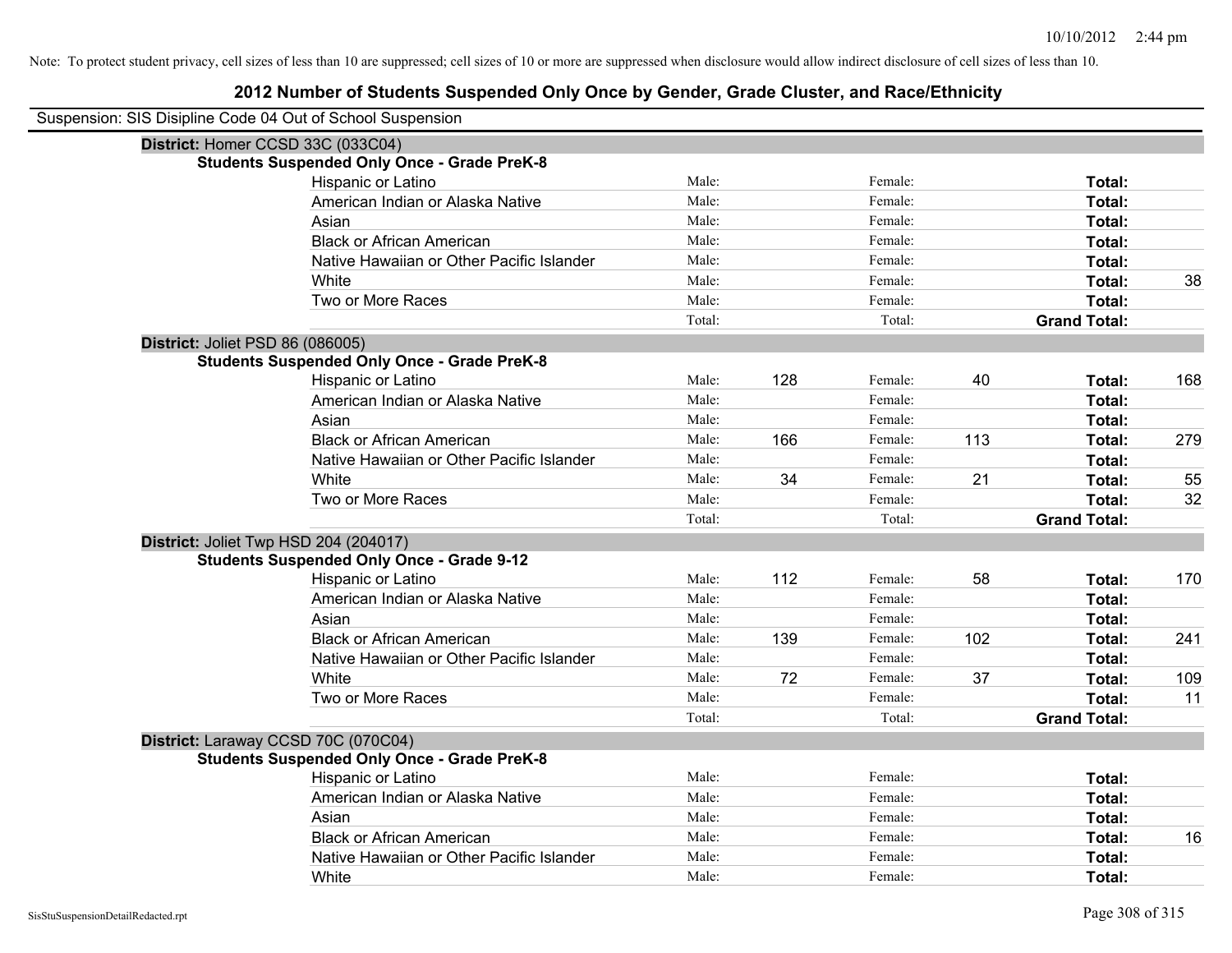Note: To protect student privacy, cell sizes of less than 10 are suppressed; cell sizes of 10 or more are suppressed when disclosure would allow indirect disclosure of cell sizes of less than 10.

# 2012 Number of Students Suspended Only Once by Gender, Grade Cluster, and Race/Ethnicity

Suspension: SIS Disipline Code 04 Out of School Suspension

## District: Homer CCSD 33C (033C04)

### Students Suspended Only Once - Grade PreK-8

| Race/Ethnicity | Male: | | Female: | | Total: | |
|---|---|---|---|---|---|---|
| Hispanic or Latino | Male: | | Female: | | Total: | |
| American Indian or Alaska Native | Male: | | Female: | | Total: | |
| Asian | Male: | | Female: | | Total: | |
| Black or African American | Male: | | Female: | | Total: | |
| Native Hawaiian or Other Pacific Islander | Male: | | Female: | | Total: | |
| White | Male: | | Female: | | Total: | 38 |
| Two or More Races | Male: | | Female: | | Total: | |
| | Total: | | Total: | | Grand Total: | |

## District: Joliet PSD 86 (086005)

### Students Suspended Only Once - Grade PreK-8

| Race/Ethnicity | Male: | | Female: | | Total: | |
|---|---|---|---|---|---|---|
| Hispanic or Latino | Male: | 128 | Female: | 40 | Total: | 168 |
| American Indian or Alaska Native | Male: | | Female: | | Total: | |
| Asian | Male: | | Female: | | Total: | |
| Black or African American | Male: | 166 | Female: | 113 | Total: | 279 |
| Native Hawaiian or Other Pacific Islander | Male: | | Female: | | Total: | |
| White | Male: | 34 | Female: | 21 | Total: | 55 |
| Two or More Races | Male: | | Female: | | Total: | 32 |
| | Total: | | Total: | | Grand Total: | |

## District: Joliet Twp HSD 204 (204017)

### Students Suspended Only Once - Grade 9-12

| Race/Ethnicity | Male: | | Female: | | Total: | |
|---|---|---|---|---|---|---|
| Hispanic or Latino | Male: | 112 | Female: | 58 | Total: | 170 |
| American Indian or Alaska Native | Male: | | Female: | | Total: | |
| Asian | Male: | | Female: | | Total: | |
| Black or African American | Male: | 139 | Female: | 102 | Total: | 241 |
| Native Hawaiian or Other Pacific Islander | Male: | | Female: | | Total: | |
| White | Male: | 72 | Female: | 37 | Total: | 109 |
| Two or More Races | Male: | | Female: | | Total: | 11 |
| | Total: | | Total: | | Grand Total: | |

## District: Laraway CCSD 70C (070C04)

### Students Suspended Only Once - Grade PreK-8

| Race/Ethnicity | Male: | | Female: | | Total: | |
|---|---|---|---|---|---|---|
| Hispanic or Latino | Male: | | Female: | | Total: | |
| American Indian or Alaska Native | Male: | | Female: | | Total: | |
| Asian | Male: | | Female: | | Total: | |
| Black or African American | Male: | | Female: | | Total: | 16 |
| Native Hawaiian or Other Pacific Islander | Male: | | Female: | | Total: | |
| White | Male: | | Female: | | Total: | |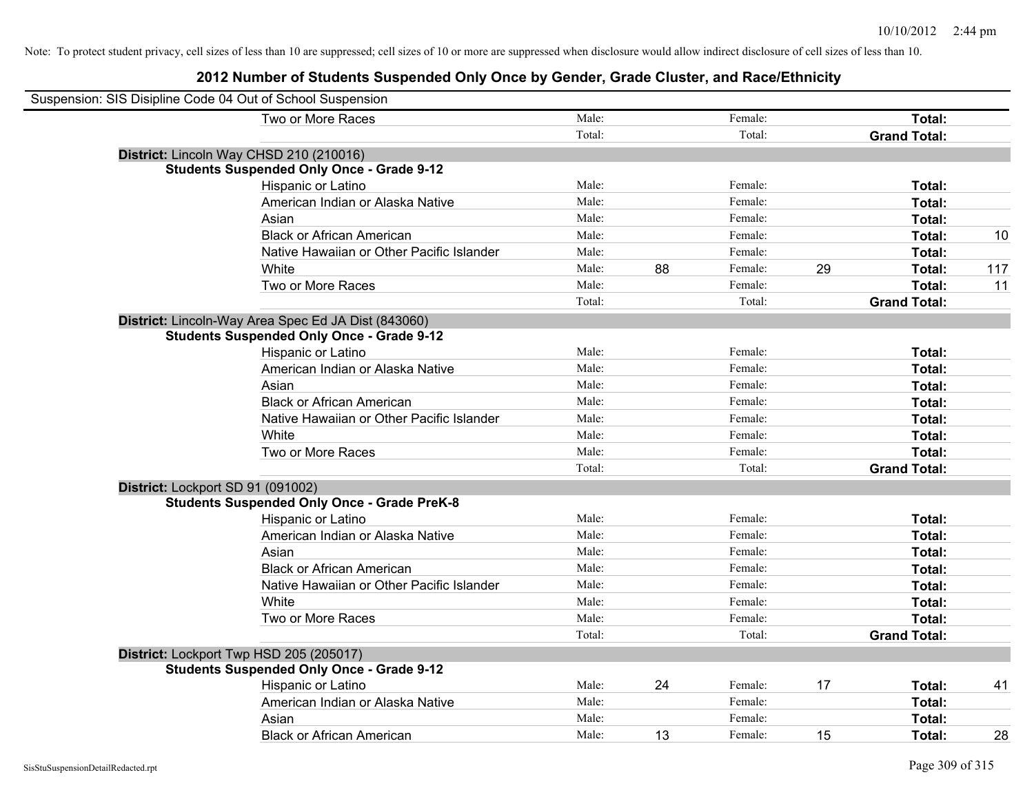Note: To protect student privacy, cell sizes of less than 10 are suppressed; cell sizes of 10 or more are suppressed when disclosure would allow indirect disclosure of cell sizes of less than 10.

# 2012 Number of Students Suspended Only Once by Gender, Grade Cluster, and Race/Ethnicity

Suspension: SIS Disipline Code 04 Out of School Suspension

| | | | | | | | |
|---|---|---|---|---|---|---|---|
| Two or More Races | Male: | | Female: | | **Total:** | |
| | Total: | | Total: | | **Grand Total:** | |

**District:** Lincoln Way CHSD 210 (210016)

**Students Suspended Only Once - Grade 9-12**

| | | | | | | |
|---|---|---|---|---|---|---|
| Hispanic or Latino | Male: | | Female: | | **Total:** | |
| American Indian or Alaska Native | Male: | | Female: | | **Total:** | |
| Asian | Male: | | Female: | | **Total:** | |
| Black or African American | Male: | | Female: | | **Total:** | 10 |
| Native Hawaiian or Other Pacific Islander | Male: | | Female: | | **Total:** | |
| White | Male: | 88 | Female: | 29 | **Total:** | 117 |
| Two or More Races | Male: | | Female: | | **Total:** | 11 |
| | Total: | | Total: | | **Grand Total:** | |

**District:** Lincoln-Way Area Spec Ed JA Dist (843060)

**Students Suspended Only Once - Grade 9-12**

| | | | | | | |
|---|---|---|---|---|---|---|
| Hispanic or Latino | Male: | | Female: | | **Total:** | |
| American Indian or Alaska Native | Male: | | Female: | | **Total:** | |
| Asian | Male: | | Female: | | **Total:** | |
| Black or African American | Male: | | Female: | | **Total:** | |
| Native Hawaiian or Other Pacific Islander | Male: | | Female: | | **Total:** | |
| White | Male: | | Female: | | **Total:** | |
| Two or More Races | Male: | | Female: | | **Total:** | |
| | Total: | | Total: | | **Grand Total:** | |

**District:** Lockport SD 91 (091002)

**Students Suspended Only Once - Grade PreK-8**

| | | | | | | |
|---|---|---|---|---|---|---|
| Hispanic or Latino | Male: | | Female: | | **Total:** | |
| American Indian or Alaska Native | Male: | | Female: | | **Total:** | |
| Asian | Male: | | Female: | | **Total:** | |
| Black or African American | Male: | | Female: | | **Total:** | |
| Native Hawaiian or Other Pacific Islander | Male: | | Female: | | **Total:** | |
| White | Male: | | Female: | | **Total:** | |
| Two or More Races | Male: | | Female: | | **Total:** | |
| | Total: | | Total: | | **Grand Total:** | |

**District:** Lockport Twp HSD 205 (205017)

**Students Suspended Only Once - Grade 9-12**

| | | | | | | |
|---|---|---|---|---|---|---|
| Hispanic or Latino | Male: | 24 | Female: | 17 | **Total:** | 41 |
| American Indian or Alaska Native | Male: | | Female: | | **Total:** | |
| Asian | Male: | | Female: | | **Total:** | |
| Black or African American | Male: | 13 | Female: | 15 | **Total:** | 28 |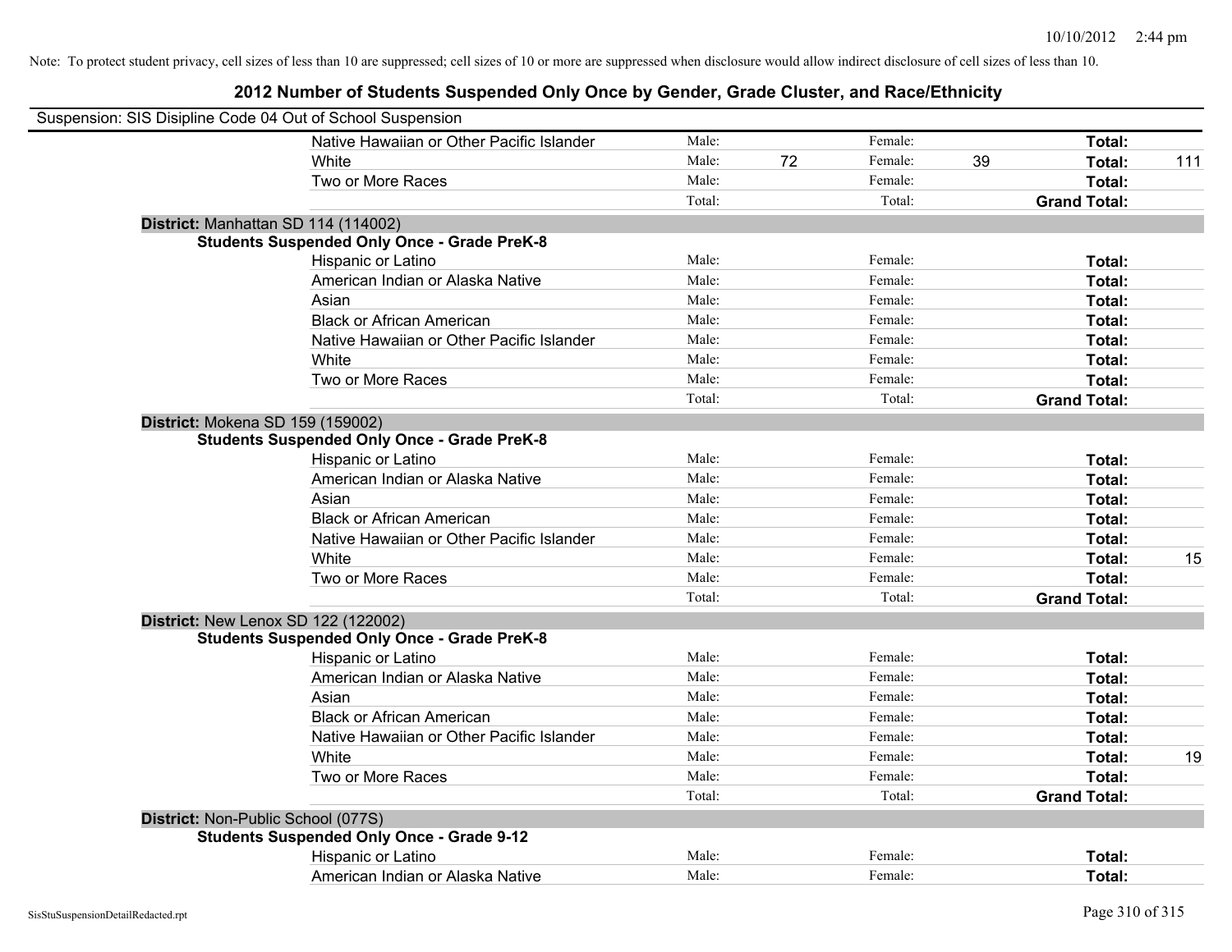Note: To protect student privacy, cell sizes of less than 10 are suppressed; cell sizes of 10 or more are suppressed when disclosure would allow indirect disclosure of cell sizes of less than 10.

# 2012 Number of Students Suspended Only Once by Gender, Grade Cluster, and Race/Ethnicity

Suspension: SIS Disipline Code 04 Out of School Suspension

| | | | | | | |
|---|---|---|---|---|---|---|
| Native Hawaiian or Other Pacific Islander | Male: | | Female: | | Total: | |
| White | Male: | 72 | Female: | 39 | Total: | 111 |
| Two or More Races | Male: | | Female: | | Total: | |
| | Total: | | Total: | | Grand Total: | |

**District:** Manhattan SD 114 (114002)

**Students Suspended Only Once - Grade PreK-8**

| | | | | | | |
|---|---|---|---|---|---|---|
| Hispanic or Latino | Male: | | Female: | | Total: | |
| American Indian or Alaska Native | Male: | | Female: | | Total: | |
| Asian | Male: | | Female: | | Total: | |
| Black or African American | Male: | | Female: | | Total: | |
| Native Hawaiian or Other Pacific Islander | Male: | | Female: | | Total: | |
| White | Male: | | Female: | | Total: | |
| Two or More Races | Male: | | Female: | | Total: | |
| | Total: | | Total: | | Grand Total: | |

**District:** Mokena SD 159 (159002)

**Students Suspended Only Once - Grade PreK-8**

| | | | | | | |
|---|---|---|---|---|---|---|
| Hispanic or Latino | Male: | | Female: | | Total: | |
| American Indian or Alaska Native | Male: | | Female: | | Total: | |
| Asian | Male: | | Female: | | Total: | |
| Black or African American | Male: | | Female: | | Total: | |
| Native Hawaiian or Other Pacific Islander | Male: | | Female: | | Total: | |
| White | Male: | | Female: | | Total: | 15 |
| Two or More Races | Male: | | Female: | | Total: | |
| | Total: | | Total: | | Grand Total: | |

**District:** New Lenox SD 122 (122002)

**Students Suspended Only Once - Grade PreK-8**

| | | | | | | |
|---|---|---|---|---|---|---|
| Hispanic or Latino | Male: | | Female: | | Total: | |
| American Indian or Alaska Native | Male: | | Female: | | Total: | |
| Asian | Male: | | Female: | | Total: | |
| Black or African American | Male: | | Female: | | Total: | |
| Native Hawaiian or Other Pacific Islander | Male: | | Female: | | Total: | |
| White | Male: | | Female: | | Total: | 19 |
| Two or More Races | Male: | | Female: | | Total: | |
| | Total: | | Total: | | Grand Total: | |

**District:** Non-Public School (077S)

**Students Suspended Only Once - Grade 9-12**

| | | | | | | |
|---|---|---|---|---|---|---|
| Hispanic or Latino | Male: | | Female: | | Total: | |
| American Indian or Alaska Native | Male: | | Female: | | Total: | |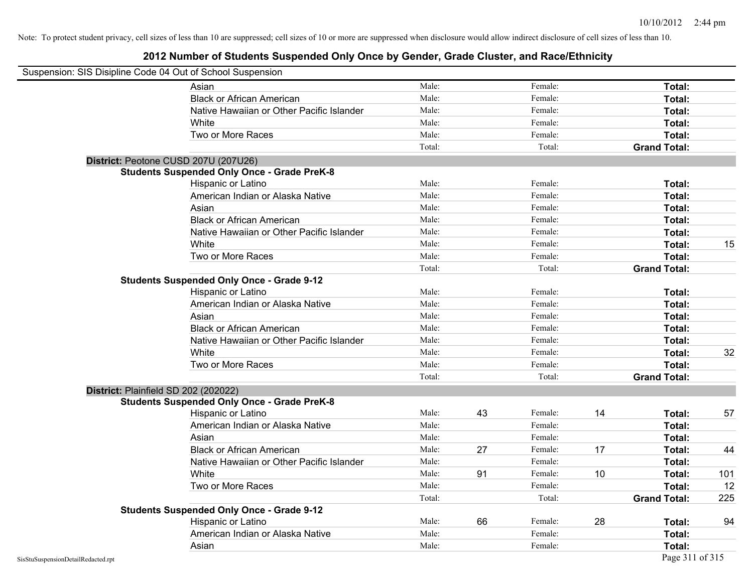Note: To protect student privacy, cell sizes of less than 10 are suppressed; cell sizes of 10 or more are suppressed when disclosure would allow indirect disclosure of cell sizes of less than 10.

# 2012 Number of Students Suspended Only Once by Gender, Grade Cluster, and Race/Ethnicity

Suspension: SIS Disipline Code 04 Out of School Suspension

| | | | | | | |
|---|---|---|---|---|---|---|
| Asian | Male: | | Female: | | **Total:** | |
| Black or African American | Male: | | Female: | | **Total:** | |
| Native Hawaiian or Other Pacific Islander | Male: | | Female: | | **Total:** | |
| White | Male: | | Female: | | **Total:** | |
| Two or More Races | Male: | | Female: | | **Total:** | |
| | Total: | | Total: | | **Grand Total:** | |

**District:** Peotone CUSD 207U (207U26)

**Students Suspended Only Once - Grade PreK-8**

| | | | | | | |
|---|---|---|---|---|---|---|
| Hispanic or Latino | Male: | | Female: | | **Total:** | |
| American Indian or Alaska Native | Male: | | Female: | | **Total:** | |
| Asian | Male: | | Female: | | **Total:** | |
| Black or African American | Male: | | Female: | | **Total:** | |
| Native Hawaiian or Other Pacific Islander | Male: | | Female: | | **Total:** | |
| White | Male: | | Female: | | **Total:** | 15 |
| Two or More Races | Male: | | Female: | | **Total:** | |
| | Total: | | Total: | | **Grand Total:** | |

**Students Suspended Only Once - Grade 9-12**

| | | | | | | |
|---|---|---|---|---|---|---|
| Hispanic or Latino | Male: | | Female: | | **Total:** | |
| American Indian or Alaska Native | Male: | | Female: | | **Total:** | |
| Asian | Male: | | Female: | | **Total:** | |
| Black or African American | Male: | | Female: | | **Total:** | |
| Native Hawaiian or Other Pacific Islander | Male: | | Female: | | **Total:** | |
| White | Male: | | Female: | | **Total:** | 32 |
| Two or More Races | Male: | | Female: | | **Total:** | |
| | Total: | | Total: | | **Grand Total:** | |

**District:** Plainfield SD 202 (202022)

**Students Suspended Only Once - Grade PreK-8**

| | | | | | | |
|---|---|---|---|---|---|---|
| Hispanic or Latino | Male: | 43 | Female: | 14 | **Total:** | 57 |
| American Indian or Alaska Native | Male: | | Female: | | **Total:** | |
| Asian | Male: | | Female: | | **Total:** | |
| Black or African American | Male: | 27 | Female: | 17 | **Total:** | 44 |
| Native Hawaiian or Other Pacific Islander | Male: | | Female: | | **Total:** | |
| White | Male: | 91 | Female: | 10 | **Total:** | 101 |
| Two or More Races | Male: | | Female: | | **Total:** | 12 |
| | Total: | | Total: | | **Grand Total:** | 225 |

**Students Suspended Only Once - Grade 9-12**

| | | | | | | |
|---|---|---|---|---|---|---|
| Hispanic or Latino | Male: | 66 | Female: | 28 | **Total:** | 94 |
| American Indian or Alaska Native | Male: | | Female: | | **Total:** | |
| Asian | Male: | | Female: | | **Total:** | |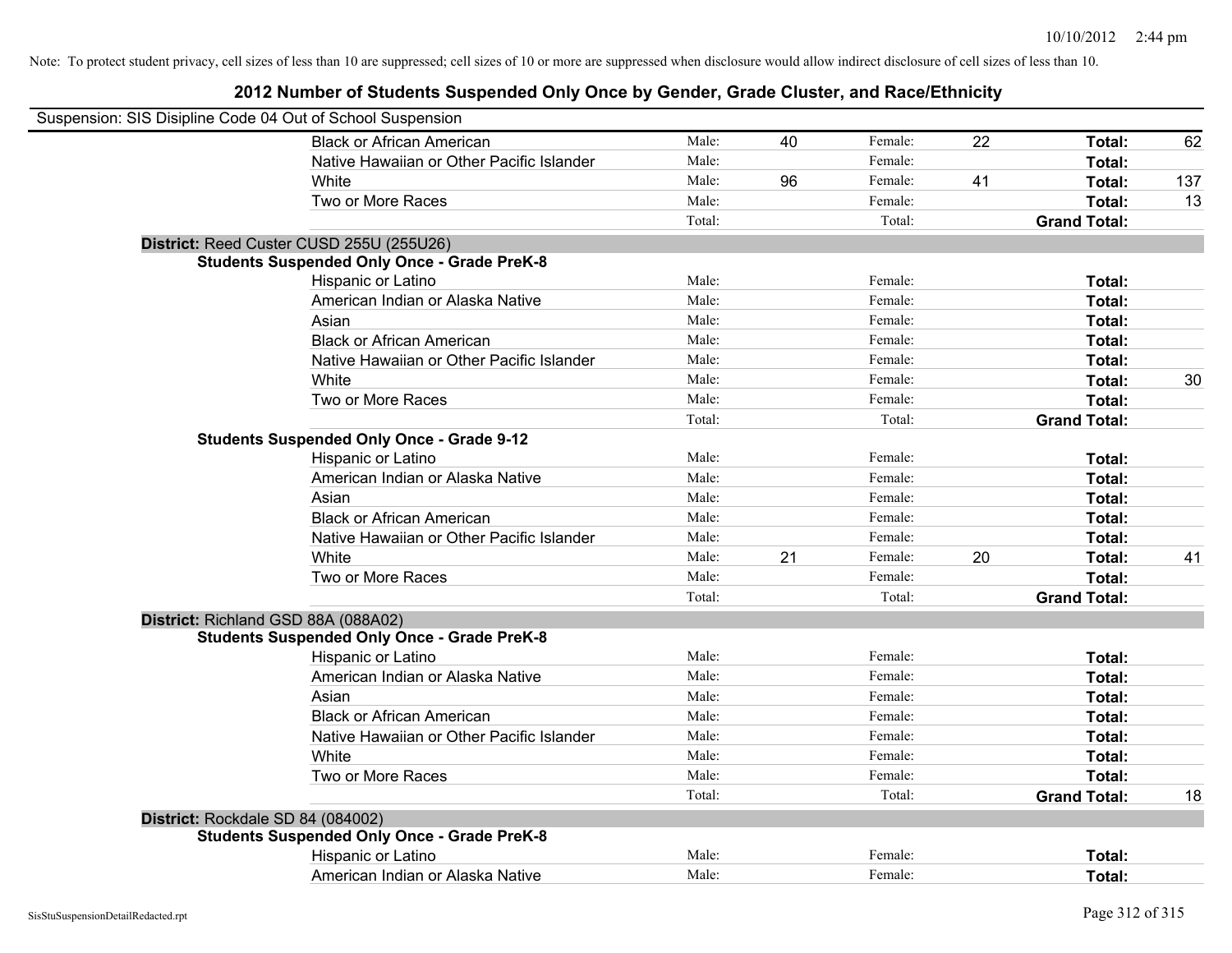Note: To protect student privacy, cell sizes of less than 10 are suppressed; cell sizes of 10 or more are suppressed when disclosure would allow indirect disclosure of cell sizes of less than 10.

# 2012 Number of Students Suspended Only Once by Gender, Grade Cluster, and Race/Ethnicity

Suspension: SIS Disipline Code 04 Out of School Suspension

| | | | | | | | |
|---|---|---|---|---|---|---|---|
| Black or African American | Male: | 40 | Female: | 22 | **Total:** | 62 |
| Native Hawaiian or Other Pacific Islander | Male: | | Female: | | **Total:** | |
| White | Male: | 96 | Female: | 41 | **Total:** | 137 |
| Two or More Races | Male: | | Female: | | **Total:** | 13 |
| | Total: | | Total: | | **Grand Total:** | |

**District:** Reed Custer CUSD 255U (255U26)

**Students Suspended Only Once - Grade PreK-8**

| | | | | | | |
|---|---|---|---|---|---|---|
| Hispanic or Latino | Male: | | Female: | | **Total:** | |
| American Indian or Alaska Native | Male: | | Female: | | **Total:** | |
| Asian | Male: | | Female: | | **Total:** | |
| Black or African American | Male: | | Female: | | **Total:** | |
| Native Hawaiian or Other Pacific Islander | Male: | | Female: | | **Total:** | |
| White | Male: | | Female: | | **Total:** | 30 |
| Two or More Races | Male: | | Female: | | **Total:** | |
| | Total: | | Total: | | **Grand Total:** | |

**Students Suspended Only Once - Grade 9-12**

| | | | | | | |
|---|---|---|---|---|---|---|
| Hispanic or Latino | Male: | | Female: | | **Total:** | |
| American Indian or Alaska Native | Male: | | Female: | | **Total:** | |
| Asian | Male: | | Female: | | **Total:** | |
| Black or African American | Male: | | Female: | | **Total:** | |
| Native Hawaiian or Other Pacific Islander | Male: | | Female: | | **Total:** | |
| White | Male: | 21 | Female: | 20 | **Total:** | 41 |
| Two or More Races | Male: | | Female: | | **Total:** | |
| | Total: | | Total: | | **Grand Total:** | |

**District:** Richland GSD 88A (088A02)

**Students Suspended Only Once - Grade PreK-8**

| | | | | | | |
|---|---|---|---|---|---|---|
| Hispanic or Latino | Male: | | Female: | | **Total:** | |
| American Indian or Alaska Native | Male: | | Female: | | **Total:** | |
| Asian | Male: | | Female: | | **Total:** | |
| Black or African American | Male: | | Female: | | **Total:** | |
| Native Hawaiian or Other Pacific Islander | Male: | | Female: | | **Total:** | |
| White | Male: | | Female: | | **Total:** | |
| Two or More Races | Male: | | Female: | | **Total:** | |
| | Total: | | Total: | | **Grand Total:** | 18 |

**District:** Rockdale SD 84 (084002)

**Students Suspended Only Once - Grade PreK-8**

| | | | | | | |
|---|---|---|---|---|---|---|
| Hispanic or Latino | Male: | | Female: | | **Total:** | |
| American Indian or Alaska Native | Male: | | Female: | | **Total:** | |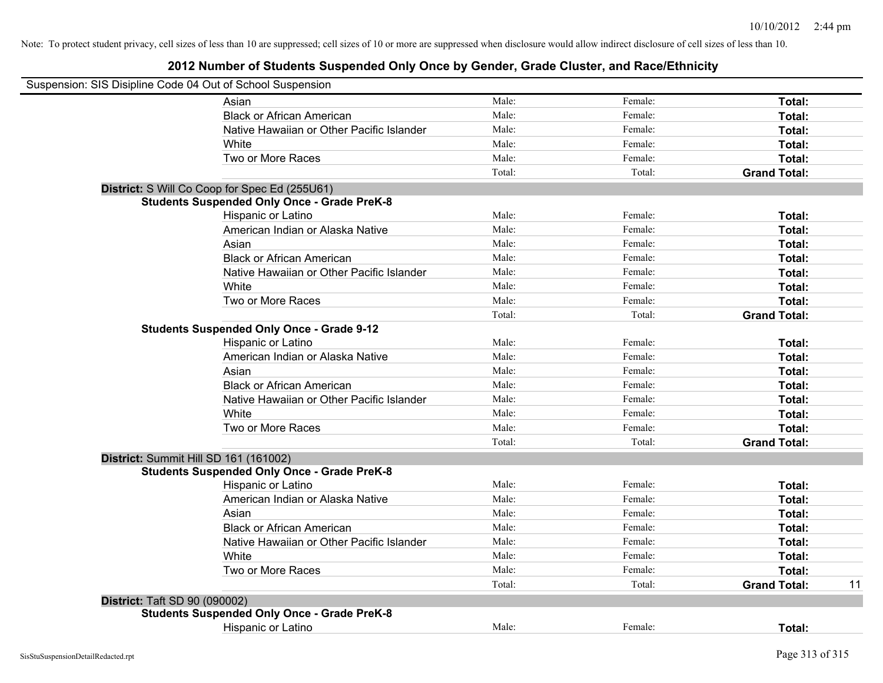Note: To protect student privacy, cell sizes of less than 10 are suppressed; cell sizes of 10 or more are suppressed when disclosure would allow indirect disclosure of cell sizes of less than 10.

# 2012 Number of Students Suspended Only Once by Gender, Grade Cluster, and Race/Ethnicity

Suspension: SIS Disipline Code 04 Out of School Suspension

| | | | | |
|---|---|---|---|---|
| Asian | Male: | Female: | **Total:** | |
| Black or African American | Male: | Female: | **Total:** | |
| Native Hawaiian or Other Pacific Islander | Male: | Female: | **Total:** | |
| White | Male: | Female: | **Total:** | |
| Two or More Races | Male: | Female: | **Total:** | |
| | Total: | Total: | **Grand Total:** | |

**District:** S Will Co Coop for Spec Ed (255U61)

**Students Suspended Only Once - Grade PreK-8**

| | | | | |
|---|---|---|---|---|
| Hispanic or Latino | Male: | Female: | **Total:** | |
| American Indian or Alaska Native | Male: | Female: | **Total:** | |
| Asian | Male: | Female: | **Total:** | |
| Black or African American | Male: | Female: | **Total:** | |
| Native Hawaiian or Other Pacific Islander | Male: | Female: | **Total:** | |
| White | Male: | Female: | **Total:** | |
| Two or More Races | Male: | Female: | **Total:** | |
| | Total: | Total: | **Grand Total:** | |

**Students Suspended Only Once - Grade 9-12**

| | | | | |
|---|---|---|---|---|
| Hispanic or Latino | Male: | Female: | **Total:** | |
| American Indian or Alaska Native | Male: | Female: | **Total:** | |
| Asian | Male: | Female: | **Total:** | |
| Black or African American | Male: | Female: | **Total:** | |
| Native Hawaiian or Other Pacific Islander | Male: | Female: | **Total:** | |
| White | Male: | Female: | **Total:** | |
| Two or More Races | Male: | Female: | **Total:** | |
| | Total: | Total: | **Grand Total:** | |

**District:** Summit Hill SD 161 (161002)

**Students Suspended Only Once - Grade PreK-8**

| | | | | |
|---|---|---|---|---|
| Hispanic or Latino | Male: | Female: | **Total:** | |
| American Indian or Alaska Native | Male: | Female: | **Total:** | |
| Asian | Male: | Female: | **Total:** | |
| Black or African American | Male: | Female: | **Total:** | |
| Native Hawaiian or Other Pacific Islander | Male: | Female: | **Total:** | |
| White | Male: | Female: | **Total:** | |
| Two or More Races | Male: | Female: | **Total:** | |
| | Total: | Total: | **Grand Total:** | 11 |

**District:** Taft SD 90 (090002)

**Students Suspended Only Once - Grade PreK-8**

| | | | | |
|---|---|---|---|---|
| Hispanic or Latino | Male: | Female: | **Total:** | |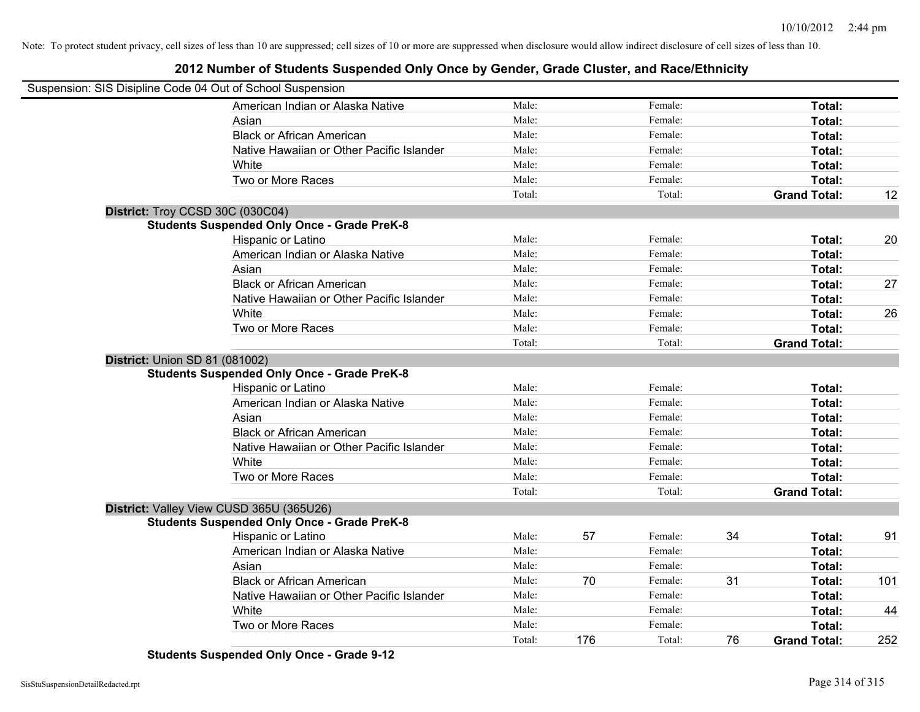Note: To protect student privacy, cell sizes of less than 10 are suppressed; cell sizes of 10 or more are suppressed when disclosure would allow indirect disclosure of cell sizes of less than 10.

# 2012 Number of Students Suspended Only Once by Gender, Grade Cluster, and Race/Ethnicity

Suspension: SIS Disipline Code 04 Out of School Suspension

| Race/Ethnicity | | Male | | Female | | Total |
|---|---|---|---|---|---|---|
| American Indian or Alaska Native | Male: | | Female: | | **Total:** | |
| Asian | Male: | | Female: | | **Total:** | |
| Black or African American | Male: | | Female: | | **Total:** | |
| Native Hawaiian or Other Pacific Islander | Male: | | Female: | | **Total:** | |
| White | Male: | | Female: | | **Total:** | |
| Two or More Races | Male: | | Female: | | **Total:** | |
| | Total: | | Total: | | **Grand Total:** | 12 |

**District:** Troy CCSD 30C (030C04)

**Students Suspended Only Once - Grade PreK-8**

| Race/Ethnicity | | Male | | Female | | Total |
|---|---|---|---|---|---|---|
| Hispanic or Latino | Male: | | Female: | | **Total:** | 20 |
| American Indian or Alaska Native | Male: | | Female: | | **Total:** | |
| Asian | Male: | | Female: | | **Total:** | |
| Black or African American | Male: | | Female: | | **Total:** | 27 |
| Native Hawaiian or Other Pacific Islander | Male: | | Female: | | **Total:** | |
| White | Male: | | Female: | | **Total:** | 26 |
| Two or More Races | Male: | | Female: | | **Total:** | |
| | Total: | | Total: | | **Grand Total:** | |

**District:** Union SD 81 (081002)

**Students Suspended Only Once - Grade PreK-8**

| Race/Ethnicity | | Male | | Female | | Total |
|---|---|---|---|---|---|---|
| Hispanic or Latino | Male: | | Female: | | **Total:** | |
| American Indian or Alaska Native | Male: | | Female: | | **Total:** | |
| Asian | Male: | | Female: | | **Total:** | |
| Black or African American | Male: | | Female: | | **Total:** | |
| Native Hawaiian or Other Pacific Islander | Male: | | Female: | | **Total:** | |
| White | Male: | | Female: | | **Total:** | |
| Two or More Races | Male: | | Female: | | **Total:** | |
| | Total: | | Total: | | **Grand Total:** | |

**District:** Valley View CUSD 365U (365U26)

**Students Suspended Only Once - Grade PreK-8**

| Race/Ethnicity | | Male | | Female | | Total |
|---|---|---|---|---|---|---|
| Hispanic or Latino | Male: | 57 | Female: | 34 | **Total:** | 91 |
| American Indian or Alaska Native | Male: | | Female: | | **Total:** | |
| Asian | Male: | | Female: | | **Total:** | |
| Black or African American | Male: | 70 | Female: | 31 | **Total:** | 101 |
| Native Hawaiian or Other Pacific Islander | Male: | | Female: | | **Total:** | |
| White | Male: | | Female: | | **Total:** | 44 |
| Two or More Races | Male: | | Female: | | **Total:** | |
| | Total: | 176 | Total: | 76 | **Grand Total:** | 252 |

**Students Suspended Only Once - Grade 9-12**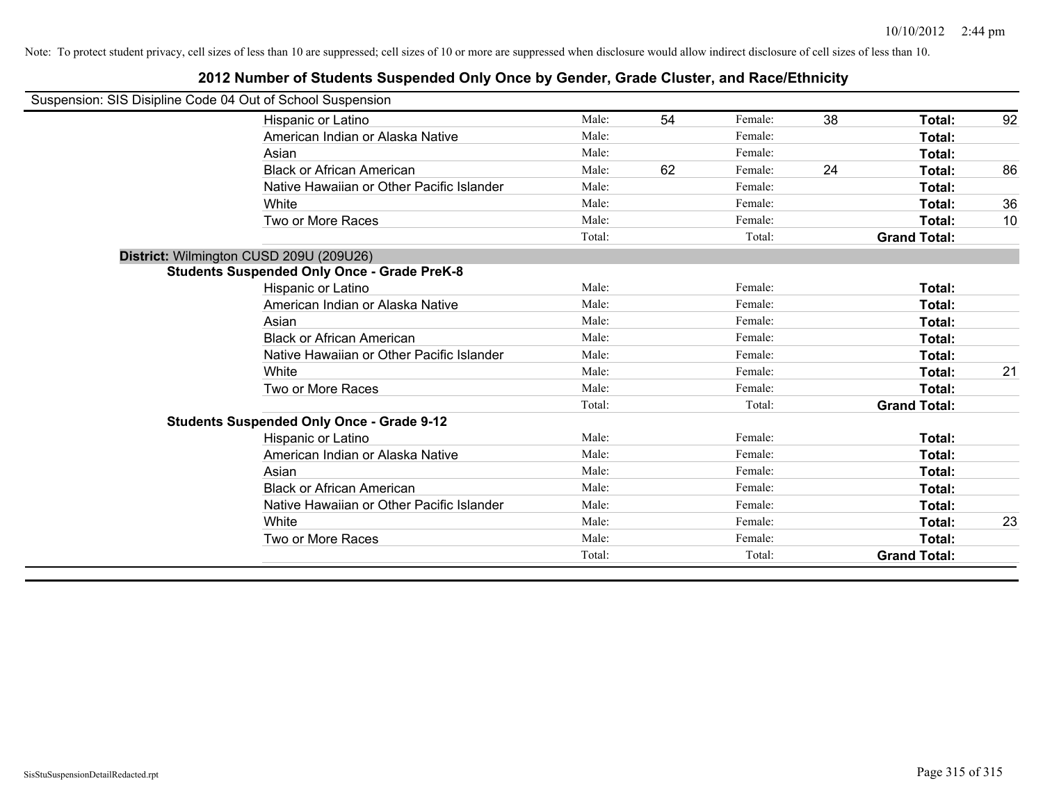Note: To protect student privacy, cell sizes of less than 10 are suppressed; cell sizes of 10 or more are suppressed when disclosure would allow indirect disclosure of cell sizes of less than 10.

## 2012 Number of Students Suspended Only Once by Gender, Grade Cluster, and Race/Ethnicity

Suspension: SIS Disipline Code 04 Out of School Suspension

| | | | | | | |
|---|---|---|---|---|---|---|
| Hispanic or Latino | Male: | 54 | Female: | 38 | **Total:** | 92 |
| American Indian or Alaska Native | Male: | | Female: | | **Total:** | |
| Asian | Male: | | Female: | | **Total:** | |
| Black or African American | Male: | 62 | Female: | 24 | **Total:** | 86 |
| Native Hawaiian or Other Pacific Islander | Male: | | Female: | | **Total:** | |
| White | Male: | | Female: | | **Total:** | 36 |
| Two or More Races | Male: | | Female: | | **Total:** | 10 |
| | Total: | | Total: | | **Grand Total:** | |

**District:** Wilmington CUSD 209U (209U26)

### Students Suspended Only Once - Grade PreK-8

| | | | | | | |
|---|---|---|---|---|---|---|
| Hispanic or Latino | Male: | | Female: | | **Total:** | |
| American Indian or Alaska Native | Male: | | Female: | | **Total:** | |
| Asian | Male: | | Female: | | **Total:** | |
| Black or African American | Male: | | Female: | | **Total:** | |
| Native Hawaiian or Other Pacific Islander | Male: | | Female: | | **Total:** | |
| White | Male: | | Female: | | **Total:** | 21 |
| Two or More Races | Male: | | Female: | | **Total:** | |
| | Total: | | Total: | | **Grand Total:** | |

### Students Suspended Only Once - Grade 9-12

| | | | | | | |
|---|---|---|---|---|---|---|
| Hispanic or Latino | Male: | | Female: | | **Total:** | |
| American Indian or Alaska Native | Male: | | Female: | | **Total:** | |
| Asian | Male: | | Female: | | **Total:** | |
| Black or African American | Male: | | Female: | | **Total:** | |
| Native Hawaiian or Other Pacific Islander | Male: | | Female: | | **Total:** | |
| White | Male: | | Female: | | **Total:** | 23 |
| Two or More Races | Male: | | Female: | | **Total:** | |
| | Total: | | Total: | | **Grand Total:** | |